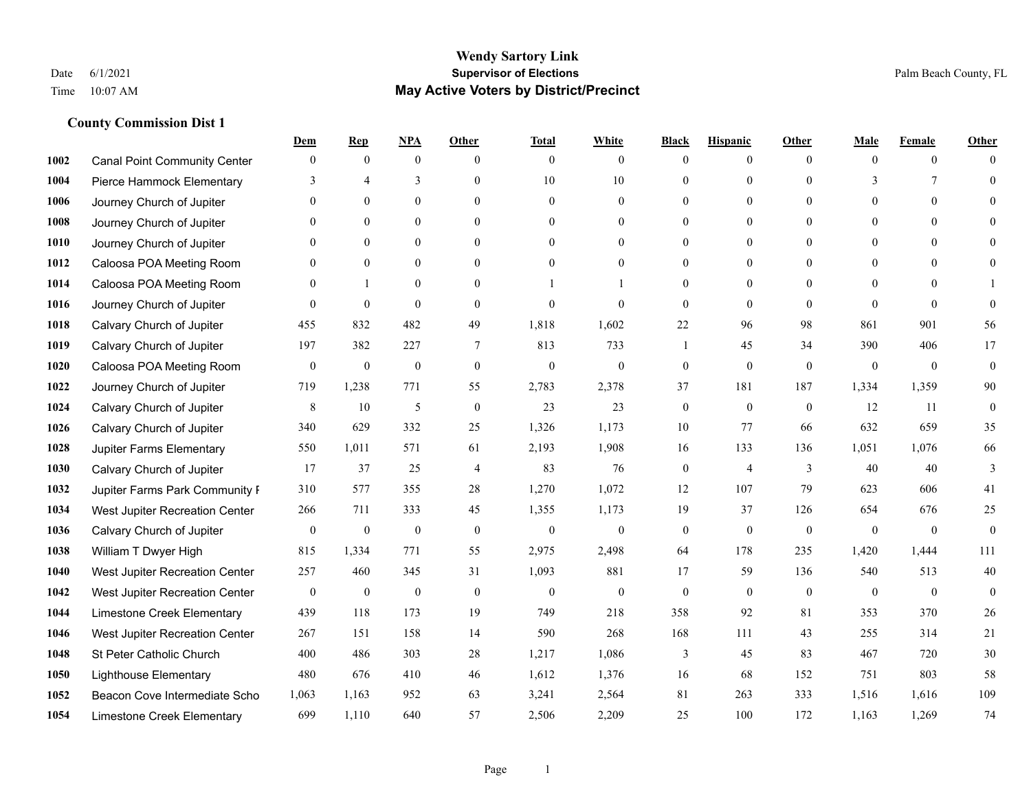# Wendy Sartory Link

## Supervisor of Elections

## May Active Voters by District/Precinct

Date 6/1/2021
Time 10:07 AM

Palm Beach County, FL

### County Commission Dist 1

| | | Dem | Rep | NPA | Other | Total | White | Black | Hispanic | Other | Male | Female | Other |
|---|---|---|---|---|---|---|---|---|---|---|---|---|---|
| 1002 | Canal Point Community Center | 0 | 0 | 0 | 0 | 0 | 0 | 0 | 0 | 0 | 0 | 0 | 0 |
| 1004 | Pierce Hammock Elementary | 3 | 4 | 3 | 0 | 10 | 10 | 0 | 0 | 0 | 3 | 7 | 0 |
| 1006 | Journey Church of Jupiter | 0 | 0 | 0 | 0 | 0 | 0 | 0 | 0 | 0 | 0 | 0 | 0 |
| 1008 | Journey Church of Jupiter | 0 | 0 | 0 | 0 | 0 | 0 | 0 | 0 | 0 | 0 | 0 | 0 |
| 1010 | Journey Church of Jupiter | 0 | 0 | 0 | 0 | 0 | 0 | 0 | 0 | 0 | 0 | 0 | 0 |
| 1012 | Caloosa POA Meeting Room | 0 | 0 | 0 | 0 | 0 | 0 | 0 | 0 | 0 | 0 | 0 | 0 |
| 1014 | Caloosa POA Meeting Room | 0 | 1 | 0 | 0 | 1 | 1 | 0 | 0 | 0 | 0 | 0 | 1 |
| 1016 | Journey Church of Jupiter | 0 | 0 | 0 | 0 | 0 | 0 | 0 | 0 | 0 | 0 | 0 | 0 |
| 1018 | Calvary Church of Jupiter | 455 | 832 | 482 | 49 | 1,818 | 1,602 | 22 | 96 | 98 | 861 | 901 | 56 |
| 1019 | Calvary Church of Jupiter | 197 | 382 | 227 | 7 | 813 | 733 | 1 | 45 | 34 | 390 | 406 | 17 |
| 1020 | Caloosa POA Meeting Room | 0 | 0 | 0 | 0 | 0 | 0 | 0 | 0 | 0 | 0 | 0 | 0 |
| 1022 | Journey Church of Jupiter | 719 | 1,238 | 771 | 55 | 2,783 | 2,378 | 37 | 181 | 187 | 1,334 | 1,359 | 90 |
| 1024 | Calvary Church of Jupiter | 8 | 10 | 5 | 0 | 23 | 23 | 0 | 0 | 0 | 12 | 11 | 0 |
| 1026 | Calvary Church of Jupiter | 340 | 629 | 332 | 25 | 1,326 | 1,173 | 10 | 77 | 66 | 632 | 659 | 35 |
| 1028 | Jupiter Farms Elementary | 550 | 1,011 | 571 | 61 | 2,193 | 1,908 | 16 | 133 | 136 | 1,051 | 1,076 | 66 |
| 1030 | Calvary Church of Jupiter | 17 | 37 | 25 | 4 | 83 | 76 | 0 | 4 | 3 | 40 | 40 | 3 |
| 1032 | Jupiter Farms Park Community F | 310 | 577 | 355 | 28 | 1,270 | 1,072 | 12 | 107 | 79 | 623 | 606 | 41 |
| 1034 | West Jupiter Recreation Center | 266 | 711 | 333 | 45 | 1,355 | 1,173 | 19 | 37 | 126 | 654 | 676 | 25 |
| 1036 | Calvary Church of Jupiter | 0 | 0 | 0 | 0 | 0 | 0 | 0 | 0 | 0 | 0 | 0 | 0 |
| 1038 | William T Dwyer High | 815 | 1,334 | 771 | 55 | 2,975 | 2,498 | 64 | 178 | 235 | 1,420 | 1,444 | 111 |
| 1040 | West Jupiter Recreation Center | 257 | 460 | 345 | 31 | 1,093 | 881 | 17 | 59 | 136 | 540 | 513 | 40 |
| 1042 | West Jupiter Recreation Center | 0 | 0 | 0 | 0 | 0 | 0 | 0 | 0 | 0 | 0 | 0 | 0 |
| 1044 | Limestone Creek Elementary | 439 | 118 | 173 | 19 | 749 | 218 | 358 | 92 | 81 | 353 | 370 | 26 |
| 1046 | West Jupiter Recreation Center | 267 | 151 | 158 | 14 | 590 | 268 | 168 | 111 | 43 | 255 | 314 | 21 |
| 1048 | St Peter Catholic Church | 400 | 486 | 303 | 28 | 1,217 | 1,086 | 3 | 45 | 83 | 467 | 720 | 30 |
| 1050 | Lighthouse Elementary | 480 | 676 | 410 | 46 | 1,612 | 1,376 | 16 | 68 | 152 | 751 | 803 | 58 |
| 1052 | Beacon Cove Intermediate Scho | 1,063 | 1,163 | 952 | 63 | 3,241 | 2,564 | 81 | 263 | 333 | 1,516 | 1,616 | 109 |
| 1054 | Limestone Creek Elementary | 699 | 1,110 | 640 | 57 | 2,506 | 2,209 | 25 | 100 | 172 | 1,163 | 1,269 | 74 |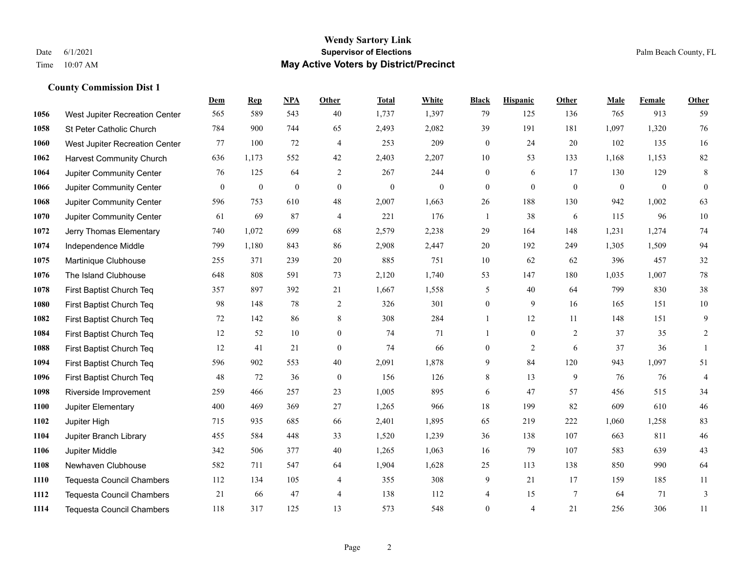# Wendy Sartory Link
## Supervisor of Elections
## May Active Voters by District/Precinct

Date 6/1/2021
Time 10:07 AM

Palm Beach County, FL

### County Commission Dist 1

| | | Dem | Rep | NPA | Other | Total | White | Black | Hispanic | Other | Male | Female | Other |
|---|---|---|---|---|---|---|---|---|---|---|---|---|---|
| 1056 | West Jupiter Recreation Center | 565 | 589 | 543 | 40 | 1,737 | 1,397 | 79 | 125 | 136 | 765 | 913 | 59 |
| 1058 | St Peter Catholic Church | 784 | 900 | 744 | 65 | 2,493 | 2,082 | 39 | 191 | 181 | 1,097 | 1,320 | 76 |
| 1060 | West Jupiter Recreation Center | 77 | 100 | 72 | 4 | 253 | 209 | 0 | 24 | 20 | 102 | 135 | 16 |
| 1062 | Harvest Community Church | 636 | 1,173 | 552 | 42 | 2,403 | 2,207 | 10 | 53 | 133 | 1,168 | 1,153 | 82 |
| 1064 | Jupiter Community Center | 76 | 125 | 64 | 2 | 267 | 244 | 0 | 6 | 17 | 130 | 129 | 8 |
| 1066 | Jupiter Community Center | 0 | 0 | 0 | 0 | 0 | 0 | 0 | 0 | 0 | 0 | 0 | 0 |
| 1068 | Jupiter Community Center | 596 | 753 | 610 | 48 | 2,007 | 1,663 | 26 | 188 | 130 | 942 | 1,002 | 63 |
| 1070 | Jupiter Community Center | 61 | 69 | 87 | 4 | 221 | 176 | 1 | 38 | 6 | 115 | 96 | 10 |
| 1072 | Jerry Thomas Elementary | 740 | 1,072 | 699 | 68 | 2,579 | 2,238 | 29 | 164 | 148 | 1,231 | 1,274 | 74 |
| 1074 | Independence Middle | 799 | 1,180 | 843 | 86 | 2,908 | 2,447 | 20 | 192 | 249 | 1,305 | 1,509 | 94 |
| 1075 | Martinique Clubhouse | 255 | 371 | 239 | 20 | 885 | 751 | 10 | 62 | 62 | 396 | 457 | 32 |
| 1076 | The Island Clubhouse | 648 | 808 | 591 | 73 | 2,120 | 1,740 | 53 | 147 | 180 | 1,035 | 1,007 | 78 |
| 1078 | First Baptist Church Teq | 357 | 897 | 392 | 21 | 1,667 | 1,558 | 5 | 40 | 64 | 799 | 830 | 38 |
| 1080 | First Baptist Church Teq | 98 | 148 | 78 | 2 | 326 | 301 | 0 | 9 | 16 | 165 | 151 | 10 |
| 1082 | First Baptist Church Teq | 72 | 142 | 86 | 8 | 308 | 284 | 1 | 12 | 11 | 148 | 151 | 9 |
| 1084 | First Baptist Church Teq | 12 | 52 | 10 | 0 | 74 | 71 | 1 | 0 | 2 | 37 | 35 | 2 |
| 1088 | First Baptist Church Teq | 12 | 41 | 21 | 0 | 74 | 66 | 0 | 2 | 6 | 37 | 36 | 1 |
| 1094 | First Baptist Church Teq | 596 | 902 | 553 | 40 | 2,091 | 1,878 | 9 | 84 | 120 | 943 | 1,097 | 51 |
| 1096 | First Baptist Church Teq | 48 | 72 | 36 | 0 | 156 | 126 | 8 | 13 | 9 | 76 | 76 | 4 |
| 1098 | Riverside Improvement | 259 | 466 | 257 | 23 | 1,005 | 895 | 6 | 47 | 57 | 456 | 515 | 34 |
| 1100 | Jupiter Elementary | 400 | 469 | 369 | 27 | 1,265 | 966 | 18 | 199 | 82 | 609 | 610 | 46 |
| 1102 | Jupiter High | 715 | 935 | 685 | 66 | 2,401 | 1,895 | 65 | 219 | 222 | 1,060 | 1,258 | 83 |
| 1104 | Jupiter Branch Library | 455 | 584 | 448 | 33 | 1,520 | 1,239 | 36 | 138 | 107 | 663 | 811 | 46 |
| 1106 | Jupiter Middle | 342 | 506 | 377 | 40 | 1,265 | 1,063 | 16 | 79 | 107 | 583 | 639 | 43 |
| 1108 | Newhaven Clubhouse | 582 | 711 | 547 | 64 | 1,904 | 1,628 | 25 | 113 | 138 | 850 | 990 | 64 |
| 1110 | Tequesta Council Chambers | 112 | 134 | 105 | 4 | 355 | 308 | 9 | 21 | 17 | 159 | 185 | 11 |
| 1112 | Tequesta Council Chambers | 21 | 66 | 47 | 4 | 138 | 112 | 4 | 15 | 7 | 64 | 71 | 3 |
| 1114 | Tequesta Council Chambers | 118 | 317 | 125 | 13 | 573 | 548 | 0 | 4 | 21 | 256 | 306 | 11 |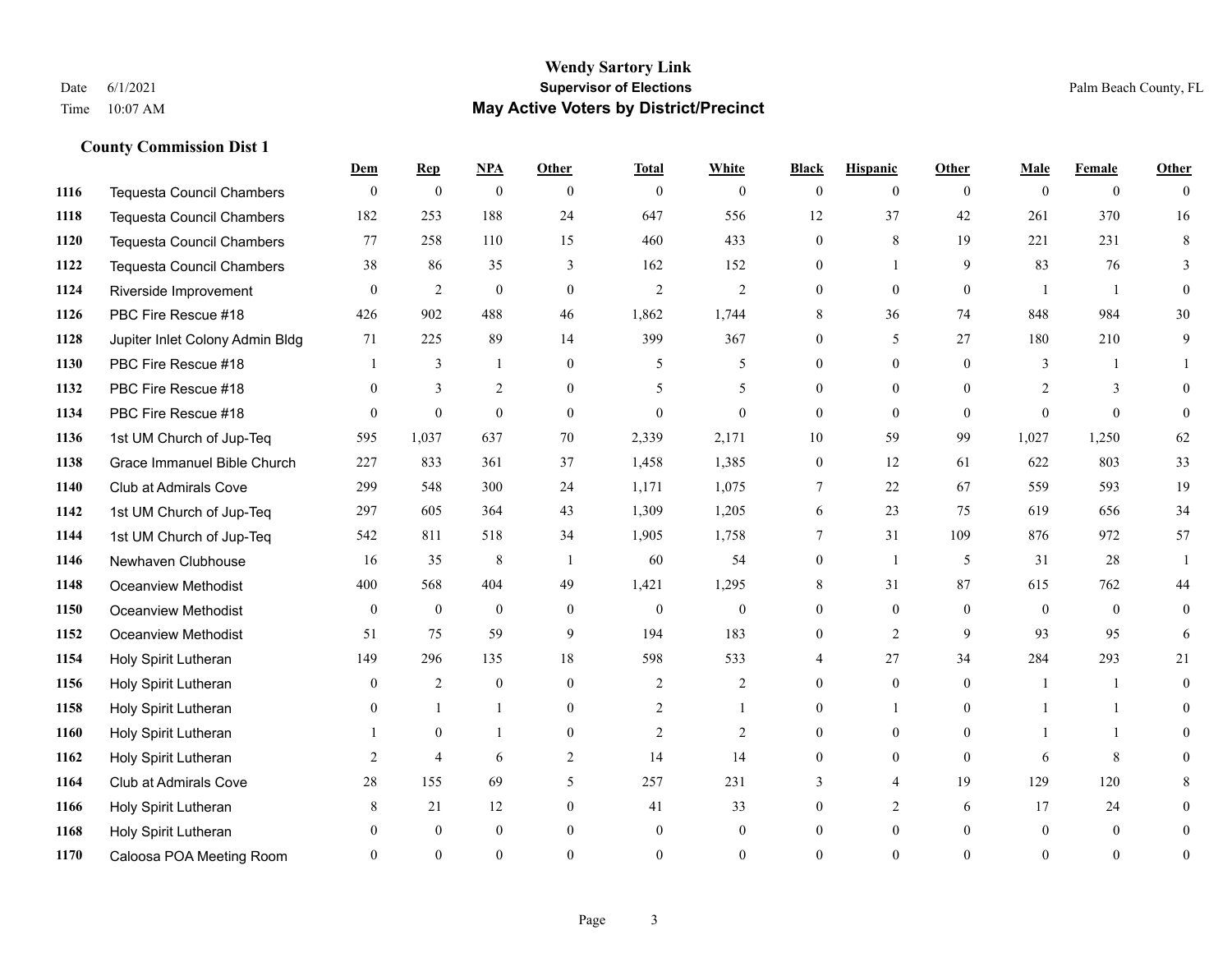# Wendy Sartory Link

## Supervisor of Elections

## May Active Voters by District/Precinct

Date 6/1/2021
Time 10:07 AM

Palm Beach County, FL

### County Commission Dist 1

| | | Dem | Rep | NPA | Other | Total | White | Black | Hispanic | Other | Male | Female | Other |
|---|---|---|---|---|---|---|---|---|---|---|---|---|---|
| 1116 | Tequesta Council Chambers | 0 | 0 | 0 | 0 | 0 | 0 | 0 | 0 | 0 | 0 | 0 | 0 |
| 1118 | Tequesta Council Chambers | 182 | 253 | 188 | 24 | 647 | 556 | 12 | 37 | 42 | 261 | 370 | 16 |
| 1120 | Tequesta Council Chambers | 77 | 258 | 110 | 15 | 460 | 433 | 0 | 8 | 19 | 221 | 231 | 8 |
| 1122 | Tequesta Council Chambers | 38 | 86 | 35 | 3 | 162 | 152 | 0 | 1 | 9 | 83 | 76 | 3 |
| 1124 | Riverside Improvement | 0 | 2 | 0 | 0 | 2 | 2 | 0 | 0 | 0 | 1 | 1 | 0 |
| 1126 | PBC Fire Rescue #18 | 426 | 902 | 488 | 46 | 1,862 | 1,744 | 8 | 36 | 74 | 848 | 984 | 30 |
| 1128 | Jupiter Inlet Colony Admin Bldg | 71 | 225 | 89 | 14 | 399 | 367 | 0 | 5 | 27 | 180 | 210 | 9 |
| 1130 | PBC Fire Rescue #18 | 1 | 3 | 1 | 0 | 5 | 5 | 0 | 0 | 0 | 3 | 1 | 1 |
| 1132 | PBC Fire Rescue #18 | 0 | 3 | 2 | 0 | 5 | 5 | 0 | 0 | 0 | 2 | 3 | 0 |
| 1134 | PBC Fire Rescue #18 | 0 | 0 | 0 | 0 | 0 | 0 | 0 | 0 | 0 | 0 | 0 | 0 |
| 1136 | 1st UM Church of Jup-Teq | 595 | 1,037 | 637 | 70 | 2,339 | 2,171 | 10 | 59 | 99 | 1,027 | 1,250 | 62 |
| 1138 | Grace Immanuel Bible Church | 227 | 833 | 361 | 37 | 1,458 | 1,385 | 0 | 12 | 61 | 622 | 803 | 33 |
| 1140 | Club at Admirals Cove | 299 | 548 | 300 | 24 | 1,171 | 1,075 | 7 | 22 | 67 | 559 | 593 | 19 |
| 1142 | 1st UM Church of Jup-Teq | 297 | 605 | 364 | 43 | 1,309 | 1,205 | 6 | 23 | 75 | 619 | 656 | 34 |
| 1144 | 1st UM Church of Jup-Teq | 542 | 811 | 518 | 34 | 1,905 | 1,758 | 7 | 31 | 109 | 876 | 972 | 57 |
| 1146 | Newhaven Clubhouse | 16 | 35 | 8 | 1 | 60 | 54 | 0 | 1 | 5 | 31 | 28 | 1 |
| 1148 | Oceanview Methodist | 400 | 568 | 404 | 49 | 1,421 | 1,295 | 8 | 31 | 87 | 615 | 762 | 44 |
| 1150 | Oceanview Methodist | 0 | 0 | 0 | 0 | 0 | 0 | 0 | 0 | 0 | 0 | 0 | 0 |
| 1152 | Oceanview Methodist | 51 | 75 | 59 | 9 | 194 | 183 | 0 | 2 | 9 | 93 | 95 | 6 |
| 1154 | Holy Spirit Lutheran | 149 | 296 | 135 | 18 | 598 | 533 | 4 | 27 | 34 | 284 | 293 | 21 |
| 1156 | Holy Spirit Lutheran | 0 | 2 | 0 | 0 | 2 | 2 | 0 | 0 | 0 | 1 | 1 | 0 |
| 1158 | Holy Spirit Lutheran | 0 | 1 | 1 | 0 | 2 | 1 | 0 | 1 | 0 | 1 | 1 | 0 |
| 1160 | Holy Spirit Lutheran | 1 | 0 | 1 | 0 | 2 | 2 | 0 | 0 | 0 | 1 | 1 | 0 |
| 1162 | Holy Spirit Lutheran | 2 | 4 | 6 | 2 | 14 | 14 | 0 | 0 | 0 | 6 | 8 | 0 |
| 1164 | Club at Admirals Cove | 28 | 155 | 69 | 5 | 257 | 231 | 3 | 4 | 19 | 129 | 120 | 8 |
| 1166 | Holy Spirit Lutheran | 8 | 21 | 12 | 0 | 41 | 33 | 0 | 2 | 6 | 17 | 24 | 0 |
| 1168 | Holy Spirit Lutheran | 0 | 0 | 0 | 0 | 0 | 0 | 0 | 0 | 0 | 0 | 0 | 0 |
| 1170 | Caloosa POA Meeting Room | 0 | 0 | 0 | 0 | 0 | 0 | 0 | 0 | 0 | 0 | 0 | 0 |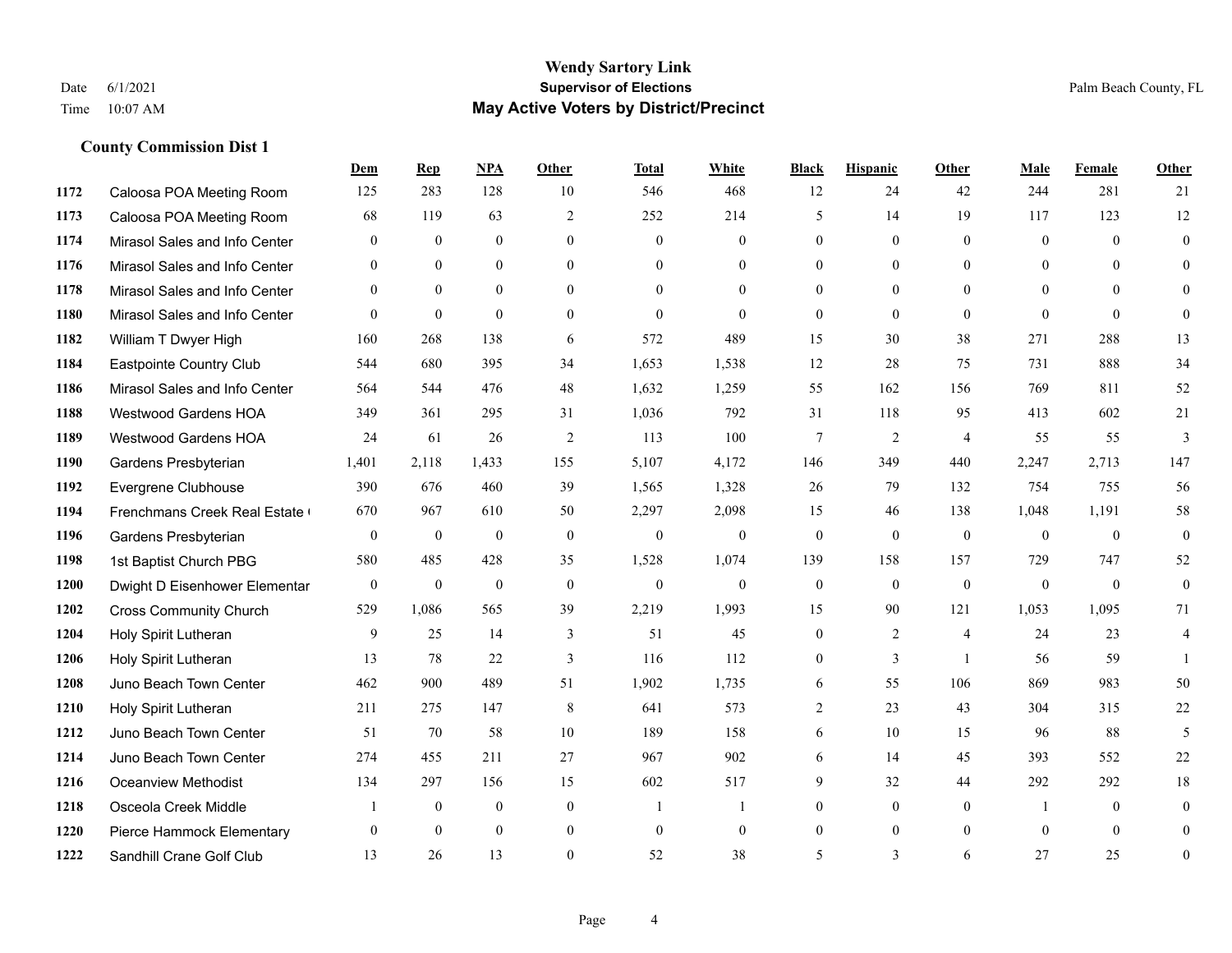# Wendy Sartory Link
## Supervisor of Elections
## May Active Voters by District/Precinct

Date 6/1/2021
Time 10:07 AM

Palm Beach County, FL

### County Commission Dist 1

| | | Dem | Rep | NPA | Other | Total | White | Black | Hispanic | Other | Male | Female | Other |
|---|---|---|---|---|---|---|---|---|---|---|---|---|---|
| 1172 | Caloosa POA Meeting Room | 125 | 283 | 128 | 10 | 546 | 468 | 12 | 24 | 42 | 244 | 281 | 21 |
| 1173 | Caloosa POA Meeting Room | 68 | 119 | 63 | 2 | 252 | 214 | 5 | 14 | 19 | 117 | 123 | 12 |
| 1174 | Mirasol Sales and Info Center | 0 | 0 | 0 | 0 | 0 | 0 | 0 | 0 | 0 | 0 | 0 | 0 |
| 1176 | Mirasol Sales and Info Center | 0 | 0 | 0 | 0 | 0 | 0 | 0 | 0 | 0 | 0 | 0 | 0 |
| 1178 | Mirasol Sales and Info Center | 0 | 0 | 0 | 0 | 0 | 0 | 0 | 0 | 0 | 0 | 0 | 0 |
| 1180 | Mirasol Sales and Info Center | 0 | 0 | 0 | 0 | 0 | 0 | 0 | 0 | 0 | 0 | 0 | 0 |
| 1182 | William T Dwyer High | 160 | 268 | 138 | 6 | 572 | 489 | 15 | 30 | 38 | 271 | 288 | 13 |
| 1184 | Eastpointe Country Club | 544 | 680 | 395 | 34 | 1,653 | 1,538 | 12 | 28 | 75 | 731 | 888 | 34 |
| 1186 | Mirasol Sales and Info Center | 564 | 544 | 476 | 48 | 1,632 | 1,259 | 55 | 162 | 156 | 769 | 811 | 52 |
| 1188 | Westwood Gardens HOA | 349 | 361 | 295 | 31 | 1,036 | 792 | 31 | 118 | 95 | 413 | 602 | 21 |
| 1189 | Westwood Gardens HOA | 24 | 61 | 26 | 2 | 113 | 100 | 7 | 2 | 4 | 55 | 55 | 3 |
| 1190 | Gardens Presbyterian | 1,401 | 2,118 | 1,433 | 155 | 5,107 | 4,172 | 146 | 349 | 440 | 2,247 | 2,713 | 147 |
| 1192 | Evergrene Clubhouse | 390 | 676 | 460 | 39 | 1,565 | 1,328 | 26 | 79 | 132 | 754 | 755 | 56 |
| 1194 | Frenchmans Creek Real Estate ( | 670 | 967 | 610 | 50 | 2,297 | 2,098 | 15 | 46 | 138 | 1,048 | 1,191 | 58 |
| 1196 | Gardens Presbyterian | 0 | 0 | 0 | 0 | 0 | 0 | 0 | 0 | 0 | 0 | 0 | 0 |
| 1198 | 1st Baptist Church PBG | 580 | 485 | 428 | 35 | 1,528 | 1,074 | 139 | 158 | 157 | 729 | 747 | 52 |
| 1200 | Dwight D Eisenhower Elementar | 0 | 0 | 0 | 0 | 0 | 0 | 0 | 0 | 0 | 0 | 0 | 0 |
| 1202 | Cross Community Church | 529 | 1,086 | 565 | 39 | 2,219 | 1,993 | 15 | 90 | 121 | 1,053 | 1,095 | 71 |
| 1204 | Holy Spirit Lutheran | 9 | 25 | 14 | 3 | 51 | 45 | 0 | 2 | 4 | 24 | 23 | 4 |
| 1206 | Holy Spirit Lutheran | 13 | 78 | 22 | 3 | 116 | 112 | 0 | 3 | 1 | 56 | 59 | 1 |
| 1208 | Juno Beach Town Center | 462 | 900 | 489 | 51 | 1,902 | 1,735 | 6 | 55 | 106 | 869 | 983 | 50 |
| 1210 | Holy Spirit Lutheran | 211 | 275 | 147 | 8 | 641 | 573 | 2 | 23 | 43 | 304 | 315 | 22 |
| 1212 | Juno Beach Town Center | 51 | 70 | 58 | 10 | 189 | 158 | 6 | 10 | 15 | 96 | 88 | 5 |
| 1214 | Juno Beach Town Center | 274 | 455 | 211 | 27 | 967 | 902 | 6 | 14 | 45 | 393 | 552 | 22 |
| 1216 | Oceanview Methodist | 134 | 297 | 156 | 15 | 602 | 517 | 9 | 32 | 44 | 292 | 292 | 18 |
| 1218 | Osceola Creek Middle | 1 | 0 | 0 | 0 | 1 | 1 | 0 | 0 | 0 | 1 | 0 | 0 |
| 1220 | Pierce Hammock Elementary | 0 | 0 | 0 | 0 | 0 | 0 | 0 | 0 | 0 | 0 | 0 | 0 |
| 1222 | Sandhill Crane Golf Club | 13 | 26 | 13 | 0 | 52 | 38 | 5 | 3 | 6 | 27 | 25 | 0 |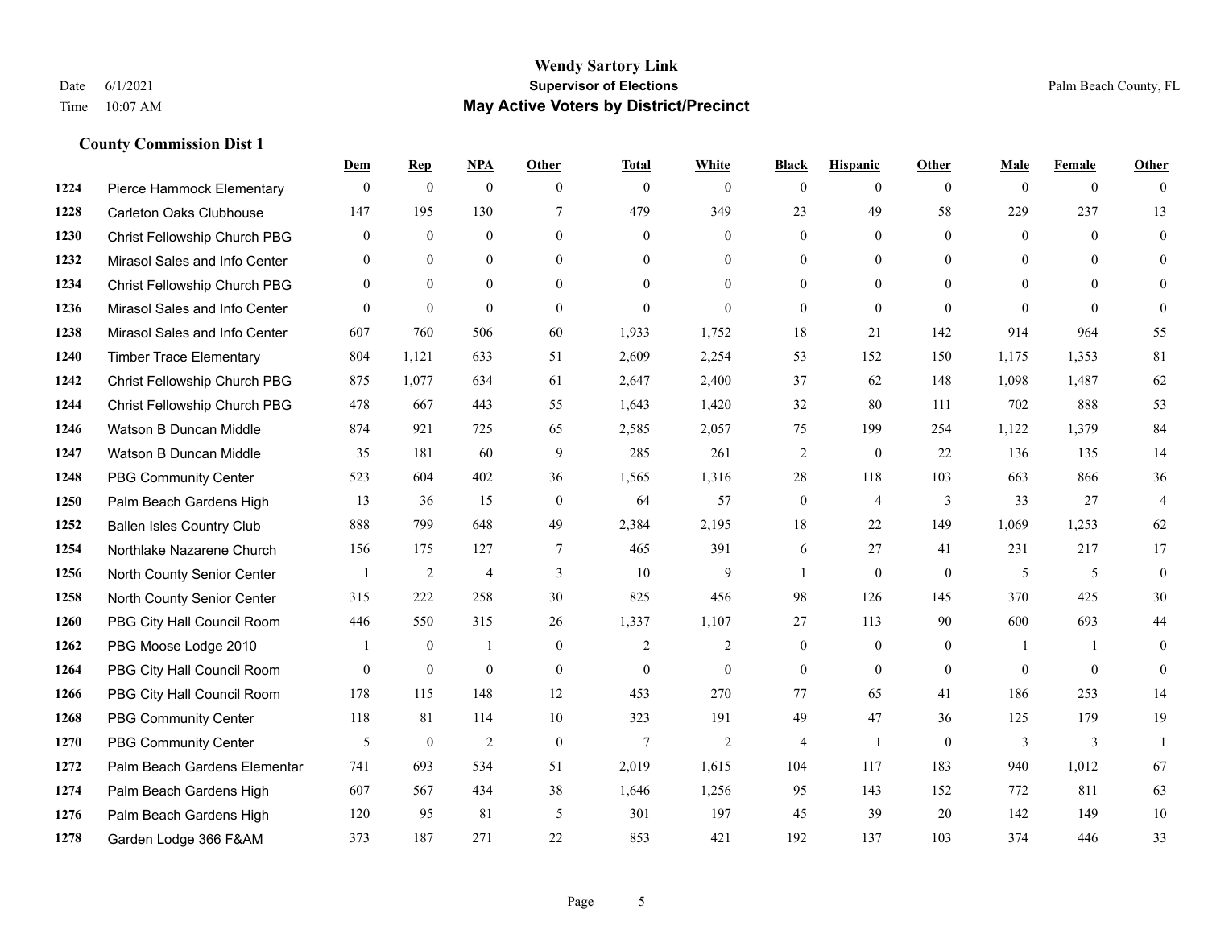# Wendy Sartory Link

**Supervisor of Elections**

**May Active Voters by District/Precinct**

Date 6/1/2021
Time 10:07 AM

Palm Beach County, FL

## County Commission Dist 1

| | | Dem | Rep | NPA | Other | Total | White | Black | Hispanic | Other | Male | Female | Other |
|---|---|---|---|---|---|---|---|---|---|---|---|---|---|
| 1224 | Pierce Hammock Elementary | 0 | 0 | 0 | 0 | 0 | 0 | 0 | 0 | 0 | 0 | 0 | 0 |
| 1228 | Carleton Oaks Clubhouse | 147 | 195 | 130 | 7 | 479 | 349 | 23 | 49 | 58 | 229 | 237 | 13 |
| 1230 | Christ Fellowship Church PBG | 0 | 0 | 0 | 0 | 0 | 0 | 0 | 0 | 0 | 0 | 0 | 0 |
| 1232 | Mirasol Sales and Info Center | 0 | 0 | 0 | 0 | 0 | 0 | 0 | 0 | 0 | 0 | 0 | 0 |
| 1234 | Christ Fellowship Church PBG | 0 | 0 | 0 | 0 | 0 | 0 | 0 | 0 | 0 | 0 | 0 | 0 |
| 1236 | Mirasol Sales and Info Center | 0 | 0 | 0 | 0 | 0 | 0 | 0 | 0 | 0 | 0 | 0 | 0 |
| 1238 | Mirasol Sales and Info Center | 607 | 760 | 506 | 60 | 1,933 | 1,752 | 18 | 21 | 142 | 914 | 964 | 55 |
| 1240 | Timber Trace Elementary | 804 | 1,121 | 633 | 51 | 2,609 | 2,254 | 53 | 152 | 150 | 1,175 | 1,353 | 81 |
| 1242 | Christ Fellowship Church PBG | 875 | 1,077 | 634 | 61 | 2,647 | 2,400 | 37 | 62 | 148 | 1,098 | 1,487 | 62 |
| 1244 | Christ Fellowship Church PBG | 478 | 667 | 443 | 55 | 1,643 | 1,420 | 32 | 80 | 111 | 702 | 888 | 53 |
| 1246 | Watson B Duncan Middle | 874 | 921 | 725 | 65 | 2,585 | 2,057 | 75 | 199 | 254 | 1,122 | 1,379 | 84 |
| 1247 | Watson B Duncan Middle | 35 | 181 | 60 | 9 | 285 | 261 | 2 | 0 | 22 | 136 | 135 | 14 |
| 1248 | PBG Community Center | 523 | 604 | 402 | 36 | 1,565 | 1,316 | 28 | 118 | 103 | 663 | 866 | 36 |
| 1250 | Palm Beach Gardens High | 13 | 36 | 15 | 0 | 64 | 57 | 0 | 4 | 3 | 33 | 27 | 4 |
| 1252 | Ballen Isles Country Club | 888 | 799 | 648 | 49 | 2,384 | 2,195 | 18 | 22 | 149 | 1,069 | 1,253 | 62 |
| 1254 | Northlake Nazarene Church | 156 | 175 | 127 | 7 | 465 | 391 | 6 | 27 | 41 | 231 | 217 | 17 |
| 1256 | North County Senior Center | 1 | 2 | 4 | 3 | 10 | 9 | 1 | 0 | 0 | 5 | 5 | 0 |
| 1258 | North County Senior Center | 315 | 222 | 258 | 30 | 825 | 456 | 98 | 126 | 145 | 370 | 425 | 30 |
| 1260 | PBG City Hall Council Room | 446 | 550 | 315 | 26 | 1,337 | 1,107 | 27 | 113 | 90 | 600 | 693 | 44 |
| 1262 | PBG Moose Lodge 2010 | 1 | 0 | 1 | 0 | 2 | 2 | 0 | 0 | 0 | 1 | 1 | 0 |
| 1264 | PBG City Hall Council Room | 0 | 0 | 0 | 0 | 0 | 0 | 0 | 0 | 0 | 0 | 0 | 0 |
| 1266 | PBG City Hall Council Room | 178 | 115 | 148 | 12 | 453 | 270 | 77 | 65 | 41 | 186 | 253 | 14 |
| 1268 | PBG Community Center | 118 | 81 | 114 | 10 | 323 | 191 | 49 | 47 | 36 | 125 | 179 | 19 |
| 1270 | PBG Community Center | 5 | 0 | 2 | 0 | 7 | 2 | 4 | 1 | 0 | 3 | 3 | 1 |
| 1272 | Palm Beach Gardens Elementar | 741 | 693 | 534 | 51 | 2,019 | 1,615 | 104 | 117 | 183 | 940 | 1,012 | 67 |
| 1274 | Palm Beach Gardens High | 607 | 567 | 434 | 38 | 1,646 | 1,256 | 95 | 143 | 152 | 772 | 811 | 63 |
| 1276 | Palm Beach Gardens High | 120 | 95 | 81 | 5 | 301 | 197 | 45 | 39 | 20 | 142 | 149 | 10 |
| 1278 | Garden Lodge 366 F&AM | 373 | 187 | 271 | 22 | 853 | 421 | 192 | 137 | 103 | 374 | 446 | 33 |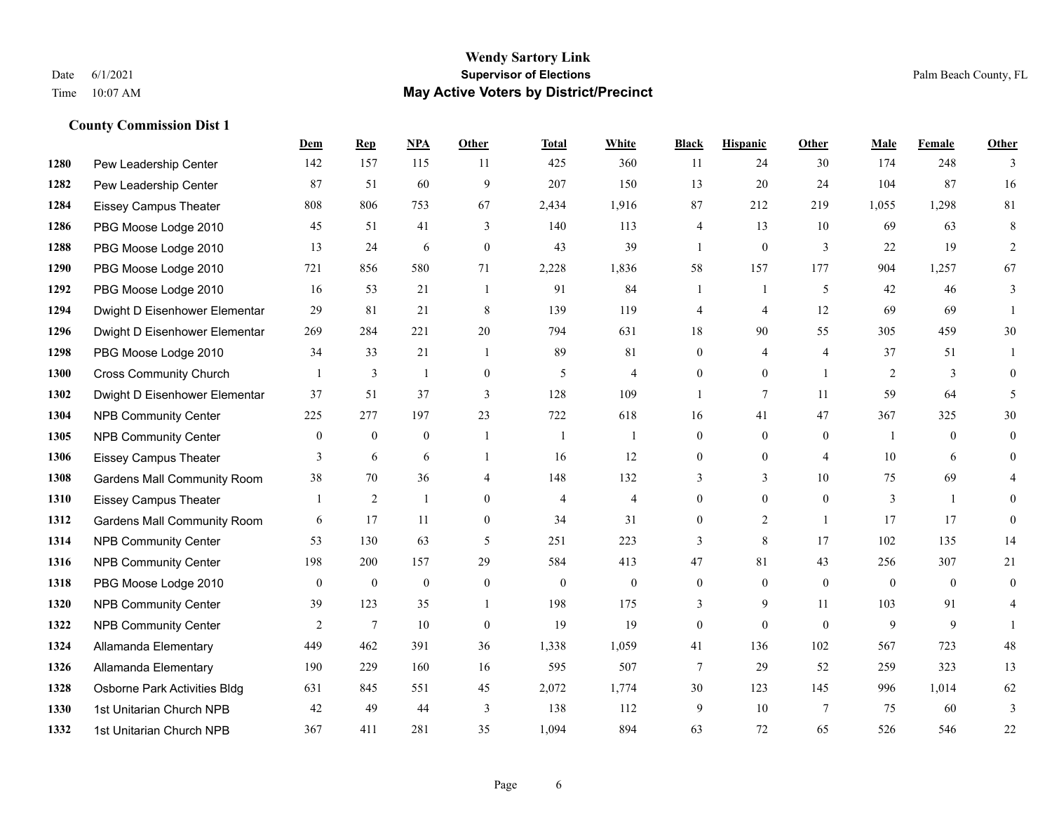**Wendy Sartory Link**
**Supervisor of Elections**
**May Active Voters by District/Precinct**

Date 6/1/2021
Time 10:07 AM

Palm Beach County, FL

### County Commission Dist 1

| | | Dem | Rep | NPA | Other | Total | White | Black | Hispanic | Other | Male | Female | Other |
|---|---|---|---|---|---|---|---|---|---|---|---|---|---|
| 1280 | Pew Leadership Center | 142 | 157 | 115 | 11 | 425 | 360 | 11 | 24 | 30 | 174 | 248 | 3 |
| 1282 | Pew Leadership Center | 87 | 51 | 60 | 9 | 207 | 150 | 13 | 20 | 24 | 104 | 87 | 16 |
| 1284 | Eissey Campus Theater | 808 | 806 | 753 | 67 | 2,434 | 1,916 | 87 | 212 | 219 | 1,055 | 1,298 | 81 |
| 1286 | PBG Moose Lodge 2010 | 45 | 51 | 41 | 3 | 140 | 113 | 4 | 13 | 10 | 69 | 63 | 8 |
| 1288 | PBG Moose Lodge 2010 | 13 | 24 | 6 | 0 | 43 | 39 | 1 | 0 | 3 | 22 | 19 | 2 |
| 1290 | PBG Moose Lodge 2010 | 721 | 856 | 580 | 71 | 2,228 | 1,836 | 58 | 157 | 177 | 904 | 1,257 | 67 |
| 1292 | PBG Moose Lodge 2010 | 16 | 53 | 21 | 1 | 91 | 84 | 1 | 1 | 5 | 42 | 46 | 3 |
| 1294 | Dwight D Eisenhower Elementar | 29 | 81 | 21 | 8 | 139 | 119 | 4 | 4 | 12 | 69 | 69 | 1 |
| 1296 | Dwight D Eisenhower Elementar | 269 | 284 | 221 | 20 | 794 | 631 | 18 | 90 | 55 | 305 | 459 | 30 |
| 1298 | PBG Moose Lodge 2010 | 34 | 33 | 21 | 1 | 89 | 81 | 0 | 4 | 4 | 37 | 51 | 1 |
| 1300 | Cross Community Church | 1 | 3 | 1 | 0 | 5 | 4 | 0 | 0 | 1 | 2 | 3 | 0 |
| 1302 | Dwight D Eisenhower Elementar | 37 | 51 | 37 | 3 | 128 | 109 | 1 | 7 | 11 | 59 | 64 | 5 |
| 1304 | NPB Community Center | 225 | 277 | 197 | 23 | 722 | 618 | 16 | 41 | 47 | 367 | 325 | 30 |
| 1305 | NPB Community Center | 0 | 0 | 0 | 1 | 1 | 1 | 0 | 0 | 0 | 1 | 0 | 0 |
| 1306 | Eissey Campus Theater | 3 | 6 | 6 | 1 | 16 | 12 | 0 | 0 | 4 | 10 | 6 | 0 |
| 1308 | Gardens Mall Community Room | 38 | 70 | 36 | 4 | 148 | 132 | 3 | 3 | 10 | 75 | 69 | 4 |
| 1310 | Eissey Campus Theater | 1 | 2 | 1 | 0 | 4 | 4 | 0 | 0 | 0 | 3 | 1 | 0 |
| 1312 | Gardens Mall Community Room | 6 | 17 | 11 | 0 | 34 | 31 | 0 | 2 | 1 | 17 | 17 | 0 |
| 1314 | NPB Community Center | 53 | 130 | 63 | 5 | 251 | 223 | 3 | 8 | 17 | 102 | 135 | 14 |
| 1316 | NPB Community Center | 198 | 200 | 157 | 29 | 584 | 413 | 47 | 81 | 43 | 256 | 307 | 21 |
| 1318 | PBG Moose Lodge 2010 | 0 | 0 | 0 | 0 | 0 | 0 | 0 | 0 | 0 | 0 | 0 | 0 |
| 1320 | NPB Community Center | 39 | 123 | 35 | 1 | 198 | 175 | 3 | 9 | 11 | 103 | 91 | 4 |
| 1322 | NPB Community Center | 2 | 7 | 10 | 0 | 19 | 19 | 0 | 0 | 0 | 9 | 9 | 1 |
| 1324 | Allamanda Elementary | 449 | 462 | 391 | 36 | 1,338 | 1,059 | 41 | 136 | 102 | 567 | 723 | 48 |
| 1326 | Allamanda Elementary | 190 | 229 | 160 | 16 | 595 | 507 | 7 | 29 | 52 | 259 | 323 | 13 |
| 1328 | Osborne Park Activities Bldg | 631 | 845 | 551 | 45 | 2,072 | 1,774 | 30 | 123 | 145 | 996 | 1,014 | 62 |
| 1330 | 1st Unitarian Church NPB | 42 | 49 | 44 | 3 | 138 | 112 | 9 | 10 | 7 | 75 | 60 | 3 |
| 1332 | 1st Unitarian Church NPB | 367 | 411 | 281 | 35 | 1,094 | 894 | 63 | 72 | 65 | 526 | 546 | 22 |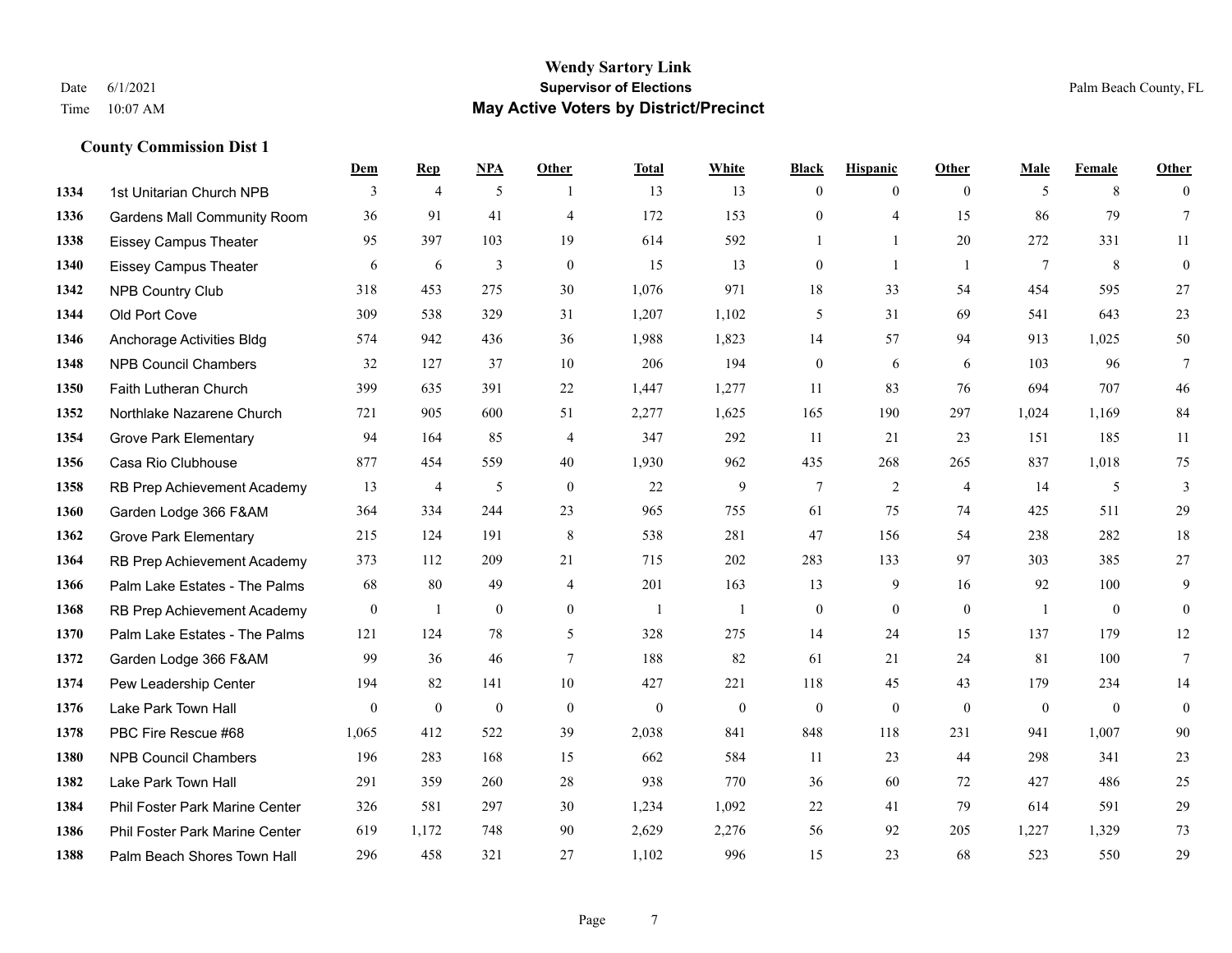# Wendy Sartory Link
## Supervisor of Elections
## May Active Voters by District/Precinct

Date 6/1/2021
Time 10:07 AM

Palm Beach County, FL

### County Commission Dist 1

| | | Dem | Rep | NPA | Other | Total | White | Black | Hispanic | Other | Male | Female | Other |
|---|---|---|---|---|---|---|---|---|---|---|---|---|---|
| 1334 | 1st Unitarian Church NPB | 3 | 4 | 5 | 1 | 13 | 13 | 0 | 0 | 0 | 5 | 8 | 0 |
| 1336 | Gardens Mall Community Room | 36 | 91 | 41 | 4 | 172 | 153 | 0 | 4 | 15 | 86 | 79 | 7 |
| 1338 | Eissey Campus Theater | 95 | 397 | 103 | 19 | 614 | 592 | 1 | 1 | 20 | 272 | 331 | 11 |
| 1340 | Eissey Campus Theater | 6 | 6 | 3 | 0 | 15 | 13 | 0 | 1 | 1 | 7 | 8 | 0 |
| 1342 | NPB Country Club | 318 | 453 | 275 | 30 | 1,076 | 971 | 18 | 33 | 54 | 454 | 595 | 27 |
| 1344 | Old Port Cove | 309 | 538 | 329 | 31 | 1,207 | 1,102 | 5 | 31 | 69 | 541 | 643 | 23 |
| 1346 | Anchorage Activities Bldg | 574 | 942 | 436 | 36 | 1,988 | 1,823 | 14 | 57 | 94 | 913 | 1,025 | 50 |
| 1348 | NPB Council Chambers | 32 | 127 | 37 | 10 | 206 | 194 | 0 | 6 | 6 | 103 | 96 | 7 |
| 1350 | Faith Lutheran Church | 399 | 635 | 391 | 22 | 1,447 | 1,277 | 11 | 83 | 76 | 694 | 707 | 46 |
| 1352 | Northlake Nazarene Church | 721 | 905 | 600 | 51 | 2,277 | 1,625 | 165 | 190 | 297 | 1,024 | 1,169 | 84 |
| 1354 | Grove Park Elementary | 94 | 164 | 85 | 4 | 347 | 292 | 11 | 21 | 23 | 151 | 185 | 11 |
| 1356 | Casa Rio Clubhouse | 877 | 454 | 559 | 40 | 1,930 | 962 | 435 | 268 | 265 | 837 | 1,018 | 75 |
| 1358 | RB Prep Achievement Academy | 13 | 4 | 5 | 0 | 22 | 9 | 7 | 2 | 4 | 14 | 5 | 3 |
| 1360 | Garden Lodge 366 F&AM | 364 | 334 | 244 | 23 | 965 | 755 | 61 | 75 | 74 | 425 | 511 | 29 |
| 1362 | Grove Park Elementary | 215 | 124 | 191 | 8 | 538 | 281 | 47 | 156 | 54 | 238 | 282 | 18 |
| 1364 | RB Prep Achievement Academy | 373 | 112 | 209 | 21 | 715 | 202 | 283 | 133 | 97 | 303 | 385 | 27 |
| 1366 | Palm Lake Estates - The Palms | 68 | 80 | 49 | 4 | 201 | 163 | 13 | 9 | 16 | 92 | 100 | 9 |
| 1368 | RB Prep Achievement Academy | 0 | 1 | 0 | 0 | 1 | 1 | 0 | 0 | 0 | 1 | 0 | 0 |
| 1370 | Palm Lake Estates - The Palms | 121 | 124 | 78 | 5 | 328 | 275 | 14 | 24 | 15 | 137 | 179 | 12 |
| 1372 | Garden Lodge 366 F&AM | 99 | 36 | 46 | 7 | 188 | 82 | 61 | 21 | 24 | 81 | 100 | 7 |
| 1374 | Pew Leadership Center | 194 | 82 | 141 | 10 | 427 | 221 | 118 | 45 | 43 | 179 | 234 | 14 |
| 1376 | Lake Park Town Hall | 0 | 0 | 0 | 0 | 0 | 0 | 0 | 0 | 0 | 0 | 0 | 0 |
| 1378 | PBC Fire Rescue #68 | 1,065 | 412 | 522 | 39 | 2,038 | 841 | 848 | 118 | 231 | 941 | 1,007 | 90 |
| 1380 | NPB Council Chambers | 196 | 283 | 168 | 15 | 662 | 584 | 11 | 23 | 44 | 298 | 341 | 23 |
| 1382 | Lake Park Town Hall | 291 | 359 | 260 | 28 | 938 | 770 | 36 | 60 | 72 | 427 | 486 | 25 |
| 1384 | Phil Foster Park Marine Center | 326 | 581 | 297 | 30 | 1,234 | 1,092 | 22 | 41 | 79 | 614 | 591 | 29 |
| 1386 | Phil Foster Park Marine Center | 619 | 1,172 | 748 | 90 | 2,629 | 2,276 | 56 | 92 | 205 | 1,227 | 1,329 | 73 |
| 1388 | Palm Beach Shores Town Hall | 296 | 458 | 321 | 27 | 1,102 | 996 | 15 | 23 | 68 | 523 | 550 | 29 |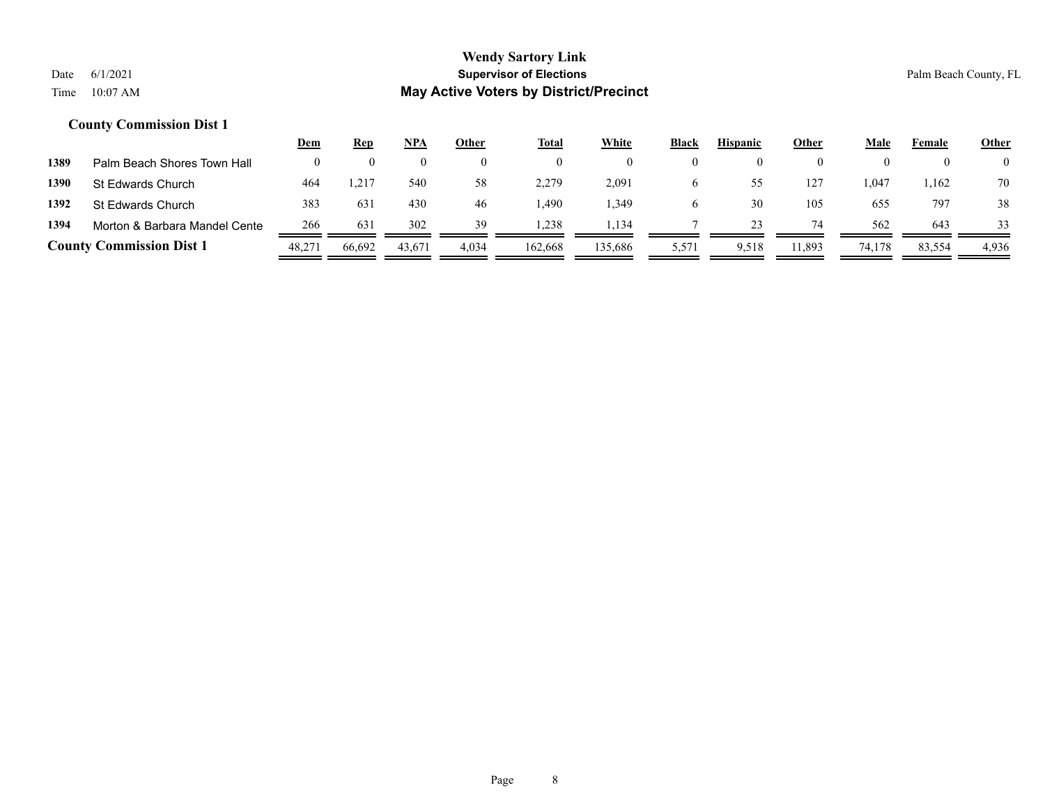## County Commission Dist 1

| | | Dem | Rep | NPA | Other | Total | White | Black | Hispanic | Other | Male | Female | Other |
|---|---|---|---|---|---|---|---|---|---|---|---|---|---|
| **1389** | Palm Beach Shores Town Hall | 0 | 0 | 0 | 0 | 0 | 0 | 0 | 0 | 0 | 0 | 0 | 0 |
| **1390** | St Edwards Church | 464 | 1,217 | 540 | 58 | 2,279 | 2,091 | 6 | 55 | 127 | 1,047 | 1,162 | 70 |
| **1392** | St Edwards Church | 383 | 631 | 430 | 46 | 1,490 | 1,349 | 6 | 30 | 105 | 655 | 797 | 38 |
| **1394** | Morton & Barbara Mandel Cente | 266 | 631 | 302 | 39 | 1,238 | 1,134 | 7 | 23 | 74 | 562 | 643 | 33 |
| **County Commission Dist 1** | | 48,271 | 66,692 | 43,671 | 4,034 | 162,668 | 135,686 | 5,571 | 9,518 | 11,893 | 74,178 | 83,554 | 4,936 |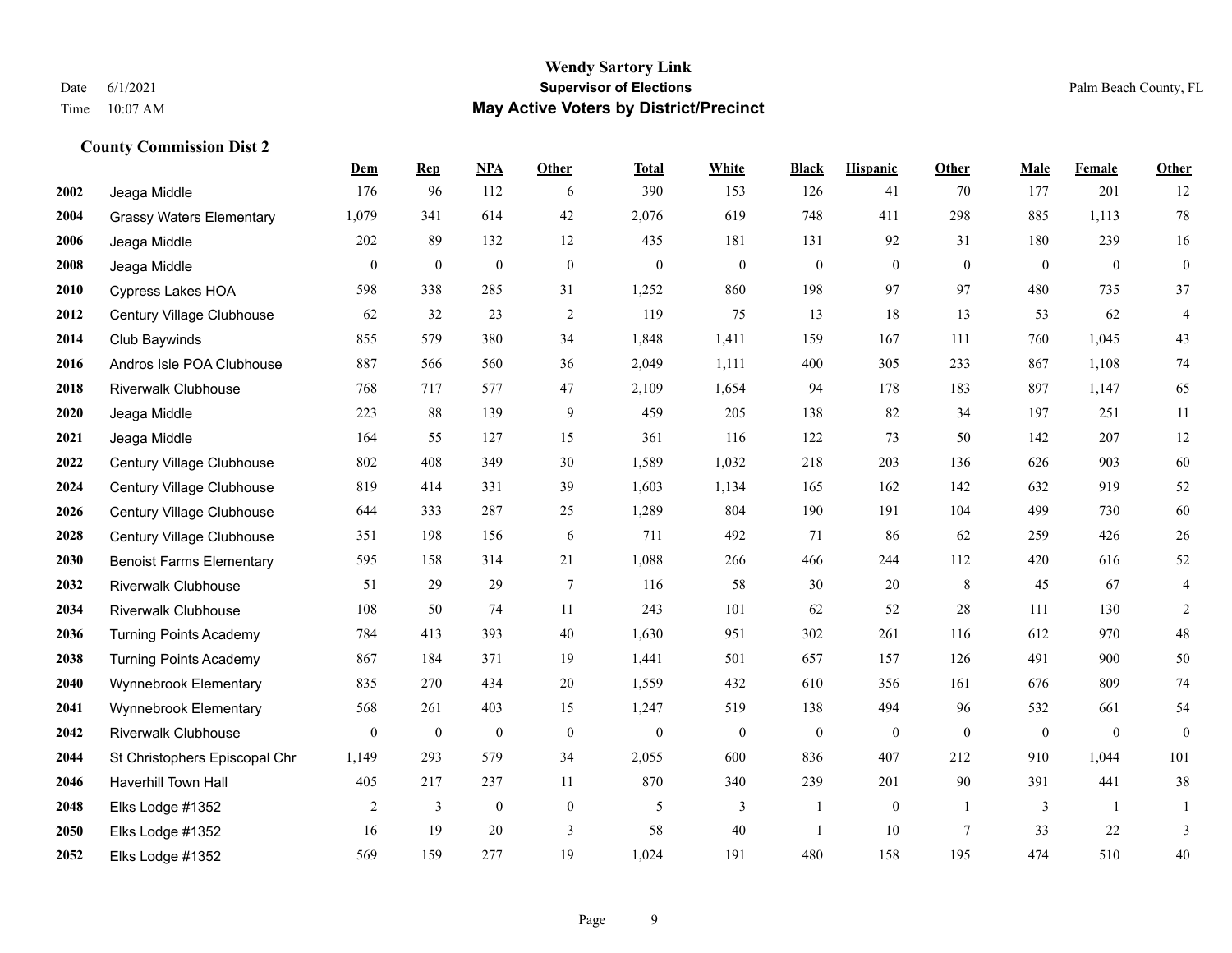**Wendy Sartory Link**

**Supervisor of Elections**

**May Active Voters by District/Precinct**

Date 6/1/2021
Time 10:07 AM

Palm Beach County, FL

### County Commission Dist 2

| | | Dem | Rep | NPA | Other | Total | White | Black | Hispanic | Other | Male | Female | Other |
|---|---|---|---|---|---|---|---|---|---|---|---|---|---|
| 2002 | Jeaga Middle | 176 | 96 | 112 | 6 | 390 | 153 | 126 | 41 | 70 | 177 | 201 | 12 |
| 2004 | Grassy Waters Elementary | 1,079 | 341 | 614 | 42 | 2,076 | 619 | 748 | 411 | 298 | 885 | 1,113 | 78 |
| 2006 | Jeaga Middle | 202 | 89 | 132 | 12 | 435 | 181 | 131 | 92 | 31 | 180 | 239 | 16 |
| 2008 | Jeaga Middle | 0 | 0 | 0 | 0 | 0 | 0 | 0 | 0 | 0 | 0 | 0 | 0 |
| 2010 | Cypress Lakes HOA | 598 | 338 | 285 | 31 | 1,252 | 860 | 198 | 97 | 97 | 480 | 735 | 37 |
| 2012 | Century Village Clubhouse | 62 | 32 | 23 | 2 | 119 | 75 | 13 | 18 | 13 | 53 | 62 | 4 |
| 2014 | Club Baywinds | 855 | 579 | 380 | 34 | 1,848 | 1,411 | 159 | 167 | 111 | 760 | 1,045 | 43 |
| 2016 | Andros Isle POA Clubhouse | 887 | 566 | 560 | 36 | 2,049 | 1,111 | 400 | 305 | 233 | 867 | 1,108 | 74 |
| 2018 | Riverwalk Clubhouse | 768 | 717 | 577 | 47 | 2,109 | 1,654 | 94 | 178 | 183 | 897 | 1,147 | 65 |
| 2020 | Jeaga Middle | 223 | 88 | 139 | 9 | 459 | 205 | 138 | 82 | 34 | 197 | 251 | 11 |
| 2021 | Jeaga Middle | 164 | 55 | 127 | 15 | 361 | 116 | 122 | 73 | 50 | 142 | 207 | 12 |
| 2022 | Century Village Clubhouse | 802 | 408 | 349 | 30 | 1,589 | 1,032 | 218 | 203 | 136 | 626 | 903 | 60 |
| 2024 | Century Village Clubhouse | 819 | 414 | 331 | 39 | 1,603 | 1,134 | 165 | 162 | 142 | 632 | 919 | 52 |
| 2026 | Century Village Clubhouse | 644 | 333 | 287 | 25 | 1,289 | 804 | 190 | 191 | 104 | 499 | 730 | 60 |
| 2028 | Century Village Clubhouse | 351 | 198 | 156 | 6 | 711 | 492 | 71 | 86 | 62 | 259 | 426 | 26 |
| 2030 | Benoist Farms Elementary | 595 | 158 | 314 | 21 | 1,088 | 266 | 466 | 244 | 112 | 420 | 616 | 52 |
| 2032 | Riverwalk Clubhouse | 51 | 29 | 29 | 7 | 116 | 58 | 30 | 20 | 8 | 45 | 67 | 4 |
| 2034 | Riverwalk Clubhouse | 108 | 50 | 74 | 11 | 243 | 101 | 62 | 52 | 28 | 111 | 130 | 2 |
| 2036 | Turning Points Academy | 784 | 413 | 393 | 40 | 1,630 | 951 | 302 | 261 | 116 | 612 | 970 | 48 |
| 2038 | Turning Points Academy | 867 | 184 | 371 | 19 | 1,441 | 501 | 657 | 157 | 126 | 491 | 900 | 50 |
| 2040 | Wynnebrook Elementary | 835 | 270 | 434 | 20 | 1,559 | 432 | 610 | 356 | 161 | 676 | 809 | 74 |
| 2041 | Wynnebrook Elementary | 568 | 261 | 403 | 15 | 1,247 | 519 | 138 | 494 | 96 | 532 | 661 | 54 |
| 2042 | Riverwalk Clubhouse | 0 | 0 | 0 | 0 | 0 | 0 | 0 | 0 | 0 | 0 | 0 | 0 |
| 2044 | St Christophers Episcopal Chr | 1,149 | 293 | 579 | 34 | 2,055 | 600 | 836 | 407 | 212 | 910 | 1,044 | 101 |
| 2046 | Haverhill Town Hall | 405 | 217 | 237 | 11 | 870 | 340 | 239 | 201 | 90 | 391 | 441 | 38 |
| 2048 | Elks Lodge #1352 | 2 | 3 | 0 | 0 | 5 | 3 | 1 | 0 | 1 | 3 | 1 | 1 |
| 2050 | Elks Lodge #1352 | 16 | 19 | 20 | 3 | 58 | 40 | 1 | 10 | 7 | 33 | 22 | 3 |
| 2052 | Elks Lodge #1352 | 569 | 159 | 277 | 19 | 1,024 | 191 | 480 | 158 | 195 | 474 | 510 | 40 |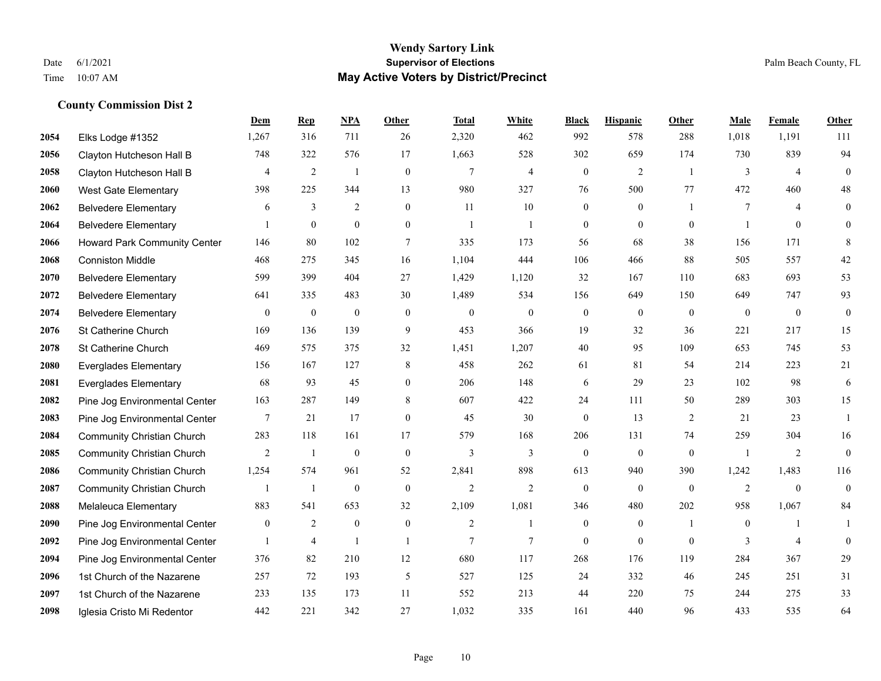# Wendy Sartory Link

**Supervisor of Elections**

**May Active Voters by District/Precinct**

Date 6/1/2021

Time 10:07 AM

Palm Beach County, FL

### County Commission Dist 2

| | | Dem | Rep | NPA | Other | Total | White | Black | Hispanic | Other | Male | Female | Other |
|---|---|---|---|---|---|---|---|---|---|---|---|---|---|
| 2054 | Elks Lodge #1352 | 1,267 | 316 | 711 | 26 | 2,320 | 462 | 992 | 578 | 288 | 1,018 | 1,191 | 111 |
| 2056 | Clayton Hutcheson Hall B | 748 | 322 | 576 | 17 | 1,663 | 528 | 302 | 659 | 174 | 730 | 839 | 94 |
| 2058 | Clayton Hutcheson Hall B | 4 | 2 | 1 | 0 | 7 | 4 | 0 | 2 | 1 | 3 | 4 | 0 |
| 2060 | West Gate Elementary | 398 | 225 | 344 | 13 | 980 | 327 | 76 | 500 | 77 | 472 | 460 | 48 |
| 2062 | Belvedere Elementary | 6 | 3 | 2 | 0 | 11 | 10 | 0 | 0 | 1 | 7 | 4 | 0 |
| 2064 | Belvedere Elementary | 1 | 0 | 0 | 0 | 1 | 1 | 0 | 0 | 0 | 1 | 0 | 0 |
| 2066 | Howard Park Community Center | 146 | 80 | 102 | 7 | 335 | 173 | 56 | 68 | 38 | 156 | 171 | 8 |
| 2068 | Conniston Middle | 468 | 275 | 345 | 16 | 1,104 | 444 | 106 | 466 | 88 | 505 | 557 | 42 |
| 2070 | Belvedere Elementary | 599 | 399 | 404 | 27 | 1,429 | 1,120 | 32 | 167 | 110 | 683 | 693 | 53 |
| 2072 | Belvedere Elementary | 641 | 335 | 483 | 30 | 1,489 | 534 | 156 | 649 | 150 | 649 | 747 | 93 |
| 2074 | Belvedere Elementary | 0 | 0 | 0 | 0 | 0 | 0 | 0 | 0 | 0 | 0 | 0 | 0 |
| 2076 | St Catherine Church | 169 | 136 | 139 | 9 | 453 | 366 | 19 | 32 | 36 | 221 | 217 | 15 |
| 2078 | St Catherine Church | 469 | 575 | 375 | 32 | 1,451 | 1,207 | 40 | 95 | 109 | 653 | 745 | 53 |
| 2080 | Everglades Elementary | 156 | 167 | 127 | 8 | 458 | 262 | 61 | 81 | 54 | 214 | 223 | 21 |
| 2081 | Everglades Elementary | 68 | 93 | 45 | 0 | 206 | 148 | 6 | 29 | 23 | 102 | 98 | 6 |
| 2082 | Pine Jog Environmental Center | 163 | 287 | 149 | 8 | 607 | 422 | 24 | 111 | 50 | 289 | 303 | 15 |
| 2083 | Pine Jog Environmental Center | 7 | 21 | 17 | 0 | 45 | 30 | 0 | 13 | 2 | 21 | 23 | 1 |
| 2084 | Community Christian Church | 283 | 118 | 161 | 17 | 579 | 168 | 206 | 131 | 74 | 259 | 304 | 16 |
| 2085 | Community Christian Church | 2 | 1 | 0 | 0 | 3 | 3 | 0 | 0 | 0 | 1 | 2 | 0 |
| 2086 | Community Christian Church | 1,254 | 574 | 961 | 52 | 2,841 | 898 | 613 | 940 | 390 | 1,242 | 1,483 | 116 |
| 2087 | Community Christian Church | 1 | 1 | 0 | 0 | 2 | 2 | 0 | 0 | 0 | 2 | 0 | 0 |
| 2088 | Melaleuca Elementary | 883 | 541 | 653 | 32 | 2,109 | 1,081 | 346 | 480 | 202 | 958 | 1,067 | 84 |
| 2090 | Pine Jog Environmental Center | 0 | 2 | 0 | 0 | 2 | 1 | 0 | 0 | 1 | 0 | 1 | 1 |
| 2092 | Pine Jog Environmental Center | 1 | 4 | 1 | 1 | 7 | 7 | 0 | 0 | 0 | 3 | 4 | 0 |
| 2094 | Pine Jog Environmental Center | 376 | 82 | 210 | 12 | 680 | 117 | 268 | 176 | 119 | 284 | 367 | 29 |
| 2096 | 1st Church of the Nazarene | 257 | 72 | 193 | 5 | 527 | 125 | 24 | 332 | 46 | 245 | 251 | 31 |
| 2097 | 1st Church of the Nazarene | 233 | 135 | 173 | 11 | 552 | 213 | 44 | 220 | 75 | 244 | 275 | 33 |
| 2098 | Iglesia Cristo Mi Redentor | 442 | 221 | 342 | 27 | 1,032 | 335 | 161 | 440 | 96 | 433 | 535 | 64 |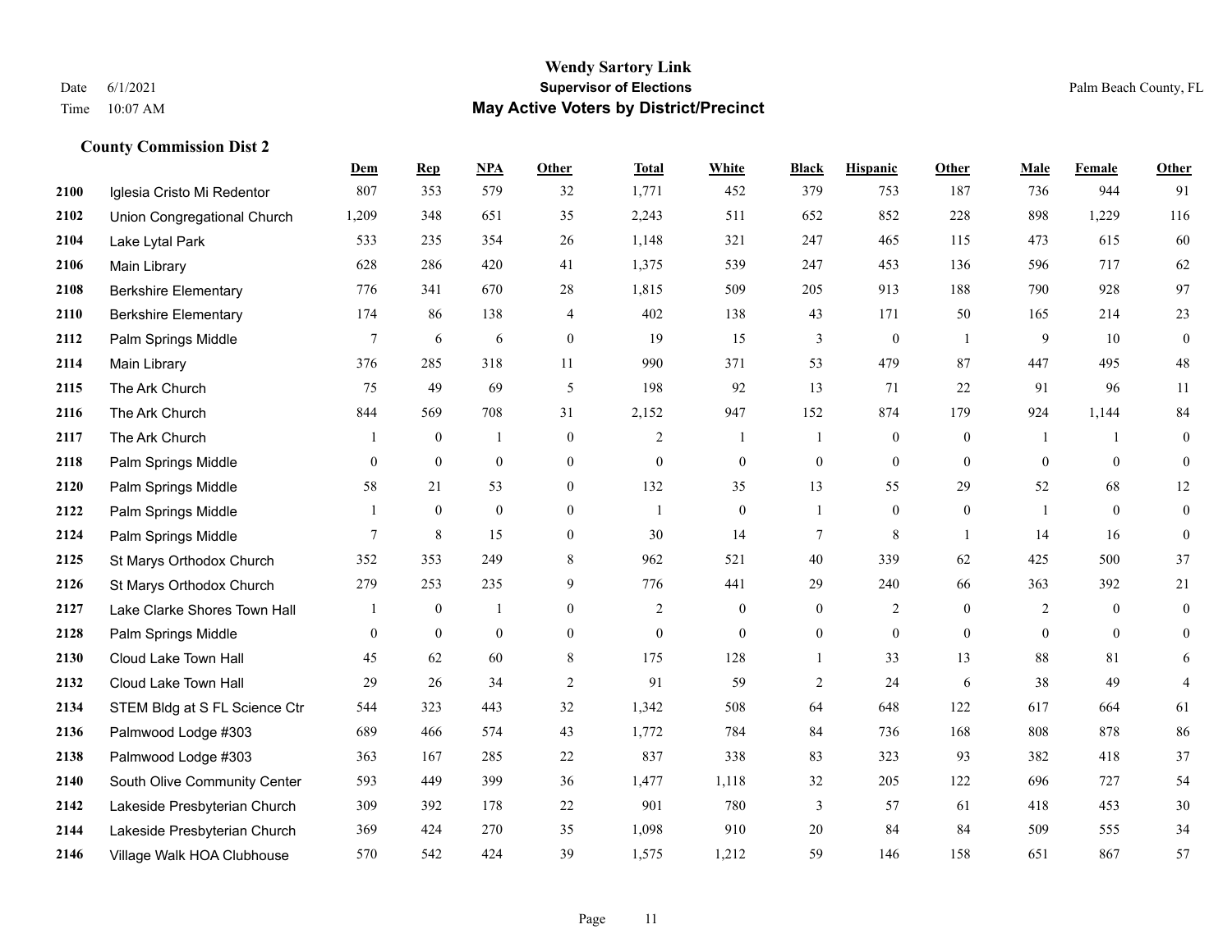# Wendy Sartory Link

**Supervisor of Elections**

**May Active Voters by District/Precinct**

Date 6/1/2021
Time 10:07 AM

Palm Beach County, FL

### County Commission Dist 2

| | | Dem | Rep | NPA | Other | Total | White | Black | Hispanic | Other | Male | Female | Other |
|---|---|---|---|---|---|---|---|---|---|---|---|---|---|
| 2100 | Iglesia Cristo Mi Redentor | 807 | 353 | 579 | 32 | 1,771 | 452 | 379 | 753 | 187 | 736 | 944 | 91 |
| 2102 | Union Congregational Church | 1,209 | 348 | 651 | 35 | 2,243 | 511 | 652 | 852 | 228 | 898 | 1,229 | 116 |
| 2104 | Lake Lytal Park | 533 | 235 | 354 | 26 | 1,148 | 321 | 247 | 465 | 115 | 473 | 615 | 60 |
| 2106 | Main Library | 628 | 286 | 420 | 41 | 1,375 | 539 | 247 | 453 | 136 | 596 | 717 | 62 |
| 2108 | Berkshire Elementary | 776 | 341 | 670 | 28 | 1,815 | 509 | 205 | 913 | 188 | 790 | 928 | 97 |
| 2110 | Berkshire Elementary | 174 | 86 | 138 | 4 | 402 | 138 | 43 | 171 | 50 | 165 | 214 | 23 |
| 2112 | Palm Springs Middle | 7 | 6 | 6 | 0 | 19 | 15 | 3 | 0 | 1 | 9 | 10 | 0 |
| 2114 | Main Library | 376 | 285 | 318 | 11 | 990 | 371 | 53 | 479 | 87 | 447 | 495 | 48 |
| 2115 | The Ark Church | 75 | 49 | 69 | 5 | 198 | 92 | 13 | 71 | 22 | 91 | 96 | 11 |
| 2116 | The Ark Church | 844 | 569 | 708 | 31 | 2,152 | 947 | 152 | 874 | 179 | 924 | 1,144 | 84 |
| 2117 | The Ark Church | 1 | 0 | 1 | 0 | 2 | 1 | 1 | 0 | 0 | 1 | 1 | 0 |
| 2118 | Palm Springs Middle | 0 | 0 | 0 | 0 | 0 | 0 | 0 | 0 | 0 | 0 | 0 | 0 |
| 2120 | Palm Springs Middle | 58 | 21 | 53 | 0 | 132 | 35 | 13 | 55 | 29 | 52 | 68 | 12 |
| 2122 | Palm Springs Middle | 1 | 0 | 0 | 0 | 1 | 0 | 1 | 0 | 0 | 1 | 0 | 0 |
| 2124 | Palm Springs Middle | 7 | 8 | 15 | 0 | 30 | 14 | 7 | 8 | 1 | 14 | 16 | 0 |
| 2125 | St Marys Orthodox Church | 352 | 353 | 249 | 8 | 962 | 521 | 40 | 339 | 62 | 425 | 500 | 37 |
| 2126 | St Marys Orthodox Church | 279 | 253 | 235 | 9 | 776 | 441 | 29 | 240 | 66 | 363 | 392 | 21 |
| 2127 | Lake Clarke Shores Town Hall | 1 | 0 | 1 | 0 | 2 | 0 | 0 | 2 | 0 | 2 | 0 | 0 |
| 2128 | Palm Springs Middle | 0 | 0 | 0 | 0 | 0 | 0 | 0 | 0 | 0 | 0 | 0 | 0 |
| 2130 | Cloud Lake Town Hall | 45 | 62 | 60 | 8 | 175 | 128 | 1 | 33 | 13 | 88 | 81 | 6 |
| 2132 | Cloud Lake Town Hall | 29 | 26 | 34 | 2 | 91 | 59 | 2 | 24 | 6 | 38 | 49 | 4 |
| 2134 | STEM Bldg at S FL Science Ctr | 544 | 323 | 443 | 32 | 1,342 | 508 | 64 | 648 | 122 | 617 | 664 | 61 |
| 2136 | Palmwood Lodge #303 | 689 | 466 | 574 | 43 | 1,772 | 784 | 84 | 736 | 168 | 808 | 878 | 86 |
| 2138 | Palmwood Lodge #303 | 363 | 167 | 285 | 22 | 837 | 338 | 83 | 323 | 93 | 382 | 418 | 37 |
| 2140 | South Olive Community Center | 593 | 449 | 399 | 36 | 1,477 | 1,118 | 32 | 205 | 122 | 696 | 727 | 54 |
| 2142 | Lakeside Presbyterian Church | 309 | 392 | 178 | 22 | 901 | 780 | 3 | 57 | 61 | 418 | 453 | 30 |
| 2144 | Lakeside Presbyterian Church | 369 | 424 | 270 | 35 | 1,098 | 910 | 20 | 84 | 84 | 509 | 555 | 34 |
| 2146 | Village Walk HOA Clubhouse | 570 | 542 | 424 | 39 | 1,575 | 1,212 | 59 | 146 | 158 | 651 | 867 | 57 |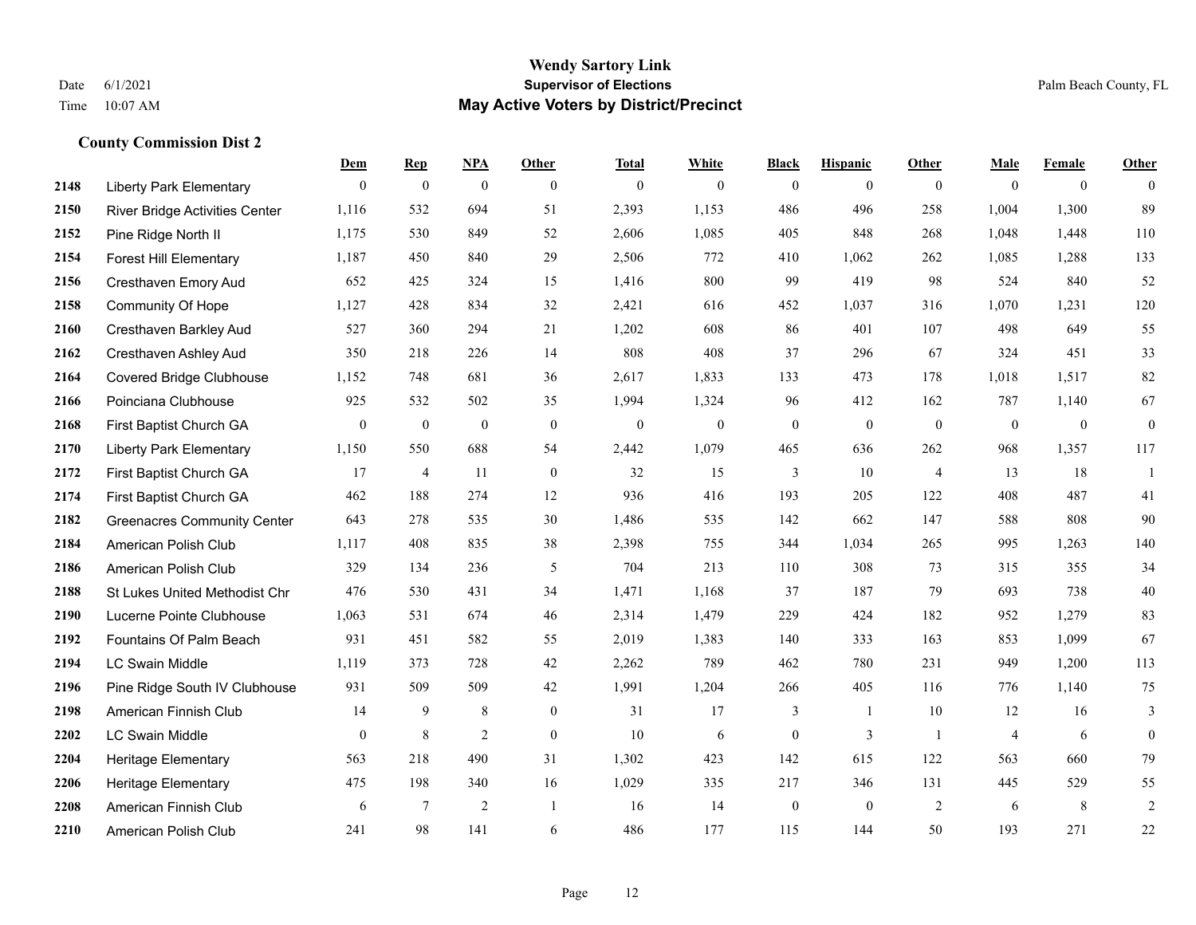# Wendy Sartory Link

**Supervisor of Elections**

**May Active Voters by District/Precinct**

Date 6/1/2021
Time 10:07 AM

Palm Beach County, FL

### County Commission Dist 2

| | | Dem | Rep | NPA | Other | Total | White | Black | Hispanic | Other | Male | Female | Other |
|---|---|---|---|---|---|---|---|---|---|---|---|---|---|
| 2148 | Liberty Park Elementary | 0 | 0 | 0 | 0 | 0 | 0 | 0 | 0 | 0 | 0 | 0 | 0 |
| 2150 | River Bridge Activities Center | 1,116 | 532 | 694 | 51 | 2,393 | 1,153 | 486 | 496 | 258 | 1,004 | 1,300 | 89 |
| 2152 | Pine Ridge North II | 1,175 | 530 | 849 | 52 | 2,606 | 1,085 | 405 | 848 | 268 | 1,048 | 1,448 | 110 |
| 2154 | Forest Hill Elementary | 1,187 | 450 | 840 | 29 | 2,506 | 772 | 410 | 1,062 | 262 | 1,085 | 1,288 | 133 |
| 2156 | Cresthaven Emory Aud | 652 | 425 | 324 | 15 | 1,416 | 800 | 99 | 419 | 98 | 524 | 840 | 52 |
| 2158 | Community Of Hope | 1,127 | 428 | 834 | 32 | 2,421 | 616 | 452 | 1,037 | 316 | 1,070 | 1,231 | 120 |
| 2160 | Cresthaven Barkley Aud | 527 | 360 | 294 | 21 | 1,202 | 608 | 86 | 401 | 107 | 498 | 649 | 55 |
| 2162 | Cresthaven Ashley Aud | 350 | 218 | 226 | 14 | 808 | 408 | 37 | 296 | 67 | 324 | 451 | 33 |
| 2164 | Covered Bridge Clubhouse | 1,152 | 748 | 681 | 36 | 2,617 | 1,833 | 133 | 473 | 178 | 1,018 | 1,517 | 82 |
| 2166 | Poinciana Clubhouse | 925 | 532 | 502 | 35 | 1,994 | 1,324 | 96 | 412 | 162 | 787 | 1,140 | 67 |
| 2168 | First Baptist Church GA | 0 | 0 | 0 | 0 | 0 | 0 | 0 | 0 | 0 | 0 | 0 | 0 |
| 2170 | Liberty Park Elementary | 1,150 | 550 | 688 | 54 | 2,442 | 1,079 | 465 | 636 | 262 | 968 | 1,357 | 117 |
| 2172 | First Baptist Church GA | 17 | 4 | 11 | 0 | 32 | 15 | 3 | 10 | 4 | 13 | 18 | 1 |
| 2174 | First Baptist Church GA | 462 | 188 | 274 | 12 | 936 | 416 | 193 | 205 | 122 | 408 | 487 | 41 |
| 2182 | Greenacres Community Center | 643 | 278 | 535 | 30 | 1,486 | 535 | 142 | 662 | 147 | 588 | 808 | 90 |
| 2184 | American Polish Club | 1,117 | 408 | 835 | 38 | 2,398 | 755 | 344 | 1,034 | 265 | 995 | 1,263 | 140 |
| 2186 | American Polish Club | 329 | 134 | 236 | 5 | 704 | 213 | 110 | 308 | 73 | 315 | 355 | 34 |
| 2188 | St Lukes United Methodist Chr | 476 | 530 | 431 | 34 | 1,471 | 1,168 | 37 | 187 | 79 | 693 | 738 | 40 |
| 2190 | Lucerne Pointe Clubhouse | 1,063 | 531 | 674 | 46 | 2,314 | 1,479 | 229 | 424 | 182 | 952 | 1,279 | 83 |
| 2192 | Fountains Of Palm Beach | 931 | 451 | 582 | 55 | 2,019 | 1,383 | 140 | 333 | 163 | 853 | 1,099 | 67 |
| 2194 | LC Swain Middle | 1,119 | 373 | 728 | 42 | 2,262 | 789 | 462 | 780 | 231 | 949 | 1,200 | 113 |
| 2196 | Pine Ridge South IV Clubhouse | 931 | 509 | 509 | 42 | 1,991 | 1,204 | 266 | 405 | 116 | 776 | 1,140 | 75 |
| 2198 | American Finnish Club | 14 | 9 | 8 | 0 | 31 | 17 | 3 | 1 | 10 | 12 | 16 | 3 |
| 2202 | LC Swain Middle | 0 | 8 | 2 | 0 | 10 | 6 | 0 | 3 | 1 | 4 | 6 | 0 |
| 2204 | Heritage Elementary | 563 | 218 | 490 | 31 | 1,302 | 423 | 142 | 615 | 122 | 563 | 660 | 79 |
| 2206 | Heritage Elementary | 475 | 198 | 340 | 16 | 1,029 | 335 | 217 | 346 | 131 | 445 | 529 | 55 |
| 2208 | American Finnish Club | 6 | 7 | 2 | 1 | 16 | 14 | 0 | 0 | 2 | 6 | 8 | 2 |
| 2210 | American Polish Club | 241 | 98 | 141 | 6 | 486 | 177 | 115 | 144 | 50 | 193 | 271 | 22 |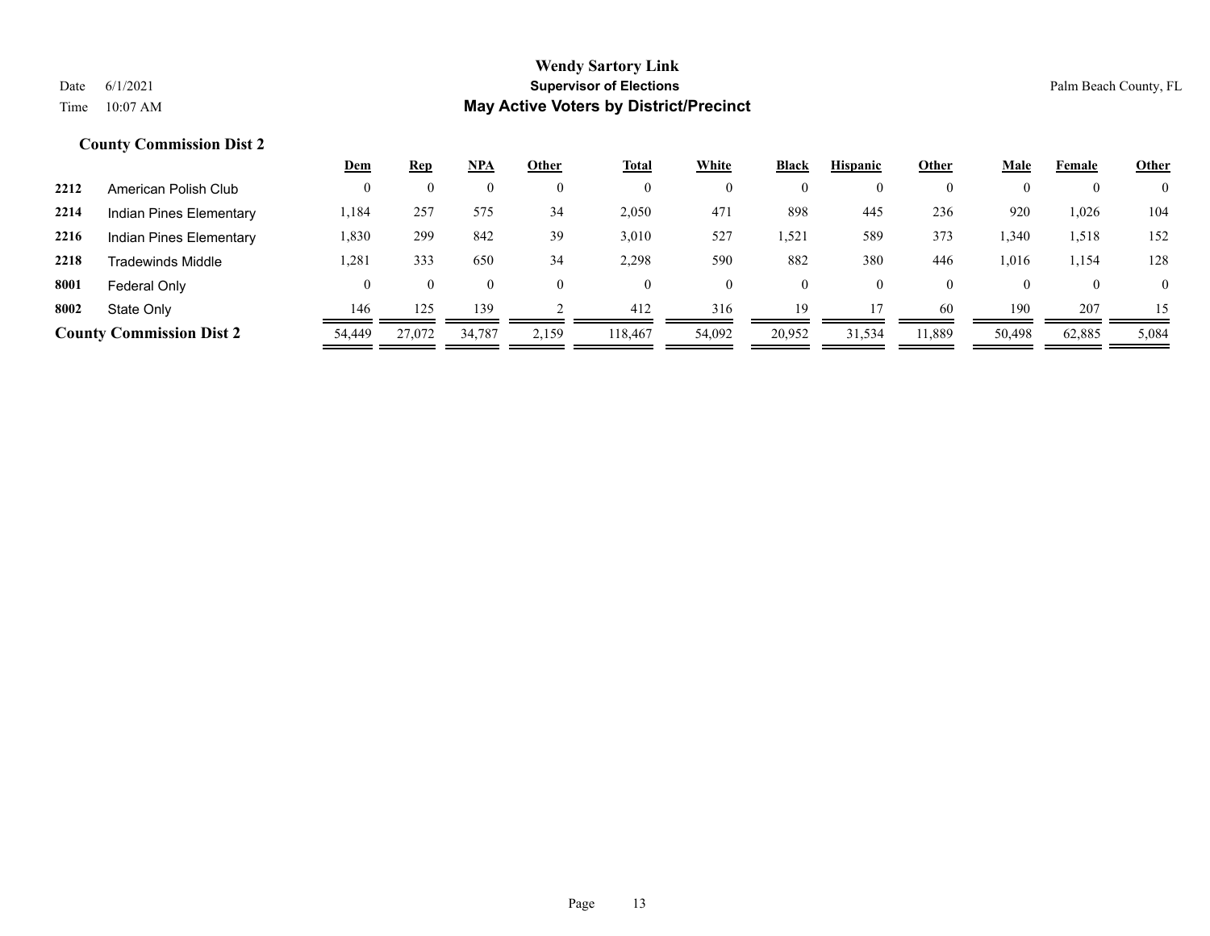## County Commission Dist 2

| | | Dem | Rep | NPA | Other | Total | White | Black | Hispanic | Other | Male | Female | Other |
|---|---|---|---|---|---|---|---|---|---|---|---|---|---|
| 2212 | American Polish Club | 0 | 0 | 0 | 0 | 0 | 0 | 0 | 0 | 0 | 0 | 0 | 0 |
| 2214 | Indian Pines Elementary | 1,184 | 257 | 575 | 34 | 2,050 | 471 | 898 | 445 | 236 | 920 | 1,026 | 104 |
| 2216 | Indian Pines Elementary | 1,830 | 299 | 842 | 39 | 3,010 | 527 | 1,521 | 589 | 373 | 1,340 | 1,518 | 152 |
| 2218 | Tradewinds Middle | 1,281 | 333 | 650 | 34 | 2,298 | 590 | 882 | 380 | 446 | 1,016 | 1,154 | 128 |
| 8001 | Federal Only | 0 | 0 | 0 | 0 | 0 | 0 | 0 | 0 | 0 | 0 | 0 | 0 |
| 8002 | State Only | 146 | 125 | 139 | 2 | 412 | 316 | 19 | 17 | 60 | 190 | 207 | 15 |
| **County Commission Dist 2** | | 54,449 | 27,072 | 34,787 | 2,159 | 118,467 | 54,092 | 20,952 | 31,534 | 11,889 | 50,498 | 62,885 | 5,084 |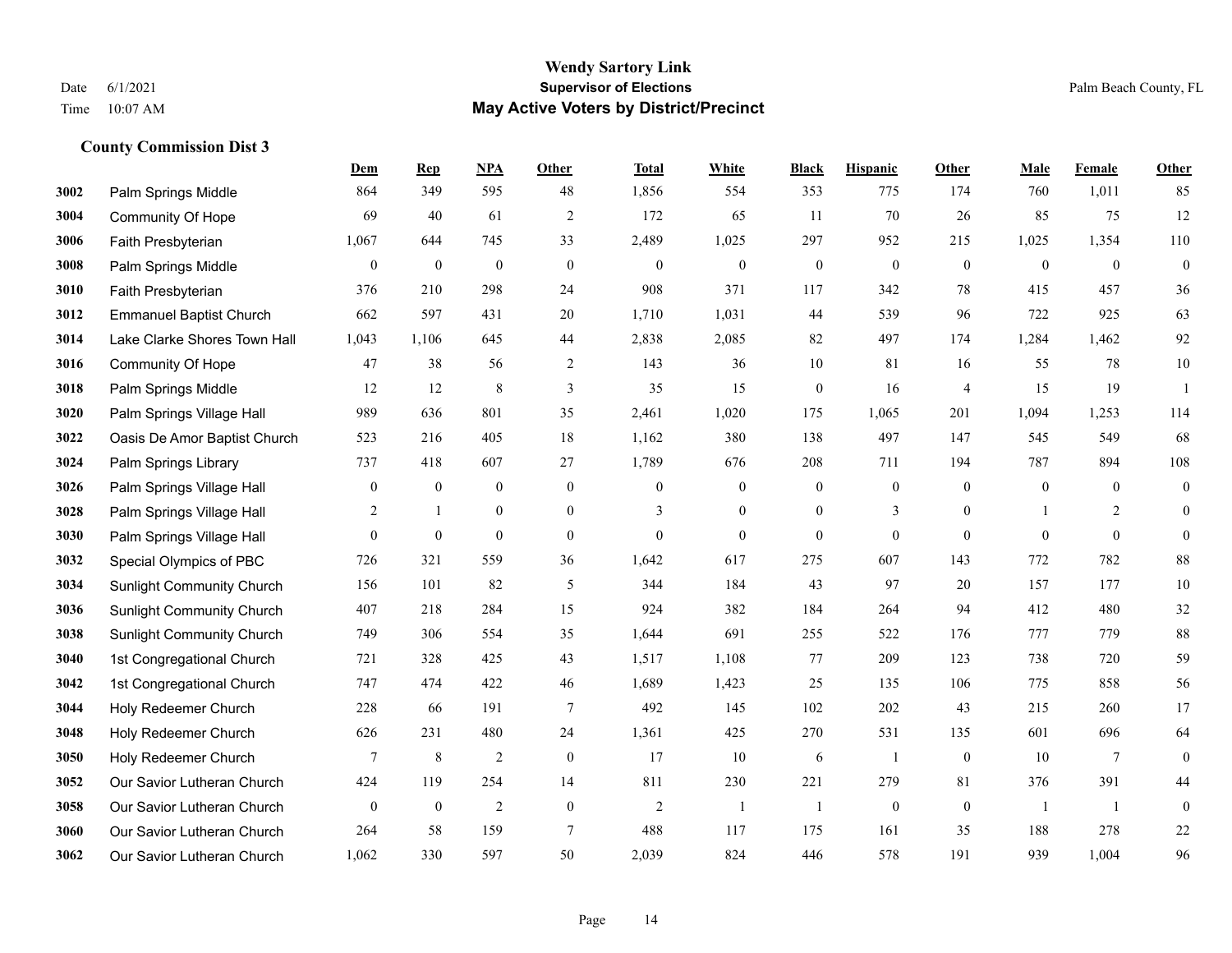# Wendy Sartory Link

**Supervisor of Elections**

**May Active Voters by District/Precinct**

Date 6/1/2021
Time 10:07 AM

Palm Beach County, FL

### County Commission Dist 3

| | | Dem | Rep | NPA | Other | Total | White | Black | Hispanic | Other | Male | Female | Other |
|---|---|---|---|---|---|---|---|---|---|---|---|---|---|
| 3002 | Palm Springs Middle | 864 | 349 | 595 | 48 | 1,856 | 554 | 353 | 775 | 174 | 760 | 1,011 | 85 |
| 3004 | Community Of Hope | 69 | 40 | 61 | 2 | 172 | 65 | 11 | 70 | 26 | 85 | 75 | 12 |
| 3006 | Faith Presbyterian | 1,067 | 644 | 745 | 33 | 2,489 | 1,025 | 297 | 952 | 215 | 1,025 | 1,354 | 110 |
| 3008 | Palm Springs Middle | 0 | 0 | 0 | 0 | 0 | 0 | 0 | 0 | 0 | 0 | 0 | 0 |
| 3010 | Faith Presbyterian | 376 | 210 | 298 | 24 | 908 | 371 | 117 | 342 | 78 | 415 | 457 | 36 |
| 3012 | Emmanuel Baptist Church | 662 | 597 | 431 | 20 | 1,710 | 1,031 | 44 | 539 | 96 | 722 | 925 | 63 |
| 3014 | Lake Clarke Shores Town Hall | 1,043 | 1,106 | 645 | 44 | 2,838 | 2,085 | 82 | 497 | 174 | 1,284 | 1,462 | 92 |
| 3016 | Community Of Hope | 47 | 38 | 56 | 2 | 143 | 36 | 10 | 81 | 16 | 55 | 78 | 10 |
| 3018 | Palm Springs Middle | 12 | 12 | 8 | 3 | 35 | 15 | 0 | 16 | 4 | 15 | 19 | 1 |
| 3020 | Palm Springs Village Hall | 989 | 636 | 801 | 35 | 2,461 | 1,020 | 175 | 1,065 | 201 | 1,094 | 1,253 | 114 |
| 3022 | Oasis De Amor Baptist Church | 523 | 216 | 405 | 18 | 1,162 | 380 | 138 | 497 | 147 | 545 | 549 | 68 |
| 3024 | Palm Springs Library | 737 | 418 | 607 | 27 | 1,789 | 676 | 208 | 711 | 194 | 787 | 894 | 108 |
| 3026 | Palm Springs Village Hall | 0 | 0 | 0 | 0 | 0 | 0 | 0 | 0 | 0 | 0 | 0 | 0 |
| 3028 | Palm Springs Village Hall | 2 | 1 | 0 | 0 | 3 | 0 | 0 | 3 | 0 | 1 | 2 | 0 |
| 3030 | Palm Springs Village Hall | 0 | 0 | 0 | 0 | 0 | 0 | 0 | 0 | 0 | 0 | 0 | 0 |
| 3032 | Special Olympics of PBC | 726 | 321 | 559 | 36 | 1,642 | 617 | 275 | 607 | 143 | 772 | 782 | 88 |
| 3034 | Sunlight Community Church | 156 | 101 | 82 | 5 | 344 | 184 | 43 | 97 | 20 | 157 | 177 | 10 |
| 3036 | Sunlight Community Church | 407 | 218 | 284 | 15 | 924 | 382 | 184 | 264 | 94 | 412 | 480 | 32 |
| 3038 | Sunlight Community Church | 749 | 306 | 554 | 35 | 1,644 | 691 | 255 | 522 | 176 | 777 | 779 | 88 |
| 3040 | 1st Congregational Church | 721 | 328 | 425 | 43 | 1,517 | 1,108 | 77 | 209 | 123 | 738 | 720 | 59 |
| 3042 | 1st Congregational Church | 747 | 474 | 422 | 46 | 1,689 | 1,423 | 25 | 135 | 106 | 775 | 858 | 56 |
| 3044 | Holy Redeemer Church | 228 | 66 | 191 | 7 | 492 | 145 | 102 | 202 | 43 | 215 | 260 | 17 |
| 3048 | Holy Redeemer Church | 626 | 231 | 480 | 24 | 1,361 | 425 | 270 | 531 | 135 | 601 | 696 | 64 |
| 3050 | Holy Redeemer Church | 7 | 8 | 2 | 0 | 17 | 10 | 6 | 1 | 0 | 10 | 7 | 0 |
| 3052 | Our Savior Lutheran Church | 424 | 119 | 254 | 14 | 811 | 230 | 221 | 279 | 81 | 376 | 391 | 44 |
| 3058 | Our Savior Lutheran Church | 0 | 0 | 2 | 0 | 2 | 1 | 1 | 0 | 0 | 1 | 1 | 0 |
| 3060 | Our Savior Lutheran Church | 264 | 58 | 159 | 7 | 488 | 117 | 175 | 161 | 35 | 188 | 278 | 22 |
| 3062 | Our Savior Lutheran Church | 1,062 | 330 | 597 | 50 | 2,039 | 824 | 446 | 578 | 191 | 939 | 1,004 | 96 |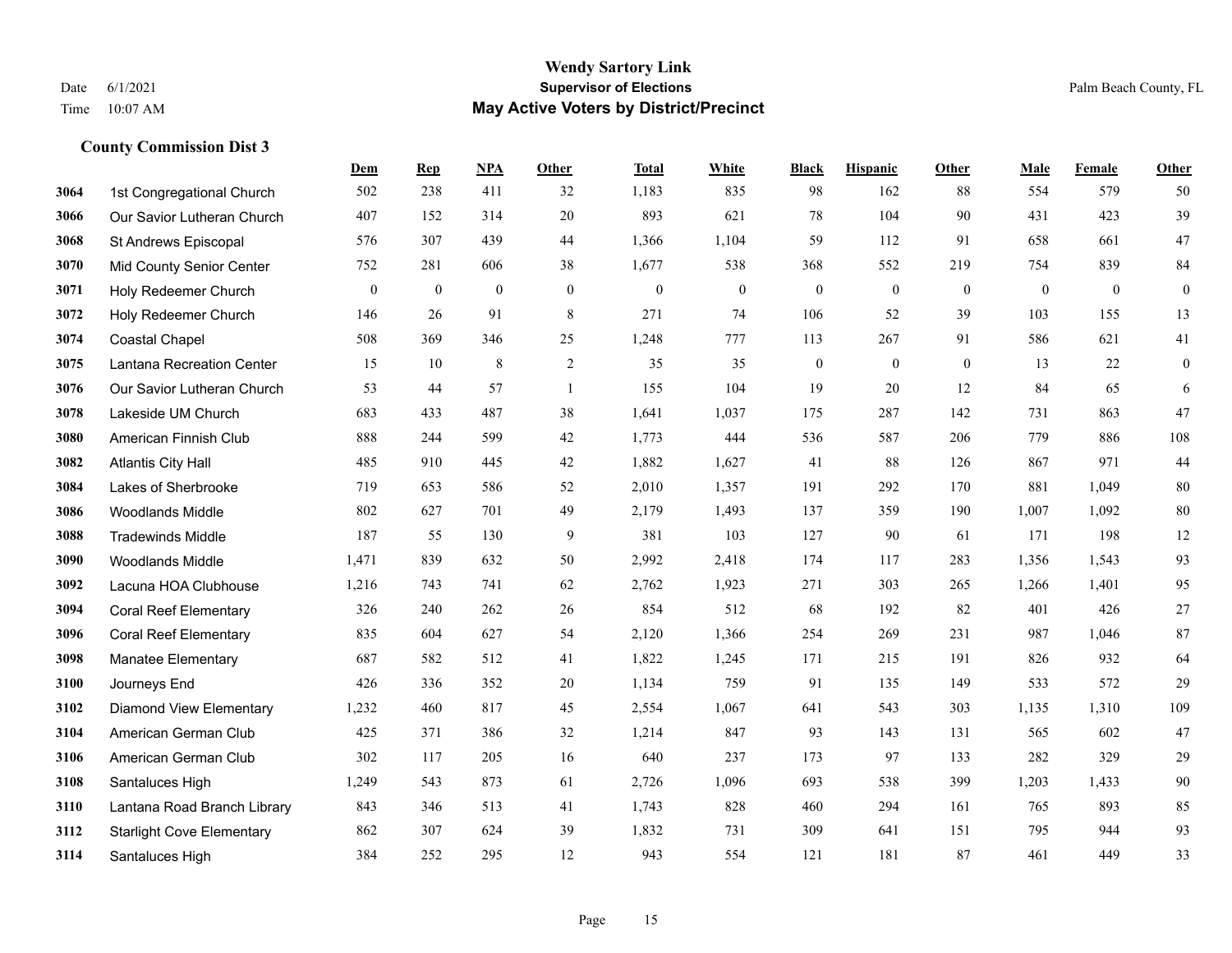**Wendy Sartory Link**
**Supervisor of Elections**
**May Active Voters by District/Precinct**

Date 6/1/2021
Time 10:07 AM

Palm Beach County, FL

### County Commission Dist 3

| | | Dem | Rep | NPA | Other | Total | White | Black | Hispanic | Other | Male | Female | Other |
|---|---|---|---|---|---|---|---|---|---|---|---|---|---|
| 3064 | 1st Congregational Church | 502 | 238 | 411 | 32 | 1,183 | 835 | 98 | 162 | 88 | 554 | 579 | 50 |
| 3066 | Our Savior Lutheran Church | 407 | 152 | 314 | 20 | 893 | 621 | 78 | 104 | 90 | 431 | 423 | 39 |
| 3068 | St Andrews Episcopal | 576 | 307 | 439 | 44 | 1,366 | 1,104 | 59 | 112 | 91 | 658 | 661 | 47 |
| 3070 | Mid County Senior Center | 752 | 281 | 606 | 38 | 1,677 | 538 | 368 | 552 | 219 | 754 | 839 | 84 |
| 3071 | Holy Redeemer Church | 0 | 0 | 0 | 0 | 0 | 0 | 0 | 0 | 0 | 0 | 0 | 0 |
| 3072 | Holy Redeemer Church | 146 | 26 | 91 | 8 | 271 | 74 | 106 | 52 | 39 | 103 | 155 | 13 |
| 3074 | Coastal Chapel | 508 | 369 | 346 | 25 | 1,248 | 777 | 113 | 267 | 91 | 586 | 621 | 41 |
| 3075 | Lantana Recreation Center | 15 | 10 | 8 | 2 | 35 | 35 | 0 | 0 | 0 | 13 | 22 | 0 |
| 3076 | Our Savior Lutheran Church | 53 | 44 | 57 | 1 | 155 | 104 | 19 | 20 | 12 | 84 | 65 | 6 |
| 3078 | Lakeside UM Church | 683 | 433 | 487 | 38 | 1,641 | 1,037 | 175 | 287 | 142 | 731 | 863 | 47 |
| 3080 | American Finnish Club | 888 | 244 | 599 | 42 | 1,773 | 444 | 536 | 587 | 206 | 779 | 886 | 108 |
| 3082 | Atlantis City Hall | 485 | 910 | 445 | 42 | 1,882 | 1,627 | 41 | 88 | 126 | 867 | 971 | 44 |
| 3084 | Lakes of Sherbrooke | 719 | 653 | 586 | 52 | 2,010 | 1,357 | 191 | 292 | 170 | 881 | 1,049 | 80 |
| 3086 | Woodlands Middle | 802 | 627 | 701 | 49 | 2,179 | 1,493 | 137 | 359 | 190 | 1,007 | 1,092 | 80 |
| 3088 | Tradewinds Middle | 187 | 55 | 130 | 9 | 381 | 103 | 127 | 90 | 61 | 171 | 198 | 12 |
| 3090 | Woodlands Middle | 1,471 | 839 | 632 | 50 | 2,992 | 2,418 | 174 | 117 | 283 | 1,356 | 1,543 | 93 |
| 3092 | Lacuna HOA Clubhouse | 1,216 | 743 | 741 | 62 | 2,762 | 1,923 | 271 | 303 | 265 | 1,266 | 1,401 | 95 |
| 3094 | Coral Reef Elementary | 326 | 240 | 262 | 26 | 854 | 512 | 68 | 192 | 82 | 401 | 426 | 27 |
| 3096 | Coral Reef Elementary | 835 | 604 | 627 | 54 | 2,120 | 1,366 | 254 | 269 | 231 | 987 | 1,046 | 87 |
| 3098 | Manatee Elementary | 687 | 582 | 512 | 41 | 1,822 | 1,245 | 171 | 215 | 191 | 826 | 932 | 64 |
| 3100 | Journeys End | 426 | 336 | 352 | 20 | 1,134 | 759 | 91 | 135 | 149 | 533 | 572 | 29 |
| 3102 | Diamond View Elementary | 1,232 | 460 | 817 | 45 | 2,554 | 1,067 | 641 | 543 | 303 | 1,135 | 1,310 | 109 |
| 3104 | American German Club | 425 | 371 | 386 | 32 | 1,214 | 847 | 93 | 143 | 131 | 565 | 602 | 47 |
| 3106 | American German Club | 302 | 117 | 205 | 16 | 640 | 237 | 173 | 97 | 133 | 282 | 329 | 29 |
| 3108 | Santaluces High | 1,249 | 543 | 873 | 61 | 2,726 | 1,096 | 693 | 538 | 399 | 1,203 | 1,433 | 90 |
| 3110 | Lantana Road Branch Library | 843 | 346 | 513 | 41 | 1,743 | 828 | 460 | 294 | 161 | 765 | 893 | 85 |
| 3112 | Starlight Cove Elementary | 862 | 307 | 624 | 39 | 1,832 | 731 | 309 | 641 | 151 | 795 | 944 | 93 |
| 3114 | Santaluces High | 384 | 252 | 295 | 12 | 943 | 554 | 121 | 181 | 87 | 461 | 449 | 33 |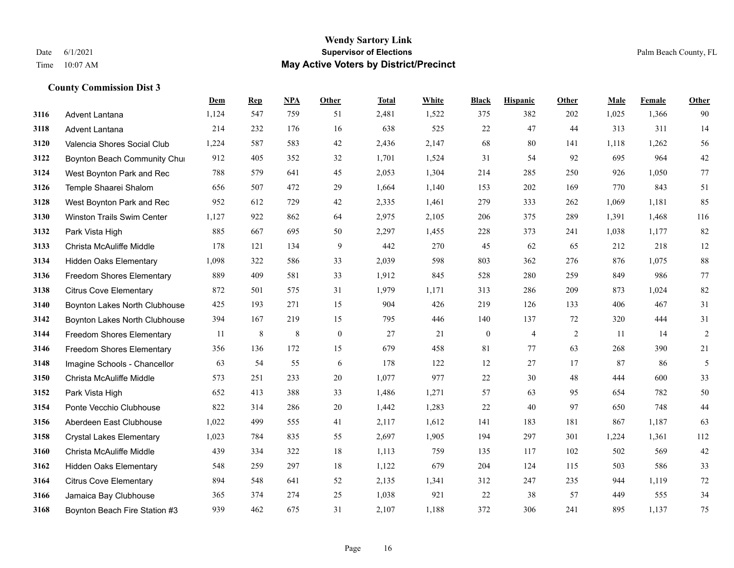# Wendy Sartory Link
## Supervisor of Elections
## May Active Voters by District/Precinct

Date 6/1/2021
Time 10:07 AM

Palm Beach County, FL

### County Commission Dist 3

| | | Dem | Rep | NPA | Other | Total | White | Black | Hispanic | Other | Male | Female | Other |
|---|---|---|---|---|---|---|---|---|---|---|---|---|---|
| 3116 | Advent Lantana | 1,124 | 547 | 759 | 51 | 2,481 | 1,522 | 375 | 382 | 202 | 1,025 | 1,366 | 90 |
| 3118 | Advent Lantana | 214 | 232 | 176 | 16 | 638 | 525 | 22 | 47 | 44 | 313 | 311 | 14 |
| 3120 | Valencia Shores Social Club | 1,224 | 587 | 583 | 42 | 2,436 | 2,147 | 68 | 80 | 141 | 1,118 | 1,262 | 56 |
| 3122 | Boynton Beach Community Chur | 912 | 405 | 352 | 32 | 1,701 | 1,524 | 31 | 54 | 92 | 695 | 964 | 42 |
| 3124 | West Boynton Park and Rec | 788 | 579 | 641 | 45 | 2,053 | 1,304 | 214 | 285 | 250 | 926 | 1,050 | 77 |
| 3126 | Temple Shaarei Shalom | 656 | 507 | 472 | 29 | 1,664 | 1,140 | 153 | 202 | 169 | 770 | 843 | 51 |
| 3128 | West Boynton Park and Rec | 952 | 612 | 729 | 42 | 2,335 | 1,461 | 279 | 333 | 262 | 1,069 | 1,181 | 85 |
| 3130 | Winston Trails Swim Center | 1,127 | 922 | 862 | 64 | 2,975 | 2,105 | 206 | 375 | 289 | 1,391 | 1,468 | 116 |
| 3132 | Park Vista High | 885 | 667 | 695 | 50 | 2,297 | 1,455 | 228 | 373 | 241 | 1,038 | 1,177 | 82 |
| 3133 | Christa McAuliffe Middle | 178 | 121 | 134 | 9 | 442 | 270 | 45 | 62 | 65 | 212 | 218 | 12 |
| 3134 | Hidden Oaks Elementary | 1,098 | 322 | 586 | 33 | 2,039 | 598 | 803 | 362 | 276 | 876 | 1,075 | 88 |
| 3136 | Freedom Shores Elementary | 889 | 409 | 581 | 33 | 1,912 | 845 | 528 | 280 | 259 | 849 | 986 | 77 |
| 3138 | Citrus Cove Elementary | 872 | 501 | 575 | 31 | 1,979 | 1,171 | 313 | 286 | 209 | 873 | 1,024 | 82 |
| 3140 | Boynton Lakes North Clubhouse | 425 | 193 | 271 | 15 | 904 | 426 | 219 | 126 | 133 | 406 | 467 | 31 |
| 3142 | Boynton Lakes North Clubhouse | 394 | 167 | 219 | 15 | 795 | 446 | 140 | 137 | 72 | 320 | 444 | 31 |
| 3144 | Freedom Shores Elementary | 11 | 8 | 8 | 0 | 27 | 21 | 0 | 4 | 2 | 11 | 14 | 2 |
| 3146 | Freedom Shores Elementary | 356 | 136 | 172 | 15 | 679 | 458 | 81 | 77 | 63 | 268 | 390 | 21 |
| 3148 | Imagine Schools - Chancellor | 63 | 54 | 55 | 6 | 178 | 122 | 12 | 27 | 17 | 87 | 86 | 5 |
| 3150 | Christa McAuliffe Middle | 573 | 251 | 233 | 20 | 1,077 | 977 | 22 | 30 | 48 | 444 | 600 | 33 |
| 3152 | Park Vista High | 652 | 413 | 388 | 33 | 1,486 | 1,271 | 57 | 63 | 95 | 654 | 782 | 50 |
| 3154 | Ponte Vecchio Clubhouse | 822 | 314 | 286 | 20 | 1,442 | 1,283 | 22 | 40 | 97 | 650 | 748 | 44 |
| 3156 | Aberdeen East Clubhouse | 1,022 | 499 | 555 | 41 | 2,117 | 1,612 | 141 | 183 | 181 | 867 | 1,187 | 63 |
| 3158 | Crystal Lakes Elementary | 1,023 | 784 | 835 | 55 | 2,697 | 1,905 | 194 | 297 | 301 | 1,224 | 1,361 | 112 |
| 3160 | Christa McAuliffe Middle | 439 | 334 | 322 | 18 | 1,113 | 759 | 135 | 117 | 102 | 502 | 569 | 42 |
| 3162 | Hidden Oaks Elementary | 548 | 259 | 297 | 18 | 1,122 | 679 | 204 | 124 | 115 | 503 | 586 | 33 |
| 3164 | Citrus Cove Elementary | 894 | 548 | 641 | 52 | 2,135 | 1,341 | 312 | 247 | 235 | 944 | 1,119 | 72 |
| 3166 | Jamaica Bay Clubhouse | 365 | 374 | 274 | 25 | 1,038 | 921 | 22 | 38 | 57 | 449 | 555 | 34 |
| 3168 | Boynton Beach Fire Station #3 | 939 | 462 | 675 | 31 | 2,107 | 1,188 | 372 | 306 | 241 | 895 | 1,137 | 75 |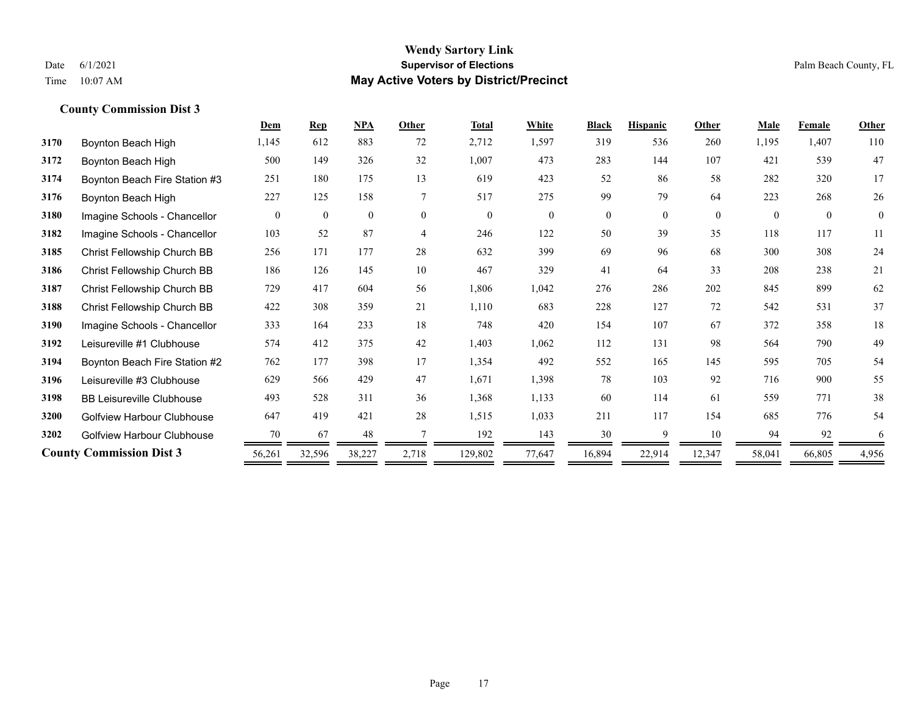# Wendy Sartory Link

**Supervisor of Elections**

**May Active Voters by District/Precinct**

Date 6/1/2021

Time 10:07 AM

Palm Beach County, FL

### County Commission Dist 3

| | | Dem | Rep | NPA | Other | Total | White | Black | Hispanic | Other | Male | Female | Other |
|---|---|---|---|---|---|---|---|---|---|---|---|---|---|
| 3170 | Boynton Beach High | 1,145 | 612 | 883 | 72 | 2,712 | 1,597 | 319 | 536 | 260 | 1,195 | 1,407 | 110 |
| 3172 | Boynton Beach High | 500 | 149 | 326 | 32 | 1,007 | 473 | 283 | 144 | 107 | 421 | 539 | 47 |
| 3174 | Boynton Beach Fire Station #3 | 251 | 180 | 175 | 13 | 619 | 423 | 52 | 86 | 58 | 282 | 320 | 17 |
| 3176 | Boynton Beach High | 227 | 125 | 158 | 7 | 517 | 275 | 99 | 79 | 64 | 223 | 268 | 26 |
| 3180 | Imagine Schools - Chancellor | 0 | 0 | 0 | 0 | 0 | 0 | 0 | 0 | 0 | 0 | 0 | 0 |
| 3182 | Imagine Schools - Chancellor | 103 | 52 | 87 | 4 | 246 | 122 | 50 | 39 | 35 | 118 | 117 | 11 |
| 3185 | Christ Fellowship Church BB | 256 | 171 | 177 | 28 | 632 | 399 | 69 | 96 | 68 | 300 | 308 | 24 |
| 3186 | Christ Fellowship Church BB | 186 | 126 | 145 | 10 | 467 | 329 | 41 | 64 | 33 | 208 | 238 | 21 |
| 3187 | Christ Fellowship Church BB | 729 | 417 | 604 | 56 | 1,806 | 1,042 | 276 | 286 | 202 | 845 | 899 | 62 |
| 3188 | Christ Fellowship Church BB | 422 | 308 | 359 | 21 | 1,110 | 683 | 228 | 127 | 72 | 542 | 531 | 37 |
| 3190 | Imagine Schools - Chancellor | 333 | 164 | 233 | 18 | 748 | 420 | 154 | 107 | 67 | 372 | 358 | 18 |
| 3192 | Leisureville #1 Clubhouse | 574 | 412 | 375 | 42 | 1,403 | 1,062 | 112 | 131 | 98 | 564 | 790 | 49 |
| 3194 | Boynton Beach Fire Station #2 | 762 | 177 | 398 | 17 | 1,354 | 492 | 552 | 165 | 145 | 595 | 705 | 54 |
| 3196 | Leisureville #3 Clubhouse | 629 | 566 | 429 | 47 | 1,671 | 1,398 | 78 | 103 | 92 | 716 | 900 | 55 |
| 3198 | BB Leisureville Clubhouse | 493 | 528 | 311 | 36 | 1,368 | 1,133 | 60 | 114 | 61 | 559 | 771 | 38 |
| 3200 | Golfview Harbour Clubhouse | 647 | 419 | 421 | 28 | 1,515 | 1,033 | 211 | 117 | 154 | 685 | 776 | 54 |
| 3202 | Golfview Harbour Clubhouse | 70 | 67 | 48 | 7 | 192 | 143 | 30 | 9 | 10 | 94 | 92 | 6 |
| **County Commission Dist 3** | | 56,261 | 32,596 | 38,227 | 2,718 | 129,802 | 77,647 | 16,894 | 22,914 | 12,347 | 58,041 | 66,805 | 4,956 |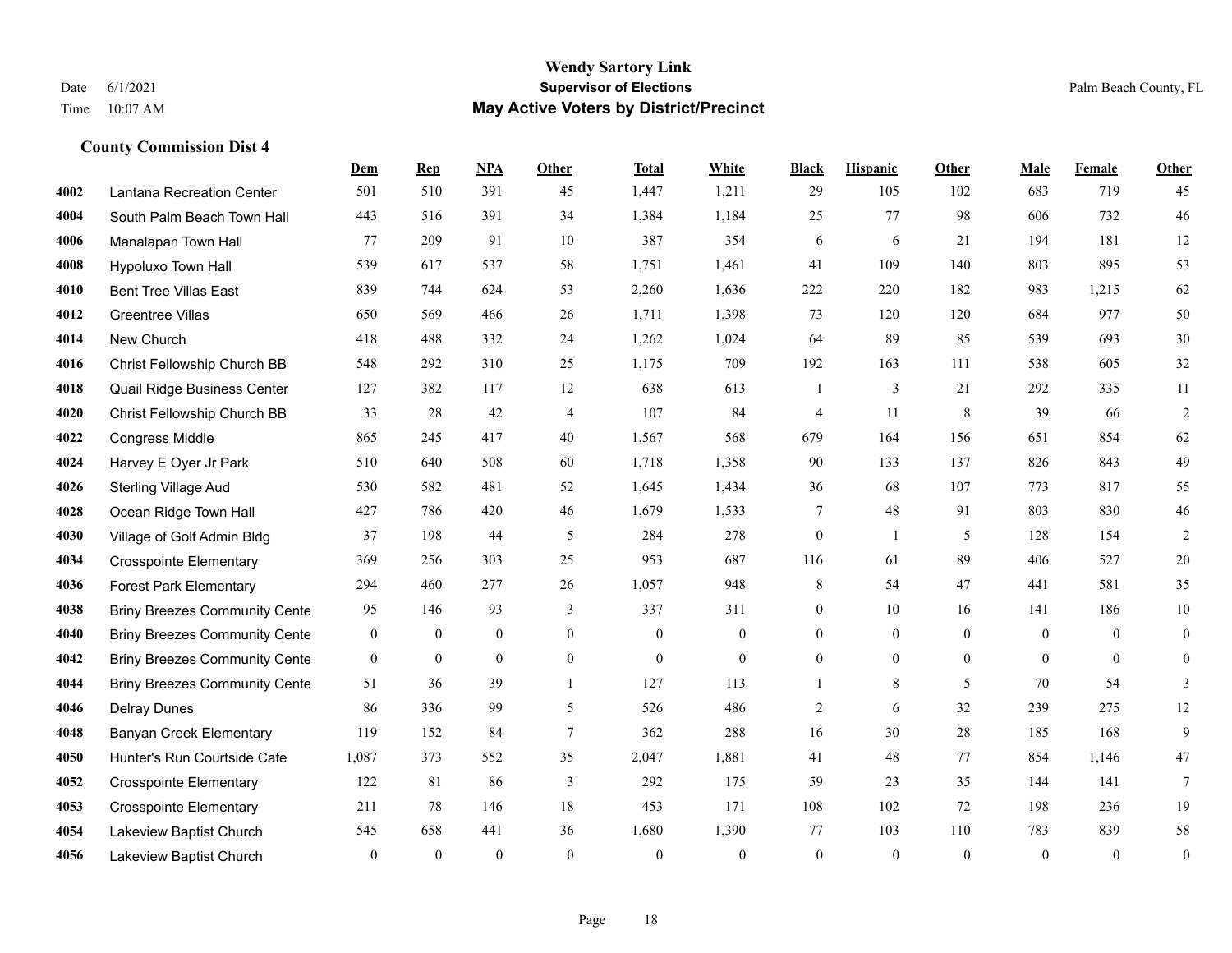**Wendy Sartory Link**
**Supervisor of Elections**
**May Active Voters by District/Precinct**

Date 6/1/2021
Time 10:07 AM

Palm Beach County, FL

### County Commission Dist 4

| | | Dem | Rep | NPA | Other | Total | White | Black | Hispanic | Other | Male | Female | Other |
|---|---|---|---|---|---|---|---|---|---|---|---|---|---|
| 4002 | Lantana Recreation Center | 501 | 510 | 391 | 45 | 1,447 | 1,211 | 29 | 105 | 102 | 683 | 719 | 45 |
| 4004 | South Palm Beach Town Hall | 443 | 516 | 391 | 34 | 1,384 | 1,184 | 25 | 77 | 98 | 606 | 732 | 46 |
| 4006 | Manalapan Town Hall | 77 | 209 | 91 | 10 | 387 | 354 | 6 | 6 | 21 | 194 | 181 | 12 |
| 4008 | Hypoluxo Town Hall | 539 | 617 | 537 | 58 | 1,751 | 1,461 | 41 | 109 | 140 | 803 | 895 | 53 |
| 4010 | Bent Tree Villas East | 839 | 744 | 624 | 53 | 2,260 | 1,636 | 222 | 220 | 182 | 983 | 1,215 | 62 |
| 4012 | Greentree Villas | 650 | 569 | 466 | 26 | 1,711 | 1,398 | 73 | 120 | 120 | 684 | 977 | 50 |
| 4014 | New Church | 418 | 488 | 332 | 24 | 1,262 | 1,024 | 64 | 89 | 85 | 539 | 693 | 30 |
| 4016 | Christ Fellowship Church BB | 548 | 292 | 310 | 25 | 1,175 | 709 | 192 | 163 | 111 | 538 | 605 | 32 |
| 4018 | Quail Ridge Business Center | 127 | 382 | 117 | 12 | 638 | 613 | 1 | 3 | 21 | 292 | 335 | 11 |
| 4020 | Christ Fellowship Church BB | 33 | 28 | 42 | 4 | 107 | 84 | 4 | 11 | 8 | 39 | 66 | 2 |
| 4022 | Congress Middle | 865 | 245 | 417 | 40 | 1,567 | 568 | 679 | 164 | 156 | 651 | 854 | 62 |
| 4024 | Harvey E Oyer Jr Park | 510 | 640 | 508 | 60 | 1,718 | 1,358 | 90 | 133 | 137 | 826 | 843 | 49 |
| 4026 | Sterling Village Aud | 530 | 582 | 481 | 52 | 1,645 | 1,434 | 36 | 68 | 107 | 773 | 817 | 55 |
| 4028 | Ocean Ridge Town Hall | 427 | 786 | 420 | 46 | 1,679 | 1,533 | 7 | 48 | 91 | 803 | 830 | 46 |
| 4030 | Village of Golf Admin Bldg | 37 | 198 | 44 | 5 | 284 | 278 | 0 | 1 | 5 | 128 | 154 | 2 |
| 4034 | Crosspointe Elementary | 369 | 256 | 303 | 25 | 953 | 687 | 116 | 61 | 89 | 406 | 527 | 20 |
| 4036 | Forest Park Elementary | 294 | 460 | 277 | 26 | 1,057 | 948 | 8 | 54 | 47 | 441 | 581 | 35 |
| 4038 | Briny Breezes Community Cente | 95 | 146 | 93 | 3 | 337 | 311 | 0 | 10 | 16 | 141 | 186 | 10 |
| 4040 | Briny Breezes Community Cente | 0 | 0 | 0 | 0 | 0 | 0 | 0 | 0 | 0 | 0 | 0 | 0 |
| 4042 | Briny Breezes Community Cente | 0 | 0 | 0 | 0 | 0 | 0 | 0 | 0 | 0 | 0 | 0 | 0 |
| 4044 | Briny Breezes Community Cente | 51 | 36 | 39 | 1 | 127 | 113 | 1 | 8 | 5 | 70 | 54 | 3 |
| 4046 | Delray Dunes | 86 | 336 | 99 | 5 | 526 | 486 | 2 | 6 | 32 | 239 | 275 | 12 |
| 4048 | Banyan Creek Elementary | 119 | 152 | 84 | 7 | 362 | 288 | 16 | 30 | 28 | 185 | 168 | 9 |
| 4050 | Hunter's Run Courtside Cafe | 1,087 | 373 | 552 | 35 | 2,047 | 1,881 | 41 | 48 | 77 | 854 | 1,146 | 47 |
| 4052 | Crosspointe Elementary | 122 | 81 | 86 | 3 | 292 | 175 | 59 | 23 | 35 | 144 | 141 | 7 |
| 4053 | Crosspointe Elementary | 211 | 78 | 146 | 18 | 453 | 171 | 108 | 102 | 72 | 198 | 236 | 19 |
| 4054 | Lakeview Baptist Church | 545 | 658 | 441 | 36 | 1,680 | 1,390 | 77 | 103 | 110 | 783 | 839 | 58 |
| 4056 | Lakeview Baptist Church | 0 | 0 | 0 | 0 | 0 | 0 | 0 | 0 | 0 | 0 | 0 | 0 |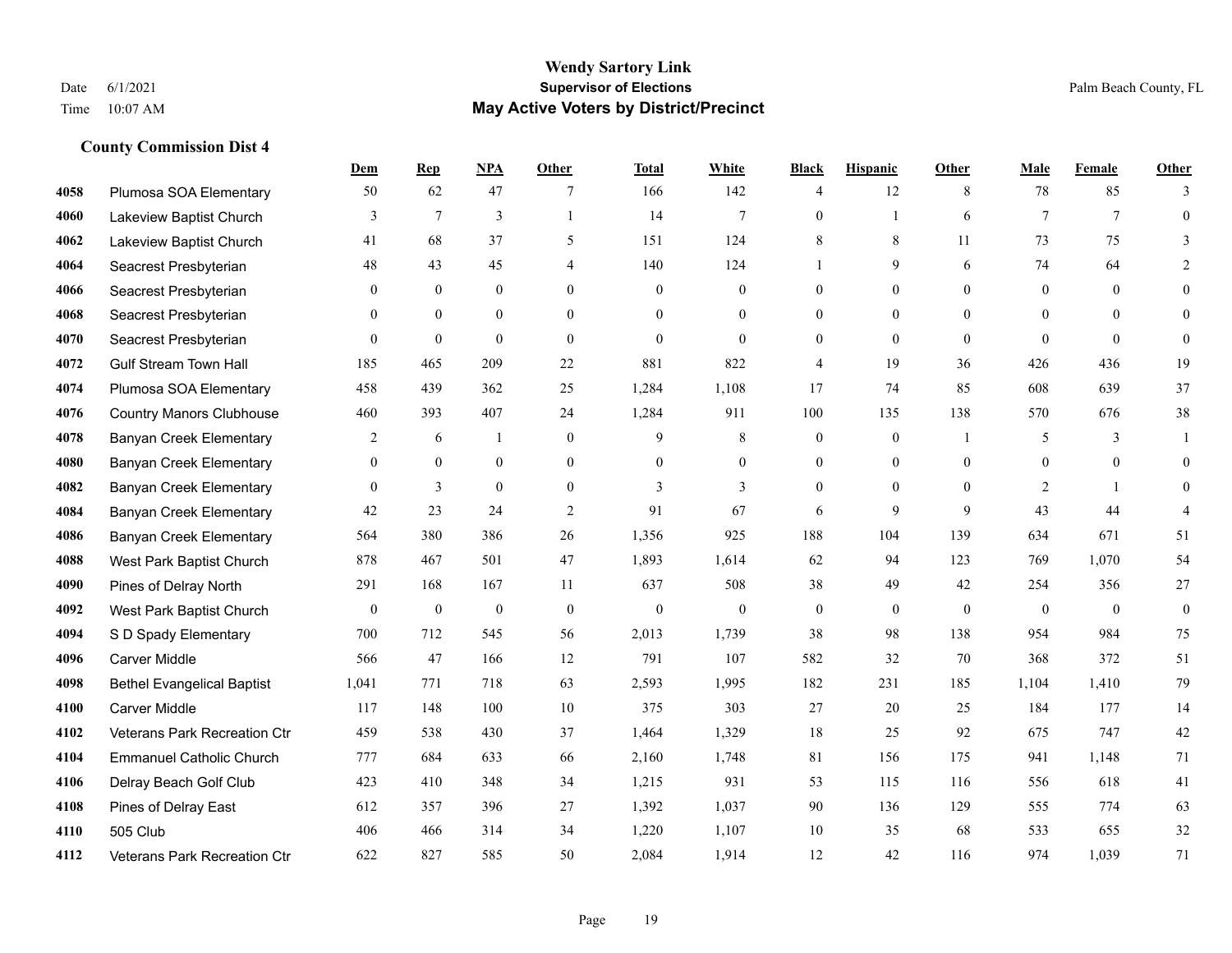# Wendy Sartory Link
## Supervisor of Elections
## May Active Voters by District/Precinct

Date 6/1/2021
Time 10:07 AM

Palm Beach County, FL

### County Commission Dist 4

| | | Dem | Rep | NPA | Other | Total | White | Black | Hispanic | Other | Male | Female | Other |
|---|---|---|---|---|---|---|---|---|---|---|---|---|---|
| 4058 | Plumosa SOA Elementary | 50 | 62 | 47 | 7 | 166 | 142 | 4 | 12 | 8 | 78 | 85 | 3 |
| 4060 | Lakeview Baptist Church | 3 | 7 | 3 | 1 | 14 | 7 | 0 | 1 | 6 | 7 | 7 | 0 |
| 4062 | Lakeview Baptist Church | 41 | 68 | 37 | 5 | 151 | 124 | 8 | 8 | 11 | 73 | 75 | 3 |
| 4064 | Seacrest Presbyterian | 48 | 43 | 45 | 4 | 140 | 124 | 1 | 9 | 6 | 74 | 64 | 2 |
| 4066 | Seacrest Presbyterian | 0 | 0 | 0 | 0 | 0 | 0 | 0 | 0 | 0 | 0 | 0 | 0 |
| 4068 | Seacrest Presbyterian | 0 | 0 | 0 | 0 | 0 | 0 | 0 | 0 | 0 | 0 | 0 | 0 |
| 4070 | Seacrest Presbyterian | 0 | 0 | 0 | 0 | 0 | 0 | 0 | 0 | 0 | 0 | 0 | 0 |
| 4072 | Gulf Stream Town Hall | 185 | 465 | 209 | 22 | 881 | 822 | 4 | 19 | 36 | 426 | 436 | 19 |
| 4074 | Plumosa SOA Elementary | 458 | 439 | 362 | 25 | 1,284 | 1,108 | 17 | 74 | 85 | 608 | 639 | 37 |
| 4076 | Country Manors Clubhouse | 460 | 393 | 407 | 24 | 1,284 | 911 | 100 | 135 | 138 | 570 | 676 | 38 |
| 4078 | Banyan Creek Elementary | 2 | 6 | 1 | 0 | 9 | 8 | 0 | 0 | 1 | 5 | 3 | 1 |
| 4080 | Banyan Creek Elementary | 0 | 0 | 0 | 0 | 0 | 0 | 0 | 0 | 0 | 0 | 0 | 0 |
| 4082 | Banyan Creek Elementary | 0 | 3 | 0 | 0 | 3 | 3 | 0 | 0 | 0 | 2 | 1 | 0 |
| 4084 | Banyan Creek Elementary | 42 | 23 | 24 | 2 | 91 | 67 | 6 | 9 | 9 | 43 | 44 | 4 |
| 4086 | Banyan Creek Elementary | 564 | 380 | 386 | 26 | 1,356 | 925 | 188 | 104 | 139 | 634 | 671 | 51 |
| 4088 | West Park Baptist Church | 878 | 467 | 501 | 47 | 1,893 | 1,614 | 62 | 94 | 123 | 769 | 1,070 | 54 |
| 4090 | Pines of Delray North | 291 | 168 | 167 | 11 | 637 | 508 | 38 | 49 | 42 | 254 | 356 | 27 |
| 4092 | West Park Baptist Church | 0 | 0 | 0 | 0 | 0 | 0 | 0 | 0 | 0 | 0 | 0 | 0 |
| 4094 | S D Spady Elementary | 700 | 712 | 545 | 56 | 2,013 | 1,739 | 38 | 98 | 138 | 954 | 984 | 75 |
| 4096 | Carver Middle | 566 | 47 | 166 | 12 | 791 | 107 | 582 | 32 | 70 | 368 | 372 | 51 |
| 4098 | Bethel Evangelical Baptist | 1,041 | 771 | 718 | 63 | 2,593 | 1,995 | 182 | 231 | 185 | 1,104 | 1,410 | 79 |
| 4100 | Carver Middle | 117 | 148 | 100 | 10 | 375 | 303 | 27 | 20 | 25 | 184 | 177 | 14 |
| 4102 | Veterans Park Recreation Ctr | 459 | 538 | 430 | 37 | 1,464 | 1,329 | 18 | 25 | 92 | 675 | 747 | 42 |
| 4104 | Emmanuel Catholic Church | 777 | 684 | 633 | 66 | 2,160 | 1,748 | 81 | 156 | 175 | 941 | 1,148 | 71 |
| 4106 | Delray Beach Golf Club | 423 | 410 | 348 | 34 | 1,215 | 931 | 53 | 115 | 116 | 556 | 618 | 41 |
| 4108 | Pines of Delray East | 612 | 357 | 396 | 27 | 1,392 | 1,037 | 90 | 136 | 129 | 555 | 774 | 63 |
| 4110 | 505 Club | 406 | 466 | 314 | 34 | 1,220 | 1,107 | 10 | 35 | 68 | 533 | 655 | 32 |
| 4112 | Veterans Park Recreation Ctr | 622 | 827 | 585 | 50 | 2,084 | 1,914 | 12 | 42 | 116 | 974 | 1,039 | 71 |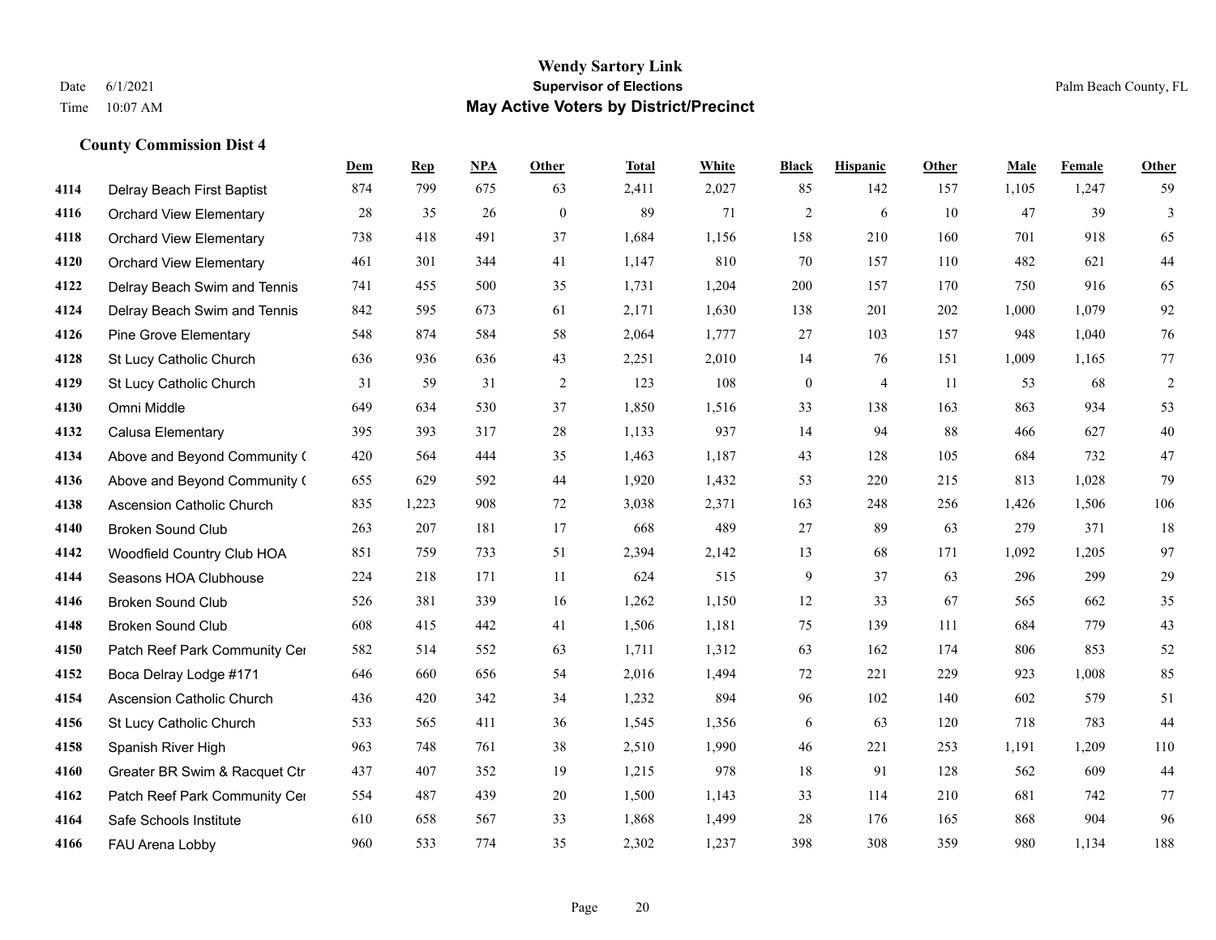### County Commission Dist 4

| | | Dem | Rep | NPA | Other | Total | White | Black | Hispanic | Other | Male | Female | Other |
|---|---|---|---|---|---|---|---|---|---|---|---|---|---|
| 4114 | Delray Beach First Baptist | 874 | 799 | 675 | 63 | 2,411 | 2,027 | 85 | 142 | 157 | 1,105 | 1,247 | 59 |
| 4116 | Orchard View Elementary | 28 | 35 | 26 | 0 | 89 | 71 | 2 | 6 | 10 | 47 | 39 | 3 |
| 4118 | Orchard View Elementary | 738 | 418 | 491 | 37 | 1,684 | 1,156 | 158 | 210 | 160 | 701 | 918 | 65 |
| 4120 | Orchard View Elementary | 461 | 301 | 344 | 41 | 1,147 | 810 | 70 | 157 | 110 | 482 | 621 | 44 |
| 4122 | Delray Beach Swim and Tennis | 741 | 455 | 500 | 35 | 1,731 | 1,204 | 200 | 157 | 170 | 750 | 916 | 65 |
| 4124 | Delray Beach Swim and Tennis | 842 | 595 | 673 | 61 | 2,171 | 1,630 | 138 | 201 | 202 | 1,000 | 1,079 | 92 |
| 4126 | Pine Grove Elementary | 548 | 874 | 584 | 58 | 2,064 | 1,777 | 27 | 103 | 157 | 948 | 1,040 | 76 |
| 4128 | St Lucy Catholic Church | 636 | 936 | 636 | 43 | 2,251 | 2,010 | 14 | 76 | 151 | 1,009 | 1,165 | 77 |
| 4129 | St Lucy Catholic Church | 31 | 59 | 31 | 2 | 123 | 108 | 0 | 4 | 11 | 53 | 68 | 2 |
| 4130 | Omni Middle | 649 | 634 | 530 | 37 | 1,850 | 1,516 | 33 | 138 | 163 | 863 | 934 | 53 |
| 4132 | Calusa Elementary | 395 | 393 | 317 | 28 | 1,133 | 937 | 14 | 94 | 88 | 466 | 627 | 40 |
| 4134 | Above and Beyond Community ( | 420 | 564 | 444 | 35 | 1,463 | 1,187 | 43 | 128 | 105 | 684 | 732 | 47 |
| 4136 | Above and Beyond Community ( | 655 | 629 | 592 | 44 | 1,920 | 1,432 | 53 | 220 | 215 | 813 | 1,028 | 79 |
| 4138 | Ascension Catholic Church | 835 | 1,223 | 908 | 72 | 3,038 | 2,371 | 163 | 248 | 256 | 1,426 | 1,506 | 106 |
| 4140 | Broken Sound Club | 263 | 207 | 181 | 17 | 668 | 489 | 27 | 89 | 63 | 279 | 371 | 18 |
| 4142 | Woodfield Country Club HOA | 851 | 759 | 733 | 51 | 2,394 | 2,142 | 13 | 68 | 171 | 1,092 | 1,205 | 97 |
| 4144 | Seasons HOA Clubhouse | 224 | 218 | 171 | 11 | 624 | 515 | 9 | 37 | 63 | 296 | 299 | 29 |
| 4146 | Broken Sound Club | 526 | 381 | 339 | 16 | 1,262 | 1,150 | 12 | 33 | 67 | 565 | 662 | 35 |
| 4148 | Broken Sound Club | 608 | 415 | 442 | 41 | 1,506 | 1,181 | 75 | 139 | 111 | 684 | 779 | 43 |
| 4150 | Patch Reef Park Community Cer | 582 | 514 | 552 | 63 | 1,711 | 1,312 | 63 | 162 | 174 | 806 | 853 | 52 |
| 4152 | Boca Delray Lodge #171 | 646 | 660 | 656 | 54 | 2,016 | 1,494 | 72 | 221 | 229 | 923 | 1,008 | 85 |
| 4154 | Ascension Catholic Church | 436 | 420 | 342 | 34 | 1,232 | 894 | 96 | 102 | 140 | 602 | 579 | 51 |
| 4156 | St Lucy Catholic Church | 533 | 565 | 411 | 36 | 1,545 | 1,356 | 6 | 63 | 120 | 718 | 783 | 44 |
| 4158 | Spanish River High | 963 | 748 | 761 | 38 | 2,510 | 1,990 | 46 | 221 | 253 | 1,191 | 1,209 | 110 |
| 4160 | Greater BR Swim & Racquet Ctr | 437 | 407 | 352 | 19 | 1,215 | 978 | 18 | 91 | 128 | 562 | 609 | 44 |
| 4162 | Patch Reef Park Community Cer | 554 | 487 | 439 | 20 | 1,500 | 1,143 | 33 | 114 | 210 | 681 | 742 | 77 |
| 4164 | Safe Schools Institute | 610 | 658 | 567 | 33 | 1,868 | 1,499 | 28 | 176 | 165 | 868 | 904 | 96 |
| 4166 | FAU Arena Lobby | 960 | 533 | 774 | 35 | 2,302 | 1,237 | 398 | 308 | 359 | 980 | 1,134 | 188 |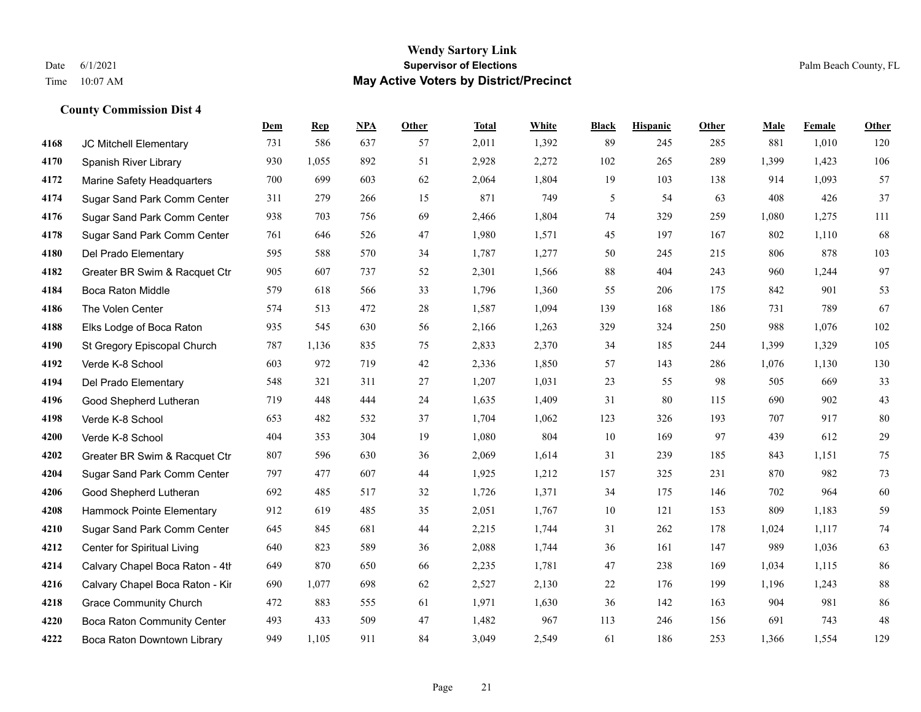# Wendy Sartory Link

## Supervisor of Elections

## May Active Voters by District/Precinct

Date 6/1/2021
Time 10:07 AM
Palm Beach County, FL

### County Commission Dist 4

| | | Dem | Rep | NPA | Other | Total | White | Black | Hispanic | Other | Male | Female | Other |
|---|---|---|---|---|---|---|---|---|---|---|---|---|---|
| 4168 | JC Mitchell Elementary | 731 | 586 | 637 | 57 | 2,011 | 1,392 | 89 | 245 | 285 | 881 | 1,010 | 120 |
| 4170 | Spanish River Library | 930 | 1,055 | 892 | 51 | 2,928 | 2,272 | 102 | 265 | 289 | 1,399 | 1,423 | 106 |
| 4172 | Marine Safety Headquarters | 700 | 699 | 603 | 62 | 2,064 | 1,804 | 19 | 103 | 138 | 914 | 1,093 | 57 |
| 4174 | Sugar Sand Park Comm Center | 311 | 279 | 266 | 15 | 871 | 749 | 5 | 54 | 63 | 408 | 426 | 37 |
| 4176 | Sugar Sand Park Comm Center | 938 | 703 | 756 | 69 | 2,466 | 1,804 | 74 | 329 | 259 | 1,080 | 1,275 | 111 |
| 4178 | Sugar Sand Park Comm Center | 761 | 646 | 526 | 47 | 1,980 | 1,571 | 45 | 197 | 167 | 802 | 1,110 | 68 |
| 4180 | Del Prado Elementary | 595 | 588 | 570 | 34 | 1,787 | 1,277 | 50 | 245 | 215 | 806 | 878 | 103 |
| 4182 | Greater BR Swim & Racquet Ctr | 905 | 607 | 737 | 52 | 2,301 | 1,566 | 88 | 404 | 243 | 960 | 1,244 | 97 |
| 4184 | Boca Raton Middle | 579 | 618 | 566 | 33 | 1,796 | 1,360 | 55 | 206 | 175 | 842 | 901 | 53 |
| 4186 | The Volen Center | 574 | 513 | 472 | 28 | 1,587 | 1,094 | 139 | 168 | 186 | 731 | 789 | 67 |
| 4188 | Elks Lodge of Boca Raton | 935 | 545 | 630 | 56 | 2,166 | 1,263 | 329 | 324 | 250 | 988 | 1,076 | 102 |
| 4190 | St Gregory Episcopal Church | 787 | 1,136 | 835 | 75 | 2,833 | 2,370 | 34 | 185 | 244 | 1,399 | 1,329 | 105 |
| 4192 | Verde K-8 School | 603 | 972 | 719 | 42 | 2,336 | 1,850 | 57 | 143 | 286 | 1,076 | 1,130 | 130 |
| 4194 | Del Prado Elementary | 548 | 321 | 311 | 27 | 1,207 | 1,031 | 23 | 55 | 98 | 505 | 669 | 33 |
| 4196 | Good Shepherd Lutheran | 719 | 448 | 444 | 24 | 1,635 | 1,409 | 31 | 80 | 115 | 690 | 902 | 43 |
| 4198 | Verde K-8 School | 653 | 482 | 532 | 37 | 1,704 | 1,062 | 123 | 326 | 193 | 707 | 917 | 80 |
| 4200 | Verde K-8 School | 404 | 353 | 304 | 19 | 1,080 | 804 | 10 | 169 | 97 | 439 | 612 | 29 |
| 4202 | Greater BR Swim & Racquet Ctr | 807 | 596 | 630 | 36 | 2,069 | 1,614 | 31 | 239 | 185 | 843 | 1,151 | 75 |
| 4204 | Sugar Sand Park Comm Center | 797 | 477 | 607 | 44 | 1,925 | 1,212 | 157 | 325 | 231 | 870 | 982 | 73 |
| 4206 | Good Shepherd Lutheran | 692 | 485 | 517 | 32 | 1,726 | 1,371 | 34 | 175 | 146 | 702 | 964 | 60 |
| 4208 | Hammock Pointe Elementary | 912 | 619 | 485 | 35 | 2,051 | 1,767 | 10 | 121 | 153 | 809 | 1,183 | 59 |
| 4210 | Sugar Sand Park Comm Center | 645 | 845 | 681 | 44 | 2,215 | 1,744 | 31 | 262 | 178 | 1,024 | 1,117 | 74 |
| 4212 | Center for Spiritual Living | 640 | 823 | 589 | 36 | 2,088 | 1,744 | 36 | 161 | 147 | 989 | 1,036 | 63 |
| 4214 | Calvary Chapel Boca Raton - 4th | 649 | 870 | 650 | 66 | 2,235 | 1,781 | 47 | 238 | 169 | 1,034 | 1,115 | 86 |
| 4216 | Calvary Chapel Boca Raton - Kir | 690 | 1,077 | 698 | 62 | 2,527 | 2,130 | 22 | 176 | 199 | 1,196 | 1,243 | 88 |
| 4218 | Grace Community Church | 472 | 883 | 555 | 61 | 1,971 | 1,630 | 36 | 142 | 163 | 904 | 981 | 86 |
| 4220 | Boca Raton Community Center | 493 | 433 | 509 | 47 | 1,482 | 967 | 113 | 246 | 156 | 691 | 743 | 48 |
| 4222 | Boca Raton Downtown Library | 949 | 1,105 | 911 | 84 | 3,049 | 2,549 | 61 | 186 | 253 | 1,366 | 1,554 | 129 |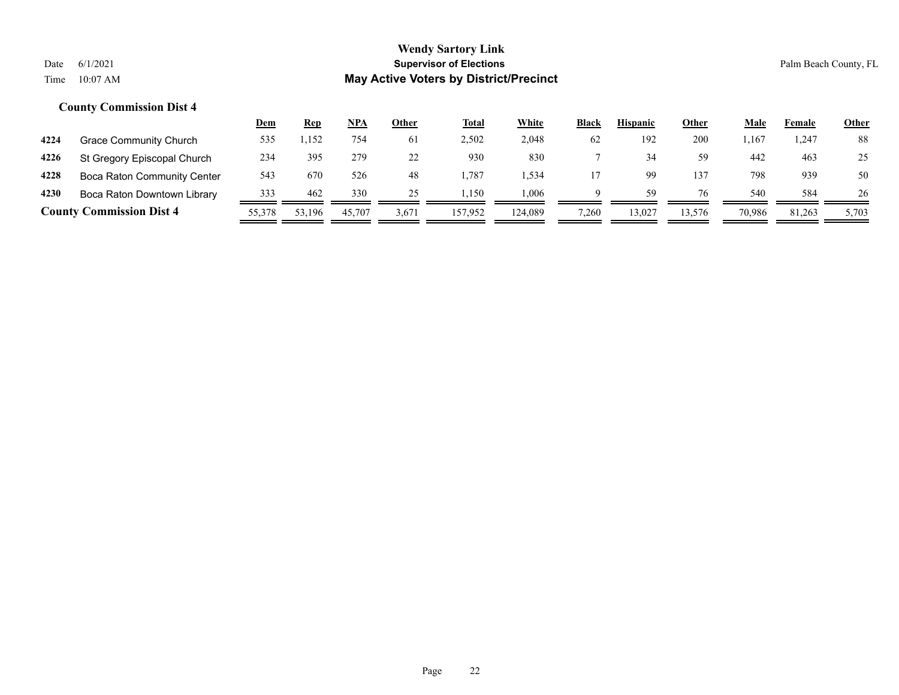# Wendy Sartory Link

## Supervisor of Elections

## May Active Voters by District/Precinct

Date 6/1/2021

Time 10:07 AM

Palm Beach County, FL

### County Commission Dist 4

| | | Dem | Rep | NPA | Other | Total | White | Black | Hispanic | Other | Male | Female | Other |
|---|---|---|---|---|---|---|---|---|---|---|---|---|---|
| 4224 | Grace Community Church | 535 | 1,152 | 754 | 61 | 2,502 | 2,048 | 62 | 192 | 200 | 1,167 | 1,247 | 88 |
| 4226 | St Gregory Episcopal Church | 234 | 395 | 279 | 22 | 930 | 830 | 7 | 34 | 59 | 442 | 463 | 25 |
| 4228 | Boca Raton Community Center | 543 | 670 | 526 | 48 | 1,787 | 1,534 | 17 | 99 | 137 | 798 | 939 | 50 |
| 4230 | Boca Raton Downtown Library | 333 | 462 | 330 | 25 | 1,150 | 1,006 | 9 | 59 | 76 | 540 | 584 | 26 |
| **County Commission Dist 4** | | 55,378 | 53,196 | 45,707 | 3,671 | 157,952 | 124,089 | 7,260 | 13,027 | 13,576 | 70,986 | 81,263 | 5,703 |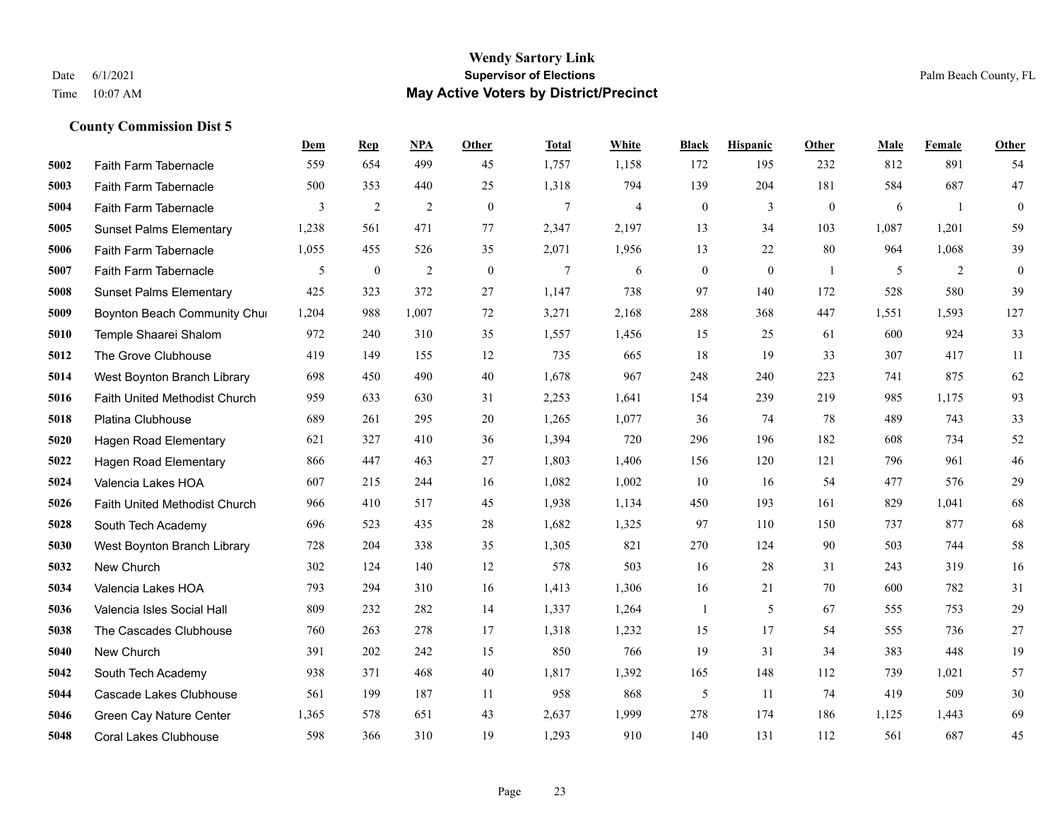**Wendy Sartory Link**
**Supervisor of Elections**
**May Active Voters by District/Precinct**

Date 6/1/2021
Time 10:07 AM

Palm Beach County, FL

### County Commission Dist 5

| | | Dem | Rep | NPA | Other | Total | White | Black | Hispanic | Other | Male | Female | Other |
|---|---|---|---|---|---|---|---|---|---|---|---|---|---|
| 5002 | Faith Farm Tabernacle | 559 | 654 | 499 | 45 | 1,757 | 1,158 | 172 | 195 | 232 | 812 | 891 | 54 |
| 5003 | Faith Farm Tabernacle | 500 | 353 | 440 | 25 | 1,318 | 794 | 139 | 204 | 181 | 584 | 687 | 47 |
| 5004 | Faith Farm Tabernacle | 3 | 2 | 2 | 0 | 7 | 4 | 0 | 3 | 0 | 6 | 1 | 0 |
| 5005 | Sunset Palms Elementary | 1,238 | 561 | 471 | 77 | 2,347 | 2,197 | 13 | 34 | 103 | 1,087 | 1,201 | 59 |
| 5006 | Faith Farm Tabernacle | 1,055 | 455 | 526 | 35 | 2,071 | 1,956 | 13 | 22 | 80 | 964 | 1,068 | 39 |
| 5007 | Faith Farm Tabernacle | 5 | 0 | 2 | 0 | 7 | 6 | 0 | 0 | 1 | 5 | 2 | 0 |
| 5008 | Sunset Palms Elementary | 425 | 323 | 372 | 27 | 1,147 | 738 | 97 | 140 | 172 | 528 | 580 | 39 |
| 5009 | Boynton Beach Community Chu | 1,204 | 988 | 1,007 | 72 | 3,271 | 2,168 | 288 | 368 | 447 | 1,551 | 1,593 | 127 |
| 5010 | Temple Shaarei Shalom | 972 | 240 | 310 | 35 | 1,557 | 1,456 | 15 | 25 | 61 | 600 | 924 | 33 |
| 5012 | The Grove Clubhouse | 419 | 149 | 155 | 12 | 735 | 665 | 18 | 19 | 33 | 307 | 417 | 11 |
| 5014 | West Boynton Branch Library | 698 | 450 | 490 | 40 | 1,678 | 967 | 248 | 240 | 223 | 741 | 875 | 62 |
| 5016 | Faith United Methodist Church | 959 | 633 | 630 | 31 | 2,253 | 1,641 | 154 | 239 | 219 | 985 | 1,175 | 93 |
| 5018 | Platina Clubhouse | 689 | 261 | 295 | 20 | 1,265 | 1,077 | 36 | 74 | 78 | 489 | 743 | 33 |
| 5020 | Hagen Road Elementary | 621 | 327 | 410 | 36 | 1,394 | 720 | 296 | 196 | 182 | 608 | 734 | 52 |
| 5022 | Hagen Road Elementary | 866 | 447 | 463 | 27 | 1,803 | 1,406 | 156 | 120 | 121 | 796 | 961 | 46 |
| 5024 | Valencia Lakes HOA | 607 | 215 | 244 | 16 | 1,082 | 1,002 | 10 | 16 | 54 | 477 | 576 | 29 |
| 5026 | Faith United Methodist Church | 966 | 410 | 517 | 45 | 1,938 | 1,134 | 450 | 193 | 161 | 829 | 1,041 | 68 |
| 5028 | South Tech Academy | 696 | 523 | 435 | 28 | 1,682 | 1,325 | 97 | 110 | 150 | 737 | 877 | 68 |
| 5030 | West Boynton Branch Library | 728 | 204 | 338 | 35 | 1,305 | 821 | 270 | 124 | 90 | 503 | 744 | 58 |
| 5032 | New Church | 302 | 124 | 140 | 12 | 578 | 503 | 16 | 28 | 31 | 243 | 319 | 16 |
| 5034 | Valencia Lakes HOA | 793 | 294 | 310 | 16 | 1,413 | 1,306 | 16 | 21 | 70 | 600 | 782 | 31 |
| 5036 | Valencia Isles Social Hall | 809 | 232 | 282 | 14 | 1,337 | 1,264 | 1 | 5 | 67 | 555 | 753 | 29 |
| 5038 | The Cascades Clubhouse | 760 | 263 | 278 | 17 | 1,318 | 1,232 | 15 | 17 | 54 | 555 | 736 | 27 |
| 5040 | New Church | 391 | 202 | 242 | 15 | 850 | 766 | 19 | 31 | 34 | 383 | 448 | 19 |
| 5042 | South Tech Academy | 938 | 371 | 468 | 40 | 1,817 | 1,392 | 165 | 148 | 112 | 739 | 1,021 | 57 |
| 5044 | Cascade Lakes Clubhouse | 561 | 199 | 187 | 11 | 958 | 868 | 5 | 11 | 74 | 419 | 509 | 30 |
| 5046 | Green Cay Nature Center | 1,365 | 578 | 651 | 43 | 2,637 | 1,999 | 278 | 174 | 186 | 1,125 | 1,443 | 69 |
| 5048 | Coral Lakes Clubhouse | 598 | 366 | 310 | 19 | 1,293 | 910 | 140 | 131 | 112 | 561 | 687 | 45 |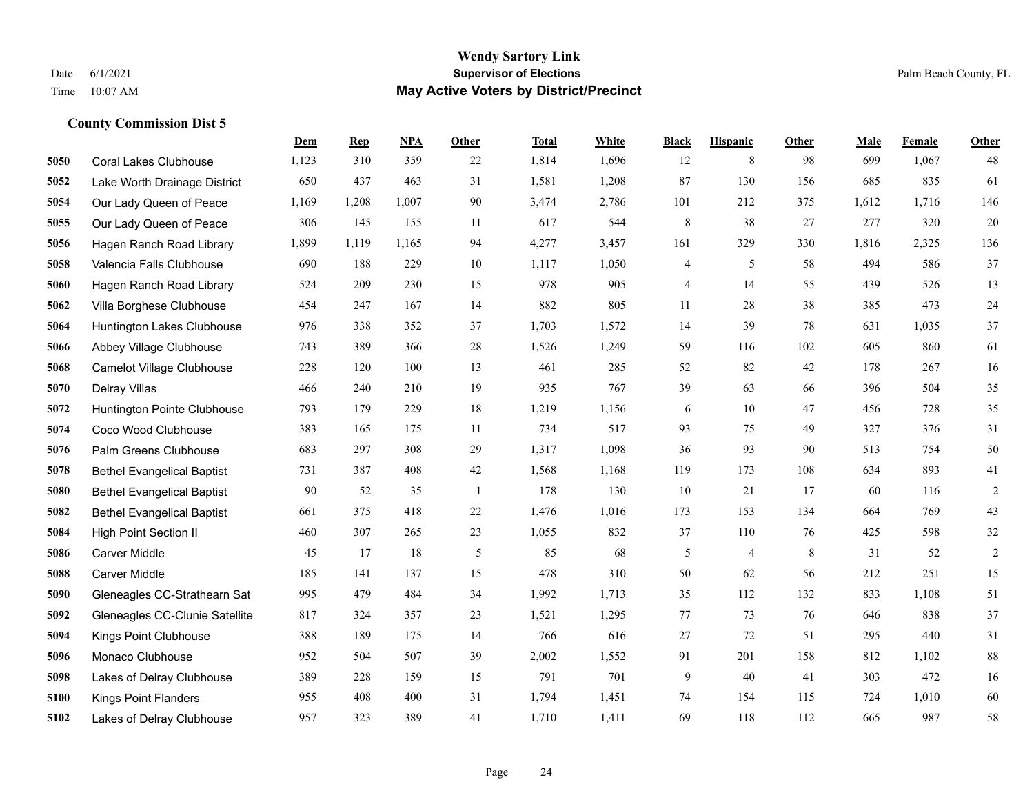# Wendy Sartory Link

## Supervisor of Elections

## May Active Voters by District/Precinct

Date 6/1/2021

Time 10:07 AM

Palm Beach County, FL

### County Commission Dist 5

| | | Dem | Rep | NPA | Other | Total | White | Black | Hispanic | Other | Male | Female | Other |
|---|---|---|---|---|---|---|---|---|---|---|---|---|---|
| 5050 | Coral Lakes Clubhouse | 1,123 | 310 | 359 | 22 | 1,814 | 1,696 | 12 | 8 | 98 | 699 | 1,067 | 48 |
| 5052 | Lake Worth Drainage District | 650 | 437 | 463 | 31 | 1,581 | 1,208 | 87 | 130 | 156 | 685 | 835 | 61 |
| 5054 | Our Lady Queen of Peace | 1,169 | 1,208 | 1,007 | 90 | 3,474 | 2,786 | 101 | 212 | 375 | 1,612 | 1,716 | 146 |
| 5055 | Our Lady Queen of Peace | 306 | 145 | 155 | 11 | 617 | 544 | 8 | 38 | 27 | 277 | 320 | 20 |
| 5056 | Hagen Ranch Road Library | 1,899 | 1,119 | 1,165 | 94 | 4,277 | 3,457 | 161 | 329 | 330 | 1,816 | 2,325 | 136 |
| 5058 | Valencia Falls Clubhouse | 690 | 188 | 229 | 10 | 1,117 | 1,050 | 4 | 5 | 58 | 494 | 586 | 37 |
| 5060 | Hagen Ranch Road Library | 524 | 209 | 230 | 15 | 978 | 905 | 4 | 14 | 55 | 439 | 526 | 13 |
| 5062 | Villa Borghese Clubhouse | 454 | 247 | 167 | 14 | 882 | 805 | 11 | 28 | 38 | 385 | 473 | 24 |
| 5064 | Huntington Lakes Clubhouse | 976 | 338 | 352 | 37 | 1,703 | 1,572 | 14 | 39 | 78 | 631 | 1,035 | 37 |
| 5066 | Abbey Village Clubhouse | 743 | 389 | 366 | 28 | 1,526 | 1,249 | 59 | 116 | 102 | 605 | 860 | 61 |
| 5068 | Camelot Village Clubhouse | 228 | 120 | 100 | 13 | 461 | 285 | 52 | 82 | 42 | 178 | 267 | 16 |
| 5070 | Delray Villas | 466 | 240 | 210 | 19 | 935 | 767 | 39 | 63 | 66 | 396 | 504 | 35 |
| 5072 | Huntington Pointe Clubhouse | 793 | 179 | 229 | 18 | 1,219 | 1,156 | 6 | 10 | 47 | 456 | 728 | 35 |
| 5074 | Coco Wood Clubhouse | 383 | 165 | 175 | 11 | 734 | 517 | 93 | 75 | 49 | 327 | 376 | 31 |
| 5076 | Palm Greens Clubhouse | 683 | 297 | 308 | 29 | 1,317 | 1,098 | 36 | 93 | 90 | 513 | 754 | 50 |
| 5078 | Bethel Evangelical Baptist | 731 | 387 | 408 | 42 | 1,568 | 1,168 | 119 | 173 | 108 | 634 | 893 | 41 |
| 5080 | Bethel Evangelical Baptist | 90 | 52 | 35 | 1 | 178 | 130 | 10 | 21 | 17 | 60 | 116 | 2 |
| 5082 | Bethel Evangelical Baptist | 661 | 375 | 418 | 22 | 1,476 | 1,016 | 173 | 153 | 134 | 664 | 769 | 43 |
| 5084 | High Point Section II | 460 | 307 | 265 | 23 | 1,055 | 832 | 37 | 110 | 76 | 425 | 598 | 32 |
| 5086 | Carver Middle | 45 | 17 | 18 | 5 | 85 | 68 | 5 | 4 | 8 | 31 | 52 | 2 |
| 5088 | Carver Middle | 185 | 141 | 137 | 15 | 478 | 310 | 50 | 62 | 56 | 212 | 251 | 15 |
| 5090 | Gleneagles CC-Strathearn Sat | 995 | 479 | 484 | 34 | 1,992 | 1,713 | 35 | 112 | 132 | 833 | 1,108 | 51 |
| 5092 | Gleneagles CC-Clunie Satellite | 817 | 324 | 357 | 23 | 1,521 | 1,295 | 77 | 73 | 76 | 646 | 838 | 37 |
| 5094 | Kings Point Clubhouse | 388 | 189 | 175 | 14 | 766 | 616 | 27 | 72 | 51 | 295 | 440 | 31 |
| 5096 | Monaco Clubhouse | 952 | 504 | 507 | 39 | 2,002 | 1,552 | 91 | 201 | 158 | 812 | 1,102 | 88 |
| 5098 | Lakes of Delray Clubhouse | 389 | 228 | 159 | 15 | 791 | 701 | 9 | 40 | 41 | 303 | 472 | 16 |
| 5100 | Kings Point Flanders | 955 | 408 | 400 | 31 | 1,794 | 1,451 | 74 | 154 | 115 | 724 | 1,010 | 60 |
| 5102 | Lakes of Delray Clubhouse | 957 | 323 | 389 | 41 | 1,710 | 1,411 | 69 | 118 | 112 | 665 | 987 | 58 |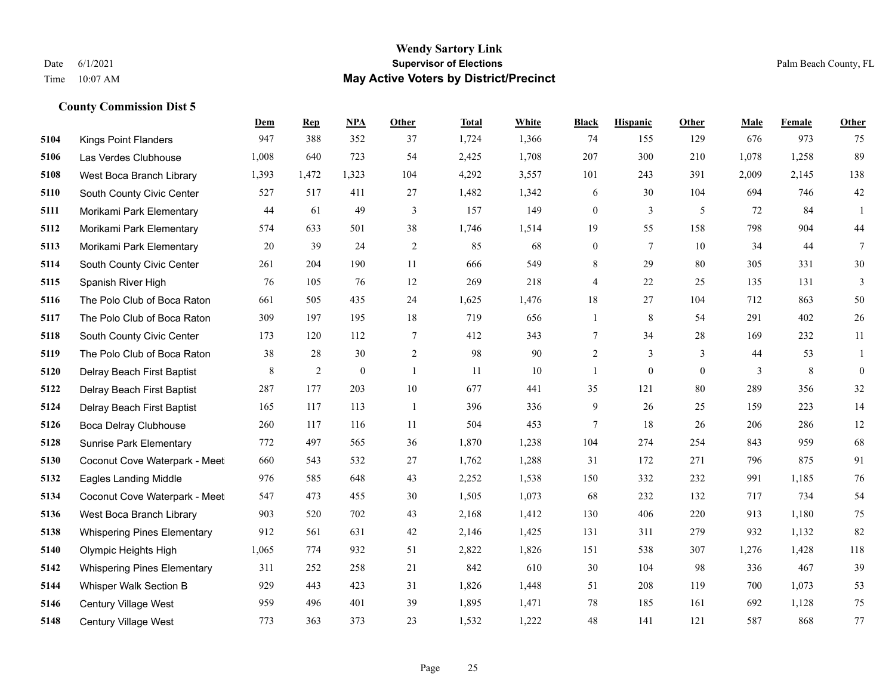## County Commission Dist 5

| | | Dem | Rep | NPA | Other | Total | White | Black | Hispanic | Other | Male | Female | Other |
|---|---|---|---|---|---|---|---|---|---|---|---|---|---|
| 5104 | Kings Point Flanders | 947 | 388 | 352 | 37 | 1,724 | 1,366 | 74 | 155 | 129 | 676 | 973 | 75 |
| 5106 | Las Verdes Clubhouse | 1,008 | 640 | 723 | 54 | 2,425 | 1,708 | 207 | 300 | 210 | 1,078 | 1,258 | 89 |
| 5108 | West Boca Branch Library | 1,393 | 1,472 | 1,323 | 104 | 4,292 | 3,557 | 101 | 243 | 391 | 2,009 | 2,145 | 138 |
| 5110 | South County Civic Center | 527 | 517 | 411 | 27 | 1,482 | 1,342 | 6 | 30 | 104 | 694 | 746 | 42 |
| 5111 | Morikami Park Elementary | 44 | 61 | 49 | 3 | 157 | 149 | 0 | 3 | 5 | 72 | 84 | 1 |
| 5112 | Morikami Park Elementary | 574 | 633 | 501 | 38 | 1,746 | 1,514 | 19 | 55 | 158 | 798 | 904 | 44 |
| 5113 | Morikami Park Elementary | 20 | 39 | 24 | 2 | 85 | 68 | 0 | 7 | 10 | 34 | 44 | 7 |
| 5114 | South County Civic Center | 261 | 204 | 190 | 11 | 666 | 549 | 8 | 29 | 80 | 305 | 331 | 30 |
| 5115 | Spanish River High | 76 | 105 | 76 | 12 | 269 | 218 | 4 | 22 | 25 | 135 | 131 | 3 |
| 5116 | The Polo Club of Boca Raton | 661 | 505 | 435 | 24 | 1,625 | 1,476 | 18 | 27 | 104 | 712 | 863 | 50 |
| 5117 | The Polo Club of Boca Raton | 309 | 197 | 195 | 18 | 719 | 656 | 1 | 8 | 54 | 291 | 402 | 26 |
| 5118 | South County Civic Center | 173 | 120 | 112 | 7 | 412 | 343 | 7 | 34 | 28 | 169 | 232 | 11 |
| 5119 | The Polo Club of Boca Raton | 38 | 28 | 30 | 2 | 98 | 90 | 2 | 3 | 3 | 44 | 53 | 1 |
| 5120 | Delray Beach First Baptist | 8 | 2 | 0 | 1 | 11 | 10 | 1 | 0 | 0 | 3 | 8 | 0 |
| 5122 | Delray Beach First Baptist | 287 | 177 | 203 | 10 | 677 | 441 | 35 | 121 | 80 | 289 | 356 | 32 |
| 5124 | Delray Beach First Baptist | 165 | 117 | 113 | 1 | 396 | 336 | 9 | 26 | 25 | 159 | 223 | 14 |
| 5126 | Boca Delray Clubhouse | 260 | 117 | 116 | 11 | 504 | 453 | 7 | 18 | 26 | 206 | 286 | 12 |
| 5128 | Sunrise Park Elementary | 772 | 497 | 565 | 36 | 1,870 | 1,238 | 104 | 274 | 254 | 843 | 959 | 68 |
| 5130 | Coconut Cove Waterpark - Meet | 660 | 543 | 532 | 27 | 1,762 | 1,288 | 31 | 172 | 271 | 796 | 875 | 91 |
| 5132 | Eagles Landing Middle | 976 | 585 | 648 | 43 | 2,252 | 1,538 | 150 | 332 | 232 | 991 | 1,185 | 76 |
| 5134 | Coconut Cove Waterpark - Meet | 547 | 473 | 455 | 30 | 1,505 | 1,073 | 68 | 232 | 132 | 717 | 734 | 54 |
| 5136 | West Boca Branch Library | 903 | 520 | 702 | 43 | 2,168 | 1,412 | 130 | 406 | 220 | 913 | 1,180 | 75 |
| 5138 | Whispering Pines Elementary | 912 | 561 | 631 | 42 | 2,146 | 1,425 | 131 | 311 | 279 | 932 | 1,132 | 82 |
| 5140 | Olympic Heights High | 1,065 | 774 | 932 | 51 | 2,822 | 1,826 | 151 | 538 | 307 | 1,276 | 1,428 | 118 |
| 5142 | Whispering Pines Elementary | 311 | 252 | 258 | 21 | 842 | 610 | 30 | 104 | 98 | 336 | 467 | 39 |
| 5144 | Whisper Walk Section B | 929 | 443 | 423 | 31 | 1,826 | 1,448 | 51 | 208 | 119 | 700 | 1,073 | 53 |
| 5146 | Century Village West | 959 | 496 | 401 | 39 | 1,895 | 1,471 | 78 | 185 | 161 | 692 | 1,128 | 75 |
| 5148 | Century Village West | 773 | 363 | 373 | 23 | 1,532 | 1,222 | 48 | 141 | 121 | 587 | 868 | 77 |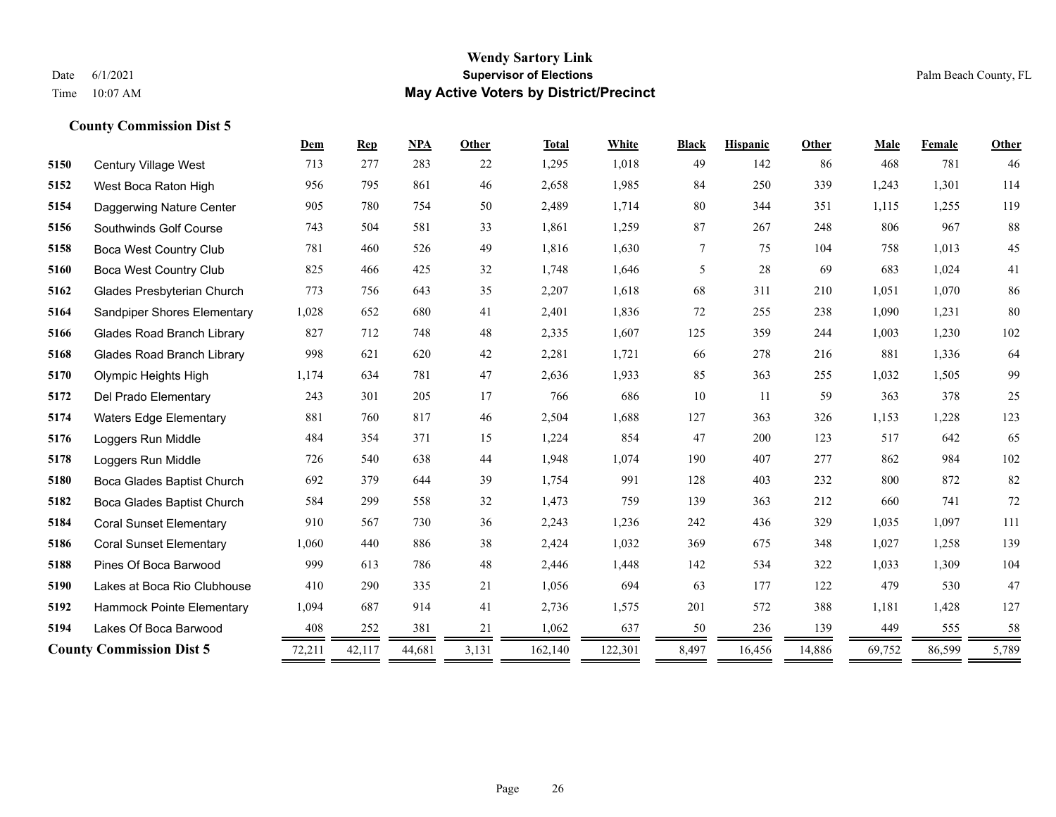## County Commission Dist 5

| | | Dem | Rep | NPA | Other | Total | White | Black | Hispanic | Other | Male | Female | Other |
|---|---|---|---|---|---|---|---|---|---|---|---|---|---|
| 5150 | Century Village West | 713 | 277 | 283 | 22 | 1,295 | 1,018 | 49 | 142 | 86 | 468 | 781 | 46 |
| 5152 | West Boca Raton High | 956 | 795 | 861 | 46 | 2,658 | 1,985 | 84 | 250 | 339 | 1,243 | 1,301 | 114 |
| 5154 | Daggerwing Nature Center | 905 | 780 | 754 | 50 | 2,489 | 1,714 | 80 | 344 | 351 | 1,115 | 1,255 | 119 |
| 5156 | Southwinds Golf Course | 743 | 504 | 581 | 33 | 1,861 | 1,259 | 87 | 267 | 248 | 806 | 967 | 88 |
| 5158 | Boca West Country Club | 781 | 460 | 526 | 49 | 1,816 | 1,630 | 7 | 75 | 104 | 758 | 1,013 | 45 |
| 5160 | Boca West Country Club | 825 | 466 | 425 | 32 | 1,748 | 1,646 | 5 | 28 | 69 | 683 | 1,024 | 41 |
| 5162 | Glades Presbyterian Church | 773 | 756 | 643 | 35 | 2,207 | 1,618 | 68 | 311 | 210 | 1,051 | 1,070 | 86 |
| 5164 | Sandpiper Shores Elementary | 1,028 | 652 | 680 | 41 | 2,401 | 1,836 | 72 | 255 | 238 | 1,090 | 1,231 | 80 |
| 5166 | Glades Road Branch Library | 827 | 712 | 748 | 48 | 2,335 | 1,607 | 125 | 359 | 244 | 1,003 | 1,230 | 102 |
| 5168 | Glades Road Branch Library | 998 | 621 | 620 | 42 | 2,281 | 1,721 | 66 | 278 | 216 | 881 | 1,336 | 64 |
| 5170 | Olympic Heights High | 1,174 | 634 | 781 | 47 | 2,636 | 1,933 | 85 | 363 | 255 | 1,032 | 1,505 | 99 |
| 5172 | Del Prado Elementary | 243 | 301 | 205 | 17 | 766 | 686 | 10 | 11 | 59 | 363 | 378 | 25 |
| 5174 | Waters Edge Elementary | 881 | 760 | 817 | 46 | 2,504 | 1,688 | 127 | 363 | 326 | 1,153 | 1,228 | 123 |
| 5176 | Loggers Run Middle | 484 | 354 | 371 | 15 | 1,224 | 854 | 47 | 200 | 123 | 517 | 642 | 65 |
| 5178 | Loggers Run Middle | 726 | 540 | 638 | 44 | 1,948 | 1,074 | 190 | 407 | 277 | 862 | 984 | 102 |
| 5180 | Boca Glades Baptist Church | 692 | 379 | 644 | 39 | 1,754 | 991 | 128 | 403 | 232 | 800 | 872 | 82 |
| 5182 | Boca Glades Baptist Church | 584 | 299 | 558 | 32 | 1,473 | 759 | 139 | 363 | 212 | 660 | 741 | 72 |
| 5184 | Coral Sunset Elementary | 910 | 567 | 730 | 36 | 2,243 | 1,236 | 242 | 436 | 329 | 1,035 | 1,097 | 111 |
| 5186 | Coral Sunset Elementary | 1,060 | 440 | 886 | 38 | 2,424 | 1,032 | 369 | 675 | 348 | 1,027 | 1,258 | 139 |
| 5188 | Pines Of Boca Barwood | 999 | 613 | 786 | 48 | 2,446 | 1,448 | 142 | 534 | 322 | 1,033 | 1,309 | 104 |
| 5190 | Lakes at Boca Rio Clubhouse | 410 | 290 | 335 | 21 | 1,056 | 694 | 63 | 177 | 122 | 479 | 530 | 47 |
| 5192 | Hammock Pointe Elementary | 1,094 | 687 | 914 | 41 | 2,736 | 1,575 | 201 | 572 | 388 | 1,181 | 1,428 | 127 |
| 5194 | Lakes Of Boca Barwood | 408 | 252 | 381 | 21 | 1,062 | 637 | 50 | 236 | 139 | 449 | 555 | 58 |
| **County Commission Dist 5** | | 72,211 | 42,117 | 44,681 | 3,131 | 162,140 | 122,301 | 8,497 | 16,456 | 14,886 | 69,752 | 86,599 | 5,789 |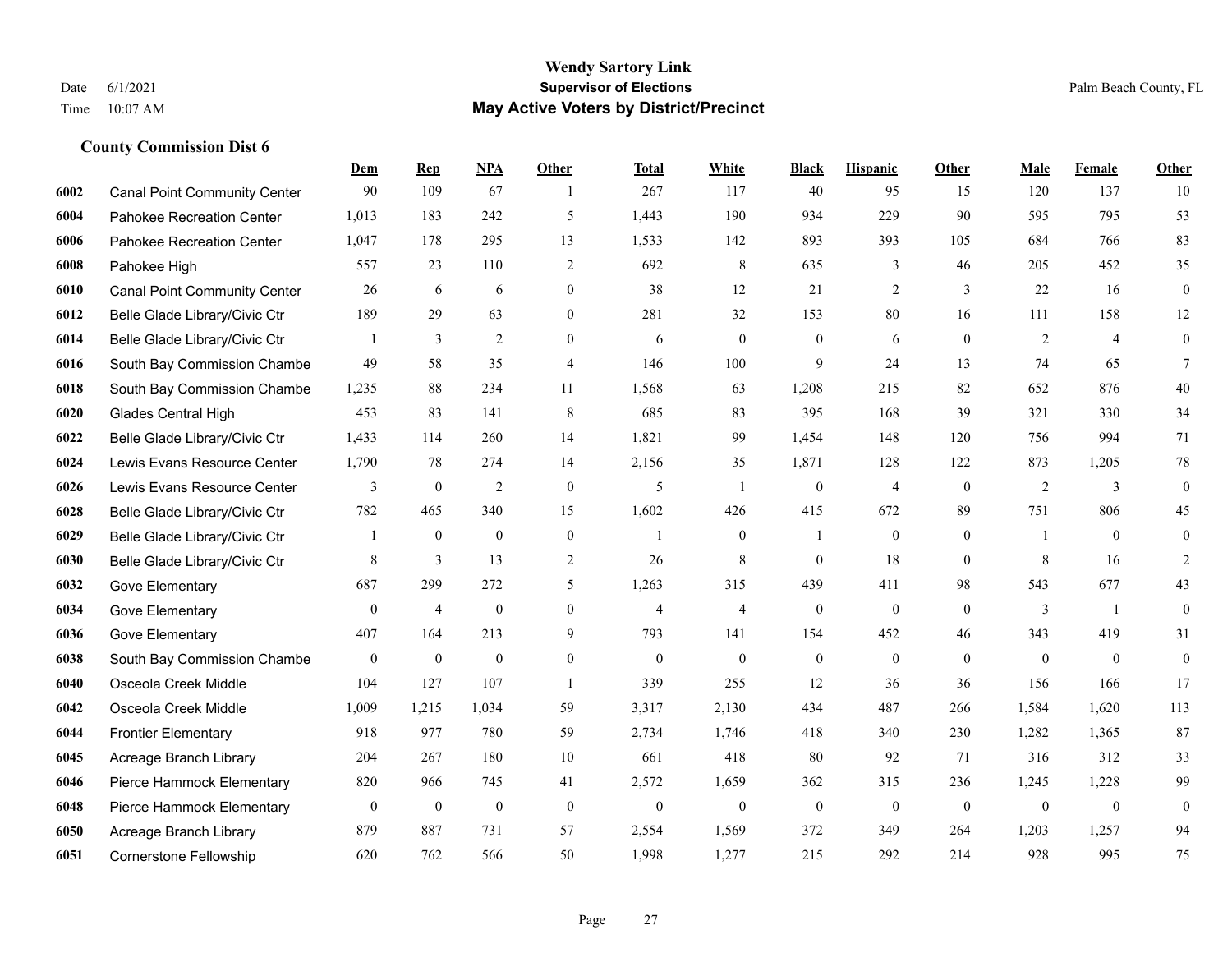# Wendy Sartory Link
## Supervisor of Elections
## May Active Voters by District/Precinct

Date 6/1/2021
Time 10:07 AM

Palm Beach County, FL

### County Commission Dist 6

| | | Dem | Rep | NPA | Other | Total | White | Black | Hispanic | Other | Male | Female | Other |
|---|---|---|---|---|---|---|---|---|---|---|---|---|---|
| 6002 | Canal Point Community Center | 90 | 109 | 67 | 1 | 267 | 117 | 40 | 95 | 15 | 120 | 137 | 10 |
| 6004 | Pahokee Recreation Center | 1,013 | 183 | 242 | 5 | 1,443 | 190 | 934 | 229 | 90 | 595 | 795 | 53 |
| 6006 | Pahokee Recreation Center | 1,047 | 178 | 295 | 13 | 1,533 | 142 | 893 | 393 | 105 | 684 | 766 | 83 |
| 6008 | Pahokee High | 557 | 23 | 110 | 2 | 692 | 8 | 635 | 3 | 46 | 205 | 452 | 35 |
| 6010 | Canal Point Community Center | 26 | 6 | 6 | 0 | 38 | 12 | 21 | 2 | 3 | 22 | 16 | 0 |
| 6012 | Belle Glade Library/Civic Ctr | 189 | 29 | 63 | 0 | 281 | 32 | 153 | 80 | 16 | 111 | 158 | 12 |
| 6014 | Belle Glade Library/Civic Ctr | 1 | 3 | 2 | 0 | 6 | 0 | 0 | 6 | 0 | 2 | 4 | 0 |
| 6016 | South Bay Commission Chambe | 49 | 58 | 35 | 4 | 146 | 100 | 9 | 24 | 13 | 74 | 65 | 7 |
| 6018 | South Bay Commission Chambe | 1,235 | 88 | 234 | 11 | 1,568 | 63 | 1,208 | 215 | 82 | 652 | 876 | 40 |
| 6020 | Glades Central High | 453 | 83 | 141 | 8 | 685 | 83 | 395 | 168 | 39 | 321 | 330 | 34 |
| 6022 | Belle Glade Library/Civic Ctr | 1,433 | 114 | 260 | 14 | 1,821 | 99 | 1,454 | 148 | 120 | 756 | 994 | 71 |
| 6024 | Lewis Evans Resource Center | 1,790 | 78 | 274 | 14 | 2,156 | 35 | 1,871 | 128 | 122 | 873 | 1,205 | 78 |
| 6026 | Lewis Evans Resource Center | 3 | 0 | 2 | 0 | 5 | 1 | 0 | 4 | 0 | 2 | 3 | 0 |
| 6028 | Belle Glade Library/Civic Ctr | 782 | 465 | 340 | 15 | 1,602 | 426 | 415 | 672 | 89 | 751 | 806 | 45 |
| 6029 | Belle Glade Library/Civic Ctr | 1 | 0 | 0 | 0 | 1 | 0 | 1 | 0 | 0 | 1 | 0 | 0 |
| 6030 | Belle Glade Library/Civic Ctr | 8 | 3 | 13 | 2 | 26 | 8 | 0 | 18 | 0 | 8 | 16 | 2 |
| 6032 | Gove Elementary | 687 | 299 | 272 | 5 | 1,263 | 315 | 439 | 411 | 98 | 543 | 677 | 43 |
| 6034 | Gove Elementary | 0 | 4 | 0 | 0 | 4 | 4 | 0 | 0 | 0 | 3 | 1 | 0 |
| 6036 | Gove Elementary | 407 | 164 | 213 | 9 | 793 | 141 | 154 | 452 | 46 | 343 | 419 | 31 |
| 6038 | South Bay Commission Chambe | 0 | 0 | 0 | 0 | 0 | 0 | 0 | 0 | 0 | 0 | 0 | 0 |
| 6040 | Osceola Creek Middle | 104 | 127 | 107 | 1 | 339 | 255 | 12 | 36 | 36 | 156 | 166 | 17 |
| 6042 | Osceola Creek Middle | 1,009 | 1,215 | 1,034 | 59 | 3,317 | 2,130 | 434 | 487 | 266 | 1,584 | 1,620 | 113 |
| 6044 | Frontier Elementary | 918 | 977 | 780 | 59 | 2,734 | 1,746 | 418 | 340 | 230 | 1,282 | 1,365 | 87 |
| 6045 | Acreage Branch Library | 204 | 267 | 180 | 10 | 661 | 418 | 80 | 92 | 71 | 316 | 312 | 33 |
| 6046 | Pierce Hammock Elementary | 820 | 966 | 745 | 41 | 2,572 | 1,659 | 362 | 315 | 236 | 1,245 | 1,228 | 99 |
| 6048 | Pierce Hammock Elementary | 0 | 0 | 0 | 0 | 0 | 0 | 0 | 0 | 0 | 0 | 0 | 0 |
| 6050 | Acreage Branch Library | 879 | 887 | 731 | 57 | 2,554 | 1,569 | 372 | 349 | 264 | 1,203 | 1,257 | 94 |
| 6051 | Cornerstone Fellowship | 620 | 762 | 566 | 50 | 1,998 | 1,277 | 215 | 292 | 214 | 928 | 995 | 75 |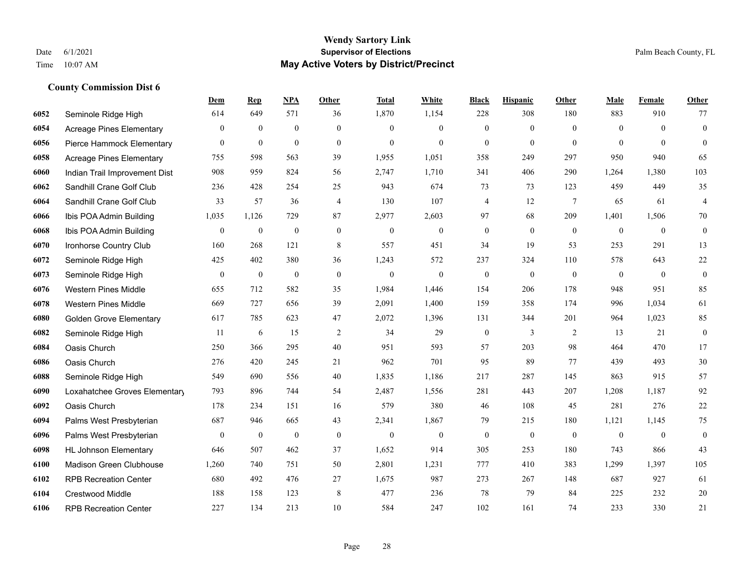# Wendy Sartory Link
## Supervisor of Elections
## May Active Voters by District/Precinct

Date 6/1/2021
Time 10:07 AM

Palm Beach County, FL

### County Commission Dist 6

| | | Dem | Rep | NPA | Other | Total | White | Black | Hispanic | Other | Male | Female | Other |
|---|---|---|---|---|---|---|---|---|---|---|---|---|---|
| 6052 | Seminole Ridge High | 614 | 649 | 571 | 36 | 1,870 | 1,154 | 228 | 308 | 180 | 883 | 910 | 77 |
| 6054 | Acreage Pines Elementary | 0 | 0 | 0 | 0 | 0 | 0 | 0 | 0 | 0 | 0 | 0 | 0 |
| 6056 | Pierce Hammock Elementary | 0 | 0 | 0 | 0 | 0 | 0 | 0 | 0 | 0 | 0 | 0 | 0 |
| 6058 | Acreage Pines Elementary | 755 | 598 | 563 | 39 | 1,955 | 1,051 | 358 | 249 | 297 | 950 | 940 | 65 |
| 6060 | Indian Trail Improvement Dist | 908 | 959 | 824 | 56 | 2,747 | 1,710 | 341 | 406 | 290 | 1,264 | 1,380 | 103 |
| 6062 | Sandhill Crane Golf Club | 236 | 428 | 254 | 25 | 943 | 674 | 73 | 73 | 123 | 459 | 449 | 35 |
| 6064 | Sandhill Crane Golf Club | 33 | 57 | 36 | 4 | 130 | 107 | 4 | 12 | 7 | 65 | 61 | 4 |
| 6066 | Ibis POA Admin Building | 1,035 | 1,126 | 729 | 87 | 2,977 | 2,603 | 97 | 68 | 209 | 1,401 | 1,506 | 70 |
| 6068 | Ibis POA Admin Building | 0 | 0 | 0 | 0 | 0 | 0 | 0 | 0 | 0 | 0 | 0 | 0 |
| 6070 | Ironhorse Country Club | 160 | 268 | 121 | 8 | 557 | 451 | 34 | 19 | 53 | 253 | 291 | 13 |
| 6072 | Seminole Ridge High | 425 | 402 | 380 | 36 | 1,243 | 572 | 237 | 324 | 110 | 578 | 643 | 22 |
| 6073 | Seminole Ridge High | 0 | 0 | 0 | 0 | 0 | 0 | 0 | 0 | 0 | 0 | 0 | 0 |
| 6076 | Western Pines Middle | 655 | 712 | 582 | 35 | 1,984 | 1,446 | 154 | 206 | 178 | 948 | 951 | 85 |
| 6078 | Western Pines Middle | 669 | 727 | 656 | 39 | 2,091 | 1,400 | 159 | 358 | 174 | 996 | 1,034 | 61 |
| 6080 | Golden Grove Elementary | 617 | 785 | 623 | 47 | 2,072 | 1,396 | 131 | 344 | 201 | 964 | 1,023 | 85 |
| 6082 | Seminole Ridge High | 11 | 6 | 15 | 2 | 34 | 29 | 0 | 3 | 2 | 13 | 21 | 0 |
| 6084 | Oasis Church | 250 | 366 | 295 | 40 | 951 | 593 | 57 | 203 | 98 | 464 | 470 | 17 |
| 6086 | Oasis Church | 276 | 420 | 245 | 21 | 962 | 701 | 95 | 89 | 77 | 439 | 493 | 30 |
| 6088 | Seminole Ridge High | 549 | 690 | 556 | 40 | 1,835 | 1,186 | 217 | 287 | 145 | 863 | 915 | 57 |
| 6090 | Loxahatchee Groves Elementary | 793 | 896 | 744 | 54 | 2,487 | 1,556 | 281 | 443 | 207 | 1,208 | 1,187 | 92 |
| 6092 | Oasis Church | 178 | 234 | 151 | 16 | 579 | 380 | 46 | 108 | 45 | 281 | 276 | 22 |
| 6094 | Palms West Presbyterian | 687 | 946 | 665 | 43 | 2,341 | 1,867 | 79 | 215 | 180 | 1,121 | 1,145 | 75 |
| 6096 | Palms West Presbyterian | 0 | 0 | 0 | 0 | 0 | 0 | 0 | 0 | 0 | 0 | 0 | 0 |
| 6098 | HL Johnson Elementary | 646 | 507 | 462 | 37 | 1,652 | 914 | 305 | 253 | 180 | 743 | 866 | 43 |
| 6100 | Madison Green Clubhouse | 1,260 | 740 | 751 | 50 | 2,801 | 1,231 | 777 | 410 | 383 | 1,299 | 1,397 | 105 |
| 6102 | RPB Recreation Center | 680 | 492 | 476 | 27 | 1,675 | 987 | 273 | 267 | 148 | 687 | 927 | 61 |
| 6104 | Crestwood Middle | 188 | 158 | 123 | 8 | 477 | 236 | 78 | 79 | 84 | 225 | 232 | 20 |
| 6106 | RPB Recreation Center | 227 | 134 | 213 | 10 | 584 | 247 | 102 | 161 | 74 | 233 | 330 | 21 |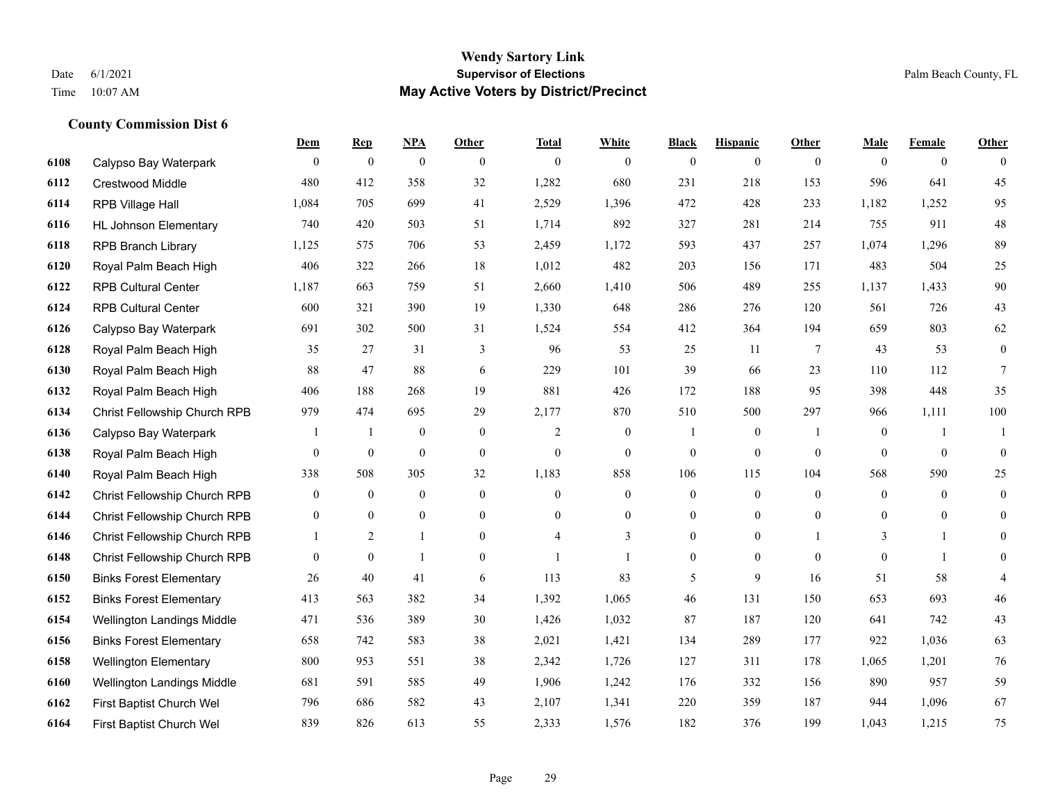# Wendy Sartory Link
## Supervisor of Elections
## May Active Voters by District/Precinct

Date 6/1/2021
Time 10:07 AM

Palm Beach County, FL

### County Commission Dist 6

| | | Dem | Rep | NPA | Other | Total | White | Black | Hispanic | Other | Male | Female | Other |
|---|---|---|---|---|---|---|---|---|---|---|---|---|---|
| 6108 | Calypso Bay Waterpark | 0 | 0 | 0 | 0 | 0 | 0 | 0 | 0 | 0 | 0 | 0 | 0 |
| 6112 | Crestwood Middle | 480 | 412 | 358 | 32 | 1,282 | 680 | 231 | 218 | 153 | 596 | 641 | 45 |
| 6114 | RPB Village Hall | 1,084 | 705 | 699 | 41 | 2,529 | 1,396 | 472 | 428 | 233 | 1,182 | 1,252 | 95 |
| 6116 | HL Johnson Elementary | 740 | 420 | 503 | 51 | 1,714 | 892 | 327 | 281 | 214 | 755 | 911 | 48 |
| 6118 | RPB Branch Library | 1,125 | 575 | 706 | 53 | 2,459 | 1,172 | 593 | 437 | 257 | 1,074 | 1,296 | 89 |
| 6120 | Royal Palm Beach High | 406 | 322 | 266 | 18 | 1,012 | 482 | 203 | 156 | 171 | 483 | 504 | 25 |
| 6122 | RPB Cultural Center | 1,187 | 663 | 759 | 51 | 2,660 | 1,410 | 506 | 489 | 255 | 1,137 | 1,433 | 90 |
| 6124 | RPB Cultural Center | 600 | 321 | 390 | 19 | 1,330 | 648 | 286 | 276 | 120 | 561 | 726 | 43 |
| 6126 | Calypso Bay Waterpark | 691 | 302 | 500 | 31 | 1,524 | 554 | 412 | 364 | 194 | 659 | 803 | 62 |
| 6128 | Royal Palm Beach High | 35 | 27 | 31 | 3 | 96 | 53 | 25 | 11 | 7 | 43 | 53 | 0 |
| 6130 | Royal Palm Beach High | 88 | 47 | 88 | 6 | 229 | 101 | 39 | 66 | 23 | 110 | 112 | 7 |
| 6132 | Royal Palm Beach High | 406 | 188 | 268 | 19 | 881 | 426 | 172 | 188 | 95 | 398 | 448 | 35 |
| 6134 | Christ Fellowship Church RPB | 979 | 474 | 695 | 29 | 2,177 | 870 | 510 | 500 | 297 | 966 | 1,111 | 100 |
| 6136 | Calypso Bay Waterpark | 1 | 1 | 0 | 0 | 2 | 0 | 1 | 0 | 1 | 0 | 1 | 1 |
| 6138 | Royal Palm Beach High | 0 | 0 | 0 | 0 | 0 | 0 | 0 | 0 | 0 | 0 | 0 | 0 |
| 6140 | Royal Palm Beach High | 338 | 508 | 305 | 32 | 1,183 | 858 | 106 | 115 | 104 | 568 | 590 | 25 |
| 6142 | Christ Fellowship Church RPB | 0 | 0 | 0 | 0 | 0 | 0 | 0 | 0 | 0 | 0 | 0 | 0 |
| 6144 | Christ Fellowship Church RPB | 0 | 0 | 0 | 0 | 0 | 0 | 0 | 0 | 0 | 0 | 0 | 0 |
| 6146 | Christ Fellowship Church RPB | 1 | 2 | 1 | 0 | 4 | 3 | 0 | 0 | 1 | 3 | 1 | 0 |
| 6148 | Christ Fellowship Church RPB | 0 | 0 | 1 | 0 | 1 | 1 | 0 | 0 | 0 | 0 | 1 | 0 |
| 6150 | Binks Forest Elementary | 26 | 40 | 41 | 6 | 113 | 83 | 5 | 9 | 16 | 51 | 58 | 4 |
| 6152 | Binks Forest Elementary | 413 | 563 | 382 | 34 | 1,392 | 1,065 | 46 | 131 | 150 | 653 | 693 | 46 |
| 6154 | Wellington Landings Middle | 471 | 536 | 389 | 30 | 1,426 | 1,032 | 87 | 187 | 120 | 641 | 742 | 43 |
| 6156 | Binks Forest Elementary | 658 | 742 | 583 | 38 | 2,021 | 1,421 | 134 | 289 | 177 | 922 | 1,036 | 63 |
| 6158 | Wellington Elementary | 800 | 953 | 551 | 38 | 2,342 | 1,726 | 127 | 311 | 178 | 1,065 | 1,201 | 76 |
| 6160 | Wellington Landings Middle | 681 | 591 | 585 | 49 | 1,906 | 1,242 | 176 | 332 | 156 | 890 | 957 | 59 |
| 6162 | First Baptist Church Wel | 796 | 686 | 582 | 43 | 2,107 | 1,341 | 220 | 359 | 187 | 944 | 1,096 | 67 |
| 6164 | First Baptist Church Wel | 839 | 826 | 613 | 55 | 2,333 | 1,576 | 182 | 376 | 199 | 1,043 | 1,215 | 75 |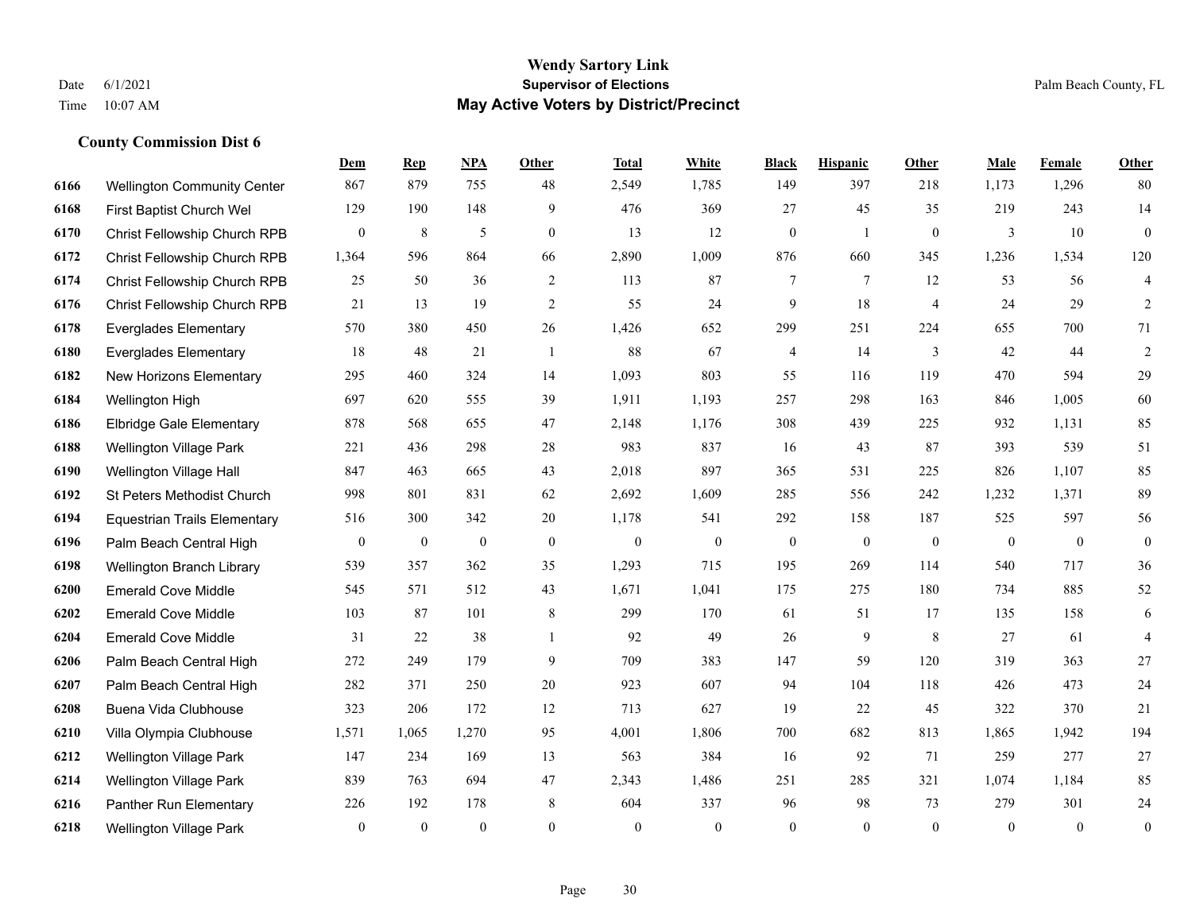# Wendy Sartory Link

## Supervisor of Elections

## May Active Voters by District/Precinct

Date 6/1/2021
Time 10:07 AM

Palm Beach County, FL

### County Commission Dist 6

| | | Dem | Rep | NPA | Other | Total | White | Black | Hispanic | Other | Male | Female | Other |
|---|---|---|---|---|---|---|---|---|---|---|---|---|---|
| 6166 | Wellington Community Center | 867 | 879 | 755 | 48 | 2,549 | 1,785 | 149 | 397 | 218 | 1,173 | 1,296 | 80 |
| 6168 | First Baptist Church Wel | 129 | 190 | 148 | 9 | 476 | 369 | 27 | 45 | 35 | 219 | 243 | 14 |
| 6170 | Christ Fellowship Church RPB | 0 | 8 | 5 | 0 | 13 | 12 | 0 | 1 | 0 | 3 | 10 | 0 |
| 6172 | Christ Fellowship Church RPB | 1,364 | 596 | 864 | 66 | 2,890 | 1,009 | 876 | 660 | 345 | 1,236 | 1,534 | 120 |
| 6174 | Christ Fellowship Church RPB | 25 | 50 | 36 | 2 | 113 | 87 | 7 | 7 | 12 | 53 | 56 | 4 |
| 6176 | Christ Fellowship Church RPB | 21 | 13 | 19 | 2 | 55 | 24 | 9 | 18 | 4 | 24 | 29 | 2 |
| 6178 | Everglades Elementary | 570 | 380 | 450 | 26 | 1,426 | 652 | 299 | 251 | 224 | 655 | 700 | 71 |
| 6180 | Everglades Elementary | 18 | 48 | 21 | 1 | 88 | 67 | 4 | 14 | 3 | 42 | 44 | 2 |
| 6182 | New Horizons Elementary | 295 | 460 | 324 | 14 | 1,093 | 803 | 55 | 116 | 119 | 470 | 594 | 29 |
| 6184 | Wellington High | 697 | 620 | 555 | 39 | 1,911 | 1,193 | 257 | 298 | 163 | 846 | 1,005 | 60 |
| 6186 | Elbridge Gale Elementary | 878 | 568 | 655 | 47 | 2,148 | 1,176 | 308 | 439 | 225 | 932 | 1,131 | 85 |
| 6188 | Wellington Village Park | 221 | 436 | 298 | 28 | 983 | 837 | 16 | 43 | 87 | 393 | 539 | 51 |
| 6190 | Wellington Village Hall | 847 | 463 | 665 | 43 | 2,018 | 897 | 365 | 531 | 225 | 826 | 1,107 | 85 |
| 6192 | St Peters Methodist Church | 998 | 801 | 831 | 62 | 2,692 | 1,609 | 285 | 556 | 242 | 1,232 | 1,371 | 89 |
| 6194 | Equestrian Trails Elementary | 516 | 300 | 342 | 20 | 1,178 | 541 | 292 | 158 | 187 | 525 | 597 | 56 |
| 6196 | Palm Beach Central High | 0 | 0 | 0 | 0 | 0 | 0 | 0 | 0 | 0 | 0 | 0 | 0 |
| 6198 | Wellington Branch Library | 539 | 357 | 362 | 35 | 1,293 | 715 | 195 | 269 | 114 | 540 | 717 | 36 |
| 6200 | Emerald Cove Middle | 545 | 571 | 512 | 43 | 1,671 | 1,041 | 175 | 275 | 180 | 734 | 885 | 52 |
| 6202 | Emerald Cove Middle | 103 | 87 | 101 | 8 | 299 | 170 | 61 | 51 | 17 | 135 | 158 | 6 |
| 6204 | Emerald Cove Middle | 31 | 22 | 38 | 1 | 92 | 49 | 26 | 9 | 8 | 27 | 61 | 4 |
| 6206 | Palm Beach Central High | 272 | 249 | 179 | 9 | 709 | 383 | 147 | 59 | 120 | 319 | 363 | 27 |
| 6207 | Palm Beach Central High | 282 | 371 | 250 | 20 | 923 | 607 | 94 | 104 | 118 | 426 | 473 | 24 |
| 6208 | Buena Vida Clubhouse | 323 | 206 | 172 | 12 | 713 | 627 | 19 | 22 | 45 | 322 | 370 | 21 |
| 6210 | Villa Olympia Clubhouse | 1,571 | 1,065 | 1,270 | 95 | 4,001 | 1,806 | 700 | 682 | 813 | 1,865 | 1,942 | 194 |
| 6212 | Wellington Village Park | 147 | 234 | 169 | 13 | 563 | 384 | 16 | 92 | 71 | 259 | 277 | 27 |
| 6214 | Wellington Village Park | 839 | 763 | 694 | 47 | 2,343 | 1,486 | 251 | 285 | 321 | 1,074 | 1,184 | 85 |
| 6216 | Panther Run Elementary | 226 | 192 | 178 | 8 | 604 | 337 | 96 | 98 | 73 | 279 | 301 | 24 |
| 6218 | Wellington Village Park | 0 | 0 | 0 | 0 | 0 | 0 | 0 | 0 | 0 | 0 | 0 | 0 |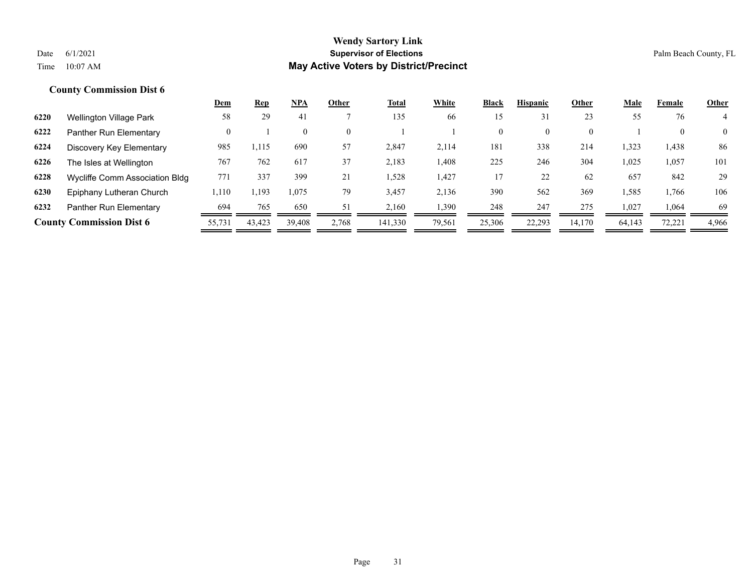**County Commission Dist 6**

| | | Dem | Rep | NPA | Other | Total | White | Black | Hispanic | Other | Male | Female | Other |
|---|---|---|---|---|---|---|---|---|---|---|---|---|---|
| 6220 | Wellington Village Park | 58 | 29 | 41 | 7 | 135 | 66 | 15 | 31 | 23 | 55 | 76 | 4 |
| 6222 | Panther Run Elementary | 0 | 1 | 0 | 0 | 1 | 1 | 0 | 0 | 0 | 1 | 0 | 0 |
| 6224 | Discovery Key Elementary | 985 | 1,115 | 690 | 57 | 2,847 | 2,114 | 181 | 338 | 214 | 1,323 | 1,438 | 86 |
| 6226 | The Isles at Wellington | 767 | 762 | 617 | 37 | 2,183 | 1,408 | 225 | 246 | 304 | 1,025 | 1,057 | 101 |
| 6228 | Wycliffe Comm Association Bldg | 771 | 337 | 399 | 21 | 1,528 | 1,427 | 17 | 22 | 62 | 657 | 842 | 29 |
| 6230 | Epiphany Lutheran Church | 1,110 | 1,193 | 1,075 | 79 | 3,457 | 2,136 | 390 | 562 | 369 | 1,585 | 1,766 | 106 |
| 6232 | Panther Run Elementary | 694 | 765 | 650 | 51 | 2,160 | 1,390 | 248 | 247 | 275 | 1,027 | 1,064 | 69 |
| **County Commission Dist 6** | | 55,731 | 43,423 | 39,408 | 2,768 | 141,330 | 79,561 | 25,306 | 22,293 | 14,170 | 64,143 | 72,221 | 4,966 |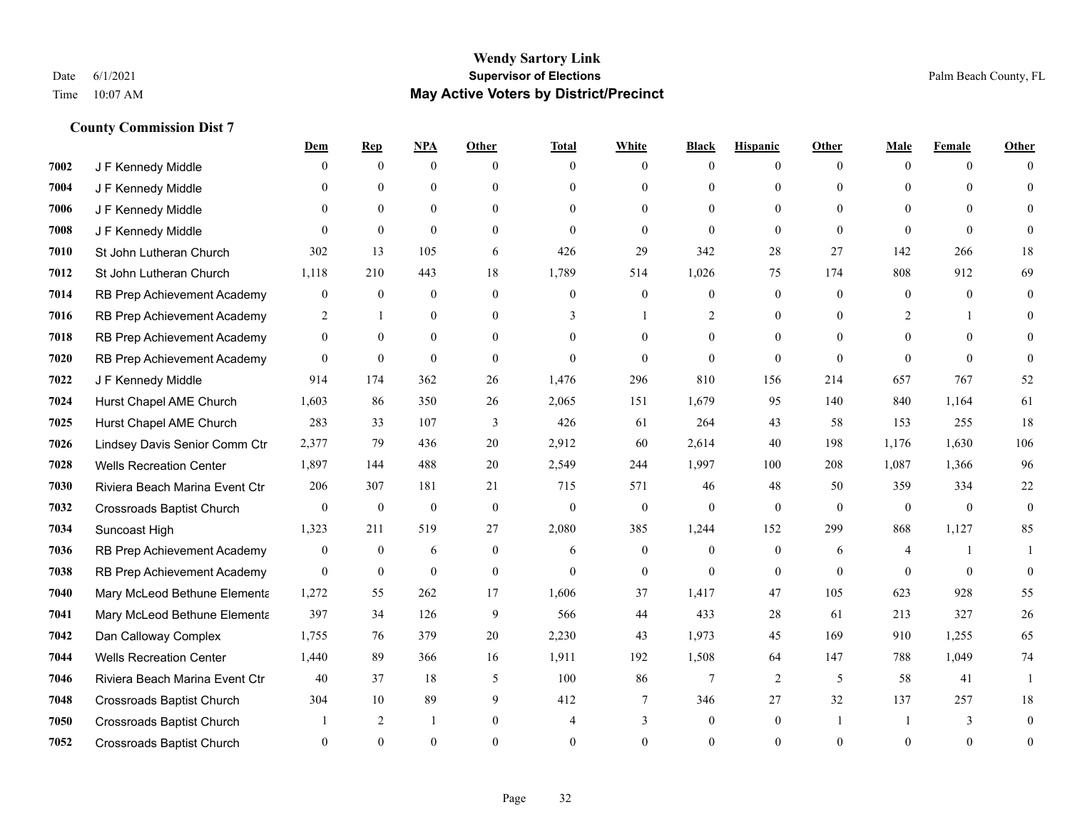# Wendy Sartory Link
## Supervisor of Elections
## May Active Voters by District/Precinct

Date 6/1/2021
Time 10:07 AM
Palm Beach County, FL

### County Commission Dist 7

| | | Dem | Rep | NPA | Other | Total | White | Black | Hispanic | Other | Male | Female | Other |
|---|---|---|---|---|---|---|---|---|---|---|---|---|---|
| 7002 | J F Kennedy Middle | 0 | 0 | 0 | 0 | 0 | 0 | 0 | 0 | 0 | 0 | 0 | 0 |
| 7004 | J F Kennedy Middle | 0 | 0 | 0 | 0 | 0 | 0 | 0 | 0 | 0 | 0 | 0 | 0 |
| 7006 | J F Kennedy Middle | 0 | 0 | 0 | 0 | 0 | 0 | 0 | 0 | 0 | 0 | 0 | 0 |
| 7008 | J F Kennedy Middle | 0 | 0 | 0 | 0 | 0 | 0 | 0 | 0 | 0 | 0 | 0 | 0 |
| 7010 | St John Lutheran Church | 302 | 13 | 105 | 6 | 426 | 29 | 342 | 28 | 27 | 142 | 266 | 18 |
| 7012 | St John Lutheran Church | 1,118 | 210 | 443 | 18 | 1,789 | 514 | 1,026 | 75 | 174 | 808 | 912 | 69 |
| 7014 | RB Prep Achievement Academy | 0 | 0 | 0 | 0 | 0 | 0 | 0 | 0 | 0 | 0 | 0 | 0 |
| 7016 | RB Prep Achievement Academy | 2 | 1 | 0 | 0 | 3 | 1 | 2 | 0 | 0 | 2 | 1 | 0 |
| 7018 | RB Prep Achievement Academy | 0 | 0 | 0 | 0 | 0 | 0 | 0 | 0 | 0 | 0 | 0 | 0 |
| 7020 | RB Prep Achievement Academy | 0 | 0 | 0 | 0 | 0 | 0 | 0 | 0 | 0 | 0 | 0 | 0 |
| 7022 | J F Kennedy Middle | 914 | 174 | 362 | 26 | 1,476 | 296 | 810 | 156 | 214 | 657 | 767 | 52 |
| 7024 | Hurst Chapel AME Church | 1,603 | 86 | 350 | 26 | 2,065 | 151 | 1,679 | 95 | 140 | 840 | 1,164 | 61 |
| 7025 | Hurst Chapel AME Church | 283 | 33 | 107 | 3 | 426 | 61 | 264 | 43 | 58 | 153 | 255 | 18 |
| 7026 | Lindsey Davis Senior Comm Ctr | 2,377 | 79 | 436 | 20 | 2,912 | 60 | 2,614 | 40 | 198 | 1,176 | 1,630 | 106 |
| 7028 | Wells Recreation Center | 1,897 | 144 | 488 | 20 | 2,549 | 244 | 1,997 | 100 | 208 | 1,087 | 1,366 | 96 |
| 7030 | Riviera Beach Marina Event Ctr | 206 | 307 | 181 | 21 | 715 | 571 | 46 | 48 | 50 | 359 | 334 | 22 |
| 7032 | Crossroads Baptist Church | 0 | 0 | 0 | 0 | 0 | 0 | 0 | 0 | 0 | 0 | 0 | 0 |
| 7034 | Suncoast High | 1,323 | 211 | 519 | 27 | 2,080 | 385 | 1,244 | 152 | 299 | 868 | 1,127 | 85 |
| 7036 | RB Prep Achievement Academy | 0 | 0 | 6 | 0 | 6 | 0 | 0 | 0 | 6 | 4 | 1 | 1 |
| 7038 | RB Prep Achievement Academy | 0 | 0 | 0 | 0 | 0 | 0 | 0 | 0 | 0 | 0 | 0 | 0 |
| 7040 | Mary McLeod Bethune Elementa | 1,272 | 55 | 262 | 17 | 1,606 | 37 | 1,417 | 47 | 105 | 623 | 928 | 55 |
| 7041 | Mary McLeod Bethune Elementa | 397 | 34 | 126 | 9 | 566 | 44 | 433 | 28 | 61 | 213 | 327 | 26 |
| 7042 | Dan Calloway Complex | 1,755 | 76 | 379 | 20 | 2,230 | 43 | 1,973 | 45 | 169 | 910 | 1,255 | 65 |
| 7044 | Wells Recreation Center | 1,440 | 89 | 366 | 16 | 1,911 | 192 | 1,508 | 64 | 147 | 788 | 1,049 | 74 |
| 7046 | Riviera Beach Marina Event Ctr | 40 | 37 | 18 | 5 | 100 | 86 | 7 | 2 | 5 | 58 | 41 | 1 |
| 7048 | Crossroads Baptist Church | 304 | 10 | 89 | 9 | 412 | 7 | 346 | 27 | 32 | 137 | 257 | 18 |
| 7050 | Crossroads Baptist Church | 1 | 2 | 1 | 0 | 4 | 3 | 0 | 0 | 1 | 1 | 3 | 0 |
| 7052 | Crossroads Baptist Church | 0 | 0 | 0 | 0 | 0 | 0 | 0 | 0 | 0 | 0 | 0 | 0 |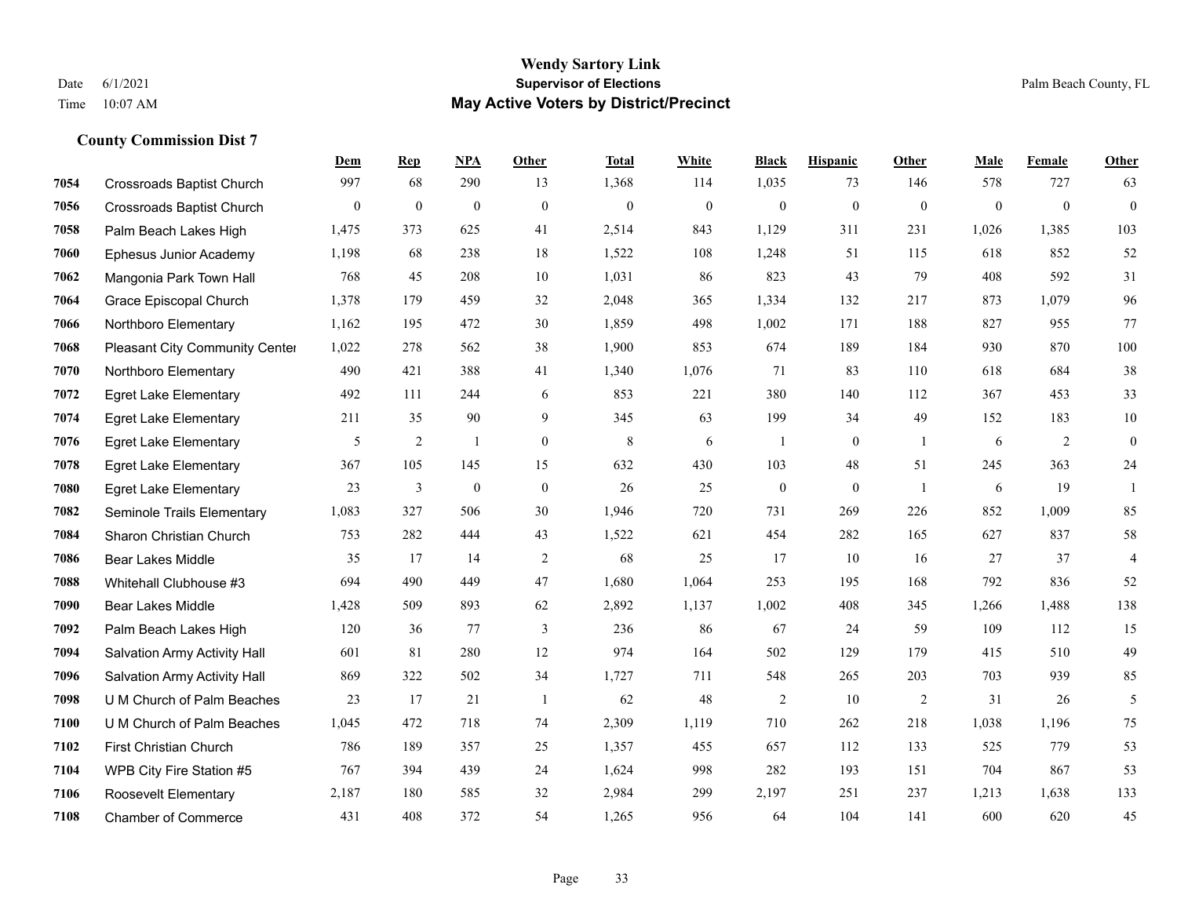# Wendy Sartory Link

**Supervisor of Elections**

**May Active Voters by District/Precinct**

Date 6/1/2021

Time 10:07 AM

Palm Beach County, FL

## County Commission Dist 7

| | | Dem | Rep | NPA | Other | Total | White | Black | Hispanic | Other | Male | Female | Other |
|---|---|---|---|---|---|---|---|---|---|---|---|---|---|
| 7054 | Crossroads Baptist Church | 997 | 68 | 290 | 13 | 1,368 | 114 | 1,035 | 73 | 146 | 578 | 727 | 63 |
| 7056 | Crossroads Baptist Church | 0 | 0 | 0 | 0 | 0 | 0 | 0 | 0 | 0 | 0 | 0 | 0 |
| 7058 | Palm Beach Lakes High | 1,475 | 373 | 625 | 41 | 2,514 | 843 | 1,129 | 311 | 231 | 1,026 | 1,385 | 103 |
| 7060 | Ephesus Junior Academy | 1,198 | 68 | 238 | 18 | 1,522 | 108 | 1,248 | 51 | 115 | 618 | 852 | 52 |
| 7062 | Mangonia Park Town Hall | 768 | 45 | 208 | 10 | 1,031 | 86 | 823 | 43 | 79 | 408 | 592 | 31 |
| 7064 | Grace Episcopal Church | 1,378 | 179 | 459 | 32 | 2,048 | 365 | 1,334 | 132 | 217 | 873 | 1,079 | 96 |
| 7066 | Northboro Elementary | 1,162 | 195 | 472 | 30 | 1,859 | 498 | 1,002 | 171 | 188 | 827 | 955 | 77 |
| 7068 | Pleasant City Community Center | 1,022 | 278 | 562 | 38 | 1,900 | 853 | 674 | 189 | 184 | 930 | 870 | 100 |
| 7070 | Northboro Elementary | 490 | 421 | 388 | 41 | 1,340 | 1,076 | 71 | 83 | 110 | 618 | 684 | 38 |
| 7072 | Egret Lake Elementary | 492 | 111 | 244 | 6 | 853 | 221 | 380 | 140 | 112 | 367 | 453 | 33 |
| 7074 | Egret Lake Elementary | 211 | 35 | 90 | 9 | 345 | 63 | 199 | 34 | 49 | 152 | 183 | 10 |
| 7076 | Egret Lake Elementary | 5 | 2 | 1 | 0 | 8 | 6 | 1 | 0 | 1 | 6 | 2 | 0 |
| 7078 | Egret Lake Elementary | 367 | 105 | 145 | 15 | 632 | 430 | 103 | 48 | 51 | 245 | 363 | 24 |
| 7080 | Egret Lake Elementary | 23 | 3 | 0 | 0 | 26 | 25 | 0 | 0 | 1 | 6 | 19 | 1 |
| 7082 | Seminole Trails Elementary | 1,083 | 327 | 506 | 30 | 1,946 | 720 | 731 | 269 | 226 | 852 | 1,009 | 85 |
| 7084 | Sharon Christian Church | 753 | 282 | 444 | 43 | 1,522 | 621 | 454 | 282 | 165 | 627 | 837 | 58 |
| 7086 | Bear Lakes Middle | 35 | 17 | 14 | 2 | 68 | 25 | 17 | 10 | 16 | 27 | 37 | 4 |
| 7088 | Whitehall Clubhouse #3 | 694 | 490 | 449 | 47 | 1,680 | 1,064 | 253 | 195 | 168 | 792 | 836 | 52 |
| 7090 | Bear Lakes Middle | 1,428 | 509 | 893 | 62 | 2,892 | 1,137 | 1,002 | 408 | 345 | 1,266 | 1,488 | 138 |
| 7092 | Palm Beach Lakes High | 120 | 36 | 77 | 3 | 236 | 86 | 67 | 24 | 59 | 109 | 112 | 15 |
| 7094 | Salvation Army Activity Hall | 601 | 81 | 280 | 12 | 974 | 164 | 502 | 129 | 179 | 415 | 510 | 49 |
| 7096 | Salvation Army Activity Hall | 869 | 322 | 502 | 34 | 1,727 | 711 | 548 | 265 | 203 | 703 | 939 | 85 |
| 7098 | U M Church of Palm Beaches | 23 | 17 | 21 | 1 | 62 | 48 | 2 | 10 | 2 | 31 | 26 | 5 |
| 7100 | U M Church of Palm Beaches | 1,045 | 472 | 718 | 74 | 2,309 | 1,119 | 710 | 262 | 218 | 1,038 | 1,196 | 75 |
| 7102 | First Christian Church | 786 | 189 | 357 | 25 | 1,357 | 455 | 657 | 112 | 133 | 525 | 779 | 53 |
| 7104 | WPB City Fire Station #5 | 767 | 394 | 439 | 24 | 1,624 | 998 | 282 | 193 | 151 | 704 | 867 | 53 |
| 7106 | Roosevelt Elementary | 2,187 | 180 | 585 | 32 | 2,984 | 299 | 2,197 | 251 | 237 | 1,213 | 1,638 | 133 |
| 7108 | Chamber of Commerce | 431 | 408 | 372 | 54 | 1,265 | 956 | 64 | 104 | 141 | 600 | 620 | 45 |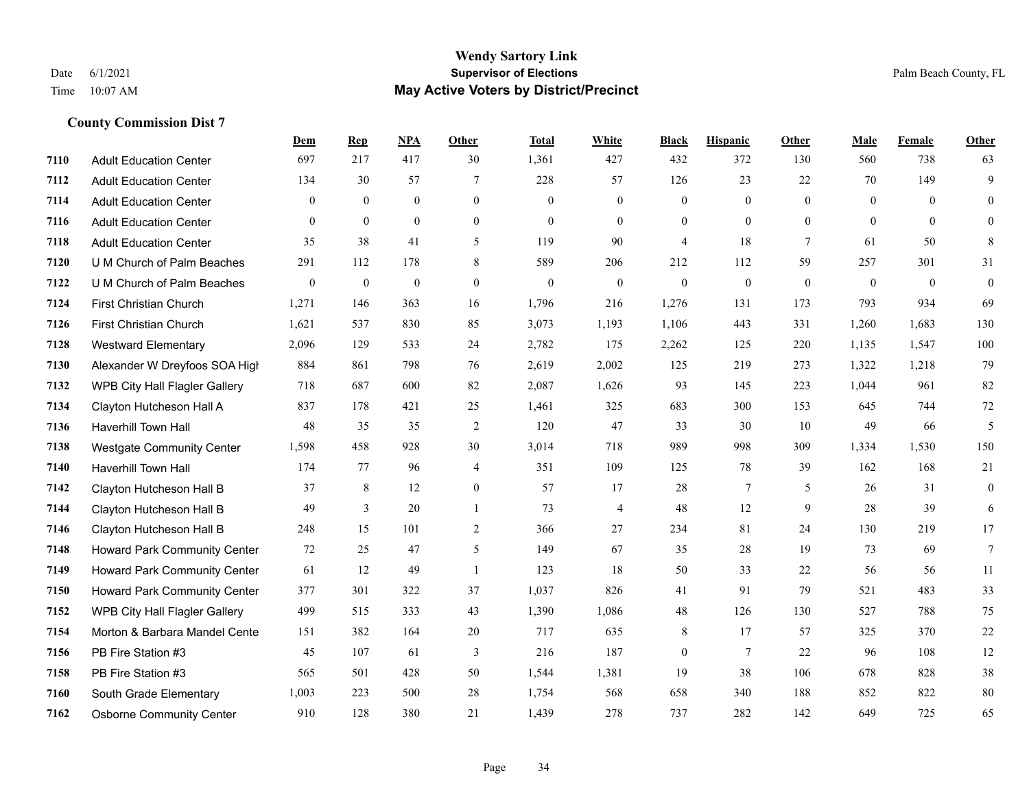# Wendy Sartory Link
**Supervisor of Elections**
**May Active Voters by District/Precinct**

Date 6/1/2021
Time 10:07 AM

Palm Beach County, FL

### County Commission Dist 7

| | | Dem | Rep | NPA | Other | Total | White | Black | Hispanic | Other | Male | Female | Other |
|---|---|---|---|---|---|---|---|---|---|---|---|---|---|
| 7110 | Adult Education Center | 697 | 217 | 417 | 30 | 1,361 | 427 | 432 | 372 | 130 | 560 | 738 | 63 |
| 7112 | Adult Education Center | 134 | 30 | 57 | 7 | 228 | 57 | 126 | 23 | 22 | 70 | 149 | 9 |
| 7114 | Adult Education Center | 0 | 0 | 0 | 0 | 0 | 0 | 0 | 0 | 0 | 0 | 0 | 0 |
| 7116 | Adult Education Center | 0 | 0 | 0 | 0 | 0 | 0 | 0 | 0 | 0 | 0 | 0 | 0 |
| 7118 | Adult Education Center | 35 | 38 | 41 | 5 | 119 | 90 | 4 | 18 | 7 | 61 | 50 | 8 |
| 7120 | U M Church of Palm Beaches | 291 | 112 | 178 | 8 | 589 | 206 | 212 | 112 | 59 | 257 | 301 | 31 |
| 7122 | U M Church of Palm Beaches | 0 | 0 | 0 | 0 | 0 | 0 | 0 | 0 | 0 | 0 | 0 | 0 |
| 7124 | First Christian Church | 1,271 | 146 | 363 | 16 | 1,796 | 216 | 1,276 | 131 | 173 | 793 | 934 | 69 |
| 7126 | First Christian Church | 1,621 | 537 | 830 | 85 | 3,073 | 1,193 | 1,106 | 443 | 331 | 1,260 | 1,683 | 130 |
| 7128 | Westward Elementary | 2,096 | 129 | 533 | 24 | 2,782 | 175 | 2,262 | 125 | 220 | 1,135 | 1,547 | 100 |
| 7130 | Alexander W Dreyfoos SOA High | 884 | 861 | 798 | 76 | 2,619 | 2,002 | 125 | 219 | 273 | 1,322 | 1,218 | 79 |
| 7132 | WPB City Hall Flagler Gallery | 718 | 687 | 600 | 82 | 2,087 | 1,626 | 93 | 145 | 223 | 1,044 | 961 | 82 |
| 7134 | Clayton Hutcheson Hall A | 837 | 178 | 421 | 25 | 1,461 | 325 | 683 | 300 | 153 | 645 | 744 | 72 |
| 7136 | Haverhill Town Hall | 48 | 35 | 35 | 2 | 120 | 47 | 33 | 30 | 10 | 49 | 66 | 5 |
| 7138 | Westgate Community Center | 1,598 | 458 | 928 | 30 | 3,014 | 718 | 989 | 998 | 309 | 1,334 | 1,530 | 150 |
| 7140 | Haverhill Town Hall | 174 | 77 | 96 | 4 | 351 | 109 | 125 | 78 | 39 | 162 | 168 | 21 |
| 7142 | Clayton Hutcheson Hall B | 37 | 8 | 12 | 0 | 57 | 17 | 28 | 7 | 5 | 26 | 31 | 0 |
| 7144 | Clayton Hutcheson Hall B | 49 | 3 | 20 | 1 | 73 | 4 | 48 | 12 | 9 | 28 | 39 | 6 |
| 7146 | Clayton Hutcheson Hall B | 248 | 15 | 101 | 2 | 366 | 27 | 234 | 81 | 24 | 130 | 219 | 17 |
| 7148 | Howard Park Community Center | 72 | 25 | 47 | 5 | 149 | 67 | 35 | 28 | 19 | 73 | 69 | 7 |
| 7149 | Howard Park Community Center | 61 | 12 | 49 | 1 | 123 | 18 | 50 | 33 | 22 | 56 | 56 | 11 |
| 7150 | Howard Park Community Center | 377 | 301 | 322 | 37 | 1,037 | 826 | 41 | 91 | 79 | 521 | 483 | 33 |
| 7152 | WPB City Hall Flagler Gallery | 499 | 515 | 333 | 43 | 1,390 | 1,086 | 48 | 126 | 130 | 527 | 788 | 75 |
| 7154 | Morton & Barbara Mandel Cente | 151 | 382 | 164 | 20 | 717 | 635 | 8 | 17 | 57 | 325 | 370 | 22 |
| 7156 | PB Fire Station #3 | 45 | 107 | 61 | 3 | 216 | 187 | 0 | 7 | 22 | 96 | 108 | 12 |
| 7158 | PB Fire Station #3 | 565 | 501 | 428 | 50 | 1,544 | 1,381 | 19 | 38 | 106 | 678 | 828 | 38 |
| 7160 | South Grade Elementary | 1,003 | 223 | 500 | 28 | 1,754 | 568 | 658 | 340 | 188 | 852 | 822 | 80 |
| 7162 | Osborne Community Center | 910 | 128 | 380 | 21 | 1,439 | 278 | 737 | 282 | 142 | 649 | 725 | 65 |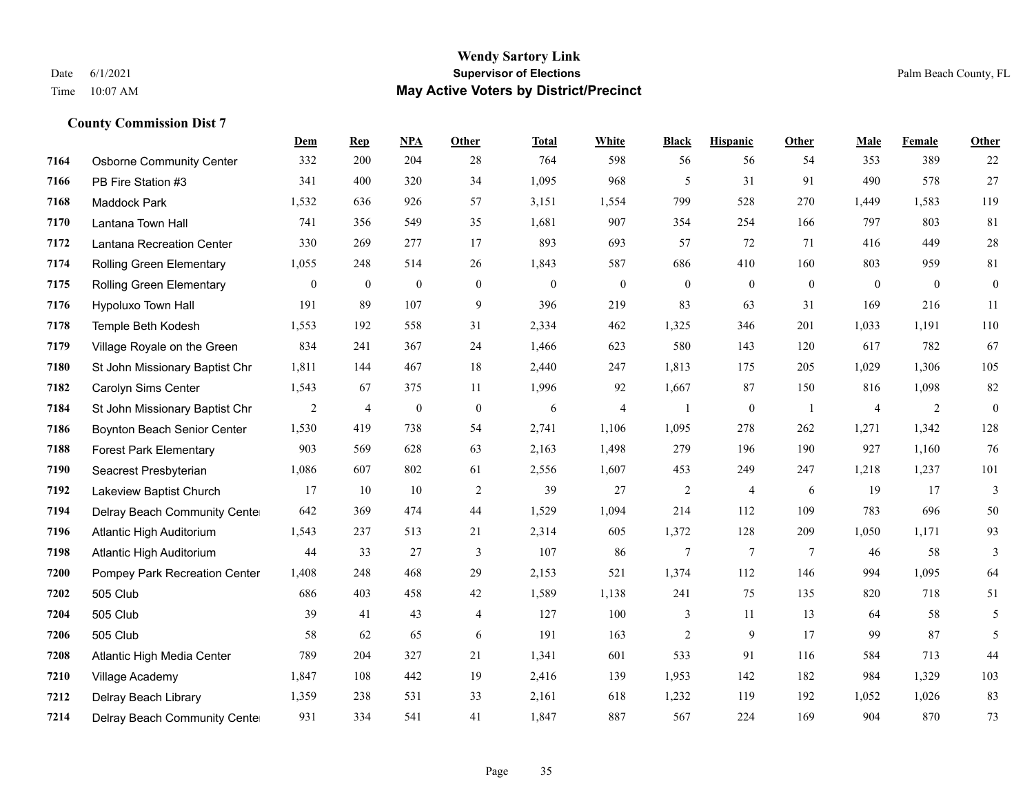# Wendy Sartory Link

## Supervisor of Elections

## May Active Voters by District/Precinct

Date 6/1/2021
Time 10:07 AM

Palm Beach County, FL

### County Commission Dist 7

| | | Dem | Rep | NPA | Other | Total | White | Black | Hispanic | Other | Male | Female | Other |
|---|---|---|---|---|---|---|---|---|---|---|---|---|---|
| 7164 | Osborne Community Center | 332 | 200 | 204 | 28 | 764 | 598 | 56 | 56 | 54 | 353 | 389 | 22 |
| 7166 | PB Fire Station #3 | 341 | 400 | 320 | 34 | 1,095 | 968 | 5 | 31 | 91 | 490 | 578 | 27 |
| 7168 | Maddock Park | 1,532 | 636 | 926 | 57 | 3,151 | 1,554 | 799 | 528 | 270 | 1,449 | 1,583 | 119 |
| 7170 | Lantana Town Hall | 741 | 356 | 549 | 35 | 1,681 | 907 | 354 | 254 | 166 | 797 | 803 | 81 |
| 7172 | Lantana Recreation Center | 330 | 269 | 277 | 17 | 893 | 693 | 57 | 72 | 71 | 416 | 449 | 28 |
| 7174 | Rolling Green Elementary | 1,055 | 248 | 514 | 26 | 1,843 | 587 | 686 | 410 | 160 | 803 | 959 | 81 |
| 7175 | Rolling Green Elementary | 0 | 0 | 0 | 0 | 0 | 0 | 0 | 0 | 0 | 0 | 0 | 0 |
| 7176 | Hypoluxo Town Hall | 191 | 89 | 107 | 9 | 396 | 219 | 83 | 63 | 31 | 169 | 216 | 11 |
| 7178 | Temple Beth Kodesh | 1,553 | 192 | 558 | 31 | 2,334 | 462 | 1,325 | 346 | 201 | 1,033 | 1,191 | 110 |
| 7179 | Village Royale on the Green | 834 | 241 | 367 | 24 | 1,466 | 623 | 580 | 143 | 120 | 617 | 782 | 67 |
| 7180 | St John Missionary Baptist Chr | 1,811 | 144 | 467 | 18 | 2,440 | 247 | 1,813 | 175 | 205 | 1,029 | 1,306 | 105 |
| 7182 | Carolyn Sims Center | 1,543 | 67 | 375 | 11 | 1,996 | 92 | 1,667 | 87 | 150 | 816 | 1,098 | 82 |
| 7184 | St John Missionary Baptist Chr | 2 | 4 | 0 | 0 | 6 | 4 | 1 | 0 | 1 | 4 | 2 | 0 |
| 7186 | Boynton Beach Senior Center | 1,530 | 419 | 738 | 54 | 2,741 | 1,106 | 1,095 | 278 | 262 | 1,271 | 1,342 | 128 |
| 7188 | Forest Park Elementary | 903 | 569 | 628 | 63 | 2,163 | 1,498 | 279 | 196 | 190 | 927 | 1,160 | 76 |
| 7190 | Seacrest Presbyterian | 1,086 | 607 | 802 | 61 | 2,556 | 1,607 | 453 | 249 | 247 | 1,218 | 1,237 | 101 |
| 7192 | Lakeview Baptist Church | 17 | 10 | 10 | 2 | 39 | 27 | 2 | 4 | 6 | 19 | 17 | 3 |
| 7194 | Delray Beach Community Center | 642 | 369 | 474 | 44 | 1,529 | 1,094 | 214 | 112 | 109 | 783 | 696 | 50 |
| 7196 | Atlantic High Auditorium | 1,543 | 237 | 513 | 21 | 2,314 | 605 | 1,372 | 128 | 209 | 1,050 | 1,171 | 93 |
| 7198 | Atlantic High Auditorium | 44 | 33 | 27 | 3 | 107 | 86 | 7 | 7 | 7 | 46 | 58 | 3 |
| 7200 | Pompey Park Recreation Center | 1,408 | 248 | 468 | 29 | 2,153 | 521 | 1,374 | 112 | 146 | 994 | 1,095 | 64 |
| 7202 | 505 Club | 686 | 403 | 458 | 42 | 1,589 | 1,138 | 241 | 75 | 135 | 820 | 718 | 51 |
| 7204 | 505 Club | 39 | 41 | 43 | 4 | 127 | 100 | 3 | 11 | 13 | 64 | 58 | 5 |
| 7206 | 505 Club | 58 | 62 | 65 | 6 | 191 | 163 | 2 | 9 | 17 | 99 | 87 | 5 |
| 7208 | Atlantic High Media Center | 789 | 204 | 327 | 21 | 1,341 | 601 | 533 | 91 | 116 | 584 | 713 | 44 |
| 7210 | Village Academy | 1,847 | 108 | 442 | 19 | 2,416 | 139 | 1,953 | 142 | 182 | 984 | 1,329 | 103 |
| 7212 | Delray Beach Library | 1,359 | 238 | 531 | 33 | 2,161 | 618 | 1,232 | 119 | 192 | 1,052 | 1,026 | 83 |
| 7214 | Delray Beach Community Center | 931 | 334 | 541 | 41 | 1,847 | 887 | 567 | 224 | 169 | 904 | 870 | 73 |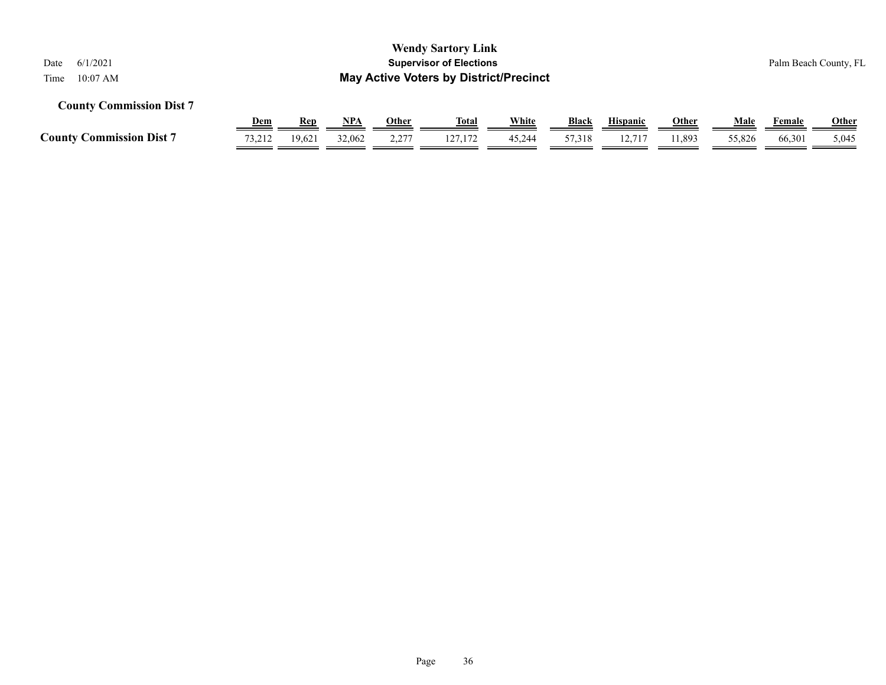### County Commission Dist 7

| | Dem | Rep | NPA | Other | Total | White | Black | Hispanic | Other | Male | Female | Other |
|---|---|---|---|---|---|---|---|---|---|---|---|---|
| **County Commission Dist 7** | 73,212 | 19,621 | 32,062 | 2,277 | 127,172 | 45,244 | 57,318 | 12,717 | 11,893 | 55,826 | 66,301 | 5,045 |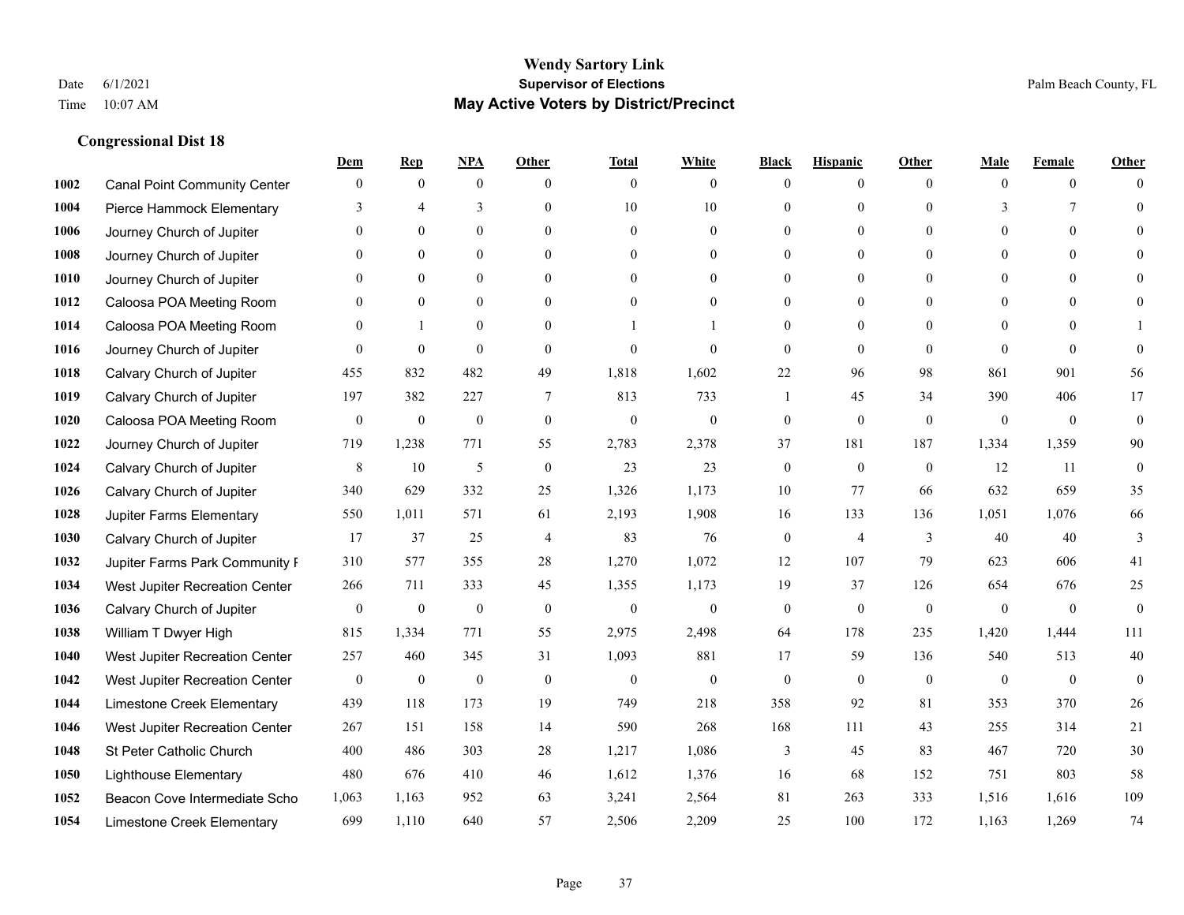# Wendy Sartory Link
## Supervisor of Elections
## May Active Voters by District/Precinct

Date 6/1/2021
Time 10:07 AM

Palm Beach County, FL

### Congressional Dist 18

| | | Dem | Rep | NPA | Other | Total | White | Black | Hispanic | Other | Male | Female | Other |
|---|---|---|---|---|---|---|---|---|---|---|---|---|---|
| 1002 | Canal Point Community Center | 0 | 0 | 0 | 0 | 0 | 0 | 0 | 0 | 0 | 0 | 0 | 0 |
| 1004 | Pierce Hammock Elementary | 3 | 4 | 3 | 0 | 10 | 10 | 0 | 0 | 0 | 3 | 7 | 0 |
| 1006 | Journey Church of Jupiter | 0 | 0 | 0 | 0 | 0 | 0 | 0 | 0 | 0 | 0 | 0 | 0 |
| 1008 | Journey Church of Jupiter | 0 | 0 | 0 | 0 | 0 | 0 | 0 | 0 | 0 | 0 | 0 | 0 |
| 1010 | Journey Church of Jupiter | 0 | 0 | 0 | 0 | 0 | 0 | 0 | 0 | 0 | 0 | 0 | 0 |
| 1012 | Caloosa POA Meeting Room | 0 | 0 | 0 | 0 | 0 | 0 | 0 | 0 | 0 | 0 | 0 | 0 |
| 1014 | Caloosa POA Meeting Room | 0 | 1 | 0 | 0 | 1 | 1 | 0 | 0 | 0 | 0 | 0 | 1 |
| 1016 | Journey Church of Jupiter | 0 | 0 | 0 | 0 | 0 | 0 | 0 | 0 | 0 | 0 | 0 | 0 |
| 1018 | Calvary Church of Jupiter | 455 | 832 | 482 | 49 | 1,818 | 1,602 | 22 | 96 | 98 | 861 | 901 | 56 |
| 1019 | Calvary Church of Jupiter | 197 | 382 | 227 | 7 | 813 | 733 | 1 | 45 | 34 | 390 | 406 | 17 |
| 1020 | Caloosa POA Meeting Room | 0 | 0 | 0 | 0 | 0 | 0 | 0 | 0 | 0 | 0 | 0 | 0 |
| 1022 | Journey Church of Jupiter | 719 | 1,238 | 771 | 55 | 2,783 | 2,378 | 37 | 181 | 187 | 1,334 | 1,359 | 90 |
| 1024 | Calvary Church of Jupiter | 8 | 10 | 5 | 0 | 23 | 23 | 0 | 0 | 0 | 12 | 11 | 0 |
| 1026 | Calvary Church of Jupiter | 340 | 629 | 332 | 25 | 1,326 | 1,173 | 10 | 77 | 66 | 632 | 659 | 35 |
| 1028 | Jupiter Farms Elementary | 550 | 1,011 | 571 | 61 | 2,193 | 1,908 | 16 | 133 | 136 | 1,051 | 1,076 | 66 |
| 1030 | Calvary Church of Jupiter | 17 | 37 | 25 | 4 | 83 | 76 | 0 | 4 | 3 | 40 | 40 | 3 |
| 1032 | Jupiter Farms Park Community F | 310 | 577 | 355 | 28 | 1,270 | 1,072 | 12 | 107 | 79 | 623 | 606 | 41 |
| 1034 | West Jupiter Recreation Center | 266 | 711 | 333 | 45 | 1,355 | 1,173 | 19 | 37 | 126 | 654 | 676 | 25 |
| 1036 | Calvary Church of Jupiter | 0 | 0 | 0 | 0 | 0 | 0 | 0 | 0 | 0 | 0 | 0 | 0 |
| 1038 | William T Dwyer High | 815 | 1,334 | 771 | 55 | 2,975 | 2,498 | 64 | 178 | 235 | 1,420 | 1,444 | 111 |
| 1040 | West Jupiter Recreation Center | 257 | 460 | 345 | 31 | 1,093 | 881 | 17 | 59 | 136 | 540 | 513 | 40 |
| 1042 | West Jupiter Recreation Center | 0 | 0 | 0 | 0 | 0 | 0 | 0 | 0 | 0 | 0 | 0 | 0 |
| 1044 | Limestone Creek Elementary | 439 | 118 | 173 | 19 | 749 | 218 | 358 | 92 | 81 | 353 | 370 | 26 |
| 1046 | West Jupiter Recreation Center | 267 | 151 | 158 | 14 | 590 | 268 | 168 | 111 | 43 | 255 | 314 | 21 |
| 1048 | St Peter Catholic Church | 400 | 486 | 303 | 28 | 1,217 | 1,086 | 3 | 45 | 83 | 467 | 720 | 30 |
| 1050 | Lighthouse Elementary | 480 | 676 | 410 | 46 | 1,612 | 1,376 | 16 | 68 | 152 | 751 | 803 | 58 |
| 1052 | Beacon Cove Intermediate Scho | 1,063 | 1,163 | 952 | 63 | 3,241 | 2,564 | 81 | 263 | 333 | 1,516 | 1,616 | 109 |
| 1054 | Limestone Creek Elementary | 699 | 1,110 | 640 | 57 | 2,506 | 2,209 | 25 | 100 | 172 | 1,163 | 1,269 | 74 |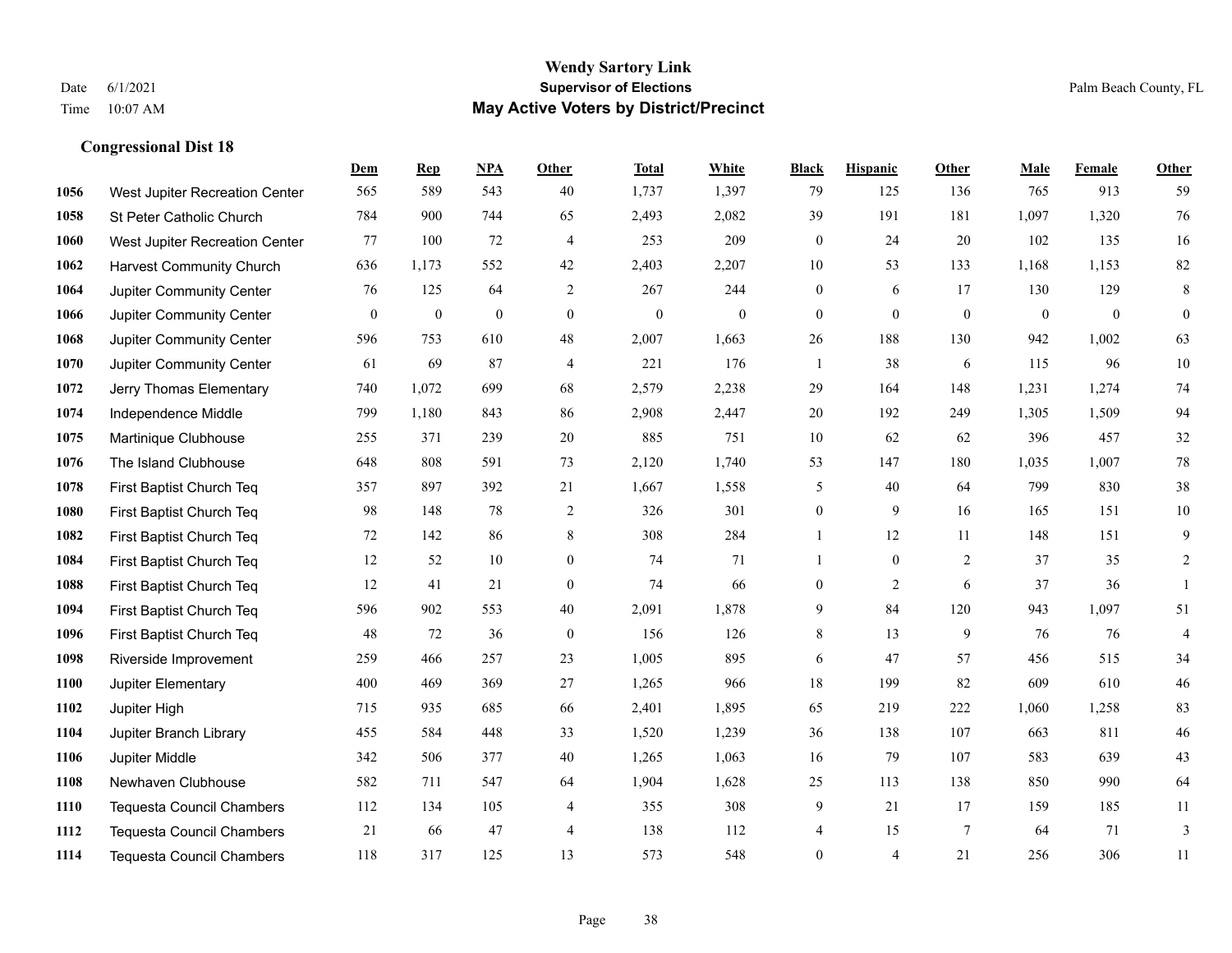**Wendy Sartory Link**
**Supervisor of Elections**
**May Active Voters by District/Precinct**

Date 6/1/2021
Time 10:07 AM

Palm Beach County, FL

## Congressional Dist 18

| | | Dem | Rep | NPA | Other | Total | White | Black | Hispanic | Other | Male | Female | Other |
|---|---|---|---|---|---|---|---|---|---|---|---|---|---|
| 1056 | West Jupiter Recreation Center | 565 | 589 | 543 | 40 | 1,737 | 1,397 | 79 | 125 | 136 | 765 | 913 | 59 |
| 1058 | St Peter Catholic Church | 784 | 900 | 744 | 65 | 2,493 | 2,082 | 39 | 191 | 181 | 1,097 | 1,320 | 76 |
| 1060 | West Jupiter Recreation Center | 77 | 100 | 72 | 4 | 253 | 209 | 0 | 24 | 20 | 102 | 135 | 16 |
| 1062 | Harvest Community Church | 636 | 1,173 | 552 | 42 | 2,403 | 2,207 | 10 | 53 | 133 | 1,168 | 1,153 | 82 |
| 1064 | Jupiter Community Center | 76 | 125 | 64 | 2 | 267 | 244 | 0 | 6 | 17 | 130 | 129 | 8 |
| 1066 | Jupiter Community Center | 0 | 0 | 0 | 0 | 0 | 0 | 0 | 0 | 0 | 0 | 0 | 0 |
| 1068 | Jupiter Community Center | 596 | 753 | 610 | 48 | 2,007 | 1,663 | 26 | 188 | 130 | 942 | 1,002 | 63 |
| 1070 | Jupiter Community Center | 61 | 69 | 87 | 4 | 221 | 176 | 1 | 38 | 6 | 115 | 96 | 10 |
| 1072 | Jerry Thomas Elementary | 740 | 1,072 | 699 | 68 | 2,579 | 2,238 | 29 | 164 | 148 | 1,231 | 1,274 | 74 |
| 1074 | Independence Middle | 799 | 1,180 | 843 | 86 | 2,908 | 2,447 | 20 | 192 | 249 | 1,305 | 1,509 | 94 |
| 1075 | Martinique Clubhouse | 255 | 371 | 239 | 20 | 885 | 751 | 10 | 62 | 62 | 396 | 457 | 32 |
| 1076 | The Island Clubhouse | 648 | 808 | 591 | 73 | 2,120 | 1,740 | 53 | 147 | 180 | 1,035 | 1,007 | 78 |
| 1078 | First Baptist Church Teq | 357 | 897 | 392 | 21 | 1,667 | 1,558 | 5 | 40 | 64 | 799 | 830 | 38 |
| 1080 | First Baptist Church Teq | 98 | 148 | 78 | 2 | 326 | 301 | 0 | 9 | 16 | 165 | 151 | 10 |
| 1082 | First Baptist Church Teq | 72 | 142 | 86 | 8 | 308 | 284 | 1 | 12 | 11 | 148 | 151 | 9 |
| 1084 | First Baptist Church Teq | 12 | 52 | 10 | 0 | 74 | 71 | 1 | 0 | 2 | 37 | 35 | 2 |
| 1088 | First Baptist Church Teq | 12 | 41 | 21 | 0 | 74 | 66 | 0 | 2 | 6 | 37 | 36 | 1 |
| 1094 | First Baptist Church Teq | 596 | 902 | 553 | 40 | 2,091 | 1,878 | 9 | 84 | 120 | 943 | 1,097 | 51 |
| 1096 | First Baptist Church Teq | 48 | 72 | 36 | 0 | 156 | 126 | 8 | 13 | 9 | 76 | 76 | 4 |
| 1098 | Riverside Improvement | 259 | 466 | 257 | 23 | 1,005 | 895 | 6 | 47 | 57 | 456 | 515 | 34 |
| 1100 | Jupiter Elementary | 400 | 469 | 369 | 27 | 1,265 | 966 | 18 | 199 | 82 | 609 | 610 | 46 |
| 1102 | Jupiter High | 715 | 935 | 685 | 66 | 2,401 | 1,895 | 65 | 219 | 222 | 1,060 | 1,258 | 83 |
| 1104 | Jupiter Branch Library | 455 | 584 | 448 | 33 | 1,520 | 1,239 | 36 | 138 | 107 | 663 | 811 | 46 |
| 1106 | Jupiter Middle | 342 | 506 | 377 | 40 | 1,265 | 1,063 | 16 | 79 | 107 | 583 | 639 | 43 |
| 1108 | Newhaven Clubhouse | 582 | 711 | 547 | 64 | 1,904 | 1,628 | 25 | 113 | 138 | 850 | 990 | 64 |
| 1110 | Tequesta Council Chambers | 112 | 134 | 105 | 4 | 355 | 308 | 9 | 21 | 17 | 159 | 185 | 11 |
| 1112 | Tequesta Council Chambers | 21 | 66 | 47 | 4 | 138 | 112 | 4 | 15 | 7 | 64 | 71 | 3 |
| 1114 | Tequesta Council Chambers | 118 | 317 | 125 | 13 | 573 | 548 | 0 | 4 | 21 | 256 | 306 | 11 |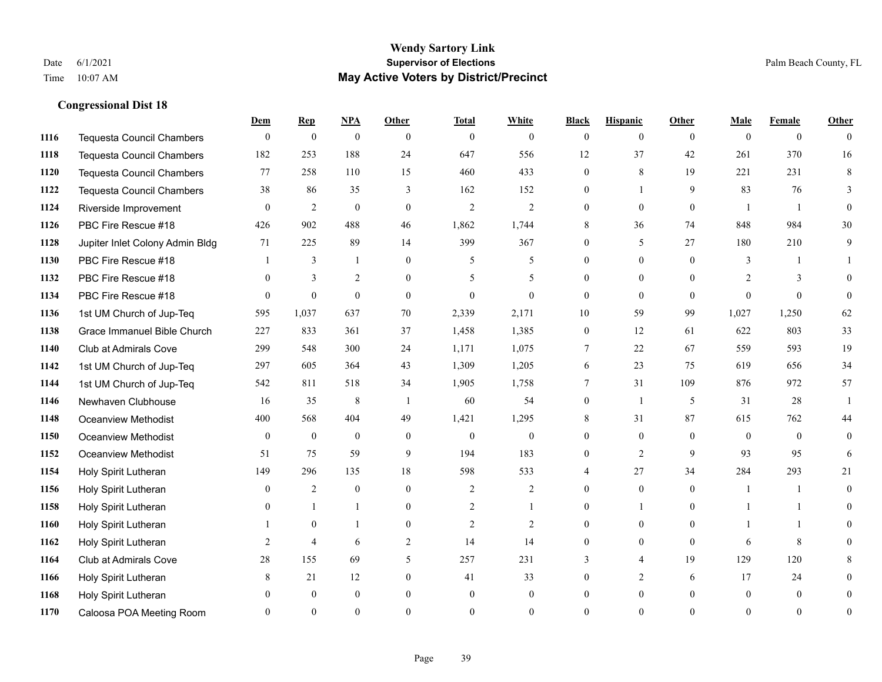# Wendy Sartory Link
## Supervisor of Elections
## May Active Voters by District/Precinct

Date 6/1/2021
Time 10:07 AM
Palm Beach County, FL

### Congressional Dist 18

| | | Dem | Rep | NPA | Other | Total | White | Black | Hispanic | Other | Male | Female | Other |
|---|---|---|---|---|---|---|---|---|---|---|---|---|---|
| 1116 | Tequesta Council Chambers | 0 | 0 | 0 | 0 | 0 | 0 | 0 | 0 | 0 | 0 | 0 | 0 |
| 1118 | Tequesta Council Chambers | 182 | 253 | 188 | 24 | 647 | 556 | 12 | 37 | 42 | 261 | 370 | 16 |
| 1120 | Tequesta Council Chambers | 77 | 258 | 110 | 15 | 460 | 433 | 0 | 8 | 19 | 221 | 231 | 8 |
| 1122 | Tequesta Council Chambers | 38 | 86 | 35 | 3 | 162 | 152 | 0 | 1 | 9 | 83 | 76 | 3 |
| 1124 | Riverside Improvement | 0 | 2 | 0 | 0 | 2 | 2 | 0 | 0 | 0 | 1 | 1 | 0 |
| 1126 | PBC Fire Rescue #18 | 426 | 902 | 488 | 46 | 1,862 | 1,744 | 8 | 36 | 74 | 848 | 984 | 30 |
| 1128 | Jupiter Inlet Colony Admin Bldg | 71 | 225 | 89 | 14 | 399 | 367 | 0 | 5 | 27 | 180 | 210 | 9 |
| 1130 | PBC Fire Rescue #18 | 1 | 3 | 1 | 0 | 5 | 5 | 0 | 0 | 0 | 3 | 1 | 1 |
| 1132 | PBC Fire Rescue #18 | 0 | 3 | 2 | 0 | 5 | 5 | 0 | 0 | 0 | 2 | 3 | 0 |
| 1134 | PBC Fire Rescue #18 | 0 | 0 | 0 | 0 | 0 | 0 | 0 | 0 | 0 | 0 | 0 | 0 |
| 1136 | 1st UM Church of Jup-Teq | 595 | 1,037 | 637 | 70 | 2,339 | 2,171 | 10 | 59 | 99 | 1,027 | 1,250 | 62 |
| 1138 | Grace Immanuel Bible Church | 227 | 833 | 361 | 37 | 1,458 | 1,385 | 0 | 12 | 61 | 622 | 803 | 33 |
| 1140 | Club at Admirals Cove | 299 | 548 | 300 | 24 | 1,171 | 1,075 | 7 | 22 | 67 | 559 | 593 | 19 |
| 1142 | 1st UM Church of Jup-Teq | 297 | 605 | 364 | 43 | 1,309 | 1,205 | 6 | 23 | 75 | 619 | 656 | 34 |
| 1144 | 1st UM Church of Jup-Teq | 542 | 811 | 518 | 34 | 1,905 | 1,758 | 7 | 31 | 109 | 876 | 972 | 57 |
| 1146 | Newhaven Clubhouse | 16 | 35 | 8 | 1 | 60 | 54 | 0 | 1 | 5 | 31 | 28 | 1 |
| 1148 | Oceanview Methodist | 400 | 568 | 404 | 49 | 1,421 | 1,295 | 8 | 31 | 87 | 615 | 762 | 44 |
| 1150 | Oceanview Methodist | 0 | 0 | 0 | 0 | 0 | 0 | 0 | 0 | 0 | 0 | 0 | 0 |
| 1152 | Oceanview Methodist | 51 | 75 | 59 | 9 | 194 | 183 | 0 | 2 | 9 | 93 | 95 | 6 |
| 1154 | Holy Spirit Lutheran | 149 | 296 | 135 | 18 | 598 | 533 | 4 | 27 | 34 | 284 | 293 | 21 |
| 1156 | Holy Spirit Lutheran | 0 | 2 | 0 | 0 | 2 | 2 | 0 | 0 | 0 | 1 | 1 | 0 |
| 1158 | Holy Spirit Lutheran | 0 | 1 | 1 | 0 | 2 | 1 | 0 | 1 | 0 | 1 | 1 | 0 |
| 1160 | Holy Spirit Lutheran | 1 | 0 | 1 | 0 | 2 | 2 | 0 | 0 | 0 | 1 | 1 | 0 |
| 1162 | Holy Spirit Lutheran | 2 | 4 | 6 | 2 | 14 | 14 | 0 | 0 | 0 | 6 | 8 | 0 |
| 1164 | Club at Admirals Cove | 28 | 155 | 69 | 5 | 257 | 231 | 3 | 4 | 19 | 129 | 120 | 8 |
| 1166 | Holy Spirit Lutheran | 8 | 21 | 12 | 0 | 41 | 33 | 0 | 2 | 6 | 17 | 24 | 0 |
| 1168 | Holy Spirit Lutheran | 0 | 0 | 0 | 0 | 0 | 0 | 0 | 0 | 0 | 0 | 0 | 0 |
| 1170 | Caloosa POA Meeting Room | 0 | 0 | 0 | 0 | 0 | 0 | 0 | 0 | 0 | 0 | 0 | 0 |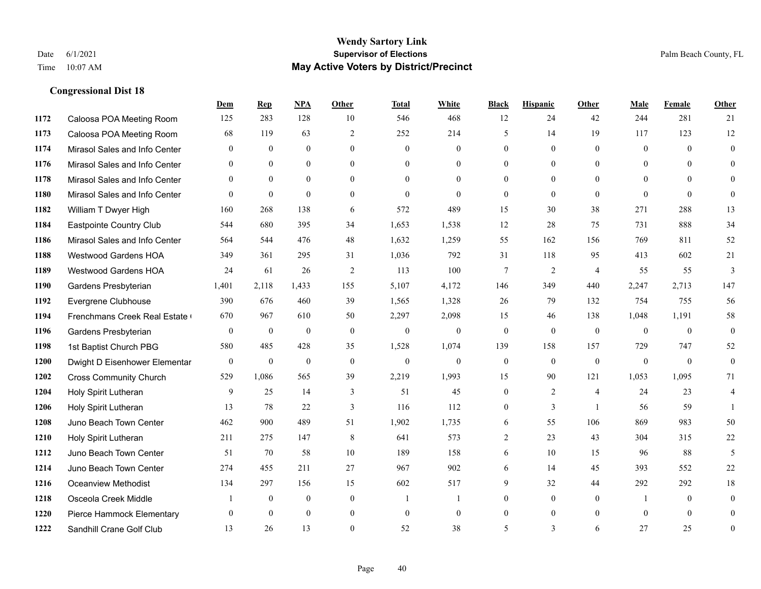# Wendy Sartory Link
## Supervisor of Elections
## May Active Voters by District/Precinct

Date 6/1/2021
Time 10:07 AM

Palm Beach County, FL

### Congressional Dist 18

| | | Dem | Rep | NPA | Other | Total | White | Black | Hispanic | Other | Male | Female | Other |
|---|---|---|---|---|---|---|---|---|---|---|---|---|---|
| 1172 | Caloosa POA Meeting Room | 125 | 283 | 128 | 10 | 546 | 468 | 12 | 24 | 42 | 244 | 281 | 21 |
| 1173 | Caloosa POA Meeting Room | 68 | 119 | 63 | 2 | 252 | 214 | 5 | 14 | 19 | 117 | 123 | 12 |
| 1174 | Mirasol Sales and Info Center | 0 | 0 | 0 | 0 | 0 | 0 | 0 | 0 | 0 | 0 | 0 | 0 |
| 1176 | Mirasol Sales and Info Center | 0 | 0 | 0 | 0 | 0 | 0 | 0 | 0 | 0 | 0 | 0 | 0 |
| 1178 | Mirasol Sales and Info Center | 0 | 0 | 0 | 0 | 0 | 0 | 0 | 0 | 0 | 0 | 0 | 0 |
| 1180 | Mirasol Sales and Info Center | 0 | 0 | 0 | 0 | 0 | 0 | 0 | 0 | 0 | 0 | 0 | 0 |
| 1182 | William T Dwyer High | 160 | 268 | 138 | 6 | 572 | 489 | 15 | 30 | 38 | 271 | 288 | 13 |
| 1184 | Eastpointe Country Club | 544 | 680 | 395 | 34 | 1,653 | 1,538 | 12 | 28 | 75 | 731 | 888 | 34 |
| 1186 | Mirasol Sales and Info Center | 564 | 544 | 476 | 48 | 1,632 | 1,259 | 55 | 162 | 156 | 769 | 811 | 52 |
| 1188 | Westwood Gardens HOA | 349 | 361 | 295 | 31 | 1,036 | 792 | 31 | 118 | 95 | 413 | 602 | 21 |
| 1189 | Westwood Gardens HOA | 24 | 61 | 26 | 2 | 113 | 100 | 7 | 2 | 4 | 55 | 55 | 3 |
| 1190 | Gardens Presbyterian | 1,401 | 2,118 | 1,433 | 155 | 5,107 | 4,172 | 146 | 349 | 440 | 2,247 | 2,713 | 147 |
| 1192 | Evergrene Clubhouse | 390 | 676 | 460 | 39 | 1,565 | 1,328 | 26 | 79 | 132 | 754 | 755 | 56 |
| 1194 | Frenchmans Creek Real Estate ( | 670 | 967 | 610 | 50 | 2,297 | 2,098 | 15 | 46 | 138 | 1,048 | 1,191 | 58 |
| 1196 | Gardens Presbyterian | 0 | 0 | 0 | 0 | 0 | 0 | 0 | 0 | 0 | 0 | 0 | 0 |
| 1198 | 1st Baptist Church PBG | 580 | 485 | 428 | 35 | 1,528 | 1,074 | 139 | 158 | 157 | 729 | 747 | 52 |
| 1200 | Dwight D Eisenhower Elementar | 0 | 0 | 0 | 0 | 0 | 0 | 0 | 0 | 0 | 0 | 0 | 0 |
| 1202 | Cross Community Church | 529 | 1,086 | 565 | 39 | 2,219 | 1,993 | 15 | 90 | 121 | 1,053 | 1,095 | 71 |
| 1204 | Holy Spirit Lutheran | 9 | 25 | 14 | 3 | 51 | 45 | 0 | 2 | 4 | 24 | 23 | 4 |
| 1206 | Holy Spirit Lutheran | 13 | 78 | 22 | 3 | 116 | 112 | 0 | 3 | 1 | 56 | 59 | 1 |
| 1208 | Juno Beach Town Center | 462 | 900 | 489 | 51 | 1,902 | 1,735 | 6 | 55 | 106 | 869 | 983 | 50 |
| 1210 | Holy Spirit Lutheran | 211 | 275 | 147 | 8 | 641 | 573 | 2 | 23 | 43 | 304 | 315 | 22 |
| 1212 | Juno Beach Town Center | 51 | 70 | 58 | 10 | 189 | 158 | 6 | 10 | 15 | 96 | 88 | 5 |
| 1214 | Juno Beach Town Center | 274 | 455 | 211 | 27 | 967 | 902 | 6 | 14 | 45 | 393 | 552 | 22 |
| 1216 | Oceanview Methodist | 134 | 297 | 156 | 15 | 602 | 517 | 9 | 32 | 44 | 292 | 292 | 18 |
| 1218 | Osceola Creek Middle | 1 | 0 | 0 | 0 | 1 | 1 | 0 | 0 | 0 | 1 | 0 | 0 |
| 1220 | Pierce Hammock Elementary | 0 | 0 | 0 | 0 | 0 | 0 | 0 | 0 | 0 | 0 | 0 | 0 |
| 1222 | Sandhill Crane Golf Club | 13 | 26 | 13 | 0 | 52 | 38 | 5 | 3 | 6 | 27 | 25 | 0 |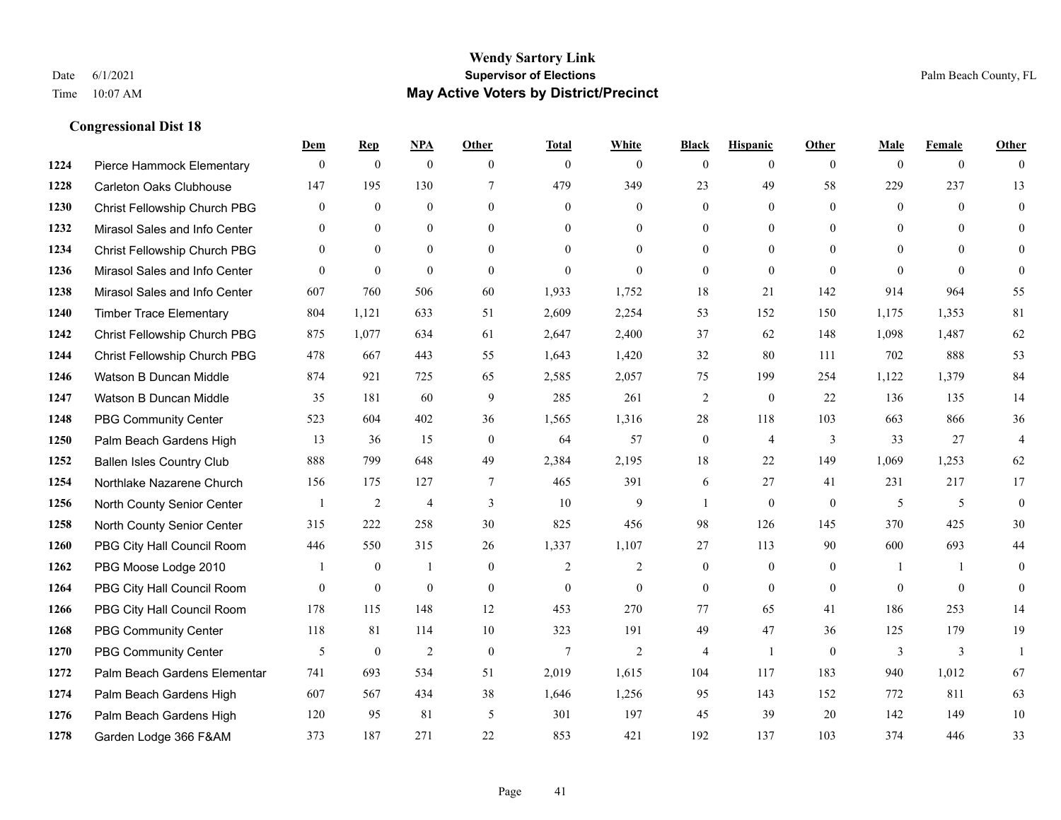# Wendy Sartory Link
## Supervisor of Elections
## May Active Voters by District/Precinct

Date 6/1/2021
Time 10:07 AM

Palm Beach County, FL

### Congressional Dist 18

| | | Dem | Rep | NPA | Other | Total | White | Black | Hispanic | Other | Male | Female | Other |
|---|---|---|---|---|---|---|---|---|---|---|---|---|---|
| 1224 | Pierce Hammock Elementary | 0 | 0 | 0 | 0 | 0 | 0 | 0 | 0 | 0 | 0 | 0 | 0 |
| 1228 | Carleton Oaks Clubhouse | 147 | 195 | 130 | 7 | 479 | 349 | 23 | 49 | 58 | 229 | 237 | 13 |
| 1230 | Christ Fellowship Church PBG | 0 | 0 | 0 | 0 | 0 | 0 | 0 | 0 | 0 | 0 | 0 | 0 |
| 1232 | Mirasol Sales and Info Center | 0 | 0 | 0 | 0 | 0 | 0 | 0 | 0 | 0 | 0 | 0 | 0 |
| 1234 | Christ Fellowship Church PBG | 0 | 0 | 0 | 0 | 0 | 0 | 0 | 0 | 0 | 0 | 0 | 0 |
| 1236 | Mirasol Sales and Info Center | 0 | 0 | 0 | 0 | 0 | 0 | 0 | 0 | 0 | 0 | 0 | 0 |
| 1238 | Mirasol Sales and Info Center | 607 | 760 | 506 | 60 | 1,933 | 1,752 | 18 | 21 | 142 | 914 | 964 | 55 |
| 1240 | Timber Trace Elementary | 804 | 1,121 | 633 | 51 | 2,609 | 2,254 | 53 | 152 | 150 | 1,175 | 1,353 | 81 |
| 1242 | Christ Fellowship Church PBG | 875 | 1,077 | 634 | 61 | 2,647 | 2,400 | 37 | 62 | 148 | 1,098 | 1,487 | 62 |
| 1244 | Christ Fellowship Church PBG | 478 | 667 | 443 | 55 | 1,643 | 1,420 | 32 | 80 | 111 | 702 | 888 | 53 |
| 1246 | Watson B Duncan Middle | 874 | 921 | 725 | 65 | 2,585 | 2,057 | 75 | 199 | 254 | 1,122 | 1,379 | 84 |
| 1247 | Watson B Duncan Middle | 35 | 181 | 60 | 9 | 285 | 261 | 2 | 0 | 22 | 136 | 135 | 14 |
| 1248 | PBG Community Center | 523 | 604 | 402 | 36 | 1,565 | 1,316 | 28 | 118 | 103 | 663 | 866 | 36 |
| 1250 | Palm Beach Gardens High | 13 | 36 | 15 | 0 | 64 | 57 | 0 | 4 | 3 | 33 | 27 | 4 |
| 1252 | Ballen Isles Country Club | 888 | 799 | 648 | 49 | 2,384 | 2,195 | 18 | 22 | 149 | 1,069 | 1,253 | 62 |
| 1254 | Northlake Nazarene Church | 156 | 175 | 127 | 7 | 465 | 391 | 6 | 27 | 41 | 231 | 217 | 17 |
| 1256 | North County Senior Center | 1 | 2 | 4 | 3 | 10 | 9 | 1 | 0 | 0 | 5 | 5 | 0 |
| 1258 | North County Senior Center | 315 | 222 | 258 | 30 | 825 | 456 | 98 | 126 | 145 | 370 | 425 | 30 |
| 1260 | PBG City Hall Council Room | 446 | 550 | 315 | 26 | 1,337 | 1,107 | 27 | 113 | 90 | 600 | 693 | 44 |
| 1262 | PBG Moose Lodge 2010 | 1 | 0 | 1 | 0 | 2 | 2 | 0 | 0 | 0 | 1 | 1 | 0 |
| 1264 | PBG City Hall Council Room | 0 | 0 | 0 | 0 | 0 | 0 | 0 | 0 | 0 | 0 | 0 | 0 |
| 1266 | PBG City Hall Council Room | 178 | 115 | 148 | 12 | 453 | 270 | 77 | 65 | 41 | 186 | 253 | 14 |
| 1268 | PBG Community Center | 118 | 81 | 114 | 10 | 323 | 191 | 49 | 47 | 36 | 125 | 179 | 19 |
| 1270 | PBG Community Center | 5 | 0 | 2 | 0 | 7 | 2 | 4 | 1 | 0 | 3 | 3 | 1 |
| 1272 | Palm Beach Gardens Elementar | 741 | 693 | 534 | 51 | 2,019 | 1,615 | 104 | 117 | 183 | 940 | 1,012 | 67 |
| 1274 | Palm Beach Gardens High | 607 | 567 | 434 | 38 | 1,646 | 1,256 | 95 | 143 | 152 | 772 | 811 | 63 |
| 1276 | Palm Beach Gardens High | 120 | 95 | 81 | 5 | 301 | 197 | 45 | 39 | 20 | 142 | 149 | 10 |
| 1278 | Garden Lodge 366 F&AM | 373 | 187 | 271 | 22 | 853 | 421 | 192 | 137 | 103 | 374 | 446 | 33 |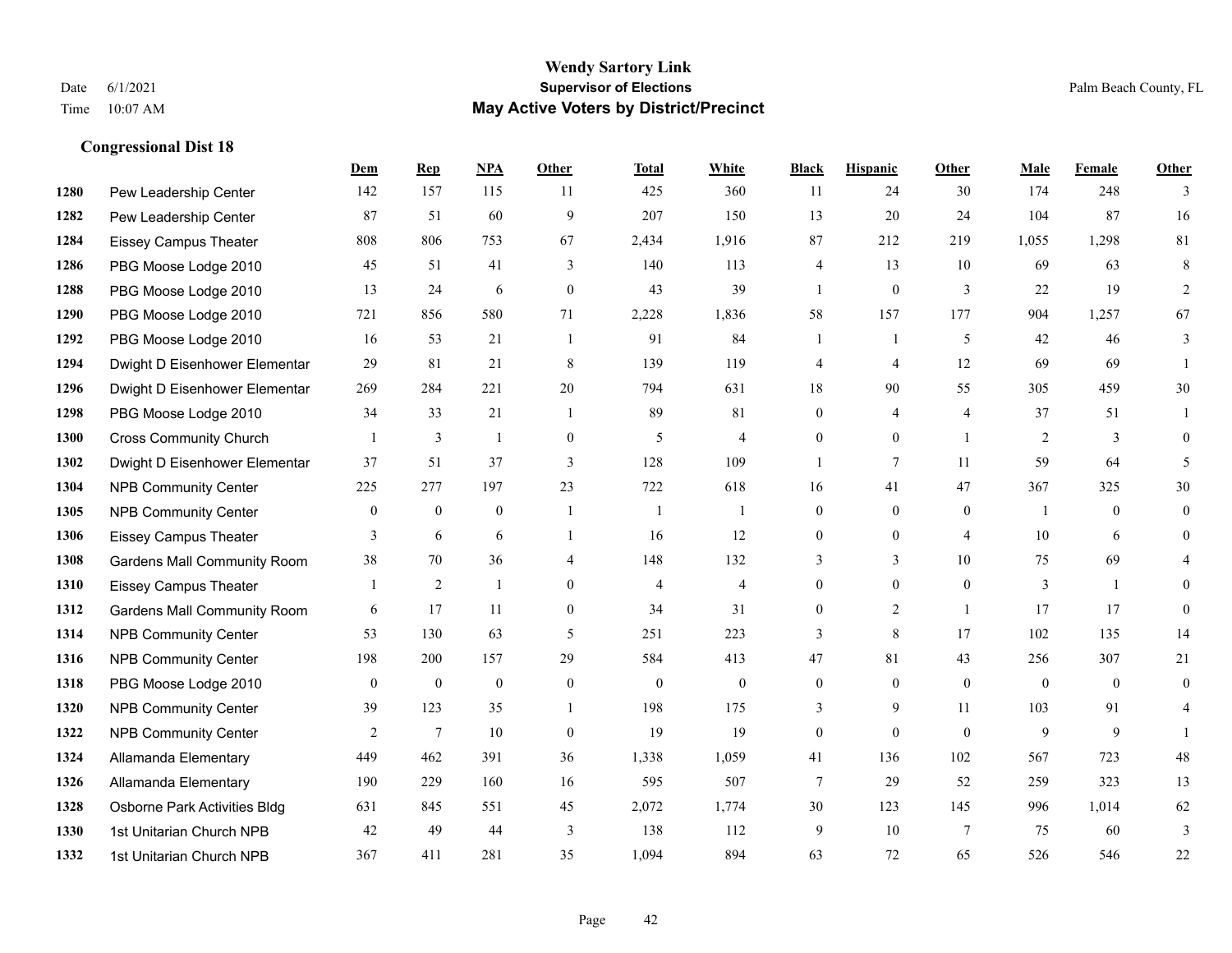# Wendy Sartory Link

**Supervisor of Elections**

**May Active Voters by District/Precinct**

Date 6/1/2021
Time 10:07 AM

Palm Beach County, FL

### Congressional Dist 18

| | | Dem | Rep | NPA | Other | Total | White | Black | Hispanic | Other | Male | Female | Other |
|---|---|---|---|---|---|---|---|---|---|---|---|---|---|
| 1280 | Pew Leadership Center | 142 | 157 | 115 | 11 | 425 | 360 | 11 | 24 | 30 | 174 | 248 | 3 |
| 1282 | Pew Leadership Center | 87 | 51 | 60 | 9 | 207 | 150 | 13 | 20 | 24 | 104 | 87 | 16 |
| 1284 | Eissey Campus Theater | 808 | 806 | 753 | 67 | 2,434 | 1,916 | 87 | 212 | 219 | 1,055 | 1,298 | 81 |
| 1286 | PBG Moose Lodge 2010 | 45 | 51 | 41 | 3 | 140 | 113 | 4 | 13 | 10 | 69 | 63 | 8 |
| 1288 | PBG Moose Lodge 2010 | 13 | 24 | 6 | 0 | 43 | 39 | 1 | 0 | 3 | 22 | 19 | 2 |
| 1290 | PBG Moose Lodge 2010 | 721 | 856 | 580 | 71 | 2,228 | 1,836 | 58 | 157 | 177 | 904 | 1,257 | 67 |
| 1292 | PBG Moose Lodge 2010 | 16 | 53 | 21 | 1 | 91 | 84 | 1 | 1 | 5 | 42 | 46 | 3 |
| 1294 | Dwight D Eisenhower Elementar | 29 | 81 | 21 | 8 | 139 | 119 | 4 | 4 | 12 | 69 | 69 | 1 |
| 1296 | Dwight D Eisenhower Elementar | 269 | 284 | 221 | 20 | 794 | 631 | 18 | 90 | 55 | 305 | 459 | 30 |
| 1298 | PBG Moose Lodge 2010 | 34 | 33 | 21 | 1 | 89 | 81 | 0 | 4 | 4 | 37 | 51 | 1 |
| 1300 | Cross Community Church | 1 | 3 | 1 | 0 | 5 | 4 | 0 | 0 | 1 | 2 | 3 | 0 |
| 1302 | Dwight D Eisenhower Elementar | 37 | 51 | 37 | 3 | 128 | 109 | 1 | 7 | 11 | 59 | 64 | 5 |
| 1304 | NPB Community Center | 225 | 277 | 197 | 23 | 722 | 618 | 16 | 41 | 47 | 367 | 325 | 30 |
| 1305 | NPB Community Center | 0 | 0 | 0 | 1 | 1 | 1 | 0 | 0 | 0 | 1 | 0 | 0 |
| 1306 | Eissey Campus Theater | 3 | 6 | 6 | 1 | 16 | 12 | 0 | 0 | 4 | 10 | 6 | 0 |
| 1308 | Gardens Mall Community Room | 38 | 70 | 36 | 4 | 148 | 132 | 3 | 3 | 10 | 75 | 69 | 4 |
| 1310 | Eissey Campus Theater | 1 | 2 | 1 | 0 | 4 | 4 | 0 | 0 | 0 | 3 | 1 | 0 |
| 1312 | Gardens Mall Community Room | 6 | 17 | 11 | 0 | 34 | 31 | 0 | 2 | 1 | 17 | 17 | 0 |
| 1314 | NPB Community Center | 53 | 130 | 63 | 5 | 251 | 223 | 3 | 8 | 17 | 102 | 135 | 14 |
| 1316 | NPB Community Center | 198 | 200 | 157 | 29 | 584 | 413 | 47 | 81 | 43 | 256 | 307 | 21 |
| 1318 | PBG Moose Lodge 2010 | 0 | 0 | 0 | 0 | 0 | 0 | 0 | 0 | 0 | 0 | 0 | 0 |
| 1320 | NPB Community Center | 39 | 123 | 35 | 1 | 198 | 175 | 3 | 9 | 11 | 103 | 91 | 4 |
| 1322 | NPB Community Center | 2 | 7 | 10 | 0 | 19 | 19 | 0 | 0 | 0 | 9 | 9 | 1 |
| 1324 | Allamanda Elementary | 449 | 462 | 391 | 36 | 1,338 | 1,059 | 41 | 136 | 102 | 567 | 723 | 48 |
| 1326 | Allamanda Elementary | 190 | 229 | 160 | 16 | 595 | 507 | 7 | 29 | 52 | 259 | 323 | 13 |
| 1328 | Osborne Park Activities Bldg | 631 | 845 | 551 | 45 | 2,072 | 1,774 | 30 | 123 | 145 | 996 | 1,014 | 62 |
| 1330 | 1st Unitarian Church NPB | 42 | 49 | 44 | 3 | 138 | 112 | 9 | 10 | 7 | 75 | 60 | 3 |
| 1332 | 1st Unitarian Church NPB | 367 | 411 | 281 | 35 | 1,094 | 894 | 63 | 72 | 65 | 526 | 546 | 22 |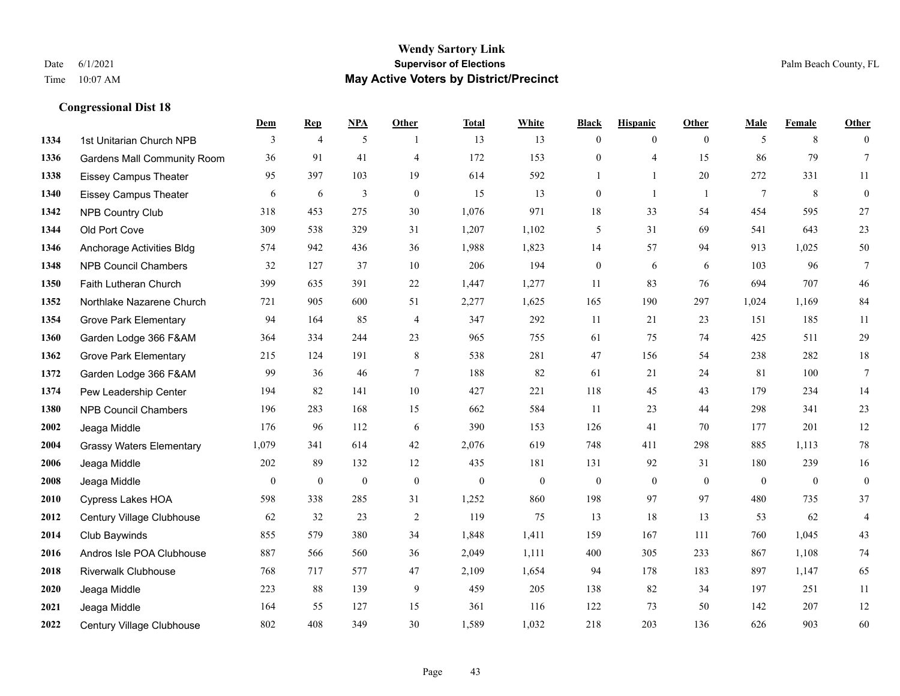# Wendy Sartory Link

**Supervisor of Elections**

**May Active Voters by District/Precinct**

Date 6/1/2021

Time 10:07 AM

Palm Beach County, FL

### Congressional Dist 18

| | | Dem | Rep | NPA | Other | Total | White | Black | Hispanic | Other | Male | Female | Other |
|---|---|---|---|---|---|---|---|---|---|---|---|---|---|
| 1334 | 1st Unitarian Church NPB | 3 | 4 | 5 | 1 | 13 | 13 | 0 | 0 | 0 | 5 | 8 | 0 |
| 1336 | Gardens Mall Community Room | 36 | 91 | 41 | 4 | 172 | 153 | 0 | 4 | 15 | 86 | 79 | 7 |
| 1338 | Eissey Campus Theater | 95 | 397 | 103 | 19 | 614 | 592 | 1 | 1 | 20 | 272 | 331 | 11 |
| 1340 | Eissey Campus Theater | 6 | 6 | 3 | 0 | 15 | 13 | 0 | 1 | 1 | 7 | 8 | 0 |
| 1342 | NPB Country Club | 318 | 453 | 275 | 30 | 1,076 | 971 | 18 | 33 | 54 | 454 | 595 | 27 |
| 1344 | Old Port Cove | 309 | 538 | 329 | 31 | 1,207 | 1,102 | 5 | 31 | 69 | 541 | 643 | 23 |
| 1346 | Anchorage Activities Bldg | 574 | 942 | 436 | 36 | 1,988 | 1,823 | 14 | 57 | 94 | 913 | 1,025 | 50 |
| 1348 | NPB Council Chambers | 32 | 127 | 37 | 10 | 206 | 194 | 0 | 6 | 6 | 103 | 96 | 7 |
| 1350 | Faith Lutheran Church | 399 | 635 | 391 | 22 | 1,447 | 1,277 | 11 | 83 | 76 | 694 | 707 | 46 |
| 1352 | Northlake Nazarene Church | 721 | 905 | 600 | 51 | 2,277 | 1,625 | 165 | 190 | 297 | 1,024 | 1,169 | 84 |
| 1354 | Grove Park Elementary | 94 | 164 | 85 | 4 | 347 | 292 | 11 | 21 | 23 | 151 | 185 | 11 |
| 1360 | Garden Lodge 366 F&AM | 364 | 334 | 244 | 23 | 965 | 755 | 61 | 75 | 74 | 425 | 511 | 29 |
| 1362 | Grove Park Elementary | 215 | 124 | 191 | 8 | 538 | 281 | 47 | 156 | 54 | 238 | 282 | 18 |
| 1372 | Garden Lodge 366 F&AM | 99 | 36 | 46 | 7 | 188 | 82 | 61 | 21 | 24 | 81 | 100 | 7 |
| 1374 | Pew Leadership Center | 194 | 82 | 141 | 10 | 427 | 221 | 118 | 45 | 43 | 179 | 234 | 14 |
| 1380 | NPB Council Chambers | 196 | 283 | 168 | 15 | 662 | 584 | 11 | 23 | 44 | 298 | 341 | 23 |
| 2002 | Jeaga Middle | 176 | 96 | 112 | 6 | 390 | 153 | 126 | 41 | 70 | 177 | 201 | 12 |
| 2004 | Grassy Waters Elementary | 1,079 | 341 | 614 | 42 | 2,076 | 619 | 748 | 411 | 298 | 885 | 1,113 | 78 |
| 2006 | Jeaga Middle | 202 | 89 | 132 | 12 | 435 | 181 | 131 | 92 | 31 | 180 | 239 | 16 |
| 2008 | Jeaga Middle | 0 | 0 | 0 | 0 | 0 | 0 | 0 | 0 | 0 | 0 | 0 | 0 |
| 2010 | Cypress Lakes HOA | 598 | 338 | 285 | 31 | 1,252 | 860 | 198 | 97 | 97 | 480 | 735 | 37 |
| 2012 | Century Village Clubhouse | 62 | 32 | 23 | 2 | 119 | 75 | 13 | 18 | 13 | 53 | 62 | 4 |
| 2014 | Club Baywinds | 855 | 579 | 380 | 34 | 1,848 | 1,411 | 159 | 167 | 111 | 760 | 1,045 | 43 |
| 2016 | Andros Isle POA Clubhouse | 887 | 566 | 560 | 36 | 2,049 | 1,111 | 400 | 305 | 233 | 867 | 1,108 | 74 |
| 2018 | Riverwalk Clubhouse | 768 | 717 | 577 | 47 | 2,109 | 1,654 | 94 | 178 | 183 | 897 | 1,147 | 65 |
| 2020 | Jeaga Middle | 223 | 88 | 139 | 9 | 459 | 205 | 138 | 82 | 34 | 197 | 251 | 11 |
| 2021 | Jeaga Middle | 164 | 55 | 127 | 15 | 361 | 116 | 122 | 73 | 50 | 142 | 207 | 12 |
| 2022 | Century Village Clubhouse | 802 | 408 | 349 | 30 | 1,589 | 1,032 | 218 | 203 | 136 | 626 | 903 | 60 |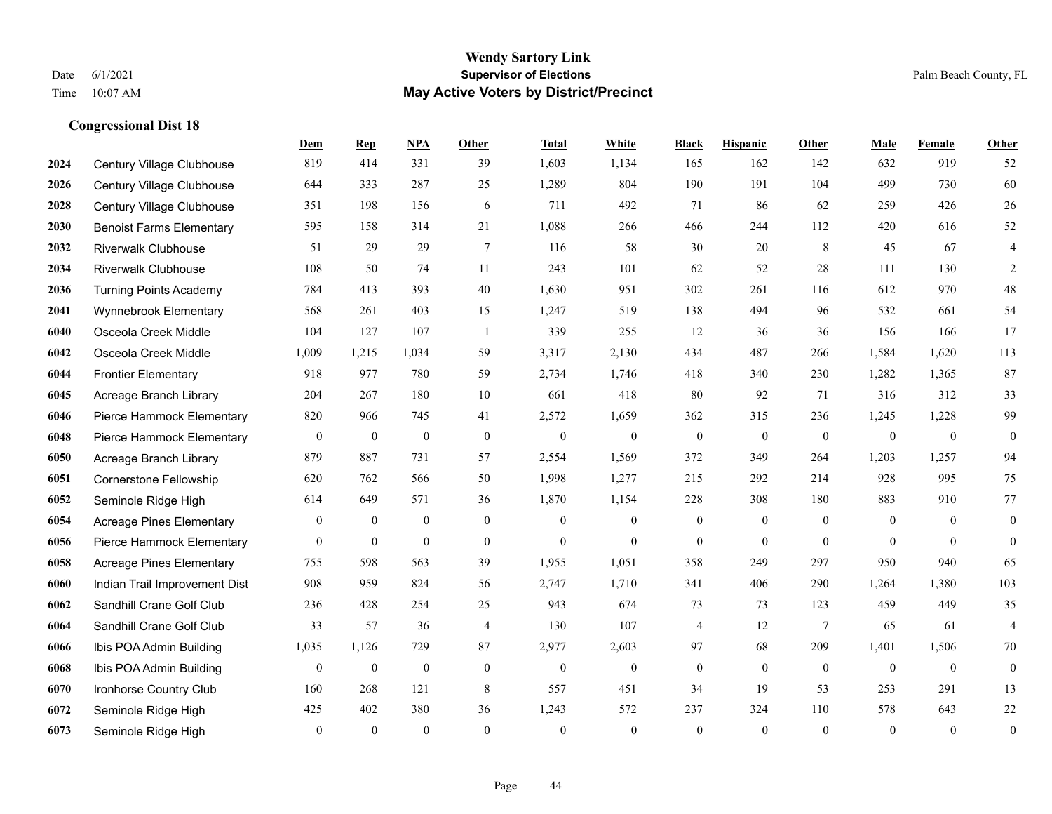**Wendy Sartory Link**
**Supervisor of Elections**
**May Active Voters by District/Precinct**

Date 6/1/2021
Time 10:07 AM

Palm Beach County, FL

### Congressional Dist 18

| | | Dem | Rep | NPA | Other | Total | White | Black | Hispanic | Other | Male | Female | Other |
|---|---|---|---|---|---|---|---|---|---|---|---|---|---|
| 2024 | Century Village Clubhouse | 819 | 414 | 331 | 39 | 1,603 | 1,134 | 165 | 162 | 142 | 632 | 919 | 52 |
| 2026 | Century Village Clubhouse | 644 | 333 | 287 | 25 | 1,289 | 804 | 190 | 191 | 104 | 499 | 730 | 60 |
| 2028 | Century Village Clubhouse | 351 | 198 | 156 | 6 | 711 | 492 | 71 | 86 | 62 | 259 | 426 | 26 |
| 2030 | Benoist Farms Elementary | 595 | 158 | 314 | 21 | 1,088 | 266 | 466 | 244 | 112 | 420 | 616 | 52 |
| 2032 | Riverwalk Clubhouse | 51 | 29 | 29 | 7 | 116 | 58 | 30 | 20 | 8 | 45 | 67 | 4 |
| 2034 | Riverwalk Clubhouse | 108 | 50 | 74 | 11 | 243 | 101 | 62 | 52 | 28 | 111 | 130 | 2 |
| 2036 | Turning Points Academy | 784 | 413 | 393 | 40 | 1,630 | 951 | 302 | 261 | 116 | 612 | 970 | 48 |
| 2041 | Wynnebrook Elementary | 568 | 261 | 403 | 15 | 1,247 | 519 | 138 | 494 | 96 | 532 | 661 | 54 |
| 6040 | Osceola Creek Middle | 104 | 127 | 107 | 1 | 339 | 255 | 12 | 36 | 36 | 156 | 166 | 17 |
| 6042 | Osceola Creek Middle | 1,009 | 1,215 | 1,034 | 59 | 3,317 | 2,130 | 434 | 487 | 266 | 1,584 | 1,620 | 113 |
| 6044 | Frontier Elementary | 918 | 977 | 780 | 59 | 2,734 | 1,746 | 418 | 340 | 230 | 1,282 | 1,365 | 87 |
| 6045 | Acreage Branch Library | 204 | 267 | 180 | 10 | 661 | 418 | 80 | 92 | 71 | 316 | 312 | 33 |
| 6046 | Pierce Hammock Elementary | 820 | 966 | 745 | 41 | 2,572 | 1,659 | 362 | 315 | 236 | 1,245 | 1,228 | 99 |
| 6048 | Pierce Hammock Elementary | 0 | 0 | 0 | 0 | 0 | 0 | 0 | 0 | 0 | 0 | 0 | 0 |
| 6050 | Acreage Branch Library | 879 | 887 | 731 | 57 | 2,554 | 1,569 | 372 | 349 | 264 | 1,203 | 1,257 | 94 |
| 6051 | Cornerstone Fellowship | 620 | 762 | 566 | 50 | 1,998 | 1,277 | 215 | 292 | 214 | 928 | 995 | 75 |
| 6052 | Seminole Ridge High | 614 | 649 | 571 | 36 | 1,870 | 1,154 | 228 | 308 | 180 | 883 | 910 | 77 |
| 6054 | Acreage Pines Elementary | 0 | 0 | 0 | 0 | 0 | 0 | 0 | 0 | 0 | 0 | 0 | 0 |
| 6056 | Pierce Hammock Elementary | 0 | 0 | 0 | 0 | 0 | 0 | 0 | 0 | 0 | 0 | 0 | 0 |
| 6058 | Acreage Pines Elementary | 755 | 598 | 563 | 39 | 1,955 | 1,051 | 358 | 249 | 297 | 950 | 940 | 65 |
| 6060 | Indian Trail Improvement Dist | 908 | 959 | 824 | 56 | 2,747 | 1,710 | 341 | 406 | 290 | 1,264 | 1,380 | 103 |
| 6062 | Sandhill Crane Golf Club | 236 | 428 | 254 | 25 | 943 | 674 | 73 | 73 | 123 | 459 | 449 | 35 |
| 6064 | Sandhill Crane Golf Club | 33 | 57 | 36 | 4 | 130 | 107 | 4 | 12 | 7 | 65 | 61 | 4 |
| 6066 | Ibis POA Admin Building | 1,035 | 1,126 | 729 | 87 | 2,977 | 2,603 | 97 | 68 | 209 | 1,401 | 1,506 | 70 |
| 6068 | Ibis POA Admin Building | 0 | 0 | 0 | 0 | 0 | 0 | 0 | 0 | 0 | 0 | 0 | 0 |
| 6070 | Ironhorse Country Club | 160 | 268 | 121 | 8 | 557 | 451 | 34 | 19 | 53 | 253 | 291 | 13 |
| 6072 | Seminole Ridge High | 425 | 402 | 380 | 36 | 1,243 | 572 | 237 | 324 | 110 | 578 | 643 | 22 |
| 6073 | Seminole Ridge High | 0 | 0 | 0 | 0 | 0 | 0 | 0 | 0 | 0 | 0 | 0 | 0 |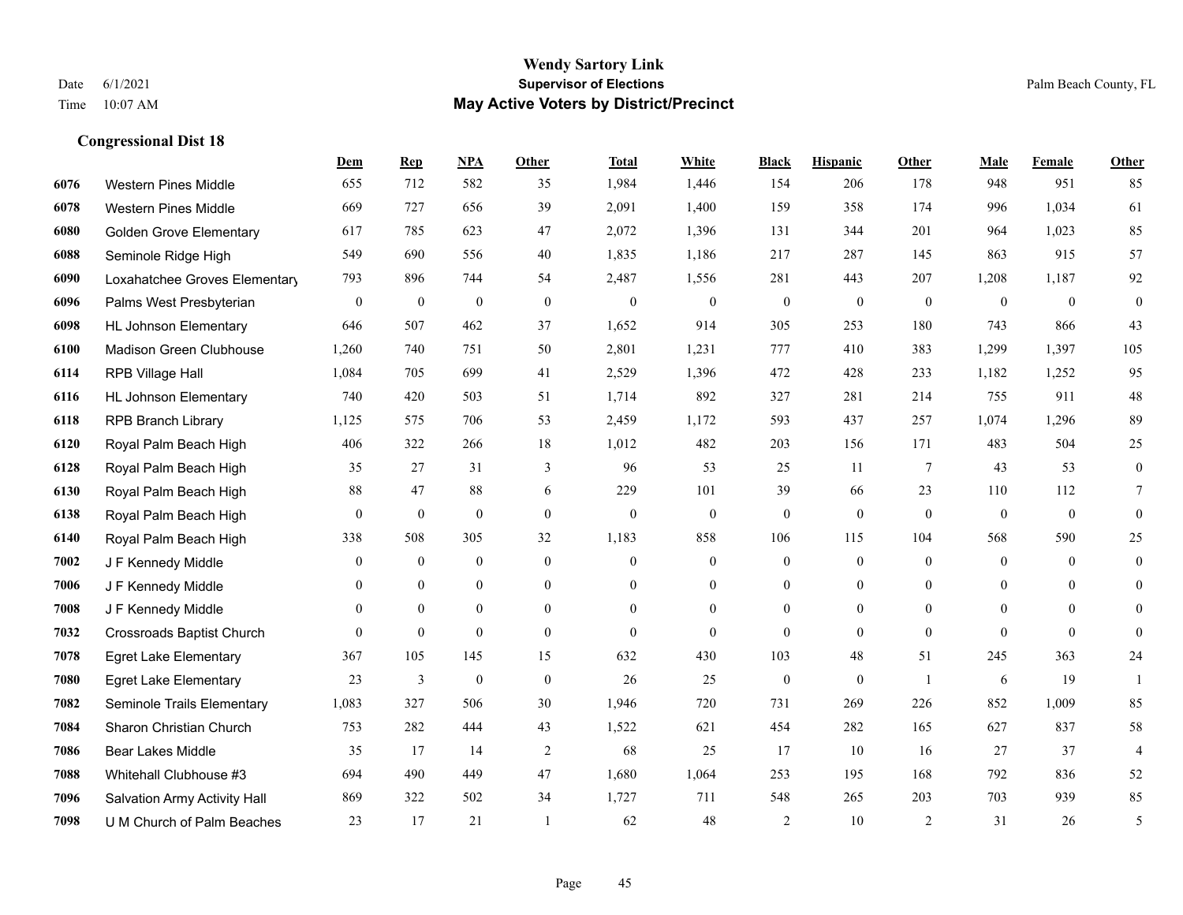# Wendy Sartory Link
## Supervisor of Elections
## May Active Voters by District/Precinct

Date 6/1/2021
Time 10:07 AM

Palm Beach County, FL

### Congressional Dist 18

| | | Dem | Rep | NPA | Other | Total | White | Black | Hispanic | Other | Male | Female | Other |
|---|---|---|---|---|---|---|---|---|---|---|---|---|---|
| 6076 | Western Pines Middle | 655 | 712 | 582 | 35 | 1,984 | 1,446 | 154 | 206 | 178 | 948 | 951 | 85 |
| 6078 | Western Pines Middle | 669 | 727 | 656 | 39 | 2,091 | 1,400 | 159 | 358 | 174 | 996 | 1,034 | 61 |
| 6080 | Golden Grove Elementary | 617 | 785 | 623 | 47 | 2,072 | 1,396 | 131 | 344 | 201 | 964 | 1,023 | 85 |
| 6088 | Seminole Ridge High | 549 | 690 | 556 | 40 | 1,835 | 1,186 | 217 | 287 | 145 | 863 | 915 | 57 |
| 6090 | Loxahatchee Groves Elementary | 793 | 896 | 744 | 54 | 2,487 | 1,556 | 281 | 443 | 207 | 1,208 | 1,187 | 92 |
| 6096 | Palms West Presbyterian | 0 | 0 | 0 | 0 | 0 | 0 | 0 | 0 | 0 | 0 | 0 | 0 |
| 6098 | HL Johnson Elementary | 646 | 507 | 462 | 37 | 1,652 | 914 | 305 | 253 | 180 | 743 | 866 | 43 |
| 6100 | Madison Green Clubhouse | 1,260 | 740 | 751 | 50 | 2,801 | 1,231 | 777 | 410 | 383 | 1,299 | 1,397 | 105 |
| 6114 | RPB Village Hall | 1,084 | 705 | 699 | 41 | 2,529 | 1,396 | 472 | 428 | 233 | 1,182 | 1,252 | 95 |
| 6116 | HL Johnson Elementary | 740 | 420 | 503 | 51 | 1,714 | 892 | 327 | 281 | 214 | 755 | 911 | 48 |
| 6118 | RPB Branch Library | 1,125 | 575 | 706 | 53 | 2,459 | 1,172 | 593 | 437 | 257 | 1,074 | 1,296 | 89 |
| 6120 | Royal Palm Beach High | 406 | 322 | 266 | 18 | 1,012 | 482 | 203 | 156 | 171 | 483 | 504 | 25 |
| 6128 | Royal Palm Beach High | 35 | 27 | 31 | 3 | 96 | 53 | 25 | 11 | 7 | 43 | 53 | 0 |
| 6130 | Royal Palm Beach High | 88 | 47 | 88 | 6 | 229 | 101 | 39 | 66 | 23 | 110 | 112 | 7 |
| 6138 | Royal Palm Beach High | 0 | 0 | 0 | 0 | 0 | 0 | 0 | 0 | 0 | 0 | 0 | 0 |
| 6140 | Royal Palm Beach High | 338 | 508 | 305 | 32 | 1,183 | 858 | 106 | 115 | 104 | 568 | 590 | 25 |
| 7002 | J F Kennedy Middle | 0 | 0 | 0 | 0 | 0 | 0 | 0 | 0 | 0 | 0 | 0 | 0 |
| 7006 | J F Kennedy Middle | 0 | 0 | 0 | 0 | 0 | 0 | 0 | 0 | 0 | 0 | 0 | 0 |
| 7008 | J F Kennedy Middle | 0 | 0 | 0 | 0 | 0 | 0 | 0 | 0 | 0 | 0 | 0 | 0 |
| 7032 | Crossroads Baptist Church | 0 | 0 | 0 | 0 | 0 | 0 | 0 | 0 | 0 | 0 | 0 | 0 |
| 7078 | Egret Lake Elementary | 367 | 105 | 145 | 15 | 632 | 430 | 103 | 48 | 51 | 245 | 363 | 24 |
| 7080 | Egret Lake Elementary | 23 | 3 | 0 | 0 | 26 | 25 | 0 | 0 | 1 | 6 | 19 | 1 |
| 7082 | Seminole Trails Elementary | 1,083 | 327 | 506 | 30 | 1,946 | 720 | 731 | 269 | 226 | 852 | 1,009 | 85 |
| 7084 | Sharon Christian Church | 753 | 282 | 444 | 43 | 1,522 | 621 | 454 | 282 | 165 | 627 | 837 | 58 |
| 7086 | Bear Lakes Middle | 35 | 17 | 14 | 2 | 68 | 25 | 17 | 10 | 16 | 27 | 37 | 4 |
| 7088 | Whitehall Clubhouse #3 | 694 | 490 | 449 | 47 | 1,680 | 1,064 | 253 | 195 | 168 | 792 | 836 | 52 |
| 7096 | Salvation Army Activity Hall | 869 | 322 | 502 | 34 | 1,727 | 711 | 548 | 265 | 203 | 703 | 939 | 85 |
| 7098 | U M Church of Palm Beaches | 23 | 17 | 21 | 1 | 62 | 48 | 2 | 10 | 2 | 31 | 26 | 5 |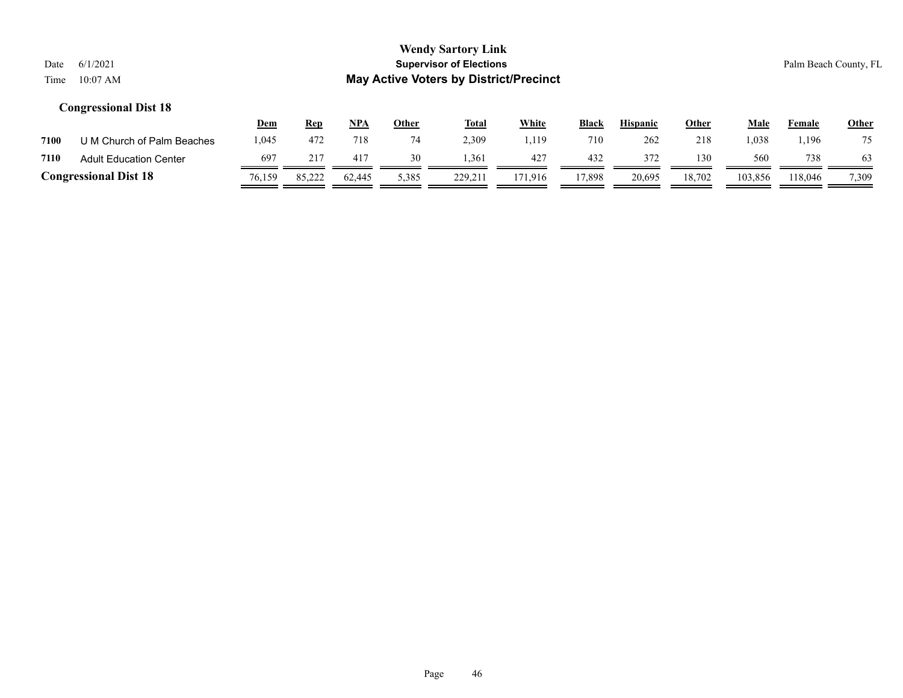**Wendy Sartory Link**
**Supervisor of Elections**
**May Active Voters by District/Precinct**

Date 6/1/2021
Time 10:07 AM
Palm Beach County, FL

### Congressional Dist 18

| | | Dem | Rep | NPA | Other | Total | White | Black | Hispanic | Other | Male | Female | Other |
|---|---|---|---|---|---|---|---|---|---|---|---|---|---|
| 7100 | U M Church of Palm Beaches | 1,045 | 472 | 718 | 74 | 2,309 | 1,119 | 710 | 262 | 218 | 1,038 | 1,196 | 75 |
| 7110 | Adult Education Center | 697 | 217 | 417 | 30 | 1,361 | 427 | 432 | 372 | 130 | 560 | 738 | 63 |
| **Congressional Dist 18** | | 76,159 | 85,222 | 62,445 | 5,385 | 229,211 | 171,916 | 17,898 | 20,695 | 18,702 | 103,856 | 118,046 | 7,309 |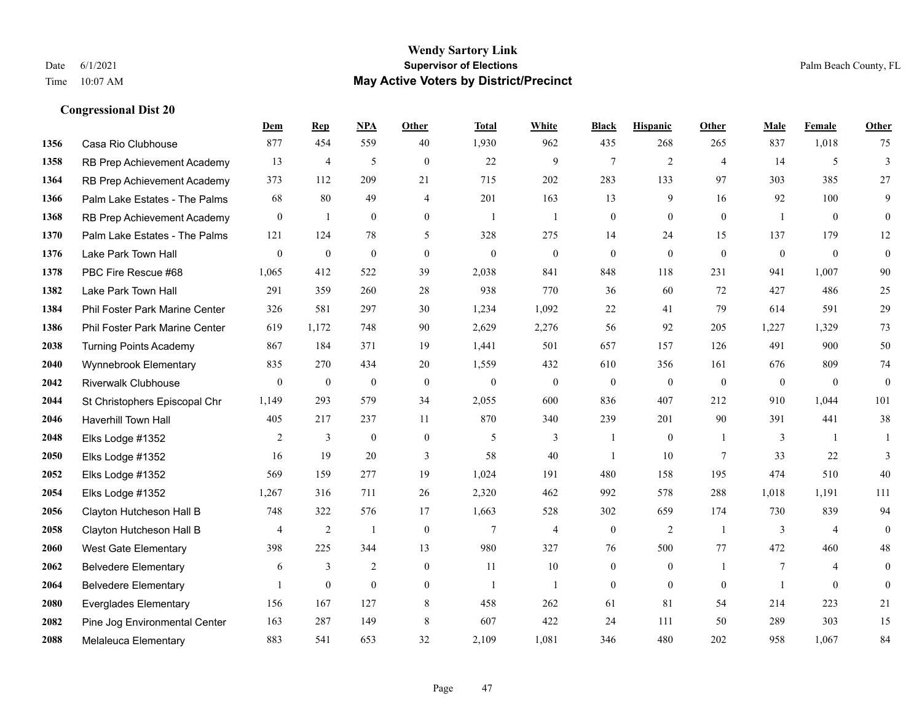# Wendy Sartory Link

**Supervisor of Elections**

**May Active Voters by District/Precinct**

Date 6/1/2021
Time 10:07 AM

Palm Beach County, FL

### Congressional Dist 20

| | | Dem | Rep | NPA | Other | Total | White | Black | Hispanic | Other | Male | Female | Other |
|---|---|---|---|---|---|---|---|---|---|---|---|---|---|
| 1356 | Casa Rio Clubhouse | 877 | 454 | 559 | 40 | 1,930 | 962 | 435 | 268 | 265 | 837 | 1,018 | 75 |
| 1358 | RB Prep Achievement Academy | 13 | 4 | 5 | 0 | 22 | 9 | 7 | 2 | 4 | 14 | 5 | 3 |
| 1364 | RB Prep Achievement Academy | 373 | 112 | 209 | 21 | 715 | 202 | 283 | 133 | 97 | 303 | 385 | 27 |
| 1366 | Palm Lake Estates - The Palms | 68 | 80 | 49 | 4 | 201 | 163 | 13 | 9 | 16 | 92 | 100 | 9 |
| 1368 | RB Prep Achievement Academy | 0 | 1 | 0 | 0 | 1 | 1 | 0 | 0 | 0 | 1 | 0 | 0 |
| 1370 | Palm Lake Estates - The Palms | 121 | 124 | 78 | 5 | 328 | 275 | 14 | 24 | 15 | 137 | 179 | 12 |
| 1376 | Lake Park Town Hall | 0 | 0 | 0 | 0 | 0 | 0 | 0 | 0 | 0 | 0 | 0 | 0 |
| 1378 | PBC Fire Rescue #68 | 1,065 | 412 | 522 | 39 | 2,038 | 841 | 848 | 118 | 231 | 941 | 1,007 | 90 |
| 1382 | Lake Park Town Hall | 291 | 359 | 260 | 28 | 938 | 770 | 36 | 60 | 72 | 427 | 486 | 25 |
| 1384 | Phil Foster Park Marine Center | 326 | 581 | 297 | 30 | 1,234 | 1,092 | 22 | 41 | 79 | 614 | 591 | 29 |
| 1386 | Phil Foster Park Marine Center | 619 | 1,172 | 748 | 90 | 2,629 | 2,276 | 56 | 92 | 205 | 1,227 | 1,329 | 73 |
| 2038 | Turning Points Academy | 867 | 184 | 371 | 19 | 1,441 | 501 | 657 | 157 | 126 | 491 | 900 | 50 |
| 2040 | Wynnebrook Elementary | 835 | 270 | 434 | 20 | 1,559 | 432 | 610 | 356 | 161 | 676 | 809 | 74 |
| 2042 | Riverwalk Clubhouse | 0 | 0 | 0 | 0 | 0 | 0 | 0 | 0 | 0 | 0 | 0 | 0 |
| 2044 | St Christophers Episcopal Chr | 1,149 | 293 | 579 | 34 | 2,055 | 600 | 836 | 407 | 212 | 910 | 1,044 | 101 |
| 2046 | Haverhill Town Hall | 405 | 217 | 237 | 11 | 870 | 340 | 239 | 201 | 90 | 391 | 441 | 38 |
| 2048 | Elks Lodge #1352 | 2 | 3 | 0 | 0 | 5 | 3 | 1 | 0 | 1 | 3 | 1 | 1 |
| 2050 | Elks Lodge #1352 | 16 | 19 | 20 | 3 | 58 | 40 | 1 | 10 | 7 | 33 | 22 | 3 |
| 2052 | Elks Lodge #1352 | 569 | 159 | 277 | 19 | 1,024 | 191 | 480 | 158 | 195 | 474 | 510 | 40 |
| 2054 | Elks Lodge #1352 | 1,267 | 316 | 711 | 26 | 2,320 | 462 | 992 | 578 | 288 | 1,018 | 1,191 | 111 |
| 2056 | Clayton Hutcheson Hall B | 748 | 322 | 576 | 17 | 1,663 | 528 | 302 | 659 | 174 | 730 | 839 | 94 |
| 2058 | Clayton Hutcheson Hall B | 4 | 2 | 1 | 0 | 7 | 4 | 0 | 2 | 1 | 3 | 4 | 0 |
| 2060 | West Gate Elementary | 398 | 225 | 344 | 13 | 980 | 327 | 76 | 500 | 77 | 472 | 460 | 48 |
| 2062 | Belvedere Elementary | 6 | 3 | 2 | 0 | 11 | 10 | 0 | 0 | 1 | 7 | 4 | 0 |
| 2064 | Belvedere Elementary | 1 | 0 | 0 | 0 | 1 | 1 | 0 | 0 | 0 | 1 | 0 | 0 |
| 2080 | Everglades Elementary | 156 | 167 | 127 | 8 | 458 | 262 | 61 | 81 | 54 | 214 | 223 | 21 |
| 2082 | Pine Jog Environmental Center | 163 | 287 | 149 | 8 | 607 | 422 | 24 | 111 | 50 | 289 | 303 | 15 |
| 2088 | Melaleuca Elementary | 883 | 541 | 653 | 32 | 2,109 | 1,081 | 346 | 480 | 202 | 958 | 1,067 | 84 |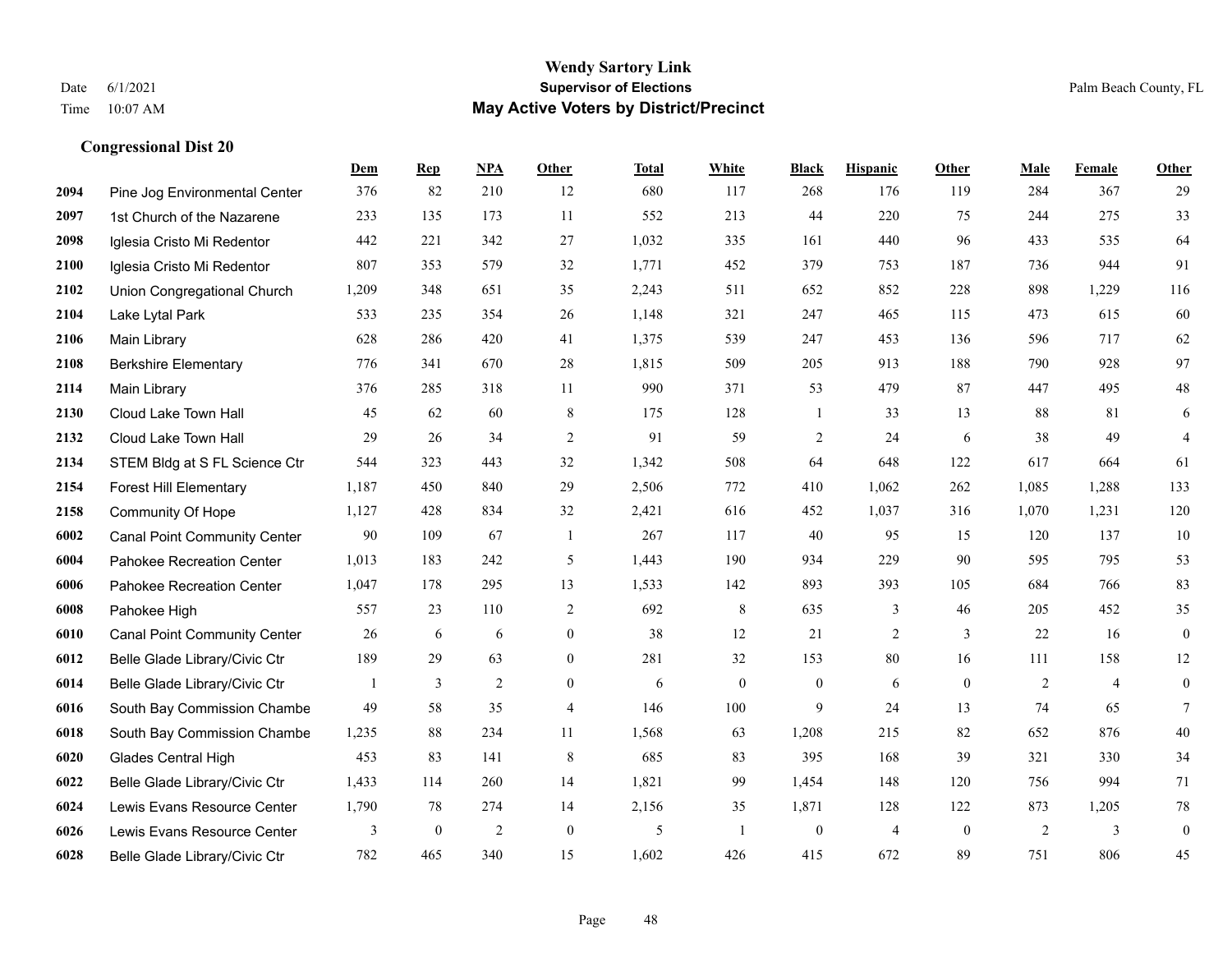# Wendy Sartory Link
## Supervisor of Elections
## May Active Voters by District/Precinct

Date 6/1/2021
Time 10:07 AM

Palm Beach County, FL

### Congressional Dist 20

| | | Dem | Rep | NPA | Other | Total | White | Black | Hispanic | Other | Male | Female | Other |
|---|---|---|---|---|---|---|---|---|---|---|---|---|---|
| 2094 | Pine Jog Environmental Center | 376 | 82 | 210 | 12 | 680 | 117 | 268 | 176 | 119 | 284 | 367 | 29 |
| 2097 | 1st Church of the Nazarene | 233 | 135 | 173 | 11 | 552 | 213 | 44 | 220 | 75 | 244 | 275 | 33 |
| 2098 | Iglesia Cristo Mi Redentor | 442 | 221 | 342 | 27 | 1,032 | 335 | 161 | 440 | 96 | 433 | 535 | 64 |
| 2100 | Iglesia Cristo Mi Redentor | 807 | 353 | 579 | 32 | 1,771 | 452 | 379 | 753 | 187 | 736 | 944 | 91 |
| 2102 | Union Congregational Church | 1,209 | 348 | 651 | 35 | 2,243 | 511 | 652 | 852 | 228 | 898 | 1,229 | 116 |
| 2104 | Lake Lytal Park | 533 | 235 | 354 | 26 | 1,148 | 321 | 247 | 465 | 115 | 473 | 615 | 60 |
| 2106 | Main Library | 628 | 286 | 420 | 41 | 1,375 | 539 | 247 | 453 | 136 | 596 | 717 | 62 |
| 2108 | Berkshire Elementary | 776 | 341 | 670 | 28 | 1,815 | 509 | 205 | 913 | 188 | 790 | 928 | 97 |
| 2114 | Main Library | 376 | 285 | 318 | 11 | 990 | 371 | 53 | 479 | 87 | 447 | 495 | 48 |
| 2130 | Cloud Lake Town Hall | 45 | 62 | 60 | 8 | 175 | 128 | 1 | 33 | 13 | 88 | 81 | 6 |
| 2132 | Cloud Lake Town Hall | 29 | 26 | 34 | 2 | 91 | 59 | 2 | 24 | 6 | 38 | 49 | 4 |
| 2134 | STEM Bldg at S FL Science Ctr | 544 | 323 | 443 | 32 | 1,342 | 508 | 64 | 648 | 122 | 617 | 664 | 61 |
| 2154 | Forest Hill Elementary | 1,187 | 450 | 840 | 29 | 2,506 | 772 | 410 | 1,062 | 262 | 1,085 | 1,288 | 133 |
| 2158 | Community Of Hope | 1,127 | 428 | 834 | 32 | 2,421 | 616 | 452 | 1,037 | 316 | 1,070 | 1,231 | 120 |
| 6002 | Canal Point Community Center | 90 | 109 | 67 | 1 | 267 | 117 | 40 | 95 | 15 | 120 | 137 | 10 |
| 6004 | Pahokee Recreation Center | 1,013 | 183 | 242 | 5 | 1,443 | 190 | 934 | 229 | 90 | 595 | 795 | 53 |
| 6006 | Pahokee Recreation Center | 1,047 | 178 | 295 | 13 | 1,533 | 142 | 893 | 393 | 105 | 684 | 766 | 83 |
| 6008 | Pahokee High | 557 | 23 | 110 | 2 | 692 | 8 | 635 | 3 | 46 | 205 | 452 | 35 |
| 6010 | Canal Point Community Center | 26 | 6 | 6 | 0 | 38 | 12 | 21 | 2 | 3 | 22 | 16 | 0 |
| 6012 | Belle Glade Library/Civic Ctr | 189 | 29 | 63 | 0 | 281 | 32 | 153 | 80 | 16 | 111 | 158 | 12 |
| 6014 | Belle Glade Library/Civic Ctr | 1 | 3 | 2 | 0 | 6 | 0 | 0 | 6 | 0 | 2 | 4 | 0 |
| 6016 | South Bay Commission Chambe | 49 | 58 | 35 | 4 | 146 | 100 | 9 | 24 | 13 | 74 | 65 | 7 |
| 6018 | South Bay Commission Chambe | 1,235 | 88 | 234 | 11 | 1,568 | 63 | 1,208 | 215 | 82 | 652 | 876 | 40 |
| 6020 | Glades Central High | 453 | 83 | 141 | 8 | 685 | 83 | 395 | 168 | 39 | 321 | 330 | 34 |
| 6022 | Belle Glade Library/Civic Ctr | 1,433 | 114 | 260 | 14 | 1,821 | 99 | 1,454 | 148 | 120 | 756 | 994 | 71 |
| 6024 | Lewis Evans Resource Center | 1,790 | 78 | 274 | 14 | 2,156 | 35 | 1,871 | 128 | 122 | 873 | 1,205 | 78 |
| 6026 | Lewis Evans Resource Center | 3 | 0 | 2 | 0 | 5 | 1 | 0 | 4 | 0 | 2 | 3 | 0 |
| 6028 | Belle Glade Library/Civic Ctr | 782 | 465 | 340 | 15 | 1,602 | 426 | 415 | 672 | 89 | 751 | 806 | 45 |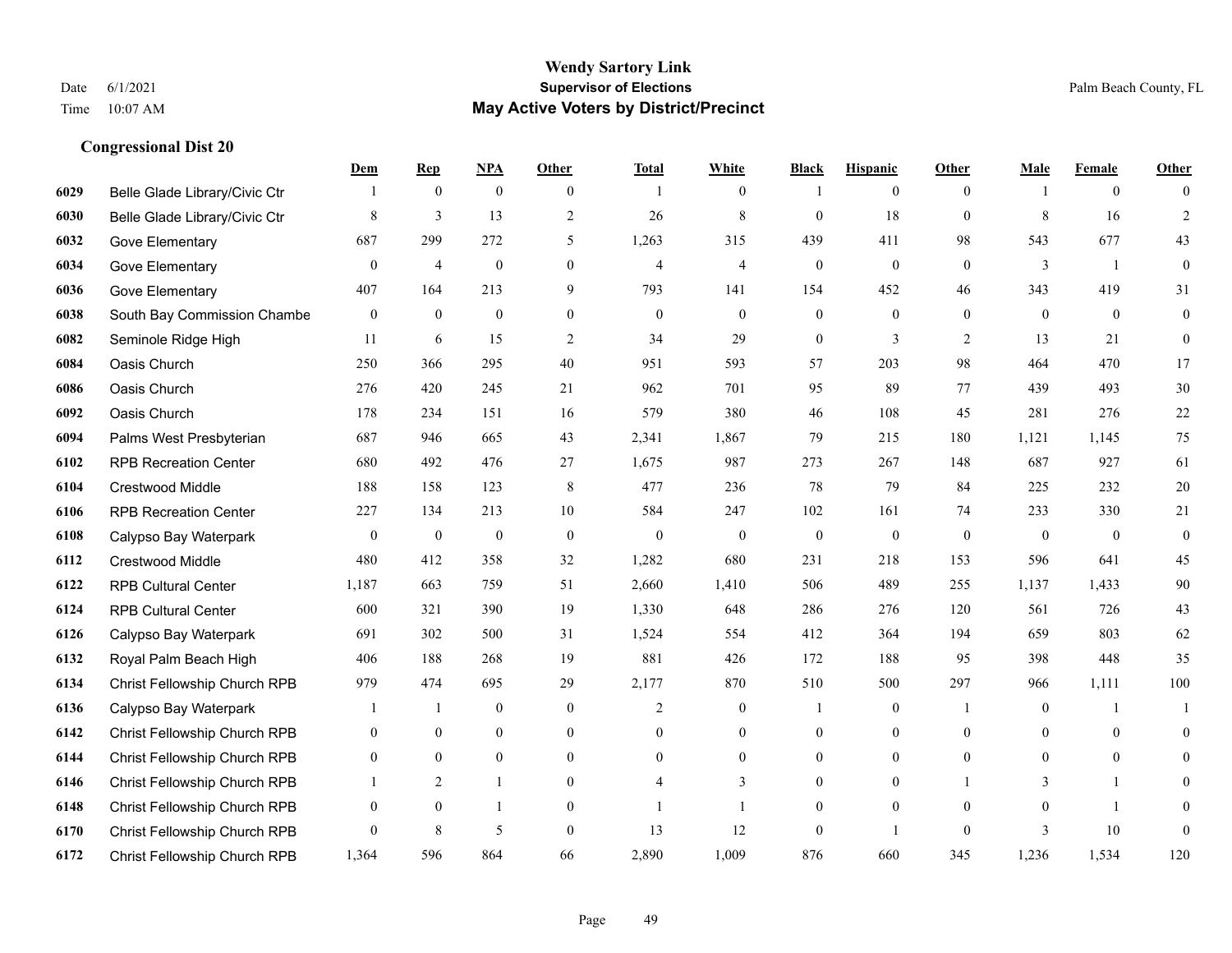# Wendy Sartory Link
## Supervisor of Elections
## May Active Voters by District/Precinct

Date 6/1/2021
Time 10:07 AM

Palm Beach County, FL

### Congressional Dist 20

| | | Dem | Rep | NPA | Other | Total | White | Black | Hispanic | Other | Male | Female | Other |
|---|---|---|---|---|---|---|---|---|---|---|---|---|---|
| 6029 | Belle Glade Library/Civic Ctr | 1 | 0 | 0 | 0 | 1 | 0 | 1 | 0 | 0 | 1 | 0 | 0 |
| 6030 | Belle Glade Library/Civic Ctr | 8 | 3 | 13 | 2 | 26 | 8 | 0 | 18 | 0 | 8 | 16 | 2 |
| 6032 | Gove Elementary | 687 | 299 | 272 | 5 | 1,263 | 315 | 439 | 411 | 98 | 543 | 677 | 43 |
| 6034 | Gove Elementary | 0 | 4 | 0 | 0 | 4 | 4 | 0 | 0 | 0 | 3 | 1 | 0 |
| 6036 | Gove Elementary | 407 | 164 | 213 | 9 | 793 | 141 | 154 | 452 | 46 | 343 | 419 | 31 |
| 6038 | South Bay Commission Chambe | 0 | 0 | 0 | 0 | 0 | 0 | 0 | 0 | 0 | 0 | 0 | 0 |
| 6082 | Seminole Ridge High | 11 | 6 | 15 | 2 | 34 | 29 | 0 | 3 | 2 | 13 | 21 | 0 |
| 6084 | Oasis Church | 250 | 366 | 295 | 40 | 951 | 593 | 57 | 203 | 98 | 464 | 470 | 17 |
| 6086 | Oasis Church | 276 | 420 | 245 | 21 | 962 | 701 | 95 | 89 | 77 | 439 | 493 | 30 |
| 6092 | Oasis Church | 178 | 234 | 151 | 16 | 579 | 380 | 46 | 108 | 45 | 281 | 276 | 22 |
| 6094 | Palms West Presbyterian | 687 | 946 | 665 | 43 | 2,341 | 1,867 | 79 | 215 | 180 | 1,121 | 1,145 | 75 |
| 6102 | RPB Recreation Center | 680 | 492 | 476 | 27 | 1,675 | 987 | 273 | 267 | 148 | 687 | 927 | 61 |
| 6104 | Crestwood Middle | 188 | 158 | 123 | 8 | 477 | 236 | 78 | 79 | 84 | 225 | 232 | 20 |
| 6106 | RPB Recreation Center | 227 | 134 | 213 | 10 | 584 | 247 | 102 | 161 | 74 | 233 | 330 | 21 |
| 6108 | Calypso Bay Waterpark | 0 | 0 | 0 | 0 | 0 | 0 | 0 | 0 | 0 | 0 | 0 | 0 |
| 6112 | Crestwood Middle | 480 | 412 | 358 | 32 | 1,282 | 680 | 231 | 218 | 153 | 596 | 641 | 45 |
| 6122 | RPB Cultural Center | 1,187 | 663 | 759 | 51 | 2,660 | 1,410 | 506 | 489 | 255 | 1,137 | 1,433 | 90 |
| 6124 | RPB Cultural Center | 600 | 321 | 390 | 19 | 1,330 | 648 | 286 | 276 | 120 | 561 | 726 | 43 |
| 6126 | Calypso Bay Waterpark | 691 | 302 | 500 | 31 | 1,524 | 554 | 412 | 364 | 194 | 659 | 803 | 62 |
| 6132 | Royal Palm Beach High | 406 | 188 | 268 | 19 | 881 | 426 | 172 | 188 | 95 | 398 | 448 | 35 |
| 6134 | Christ Fellowship Church RPB | 979 | 474 | 695 | 29 | 2,177 | 870 | 510 | 500 | 297 | 966 | 1,111 | 100 |
| 6136 | Calypso Bay Waterpark | 1 | 1 | 0 | 0 | 2 | 0 | 1 | 0 | 1 | 0 | 1 | 1 |
| 6142 | Christ Fellowship Church RPB | 0 | 0 | 0 | 0 | 0 | 0 | 0 | 0 | 0 | 0 | 0 | 0 |
| 6144 | Christ Fellowship Church RPB | 0 | 0 | 0 | 0 | 0 | 0 | 0 | 0 | 0 | 0 | 0 | 0 |
| 6146 | Christ Fellowship Church RPB | 1 | 2 | 1 | 0 | 4 | 3 | 0 | 0 | 1 | 3 | 1 | 0 |
| 6148 | Christ Fellowship Church RPB | 0 | 0 | 1 | 0 | 1 | 1 | 0 | 0 | 0 | 0 | 1 | 0 |
| 6170 | Christ Fellowship Church RPB | 0 | 8 | 5 | 0 | 13 | 12 | 0 | 1 | 0 | 3 | 10 | 0 |
| 6172 | Christ Fellowship Church RPB | 1,364 | 596 | 864 | 66 | 2,890 | 1,009 | 876 | 660 | 345 | 1,236 | 1,534 | 120 |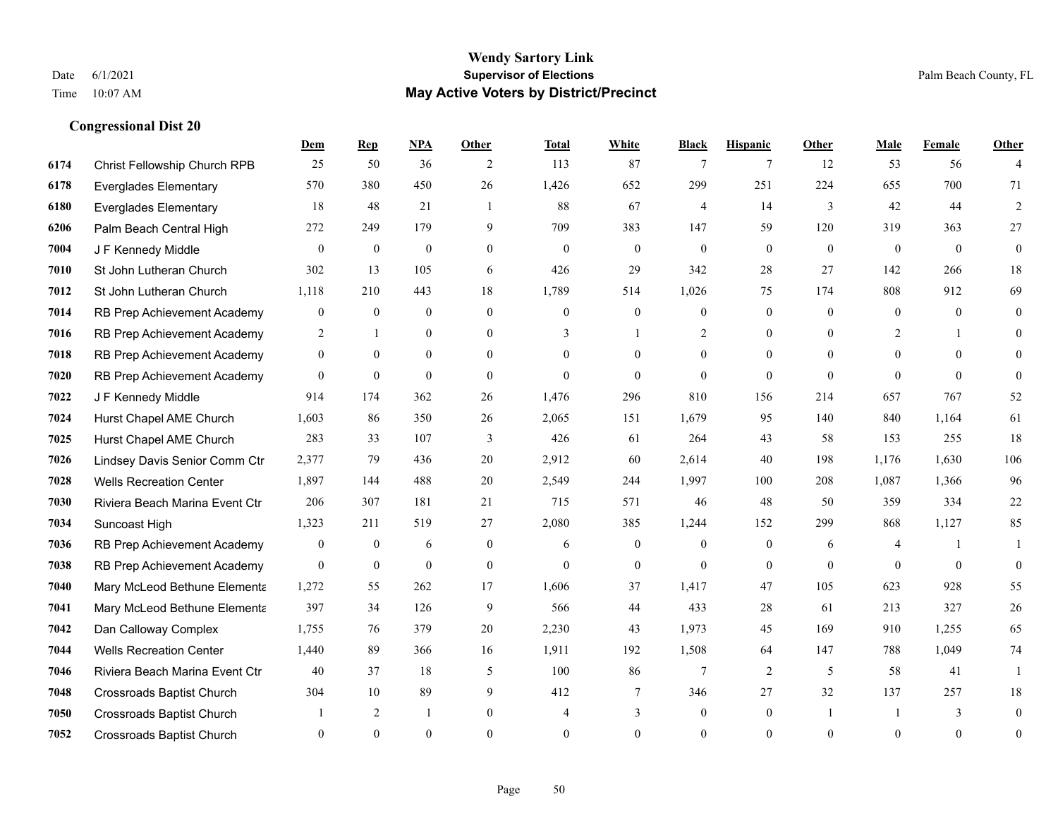# Wendy Sartory Link

**Supervisor of Elections**

**May Active Voters by District/Precinct**

Date 6/1/2021

Time 10:07 AM

Palm Beach County, FL

## Congressional Dist 20

| | | Dem | Rep | NPA | Other | Total | White | Black | Hispanic | Other | Male | Female | Other |
|---|---|---|---|---|---|---|---|---|---|---|---|---|---|
| 6174 | Christ Fellowship Church RPB | 25 | 50 | 36 | 2 | 113 | 87 | 7 | 7 | 12 | 53 | 56 | 4 |
| 6178 | Everglades Elementary | 570 | 380 | 450 | 26 | 1,426 | 652 | 299 | 251 | 224 | 655 | 700 | 71 |
| 6180 | Everglades Elementary | 18 | 48 | 21 | 1 | 88 | 67 | 4 | 14 | 3 | 42 | 44 | 2 |
| 6206 | Palm Beach Central High | 272 | 249 | 179 | 9 | 709 | 383 | 147 | 59 | 120 | 319 | 363 | 27 |
| 7004 | J F Kennedy Middle | 0 | 0 | 0 | 0 | 0 | 0 | 0 | 0 | 0 | 0 | 0 | 0 |
| 7010 | St John Lutheran Church | 302 | 13 | 105 | 6 | 426 | 29 | 342 | 28 | 27 | 142 | 266 | 18 |
| 7012 | St John Lutheran Church | 1,118 | 210 | 443 | 18 | 1,789 | 514 | 1,026 | 75 | 174 | 808 | 912 | 69 |
| 7014 | RB Prep Achievement Academy | 0 | 0 | 0 | 0 | 0 | 0 | 0 | 0 | 0 | 0 | 0 | 0 |
| 7016 | RB Prep Achievement Academy | 2 | 1 | 0 | 0 | 3 | 1 | 2 | 0 | 0 | 2 | 1 | 0 |
| 7018 | RB Prep Achievement Academy | 0 | 0 | 0 | 0 | 0 | 0 | 0 | 0 | 0 | 0 | 0 | 0 |
| 7020 | RB Prep Achievement Academy | 0 | 0 | 0 | 0 | 0 | 0 | 0 | 0 | 0 | 0 | 0 | 0 |
| 7022 | J F Kennedy Middle | 914 | 174 | 362 | 26 | 1,476 | 296 | 810 | 156 | 214 | 657 | 767 | 52 |
| 7024 | Hurst Chapel AME Church | 1,603 | 86 | 350 | 26 | 2,065 | 151 | 1,679 | 95 | 140 | 840 | 1,164 | 61 |
| 7025 | Hurst Chapel AME Church | 283 | 33 | 107 | 3 | 426 | 61 | 264 | 43 | 58 | 153 | 255 | 18 |
| 7026 | Lindsey Davis Senior Comm Ctr | 2,377 | 79 | 436 | 20 | 2,912 | 60 | 2,614 | 40 | 198 | 1,176 | 1,630 | 106 |
| 7028 | Wells Recreation Center | 1,897 | 144 | 488 | 20 | 2,549 | 244 | 1,997 | 100 | 208 | 1,087 | 1,366 | 96 |
| 7030 | Riviera Beach Marina Event Ctr | 206 | 307 | 181 | 21 | 715 | 571 | 46 | 48 | 50 | 359 | 334 | 22 |
| 7034 | Suncoast High | 1,323 | 211 | 519 | 27 | 2,080 | 385 | 1,244 | 152 | 299 | 868 | 1,127 | 85 |
| 7036 | RB Prep Achievement Academy | 0 | 0 | 6 | 0 | 6 | 0 | 0 | 0 | 6 | 4 | 1 | 1 |
| 7038 | RB Prep Achievement Academy | 0 | 0 | 0 | 0 | 0 | 0 | 0 | 0 | 0 | 0 | 0 | 0 |
| 7040 | Mary McLeod Bethune Elementa | 1,272 | 55 | 262 | 17 | 1,606 | 37 | 1,417 | 47 | 105 | 623 | 928 | 55 |
| 7041 | Mary McLeod Bethune Elementa | 397 | 34 | 126 | 9 | 566 | 44 | 433 | 28 | 61 | 213 | 327 | 26 |
| 7042 | Dan Calloway Complex | 1,755 | 76 | 379 | 20 | 2,230 | 43 | 1,973 | 45 | 169 | 910 | 1,255 | 65 |
| 7044 | Wells Recreation Center | 1,440 | 89 | 366 | 16 | 1,911 | 192 | 1,508 | 64 | 147 | 788 | 1,049 | 74 |
| 7046 | Riviera Beach Marina Event Ctr | 40 | 37 | 18 | 5 | 100 | 86 | 7 | 2 | 5 | 58 | 41 | 1 |
| 7048 | Crossroads Baptist Church | 304 | 10 | 89 | 9 | 412 | 7 | 346 | 27 | 32 | 137 | 257 | 18 |
| 7050 | Crossroads Baptist Church | 1 | 2 | 1 | 0 | 4 | 3 | 0 | 0 | 1 | 1 | 3 | 0 |
| 7052 | Crossroads Baptist Church | 0 | 0 | 0 | 0 | 0 | 0 | 0 | 0 | 0 | 0 | 0 | 0 |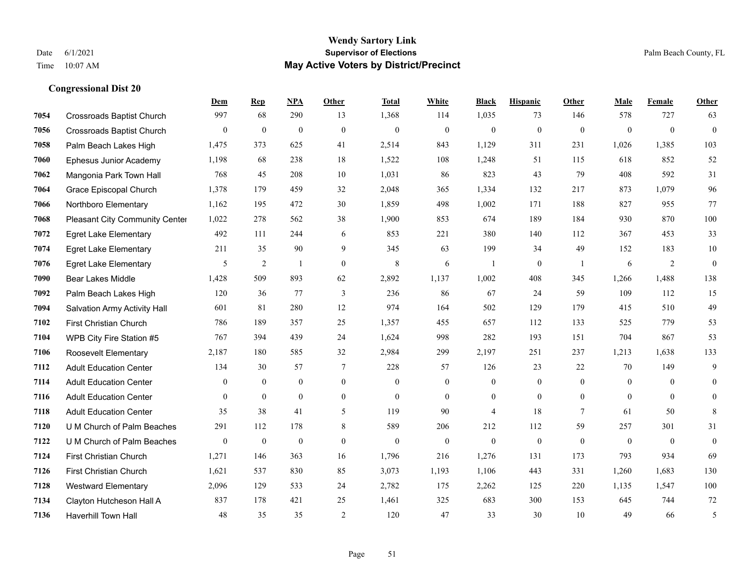# Wendy Sartory Link
## Supervisor of Elections
## May Active Voters by District/Precinct

Date 6/1/2021
Time 10:07 AM

Palm Beach County, FL

### Congressional Dist 20

| | | Dem | Rep | NPA | Other | Total | White | Black | Hispanic | Other | Male | Female | Other |
|---|---|---|---|---|---|---|---|---|---|---|---|---|---|
| 7054 | Crossroads Baptist Church | 997 | 68 | 290 | 13 | 1,368 | 114 | 1,035 | 73 | 146 | 578 | 727 | 63 |
| 7056 | Crossroads Baptist Church | 0 | 0 | 0 | 0 | 0 | 0 | 0 | 0 | 0 | 0 | 0 | 0 |
| 7058 | Palm Beach Lakes High | 1,475 | 373 | 625 | 41 | 2,514 | 843 | 1,129 | 311 | 231 | 1,026 | 1,385 | 103 |
| 7060 | Ephesus Junior Academy | 1,198 | 68 | 238 | 18 | 1,522 | 108 | 1,248 | 51 | 115 | 618 | 852 | 52 |
| 7062 | Mangonia Park Town Hall | 768 | 45 | 208 | 10 | 1,031 | 86 | 823 | 43 | 79 | 408 | 592 | 31 |
| 7064 | Grace Episcopal Church | 1,378 | 179 | 459 | 32 | 2,048 | 365 | 1,334 | 132 | 217 | 873 | 1,079 | 96 |
| 7066 | Northboro Elementary | 1,162 | 195 | 472 | 30 | 1,859 | 498 | 1,002 | 171 | 188 | 827 | 955 | 77 |
| 7068 | Pleasant City Community Center | 1,022 | 278 | 562 | 38 | 1,900 | 853 | 674 | 189 | 184 | 930 | 870 | 100 |
| 7072 | Egret Lake Elementary | 492 | 111 | 244 | 6 | 853 | 221 | 380 | 140 | 112 | 367 | 453 | 33 |
| 7074 | Egret Lake Elementary | 211 | 35 | 90 | 9 | 345 | 63 | 199 | 34 | 49 | 152 | 183 | 10 |
| 7076 | Egret Lake Elementary | 5 | 2 | 1 | 0 | 8 | 6 | 1 | 0 | 1 | 6 | 2 | 0 |
| 7090 | Bear Lakes Middle | 1,428 | 509 | 893 | 62 | 2,892 | 1,137 | 1,002 | 408 | 345 | 1,266 | 1,488 | 138 |
| 7092 | Palm Beach Lakes High | 120 | 36 | 77 | 3 | 236 | 86 | 67 | 24 | 59 | 109 | 112 | 15 |
| 7094 | Salvation Army Activity Hall | 601 | 81 | 280 | 12 | 974 | 164 | 502 | 129 | 179 | 415 | 510 | 49 |
| 7102 | First Christian Church | 786 | 189 | 357 | 25 | 1,357 | 455 | 657 | 112 | 133 | 525 | 779 | 53 |
| 7104 | WPB City Fire Station #5 | 767 | 394 | 439 | 24 | 1,624 | 998 | 282 | 193 | 151 | 704 | 867 | 53 |
| 7106 | Roosevelt Elementary | 2,187 | 180 | 585 | 32 | 2,984 | 299 | 2,197 | 251 | 237 | 1,213 | 1,638 | 133 |
| 7112 | Adult Education Center | 134 | 30 | 57 | 7 | 228 | 57 | 126 | 23 | 22 | 70 | 149 | 9 |
| 7114 | Adult Education Center | 0 | 0 | 0 | 0 | 0 | 0 | 0 | 0 | 0 | 0 | 0 | 0 |
| 7116 | Adult Education Center | 0 | 0 | 0 | 0 | 0 | 0 | 0 | 0 | 0 | 0 | 0 | 0 |
| 7118 | Adult Education Center | 35 | 38 | 41 | 5 | 119 | 90 | 4 | 18 | 7 | 61 | 50 | 8 |
| 7120 | U M Church of Palm Beaches | 291 | 112 | 178 | 8 | 589 | 206 | 212 | 112 | 59 | 257 | 301 | 31 |
| 7122 | U M Church of Palm Beaches | 0 | 0 | 0 | 0 | 0 | 0 | 0 | 0 | 0 | 0 | 0 | 0 |
| 7124 | First Christian Church | 1,271 | 146 | 363 | 16 | 1,796 | 216 | 1,276 | 131 | 173 | 793 | 934 | 69 |
| 7126 | First Christian Church | 1,621 | 537 | 830 | 85 | 3,073 | 1,193 | 1,106 | 443 | 331 | 1,260 | 1,683 | 130 |
| 7128 | Westward Elementary | 2,096 | 129 | 533 | 24 | 2,782 | 175 | 2,262 | 125 | 220 | 1,135 | 1,547 | 100 |
| 7134 | Clayton Hutcheson Hall A | 837 | 178 | 421 | 25 | 1,461 | 325 | 683 | 300 | 153 | 645 | 744 | 72 |
| 7136 | Haverhill Town Hall | 48 | 35 | 35 | 2 | 120 | 47 | 33 | 30 | 10 | 49 | 66 | 5 |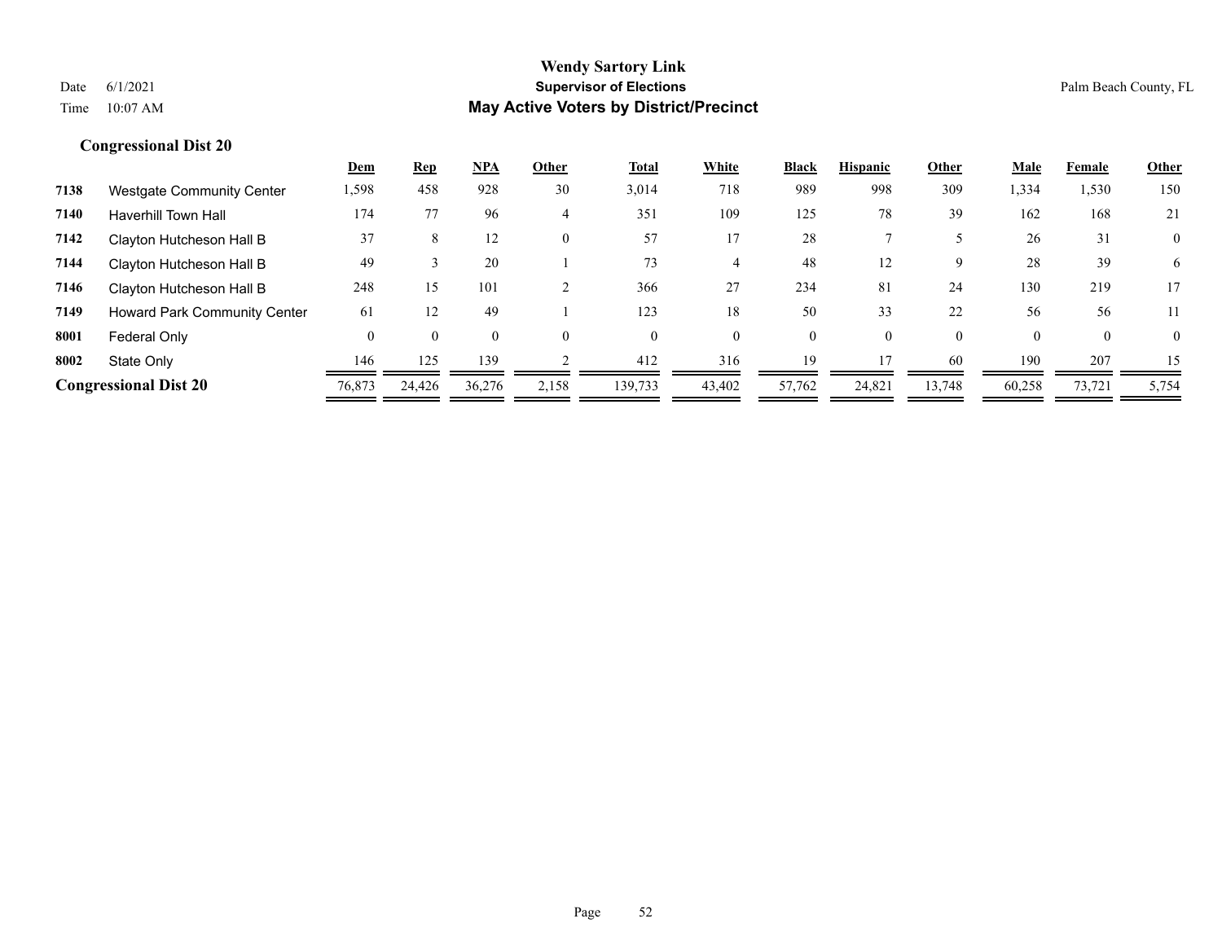**Wendy Sartory Link**
**Supervisor of Elections**
**May Active Voters by District/Precinct**

Date 6/1/2021
Time 10:07 AM
Palm Beach County, FL

## Congressional Dist 20

| | | Dem | Rep | NPA | Other | Total | White | Black | Hispanic | Other | Male | Female | Other |
|---|---|---|---|---|---|---|---|---|---|---|---|---|---|
| 7138 | Westgate Community Center | 1,598 | 458 | 928 | 30 | 3,014 | 718 | 989 | 998 | 309 | 1,334 | 1,530 | 150 |
| 7140 | Haverhill Town Hall | 174 | 77 | 96 | 4 | 351 | 109 | 125 | 78 | 39 | 162 | 168 | 21 |
| 7142 | Clayton Hutcheson Hall B | 37 | 8 | 12 | 0 | 57 | 17 | 28 | 7 | 5 | 26 | 31 | 0 |
| 7144 | Clayton Hutcheson Hall B | 49 | 3 | 20 | 1 | 73 | 4 | 48 | 12 | 9 | 28 | 39 | 6 |
| 7146 | Clayton Hutcheson Hall B | 248 | 15 | 101 | 2 | 366 | 27 | 234 | 81 | 24 | 130 | 219 | 17 |
| 7149 | Howard Park Community Center | 61 | 12 | 49 | 1 | 123 | 18 | 50 | 33 | 22 | 56 | 56 | 11 |
| 8001 | Federal Only | 0 | 0 | 0 | 0 | 0 | 0 | 0 | 0 | 0 | 0 | 0 | 0 |
| 8002 | State Only | 146 | 125 | 139 | 2 | 412 | 316 | 19 | 17 | 60 | 190 | 207 | 15 |
| **Congressional Dist 20** | | 76,873 | 24,426 | 36,276 | 2,158 | 139,733 | 43,402 | 57,762 | 24,821 | 13,748 | 60,258 | 73,721 | 5,754 |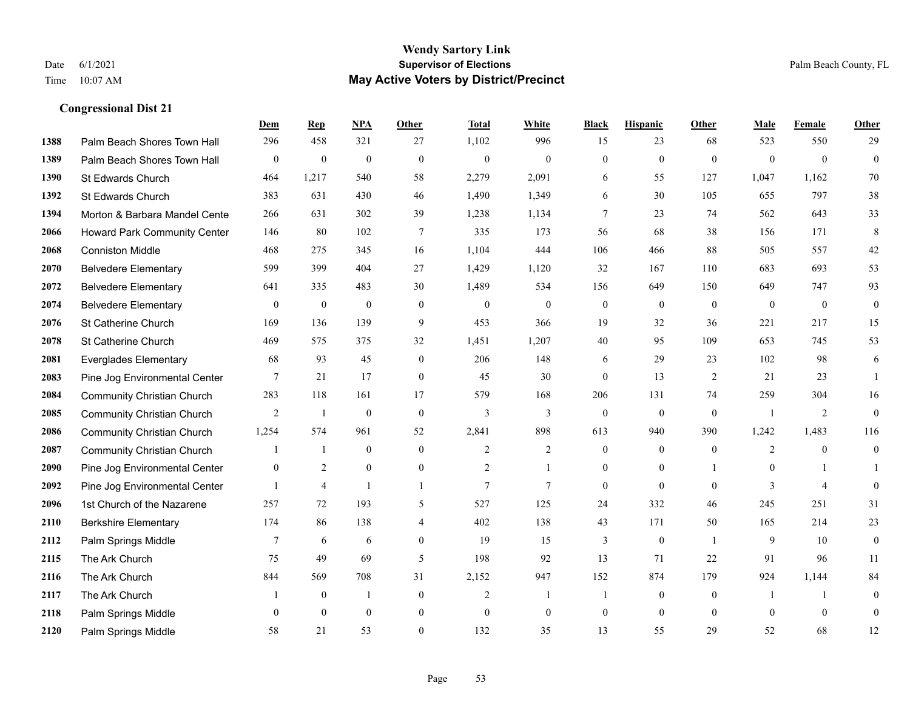# Wendy Sartory Link
## Supervisor of Elections
## May Active Voters by District/Precinct

Date 6/1/2021
Time 10:07 AM

Palm Beach County, FL

### Congressional Dist 21

| | | Dem | Rep | NPA | Other | Total | White | Black | Hispanic | Other | Male | Female | Other |
|---|---|---|---|---|---|---|---|---|---|---|---|---|---|
| 1388 | Palm Beach Shores Town Hall | 296 | 458 | 321 | 27 | 1,102 | 996 | 15 | 23 | 68 | 523 | 550 | 29 |
| 1389 | Palm Beach Shores Town Hall | 0 | 0 | 0 | 0 | 0 | 0 | 0 | 0 | 0 | 0 | 0 | 0 |
| 1390 | St Edwards Church | 464 | 1,217 | 540 | 58 | 2,279 | 2,091 | 6 | 55 | 127 | 1,047 | 1,162 | 70 |
| 1392 | St Edwards Church | 383 | 631 | 430 | 46 | 1,490 | 1,349 | 6 | 30 | 105 | 655 | 797 | 38 |
| 1394 | Morton & Barbara Mandel Cente | 266 | 631 | 302 | 39 | 1,238 | 1,134 | 7 | 23 | 74 | 562 | 643 | 33 |
| 2066 | Howard Park Community Center | 146 | 80 | 102 | 7 | 335 | 173 | 56 | 68 | 38 | 156 | 171 | 8 |
| 2068 | Conniston Middle | 468 | 275 | 345 | 16 | 1,104 | 444 | 106 | 466 | 88 | 505 | 557 | 42 |
| 2070 | Belvedere Elementary | 599 | 399 | 404 | 27 | 1,429 | 1,120 | 32 | 167 | 110 | 683 | 693 | 53 |
| 2072 | Belvedere Elementary | 641 | 335 | 483 | 30 | 1,489 | 534 | 156 | 649 | 150 | 649 | 747 | 93 |
| 2074 | Belvedere Elementary | 0 | 0 | 0 | 0 | 0 | 0 | 0 | 0 | 0 | 0 | 0 | 0 |
| 2076 | St Catherine Church | 169 | 136 | 139 | 9 | 453 | 366 | 19 | 32 | 36 | 221 | 217 | 15 |
| 2078 | St Catherine Church | 469 | 575 | 375 | 32 | 1,451 | 1,207 | 40 | 95 | 109 | 653 | 745 | 53 |
| 2081 | Everglades Elementary | 68 | 93 | 45 | 0 | 206 | 148 | 6 | 29 | 23 | 102 | 98 | 6 |
| 2083 | Pine Jog Environmental Center | 7 | 21 | 17 | 0 | 45 | 30 | 0 | 13 | 2 | 21 | 23 | 1 |
| 2084 | Community Christian Church | 283 | 118 | 161 | 17 | 579 | 168 | 206 | 131 | 74 | 259 | 304 | 16 |
| 2085 | Community Christian Church | 2 | 1 | 0 | 0 | 3 | 3 | 0 | 0 | 0 | 1 | 2 | 0 |
| 2086 | Community Christian Church | 1,254 | 574 | 961 | 52 | 2,841 | 898 | 613 | 940 | 390 | 1,242 | 1,483 | 116 |
| 2087 | Community Christian Church | 1 | 1 | 0 | 0 | 2 | 2 | 0 | 0 | 0 | 2 | 0 | 0 |
| 2090 | Pine Jog Environmental Center | 0 | 2 | 0 | 0 | 2 | 1 | 0 | 0 | 1 | 0 | 1 | 1 |
| 2092 | Pine Jog Environmental Center | 1 | 4 | 1 | 1 | 7 | 7 | 0 | 0 | 0 | 3 | 4 | 0 |
| 2096 | 1st Church of the Nazarene | 257 | 72 | 193 | 5 | 527 | 125 | 24 | 332 | 46 | 245 | 251 | 31 |
| 2110 | Berkshire Elementary | 174 | 86 | 138 | 4 | 402 | 138 | 43 | 171 | 50 | 165 | 214 | 23 |
| 2112 | Palm Springs Middle | 7 | 6 | 6 | 0 | 19 | 15 | 3 | 0 | 1 | 9 | 10 | 0 |
| 2115 | The Ark Church | 75 | 49 | 69 | 5 | 198 | 92 | 13 | 71 | 22 | 91 | 96 | 11 |
| 2116 | The Ark Church | 844 | 569 | 708 | 31 | 2,152 | 947 | 152 | 874 | 179 | 924 | 1,144 | 84 |
| 2117 | The Ark Church | 1 | 0 | 1 | 0 | 2 | 1 | 1 | 0 | 0 | 1 | 1 | 0 |
| 2118 | Palm Springs Middle | 0 | 0 | 0 | 0 | 0 | 0 | 0 | 0 | 0 | 0 | 0 | 0 |
| 2120 | Palm Springs Middle | 58 | 21 | 53 | 0 | 132 | 35 | 13 | 55 | 29 | 52 | 68 | 12 |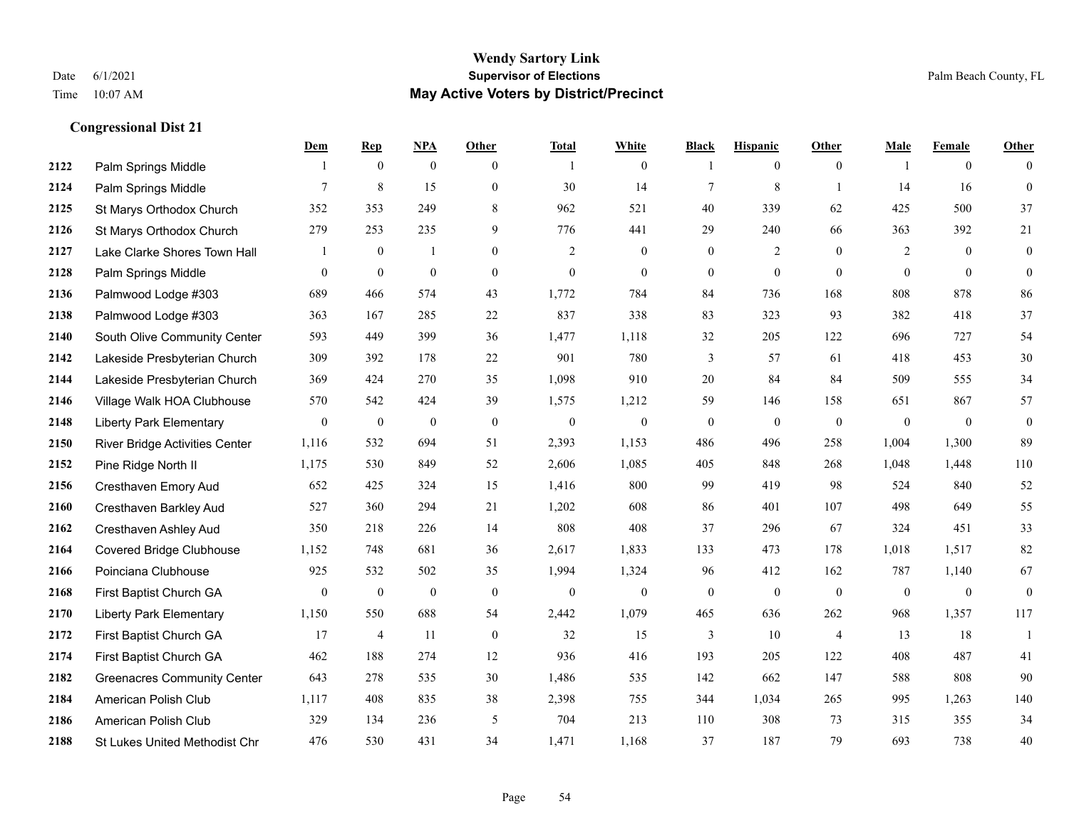# Wendy Sartory Link
## Supervisor of Elections
## May Active Voters by District/Precinct

Date 6/1/2021
Time 10:07 AM

Palm Beach County, FL

### Congressional Dist 21

| | | Dem | Rep | NPA | Other | Total | White | Black | Hispanic | Other | Male | Female | Other |
|---|---|---|---|---|---|---|---|---|---|---|---|---|---|
| 2122 | Palm Springs Middle | 1 | 0 | 0 | 0 | 1 | 0 | 1 | 0 | 0 | 1 | 0 | 0 |
| 2124 | Palm Springs Middle | 7 | 8 | 15 | 0 | 30 | 14 | 7 | 8 | 1 | 14 | 16 | 0 |
| 2125 | St Marys Orthodox Church | 352 | 353 | 249 | 8 | 962 | 521 | 40 | 339 | 62 | 425 | 500 | 37 |
| 2126 | St Marys Orthodox Church | 279 | 253 | 235 | 9 | 776 | 441 | 29 | 240 | 66 | 363 | 392 | 21 |
| 2127 | Lake Clarke Shores Town Hall | 1 | 0 | 1 | 0 | 2 | 0 | 0 | 2 | 0 | 2 | 0 | 0 |
| 2128 | Palm Springs Middle | 0 | 0 | 0 | 0 | 0 | 0 | 0 | 0 | 0 | 0 | 0 | 0 |
| 2136 | Palmwood Lodge #303 | 689 | 466 | 574 | 43 | 1,772 | 784 | 84 | 736 | 168 | 808 | 878 | 86 |
| 2138 | Palmwood Lodge #303 | 363 | 167 | 285 | 22 | 837 | 338 | 83 | 323 | 93 | 382 | 418 | 37 |
| 2140 | South Olive Community Center | 593 | 449 | 399 | 36 | 1,477 | 1,118 | 32 | 205 | 122 | 696 | 727 | 54 |
| 2142 | Lakeside Presbyterian Church | 309 | 392 | 178 | 22 | 901 | 780 | 3 | 57 | 61 | 418 | 453 | 30 |
| 2144 | Lakeside Presbyterian Church | 369 | 424 | 270 | 35 | 1,098 | 910 | 20 | 84 | 84 | 509 | 555 | 34 |
| 2146 | Village Walk HOA Clubhouse | 570 | 542 | 424 | 39 | 1,575 | 1,212 | 59 | 146 | 158 | 651 | 867 | 57 |
| 2148 | Liberty Park Elementary | 0 | 0 | 0 | 0 | 0 | 0 | 0 | 0 | 0 | 0 | 0 | 0 |
| 2150 | River Bridge Activities Center | 1,116 | 532 | 694 | 51 | 2,393 | 1,153 | 486 | 496 | 258 | 1,004 | 1,300 | 89 |
| 2152 | Pine Ridge North II | 1,175 | 530 | 849 | 52 | 2,606 | 1,085 | 405 | 848 | 268 | 1,048 | 1,448 | 110 |
| 2156 | Cresthaven Emory Aud | 652 | 425 | 324 | 15 | 1,416 | 800 | 99 | 419 | 98 | 524 | 840 | 52 |
| 2160 | Cresthaven Barkley Aud | 527 | 360 | 294 | 21 | 1,202 | 608 | 86 | 401 | 107 | 498 | 649 | 55 |
| 2162 | Cresthaven Ashley Aud | 350 | 218 | 226 | 14 | 808 | 408 | 37 | 296 | 67 | 324 | 451 | 33 |
| 2164 | Covered Bridge Clubhouse | 1,152 | 748 | 681 | 36 | 2,617 | 1,833 | 133 | 473 | 178 | 1,018 | 1,517 | 82 |
| 2166 | Poinciana Clubhouse | 925 | 532 | 502 | 35 | 1,994 | 1,324 | 96 | 412 | 162 | 787 | 1,140 | 67 |
| 2168 | First Baptist Church GA | 0 | 0 | 0 | 0 | 0 | 0 | 0 | 0 | 0 | 0 | 0 | 0 |
| 2170 | Liberty Park Elementary | 1,150 | 550 | 688 | 54 | 2,442 | 1,079 | 465 | 636 | 262 | 968 | 1,357 | 117 |
| 2172 | First Baptist Church GA | 17 | 4 | 11 | 0 | 32 | 15 | 3 | 10 | 4 | 13 | 18 | 1 |
| 2174 | First Baptist Church GA | 462 | 188 | 274 | 12 | 936 | 416 | 193 | 205 | 122 | 408 | 487 | 41 |
| 2182 | Greenacres Community Center | 643 | 278 | 535 | 30 | 1,486 | 535 | 142 | 662 | 147 | 588 | 808 | 90 |
| 2184 | American Polish Club | 1,117 | 408 | 835 | 38 | 2,398 | 755 | 344 | 1,034 | 265 | 995 | 1,263 | 140 |
| 2186 | American Polish Club | 329 | 134 | 236 | 5 | 704 | 213 | 110 | 308 | 73 | 315 | 355 | 34 |
| 2188 | St Lukes United Methodist Chr | 476 | 530 | 431 | 34 | 1,471 | 1,168 | 37 | 187 | 79 | 693 | 738 | 40 |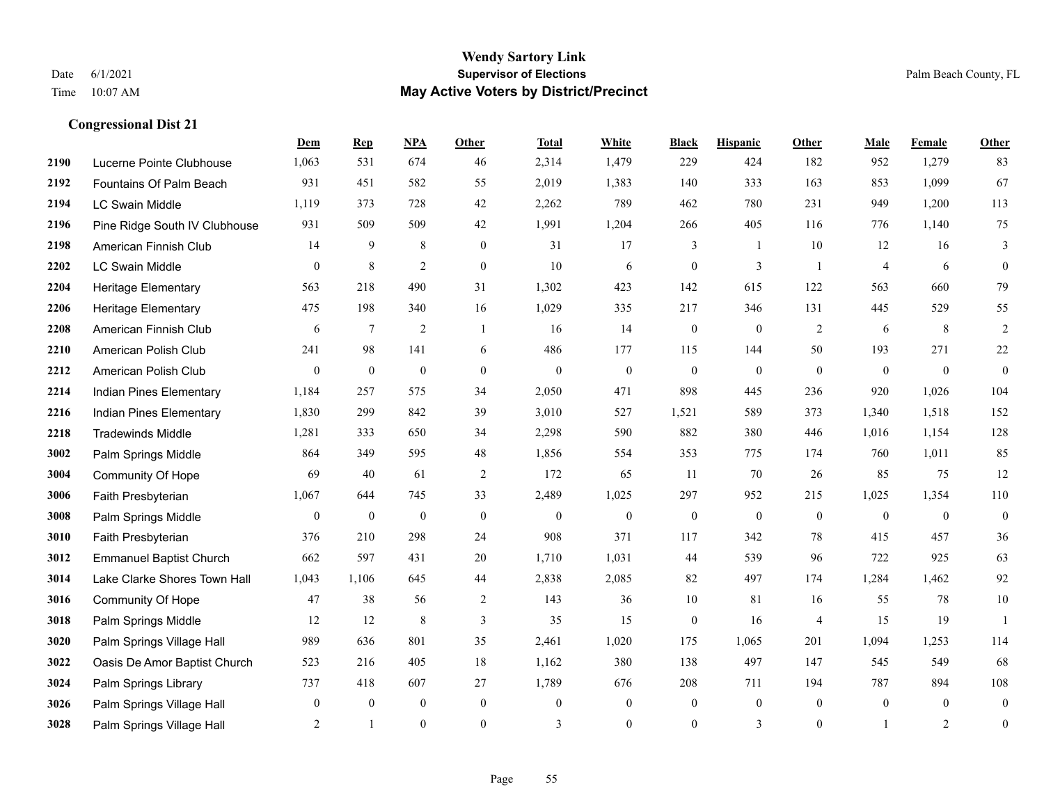# Wendy Sartory Link
## Supervisor of Elections
## May Active Voters by District/Precinct

Date 6/1/2021
Time 10:07 AM

Palm Beach County, FL

### Congressional Dist 21

| | | Dem | Rep | NPA | Other | Total | White | Black | Hispanic | Other | Male | Female | Other |
|---|---|---|---|---|---|---|---|---|---|---|---|---|---|
| 2190 | Lucerne Pointe Clubhouse | 1,063 | 531 | 674 | 46 | 2,314 | 1,479 | 229 | 424 | 182 | 952 | 1,279 | 83 |
| 2192 | Fountains Of Palm Beach | 931 | 451 | 582 | 55 | 2,019 | 1,383 | 140 | 333 | 163 | 853 | 1,099 | 67 |
| 2194 | LC Swain Middle | 1,119 | 373 | 728 | 42 | 2,262 | 789 | 462 | 780 | 231 | 949 | 1,200 | 113 |
| 2196 | Pine Ridge South IV Clubhouse | 931 | 509 | 509 | 42 | 1,991 | 1,204 | 266 | 405 | 116 | 776 | 1,140 | 75 |
| 2198 | American Finnish Club | 14 | 9 | 8 | 0 | 31 | 17 | 3 | 1 | 10 | 12 | 16 | 3 |
| 2202 | LC Swain Middle | 0 | 8 | 2 | 0 | 10 | 6 | 0 | 3 | 1 | 4 | 6 | 0 |
| 2204 | Heritage Elementary | 563 | 218 | 490 | 31 | 1,302 | 423 | 142 | 615 | 122 | 563 | 660 | 79 |
| 2206 | Heritage Elementary | 475 | 198 | 340 | 16 | 1,029 | 335 | 217 | 346 | 131 | 445 | 529 | 55 |
| 2208 | American Finnish Club | 6 | 7 | 2 | 1 | 16 | 14 | 0 | 0 | 2 | 6 | 8 | 2 |
| 2210 | American Polish Club | 241 | 98 | 141 | 6 | 486 | 177 | 115 | 144 | 50 | 193 | 271 | 22 |
| 2212 | American Polish Club | 0 | 0 | 0 | 0 | 0 | 0 | 0 | 0 | 0 | 0 | 0 | 0 |
| 2214 | Indian Pines Elementary | 1,184 | 257 | 575 | 34 | 2,050 | 471 | 898 | 445 | 236 | 920 | 1,026 | 104 |
| 2216 | Indian Pines Elementary | 1,830 | 299 | 842 | 39 | 3,010 | 527 | 1,521 | 589 | 373 | 1,340 | 1,518 | 152 |
| 2218 | Tradewinds Middle | 1,281 | 333 | 650 | 34 | 2,298 | 590 | 882 | 380 | 446 | 1,016 | 1,154 | 128 |
| 3002 | Palm Springs Middle | 864 | 349 | 595 | 48 | 1,856 | 554 | 353 | 775 | 174 | 760 | 1,011 | 85 |
| 3004 | Community Of Hope | 69 | 40 | 61 | 2 | 172 | 65 | 11 | 70 | 26 | 85 | 75 | 12 |
| 3006 | Faith Presbyterian | 1,067 | 644 | 745 | 33 | 2,489 | 1,025 | 297 | 952 | 215 | 1,025 | 1,354 | 110 |
| 3008 | Palm Springs Middle | 0 | 0 | 0 | 0 | 0 | 0 | 0 | 0 | 0 | 0 | 0 | 0 |
| 3010 | Faith Presbyterian | 376 | 210 | 298 | 24 | 908 | 371 | 117 | 342 | 78 | 415 | 457 | 36 |
| 3012 | Emmanuel Baptist Church | 662 | 597 | 431 | 20 | 1,710 | 1,031 | 44 | 539 | 96 | 722 | 925 | 63 |
| 3014 | Lake Clarke Shores Town Hall | 1,043 | 1,106 | 645 | 44 | 2,838 | 2,085 | 82 | 497 | 174 | 1,284 | 1,462 | 92 |
| 3016 | Community Of Hope | 47 | 38 | 56 | 2 | 143 | 36 | 10 | 81 | 16 | 55 | 78 | 10 |
| 3018 | Palm Springs Middle | 12 | 12 | 8 | 3 | 35 | 15 | 0 | 16 | 4 | 15 | 19 | 1 |
| 3020 | Palm Springs Village Hall | 989 | 636 | 801 | 35 | 2,461 | 1,020 | 175 | 1,065 | 201 | 1,094 | 1,253 | 114 |
| 3022 | Oasis De Amor Baptist Church | 523 | 216 | 405 | 18 | 1,162 | 380 | 138 | 497 | 147 | 545 | 549 | 68 |
| 3024 | Palm Springs Library | 737 | 418 | 607 | 27 | 1,789 | 676 | 208 | 711 | 194 | 787 | 894 | 108 |
| 3026 | Palm Springs Village Hall | 0 | 0 | 0 | 0 | 0 | 0 | 0 | 0 | 0 | 0 | 0 | 0 |
| 3028 | Palm Springs Village Hall | 2 | 1 | 0 | 0 | 3 | 0 | 0 | 3 | 0 | 1 | 2 | 0 |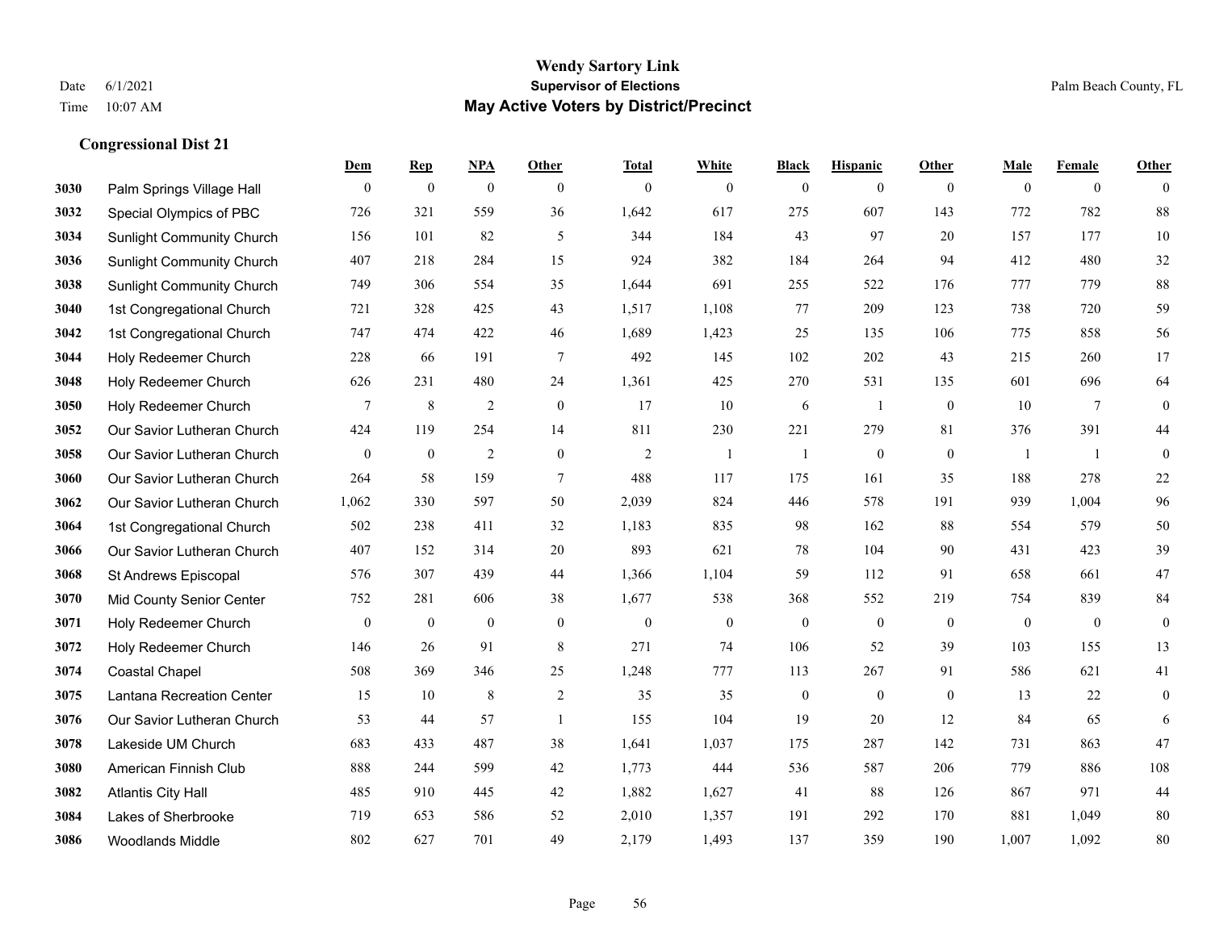## Wendy Sartory Link

**Supervisor of Elections**

**May Active Voters by District/Precinct**

Date 6/1/2021
Time 10:07 AM

Palm Beach County, FL

### Congressional Dist 21

| | | Dem | Rep | NPA | Other | Total | White | Black | Hispanic | Other | Male | Female | Other |
|---|---|---|---|---|---|---|---|---|---|---|---|---|---|
| 3030 | Palm Springs Village Hall | 0 | 0 | 0 | 0 | 0 | 0 | 0 | 0 | 0 | 0 | 0 | 0 |
| 3032 | Special Olympics of PBC | 726 | 321 | 559 | 36 | 1,642 | 617 | 275 | 607 | 143 | 772 | 782 | 88 |
| 3034 | Sunlight Community Church | 156 | 101 | 82 | 5 | 344 | 184 | 43 | 97 | 20 | 157 | 177 | 10 |
| 3036 | Sunlight Community Church | 407 | 218 | 284 | 15 | 924 | 382 | 184 | 264 | 94 | 412 | 480 | 32 |
| 3038 | Sunlight Community Church | 749 | 306 | 554 | 35 | 1,644 | 691 | 255 | 522 | 176 | 777 | 779 | 88 |
| 3040 | 1st Congregational Church | 721 | 328 | 425 | 43 | 1,517 | 1,108 | 77 | 209 | 123 | 738 | 720 | 59 |
| 3042 | 1st Congregational Church | 747 | 474 | 422 | 46 | 1,689 | 1,423 | 25 | 135 | 106 | 775 | 858 | 56 |
| 3044 | Holy Redeemer Church | 228 | 66 | 191 | 7 | 492 | 145 | 102 | 202 | 43 | 215 | 260 | 17 |
| 3048 | Holy Redeemer Church | 626 | 231 | 480 | 24 | 1,361 | 425 | 270 | 531 | 135 | 601 | 696 | 64 |
| 3050 | Holy Redeemer Church | 7 | 8 | 2 | 0 | 17 | 10 | 6 | 1 | 0 | 10 | 7 | 0 |
| 3052 | Our Savior Lutheran Church | 424 | 119 | 254 | 14 | 811 | 230 | 221 | 279 | 81 | 376 | 391 | 44 |
| 3058 | Our Savior Lutheran Church | 0 | 0 | 2 | 0 | 2 | 1 | 1 | 0 | 0 | 1 | 1 | 0 |
| 3060 | Our Savior Lutheran Church | 264 | 58 | 159 | 7 | 488 | 117 | 175 | 161 | 35 | 188 | 278 | 22 |
| 3062 | Our Savior Lutheran Church | 1,062 | 330 | 597 | 50 | 2,039 | 824 | 446 | 578 | 191 | 939 | 1,004 | 96 |
| 3064 | 1st Congregational Church | 502 | 238 | 411 | 32 | 1,183 | 835 | 98 | 162 | 88 | 554 | 579 | 50 |
| 3066 | Our Savior Lutheran Church | 407 | 152 | 314 | 20 | 893 | 621 | 78 | 104 | 90 | 431 | 423 | 39 |
| 3068 | St Andrews Episcopal | 576 | 307 | 439 | 44 | 1,366 | 1,104 | 59 | 112 | 91 | 658 | 661 | 47 |
| 3070 | Mid County Senior Center | 752 | 281 | 606 | 38 | 1,677 | 538 | 368 | 552 | 219 | 754 | 839 | 84 |
| 3071 | Holy Redeemer Church | 0 | 0 | 0 | 0 | 0 | 0 | 0 | 0 | 0 | 0 | 0 | 0 |
| 3072 | Holy Redeemer Church | 146 | 26 | 91 | 8 | 271 | 74 | 106 | 52 | 39 | 103 | 155 | 13 |
| 3074 | Coastal Chapel | 508 | 369 | 346 | 25 | 1,248 | 777 | 113 | 267 | 91 | 586 | 621 | 41 |
| 3075 | Lantana Recreation Center | 15 | 10 | 8 | 2 | 35 | 35 | 0 | 0 | 0 | 13 | 22 | 0 |
| 3076 | Our Savior Lutheran Church | 53 | 44 | 57 | 1 | 155 | 104 | 19 | 20 | 12 | 84 | 65 | 6 |
| 3078 | Lakeside UM Church | 683 | 433 | 487 | 38 | 1,641 | 1,037 | 175 | 287 | 142 | 731 | 863 | 47 |
| 3080 | American Finnish Club | 888 | 244 | 599 | 42 | 1,773 | 444 | 536 | 587 | 206 | 779 | 886 | 108 |
| 3082 | Atlantis City Hall | 485 | 910 | 445 | 42 | 1,882 | 1,627 | 41 | 88 | 126 | 867 | 971 | 44 |
| 3084 | Lakes of Sherbrooke | 719 | 653 | 586 | 52 | 2,010 | 1,357 | 191 | 292 | 170 | 881 | 1,049 | 80 |
| 3086 | Woodlands Middle | 802 | 627 | 701 | 49 | 2,179 | 1,493 | 137 | 359 | 190 | 1,007 | 1,092 | 80 |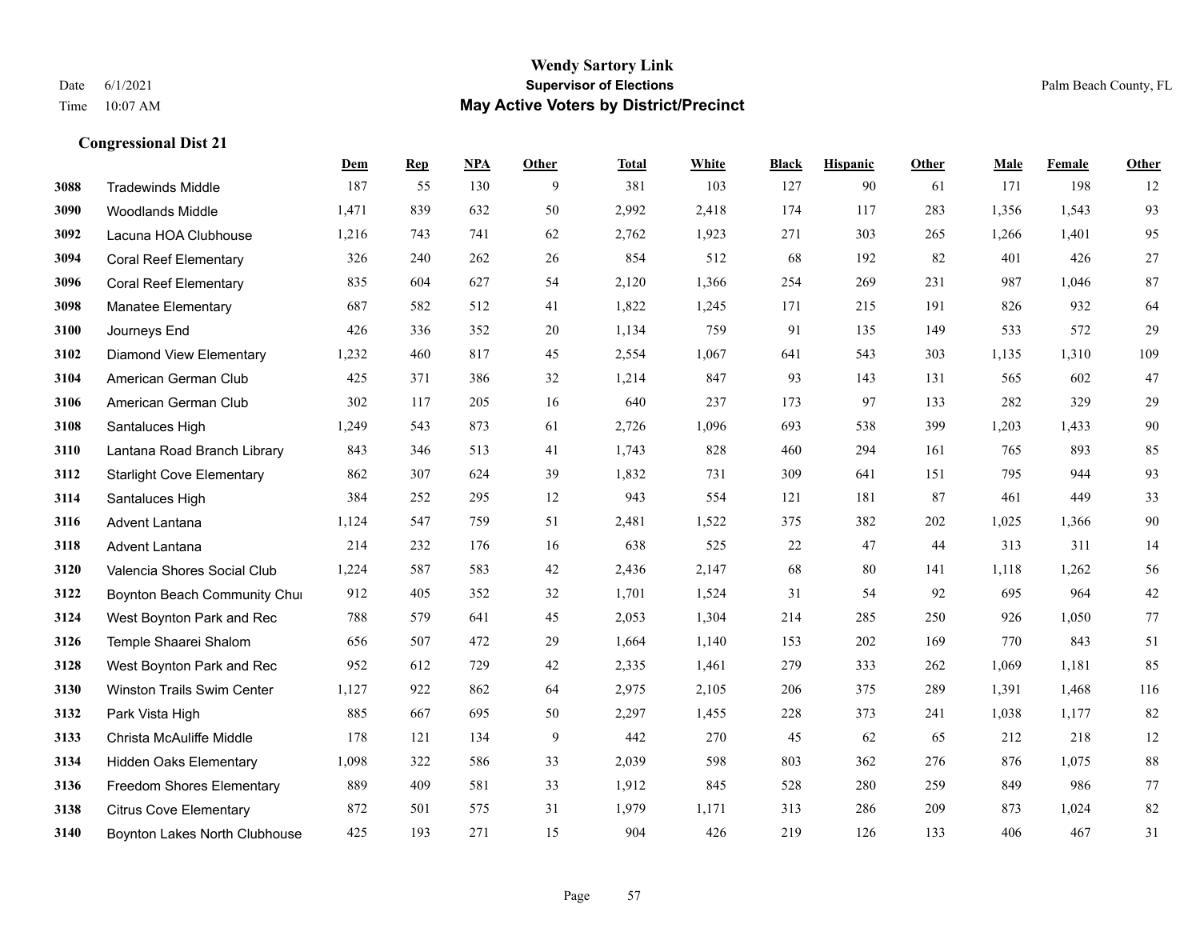### Congressional Dist 21

| | | Dem | Rep | NPA | Other | Total | White | Black | Hispanic | Other | Male | Female | Other |
|---|---|---|---|---|---|---|---|---|---|---|---|---|---|
| 3088 | Tradewinds Middle | 187 | 55 | 130 | 9 | 381 | 103 | 127 | 90 | 61 | 171 | 198 | 12 |
| 3090 | Woodlands Middle | 1,471 | 839 | 632 | 50 | 2,992 | 2,418 | 174 | 117 | 283 | 1,356 | 1,543 | 93 |
| 3092 | Lacuna HOA Clubhouse | 1,216 | 743 | 741 | 62 | 2,762 | 1,923 | 271 | 303 | 265 | 1,266 | 1,401 | 95 |
| 3094 | Coral Reef Elementary | 326 | 240 | 262 | 26 | 854 | 512 | 68 | 192 | 82 | 401 | 426 | 27 |
| 3096 | Coral Reef Elementary | 835 | 604 | 627 | 54 | 2,120 | 1,366 | 254 | 269 | 231 | 987 | 1,046 | 87 |
| 3098 | Manatee Elementary | 687 | 582 | 512 | 41 | 1,822 | 1,245 | 171 | 215 | 191 | 826 | 932 | 64 |
| 3100 | Journeys End | 426 | 336 | 352 | 20 | 1,134 | 759 | 91 | 135 | 149 | 533 | 572 | 29 |
| 3102 | Diamond View Elementary | 1,232 | 460 | 817 | 45 | 2,554 | 1,067 | 641 | 543 | 303 | 1,135 | 1,310 | 109 |
| 3104 | American German Club | 425 | 371 | 386 | 32 | 1,214 | 847 | 93 | 143 | 131 | 565 | 602 | 47 |
| 3106 | American German Club | 302 | 117 | 205 | 16 | 640 | 237 | 173 | 97 | 133 | 282 | 329 | 29 |
| 3108 | Santaluces High | 1,249 | 543 | 873 | 61 | 2,726 | 1,096 | 693 | 538 | 399 | 1,203 | 1,433 | 90 |
| 3110 | Lantana Road Branch Library | 843 | 346 | 513 | 41 | 1,743 | 828 | 460 | 294 | 161 | 765 | 893 | 85 |
| 3112 | Starlight Cove Elementary | 862 | 307 | 624 | 39 | 1,832 | 731 | 309 | 641 | 151 | 795 | 944 | 93 |
| 3114 | Santaluces High | 384 | 252 | 295 | 12 | 943 | 554 | 121 | 181 | 87 | 461 | 449 | 33 |
| 3116 | Advent Lantana | 1,124 | 547 | 759 | 51 | 2,481 | 1,522 | 375 | 382 | 202 | 1,025 | 1,366 | 90 |
| 3118 | Advent Lantana | 214 | 232 | 176 | 16 | 638 | 525 | 22 | 47 | 44 | 313 | 311 | 14 |
| 3120 | Valencia Shores Social Club | 1,224 | 587 | 583 | 42 | 2,436 | 2,147 | 68 | 80 | 141 | 1,118 | 1,262 | 56 |
| 3122 | Boynton Beach Community Chur | 912 | 405 | 352 | 32 | 1,701 | 1,524 | 31 | 54 | 92 | 695 | 964 | 42 |
| 3124 | West Boynton Park and Rec | 788 | 579 | 641 | 45 | 2,053 | 1,304 | 214 | 285 | 250 | 926 | 1,050 | 77 |
| 3126 | Temple Shaarei Shalom | 656 | 507 | 472 | 29 | 1,664 | 1,140 | 153 | 202 | 169 | 770 | 843 | 51 |
| 3128 | West Boynton Park and Rec | 952 | 612 | 729 | 42 | 2,335 | 1,461 | 279 | 333 | 262 | 1,069 | 1,181 | 85 |
| 3130 | Winston Trails Swim Center | 1,127 | 922 | 862 | 64 | 2,975 | 2,105 | 206 | 375 | 289 | 1,391 | 1,468 | 116 |
| 3132 | Park Vista High | 885 | 667 | 695 | 50 | 2,297 | 1,455 | 228 | 373 | 241 | 1,038 | 1,177 | 82 |
| 3133 | Christa McAuliffe Middle | 178 | 121 | 134 | 9 | 442 | 270 | 45 | 62 | 65 | 212 | 218 | 12 |
| 3134 | Hidden Oaks Elementary | 1,098 | 322 | 586 | 33 | 2,039 | 598 | 803 | 362 | 276 | 876 | 1,075 | 88 |
| 3136 | Freedom Shores Elementary | 889 | 409 | 581 | 33 | 1,912 | 845 | 528 | 280 | 259 | 849 | 986 | 77 |
| 3138 | Citrus Cove Elementary | 872 | 501 | 575 | 31 | 1,979 | 1,171 | 313 | 286 | 209 | 873 | 1,024 | 82 |
| 3140 | Boynton Lakes North Clubhouse | 425 | 193 | 271 | 15 | 904 | 426 | 219 | 126 | 133 | 406 | 467 | 31 |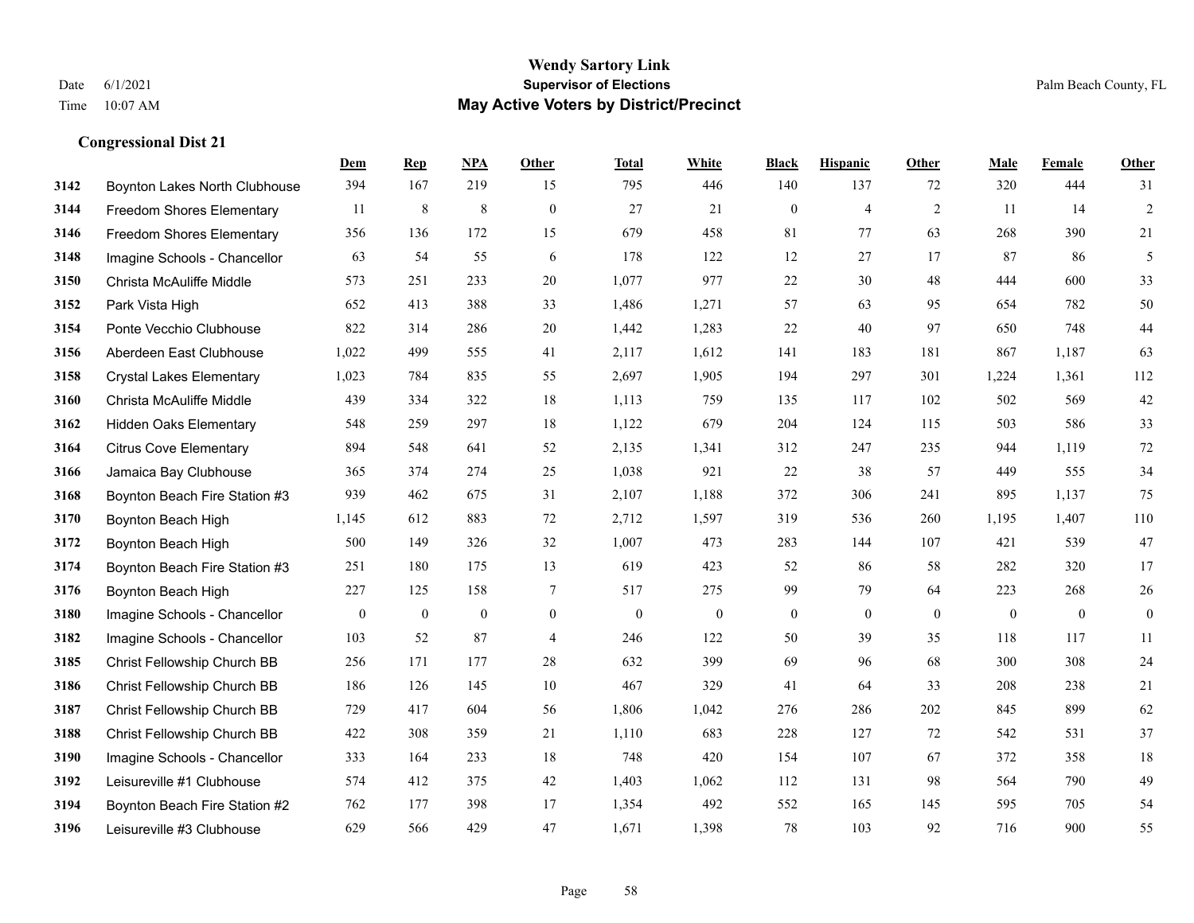# Wendy Sartory Link
## Supervisor of Elections
## May Active Voters by District/Precinct

Date 6/1/2021
Time 10:07 AM

Palm Beach County, FL

### Congressional Dist 21

| | | Dem | Rep | NPA | Other | Total | White | Black | Hispanic | Other | Male | Female | Other |
|---|---|---|---|---|---|---|---|---|---|---|---|---|---|
| 3142 | Boynton Lakes North Clubhouse | 394 | 167 | 219 | 15 | 795 | 446 | 140 | 137 | 72 | 320 | 444 | 31 |
| 3144 | Freedom Shores Elementary | 11 | 8 | 8 | 0 | 27 | 21 | 0 | 4 | 2 | 11 | 14 | 2 |
| 3146 | Freedom Shores Elementary | 356 | 136 | 172 | 15 | 679 | 458 | 81 | 77 | 63 | 268 | 390 | 21 |
| 3148 | Imagine Schools - Chancellor | 63 | 54 | 55 | 6 | 178 | 122 | 12 | 27 | 17 | 87 | 86 | 5 |
| 3150 | Christa McAuliffe Middle | 573 | 251 | 233 | 20 | 1,077 | 977 | 22 | 30 | 48 | 444 | 600 | 33 |
| 3152 | Park Vista High | 652 | 413 | 388 | 33 | 1,486 | 1,271 | 57 | 63 | 95 | 654 | 782 | 50 |
| 3154 | Ponte Vecchio Clubhouse | 822 | 314 | 286 | 20 | 1,442 | 1,283 | 22 | 40 | 97 | 650 | 748 | 44 |
| 3156 | Aberdeen East Clubhouse | 1,022 | 499 | 555 | 41 | 2,117 | 1,612 | 141 | 183 | 181 | 867 | 1,187 | 63 |
| 3158 | Crystal Lakes Elementary | 1,023 | 784 | 835 | 55 | 2,697 | 1,905 | 194 | 297 | 301 | 1,224 | 1,361 | 112 |
| 3160 | Christa McAuliffe Middle | 439 | 334 | 322 | 18 | 1,113 | 759 | 135 | 117 | 102 | 502 | 569 | 42 |
| 3162 | Hidden Oaks Elementary | 548 | 259 | 297 | 18 | 1,122 | 679 | 204 | 124 | 115 | 503 | 586 | 33 |
| 3164 | Citrus Cove Elementary | 894 | 548 | 641 | 52 | 2,135 | 1,341 | 312 | 247 | 235 | 944 | 1,119 | 72 |
| 3166 | Jamaica Bay Clubhouse | 365 | 374 | 274 | 25 | 1,038 | 921 | 22 | 38 | 57 | 449 | 555 | 34 |
| 3168 | Boynton Beach Fire Station #3 | 939 | 462 | 675 | 31 | 2,107 | 1,188 | 372 | 306 | 241 | 895 | 1,137 | 75 |
| 3170 | Boynton Beach High | 1,145 | 612 | 883 | 72 | 2,712 | 1,597 | 319 | 536 | 260 | 1,195 | 1,407 | 110 |
| 3172 | Boynton Beach High | 500 | 149 | 326 | 32 | 1,007 | 473 | 283 | 144 | 107 | 421 | 539 | 47 |
| 3174 | Boynton Beach Fire Station #3 | 251 | 180 | 175 | 13 | 619 | 423 | 52 | 86 | 58 | 282 | 320 | 17 |
| 3176 | Boynton Beach High | 227 | 125 | 158 | 7 | 517 | 275 | 99 | 79 | 64 | 223 | 268 | 26 |
| 3180 | Imagine Schools - Chancellor | 0 | 0 | 0 | 0 | 0 | 0 | 0 | 0 | 0 | 0 | 0 | 0 |
| 3182 | Imagine Schools - Chancellor | 103 | 52 | 87 | 4 | 246 | 122 | 50 | 39 | 35 | 118 | 117 | 11 |
| 3185 | Christ Fellowship Church BB | 256 | 171 | 177 | 28 | 632 | 399 | 69 | 96 | 68 | 300 | 308 | 24 |
| 3186 | Christ Fellowship Church BB | 186 | 126 | 145 | 10 | 467 | 329 | 41 | 64 | 33 | 208 | 238 | 21 |
| 3187 | Christ Fellowship Church BB | 729 | 417 | 604 | 56 | 1,806 | 1,042 | 276 | 286 | 202 | 845 | 899 | 62 |
| 3188 | Christ Fellowship Church BB | 422 | 308 | 359 | 21 | 1,110 | 683 | 228 | 127 | 72 | 542 | 531 | 37 |
| 3190 | Imagine Schools - Chancellor | 333 | 164 | 233 | 18 | 748 | 420 | 154 | 107 | 67 | 372 | 358 | 18 |
| 3192 | Leisureville #1 Clubhouse | 574 | 412 | 375 | 42 | 1,403 | 1,062 | 112 | 131 | 98 | 564 | 790 | 49 |
| 3194 | Boynton Beach Fire Station #2 | 762 | 177 | 398 | 17 | 1,354 | 492 | 552 | 165 | 145 | 595 | 705 | 54 |
| 3196 | Leisureville #3 Clubhouse | 629 | 566 | 429 | 47 | 1,671 | 1,398 | 78 | 103 | 92 | 716 | 900 | 55 |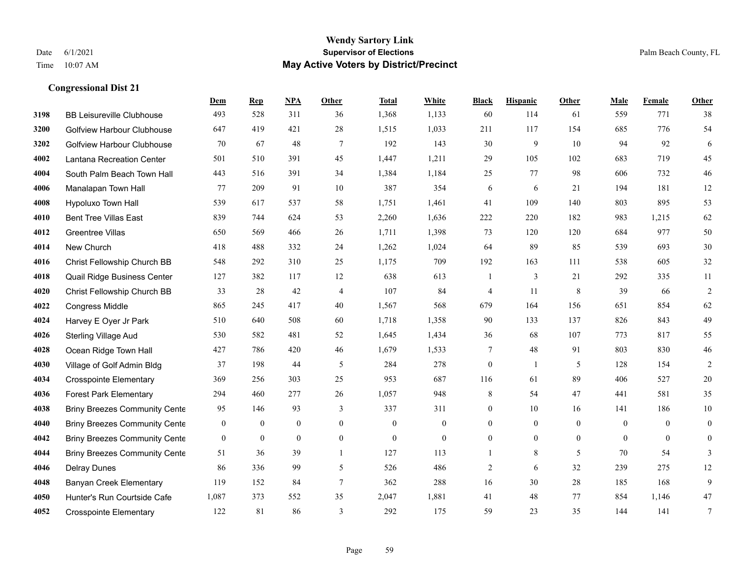## Wendy Sartory Link
### Supervisor of Elections
### May Active Voters by District/Precinct

Date 6/1/2021
Time 10:07 AM

Palm Beach County, FL

**Congressional Dist 21**

| | | Dem | Rep | NPA | Other | Total | White | Black | Hispanic | Other | Male | Female | Other |
|---|---|---|---|---|---|---|---|---|---|---|---|---|---|
| 3198 | BB Leisureville Clubhouse | 493 | 528 | 311 | 36 | 1,368 | 1,133 | 60 | 114 | 61 | 559 | 771 | 38 |
| 3200 | Golfview Harbour Clubhouse | 647 | 419 | 421 | 28 | 1,515 | 1,033 | 211 | 117 | 154 | 685 | 776 | 54 |
| 3202 | Golfview Harbour Clubhouse | 70 | 67 | 48 | 7 | 192 | 143 | 30 | 9 | 10 | 94 | 92 | 6 |
| 4002 | Lantana Recreation Center | 501 | 510 | 391 | 45 | 1,447 | 1,211 | 29 | 105 | 102 | 683 | 719 | 45 |
| 4004 | South Palm Beach Town Hall | 443 | 516 | 391 | 34 | 1,384 | 1,184 | 25 | 77 | 98 | 606 | 732 | 46 |
| 4006 | Manalapan Town Hall | 77 | 209 | 91 | 10 | 387 | 354 | 6 | 6 | 21 | 194 | 181 | 12 |
| 4008 | Hypoluxo Town Hall | 539 | 617 | 537 | 58 | 1,751 | 1,461 | 41 | 109 | 140 | 803 | 895 | 53 |
| 4010 | Bent Tree Villas East | 839 | 744 | 624 | 53 | 2,260 | 1,636 | 222 | 220 | 182 | 983 | 1,215 | 62 |
| 4012 | Greentree Villas | 650 | 569 | 466 | 26 | 1,711 | 1,398 | 73 | 120 | 120 | 684 | 977 | 50 |
| 4014 | New Church | 418 | 488 | 332 | 24 | 1,262 | 1,024 | 64 | 89 | 85 | 539 | 693 | 30 |
| 4016 | Christ Fellowship Church BB | 548 | 292 | 310 | 25 | 1,175 | 709 | 192 | 163 | 111 | 538 | 605 | 32 |
| 4018 | Quail Ridge Business Center | 127 | 382 | 117 | 12 | 638 | 613 | 1 | 3 | 21 | 292 | 335 | 11 |
| 4020 | Christ Fellowship Church BB | 33 | 28 | 42 | 4 | 107 | 84 | 4 | 11 | 8 | 39 | 66 | 2 |
| 4022 | Congress Middle | 865 | 245 | 417 | 40 | 1,567 | 568 | 679 | 164 | 156 | 651 | 854 | 62 |
| 4024 | Harvey E Oyer Jr Park | 510 | 640 | 508 | 60 | 1,718 | 1,358 | 90 | 133 | 137 | 826 | 843 | 49 |
| 4026 | Sterling Village Aud | 530 | 582 | 481 | 52 | 1,645 | 1,434 | 36 | 68 | 107 | 773 | 817 | 55 |
| 4028 | Ocean Ridge Town Hall | 427 | 786 | 420 | 46 | 1,679 | 1,533 | 7 | 48 | 91 | 803 | 830 | 46 |
| 4030 | Village of Golf Admin Bldg | 37 | 198 | 44 | 5 | 284 | 278 | 0 | 1 | 5 | 128 | 154 | 2 |
| 4034 | Crosspointe Elementary | 369 | 256 | 303 | 25 | 953 | 687 | 116 | 61 | 89 | 406 | 527 | 20 |
| 4036 | Forest Park Elementary | 294 | 460 | 277 | 26 | 1,057 | 948 | 8 | 54 | 47 | 441 | 581 | 35 |
| 4038 | Briny Breezes Community Cente | 95 | 146 | 93 | 3 | 337 | 311 | 0 | 10 | 16 | 141 | 186 | 10 |
| 4040 | Briny Breezes Community Cente | 0 | 0 | 0 | 0 | 0 | 0 | 0 | 0 | 0 | 0 | 0 | 0 |
| 4042 | Briny Breezes Community Cente | 0 | 0 | 0 | 0 | 0 | 0 | 0 | 0 | 0 | 0 | 0 | 0 |
| 4044 | Briny Breezes Community Cente | 51 | 36 | 39 | 1 | 127 | 113 | 1 | 8 | 5 | 70 | 54 | 3 |
| 4046 | Delray Dunes | 86 | 336 | 99 | 5 | 526 | 486 | 2 | 6 | 32 | 239 | 275 | 12 |
| 4048 | Banyan Creek Elementary | 119 | 152 | 84 | 7 | 362 | 288 | 16 | 30 | 28 | 185 | 168 | 9 |
| 4050 | Hunter's Run Courtside Cafe | 1,087 | 373 | 552 | 35 | 2,047 | 1,881 | 41 | 48 | 77 | 854 | 1,146 | 47 |
| 4052 | Crosspointe Elementary | 122 | 81 | 86 | 3 | 292 | 175 | 59 | 23 | 35 | 144 | 141 | 7 |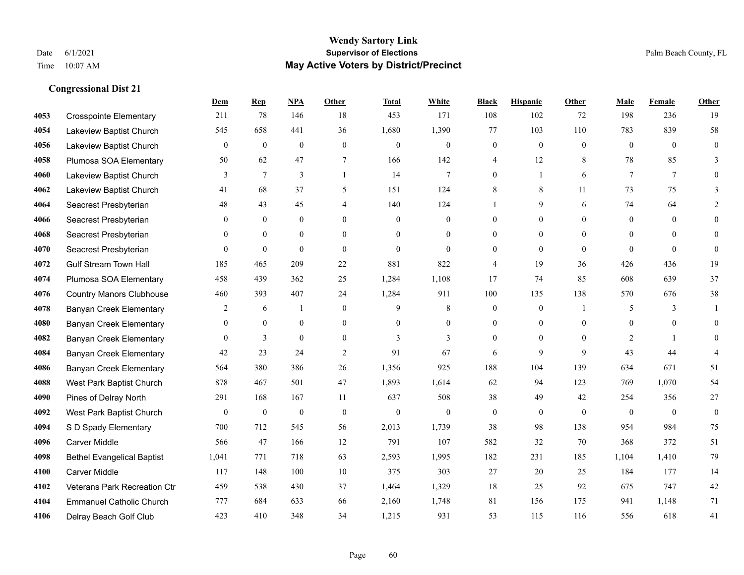# Wendy Sartory Link

**Supervisor of Elections**

**May Active Voters by District/Precinct**

Date 6/1/2021

Time 10:07 AM

Palm Beach County, FL

### Congressional Dist 21

| | | Dem | Rep | NPA | Other | Total | White | Black | Hispanic | Other | Male | Female | Other |
|---|---|---|---|---|---|---|---|---|---|---|---|---|---|
| 4053 | Crosspointe Elementary | 211 | 78 | 146 | 18 | 453 | 171 | 108 | 102 | 72 | 198 | 236 | 19 |
| 4054 | Lakeview Baptist Church | 545 | 658 | 441 | 36 | 1,680 | 1,390 | 77 | 103 | 110 | 783 | 839 | 58 |
| 4056 | Lakeview Baptist Church | 0 | 0 | 0 | 0 | 0 | 0 | 0 | 0 | 0 | 0 | 0 | 0 |
| 4058 | Plumosa SOA Elementary | 50 | 62 | 47 | 7 | 166 | 142 | 4 | 12 | 8 | 78 | 85 | 3 |
| 4060 | Lakeview Baptist Church | 3 | 7 | 3 | 1 | 14 | 7 | 0 | 1 | 6 | 7 | 7 | 0 |
| 4062 | Lakeview Baptist Church | 41 | 68 | 37 | 5 | 151 | 124 | 8 | 8 | 11 | 73 | 75 | 3 |
| 4064 | Seacrest Presbyterian | 48 | 43 | 45 | 4 | 140 | 124 | 1 | 9 | 6 | 74 | 64 | 2 |
| 4066 | Seacrest Presbyterian | 0 | 0 | 0 | 0 | 0 | 0 | 0 | 0 | 0 | 0 | 0 | 0 |
| 4068 | Seacrest Presbyterian | 0 | 0 | 0 | 0 | 0 | 0 | 0 | 0 | 0 | 0 | 0 | 0 |
| 4070 | Seacrest Presbyterian | 0 | 0 | 0 | 0 | 0 | 0 | 0 | 0 | 0 | 0 | 0 | 0 |
| 4072 | Gulf Stream Town Hall | 185 | 465 | 209 | 22 | 881 | 822 | 4 | 19 | 36 | 426 | 436 | 19 |
| 4074 | Plumosa SOA Elementary | 458 | 439 | 362 | 25 | 1,284 | 1,108 | 17 | 74 | 85 | 608 | 639 | 37 |
| 4076 | Country Manors Clubhouse | 460 | 393 | 407 | 24 | 1,284 | 911 | 100 | 135 | 138 | 570 | 676 | 38 |
| 4078 | Banyan Creek Elementary | 2 | 6 | 1 | 0 | 9 | 8 | 0 | 0 | 1 | 5 | 3 | 1 |
| 4080 | Banyan Creek Elementary | 0 | 0 | 0 | 0 | 0 | 0 | 0 | 0 | 0 | 0 | 0 | 0 |
| 4082 | Banyan Creek Elementary | 0 | 3 | 0 | 0 | 3 | 3 | 0 | 0 | 0 | 2 | 1 | 0 |
| 4084 | Banyan Creek Elementary | 42 | 23 | 24 | 2 | 91 | 67 | 6 | 9 | 9 | 43 | 44 | 4 |
| 4086 | Banyan Creek Elementary | 564 | 380 | 386 | 26 | 1,356 | 925 | 188 | 104 | 139 | 634 | 671 | 51 |
| 4088 | West Park Baptist Church | 878 | 467 | 501 | 47 | 1,893 | 1,614 | 62 | 94 | 123 | 769 | 1,070 | 54 |
| 4090 | Pines of Delray North | 291 | 168 | 167 | 11 | 637 | 508 | 38 | 49 | 42 | 254 | 356 | 27 |
| 4092 | West Park Baptist Church | 0 | 0 | 0 | 0 | 0 | 0 | 0 | 0 | 0 | 0 | 0 | 0 |
| 4094 | S D Spady Elementary | 700 | 712 | 545 | 56 | 2,013 | 1,739 | 38 | 98 | 138 | 954 | 984 | 75 |
| 4096 | Carver Middle | 566 | 47 | 166 | 12 | 791 | 107 | 582 | 32 | 70 | 368 | 372 | 51 |
| 4098 | Bethel Evangelical Baptist | 1,041 | 771 | 718 | 63 | 2,593 | 1,995 | 182 | 231 | 185 | 1,104 | 1,410 | 79 |
| 4100 | Carver Middle | 117 | 148 | 100 | 10 | 375 | 303 | 27 | 20 | 25 | 184 | 177 | 14 |
| 4102 | Veterans Park Recreation Ctr | 459 | 538 | 430 | 37 | 1,464 | 1,329 | 18 | 25 | 92 | 675 | 747 | 42 |
| 4104 | Emmanuel Catholic Church | 777 | 684 | 633 | 66 | 2,160 | 1,748 | 81 | 156 | 175 | 941 | 1,148 | 71 |
| 4106 | Delray Beach Golf Club | 423 | 410 | 348 | 34 | 1,215 | 931 | 53 | 115 | 116 | 556 | 618 | 41 |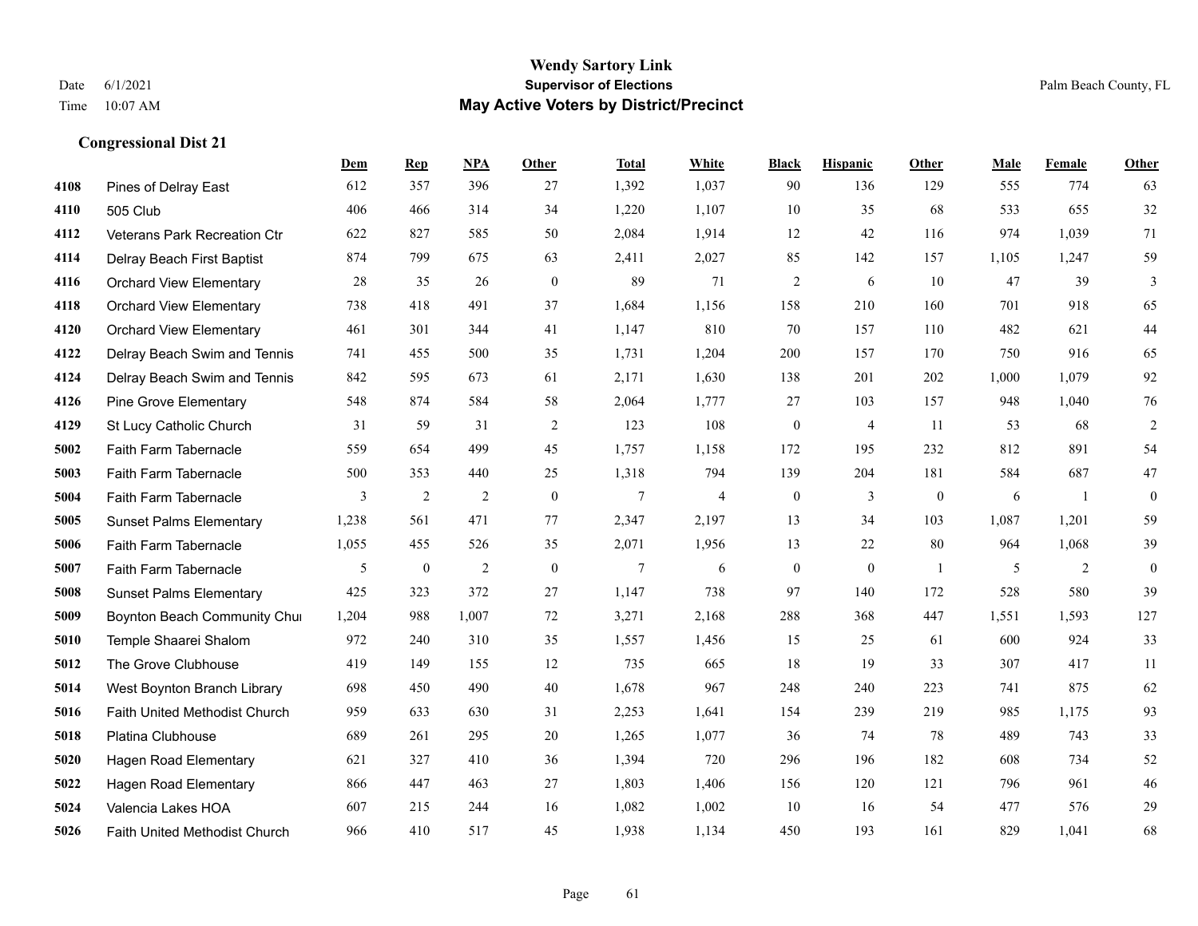# Wendy Sartory Link
## Supervisor of Elections
## May Active Voters by District/Precinct

Date 6/1/2021
Time 10:07 AM

Palm Beach County, FL

### Congressional Dist 21

| | | Dem | Rep | NPA | Other | Total | White | Black | Hispanic | Other | Male | Female | Other |
|---|---|---|---|---|---|---|---|---|---|---|---|---|---|
| 4108 | Pines of Delray East | 612 | 357 | 396 | 27 | 1,392 | 1,037 | 90 | 136 | 129 | 555 | 774 | 63 |
| 4110 | 505 Club | 406 | 466 | 314 | 34 | 1,220 | 1,107 | 10 | 35 | 68 | 533 | 655 | 32 |
| 4112 | Veterans Park Recreation Ctr | 622 | 827 | 585 | 50 | 2,084 | 1,914 | 12 | 42 | 116 | 974 | 1,039 | 71 |
| 4114 | Delray Beach First Baptist | 874 | 799 | 675 | 63 | 2,411 | 2,027 | 85 | 142 | 157 | 1,105 | 1,247 | 59 |
| 4116 | Orchard View Elementary | 28 | 35 | 26 | 0 | 89 | 71 | 2 | 6 | 10 | 47 | 39 | 3 |
| 4118 | Orchard View Elementary | 738 | 418 | 491 | 37 | 1,684 | 1,156 | 158 | 210 | 160 | 701 | 918 | 65 |
| 4120 | Orchard View Elementary | 461 | 301 | 344 | 41 | 1,147 | 810 | 70 | 157 | 110 | 482 | 621 | 44 |
| 4122 | Delray Beach Swim and Tennis | 741 | 455 | 500 | 35 | 1,731 | 1,204 | 200 | 157 | 170 | 750 | 916 | 65 |
| 4124 | Delray Beach Swim and Tennis | 842 | 595 | 673 | 61 | 2,171 | 1,630 | 138 | 201 | 202 | 1,000 | 1,079 | 92 |
| 4126 | Pine Grove Elementary | 548 | 874 | 584 | 58 | 2,064 | 1,777 | 27 | 103 | 157 | 948 | 1,040 | 76 |
| 4129 | St Lucy Catholic Church | 31 | 59 | 31 | 2 | 123 | 108 | 0 | 4 | 11 | 53 | 68 | 2 |
| 5002 | Faith Farm Tabernacle | 559 | 654 | 499 | 45 | 1,757 | 1,158 | 172 | 195 | 232 | 812 | 891 | 54 |
| 5003 | Faith Farm Tabernacle | 500 | 353 | 440 | 25 | 1,318 | 794 | 139 | 204 | 181 | 584 | 687 | 47 |
| 5004 | Faith Farm Tabernacle | 3 | 2 | 2 | 0 | 7 | 4 | 0 | 3 | 0 | 6 | 1 | 0 |
| 5005 | Sunset Palms Elementary | 1,238 | 561 | 471 | 77 | 2,347 | 2,197 | 13 | 34 | 103 | 1,087 | 1,201 | 59 |
| 5006 | Faith Farm Tabernacle | 1,055 | 455 | 526 | 35 | 2,071 | 1,956 | 13 | 22 | 80 | 964 | 1,068 | 39 |
| 5007 | Faith Farm Tabernacle | 5 | 0 | 2 | 0 | 7 | 6 | 0 | 0 | 1 | 5 | 2 | 0 |
| 5008 | Sunset Palms Elementary | 425 | 323 | 372 | 27 | 1,147 | 738 | 97 | 140 | 172 | 528 | 580 | 39 |
| 5009 | Boynton Beach Community Chui | 1,204 | 988 | 1,007 | 72 | 3,271 | 2,168 | 288 | 368 | 447 | 1,551 | 1,593 | 127 |
| 5010 | Temple Shaarei Shalom | 972 | 240 | 310 | 35 | 1,557 | 1,456 | 15 | 25 | 61 | 600 | 924 | 33 |
| 5012 | The Grove Clubhouse | 419 | 149 | 155 | 12 | 735 | 665 | 18 | 19 | 33 | 307 | 417 | 11 |
| 5014 | West Boynton Branch Library | 698 | 450 | 490 | 40 | 1,678 | 967 | 248 | 240 | 223 | 741 | 875 | 62 |
| 5016 | Faith United Methodist Church | 959 | 633 | 630 | 31 | 2,253 | 1,641 | 154 | 239 | 219 | 985 | 1,175 | 93 |
| 5018 | Platina Clubhouse | 689 | 261 | 295 | 20 | 1,265 | 1,077 | 36 | 74 | 78 | 489 | 743 | 33 |
| 5020 | Hagen Road Elementary | 621 | 327 | 410 | 36 | 1,394 | 720 | 296 | 196 | 182 | 608 | 734 | 52 |
| 5022 | Hagen Road Elementary | 866 | 447 | 463 | 27 | 1,803 | 1,406 | 156 | 120 | 121 | 796 | 961 | 46 |
| 5024 | Valencia Lakes HOA | 607 | 215 | 244 | 16 | 1,082 | 1,002 | 10 | 16 | 54 | 477 | 576 | 29 |
| 5026 | Faith United Methodist Church | 966 | 410 | 517 | 45 | 1,938 | 1,134 | 450 | 193 | 161 | 829 | 1,041 | 68 |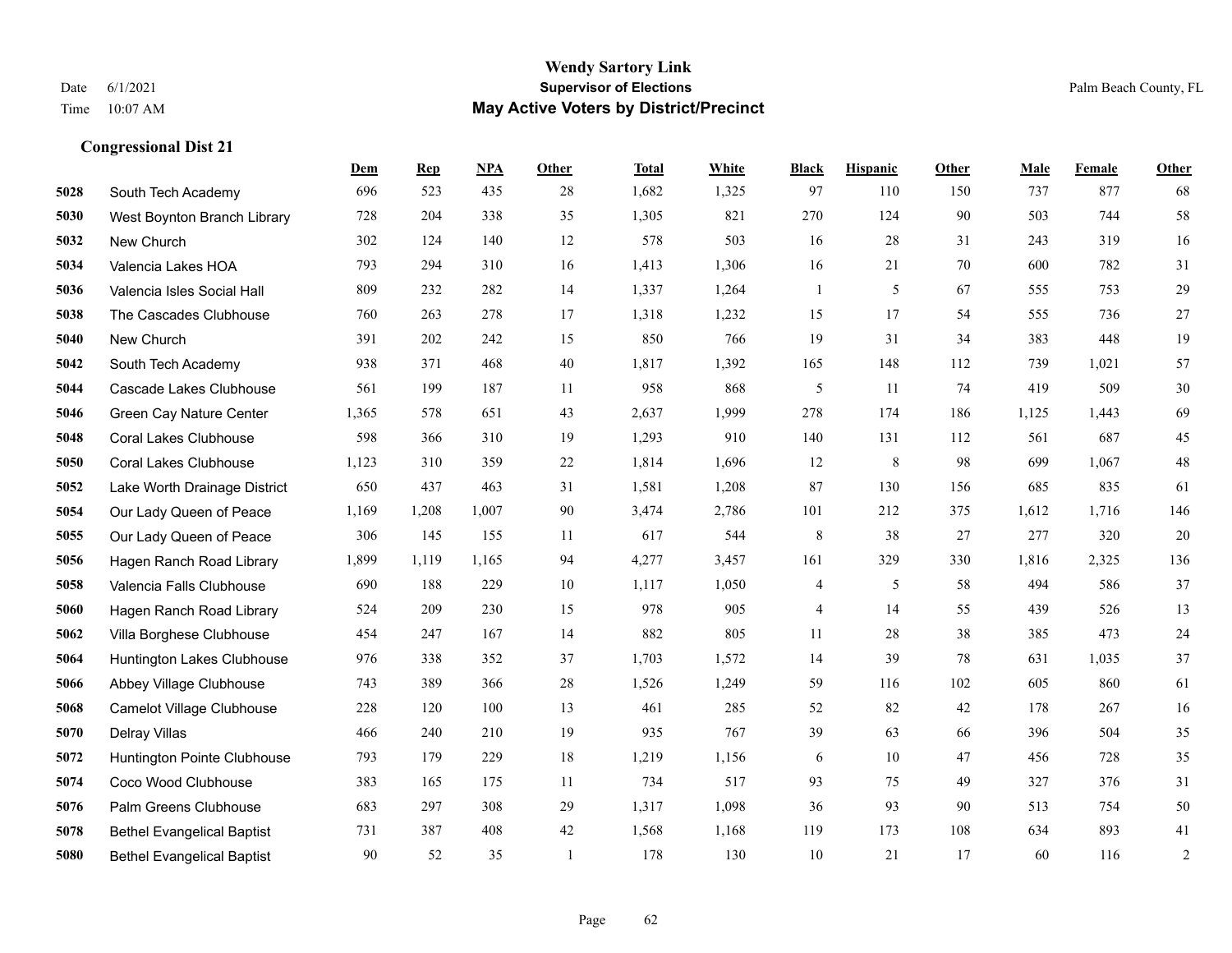## Congressional Dist 21

| | | Dem | Rep | NPA | Other | Total | White | Black | Hispanic | Other | Male | Female | Other |
|---|---|---|---|---|---|---|---|---|---|---|---|---|---|
| 5028 | South Tech Academy | 696 | 523 | 435 | 28 | 1,682 | 1,325 | 97 | 110 | 150 | 737 | 877 | 68 |
| 5030 | West Boynton Branch Library | 728 | 204 | 338 | 35 | 1,305 | 821 | 270 | 124 | 90 | 503 | 744 | 58 |
| 5032 | New Church | 302 | 124 | 140 | 12 | 578 | 503 | 16 | 28 | 31 | 243 | 319 | 16 |
| 5034 | Valencia Lakes HOA | 793 | 294 | 310 | 16 | 1,413 | 1,306 | 16 | 21 | 70 | 600 | 782 | 31 |
| 5036 | Valencia Isles Social Hall | 809 | 232 | 282 | 14 | 1,337 | 1,264 | 1 | 5 | 67 | 555 | 753 | 29 |
| 5038 | The Cascades Clubhouse | 760 | 263 | 278 | 17 | 1,318 | 1,232 | 15 | 17 | 54 | 555 | 736 | 27 |
| 5040 | New Church | 391 | 202 | 242 | 15 | 850 | 766 | 19 | 31 | 34 | 383 | 448 | 19 |
| 5042 | South Tech Academy | 938 | 371 | 468 | 40 | 1,817 | 1,392 | 165 | 148 | 112 | 739 | 1,021 | 57 |
| 5044 | Cascade Lakes Clubhouse | 561 | 199 | 187 | 11 | 958 | 868 | 5 | 11 | 74 | 419 | 509 | 30 |
| 5046 | Green Cay Nature Center | 1,365 | 578 | 651 | 43 | 2,637 | 1,999 | 278 | 174 | 186 | 1,125 | 1,443 | 69 |
| 5048 | Coral Lakes Clubhouse | 598 | 366 | 310 | 19 | 1,293 | 910 | 140 | 131 | 112 | 561 | 687 | 45 |
| 5050 | Coral Lakes Clubhouse | 1,123 | 310 | 359 | 22 | 1,814 | 1,696 | 12 | 8 | 98 | 699 | 1,067 | 48 |
| 5052 | Lake Worth Drainage District | 650 | 437 | 463 | 31 | 1,581 | 1,208 | 87 | 130 | 156 | 685 | 835 | 61 |
| 5054 | Our Lady Queen of Peace | 1,169 | 1,208 | 1,007 | 90 | 3,474 | 2,786 | 101 | 212 | 375 | 1,612 | 1,716 | 146 |
| 5055 | Our Lady Queen of Peace | 306 | 145 | 155 | 11 | 617 | 544 | 8 | 38 | 27 | 277 | 320 | 20 |
| 5056 | Hagen Ranch Road Library | 1,899 | 1,119 | 1,165 | 94 | 4,277 | 3,457 | 161 | 329 | 330 | 1,816 | 2,325 | 136 |
| 5058 | Valencia Falls Clubhouse | 690 | 188 | 229 | 10 | 1,117 | 1,050 | 4 | 5 | 58 | 494 | 586 | 37 |
| 5060 | Hagen Ranch Road Library | 524 | 209 | 230 | 15 | 978 | 905 | 4 | 14 | 55 | 439 | 526 | 13 |
| 5062 | Villa Borghese Clubhouse | 454 | 247 | 167 | 14 | 882 | 805 | 11 | 28 | 38 | 385 | 473 | 24 |
| 5064 | Huntington Lakes Clubhouse | 976 | 338 | 352 | 37 | 1,703 | 1,572 | 14 | 39 | 78 | 631 | 1,035 | 37 |
| 5066 | Abbey Village Clubhouse | 743 | 389 | 366 | 28 | 1,526 | 1,249 | 59 | 116 | 102 | 605 | 860 | 61 |
| 5068 | Camelot Village Clubhouse | 228 | 120 | 100 | 13 | 461 | 285 | 52 | 82 | 42 | 178 | 267 | 16 |
| 5070 | Delray Villas | 466 | 240 | 210 | 19 | 935 | 767 | 39 | 63 | 66 | 396 | 504 | 35 |
| 5072 | Huntington Pointe Clubhouse | 793 | 179 | 229 | 18 | 1,219 | 1,156 | 6 | 10 | 47 | 456 | 728 | 35 |
| 5074 | Coco Wood Clubhouse | 383 | 165 | 175 | 11 | 734 | 517 | 93 | 75 | 49 | 327 | 376 | 31 |
| 5076 | Palm Greens Clubhouse | 683 | 297 | 308 | 29 | 1,317 | 1,098 | 36 | 93 | 90 | 513 | 754 | 50 |
| 5078 | Bethel Evangelical Baptist | 731 | 387 | 408 | 42 | 1,568 | 1,168 | 119 | 173 | 108 | 634 | 893 | 41 |
| 5080 | Bethel Evangelical Baptist | 90 | 52 | 35 | 1 | 178 | 130 | 10 | 21 | 17 | 60 | 116 | 2 |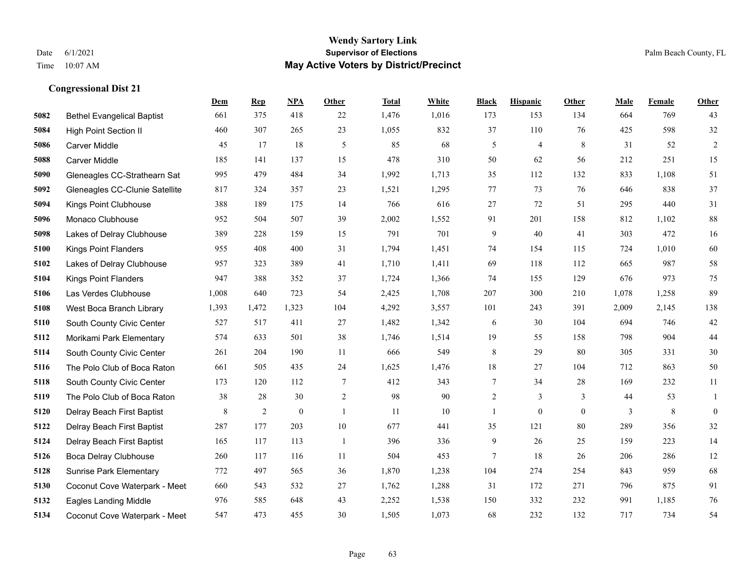# Wendy Sartory Link

**Supervisor of Elections**

**May Active Voters by District/Precinct**

Date 6/1/2021
Time 10:07 AM

Palm Beach County, FL

### Congressional Dist 21

| | | Dem | Rep | NPA | Other | Total | White | Black | Hispanic | Other | Male | Female | Other |
|---|---|---|---|---|---|---|---|---|---|---|---|---|---|
| 5082 | Bethel Evangelical Baptist | 661 | 375 | 418 | 22 | 1,476 | 1,016 | 173 | 153 | 134 | 664 | 769 | 43 |
| 5084 | High Point Section II | 460 | 307 | 265 | 23 | 1,055 | 832 | 37 | 110 | 76 | 425 | 598 | 32 |
| 5086 | Carver Middle | 45 | 17 | 18 | 5 | 85 | 68 | 5 | 4 | 8 | 31 | 52 | 2 |
| 5088 | Carver Middle | 185 | 141 | 137 | 15 | 478 | 310 | 50 | 62 | 56 | 212 | 251 | 15 |
| 5090 | Gleneagles CC-Strathearn Sat | 995 | 479 | 484 | 34 | 1,992 | 1,713 | 35 | 112 | 132 | 833 | 1,108 | 51 |
| 5092 | Gleneagles CC-Clunie Satellite | 817 | 324 | 357 | 23 | 1,521 | 1,295 | 77 | 73 | 76 | 646 | 838 | 37 |
| 5094 | Kings Point Clubhouse | 388 | 189 | 175 | 14 | 766 | 616 | 27 | 72 | 51 | 295 | 440 | 31 |
| 5096 | Monaco Clubhouse | 952 | 504 | 507 | 39 | 2,002 | 1,552 | 91 | 201 | 158 | 812 | 1,102 | 88 |
| 5098 | Lakes of Delray Clubhouse | 389 | 228 | 159 | 15 | 791 | 701 | 9 | 40 | 41 | 303 | 472 | 16 |
| 5100 | Kings Point Flanders | 955 | 408 | 400 | 31 | 1,794 | 1,451 | 74 | 154 | 115 | 724 | 1,010 | 60 |
| 5102 | Lakes of Delray Clubhouse | 957 | 323 | 389 | 41 | 1,710 | 1,411 | 69 | 118 | 112 | 665 | 987 | 58 |
| 5104 | Kings Point Flanders | 947 | 388 | 352 | 37 | 1,724 | 1,366 | 74 | 155 | 129 | 676 | 973 | 75 |
| 5106 | Las Verdes Clubhouse | 1,008 | 640 | 723 | 54 | 2,425 | 1,708 | 207 | 300 | 210 | 1,078 | 1,258 | 89 |
| 5108 | West Boca Branch Library | 1,393 | 1,472 | 1,323 | 104 | 4,292 | 3,557 | 101 | 243 | 391 | 2,009 | 2,145 | 138 |
| 5110 | South County Civic Center | 527 | 517 | 411 | 27 | 1,482 | 1,342 | 6 | 30 | 104 | 694 | 746 | 42 |
| 5112 | Morikami Park Elementary | 574 | 633 | 501 | 38 | 1,746 | 1,514 | 19 | 55 | 158 | 798 | 904 | 44 |
| 5114 | South County Civic Center | 261 | 204 | 190 | 11 | 666 | 549 | 8 | 29 | 80 | 305 | 331 | 30 |
| 5116 | The Polo Club of Boca Raton | 661 | 505 | 435 | 24 | 1,625 | 1,476 | 18 | 27 | 104 | 712 | 863 | 50 |
| 5118 | South County Civic Center | 173 | 120 | 112 | 7 | 412 | 343 | 7 | 34 | 28 | 169 | 232 | 11 |
| 5119 | The Polo Club of Boca Raton | 38 | 28 | 30 | 2 | 98 | 90 | 2 | 3 | 3 | 44 | 53 | 1 |
| 5120 | Delray Beach First Baptist | 8 | 2 | 0 | 1 | 11 | 10 | 1 | 0 | 0 | 3 | 8 | 0 |
| 5122 | Delray Beach First Baptist | 287 | 177 | 203 | 10 | 677 | 441 | 35 | 121 | 80 | 289 | 356 | 32 |
| 5124 | Delray Beach First Baptist | 165 | 117 | 113 | 1 | 396 | 336 | 9 | 26 | 25 | 159 | 223 | 14 |
| 5126 | Boca Delray Clubhouse | 260 | 117 | 116 | 11 | 504 | 453 | 7 | 18 | 26 | 206 | 286 | 12 |
| 5128 | Sunrise Park Elementary | 772 | 497 | 565 | 36 | 1,870 | 1,238 | 104 | 274 | 254 | 843 | 959 | 68 |
| 5130 | Coconut Cove Waterpark - Meet | 660 | 543 | 532 | 27 | 1,762 | 1,288 | 31 | 172 | 271 | 796 | 875 | 91 |
| 5132 | Eagles Landing Middle | 976 | 585 | 648 | 43 | 2,252 | 1,538 | 150 | 332 | 232 | 991 | 1,185 | 76 |
| 5134 | Coconut Cove Waterpark - Meet | 547 | 473 | 455 | 30 | 1,505 | 1,073 | 68 | 232 | 132 | 717 | 734 | 54 |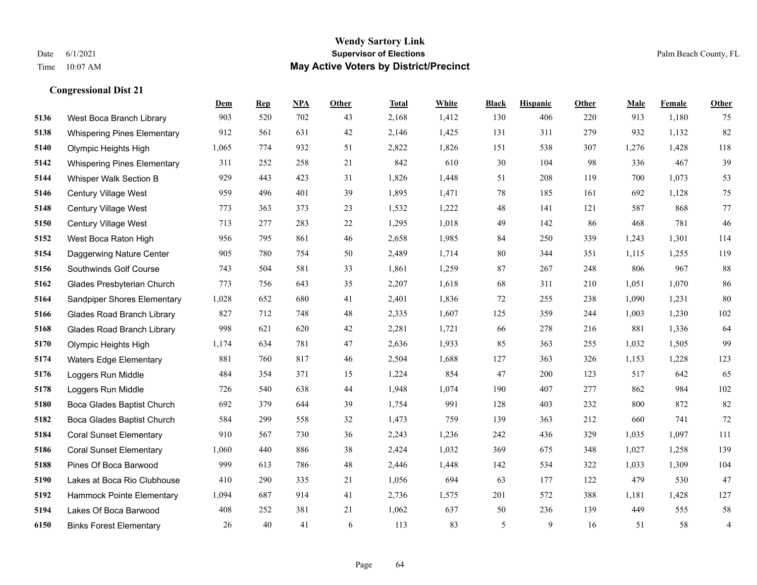## Congressional Dist 21

| | | Dem | Rep | NPA | Other | Total | White | Black | Hispanic | Other | Male | Female | Other |
|---|---|---|---|---|---|---|---|---|---|---|---|---|---|
| 5136 | West Boca Branch Library | 903 | 520 | 702 | 43 | 2,168 | 1,412 | 130 | 406 | 220 | 913 | 1,180 | 75 |
| 5138 | Whispering Pines Elementary | 912 | 561 | 631 | 42 | 2,146 | 1,425 | 131 | 311 | 279 | 932 | 1,132 | 82 |
| 5140 | Olympic Heights High | 1,065 | 774 | 932 | 51 | 2,822 | 1,826 | 151 | 538 | 307 | 1,276 | 1,428 | 118 |
| 5142 | Whispering Pines Elementary | 311 | 252 | 258 | 21 | 842 | 610 | 30 | 104 | 98 | 336 | 467 | 39 |
| 5144 | Whisper Walk Section B | 929 | 443 | 423 | 31 | 1,826 | 1,448 | 51 | 208 | 119 | 700 | 1,073 | 53 |
| 5146 | Century Village West | 959 | 496 | 401 | 39 | 1,895 | 1,471 | 78 | 185 | 161 | 692 | 1,128 | 75 |
| 5148 | Century Village West | 773 | 363 | 373 | 23 | 1,532 | 1,222 | 48 | 141 | 121 | 587 | 868 | 77 |
| 5150 | Century Village West | 713 | 277 | 283 | 22 | 1,295 | 1,018 | 49 | 142 | 86 | 468 | 781 | 46 |
| 5152 | West Boca Raton High | 956 | 795 | 861 | 46 | 2,658 | 1,985 | 84 | 250 | 339 | 1,243 | 1,301 | 114 |
| 5154 | Daggerwing Nature Center | 905 | 780 | 754 | 50 | 2,489 | 1,714 | 80 | 344 | 351 | 1,115 | 1,255 | 119 |
| 5156 | Southwinds Golf Course | 743 | 504 | 581 | 33 | 1,861 | 1,259 | 87 | 267 | 248 | 806 | 967 | 88 |
| 5162 | Glades Presbyterian Church | 773 | 756 | 643 | 35 | 2,207 | 1,618 | 68 | 311 | 210 | 1,051 | 1,070 | 86 |
| 5164 | Sandpiper Shores Elementary | 1,028 | 652 | 680 | 41 | 2,401 | 1,836 | 72 | 255 | 238 | 1,090 | 1,231 | 80 |
| 5166 | Glades Road Branch Library | 827 | 712 | 748 | 48 | 2,335 | 1,607 | 125 | 359 | 244 | 1,003 | 1,230 | 102 |
| 5168 | Glades Road Branch Library | 998 | 621 | 620 | 42 | 2,281 | 1,721 | 66 | 278 | 216 | 881 | 1,336 | 64 |
| 5170 | Olympic Heights High | 1,174 | 634 | 781 | 47 | 2,636 | 1,933 | 85 | 363 | 255 | 1,032 | 1,505 | 99 |
| 5174 | Waters Edge Elementary | 881 | 760 | 817 | 46 | 2,504 | 1,688 | 127 | 363 | 326 | 1,153 | 1,228 | 123 |
| 5176 | Loggers Run Middle | 484 | 354 | 371 | 15 | 1,224 | 854 | 47 | 200 | 123 | 517 | 642 | 65 |
| 5178 | Loggers Run Middle | 726 | 540 | 638 | 44 | 1,948 | 1,074 | 190 | 407 | 277 | 862 | 984 | 102 |
| 5180 | Boca Glades Baptist Church | 692 | 379 | 644 | 39 | 1,754 | 991 | 128 | 403 | 232 | 800 | 872 | 82 |
| 5182 | Boca Glades Baptist Church | 584 | 299 | 558 | 32 | 1,473 | 759 | 139 | 363 | 212 | 660 | 741 | 72 |
| 5184 | Coral Sunset Elementary | 910 | 567 | 730 | 36 | 2,243 | 1,236 | 242 | 436 | 329 | 1,035 | 1,097 | 111 |
| 5186 | Coral Sunset Elementary | 1,060 | 440 | 886 | 38 | 2,424 | 1,032 | 369 | 675 | 348 | 1,027 | 1,258 | 139 |
| 5188 | Pines Of Boca Barwood | 999 | 613 | 786 | 48 | 2,446 | 1,448 | 142 | 534 | 322 | 1,033 | 1,309 | 104 |
| 5190 | Lakes at Boca Rio Clubhouse | 410 | 290 | 335 | 21 | 1,056 | 694 | 63 | 177 | 122 | 479 | 530 | 47 |
| 5192 | Hammock Pointe Elementary | 1,094 | 687 | 914 | 41 | 2,736 | 1,575 | 201 | 572 | 388 | 1,181 | 1,428 | 127 |
| 5194 | Lakes Of Boca Barwood | 408 | 252 | 381 | 21 | 1,062 | 637 | 50 | 236 | 139 | 449 | 555 | 58 |
| 6150 | Binks Forest Elementary | 26 | 40 | 41 | 6 | 113 | 83 | 5 | 9 | 16 | 51 | 58 | 4 |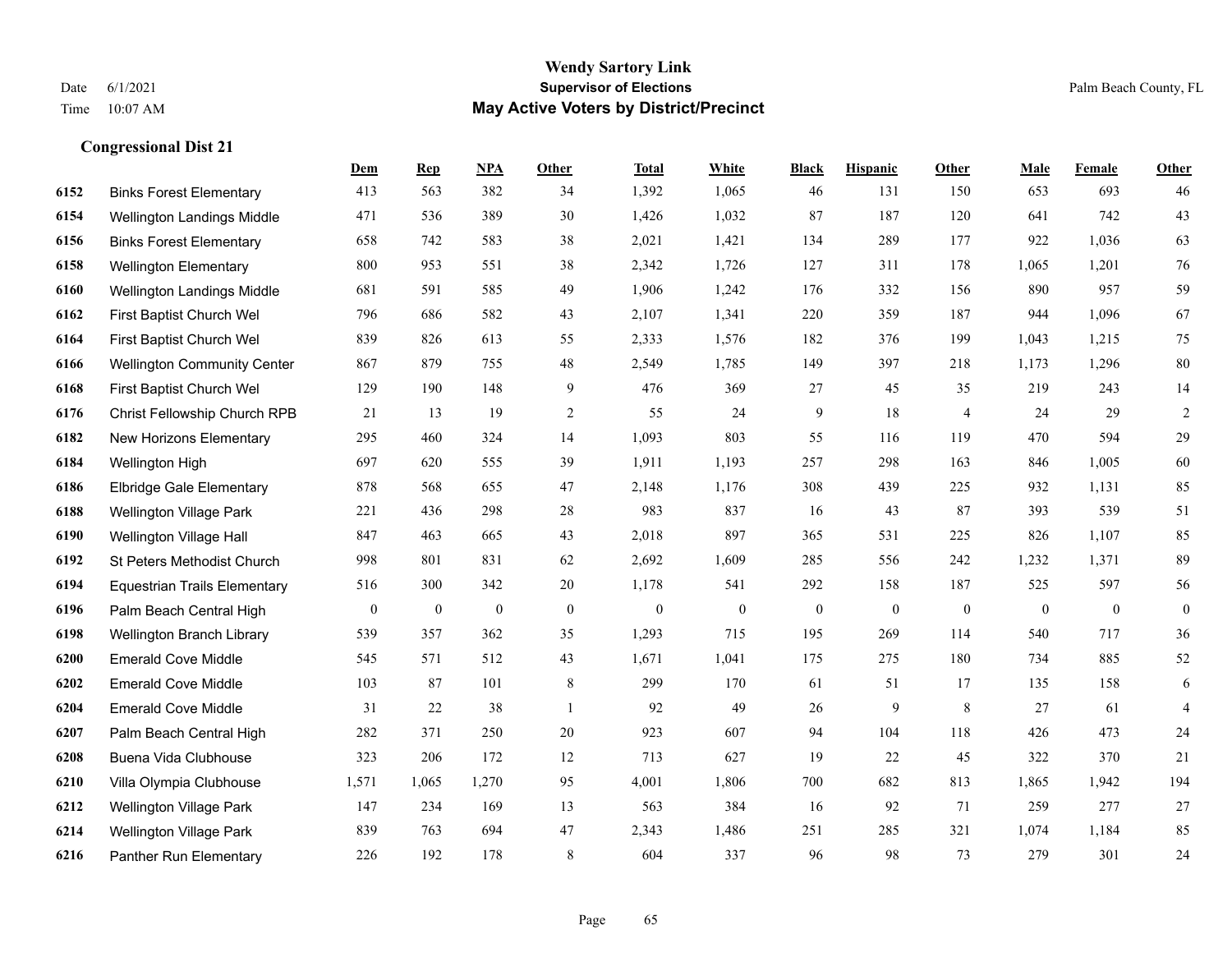**Wendy Sartory Link**
**Supervisor of Elections**
**May Active Voters by District/Precinct**

Date 6/1/2021
Time 10:07 AM

Palm Beach County, FL

### Congressional Dist 21

| | | Dem | Rep | NPA | Other | Total | White | Black | Hispanic | Other | Male | Female | Other |
|---|---|---|---|---|---|---|---|---|---|---|---|---|---|
| 6152 | Binks Forest Elementary | 413 | 563 | 382 | 34 | 1,392 | 1,065 | 46 | 131 | 150 | 653 | 693 | 46 |
| 6154 | Wellington Landings Middle | 471 | 536 | 389 | 30 | 1,426 | 1,032 | 87 | 187 | 120 | 641 | 742 | 43 |
| 6156 | Binks Forest Elementary | 658 | 742 | 583 | 38 | 2,021 | 1,421 | 134 | 289 | 177 | 922 | 1,036 | 63 |
| 6158 | Wellington Elementary | 800 | 953 | 551 | 38 | 2,342 | 1,726 | 127 | 311 | 178 | 1,065 | 1,201 | 76 |
| 6160 | Wellington Landings Middle | 681 | 591 | 585 | 49 | 1,906 | 1,242 | 176 | 332 | 156 | 890 | 957 | 59 |
| 6162 | First Baptist Church Wel | 796 | 686 | 582 | 43 | 2,107 | 1,341 | 220 | 359 | 187 | 944 | 1,096 | 67 |
| 6164 | First Baptist Church Wel | 839 | 826 | 613 | 55 | 2,333 | 1,576 | 182 | 376 | 199 | 1,043 | 1,215 | 75 |
| 6166 | Wellington Community Center | 867 | 879 | 755 | 48 | 2,549 | 1,785 | 149 | 397 | 218 | 1,173 | 1,296 | 80 |
| 6168 | First Baptist Church Wel | 129 | 190 | 148 | 9 | 476 | 369 | 27 | 45 | 35 | 219 | 243 | 14 |
| 6176 | Christ Fellowship Church RPB | 21 | 13 | 19 | 2 | 55 | 24 | 9 | 18 | 4 | 24 | 29 | 2 |
| 6182 | New Horizons Elementary | 295 | 460 | 324 | 14 | 1,093 | 803 | 55 | 116 | 119 | 470 | 594 | 29 |
| 6184 | Wellington High | 697 | 620 | 555 | 39 | 1,911 | 1,193 | 257 | 298 | 163 | 846 | 1,005 | 60 |
| 6186 | Elbridge Gale Elementary | 878 | 568 | 655 | 47 | 2,148 | 1,176 | 308 | 439 | 225 | 932 | 1,131 | 85 |
| 6188 | Wellington Village Park | 221 | 436 | 298 | 28 | 983 | 837 | 16 | 43 | 87 | 393 | 539 | 51 |
| 6190 | Wellington Village Hall | 847 | 463 | 665 | 43 | 2,018 | 897 | 365 | 531 | 225 | 826 | 1,107 | 85 |
| 6192 | St Peters Methodist Church | 998 | 801 | 831 | 62 | 2,692 | 1,609 | 285 | 556 | 242 | 1,232 | 1,371 | 89 |
| 6194 | Equestrian Trails Elementary | 516 | 300 | 342 | 20 | 1,178 | 541 | 292 | 158 | 187 | 525 | 597 | 56 |
| 6196 | Palm Beach Central High | 0 | 0 | 0 | 0 | 0 | 0 | 0 | 0 | 0 | 0 | 0 | 0 |
| 6198 | Wellington Branch Library | 539 | 357 | 362 | 35 | 1,293 | 715 | 195 | 269 | 114 | 540 | 717 | 36 |
| 6200 | Emerald Cove Middle | 545 | 571 | 512 | 43 | 1,671 | 1,041 | 175 | 275 | 180 | 734 | 885 | 52 |
| 6202 | Emerald Cove Middle | 103 | 87 | 101 | 8 | 299 | 170 | 61 | 51 | 17 | 135 | 158 | 6 |
| 6204 | Emerald Cove Middle | 31 | 22 | 38 | 1 | 92 | 49 | 26 | 9 | 8 | 27 | 61 | 4 |
| 6207 | Palm Beach Central High | 282 | 371 | 250 | 20 | 923 | 607 | 94 | 104 | 118 | 426 | 473 | 24 |
| 6208 | Buena Vida Clubhouse | 323 | 206 | 172 | 12 | 713 | 627 | 19 | 22 | 45 | 322 | 370 | 21 |
| 6210 | Villa Olympia Clubhouse | 1,571 | 1,065 | 1,270 | 95 | 4,001 | 1,806 | 700 | 682 | 813 | 1,865 | 1,942 | 194 |
| 6212 | Wellington Village Park | 147 | 234 | 169 | 13 | 563 | 384 | 16 | 92 | 71 | 259 | 277 | 27 |
| 6214 | Wellington Village Park | 839 | 763 | 694 | 47 | 2,343 | 1,486 | 251 | 285 | 321 | 1,074 | 1,184 | 85 |
| 6216 | Panther Run Elementary | 226 | 192 | 178 | 8 | 604 | 337 | 96 | 98 | 73 | 279 | 301 | 24 |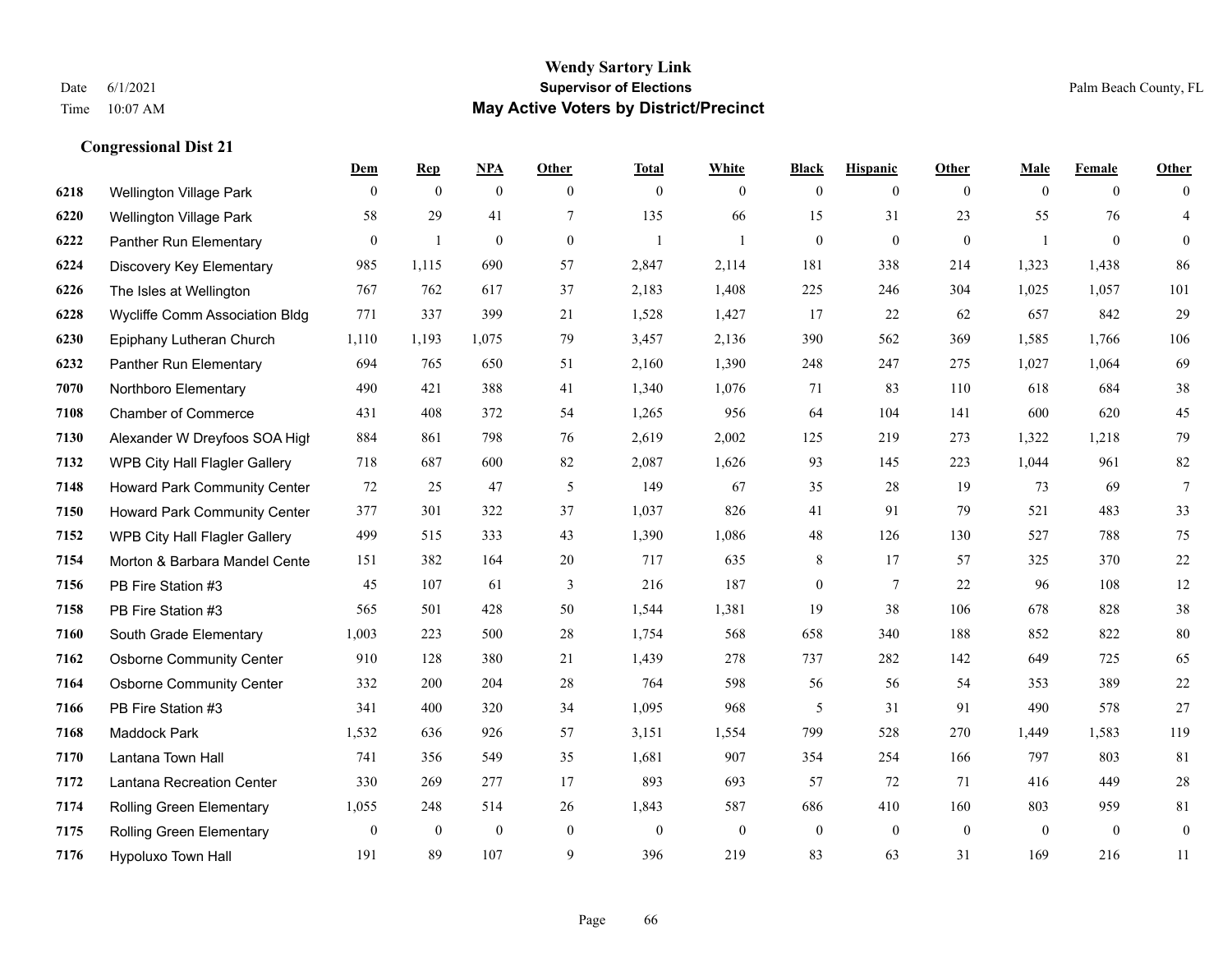# Wendy Sartory Link

## Supervisor of Elections

## May Active Voters by District/Precinct

Date 6/1/2021
Time 10:07 AM

Palm Beach County, FL

### Congressional Dist 21

| | | Dem | Rep | NPA | Other | Total | White | Black | Hispanic | Other | Male | Female | Other |
|---|---|---|---|---|---|---|---|---|---|---|---|---|---|
| 6218 | Wellington Village Park | 0 | 0 | 0 | 0 | 0 | 0 | 0 | 0 | 0 | 0 | 0 | 0 |
| 6220 | Wellington Village Park | 58 | 29 | 41 | 7 | 135 | 66 | 15 | 31 | 23 | 55 | 76 | 4 |
| 6222 | Panther Run Elementary | 0 | 1 | 0 | 0 | 1 | 1 | 0 | 0 | 0 | 1 | 0 | 0 |
| 6224 | Discovery Key Elementary | 985 | 1,115 | 690 | 57 | 2,847 | 2,114 | 181 | 338 | 214 | 1,323 | 1,438 | 86 |
| 6226 | The Isles at Wellington | 767 | 762 | 617 | 37 | 2,183 | 1,408 | 225 | 246 | 304 | 1,025 | 1,057 | 101 |
| 6228 | Wycliffe Comm Association Bldg | 771 | 337 | 399 | 21 | 1,528 | 1,427 | 17 | 22 | 62 | 657 | 842 | 29 |
| 6230 | Epiphany Lutheran Church | 1,110 | 1,193 | 1,075 | 79 | 3,457 | 2,136 | 390 | 562 | 369 | 1,585 | 1,766 | 106 |
| 6232 | Panther Run Elementary | 694 | 765 | 650 | 51 | 2,160 | 1,390 | 248 | 247 | 275 | 1,027 | 1,064 | 69 |
| 7070 | Northboro Elementary | 490 | 421 | 388 | 41 | 1,340 | 1,076 | 71 | 83 | 110 | 618 | 684 | 38 |
| 7108 | Chamber of Commerce | 431 | 408 | 372 | 54 | 1,265 | 956 | 64 | 104 | 141 | 600 | 620 | 45 |
| 7130 | Alexander W Dreyfoos SOA High | 884 | 861 | 798 | 76 | 2,619 | 2,002 | 125 | 219 | 273 | 1,322 | 1,218 | 79 |
| 7132 | WPB City Hall Flagler Gallery | 718 | 687 | 600 | 82 | 2,087 | 1,626 | 93 | 145 | 223 | 1,044 | 961 | 82 |
| 7148 | Howard Park Community Center | 72 | 25 | 47 | 5 | 149 | 67 | 35 | 28 | 19 | 73 | 69 | 7 |
| 7150 | Howard Park Community Center | 377 | 301 | 322 | 37 | 1,037 | 826 | 41 | 91 | 79 | 521 | 483 | 33 |
| 7152 | WPB City Hall Flagler Gallery | 499 | 515 | 333 | 43 | 1,390 | 1,086 | 48 | 126 | 130 | 527 | 788 | 75 |
| 7154 | Morton & Barbara Mandel Cente | 151 | 382 | 164 | 20 | 717 | 635 | 8 | 17 | 57 | 325 | 370 | 22 |
| 7156 | PB Fire Station #3 | 45 | 107 | 61 | 3 | 216 | 187 | 0 | 7 | 22 | 96 | 108 | 12 |
| 7158 | PB Fire Station #3 | 565 | 501 | 428 | 50 | 1,544 | 1,381 | 19 | 38 | 106 | 678 | 828 | 38 |
| 7160 | South Grade Elementary | 1,003 | 223 | 500 | 28 | 1,754 | 568 | 658 | 340 | 188 | 852 | 822 | 80 |
| 7162 | Osborne Community Center | 910 | 128 | 380 | 21 | 1,439 | 278 | 737 | 282 | 142 | 649 | 725 | 65 |
| 7164 | Osborne Community Center | 332 | 200 | 204 | 28 | 764 | 598 | 56 | 56 | 54 | 353 | 389 | 22 |
| 7166 | PB Fire Station #3 | 341 | 400 | 320 | 34 | 1,095 | 968 | 5 | 31 | 91 | 490 | 578 | 27 |
| 7168 | Maddock Park | 1,532 | 636 | 926 | 57 | 3,151 | 1,554 | 799 | 528 | 270 | 1,449 | 1,583 | 119 |
| 7170 | Lantana Town Hall | 741 | 356 | 549 | 35 | 1,681 | 907 | 354 | 254 | 166 | 797 | 803 | 81 |
| 7172 | Lantana Recreation Center | 330 | 269 | 277 | 17 | 893 | 693 | 57 | 72 | 71 | 416 | 449 | 28 |
| 7174 | Rolling Green Elementary | 1,055 | 248 | 514 | 26 | 1,843 | 587 | 686 | 410 | 160 | 803 | 959 | 81 |
| 7175 | Rolling Green Elementary | 0 | 0 | 0 | 0 | 0 | 0 | 0 | 0 | 0 | 0 | 0 | 0 |
| 7176 | Hypoluxo Town Hall | 191 | 89 | 107 | 9 | 396 | 219 | 83 | 63 | 31 | 169 | 216 | 11 |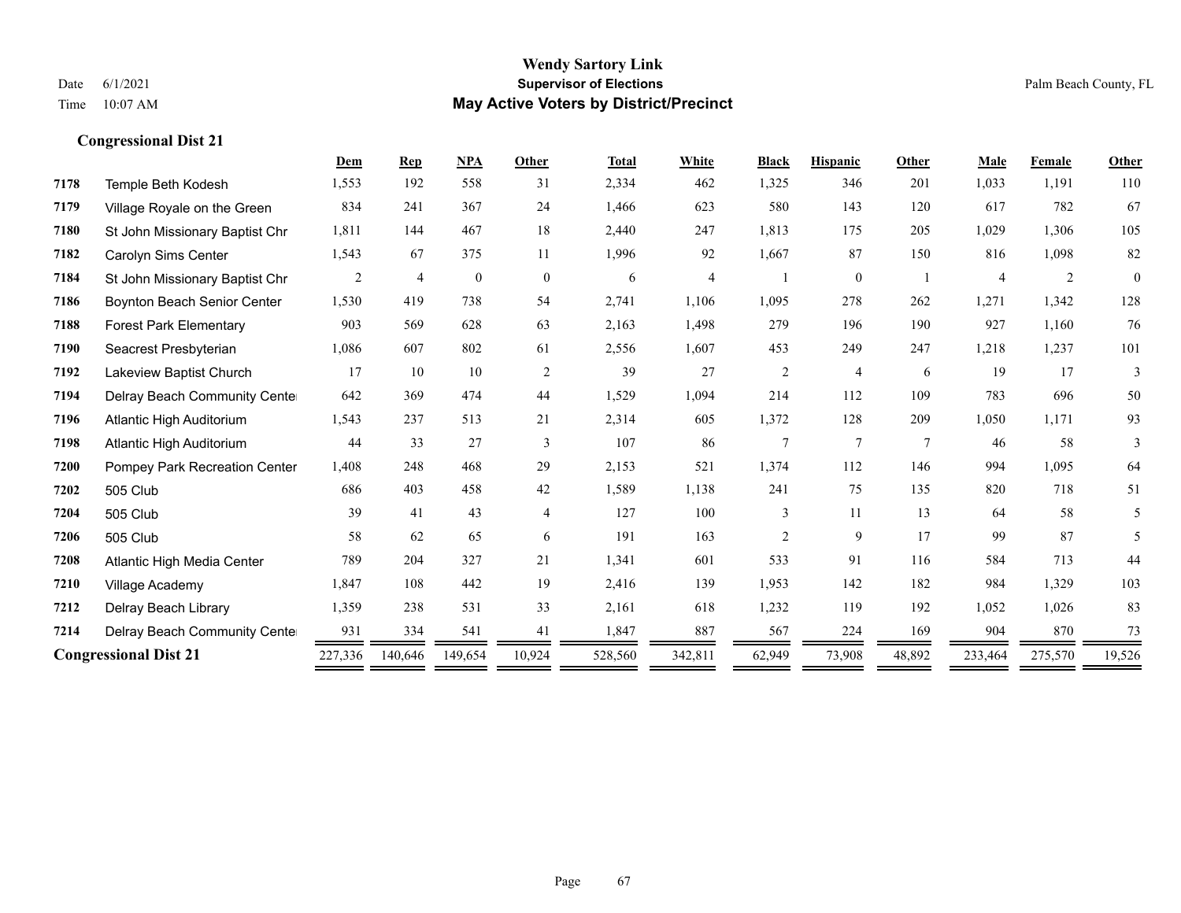**Wendy Sartory Link**
**Supervisor of Elections**
**May Active Voters by District/Precinct**

Date 6/1/2021
Time 10:07 AM

Palm Beach County, FL

### Congressional Dist 21

| | | Dem | Rep | NPA | Other | Total | White | Black | Hispanic | Other | Male | Female | Other |
|---|---|---|---|---|---|---|---|---|---|---|---|---|---|
| 7178 | Temple Beth Kodesh | 1,553 | 192 | 558 | 31 | 2,334 | 462 | 1,325 | 346 | 201 | 1,033 | 1,191 | 110 |
| 7179 | Village Royale on the Green | 834 | 241 | 367 | 24 | 1,466 | 623 | 580 | 143 | 120 | 617 | 782 | 67 |
| 7180 | St John Missionary Baptist Chr | 1,811 | 144 | 467 | 18 | 2,440 | 247 | 1,813 | 175 | 205 | 1,029 | 1,306 | 105 |
| 7182 | Carolyn Sims Center | 1,543 | 67 | 375 | 11 | 1,996 | 92 | 1,667 | 87 | 150 | 816 | 1,098 | 82 |
| 7184 | St John Missionary Baptist Chr | 2 | 4 | 0 | 0 | 6 | 4 | 1 | 0 | 1 | 4 | 2 | 0 |
| 7186 | Boynton Beach Senior Center | 1,530 | 419 | 738 | 54 | 2,741 | 1,106 | 1,095 | 278 | 262 | 1,271 | 1,342 | 128 |
| 7188 | Forest Park Elementary | 903 | 569 | 628 | 63 | 2,163 | 1,498 | 279 | 196 | 190 | 927 | 1,160 | 76 |
| 7190 | Seacrest Presbyterian | 1,086 | 607 | 802 | 61 | 2,556 | 1,607 | 453 | 249 | 247 | 1,218 | 1,237 | 101 |
| 7192 | Lakeview Baptist Church | 17 | 10 | 10 | 2 | 39 | 27 | 2 | 4 | 6 | 19 | 17 | 3 |
| 7194 | Delray Beach Community Cente | 642 | 369 | 474 | 44 | 1,529 | 1,094 | 214 | 112 | 109 | 783 | 696 | 50 |
| 7196 | Atlantic High Auditorium | 1,543 | 237 | 513 | 21 | 2,314 | 605 | 1,372 | 128 | 209 | 1,050 | 1,171 | 93 |
| 7198 | Atlantic High Auditorium | 44 | 33 | 27 | 3 | 107 | 86 | 7 | 7 | 7 | 46 | 58 | 3 |
| 7200 | Pompey Park Recreation Center | 1,408 | 248 | 468 | 29 | 2,153 | 521 | 1,374 | 112 | 146 | 994 | 1,095 | 64 |
| 7202 | 505 Club | 686 | 403 | 458 | 42 | 1,589 | 1,138 | 241 | 75 | 135 | 820 | 718 | 51 |
| 7204 | 505 Club | 39 | 41 | 43 | 4 | 127 | 100 | 3 | 11 | 13 | 64 | 58 | 5 |
| 7206 | 505 Club | 58 | 62 | 65 | 6 | 191 | 163 | 2 | 9 | 17 | 99 | 87 | 5 |
| 7208 | Atlantic High Media Center | 789 | 204 | 327 | 21 | 1,341 | 601 | 533 | 91 | 116 | 584 | 713 | 44 |
| 7210 | Village Academy | 1,847 | 108 | 442 | 19 | 2,416 | 139 | 1,953 | 142 | 182 | 984 | 1,329 | 103 |
| 7212 | Delray Beach Library | 1,359 | 238 | 531 | 33 | 2,161 | 618 | 1,232 | 119 | 192 | 1,052 | 1,026 | 83 |
| 7214 | Delray Beach Community Cente | 931 | 334 | 541 | 41 | 1,847 | 887 | 567 | 224 | 169 | 904 | 870 | 73 |
| **Congressional Dist 21** | | 227,336 | 140,646 | 149,654 | 10,924 | 528,560 | 342,811 | 62,949 | 73,908 | 48,892 | 233,464 | 275,570 | 19,526 |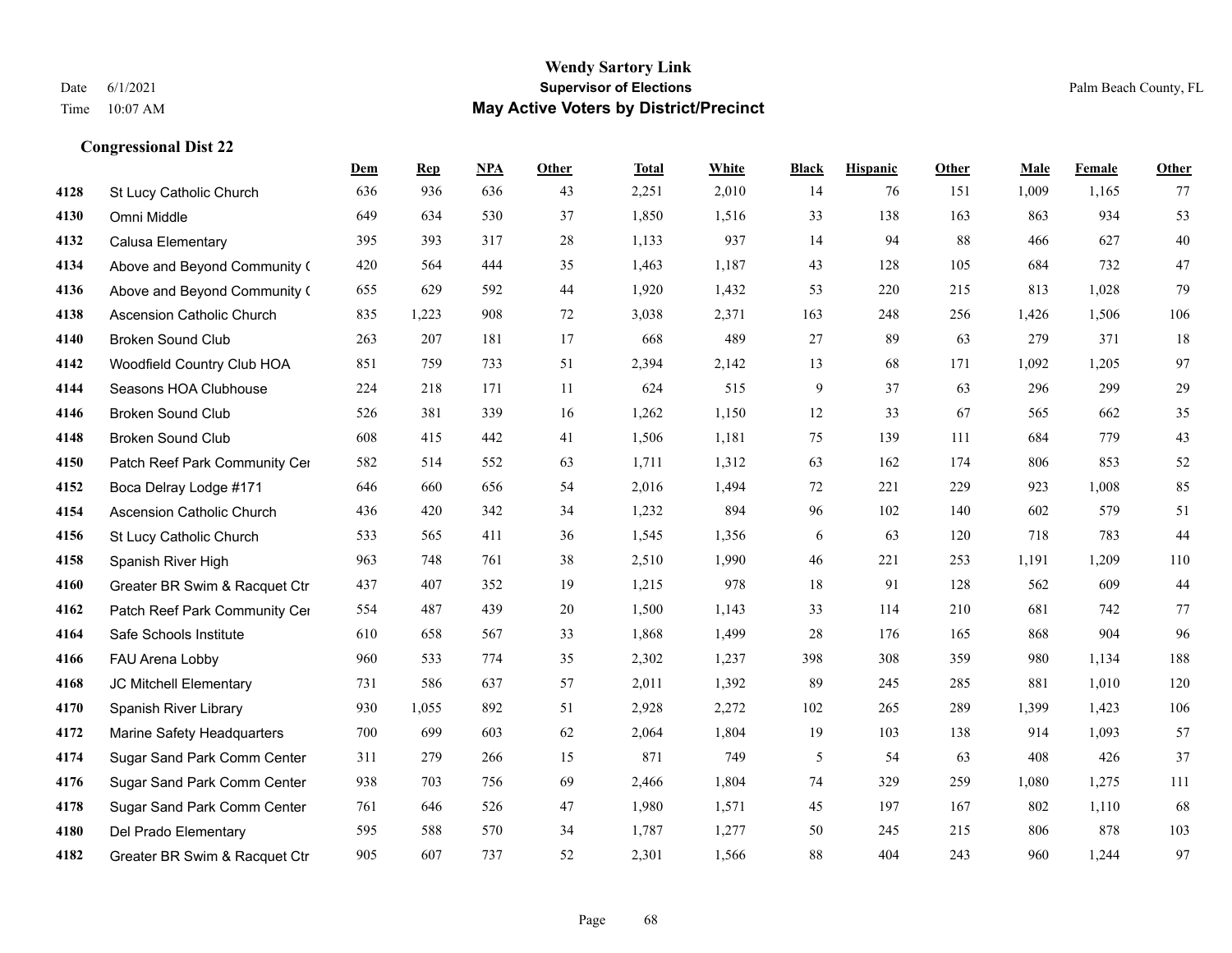# Wendy Sartory Link

**Supervisor of Elections**

**May Active Voters by District/Precinct**

Date 6/1/2021

Time 10:07 AM

Palm Beach County, FL

### Congressional Dist 22

| | | Dem | Rep | NPA | Other | Total | White | Black | Hispanic | Other | Male | Female | Other |
|---|---|---|---|---|---|---|---|---|---|---|---|---|---|
| 4128 | St Lucy Catholic Church | 636 | 936 | 636 | 43 | 2,251 | 2,010 | 14 | 76 | 151 | 1,009 | 1,165 | 77 |
| 4130 | Omni Middle | 649 | 634 | 530 | 37 | 1,850 | 1,516 | 33 | 138 | 163 | 863 | 934 | 53 |
| 4132 | Calusa Elementary | 395 | 393 | 317 | 28 | 1,133 | 937 | 14 | 94 | 88 | 466 | 627 | 40 |
| 4134 | Above and Beyond Community ( | 420 | 564 | 444 | 35 | 1,463 | 1,187 | 43 | 128 | 105 | 684 | 732 | 47 |
| 4136 | Above and Beyond Community ( | 655 | 629 | 592 | 44 | 1,920 | 1,432 | 53 | 220 | 215 | 813 | 1,028 | 79 |
| 4138 | Ascension Catholic Church | 835 | 1,223 | 908 | 72 | 3,038 | 2,371 | 163 | 248 | 256 | 1,426 | 1,506 | 106 |
| 4140 | Broken Sound Club | 263 | 207 | 181 | 17 | 668 | 489 | 27 | 89 | 63 | 279 | 371 | 18 |
| 4142 | Woodfield Country Club HOA | 851 | 759 | 733 | 51 | 2,394 | 2,142 | 13 | 68 | 171 | 1,092 | 1,205 | 97 |
| 4144 | Seasons HOA Clubhouse | 224 | 218 | 171 | 11 | 624 | 515 | 9 | 37 | 63 | 296 | 299 | 29 |
| 4146 | Broken Sound Club | 526 | 381 | 339 | 16 | 1,262 | 1,150 | 12 | 33 | 67 | 565 | 662 | 35 |
| 4148 | Broken Sound Club | 608 | 415 | 442 | 41 | 1,506 | 1,181 | 75 | 139 | 111 | 684 | 779 | 43 |
| 4150 | Patch Reef Park Community Cer | 582 | 514 | 552 | 63 | 1,711 | 1,312 | 63 | 162 | 174 | 806 | 853 | 52 |
| 4152 | Boca Delray Lodge #171 | 646 | 660 | 656 | 54 | 2,016 | 1,494 | 72 | 221 | 229 | 923 | 1,008 | 85 |
| 4154 | Ascension Catholic Church | 436 | 420 | 342 | 34 | 1,232 | 894 | 96 | 102 | 140 | 602 | 579 | 51 |
| 4156 | St Lucy Catholic Church | 533 | 565 | 411 | 36 | 1,545 | 1,356 | 6 | 63 | 120 | 718 | 783 | 44 |
| 4158 | Spanish River High | 963 | 748 | 761 | 38 | 2,510 | 1,990 | 46 | 221 | 253 | 1,191 | 1,209 | 110 |
| 4160 | Greater BR Swim & Racquet Ctr | 437 | 407 | 352 | 19 | 1,215 | 978 | 18 | 91 | 128 | 562 | 609 | 44 |
| 4162 | Patch Reef Park Community Cer | 554 | 487 | 439 | 20 | 1,500 | 1,143 | 33 | 114 | 210 | 681 | 742 | 77 |
| 4164 | Safe Schools Institute | 610 | 658 | 567 | 33 | 1,868 | 1,499 | 28 | 176 | 165 | 868 | 904 | 96 |
| 4166 | FAU Arena Lobby | 960 | 533 | 774 | 35 | 2,302 | 1,237 | 398 | 308 | 359 | 980 | 1,134 | 188 |
| 4168 | JC Mitchell Elementary | 731 | 586 | 637 | 57 | 2,011 | 1,392 | 89 | 245 | 285 | 881 | 1,010 | 120 |
| 4170 | Spanish River Library | 930 | 1,055 | 892 | 51 | 2,928 | 2,272 | 102 | 265 | 289 | 1,399 | 1,423 | 106 |
| 4172 | Marine Safety Headquarters | 700 | 699 | 603 | 62 | 2,064 | 1,804 | 19 | 103 | 138 | 914 | 1,093 | 57 |
| 4174 | Sugar Sand Park Comm Center | 311 | 279 | 266 | 15 | 871 | 749 | 5 | 54 | 63 | 408 | 426 | 37 |
| 4176 | Sugar Sand Park Comm Center | 938 | 703 | 756 | 69 | 2,466 | 1,804 | 74 | 329 | 259 | 1,080 | 1,275 | 111 |
| 4178 | Sugar Sand Park Comm Center | 761 | 646 | 526 | 47 | 1,980 | 1,571 | 45 | 197 | 167 | 802 | 1,110 | 68 |
| 4180 | Del Prado Elementary | 595 | 588 | 570 | 34 | 1,787 | 1,277 | 50 | 245 | 215 | 806 | 878 | 103 |
| 4182 | Greater BR Swim & Racquet Ctr | 905 | 607 | 737 | 52 | 2,301 | 1,566 | 88 | 404 | 243 | 960 | 1,244 | 97 |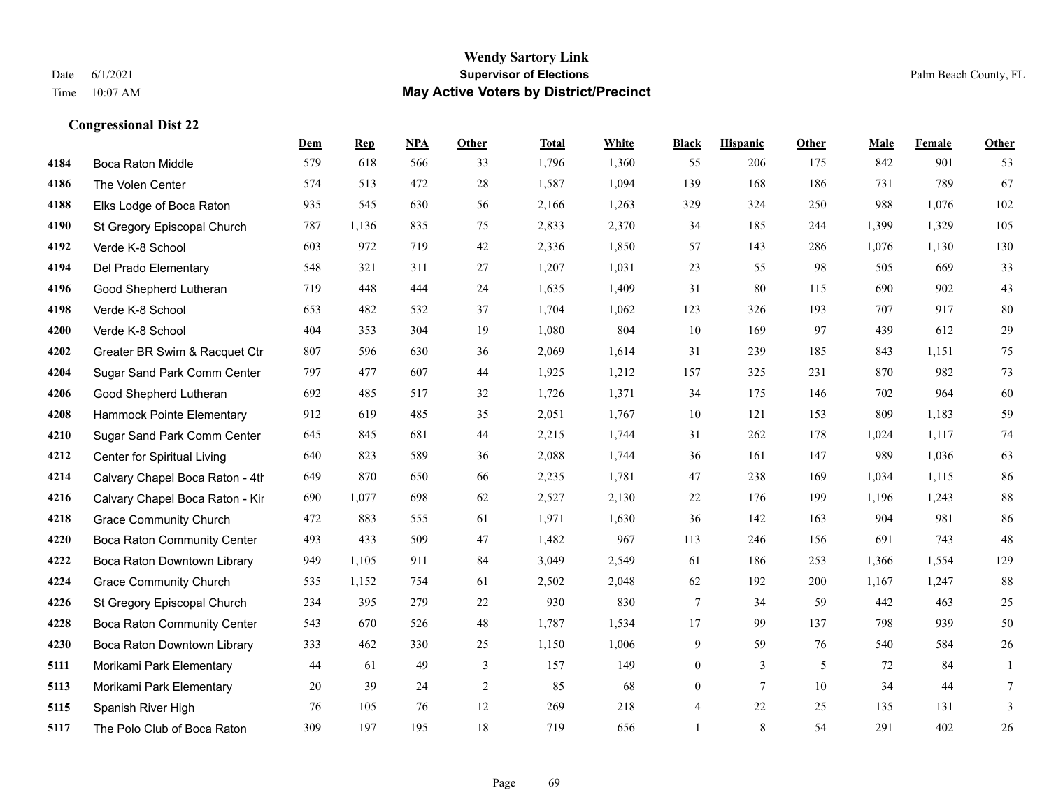**Wendy Sartory Link**
**Supervisor of Elections**
**May Active Voters by District/Precinct**

Date 6/1/2021
Time 10:07 AM

Palm Beach County, FL

### Congressional Dist 22

| | | Dem | Rep | NPA | Other | Total | White | Black | Hispanic | Other | Male | Female | Other |
|---|---|---|---|---|---|---|---|---|---|---|---|---|---|
| 4184 | Boca Raton Middle | 579 | 618 | 566 | 33 | 1,796 | 1,360 | 55 | 206 | 175 | 842 | 901 | 53 |
| 4186 | The Volen Center | 574 | 513 | 472 | 28 | 1,587 | 1,094 | 139 | 168 | 186 | 731 | 789 | 67 |
| 4188 | Elks Lodge of Boca Raton | 935 | 545 | 630 | 56 | 2,166 | 1,263 | 329 | 324 | 250 | 988 | 1,076 | 102 |
| 4190 | St Gregory Episcopal Church | 787 | 1,136 | 835 | 75 | 2,833 | 2,370 | 34 | 185 | 244 | 1,399 | 1,329 | 105 |
| 4192 | Verde K-8 School | 603 | 972 | 719 | 42 | 2,336 | 1,850 | 57 | 143 | 286 | 1,076 | 1,130 | 130 |
| 4194 | Del Prado Elementary | 548 | 321 | 311 | 27 | 1,207 | 1,031 | 23 | 55 | 98 | 505 | 669 | 33 |
| 4196 | Good Shepherd Lutheran | 719 | 448 | 444 | 24 | 1,635 | 1,409 | 31 | 80 | 115 | 690 | 902 | 43 |
| 4198 | Verde K-8 School | 653 | 482 | 532 | 37 | 1,704 | 1,062 | 123 | 326 | 193 | 707 | 917 | 80 |
| 4200 | Verde K-8 School | 404 | 353 | 304 | 19 | 1,080 | 804 | 10 | 169 | 97 | 439 | 612 | 29 |
| 4202 | Greater BR Swim & Racquet Ctr | 807 | 596 | 630 | 36 | 2,069 | 1,614 | 31 | 239 | 185 | 843 | 1,151 | 75 |
| 4204 | Sugar Sand Park Comm Center | 797 | 477 | 607 | 44 | 1,925 | 1,212 | 157 | 325 | 231 | 870 | 982 | 73 |
| 4206 | Good Shepherd Lutheran | 692 | 485 | 517 | 32 | 1,726 | 1,371 | 34 | 175 | 146 | 702 | 964 | 60 |
| 4208 | Hammock Pointe Elementary | 912 | 619 | 485 | 35 | 2,051 | 1,767 | 10 | 121 | 153 | 809 | 1,183 | 59 |
| 4210 | Sugar Sand Park Comm Center | 645 | 845 | 681 | 44 | 2,215 | 1,744 | 31 | 262 | 178 | 1,024 | 1,117 | 74 |
| 4212 | Center for Spiritual Living | 640 | 823 | 589 | 36 | 2,088 | 1,744 | 36 | 161 | 147 | 989 | 1,036 | 63 |
| 4214 | Calvary Chapel Boca Raton - 4th | 649 | 870 | 650 | 66 | 2,235 | 1,781 | 47 | 238 | 169 | 1,034 | 1,115 | 86 |
| 4216 | Calvary Chapel Boca Raton - Kir | 690 | 1,077 | 698 | 62 | 2,527 | 2,130 | 22 | 176 | 199 | 1,196 | 1,243 | 88 |
| 4218 | Grace Community Church | 472 | 883 | 555 | 61 | 1,971 | 1,630 | 36 | 142 | 163 | 904 | 981 | 86 |
| 4220 | Boca Raton Community Center | 493 | 433 | 509 | 47 | 1,482 | 967 | 113 | 246 | 156 | 691 | 743 | 48 |
| 4222 | Boca Raton Downtown Library | 949 | 1,105 | 911 | 84 | 3,049 | 2,549 | 61 | 186 | 253 | 1,366 | 1,554 | 129 |
| 4224 | Grace Community Church | 535 | 1,152 | 754 | 61 | 2,502 | 2,048 | 62 | 192 | 200 | 1,167 | 1,247 | 88 |
| 4226 | St Gregory Episcopal Church | 234 | 395 | 279 | 22 | 930 | 830 | 7 | 34 | 59 | 442 | 463 | 25 |
| 4228 | Boca Raton Community Center | 543 | 670 | 526 | 48 | 1,787 | 1,534 | 17 | 99 | 137 | 798 | 939 | 50 |
| 4230 | Boca Raton Downtown Library | 333 | 462 | 330 | 25 | 1,150 | 1,006 | 9 | 59 | 76 | 540 | 584 | 26 |
| 5111 | Morikami Park Elementary | 44 | 61 | 49 | 3 | 157 | 149 | 0 | 3 | 5 | 72 | 84 | 1 |
| 5113 | Morikami Park Elementary | 20 | 39 | 24 | 2 | 85 | 68 | 0 | 7 | 10 | 34 | 44 | 7 |
| 5115 | Spanish River High | 76 | 105 | 76 | 12 | 269 | 218 | 4 | 22 | 25 | 135 | 131 | 3 |
| 5117 | The Polo Club of Boca Raton | 309 | 197 | 195 | 18 | 719 | 656 | 1 | 8 | 54 | 291 | 402 | 26 |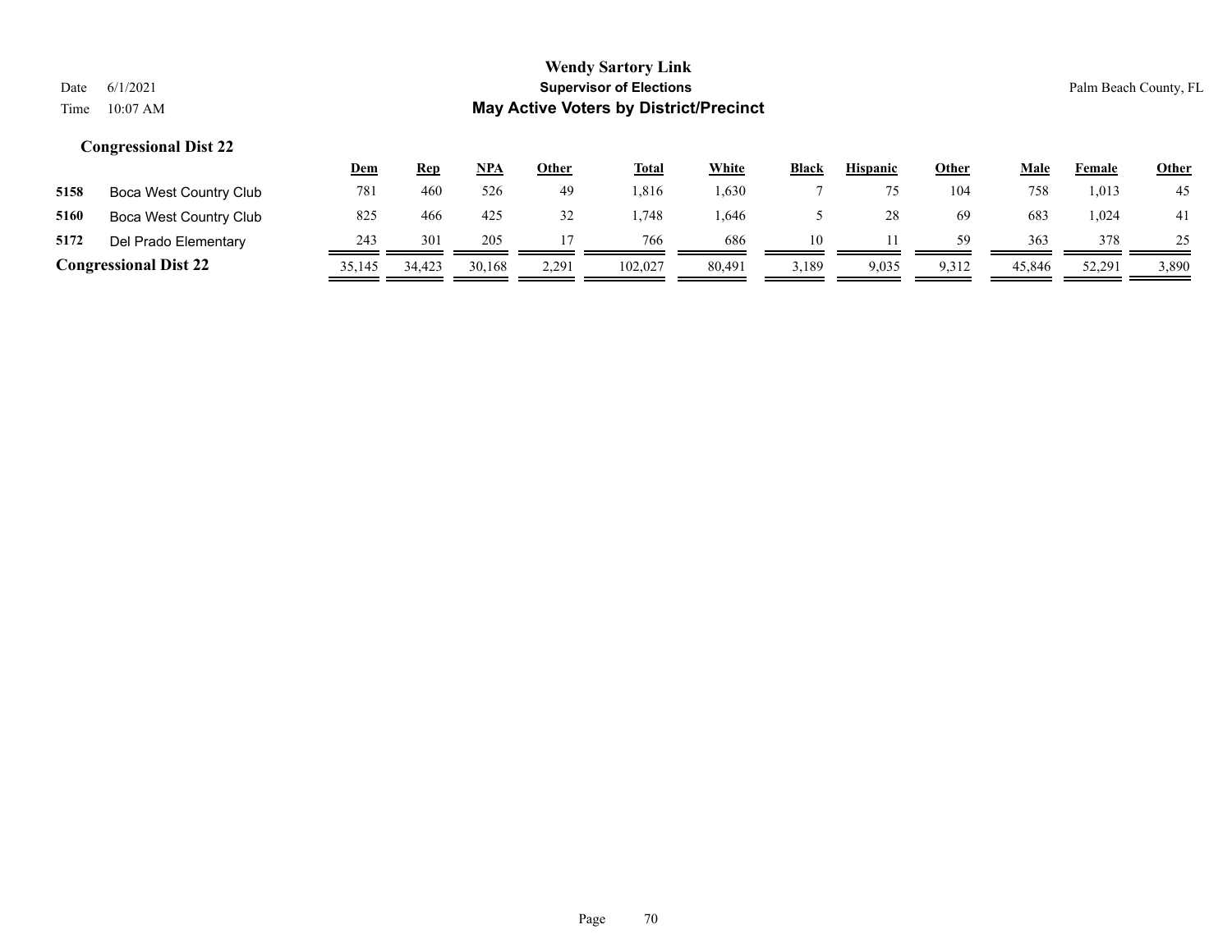**Wendy Sartory Link**
**Supervisor of Elections**
**May Active Voters by District/Precinct**

Date 6/1/2021
Time 10:07 AM

Palm Beach County, FL

## Congressional Dist 22

| | | Dem | Rep | NPA | Other | Total | White | Black | Hispanic | Other | Male | Female | Other |
|---|---|---|---|---|---|---|---|---|---|---|---|---|---|
| 5158 | Boca West Country Club | 781 | 460 | 526 | 49 | 1,816 | 1,630 | 7 | 75 | 104 | 758 | 1,013 | 45 |
| 5160 | Boca West Country Club | 825 | 466 | 425 | 32 | 1,748 | 1,646 | 5 | 28 | 69 | 683 | 1,024 | 41 |
| 5172 | Del Prado Elementary | 243 | 301 | 205 | 17 | 766 | 686 | 10 | 11 | 59 | 363 | 378 | 25 |
| **Congressional Dist 22** | | 35,145 | 34,423 | 30,168 | 2,291 | 102,027 | 80,491 | 3,189 | 9,035 | 9,312 | 45,846 | 52,291 | 3,890 |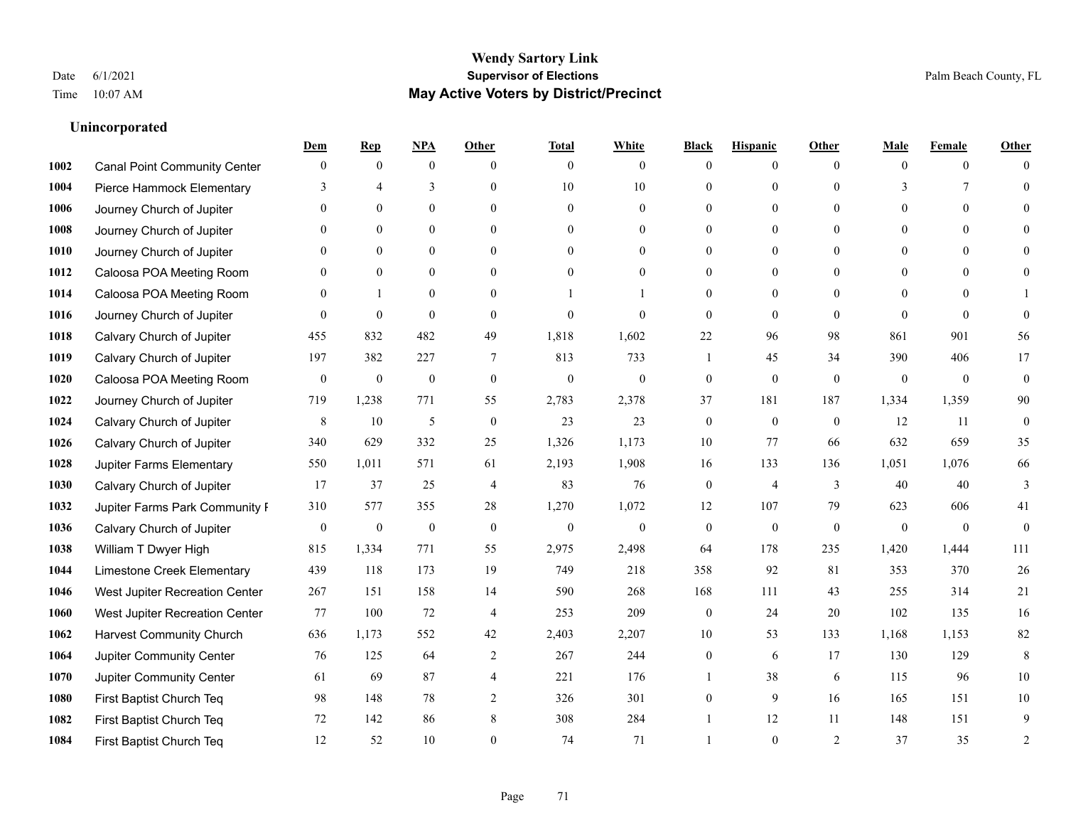# Wendy Sartory Link

**Supervisor of Elections**

**May Active Voters by District/Precinct**

Date 6/1/2021 Palm Beach County, FL

Time 10:07 AM

## Unincorporated

| | | Dem | Rep | NPA | Other | Total | White | Black | Hispanic | Other | Male | Female | Other |
|---|---|---|---|---|---|---|---|---|---|---|---|---|---|
| 1002 | Canal Point Community Center | 0 | 0 | 0 | 0 | 0 | 0 | 0 | 0 | 0 | 0 | 0 | 0 |
| 1004 | Pierce Hammock Elementary | 3 | 4 | 3 | 0 | 10 | 10 | 0 | 0 | 0 | 3 | 7 | 0 |
| 1006 | Journey Church of Jupiter | 0 | 0 | 0 | 0 | 0 | 0 | 0 | 0 | 0 | 0 | 0 | 0 |
| 1008 | Journey Church of Jupiter | 0 | 0 | 0 | 0 | 0 | 0 | 0 | 0 | 0 | 0 | 0 | 0 |
| 1010 | Journey Church of Jupiter | 0 | 0 | 0 | 0 | 0 | 0 | 0 | 0 | 0 | 0 | 0 | 0 |
| 1012 | Caloosa POA Meeting Room | 0 | 0 | 0 | 0 | 0 | 0 | 0 | 0 | 0 | 0 | 0 | 0 |
| 1014 | Caloosa POA Meeting Room | 0 | 1 | 0 | 0 | 1 | 1 | 0 | 0 | 0 | 0 | 0 | 1 |
| 1016 | Journey Church of Jupiter | 0 | 0 | 0 | 0 | 0 | 0 | 0 | 0 | 0 | 0 | 0 | 0 |
| 1018 | Calvary Church of Jupiter | 455 | 832 | 482 | 49 | 1,818 | 1,602 | 22 | 96 | 98 | 861 | 901 | 56 |
| 1019 | Calvary Church of Jupiter | 197 | 382 | 227 | 7 | 813 | 733 | 1 | 45 | 34 | 390 | 406 | 17 |
| 1020 | Caloosa POA Meeting Room | 0 | 0 | 0 | 0 | 0 | 0 | 0 | 0 | 0 | 0 | 0 | 0 |
| 1022 | Journey Church of Jupiter | 719 | 1,238 | 771 | 55 | 2,783 | 2,378 | 37 | 181 | 187 | 1,334 | 1,359 | 90 |
| 1024 | Calvary Church of Jupiter | 8 | 10 | 5 | 0 | 23 | 23 | 0 | 0 | 0 | 12 | 11 | 0 |
| 1026 | Calvary Church of Jupiter | 340 | 629 | 332 | 25 | 1,326 | 1,173 | 10 | 77 | 66 | 632 | 659 | 35 |
| 1028 | Jupiter Farms Elementary | 550 | 1,011 | 571 | 61 | 2,193 | 1,908 | 16 | 133 | 136 | 1,051 | 1,076 | 66 |
| 1030 | Calvary Church of Jupiter | 17 | 37 | 25 | 4 | 83 | 76 | 0 | 4 | 3 | 40 | 40 | 3 |
| 1032 | Jupiter Farms Park Community F | 310 | 577 | 355 | 28 | 1,270 | 1,072 | 12 | 107 | 79 | 623 | 606 | 41 |
| 1036 | Calvary Church of Jupiter | 0 | 0 | 0 | 0 | 0 | 0 | 0 | 0 | 0 | 0 | 0 | 0 |
| 1038 | William T Dwyer High | 815 | 1,334 | 771 | 55 | 2,975 | 2,498 | 64 | 178 | 235 | 1,420 | 1,444 | 111 |
| 1044 | Limestone Creek Elementary | 439 | 118 | 173 | 19 | 749 | 218 | 358 | 92 | 81 | 353 | 370 | 26 |
| 1046 | West Jupiter Recreation Center | 267 | 151 | 158 | 14 | 590 | 268 | 168 | 111 | 43 | 255 | 314 | 21 |
| 1060 | West Jupiter Recreation Center | 77 | 100 | 72 | 4 | 253 | 209 | 0 | 24 | 20 | 102 | 135 | 16 |
| 1062 | Harvest Community Church | 636 | 1,173 | 552 | 42 | 2,403 | 2,207 | 10 | 53 | 133 | 1,168 | 1,153 | 82 |
| 1064 | Jupiter Community Center | 76 | 125 | 64 | 2 | 267 | 244 | 0 | 6 | 17 | 130 | 129 | 8 |
| 1070 | Jupiter Community Center | 61 | 69 | 87 | 4 | 221 | 176 | 1 | 38 | 6 | 115 | 96 | 10 |
| 1080 | First Baptist Church Teq | 98 | 148 | 78 | 2 | 326 | 301 | 0 | 9 | 16 | 165 | 151 | 10 |
| 1082 | First Baptist Church Teq | 72 | 142 | 86 | 8 | 308 | 284 | 1 | 12 | 11 | 148 | 151 | 9 |
| 1084 | First Baptist Church Teq | 12 | 52 | 10 | 0 | 74 | 71 | 1 | 0 | 2 | 37 | 35 | 2 |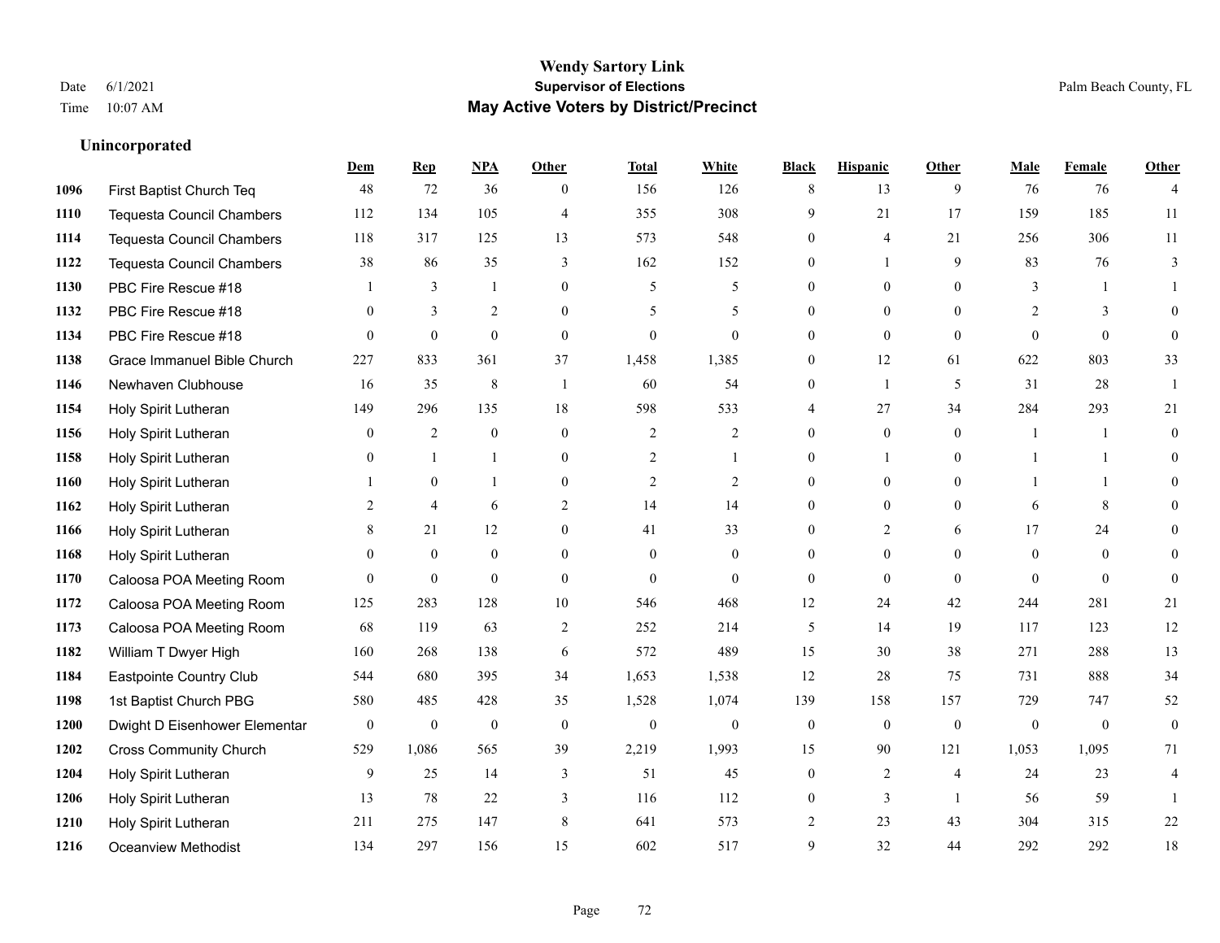**Wendy Sartory Link**
**Supervisor of Elections**
**May Active Voters by District/Precinct**

Date 6/1/2021
Time 10:07 AM

Palm Beach County, FL

### Unincorporated

| | | Dem | Rep | NPA | Other | Total | White | Black | Hispanic | Other | Male | Female | Other |
|---|---|---|---|---|---|---|---|---|---|---|---|---|---|
| 1096 | First Baptist Church Teq | 48 | 72 | 36 | 0 | 156 | 126 | 8 | 13 | 9 | 76 | 76 | 4 |
| 1110 | Tequesta Council Chambers | 112 | 134 | 105 | 4 | 355 | 308 | 9 | 21 | 17 | 159 | 185 | 11 |
| 1114 | Tequesta Council Chambers | 118 | 317 | 125 | 13 | 573 | 548 | 0 | 4 | 21 | 256 | 306 | 11 |
| 1122 | Tequesta Council Chambers | 38 | 86 | 35 | 3 | 162 | 152 | 0 | 1 | 9 | 83 | 76 | 3 |
| 1130 | PBC Fire Rescue #18 | 1 | 3 | 1 | 0 | 5 | 5 | 0 | 0 | 0 | 3 | 1 | 1 |
| 1132 | PBC Fire Rescue #18 | 0 | 3 | 2 | 0 | 5 | 5 | 0 | 0 | 0 | 2 | 3 | 0 |
| 1134 | PBC Fire Rescue #18 | 0 | 0 | 0 | 0 | 0 | 0 | 0 | 0 | 0 | 0 | 0 | 0 |
| 1138 | Grace Immanuel Bible Church | 227 | 833 | 361 | 37 | 1,458 | 1,385 | 0 | 12 | 61 | 622 | 803 | 33 |
| 1146 | Newhaven Clubhouse | 16 | 35 | 8 | 1 | 60 | 54 | 0 | 1 | 5 | 31 | 28 | 1 |
| 1154 | Holy Spirit Lutheran | 149 | 296 | 135 | 18 | 598 | 533 | 4 | 27 | 34 | 284 | 293 | 21 |
| 1156 | Holy Spirit Lutheran | 0 | 2 | 0 | 0 | 2 | 2 | 0 | 0 | 0 | 1 | 1 | 0 |
| 1158 | Holy Spirit Lutheran | 0 | 1 | 1 | 0 | 2 | 1 | 0 | 1 | 0 | 1 | 1 | 0 |
| 1160 | Holy Spirit Lutheran | 1 | 0 | 1 | 0 | 2 | 2 | 0 | 0 | 0 | 1 | 1 | 0 |
| 1162 | Holy Spirit Lutheran | 2 | 4 | 6 | 2 | 14 | 14 | 0 | 0 | 0 | 6 | 8 | 0 |
| 1166 | Holy Spirit Lutheran | 8 | 21 | 12 | 0 | 41 | 33 | 0 | 2 | 6 | 17 | 24 | 0 |
| 1168 | Holy Spirit Lutheran | 0 | 0 | 0 | 0 | 0 | 0 | 0 | 0 | 0 | 0 | 0 | 0 |
| 1170 | Caloosa POA Meeting Room | 0 | 0 | 0 | 0 | 0 | 0 | 0 | 0 | 0 | 0 | 0 | 0 |
| 1172 | Caloosa POA Meeting Room | 125 | 283 | 128 | 10 | 546 | 468 | 12 | 24 | 42 | 244 | 281 | 21 |
| 1173 | Caloosa POA Meeting Room | 68 | 119 | 63 | 2 | 252 | 214 | 5 | 14 | 19 | 117 | 123 | 12 |
| 1182 | William T Dwyer High | 160 | 268 | 138 | 6 | 572 | 489 | 15 | 30 | 38 | 271 | 288 | 13 |
| 1184 | Eastpointe Country Club | 544 | 680 | 395 | 34 | 1,653 | 1,538 | 12 | 28 | 75 | 731 | 888 | 34 |
| 1198 | 1st Baptist Church PBG | 580 | 485 | 428 | 35 | 1,528 | 1,074 | 139 | 158 | 157 | 729 | 747 | 52 |
| 1200 | Dwight D Eisenhower Elementar | 0 | 0 | 0 | 0 | 0 | 0 | 0 | 0 | 0 | 0 | 0 | 0 |
| 1202 | Cross Community Church | 529 | 1,086 | 565 | 39 | 2,219 | 1,993 | 15 | 90 | 121 | 1,053 | 1,095 | 71 |
| 1204 | Holy Spirit Lutheran | 9 | 25 | 14 | 3 | 51 | 45 | 0 | 2 | 4 | 24 | 23 | 4 |
| 1206 | Holy Spirit Lutheran | 13 | 78 | 22 | 3 | 116 | 112 | 0 | 3 | 1 | 56 | 59 | 1 |
| 1210 | Holy Spirit Lutheran | 211 | 275 | 147 | 8 | 641 | 573 | 2 | 23 | 43 | 304 | 315 | 22 |
| 1216 | Oceanview Methodist | 134 | 297 | 156 | 15 | 602 | 517 | 9 | 32 | 44 | 292 | 292 | 18 |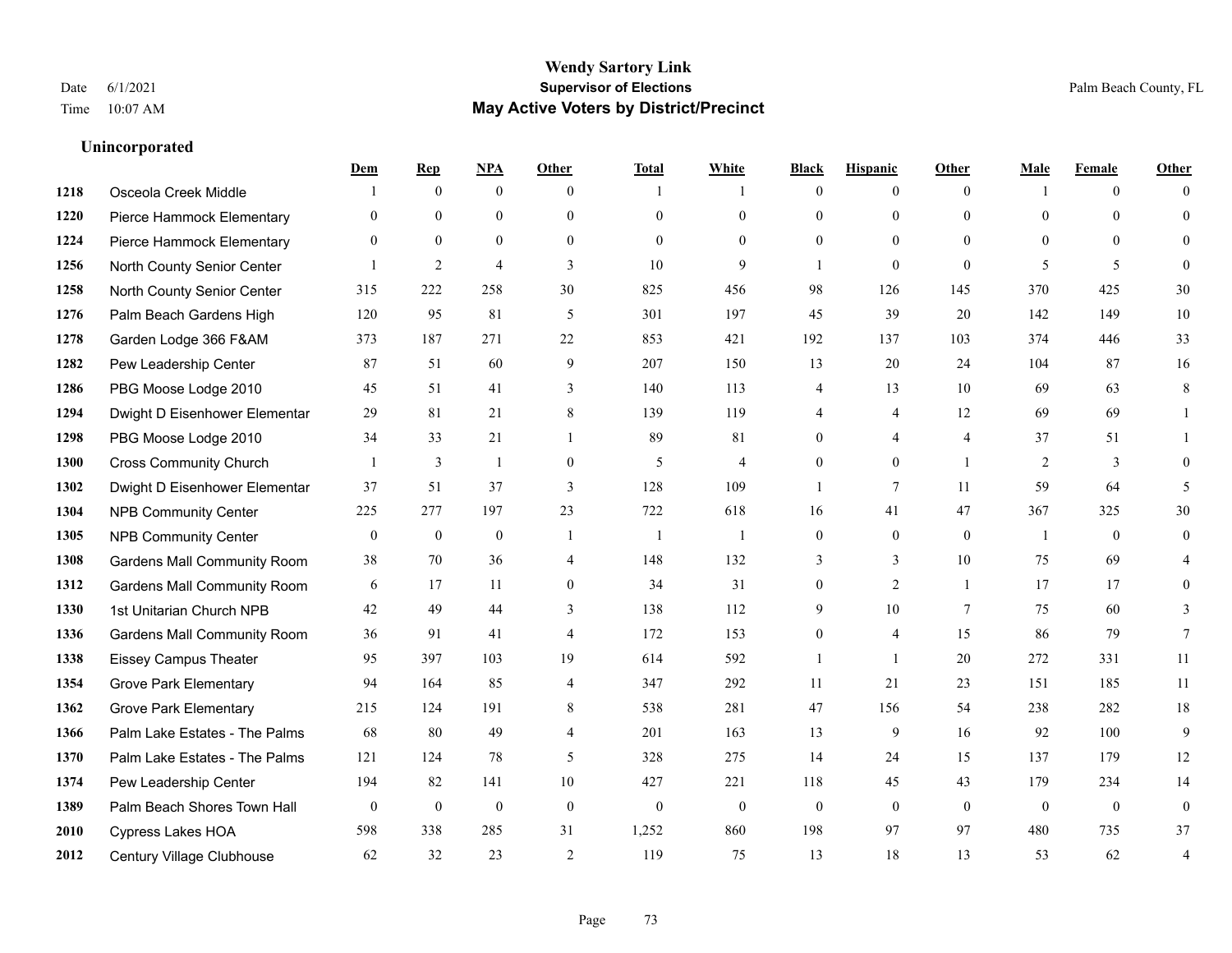# Wendy Sartory Link
## Supervisor of Elections
## May Active Voters by District/Precinct

Date 6/1/2021
Time 10:07 AM

Palm Beach County, FL

### Unincorporated

| | | Dem | Rep | NPA | Other | Total | White | Black | Hispanic | Other | Male | Female | Other |
|---|---|---|---|---|---|---|---|---|---|---|---|---|---|
| 1218 | Osceola Creek Middle | 1 | 0 | 0 | 0 | 1 | 1 | 0 | 0 | 0 | 1 | 0 | 0 |
| 1220 | Pierce Hammock Elementary | 0 | 0 | 0 | 0 | 0 | 0 | 0 | 0 | 0 | 0 | 0 | 0 |
| 1224 | Pierce Hammock Elementary | 0 | 0 | 0 | 0 | 0 | 0 | 0 | 0 | 0 | 0 | 0 | 0 |
| 1256 | North County Senior Center | 1 | 2 | 4 | 3 | 10 | 9 | 1 | 0 | 0 | 5 | 5 | 0 |
| 1258 | North County Senior Center | 315 | 222 | 258 | 30 | 825 | 456 | 98 | 126 | 145 | 370 | 425 | 30 |
| 1276 | Palm Beach Gardens High | 120 | 95 | 81 | 5 | 301 | 197 | 45 | 39 | 20 | 142 | 149 | 10 |
| 1278 | Garden Lodge 366 F&AM | 373 | 187 | 271 | 22 | 853 | 421 | 192 | 137 | 103 | 374 | 446 | 33 |
| 1282 | Pew Leadership Center | 87 | 51 | 60 | 9 | 207 | 150 | 13 | 20 | 24 | 104 | 87 | 16 |
| 1286 | PBG Moose Lodge 2010 | 45 | 51 | 41 | 3 | 140 | 113 | 4 | 13 | 10 | 69 | 63 | 8 |
| 1294 | Dwight D Eisenhower Elementar | 29 | 81 | 21 | 8 | 139 | 119 | 4 | 4 | 12 | 69 | 69 | 1 |
| 1298 | PBG Moose Lodge 2010 | 34 | 33 | 21 | 1 | 89 | 81 | 0 | 4 | 4 | 37 | 51 | 1 |
| 1300 | Cross Community Church | 1 | 3 | 1 | 0 | 5 | 4 | 0 | 0 | 1 | 2 | 3 | 0 |
| 1302 | Dwight D Eisenhower Elementar | 37 | 51 | 37 | 3 | 128 | 109 | 1 | 7 | 11 | 59 | 64 | 5 |
| 1304 | NPB Community Center | 225 | 277 | 197 | 23 | 722 | 618 | 16 | 41 | 47 | 367 | 325 | 30 |
| 1305 | NPB Community Center | 0 | 0 | 0 | 1 | 1 | 1 | 0 | 0 | 0 | 1 | 0 | 0 |
| 1308 | Gardens Mall Community Room | 38 | 70 | 36 | 4 | 148 | 132 | 3 | 3 | 10 | 75 | 69 | 4 |
| 1312 | Gardens Mall Community Room | 6 | 17 | 11 | 0 | 34 | 31 | 0 | 2 | 1 | 17 | 17 | 0 |
| 1330 | 1st Unitarian Church NPB | 42 | 49 | 44 | 3 | 138 | 112 | 9 | 10 | 7 | 75 | 60 | 3 |
| 1336 | Gardens Mall Community Room | 36 | 91 | 41 | 4 | 172 | 153 | 0 | 4 | 15 | 86 | 79 | 7 |
| 1338 | Eissey Campus Theater | 95 | 397 | 103 | 19 | 614 | 592 | 1 | 1 | 20 | 272 | 331 | 11 |
| 1354 | Grove Park Elementary | 94 | 164 | 85 | 4 | 347 | 292 | 11 | 21 | 23 | 151 | 185 | 11 |
| 1362 | Grove Park Elementary | 215 | 124 | 191 | 8 | 538 | 281 | 47 | 156 | 54 | 238 | 282 | 18 |
| 1366 | Palm Lake Estates - The Palms | 68 | 80 | 49 | 4 | 201 | 163 | 13 | 9 | 16 | 92 | 100 | 9 |
| 1370 | Palm Lake Estates - The Palms | 121 | 124 | 78 | 5 | 328 | 275 | 14 | 24 | 15 | 137 | 179 | 12 |
| 1374 | Pew Leadership Center | 194 | 82 | 141 | 10 | 427 | 221 | 118 | 45 | 43 | 179 | 234 | 14 |
| 1389 | Palm Beach Shores Town Hall | 0 | 0 | 0 | 0 | 0 | 0 | 0 | 0 | 0 | 0 | 0 | 0 |
| 2010 | Cypress Lakes HOA | 598 | 338 | 285 | 31 | 1,252 | 860 | 198 | 97 | 97 | 480 | 735 | 37 |
| 2012 | Century Village Clubhouse | 62 | 32 | 23 | 2 | 119 | 75 | 13 | 18 | 13 | 53 | 62 | 4 |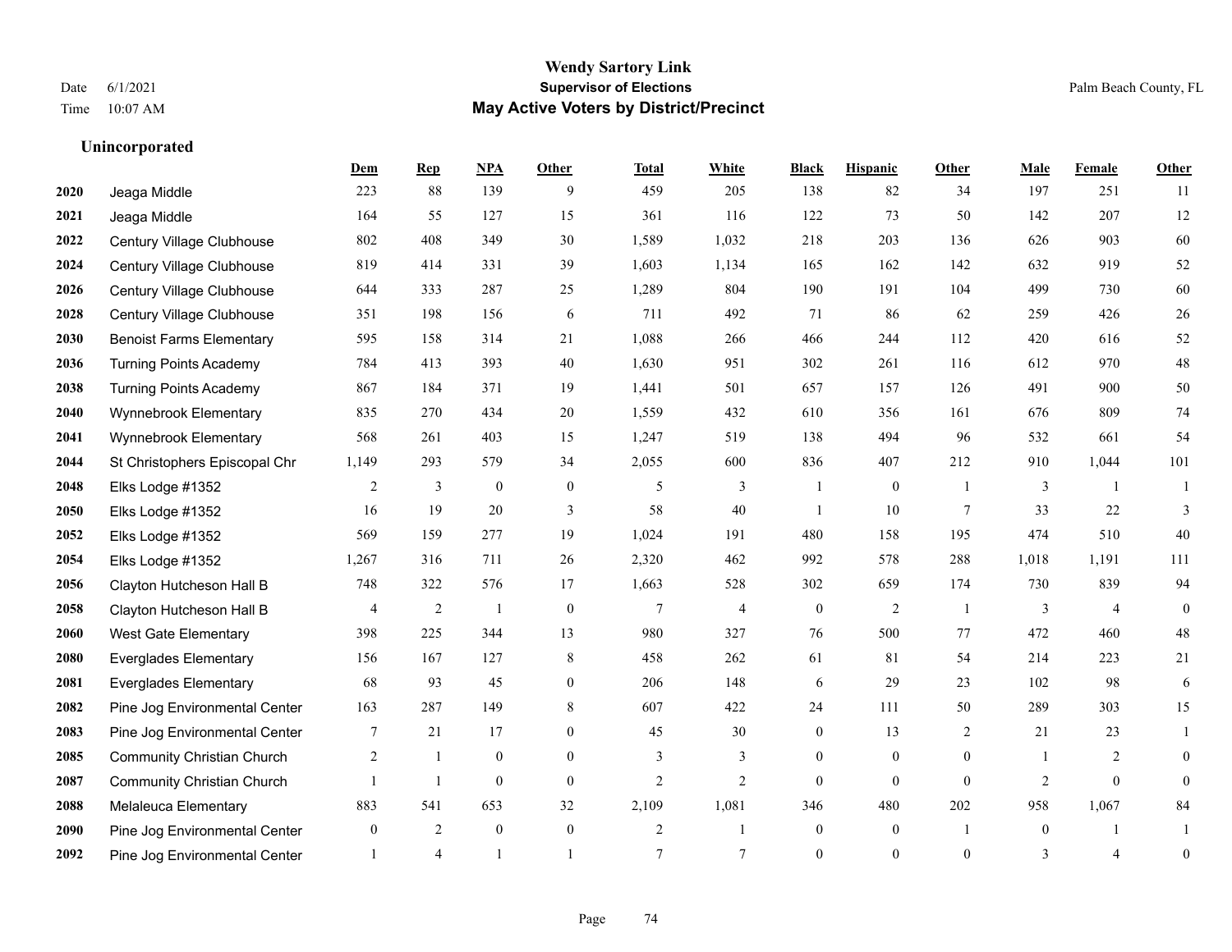## Unincorporated

| | | Dem | Rep | NPA | Other | Total | White | Black | Hispanic | Other | Male | Female | Other |
|---|---|---|---|---|---|---|---|---|---|---|---|---|---|
| 2020 | Jeaga Middle | 223 | 88 | 139 | 9 | 459 | 205 | 138 | 82 | 34 | 197 | 251 | 11 |
| 2021 | Jeaga Middle | 164 | 55 | 127 | 15 | 361 | 116 | 122 | 73 | 50 | 142 | 207 | 12 |
| 2022 | Century Village Clubhouse | 802 | 408 | 349 | 30 | 1,589 | 1,032 | 218 | 203 | 136 | 626 | 903 | 60 |
| 2024 | Century Village Clubhouse | 819 | 414 | 331 | 39 | 1,603 | 1,134 | 165 | 162 | 142 | 632 | 919 | 52 |
| 2026 | Century Village Clubhouse | 644 | 333 | 287 | 25 | 1,289 | 804 | 190 | 191 | 104 | 499 | 730 | 60 |
| 2028 | Century Village Clubhouse | 351 | 198 | 156 | 6 | 711 | 492 | 71 | 86 | 62 | 259 | 426 | 26 |
| 2030 | Benoist Farms Elementary | 595 | 158 | 314 | 21 | 1,088 | 266 | 466 | 244 | 112 | 420 | 616 | 52 |
| 2036 | Turning Points Academy | 784 | 413 | 393 | 40 | 1,630 | 951 | 302 | 261 | 116 | 612 | 970 | 48 |
| 2038 | Turning Points Academy | 867 | 184 | 371 | 19 | 1,441 | 501 | 657 | 157 | 126 | 491 | 900 | 50 |
| 2040 | Wynnebrook Elementary | 835 | 270 | 434 | 20 | 1,559 | 432 | 610 | 356 | 161 | 676 | 809 | 74 |
| 2041 | Wynnebrook Elementary | 568 | 261 | 403 | 15 | 1,247 | 519 | 138 | 494 | 96 | 532 | 661 | 54 |
| 2044 | St Christophers Episcopal Chr | 1,149 | 293 | 579 | 34 | 2,055 | 600 | 836 | 407 | 212 | 910 | 1,044 | 101 |
| 2048 | Elks Lodge #1352 | 2 | 3 | 0 | 0 | 5 | 3 | 1 | 0 | 1 | 3 | 1 | 1 |
| 2050 | Elks Lodge #1352 | 16 | 19 | 20 | 3 | 58 | 40 | 1 | 10 | 7 | 33 | 22 | 3 |
| 2052 | Elks Lodge #1352 | 569 | 159 | 277 | 19 | 1,024 | 191 | 480 | 158 | 195 | 474 | 510 | 40 |
| 2054 | Elks Lodge #1352 | 1,267 | 316 | 711 | 26 | 2,320 | 462 | 992 | 578 | 288 | 1,018 | 1,191 | 111 |
| 2056 | Clayton Hutcheson Hall B | 748 | 322 | 576 | 17 | 1,663 | 528 | 302 | 659 | 174 | 730 | 839 | 94 |
| 2058 | Clayton Hutcheson Hall B | 4 | 2 | 1 | 0 | 7 | 4 | 0 | 2 | 1 | 3 | 4 | 0 |
| 2060 | West Gate Elementary | 398 | 225 | 344 | 13 | 980 | 327 | 76 | 500 | 77 | 472 | 460 | 48 |
| 2080 | Everglades Elementary | 156 | 167 | 127 | 8 | 458 | 262 | 61 | 81 | 54 | 214 | 223 | 21 |
| 2081 | Everglades Elementary | 68 | 93 | 45 | 0 | 206 | 148 | 6 | 29 | 23 | 102 | 98 | 6 |
| 2082 | Pine Jog Environmental Center | 163 | 287 | 149 | 8 | 607 | 422 | 24 | 111 | 50 | 289 | 303 | 15 |
| 2083 | Pine Jog Environmental Center | 7 | 21 | 17 | 0 | 45 | 30 | 0 | 13 | 2 | 21 | 23 | 1 |
| 2085 | Community Christian Church | 2 | 1 | 0 | 0 | 3 | 3 | 0 | 0 | 0 | 1 | 2 | 0 |
| 2087 | Community Christian Church | 1 | 1 | 0 | 0 | 2 | 2 | 0 | 0 | 0 | 2 | 0 | 0 |
| 2088 | Melaleuca Elementary | 883 | 541 | 653 | 32 | 2,109 | 1,081 | 346 | 480 | 202 | 958 | 1,067 | 84 |
| 2090 | Pine Jog Environmental Center | 0 | 2 | 0 | 0 | 2 | 1 | 0 | 0 | 1 | 0 | 1 | 1 |
| 2092 | Pine Jog Environmental Center | 1 | 4 | 1 | 1 | 7 | 7 | 0 | 0 | 0 | 3 | 4 | 0 |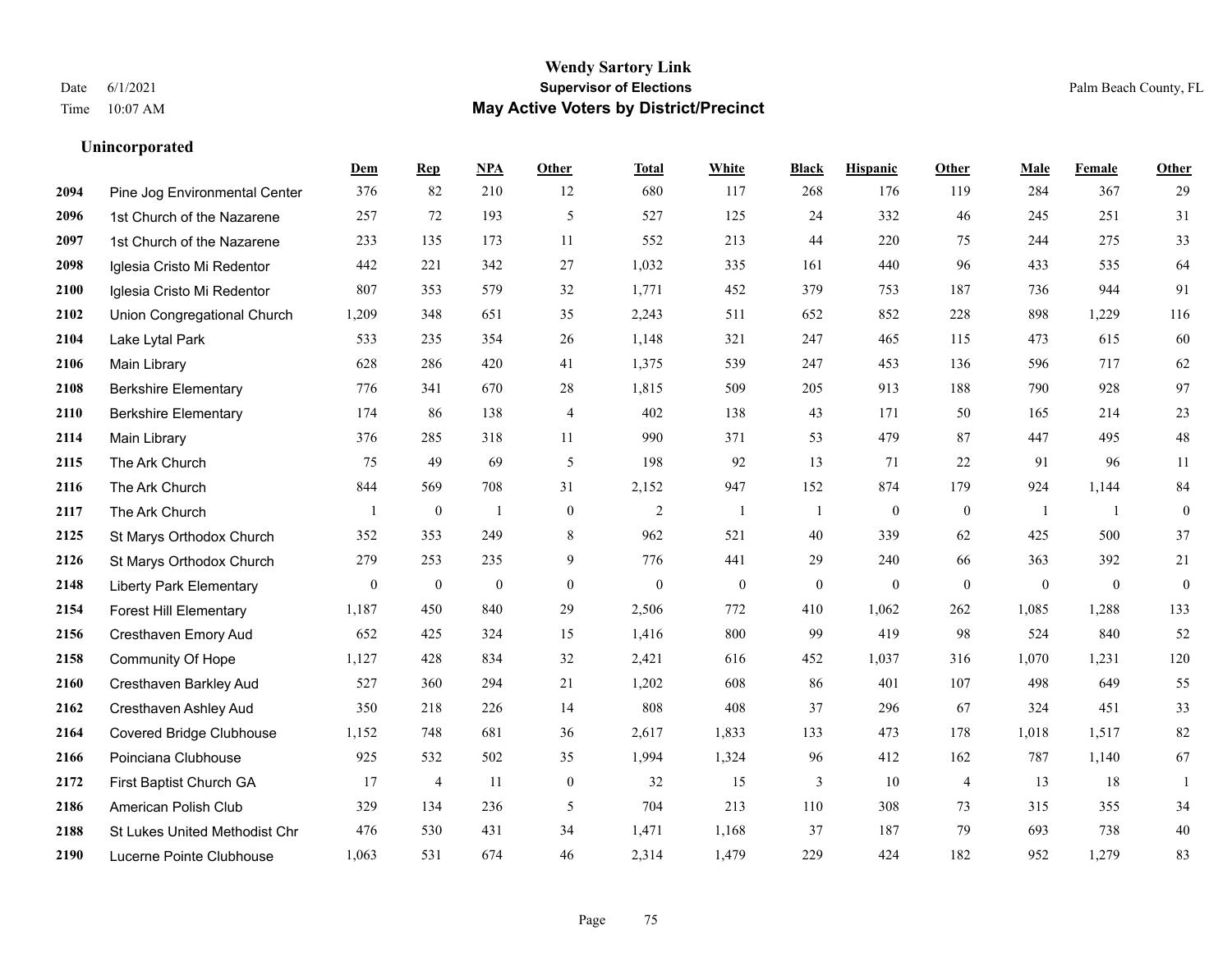# Wendy Sartory Link

## Supervisor of Elections

## May Active Voters by District/Precinct

Date 6/1/2021
Time 10:07 AM

Palm Beach County, FL

### Unincorporated

| | | Dem | Rep | NPA | Other | Total | White | Black | Hispanic | Other | Male | Female | Other |
|---|---|---|---|---|---|---|---|---|---|---|---|---|---|
| 2094 | Pine Jog Environmental Center | 376 | 82 | 210 | 12 | 680 | 117 | 268 | 176 | 119 | 284 | 367 | 29 |
| 2096 | 1st Church of the Nazarene | 257 | 72 | 193 | 5 | 527 | 125 | 24 | 332 | 46 | 245 | 251 | 31 |
| 2097 | 1st Church of the Nazarene | 233 | 135 | 173 | 11 | 552 | 213 | 44 | 220 | 75 | 244 | 275 | 33 |
| 2098 | Iglesia Cristo Mi Redentor | 442 | 221 | 342 | 27 | 1,032 | 335 | 161 | 440 | 96 | 433 | 535 | 64 |
| 2100 | Iglesia Cristo Mi Redentor | 807 | 353 | 579 | 32 | 1,771 | 452 | 379 | 753 | 187 | 736 | 944 | 91 |
| 2102 | Union Congregational Church | 1,209 | 348 | 651 | 35 | 2,243 | 511 | 652 | 852 | 228 | 898 | 1,229 | 116 |
| 2104 | Lake Lytal Park | 533 | 235 | 354 | 26 | 1,148 | 321 | 247 | 465 | 115 | 473 | 615 | 60 |
| 2106 | Main Library | 628 | 286 | 420 | 41 | 1,375 | 539 | 247 | 453 | 136 | 596 | 717 | 62 |
| 2108 | Berkshire Elementary | 776 | 341 | 670 | 28 | 1,815 | 509 | 205 | 913 | 188 | 790 | 928 | 97 |
| 2110 | Berkshire Elementary | 174 | 86 | 138 | 4 | 402 | 138 | 43 | 171 | 50 | 165 | 214 | 23 |
| 2114 | Main Library | 376 | 285 | 318 | 11 | 990 | 371 | 53 | 479 | 87 | 447 | 495 | 48 |
| 2115 | The Ark Church | 75 | 49 | 69 | 5 | 198 | 92 | 13 | 71 | 22 | 91 | 96 | 11 |
| 2116 | The Ark Church | 844 | 569 | 708 | 31 | 2,152 | 947 | 152 | 874 | 179 | 924 | 1,144 | 84 |
| 2117 | The Ark Church | 1 | 0 | 1 | 0 | 2 | 1 | 1 | 0 | 0 | 1 | 1 | 0 |
| 2125 | St Marys Orthodox Church | 352 | 353 | 249 | 8 | 962 | 521 | 40 | 339 | 62 | 425 | 500 | 37 |
| 2126 | St Marys Orthodox Church | 279 | 253 | 235 | 9 | 776 | 441 | 29 | 240 | 66 | 363 | 392 | 21 |
| 2148 | Liberty Park Elementary | 0 | 0 | 0 | 0 | 0 | 0 | 0 | 0 | 0 | 0 | 0 | 0 |
| 2154 | Forest Hill Elementary | 1,187 | 450 | 840 | 29 | 2,506 | 772 | 410 | 1,062 | 262 | 1,085 | 1,288 | 133 |
| 2156 | Cresthaven Emory Aud | 652 | 425 | 324 | 15 | 1,416 | 800 | 99 | 419 | 98 | 524 | 840 | 52 |
| 2158 | Community Of Hope | 1,127 | 428 | 834 | 32 | 2,421 | 616 | 452 | 1,037 | 316 | 1,070 | 1,231 | 120 |
| 2160 | Cresthaven Barkley Aud | 527 | 360 | 294 | 21 | 1,202 | 608 | 86 | 401 | 107 | 498 | 649 | 55 |
| 2162 | Cresthaven Ashley Aud | 350 | 218 | 226 | 14 | 808 | 408 | 37 | 296 | 67 | 324 | 451 | 33 |
| 2164 | Covered Bridge Clubhouse | 1,152 | 748 | 681 | 36 | 2,617 | 1,833 | 133 | 473 | 178 | 1,018 | 1,517 | 82 |
| 2166 | Poinciana Clubhouse | 925 | 532 | 502 | 35 | 1,994 | 1,324 | 96 | 412 | 162 | 787 | 1,140 | 67 |
| 2172 | First Baptist Church GA | 17 | 4 | 11 | 0 | 32 | 15 | 3 | 10 | 4 | 13 | 18 | 1 |
| 2186 | American Polish Club | 329 | 134 | 236 | 5 | 704 | 213 | 110 | 308 | 73 | 315 | 355 | 34 |
| 2188 | St Lukes United Methodist Chr | 476 | 530 | 431 | 34 | 1,471 | 1,168 | 37 | 187 | 79 | 693 | 738 | 40 |
| 2190 | Lucerne Pointe Clubhouse | 1,063 | 531 | 674 | 46 | 2,314 | 1,479 | 229 | 424 | 182 | 952 | 1,279 | 83 |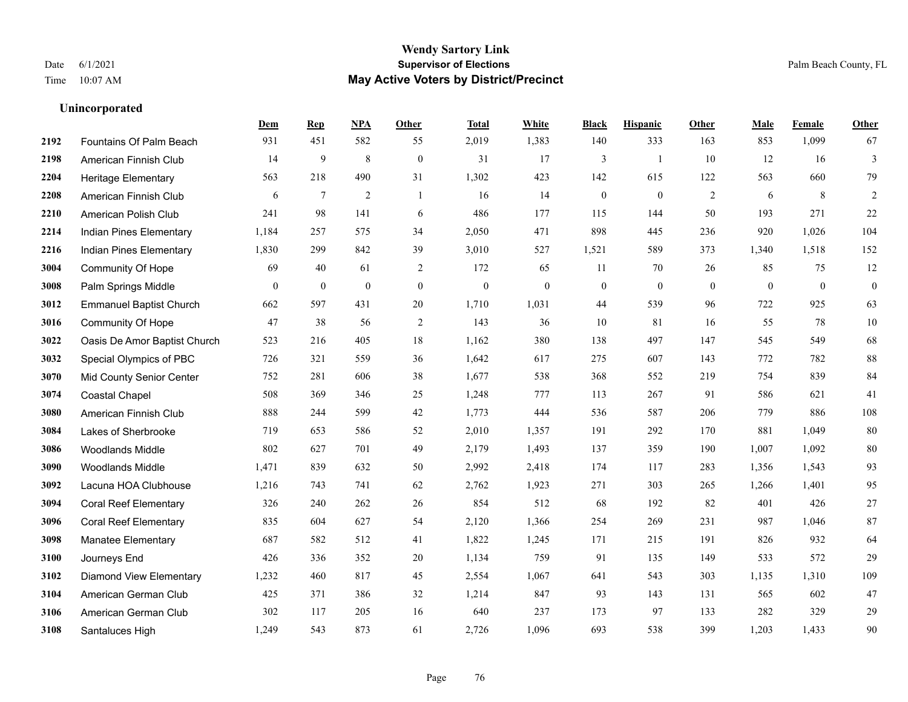# Wendy Sartory Link

## Supervisor of Elections

## May Active Voters by District/Precinct

Date 6/1/2021
Time 10:07 AM

Palm Beach County, FL

### Unincorporated

| | | Dem | Rep | NPA | Other | Total | White | Black | Hispanic | Other | Male | Female | Other |
|---|---|---|---|---|---|---|---|---|---|---|---|---|---|
| 2192 | Fountains Of Palm Beach | 931 | 451 | 582 | 55 | 2,019 | 1,383 | 140 | 333 | 163 | 853 | 1,099 | 67 |
| 2198 | American Finnish Club | 14 | 9 | 8 | 0 | 31 | 17 | 3 | 1 | 10 | 12 | 16 | 3 |
| 2204 | Heritage Elementary | 563 | 218 | 490 | 31 | 1,302 | 423 | 142 | 615 | 122 | 563 | 660 | 79 |
| 2208 | American Finnish Club | 6 | 7 | 2 | 1 | 16 | 14 | 0 | 0 | 2 | 6 | 8 | 2 |
| 2210 | American Polish Club | 241 | 98 | 141 | 6 | 486 | 177 | 115 | 144 | 50 | 193 | 271 | 22 |
| 2214 | Indian Pines Elementary | 1,184 | 257 | 575 | 34 | 2,050 | 471 | 898 | 445 | 236 | 920 | 1,026 | 104 |
| 2216 | Indian Pines Elementary | 1,830 | 299 | 842 | 39 | 3,010 | 527 | 1,521 | 589 | 373 | 1,340 | 1,518 | 152 |
| 3004 | Community Of Hope | 69 | 40 | 61 | 2 | 172 | 65 | 11 | 70 | 26 | 85 | 75 | 12 |
| 3008 | Palm Springs Middle | 0 | 0 | 0 | 0 | 0 | 0 | 0 | 0 | 0 | 0 | 0 | 0 |
| 3012 | Emmanuel Baptist Church | 662 | 597 | 431 | 20 | 1,710 | 1,031 | 44 | 539 | 96 | 722 | 925 | 63 |
| 3016 | Community Of Hope | 47 | 38 | 56 | 2 | 143 | 36 | 10 | 81 | 16 | 55 | 78 | 10 |
| 3022 | Oasis De Amor Baptist Church | 523 | 216 | 405 | 18 | 1,162 | 380 | 138 | 497 | 147 | 545 | 549 | 68 |
| 3032 | Special Olympics of PBC | 726 | 321 | 559 | 36 | 1,642 | 617 | 275 | 607 | 143 | 772 | 782 | 88 |
| 3070 | Mid County Senior Center | 752 | 281 | 606 | 38 | 1,677 | 538 | 368 | 552 | 219 | 754 | 839 | 84 |
| 3074 | Coastal Chapel | 508 | 369 | 346 | 25 | 1,248 | 777 | 113 | 267 | 91 | 586 | 621 | 41 |
| 3080 | American Finnish Club | 888 | 244 | 599 | 42 | 1,773 | 444 | 536 | 587 | 206 | 779 | 886 | 108 |
| 3084 | Lakes of Sherbrooke | 719 | 653 | 586 | 52 | 2,010 | 1,357 | 191 | 292 | 170 | 881 | 1,049 | 80 |
| 3086 | Woodlands Middle | 802 | 627 | 701 | 49 | 2,179 | 1,493 | 137 | 359 | 190 | 1,007 | 1,092 | 80 |
| 3090 | Woodlands Middle | 1,471 | 839 | 632 | 50 | 2,992 | 2,418 | 174 | 117 | 283 | 1,356 | 1,543 | 93 |
| 3092 | Lacuna HOA Clubhouse | 1,216 | 743 | 741 | 62 | 2,762 | 1,923 | 271 | 303 | 265 | 1,266 | 1,401 | 95 |
| 3094 | Coral Reef Elementary | 326 | 240 | 262 | 26 | 854 | 512 | 68 | 192 | 82 | 401 | 426 | 27 |
| 3096 | Coral Reef Elementary | 835 | 604 | 627 | 54 | 2,120 | 1,366 | 254 | 269 | 231 | 987 | 1,046 | 87 |
| 3098 | Manatee Elementary | 687 | 582 | 512 | 41 | 1,822 | 1,245 | 171 | 215 | 191 | 826 | 932 | 64 |
| 3100 | Journeys End | 426 | 336 | 352 | 20 | 1,134 | 759 | 91 | 135 | 149 | 533 | 572 | 29 |
| 3102 | Diamond View Elementary | 1,232 | 460 | 817 | 45 | 2,554 | 1,067 | 641 | 543 | 303 | 1,135 | 1,310 | 109 |
| 3104 | American German Club | 425 | 371 | 386 | 32 | 1,214 | 847 | 93 | 143 | 131 | 565 | 602 | 47 |
| 3106 | American German Club | 302 | 117 | 205 | 16 | 640 | 237 | 173 | 97 | 133 | 282 | 329 | 29 |
| 3108 | Santaluces High | 1,249 | 543 | 873 | 61 | 2,726 | 1,096 | 693 | 538 | 399 | 1,203 | 1,433 | 90 |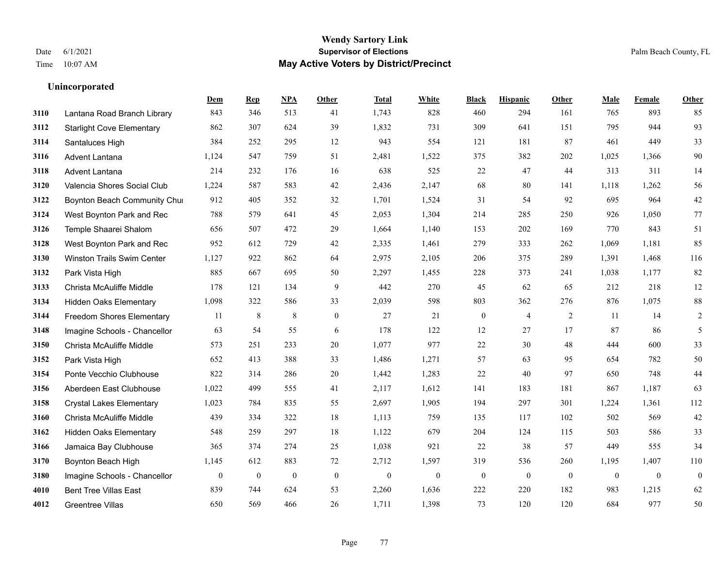# Wendy Sartory Link

**Supervisor of Elections**

**May Active Voters by District/Precinct**

Date 6/1/2021
Time 10:07 AM

Palm Beach County, FL

### Unincorporated

| | | Dem | Rep | NPA | Other | Total | White | Black | Hispanic | Other | Male | Female | Other |
|---|---|---|---|---|---|---|---|---|---|---|---|---|---|
| 3110 | Lantana Road Branch Library | 843 | 346 | 513 | 41 | 1,743 | 828 | 460 | 294 | 161 | 765 | 893 | 85 |
| 3112 | Starlight Cove Elementary | 862 | 307 | 624 | 39 | 1,832 | 731 | 309 | 641 | 151 | 795 | 944 | 93 |
| 3114 | Santaluces High | 384 | 252 | 295 | 12 | 943 | 554 | 121 | 181 | 87 | 461 | 449 | 33 |
| 3116 | Advent Lantana | 1,124 | 547 | 759 | 51 | 2,481 | 1,522 | 375 | 382 | 202 | 1,025 | 1,366 | 90 |
| 3118 | Advent Lantana | 214 | 232 | 176 | 16 | 638 | 525 | 22 | 47 | 44 | 313 | 311 | 14 |
| 3120 | Valencia Shores Social Club | 1,224 | 587 | 583 | 42 | 2,436 | 2,147 | 68 | 80 | 141 | 1,118 | 1,262 | 56 |
| 3122 | Boynton Beach Community Chui | 912 | 405 | 352 | 32 | 1,701 | 1,524 | 31 | 54 | 92 | 695 | 964 | 42 |
| 3124 | West Boynton Park and Rec | 788 | 579 | 641 | 45 | 2,053 | 1,304 | 214 | 285 | 250 | 926 | 1,050 | 77 |
| 3126 | Temple Shaarei Shalom | 656 | 507 | 472 | 29 | 1,664 | 1,140 | 153 | 202 | 169 | 770 | 843 | 51 |
| 3128 | West Boynton Park and Rec | 952 | 612 | 729 | 42 | 2,335 | 1,461 | 279 | 333 | 262 | 1,069 | 1,181 | 85 |
| 3130 | Winston Trails Swim Center | 1,127 | 922 | 862 | 64 | 2,975 | 2,105 | 206 | 375 | 289 | 1,391 | 1,468 | 116 |
| 3132 | Park Vista High | 885 | 667 | 695 | 50 | 2,297 | 1,455 | 228 | 373 | 241 | 1,038 | 1,177 | 82 |
| 3133 | Christa McAuliffe Middle | 178 | 121 | 134 | 9 | 442 | 270 | 45 | 62 | 65 | 212 | 218 | 12 |
| 3134 | Hidden Oaks Elementary | 1,098 | 322 | 586 | 33 | 2,039 | 598 | 803 | 362 | 276 | 876 | 1,075 | 88 |
| 3144 | Freedom Shores Elementary | 11 | 8 | 8 | 0 | 27 | 21 | 0 | 4 | 2 | 11 | 14 | 2 |
| 3148 | Imagine Schools - Chancellor | 63 | 54 | 55 | 6 | 178 | 122 | 12 | 27 | 17 | 87 | 86 | 5 |
| 3150 | Christa McAuliffe Middle | 573 | 251 | 233 | 20 | 1,077 | 977 | 22 | 30 | 48 | 444 | 600 | 33 |
| 3152 | Park Vista High | 652 | 413 | 388 | 33 | 1,486 | 1,271 | 57 | 63 | 95 | 654 | 782 | 50 |
| 3154 | Ponte Vecchio Clubhouse | 822 | 314 | 286 | 20 | 1,442 | 1,283 | 22 | 40 | 97 | 650 | 748 | 44 |
| 3156 | Aberdeen East Clubhouse | 1,022 | 499 | 555 | 41 | 2,117 | 1,612 | 141 | 183 | 181 | 867 | 1,187 | 63 |
| 3158 | Crystal Lakes Elementary | 1,023 | 784 | 835 | 55 | 2,697 | 1,905 | 194 | 297 | 301 | 1,224 | 1,361 | 112 |
| 3160 | Christa McAuliffe Middle | 439 | 334 | 322 | 18 | 1,113 | 759 | 135 | 117 | 102 | 502 | 569 | 42 |
| 3162 | Hidden Oaks Elementary | 548 | 259 | 297 | 18 | 1,122 | 679 | 204 | 124 | 115 | 503 | 586 | 33 |
| 3166 | Jamaica Bay Clubhouse | 365 | 374 | 274 | 25 | 1,038 | 921 | 22 | 38 | 57 | 449 | 555 | 34 |
| 3170 | Boynton Beach High | 1,145 | 612 | 883 | 72 | 2,712 | 1,597 | 319 | 536 | 260 | 1,195 | 1,407 | 110 |
| 3180 | Imagine Schools - Chancellor | 0 | 0 | 0 | 0 | 0 | 0 | 0 | 0 | 0 | 0 | 0 | 0 |
| 4010 | Bent Tree Villas East | 839 | 744 | 624 | 53 | 2,260 | 1,636 | 222 | 220 | 182 | 983 | 1,215 | 62 |
| 4012 | Greentree Villas | 650 | 569 | 466 | 26 | 1,711 | 1,398 | 73 | 120 | 120 | 684 | 977 | 50 |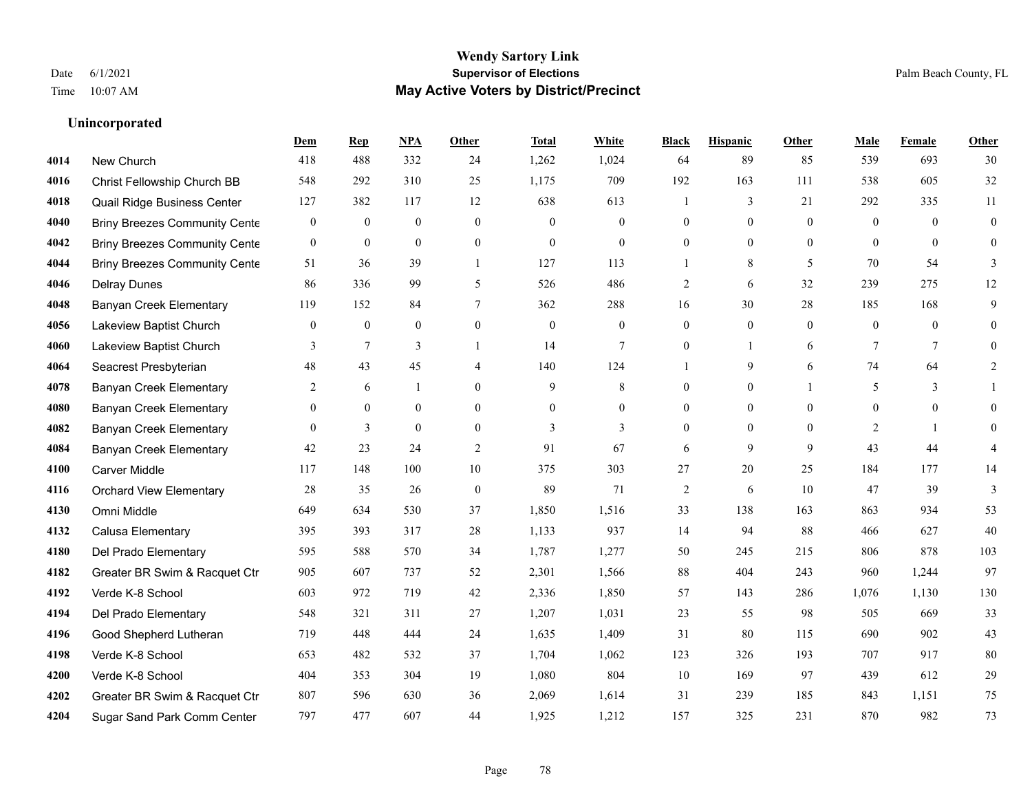**Wendy Sartory Link**
**Supervisor of Elections**
**May Active Voters by District/Precinct**

Date 6/1/2021
Time 10:07 AM

Palm Beach County, FL

### Unincorporated

| | | Dem | Rep | NPA | Other | Total | White | Black | Hispanic | Other | Male | Female | Other |
|---|---|---|---|---|---|---|---|---|---|---|---|---|---|
| 4014 | New Church | 418 | 488 | 332 | 24 | 1,262 | 1,024 | 64 | 89 | 85 | 539 | 693 | 30 |
| 4016 | Christ Fellowship Church BB | 548 | 292 | 310 | 25 | 1,175 | 709 | 192 | 163 | 111 | 538 | 605 | 32 |
| 4018 | Quail Ridge Business Center | 127 | 382 | 117 | 12 | 638 | 613 | 1 | 3 | 21 | 292 | 335 | 11 |
| 4040 | Briny Breezes Community Cente | 0 | 0 | 0 | 0 | 0 | 0 | 0 | 0 | 0 | 0 | 0 | 0 |
| 4042 | Briny Breezes Community Cente | 0 | 0 | 0 | 0 | 0 | 0 | 0 | 0 | 0 | 0 | 0 | 0 |
| 4044 | Briny Breezes Community Cente | 51 | 36 | 39 | 1 | 127 | 113 | 1 | 8 | 5 | 70 | 54 | 3 |
| 4046 | Delray Dunes | 86 | 336 | 99 | 5 | 526 | 486 | 2 | 6 | 32 | 239 | 275 | 12 |
| 4048 | Banyan Creek Elementary | 119 | 152 | 84 | 7 | 362 | 288 | 16 | 30 | 28 | 185 | 168 | 9 |
| 4056 | Lakeview Baptist Church | 0 | 0 | 0 | 0 | 0 | 0 | 0 | 0 | 0 | 0 | 0 | 0 |
| 4060 | Lakeview Baptist Church | 3 | 7 | 3 | 1 | 14 | 7 | 0 | 1 | 6 | 7 | 7 | 0 |
| 4064 | Seacrest Presbyterian | 48 | 43 | 45 | 4 | 140 | 124 | 1 | 9 | 6 | 74 | 64 | 2 |
| 4078 | Banyan Creek Elementary | 2 | 6 | 1 | 0 | 9 | 8 | 0 | 0 | 1 | 5 | 3 | 1 |
| 4080 | Banyan Creek Elementary | 0 | 0 | 0 | 0 | 0 | 0 | 0 | 0 | 0 | 0 | 0 | 0 |
| 4082 | Banyan Creek Elementary | 0 | 3 | 0 | 0 | 3 | 3 | 0 | 0 | 0 | 2 | 1 | 0 |
| 4084 | Banyan Creek Elementary | 42 | 23 | 24 | 2 | 91 | 67 | 6 | 9 | 9 | 43 | 44 | 4 |
| 4100 | Carver Middle | 117 | 148 | 100 | 10 | 375 | 303 | 27 | 20 | 25 | 184 | 177 | 14 |
| 4116 | Orchard View Elementary | 28 | 35 | 26 | 0 | 89 | 71 | 2 | 6 | 10 | 47 | 39 | 3 |
| 4130 | Omni Middle | 649 | 634 | 530 | 37 | 1,850 | 1,516 | 33 | 138 | 163 | 863 | 934 | 53 |
| 4132 | Calusa Elementary | 395 | 393 | 317 | 28 | 1,133 | 937 | 14 | 94 | 88 | 466 | 627 | 40 |
| 4180 | Del Prado Elementary | 595 | 588 | 570 | 34 | 1,787 | 1,277 | 50 | 245 | 215 | 806 | 878 | 103 |
| 4182 | Greater BR Swim & Racquet Ctr | 905 | 607 | 737 | 52 | 2,301 | 1,566 | 88 | 404 | 243 | 960 | 1,244 | 97 |
| 4192 | Verde K-8 School | 603 | 972 | 719 | 42 | 2,336 | 1,850 | 57 | 143 | 286 | 1,076 | 1,130 | 130 |
| 4194 | Del Prado Elementary | 548 | 321 | 311 | 27 | 1,207 | 1,031 | 23 | 55 | 98 | 505 | 669 | 33 |
| 4196 | Good Shepherd Lutheran | 719 | 448 | 444 | 24 | 1,635 | 1,409 | 31 | 80 | 115 | 690 | 902 | 43 |
| 4198 | Verde K-8 School | 653 | 482 | 532 | 37 | 1,704 | 1,062 | 123 | 326 | 193 | 707 | 917 | 80 |
| 4200 | Verde K-8 School | 404 | 353 | 304 | 19 | 1,080 | 804 | 10 | 169 | 97 | 439 | 612 | 29 |
| 4202 | Greater BR Swim & Racquet Ctr | 807 | 596 | 630 | 36 | 2,069 | 1,614 | 31 | 239 | 185 | 843 | 1,151 | 75 |
| 4204 | Sugar Sand Park Comm Center | 797 | 477 | 607 | 44 | 1,925 | 1,212 | 157 | 325 | 231 | 870 | 982 | 73 |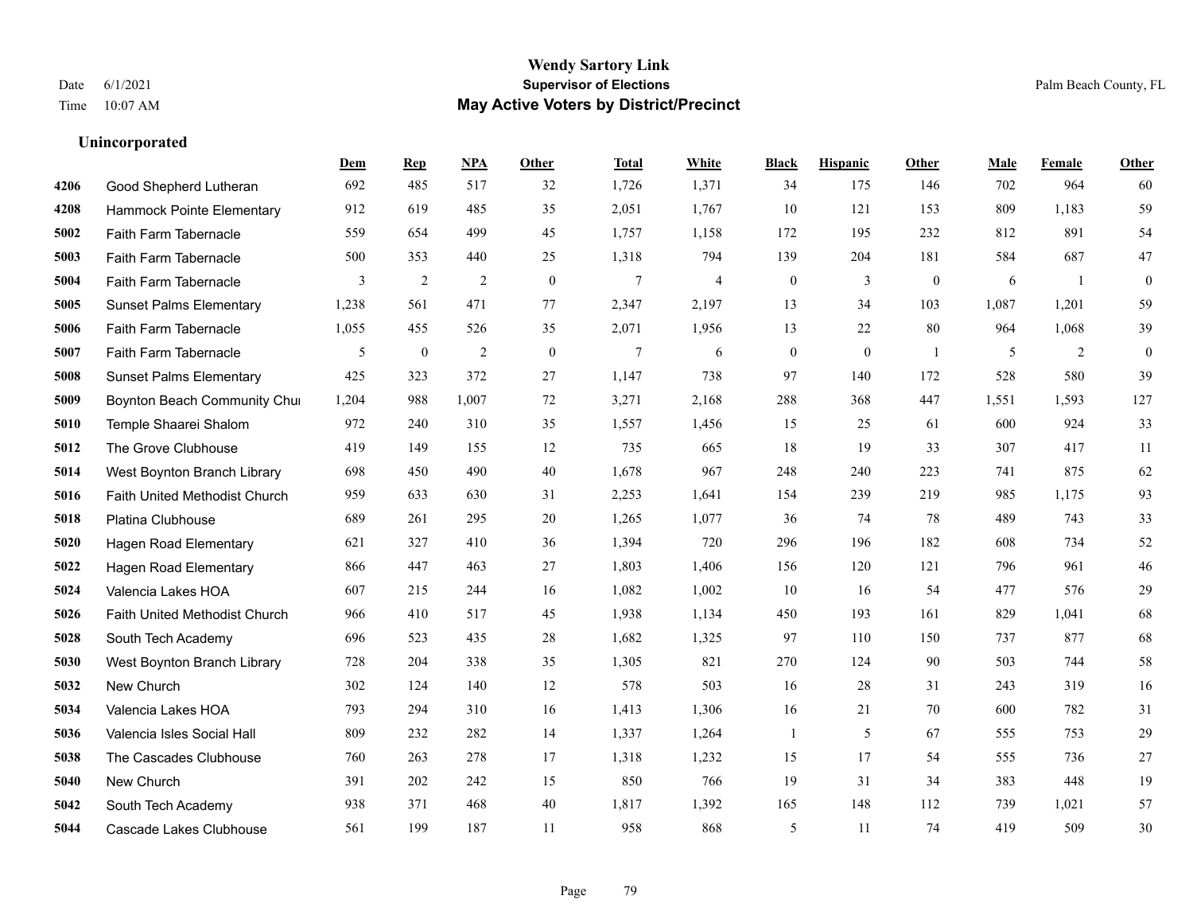# Wendy Sartory Link

## Supervisor of Elections

## May Active Voters by District/Precinct

Date 6/1/2021

Time 10:07 AM

Palm Beach County, FL

### Unincorporated

| | | Dem | Rep | NPA | Other | Total | White | Black | Hispanic | Other | Male | Female | Other |
|---|---|---|---|---|---|---|---|---|---|---|---|---|---|
| 4206 | Good Shepherd Lutheran | 692 | 485 | 517 | 32 | 1,726 | 1,371 | 34 | 175 | 146 | 702 | 964 | 60 |
| 4208 | Hammock Pointe Elementary | 912 | 619 | 485 | 35 | 2,051 | 1,767 | 10 | 121 | 153 | 809 | 1,183 | 59 |
| 5002 | Faith Farm Tabernacle | 559 | 654 | 499 | 45 | 1,757 | 1,158 | 172 | 195 | 232 | 812 | 891 | 54 |
| 5003 | Faith Farm Tabernacle | 500 | 353 | 440 | 25 | 1,318 | 794 | 139 | 204 | 181 | 584 | 687 | 47 |
| 5004 | Faith Farm Tabernacle | 3 | 2 | 2 | 0 | 7 | 4 | 0 | 3 | 0 | 6 | 1 | 0 |
| 5005 | Sunset Palms Elementary | 1,238 | 561 | 471 | 77 | 2,347 | 2,197 | 13 | 34 | 103 | 1,087 | 1,201 | 59 |
| 5006 | Faith Farm Tabernacle | 1,055 | 455 | 526 | 35 | 2,071 | 1,956 | 13 | 22 | 80 | 964 | 1,068 | 39 |
| 5007 | Faith Farm Tabernacle | 5 | 0 | 2 | 0 | 7 | 6 | 0 | 0 | 1 | 5 | 2 | 0 |
| 5008 | Sunset Palms Elementary | 425 | 323 | 372 | 27 | 1,147 | 738 | 97 | 140 | 172 | 528 | 580 | 39 |
| 5009 | Boynton Beach Community Chur | 1,204 | 988 | 1,007 | 72 | 3,271 | 2,168 | 288 | 368 | 447 | 1,551 | 1,593 | 127 |
| 5010 | Temple Shaarei Shalom | 972 | 240 | 310 | 35 | 1,557 | 1,456 | 15 | 25 | 61 | 600 | 924 | 33 |
| 5012 | The Grove Clubhouse | 419 | 149 | 155 | 12 | 735 | 665 | 18 | 19 | 33 | 307 | 417 | 11 |
| 5014 | West Boynton Branch Library | 698 | 450 | 490 | 40 | 1,678 | 967 | 248 | 240 | 223 | 741 | 875 | 62 |
| 5016 | Faith United Methodist Church | 959 | 633 | 630 | 31 | 2,253 | 1,641 | 154 | 239 | 219 | 985 | 1,175 | 93 |
| 5018 | Platina Clubhouse | 689 | 261 | 295 | 20 | 1,265 | 1,077 | 36 | 74 | 78 | 489 | 743 | 33 |
| 5020 | Hagen Road Elementary | 621 | 327 | 410 | 36 | 1,394 | 720 | 296 | 196 | 182 | 608 | 734 | 52 |
| 5022 | Hagen Road Elementary | 866 | 447 | 463 | 27 | 1,803 | 1,406 | 156 | 120 | 121 | 796 | 961 | 46 |
| 5024 | Valencia Lakes HOA | 607 | 215 | 244 | 16 | 1,082 | 1,002 | 10 | 16 | 54 | 477 | 576 | 29 |
| 5026 | Faith United Methodist Church | 966 | 410 | 517 | 45 | 1,938 | 1,134 | 450 | 193 | 161 | 829 | 1,041 | 68 |
| 5028 | South Tech Academy | 696 | 523 | 435 | 28 | 1,682 | 1,325 | 97 | 110 | 150 | 737 | 877 | 68 |
| 5030 | West Boynton Branch Library | 728 | 204 | 338 | 35 | 1,305 | 821 | 270 | 124 | 90 | 503 | 744 | 58 |
| 5032 | New Church | 302 | 124 | 140 | 12 | 578 | 503 | 16 | 28 | 31 | 243 | 319 | 16 |
| 5034 | Valencia Lakes HOA | 793 | 294 | 310 | 16 | 1,413 | 1,306 | 16 | 21 | 70 | 600 | 782 | 31 |
| 5036 | Valencia Isles Social Hall | 809 | 232 | 282 | 14 | 1,337 | 1,264 | 1 | 5 | 67 | 555 | 753 | 29 |
| 5038 | The Cascades Clubhouse | 760 | 263 | 278 | 17 | 1,318 | 1,232 | 15 | 17 | 54 | 555 | 736 | 27 |
| 5040 | New Church | 391 | 202 | 242 | 15 | 850 | 766 | 19 | 31 | 34 | 383 | 448 | 19 |
| 5042 | South Tech Academy | 938 | 371 | 468 | 40 | 1,817 | 1,392 | 165 | 148 | 112 | 739 | 1,021 | 57 |
| 5044 | Cascade Lakes Clubhouse | 561 | 199 | 187 | 11 | 958 | 868 | 5 | 11 | 74 | 419 | 509 | 30 |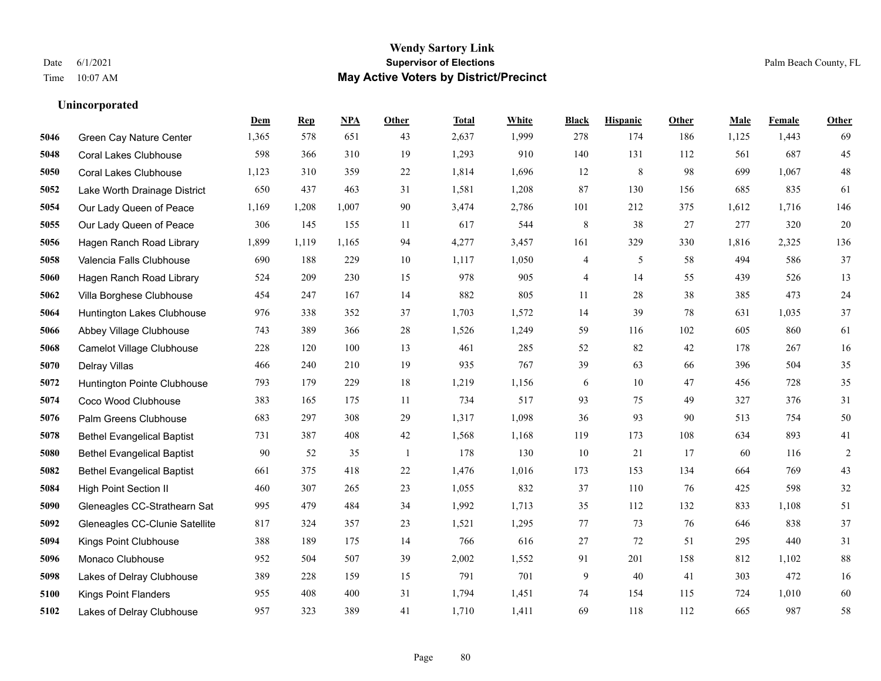**Wendy Sartory Link**
**Supervisor of Elections**
**May Active Voters by District/Precinct**

Date 6/1/2021
Time 10:07 AM

Palm Beach County, FL

### Unincorporated

| | | Dem | Rep | NPA | Other | Total | White | Black | Hispanic | Other | Male | Female | Other |
|---|---|---|---|---|---|---|---|---|---|---|---|---|---|
| 5046 | Green Cay Nature Center | 1,365 | 578 | 651 | 43 | 2,637 | 1,999 | 278 | 174 | 186 | 1,125 | 1,443 | 69 |
| 5048 | Coral Lakes Clubhouse | 598 | 366 | 310 | 19 | 1,293 | 910 | 140 | 131 | 112 | 561 | 687 | 45 |
| 5050 | Coral Lakes Clubhouse | 1,123 | 310 | 359 | 22 | 1,814 | 1,696 | 12 | 8 | 98 | 699 | 1,067 | 48 |
| 5052 | Lake Worth Drainage District | 650 | 437 | 463 | 31 | 1,581 | 1,208 | 87 | 130 | 156 | 685 | 835 | 61 |
| 5054 | Our Lady Queen of Peace | 1,169 | 1,208 | 1,007 | 90 | 3,474 | 2,786 | 101 | 212 | 375 | 1,612 | 1,716 | 146 |
| 5055 | Our Lady Queen of Peace | 306 | 145 | 155 | 11 | 617 | 544 | 8 | 38 | 27 | 277 | 320 | 20 |
| 5056 | Hagen Ranch Road Library | 1,899 | 1,119 | 1,165 | 94 | 4,277 | 3,457 | 161 | 329 | 330 | 1,816 | 2,325 | 136 |
| 5058 | Valencia Falls Clubhouse | 690 | 188 | 229 | 10 | 1,117 | 1,050 | 4 | 5 | 58 | 494 | 586 | 37 |
| 5060 | Hagen Ranch Road Library | 524 | 209 | 230 | 15 | 978 | 905 | 4 | 14 | 55 | 439 | 526 | 13 |
| 5062 | Villa Borghese Clubhouse | 454 | 247 | 167 | 14 | 882 | 805 | 11 | 28 | 38 | 385 | 473 | 24 |
| 5064 | Huntington Lakes Clubhouse | 976 | 338 | 352 | 37 | 1,703 | 1,572 | 14 | 39 | 78 | 631 | 1,035 | 37 |
| 5066 | Abbey Village Clubhouse | 743 | 389 | 366 | 28 | 1,526 | 1,249 | 59 | 116 | 102 | 605 | 860 | 61 |
| 5068 | Camelot Village Clubhouse | 228 | 120 | 100 | 13 | 461 | 285 | 52 | 82 | 42 | 178 | 267 | 16 |
| 5070 | Delray Villas | 466 | 240 | 210 | 19 | 935 | 767 | 39 | 63 | 66 | 396 | 504 | 35 |
| 5072 | Huntington Pointe Clubhouse | 793 | 179 | 229 | 18 | 1,219 | 1,156 | 6 | 10 | 47 | 456 | 728 | 35 |
| 5074 | Coco Wood Clubhouse | 383 | 165 | 175 | 11 | 734 | 517 | 93 | 75 | 49 | 327 | 376 | 31 |
| 5076 | Palm Greens Clubhouse | 683 | 297 | 308 | 29 | 1,317 | 1,098 | 36 | 93 | 90 | 513 | 754 | 50 |
| 5078 | Bethel Evangelical Baptist | 731 | 387 | 408 | 42 | 1,568 | 1,168 | 119 | 173 | 108 | 634 | 893 | 41 |
| 5080 | Bethel Evangelical Baptist | 90 | 52 | 35 | 1 | 178 | 130 | 10 | 21 | 17 | 60 | 116 | 2 |
| 5082 | Bethel Evangelical Baptist | 661 | 375 | 418 | 22 | 1,476 | 1,016 | 173 | 153 | 134 | 664 | 769 | 43 |
| 5084 | High Point Section II | 460 | 307 | 265 | 23 | 1,055 | 832 | 37 | 110 | 76 | 425 | 598 | 32 |
| 5090 | Gleneagles CC-Strathearn Sat | 995 | 479 | 484 | 34 | 1,992 | 1,713 | 35 | 112 | 132 | 833 | 1,108 | 51 |
| 5092 | Gleneagles CC-Clunie Satellite | 817 | 324 | 357 | 23 | 1,521 | 1,295 | 77 | 73 | 76 | 646 | 838 | 37 |
| 5094 | Kings Point Clubhouse | 388 | 189 | 175 | 14 | 766 | 616 | 27 | 72 | 51 | 295 | 440 | 31 |
| 5096 | Monaco Clubhouse | 952 | 504 | 507 | 39 | 2,002 | 1,552 | 91 | 201 | 158 | 812 | 1,102 | 88 |
| 5098 | Lakes of Delray Clubhouse | 389 | 228 | 159 | 15 | 791 | 701 | 9 | 40 | 41 | 303 | 472 | 16 |
| 5100 | Kings Point Flanders | 955 | 408 | 400 | 31 | 1,794 | 1,451 | 74 | 154 | 115 | 724 | 1,010 | 60 |
| 5102 | Lakes of Delray Clubhouse | 957 | 323 | 389 | 41 | 1,710 | 1,411 | 69 | 118 | 112 | 665 | 987 | 58 |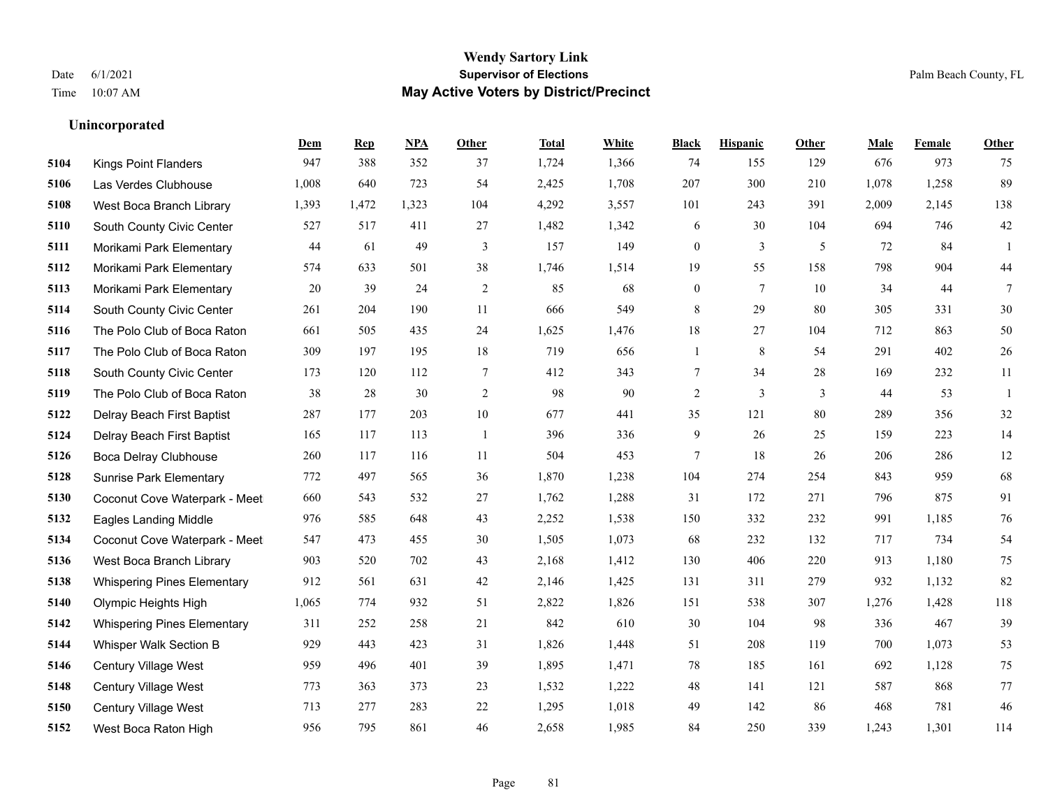# Wendy Sartory Link
## Supervisor of Elections
## May Active Voters by District/Precinct

Date 6/1/2021
Time 10:07 AM

Palm Beach County, FL

### Unincorporated

| | | Dem | Rep | NPA | Other | Total | White | Black | Hispanic | Other | Male | Female | Other |
|---|---|---|---|---|---|---|---|---|---|---|---|---|---|
| 5104 | Kings Point Flanders | 947 | 388 | 352 | 37 | 1,724 | 1,366 | 74 | 155 | 129 | 676 | 973 | 75 |
| 5106 | Las Verdes Clubhouse | 1,008 | 640 | 723 | 54 | 2,425 | 1,708 | 207 | 300 | 210 | 1,078 | 1,258 | 89 |
| 5108 | West Boca Branch Library | 1,393 | 1,472 | 1,323 | 104 | 4,292 | 3,557 | 101 | 243 | 391 | 2,009 | 2,145 | 138 |
| 5110 | South County Civic Center | 527 | 517 | 411 | 27 | 1,482 | 1,342 | 6 | 30 | 104 | 694 | 746 | 42 |
| 5111 | Morikami Park Elementary | 44 | 61 | 49 | 3 | 157 | 149 | 0 | 3 | 5 | 72 | 84 | 1 |
| 5112 | Morikami Park Elementary | 574 | 633 | 501 | 38 | 1,746 | 1,514 | 19 | 55 | 158 | 798 | 904 | 44 |
| 5113 | Morikami Park Elementary | 20 | 39 | 24 | 2 | 85 | 68 | 0 | 7 | 10 | 34 | 44 | 7 |
| 5114 | South County Civic Center | 261 | 204 | 190 | 11 | 666 | 549 | 8 | 29 | 80 | 305 | 331 | 30 |
| 5116 | The Polo Club of Boca Raton | 661 | 505 | 435 | 24 | 1,625 | 1,476 | 18 | 27 | 104 | 712 | 863 | 50 |
| 5117 | The Polo Club of Boca Raton | 309 | 197 | 195 | 18 | 719 | 656 | 1 | 8 | 54 | 291 | 402 | 26 |
| 5118 | South County Civic Center | 173 | 120 | 112 | 7 | 412 | 343 | 7 | 34 | 28 | 169 | 232 | 11 |
| 5119 | The Polo Club of Boca Raton | 38 | 28 | 30 | 2 | 98 | 90 | 2 | 3 | 3 | 44 | 53 | 1 |
| 5122 | Delray Beach First Baptist | 287 | 177 | 203 | 10 | 677 | 441 | 35 | 121 | 80 | 289 | 356 | 32 |
| 5124 | Delray Beach First Baptist | 165 | 117 | 113 | 1 | 396 | 336 | 9 | 26 | 25 | 159 | 223 | 14 |
| 5126 | Boca Delray Clubhouse | 260 | 117 | 116 | 11 | 504 | 453 | 7 | 18 | 26 | 206 | 286 | 12 |
| 5128 | Sunrise Park Elementary | 772 | 497 | 565 | 36 | 1,870 | 1,238 | 104 | 274 | 254 | 843 | 959 | 68 |
| 5130 | Coconut Cove Waterpark - Meet | 660 | 543 | 532 | 27 | 1,762 | 1,288 | 31 | 172 | 271 | 796 | 875 | 91 |
| 5132 | Eagles Landing Middle | 976 | 585 | 648 | 43 | 2,252 | 1,538 | 150 | 332 | 232 | 991 | 1,185 | 76 |
| 5134 | Coconut Cove Waterpark - Meet | 547 | 473 | 455 | 30 | 1,505 | 1,073 | 68 | 232 | 132 | 717 | 734 | 54 |
| 5136 | West Boca Branch Library | 903 | 520 | 702 | 43 | 2,168 | 1,412 | 130 | 406 | 220 | 913 | 1,180 | 75 |
| 5138 | Whispering Pines Elementary | 912 | 561 | 631 | 42 | 2,146 | 1,425 | 131 | 311 | 279 | 932 | 1,132 | 82 |
| 5140 | Olympic Heights High | 1,065 | 774 | 932 | 51 | 2,822 | 1,826 | 151 | 538 | 307 | 1,276 | 1,428 | 118 |
| 5142 | Whispering Pines Elementary | 311 | 252 | 258 | 21 | 842 | 610 | 30 | 104 | 98 | 336 | 467 | 39 |
| 5144 | Whisper Walk Section B | 929 | 443 | 423 | 31 | 1,826 | 1,448 | 51 | 208 | 119 | 700 | 1,073 | 53 |
| 5146 | Century Village West | 959 | 496 | 401 | 39 | 1,895 | 1,471 | 78 | 185 | 161 | 692 | 1,128 | 75 |
| 5148 | Century Village West | 773 | 363 | 373 | 23 | 1,532 | 1,222 | 48 | 141 | 121 | 587 | 868 | 77 |
| 5150 | Century Village West | 713 | 277 | 283 | 22 | 1,295 | 1,018 | 49 | 142 | 86 | 468 | 781 | 46 |
| 5152 | West Boca Raton High | 956 | 795 | 861 | 46 | 2,658 | 1,985 | 84 | 250 | 339 | 1,243 | 1,301 | 114 |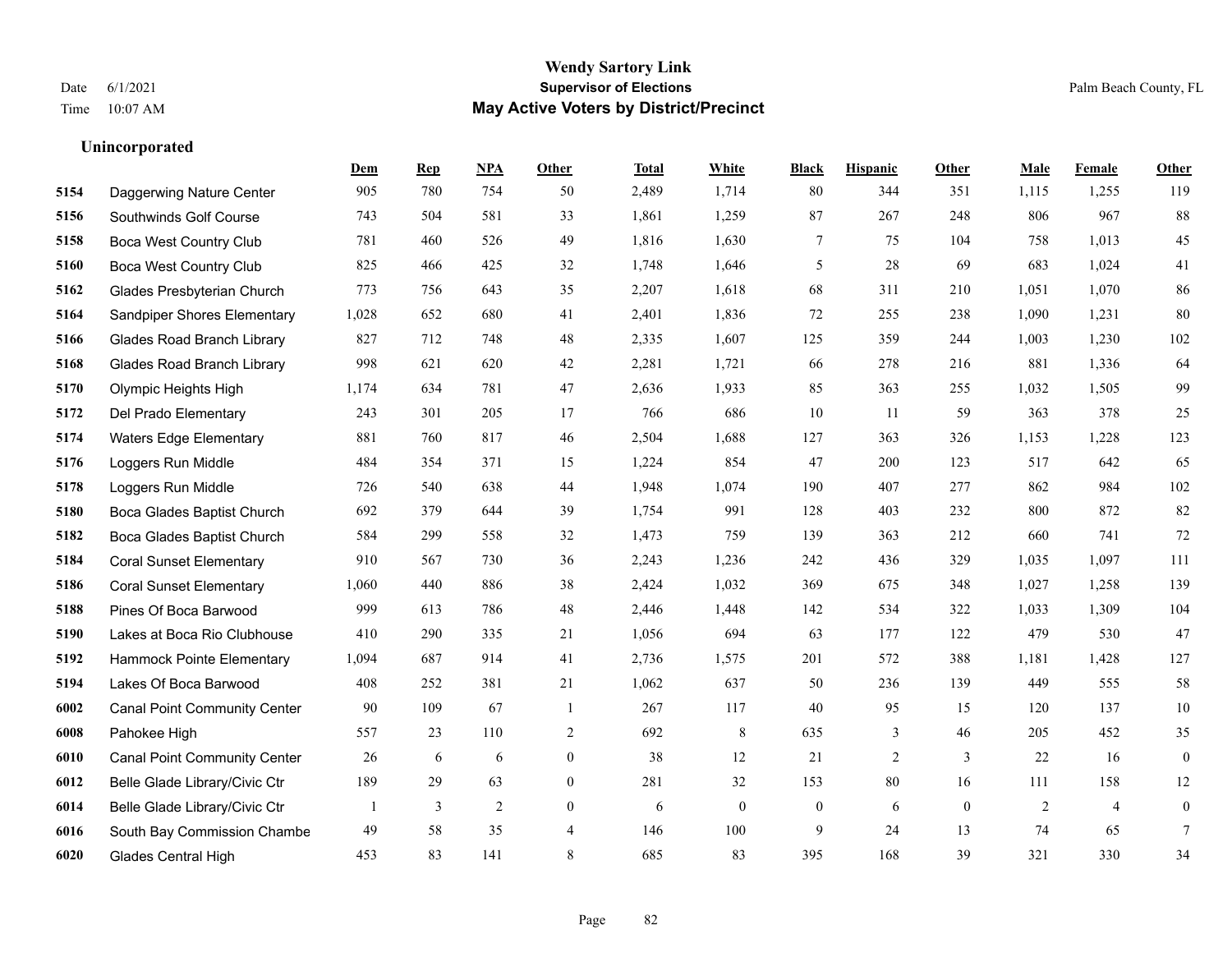# Wendy Sartory Link

## Supervisor of Elections

## May Active Voters by District/Precinct

Date 6/1/2021
Time 10:07 AM

Palm Beach County, FL

### Unincorporated

| | | Dem | Rep | NPA | Other | Total | White | Black | Hispanic | Other | Male | Female | Other |
|---|---|---|---|---|---|---|---|---|---|---|---|---|---|
| 5154 | Daggerwing Nature Center | 905 | 780 | 754 | 50 | 2,489 | 1,714 | 80 | 344 | 351 | 1,115 | 1,255 | 119 |
| 5156 | Southwinds Golf Course | 743 | 504 | 581 | 33 | 1,861 | 1,259 | 87 | 267 | 248 | 806 | 967 | 88 |
| 5158 | Boca West Country Club | 781 | 460 | 526 | 49 | 1,816 | 1,630 | 7 | 75 | 104 | 758 | 1,013 | 45 |
| 5160 | Boca West Country Club | 825 | 466 | 425 | 32 | 1,748 | 1,646 | 5 | 28 | 69 | 683 | 1,024 | 41 |
| 5162 | Glades Presbyterian Church | 773 | 756 | 643 | 35 | 2,207 | 1,618 | 68 | 311 | 210 | 1,051 | 1,070 | 86 |
| 5164 | Sandpiper Shores Elementary | 1,028 | 652 | 680 | 41 | 2,401 | 1,836 | 72 | 255 | 238 | 1,090 | 1,231 | 80 |
| 5166 | Glades Road Branch Library | 827 | 712 | 748 | 48 | 2,335 | 1,607 | 125 | 359 | 244 | 1,003 | 1,230 | 102 |
| 5168 | Glades Road Branch Library | 998 | 621 | 620 | 42 | 2,281 | 1,721 | 66 | 278 | 216 | 881 | 1,336 | 64 |
| 5170 | Olympic Heights High | 1,174 | 634 | 781 | 47 | 2,636 | 1,933 | 85 | 363 | 255 | 1,032 | 1,505 | 99 |
| 5172 | Del Prado Elementary | 243 | 301 | 205 | 17 | 766 | 686 | 10 | 11 | 59 | 363 | 378 | 25 |
| 5174 | Waters Edge Elementary | 881 | 760 | 817 | 46 | 2,504 | 1,688 | 127 | 363 | 326 | 1,153 | 1,228 | 123 |
| 5176 | Loggers Run Middle | 484 | 354 | 371 | 15 | 1,224 | 854 | 47 | 200 | 123 | 517 | 642 | 65 |
| 5178 | Loggers Run Middle | 726 | 540 | 638 | 44 | 1,948 | 1,074 | 190 | 407 | 277 | 862 | 984 | 102 |
| 5180 | Boca Glades Baptist Church | 692 | 379 | 644 | 39 | 1,754 | 991 | 128 | 403 | 232 | 800 | 872 | 82 |
| 5182 | Boca Glades Baptist Church | 584 | 299 | 558 | 32 | 1,473 | 759 | 139 | 363 | 212 | 660 | 741 | 72 |
| 5184 | Coral Sunset Elementary | 910 | 567 | 730 | 36 | 2,243 | 1,236 | 242 | 436 | 329 | 1,035 | 1,097 | 111 |
| 5186 | Coral Sunset Elementary | 1,060 | 440 | 886 | 38 | 2,424 | 1,032 | 369 | 675 | 348 | 1,027 | 1,258 | 139 |
| 5188 | Pines Of Boca Barwood | 999 | 613 | 786 | 48 | 2,446 | 1,448 | 142 | 534 | 322 | 1,033 | 1,309 | 104 |
| 5190 | Lakes at Boca Rio Clubhouse | 410 | 290 | 335 | 21 | 1,056 | 694 | 63 | 177 | 122 | 479 | 530 | 47 |
| 5192 | Hammock Pointe Elementary | 1,094 | 687 | 914 | 41 | 2,736 | 1,575 | 201 | 572 | 388 | 1,181 | 1,428 | 127 |
| 5194 | Lakes Of Boca Barwood | 408 | 252 | 381 | 21 | 1,062 | 637 | 50 | 236 | 139 | 449 | 555 | 58 |
| 6002 | Canal Point Community Center | 90 | 109 | 67 | 1 | 267 | 117 | 40 | 95 | 15 | 120 | 137 | 10 |
| 6008 | Pahokee High | 557 | 23 | 110 | 2 | 692 | 8 | 635 | 3 | 46 | 205 | 452 | 35 |
| 6010 | Canal Point Community Center | 26 | 6 | 6 | 0 | 38 | 12 | 21 | 2 | 3 | 22 | 16 | 0 |
| 6012 | Belle Glade Library/Civic Ctr | 189 | 29 | 63 | 0 | 281 | 32 | 153 | 80 | 16 | 111 | 158 | 12 |
| 6014 | Belle Glade Library/Civic Ctr | 1 | 3 | 2 | 0 | 6 | 0 | 0 | 6 | 0 | 2 | 4 | 0 |
| 6016 | South Bay Commission Chambe | 49 | 58 | 35 | 4 | 146 | 100 | 9 | 24 | 13 | 74 | 65 | 7 |
| 6020 | Glades Central High | 453 | 83 | 141 | 8 | 685 | 83 | 395 | 168 | 39 | 321 | 330 | 34 |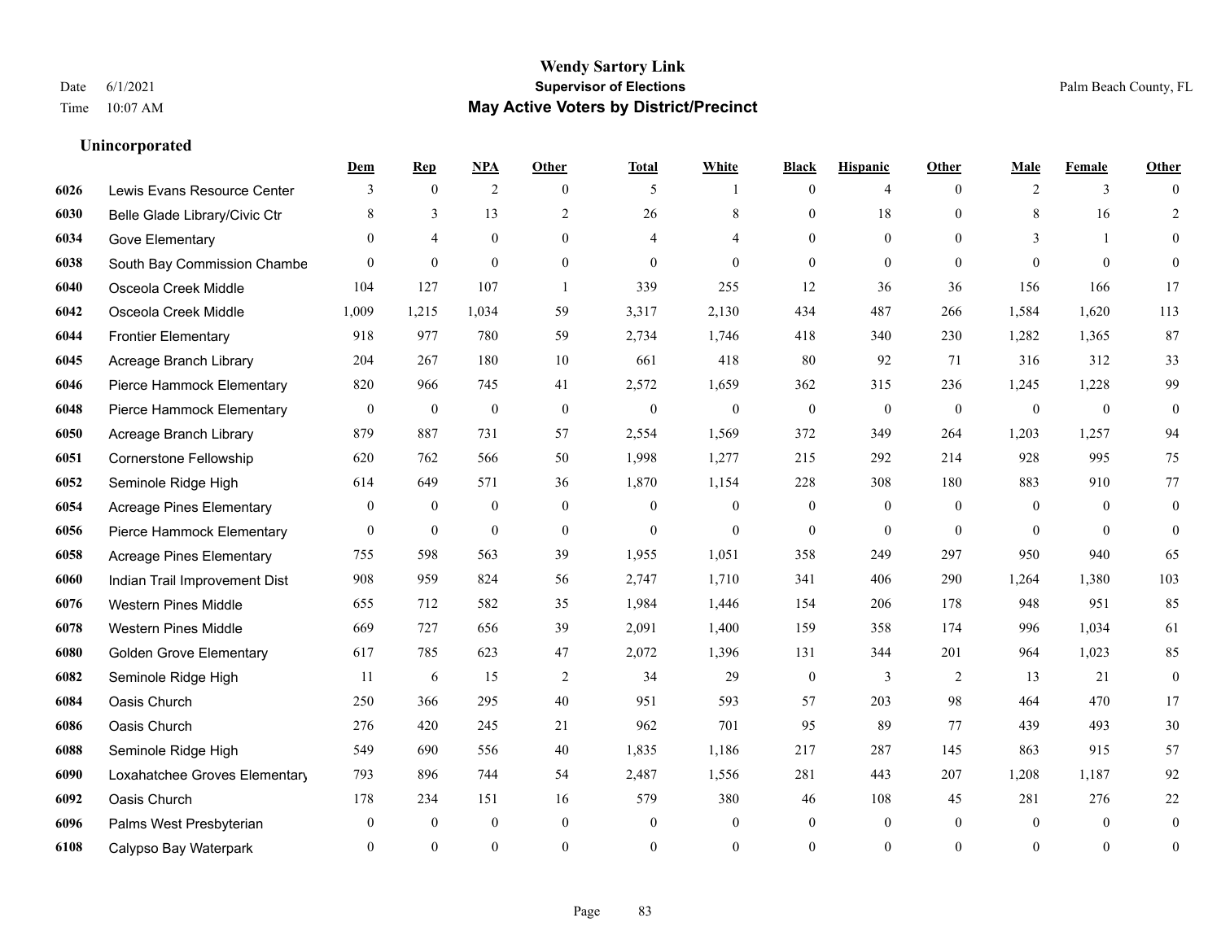# Wendy Sartory Link
## Supervisor of Elections
## May Active Voters by District/Precinct

Date 6/1/2021
Time 10:07 AM

Palm Beach County, FL

### Unincorporated

| | | Dem | Rep | NPA | Other | Total | White | Black | Hispanic | Other | Male | Female | Other |
|---|---|---|---|---|---|---|---|---|---|---|---|---|---|
| 6026 | Lewis Evans Resource Center | 3 | 0 | 2 | 0 | 5 | 1 | 0 | 4 | 0 | 2 | 3 | 0 |
| 6030 | Belle Glade Library/Civic Ctr | 8 | 3 | 13 | 2 | 26 | 8 | 0 | 18 | 0 | 8 | 16 | 2 |
| 6034 | Gove Elementary | 0 | 4 | 0 | 0 | 4 | 4 | 0 | 0 | 0 | 3 | 1 | 0 |
| 6038 | South Bay Commission Chambe | 0 | 0 | 0 | 0 | 0 | 0 | 0 | 0 | 0 | 0 | 0 | 0 |
| 6040 | Osceola Creek Middle | 104 | 127 | 107 | 1 | 339 | 255 | 12 | 36 | 36 | 156 | 166 | 17 |
| 6042 | Osceola Creek Middle | 1,009 | 1,215 | 1,034 | 59 | 3,317 | 2,130 | 434 | 487 | 266 | 1,584 | 1,620 | 113 |
| 6044 | Frontier Elementary | 918 | 977 | 780 | 59 | 2,734 | 1,746 | 418 | 340 | 230 | 1,282 | 1,365 | 87 |
| 6045 | Acreage Branch Library | 204 | 267 | 180 | 10 | 661 | 418 | 80 | 92 | 71 | 316 | 312 | 33 |
| 6046 | Pierce Hammock Elementary | 820 | 966 | 745 | 41 | 2,572 | 1,659 | 362 | 315 | 236 | 1,245 | 1,228 | 99 |
| 6048 | Pierce Hammock Elementary | 0 | 0 | 0 | 0 | 0 | 0 | 0 | 0 | 0 | 0 | 0 | 0 |
| 6050 | Acreage Branch Library | 879 | 887 | 731 | 57 | 2,554 | 1,569 | 372 | 349 | 264 | 1,203 | 1,257 | 94 |
| 6051 | Cornerstone Fellowship | 620 | 762 | 566 | 50 | 1,998 | 1,277 | 215 | 292 | 214 | 928 | 995 | 75 |
| 6052 | Seminole Ridge High | 614 | 649 | 571 | 36 | 1,870 | 1,154 | 228 | 308 | 180 | 883 | 910 | 77 |
| 6054 | Acreage Pines Elementary | 0 | 0 | 0 | 0 | 0 | 0 | 0 | 0 | 0 | 0 | 0 | 0 |
| 6056 | Pierce Hammock Elementary | 0 | 0 | 0 | 0 | 0 | 0 | 0 | 0 | 0 | 0 | 0 | 0 |
| 6058 | Acreage Pines Elementary | 755 | 598 | 563 | 39 | 1,955 | 1,051 | 358 | 249 | 297 | 950 | 940 | 65 |
| 6060 | Indian Trail Improvement Dist | 908 | 959 | 824 | 56 | 2,747 | 1,710 | 341 | 406 | 290 | 1,264 | 1,380 | 103 |
| 6076 | Western Pines Middle | 655 | 712 | 582 | 35 | 1,984 | 1,446 | 154 | 206 | 178 | 948 | 951 | 85 |
| 6078 | Western Pines Middle | 669 | 727 | 656 | 39 | 2,091 | 1,400 | 159 | 358 | 174 | 996 | 1,034 | 61 |
| 6080 | Golden Grove Elementary | 617 | 785 | 623 | 47 | 2,072 | 1,396 | 131 | 344 | 201 | 964 | 1,023 | 85 |
| 6082 | Seminole Ridge High | 11 | 6 | 15 | 2 | 34 | 29 | 0 | 3 | 2 | 13 | 21 | 0 |
| 6084 | Oasis Church | 250 | 366 | 295 | 40 | 951 | 593 | 57 | 203 | 98 | 464 | 470 | 17 |
| 6086 | Oasis Church | 276 | 420 | 245 | 21 | 962 | 701 | 95 | 89 | 77 | 439 | 493 | 30 |
| 6088 | Seminole Ridge High | 549 | 690 | 556 | 40 | 1,835 | 1,186 | 217 | 287 | 145 | 863 | 915 | 57 |
| 6090 | Loxahatchee Groves Elementary | 793 | 896 | 744 | 54 | 2,487 | 1,556 | 281 | 443 | 207 | 1,208 | 1,187 | 92 |
| 6092 | Oasis Church | 178 | 234 | 151 | 16 | 579 | 380 | 46 | 108 | 45 | 281 | 276 | 22 |
| 6096 | Palms West Presbyterian | 0 | 0 | 0 | 0 | 0 | 0 | 0 | 0 | 0 | 0 | 0 | 0 |
| 6108 | Calypso Bay Waterpark | 0 | 0 | 0 | 0 | 0 | 0 | 0 | 0 | 0 | 0 | 0 | 0 |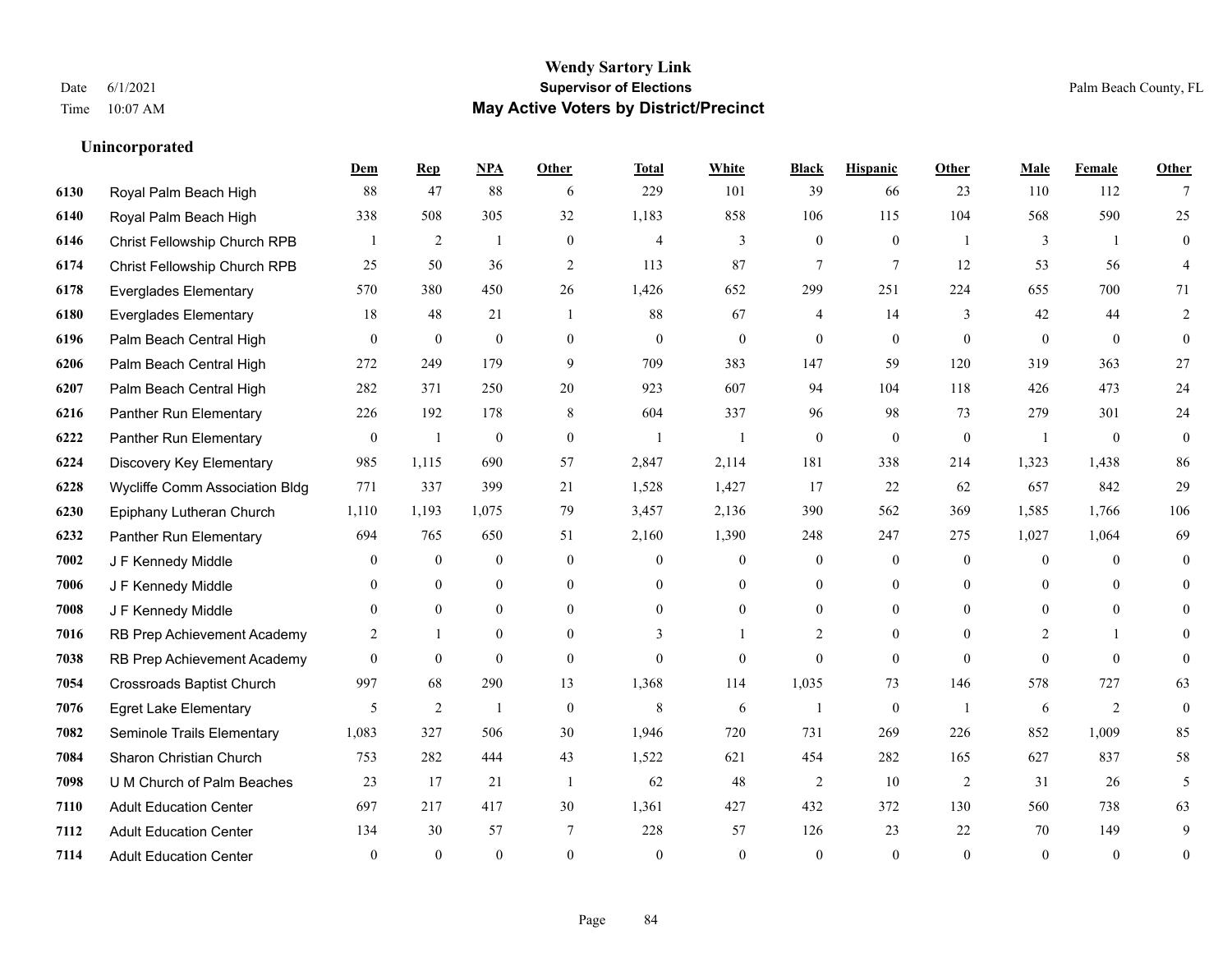# Wendy Sartory Link
## Supervisor of Elections
## May Active Voters by District/Precinct

Date 6/1/2021
Time 10:07 AM

Palm Beach County, FL

### Unincorporated

| | | Dem | Rep | NPA | Other | Total | White | Black | Hispanic | Other | Male | Female | Other |
|---|---|---|---|---|---|---|---|---|---|---|---|---|---|
| 6130 | Royal Palm Beach High | 88 | 47 | 88 | 6 | 229 | 101 | 39 | 66 | 23 | 110 | 112 | 7 |
| 6140 | Royal Palm Beach High | 338 | 508 | 305 | 32 | 1,183 | 858 | 106 | 115 | 104 | 568 | 590 | 25 |
| 6146 | Christ Fellowship Church RPB | 1 | 2 | 1 | 0 | 4 | 3 | 0 | 0 | 1 | 3 | 1 | 0 |
| 6174 | Christ Fellowship Church RPB | 25 | 50 | 36 | 2 | 113 | 87 | 7 | 7 | 12 | 53 | 56 | 4 |
| 6178 | Everglades Elementary | 570 | 380 | 450 | 26 | 1,426 | 652 | 299 | 251 | 224 | 655 | 700 | 71 |
| 6180 | Everglades Elementary | 18 | 48 | 21 | 1 | 88 | 67 | 4 | 14 | 3 | 42 | 44 | 2 |
| 6196 | Palm Beach Central High | 0 | 0 | 0 | 0 | 0 | 0 | 0 | 0 | 0 | 0 | 0 | 0 |
| 6206 | Palm Beach Central High | 272 | 249 | 179 | 9 | 709 | 383 | 147 | 59 | 120 | 319 | 363 | 27 |
| 6207 | Palm Beach Central High | 282 | 371 | 250 | 20 | 923 | 607 | 94 | 104 | 118 | 426 | 473 | 24 |
| 6216 | Panther Run Elementary | 226 | 192 | 178 | 8 | 604 | 337 | 96 | 98 | 73 | 279 | 301 | 24 |
| 6222 | Panther Run Elementary | 0 | 1 | 0 | 0 | 1 | 1 | 0 | 0 | 0 | 1 | 0 | 0 |
| 6224 | Discovery Key Elementary | 985 | 1,115 | 690 | 57 | 2,847 | 2,114 | 181 | 338 | 214 | 1,323 | 1,438 | 86 |
| 6228 | Wycliffe Comm Association Bldg | 771 | 337 | 399 | 21 | 1,528 | 1,427 | 17 | 22 | 62 | 657 | 842 | 29 |
| 6230 | Epiphany Lutheran Church | 1,110 | 1,193 | 1,075 | 79 | 3,457 | 2,136 | 390 | 562 | 369 | 1,585 | 1,766 | 106 |
| 6232 | Panther Run Elementary | 694 | 765 | 650 | 51 | 2,160 | 1,390 | 248 | 247 | 275 | 1,027 | 1,064 | 69 |
| 7002 | J F Kennedy Middle | 0 | 0 | 0 | 0 | 0 | 0 | 0 | 0 | 0 | 0 | 0 | 0 |
| 7006 | J F Kennedy Middle | 0 | 0 | 0 | 0 | 0 | 0 | 0 | 0 | 0 | 0 | 0 | 0 |
| 7008 | J F Kennedy Middle | 0 | 0 | 0 | 0 | 0 | 0 | 0 | 0 | 0 | 0 | 0 | 0 |
| 7016 | RB Prep Achievement Academy | 2 | 1 | 0 | 0 | 3 | 1 | 2 | 0 | 0 | 2 | 1 | 0 |
| 7038 | RB Prep Achievement Academy | 0 | 0 | 0 | 0 | 0 | 0 | 0 | 0 | 0 | 0 | 0 | 0 |
| 7054 | Crossroads Baptist Church | 997 | 68 | 290 | 13 | 1,368 | 114 | 1,035 | 73 | 146 | 578 | 727 | 63 |
| 7076 | Egret Lake Elementary | 5 | 2 | 1 | 0 | 8 | 6 | 1 | 0 | 1 | 6 | 2 | 0 |
| 7082 | Seminole Trails Elementary | 1,083 | 327 | 506 | 30 | 1,946 | 720 | 731 | 269 | 226 | 852 | 1,009 | 85 |
| 7084 | Sharon Christian Church | 753 | 282 | 444 | 43 | 1,522 | 621 | 454 | 282 | 165 | 627 | 837 | 58 |
| 7098 | U M Church of Palm Beaches | 23 | 17 | 21 | 1 | 62 | 48 | 2 | 10 | 2 | 31 | 26 | 5 |
| 7110 | Adult Education Center | 697 | 217 | 417 | 30 | 1,361 | 427 | 432 | 372 | 130 | 560 | 738 | 63 |
| 7112 | Adult Education Center | 134 | 30 | 57 | 7 | 228 | 57 | 126 | 23 | 22 | 70 | 149 | 9 |
| 7114 | Adult Education Center | 0 | 0 | 0 | 0 | 0 | 0 | 0 | 0 | 0 | 0 | 0 | 0 |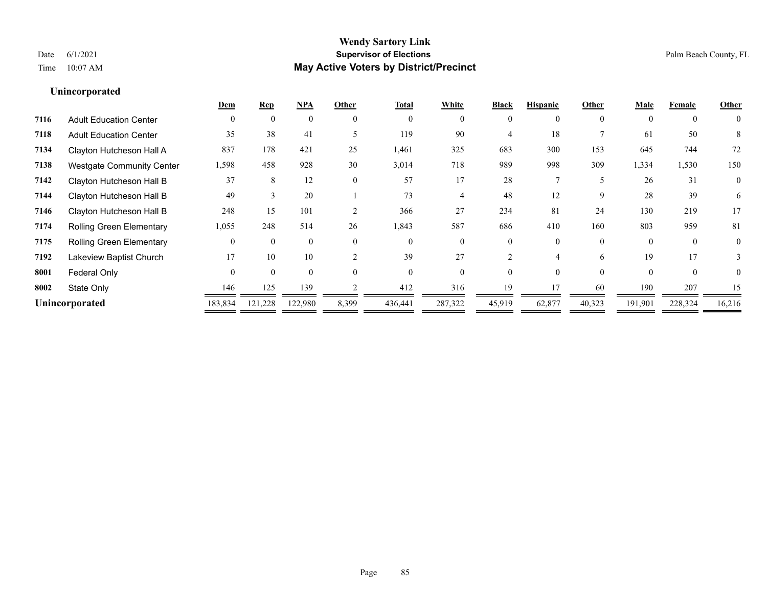**Wendy Sartory Link**
**Supervisor of Elections**
**May Active Voters by District/Precinct**

Date 6/1/2021
Time 10:07 AM
Palm Beach County, FL

### Unincorporated

| | | Dem | Rep | NPA | Other | Total | White | Black | Hispanic | Other | Male | Female | Other |
|---|---|---|---|---|---|---|---|---|---|---|---|---|---|
| 7116 | Adult Education Center | 0 | 0 | 0 | 0 | 0 | 0 | 0 | 0 | 0 | 0 | 0 | 0 |
| 7118 | Adult Education Center | 35 | 38 | 41 | 5 | 119 | 90 | 4 | 18 | 7 | 61 | 50 | 8 |
| 7134 | Clayton Hutcheson Hall A | 837 | 178 | 421 | 25 | 1,461 | 325 | 683 | 300 | 153 | 645 | 744 | 72 |
| 7138 | Westgate Community Center | 1,598 | 458 | 928 | 30 | 3,014 | 718 | 989 | 998 | 309 | 1,334 | 1,530 | 150 |
| 7142 | Clayton Hutcheson Hall B | 37 | 8 | 12 | 0 | 57 | 17 | 28 | 7 | 5 | 26 | 31 | 0 |
| 7144 | Clayton Hutcheson Hall B | 49 | 3 | 20 | 1 | 73 | 4 | 48 | 12 | 9 | 28 | 39 | 6 |
| 7146 | Clayton Hutcheson Hall B | 248 | 15 | 101 | 2 | 366 | 27 | 234 | 81 | 24 | 130 | 219 | 17 |
| 7174 | Rolling Green Elementary | 1,055 | 248 | 514 | 26 | 1,843 | 587 | 686 | 410 | 160 | 803 | 959 | 81 |
| 7175 | Rolling Green Elementary | 0 | 0 | 0 | 0 | 0 | 0 | 0 | 0 | 0 | 0 | 0 | 0 |
| 7192 | Lakeview Baptist Church | 17 | 10 | 10 | 2 | 39 | 27 | 2 | 4 | 6 | 19 | 17 | 3 |
| 8001 | Federal Only | 0 | 0 | 0 | 0 | 0 | 0 | 0 | 0 | 0 | 0 | 0 | 0 |
| 8002 | State Only | 146 | 125 | 139 | 2 | 412 | 316 | 19 | 17 | 60 | 190 | 207 | 15 |
| **Unincorporated** | | 183,834 | 121,228 | 122,980 | 8,399 | 436,441 | 287,322 | 45,919 | 62,877 | 40,323 | 191,901 | 228,324 | 16,216 |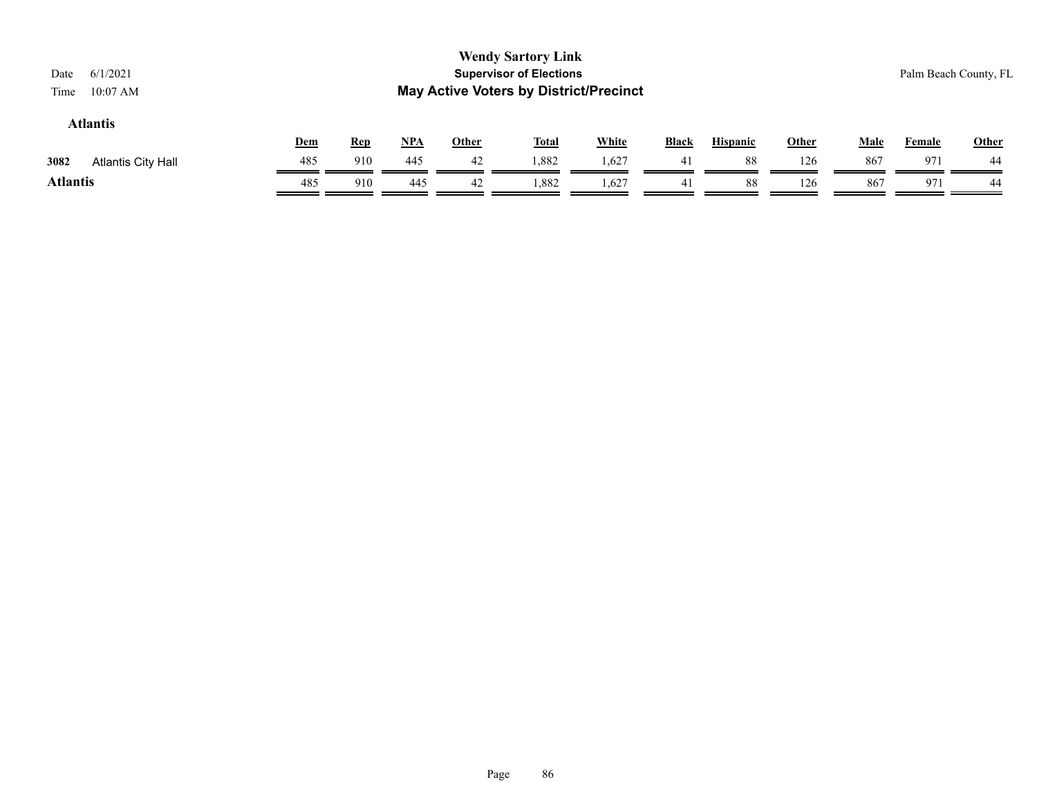**Wendy Sartory Link**

**Supervisor of Elections**

**May Active Voters by District/Precinct**

Date 6/1/2021

Time 10:07 AM

Palm Beach County, FL

### Atlantis

| | | Dem | Rep | NPA | Other | Total | White | Black | Hispanic | Other | Male | Female | Other |
|---|---|---|---|---|---|---|---|---|---|---|---|---|---|
| 3082 | Atlantis City Hall | 485 | 910 | 445 | 42 | 1,882 | 1,627 | 41 | 88 | 126 | 867 | 971 | 44 |
| **Atlantis** | | 485 | 910 | 445 | 42 | 1,882 | 1,627 | 41 | 88 | 126 | 867 | 971 | 44 |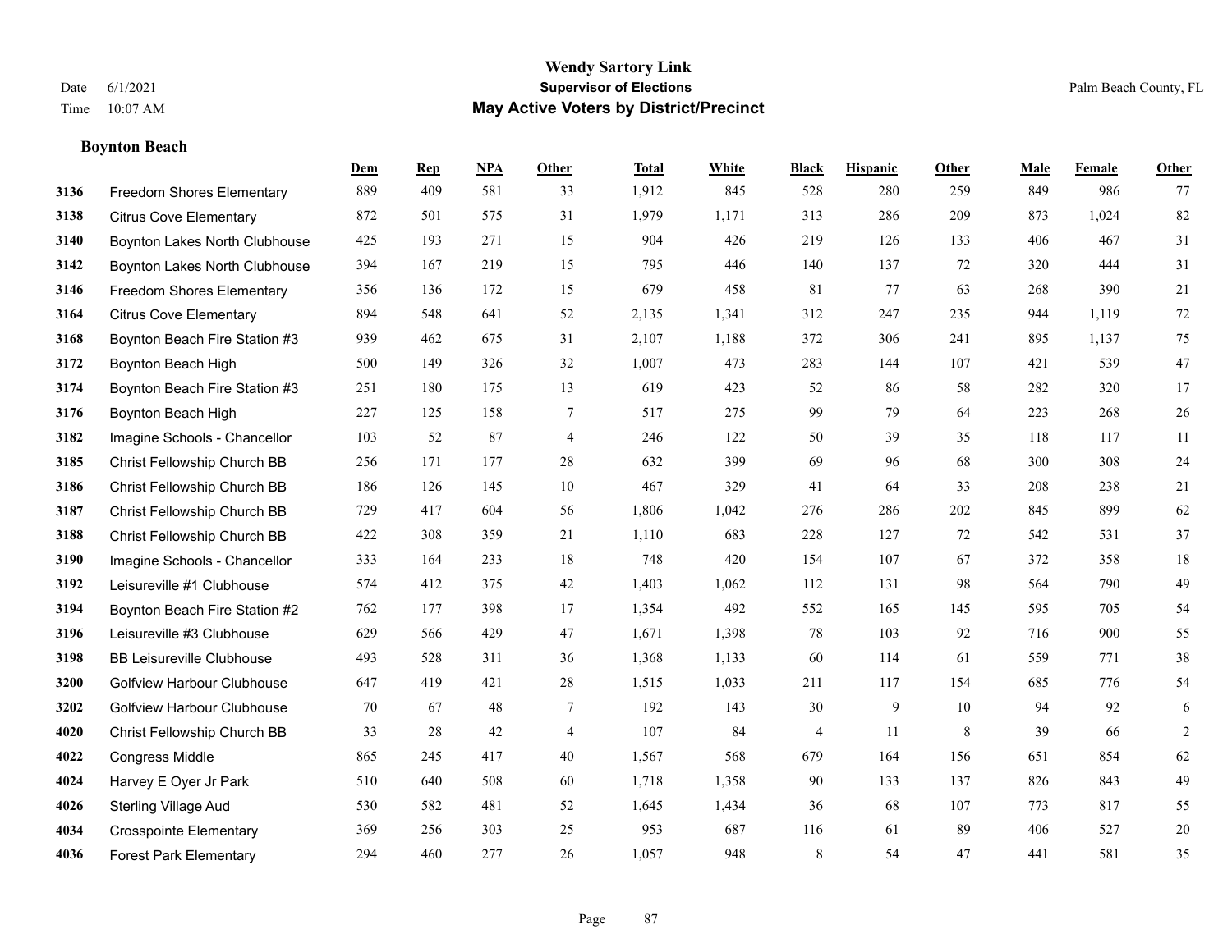# Wendy Sartory Link
## Supervisor of Elections
## May Active Voters by District/Precinct

Date 6/1/2021
Time 10:07 AM

Palm Beach County, FL

### Boynton Beach

| | | Dem | Rep | NPA | Other | Total | White | Black | Hispanic | Other | Male | Female | Other |
|---|---|---|---|---|---|---|---|---|---|---|---|---|---|
| 3136 | Freedom Shores Elementary | 889 | 409 | 581 | 33 | 1,912 | 845 | 528 | 280 | 259 | 849 | 986 | 77 |
| 3138 | Citrus Cove Elementary | 872 | 501 | 575 | 31 | 1,979 | 1,171 | 313 | 286 | 209 | 873 | 1,024 | 82 |
| 3140 | Boynton Lakes North Clubhouse | 425 | 193 | 271 | 15 | 904 | 426 | 219 | 126 | 133 | 406 | 467 | 31 |
| 3142 | Boynton Lakes North Clubhouse | 394 | 167 | 219 | 15 | 795 | 446 | 140 | 137 | 72 | 320 | 444 | 31 |
| 3146 | Freedom Shores Elementary | 356 | 136 | 172 | 15 | 679 | 458 | 81 | 77 | 63 | 268 | 390 | 21 |
| 3164 | Citrus Cove Elementary | 894 | 548 | 641 | 52 | 2,135 | 1,341 | 312 | 247 | 235 | 944 | 1,119 | 72 |
| 3168 | Boynton Beach Fire Station #3 | 939 | 462 | 675 | 31 | 2,107 | 1,188 | 372 | 306 | 241 | 895 | 1,137 | 75 |
| 3172 | Boynton Beach High | 500 | 149 | 326 | 32 | 1,007 | 473 | 283 | 144 | 107 | 421 | 539 | 47 |
| 3174 | Boynton Beach Fire Station #3 | 251 | 180 | 175 | 13 | 619 | 423 | 52 | 86 | 58 | 282 | 320 | 17 |
| 3176 | Boynton Beach High | 227 | 125 | 158 | 7 | 517 | 275 | 99 | 79 | 64 | 223 | 268 | 26 |
| 3182 | Imagine Schools - Chancellor | 103 | 52 | 87 | 4 | 246 | 122 | 50 | 39 | 35 | 118 | 117 | 11 |
| 3185 | Christ Fellowship Church BB | 256 | 171 | 177 | 28 | 632 | 399 | 69 | 96 | 68 | 300 | 308 | 24 |
| 3186 | Christ Fellowship Church BB | 186 | 126 | 145 | 10 | 467 | 329 | 41 | 64 | 33 | 208 | 238 | 21 |
| 3187 | Christ Fellowship Church BB | 729 | 417 | 604 | 56 | 1,806 | 1,042 | 276 | 286 | 202 | 845 | 899 | 62 |
| 3188 | Christ Fellowship Church BB | 422 | 308 | 359 | 21 | 1,110 | 683 | 228 | 127 | 72 | 542 | 531 | 37 |
| 3190 | Imagine Schools - Chancellor | 333 | 164 | 233 | 18 | 748 | 420 | 154 | 107 | 67 | 372 | 358 | 18 |
| 3192 | Leisureville #1 Clubhouse | 574 | 412 | 375 | 42 | 1,403 | 1,062 | 112 | 131 | 98 | 564 | 790 | 49 |
| 3194 | Boynton Beach Fire Station #2 | 762 | 177 | 398 | 17 | 1,354 | 492 | 552 | 165 | 145 | 595 | 705 | 54 |
| 3196 | Leisureville #3 Clubhouse | 629 | 566 | 429 | 47 | 1,671 | 1,398 | 78 | 103 | 92 | 716 | 900 | 55 |
| 3198 | BB Leisureville Clubhouse | 493 | 528 | 311 | 36 | 1,368 | 1,133 | 60 | 114 | 61 | 559 | 771 | 38 |
| 3200 | Golfview Harbour Clubhouse | 647 | 419 | 421 | 28 | 1,515 | 1,033 | 211 | 117 | 154 | 685 | 776 | 54 |
| 3202 | Golfview Harbour Clubhouse | 70 | 67 | 48 | 7 | 192 | 143 | 30 | 9 | 10 | 94 | 92 | 6 |
| 4020 | Christ Fellowship Church BB | 33 | 28 | 42 | 4 | 107 | 84 | 4 | 11 | 8 | 39 | 66 | 2 |
| 4022 | Congress Middle | 865 | 245 | 417 | 40 | 1,567 | 568 | 679 | 164 | 156 | 651 | 854 | 62 |
| 4024 | Harvey E Oyer Jr Park | 510 | 640 | 508 | 60 | 1,718 | 1,358 | 90 | 133 | 137 | 826 | 843 | 49 |
| 4026 | Sterling Village Aud | 530 | 582 | 481 | 52 | 1,645 | 1,434 | 36 | 68 | 107 | 773 | 817 | 55 |
| 4034 | Crosspointe Elementary | 369 | 256 | 303 | 25 | 953 | 687 | 116 | 61 | 89 | 406 | 527 | 20 |
| 4036 | Forest Park Elementary | 294 | 460 | 277 | 26 | 1,057 | 948 | 8 | 54 | 47 | 441 | 581 | 35 |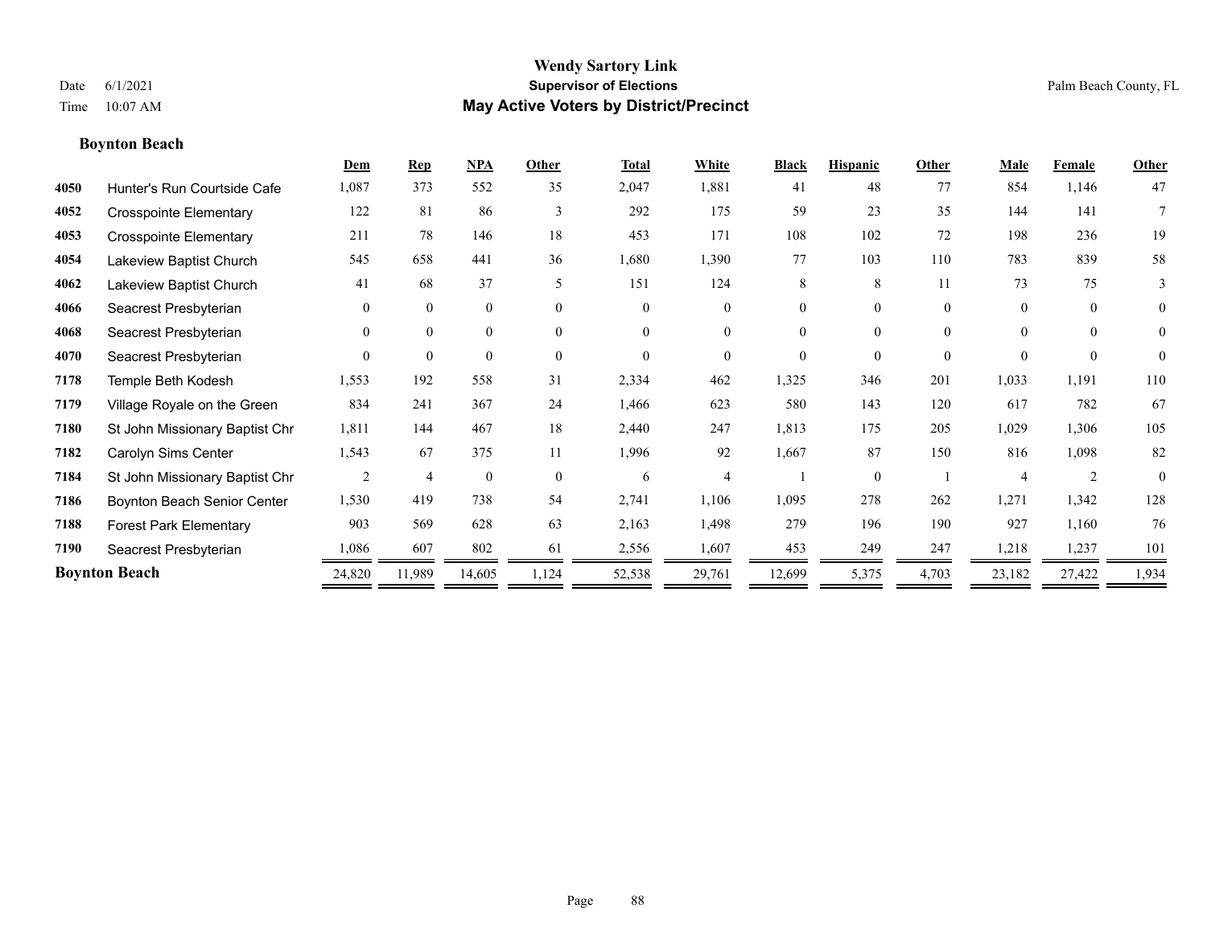# Wendy Sartory Link
## Supervisor of Elections
## May Active Voters by District/Precinct

Date 6/1/2021
Time 10:07 AM

Palm Beach County, FL

**Boynton Beach**

| | | Dem | Rep | NPA | Other | Total | White | Black | Hispanic | Other | Male | Female | Other |
|---|---|---|---|---|---|---|---|---|---|---|---|---|---|
| 4050 | Hunter's Run Courtside Cafe | 1,087 | 373 | 552 | 35 | 2,047 | 1,881 | 41 | 48 | 77 | 854 | 1,146 | 47 |
| 4052 | Crosspointe Elementary | 122 | 81 | 86 | 3 | 292 | 175 | 59 | 23 | 35 | 144 | 141 | 7 |
| 4053 | Crosspointe Elementary | 211 | 78 | 146 | 18 | 453 | 171 | 108 | 102 | 72 | 198 | 236 | 19 |
| 4054 | Lakeview Baptist Church | 545 | 658 | 441 | 36 | 1,680 | 1,390 | 77 | 103 | 110 | 783 | 839 | 58 |
| 4062 | Lakeview Baptist Church | 41 | 68 | 37 | 5 | 151 | 124 | 8 | 8 | 11 | 73 | 75 | 3 |
| 4066 | Seacrest Presbyterian | 0 | 0 | 0 | 0 | 0 | 0 | 0 | 0 | 0 | 0 | 0 | 0 |
| 4068 | Seacrest Presbyterian | 0 | 0 | 0 | 0 | 0 | 0 | 0 | 0 | 0 | 0 | 0 | 0 |
| 4070 | Seacrest Presbyterian | 0 | 0 | 0 | 0 | 0 | 0 | 0 | 0 | 0 | 0 | 0 | 0 |
| 7178 | Temple Beth Kodesh | 1,553 | 192 | 558 | 31 | 2,334 | 462 | 1,325 | 346 | 201 | 1,033 | 1,191 | 110 |
| 7179 | Village Royale on the Green | 834 | 241 | 367 | 24 | 1,466 | 623 | 580 | 143 | 120 | 617 | 782 | 67 |
| 7180 | St John Missionary Baptist Chr | 1,811 | 144 | 467 | 18 | 2,440 | 247 | 1,813 | 175 | 205 | 1,029 | 1,306 | 105 |
| 7182 | Carolyn Sims Center | 1,543 | 67 | 375 | 11 | 1,996 | 92 | 1,667 | 87 | 150 | 816 | 1,098 | 82 |
| 7184 | St John Missionary Baptist Chr | 2 | 4 | 0 | 0 | 6 | 4 | 1 | 0 | 1 | 4 | 2 | 0 |
| 7186 | Boynton Beach Senior Center | 1,530 | 419 | 738 | 54 | 2,741 | 1,106 | 1,095 | 278 | 262 | 1,271 | 1,342 | 128 |
| 7188 | Forest Park Elementary | 903 | 569 | 628 | 63 | 2,163 | 1,498 | 279 | 196 | 190 | 927 | 1,160 | 76 |
| 7190 | Seacrest Presbyterian | 1,086 | 607 | 802 | 61 | 2,556 | 1,607 | 453 | 249 | 247 | 1,218 | 1,237 | 101 |
| **Boynton Beach** | | 24,820 | 11,989 | 14,605 | 1,124 | 52,538 | 29,761 | 12,699 | 5,375 | 4,703 | 23,182 | 27,422 | 1,934 |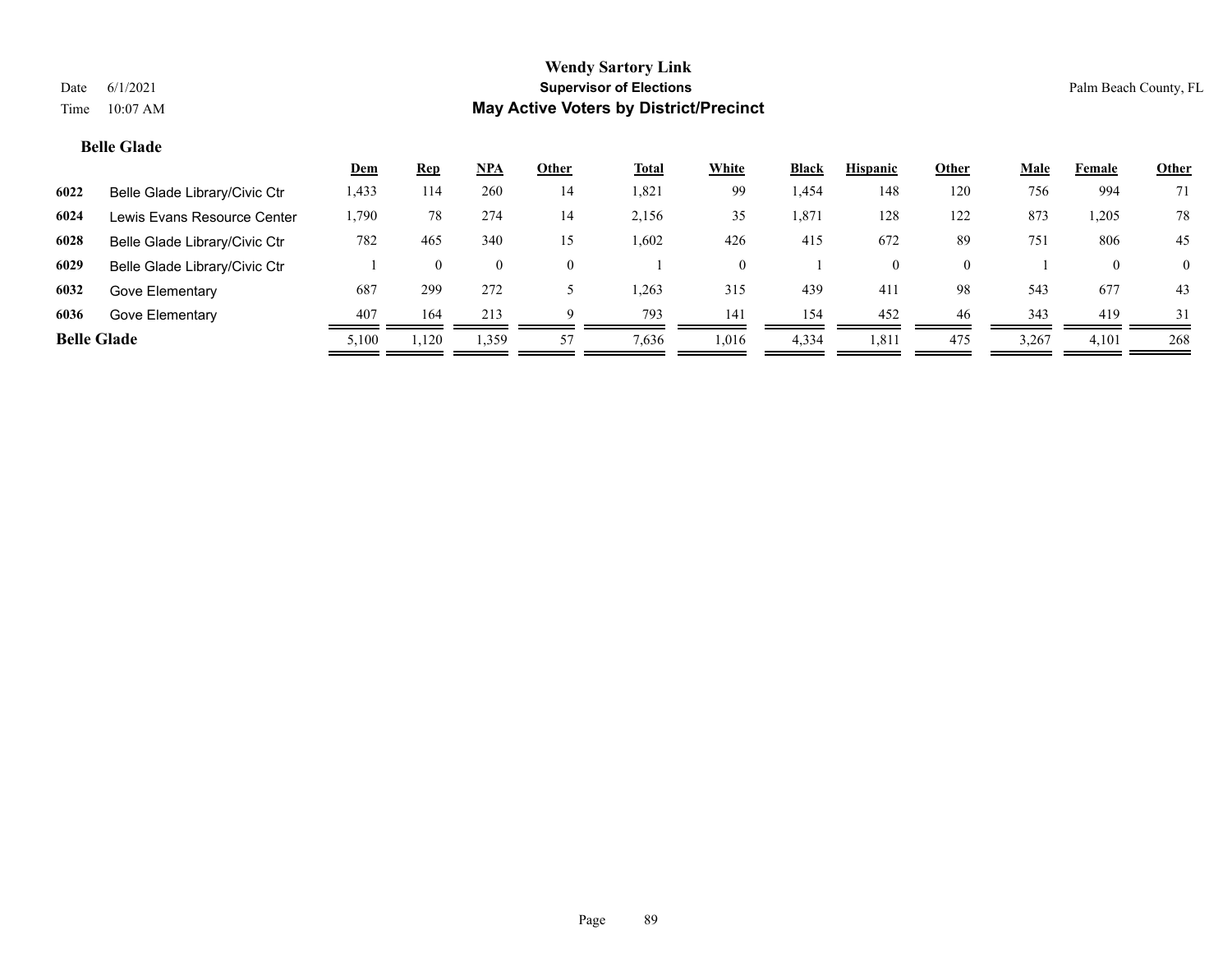# Wendy Sartory Link

**Supervisor of Elections**

**May Active Voters by District/Precinct**

Date 6/1/2021
Time 10:07 AM

Palm Beach County, FL

## Belle Glade

| | | Dem | Rep | NPA | Other | Total | White | Black | Hispanic | Other | Male | Female | Other |
|---|---|---|---|---|---|---|---|---|---|---|---|---|---|
| 6022 | Belle Glade Library/Civic Ctr | 1,433 | 114 | 260 | 14 | 1,821 | 99 | 1,454 | 148 | 120 | 756 | 994 | 71 |
| 6024 | Lewis Evans Resource Center | 1,790 | 78 | 274 | 14 | 2,156 | 35 | 1,871 | 128 | 122 | 873 | 1,205 | 78 |
| 6028 | Belle Glade Library/Civic Ctr | 782 | 465 | 340 | 15 | 1,602 | 426 | 415 | 672 | 89 | 751 | 806 | 45 |
| 6029 | Belle Glade Library/Civic Ctr | 1 | 0 | 0 | 0 | 1 | 0 | 1 | 0 | 0 | 1 | 0 | 0 |
| 6032 | Gove Elementary | 687 | 299 | 272 | 5 | 1,263 | 315 | 439 | 411 | 98 | 543 | 677 | 43 |
| 6036 | Gove Elementary | 407 | 164 | 213 | 9 | 793 | 141 | 154 | 452 | 46 | 343 | 419 | 31 |
| **Belle Glade** | | 5,100 | 1,120 | 1,359 | 57 | 7,636 | 1,016 | 4,334 | 1,811 | 475 | 3,267 | 4,101 | 268 |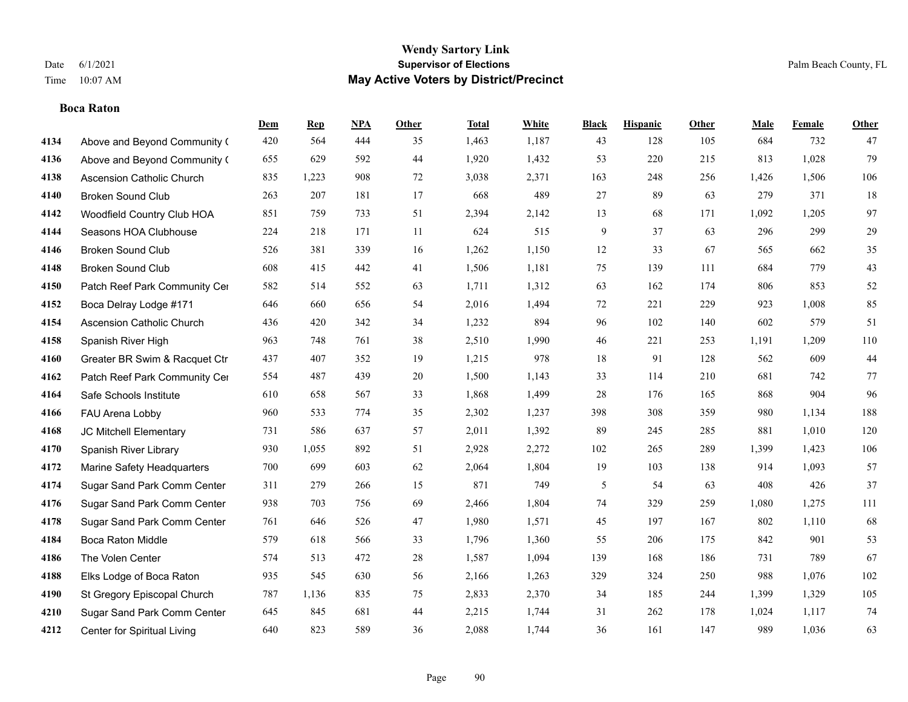# Wendy Sartory Link
## Supervisor of Elections
## May Active Voters by District/Precinct

Date 6/1/2021
Time 10:07 AM

Palm Beach County, FL

**Boca Raton**

| | | Dem | Rep | NPA | Other | Total | White | Black | Hispanic | Other | Male | Female | Other |
|---|---|---|---|---|---|---|---|---|---|---|---|---|---|
| 4134 | Above and Beyond Community ( | 420 | 564 | 444 | 35 | 1,463 | 1,187 | 43 | 128 | 105 | 684 | 732 | 47 |
| 4136 | Above and Beyond Community ( | 655 | 629 | 592 | 44 | 1,920 | 1,432 | 53 | 220 | 215 | 813 | 1,028 | 79 |
| 4138 | Ascension Catholic Church | 835 | 1,223 | 908 | 72 | 3,038 | 2,371 | 163 | 248 | 256 | 1,426 | 1,506 | 106 |
| 4140 | Broken Sound Club | 263 | 207 | 181 | 17 | 668 | 489 | 27 | 89 | 63 | 279 | 371 | 18 |
| 4142 | Woodfield Country Club HOA | 851 | 759 | 733 | 51 | 2,394 | 2,142 | 13 | 68 | 171 | 1,092 | 1,205 | 97 |
| 4144 | Seasons HOA Clubhouse | 224 | 218 | 171 | 11 | 624 | 515 | 9 | 37 | 63 | 296 | 299 | 29 |
| 4146 | Broken Sound Club | 526 | 381 | 339 | 16 | 1,262 | 1,150 | 12 | 33 | 67 | 565 | 662 | 35 |
| 4148 | Broken Sound Club | 608 | 415 | 442 | 41 | 1,506 | 1,181 | 75 | 139 | 111 | 684 | 779 | 43 |
| 4150 | Patch Reef Park Community Cer | 582 | 514 | 552 | 63 | 1,711 | 1,312 | 63 | 162 | 174 | 806 | 853 | 52 |
| 4152 | Boca Delray Lodge #171 | 646 | 660 | 656 | 54 | 2,016 | 1,494 | 72 | 221 | 229 | 923 | 1,008 | 85 |
| 4154 | Ascension Catholic Church | 436 | 420 | 342 | 34 | 1,232 | 894 | 96 | 102 | 140 | 602 | 579 | 51 |
| 4158 | Spanish River High | 963 | 748 | 761 | 38 | 2,510 | 1,990 | 46 | 221 | 253 | 1,191 | 1,209 | 110 |
| 4160 | Greater BR Swim & Racquet Ctr | 437 | 407 | 352 | 19 | 1,215 | 978 | 18 | 91 | 128 | 562 | 609 | 44 |
| 4162 | Patch Reef Park Community Cer | 554 | 487 | 439 | 20 | 1,500 | 1,143 | 33 | 114 | 210 | 681 | 742 | 77 |
| 4164 | Safe Schools Institute | 610 | 658 | 567 | 33 | 1,868 | 1,499 | 28 | 176 | 165 | 868 | 904 | 96 |
| 4166 | FAU Arena Lobby | 960 | 533 | 774 | 35 | 2,302 | 1,237 | 398 | 308 | 359 | 980 | 1,134 | 188 |
| 4168 | JC Mitchell Elementary | 731 | 586 | 637 | 57 | 2,011 | 1,392 | 89 | 245 | 285 | 881 | 1,010 | 120 |
| 4170 | Spanish River Library | 930 | 1,055 | 892 | 51 | 2,928 | 2,272 | 102 | 265 | 289 | 1,399 | 1,423 | 106 |
| 4172 | Marine Safety Headquarters | 700 | 699 | 603 | 62 | 2,064 | 1,804 | 19 | 103 | 138 | 914 | 1,093 | 57 |
| 4174 | Sugar Sand Park Comm Center | 311 | 279 | 266 | 15 | 871 | 749 | 5 | 54 | 63 | 408 | 426 | 37 |
| 4176 | Sugar Sand Park Comm Center | 938 | 703 | 756 | 69 | 2,466 | 1,804 | 74 | 329 | 259 | 1,080 | 1,275 | 111 |
| 4178 | Sugar Sand Park Comm Center | 761 | 646 | 526 | 47 | 1,980 | 1,571 | 45 | 197 | 167 | 802 | 1,110 | 68 |
| 4184 | Boca Raton Middle | 579 | 618 | 566 | 33 | 1,796 | 1,360 | 55 | 206 | 175 | 842 | 901 | 53 |
| 4186 | The Volen Center | 574 | 513 | 472 | 28 | 1,587 | 1,094 | 139 | 168 | 186 | 731 | 789 | 67 |
| 4188 | Elks Lodge of Boca Raton | 935 | 545 | 630 | 56 | 2,166 | 1,263 | 329 | 324 | 250 | 988 | 1,076 | 102 |
| 4190 | St Gregory Episcopal Church | 787 | 1,136 | 835 | 75 | 2,833 | 2,370 | 34 | 185 | 244 | 1,399 | 1,329 | 105 |
| 4210 | Sugar Sand Park Comm Center | 645 | 845 | 681 | 44 | 2,215 | 1,744 | 31 | 262 | 178 | 1,024 | 1,117 | 74 |
| 4212 | Center for Spiritual Living | 640 | 823 | 589 | 36 | 2,088 | 1,744 | 36 | 161 | 147 | 989 | 1,036 | 63 |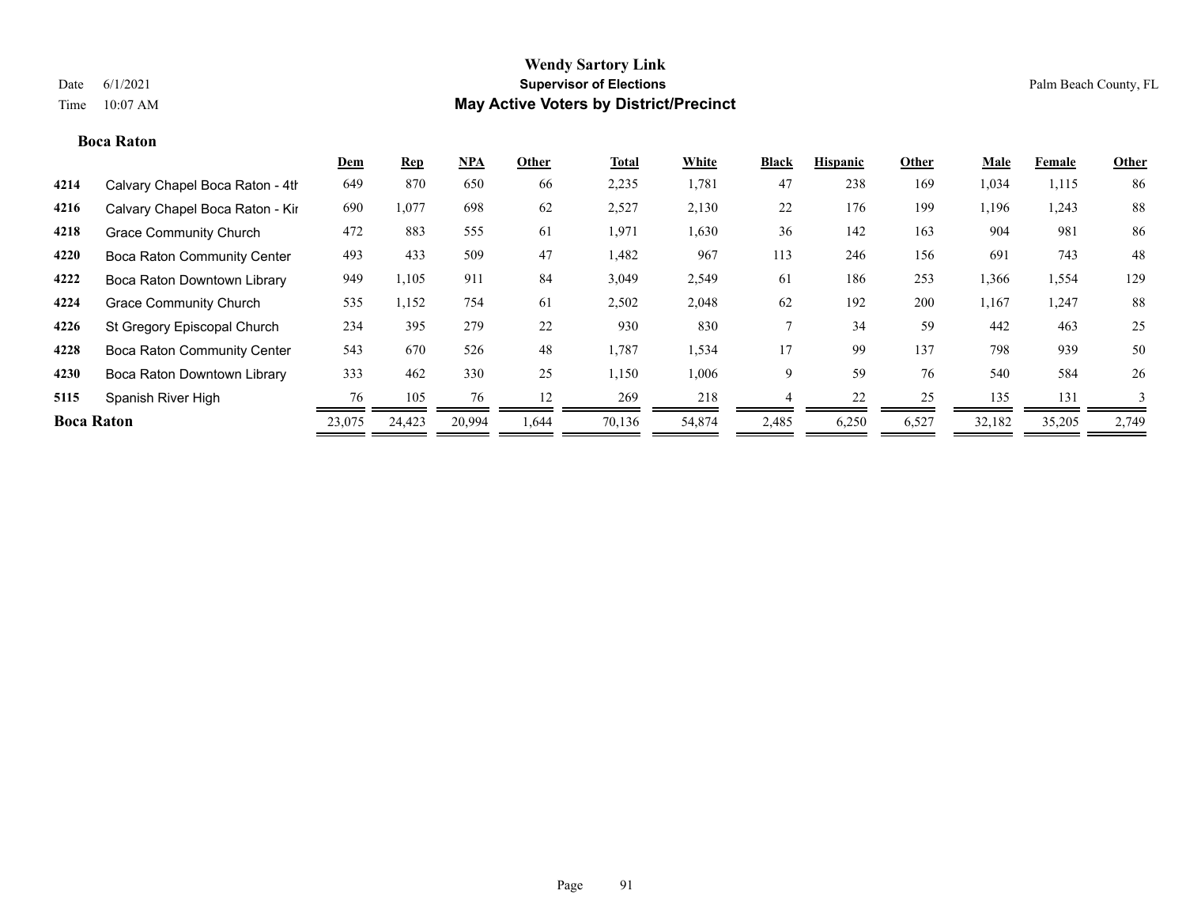**Wendy Sartory Link**
**Supervisor of Elections**
**May Active Voters by District/Precinct**

Date 6/1/2021
Time 10:07 AM

Palm Beach County, FL

### Boca Raton

| | | Dem | Rep | NPA | Other | Total | White | Black | Hispanic | Other | Male | Female | Other |
|---|---|---|---|---|---|---|---|---|---|---|---|---|---|
| 4214 | Calvary Chapel Boca Raton - 4th | 649 | 870 | 650 | 66 | 2,235 | 1,781 | 47 | 238 | 169 | 1,034 | 1,115 | 86 |
| 4216 | Calvary Chapel Boca Raton - Kir | 690 | 1,077 | 698 | 62 | 2,527 | 2,130 | 22 | 176 | 199 | 1,196 | 1,243 | 88 |
| 4218 | Grace Community Church | 472 | 883 | 555 | 61 | 1,971 | 1,630 | 36 | 142 | 163 | 904 | 981 | 86 |
| 4220 | Boca Raton Community Center | 493 | 433 | 509 | 47 | 1,482 | 967 | 113 | 246 | 156 | 691 | 743 | 48 |
| 4222 | Boca Raton Downtown Library | 949 | 1,105 | 911 | 84 | 3,049 | 2,549 | 61 | 186 | 253 | 1,366 | 1,554 | 129 |
| 4224 | Grace Community Church | 535 | 1,152 | 754 | 61 | 2,502 | 2,048 | 62 | 192 | 200 | 1,167 | 1,247 | 88 |
| 4226 | St Gregory Episcopal Church | 234 | 395 | 279 | 22 | 930 | 830 | 7 | 34 | 59 | 442 | 463 | 25 |
| 4228 | Boca Raton Community Center | 543 | 670 | 526 | 48 | 1,787 | 1,534 | 17 | 99 | 137 | 798 | 939 | 50 |
| 4230 | Boca Raton Downtown Library | 333 | 462 | 330 | 25 | 1,150 | 1,006 | 9 | 59 | 76 | 540 | 584 | 26 |
| 5115 | Spanish River High | 76 | 105 | 76 | 12 | 269 | 218 | 4 | 22 | 25 | 135 | 131 | 3 |
| **Boca Raton** | | 23,075 | 24,423 | 20,994 | 1,644 | 70,136 | 54,874 | 2,485 | 6,250 | 6,527 | 32,182 | 35,205 | 2,749 |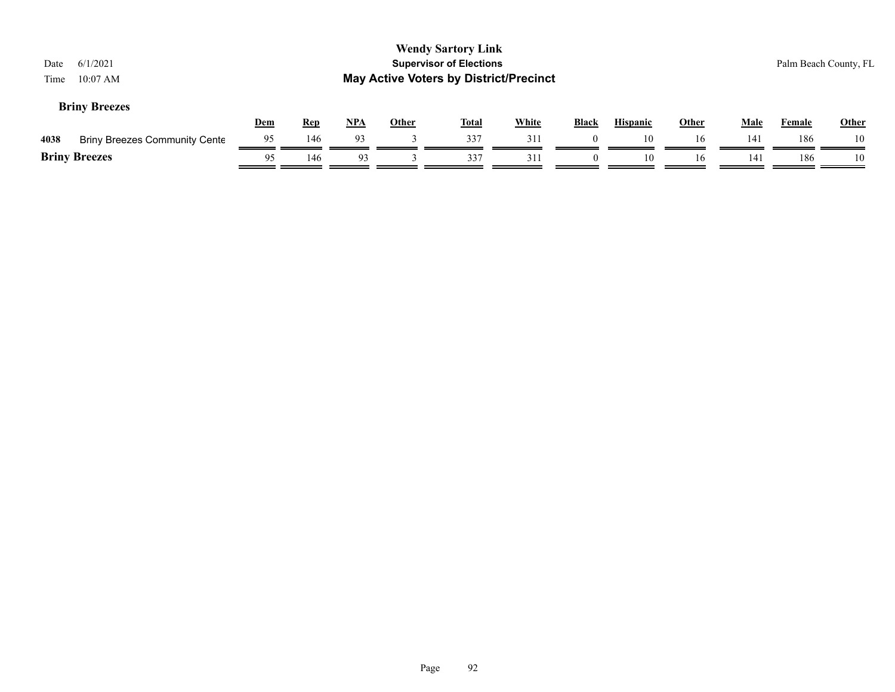**Wendy Sartory Link**
**Supervisor of Elections**
**May Active Voters by District/Precinct**

Date 6/1/2021
Time 10:07 AM

Palm Beach County, FL

### Briny Breezes

| | | Dem | Rep | NPA | Other | Total | White | Black | Hispanic | Other | Male | Female | Other |
|---|---|---|---|---|---|---|---|---|---|---|---|---|---|
| 4038 | Briny Breezes Community Cente | 95 | 146 | 93 | 3 | 337 | 311 | 0 | 10 | 16 | 141 | 186 | 10 |
| **Briny Breezes** | | 95 | 146 | 93 | 3 | 337 | 311 | 0 | 10 | 16 | 141 | 186 | 10 |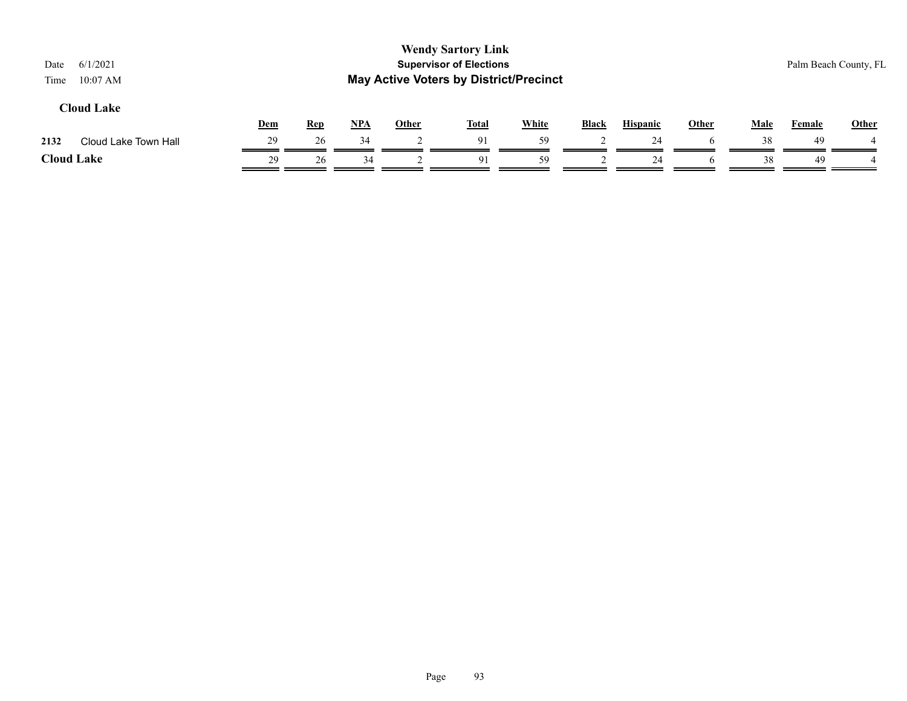**Wendy Sartory Link**
**Supervisor of Elections**
**May Active Voters by District/Precinct**

Date 6/1/2021
Time 10:07 AM

Palm Beach County, FL

**Cloud Lake**

| | | Dem | Rep | NPA | Other | Total | White | Black | Hispanic | Other | Male | Female | Other |
|---|---|---|---|---|---|---|---|---|---|---|---|---|---|
| 2132 | Cloud Lake Town Hall | 29 | 26 | 34 | 2 | 91 | 59 | 2 | 24 | 6 | 38 | 49 | 4 |
| **Cloud Lake** | | 29 | 26 | 34 | 2 | 91 | 59 | 2 | 24 | 6 | 38 | 49 | 4 |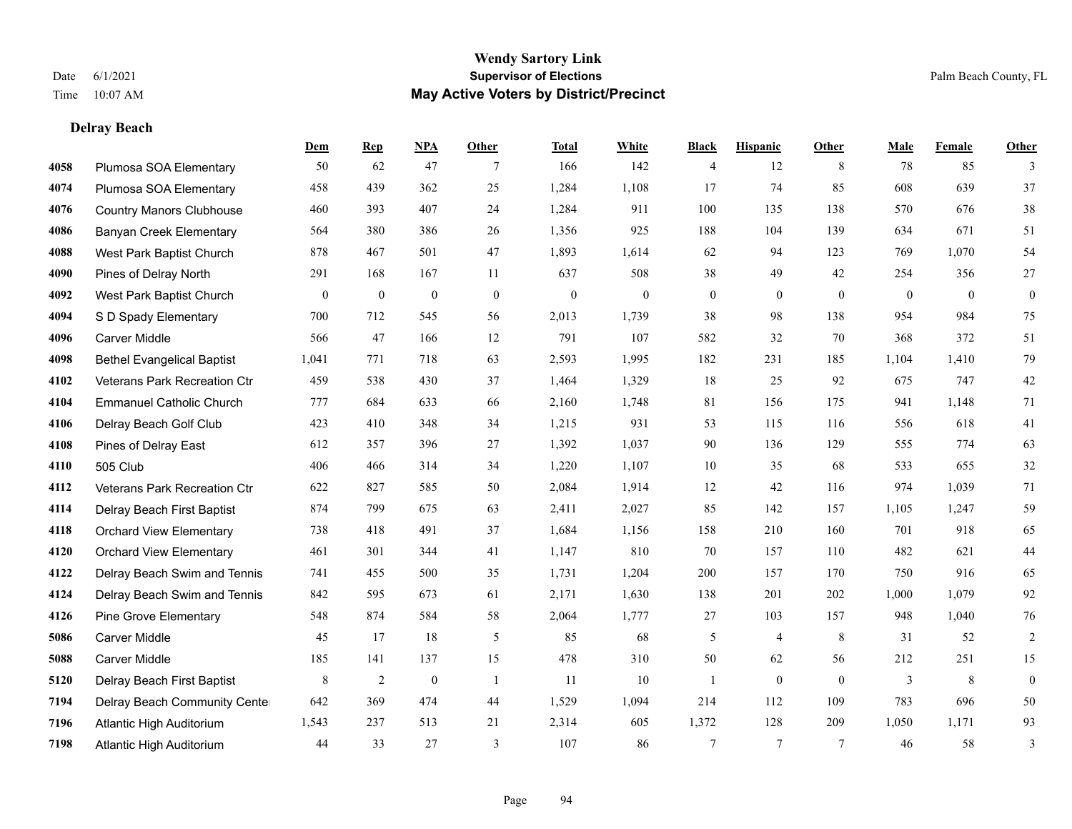**Wendy Sartory Link**
**Supervisor of Elections**
**May Active Voters by District/Precinct**

Date 6/1/2021
Time 10:07 AM

Palm Beach County, FL

## Delray Beach

| | | Dem | Rep | NPA | Other | Total | White | Black | Hispanic | Other | Male | Female | Other |
|---|---|---|---|---|---|---|---|---|---|---|---|---|---|
| 4058 | Plumosa SOA Elementary | 50 | 62 | 47 | 7 | 166 | 142 | 4 | 12 | 8 | 78 | 85 | 3 |
| 4074 | Plumosa SOA Elementary | 458 | 439 | 362 | 25 | 1,284 | 1,108 | 17 | 74 | 85 | 608 | 639 | 37 |
| 4076 | Country Manors Clubhouse | 460 | 393 | 407 | 24 | 1,284 | 911 | 100 | 135 | 138 | 570 | 676 | 38 |
| 4086 | Banyan Creek Elementary | 564 | 380 | 386 | 26 | 1,356 | 925 | 188 | 104 | 139 | 634 | 671 | 51 |
| 4088 | West Park Baptist Church | 878 | 467 | 501 | 47 | 1,893 | 1,614 | 62 | 94 | 123 | 769 | 1,070 | 54 |
| 4090 | Pines of Delray North | 291 | 168 | 167 | 11 | 637 | 508 | 38 | 49 | 42 | 254 | 356 | 27 |
| 4092 | West Park Baptist Church | 0 | 0 | 0 | 0 | 0 | 0 | 0 | 0 | 0 | 0 | 0 | 0 |
| 4094 | S D Spady Elementary | 700 | 712 | 545 | 56 | 2,013 | 1,739 | 38 | 98 | 138 | 954 | 984 | 75 |
| 4096 | Carver Middle | 566 | 47 | 166 | 12 | 791 | 107 | 582 | 32 | 70 | 368 | 372 | 51 |
| 4098 | Bethel Evangelical Baptist | 1,041 | 771 | 718 | 63 | 2,593 | 1,995 | 182 | 231 | 185 | 1,104 | 1,410 | 79 |
| 4102 | Veterans Park Recreation Ctr | 459 | 538 | 430 | 37 | 1,464 | 1,329 | 18 | 25 | 92 | 675 | 747 | 42 |
| 4104 | Emmanuel Catholic Church | 777 | 684 | 633 | 66 | 2,160 | 1,748 | 81 | 156 | 175 | 941 | 1,148 | 71 |
| 4106 | Delray Beach Golf Club | 423 | 410 | 348 | 34 | 1,215 | 931 | 53 | 115 | 116 | 556 | 618 | 41 |
| 4108 | Pines of Delray East | 612 | 357 | 396 | 27 | 1,392 | 1,037 | 90 | 136 | 129 | 555 | 774 | 63 |
| 4110 | 505 Club | 406 | 466 | 314 | 34 | 1,220 | 1,107 | 10 | 35 | 68 | 533 | 655 | 32 |
| 4112 | Veterans Park Recreation Ctr | 622 | 827 | 585 | 50 | 2,084 | 1,914 | 12 | 42 | 116 | 974 | 1,039 | 71 |
| 4114 | Delray Beach First Baptist | 874 | 799 | 675 | 63 | 2,411 | 2,027 | 85 | 142 | 157 | 1,105 | 1,247 | 59 |
| 4118 | Orchard View Elementary | 738 | 418 | 491 | 37 | 1,684 | 1,156 | 158 | 210 | 160 | 701 | 918 | 65 |
| 4120 | Orchard View Elementary | 461 | 301 | 344 | 41 | 1,147 | 810 | 70 | 157 | 110 | 482 | 621 | 44 |
| 4122 | Delray Beach Swim and Tennis | 741 | 455 | 500 | 35 | 1,731 | 1,204 | 200 | 157 | 170 | 750 | 916 | 65 |
| 4124 | Delray Beach Swim and Tennis | 842 | 595 | 673 | 61 | 2,171 | 1,630 | 138 | 201 | 202 | 1,000 | 1,079 | 92 |
| 4126 | Pine Grove Elementary | 548 | 874 | 584 | 58 | 2,064 | 1,777 | 27 | 103 | 157 | 948 | 1,040 | 76 |
| 5086 | Carver Middle | 45 | 17 | 18 | 5 | 85 | 68 | 5 | 4 | 8 | 31 | 52 | 2 |
| 5088 | Carver Middle | 185 | 141 | 137 | 15 | 478 | 310 | 50 | 62 | 56 | 212 | 251 | 15 |
| 5120 | Delray Beach First Baptist | 8 | 2 | 0 | 1 | 11 | 10 | 1 | 0 | 0 | 3 | 8 | 0 |
| 7194 | Delray Beach Community Center | 642 | 369 | 474 | 44 | 1,529 | 1,094 | 214 | 112 | 109 | 783 | 696 | 50 |
| 7196 | Atlantic High Auditorium | 1,543 | 237 | 513 | 21 | 2,314 | 605 | 1,372 | 128 | 209 | 1,050 | 1,171 | 93 |
| 7198 | Atlantic High Auditorium | 44 | 33 | 27 | 3 | 107 | 86 | 7 | 7 | 7 | 46 | 58 | 3 |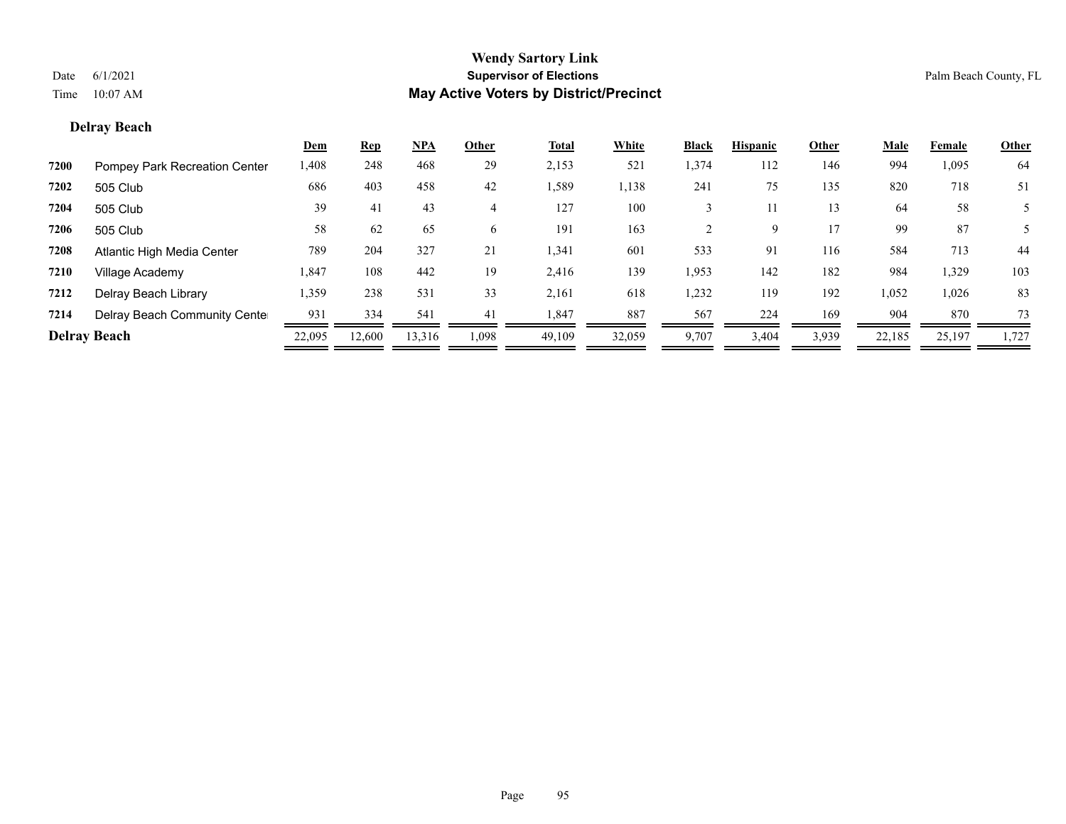# Wendy Sartory Link

**Supervisor of Elections**

**May Active Voters by District/Precinct**

Date 6/1/2021
Time 10:07 AM

Palm Beach County, FL

## Delray Beach

| | | Dem | Rep | NPA | Other | Total | White | Black | Hispanic | Other | Male | Female | Other |
|---|---|---|---|---|---|---|---|---|---|---|---|---|---|
| 7200 | Pompey Park Recreation Center | 1,408 | 248 | 468 | 29 | 2,153 | 521 | 1,374 | 112 | 146 | 994 | 1,095 | 64 |
| 7202 | 505 Club | 686 | 403 | 458 | 42 | 1,589 | 1,138 | 241 | 75 | 135 | 820 | 718 | 51 |
| 7204 | 505 Club | 39 | 41 | 43 | 4 | 127 | 100 | 3 | 11 | 13 | 64 | 58 | 5 |
| 7206 | 505 Club | 58 | 62 | 65 | 6 | 191 | 163 | 2 | 9 | 17 | 99 | 87 | 5 |
| 7208 | Atlantic High Media Center | 789 | 204 | 327 | 21 | 1,341 | 601 | 533 | 91 | 116 | 584 | 713 | 44 |
| 7210 | Village Academy | 1,847 | 108 | 442 | 19 | 2,416 | 139 | 1,953 | 142 | 182 | 984 | 1,329 | 103 |
| 7212 | Delray Beach Library | 1,359 | 238 | 531 | 33 | 2,161 | 618 | 1,232 | 119 | 192 | 1,052 | 1,026 | 83 |
| 7214 | Delray Beach Community Center | 931 | 334 | 541 | 41 | 1,847 | 887 | 567 | 224 | 169 | 904 | 870 | 73 |
| **Delray Beach** | | 22,095 | 12,600 | 13,316 | 1,098 | 49,109 | 32,059 | 9,707 | 3,404 | 3,939 | 22,185 | 25,197 | 1,727 |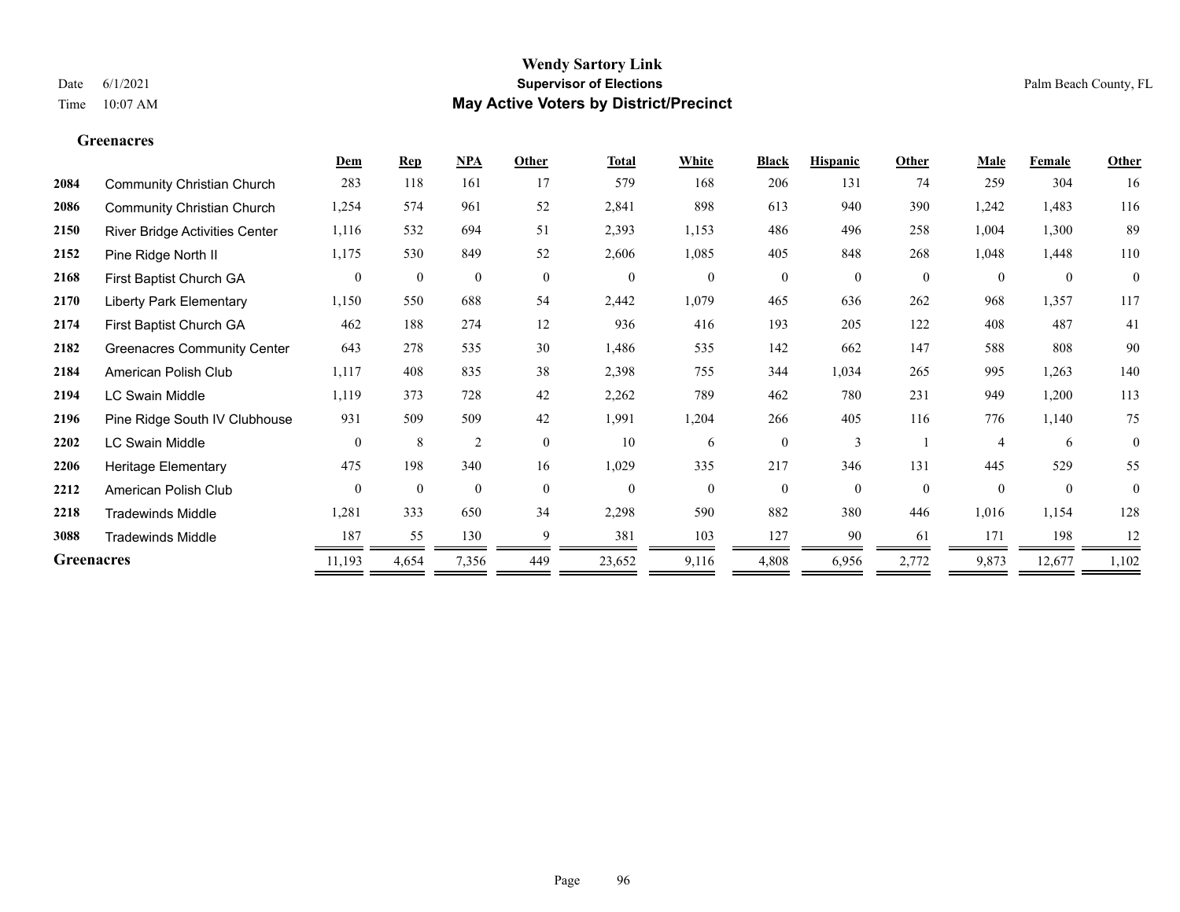# Wendy Sartory Link

**Supervisor of Elections**

## May Active Voters by District/Precinct

Date 6/1/2021
Time 10:07 AM

Palm Beach County, FL

### Greenacres

| | | Dem | Rep | NPA | Other | Total | White | Black | Hispanic | Other | Male | Female | Other |
|---|---|---|---|---|---|---|---|---|---|---|---|---|---|
| 2084 | Community Christian Church | 283 | 118 | 161 | 17 | 579 | 168 | 206 | 131 | 74 | 259 | 304 | 16 |
| 2086 | Community Christian Church | 1,254 | 574 | 961 | 52 | 2,841 | 898 | 613 | 940 | 390 | 1,242 | 1,483 | 116 |
| 2150 | River Bridge Activities Center | 1,116 | 532 | 694 | 51 | 2,393 | 1,153 | 486 | 496 | 258 | 1,004 | 1,300 | 89 |
| 2152 | Pine Ridge North II | 1,175 | 530 | 849 | 52 | 2,606 | 1,085 | 405 | 848 | 268 | 1,048 | 1,448 | 110 |
| 2168 | First Baptist Church GA | 0 | 0 | 0 | 0 | 0 | 0 | 0 | 0 | 0 | 0 | 0 | 0 |
| 2170 | Liberty Park Elementary | 1,150 | 550 | 688 | 54 | 2,442 | 1,079 | 465 | 636 | 262 | 968 | 1,357 | 117 |
| 2174 | First Baptist Church GA | 462 | 188 | 274 | 12 | 936 | 416 | 193 | 205 | 122 | 408 | 487 | 41 |
| 2182 | Greenacres Community Center | 643 | 278 | 535 | 30 | 1,486 | 535 | 142 | 662 | 147 | 588 | 808 | 90 |
| 2184 | American Polish Club | 1,117 | 408 | 835 | 38 | 2,398 | 755 | 344 | 1,034 | 265 | 995 | 1,263 | 140 |
| 2194 | LC Swain Middle | 1,119 | 373 | 728 | 42 | 2,262 | 789 | 462 | 780 | 231 | 949 | 1,200 | 113 |
| 2196 | Pine Ridge South IV Clubhouse | 931 | 509 | 509 | 42 | 1,991 | 1,204 | 266 | 405 | 116 | 776 | 1,140 | 75 |
| 2202 | LC Swain Middle | 0 | 8 | 2 | 0 | 10 | 6 | 0 | 3 | 1 | 4 | 6 | 0 |
| 2206 | Heritage Elementary | 475 | 198 | 340 | 16 | 1,029 | 335 | 217 | 346 | 131 | 445 | 529 | 55 |
| 2212 | American Polish Club | 0 | 0 | 0 | 0 | 0 | 0 | 0 | 0 | 0 | 0 | 0 | 0 |
| 2218 | Tradewinds Middle | 1,281 | 333 | 650 | 34 | 2,298 | 590 | 882 | 380 | 446 | 1,016 | 1,154 | 128 |
| 3088 | Tradewinds Middle | 187 | 55 | 130 | 9 | 381 | 103 | 127 | 90 | 61 | 171 | 198 | 12 |
| **Greenacres** | | 11,193 | 4,654 | 7,356 | 449 | 23,652 | 9,116 | 4,808 | 6,956 | 2,772 | 9,873 | 12,677 | 1,102 |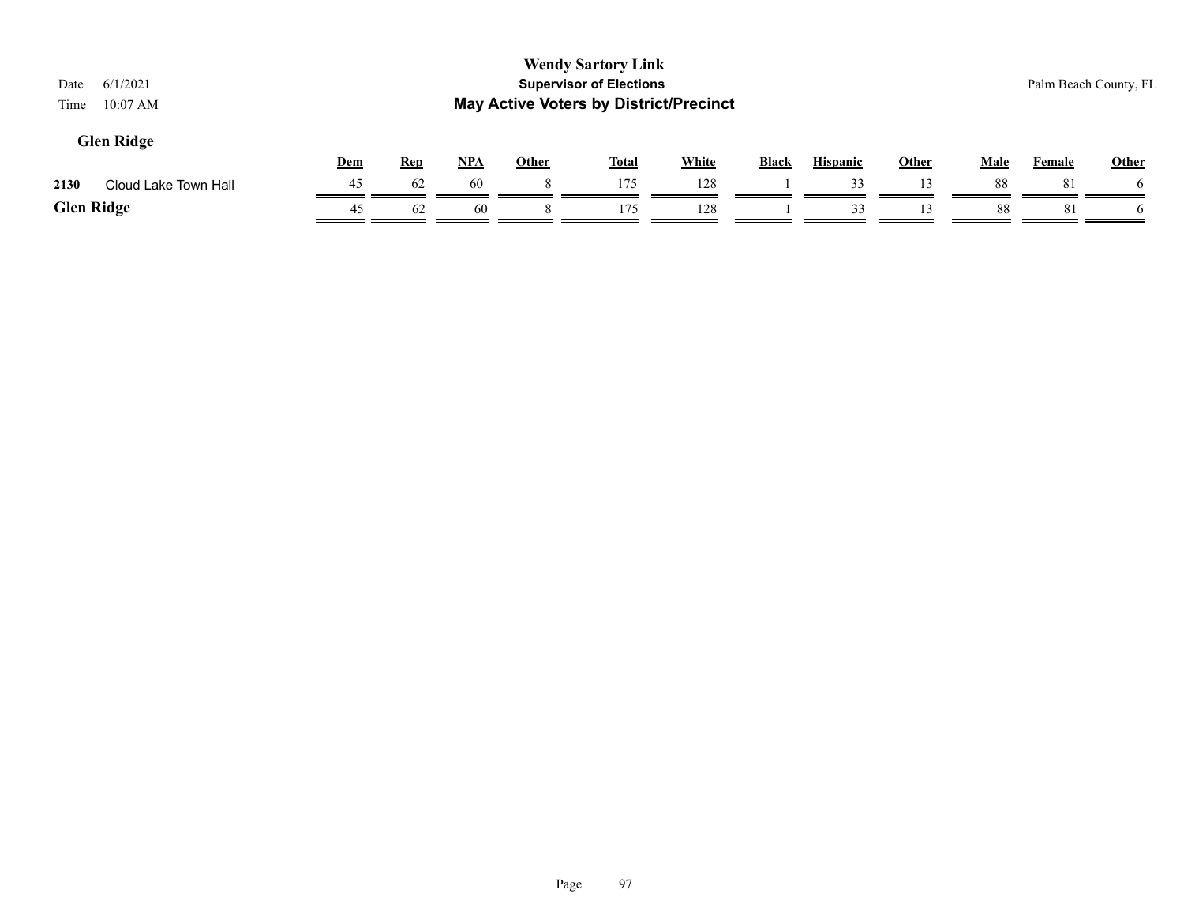# Wendy Sartory Link

## Supervisor of Elections

## May Active Voters by District/Precinct

Date 6/1/2021

Time 10:07 AM

Palm Beach County, FL

### Glen Ridge

| | | Dem | Rep | NPA | Other | Total | White | Black | Hispanic | Other | Male | Female | Other |
|---|---|---|---|---|---|---|---|---|---|---|---|---|---|
| 2130 | Cloud Lake Town Hall | 45 | 62 | 60 | 8 | 175 | 128 | 1 | 33 | 13 | 88 | 81 | 6 |
| **Glen Ridge** | | 45 | 62 | 60 | 8 | 175 | 128 | 1 | 33 | 13 | 88 | 81 | 6 |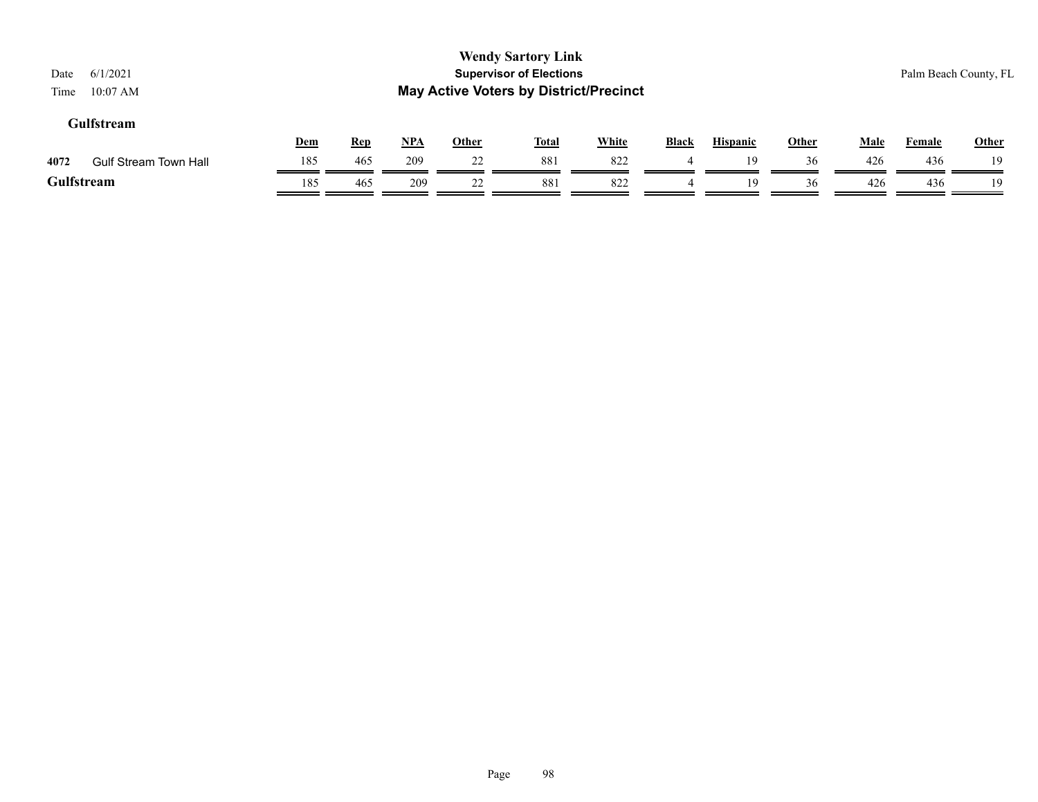# Wendy Sartory Link

## Supervisor of Elections

## May Active Voters by District/Precinct

Date 6/1/2021
Time 10:07 AM

Palm Beach County, FL

### Gulfstream

| | | Dem | Rep | NPA | Other | Total | White | Black | Hispanic | Other | Male | Female | Other |
|---|---|---|---|---|---|---|---|---|---|---|---|---|---|
| 4072 | Gulf Stream Town Hall | 185 | 465 | 209 | 22 | 881 | 822 | 4 | 19 | 36 | 426 | 436 | 19 |
| **Gulfstream** | | 185 | 465 | 209 | 22 | 881 | 822 | 4 | 19 | 36 | 426 | 436 | 19 |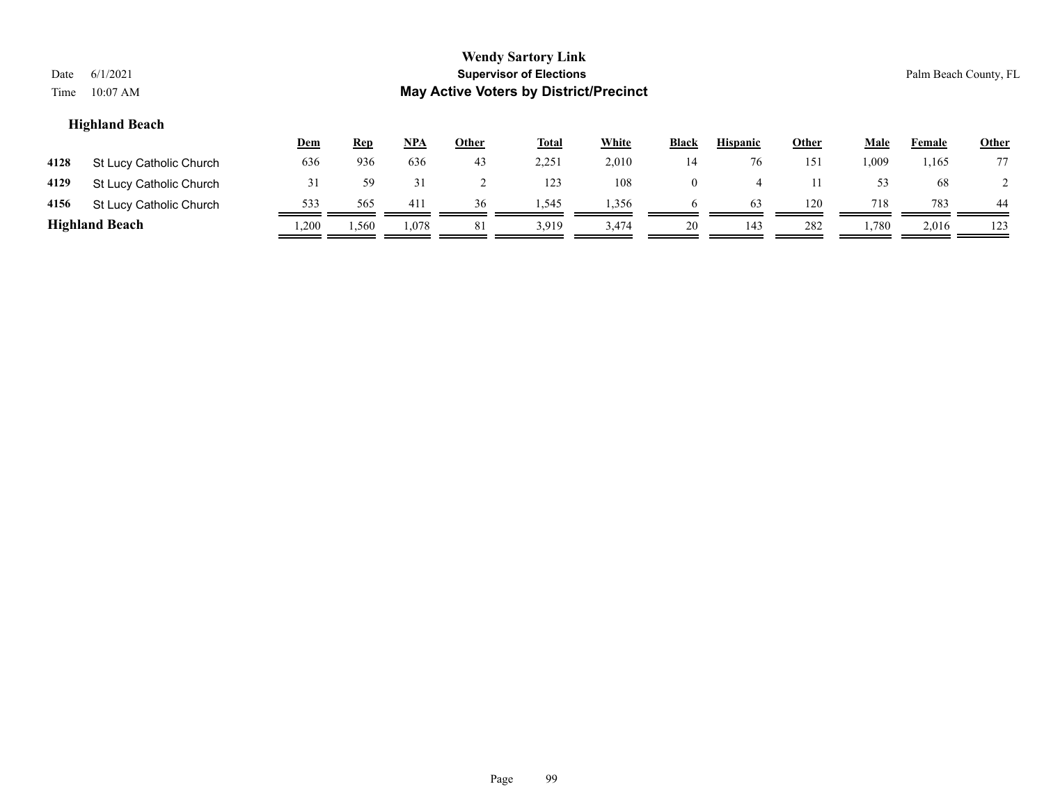**Wendy Sartory Link**
**Supervisor of Elections**
**May Active Voters by District/Precinct**

Date 6/1/2021
Time 10:07 AM

Palm Beach County, FL

### Highland Beach

| | | Dem | Rep | NPA | Other | Total | White | Black | Hispanic | Other | Male | Female | Other |
|---|---|---|---|---|---|---|---|---|---|---|---|---|---|
| 4128 | St Lucy Catholic Church | 636 | 936 | 636 | 43 | 2,251 | 2,010 | 14 | 76 | 151 | 1,009 | 1,165 | 77 |
| 4129 | St Lucy Catholic Church | 31 | 59 | 31 | 2 | 123 | 108 | 0 | 4 | 11 | 53 | 68 | 2 |
| 4156 | St Lucy Catholic Church | 533 | 565 | 411 | 36 | 1,545 | 1,356 | 6 | 63 | 120 | 718 | 783 | 44 |
| **Highland Beach** | | 1,200 | 1,560 | 1,078 | 81 | 3,919 | 3,474 | 20 | 143 | 282 | 1,780 | 2,016 | 123 |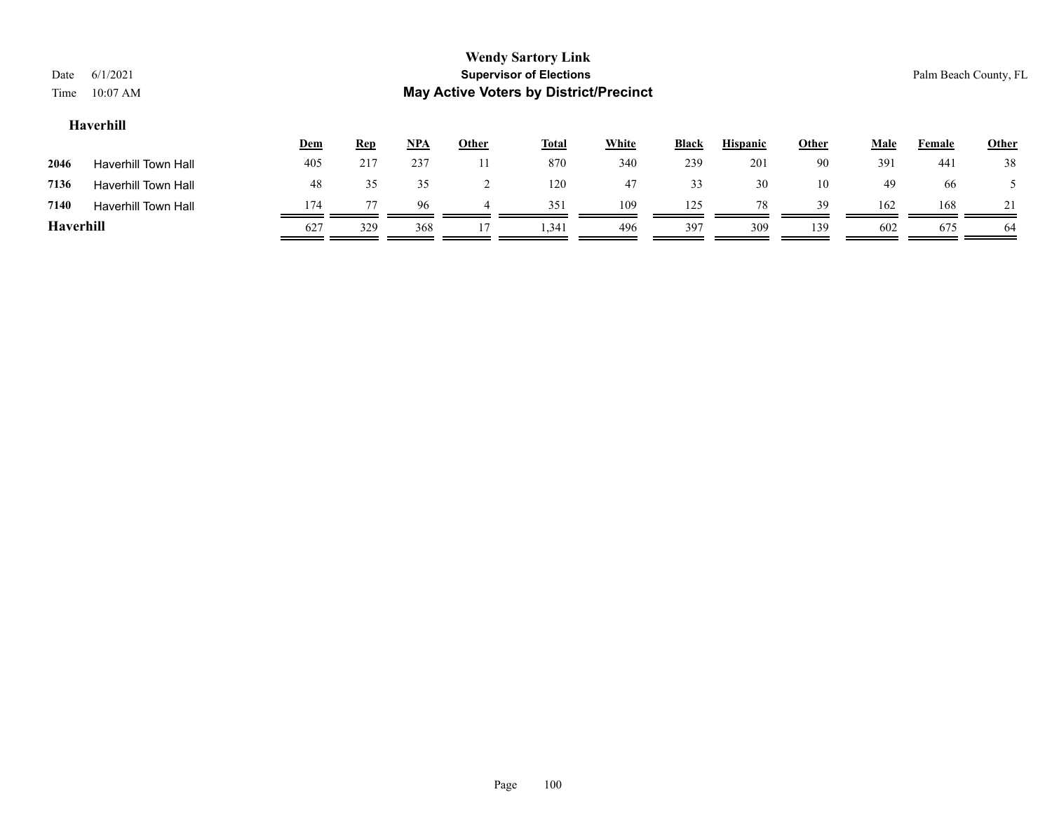# Wendy Sartory Link

## Supervisor of Elections

## May Active Voters by District/Precinct

Date 6/1/2021

Time 10:07 AM

Palm Beach County, FL

### Haverhill

| | | Dem | Rep | NPA | Other | Total | White | Black | Hispanic | Other | Male | Female | Other |
|---|---|---|---|---|---|---|---|---|---|---|---|---|---|
| 2046 | Haverhill Town Hall | 405 | 217 | 237 | 11 | 870 | 340 | 239 | 201 | 90 | 391 | 441 | 38 |
| 7136 | Haverhill Town Hall | 48 | 35 | 35 | 2 | 120 | 47 | 33 | 30 | 10 | 49 | 66 | 5 |
| 7140 | Haverhill Town Hall | 174 | 77 | 96 | 4 | 351 | 109 | 125 | 78 | 39 | 162 | 168 | 21 |
| **Haverhill** | | 627 | 329 | 368 | 17 | 1,341 | 496 | 397 | 309 | 139 | 602 | 675 | 64 |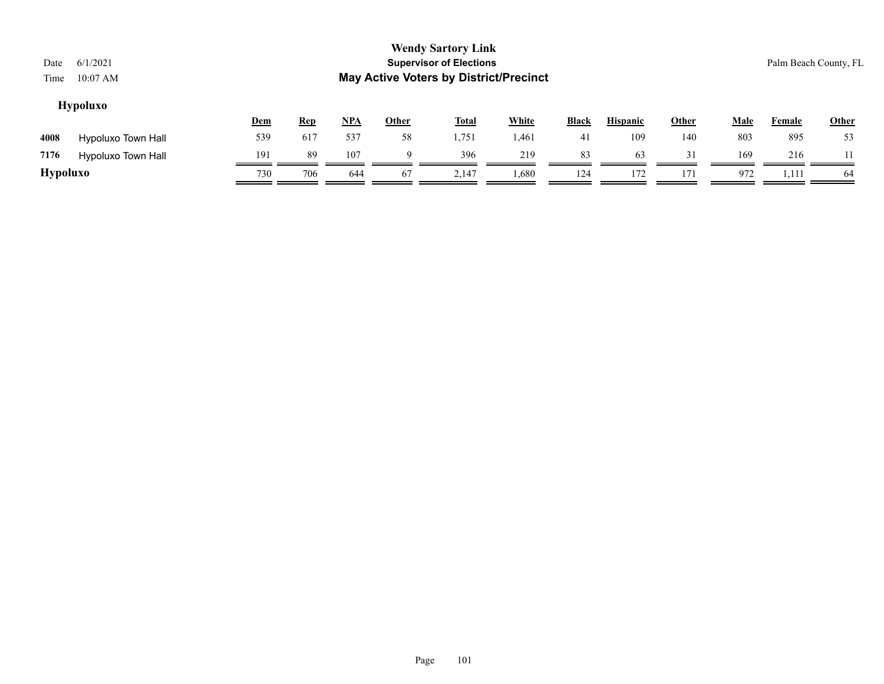## Hypoluxo

| | | Dem | Rep | NPA | Other | Total | White | Black | Hispanic | Other | Male | Female | Other |
|---|---|---|---|---|---|---|---|---|---|---|---|---|---|
| 4008 | Hypoluxo Town Hall | 539 | 617 | 537 | 58 | 1,751 | 1,461 | 41 | 109 | 140 | 803 | 895 | 53 |
| 7176 | Hypoluxo Town Hall | 191 | 89 | 107 | 9 | 396 | 219 | 83 | 63 | 31 | 169 | 216 | 11 |
| **Hypoluxo** | | 730 | 706 | 644 | 67 | 2,147 | 1,680 | 124 | 172 | 171 | 972 | 1,111 | 64 |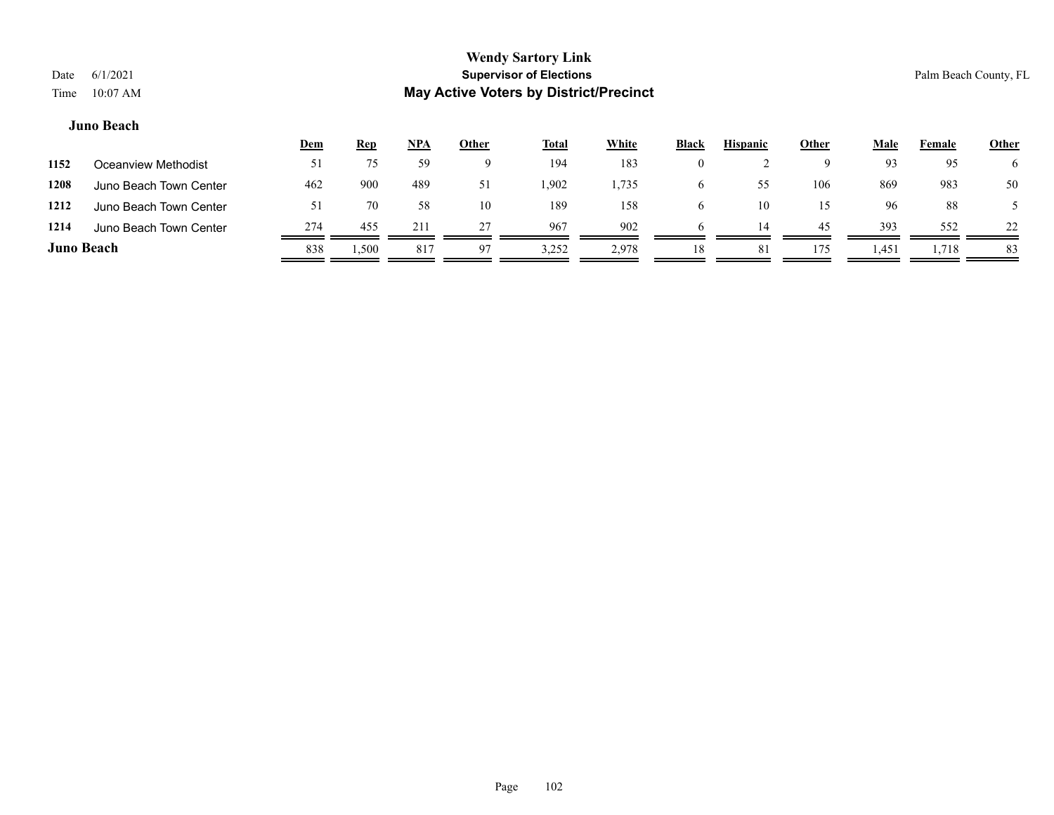**Wendy Sartory Link**

**Supervisor of Elections**

**May Active Voters by District/Precinct**

Date 6/1/2021
Time 10:07 AM

Palm Beach County, FL

### Juno Beach

| | | Dem | Rep | NPA | Other | Total | White | Black | Hispanic | Other | Male | Female | Other |
|---|---|---|---|---|---|---|---|---|---|---|---|---|---|
| 1152 | Oceanview Methodist | 51 | 75 | 59 | 9 | 194 | 183 | 0 | 2 | 9 | 93 | 95 | 6 |
| 1208 | Juno Beach Town Center | 462 | 900 | 489 | 51 | 1,902 | 1,735 | 6 | 55 | 106 | 869 | 983 | 50 |
| 1212 | Juno Beach Town Center | 51 | 70 | 58 | 10 | 189 | 158 | 6 | 10 | 15 | 96 | 88 | 5 |
| 1214 | Juno Beach Town Center | 274 | 455 | 211 | 27 | 967 | 902 | 6 | 14 | 45 | 393 | 552 | 22 |
| **Juno Beach** | | 838 | 1,500 | 817 | 97 | 3,252 | 2,978 | 18 | 81 | 175 | 1,451 | 1,718 | 83 |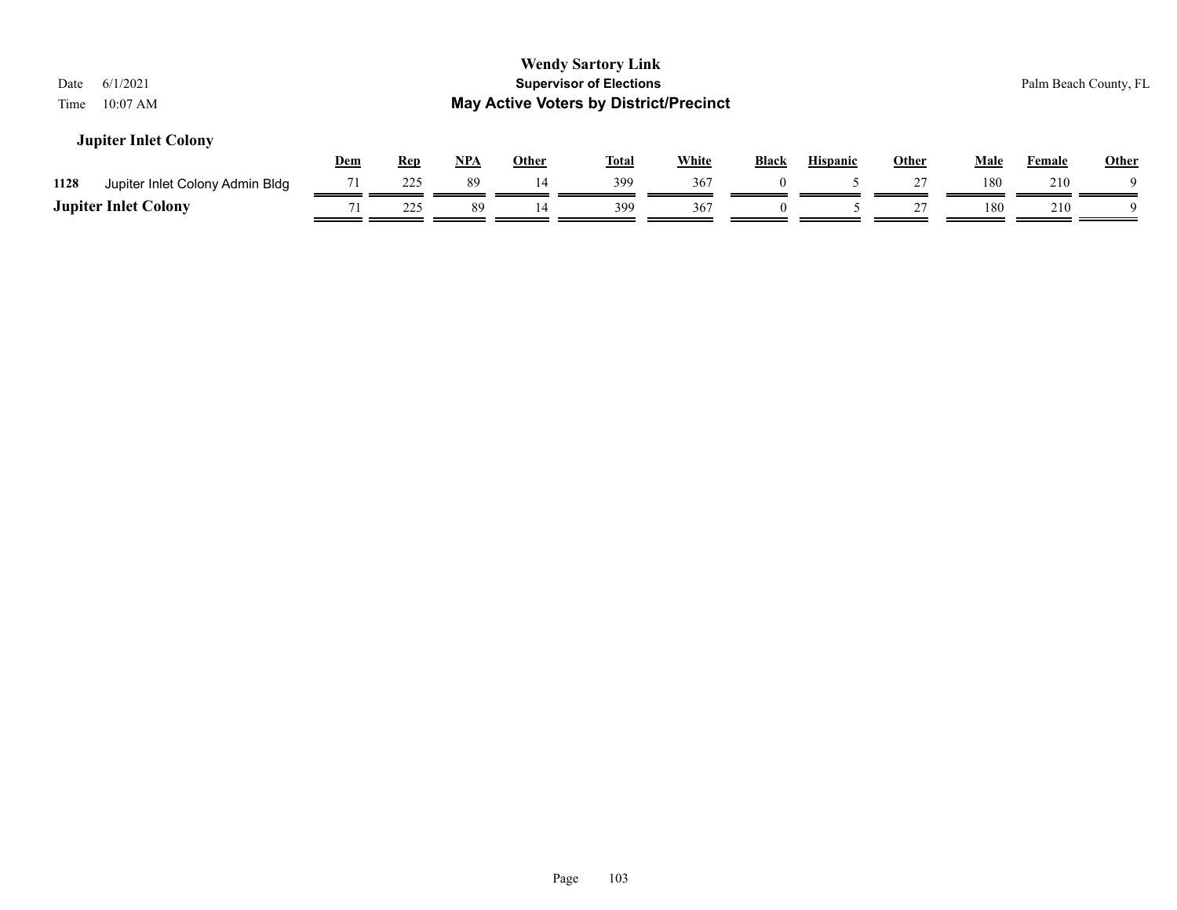# Wendy Sartory Link

**Supervisor of Elections**

**May Active Voters by District/Precinct**

Date 6/1/2021

Time 10:07 AM

Palm Beach County, FL

### Jupiter Inlet Colony

| | | Dem | Rep | NPA | Other | Total | White | Black | Hispanic | Other | Male | Female | Other |
|---|---|---|---|---|---|---|---|---|---|---|---|---|---|
| 1128 | Jupiter Inlet Colony Admin Bldg | 71 | 225 | 89 | 14 | 399 | 367 | 0 | 5 | 27 | 180 | 210 | 9 |
| **Jupiter Inlet Colony** | | 71 | 225 | 89 | 14 | 399 | 367 | 0 | 5 | 27 | 180 | 210 | 9 |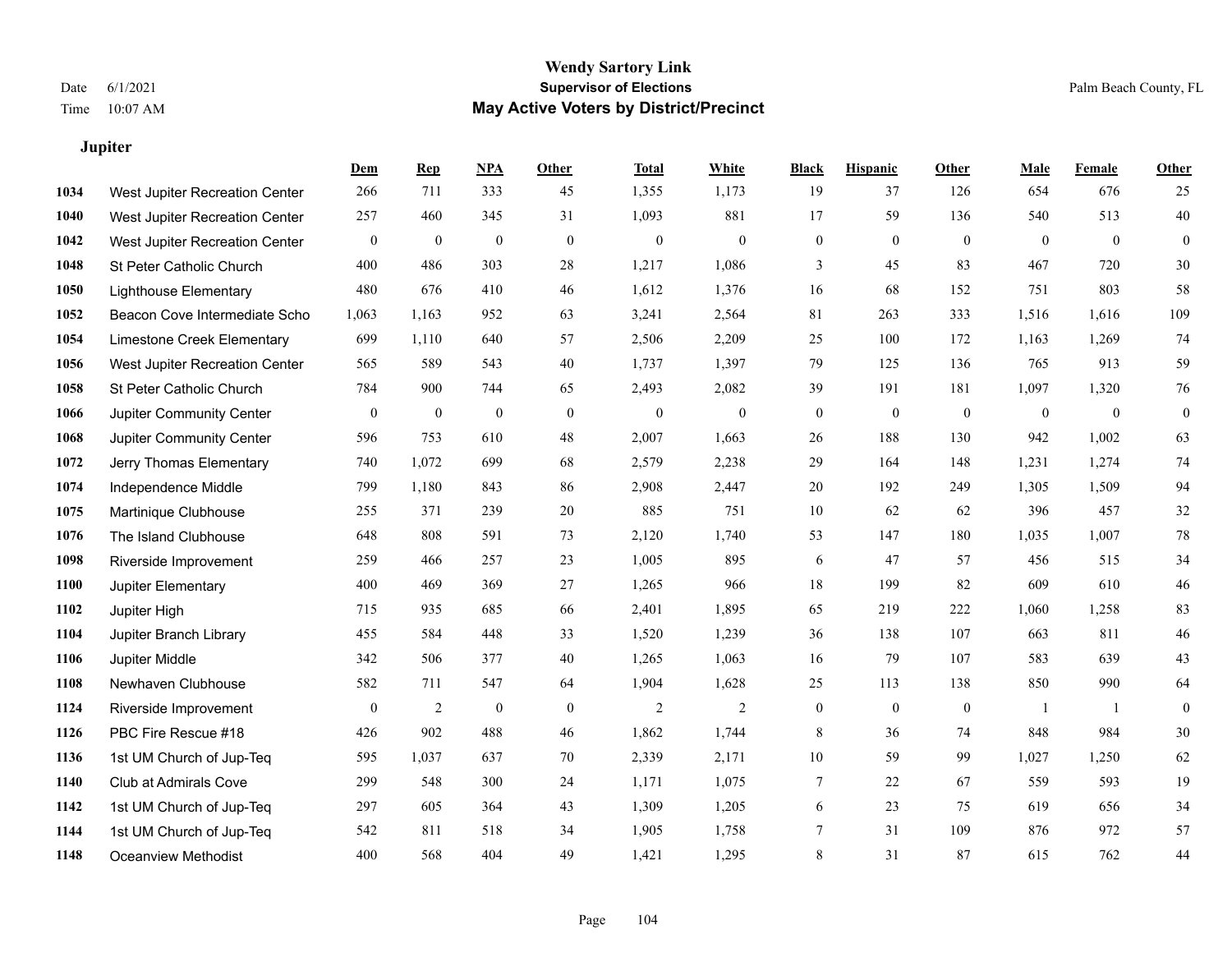# Wendy Sartory Link

## Supervisor of Elections

## May Active Voters by District/Precinct

Date 6/1/2021
Time 10:07 AM

Palm Beach County, FL

### Jupiter

| | | Dem | Rep | NPA | Other | Total | White | Black | Hispanic | Other | Male | Female | Other |
|---|---|---|---|---|---|---|---|---|---|---|---|---|---|
| 1034 | West Jupiter Recreation Center | 266 | 711 | 333 | 45 | 1,355 | 1,173 | 19 | 37 | 126 | 654 | 676 | 25 |
| 1040 | West Jupiter Recreation Center | 257 | 460 | 345 | 31 | 1,093 | 881 | 17 | 59 | 136 | 540 | 513 | 40 |
| 1042 | West Jupiter Recreation Center | 0 | 0 | 0 | 0 | 0 | 0 | 0 | 0 | 0 | 0 | 0 | 0 |
| 1048 | St Peter Catholic Church | 400 | 486 | 303 | 28 | 1,217 | 1,086 | 3 | 45 | 83 | 467 | 720 | 30 |
| 1050 | Lighthouse Elementary | 480 | 676 | 410 | 46 | 1,612 | 1,376 | 16 | 68 | 152 | 751 | 803 | 58 |
| 1052 | Beacon Cove Intermediate Scho | 1,063 | 1,163 | 952 | 63 | 3,241 | 2,564 | 81 | 263 | 333 | 1,516 | 1,616 | 109 |
| 1054 | Limestone Creek Elementary | 699 | 1,110 | 640 | 57 | 2,506 | 2,209 | 25 | 100 | 172 | 1,163 | 1,269 | 74 |
| 1056 | West Jupiter Recreation Center | 565 | 589 | 543 | 40 | 1,737 | 1,397 | 79 | 125 | 136 | 765 | 913 | 59 |
| 1058 | St Peter Catholic Church | 784 | 900 | 744 | 65 | 2,493 | 2,082 | 39 | 191 | 181 | 1,097 | 1,320 | 76 |
| 1066 | Jupiter Community Center | 0 | 0 | 0 | 0 | 0 | 0 | 0 | 0 | 0 | 0 | 0 | 0 |
| 1068 | Jupiter Community Center | 596 | 753 | 610 | 48 | 2,007 | 1,663 | 26 | 188 | 130 | 942 | 1,002 | 63 |
| 1072 | Jerry Thomas Elementary | 740 | 1,072 | 699 | 68 | 2,579 | 2,238 | 29 | 164 | 148 | 1,231 | 1,274 | 74 |
| 1074 | Independence Middle | 799 | 1,180 | 843 | 86 | 2,908 | 2,447 | 20 | 192 | 249 | 1,305 | 1,509 | 94 |
| 1075 | Martinique Clubhouse | 255 | 371 | 239 | 20 | 885 | 751 | 10 | 62 | 62 | 396 | 457 | 32 |
| 1076 | The Island Clubhouse | 648 | 808 | 591 | 73 | 2,120 | 1,740 | 53 | 147 | 180 | 1,035 | 1,007 | 78 |
| 1098 | Riverside Improvement | 259 | 466 | 257 | 23 | 1,005 | 895 | 6 | 47 | 57 | 456 | 515 | 34 |
| 1100 | Jupiter Elementary | 400 | 469 | 369 | 27 | 1,265 | 966 | 18 | 199 | 82 | 609 | 610 | 46 |
| 1102 | Jupiter High | 715 | 935 | 685 | 66 | 2,401 | 1,895 | 65 | 219 | 222 | 1,060 | 1,258 | 83 |
| 1104 | Jupiter Branch Library | 455 | 584 | 448 | 33 | 1,520 | 1,239 | 36 | 138 | 107 | 663 | 811 | 46 |
| 1106 | Jupiter Middle | 342 | 506 | 377 | 40 | 1,265 | 1,063 | 16 | 79 | 107 | 583 | 639 | 43 |
| 1108 | Newhaven Clubhouse | 582 | 711 | 547 | 64 | 1,904 | 1,628 | 25 | 113 | 138 | 850 | 990 | 64 |
| 1124 | Riverside Improvement | 0 | 2 | 0 | 0 | 2 | 2 | 0 | 0 | 0 | 1 | 1 | 0 |
| 1126 | PBC Fire Rescue #18 | 426 | 902 | 488 | 46 | 1,862 | 1,744 | 8 | 36 | 74 | 848 | 984 | 30 |
| 1136 | 1st UM Church of Jup-Teq | 595 | 1,037 | 637 | 70 | 2,339 | 2,171 | 10 | 59 | 99 | 1,027 | 1,250 | 62 |
| 1140 | Club at Admirals Cove | 299 | 548 | 300 | 24 | 1,171 | 1,075 | 7 | 22 | 67 | 559 | 593 | 19 |
| 1142 | 1st UM Church of Jup-Teq | 297 | 605 | 364 | 43 | 1,309 | 1,205 | 6 | 23 | 75 | 619 | 656 | 34 |
| 1144 | 1st UM Church of Jup-Teq | 542 | 811 | 518 | 34 | 1,905 | 1,758 | 7 | 31 | 109 | 876 | 972 | 57 |
| 1148 | Oceanview Methodist | 400 | 568 | 404 | 49 | 1,421 | 1,295 | 8 | 31 | 87 | 615 | 762 | 44 |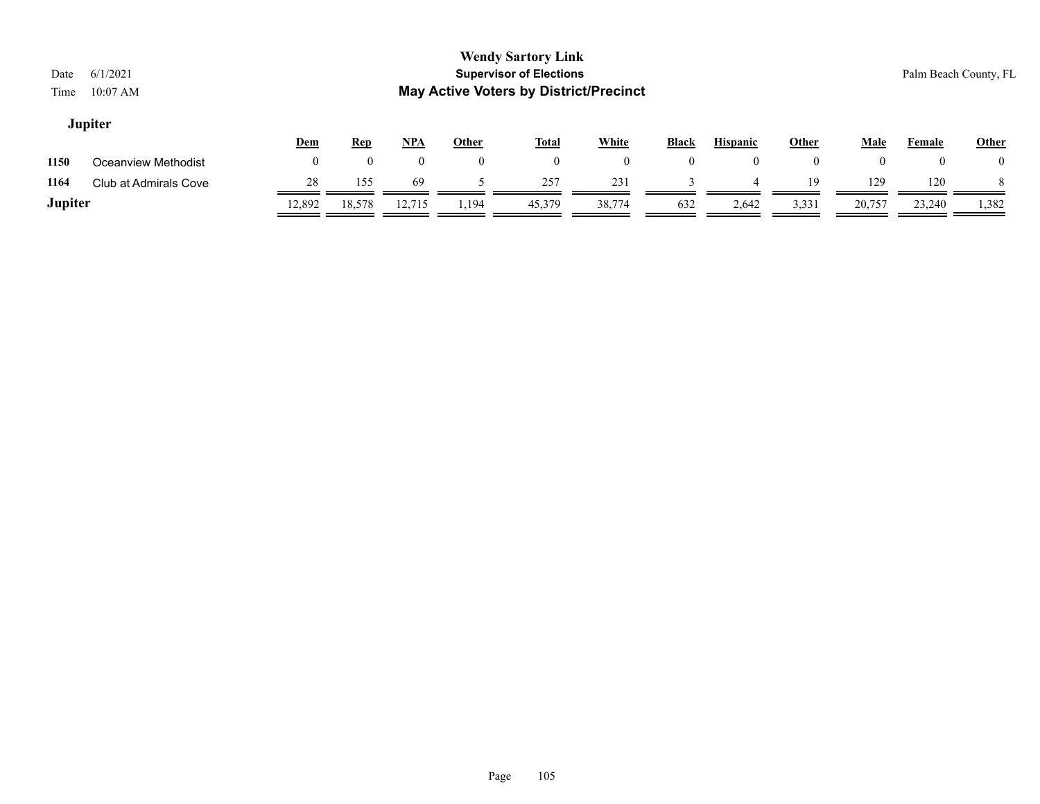# Wendy Sartory Link

## Supervisor of Elections

## May Active Voters by District/Precinct

Date 6/1/2021
Time 10:07 AM

Palm Beach County, FL

### Jupiter

| | | Dem | Rep | NPA | Other | Total | White | Black | Hispanic | Other | Male | Female | Other |
|---|---|---|---|---|---|---|---|---|---|---|---|---|---|
| 1150 | Oceanview Methodist | 0 | 0 | 0 | 0 | 0 | 0 | 0 | 0 | 0 | 0 | 0 | 0 |
| 1164 | Club at Admirals Cove | 28 | 155 | 69 | 5 | 257 | 231 | 3 | 4 | 19 | 129 | 120 | 8 |
| **Jupiter** | | 12,892 | 18,578 | 12,715 | 1,194 | 45,379 | 38,774 | 632 | 2,642 | 3,331 | 20,757 | 23,240 | 1,382 |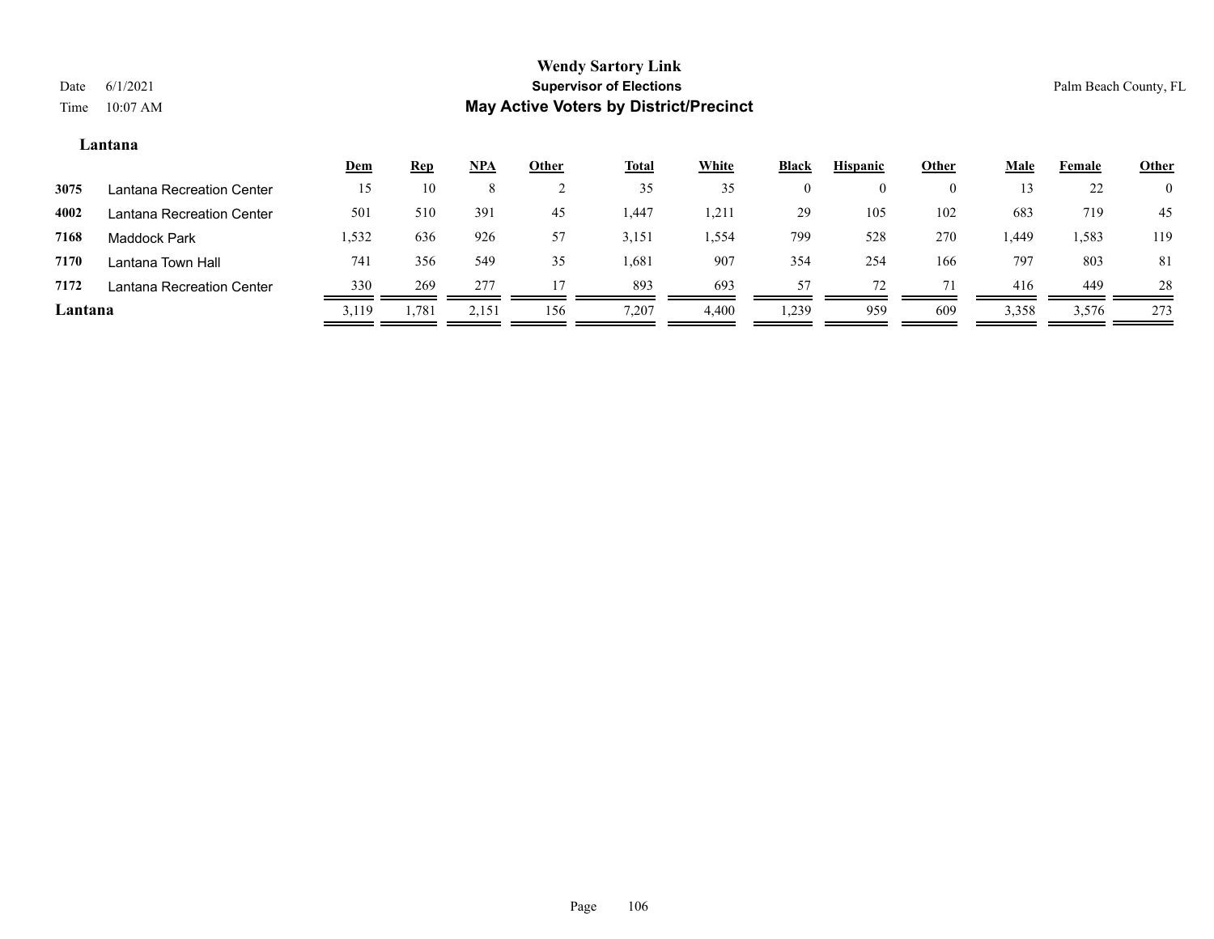# Wendy Sartory Link
## Supervisor of Elections
## May Active Voters by District/Precinct

Date 6/1/2021
Time 10:07 AM

Palm Beach County, FL

### Lantana

| | | Dem | Rep | NPA | Other | Total | White | Black | Hispanic | Other | Male | Female | Other |
|---|---|---|---|---|---|---|---|---|---|---|---|---|---|
| 3075 | Lantana Recreation Center | 15 | 10 | 8 | 2 | 35 | 35 | 0 | 0 | 0 | 13 | 22 | 0 |
| 4002 | Lantana Recreation Center | 501 | 510 | 391 | 45 | 1,447 | 1,211 | 29 | 105 | 102 | 683 | 719 | 45 |
| 7168 | Maddock Park | 1,532 | 636 | 926 | 57 | 3,151 | 1,554 | 799 | 528 | 270 | 1,449 | 1,583 | 119 |
| 7170 | Lantana Town Hall | 741 | 356 | 549 | 35 | 1,681 | 907 | 354 | 254 | 166 | 797 | 803 | 81 |
| 7172 | Lantana Recreation Center | 330 | 269 | 277 | 17 | 893 | 693 | 57 | 72 | 71 | 416 | 449 | 28 |
| **Lantana** | | 3,119 | 1,781 | 2,151 | 156 | 7,207 | 4,400 | 1,239 | 959 | 609 | 3,358 | 3,576 | 273 |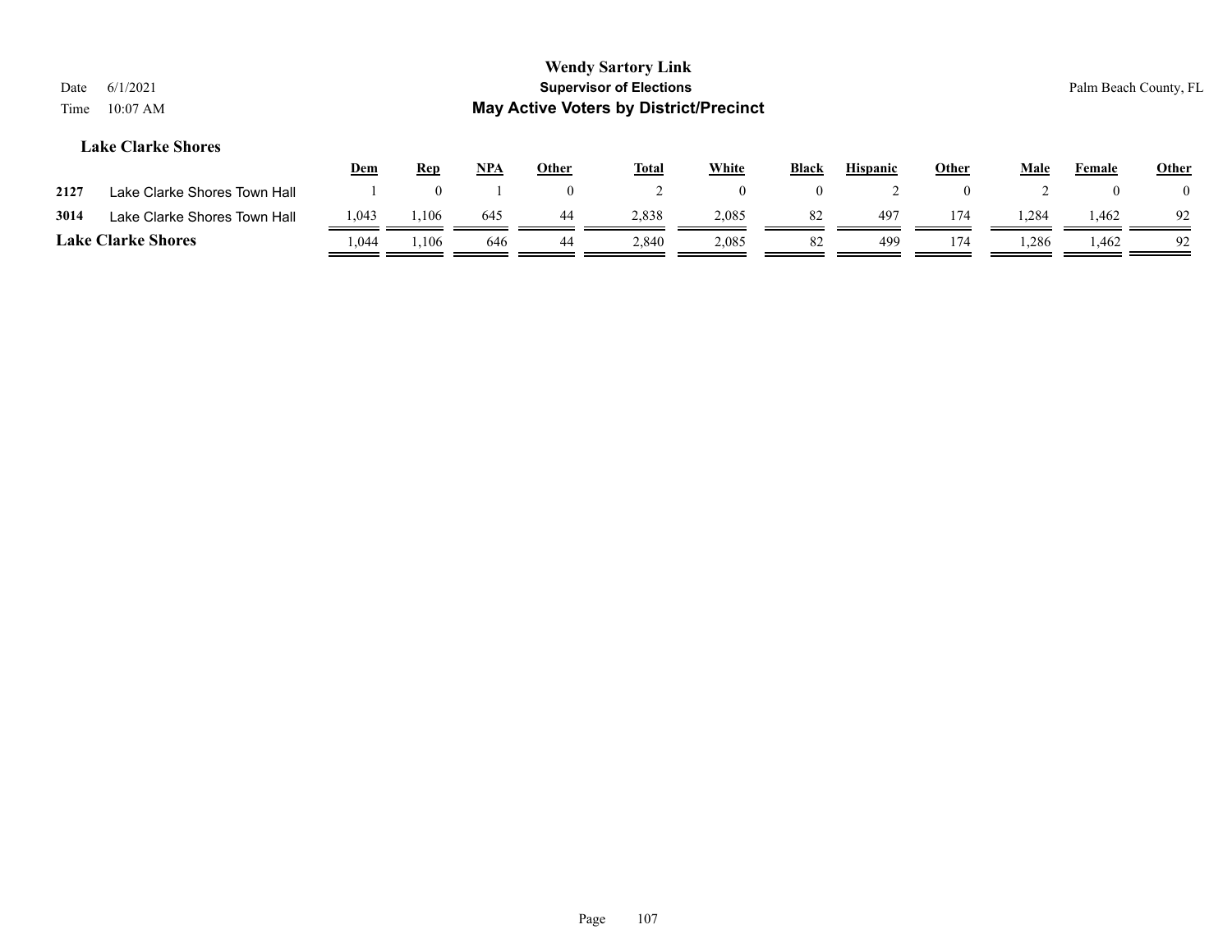# Wendy Sartory Link

**Supervisor of Elections**

**May Active Voters by District/Precinct**

Date 6/1/2021

Time 10:07 AM

Palm Beach County, FL

### Lake Clarke Shores

| | | Dem | Rep | NPA | Other | Total | White | Black | Hispanic | Other | Male | Female | Other |
|---|---|---|---|---|---|---|---|---|---|---|---|---|---|
| **2127** | Lake Clarke Shores Town Hall | 1 | 0 | 1 | 0 | 2 | 0 | 0 | 2 | 0 | 2 | 0 | 0 |
| **3014** | Lake Clarke Shores Town Hall | 1,043 | 1,106 | 645 | 44 | 2,838 | 2,085 | 82 | 497 | 174 | 1,284 | 1,462 | 92 |
| **Lake Clarke Shores** | | 1,044 | 1,106 | 646 | 44 | 2,840 | 2,085 | 82 | 499 | 174 | 1,286 | 1,462 | 92 |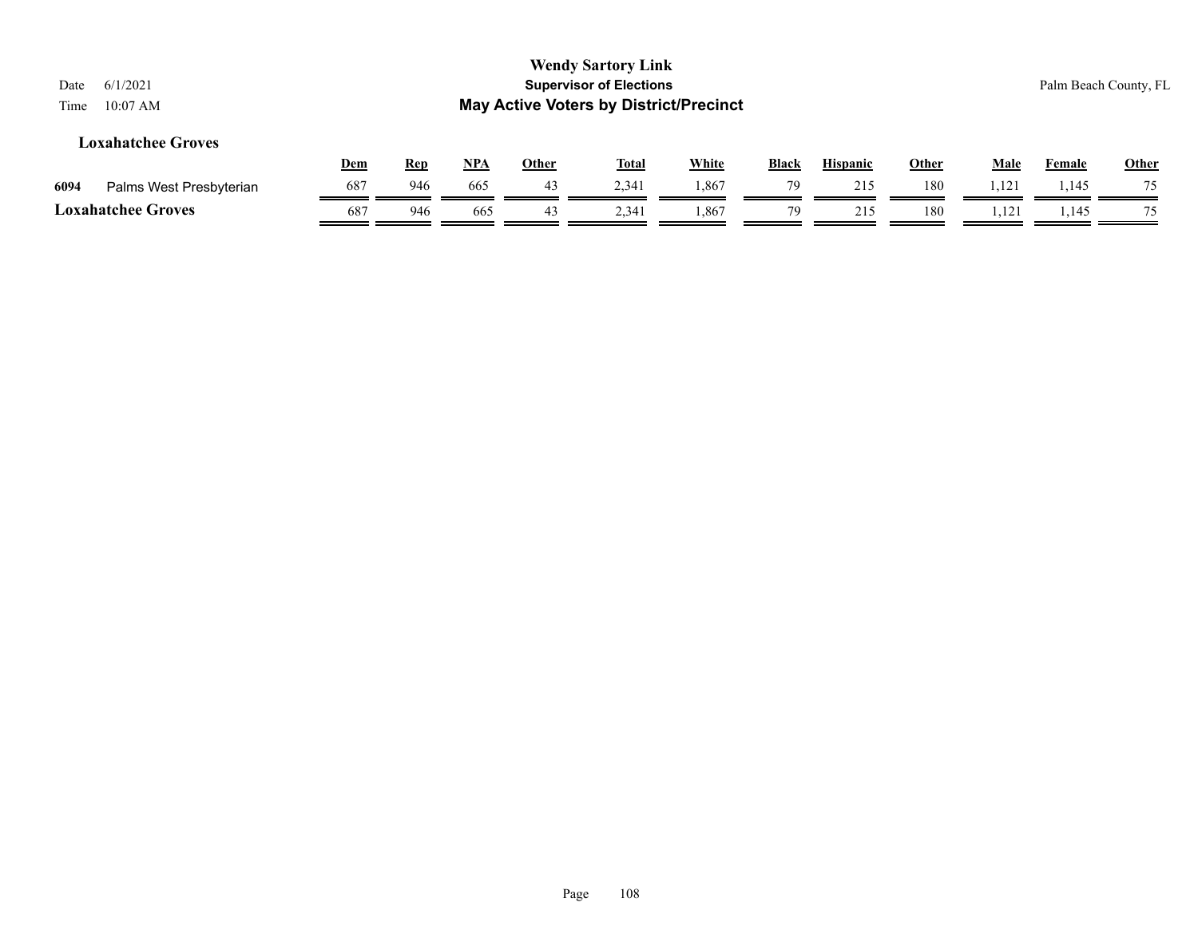## Loxahatchee Groves

| | | Dem | Rep | NPA | Other | Total | White | Black | Hispanic | Other | Male | Female | Other |
|---|---|---|---|---|---|---|---|---|---|---|---|---|---|
| 6094 | Palms West Presbyterian | 687 | 946 | 665 | 43 | 2,341 | 1,867 | 79 | 215 | 180 | 1,121 | 1,145 | 75 |
| **Loxahatchee Groves** | | 687 | 946 | 665 | 43 | 2,341 | 1,867 | 79 | 215 | 180 | 1,121 | 1,145 | 75 |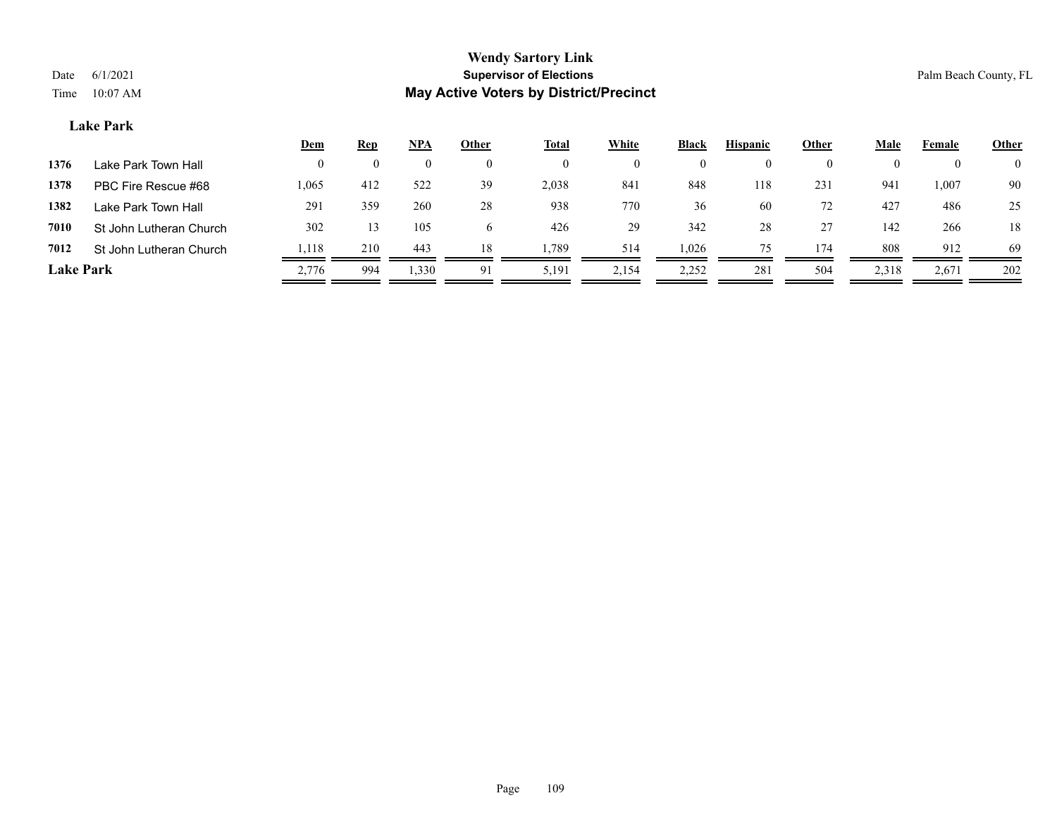# Wendy Sartory Link

**Supervisor of Elections**

**May Active Voters by District/Precinct**

Date 6/1/2021
Time 10:07 AM

Palm Beach County, FL

### Lake Park

| | | Dem | Rep | NPA | Other | Total | White | Black | Hispanic | Other | Male | Female | Other |
|---|---|---|---|---|---|---|---|---|---|---|---|---|---|
| 1376 | Lake Park Town Hall | 0 | 0 | 0 | 0 | 0 | 0 | 0 | 0 | 0 | 0 | 0 | 0 |
| 1378 | PBC Fire Rescue #68 | 1,065 | 412 | 522 | 39 | 2,038 | 841 | 848 | 118 | 231 | 941 | 1,007 | 90 |
| 1382 | Lake Park Town Hall | 291 | 359 | 260 | 28 | 938 | 770 | 36 | 60 | 72 | 427 | 486 | 25 |
| 7010 | St John Lutheran Church | 302 | 13 | 105 | 6 | 426 | 29 | 342 | 28 | 27 | 142 | 266 | 18 |
| 7012 | St John Lutheran Church | 1,118 | 210 | 443 | 18 | 1,789 | 514 | 1,026 | 75 | 174 | 808 | 912 | 69 |
| **Lake Park** | | 2,776 | 994 | 1,330 | 91 | 5,191 | 2,154 | 2,252 | 281 | 504 | 2,318 | 2,671 | 202 |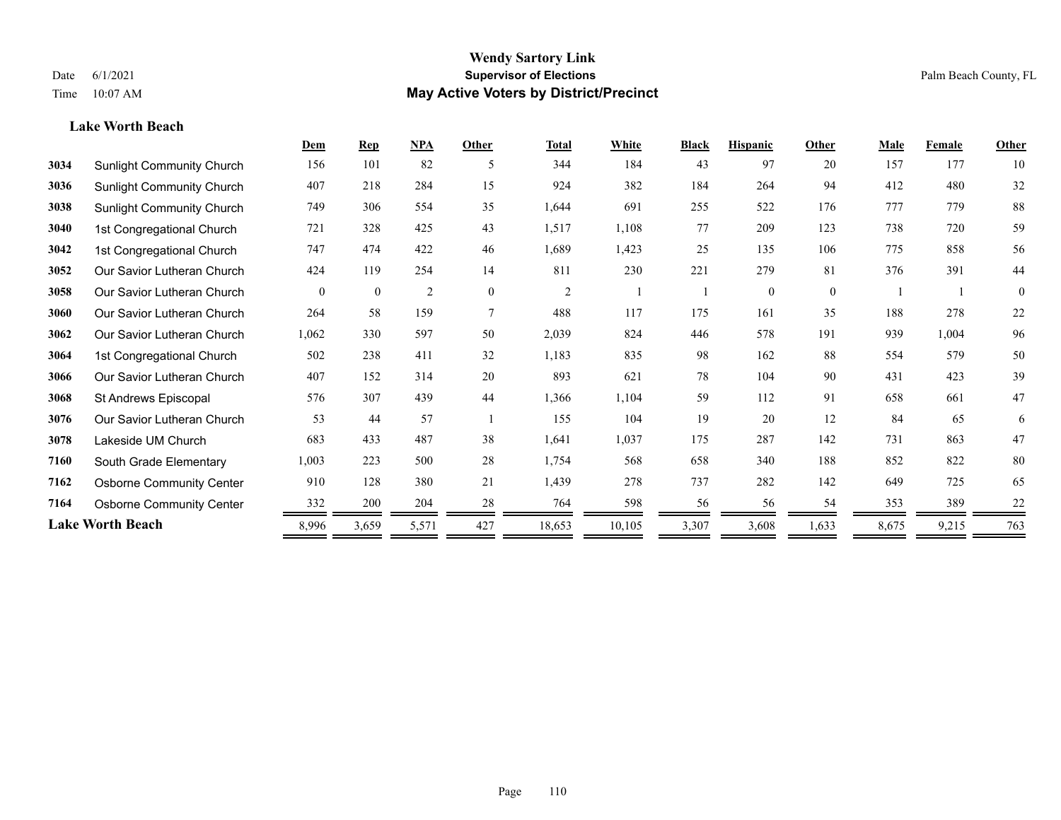# Wendy Sartory Link
## Supervisor of Elections
## May Active Voters by District/Precinct

Date 6/1/2021
Time 10:07 AM

Palm Beach County, FL

### Lake Worth Beach

| | | Dem | Rep | NPA | Other | Total | White | Black | Hispanic | Other | Male | Female | Other |
|---|---|---|---|---|---|---|---|---|---|---|---|---|---|
| **3034** | Sunlight Community Church | 156 | 101 | 82 | 5 | 344 | 184 | 43 | 97 | 20 | 157 | 177 | 10 |
| **3036** | Sunlight Community Church | 407 | 218 | 284 | 15 | 924 | 382 | 184 | 264 | 94 | 412 | 480 | 32 |
| **3038** | Sunlight Community Church | 749 | 306 | 554 | 35 | 1,644 | 691 | 255 | 522 | 176 | 777 | 779 | 88 |
| **3040** | 1st Congregational Church | 721 | 328 | 425 | 43 | 1,517 | 1,108 | 77 | 209 | 123 | 738 | 720 | 59 |
| **3042** | 1st Congregational Church | 747 | 474 | 422 | 46 | 1,689 | 1,423 | 25 | 135 | 106 | 775 | 858 | 56 |
| **3052** | Our Savior Lutheran Church | 424 | 119 | 254 | 14 | 811 | 230 | 221 | 279 | 81 | 376 | 391 | 44 |
| **3058** | Our Savior Lutheran Church | 0 | 0 | 2 | 0 | 2 | 1 | 1 | 0 | 0 | 1 | 1 | 0 |
| **3060** | Our Savior Lutheran Church | 264 | 58 | 159 | 7 | 488 | 117 | 175 | 161 | 35 | 188 | 278 | 22 |
| **3062** | Our Savior Lutheran Church | 1,062 | 330 | 597 | 50 | 2,039 | 824 | 446 | 578 | 191 | 939 | 1,004 | 96 |
| **3064** | 1st Congregational Church | 502 | 238 | 411 | 32 | 1,183 | 835 | 98 | 162 | 88 | 554 | 579 | 50 |
| **3066** | Our Savior Lutheran Church | 407 | 152 | 314 | 20 | 893 | 621 | 78 | 104 | 90 | 431 | 423 | 39 |
| **3068** | St Andrews Episcopal | 576 | 307 | 439 | 44 | 1,366 | 1,104 | 59 | 112 | 91 | 658 | 661 | 47 |
| **3076** | Our Savior Lutheran Church | 53 | 44 | 57 | 1 | 155 | 104 | 19 | 20 | 12 | 84 | 65 | 6 |
| **3078** | Lakeside UM Church | 683 | 433 | 487 | 38 | 1,641 | 1,037 | 175 | 287 | 142 | 731 | 863 | 47 |
| **7160** | South Grade Elementary | 1,003 | 223 | 500 | 28 | 1,754 | 568 | 658 | 340 | 188 | 852 | 822 | 80 |
| **7162** | Osborne Community Center | 910 | 128 | 380 | 21 | 1,439 | 278 | 737 | 282 | 142 | 649 | 725 | 65 |
| **7164** | Osborne Community Center | 332 | 200 | 204 | 28 | 764 | 598 | 56 | 56 | 54 | 353 | 389 | 22 |
| **Lake Worth Beach** | | 8,996 | 3,659 | 5,571 | 427 | 18,653 | 10,105 | 3,307 | 3,608 | 1,633 | 8,675 | 9,215 | 763 |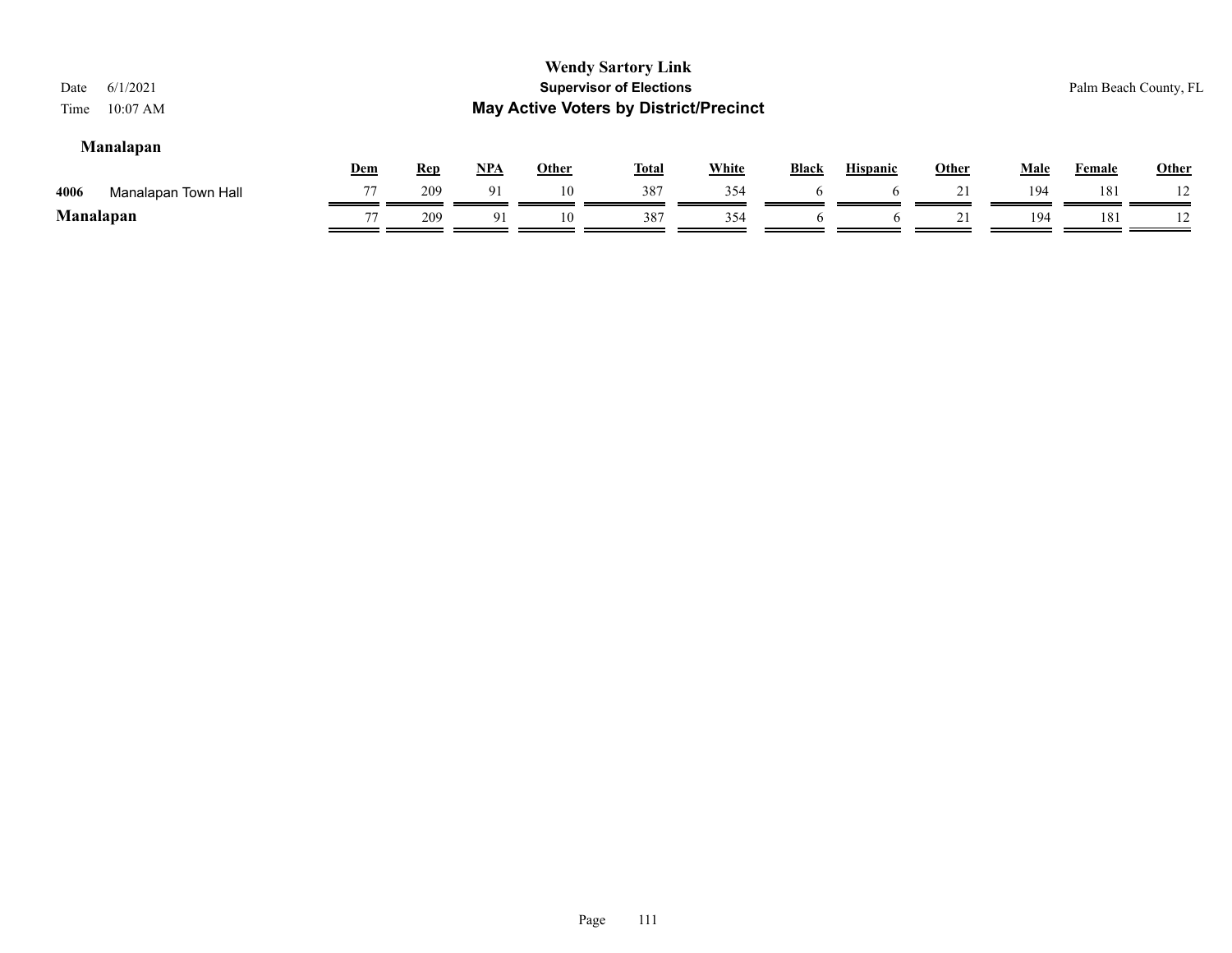**Wendy Sartory Link**
**Supervisor of Elections**
**May Active Voters by District/Precinct**

Date 6/1/2021
Time 10:07 AM

Palm Beach County, FL

### Manalapan

| | | Dem | Rep | NPA | Other | Total | White | Black | Hispanic | Other | Male | Female | Other |
|---|---|---|---|---|---|---|---|---|---|---|---|---|---|
| 4006 | Manalapan Town Hall | 77 | 209 | 91 | 10 | 387 | 354 | 6 | 6 | 21 | 194 | 181 | 12 |
| **Manalapan** | | 77 | 209 | 91 | 10 | 387 | 354 | 6 | 6 | 21 | 194 | 181 | 12 |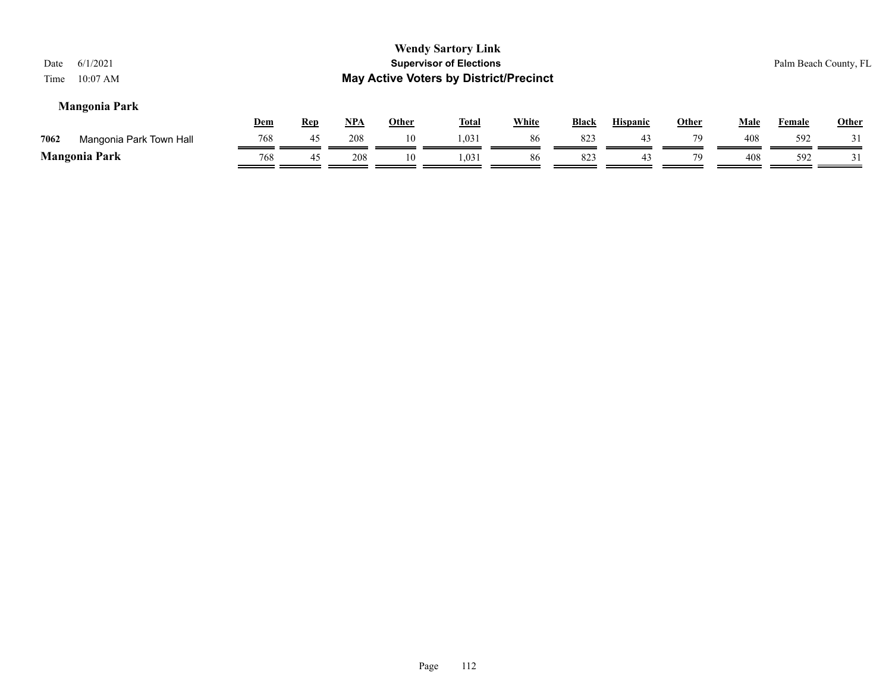# Wendy Sartory Link

**Supervisor of Elections**

**May Active Voters by District/Precinct**

Date 6/1/2021

Time 10:07 AM

Palm Beach County, FL

### Mangonia Park

| | | Dem | Rep | NPA | Other | Total | White | Black | Hispanic | Other | Male | Female | Other |
|---|---|---|---|---|---|---|---|---|---|---|---|---|---|
| 7062 | Mangonia Park Town Hall | 768 | 45 | 208 | 10 | 1,031 | 86 | 823 | 43 | 79 | 408 | 592 | 31 |
| **Mangonia Park** | | 768 | 45 | 208 | 10 | 1,031 | 86 | 823 | 43 | 79 | 408 | 592 | 31 |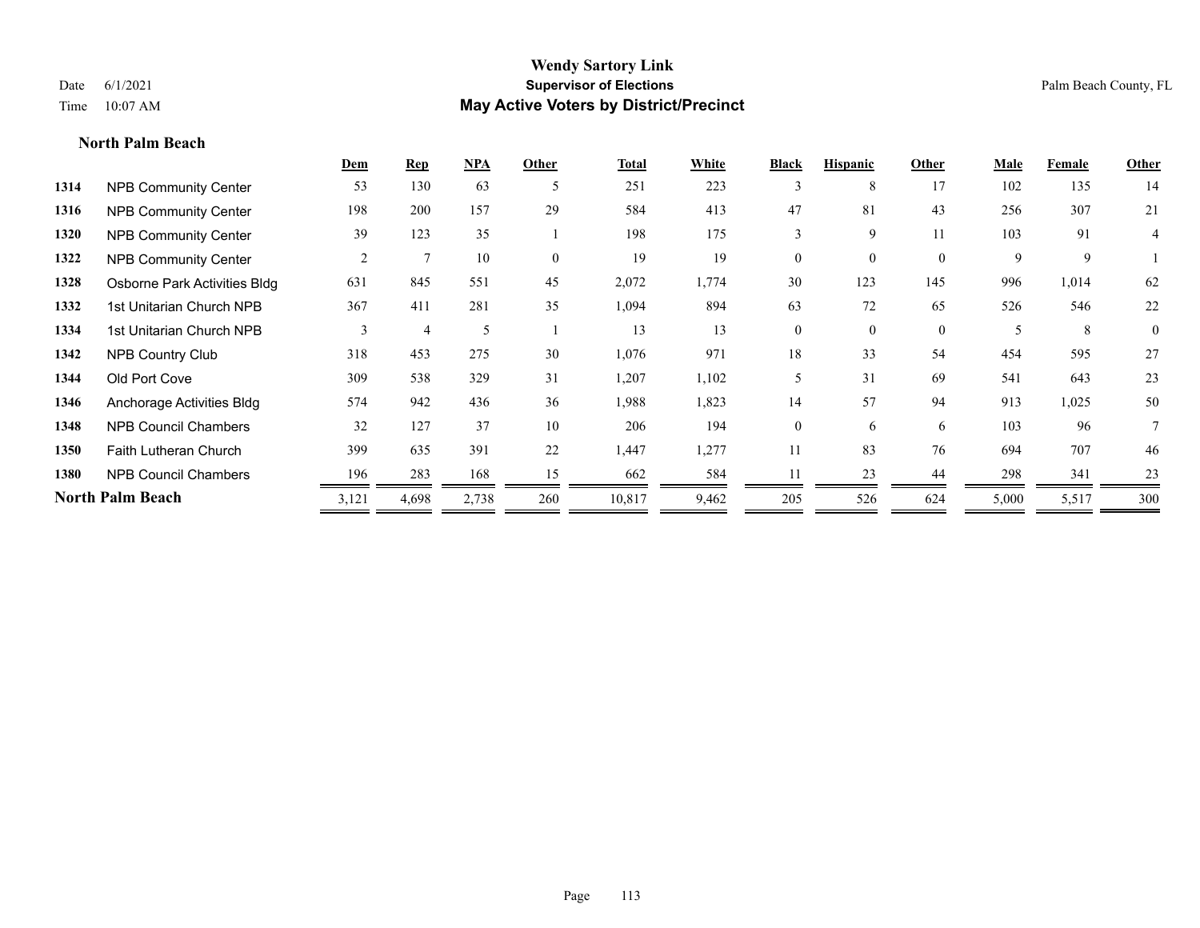# Wendy Sartory Link
## Supervisor of Elections
## May Active Voters by District/Precinct

Date 6/1/2021
Time 10:07 AM

Palm Beach County, FL

### North Palm Beach

| | | Dem | Rep | NPA | Other | Total | White | Black | Hispanic | Other | Male | Female | Other |
|---|---|---|---|---|---|---|---|---|---|---|---|---|---|
| 1314 | NPB Community Center | 53 | 130 | 63 | 5 | 251 | 223 | 3 | 8 | 17 | 102 | 135 | 14 |
| 1316 | NPB Community Center | 198 | 200 | 157 | 29 | 584 | 413 | 47 | 81 | 43 | 256 | 307 | 21 |
| 1320 | NPB Community Center | 39 | 123 | 35 | 1 | 198 | 175 | 3 | 9 | 11 | 103 | 91 | 4 |
| 1322 | NPB Community Center | 2 | 7 | 10 | 0 | 19 | 19 | 0 | 0 | 0 | 9 | 9 | 1 |
| 1328 | Osborne Park Activities Bldg | 631 | 845 | 551 | 45 | 2,072 | 1,774 | 30 | 123 | 145 | 996 | 1,014 | 62 |
| 1332 | 1st Unitarian Church NPB | 367 | 411 | 281 | 35 | 1,094 | 894 | 63 | 72 | 65 | 526 | 546 | 22 |
| 1334 | 1st Unitarian Church NPB | 3 | 4 | 5 | 1 | 13 | 13 | 0 | 0 | 0 | 5 | 8 | 0 |
| 1342 | NPB Country Club | 318 | 453 | 275 | 30 | 1,076 | 971 | 18 | 33 | 54 | 454 | 595 | 27 |
| 1344 | Old Port Cove | 309 | 538 | 329 | 31 | 1,207 | 1,102 | 5 | 31 | 69 | 541 | 643 | 23 |
| 1346 | Anchorage Activities Bldg | 574 | 942 | 436 | 36 | 1,988 | 1,823 | 14 | 57 | 94 | 913 | 1,025 | 50 |
| 1348 | NPB Council Chambers | 32 | 127 | 37 | 10 | 206 | 194 | 0 | 6 | 6 | 103 | 96 | 7 |
| 1350 | Faith Lutheran Church | 399 | 635 | 391 | 22 | 1,447 | 1,277 | 11 | 83 | 76 | 694 | 707 | 46 |
| 1380 | NPB Council Chambers | 196 | 283 | 168 | 15 | 662 | 584 | 11 | 23 | 44 | 298 | 341 | 23 |
| **North Palm Beach** | | 3,121 | 4,698 | 2,738 | 260 | 10,817 | 9,462 | 205 | 526 | 624 | 5,000 | 5,517 | 300 |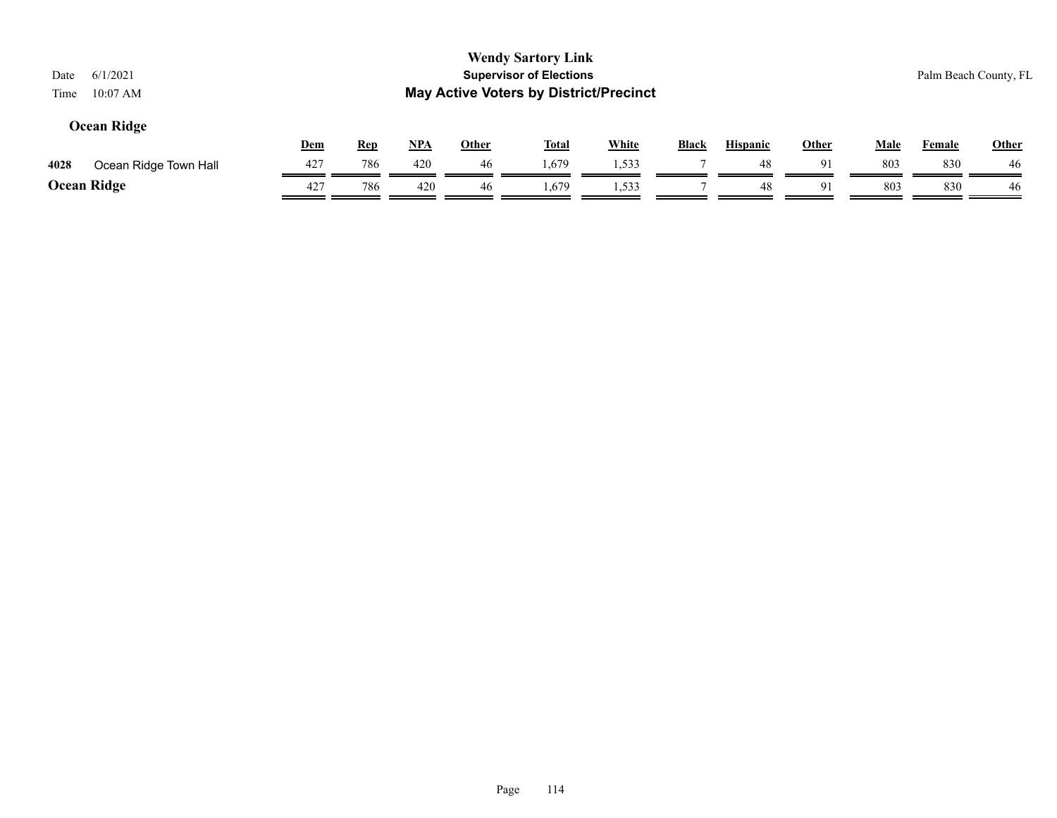# Wendy Sartory Link

## Supervisor of Elections

## May Active Voters by District/Precinct

Date 6/1/2021

Time 10:07 AM

Palm Beach County, FL

### Ocean Ridge

| | | Dem | Rep | NPA | Other | Total | White | Black | Hispanic | Other | Male | Female | Other |
|---|---|---|---|---|---|---|---|---|---|---|---|---|---|
| 4028 | Ocean Ridge Town Hall | 427 | 786 | 420 | 46 | 1,679 | 1,533 | 7 | 48 | 91 | 803 | 830 | 46 |
| **Ocean Ridge** | | 427 | 786 | 420 | 46 | 1,679 | 1,533 | 7 | 48 | 91 | 803 | 830 | 46 |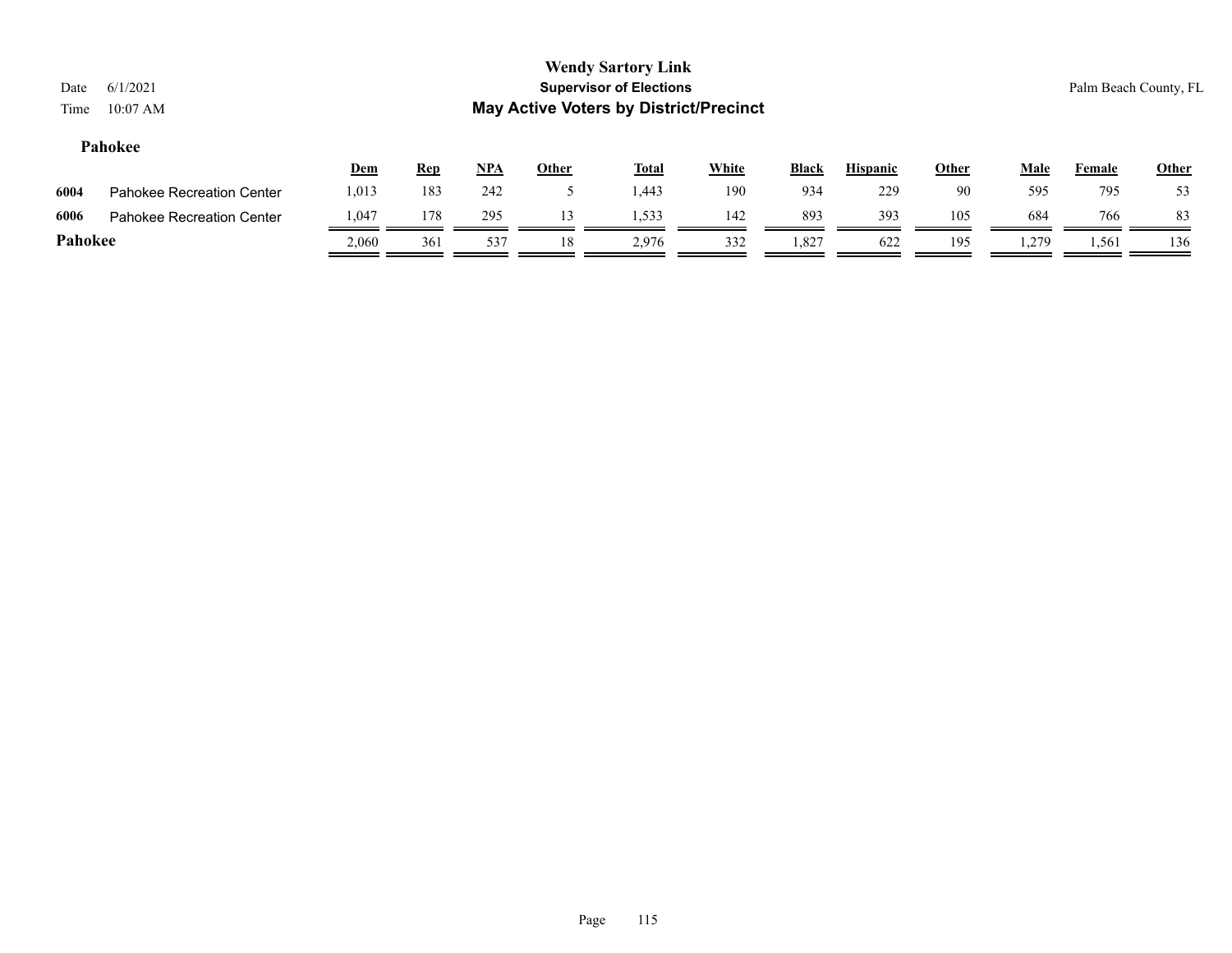**Wendy Sartory Link**
**Supervisor of Elections**
**May Active Voters by District/Precinct**

Date 6/1/2021
Time 10:07 AM

Palm Beach County, FL

### Pahokee

| | | Dem | Rep | NPA | Other | Total | White | Black | Hispanic | Other | Male | Female | Other |
|---|---|---|---|---|---|---|---|---|---|---|---|---|---|
| 6004 | Pahokee Recreation Center | 1,013 | 183 | 242 | 5 | 1,443 | 190 | 934 | 229 | 90 | 595 | 795 | 53 |
| 6006 | Pahokee Recreation Center | 1,047 | 178 | 295 | 13 | 1,533 | 142 | 893 | 393 | 105 | 684 | 766 | 83 |
| **Pahokee** | | 2,060 | 361 | 537 | 18 | 2,976 | 332 | 1,827 | 622 | 195 | 1,279 | 1,561 | 136 |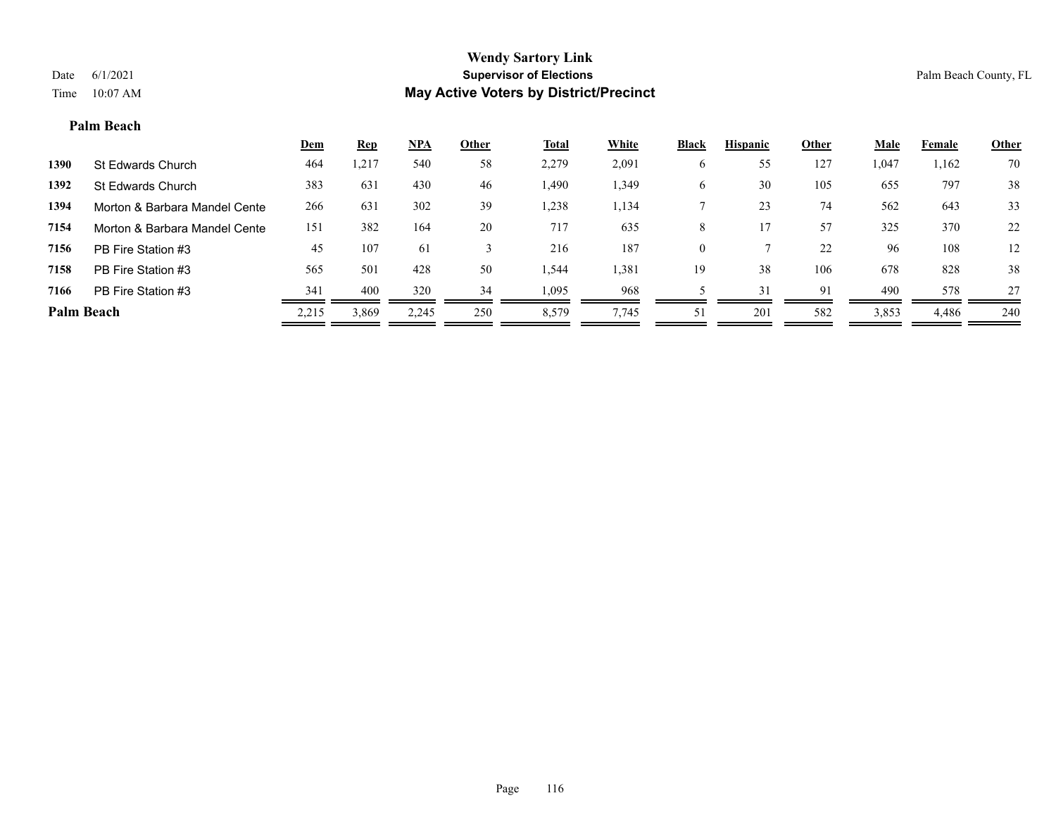**Palm Beach**

| | | Dem | Rep | NPA | Other | Total | White | Black | Hispanic | Other | Male | Female | Other |
|---|---|---|---|---|---|---|---|---|---|---|---|---|---|
| 1390 | St Edwards Church | 464 | 1,217 | 540 | 58 | 2,279 | 2,091 | 6 | 55 | 127 | 1,047 | 1,162 | 70 |
| 1392 | St Edwards Church | 383 | 631 | 430 | 46 | 1,490 | 1,349 | 6 | 30 | 105 | 655 | 797 | 38 |
| 1394 | Morton & Barbara Mandel Cente | 266 | 631 | 302 | 39 | 1,238 | 1,134 | 7 | 23 | 74 | 562 | 643 | 33 |
| 7154 | Morton & Barbara Mandel Cente | 151 | 382 | 164 | 20 | 717 | 635 | 8 | 17 | 57 | 325 | 370 | 22 |
| 7156 | PB Fire Station #3 | 45 | 107 | 61 | 3 | 216 | 187 | 0 | 7 | 22 | 96 | 108 | 12 |
| 7158 | PB Fire Station #3 | 565 | 501 | 428 | 50 | 1,544 | 1,381 | 19 | 38 | 106 | 678 | 828 | 38 |
| 7166 | PB Fire Station #3 | 341 | 400 | 320 | 34 | 1,095 | 968 | 5 | 31 | 91 | 490 | 578 | 27 |
| **Palm Beach** | | 2,215 | 3,869 | 2,245 | 250 | 8,579 | 7,745 | 51 | 201 | 582 | 3,853 | 4,486 | 240 |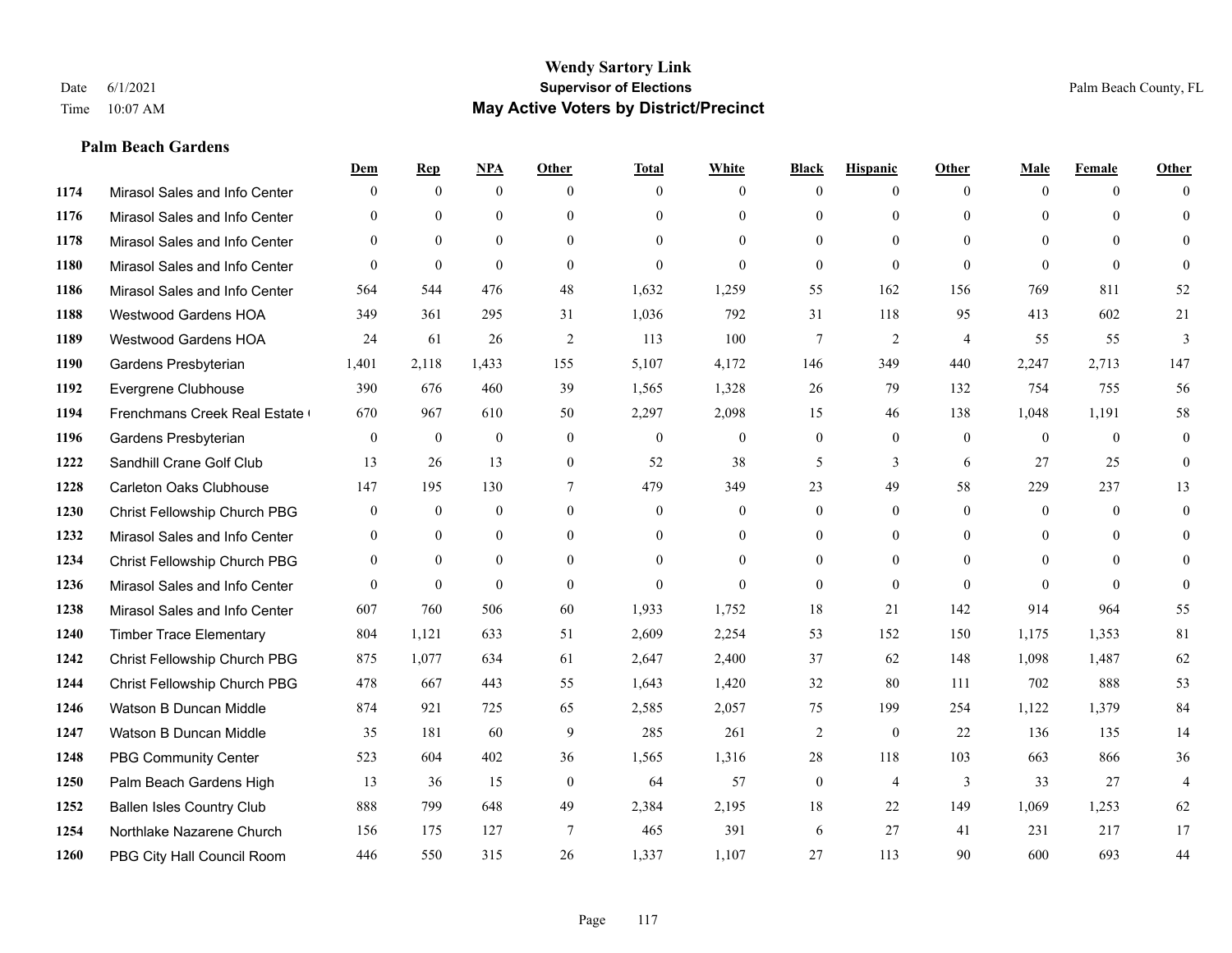# Wendy Sartory Link
## Supervisor of Elections
## May Active Voters by District/Precinct

Date 6/1/2021
Time 10:07 AM

Palm Beach County, FL

### Palm Beach Gardens

| | | Dem | Rep | NPA | Other | Total | White | Black | Hispanic | Other | Male | Female | Other |
|---|---|---|---|---|---|---|---|---|---|---|---|---|---|
| 1174 | Mirasol Sales and Info Center | 0 | 0 | 0 | 0 | 0 | 0 | 0 | 0 | 0 | 0 | 0 | 0 |
| 1176 | Mirasol Sales and Info Center | 0 | 0 | 0 | 0 | 0 | 0 | 0 | 0 | 0 | 0 | 0 | 0 |
| 1178 | Mirasol Sales and Info Center | 0 | 0 | 0 | 0 | 0 | 0 | 0 | 0 | 0 | 0 | 0 | 0 |
| 1180 | Mirasol Sales and Info Center | 0 | 0 | 0 | 0 | 0 | 0 | 0 | 0 | 0 | 0 | 0 | 0 |
| 1186 | Mirasol Sales and Info Center | 564 | 544 | 476 | 48 | 1,632 | 1,259 | 55 | 162 | 156 | 769 | 811 | 52 |
| 1188 | Westwood Gardens HOA | 349 | 361 | 295 | 31 | 1,036 | 792 | 31 | 118 | 95 | 413 | 602 | 21 |
| 1189 | Westwood Gardens HOA | 24 | 61 | 26 | 2 | 113 | 100 | 7 | 2 | 4 | 55 | 55 | 3 |
| 1190 | Gardens Presbyterian | 1,401 | 2,118 | 1,433 | 155 | 5,107 | 4,172 | 146 | 349 | 440 | 2,247 | 2,713 | 147 |
| 1192 | Evergrene Clubhouse | 390 | 676 | 460 | 39 | 1,565 | 1,328 | 26 | 79 | 132 | 754 | 755 | 56 |
| 1194 | Frenchmans Creek Real Estate ( | 670 | 967 | 610 | 50 | 2,297 | 2,098 | 15 | 46 | 138 | 1,048 | 1,191 | 58 |
| 1196 | Gardens Presbyterian | 0 | 0 | 0 | 0 | 0 | 0 | 0 | 0 | 0 | 0 | 0 | 0 |
| 1222 | Sandhill Crane Golf Club | 13 | 26 | 13 | 0 | 52 | 38 | 5 | 3 | 6 | 27 | 25 | 0 |
| 1228 | Carleton Oaks Clubhouse | 147 | 195 | 130 | 7 | 479 | 349 | 23 | 49 | 58 | 229 | 237 | 13 |
| 1230 | Christ Fellowship Church PBG | 0 | 0 | 0 | 0 | 0 | 0 | 0 | 0 | 0 | 0 | 0 | 0 |
| 1232 | Mirasol Sales and Info Center | 0 | 0 | 0 | 0 | 0 | 0 | 0 | 0 | 0 | 0 | 0 | 0 |
| 1234 | Christ Fellowship Church PBG | 0 | 0 | 0 | 0 | 0 | 0 | 0 | 0 | 0 | 0 | 0 | 0 |
| 1236 | Mirasol Sales and Info Center | 0 | 0 | 0 | 0 | 0 | 0 | 0 | 0 | 0 | 0 | 0 | 0 |
| 1238 | Mirasol Sales and Info Center | 607 | 760 | 506 | 60 | 1,933 | 1,752 | 18 | 21 | 142 | 914 | 964 | 55 |
| 1240 | Timber Trace Elementary | 804 | 1,121 | 633 | 51 | 2,609 | 2,254 | 53 | 152 | 150 | 1,175 | 1,353 | 81 |
| 1242 | Christ Fellowship Church PBG | 875 | 1,077 | 634 | 61 | 2,647 | 2,400 | 37 | 62 | 148 | 1,098 | 1,487 | 62 |
| 1244 | Christ Fellowship Church PBG | 478 | 667 | 443 | 55 | 1,643 | 1,420 | 32 | 80 | 111 | 702 | 888 | 53 |
| 1246 | Watson B Duncan Middle | 874 | 921 | 725 | 65 | 2,585 | 2,057 | 75 | 199 | 254 | 1,122 | 1,379 | 84 |
| 1247 | Watson B Duncan Middle | 35 | 181 | 60 | 9 | 285 | 261 | 2 | 0 | 22 | 136 | 135 | 14 |
| 1248 | PBG Community Center | 523 | 604 | 402 | 36 | 1,565 | 1,316 | 28 | 118 | 103 | 663 | 866 | 36 |
| 1250 | Palm Beach Gardens High | 13 | 36 | 15 | 0 | 64 | 57 | 0 | 4 | 3 | 33 | 27 | 4 |
| 1252 | Ballen Isles Country Club | 888 | 799 | 648 | 49 | 2,384 | 2,195 | 18 | 22 | 149 | 1,069 | 1,253 | 62 |
| 1254 | Northlake Nazarene Church | 156 | 175 | 127 | 7 | 465 | 391 | 6 | 27 | 41 | 231 | 217 | 17 |
| 1260 | PBG City Hall Council Room | 446 | 550 | 315 | 26 | 1,337 | 1,107 | 27 | 113 | 90 | 600 | 693 | 44 |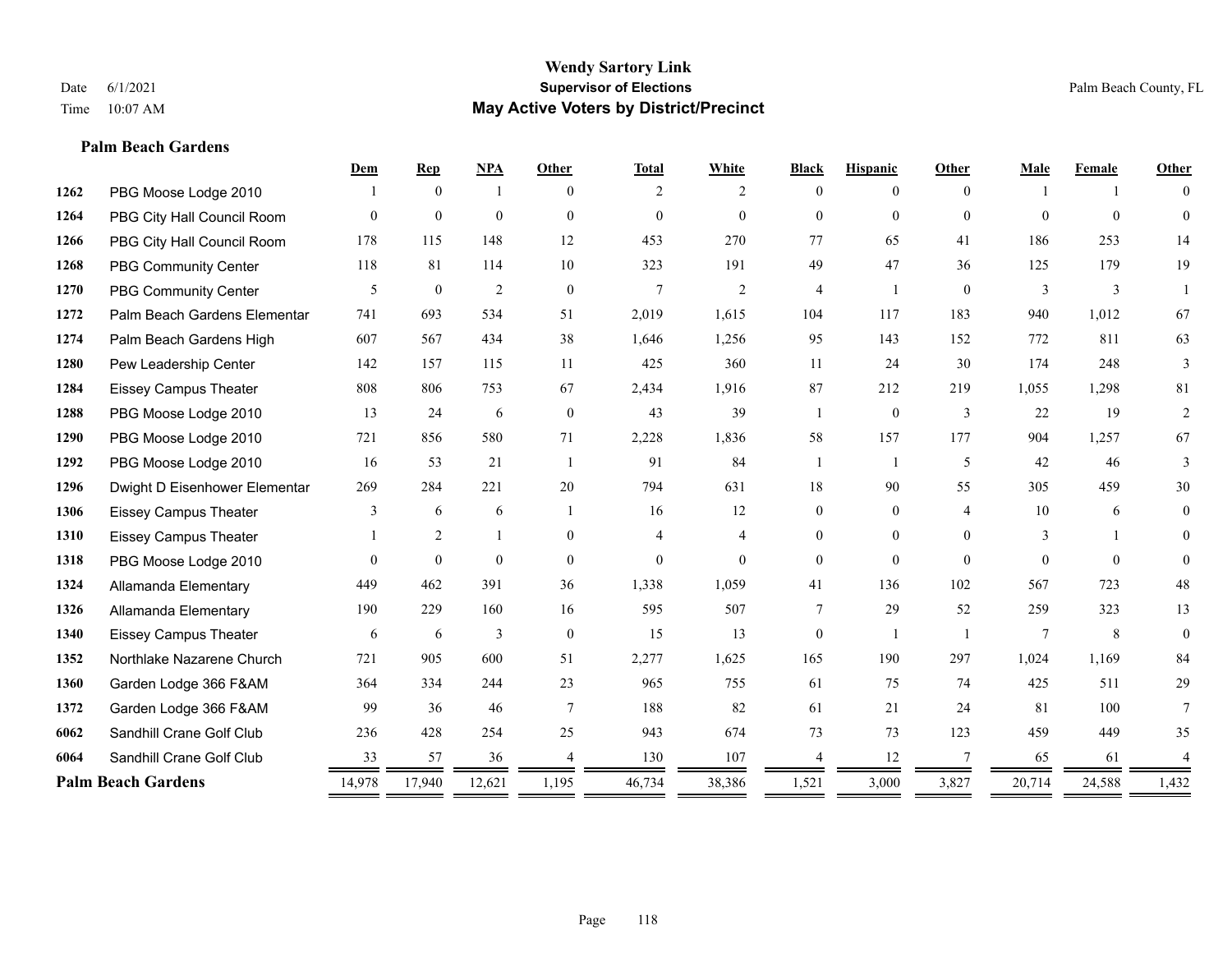# Wendy Sartory Link
## Supervisor of Elections
## May Active Voters by District/Precinct

Date 6/1/2021
Time 10:07 AM

Palm Beach County, FL

**Palm Beach Gardens**

| | | Dem | Rep | NPA | Other | Total | White | Black | Hispanic | Other | Male | Female | Other |
|---|---|---|---|---|---|---|---|---|---|---|---|---|---|
| 1262 | PBG Moose Lodge 2010 | 1 | 0 | 1 | 0 | 2 | 2 | 0 | 0 | 0 | 1 | 1 | 0 |
| 1264 | PBG City Hall Council Room | 0 | 0 | 0 | 0 | 0 | 0 | 0 | 0 | 0 | 0 | 0 | 0 |
| 1266 | PBG City Hall Council Room | 178 | 115 | 148 | 12 | 453 | 270 | 77 | 65 | 41 | 186 | 253 | 14 |
| 1268 | PBG Community Center | 118 | 81 | 114 | 10 | 323 | 191 | 49 | 47 | 36 | 125 | 179 | 19 |
| 1270 | PBG Community Center | 5 | 0 | 2 | 0 | 7 | 2 | 4 | 1 | 0 | 3 | 3 | 1 |
| 1272 | Palm Beach Gardens Elementar | 741 | 693 | 534 | 51 | 2,019 | 1,615 | 104 | 117 | 183 | 940 | 1,012 | 67 |
| 1274 | Palm Beach Gardens High | 607 | 567 | 434 | 38 | 1,646 | 1,256 | 95 | 143 | 152 | 772 | 811 | 63 |
| 1280 | Pew Leadership Center | 142 | 157 | 115 | 11 | 425 | 360 | 11 | 24 | 30 | 174 | 248 | 3 |
| 1284 | Eissey Campus Theater | 808 | 806 | 753 | 67 | 2,434 | 1,916 | 87 | 212 | 219 | 1,055 | 1,298 | 81 |
| 1288 | PBG Moose Lodge 2010 | 13 | 24 | 6 | 0 | 43 | 39 | 1 | 0 | 3 | 22 | 19 | 2 |
| 1290 | PBG Moose Lodge 2010 | 721 | 856 | 580 | 71 | 2,228 | 1,836 | 58 | 157 | 177 | 904 | 1,257 | 67 |
| 1292 | PBG Moose Lodge 2010 | 16 | 53 | 21 | 1 | 91 | 84 | 1 | 1 | 5 | 42 | 46 | 3 |
| 1296 | Dwight D Eisenhower Elementar | 269 | 284 | 221 | 20 | 794 | 631 | 18 | 90 | 55 | 305 | 459 | 30 |
| 1306 | Eissey Campus Theater | 3 | 6 | 6 | 1 | 16 | 12 | 0 | 0 | 4 | 10 | 6 | 0 |
| 1310 | Eissey Campus Theater | 1 | 2 | 1 | 0 | 4 | 4 | 0 | 0 | 0 | 3 | 1 | 0 |
| 1318 | PBG Moose Lodge 2010 | 0 | 0 | 0 | 0 | 0 | 0 | 0 | 0 | 0 | 0 | 0 | 0 |
| 1324 | Allamanda Elementary | 449 | 462 | 391 | 36 | 1,338 | 1,059 | 41 | 136 | 102 | 567 | 723 | 48 |
| 1326 | Allamanda Elementary | 190 | 229 | 160 | 16 | 595 | 507 | 7 | 29 | 52 | 259 | 323 | 13 |
| 1340 | Eissey Campus Theater | 6 | 6 | 3 | 0 | 15 | 13 | 0 | 1 | 1 | 7 | 8 | 0 |
| 1352 | Northlake Nazarene Church | 721 | 905 | 600 | 51 | 2,277 | 1,625 | 165 | 190 | 297 | 1,024 | 1,169 | 84 |
| 1360 | Garden Lodge 366 F&AM | 364 | 334 | 244 | 23 | 965 | 755 | 61 | 75 | 74 | 425 | 511 | 29 |
| 1372 | Garden Lodge 366 F&AM | 99 | 36 | 46 | 7 | 188 | 82 | 61 | 21 | 24 | 81 | 100 | 7 |
| 6062 | Sandhill Crane Golf Club | 236 | 428 | 254 | 25 | 943 | 674 | 73 | 73 | 123 | 459 | 449 | 35 |
| 6064 | Sandhill Crane Golf Club | 33 | 57 | 36 | 4 | 130 | 107 | 4 | 12 | 7 | 65 | 61 | 4 |
| **Palm Beach Gardens** | | 14,978 | 17,940 | 12,621 | 1,195 | 46,734 | 38,386 | 1,521 | 3,000 | 3,827 | 20,714 | 24,588 | 1,432 |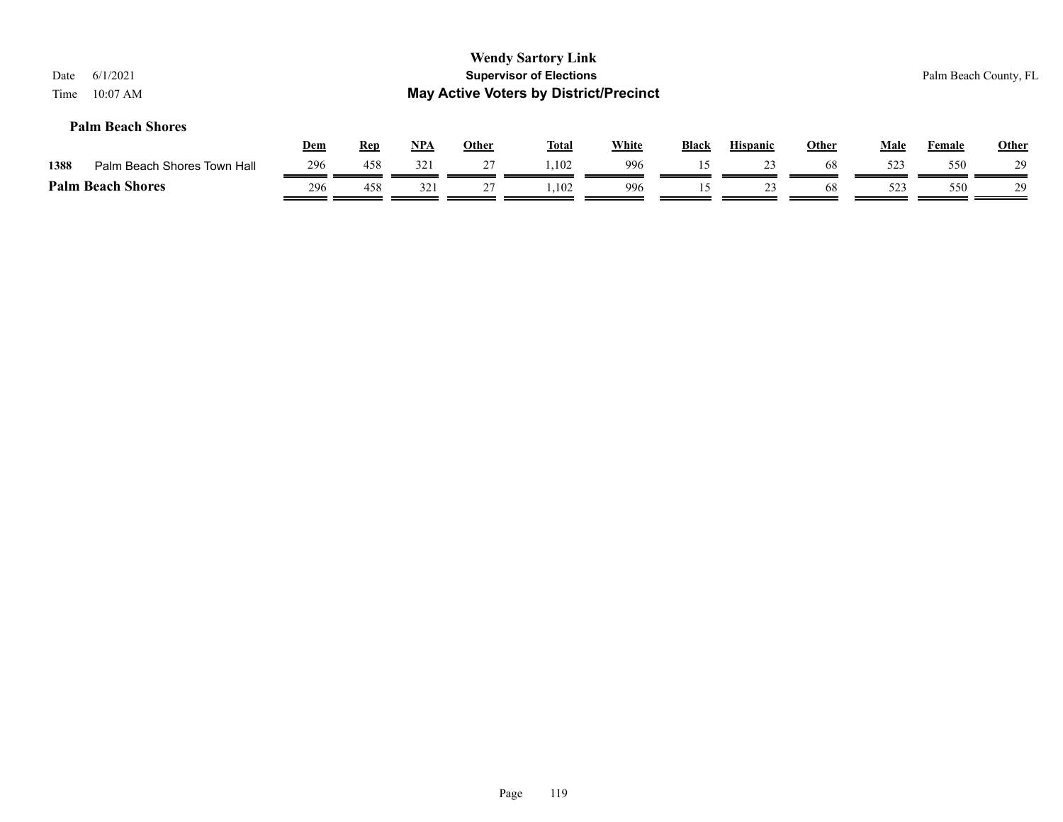# Wendy Sartory Link

## Supervisor of Elections

## May Active Voters by District/Precinct

Date 6/1/2021
Time 10:07 AM

Palm Beach County, FL

### Palm Beach Shores

| | | Dem | Rep | NPA | Other | Total | White | Black | Hispanic | Other | Male | Female | Other |
|---|---|---|---|---|---|---|---|---|---|---|---|---|---|
| 1388 | Palm Beach Shores Town Hall | 296 | 458 | 321 | 27 | 1,102 | 996 | 15 | 23 | 68 | 523 | 550 | 29 |
| **Palm Beach Shores** | | 296 | 458 | 321 | 27 | 1,102 | 996 | 15 | 23 | 68 | 523 | 550 | 29 |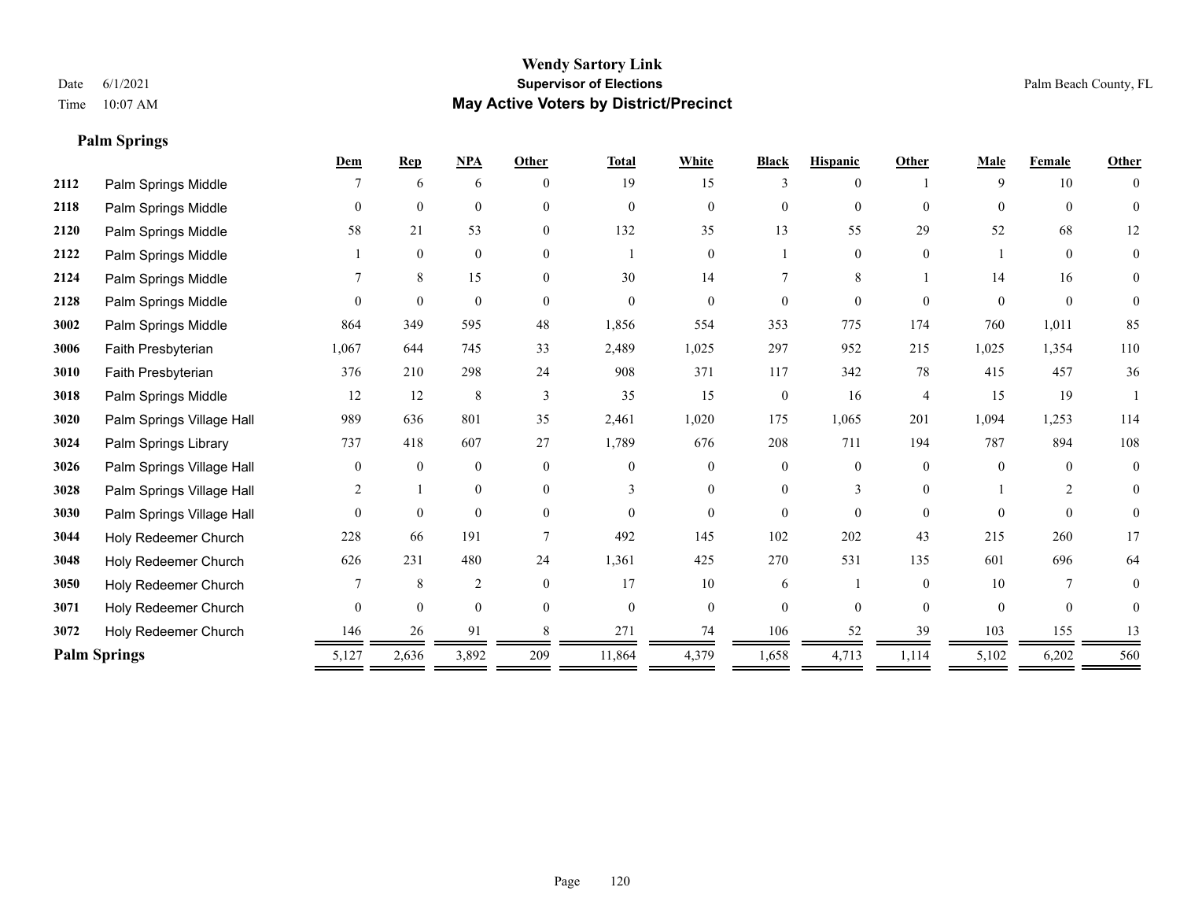**Wendy Sartory Link**
**Supervisor of Elections**
**May Active Voters by District/Precinct**

Date 6/1/2021
Time 10:07 AM

Palm Beach County, FL

## Palm Springs

| | | Dem | Rep | NPA | Other | Total | White | Black | Hispanic | Other | Male | Female | Other |
|---|---|---|---|---|---|---|---|---|---|---|---|---|---|
| 2112 | Palm Springs Middle | 7 | 6 | 6 | 0 | 19 | 15 | 3 | 0 | 1 | 9 | 10 | 0 |
| 2118 | Palm Springs Middle | 0 | 0 | 0 | 0 | 0 | 0 | 0 | 0 | 0 | 0 | 0 | 0 |
| 2120 | Palm Springs Middle | 58 | 21 | 53 | 0 | 132 | 35 | 13 | 55 | 29 | 52 | 68 | 12 |
| 2122 | Palm Springs Middle | 1 | 0 | 0 | 0 | 1 | 0 | 1 | 0 | 0 | 1 | 0 | 0 |
| 2124 | Palm Springs Middle | 7 | 8 | 15 | 0 | 30 | 14 | 7 | 8 | 1 | 14 | 16 | 0 |
| 2128 | Palm Springs Middle | 0 | 0 | 0 | 0 | 0 | 0 | 0 | 0 | 0 | 0 | 0 | 0 |
| 3002 | Palm Springs Middle | 864 | 349 | 595 | 48 | 1,856 | 554 | 353 | 775 | 174 | 760 | 1,011 | 85 |
| 3006 | Faith Presbyterian | 1,067 | 644 | 745 | 33 | 2,489 | 1,025 | 297 | 952 | 215 | 1,025 | 1,354 | 110 |
| 3010 | Faith Presbyterian | 376 | 210 | 298 | 24 | 908 | 371 | 117 | 342 | 78 | 415 | 457 | 36 |
| 3018 | Palm Springs Middle | 12 | 12 | 8 | 3 | 35 | 15 | 0 | 16 | 4 | 15 | 19 | 1 |
| 3020 | Palm Springs Village Hall | 989 | 636 | 801 | 35 | 2,461 | 1,020 | 175 | 1,065 | 201 | 1,094 | 1,253 | 114 |
| 3024 | Palm Springs Library | 737 | 418 | 607 | 27 | 1,789 | 676 | 208 | 711 | 194 | 787 | 894 | 108 |
| 3026 | Palm Springs Village Hall | 0 | 0 | 0 | 0 | 0 | 0 | 0 | 0 | 0 | 0 | 0 | 0 |
| 3028 | Palm Springs Village Hall | 2 | 1 | 0 | 0 | 3 | 0 | 0 | 3 | 0 | 1 | 2 | 0 |
| 3030 | Palm Springs Village Hall | 0 | 0 | 0 | 0 | 0 | 0 | 0 | 0 | 0 | 0 | 0 | 0 |
| 3044 | Holy Redeemer Church | 228 | 66 | 191 | 7 | 492 | 145 | 102 | 202 | 43 | 215 | 260 | 17 |
| 3048 | Holy Redeemer Church | 626 | 231 | 480 | 24 | 1,361 | 425 | 270 | 531 | 135 | 601 | 696 | 64 |
| 3050 | Holy Redeemer Church | 7 | 8 | 2 | 0 | 17 | 10 | 6 | 1 | 0 | 10 | 7 | 0 |
| 3071 | Holy Redeemer Church | 0 | 0 | 0 | 0 | 0 | 0 | 0 | 0 | 0 | 0 | 0 | 0 |
| 3072 | Holy Redeemer Church | 146 | 26 | 91 | 8 | 271 | 74 | 106 | 52 | 39 | 103 | 155 | 13 |
| **Palm Springs** | | 5,127 | 2,636 | 3,892 | 209 | 11,864 | 4,379 | 1,658 | 4,713 | 1,114 | 5,102 | 6,202 | 560 |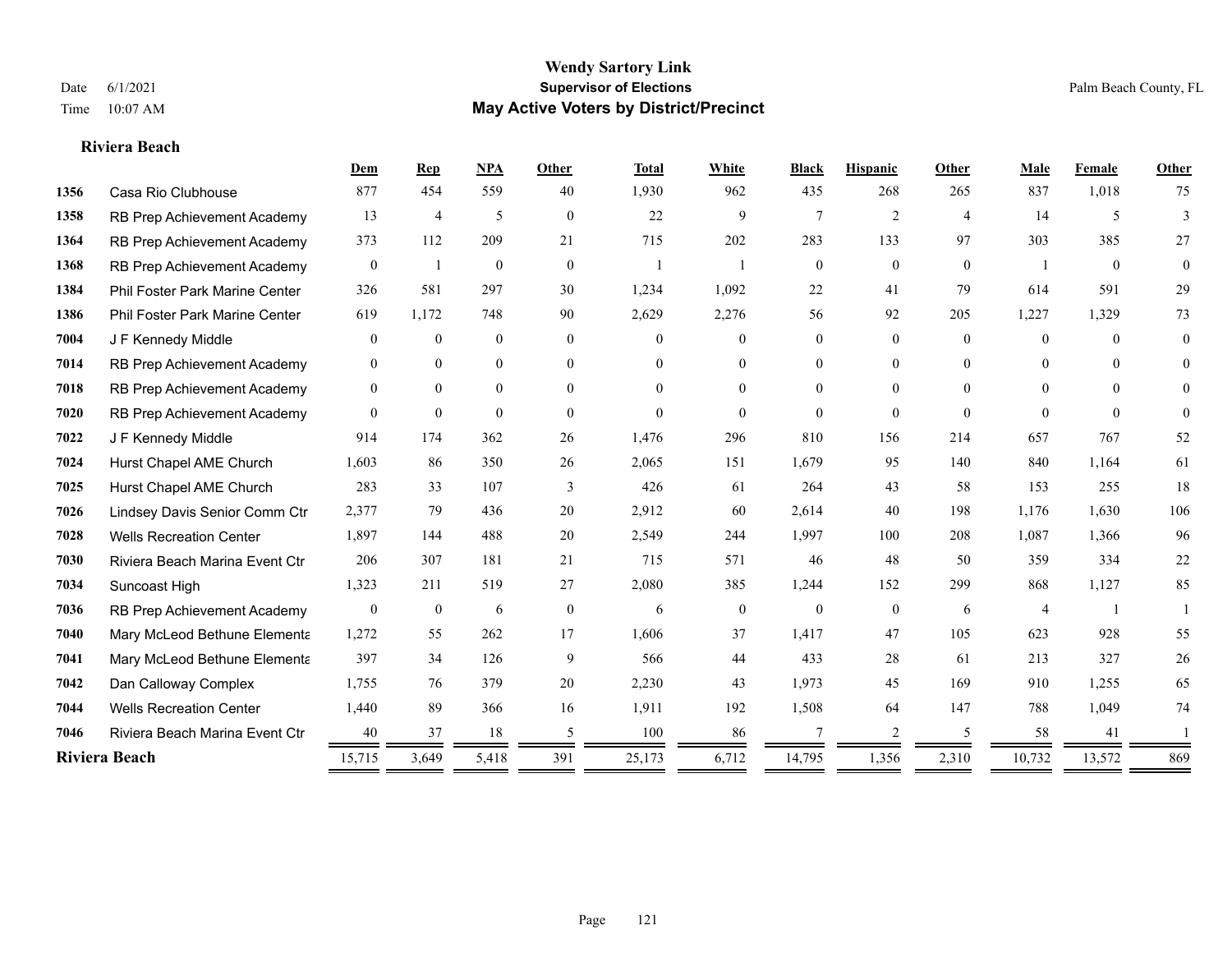# Wendy Sartory Link
**Supervisor of Elections**
**May Active Voters by District/Precinct**

Date 6/1/2021
Time 10:07 AM

Palm Beach County, FL

### Riviera Beach

| | | Dem | Rep | NPA | Other | Total | White | Black | Hispanic | Other | Male | Female | Other |
|---|---|---|---|---|---|---|---|---|---|---|---|---|---|
| 1356 | Casa Rio Clubhouse | 877 | 454 | 559 | 40 | 1,930 | 962 | 435 | 268 | 265 | 837 | 1,018 | 75 |
| 1358 | RB Prep Achievement Academy | 13 | 4 | 5 | 0 | 22 | 9 | 7 | 2 | 4 | 14 | 5 | 3 |
| 1364 | RB Prep Achievement Academy | 373 | 112 | 209 | 21 | 715 | 202 | 283 | 133 | 97 | 303 | 385 | 27 |
| 1368 | RB Prep Achievement Academy | 0 | 1 | 0 | 0 | 1 | 1 | 0 | 0 | 0 | 1 | 0 | 0 |
| 1384 | Phil Foster Park Marine Center | 326 | 581 | 297 | 30 | 1,234 | 1,092 | 22 | 41 | 79 | 614 | 591 | 29 |
| 1386 | Phil Foster Park Marine Center | 619 | 1,172 | 748 | 90 | 2,629 | 2,276 | 56 | 92 | 205 | 1,227 | 1,329 | 73 |
| 7004 | J F Kennedy Middle | 0 | 0 | 0 | 0 | 0 | 0 | 0 | 0 | 0 | 0 | 0 | 0 |
| 7014 | RB Prep Achievement Academy | 0 | 0 | 0 | 0 | 0 | 0 | 0 | 0 | 0 | 0 | 0 | 0 |
| 7018 | RB Prep Achievement Academy | 0 | 0 | 0 | 0 | 0 | 0 | 0 | 0 | 0 | 0 | 0 | 0 |
| 7020 | RB Prep Achievement Academy | 0 | 0 | 0 | 0 | 0 | 0 | 0 | 0 | 0 | 0 | 0 | 0 |
| 7022 | J F Kennedy Middle | 914 | 174 | 362 | 26 | 1,476 | 296 | 810 | 156 | 214 | 657 | 767 | 52 |
| 7024 | Hurst Chapel AME Church | 1,603 | 86 | 350 | 26 | 2,065 | 151 | 1,679 | 95 | 140 | 840 | 1,164 | 61 |
| 7025 | Hurst Chapel AME Church | 283 | 33 | 107 | 3 | 426 | 61 | 264 | 43 | 58 | 153 | 255 | 18 |
| 7026 | Lindsey Davis Senior Comm Ctr | 2,377 | 79 | 436 | 20 | 2,912 | 60 | 2,614 | 40 | 198 | 1,176 | 1,630 | 106 |
| 7028 | Wells Recreation Center | 1,897 | 144 | 488 | 20 | 2,549 | 244 | 1,997 | 100 | 208 | 1,087 | 1,366 | 96 |
| 7030 | Riviera Beach Marina Event Ctr | 206 | 307 | 181 | 21 | 715 | 571 | 46 | 48 | 50 | 359 | 334 | 22 |
| 7034 | Suncoast High | 1,323 | 211 | 519 | 27 | 2,080 | 385 | 1,244 | 152 | 299 | 868 | 1,127 | 85 |
| 7036 | RB Prep Achievement Academy | 0 | 0 | 6 | 0 | 6 | 0 | 0 | 0 | 6 | 4 | 1 | 1 |
| 7040 | Mary McLeod Bethune Elementa | 1,272 | 55 | 262 | 17 | 1,606 | 37 | 1,417 | 47 | 105 | 623 | 928 | 55 |
| 7041 | Mary McLeod Bethune Elementa | 397 | 34 | 126 | 9 | 566 | 44 | 433 | 28 | 61 | 213 | 327 | 26 |
| 7042 | Dan Calloway Complex | 1,755 | 76 | 379 | 20 | 2,230 | 43 | 1,973 | 45 | 169 | 910 | 1,255 | 65 |
| 7044 | Wells Recreation Center | 1,440 | 89 | 366 | 16 | 1,911 | 192 | 1,508 | 64 | 147 | 788 | 1,049 | 74 |
| 7046 | Riviera Beach Marina Event Ctr | 40 | 37 | 18 | 5 | 100 | 86 | 7 | 2 | 5 | 58 | 41 | 1 |
| **Riviera Beach** | | 15,715 | 3,649 | 5,418 | 391 | 25,173 | 6,712 | 14,795 | 1,356 | 2,310 | 10,732 | 13,572 | 869 |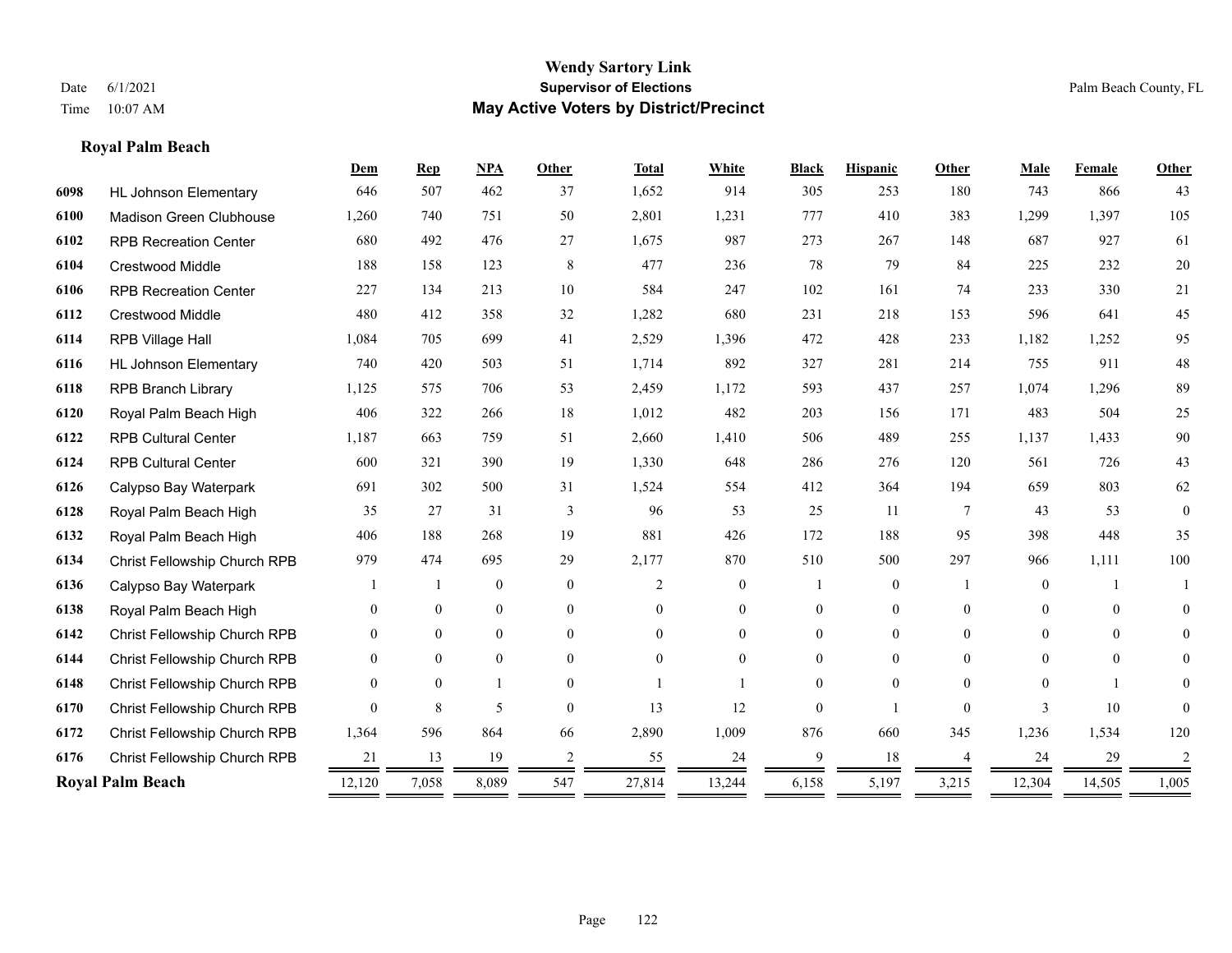# Wendy Sartory Link

## Supervisor of Elections

## May Active Voters by District/Precinct

Date 6/1/2021
Time 10:07 AM

Palm Beach County, FL

### Royal Palm Beach

| | | Dem | Rep | NPA | Other | Total | White | Black | Hispanic | Other | Male | Female | Other |
|---|---|---|---|---|---|---|---|---|---|---|---|---|---|
| 6098 | HL Johnson Elementary | 646 | 507 | 462 | 37 | 1,652 | 914 | 305 | 253 | 180 | 743 | 866 | 43 |
| 6100 | Madison Green Clubhouse | 1,260 | 740 | 751 | 50 | 2,801 | 1,231 | 777 | 410 | 383 | 1,299 | 1,397 | 105 |
| 6102 | RPB Recreation Center | 680 | 492 | 476 | 27 | 1,675 | 987 | 273 | 267 | 148 | 687 | 927 | 61 |
| 6104 | Crestwood Middle | 188 | 158 | 123 | 8 | 477 | 236 | 78 | 79 | 84 | 225 | 232 | 20 |
| 6106 | RPB Recreation Center | 227 | 134 | 213 | 10 | 584 | 247 | 102 | 161 | 74 | 233 | 330 | 21 |
| 6112 | Crestwood Middle | 480 | 412 | 358 | 32 | 1,282 | 680 | 231 | 218 | 153 | 596 | 641 | 45 |
| 6114 | RPB Village Hall | 1,084 | 705 | 699 | 41 | 2,529 | 1,396 | 472 | 428 | 233 | 1,182 | 1,252 | 95 |
| 6116 | HL Johnson Elementary | 740 | 420 | 503 | 51 | 1,714 | 892 | 327 | 281 | 214 | 755 | 911 | 48 |
| 6118 | RPB Branch Library | 1,125 | 575 | 706 | 53 | 2,459 | 1,172 | 593 | 437 | 257 | 1,074 | 1,296 | 89 |
| 6120 | Royal Palm Beach High | 406 | 322 | 266 | 18 | 1,012 | 482 | 203 | 156 | 171 | 483 | 504 | 25 |
| 6122 | RPB Cultural Center | 1,187 | 663 | 759 | 51 | 2,660 | 1,410 | 506 | 489 | 255 | 1,137 | 1,433 | 90 |
| 6124 | RPB Cultural Center | 600 | 321 | 390 | 19 | 1,330 | 648 | 286 | 276 | 120 | 561 | 726 | 43 |
| 6126 | Calypso Bay Waterpark | 691 | 302 | 500 | 31 | 1,524 | 554 | 412 | 364 | 194 | 659 | 803 | 62 |
| 6128 | Royal Palm Beach High | 35 | 27 | 31 | 3 | 96 | 53 | 25 | 11 | 7 | 43 | 53 | 0 |
| 6132 | Royal Palm Beach High | 406 | 188 | 268 | 19 | 881 | 426 | 172 | 188 | 95 | 398 | 448 | 35 |
| 6134 | Christ Fellowship Church RPB | 979 | 474 | 695 | 29 | 2,177 | 870 | 510 | 500 | 297 | 966 | 1,111 | 100 |
| 6136 | Calypso Bay Waterpark | 1 | 1 | 0 | 0 | 2 | 0 | 1 | 0 | 1 | 0 | 1 | 1 |
| 6138 | Royal Palm Beach High | 0 | 0 | 0 | 0 | 0 | 0 | 0 | 0 | 0 | 0 | 0 | 0 |
| 6142 | Christ Fellowship Church RPB | 0 | 0 | 0 | 0 | 0 | 0 | 0 | 0 | 0 | 0 | 0 | 0 |
| 6144 | Christ Fellowship Church RPB | 0 | 0 | 0 | 0 | 0 | 0 | 0 | 0 | 0 | 0 | 0 | 0 |
| 6148 | Christ Fellowship Church RPB | 0 | 0 | 1 | 0 | 1 | 1 | 0 | 0 | 0 | 0 | 1 | 0 |
| 6170 | Christ Fellowship Church RPB | 0 | 8 | 5 | 0 | 13 | 12 | 0 | 1 | 0 | 3 | 10 | 0 |
| 6172 | Christ Fellowship Church RPB | 1,364 | 596 | 864 | 66 | 2,890 | 1,009 | 876 | 660 | 345 | 1,236 | 1,534 | 120 |
| 6176 | Christ Fellowship Church RPB | 21 | 13 | 19 | 2 | 55 | 24 | 9 | 18 | 4 | 24 | 29 | 2 |
| **Royal Palm Beach** | | 12,120 | 7,058 | 8,089 | 547 | 27,814 | 13,244 | 6,158 | 5,197 | 3,215 | 12,304 | 14,505 | 1,005 |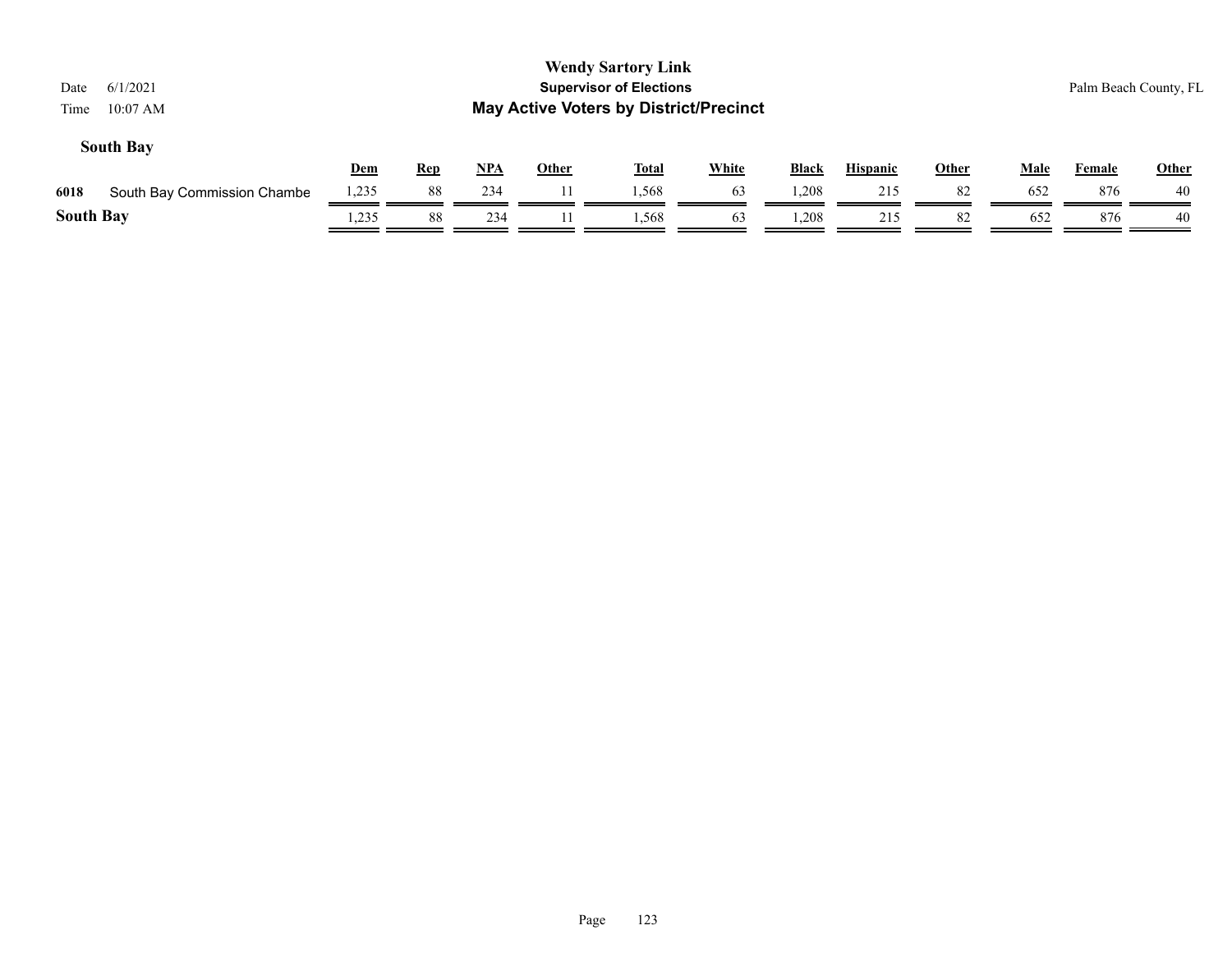## South Bay

| | | Dem | Rep | NPA | Other | Total | White | Black | Hispanic | Other | Male | Female | Other |
|---|---|---|---|---|---|---|---|---|---|---|---|---|---|
| 6018 | South Bay Commission Chambe | 1,235 | 88 | 234 | 11 | 1,568 | 63 | 1,208 | 215 | 82 | 652 | 876 | 40 |
| **South Bay** | | 1,235 | 88 | 234 | 11 | 1,568 | 63 | 1,208 | 215 | 82 | 652 | 876 | 40 |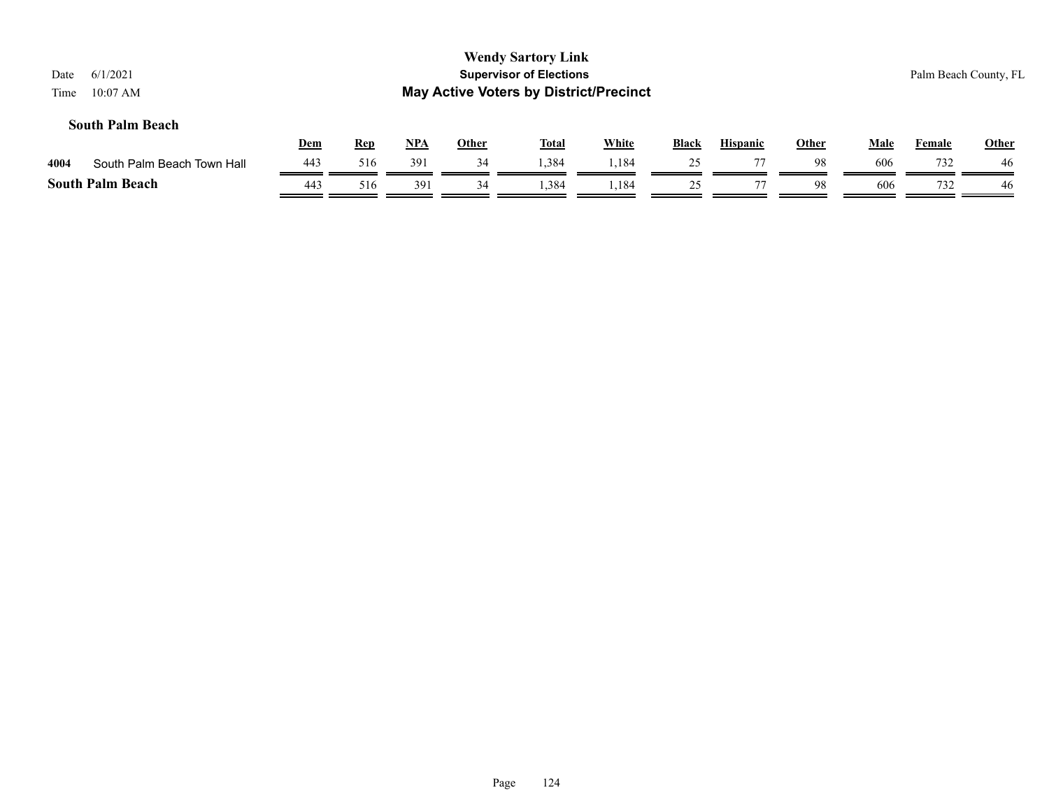**Wendy Sartory Link**
**Supervisor of Elections**
**May Active Voters by District/Precinct**

Date 6/1/2021
Time 10:07 AM

Palm Beach County, FL

### South Palm Beach

| | | Dem | Rep | NPA | Other | Total | White | Black | Hispanic | Other | Male | Female | Other |
|---|---|---|---|---|---|---|---|---|---|---|---|---|---|
| 4004 | South Palm Beach Town Hall | 443 | 516 | 391 | 34 | 1,384 | 1,184 | 25 | 77 | 98 | 606 | 732 | 46 |
| **South Palm Beach** | | 443 | 516 | 391 | 34 | 1,384 | 1,184 | 25 | 77 | 98 | 606 | 732 | 46 |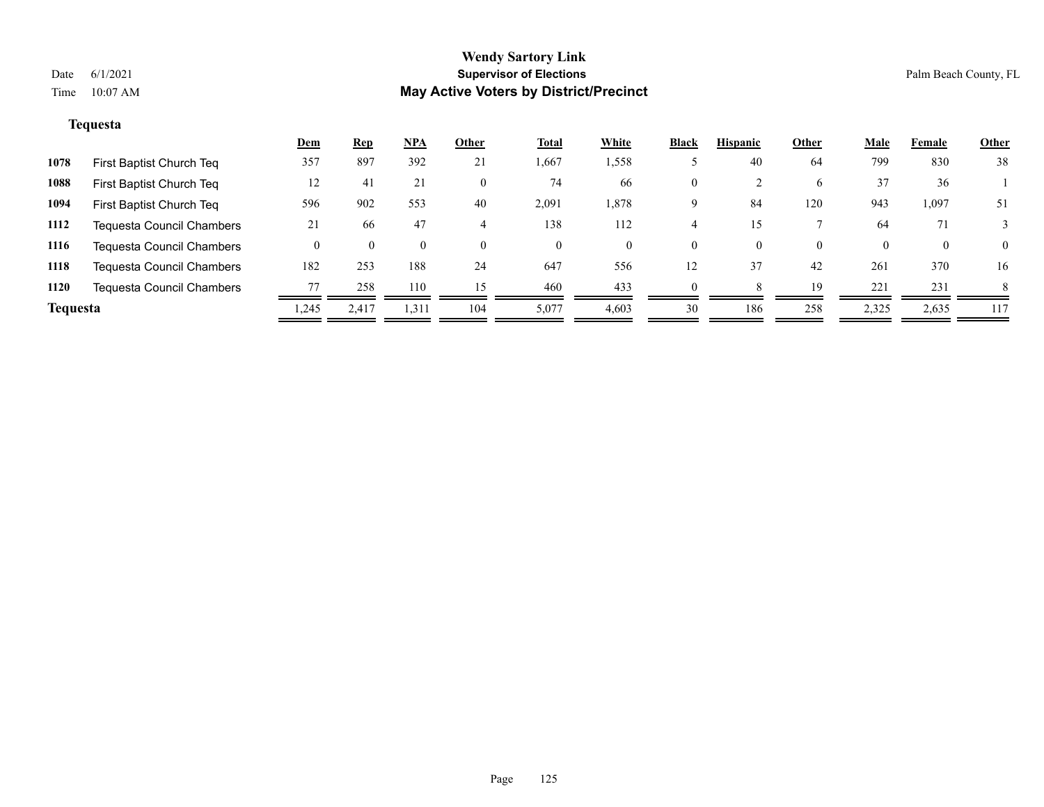# Wendy Sartory Link
## Supervisor of Elections
## May Active Voters by District/Precinct

Date 6/1/2021
Time 10:07 AM

Palm Beach County, FL

### Tequesta

| | | Dem | Rep | NPA | Other | Total | White | Black | Hispanic | Other | Male | Female | Other |
|---|---|---|---|---|---|---|---|---|---|---|---|---|---|
| 1078 | First Baptist Church Teq | 357 | 897 | 392 | 21 | 1,667 | 1,558 | 5 | 40 | 64 | 799 | 830 | 38 |
| 1088 | First Baptist Church Teq | 12 | 41 | 21 | 0 | 74 | 66 | 0 | 2 | 6 | 37 | 36 | 1 |
| 1094 | First Baptist Church Teq | 596 | 902 | 553 | 40 | 2,091 | 1,878 | 9 | 84 | 120 | 943 | 1,097 | 51 |
| 1112 | Tequesta Council Chambers | 21 | 66 | 47 | 4 | 138 | 112 | 4 | 15 | 7 | 64 | 71 | 3 |
| 1116 | Tequesta Council Chambers | 0 | 0 | 0 | 0 | 0 | 0 | 0 | 0 | 0 | 0 | 0 | 0 |
| 1118 | Tequesta Council Chambers | 182 | 253 | 188 | 24 | 647 | 556 | 12 | 37 | 42 | 261 | 370 | 16 |
| 1120 | Tequesta Council Chambers | 77 | 258 | 110 | 15 | 460 | 433 | 0 | 8 | 19 | 221 | 231 | 8 |
| **Tequesta** | | 1,245 | 2,417 | 1,311 | 104 | 5,077 | 4,603 | 30 | 186 | 258 | 2,325 | 2,635 | 117 |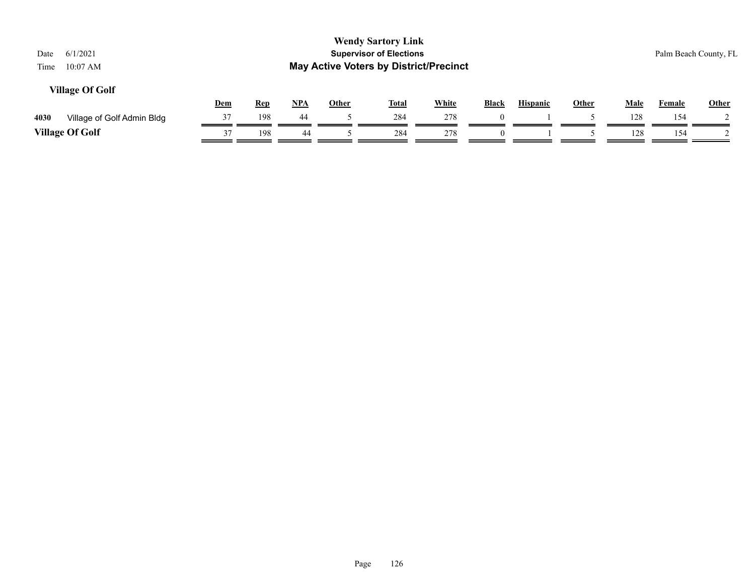## Village Of Golf

| | | Dem | Rep | NPA | Other | Total | White | Black | Hispanic | Other | Male | Female | Other |
|---|---|---|---|---|---|---|---|---|---|---|---|---|---|
| 4030 | Village of Golf Admin Bldg | 37 | 198 | 44 | 5 | 284 | 278 | 0 | 1 | 5 | 128 | 154 | 2 |
| **Village Of Golf** | | 37 | 198 | 44 | 5 | 284 | 278 | 0 | 1 | 5 | 128 | 154 | 2 |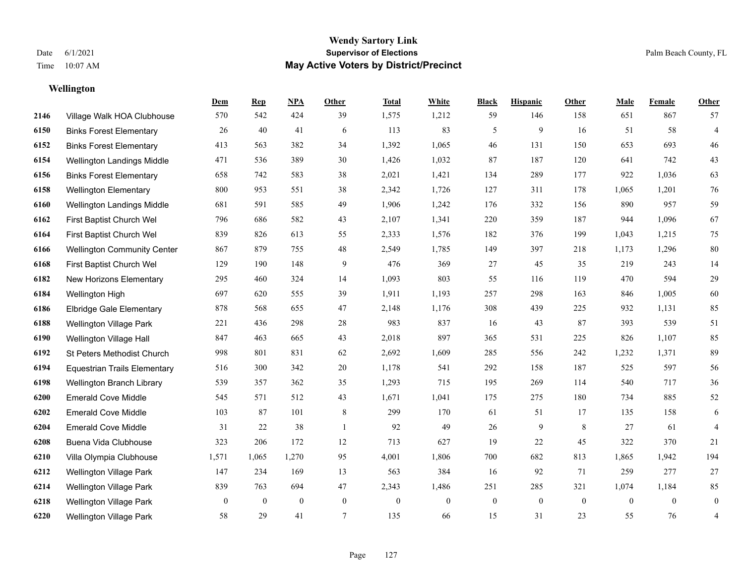**Wendy Sartory Link**
**Supervisor of Elections**
**May Active Voters by District/Precinct**

Date 6/1/2021
Time 10:07 AM
Palm Beach County, FL

### Wellington

| | | Dem | Rep | NPA | Other | Total | White | Black | Hispanic | Other | Male | Female | Other |
|---|---|---|---|---|---|---|---|---|---|---|---|---|---|
| 2146 | Village Walk HOA Clubhouse | 570 | 542 | 424 | 39 | 1,575 | 1,212 | 59 | 146 | 158 | 651 | 867 | 57 |
| 6150 | Binks Forest Elementary | 26 | 40 | 41 | 6 | 113 | 83 | 5 | 9 | 16 | 51 | 58 | 4 |
| 6152 | Binks Forest Elementary | 413 | 563 | 382 | 34 | 1,392 | 1,065 | 46 | 131 | 150 | 653 | 693 | 46 |
| 6154 | Wellington Landings Middle | 471 | 536 | 389 | 30 | 1,426 | 1,032 | 87 | 187 | 120 | 641 | 742 | 43 |
| 6156 | Binks Forest Elementary | 658 | 742 | 583 | 38 | 2,021 | 1,421 | 134 | 289 | 177 | 922 | 1,036 | 63 |
| 6158 | Wellington Elementary | 800 | 953 | 551 | 38 | 2,342 | 1,726 | 127 | 311 | 178 | 1,065 | 1,201 | 76 |
| 6160 | Wellington Landings Middle | 681 | 591 | 585 | 49 | 1,906 | 1,242 | 176 | 332 | 156 | 890 | 957 | 59 |
| 6162 | First Baptist Church Wel | 796 | 686 | 582 | 43 | 2,107 | 1,341 | 220 | 359 | 187 | 944 | 1,096 | 67 |
| 6164 | First Baptist Church Wel | 839 | 826 | 613 | 55 | 2,333 | 1,576 | 182 | 376 | 199 | 1,043 | 1,215 | 75 |
| 6166 | Wellington Community Center | 867 | 879 | 755 | 48 | 2,549 | 1,785 | 149 | 397 | 218 | 1,173 | 1,296 | 80 |
| 6168 | First Baptist Church Wel | 129 | 190 | 148 | 9 | 476 | 369 | 27 | 45 | 35 | 219 | 243 | 14 |
| 6182 | New Horizons Elementary | 295 | 460 | 324 | 14 | 1,093 | 803 | 55 | 116 | 119 | 470 | 594 | 29 |
| 6184 | Wellington High | 697 | 620 | 555 | 39 | 1,911 | 1,193 | 257 | 298 | 163 | 846 | 1,005 | 60 |
| 6186 | Elbridge Gale Elementary | 878 | 568 | 655 | 47 | 2,148 | 1,176 | 308 | 439 | 225 | 932 | 1,131 | 85 |
| 6188 | Wellington Village Park | 221 | 436 | 298 | 28 | 983 | 837 | 16 | 43 | 87 | 393 | 539 | 51 |
| 6190 | Wellington Village Hall | 847 | 463 | 665 | 43 | 2,018 | 897 | 365 | 531 | 225 | 826 | 1,107 | 85 |
| 6192 | St Peters Methodist Church | 998 | 801 | 831 | 62 | 2,692 | 1,609 | 285 | 556 | 242 | 1,232 | 1,371 | 89 |
| 6194 | Equestrian Trails Elementary | 516 | 300 | 342 | 20 | 1,178 | 541 | 292 | 158 | 187 | 525 | 597 | 56 |
| 6198 | Wellington Branch Library | 539 | 357 | 362 | 35 | 1,293 | 715 | 195 | 269 | 114 | 540 | 717 | 36 |
| 6200 | Emerald Cove Middle | 545 | 571 | 512 | 43 | 1,671 | 1,041 | 175 | 275 | 180 | 734 | 885 | 52 |
| 6202 | Emerald Cove Middle | 103 | 87 | 101 | 8 | 299 | 170 | 61 | 51 | 17 | 135 | 158 | 6 |
| 6204 | Emerald Cove Middle | 31 | 22 | 38 | 1 | 92 | 49 | 26 | 9 | 8 | 27 | 61 | 4 |
| 6208 | Buena Vida Clubhouse | 323 | 206 | 172 | 12 | 713 | 627 | 19 | 22 | 45 | 322 | 370 | 21 |
| 6210 | Villa Olympia Clubhouse | 1,571 | 1,065 | 1,270 | 95 | 4,001 | 1,806 | 700 | 682 | 813 | 1,865 | 1,942 | 194 |
| 6212 | Wellington Village Park | 147 | 234 | 169 | 13 | 563 | 384 | 16 | 92 | 71 | 259 | 277 | 27 |
| 6214 | Wellington Village Park | 839 | 763 | 694 | 47 | 2,343 | 1,486 | 251 | 285 | 321 | 1,074 | 1,184 | 85 |
| 6218 | Wellington Village Park | 0 | 0 | 0 | 0 | 0 | 0 | 0 | 0 | 0 | 0 | 0 | 0 |
| 6220 | Wellington Village Park | 58 | 29 | 41 | 7 | 135 | 66 | 15 | 31 | 23 | 55 | 76 | 4 |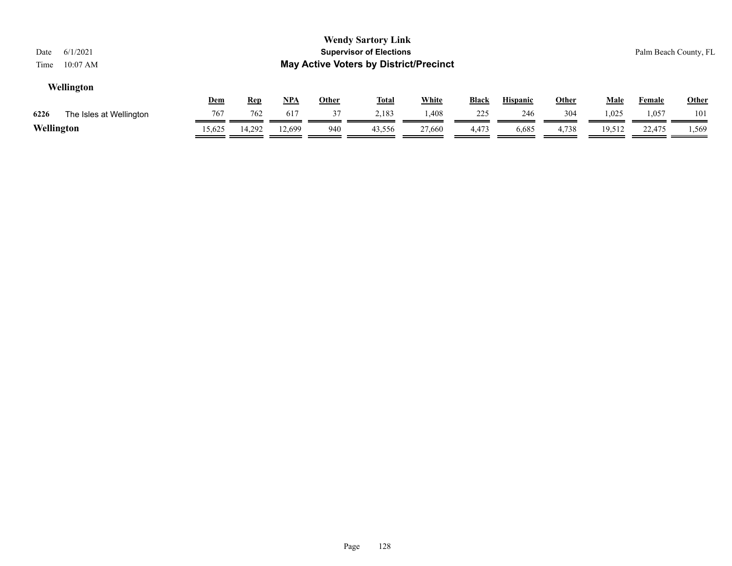**Wellington**

| | | Dem | Rep | NPA | Other | Total | White | Black | Hispanic | Other | Male | Female | Other |
|---|---|---|---|---|---|---|---|---|---|---|---|---|---|
| 6226 | The Isles at Wellington | 767 | 762 | 617 | 37 | 2,183 | 1,408 | 225 | 246 | 304 | 1,025 | 1,057 | 101 |
| **Wellington** | | 15,625 | 14,292 | 12,699 | 940 | 43,556 | 27,660 | 4,473 | 6,685 | 4,738 | 19,512 | 22,475 | 1,569 |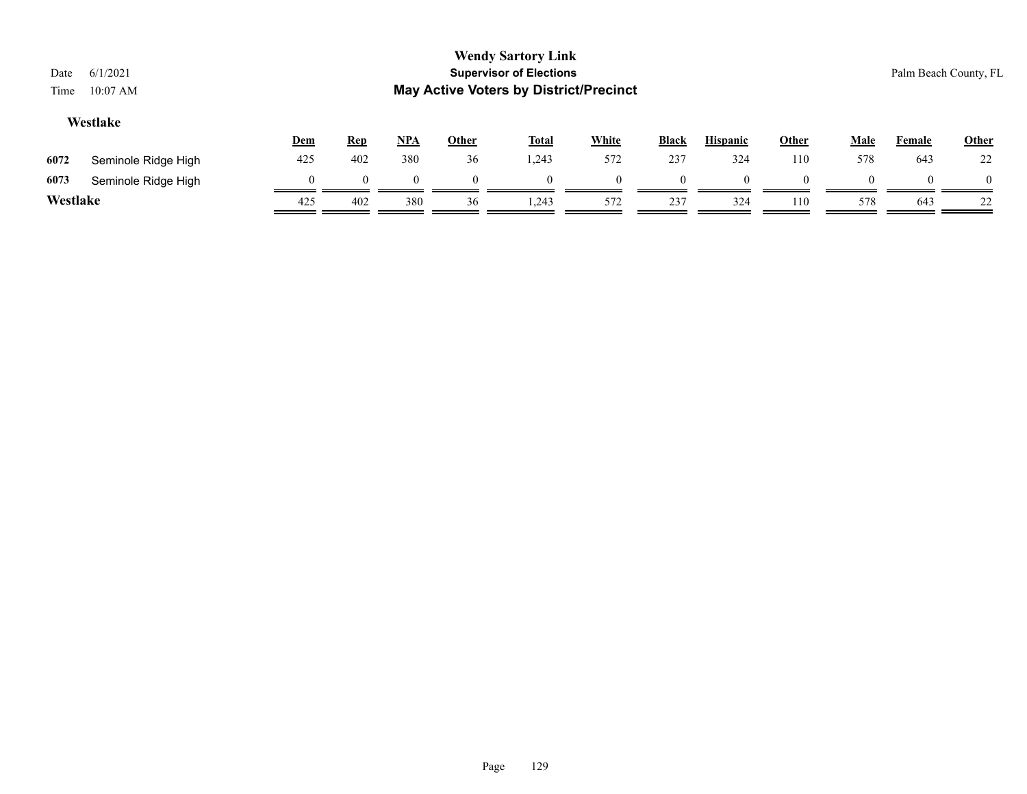### Westlake

| | | Dem | Rep | NPA | Other | Total | White | Black | Hispanic | Other | Male | Female | Other |
|---|---|---|---|---|---|---|---|---|---|---|---|---|---|
| 6072 | Seminole Ridge High | 425 | 402 | 380 | 36 | 1,243 | 572 | 237 | 324 | 110 | 578 | 643 | 22 |
| 6073 | Seminole Ridge High | 0 | 0 | 0 | 0 | 0 | 0 | 0 | 0 | 0 | 0 | 0 | 0 |
| **Westlake** | | 425 | 402 | 380 | 36 | 1,243 | 572 | 237 | 324 | 110 | 578 | 643 | 22 |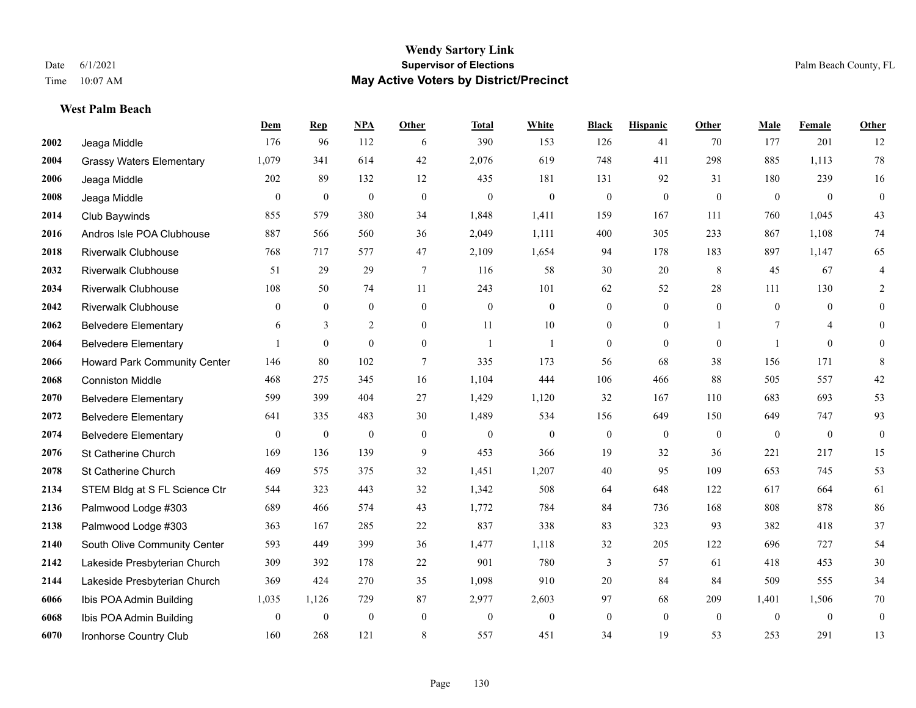# Wendy Sartory Link
## Supervisor of Elections
## May Active Voters by District/Precinct

Date 6/1/2021
Time 10:07 AM
Palm Beach County, FL

### West Palm Beach

| | | Dem | Rep | NPA | Other | Total | White | Black | Hispanic | Other | Male | Female | Other |
|---|---|---|---|---|---|---|---|---|---|---|---|---|---|
| 2002 | Jeaga Middle | 176 | 96 | 112 | 6 | 390 | 153 | 126 | 41 | 70 | 177 | 201 | 12 |
| 2004 | Grassy Waters Elementary | 1,079 | 341 | 614 | 42 | 2,076 | 619 | 748 | 411 | 298 | 885 | 1,113 | 78 |
| 2006 | Jeaga Middle | 202 | 89 | 132 | 12 | 435 | 181 | 131 | 92 | 31 | 180 | 239 | 16 |
| 2008 | Jeaga Middle | 0 | 0 | 0 | 0 | 0 | 0 | 0 | 0 | 0 | 0 | 0 | 0 |
| 2014 | Club Baywinds | 855 | 579 | 380 | 34 | 1,848 | 1,411 | 159 | 167 | 111 | 760 | 1,045 | 43 |
| 2016 | Andros Isle POA Clubhouse | 887 | 566 | 560 | 36 | 2,049 | 1,111 | 400 | 305 | 233 | 867 | 1,108 | 74 |
| 2018 | Riverwalk Clubhouse | 768 | 717 | 577 | 47 | 2,109 | 1,654 | 94 | 178 | 183 | 897 | 1,147 | 65 |
| 2032 | Riverwalk Clubhouse | 51 | 29 | 29 | 7 | 116 | 58 | 30 | 20 | 8 | 45 | 67 | 4 |
| 2034 | Riverwalk Clubhouse | 108 | 50 | 74 | 11 | 243 | 101 | 62 | 52 | 28 | 111 | 130 | 2 |
| 2042 | Riverwalk Clubhouse | 0 | 0 | 0 | 0 | 0 | 0 | 0 | 0 | 0 | 0 | 0 | 0 |
| 2062 | Belvedere Elementary | 6 | 3 | 2 | 0 | 11 | 10 | 0 | 0 | 1 | 7 | 4 | 0 |
| 2064 | Belvedere Elementary | 1 | 0 | 0 | 0 | 1 | 1 | 0 | 0 | 0 | 1 | 0 | 0 |
| 2066 | Howard Park Community Center | 146 | 80 | 102 | 7 | 335 | 173 | 56 | 68 | 38 | 156 | 171 | 8 |
| 2068 | Conniston Middle | 468 | 275 | 345 | 16 | 1,104 | 444 | 106 | 466 | 88 | 505 | 557 | 42 |
| 2070 | Belvedere Elementary | 599 | 399 | 404 | 27 | 1,429 | 1,120 | 32 | 167 | 110 | 683 | 693 | 53 |
| 2072 | Belvedere Elementary | 641 | 335 | 483 | 30 | 1,489 | 534 | 156 | 649 | 150 | 649 | 747 | 93 |
| 2074 | Belvedere Elementary | 0 | 0 | 0 | 0 | 0 | 0 | 0 | 0 | 0 | 0 | 0 | 0 |
| 2076 | St Catherine Church | 169 | 136 | 139 | 9 | 453 | 366 | 19 | 32 | 36 | 221 | 217 | 15 |
| 2078 | St Catherine Church | 469 | 575 | 375 | 32 | 1,451 | 1,207 | 40 | 95 | 109 | 653 | 745 | 53 |
| 2134 | STEM Bldg at S FL Science Ctr | 544 | 323 | 443 | 32 | 1,342 | 508 | 64 | 648 | 122 | 617 | 664 | 61 |
| 2136 | Palmwood Lodge #303 | 689 | 466 | 574 | 43 | 1,772 | 784 | 84 | 736 | 168 | 808 | 878 | 86 |
| 2138 | Palmwood Lodge #303 | 363 | 167 | 285 | 22 | 837 | 338 | 83 | 323 | 93 | 382 | 418 | 37 |
| 2140 | South Olive Community Center | 593 | 449 | 399 | 36 | 1,477 | 1,118 | 32 | 205 | 122 | 696 | 727 | 54 |
| 2142 | Lakeside Presbyterian Church | 309 | 392 | 178 | 22 | 901 | 780 | 3 | 57 | 61 | 418 | 453 | 30 |
| 2144 | Lakeside Presbyterian Church | 369 | 424 | 270 | 35 | 1,098 | 910 | 20 | 84 | 84 | 509 | 555 | 34 |
| 6066 | Ibis POA Admin Building | 1,035 | 1,126 | 729 | 87 | 2,977 | 2,603 | 97 | 68 | 209 | 1,401 | 1,506 | 70 |
| 6068 | Ibis POA Admin Building | 0 | 0 | 0 | 0 | 0 | 0 | 0 | 0 | 0 | 0 | 0 | 0 |
| 6070 | Ironhorse Country Club | 160 | 268 | 121 | 8 | 557 | 451 | 34 | 19 | 53 | 253 | 291 | 13 |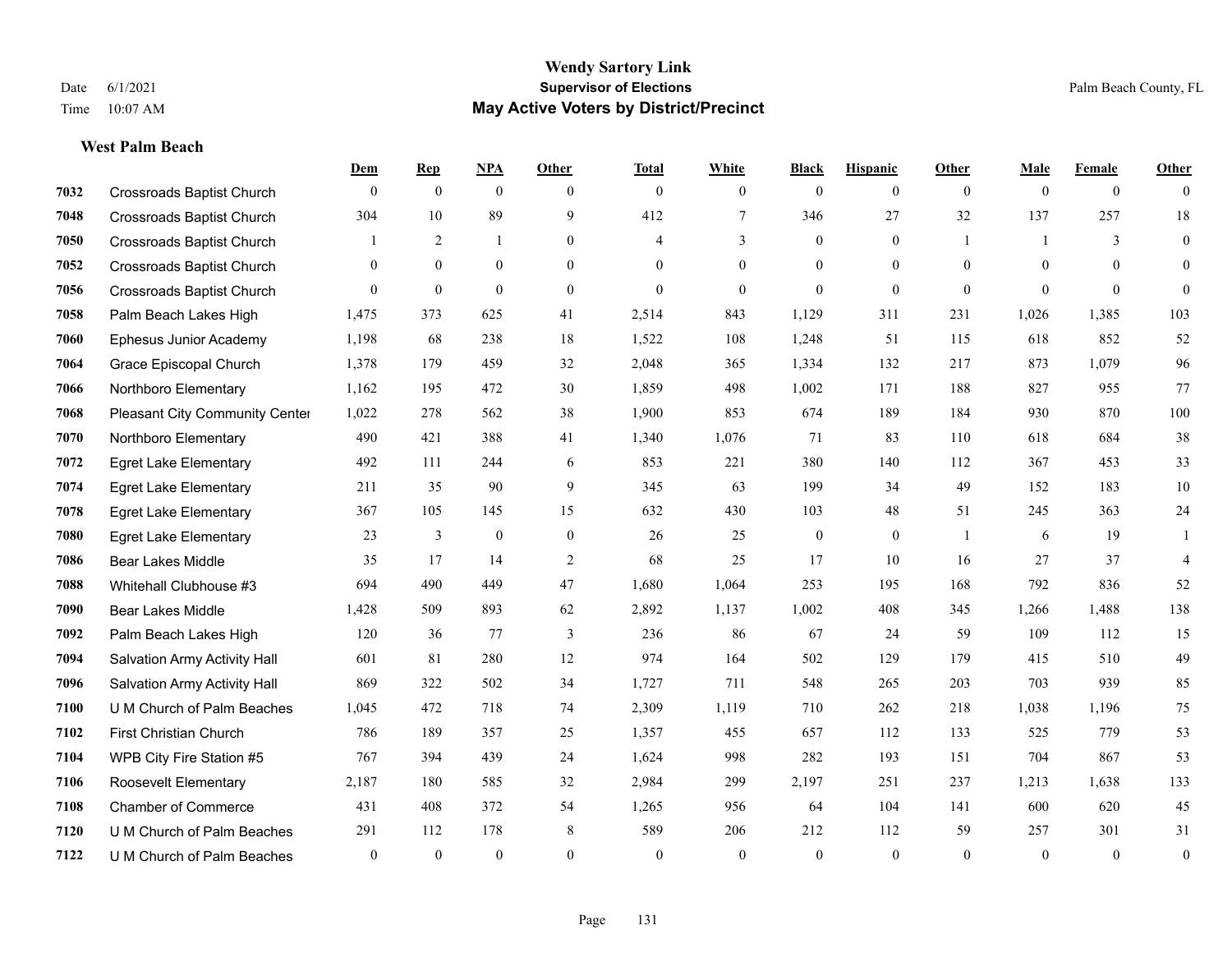# Wendy Sartory Link

## Supervisor of Elections

## May Active Voters by District/Precinct

Date 6/1/2021
Time 10:07 AM

Palm Beach County, FL

### West Palm Beach

| | | Dem | Rep | NPA | Other | Total | White | Black | Hispanic | Other | Male | Female | Other |
|---|---|---|---|---|---|---|---|---|---|---|---|---|---|
| 7032 | Crossroads Baptist Church | 0 | 0 | 0 | 0 | 0 | 0 | 0 | 0 | 0 | 0 | 0 | 0 |
| 7048 | Crossroads Baptist Church | 304 | 10 | 89 | 9 | 412 | 7 | 346 | 27 | 32 | 137 | 257 | 18 |
| 7050 | Crossroads Baptist Church | 1 | 2 | 1 | 0 | 4 | 3 | 0 | 0 | 1 | 1 | 3 | 0 |
| 7052 | Crossroads Baptist Church | 0 | 0 | 0 | 0 | 0 | 0 | 0 | 0 | 0 | 0 | 0 | 0 |
| 7056 | Crossroads Baptist Church | 0 | 0 | 0 | 0 | 0 | 0 | 0 | 0 | 0 | 0 | 0 | 0 |
| 7058 | Palm Beach Lakes High | 1,475 | 373 | 625 | 41 | 2,514 | 843 | 1,129 | 311 | 231 | 1,026 | 1,385 | 103 |
| 7060 | Ephesus Junior Academy | 1,198 | 68 | 238 | 18 | 1,522 | 108 | 1,248 | 51 | 115 | 618 | 852 | 52 |
| 7064 | Grace Episcopal Church | 1,378 | 179 | 459 | 32 | 2,048 | 365 | 1,334 | 132 | 217 | 873 | 1,079 | 96 |
| 7066 | Northboro Elementary | 1,162 | 195 | 472 | 30 | 1,859 | 498 | 1,002 | 171 | 188 | 827 | 955 | 77 |
| 7068 | Pleasant City Community Center | 1,022 | 278 | 562 | 38 | 1,900 | 853 | 674 | 189 | 184 | 930 | 870 | 100 |
| 7070 | Northboro Elementary | 490 | 421 | 388 | 41 | 1,340 | 1,076 | 71 | 83 | 110 | 618 | 684 | 38 |
| 7072 | Egret Lake Elementary | 492 | 111 | 244 | 6 | 853 | 221 | 380 | 140 | 112 | 367 | 453 | 33 |
| 7074 | Egret Lake Elementary | 211 | 35 | 90 | 9 | 345 | 63 | 199 | 34 | 49 | 152 | 183 | 10 |
| 7078 | Egret Lake Elementary | 367 | 105 | 145 | 15 | 632 | 430 | 103 | 48 | 51 | 245 | 363 | 24 |
| 7080 | Egret Lake Elementary | 23 | 3 | 0 | 0 | 26 | 25 | 0 | 0 | 1 | 6 | 19 | 1 |
| 7086 | Bear Lakes Middle | 35 | 17 | 14 | 2 | 68 | 25 | 17 | 10 | 16 | 27 | 37 | 4 |
| 7088 | Whitehall Clubhouse #3 | 694 | 490 | 449 | 47 | 1,680 | 1,064 | 253 | 195 | 168 | 792 | 836 | 52 |
| 7090 | Bear Lakes Middle | 1,428 | 509 | 893 | 62 | 2,892 | 1,137 | 1,002 | 408 | 345 | 1,266 | 1,488 | 138 |
| 7092 | Palm Beach Lakes High | 120 | 36 | 77 | 3 | 236 | 86 | 67 | 24 | 59 | 109 | 112 | 15 |
| 7094 | Salvation Army Activity Hall | 601 | 81 | 280 | 12 | 974 | 164 | 502 | 129 | 179 | 415 | 510 | 49 |
| 7096 | Salvation Army Activity Hall | 869 | 322 | 502 | 34 | 1,727 | 711 | 548 | 265 | 203 | 703 | 939 | 85 |
| 7100 | U M Church of Palm Beaches | 1,045 | 472 | 718 | 74 | 2,309 | 1,119 | 710 | 262 | 218 | 1,038 | 1,196 | 75 |
| 7102 | First Christian Church | 786 | 189 | 357 | 25 | 1,357 | 455 | 657 | 112 | 133 | 525 | 779 | 53 |
| 7104 | WPB City Fire Station #5 | 767 | 394 | 439 | 24 | 1,624 | 998 | 282 | 193 | 151 | 704 | 867 | 53 |
| 7106 | Roosevelt Elementary | 2,187 | 180 | 585 | 32 | 2,984 | 299 | 2,197 | 251 | 237 | 1,213 | 1,638 | 133 |
| 7108 | Chamber of Commerce | 431 | 408 | 372 | 54 | 1,265 | 956 | 64 | 104 | 141 | 600 | 620 | 45 |
| 7120 | U M Church of Palm Beaches | 291 | 112 | 178 | 8 | 589 | 206 | 212 | 112 | 59 | 257 | 301 | 31 |
| 7122 | U M Church of Palm Beaches | 0 | 0 | 0 | 0 | 0 | 0 | 0 | 0 | 0 | 0 | 0 | 0 |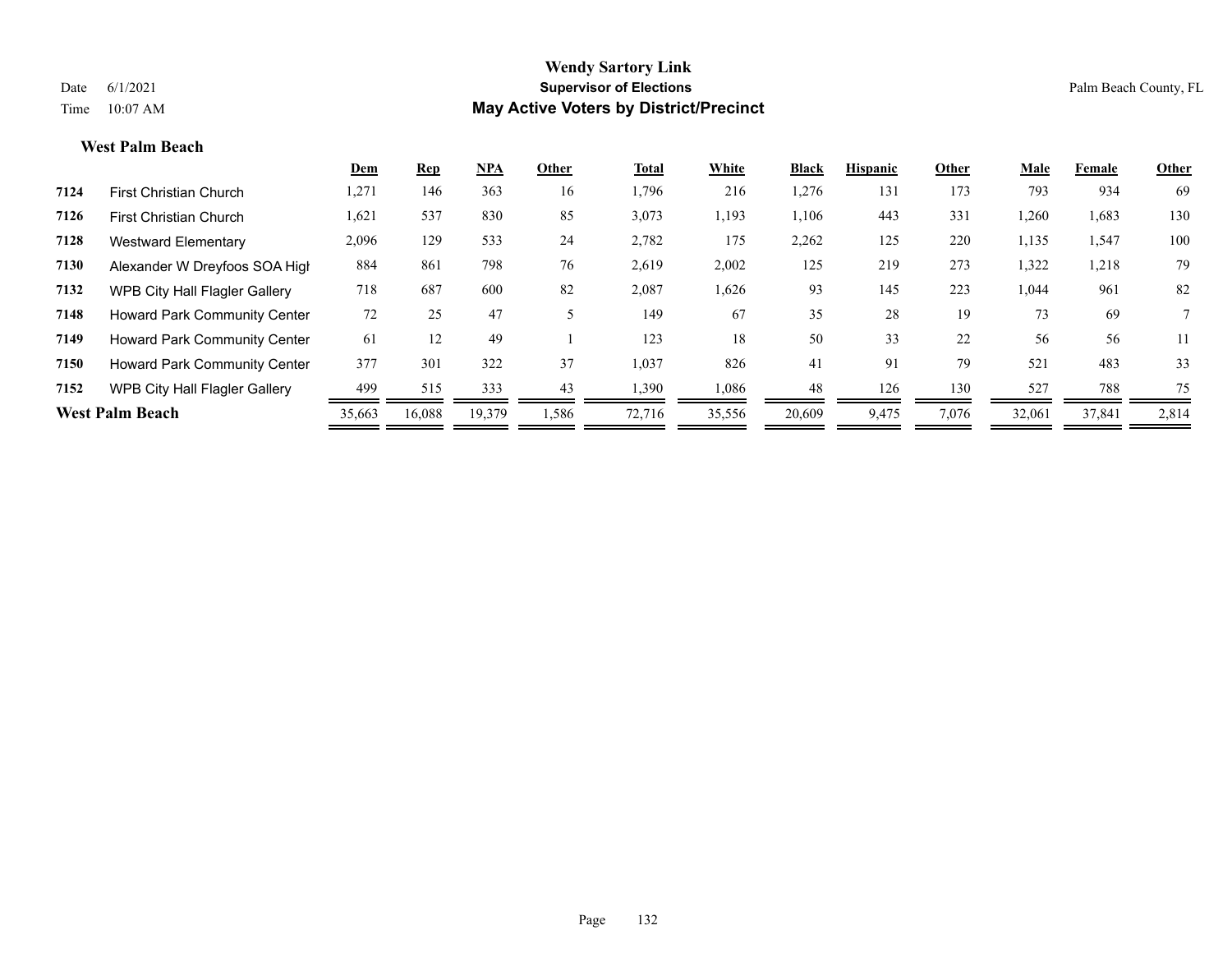**Wendy Sartory Link**
**Supervisor of Elections**
**May Active Voters by District/Precinct**

Date 6/1/2021
Time 10:07 AM

Palm Beach County, FL

### West Palm Beach

| | | Dem | Rep | NPA | Other | Total | White | Black | Hispanic | Other | Male | Female | Other |
|---|---|---|---|---|---|---|---|---|---|---|---|---|---|
| 7124 | First Christian Church | 1,271 | 146 | 363 | 16 | 1,796 | 216 | 1,276 | 131 | 173 | 793 | 934 | 69 |
| 7126 | First Christian Church | 1,621 | 537 | 830 | 85 | 3,073 | 1,193 | 1,106 | 443 | 331 | 1,260 | 1,683 | 130 |
| 7128 | Westward Elementary | 2,096 | 129 | 533 | 24 | 2,782 | 175 | 2,262 | 125 | 220 | 1,135 | 1,547 | 100 |
| 7130 | Alexander W Dreyfoos SOA High | 884 | 861 | 798 | 76 | 2,619 | 2,002 | 125 | 219 | 273 | 1,322 | 1,218 | 79 |
| 7132 | WPB City Hall Flagler Gallery | 718 | 687 | 600 | 82 | 2,087 | 1,626 | 93 | 145 | 223 | 1,044 | 961 | 82 |
| 7148 | Howard Park Community Center | 72 | 25 | 47 | 5 | 149 | 67 | 35 | 28 | 19 | 73 | 69 | 7 |
| 7149 | Howard Park Community Center | 61 | 12 | 49 | 1 | 123 | 18 | 50 | 33 | 22 | 56 | 56 | 11 |
| 7150 | Howard Park Community Center | 377 | 301 | 322 | 37 | 1,037 | 826 | 41 | 91 | 79 | 521 | 483 | 33 |
| 7152 | WPB City Hall Flagler Gallery | 499 | 515 | 333 | 43 | 1,390 | 1,086 | 48 | 126 | 130 | 527 | 788 | 75 |
| **West Palm Beach** | | 35,663 | 16,088 | 19,379 | 1,586 | 72,716 | 35,556 | 20,609 | 9,475 | 7,076 | 32,061 | 37,841 | 2,814 |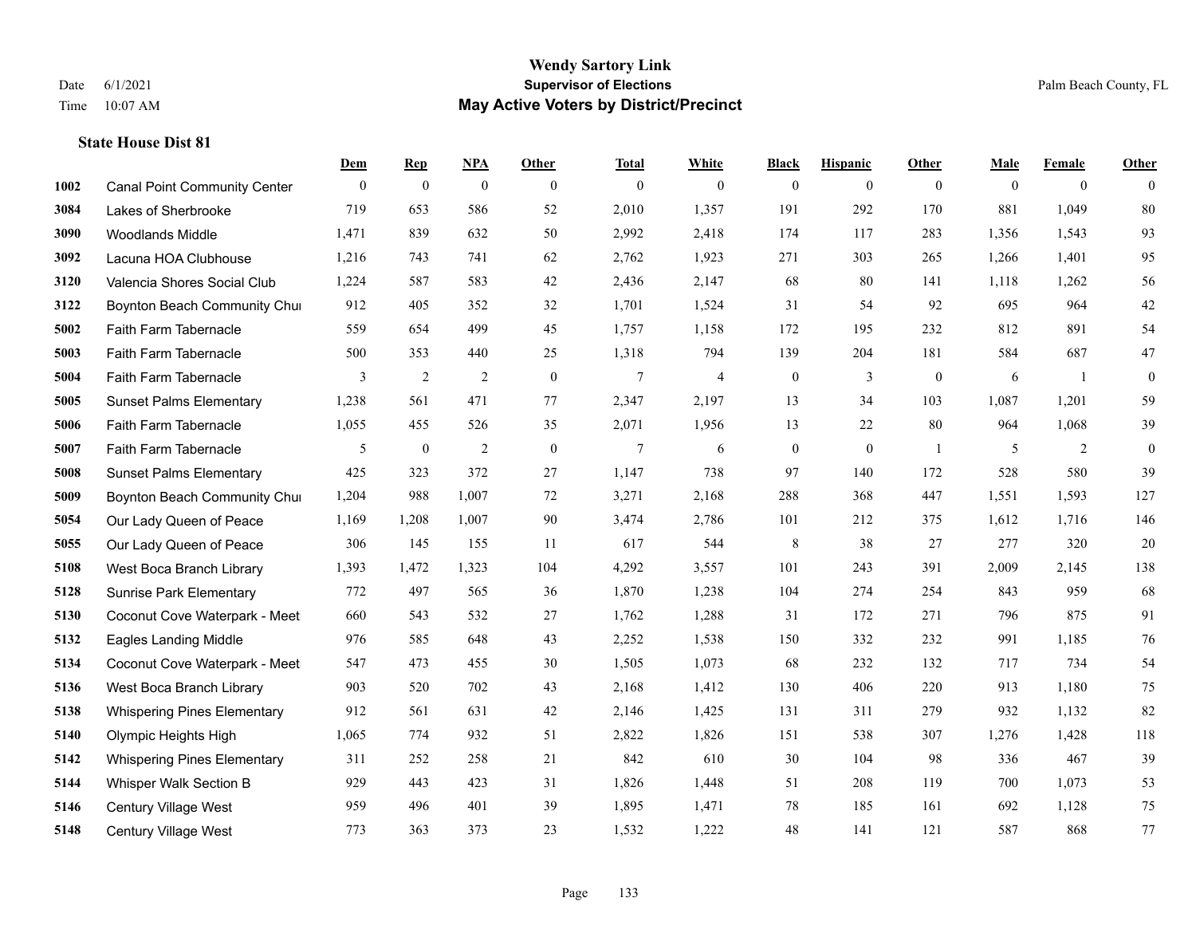# Wendy Sartory Link
## Supervisor of Elections
## May Active Voters by District/Precinct

Date 6/1/2021
Time 10:07 AM

Palm Beach County, FL

### State House Dist 81

| | | Dem | Rep | NPA | Other | Total | White | Black | Hispanic | Other | Male | Female | Other |
|---|---|---|---|---|---|---|---|---|---|---|---|---|---|
| 1002 | Canal Point Community Center | 0 | 0 | 0 | 0 | 0 | 0 | 0 | 0 | 0 | 0 | 0 | 0 |
| 3084 | Lakes of Sherbrooke | 719 | 653 | 586 | 52 | 2,010 | 1,357 | 191 | 292 | 170 | 881 | 1,049 | 80 |
| 3090 | Woodlands Middle | 1,471 | 839 | 632 | 50 | 2,992 | 2,418 | 174 | 117 | 283 | 1,356 | 1,543 | 93 |
| 3092 | Lacuna HOA Clubhouse | 1,216 | 743 | 741 | 62 | 2,762 | 1,923 | 271 | 303 | 265 | 1,266 | 1,401 | 95 |
| 3120 | Valencia Shores Social Club | 1,224 | 587 | 583 | 42 | 2,436 | 2,147 | 68 | 80 | 141 | 1,118 | 1,262 | 56 |
| 3122 | Boynton Beach Community Chu | 912 | 405 | 352 | 32 | 1,701 | 1,524 | 31 | 54 | 92 | 695 | 964 | 42 |
| 5002 | Faith Farm Tabernacle | 559 | 654 | 499 | 45 | 1,757 | 1,158 | 172 | 195 | 232 | 812 | 891 | 54 |
| 5003 | Faith Farm Tabernacle | 500 | 353 | 440 | 25 | 1,318 | 794 | 139 | 204 | 181 | 584 | 687 | 47 |
| 5004 | Faith Farm Tabernacle | 3 | 2 | 2 | 0 | 7 | 4 | 0 | 3 | 0 | 6 | 1 | 0 |
| 5005 | Sunset Palms Elementary | 1,238 | 561 | 471 | 77 | 2,347 | 2,197 | 13 | 34 | 103 | 1,087 | 1,201 | 59 |
| 5006 | Faith Farm Tabernacle | 1,055 | 455 | 526 | 35 | 2,071 | 1,956 | 13 | 22 | 80 | 964 | 1,068 | 39 |
| 5007 | Faith Farm Tabernacle | 5 | 0 | 2 | 0 | 7 | 6 | 0 | 0 | 1 | 5 | 2 | 0 |
| 5008 | Sunset Palms Elementary | 425 | 323 | 372 | 27 | 1,147 | 738 | 97 | 140 | 172 | 528 | 580 | 39 |
| 5009 | Boynton Beach Community Chu | 1,204 | 988 | 1,007 | 72 | 3,271 | 2,168 | 288 | 368 | 447 | 1,551 | 1,593 | 127 |
| 5054 | Our Lady Queen of Peace | 1,169 | 1,208 | 1,007 | 90 | 3,474 | 2,786 | 101 | 212 | 375 | 1,612 | 1,716 | 146 |
| 5055 | Our Lady Queen of Peace | 306 | 145 | 155 | 11 | 617 | 544 | 8 | 38 | 27 | 277 | 320 | 20 |
| 5108 | West Boca Branch Library | 1,393 | 1,472 | 1,323 | 104 | 4,292 | 3,557 | 101 | 243 | 391 | 2,009 | 2,145 | 138 |
| 5128 | Sunrise Park Elementary | 772 | 497 | 565 | 36 | 1,870 | 1,238 | 104 | 274 | 254 | 843 | 959 | 68 |
| 5130 | Coconut Cove Waterpark - Meet | 660 | 543 | 532 | 27 | 1,762 | 1,288 | 31 | 172 | 271 | 796 | 875 | 91 |
| 5132 | Eagles Landing Middle | 976 | 585 | 648 | 43 | 2,252 | 1,538 | 150 | 332 | 232 | 991 | 1,185 | 76 |
| 5134 | Coconut Cove Waterpark - Meet | 547 | 473 | 455 | 30 | 1,505 | 1,073 | 68 | 232 | 132 | 717 | 734 | 54 |
| 5136 | West Boca Branch Library | 903 | 520 | 702 | 43 | 2,168 | 1,412 | 130 | 406 | 220 | 913 | 1,180 | 75 |
| 5138 | Whispering Pines Elementary | 912 | 561 | 631 | 42 | 2,146 | 1,425 | 131 | 311 | 279 | 932 | 1,132 | 82 |
| 5140 | Olympic Heights High | 1,065 | 774 | 932 | 51 | 2,822 | 1,826 | 151 | 538 | 307 | 1,276 | 1,428 | 118 |
| 5142 | Whispering Pines Elementary | 311 | 252 | 258 | 21 | 842 | 610 | 30 | 104 | 98 | 336 | 467 | 39 |
| 5144 | Whisper Walk Section B | 929 | 443 | 423 | 31 | 1,826 | 1,448 | 51 | 208 | 119 | 700 | 1,073 | 53 |
| 5146 | Century Village West | 959 | 496 | 401 | 39 | 1,895 | 1,471 | 78 | 185 | 161 | 692 | 1,128 | 75 |
| 5148 | Century Village West | 773 | 363 | 373 | 23 | 1,532 | 1,222 | 48 | 141 | 121 | 587 | 868 | 77 |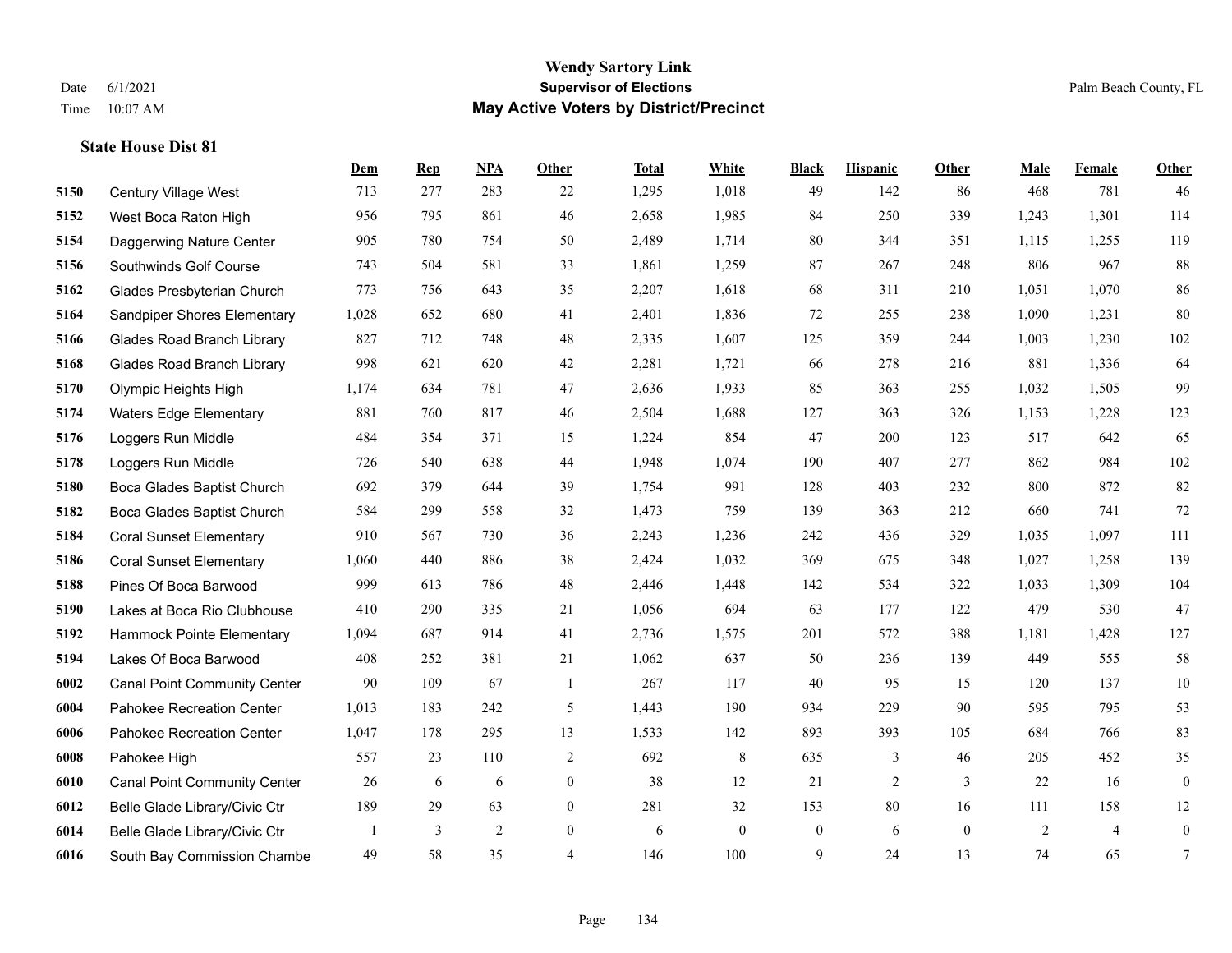# Wendy Sartory Link

## Supervisor of Elections

## May Active Voters by District/Precinct

Date 6/1/2021
Time 10:07 AM

Palm Beach County, FL

### State House Dist 81

| | | Dem | Rep | NPA | Other | Total | White | Black | Hispanic | Other | Male | Female | Other |
|---|---|---|---|---|---|---|---|---|---|---|---|---|---|
| 5150 | Century Village West | 713 | 277 | 283 | 22 | 1,295 | 1,018 | 49 | 142 | 86 | 468 | 781 | 46 |
| 5152 | West Boca Raton High | 956 | 795 | 861 | 46 | 2,658 | 1,985 | 84 | 250 | 339 | 1,243 | 1,301 | 114 |
| 5154 | Daggerwing Nature Center | 905 | 780 | 754 | 50 | 2,489 | 1,714 | 80 | 344 | 351 | 1,115 | 1,255 | 119 |
| 5156 | Southwinds Golf Course | 743 | 504 | 581 | 33 | 1,861 | 1,259 | 87 | 267 | 248 | 806 | 967 | 88 |
| 5162 | Glades Presbyterian Church | 773 | 756 | 643 | 35 | 2,207 | 1,618 | 68 | 311 | 210 | 1,051 | 1,070 | 86 |
| 5164 | Sandpiper Shores Elementary | 1,028 | 652 | 680 | 41 | 2,401 | 1,836 | 72 | 255 | 238 | 1,090 | 1,231 | 80 |
| 5166 | Glades Road Branch Library | 827 | 712 | 748 | 48 | 2,335 | 1,607 | 125 | 359 | 244 | 1,003 | 1,230 | 102 |
| 5168 | Glades Road Branch Library | 998 | 621 | 620 | 42 | 2,281 | 1,721 | 66 | 278 | 216 | 881 | 1,336 | 64 |
| 5170 | Olympic Heights High | 1,174 | 634 | 781 | 47 | 2,636 | 1,933 | 85 | 363 | 255 | 1,032 | 1,505 | 99 |
| 5174 | Waters Edge Elementary | 881 | 760 | 817 | 46 | 2,504 | 1,688 | 127 | 363 | 326 | 1,153 | 1,228 | 123 |
| 5176 | Loggers Run Middle | 484 | 354 | 371 | 15 | 1,224 | 854 | 47 | 200 | 123 | 517 | 642 | 65 |
| 5178 | Loggers Run Middle | 726 | 540 | 638 | 44 | 1,948 | 1,074 | 190 | 407 | 277 | 862 | 984 | 102 |
| 5180 | Boca Glades Baptist Church | 692 | 379 | 644 | 39 | 1,754 | 991 | 128 | 403 | 232 | 800 | 872 | 82 |
| 5182 | Boca Glades Baptist Church | 584 | 299 | 558 | 32 | 1,473 | 759 | 139 | 363 | 212 | 660 | 741 | 72 |
| 5184 | Coral Sunset Elementary | 910 | 567 | 730 | 36 | 2,243 | 1,236 | 242 | 436 | 329 | 1,035 | 1,097 | 111 |
| 5186 | Coral Sunset Elementary | 1,060 | 440 | 886 | 38 | 2,424 | 1,032 | 369 | 675 | 348 | 1,027 | 1,258 | 139 |
| 5188 | Pines Of Boca Barwood | 999 | 613 | 786 | 48 | 2,446 | 1,448 | 142 | 534 | 322 | 1,033 | 1,309 | 104 |
| 5190 | Lakes at Boca Rio Clubhouse | 410 | 290 | 335 | 21 | 1,056 | 694 | 63 | 177 | 122 | 479 | 530 | 47 |
| 5192 | Hammock Pointe Elementary | 1,094 | 687 | 914 | 41 | 2,736 | 1,575 | 201 | 572 | 388 | 1,181 | 1,428 | 127 |
| 5194 | Lakes Of Boca Barwood | 408 | 252 | 381 | 21 | 1,062 | 637 | 50 | 236 | 139 | 449 | 555 | 58 |
| 6002 | Canal Point Community Center | 90 | 109 | 67 | 1 | 267 | 117 | 40 | 95 | 15 | 120 | 137 | 10 |
| 6004 | Pahokee Recreation Center | 1,013 | 183 | 242 | 5 | 1,443 | 190 | 934 | 229 | 90 | 595 | 795 | 53 |
| 6006 | Pahokee Recreation Center | 1,047 | 178 | 295 | 13 | 1,533 | 142 | 893 | 393 | 105 | 684 | 766 | 83 |
| 6008 | Pahokee High | 557 | 23 | 110 | 2 | 692 | 8 | 635 | 3 | 46 | 205 | 452 | 35 |
| 6010 | Canal Point Community Center | 26 | 6 | 6 | 0 | 38 | 12 | 21 | 2 | 3 | 22 | 16 | 0 |
| 6012 | Belle Glade Library/Civic Ctr | 189 | 29 | 63 | 0 | 281 | 32 | 153 | 80 | 16 | 111 | 158 | 12 |
| 6014 | Belle Glade Library/Civic Ctr | 1 | 3 | 2 | 0 | 6 | 0 | 0 | 6 | 0 | 2 | 4 | 0 |
| 6016 | South Bay Commission Chambe | 49 | 58 | 35 | 4 | 146 | 100 | 9 | 24 | 13 | 74 | 65 | 7 |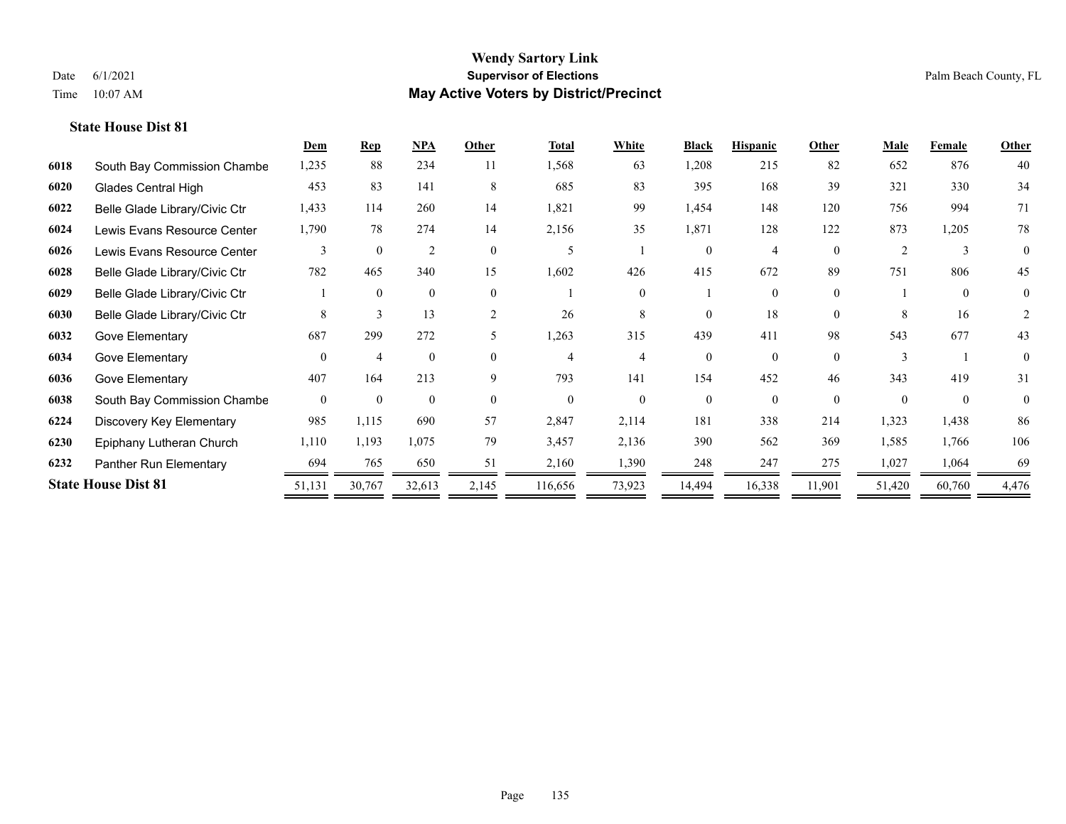**State House Dist 81**

| | | Dem | Rep | NPA | Other | Total | White | Black | Hispanic | Other | Male | Female | Other |
|---|---|---|---|---|---|---|---|---|---|---|---|---|---|
| 6018 | South Bay Commission Chambe | 1,235 | 88 | 234 | 11 | 1,568 | 63 | 1,208 | 215 | 82 | 652 | 876 | 40 |
| 6020 | Glades Central High | 453 | 83 | 141 | 8 | 685 | 83 | 395 | 168 | 39 | 321 | 330 | 34 |
| 6022 | Belle Glade Library/Civic Ctr | 1,433 | 114 | 260 | 14 | 1,821 | 99 | 1,454 | 148 | 120 | 756 | 994 | 71 |
| 6024 | Lewis Evans Resource Center | 1,790 | 78 | 274 | 14 | 2,156 | 35 | 1,871 | 128 | 122 | 873 | 1,205 | 78 |
| 6026 | Lewis Evans Resource Center | 3 | 0 | 2 | 0 | 5 | 1 | 0 | 4 | 0 | 2 | 3 | 0 |
| 6028 | Belle Glade Library/Civic Ctr | 782 | 465 | 340 | 15 | 1,602 | 426 | 415 | 672 | 89 | 751 | 806 | 45 |
| 6029 | Belle Glade Library/Civic Ctr | 1 | 0 | 0 | 0 | 1 | 0 | 1 | 0 | 0 | 1 | 0 | 0 |
| 6030 | Belle Glade Library/Civic Ctr | 8 | 3 | 13 | 2 | 26 | 8 | 0 | 18 | 0 | 8 | 16 | 2 |
| 6032 | Gove Elementary | 687 | 299 | 272 | 5 | 1,263 | 315 | 439 | 411 | 98 | 543 | 677 | 43 |
| 6034 | Gove Elementary | 0 | 4 | 0 | 0 | 4 | 4 | 0 | 0 | 0 | 3 | 1 | 0 |
| 6036 | Gove Elementary | 407 | 164 | 213 | 9 | 793 | 141 | 154 | 452 | 46 | 343 | 419 | 31 |
| 6038 | South Bay Commission Chambe | 0 | 0 | 0 | 0 | 0 | 0 | 0 | 0 | 0 | 0 | 0 | 0 |
| 6224 | Discovery Key Elementary | 985 | 1,115 | 690 | 57 | 2,847 | 2,114 | 181 | 338 | 214 | 1,323 | 1,438 | 86 |
| 6230 | Epiphany Lutheran Church | 1,110 | 1,193 | 1,075 | 79 | 3,457 | 2,136 | 390 | 562 | 369 | 1,585 | 1,766 | 106 |
| 6232 | Panther Run Elementary | 694 | 765 | 650 | 51 | 2,160 | 1,390 | 248 | 247 | 275 | 1,027 | 1,064 | 69 |
| **State House Dist 81** | | 51,131 | 30,767 | 32,613 | 2,145 | 116,656 | 73,923 | 14,494 | 16,338 | 11,901 | 51,420 | 60,760 | 4,476 |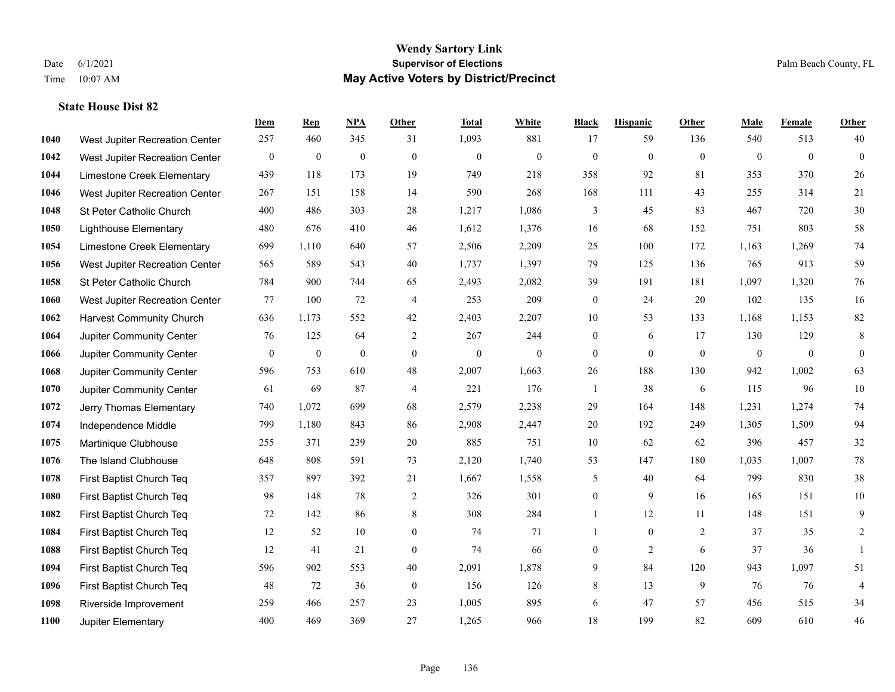# Wendy Sartory Link
## Supervisor of Elections
## May Active Voters by District/Precinct

Date 6/1/2021
Time 10:07 AM
Palm Beach County, FL

### State House Dist 82

| | | Dem | Rep | NPA | Other | Total | White | Black | Hispanic | Other | Male | Female | Other |
|---|---|---|---|---|---|---|---|---|---|---|---|---|---|
| 1040 | West Jupiter Recreation Center | 257 | 460 | 345 | 31 | 1,093 | 881 | 17 | 59 | 136 | 540 | 513 | 40 |
| 1042 | West Jupiter Recreation Center | 0 | 0 | 0 | 0 | 0 | 0 | 0 | 0 | 0 | 0 | 0 | 0 |
| 1044 | Limestone Creek Elementary | 439 | 118 | 173 | 19 | 749 | 218 | 358 | 92 | 81 | 353 | 370 | 26 |
| 1046 | West Jupiter Recreation Center | 267 | 151 | 158 | 14 | 590 | 268 | 168 | 111 | 43 | 255 | 314 | 21 |
| 1048 | St Peter Catholic Church | 400 | 486 | 303 | 28 | 1,217 | 1,086 | 3 | 45 | 83 | 467 | 720 | 30 |
| 1050 | Lighthouse Elementary | 480 | 676 | 410 | 46 | 1,612 | 1,376 | 16 | 68 | 152 | 751 | 803 | 58 |
| 1054 | Limestone Creek Elementary | 699 | 1,110 | 640 | 57 | 2,506 | 2,209 | 25 | 100 | 172 | 1,163 | 1,269 | 74 |
| 1056 | West Jupiter Recreation Center | 565 | 589 | 543 | 40 | 1,737 | 1,397 | 79 | 125 | 136 | 765 | 913 | 59 |
| 1058 | St Peter Catholic Church | 784 | 900 | 744 | 65 | 2,493 | 2,082 | 39 | 191 | 181 | 1,097 | 1,320 | 76 |
| 1060 | West Jupiter Recreation Center | 77 | 100 | 72 | 4 | 253 | 209 | 0 | 24 | 20 | 102 | 135 | 16 |
| 1062 | Harvest Community Church | 636 | 1,173 | 552 | 42 | 2,403 | 2,207 | 10 | 53 | 133 | 1,168 | 1,153 | 82 |
| 1064 | Jupiter Community Center | 76 | 125 | 64 | 2 | 267 | 244 | 0 | 6 | 17 | 130 | 129 | 8 |
| 1066 | Jupiter Community Center | 0 | 0 | 0 | 0 | 0 | 0 | 0 | 0 | 0 | 0 | 0 | 0 |
| 1068 | Jupiter Community Center | 596 | 753 | 610 | 48 | 2,007 | 1,663 | 26 | 188 | 130 | 942 | 1,002 | 63 |
| 1070 | Jupiter Community Center | 61 | 69 | 87 | 4 | 221 | 176 | 1 | 38 | 6 | 115 | 96 | 10 |
| 1072 | Jerry Thomas Elementary | 740 | 1,072 | 699 | 68 | 2,579 | 2,238 | 29 | 164 | 148 | 1,231 | 1,274 | 74 |
| 1074 | Independence Middle | 799 | 1,180 | 843 | 86 | 2,908 | 2,447 | 20 | 192 | 249 | 1,305 | 1,509 | 94 |
| 1075 | Martinique Clubhouse | 255 | 371 | 239 | 20 | 885 | 751 | 10 | 62 | 62 | 396 | 457 | 32 |
| 1076 | The Island Clubhouse | 648 | 808 | 591 | 73 | 2,120 | 1,740 | 53 | 147 | 180 | 1,035 | 1,007 | 78 |
| 1078 | First Baptist Church Teq | 357 | 897 | 392 | 21 | 1,667 | 1,558 | 5 | 40 | 64 | 799 | 830 | 38 |
| 1080 | First Baptist Church Teq | 98 | 148 | 78 | 2 | 326 | 301 | 0 | 9 | 16 | 165 | 151 | 10 |
| 1082 | First Baptist Church Teq | 72 | 142 | 86 | 8 | 308 | 284 | 1 | 12 | 11 | 148 | 151 | 9 |
| 1084 | First Baptist Church Teq | 12 | 52 | 10 | 0 | 74 | 71 | 1 | 0 | 2 | 37 | 35 | 2 |
| 1088 | First Baptist Church Teq | 12 | 41 | 21 | 0 | 74 | 66 | 0 | 2 | 6 | 37 | 36 | 1 |
| 1094 | First Baptist Church Teq | 596 | 902 | 553 | 40 | 2,091 | 1,878 | 9 | 84 | 120 | 943 | 1,097 | 51 |
| 1096 | First Baptist Church Teq | 48 | 72 | 36 | 0 | 156 | 126 | 8 | 13 | 9 | 76 | 76 | 4 |
| 1098 | Riverside Improvement | 259 | 466 | 257 | 23 | 1,005 | 895 | 6 | 47 | 57 | 456 | 515 | 34 |
| 1100 | Jupiter Elementary | 400 | 469 | 369 | 27 | 1,265 | 966 | 18 | 199 | 82 | 609 | 610 | 46 |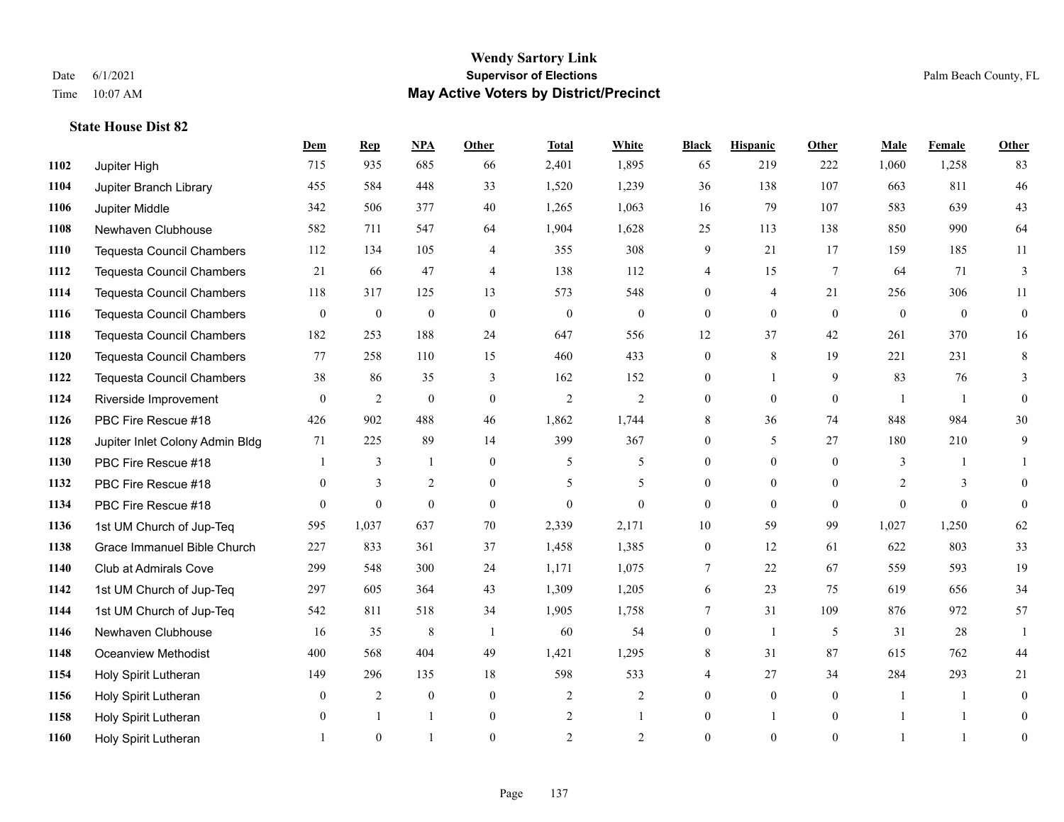# Wendy Sartory Link
## Supervisor of Elections
## May Active Voters by District/Precinct

Date 6/1/2021
Time 10:07 AM

Palm Beach County, FL

### State House Dist 82

| | | Dem | Rep | NPA | Other | Total | White | Black | Hispanic | Other | Male | Female | Other |
|---|---|---|---|---|---|---|---|---|---|---|---|---|---|
| 1102 | Jupiter High | 715 | 935 | 685 | 66 | 2,401 | 1,895 | 65 | 219 | 222 | 1,060 | 1,258 | 83 |
| 1104 | Jupiter Branch Library | 455 | 584 | 448 | 33 | 1,520 | 1,239 | 36 | 138 | 107 | 663 | 811 | 46 |
| 1106 | Jupiter Middle | 342 | 506 | 377 | 40 | 1,265 | 1,063 | 16 | 79 | 107 | 583 | 639 | 43 |
| 1108 | Newhaven Clubhouse | 582 | 711 | 547 | 64 | 1,904 | 1,628 | 25 | 113 | 138 | 850 | 990 | 64 |
| 1110 | Tequesta Council Chambers | 112 | 134 | 105 | 4 | 355 | 308 | 9 | 21 | 17 | 159 | 185 | 11 |
| 1112 | Tequesta Council Chambers | 21 | 66 | 47 | 4 | 138 | 112 | 4 | 15 | 7 | 64 | 71 | 3 |
| 1114 | Tequesta Council Chambers | 118 | 317 | 125 | 13 | 573 | 548 | 0 | 4 | 21 | 256 | 306 | 11 |
| 1116 | Tequesta Council Chambers | 0 | 0 | 0 | 0 | 0 | 0 | 0 | 0 | 0 | 0 | 0 | 0 |
| 1118 | Tequesta Council Chambers | 182 | 253 | 188 | 24 | 647 | 556 | 12 | 37 | 42 | 261 | 370 | 16 |
| 1120 | Tequesta Council Chambers | 77 | 258 | 110 | 15 | 460 | 433 | 0 | 8 | 19 | 221 | 231 | 8 |
| 1122 | Tequesta Council Chambers | 38 | 86 | 35 | 3 | 162 | 152 | 0 | 1 | 9 | 83 | 76 | 3 |
| 1124 | Riverside Improvement | 0 | 2 | 0 | 0 | 2 | 2 | 0 | 0 | 0 | 1 | 1 | 0 |
| 1126 | PBC Fire Rescue #18 | 426 | 902 | 488 | 46 | 1,862 | 1,744 | 8 | 36 | 74 | 848 | 984 | 30 |
| 1128 | Jupiter Inlet Colony Admin Bldg | 71 | 225 | 89 | 14 | 399 | 367 | 0 | 5 | 27 | 180 | 210 | 9 |
| 1130 | PBC Fire Rescue #18 | 1 | 3 | 1 | 0 | 5 | 5 | 0 | 0 | 0 | 3 | 1 | 1 |
| 1132 | PBC Fire Rescue #18 | 0 | 3 | 2 | 0 | 5 | 5 | 0 | 0 | 0 | 2 | 3 | 0 |
| 1134 | PBC Fire Rescue #18 | 0 | 0 | 0 | 0 | 0 | 0 | 0 | 0 | 0 | 0 | 0 | 0 |
| 1136 | 1st UM Church of Jup-Teq | 595 | 1,037 | 637 | 70 | 2,339 | 2,171 | 10 | 59 | 99 | 1,027 | 1,250 | 62 |
| 1138 | Grace Immanuel Bible Church | 227 | 833 | 361 | 37 | 1,458 | 1,385 | 0 | 12 | 61 | 622 | 803 | 33 |
| 1140 | Club at Admirals Cove | 299 | 548 | 300 | 24 | 1,171 | 1,075 | 7 | 22 | 67 | 559 | 593 | 19 |
| 1142 | 1st UM Church of Jup-Teq | 297 | 605 | 364 | 43 | 1,309 | 1,205 | 6 | 23 | 75 | 619 | 656 | 34 |
| 1144 | 1st UM Church of Jup-Teq | 542 | 811 | 518 | 34 | 1,905 | 1,758 | 7 | 31 | 109 | 876 | 972 | 57 |
| 1146 | Newhaven Clubhouse | 16 | 35 | 8 | 1 | 60 | 54 | 0 | 1 | 5 | 31 | 28 | 1 |
| 1148 | Oceanview Methodist | 400 | 568 | 404 | 49 | 1,421 | 1,295 | 8 | 31 | 87 | 615 | 762 | 44 |
| 1154 | Holy Spirit Lutheran | 149 | 296 | 135 | 18 | 598 | 533 | 4 | 27 | 34 | 284 | 293 | 21 |
| 1156 | Holy Spirit Lutheran | 0 | 2 | 0 | 0 | 2 | 2 | 0 | 0 | 0 | 1 | 1 | 0 |
| 1158 | Holy Spirit Lutheran | 0 | 1 | 1 | 0 | 2 | 1 | 0 | 1 | 0 | 1 | 1 | 0 |
| 1160 | Holy Spirit Lutheran | 1 | 0 | 1 | 0 | 2 | 2 | 0 | 0 | 0 | 1 | 1 | 0 |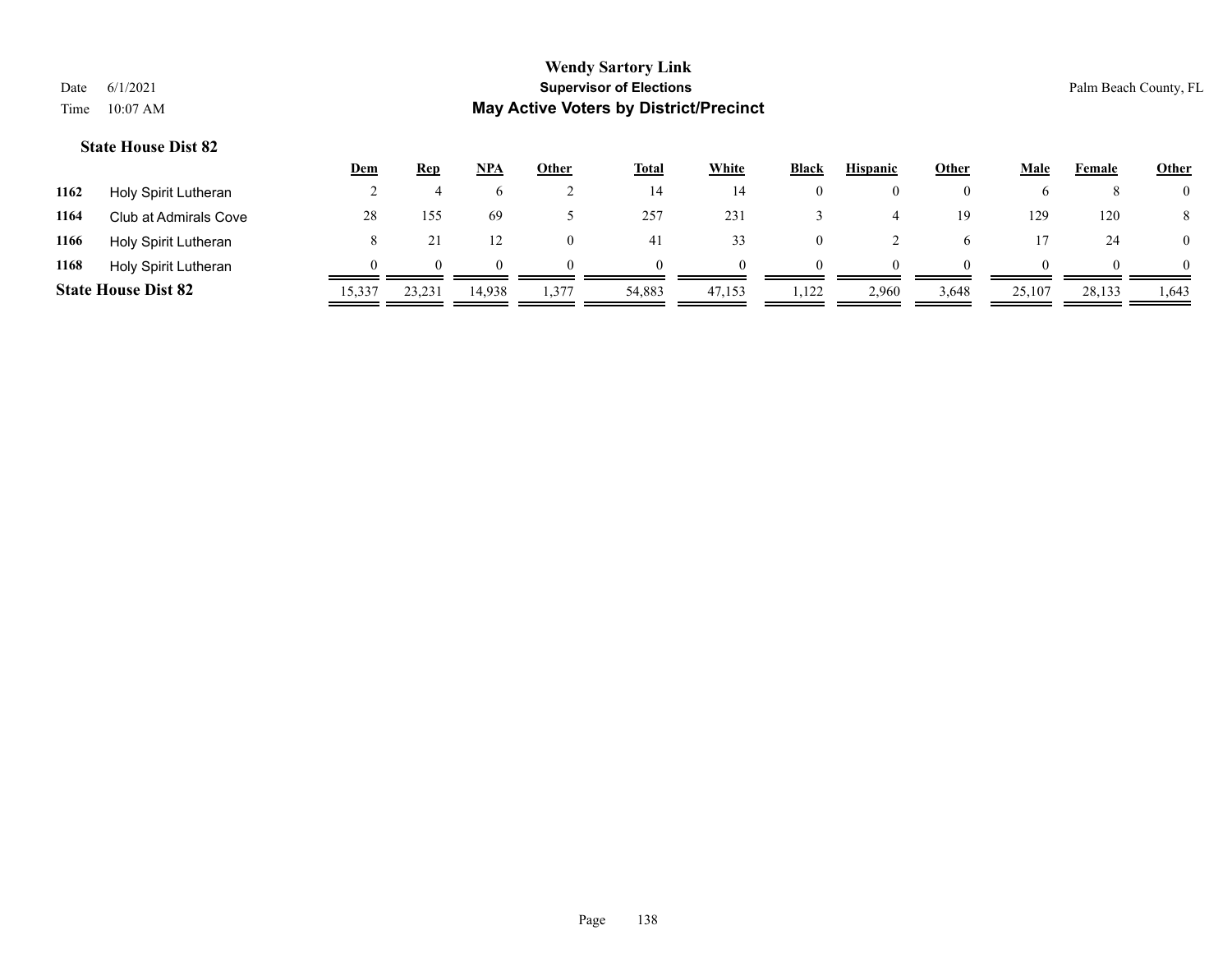## State House Dist 82

| | | Dem | Rep | NPA | Other | Total | White | Black | Hispanic | Other | Male | Female | Other |
|---|---|---|---|---|---|---|---|---|---|---|---|---|---|
| 1162 | Holy Spirit Lutheran | 2 | 4 | 6 | 2 | 14 | 14 | 0 | 0 | 0 | 6 | 8 | 0 |
| 1164 | Club at Admirals Cove | 28 | 155 | 69 | 5 | 257 | 231 | 3 | 4 | 19 | 129 | 120 | 8 |
| 1166 | Holy Spirit Lutheran | 8 | 21 | 12 | 0 | 41 | 33 | 0 | 2 | 6 | 17 | 24 | 0 |
| 1168 | Holy Spirit Lutheran | 0 | 0 | 0 | 0 | 0 | 0 | 0 | 0 | 0 | 0 | 0 | 0 |
| **State House Dist 82** | | 15,337 | 23,231 | 14,938 | 1,377 | 54,883 | 47,153 | 1,122 | 2,960 | 3,648 | 25,107 | 28,133 | 1,643 |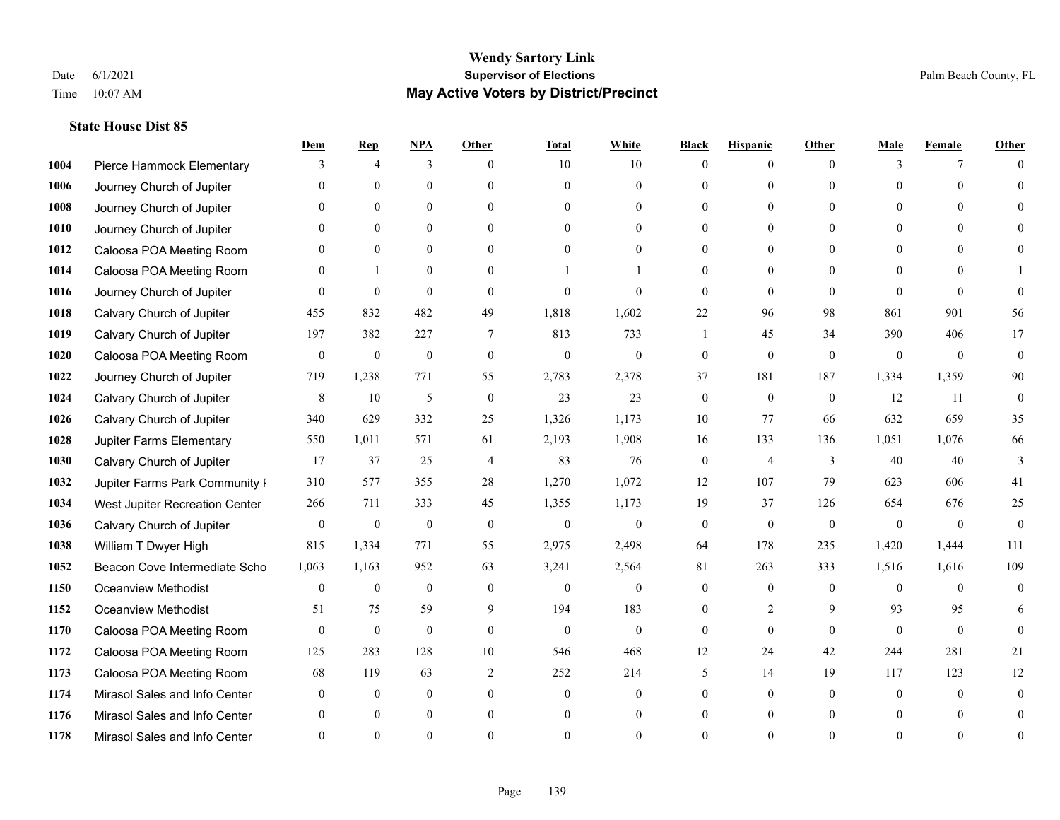# Wendy Sartory Link

## Supervisor of Elections

## May Active Voters by District/Precinct

Date 6/1/2021
Time 10:07 AM

Palm Beach County, FL

### State House Dist 85

| | | Dem | Rep | NPA | Other | Total | White | Black | Hispanic | Other | Male | Female | Other |
|---|---|---|---|---|---|---|---|---|---|---|---|---|---|
| 1004 | Pierce Hammock Elementary | 3 | 4 | 3 | 0 | 10 | 10 | 0 | 0 | 0 | 3 | 7 | 0 |
| 1006 | Journey Church of Jupiter | 0 | 0 | 0 | 0 | 0 | 0 | 0 | 0 | 0 | 0 | 0 | 0 |
| 1008 | Journey Church of Jupiter | 0 | 0 | 0 | 0 | 0 | 0 | 0 | 0 | 0 | 0 | 0 | 0 |
| 1010 | Journey Church of Jupiter | 0 | 0 | 0 | 0 | 0 | 0 | 0 | 0 | 0 | 0 | 0 | 0 |
| 1012 | Caloosa POA Meeting Room | 0 | 0 | 0 | 0 | 0 | 0 | 0 | 0 | 0 | 0 | 0 | 0 |
| 1014 | Caloosa POA Meeting Room | 0 | 1 | 0 | 0 | 1 | 1 | 0 | 0 | 0 | 0 | 0 | 1 |
| 1016 | Journey Church of Jupiter | 0 | 0 | 0 | 0 | 0 | 0 | 0 | 0 | 0 | 0 | 0 | 0 |
| 1018 | Calvary Church of Jupiter | 455 | 832 | 482 | 49 | 1,818 | 1,602 | 22 | 96 | 98 | 861 | 901 | 56 |
| 1019 | Calvary Church of Jupiter | 197 | 382 | 227 | 7 | 813 | 733 | 1 | 45 | 34 | 390 | 406 | 17 |
| 1020 | Caloosa POA Meeting Room | 0 | 0 | 0 | 0 | 0 | 0 | 0 | 0 | 0 | 0 | 0 | 0 |
| 1022 | Journey Church of Jupiter | 719 | 1,238 | 771 | 55 | 2,783 | 2,378 | 37 | 181 | 187 | 1,334 | 1,359 | 90 |
| 1024 | Calvary Church of Jupiter | 8 | 10 | 5 | 0 | 23 | 23 | 0 | 0 | 0 | 12 | 11 | 0 |
| 1026 | Calvary Church of Jupiter | 340 | 629 | 332 | 25 | 1,326 | 1,173 | 10 | 77 | 66 | 632 | 659 | 35 |
| 1028 | Jupiter Farms Elementary | 550 | 1,011 | 571 | 61 | 2,193 | 1,908 | 16 | 133 | 136 | 1,051 | 1,076 | 66 |
| 1030 | Calvary Church of Jupiter | 17 | 37 | 25 | 4 | 83 | 76 | 0 | 4 | 3 | 40 | 40 | 3 |
| 1032 | Jupiter Farms Park Community I | 310 | 577 | 355 | 28 | 1,270 | 1,072 | 12 | 107 | 79 | 623 | 606 | 41 |
| 1034 | West Jupiter Recreation Center | 266 | 711 | 333 | 45 | 1,355 | 1,173 | 19 | 37 | 126 | 654 | 676 | 25 |
| 1036 | Calvary Church of Jupiter | 0 | 0 | 0 | 0 | 0 | 0 | 0 | 0 | 0 | 0 | 0 | 0 |
| 1038 | William T Dwyer High | 815 | 1,334 | 771 | 55 | 2,975 | 2,498 | 64 | 178 | 235 | 1,420 | 1,444 | 111 |
| 1052 | Beacon Cove Intermediate Scho | 1,063 | 1,163 | 952 | 63 | 3,241 | 2,564 | 81 | 263 | 333 | 1,516 | 1,616 | 109 |
| 1150 | Oceanview Methodist | 0 | 0 | 0 | 0 | 0 | 0 | 0 | 0 | 0 | 0 | 0 | 0 |
| 1152 | Oceanview Methodist | 51 | 75 | 59 | 9 | 194 | 183 | 0 | 2 | 9 | 93 | 95 | 6 |
| 1170 | Caloosa POA Meeting Room | 0 | 0 | 0 | 0 | 0 | 0 | 0 | 0 | 0 | 0 | 0 | 0 |
| 1172 | Caloosa POA Meeting Room | 125 | 283 | 128 | 10 | 546 | 468 | 12 | 24 | 42 | 244 | 281 | 21 |
| 1173 | Caloosa POA Meeting Room | 68 | 119 | 63 | 2 | 252 | 214 | 5 | 14 | 19 | 117 | 123 | 12 |
| 1174 | Mirasol Sales and Info Center | 0 | 0 | 0 | 0 | 0 | 0 | 0 | 0 | 0 | 0 | 0 | 0 |
| 1176 | Mirasol Sales and Info Center | 0 | 0 | 0 | 0 | 0 | 0 | 0 | 0 | 0 | 0 | 0 | 0 |
| 1178 | Mirasol Sales and Info Center | 0 | 0 | 0 | 0 | 0 | 0 | 0 | 0 | 0 | 0 | 0 | 0 |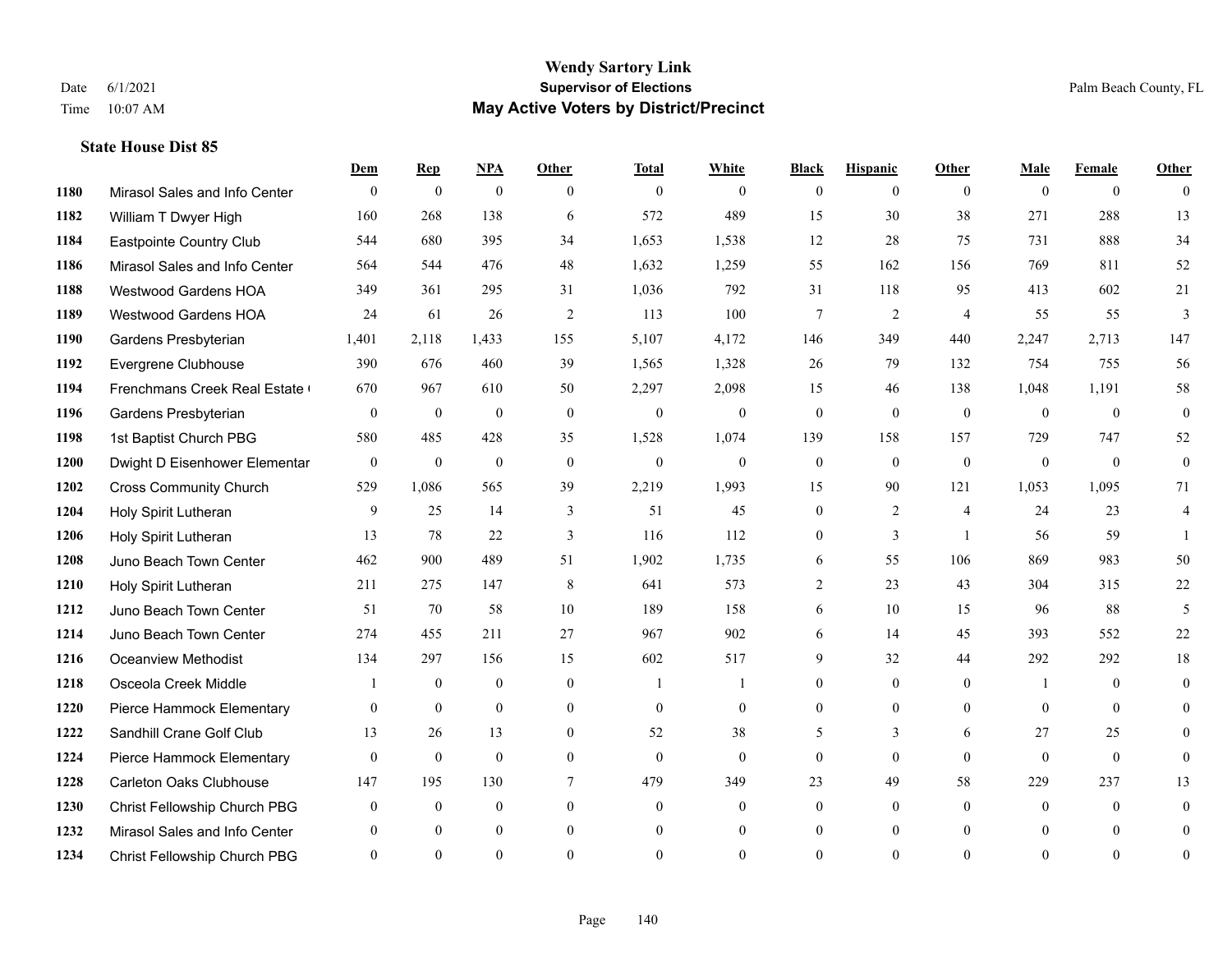# Wendy Sartory Link
## Supervisor of Elections
## May Active Voters by District/Precinct

Date 6/1/2021
Time 10:07 AM

Palm Beach County, FL

### State House Dist 85

| | | Dem | Rep | NPA | Other | Total | White | Black | Hispanic | Other | Male | Female | Other |
|---|---|---|---|---|---|---|---|---|---|---|---|---|---|
| 1180 | Mirasol Sales and Info Center | 0 | 0 | 0 | 0 | 0 | 0 | 0 | 0 | 0 | 0 | 0 | 0 |
| 1182 | William T Dwyer High | 160 | 268 | 138 | 6 | 572 | 489 | 15 | 30 | 38 | 271 | 288 | 13 |
| 1184 | Eastpointe Country Club | 544 | 680 | 395 | 34 | 1,653 | 1,538 | 12 | 28 | 75 | 731 | 888 | 34 |
| 1186 | Mirasol Sales and Info Center | 564 | 544 | 476 | 48 | 1,632 | 1,259 | 55 | 162 | 156 | 769 | 811 | 52 |
| 1188 | Westwood Gardens HOA | 349 | 361 | 295 | 31 | 1,036 | 792 | 31 | 118 | 95 | 413 | 602 | 21 |
| 1189 | Westwood Gardens HOA | 24 | 61 | 26 | 2 | 113 | 100 | 7 | 2 | 4 | 55 | 55 | 3 |
| 1190 | Gardens Presbyterian | 1,401 | 2,118 | 1,433 | 155 | 5,107 | 4,172 | 146 | 349 | 440 | 2,247 | 2,713 | 147 |
| 1192 | Evergrene Clubhouse | 390 | 676 | 460 | 39 | 1,565 | 1,328 | 26 | 79 | 132 | 754 | 755 | 56 |
| 1194 | Frenchmans Creek Real Estate ( | 670 | 967 | 610 | 50 | 2,297 | 2,098 | 15 | 46 | 138 | 1,048 | 1,191 | 58 |
| 1196 | Gardens Presbyterian | 0 | 0 | 0 | 0 | 0 | 0 | 0 | 0 | 0 | 0 | 0 | 0 |
| 1198 | 1st Baptist Church PBG | 580 | 485 | 428 | 35 | 1,528 | 1,074 | 139 | 158 | 157 | 729 | 747 | 52 |
| 1200 | Dwight D Eisenhower Elementar | 0 | 0 | 0 | 0 | 0 | 0 | 0 | 0 | 0 | 0 | 0 | 0 |
| 1202 | Cross Community Church | 529 | 1,086 | 565 | 39 | 2,219 | 1,993 | 15 | 90 | 121 | 1,053 | 1,095 | 71 |
| 1204 | Holy Spirit Lutheran | 9 | 25 | 14 | 3 | 51 | 45 | 0 | 2 | 4 | 24 | 23 | 4 |
| 1206 | Holy Spirit Lutheran | 13 | 78 | 22 | 3 | 116 | 112 | 0 | 3 | 1 | 56 | 59 | 1 |
| 1208 | Juno Beach Town Center | 462 | 900 | 489 | 51 | 1,902 | 1,735 | 6 | 55 | 106 | 869 | 983 | 50 |
| 1210 | Holy Spirit Lutheran | 211 | 275 | 147 | 8 | 641 | 573 | 2 | 23 | 43 | 304 | 315 | 22 |
| 1212 | Juno Beach Town Center | 51 | 70 | 58 | 10 | 189 | 158 | 6 | 10 | 15 | 96 | 88 | 5 |
| 1214 | Juno Beach Town Center | 274 | 455 | 211 | 27 | 967 | 902 | 6 | 14 | 45 | 393 | 552 | 22 |
| 1216 | Oceanview Methodist | 134 | 297 | 156 | 15 | 602 | 517 | 9 | 32 | 44 | 292 | 292 | 18 |
| 1218 | Osceola Creek Middle | 1 | 0 | 0 | 0 | 1 | 1 | 0 | 0 | 0 | 1 | 0 | 0 |
| 1220 | Pierce Hammock Elementary | 0 | 0 | 0 | 0 | 0 | 0 | 0 | 0 | 0 | 0 | 0 | 0 |
| 1222 | Sandhill Crane Golf Club | 13 | 26 | 13 | 0 | 52 | 38 | 5 | 3 | 6 | 27 | 25 | 0 |
| 1224 | Pierce Hammock Elementary | 0 | 0 | 0 | 0 | 0 | 0 | 0 | 0 | 0 | 0 | 0 | 0 |
| 1228 | Carleton Oaks Clubhouse | 147 | 195 | 130 | 7 | 479 | 349 | 23 | 49 | 58 | 229 | 237 | 13 |
| 1230 | Christ Fellowship Church PBG | 0 | 0 | 0 | 0 | 0 | 0 | 0 | 0 | 0 | 0 | 0 | 0 |
| 1232 | Mirasol Sales and Info Center | 0 | 0 | 0 | 0 | 0 | 0 | 0 | 0 | 0 | 0 | 0 | 0 |
| 1234 | Christ Fellowship Church PBG | 0 | 0 | 0 | 0 | 0 | 0 | 0 | 0 | 0 | 0 | 0 | 0 |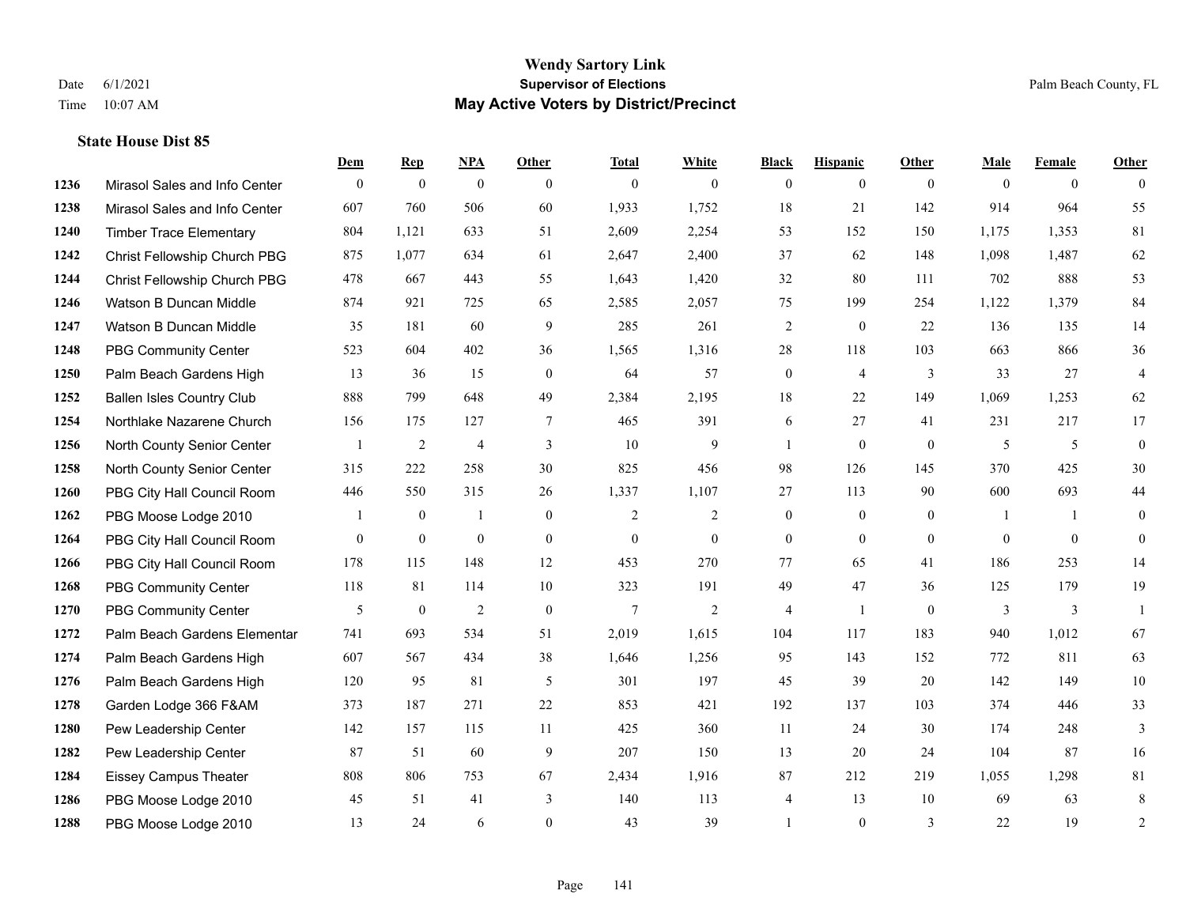# Wendy Sartory Link
## Supervisor of Elections
## May Active Voters by District/Precinct

Date 6/1/2021
Time 10:07 AM

Palm Beach County, FL

### State House Dist 85

| | | Dem | Rep | NPA | Other | Total | White | Black | Hispanic | Other | Male | Female | Other |
|---|---|---|---|---|---|---|---|---|---|---|---|---|---|
| 1236 | Mirasol Sales and Info Center | 0 | 0 | 0 | 0 | 0 | 0 | 0 | 0 | 0 | 0 | 0 | 0 |
| 1238 | Mirasol Sales and Info Center | 607 | 760 | 506 | 60 | 1,933 | 1,752 | 18 | 21 | 142 | 914 | 964 | 55 |
| 1240 | Timber Trace Elementary | 804 | 1,121 | 633 | 51 | 2,609 | 2,254 | 53 | 152 | 150 | 1,175 | 1,353 | 81 |
| 1242 | Christ Fellowship Church PBG | 875 | 1,077 | 634 | 61 | 2,647 | 2,400 | 37 | 62 | 148 | 1,098 | 1,487 | 62 |
| 1244 | Christ Fellowship Church PBG | 478 | 667 | 443 | 55 | 1,643 | 1,420 | 32 | 80 | 111 | 702 | 888 | 53 |
| 1246 | Watson B Duncan Middle | 874 | 921 | 725 | 65 | 2,585 | 2,057 | 75 | 199 | 254 | 1,122 | 1,379 | 84 |
| 1247 | Watson B Duncan Middle | 35 | 181 | 60 | 9 | 285 | 261 | 2 | 0 | 22 | 136 | 135 | 14 |
| 1248 | PBG Community Center | 523 | 604 | 402 | 36 | 1,565 | 1,316 | 28 | 118 | 103 | 663 | 866 | 36 |
| 1250 | Palm Beach Gardens High | 13 | 36 | 15 | 0 | 64 | 57 | 0 | 4 | 3 | 33 | 27 | 4 |
| 1252 | Ballen Isles Country Club | 888 | 799 | 648 | 49 | 2,384 | 2,195 | 18 | 22 | 149 | 1,069 | 1,253 | 62 |
| 1254 | Northlake Nazarene Church | 156 | 175 | 127 | 7 | 465 | 391 | 6 | 27 | 41 | 231 | 217 | 17 |
| 1256 | North County Senior Center | 1 | 2 | 4 | 3 | 10 | 9 | 1 | 0 | 0 | 5 | 5 | 0 |
| 1258 | North County Senior Center | 315 | 222 | 258 | 30 | 825 | 456 | 98 | 126 | 145 | 370 | 425 | 30 |
| 1260 | PBG City Hall Council Room | 446 | 550 | 315 | 26 | 1,337 | 1,107 | 27 | 113 | 90 | 600 | 693 | 44 |
| 1262 | PBG Moose Lodge 2010 | 1 | 0 | 1 | 0 | 2 | 2 | 0 | 0 | 0 | 1 | 1 | 0 |
| 1264 | PBG City Hall Council Room | 0 | 0 | 0 | 0 | 0 | 0 | 0 | 0 | 0 | 0 | 0 | 0 |
| 1266 | PBG City Hall Council Room | 178 | 115 | 148 | 12 | 453 | 270 | 77 | 65 | 41 | 186 | 253 | 14 |
| 1268 | PBG Community Center | 118 | 81 | 114 | 10 | 323 | 191 | 49 | 47 | 36 | 125 | 179 | 19 |
| 1270 | PBG Community Center | 5 | 0 | 2 | 0 | 7 | 2 | 4 | 1 | 0 | 3 | 3 | 1 |
| 1272 | Palm Beach Gardens Elementar | 741 | 693 | 534 | 51 | 2,019 | 1,615 | 104 | 117 | 183 | 940 | 1,012 | 67 |
| 1274 | Palm Beach Gardens High | 607 | 567 | 434 | 38 | 1,646 | 1,256 | 95 | 143 | 152 | 772 | 811 | 63 |
| 1276 | Palm Beach Gardens High | 120 | 95 | 81 | 5 | 301 | 197 | 45 | 39 | 20 | 142 | 149 | 10 |
| 1278 | Garden Lodge 366 F&AM | 373 | 187 | 271 | 22 | 853 | 421 | 192 | 137 | 103 | 374 | 446 | 33 |
| 1280 | Pew Leadership Center | 142 | 157 | 115 | 11 | 425 | 360 | 11 | 24 | 30 | 174 | 248 | 3 |
| 1282 | Pew Leadership Center | 87 | 51 | 60 | 9 | 207 | 150 | 13 | 20 | 24 | 104 | 87 | 16 |
| 1284 | Eissey Campus Theater | 808 | 806 | 753 | 67 | 2,434 | 1,916 | 87 | 212 | 219 | 1,055 | 1,298 | 81 |
| 1286 | PBG Moose Lodge 2010 | 45 | 51 | 41 | 3 | 140 | 113 | 4 | 13 | 10 | 69 | 63 | 8 |
| 1288 | PBG Moose Lodge 2010 | 13 | 24 | 6 | 0 | 43 | 39 | 1 | 0 | 3 | 22 | 19 | 2 |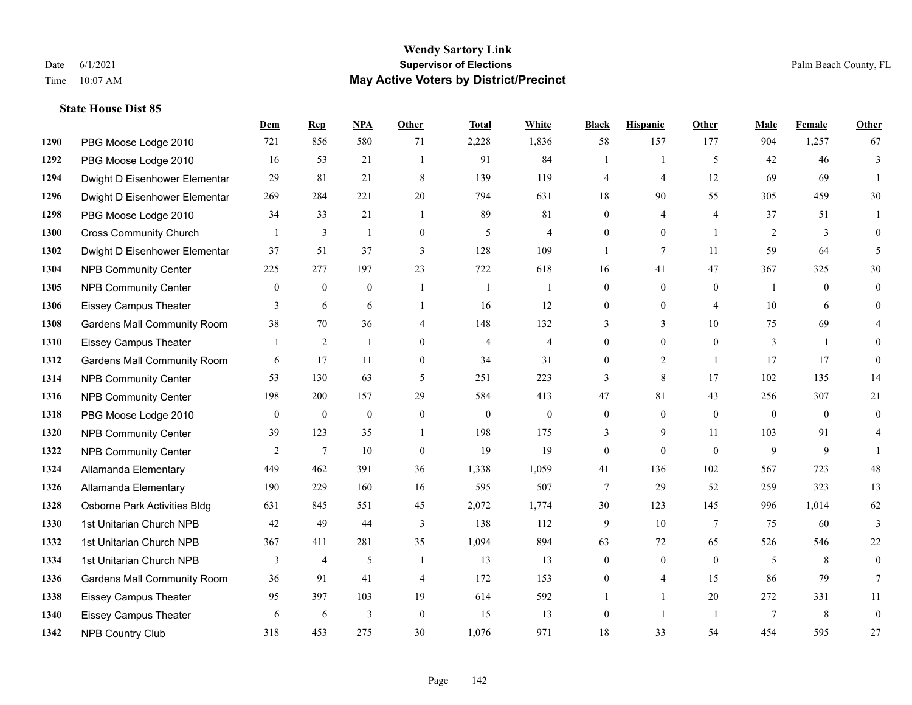# Wendy Sartory Link
## Supervisor of Elections
## May Active Voters by District/Precinct

Date 6/1/2021
Time 10:07 AM

Palm Beach County, FL

### State House Dist 85

| | | Dem | Rep | NPA | Other | Total | White | Black | Hispanic | Other | Male | Female | Other |
|---|---|---|---|---|---|---|---|---|---|---|---|---|---|
| 1290 | PBG Moose Lodge 2010 | 721 | 856 | 580 | 71 | 2,228 | 1,836 | 58 | 157 | 177 | 904 | 1,257 | 67 |
| 1292 | PBG Moose Lodge 2010 | 16 | 53 | 21 | 1 | 91 | 84 | 1 | 1 | 5 | 42 | 46 | 3 |
| 1294 | Dwight D Eisenhower Elementar | 29 | 81 | 21 | 8 | 139 | 119 | 4 | 4 | 12 | 69 | 69 | 1 |
| 1296 | Dwight D Eisenhower Elementar | 269 | 284 | 221 | 20 | 794 | 631 | 18 | 90 | 55 | 305 | 459 | 30 |
| 1298 | PBG Moose Lodge 2010 | 34 | 33 | 21 | 1 | 89 | 81 | 0 | 4 | 4 | 37 | 51 | 1 |
| 1300 | Cross Community Church | 1 | 3 | 1 | 0 | 5 | 4 | 0 | 0 | 1 | 2 | 3 | 0 |
| 1302 | Dwight D Eisenhower Elementar | 37 | 51 | 37 | 3 | 128 | 109 | 1 | 7 | 11 | 59 | 64 | 5 |
| 1304 | NPB Community Center | 225 | 277 | 197 | 23 | 722 | 618 | 16 | 41 | 47 | 367 | 325 | 30 |
| 1305 | NPB Community Center | 0 | 0 | 0 | 1 | 1 | 1 | 0 | 0 | 0 | 1 | 0 | 0 |
| 1306 | Eissey Campus Theater | 3 | 6 | 6 | 1 | 16 | 12 | 0 | 0 | 4 | 10 | 6 | 0 |
| 1308 | Gardens Mall Community Room | 38 | 70 | 36 | 4 | 148 | 132 | 3 | 3 | 10 | 75 | 69 | 4 |
| 1310 | Eissey Campus Theater | 1 | 2 | 1 | 0 | 4 | 4 | 0 | 0 | 0 | 3 | 1 | 0 |
| 1312 | Gardens Mall Community Room | 6 | 17 | 11 | 0 | 34 | 31 | 0 | 2 | 1 | 17 | 17 | 0 |
| 1314 | NPB Community Center | 53 | 130 | 63 | 5 | 251 | 223 | 3 | 8 | 17 | 102 | 135 | 14 |
| 1316 | NPB Community Center | 198 | 200 | 157 | 29 | 584 | 413 | 47 | 81 | 43 | 256 | 307 | 21 |
| 1318 | PBG Moose Lodge 2010 | 0 | 0 | 0 | 0 | 0 | 0 | 0 | 0 | 0 | 0 | 0 | 0 |
| 1320 | NPB Community Center | 39 | 123 | 35 | 1 | 198 | 175 | 3 | 9 | 11 | 103 | 91 | 4 |
| 1322 | NPB Community Center | 2 | 7 | 10 | 0 | 19 | 19 | 0 | 0 | 0 | 9 | 9 | 1 |
| 1324 | Allamanda Elementary | 449 | 462 | 391 | 36 | 1,338 | 1,059 | 41 | 136 | 102 | 567 | 723 | 48 |
| 1326 | Allamanda Elementary | 190 | 229 | 160 | 16 | 595 | 507 | 7 | 29 | 52 | 259 | 323 | 13 |
| 1328 | Osborne Park Activities Bldg | 631 | 845 | 551 | 45 | 2,072 | 1,774 | 30 | 123 | 145 | 996 | 1,014 | 62 |
| 1330 | 1st Unitarian Church NPB | 42 | 49 | 44 | 3 | 138 | 112 | 9 | 10 | 7 | 75 | 60 | 3 |
| 1332 | 1st Unitarian Church NPB | 367 | 411 | 281 | 35 | 1,094 | 894 | 63 | 72 | 65 | 526 | 546 | 22 |
| 1334 | 1st Unitarian Church NPB | 3 | 4 | 5 | 1 | 13 | 13 | 0 | 0 | 0 | 5 | 8 | 0 |
| 1336 | Gardens Mall Community Room | 36 | 91 | 41 | 4 | 172 | 153 | 0 | 4 | 15 | 86 | 79 | 7 |
| 1338 | Eissey Campus Theater | 95 | 397 | 103 | 19 | 614 | 592 | 1 | 1 | 20 | 272 | 331 | 11 |
| 1340 | Eissey Campus Theater | 6 | 6 | 3 | 0 | 15 | 13 | 0 | 1 | 1 | 7 | 8 | 0 |
| 1342 | NPB Country Club | 318 | 453 | 275 | 30 | 1,076 | 971 | 18 | 33 | 54 | 454 | 595 | 27 |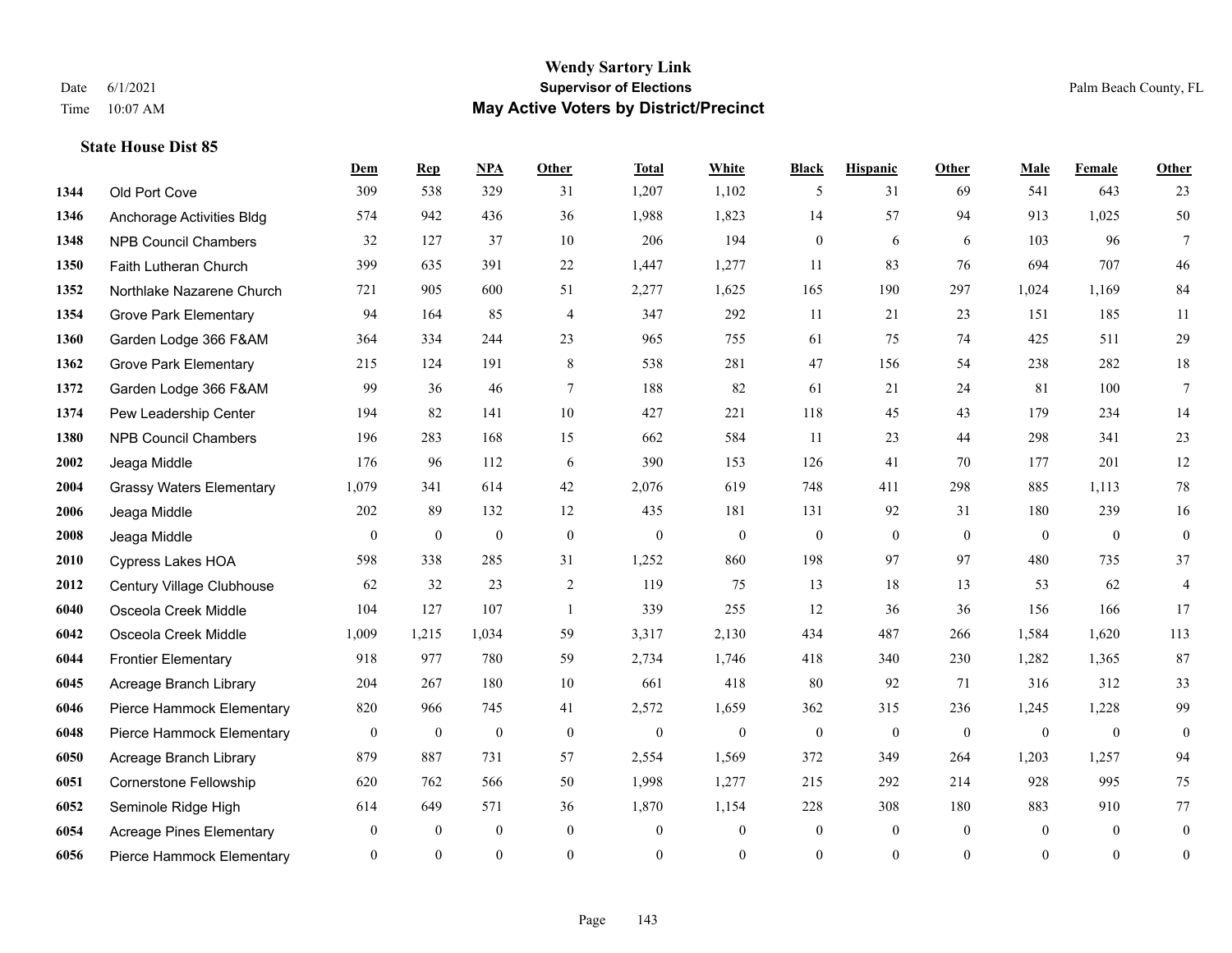# Wendy Sartory Link
## Supervisor of Elections
## May Active Voters by District/Precinct

Date 6/1/2021
Time 10:07 AM

Palm Beach County, FL

### State House Dist 85

| | | Dem | Rep | NPA | Other | Total | White | Black | Hispanic | Other | Male | Female | Other |
|---|---|---|---|---|---|---|---|---|---|---|---|---|---|
| 1344 | Old Port Cove | 309 | 538 | 329 | 31 | 1,207 | 1,102 | 5 | 31 | 69 | 541 | 643 | 23 |
| 1346 | Anchorage Activities Bldg | 574 | 942 | 436 | 36 | 1,988 | 1,823 | 14 | 57 | 94 | 913 | 1,025 | 50 |
| 1348 | NPB Council Chambers | 32 | 127 | 37 | 10 | 206 | 194 | 0 | 6 | 6 | 103 | 96 | 7 |
| 1350 | Faith Lutheran Church | 399 | 635 | 391 | 22 | 1,447 | 1,277 | 11 | 83 | 76 | 694 | 707 | 46 |
| 1352 | Northlake Nazarene Church | 721 | 905 | 600 | 51 | 2,277 | 1,625 | 165 | 190 | 297 | 1,024 | 1,169 | 84 |
| 1354 | Grove Park Elementary | 94 | 164 | 85 | 4 | 347 | 292 | 11 | 21 | 23 | 151 | 185 | 11 |
| 1360 | Garden Lodge 366 F&AM | 364 | 334 | 244 | 23 | 965 | 755 | 61 | 75 | 74 | 425 | 511 | 29 |
| 1362 | Grove Park Elementary | 215 | 124 | 191 | 8 | 538 | 281 | 47 | 156 | 54 | 238 | 282 | 18 |
| 1372 | Garden Lodge 366 F&AM | 99 | 36 | 46 | 7 | 188 | 82 | 61 | 21 | 24 | 81 | 100 | 7 |
| 1374 | Pew Leadership Center | 194 | 82 | 141 | 10 | 427 | 221 | 118 | 45 | 43 | 179 | 234 | 14 |
| 1380 | NPB Council Chambers | 196 | 283 | 168 | 15 | 662 | 584 | 11 | 23 | 44 | 298 | 341 | 23 |
| 2002 | Jeaga Middle | 176 | 96 | 112 | 6 | 390 | 153 | 126 | 41 | 70 | 177 | 201 | 12 |
| 2004 | Grassy Waters Elementary | 1,079 | 341 | 614 | 42 | 2,076 | 619 | 748 | 411 | 298 | 885 | 1,113 | 78 |
| 2006 | Jeaga Middle | 202 | 89 | 132 | 12 | 435 | 181 | 131 | 92 | 31 | 180 | 239 | 16 |
| 2008 | Jeaga Middle | 0 | 0 | 0 | 0 | 0 | 0 | 0 | 0 | 0 | 0 | 0 | 0 |
| 2010 | Cypress Lakes HOA | 598 | 338 | 285 | 31 | 1,252 | 860 | 198 | 97 | 97 | 480 | 735 | 37 |
| 2012 | Century Village Clubhouse | 62 | 32 | 23 | 2 | 119 | 75 | 13 | 18 | 13 | 53 | 62 | 4 |
| 6040 | Osceola Creek Middle | 104 | 127 | 107 | 1 | 339 | 255 | 12 | 36 | 36 | 156 | 166 | 17 |
| 6042 | Osceola Creek Middle | 1,009 | 1,215 | 1,034 | 59 | 3,317 | 2,130 | 434 | 487 | 266 | 1,584 | 1,620 | 113 |
| 6044 | Frontier Elementary | 918 | 977 | 780 | 59 | 2,734 | 1,746 | 418 | 340 | 230 | 1,282 | 1,365 | 87 |
| 6045 | Acreage Branch Library | 204 | 267 | 180 | 10 | 661 | 418 | 80 | 92 | 71 | 316 | 312 | 33 |
| 6046 | Pierce Hammock Elementary | 820 | 966 | 745 | 41 | 2,572 | 1,659 | 362 | 315 | 236 | 1,245 | 1,228 | 99 |
| 6048 | Pierce Hammock Elementary | 0 | 0 | 0 | 0 | 0 | 0 | 0 | 0 | 0 | 0 | 0 | 0 |
| 6050 | Acreage Branch Library | 879 | 887 | 731 | 57 | 2,554 | 1,569 | 372 | 349 | 264 | 1,203 | 1,257 | 94 |
| 6051 | Cornerstone Fellowship | 620 | 762 | 566 | 50 | 1,998 | 1,277 | 215 | 292 | 214 | 928 | 995 | 75 |
| 6052 | Seminole Ridge High | 614 | 649 | 571 | 36 | 1,870 | 1,154 | 228 | 308 | 180 | 883 | 910 | 77 |
| 6054 | Acreage Pines Elementary | 0 | 0 | 0 | 0 | 0 | 0 | 0 | 0 | 0 | 0 | 0 | 0 |
| 6056 | Pierce Hammock Elementary | 0 | 0 | 0 | 0 | 0 | 0 | 0 | 0 | 0 | 0 | 0 | 0 |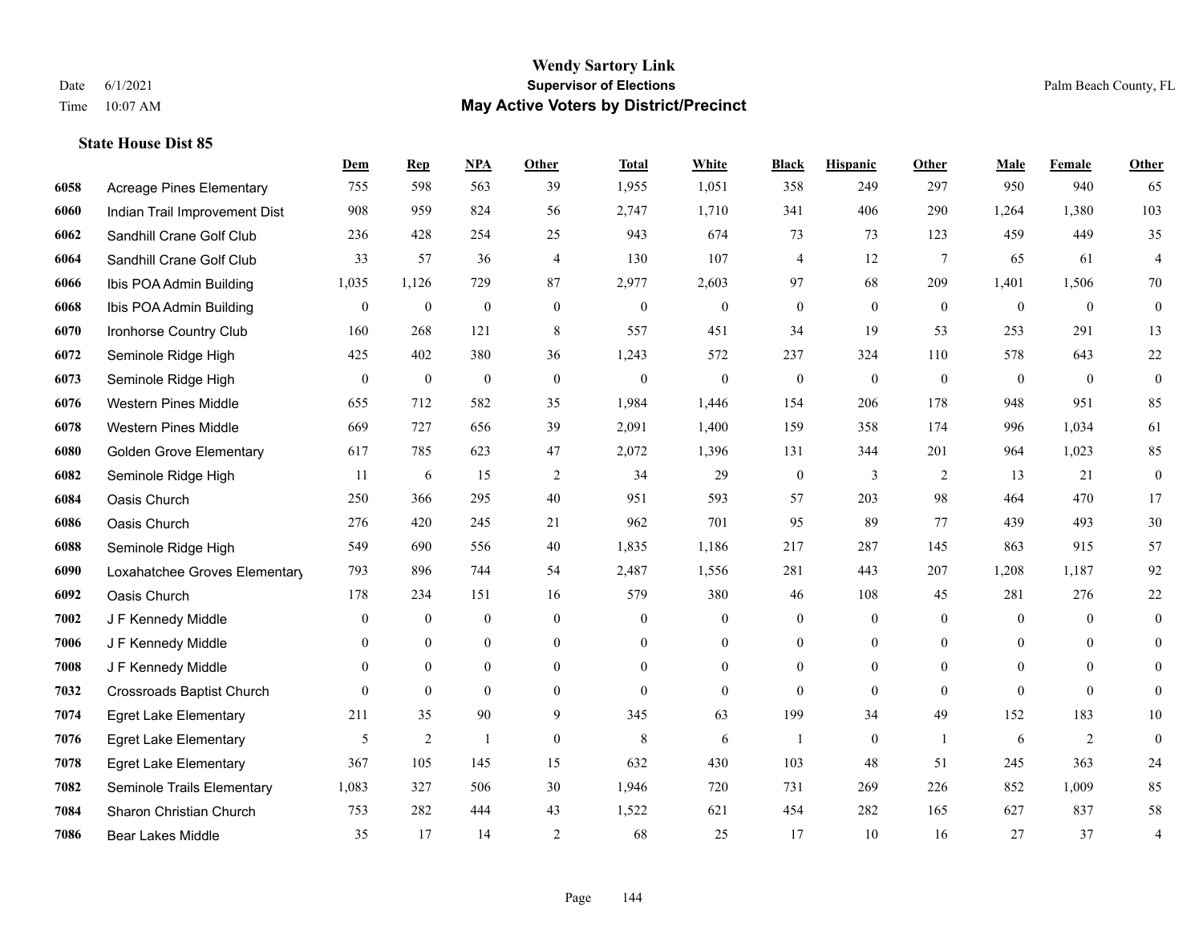# Wendy Sartory Link
## Supervisor of Elections
## May Active Voters by District/Precinct

Date 6/1/2021
Time 10:07 AM

Palm Beach County, FL

### State House Dist 85

| | | Dem | Rep | NPA | Other | Total | White | Black | Hispanic | Other | Male | Female | Other |
|---|---|---|---|---|---|---|---|---|---|---|---|---|---|
| 6058 | Acreage Pines Elementary | 755 | 598 | 563 | 39 | 1,955 | 1,051 | 358 | 249 | 297 | 950 | 940 | 65 |
| 6060 | Indian Trail Improvement Dist | 908 | 959 | 824 | 56 | 2,747 | 1,710 | 341 | 406 | 290 | 1,264 | 1,380 | 103 |
| 6062 | Sandhill Crane Golf Club | 236 | 428 | 254 | 25 | 943 | 674 | 73 | 73 | 123 | 459 | 449 | 35 |
| 6064 | Sandhill Crane Golf Club | 33 | 57 | 36 | 4 | 130 | 107 | 4 | 12 | 7 | 65 | 61 | 4 |
| 6066 | Ibis POA Admin Building | 1,035 | 1,126 | 729 | 87 | 2,977 | 2,603 | 97 | 68 | 209 | 1,401 | 1,506 | 70 |
| 6068 | Ibis POA Admin Building | 0 | 0 | 0 | 0 | 0 | 0 | 0 | 0 | 0 | 0 | 0 | 0 |
| 6070 | Ironhorse Country Club | 160 | 268 | 121 | 8 | 557 | 451 | 34 | 19 | 53 | 253 | 291 | 13 |
| 6072 | Seminole Ridge High | 425 | 402 | 380 | 36 | 1,243 | 572 | 237 | 324 | 110 | 578 | 643 | 22 |
| 6073 | Seminole Ridge High | 0 | 0 | 0 | 0 | 0 | 0 | 0 | 0 | 0 | 0 | 0 | 0 |
| 6076 | Western Pines Middle | 655 | 712 | 582 | 35 | 1,984 | 1,446 | 154 | 206 | 178 | 948 | 951 | 85 |
| 6078 | Western Pines Middle | 669 | 727 | 656 | 39 | 2,091 | 1,400 | 159 | 358 | 174 | 996 | 1,034 | 61 |
| 6080 | Golden Grove Elementary | 617 | 785 | 623 | 47 | 2,072 | 1,396 | 131 | 344 | 201 | 964 | 1,023 | 85 |
| 6082 | Seminole Ridge High | 11 | 6 | 15 | 2 | 34 | 29 | 0 | 3 | 2 | 13 | 21 | 0 |
| 6084 | Oasis Church | 250 | 366 | 295 | 40 | 951 | 593 | 57 | 203 | 98 | 464 | 470 | 17 |
| 6086 | Oasis Church | 276 | 420 | 245 | 21 | 962 | 701 | 95 | 89 | 77 | 439 | 493 | 30 |
| 6088 | Seminole Ridge High | 549 | 690 | 556 | 40 | 1,835 | 1,186 | 217 | 287 | 145 | 863 | 915 | 57 |
| 6090 | Loxahatchee Groves Elementary | 793 | 896 | 744 | 54 | 2,487 | 1,556 | 281 | 443 | 207 | 1,208 | 1,187 | 92 |
| 6092 | Oasis Church | 178 | 234 | 151 | 16 | 579 | 380 | 46 | 108 | 45 | 281 | 276 | 22 |
| 7002 | J F Kennedy Middle | 0 | 0 | 0 | 0 | 0 | 0 | 0 | 0 | 0 | 0 | 0 | 0 |
| 7006 | J F Kennedy Middle | 0 | 0 | 0 | 0 | 0 | 0 | 0 | 0 | 0 | 0 | 0 | 0 |
| 7008 | J F Kennedy Middle | 0 | 0 | 0 | 0 | 0 | 0 | 0 | 0 | 0 | 0 | 0 | 0 |
| 7032 | Crossroads Baptist Church | 0 | 0 | 0 | 0 | 0 | 0 | 0 | 0 | 0 | 0 | 0 | 0 |
| 7074 | Egret Lake Elementary | 211 | 35 | 90 | 9 | 345 | 63 | 199 | 34 | 49 | 152 | 183 | 10 |
| 7076 | Egret Lake Elementary | 5 | 2 | 1 | 0 | 8 | 6 | 1 | 0 | 1 | 6 | 2 | 0 |
| 7078 | Egret Lake Elementary | 367 | 105 | 145 | 15 | 632 | 430 | 103 | 48 | 51 | 245 | 363 | 24 |
| 7082 | Seminole Trails Elementary | 1,083 | 327 | 506 | 30 | 1,946 | 720 | 731 | 269 | 226 | 852 | 1,009 | 85 |
| 7084 | Sharon Christian Church | 753 | 282 | 444 | 43 | 1,522 | 621 | 454 | 282 | 165 | 627 | 837 | 58 |
| 7086 | Bear Lakes Middle | 35 | 17 | 14 | 2 | 68 | 25 | 17 | 10 | 16 | 27 | 37 | 4 |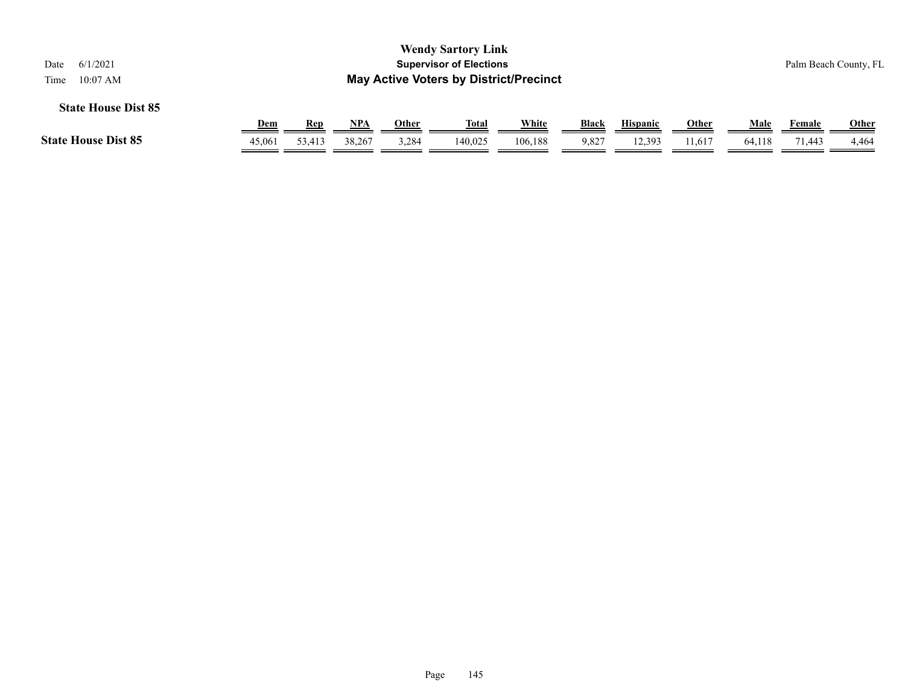**Wendy Sartory Link**

**Supervisor of Elections**

**May Active Voters by District/Precinct**

Date 6/1/2021

Time 10:07 AM

Palm Beach County, FL

**State House Dist 85**

| | Dem | Rep | NPA | Other | Total | White | Black | Hispanic | Other | Male | Female | Other |
|---|---|---|---|---|---|---|---|---|---|---|---|---|
| **State House Dist 85** | 45,061 | 53,413 | 38,267 | 3,284 | 140,025 | 106,188 | 9,827 | 12,393 | 11,617 | 64,118 | 71,443 | 4,464 |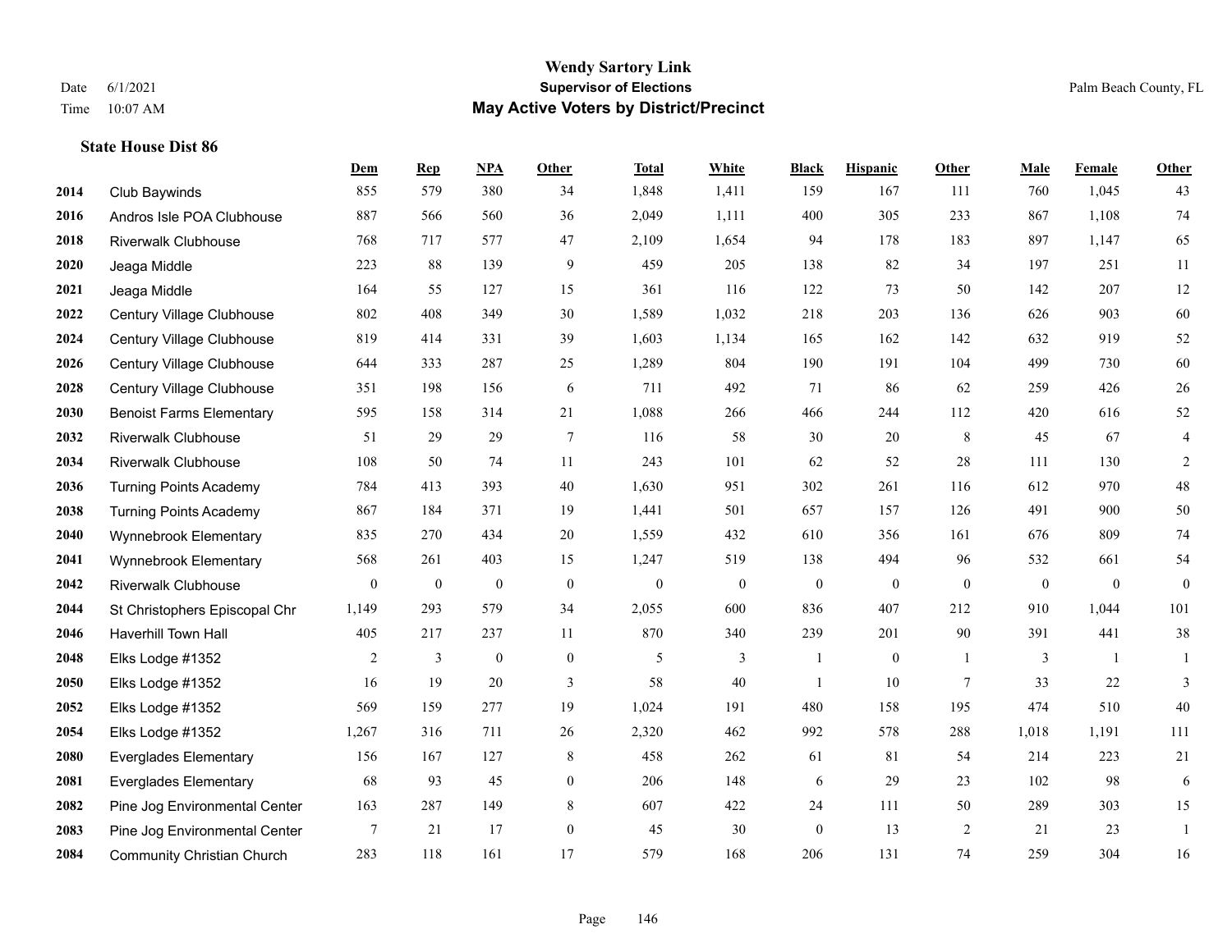# Wendy Sartory Link
## Supervisor of Elections
## May Active Voters by District/Precinct

Date 6/1/2021
Time 10:07 AM

Palm Beach County, FL

### State House Dist 86

| | | Dem | Rep | NPA | Other | Total | White | Black | Hispanic | Other | Male | Female | Other |
|---|---|---|---|---|---|---|---|---|---|---|---|---|---|
| 2014 | Club Baywinds | 855 | 579 | 380 | 34 | 1,848 | 1,411 | 159 | 167 | 111 | 760 | 1,045 | 43 |
| 2016 | Andros Isle POA Clubhouse | 887 | 566 | 560 | 36 | 2,049 | 1,111 | 400 | 305 | 233 | 867 | 1,108 | 74 |
| 2018 | Riverwalk Clubhouse | 768 | 717 | 577 | 47 | 2,109 | 1,654 | 94 | 178 | 183 | 897 | 1,147 | 65 |
| 2020 | Jeaga Middle | 223 | 88 | 139 | 9 | 459 | 205 | 138 | 82 | 34 | 197 | 251 | 11 |
| 2021 | Jeaga Middle | 164 | 55 | 127 | 15 | 361 | 116 | 122 | 73 | 50 | 142 | 207 | 12 |
| 2022 | Century Village Clubhouse | 802 | 408 | 349 | 30 | 1,589 | 1,032 | 218 | 203 | 136 | 626 | 903 | 60 |
| 2024 | Century Village Clubhouse | 819 | 414 | 331 | 39 | 1,603 | 1,134 | 165 | 162 | 142 | 632 | 919 | 52 |
| 2026 | Century Village Clubhouse | 644 | 333 | 287 | 25 | 1,289 | 804 | 190 | 191 | 104 | 499 | 730 | 60 |
| 2028 | Century Village Clubhouse | 351 | 198 | 156 | 6 | 711 | 492 | 71 | 86 | 62 | 259 | 426 | 26 |
| 2030 | Benoist Farms Elementary | 595 | 158 | 314 | 21 | 1,088 | 266 | 466 | 244 | 112 | 420 | 616 | 52 |
| 2032 | Riverwalk Clubhouse | 51 | 29 | 29 | 7 | 116 | 58 | 30 | 20 | 8 | 45 | 67 | 4 |
| 2034 | Riverwalk Clubhouse | 108 | 50 | 74 | 11 | 243 | 101 | 62 | 52 | 28 | 111 | 130 | 2 |
| 2036 | Turning Points Academy | 784 | 413 | 393 | 40 | 1,630 | 951 | 302 | 261 | 116 | 612 | 970 | 48 |
| 2038 | Turning Points Academy | 867 | 184 | 371 | 19 | 1,441 | 501 | 657 | 157 | 126 | 491 | 900 | 50 |
| 2040 | Wynnebrook Elementary | 835 | 270 | 434 | 20 | 1,559 | 432 | 610 | 356 | 161 | 676 | 809 | 74 |
| 2041 | Wynnebrook Elementary | 568 | 261 | 403 | 15 | 1,247 | 519 | 138 | 494 | 96 | 532 | 661 | 54 |
| 2042 | Riverwalk Clubhouse | 0 | 0 | 0 | 0 | 0 | 0 | 0 | 0 | 0 | 0 | 0 | 0 |
| 2044 | St Christophers Episcopal Chr | 1,149 | 293 | 579 | 34 | 2,055 | 600 | 836 | 407 | 212 | 910 | 1,044 | 101 |
| 2046 | Haverhill Town Hall | 405 | 217 | 237 | 11 | 870 | 340 | 239 | 201 | 90 | 391 | 441 | 38 |
| 2048 | Elks Lodge #1352 | 2 | 3 | 0 | 0 | 5 | 3 | 1 | 0 | 1 | 3 | 1 | 1 |
| 2050 | Elks Lodge #1352 | 16 | 19 | 20 | 3 | 58 | 40 | 1 | 10 | 7 | 33 | 22 | 3 |
| 2052 | Elks Lodge #1352 | 569 | 159 | 277 | 19 | 1,024 | 191 | 480 | 158 | 195 | 474 | 510 | 40 |
| 2054 | Elks Lodge #1352 | 1,267 | 316 | 711 | 26 | 2,320 | 462 | 992 | 578 | 288 | 1,018 | 1,191 | 111 |
| 2080 | Everglades Elementary | 156 | 167 | 127 | 8 | 458 | 262 | 61 | 81 | 54 | 214 | 223 | 21 |
| 2081 | Everglades Elementary | 68 | 93 | 45 | 0 | 206 | 148 | 6 | 29 | 23 | 102 | 98 | 6 |
| 2082 | Pine Jog Environmental Center | 163 | 287 | 149 | 8 | 607 | 422 | 24 | 111 | 50 | 289 | 303 | 15 |
| 2083 | Pine Jog Environmental Center | 7 | 21 | 17 | 0 | 45 | 30 | 0 | 13 | 2 | 21 | 23 | 1 |
| 2084 | Community Christian Church | 283 | 118 | 161 | 17 | 579 | 168 | 206 | 131 | 74 | 259 | 304 | 16 |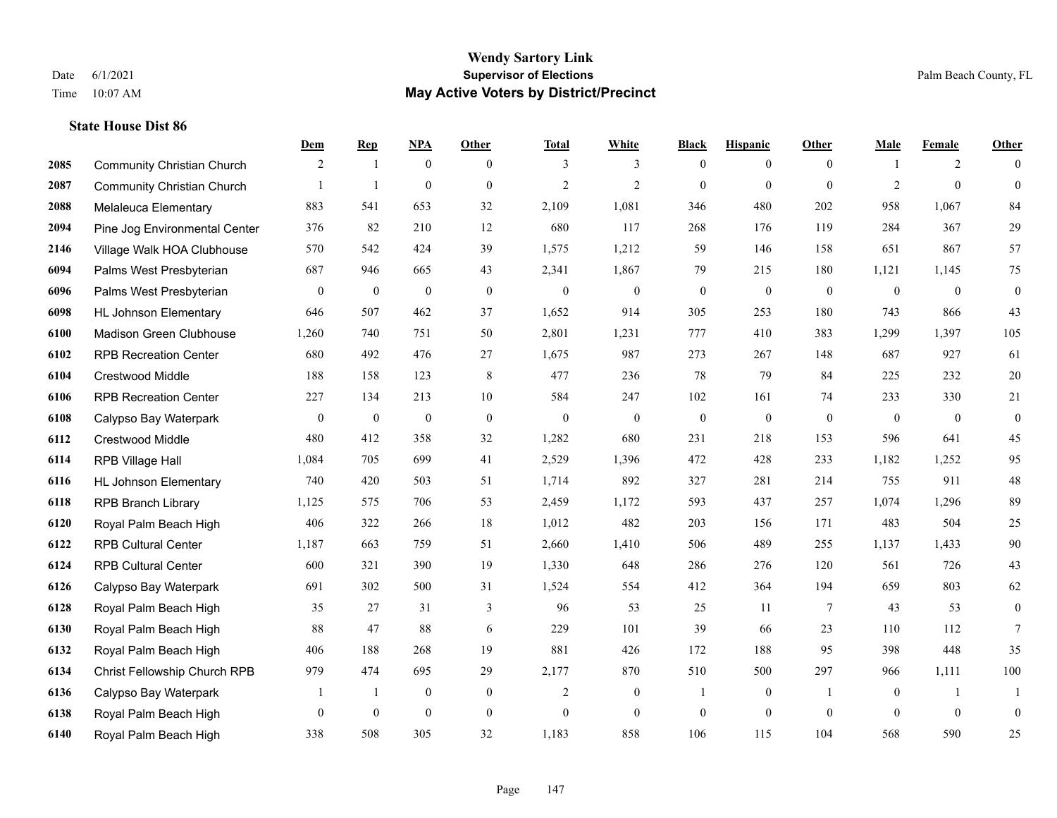# Wendy Sartory Link
## Supervisor of Elections
## May Active Voters by District/Precinct

Date 6/1/2021
Time 10:07 AM

Palm Beach County, FL

### State House Dist 86

| | | Dem | Rep | NPA | Other | Total | White | Black | Hispanic | Other | Male | Female | Other |
|---|---|---|---|---|---|---|---|---|---|---|---|---|---|
| 2085 | Community Christian Church | 2 | 1 | 0 | 0 | 3 | 3 | 0 | 0 | 0 | 1 | 2 | 0 |
| 2087 | Community Christian Church | 1 | 1 | 0 | 0 | 2 | 2 | 0 | 0 | 0 | 2 | 0 | 0 |
| 2088 | Melaleuca Elementary | 883 | 541 | 653 | 32 | 2,109 | 1,081 | 346 | 480 | 202 | 958 | 1,067 | 84 |
| 2094 | Pine Jog Environmental Center | 376 | 82 | 210 | 12 | 680 | 117 | 268 | 176 | 119 | 284 | 367 | 29 |
| 2146 | Village Walk HOA Clubhouse | 570 | 542 | 424 | 39 | 1,575 | 1,212 | 59 | 146 | 158 | 651 | 867 | 57 |
| 6094 | Palms West Presbyterian | 687 | 946 | 665 | 43 | 2,341 | 1,867 | 79 | 215 | 180 | 1,121 | 1,145 | 75 |
| 6096 | Palms West Presbyterian | 0 | 0 | 0 | 0 | 0 | 0 | 0 | 0 | 0 | 0 | 0 | 0 |
| 6098 | HL Johnson Elementary | 646 | 507 | 462 | 37 | 1,652 | 914 | 305 | 253 | 180 | 743 | 866 | 43 |
| 6100 | Madison Green Clubhouse | 1,260 | 740 | 751 | 50 | 2,801 | 1,231 | 777 | 410 | 383 | 1,299 | 1,397 | 105 |
| 6102 | RPB Recreation Center | 680 | 492 | 476 | 27 | 1,675 | 987 | 273 | 267 | 148 | 687 | 927 | 61 |
| 6104 | Crestwood Middle | 188 | 158 | 123 | 8 | 477 | 236 | 78 | 79 | 84 | 225 | 232 | 20 |
| 6106 | RPB Recreation Center | 227 | 134 | 213 | 10 | 584 | 247 | 102 | 161 | 74 | 233 | 330 | 21 |
| 6108 | Calypso Bay Waterpark | 0 | 0 | 0 | 0 | 0 | 0 | 0 | 0 | 0 | 0 | 0 | 0 |
| 6112 | Crestwood Middle | 480 | 412 | 358 | 32 | 1,282 | 680 | 231 | 218 | 153 | 596 | 641 | 45 |
| 6114 | RPB Village Hall | 1,084 | 705 | 699 | 41 | 2,529 | 1,396 | 472 | 428 | 233 | 1,182 | 1,252 | 95 |
| 6116 | HL Johnson Elementary | 740 | 420 | 503 | 51 | 1,714 | 892 | 327 | 281 | 214 | 755 | 911 | 48 |
| 6118 | RPB Branch Library | 1,125 | 575 | 706 | 53 | 2,459 | 1,172 | 593 | 437 | 257 | 1,074 | 1,296 | 89 |
| 6120 | Royal Palm Beach High | 406 | 322 | 266 | 18 | 1,012 | 482 | 203 | 156 | 171 | 483 | 504 | 25 |
| 6122 | RPB Cultural Center | 1,187 | 663 | 759 | 51 | 2,660 | 1,410 | 506 | 489 | 255 | 1,137 | 1,433 | 90 |
| 6124 | RPB Cultural Center | 600 | 321 | 390 | 19 | 1,330 | 648 | 286 | 276 | 120 | 561 | 726 | 43 |
| 6126 | Calypso Bay Waterpark | 691 | 302 | 500 | 31 | 1,524 | 554 | 412 | 364 | 194 | 659 | 803 | 62 |
| 6128 | Royal Palm Beach High | 35 | 27 | 31 | 3 | 96 | 53 | 25 | 11 | 7 | 43 | 53 | 0 |
| 6130 | Royal Palm Beach High | 88 | 47 | 88 | 6 | 229 | 101 | 39 | 66 | 23 | 110 | 112 | 7 |
| 6132 | Royal Palm Beach High | 406 | 188 | 268 | 19 | 881 | 426 | 172 | 188 | 95 | 398 | 448 | 35 |
| 6134 | Christ Fellowship Church RPB | 979 | 474 | 695 | 29 | 2,177 | 870 | 510 | 500 | 297 | 966 | 1,111 | 100 |
| 6136 | Calypso Bay Waterpark | 1 | 1 | 0 | 0 | 2 | 0 | 1 | 0 | 1 | 0 | 1 | 1 |
| 6138 | Royal Palm Beach High | 0 | 0 | 0 | 0 | 0 | 0 | 0 | 0 | 0 | 0 | 0 | 0 |
| 6140 | Royal Palm Beach High | 338 | 508 | 305 | 32 | 1,183 | 858 | 106 | 115 | 104 | 568 | 590 | 25 |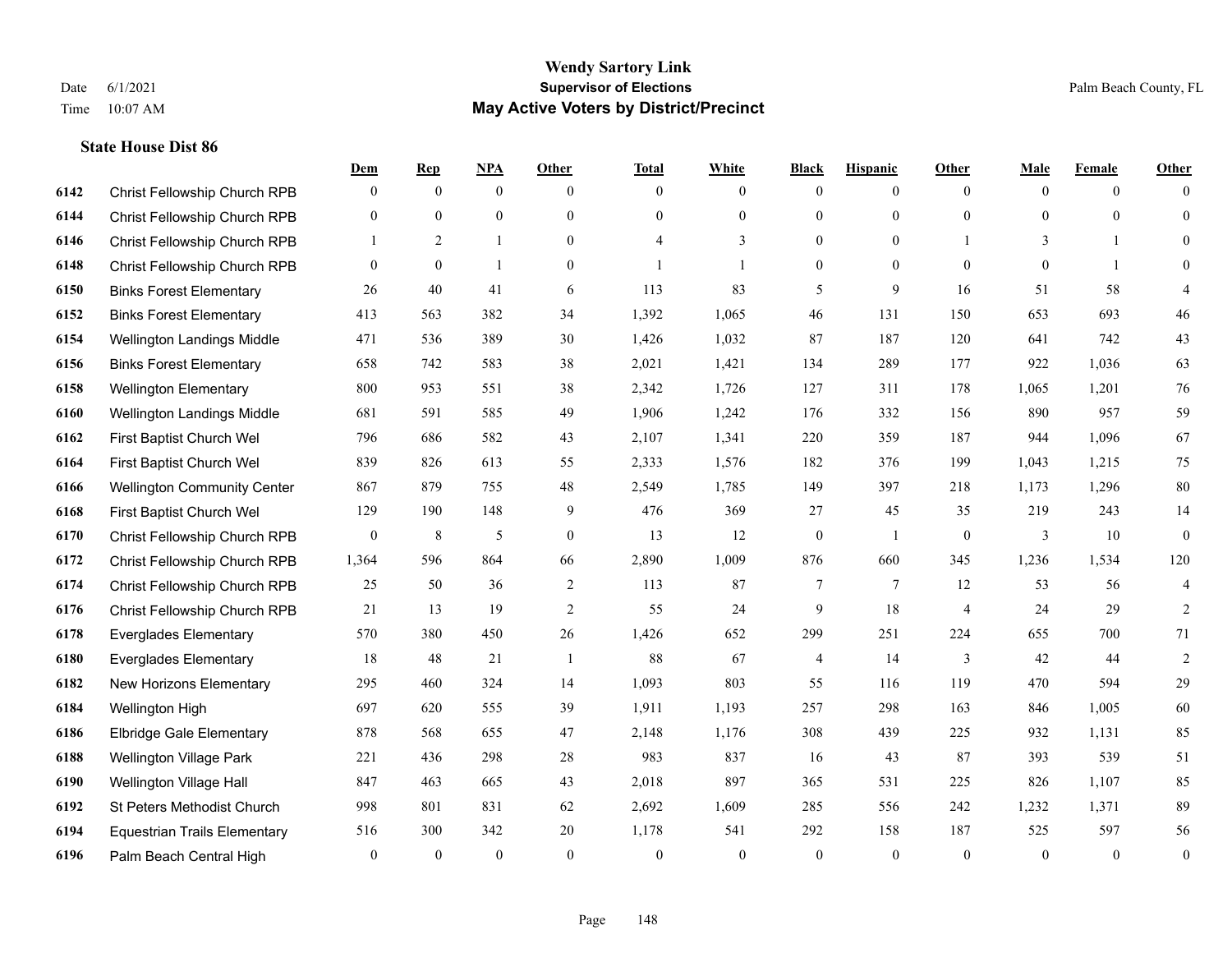# Wendy Sartory Link
## Supervisor of Elections
## May Active Voters by District/Precinct

Date 6/1/2021
Time 10:07 AM

Palm Beach County, FL

### State House Dist 86

| | | Dem | Rep | NPA | Other | Total | White | Black | Hispanic | Other | Male | Female | Other |
|---|---|---|---|---|---|---|---|---|---|---|---|---|---|
| 6142 | Christ Fellowship Church RPB | 0 | 0 | 0 | 0 | 0 | 0 | 0 | 0 | 0 | 0 | 0 | 0 |
| 6144 | Christ Fellowship Church RPB | 0 | 0 | 0 | 0 | 0 | 0 | 0 | 0 | 0 | 0 | 0 | 0 |
| 6146 | Christ Fellowship Church RPB | 1 | 2 | 1 | 0 | 4 | 3 | 0 | 0 | 1 | 3 | 1 | 0 |
| 6148 | Christ Fellowship Church RPB | 0 | 0 | 1 | 0 | 1 | 1 | 0 | 0 | 0 | 0 | 1 | 0 |
| 6150 | Binks Forest Elementary | 26 | 40 | 41 | 6 | 113 | 83 | 5 | 9 | 16 | 51 | 58 | 4 |
| 6152 | Binks Forest Elementary | 413 | 563 | 382 | 34 | 1,392 | 1,065 | 46 | 131 | 150 | 653 | 693 | 46 |
| 6154 | Wellington Landings Middle | 471 | 536 | 389 | 30 | 1,426 | 1,032 | 87 | 187 | 120 | 641 | 742 | 43 |
| 6156 | Binks Forest Elementary | 658 | 742 | 583 | 38 | 2,021 | 1,421 | 134 | 289 | 177 | 922 | 1,036 | 63 |
| 6158 | Wellington Elementary | 800 | 953 | 551 | 38 | 2,342 | 1,726 | 127 | 311 | 178 | 1,065 | 1,201 | 76 |
| 6160 | Wellington Landings Middle | 681 | 591 | 585 | 49 | 1,906 | 1,242 | 176 | 332 | 156 | 890 | 957 | 59 |
| 6162 | First Baptist Church Wel | 796 | 686 | 582 | 43 | 2,107 | 1,341 | 220 | 359 | 187 | 944 | 1,096 | 67 |
| 6164 | First Baptist Church Wel | 839 | 826 | 613 | 55 | 2,333 | 1,576 | 182 | 376 | 199 | 1,043 | 1,215 | 75 |
| 6166 | Wellington Community Center | 867 | 879 | 755 | 48 | 2,549 | 1,785 | 149 | 397 | 218 | 1,173 | 1,296 | 80 |
| 6168 | First Baptist Church Wel | 129 | 190 | 148 | 9 | 476 | 369 | 27 | 45 | 35 | 219 | 243 | 14 |
| 6170 | Christ Fellowship Church RPB | 0 | 8 | 5 | 0 | 13 | 12 | 0 | 1 | 0 | 3 | 10 | 0 |
| 6172 | Christ Fellowship Church RPB | 1,364 | 596 | 864 | 66 | 2,890 | 1,009 | 876 | 660 | 345 | 1,236 | 1,534 | 120 |
| 6174 | Christ Fellowship Church RPB | 25 | 50 | 36 | 2 | 113 | 87 | 7 | 7 | 12 | 53 | 56 | 4 |
| 6176 | Christ Fellowship Church RPB | 21 | 13 | 19 | 2 | 55 | 24 | 9 | 18 | 4 | 24 | 29 | 2 |
| 6178 | Everglades Elementary | 570 | 380 | 450 | 26 | 1,426 | 652 | 299 | 251 | 224 | 655 | 700 | 71 |
| 6180 | Everglades Elementary | 18 | 48 | 21 | 1 | 88 | 67 | 4 | 14 | 3 | 42 | 44 | 2 |
| 6182 | New Horizons Elementary | 295 | 460 | 324 | 14 | 1,093 | 803 | 55 | 116 | 119 | 470 | 594 | 29 |
| 6184 | Wellington High | 697 | 620 | 555 | 39 | 1,911 | 1,193 | 257 | 298 | 163 | 846 | 1,005 | 60 |
| 6186 | Elbridge Gale Elementary | 878 | 568 | 655 | 47 | 2,148 | 1,176 | 308 | 439 | 225 | 932 | 1,131 | 85 |
| 6188 | Wellington Village Park | 221 | 436 | 298 | 28 | 983 | 837 | 16 | 43 | 87 | 393 | 539 | 51 |
| 6190 | Wellington Village Hall | 847 | 463 | 665 | 43 | 2,018 | 897 | 365 | 531 | 225 | 826 | 1,107 | 85 |
| 6192 | St Peters Methodist Church | 998 | 801 | 831 | 62 | 2,692 | 1,609 | 285 | 556 | 242 | 1,232 | 1,371 | 89 |
| 6194 | Equestrian Trails Elementary | 516 | 300 | 342 | 20 | 1,178 | 541 | 292 | 158 | 187 | 525 | 597 | 56 |
| 6196 | Palm Beach Central High | 0 | 0 | 0 | 0 | 0 | 0 | 0 | 0 | 0 | 0 | 0 | 0 |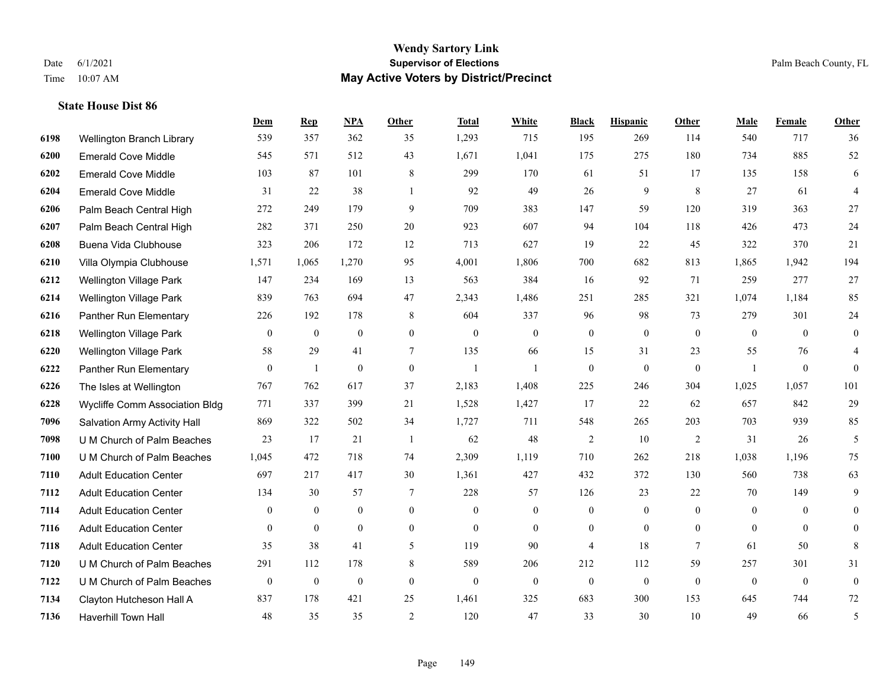# Wendy Sartory Link

**Supervisor of Elections**

**May Active Voters by District/Precinct**

Date 6/1/2021
Time 10:07 AM

Palm Beach County, FL

### State House Dist 86

| | | Dem | Rep | NPA | Other | Total | White | Black | Hispanic | Other | Male | Female | Other |
|---|---|---|---|---|---|---|---|---|---|---|---|---|---|
| 6198 | Wellington Branch Library | 539 | 357 | 362 | 35 | 1,293 | 715 | 195 | 269 | 114 | 540 | 717 | 36 |
| 6200 | Emerald Cove Middle | 545 | 571 | 512 | 43 | 1,671 | 1,041 | 175 | 275 | 180 | 734 | 885 | 52 |
| 6202 | Emerald Cove Middle | 103 | 87 | 101 | 8 | 299 | 170 | 61 | 51 | 17 | 135 | 158 | 6 |
| 6204 | Emerald Cove Middle | 31 | 22 | 38 | 1 | 92 | 49 | 26 | 9 | 8 | 27 | 61 | 4 |
| 6206 | Palm Beach Central High | 272 | 249 | 179 | 9 | 709 | 383 | 147 | 59 | 120 | 319 | 363 | 27 |
| 6207 | Palm Beach Central High | 282 | 371 | 250 | 20 | 923 | 607 | 94 | 104 | 118 | 426 | 473 | 24 |
| 6208 | Buena Vida Clubhouse | 323 | 206 | 172 | 12 | 713 | 627 | 19 | 22 | 45 | 322 | 370 | 21 |
| 6210 | Villa Olympia Clubhouse | 1,571 | 1,065 | 1,270 | 95 | 4,001 | 1,806 | 700 | 682 | 813 | 1,865 | 1,942 | 194 |
| 6212 | Wellington Village Park | 147 | 234 | 169 | 13 | 563 | 384 | 16 | 92 | 71 | 259 | 277 | 27 |
| 6214 | Wellington Village Park | 839 | 763 | 694 | 47 | 2,343 | 1,486 | 251 | 285 | 321 | 1,074 | 1,184 | 85 |
| 6216 | Panther Run Elementary | 226 | 192 | 178 | 8 | 604 | 337 | 96 | 98 | 73 | 279 | 301 | 24 |
| 6218 | Wellington Village Park | 0 | 0 | 0 | 0 | 0 | 0 | 0 | 0 | 0 | 0 | 0 | 0 |
| 6220 | Wellington Village Park | 58 | 29 | 41 | 7 | 135 | 66 | 15 | 31 | 23 | 55 | 76 | 4 |
| 6222 | Panther Run Elementary | 0 | 1 | 0 | 0 | 1 | 1 | 0 | 0 | 0 | 1 | 0 | 0 |
| 6226 | The Isles at Wellington | 767 | 762 | 617 | 37 | 2,183 | 1,408 | 225 | 246 | 304 | 1,025 | 1,057 | 101 |
| 6228 | Wycliffe Comm Association Bldg | 771 | 337 | 399 | 21 | 1,528 | 1,427 | 17 | 22 | 62 | 657 | 842 | 29 |
| 7096 | Salvation Army Activity Hall | 869 | 322 | 502 | 34 | 1,727 | 711 | 548 | 265 | 203 | 703 | 939 | 85 |
| 7098 | U M Church of Palm Beaches | 23 | 17 | 21 | 1 | 62 | 48 | 2 | 10 | 2 | 31 | 26 | 5 |
| 7100 | U M Church of Palm Beaches | 1,045 | 472 | 718 | 74 | 2,309 | 1,119 | 710 | 262 | 218 | 1,038 | 1,196 | 75 |
| 7110 | Adult Education Center | 697 | 217 | 417 | 30 | 1,361 | 427 | 432 | 372 | 130 | 560 | 738 | 63 |
| 7112 | Adult Education Center | 134 | 30 | 57 | 7 | 228 | 57 | 126 | 23 | 22 | 70 | 149 | 9 |
| 7114 | Adult Education Center | 0 | 0 | 0 | 0 | 0 | 0 | 0 | 0 | 0 | 0 | 0 | 0 |
| 7116 | Adult Education Center | 0 | 0 | 0 | 0 | 0 | 0 | 0 | 0 | 0 | 0 | 0 | 0 |
| 7118 | Adult Education Center | 35 | 38 | 41 | 5 | 119 | 90 | 4 | 18 | 7 | 61 | 50 | 8 |
| 7120 | U M Church of Palm Beaches | 291 | 112 | 178 | 8 | 589 | 206 | 212 | 112 | 59 | 257 | 301 | 31 |
| 7122 | U M Church of Palm Beaches | 0 | 0 | 0 | 0 | 0 | 0 | 0 | 0 | 0 | 0 | 0 | 0 |
| 7134 | Clayton Hutcheson Hall A | 837 | 178 | 421 | 25 | 1,461 | 325 | 683 | 300 | 153 | 645 | 744 | 72 |
| 7136 | Haverhill Town Hall | 48 | 35 | 35 | 2 | 120 | 47 | 33 | 30 | 10 | 49 | 66 | 5 |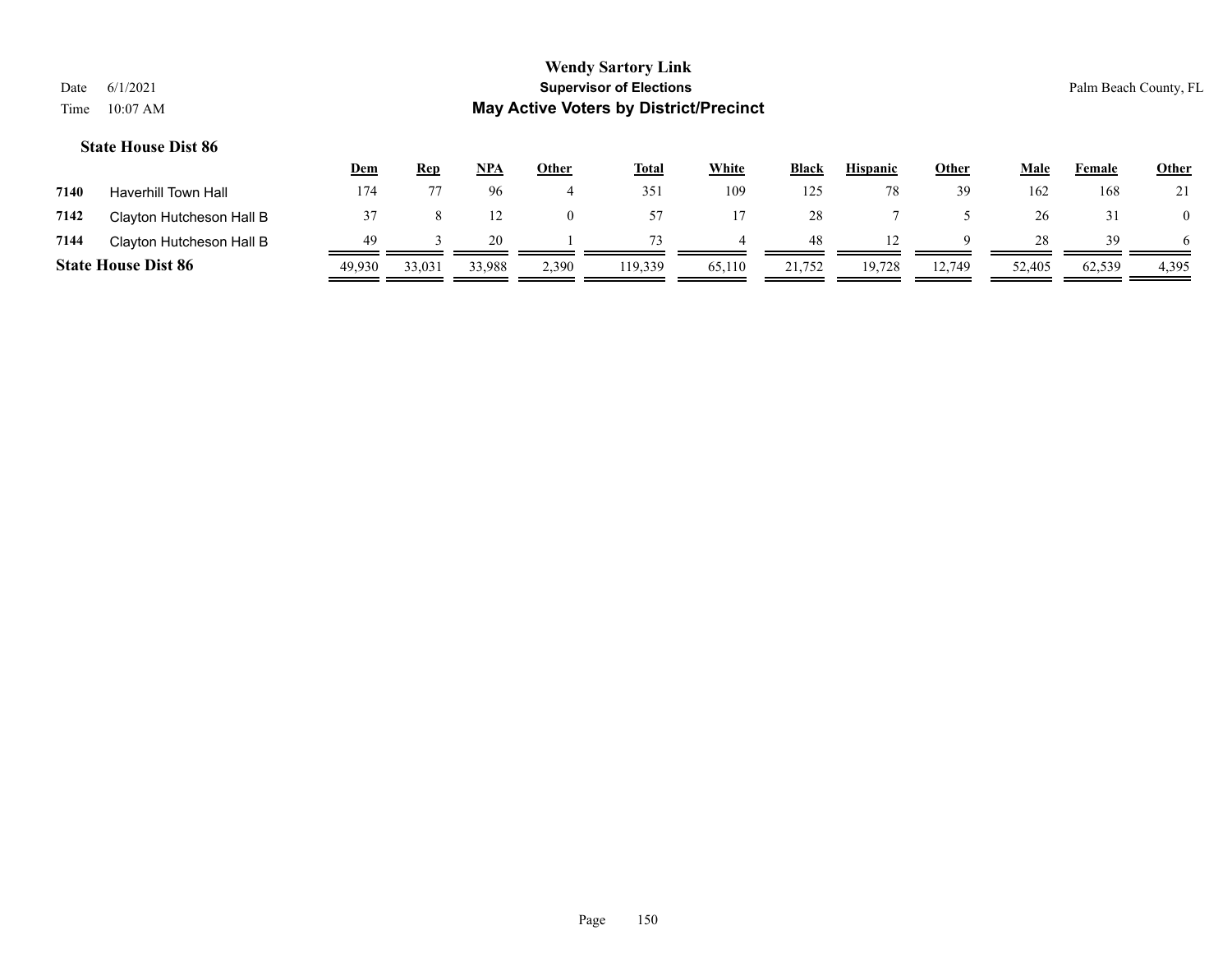# Wendy Sartory Link
## Supervisor of Elections
## May Active Voters by District/Precinct

Date 6/1/2021
Time 10:07 AM

Palm Beach County, FL

### State House Dist 86

| | | Dem | Rep | NPA | Other | Total | White | Black | Hispanic | Other | Male | Female | Other |
|---|---|---|---|---|---|---|---|---|---|---|---|---|---|
| 7140 | Haverhill Town Hall | 174 | 77 | 96 | 4 | 351 | 109 | 125 | 78 | 39 | 162 | 168 | 21 |
| 7142 | Clayton Hutcheson Hall B | 37 | 8 | 12 | 0 | 57 | 17 | 28 | 7 | 5 | 26 | 31 | 0 |
| 7144 | Clayton Hutcheson Hall B | 49 | 3 | 20 | 1 | 73 | 4 | 48 | 12 | 9 | 28 | 39 | 6 |
| **State House Dist 86** | | 49,930 | 33,031 | 33,988 | 2,390 | 119,339 | 65,110 | 21,752 | 19,728 | 12,749 | 52,405 | 62,539 | 4,395 |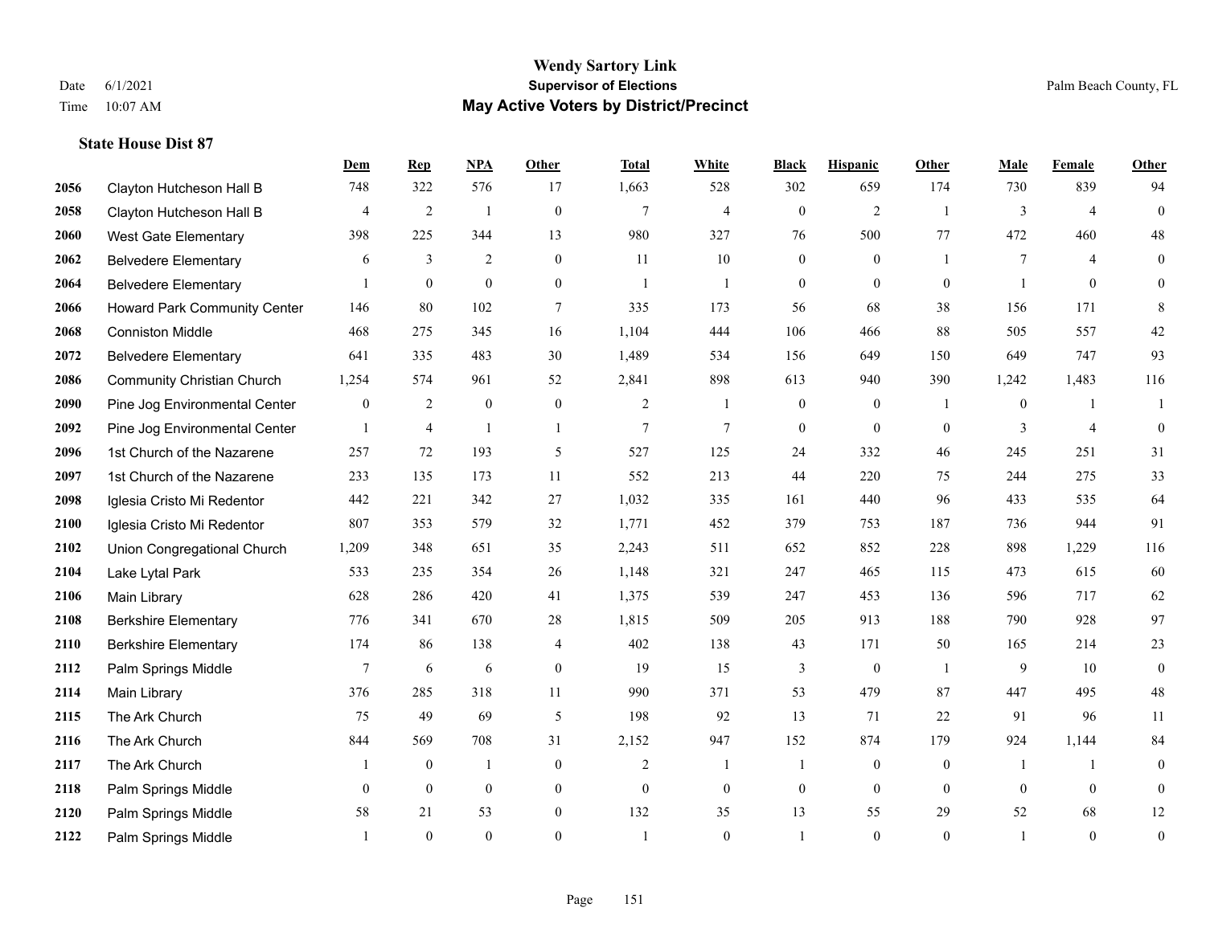# Wendy Sartory Link
## Supervisor of Elections
## May Active Voters by District/Precinct

Date 6/1/2021
Time 10:07 AM

Palm Beach County, FL

### State House Dist 87

| | | Dem | Rep | NPA | Other | Total | White | Black | Hispanic | Other | Male | Female | Other |
|---|---|---|---|---|---|---|---|---|---|---|---|---|---|
| 2056 | Clayton Hutcheson Hall B | 748 | 322 | 576 | 17 | 1,663 | 528 | 302 | 659 | 174 | 730 | 839 | 94 |
| 2058 | Clayton Hutcheson Hall B | 4 | 2 | 1 | 0 | 7 | 4 | 0 | 2 | 1 | 3 | 4 | 0 |
| 2060 | West Gate Elementary | 398 | 225 | 344 | 13 | 980 | 327 | 76 | 500 | 77 | 472 | 460 | 48 |
| 2062 | Belvedere Elementary | 6 | 3 | 2 | 0 | 11 | 10 | 0 | 0 | 1 | 7 | 4 | 0 |
| 2064 | Belvedere Elementary | 1 | 0 | 0 | 0 | 1 | 1 | 0 | 0 | 0 | 1 | 0 | 0 |
| 2066 | Howard Park Community Center | 146 | 80 | 102 | 7 | 335 | 173 | 56 | 68 | 38 | 156 | 171 | 8 |
| 2068 | Conniston Middle | 468 | 275 | 345 | 16 | 1,104 | 444 | 106 | 466 | 88 | 505 | 557 | 42 |
| 2072 | Belvedere Elementary | 641 | 335 | 483 | 30 | 1,489 | 534 | 156 | 649 | 150 | 649 | 747 | 93 |
| 2086 | Community Christian Church | 1,254 | 574 | 961 | 52 | 2,841 | 898 | 613 | 940 | 390 | 1,242 | 1,483 | 116 |
| 2090 | Pine Jog Environmental Center | 0 | 2 | 0 | 0 | 2 | 1 | 0 | 0 | 1 | 0 | 1 | 1 |
| 2092 | Pine Jog Environmental Center | 1 | 4 | 1 | 1 | 7 | 7 | 0 | 0 | 0 | 3 | 4 | 0 |
| 2096 | 1st Church of the Nazarene | 257 | 72 | 193 | 5 | 527 | 125 | 24 | 332 | 46 | 245 | 251 | 31 |
| 2097 | 1st Church of the Nazarene | 233 | 135 | 173 | 11 | 552 | 213 | 44 | 220 | 75 | 244 | 275 | 33 |
| 2098 | Iglesia Cristo Mi Redentor | 442 | 221 | 342 | 27 | 1,032 | 335 | 161 | 440 | 96 | 433 | 535 | 64 |
| 2100 | Iglesia Cristo Mi Redentor | 807 | 353 | 579 | 32 | 1,771 | 452 | 379 | 753 | 187 | 736 | 944 | 91 |
| 2102 | Union Congregational Church | 1,209 | 348 | 651 | 35 | 2,243 | 511 | 652 | 852 | 228 | 898 | 1,229 | 116 |
| 2104 | Lake Lytal Park | 533 | 235 | 354 | 26 | 1,148 | 321 | 247 | 465 | 115 | 473 | 615 | 60 |
| 2106 | Main Library | 628 | 286 | 420 | 41 | 1,375 | 539 | 247 | 453 | 136 | 596 | 717 | 62 |
| 2108 | Berkshire Elementary | 776 | 341 | 670 | 28 | 1,815 | 509 | 205 | 913 | 188 | 790 | 928 | 97 |
| 2110 | Berkshire Elementary | 174 | 86 | 138 | 4 | 402 | 138 | 43 | 171 | 50 | 165 | 214 | 23 |
| 2112 | Palm Springs Middle | 7 | 6 | 6 | 0 | 19 | 15 | 3 | 0 | 1 | 9 | 10 | 0 |
| 2114 | Main Library | 376 | 285 | 318 | 11 | 990 | 371 | 53 | 479 | 87 | 447 | 495 | 48 |
| 2115 | The Ark Church | 75 | 49 | 69 | 5 | 198 | 92 | 13 | 71 | 22 | 91 | 96 | 11 |
| 2116 | The Ark Church | 844 | 569 | 708 | 31 | 2,152 | 947 | 152 | 874 | 179 | 924 | 1,144 | 84 |
| 2117 | The Ark Church | 1 | 0 | 1 | 0 | 2 | 1 | 1 | 0 | 0 | 1 | 1 | 0 |
| 2118 | Palm Springs Middle | 0 | 0 | 0 | 0 | 0 | 0 | 0 | 0 | 0 | 0 | 0 | 0 |
| 2120 | Palm Springs Middle | 58 | 21 | 53 | 0 | 132 | 35 | 13 | 55 | 29 | 52 | 68 | 12 |
| 2122 | Palm Springs Middle | 1 | 0 | 0 | 0 | 1 | 0 | 1 | 0 | 0 | 1 | 0 | 0 |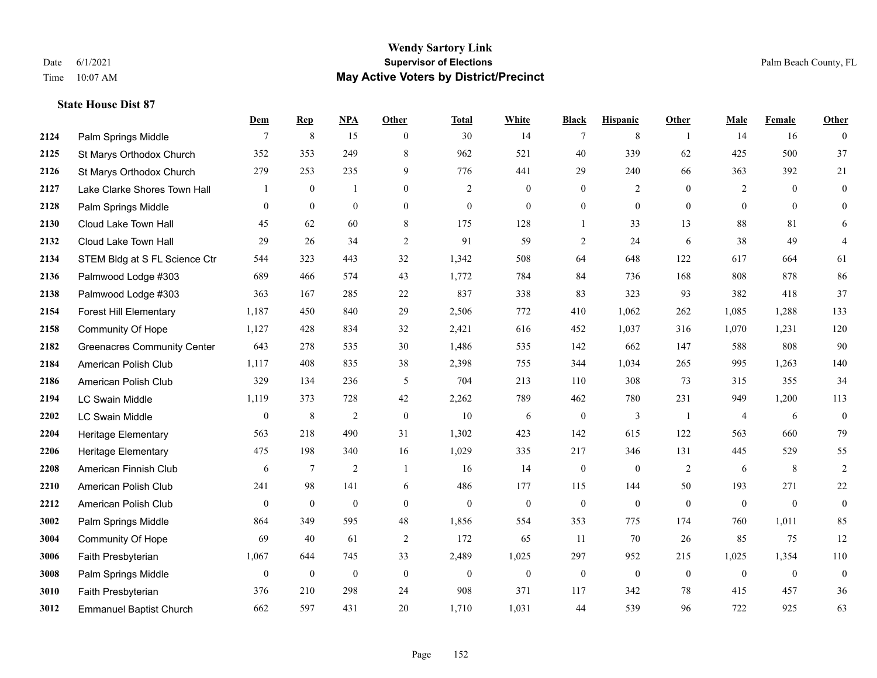# Wendy Sartory Link
## Supervisor of Elections
## May Active Voters by District/Precinct

Date 6/1/2021
Time 10:07 AM

Palm Beach County, FL

### State House Dist 87

| | | Dem | Rep | NPA | Other | Total | White | Black | Hispanic | Other | Male | Female | Other |
|---|---|---|---|---|---|---|---|---|---|---|---|---|---|
| 2124 | Palm Springs Middle | 7 | 8 | 15 | 0 | 30 | 14 | 7 | 8 | 1 | 14 | 16 | 0 |
| 2125 | St Marys Orthodox Church | 352 | 353 | 249 | 8 | 962 | 521 | 40 | 339 | 62 | 425 | 500 | 37 |
| 2126 | St Marys Orthodox Church | 279 | 253 | 235 | 9 | 776 | 441 | 29 | 240 | 66 | 363 | 392 | 21 |
| 2127 | Lake Clarke Shores Town Hall | 1 | 0 | 1 | 0 | 2 | 0 | 0 | 2 | 0 | 2 | 0 | 0 |
| 2128 | Palm Springs Middle | 0 | 0 | 0 | 0 | 0 | 0 | 0 | 0 | 0 | 0 | 0 | 0 |
| 2130 | Cloud Lake Town Hall | 45 | 62 | 60 | 8 | 175 | 128 | 1 | 33 | 13 | 88 | 81 | 6 |
| 2132 | Cloud Lake Town Hall | 29 | 26 | 34 | 2 | 91 | 59 | 2 | 24 | 6 | 38 | 49 | 4 |
| 2134 | STEM Bldg at S FL Science Ctr | 544 | 323 | 443 | 32 | 1,342 | 508 | 64 | 648 | 122 | 617 | 664 | 61 |
| 2136 | Palmwood Lodge #303 | 689 | 466 | 574 | 43 | 1,772 | 784 | 84 | 736 | 168 | 808 | 878 | 86 |
| 2138 | Palmwood Lodge #303 | 363 | 167 | 285 | 22 | 837 | 338 | 83 | 323 | 93 | 382 | 418 | 37 |
| 2154 | Forest Hill Elementary | 1,187 | 450 | 840 | 29 | 2,506 | 772 | 410 | 1,062 | 262 | 1,085 | 1,288 | 133 |
| 2158 | Community Of Hope | 1,127 | 428 | 834 | 32 | 2,421 | 616 | 452 | 1,037 | 316 | 1,070 | 1,231 | 120 |
| 2182 | Greenacres Community Center | 643 | 278 | 535 | 30 | 1,486 | 535 | 142 | 662 | 147 | 588 | 808 | 90 |
| 2184 | American Polish Club | 1,117 | 408 | 835 | 38 | 2,398 | 755 | 344 | 1,034 | 265 | 995 | 1,263 | 140 |
| 2186 | American Polish Club | 329 | 134 | 236 | 5 | 704 | 213 | 110 | 308 | 73 | 315 | 355 | 34 |
| 2194 | LC Swain Middle | 1,119 | 373 | 728 | 42 | 2,262 | 789 | 462 | 780 | 231 | 949 | 1,200 | 113 |
| 2202 | LC Swain Middle | 0 | 8 | 2 | 0 | 10 | 6 | 0 | 3 | 1 | 4 | 6 | 0 |
| 2204 | Heritage Elementary | 563 | 218 | 490 | 31 | 1,302 | 423 | 142 | 615 | 122 | 563 | 660 | 79 |
| 2206 | Heritage Elementary | 475 | 198 | 340 | 16 | 1,029 | 335 | 217 | 346 | 131 | 445 | 529 | 55 |
| 2208 | American Finnish Club | 6 | 7 | 2 | 1 | 16 | 14 | 0 | 0 | 2 | 6 | 8 | 2 |
| 2210 | American Polish Club | 241 | 98 | 141 | 6 | 486 | 177 | 115 | 144 | 50 | 193 | 271 | 22 |
| 2212 | American Polish Club | 0 | 0 | 0 | 0 | 0 | 0 | 0 | 0 | 0 | 0 | 0 | 0 |
| 3002 | Palm Springs Middle | 864 | 349 | 595 | 48 | 1,856 | 554 | 353 | 775 | 174 | 760 | 1,011 | 85 |
| 3004 | Community Of Hope | 69 | 40 | 61 | 2 | 172 | 65 | 11 | 70 | 26 | 85 | 75 | 12 |
| 3006 | Faith Presbyterian | 1,067 | 644 | 745 | 33 | 2,489 | 1,025 | 297 | 952 | 215 | 1,025 | 1,354 | 110 |
| 3008 | Palm Springs Middle | 0 | 0 | 0 | 0 | 0 | 0 | 0 | 0 | 0 | 0 | 0 | 0 |
| 3010 | Faith Presbyterian | 376 | 210 | 298 | 24 | 908 | 371 | 117 | 342 | 78 | 415 | 457 | 36 |
| 3012 | Emmanuel Baptist Church | 662 | 597 | 431 | 20 | 1,710 | 1,031 | 44 | 539 | 96 | 722 | 925 | 63 |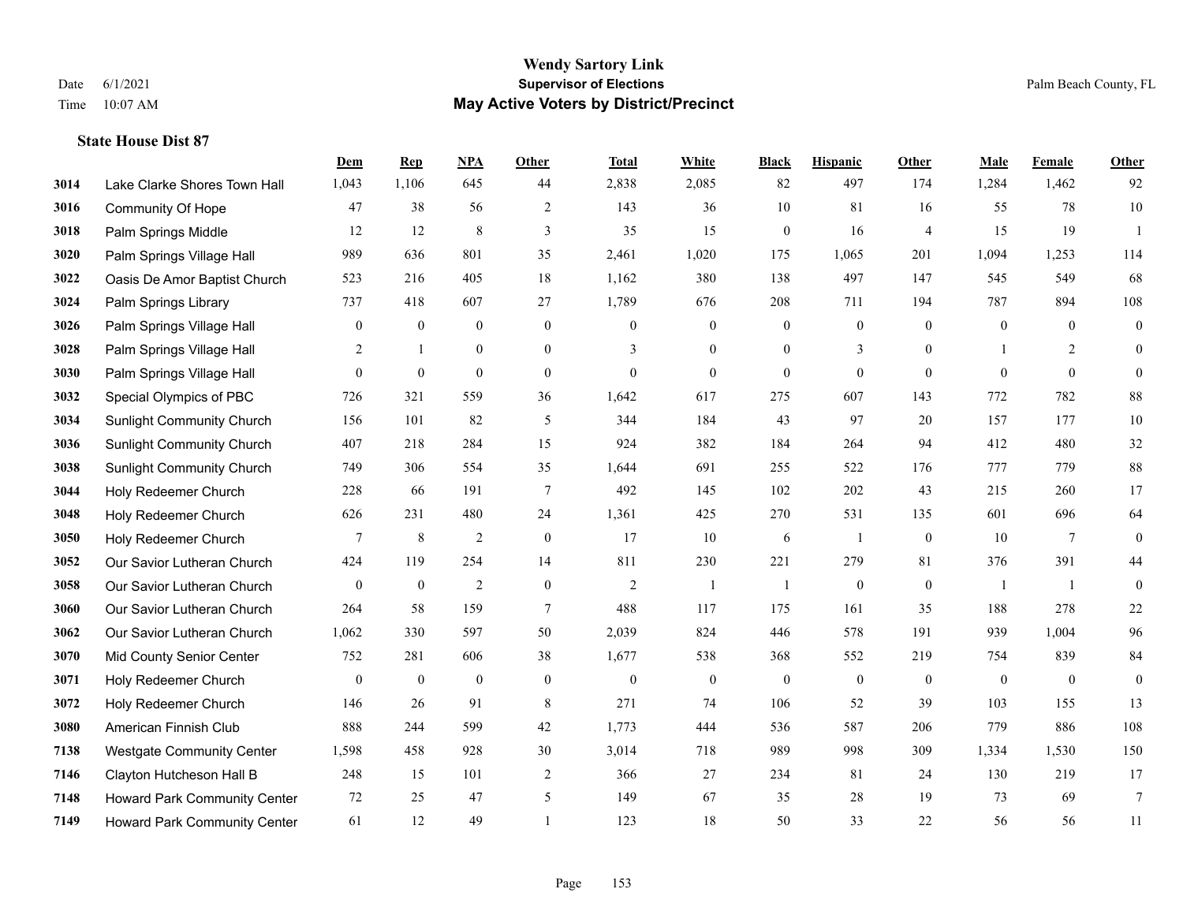## State House Dist 87

| | | Dem | Rep | NPA | Other | Total | White | Black | Hispanic | Other | Male | Female | Other |
|---|---|---|---|---|---|---|---|---|---|---|---|---|---|
| 3014 | Lake Clarke Shores Town Hall | 1,043 | 1,106 | 645 | 44 | 2,838 | 2,085 | 82 | 497 | 174 | 1,284 | 1,462 | 92 |
| 3016 | Community Of Hope | 47 | 38 | 56 | 2 | 143 | 36 | 10 | 81 | 16 | 55 | 78 | 10 |
| 3018 | Palm Springs Middle | 12 | 12 | 8 | 3 | 35 | 15 | 0 | 16 | 4 | 15 | 19 | 1 |
| 3020 | Palm Springs Village Hall | 989 | 636 | 801 | 35 | 2,461 | 1,020 | 175 | 1,065 | 201 | 1,094 | 1,253 | 114 |
| 3022 | Oasis De Amor Baptist Church | 523 | 216 | 405 | 18 | 1,162 | 380 | 138 | 497 | 147 | 545 | 549 | 68 |
| 3024 | Palm Springs Library | 737 | 418 | 607 | 27 | 1,789 | 676 | 208 | 711 | 194 | 787 | 894 | 108 |
| 3026 | Palm Springs Village Hall | 0 | 0 | 0 | 0 | 0 | 0 | 0 | 0 | 0 | 0 | 0 | 0 |
| 3028 | Palm Springs Village Hall | 2 | 1 | 0 | 0 | 3 | 0 | 0 | 3 | 0 | 1 | 2 | 0 |
| 3030 | Palm Springs Village Hall | 0 | 0 | 0 | 0 | 0 | 0 | 0 | 0 | 0 | 0 | 0 | 0 |
| 3032 | Special Olympics of PBC | 726 | 321 | 559 | 36 | 1,642 | 617 | 275 | 607 | 143 | 772 | 782 | 88 |
| 3034 | Sunlight Community Church | 156 | 101 | 82 | 5 | 344 | 184 | 43 | 97 | 20 | 157 | 177 | 10 |
| 3036 | Sunlight Community Church | 407 | 218 | 284 | 15 | 924 | 382 | 184 | 264 | 94 | 412 | 480 | 32 |
| 3038 | Sunlight Community Church | 749 | 306 | 554 | 35 | 1,644 | 691 | 255 | 522 | 176 | 777 | 779 | 88 |
| 3044 | Holy Redeemer Church | 228 | 66 | 191 | 7 | 492 | 145 | 102 | 202 | 43 | 215 | 260 | 17 |
| 3048 | Holy Redeemer Church | 626 | 231 | 480 | 24 | 1,361 | 425 | 270 | 531 | 135 | 601 | 696 | 64 |
| 3050 | Holy Redeemer Church | 7 | 8 | 2 | 0 | 17 | 10 | 6 | 1 | 0 | 10 | 7 | 0 |
| 3052 | Our Savior Lutheran Church | 424 | 119 | 254 | 14 | 811 | 230 | 221 | 279 | 81 | 376 | 391 | 44 |
| 3058 | Our Savior Lutheran Church | 0 | 0 | 2 | 0 | 2 | 1 | 1 | 0 | 0 | 1 | 1 | 0 |
| 3060 | Our Savior Lutheran Church | 264 | 58 | 159 | 7 | 488 | 117 | 175 | 161 | 35 | 188 | 278 | 22 |
| 3062 | Our Savior Lutheran Church | 1,062 | 330 | 597 | 50 | 2,039 | 824 | 446 | 578 | 191 | 939 | 1,004 | 96 |
| 3070 | Mid County Senior Center | 752 | 281 | 606 | 38 | 1,677 | 538 | 368 | 552 | 219 | 754 | 839 | 84 |
| 3071 | Holy Redeemer Church | 0 | 0 | 0 | 0 | 0 | 0 | 0 | 0 | 0 | 0 | 0 | 0 |
| 3072 | Holy Redeemer Church | 146 | 26 | 91 | 8 | 271 | 74 | 106 | 52 | 39 | 103 | 155 | 13 |
| 3080 | American Finnish Club | 888 | 244 | 599 | 42 | 1,773 | 444 | 536 | 587 | 206 | 779 | 886 | 108 |
| 7138 | Westgate Community Center | 1,598 | 458 | 928 | 30 | 3,014 | 718 | 989 | 998 | 309 | 1,334 | 1,530 | 150 |
| 7146 | Clayton Hutcheson Hall B | 248 | 15 | 101 | 2 | 366 | 27 | 234 | 81 | 24 | 130 | 219 | 17 |
| 7148 | Howard Park Community Center | 72 | 25 | 47 | 5 | 149 | 67 | 35 | 28 | 19 | 73 | 69 | 7 |
| 7149 | Howard Park Community Center | 61 | 12 | 49 | 1 | 123 | 18 | 50 | 33 | 22 | 56 | 56 | 11 |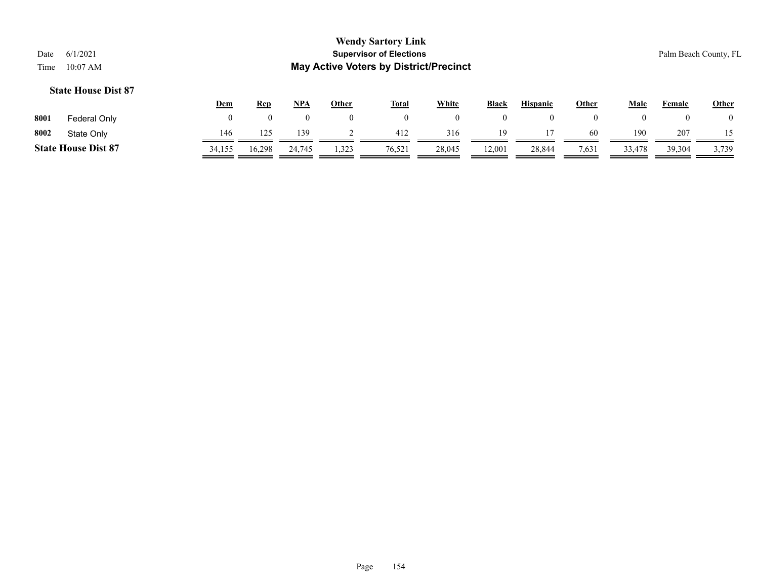# Wendy Sartory Link

## Supervisor of Elections

## May Active Voters by District/Precinct

Date 6/1/2021

Time 10:07 AM

Palm Beach County, FL

### State House Dist 87

| | | Dem | Rep | NPA | Other | Total | White | Black | Hispanic | Other | Male | Female | Other |
|---|---|---|---|---|---|---|---|---|---|---|---|---|---|
| 8001 | Federal Only | 0 | 0 | 0 | 0 | 0 | 0 | 0 | 0 | 0 | 0 | 0 | 0 |
| 8002 | State Only | 146 | 125 | 139 | 2 | 412 | 316 | 19 | 17 | 60 | 190 | 207 | 15 |
| **State House Dist 87** | | 34,155 | 16,298 | 24,745 | 1,323 | 76,521 | 28,045 | 12,001 | 28,844 | 7,631 | 33,478 | 39,304 | 3,739 |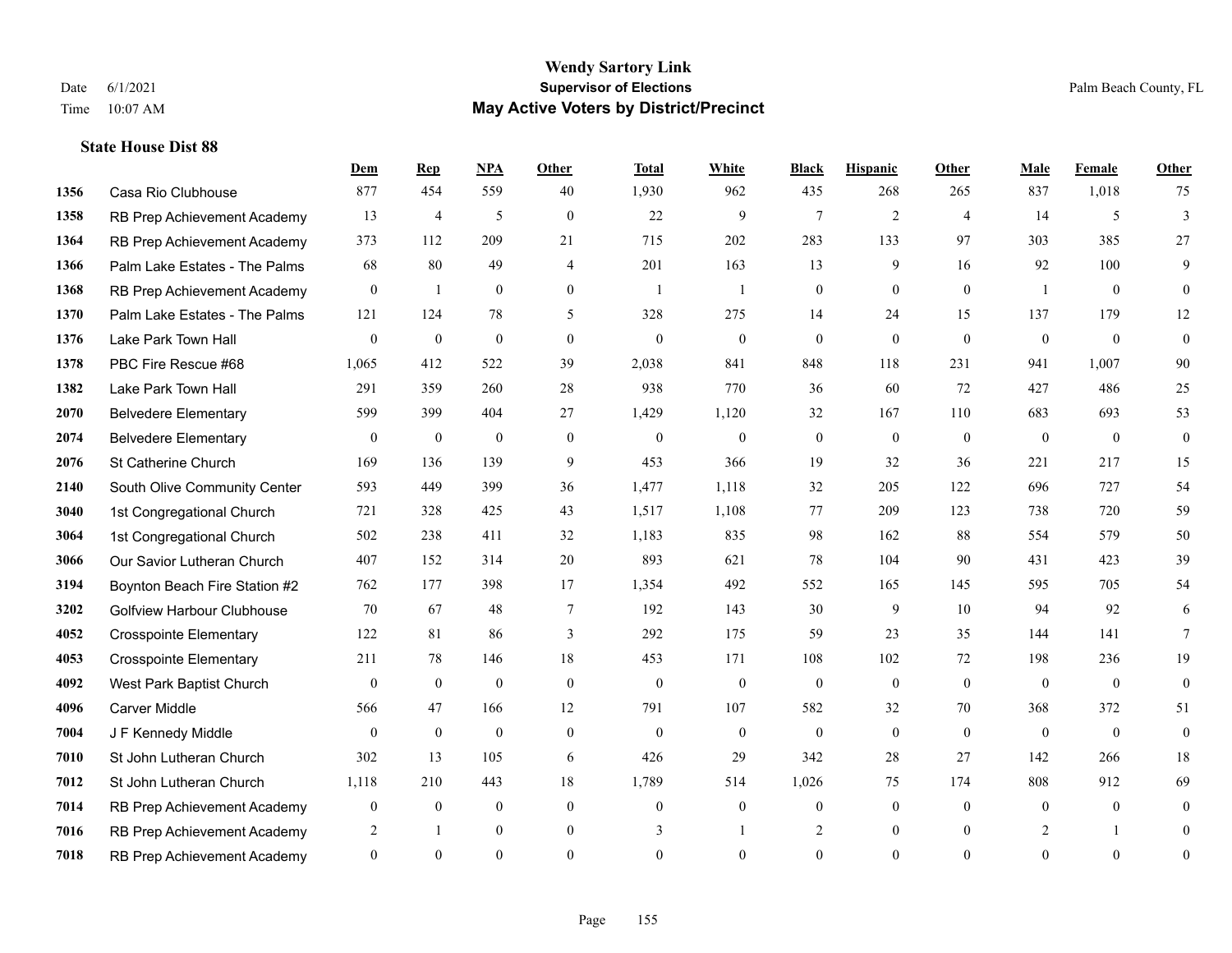# Wendy Sartory Link

## Supervisor of Elections

## May Active Voters by District/Precinct

Date 6/1/2021 Time 10:07 AM Palm Beach County, FL

### State House Dist 88

| | | Dem | Rep | NPA | Other | Total | White | Black | Hispanic | Other | Male | Female | Other |
|---|---|---|---|---|---|---|---|---|---|---|---|---|---|
| 1356 | Casa Rio Clubhouse | 877 | 454 | 559 | 40 | 1,930 | 962 | 435 | 268 | 265 | 837 | 1,018 | 75 |
| 1358 | RB Prep Achievement Academy | 13 | 4 | 5 | 0 | 22 | 9 | 7 | 2 | 4 | 14 | 5 | 3 |
| 1364 | RB Prep Achievement Academy | 373 | 112 | 209 | 21 | 715 | 202 | 283 | 133 | 97 | 303 | 385 | 27 |
| 1366 | Palm Lake Estates - The Palms | 68 | 80 | 49 | 4 | 201 | 163 | 13 | 9 | 16 | 92 | 100 | 9 |
| 1368 | RB Prep Achievement Academy | 0 | 1 | 0 | 0 | 1 | 1 | 0 | 0 | 0 | 1 | 0 | 0 |
| 1370 | Palm Lake Estates - The Palms | 121 | 124 | 78 | 5 | 328 | 275 | 14 | 24 | 15 | 137 | 179 | 12 |
| 1376 | Lake Park Town Hall | 0 | 0 | 0 | 0 | 0 | 0 | 0 | 0 | 0 | 0 | 0 | 0 |
| 1378 | PBC Fire Rescue #68 | 1,065 | 412 | 522 | 39 | 2,038 | 841 | 848 | 118 | 231 | 941 | 1,007 | 90 |
| 1382 | Lake Park Town Hall | 291 | 359 | 260 | 28 | 938 | 770 | 36 | 60 | 72 | 427 | 486 | 25 |
| 2070 | Belvedere Elementary | 599 | 399 | 404 | 27 | 1,429 | 1,120 | 32 | 167 | 110 | 683 | 693 | 53 |
| 2074 | Belvedere Elementary | 0 | 0 | 0 | 0 | 0 | 0 | 0 | 0 | 0 | 0 | 0 | 0 |
| 2076 | St Catherine Church | 169 | 136 | 139 | 9 | 453 | 366 | 19 | 32 | 36 | 221 | 217 | 15 |
| 2140 | South Olive Community Center | 593 | 449 | 399 | 36 | 1,477 | 1,118 | 32 | 205 | 122 | 696 | 727 | 54 |
| 3040 | 1st Congregational Church | 721 | 328 | 425 | 43 | 1,517 | 1,108 | 77 | 209 | 123 | 738 | 720 | 59 |
| 3064 | 1st Congregational Church | 502 | 238 | 411 | 32 | 1,183 | 835 | 98 | 162 | 88 | 554 | 579 | 50 |
| 3066 | Our Savior Lutheran Church | 407 | 152 | 314 | 20 | 893 | 621 | 78 | 104 | 90 | 431 | 423 | 39 |
| 3194 | Boynton Beach Fire Station #2 | 762 | 177 | 398 | 17 | 1,354 | 492 | 552 | 165 | 145 | 595 | 705 | 54 |
| 3202 | Golfview Harbour Clubhouse | 70 | 67 | 48 | 7 | 192 | 143 | 30 | 9 | 10 | 94 | 92 | 6 |
| 4052 | Crosspointe Elementary | 122 | 81 | 86 | 3 | 292 | 175 | 59 | 23 | 35 | 144 | 141 | 7 |
| 4053 | Crosspointe Elementary | 211 | 78 | 146 | 18 | 453 | 171 | 108 | 102 | 72 | 198 | 236 | 19 |
| 4092 | West Park Baptist Church | 0 | 0 | 0 | 0 | 0 | 0 | 0 | 0 | 0 | 0 | 0 | 0 |
| 4096 | Carver Middle | 566 | 47 | 166 | 12 | 791 | 107 | 582 | 32 | 70 | 368 | 372 | 51 |
| 7004 | J F Kennedy Middle | 0 | 0 | 0 | 0 | 0 | 0 | 0 | 0 | 0 | 0 | 0 | 0 |
| 7010 | St John Lutheran Church | 302 | 13 | 105 | 6 | 426 | 29 | 342 | 28 | 27 | 142 | 266 | 18 |
| 7012 | St John Lutheran Church | 1,118 | 210 | 443 | 18 | 1,789 | 514 | 1,026 | 75 | 174 | 808 | 912 | 69 |
| 7014 | RB Prep Achievement Academy | 0 | 0 | 0 | 0 | 0 | 0 | 0 | 0 | 0 | 0 | 0 | 0 |
| 7016 | RB Prep Achievement Academy | 2 | 1 | 0 | 0 | 3 | 1 | 2 | 0 | 0 | 2 | 1 | 0 |
| 7018 | RB Prep Achievement Academy | 0 | 0 | 0 | 0 | 0 | 0 | 0 | 0 | 0 | 0 | 0 | 0 |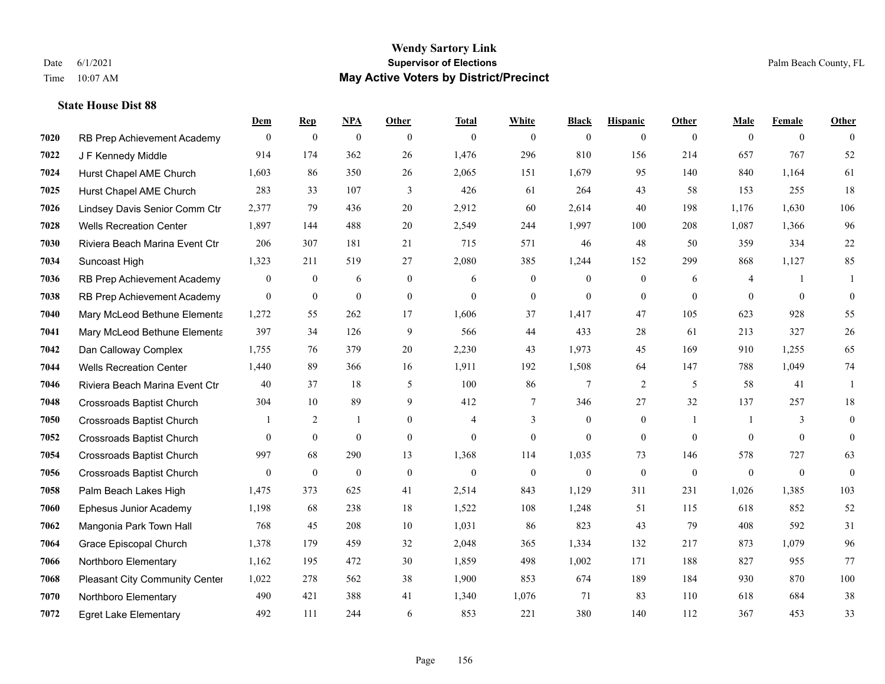# Wendy Sartory Link
## Supervisor of Elections
## May Active Voters by District/Precinct

Date 6/1/2021
Time 10:07 AM

Palm Beach County, FL

### State House Dist 88

| | | Dem | Rep | NPA | Other | Total | White | Black | Hispanic | Other | Male | Female | Other |
|---|---|---|---|---|---|---|---|---|---|---|---|---|---|
| 7020 | RB Prep Achievement Academy | 0 | 0 | 0 | 0 | 0 | 0 | 0 | 0 | 0 | 0 | 0 | 0 |
| 7022 | J F Kennedy Middle | 914 | 174 | 362 | 26 | 1,476 | 296 | 810 | 156 | 214 | 657 | 767 | 52 |
| 7024 | Hurst Chapel AME Church | 1,603 | 86 | 350 | 26 | 2,065 | 151 | 1,679 | 95 | 140 | 840 | 1,164 | 61 |
| 7025 | Hurst Chapel AME Church | 283 | 33 | 107 | 3 | 426 | 61 | 264 | 43 | 58 | 153 | 255 | 18 |
| 7026 | Lindsey Davis Senior Comm Ctr | 2,377 | 79 | 436 | 20 | 2,912 | 60 | 2,614 | 40 | 198 | 1,176 | 1,630 | 106 |
| 7028 | Wells Recreation Center | 1,897 | 144 | 488 | 20 | 2,549 | 244 | 1,997 | 100 | 208 | 1,087 | 1,366 | 96 |
| 7030 | Riviera Beach Marina Event Ctr | 206 | 307 | 181 | 21 | 715 | 571 | 46 | 48 | 50 | 359 | 334 | 22 |
| 7034 | Suncoast High | 1,323 | 211 | 519 | 27 | 2,080 | 385 | 1,244 | 152 | 299 | 868 | 1,127 | 85 |
| 7036 | RB Prep Achievement Academy | 0 | 0 | 6 | 0 | 6 | 0 | 0 | 0 | 6 | 4 | 1 | 1 |
| 7038 | RB Prep Achievement Academy | 0 | 0 | 0 | 0 | 0 | 0 | 0 | 0 | 0 | 0 | 0 | 0 |
| 7040 | Mary McLeod Bethune Elementa | 1,272 | 55 | 262 | 17 | 1,606 | 37 | 1,417 | 47 | 105 | 623 | 928 | 55 |
| 7041 | Mary McLeod Bethune Elementa | 397 | 34 | 126 | 9 | 566 | 44 | 433 | 28 | 61 | 213 | 327 | 26 |
| 7042 | Dan Calloway Complex | 1,755 | 76 | 379 | 20 | 2,230 | 43 | 1,973 | 45 | 169 | 910 | 1,255 | 65 |
| 7044 | Wells Recreation Center | 1,440 | 89 | 366 | 16 | 1,911 | 192 | 1,508 | 64 | 147 | 788 | 1,049 | 74 |
| 7046 | Riviera Beach Marina Event Ctr | 40 | 37 | 18 | 5 | 100 | 86 | 7 | 2 | 5 | 58 | 41 | 1 |
| 7048 | Crossroads Baptist Church | 304 | 10 | 89 | 9 | 412 | 7 | 346 | 27 | 32 | 137 | 257 | 18 |
| 7050 | Crossroads Baptist Church | 1 | 2 | 1 | 0 | 4 | 3 | 0 | 0 | 1 | 1 | 3 | 0 |
| 7052 | Crossroads Baptist Church | 0 | 0 | 0 | 0 | 0 | 0 | 0 | 0 | 0 | 0 | 0 | 0 |
| 7054 | Crossroads Baptist Church | 997 | 68 | 290 | 13 | 1,368 | 114 | 1,035 | 73 | 146 | 578 | 727 | 63 |
| 7056 | Crossroads Baptist Church | 0 | 0 | 0 | 0 | 0 | 0 | 0 | 0 | 0 | 0 | 0 | 0 |
| 7058 | Palm Beach Lakes High | 1,475 | 373 | 625 | 41 | 2,514 | 843 | 1,129 | 311 | 231 | 1,026 | 1,385 | 103 |
| 7060 | Ephesus Junior Academy | 1,198 | 68 | 238 | 18 | 1,522 | 108 | 1,248 | 51 | 115 | 618 | 852 | 52 |
| 7062 | Mangonia Park Town Hall | 768 | 45 | 208 | 10 | 1,031 | 86 | 823 | 43 | 79 | 408 | 592 | 31 |
| 7064 | Grace Episcopal Church | 1,378 | 179 | 459 | 32 | 2,048 | 365 | 1,334 | 132 | 217 | 873 | 1,079 | 96 |
| 7066 | Northboro Elementary | 1,162 | 195 | 472 | 30 | 1,859 | 498 | 1,002 | 171 | 188 | 827 | 955 | 77 |
| 7068 | Pleasant City Community Center | 1,022 | 278 | 562 | 38 | 1,900 | 853 | 674 | 189 | 184 | 930 | 870 | 100 |
| 7070 | Northboro Elementary | 490 | 421 | 388 | 41 | 1,340 | 1,076 | 71 | 83 | 110 | 618 | 684 | 38 |
| 7072 | Egret Lake Elementary | 492 | 111 | 244 | 6 | 853 | 221 | 380 | 140 | 112 | 367 | 453 | 33 |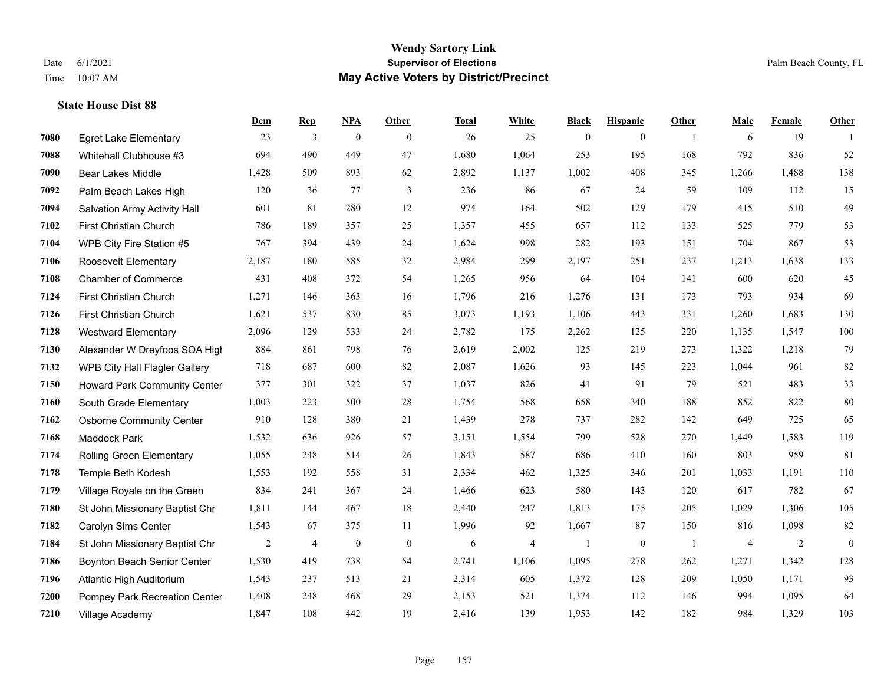# Wendy Sartory Link
## Supervisor of Elections
## May Active Voters by District/Precinct

Date 6/1/2021
Time 10:07 AM

Palm Beach County, FL

### State House Dist 88

| | | Dem | Rep | NPA | Other | Total | White | Black | Hispanic | Other | Male | Female | Other |
|---|---|---|---|---|---|---|---|---|---|---|---|---|---|
| 7080 | Egret Lake Elementary | 23 | 3 | 0 | 0 | 26 | 25 | 0 | 0 | 1 | 6 | 19 | 1 |
| 7088 | Whitehall Clubhouse #3 | 694 | 490 | 449 | 47 | 1,680 | 1,064 | 253 | 195 | 168 | 792 | 836 | 52 |
| 7090 | Bear Lakes Middle | 1,428 | 509 | 893 | 62 | 2,892 | 1,137 | 1,002 | 408 | 345 | 1,266 | 1,488 | 138 |
| 7092 | Palm Beach Lakes High | 120 | 36 | 77 | 3 | 236 | 86 | 67 | 24 | 59 | 109 | 112 | 15 |
| 7094 | Salvation Army Activity Hall | 601 | 81 | 280 | 12 | 974 | 164 | 502 | 129 | 179 | 415 | 510 | 49 |
| 7102 | First Christian Church | 786 | 189 | 357 | 25 | 1,357 | 455 | 657 | 112 | 133 | 525 | 779 | 53 |
| 7104 | WPB City Fire Station #5 | 767 | 394 | 439 | 24 | 1,624 | 998 | 282 | 193 | 151 | 704 | 867 | 53 |
| 7106 | Roosevelt Elementary | 2,187 | 180 | 585 | 32 | 2,984 | 299 | 2,197 | 251 | 237 | 1,213 | 1,638 | 133 |
| 7108 | Chamber of Commerce | 431 | 408 | 372 | 54 | 1,265 | 956 | 64 | 104 | 141 | 600 | 620 | 45 |
| 7124 | First Christian Church | 1,271 | 146 | 363 | 16 | 1,796 | 216 | 1,276 | 131 | 173 | 793 | 934 | 69 |
| 7126 | First Christian Church | 1,621 | 537 | 830 | 85 | 3,073 | 1,193 | 1,106 | 443 | 331 | 1,260 | 1,683 | 130 |
| 7128 | Westward Elementary | 2,096 | 129 | 533 | 24 | 2,782 | 175 | 2,262 | 125 | 220 | 1,135 | 1,547 | 100 |
| 7130 | Alexander W Dreyfoos SOA High | 884 | 861 | 798 | 76 | 2,619 | 2,002 | 125 | 219 | 273 | 1,322 | 1,218 | 79 |
| 7132 | WPB City Hall Flagler Gallery | 718 | 687 | 600 | 82 | 2,087 | 1,626 | 93 | 145 | 223 | 1,044 | 961 | 82 |
| 7150 | Howard Park Community Center | 377 | 301 | 322 | 37 | 1,037 | 826 | 41 | 91 | 79 | 521 | 483 | 33 |
| 7160 | South Grade Elementary | 1,003 | 223 | 500 | 28 | 1,754 | 568 | 658 | 340 | 188 | 852 | 822 | 80 |
| 7162 | Osborne Community Center | 910 | 128 | 380 | 21 | 1,439 | 278 | 737 | 282 | 142 | 649 | 725 | 65 |
| 7168 | Maddock Park | 1,532 | 636 | 926 | 57 | 3,151 | 1,554 | 799 | 528 | 270 | 1,449 | 1,583 | 119 |
| 7174 | Rolling Green Elementary | 1,055 | 248 | 514 | 26 | 1,843 | 587 | 686 | 410 | 160 | 803 | 959 | 81 |
| 7178 | Temple Beth Kodesh | 1,553 | 192 | 558 | 31 | 2,334 | 462 | 1,325 | 346 | 201 | 1,033 | 1,191 | 110 |
| 7179 | Village Royale on the Green | 834 | 241 | 367 | 24 | 1,466 | 623 | 580 | 143 | 120 | 617 | 782 | 67 |
| 7180 | St John Missionary Baptist Chr | 1,811 | 144 | 467 | 18 | 2,440 | 247 | 1,813 | 175 | 205 | 1,029 | 1,306 | 105 |
| 7182 | Carolyn Sims Center | 1,543 | 67 | 375 | 11 | 1,996 | 92 | 1,667 | 87 | 150 | 816 | 1,098 | 82 |
| 7184 | St John Missionary Baptist Chr | 2 | 4 | 0 | 0 | 6 | 4 | 1 | 0 | 1 | 4 | 2 | 0 |
| 7186 | Boynton Beach Senior Center | 1,530 | 419 | 738 | 54 | 2,741 | 1,106 | 1,095 | 278 | 262 | 1,271 | 1,342 | 128 |
| 7196 | Atlantic High Auditorium | 1,543 | 237 | 513 | 21 | 2,314 | 605 | 1,372 | 128 | 209 | 1,050 | 1,171 | 93 |
| 7200 | Pompey Park Recreation Center | 1,408 | 248 | 468 | 29 | 2,153 | 521 | 1,374 | 112 | 146 | 994 | 1,095 | 64 |
| 7210 | Village Academy | 1,847 | 108 | 442 | 19 | 2,416 | 139 | 1,953 | 142 | 182 | 984 | 1,329 | 103 |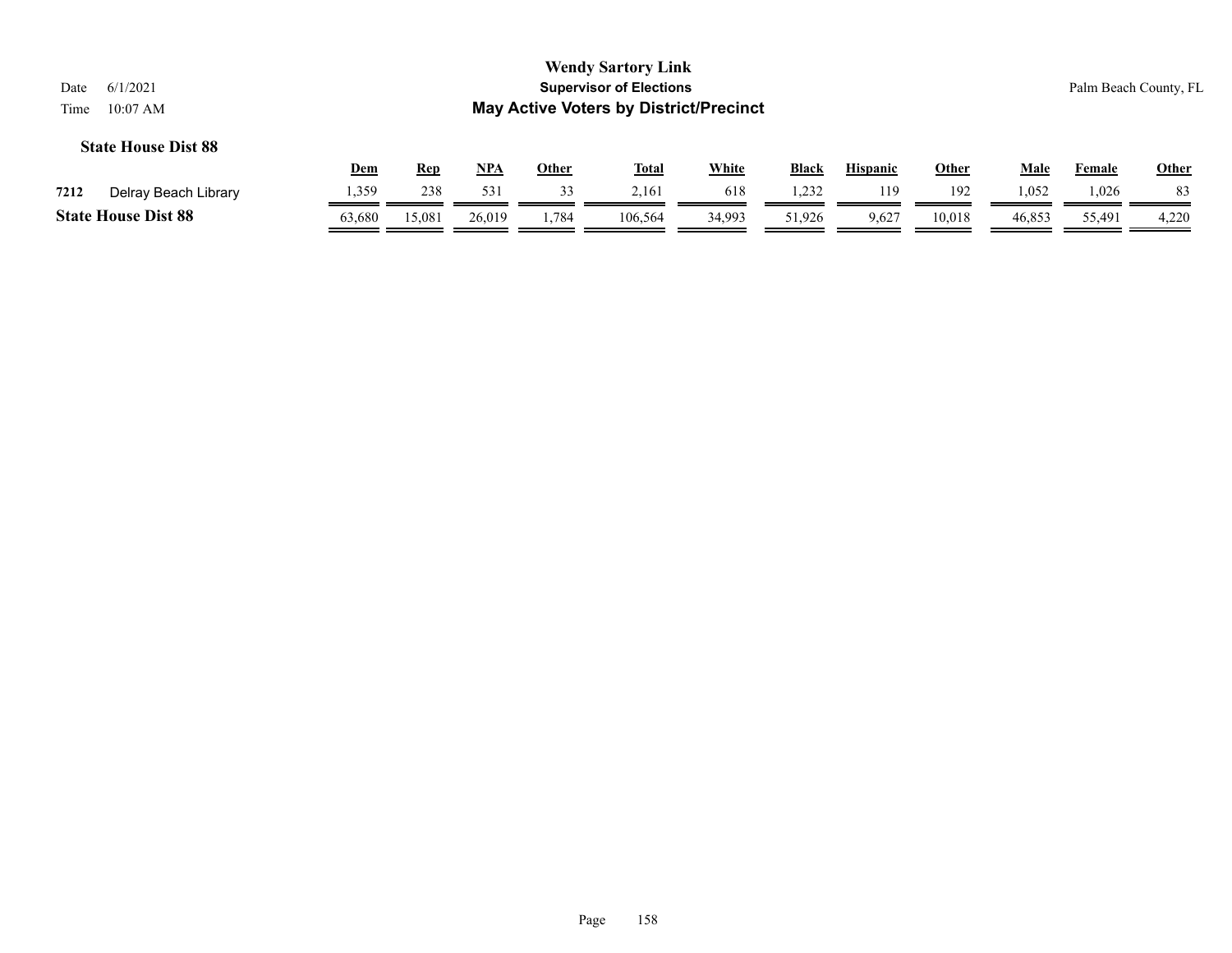### State House Dist 88

| | | Dem | Rep | NPA | Other | Total | White | Black | Hispanic | Other | Male | Female | Other |
|---|---|---|---|---|---|---|---|---|---|---|---|---|---|
| 7212 | Delray Beach Library | 1,359 | 238 | 531 | 33 | 2,161 | 618 | 1,232 | 119 | 192 | 1,052 | 1,026 | 83 |
| **State House Dist 88** | | 63,680 | 15,081 | 26,019 | 1,784 | 106,564 | 34,993 | 51,926 | 9,627 | 10,018 | 46,853 | 55,491 | 4,220 |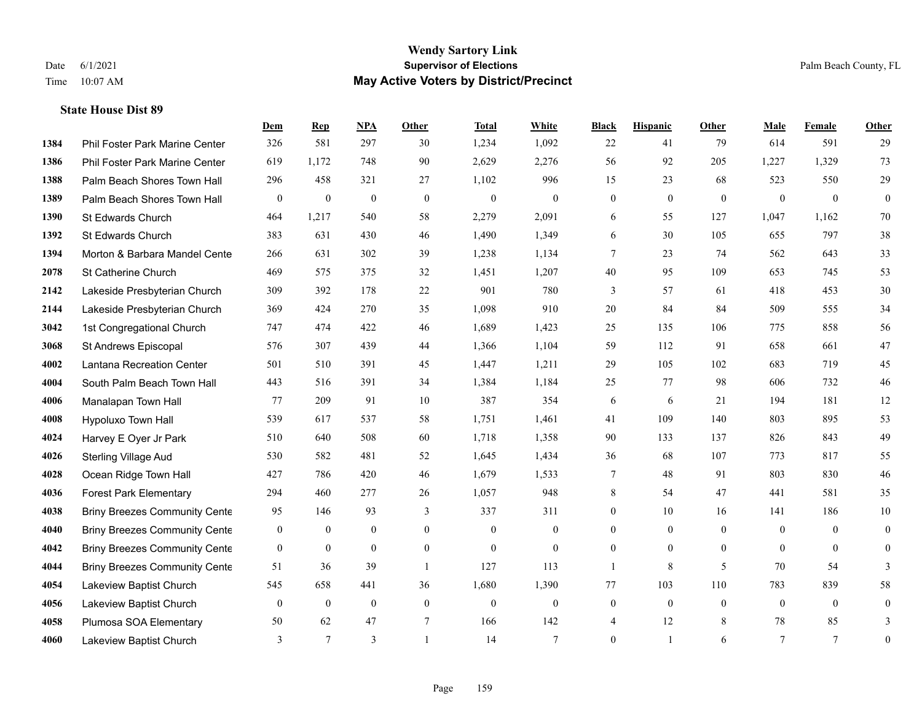**Wendy Sartory Link**
**Supervisor of Elections**
**May Active Voters by District/Precinct**

Date 6/1/2021
Time 10:07 AM
Palm Beach County, FL

### State House Dist 89

| | | Dem | Rep | NPA | Other | Total | White | Black | Hispanic | Other | Male | Female | Other |
|---|---|---|---|---|---|---|---|---|---|---|---|---|---|
| 1384 | Phil Foster Park Marine Center | 326 | 581 | 297 | 30 | 1,234 | 1,092 | 22 | 41 | 79 | 614 | 591 | 29 |
| 1386 | Phil Foster Park Marine Center | 619 | 1,172 | 748 | 90 | 2,629 | 2,276 | 56 | 92 | 205 | 1,227 | 1,329 | 73 |
| 1388 | Palm Beach Shores Town Hall | 296 | 458 | 321 | 27 | 1,102 | 996 | 15 | 23 | 68 | 523 | 550 | 29 |
| 1389 | Palm Beach Shores Town Hall | 0 | 0 | 0 | 0 | 0 | 0 | 0 | 0 | 0 | 0 | 0 | 0 |
| 1390 | St Edwards Church | 464 | 1,217 | 540 | 58 | 2,279 | 2,091 | 6 | 55 | 127 | 1,047 | 1,162 | 70 |
| 1392 | St Edwards Church | 383 | 631 | 430 | 46 | 1,490 | 1,349 | 6 | 30 | 105 | 655 | 797 | 38 |
| 1394 | Morton & Barbara Mandel Cente | 266 | 631 | 302 | 39 | 1,238 | 1,134 | 7 | 23 | 74 | 562 | 643 | 33 |
| 2078 | St Catherine Church | 469 | 575 | 375 | 32 | 1,451 | 1,207 | 40 | 95 | 109 | 653 | 745 | 53 |
| 2142 | Lakeside Presbyterian Church | 309 | 392 | 178 | 22 | 901 | 780 | 3 | 57 | 61 | 418 | 453 | 30 |
| 2144 | Lakeside Presbyterian Church | 369 | 424 | 270 | 35 | 1,098 | 910 | 20 | 84 | 84 | 509 | 555 | 34 |
| 3042 | 1st Congregational Church | 747 | 474 | 422 | 46 | 1,689 | 1,423 | 25 | 135 | 106 | 775 | 858 | 56 |
| 3068 | St Andrews Episcopal | 576 | 307 | 439 | 44 | 1,366 | 1,104 | 59 | 112 | 91 | 658 | 661 | 47 |
| 4002 | Lantana Recreation Center | 501 | 510 | 391 | 45 | 1,447 | 1,211 | 29 | 105 | 102 | 683 | 719 | 45 |
| 4004 | South Palm Beach Town Hall | 443 | 516 | 391 | 34 | 1,384 | 1,184 | 25 | 77 | 98 | 606 | 732 | 46 |
| 4006 | Manalapan Town Hall | 77 | 209 | 91 | 10 | 387 | 354 | 6 | 6 | 21 | 194 | 181 | 12 |
| 4008 | Hypoluxo Town Hall | 539 | 617 | 537 | 58 | 1,751 | 1,461 | 41 | 109 | 140 | 803 | 895 | 53 |
| 4024 | Harvey E Oyer Jr Park | 510 | 640 | 508 | 60 | 1,718 | 1,358 | 90 | 133 | 137 | 826 | 843 | 49 |
| 4026 | Sterling Village Aud | 530 | 582 | 481 | 52 | 1,645 | 1,434 | 36 | 68 | 107 | 773 | 817 | 55 |
| 4028 | Ocean Ridge Town Hall | 427 | 786 | 420 | 46 | 1,679 | 1,533 | 7 | 48 | 91 | 803 | 830 | 46 |
| 4036 | Forest Park Elementary | 294 | 460 | 277 | 26 | 1,057 | 948 | 8 | 54 | 47 | 441 | 581 | 35 |
| 4038 | Briny Breezes Community Cente | 95 | 146 | 93 | 3 | 337 | 311 | 0 | 10 | 16 | 141 | 186 | 10 |
| 4040 | Briny Breezes Community Cente | 0 | 0 | 0 | 0 | 0 | 0 | 0 | 0 | 0 | 0 | 0 | 0 |
| 4042 | Briny Breezes Community Cente | 0 | 0 | 0 | 0 | 0 | 0 | 0 | 0 | 0 | 0 | 0 | 0 |
| 4044 | Briny Breezes Community Cente | 51 | 36 | 39 | 1 | 127 | 113 | 1 | 8 | 5 | 70 | 54 | 3 |
| 4054 | Lakeview Baptist Church | 545 | 658 | 441 | 36 | 1,680 | 1,390 | 77 | 103 | 110 | 783 | 839 | 58 |
| 4056 | Lakeview Baptist Church | 0 | 0 | 0 | 0 | 0 | 0 | 0 | 0 | 0 | 0 | 0 | 0 |
| 4058 | Plumosa SOA Elementary | 50 | 62 | 47 | 7 | 166 | 142 | 4 | 12 | 8 | 78 | 85 | 3 |
| 4060 | Lakeview Baptist Church | 3 | 7 | 3 | 1 | 14 | 7 | 0 | 1 | 6 | 7 | 7 | 0 |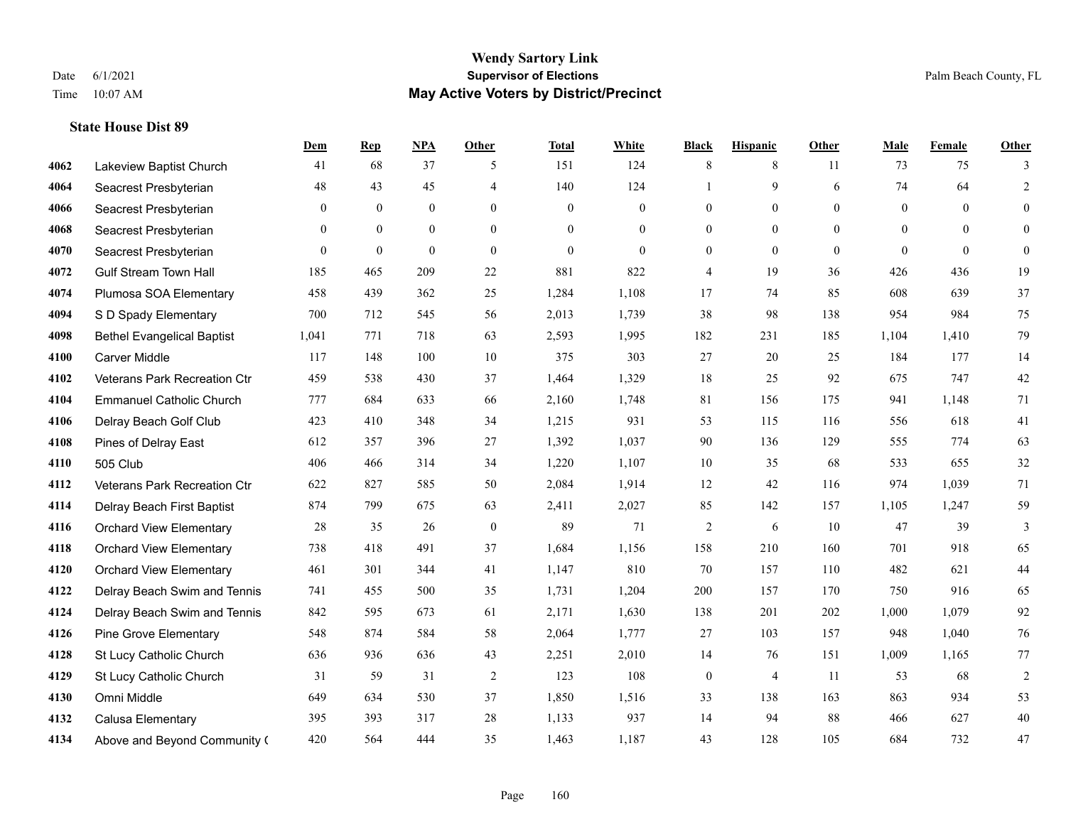# Wendy Sartory Link

**Supervisor of Elections**

**May Active Voters by District/Precinct**

Date 6/1/2021

Time 10:07 AM

Palm Beach County, FL

### State House Dist 89

| | | Dem | Rep | NPA | Other | Total | White | Black | Hispanic | Other | Male | Female | Other |
|---|---|---|---|---|---|---|---|---|---|---|---|---|---|
| 4062 | Lakeview Baptist Church | 41 | 68 | 37 | 5 | 151 | 124 | 8 | 8 | 11 | 73 | 75 | 3 |
| 4064 | Seacrest Presbyterian | 48 | 43 | 45 | 4 | 140 | 124 | 1 | 9 | 6 | 74 | 64 | 2 |
| 4066 | Seacrest Presbyterian | 0 | 0 | 0 | 0 | 0 | 0 | 0 | 0 | 0 | 0 | 0 | 0 |
| 4068 | Seacrest Presbyterian | 0 | 0 | 0 | 0 | 0 | 0 | 0 | 0 | 0 | 0 | 0 | 0 |
| 4070 | Seacrest Presbyterian | 0 | 0 | 0 | 0 | 0 | 0 | 0 | 0 | 0 | 0 | 0 | 0 |
| 4072 | Gulf Stream Town Hall | 185 | 465 | 209 | 22 | 881 | 822 | 4 | 19 | 36 | 426 | 436 | 19 |
| 4074 | Plumosa SOA Elementary | 458 | 439 | 362 | 25 | 1,284 | 1,108 | 17 | 74 | 85 | 608 | 639 | 37 |
| 4094 | S D Spady Elementary | 700 | 712 | 545 | 56 | 2,013 | 1,739 | 38 | 98 | 138 | 954 | 984 | 75 |
| 4098 | Bethel Evangelical Baptist | 1,041 | 771 | 718 | 63 | 2,593 | 1,995 | 182 | 231 | 185 | 1,104 | 1,410 | 79 |
| 4100 | Carver Middle | 117 | 148 | 100 | 10 | 375 | 303 | 27 | 20 | 25 | 184 | 177 | 14 |
| 4102 | Veterans Park Recreation Ctr | 459 | 538 | 430 | 37 | 1,464 | 1,329 | 18 | 25 | 92 | 675 | 747 | 42 |
| 4104 | Emmanuel Catholic Church | 777 | 684 | 633 | 66 | 2,160 | 1,748 | 81 | 156 | 175 | 941 | 1,148 | 71 |
| 4106 | Delray Beach Golf Club | 423 | 410 | 348 | 34 | 1,215 | 931 | 53 | 115 | 116 | 556 | 618 | 41 |
| 4108 | Pines of Delray East | 612 | 357 | 396 | 27 | 1,392 | 1,037 | 90 | 136 | 129 | 555 | 774 | 63 |
| 4110 | 505 Club | 406 | 466 | 314 | 34 | 1,220 | 1,107 | 10 | 35 | 68 | 533 | 655 | 32 |
| 4112 | Veterans Park Recreation Ctr | 622 | 827 | 585 | 50 | 2,084 | 1,914 | 12 | 42 | 116 | 974 | 1,039 | 71 |
| 4114 | Delray Beach First Baptist | 874 | 799 | 675 | 63 | 2,411 | 2,027 | 85 | 142 | 157 | 1,105 | 1,247 | 59 |
| 4116 | Orchard View Elementary | 28 | 35 | 26 | 0 | 89 | 71 | 2 | 6 | 10 | 47 | 39 | 3 |
| 4118 | Orchard View Elementary | 738 | 418 | 491 | 37 | 1,684 | 1,156 | 158 | 210 | 160 | 701 | 918 | 65 |
| 4120 | Orchard View Elementary | 461 | 301 | 344 | 41 | 1,147 | 810 | 70 | 157 | 110 | 482 | 621 | 44 |
| 4122 | Delray Beach Swim and Tennis | 741 | 455 | 500 | 35 | 1,731 | 1,204 | 200 | 157 | 170 | 750 | 916 | 65 |
| 4124 | Delray Beach Swim and Tennis | 842 | 595 | 673 | 61 | 2,171 | 1,630 | 138 | 201 | 202 | 1,000 | 1,079 | 92 |
| 4126 | Pine Grove Elementary | 548 | 874 | 584 | 58 | 2,064 | 1,777 | 27 | 103 | 157 | 948 | 1,040 | 76 |
| 4128 | St Lucy Catholic Church | 636 | 936 | 636 | 43 | 2,251 | 2,010 | 14 | 76 | 151 | 1,009 | 1,165 | 77 |
| 4129 | St Lucy Catholic Church | 31 | 59 | 31 | 2 | 123 | 108 | 0 | 4 | 11 | 53 | 68 | 2 |
| 4130 | Omni Middle | 649 | 634 | 530 | 37 | 1,850 | 1,516 | 33 | 138 | 163 | 863 | 934 | 53 |
| 4132 | Calusa Elementary | 395 | 393 | 317 | 28 | 1,133 | 937 | 14 | 94 | 88 | 466 | 627 | 40 |
| 4134 | Above and Beyond Community ( | 420 | 564 | 444 | 35 | 1,463 | 1,187 | 43 | 128 | 105 | 684 | 732 | 47 |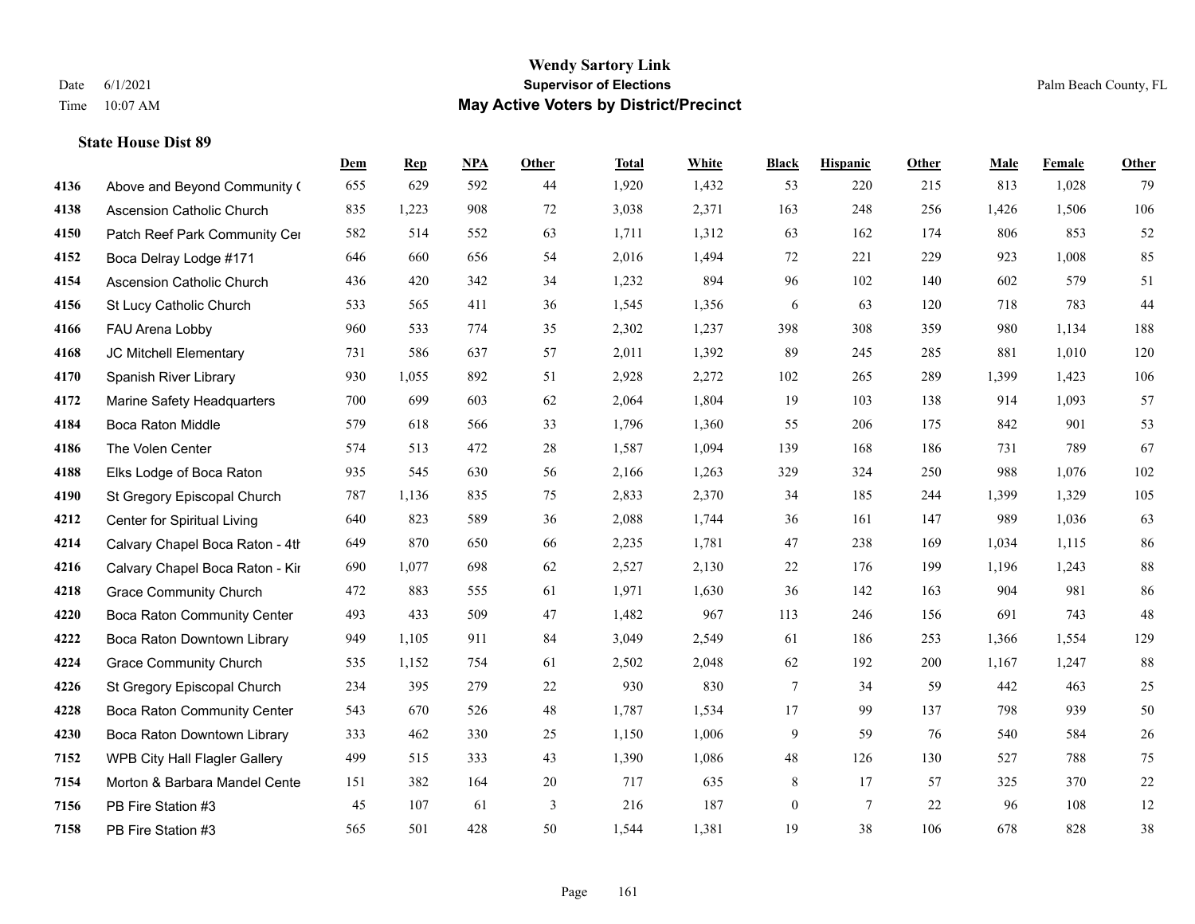**Wendy Sartory Link**
**Supervisor of Elections**
**May Active Voters by District/Precinct**

Date 6/1/2021 Time 10:07 AM — Palm Beach County, FL

### State House Dist 89

| | | Dem | Rep | NPA | Other | Total | White | Black | Hispanic | Other | Male | Female | Other |
|---|---|---|---|---|---|---|---|---|---|---|---|---|---|
| 4136 | Above and Beyond Community ( | 655 | 629 | 592 | 44 | 1,920 | 1,432 | 53 | 220 | 215 | 813 | 1,028 | 79 |
| 4138 | Ascension Catholic Church | 835 | 1,223 | 908 | 72 | 3,038 | 2,371 | 163 | 248 | 256 | 1,426 | 1,506 | 106 |
| 4150 | Patch Reef Park Community Cer | 582 | 514 | 552 | 63 | 1,711 | 1,312 | 63 | 162 | 174 | 806 | 853 | 52 |
| 4152 | Boca Delray Lodge #171 | 646 | 660 | 656 | 54 | 2,016 | 1,494 | 72 | 221 | 229 | 923 | 1,008 | 85 |
| 4154 | Ascension Catholic Church | 436 | 420 | 342 | 34 | 1,232 | 894 | 96 | 102 | 140 | 602 | 579 | 51 |
| 4156 | St Lucy Catholic Church | 533 | 565 | 411 | 36 | 1,545 | 1,356 | 6 | 63 | 120 | 718 | 783 | 44 |
| 4166 | FAU Arena Lobby | 960 | 533 | 774 | 35 | 2,302 | 1,237 | 398 | 308 | 359 | 980 | 1,134 | 188 |
| 4168 | JC Mitchell Elementary | 731 | 586 | 637 | 57 | 2,011 | 1,392 | 89 | 245 | 285 | 881 | 1,010 | 120 |
| 4170 | Spanish River Library | 930 | 1,055 | 892 | 51 | 2,928 | 2,272 | 102 | 265 | 289 | 1,399 | 1,423 | 106 |
| 4172 | Marine Safety Headquarters | 700 | 699 | 603 | 62 | 2,064 | 1,804 | 19 | 103 | 138 | 914 | 1,093 | 57 |
| 4184 | Boca Raton Middle | 579 | 618 | 566 | 33 | 1,796 | 1,360 | 55 | 206 | 175 | 842 | 901 | 53 |
| 4186 | The Volen Center | 574 | 513 | 472 | 28 | 1,587 | 1,094 | 139 | 168 | 186 | 731 | 789 | 67 |
| 4188 | Elks Lodge of Boca Raton | 935 | 545 | 630 | 56 | 2,166 | 1,263 | 329 | 324 | 250 | 988 | 1,076 | 102 |
| 4190 | St Gregory Episcopal Church | 787 | 1,136 | 835 | 75 | 2,833 | 2,370 | 34 | 185 | 244 | 1,399 | 1,329 | 105 |
| 4212 | Center for Spiritual Living | 640 | 823 | 589 | 36 | 2,088 | 1,744 | 36 | 161 | 147 | 989 | 1,036 | 63 |
| 4214 | Calvary Chapel Boca Raton - 4th | 649 | 870 | 650 | 66 | 2,235 | 1,781 | 47 | 238 | 169 | 1,034 | 1,115 | 86 |
| 4216 | Calvary Chapel Boca Raton - Kir | 690 | 1,077 | 698 | 62 | 2,527 | 2,130 | 22 | 176 | 199 | 1,196 | 1,243 | 88 |
| 4218 | Grace Community Church | 472 | 883 | 555 | 61 | 1,971 | 1,630 | 36 | 142 | 163 | 904 | 981 | 86 |
| 4220 | Boca Raton Community Center | 493 | 433 | 509 | 47 | 1,482 | 967 | 113 | 246 | 156 | 691 | 743 | 48 |
| 4222 | Boca Raton Downtown Library | 949 | 1,105 | 911 | 84 | 3,049 | 2,549 | 61 | 186 | 253 | 1,366 | 1,554 | 129 |
| 4224 | Grace Community Church | 535 | 1,152 | 754 | 61 | 2,502 | 2,048 | 62 | 192 | 200 | 1,167 | 1,247 | 88 |
| 4226 | St Gregory Episcopal Church | 234 | 395 | 279 | 22 | 930 | 830 | 7 | 34 | 59 | 442 | 463 | 25 |
| 4228 | Boca Raton Community Center | 543 | 670 | 526 | 48 | 1,787 | 1,534 | 17 | 99 | 137 | 798 | 939 | 50 |
| 4230 | Boca Raton Downtown Library | 333 | 462 | 330 | 25 | 1,150 | 1,006 | 9 | 59 | 76 | 540 | 584 | 26 |
| 7152 | WPB City Hall Flagler Gallery | 499 | 515 | 333 | 43 | 1,390 | 1,086 | 48 | 126 | 130 | 527 | 788 | 75 |
| 7154 | Morton & Barbara Mandel Cente | 151 | 382 | 164 | 20 | 717 | 635 | 8 | 17 | 57 | 325 | 370 | 22 |
| 7156 | PB Fire Station #3 | 45 | 107 | 61 | 3 | 216 | 187 | 0 | 7 | 22 | 96 | 108 | 12 |
| 7158 | PB Fire Station #3 | 565 | 501 | 428 | 50 | 1,544 | 1,381 | 19 | 38 | 106 | 678 | 828 | 38 |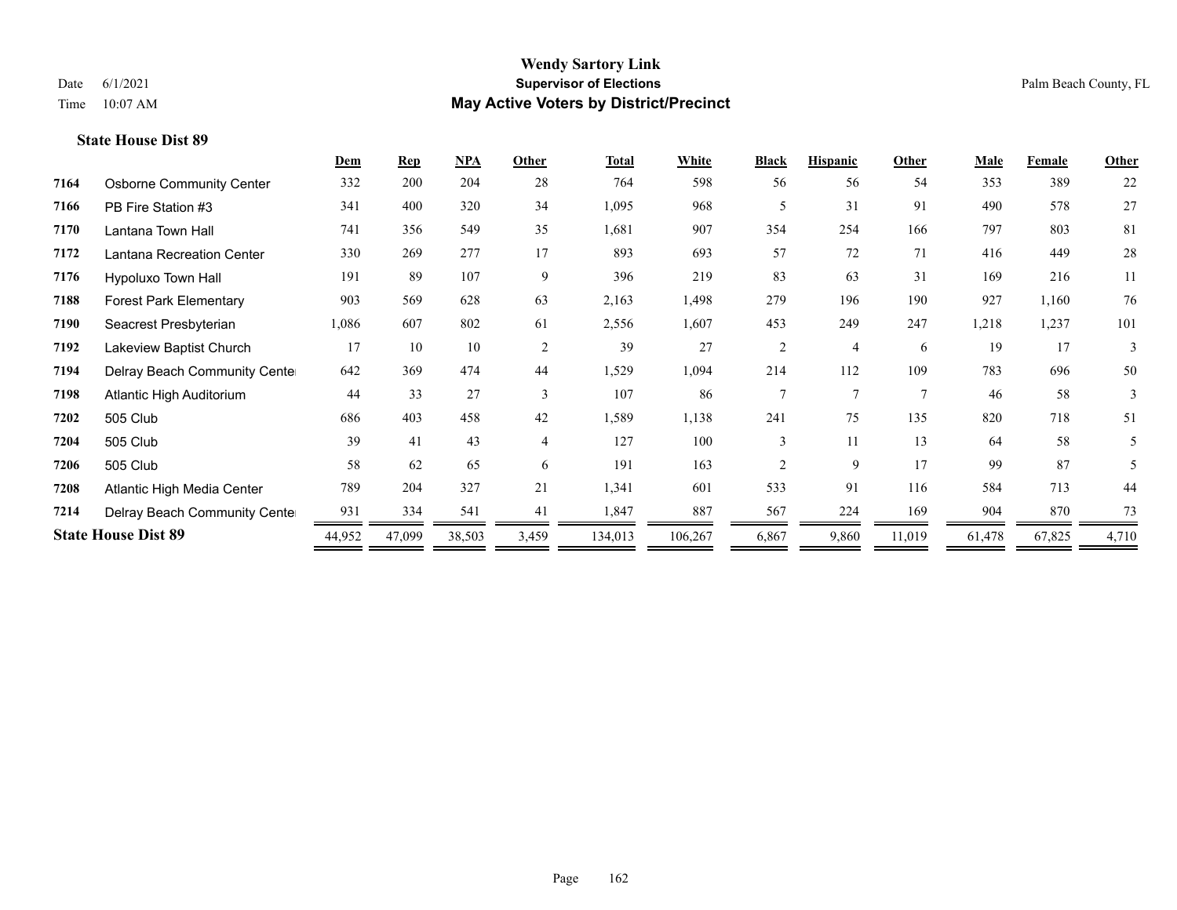**Wendy Sartory Link**
**Supervisor of Elections**
**May Active Voters by District/Precinct**

Date 6/1/2021
Time 10:07 AM

Palm Beach County, FL

### State House Dist 89

| | | Dem | Rep | NPA | Other | Total | White | Black | Hispanic | Other | Male | Female | Other |
|---|---|---|---|---|---|---|---|---|---|---|---|---|---|
| 7164 | Osborne Community Center | 332 | 200 | 204 | 28 | 764 | 598 | 56 | 56 | 54 | 353 | 389 | 22 |
| 7166 | PB Fire Station #3 | 341 | 400 | 320 | 34 | 1,095 | 968 | 5 | 31 | 91 | 490 | 578 | 27 |
| 7170 | Lantana Town Hall | 741 | 356 | 549 | 35 | 1,681 | 907 | 354 | 254 | 166 | 797 | 803 | 81 |
| 7172 | Lantana Recreation Center | 330 | 269 | 277 | 17 | 893 | 693 | 57 | 72 | 71 | 416 | 449 | 28 |
| 7176 | Hypoluxo Town Hall | 191 | 89 | 107 | 9 | 396 | 219 | 83 | 63 | 31 | 169 | 216 | 11 |
| 7188 | Forest Park Elementary | 903 | 569 | 628 | 63 | 2,163 | 1,498 | 279 | 196 | 190 | 927 | 1,160 | 76 |
| 7190 | Seacrest Presbyterian | 1,086 | 607 | 802 | 61 | 2,556 | 1,607 | 453 | 249 | 247 | 1,218 | 1,237 | 101 |
| 7192 | Lakeview Baptist Church | 17 | 10 | 10 | 2 | 39 | 27 | 2 | 4 | 6 | 19 | 17 | 3 |
| 7194 | Delray Beach Community Center | 642 | 369 | 474 | 44 | 1,529 | 1,094 | 214 | 112 | 109 | 783 | 696 | 50 |
| 7198 | Atlantic High Auditorium | 44 | 33 | 27 | 3 | 107 | 86 | 7 | 7 | 7 | 46 | 58 | 3 |
| 7202 | 505 Club | 686 | 403 | 458 | 42 | 1,589 | 1,138 | 241 | 75 | 135 | 820 | 718 | 51 |
| 7204 | 505 Club | 39 | 41 | 43 | 4 | 127 | 100 | 3 | 11 | 13 | 64 | 58 | 5 |
| 7206 | 505 Club | 58 | 62 | 65 | 6 | 191 | 163 | 2 | 9 | 17 | 99 | 87 | 5 |
| 7208 | Atlantic High Media Center | 789 | 204 | 327 | 21 | 1,341 | 601 | 533 | 91 | 116 | 584 | 713 | 44 |
| 7214 | Delray Beach Community Center | 931 | 334 | 541 | 41 | 1,847 | 887 | 567 | 224 | 169 | 904 | 870 | 73 |
| **State House Dist 89** | | 44,952 | 47,099 | 38,503 | 3,459 | 134,013 | 106,267 | 6,867 | 9,860 | 11,019 | 61,478 | 67,825 | 4,710 |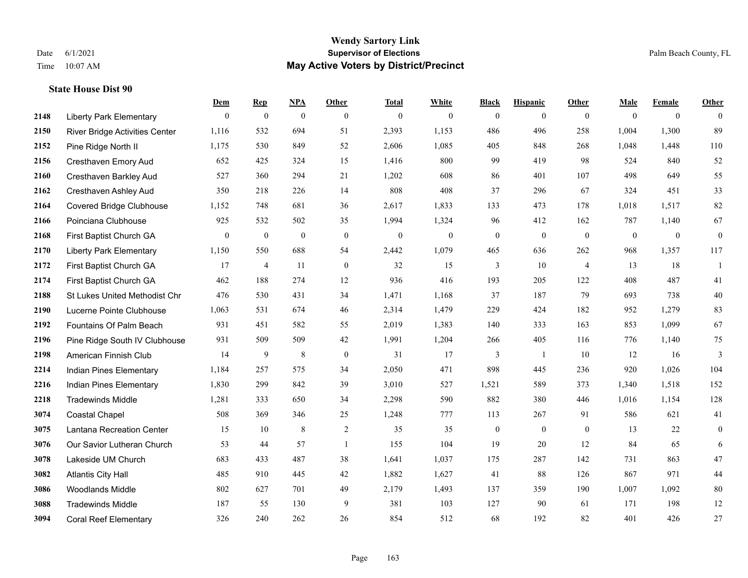# Wendy Sartory Link
## Supervisor of Elections
## May Active Voters by District/Precinct

Date 6/1/2021
Time 10:07 AM

Palm Beach County, FL

### State House Dist 90

| | | Dem | Rep | NPA | Other | Total | White | Black | Hispanic | Other | Male | Female | Other |
|---|---|---|---|---|---|---|---|---|---|---|---|---|---|
| 2148 | Liberty Park Elementary | 0 | 0 | 0 | 0 | 0 | 0 | 0 | 0 | 0 | 0 | 0 | 0 |
| 2150 | River Bridge Activities Center | 1,116 | 532 | 694 | 51 | 2,393 | 1,153 | 486 | 496 | 258 | 1,004 | 1,300 | 89 |
| 2152 | Pine Ridge North II | 1,175 | 530 | 849 | 52 | 2,606 | 1,085 | 405 | 848 | 268 | 1,048 | 1,448 | 110 |
| 2156 | Cresthaven Emory Aud | 652 | 425 | 324 | 15 | 1,416 | 800 | 99 | 419 | 98 | 524 | 840 | 52 |
| 2160 | Cresthaven Barkley Aud | 527 | 360 | 294 | 21 | 1,202 | 608 | 86 | 401 | 107 | 498 | 649 | 55 |
| 2162 | Cresthaven Ashley Aud | 350 | 218 | 226 | 14 | 808 | 408 | 37 | 296 | 67 | 324 | 451 | 33 |
| 2164 | Covered Bridge Clubhouse | 1,152 | 748 | 681 | 36 | 2,617 | 1,833 | 133 | 473 | 178 | 1,018 | 1,517 | 82 |
| 2166 | Poinciana Clubhouse | 925 | 532 | 502 | 35 | 1,994 | 1,324 | 96 | 412 | 162 | 787 | 1,140 | 67 |
| 2168 | First Baptist Church GA | 0 | 0 | 0 | 0 | 0 | 0 | 0 | 0 | 0 | 0 | 0 | 0 |
| 2170 | Liberty Park Elementary | 1,150 | 550 | 688 | 54 | 2,442 | 1,079 | 465 | 636 | 262 | 968 | 1,357 | 117 |
| 2172 | First Baptist Church GA | 17 | 4 | 11 | 0 | 32 | 15 | 3 | 10 | 4 | 13 | 18 | 1 |
| 2174 | First Baptist Church GA | 462 | 188 | 274 | 12 | 936 | 416 | 193 | 205 | 122 | 408 | 487 | 41 |
| 2188 | St Lukes United Methodist Chr | 476 | 530 | 431 | 34 | 1,471 | 1,168 | 37 | 187 | 79 | 693 | 738 | 40 |
| 2190 | Lucerne Pointe Clubhouse | 1,063 | 531 | 674 | 46 | 2,314 | 1,479 | 229 | 424 | 182 | 952 | 1,279 | 83 |
| 2192 | Fountains Of Palm Beach | 931 | 451 | 582 | 55 | 2,019 | 1,383 | 140 | 333 | 163 | 853 | 1,099 | 67 |
| 2196 | Pine Ridge South IV Clubhouse | 931 | 509 | 509 | 42 | 1,991 | 1,204 | 266 | 405 | 116 | 776 | 1,140 | 75 |
| 2198 | American Finnish Club | 14 | 9 | 8 | 0 | 31 | 17 | 3 | 1 | 10 | 12 | 16 | 3 |
| 2214 | Indian Pines Elementary | 1,184 | 257 | 575 | 34 | 2,050 | 471 | 898 | 445 | 236 | 920 | 1,026 | 104 |
| 2216 | Indian Pines Elementary | 1,830 | 299 | 842 | 39 | 3,010 | 527 | 1,521 | 589 | 373 | 1,340 | 1,518 | 152 |
| 2218 | Tradewinds Middle | 1,281 | 333 | 650 | 34 | 2,298 | 590 | 882 | 380 | 446 | 1,016 | 1,154 | 128 |
| 3074 | Coastal Chapel | 508 | 369 | 346 | 25 | 1,248 | 777 | 113 | 267 | 91 | 586 | 621 | 41 |
| 3075 | Lantana Recreation Center | 15 | 10 | 8 | 2 | 35 | 35 | 0 | 0 | 0 | 13 | 22 | 0 |
| 3076 | Our Savior Lutheran Church | 53 | 44 | 57 | 1 | 155 | 104 | 19 | 20 | 12 | 84 | 65 | 6 |
| 3078 | Lakeside UM Church | 683 | 433 | 487 | 38 | 1,641 | 1,037 | 175 | 287 | 142 | 731 | 863 | 47 |
| 3082 | Atlantis City Hall | 485 | 910 | 445 | 42 | 1,882 | 1,627 | 41 | 88 | 126 | 867 | 971 | 44 |
| 3086 | Woodlands Middle | 802 | 627 | 701 | 49 | 2,179 | 1,493 | 137 | 359 | 190 | 1,007 | 1,092 | 80 |
| 3088 | Tradewinds Middle | 187 | 55 | 130 | 9 | 381 | 103 | 127 | 90 | 61 | 171 | 198 | 12 |
| 3094 | Coral Reef Elementary | 326 | 240 | 262 | 26 | 854 | 512 | 68 | 192 | 82 | 401 | 426 | 27 |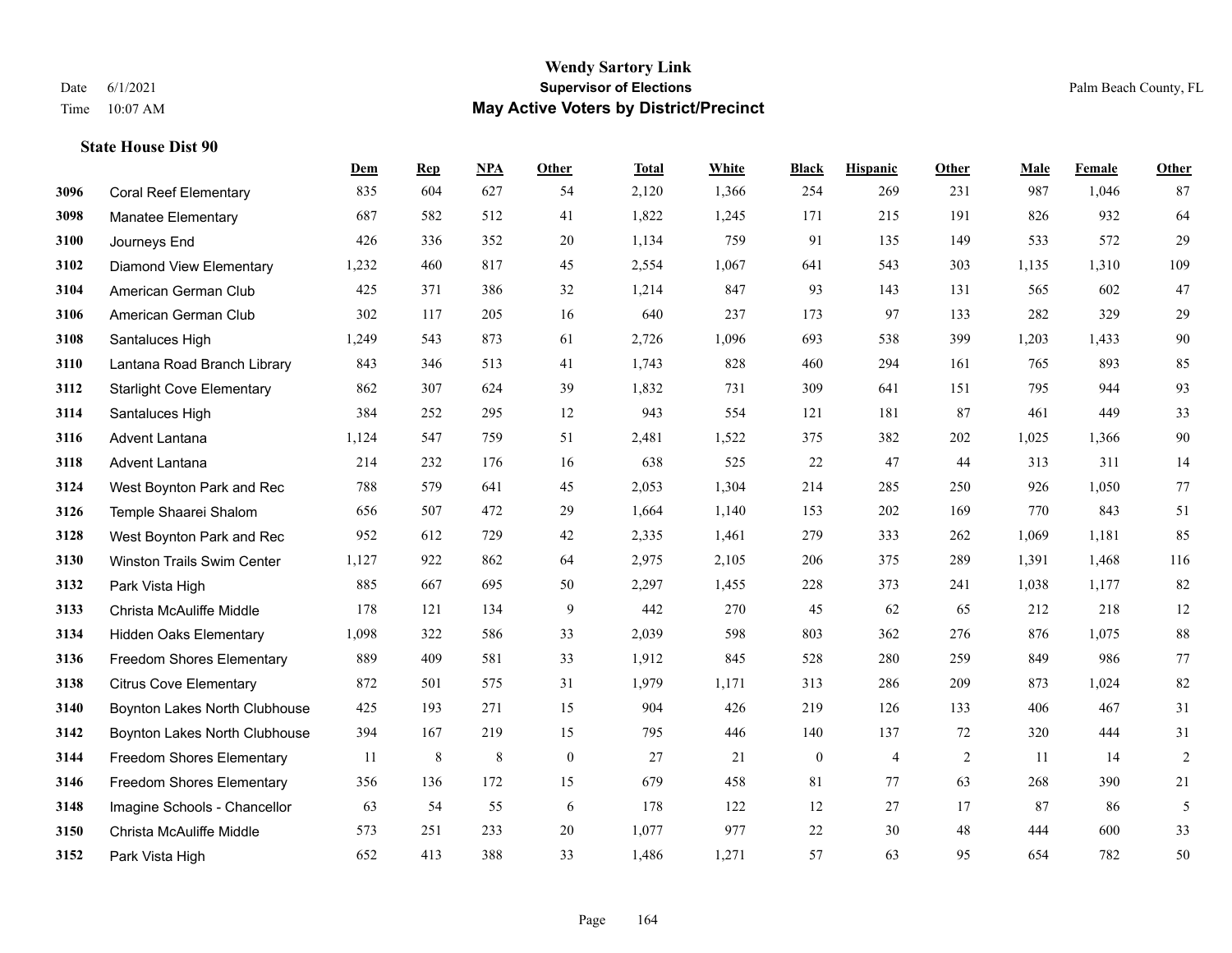### State House Dist 90

| | | Dem | Rep | NPA | Other | Total | White | Black | Hispanic | Other | Male | Female | Other |
|---|---|---|---|---|---|---|---|---|---|---|---|---|---|
| 3096 | Coral Reef Elementary | 835 | 604 | 627 | 54 | 2,120 | 1,366 | 254 | 269 | 231 | 987 | 1,046 | 87 |
| 3098 | Manatee Elementary | 687 | 582 | 512 | 41 | 1,822 | 1,245 | 171 | 215 | 191 | 826 | 932 | 64 |
| 3100 | Journeys End | 426 | 336 | 352 | 20 | 1,134 | 759 | 91 | 135 | 149 | 533 | 572 | 29 |
| 3102 | Diamond View Elementary | 1,232 | 460 | 817 | 45 | 2,554 | 1,067 | 641 | 543 | 303 | 1,135 | 1,310 | 109 |
| 3104 | American German Club | 425 | 371 | 386 | 32 | 1,214 | 847 | 93 | 143 | 131 | 565 | 602 | 47 |
| 3106 | American German Club | 302 | 117 | 205 | 16 | 640 | 237 | 173 | 97 | 133 | 282 | 329 | 29 |
| 3108 | Santaluces High | 1,249 | 543 | 873 | 61 | 2,726 | 1,096 | 693 | 538 | 399 | 1,203 | 1,433 | 90 |
| 3110 | Lantana Road Branch Library | 843 | 346 | 513 | 41 | 1,743 | 828 | 460 | 294 | 161 | 765 | 893 | 85 |
| 3112 | Starlight Cove Elementary | 862 | 307 | 624 | 39 | 1,832 | 731 | 309 | 641 | 151 | 795 | 944 | 93 |
| 3114 | Santaluces High | 384 | 252 | 295 | 12 | 943 | 554 | 121 | 181 | 87 | 461 | 449 | 33 |
| 3116 | Advent Lantana | 1,124 | 547 | 759 | 51 | 2,481 | 1,522 | 375 | 382 | 202 | 1,025 | 1,366 | 90 |
| 3118 | Advent Lantana | 214 | 232 | 176 | 16 | 638 | 525 | 22 | 47 | 44 | 313 | 311 | 14 |
| 3124 | West Boynton Park and Rec | 788 | 579 | 641 | 45 | 2,053 | 1,304 | 214 | 285 | 250 | 926 | 1,050 | 77 |
| 3126 | Temple Shaarei Shalom | 656 | 507 | 472 | 29 | 1,664 | 1,140 | 153 | 202 | 169 | 770 | 843 | 51 |
| 3128 | West Boynton Park and Rec | 952 | 612 | 729 | 42 | 2,335 | 1,461 | 279 | 333 | 262 | 1,069 | 1,181 | 85 |
| 3130 | Winston Trails Swim Center | 1,127 | 922 | 862 | 64 | 2,975 | 2,105 | 206 | 375 | 289 | 1,391 | 1,468 | 116 |
| 3132 | Park Vista High | 885 | 667 | 695 | 50 | 2,297 | 1,455 | 228 | 373 | 241 | 1,038 | 1,177 | 82 |
| 3133 | Christa McAuliffe Middle | 178 | 121 | 134 | 9 | 442 | 270 | 45 | 62 | 65 | 212 | 218 | 12 |
| 3134 | Hidden Oaks Elementary | 1,098 | 322 | 586 | 33 | 2,039 | 598 | 803 | 362 | 276 | 876 | 1,075 | 88 |
| 3136 | Freedom Shores Elementary | 889 | 409 | 581 | 33 | 1,912 | 845 | 528 | 280 | 259 | 849 | 986 | 77 |
| 3138 | Citrus Cove Elementary | 872 | 501 | 575 | 31 | 1,979 | 1,171 | 313 | 286 | 209 | 873 | 1,024 | 82 |
| 3140 | Boynton Lakes North Clubhouse | 425 | 193 | 271 | 15 | 904 | 426 | 219 | 126 | 133 | 406 | 467 | 31 |
| 3142 | Boynton Lakes North Clubhouse | 394 | 167 | 219 | 15 | 795 | 446 | 140 | 137 | 72 | 320 | 444 | 31 |
| 3144 | Freedom Shores Elementary | 11 | 8 | 8 | 0 | 27 | 21 | 0 | 4 | 2 | 11 | 14 | 2 |
| 3146 | Freedom Shores Elementary | 356 | 136 | 172 | 15 | 679 | 458 | 81 | 77 | 63 | 268 | 390 | 21 |
| 3148 | Imagine Schools - Chancellor | 63 | 54 | 55 | 6 | 178 | 122 | 12 | 27 | 17 | 87 | 86 | 5 |
| 3150 | Christa McAuliffe Middle | 573 | 251 | 233 | 20 | 1,077 | 977 | 22 | 30 | 48 | 444 | 600 | 33 |
| 3152 | Park Vista High | 652 | 413 | 388 | 33 | 1,486 | 1,271 | 57 | 63 | 95 | 654 | 782 | 50 |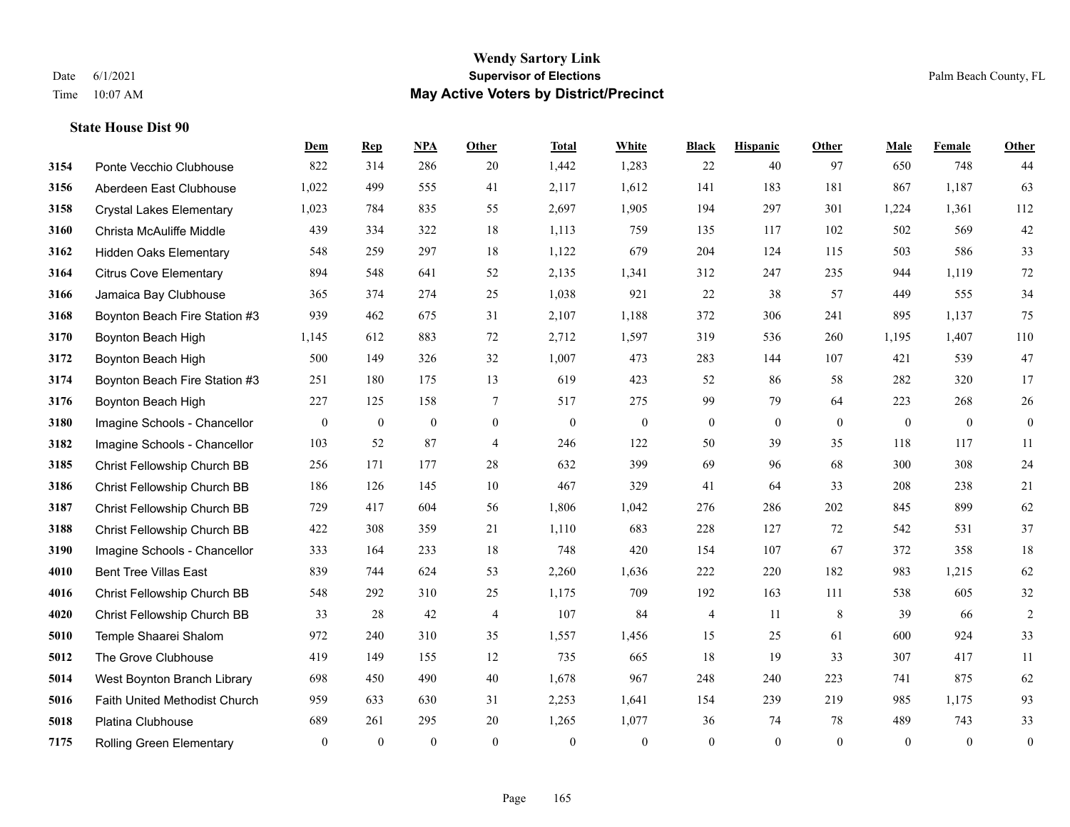# Wendy Sartory Link
## Supervisor of Elections
## May Active Voters by District/Precinct

Date 6/1/2021
Time 10:07 AM

Palm Beach County, FL

### State House Dist 90

| | | Dem | Rep | NPA | Other | Total | White | Black | Hispanic | Other | Male | Female | Other |
|---|---|---|---|---|---|---|---|---|---|---|---|---|---|
| 3154 | Ponte Vecchio Clubhouse | 822 | 314 | 286 | 20 | 1,442 | 1,283 | 22 | 40 | 97 | 650 | 748 | 44 |
| 3156 | Aberdeen East Clubhouse | 1,022 | 499 | 555 | 41 | 2,117 | 1,612 | 141 | 183 | 181 | 867 | 1,187 | 63 |
| 3158 | Crystal Lakes Elementary | 1,023 | 784 | 835 | 55 | 2,697 | 1,905 | 194 | 297 | 301 | 1,224 | 1,361 | 112 |
| 3160 | Christa McAuliffe Middle | 439 | 334 | 322 | 18 | 1,113 | 759 | 135 | 117 | 102 | 502 | 569 | 42 |
| 3162 | Hidden Oaks Elementary | 548 | 259 | 297 | 18 | 1,122 | 679 | 204 | 124 | 115 | 503 | 586 | 33 |
| 3164 | Citrus Cove Elementary | 894 | 548 | 641 | 52 | 2,135 | 1,341 | 312 | 247 | 235 | 944 | 1,119 | 72 |
| 3166 | Jamaica Bay Clubhouse | 365 | 374 | 274 | 25 | 1,038 | 921 | 22 | 38 | 57 | 449 | 555 | 34 |
| 3168 | Boynton Beach Fire Station #3 | 939 | 462 | 675 | 31 | 2,107 | 1,188 | 372 | 306 | 241 | 895 | 1,137 | 75 |
| 3170 | Boynton Beach High | 1,145 | 612 | 883 | 72 | 2,712 | 1,597 | 319 | 536 | 260 | 1,195 | 1,407 | 110 |
| 3172 | Boynton Beach High | 500 | 149 | 326 | 32 | 1,007 | 473 | 283 | 144 | 107 | 421 | 539 | 47 |
| 3174 | Boynton Beach Fire Station #3 | 251 | 180 | 175 | 13 | 619 | 423 | 52 | 86 | 58 | 282 | 320 | 17 |
| 3176 | Boynton Beach High | 227 | 125 | 158 | 7 | 517 | 275 | 99 | 79 | 64 | 223 | 268 | 26 |
| 3180 | Imagine Schools - Chancellor | 0 | 0 | 0 | 0 | 0 | 0 | 0 | 0 | 0 | 0 | 0 | 0 |
| 3182 | Imagine Schools - Chancellor | 103 | 52 | 87 | 4 | 246 | 122 | 50 | 39 | 35 | 118 | 117 | 11 |
| 3185 | Christ Fellowship Church BB | 256 | 171 | 177 | 28 | 632 | 399 | 69 | 96 | 68 | 300 | 308 | 24 |
| 3186 | Christ Fellowship Church BB | 186 | 126 | 145 | 10 | 467 | 329 | 41 | 64 | 33 | 208 | 238 | 21 |
| 3187 | Christ Fellowship Church BB | 729 | 417 | 604 | 56 | 1,806 | 1,042 | 276 | 286 | 202 | 845 | 899 | 62 |
| 3188 | Christ Fellowship Church BB | 422 | 308 | 359 | 21 | 1,110 | 683 | 228 | 127 | 72 | 542 | 531 | 37 |
| 3190 | Imagine Schools - Chancellor | 333 | 164 | 233 | 18 | 748 | 420 | 154 | 107 | 67 | 372 | 358 | 18 |
| 4010 | Bent Tree Villas East | 839 | 744 | 624 | 53 | 2,260 | 1,636 | 222 | 220 | 182 | 983 | 1,215 | 62 |
| 4016 | Christ Fellowship Church BB | 548 | 292 | 310 | 25 | 1,175 | 709 | 192 | 163 | 111 | 538 | 605 | 32 |
| 4020 | Christ Fellowship Church BB | 33 | 28 | 42 | 4 | 107 | 84 | 4 | 11 | 8 | 39 | 66 | 2 |
| 5010 | Temple Shaarei Shalom | 972 | 240 | 310 | 35 | 1,557 | 1,456 | 15 | 25 | 61 | 600 | 924 | 33 |
| 5012 | The Grove Clubhouse | 419 | 149 | 155 | 12 | 735 | 665 | 18 | 19 | 33 | 307 | 417 | 11 |
| 5014 | West Boynton Branch Library | 698 | 450 | 490 | 40 | 1,678 | 967 | 248 | 240 | 223 | 741 | 875 | 62 |
| 5016 | Faith United Methodist Church | 959 | 633 | 630 | 31 | 2,253 | 1,641 | 154 | 239 | 219 | 985 | 1,175 | 93 |
| 5018 | Platina Clubhouse | 689 | 261 | 295 | 20 | 1,265 | 1,077 | 36 | 74 | 78 | 489 | 743 | 33 |
| 7175 | Rolling Green Elementary | 0 | 0 | 0 | 0 | 0 | 0 | 0 | 0 | 0 | 0 | 0 | 0 |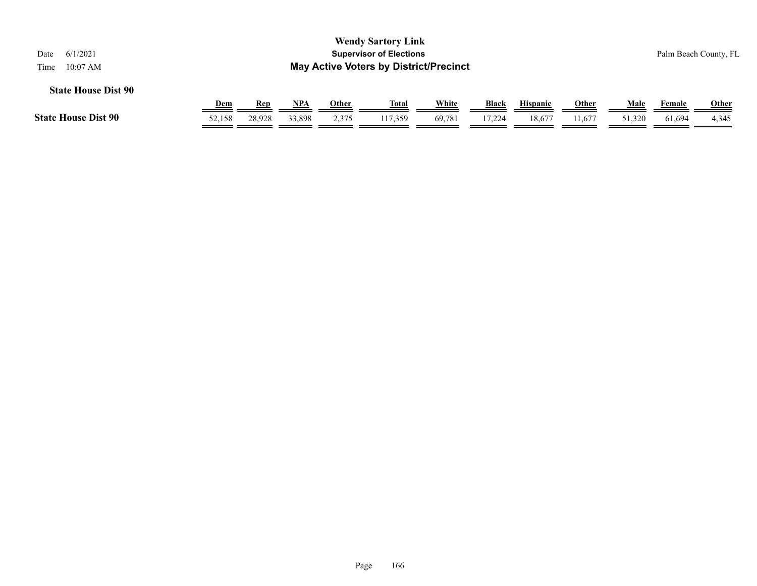# Wendy Sartory Link
## Supervisor of Elections
## May Active Voters by District/Precinct

Date 6/1/2021
Time 10:07 AM

Palm Beach County, FL

### State House Dist 90

| | Dem | Rep | NPA | Other | Total | White | Black | Hispanic | Other | Male | Female | Other |
|---|---|---|---|---|---|---|---|---|---|---|---|---|
| **State House Dist 90** | 52,158 | 28,928 | 33,898 | 2,375 | 117,359 | 69,781 | 17,224 | 18,677 | 11,677 | 51,320 | 61,694 | 4,345 |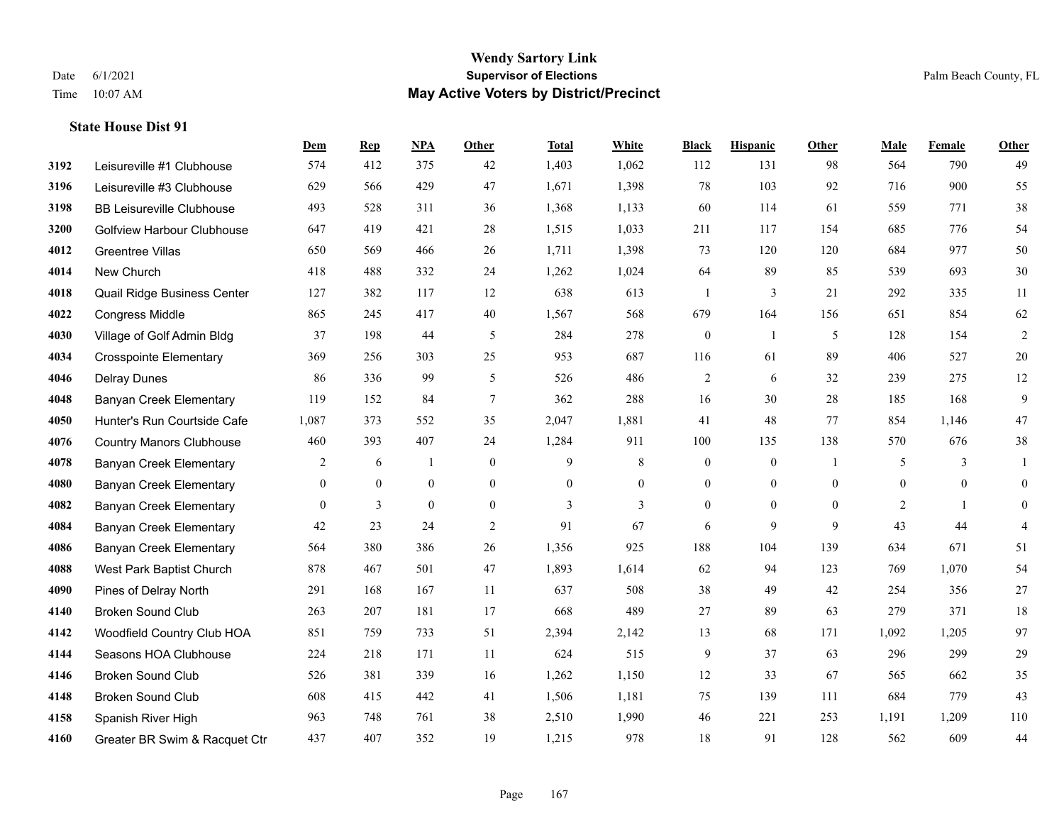# Wendy Sartory Link

**Supervisor of Elections**

**May Active Voters by District/Precinct**

Date 6/1/2021

Time 10:07 AM

Palm Beach County, FL

### State House Dist 91

| | | Dem | Rep | NPA | Other | Total | White | Black | Hispanic | Other | Male | Female | Other |
|---|---|---|---|---|---|---|---|---|---|---|---|---|---|
| 3192 | Leisureville #1 Clubhouse | 574 | 412 | 375 | 42 | 1,403 | 1,062 | 112 | 131 | 98 | 564 | 790 | 49 |
| 3196 | Leisureville #3 Clubhouse | 629 | 566 | 429 | 47 | 1,671 | 1,398 | 78 | 103 | 92 | 716 | 900 | 55 |
| 3198 | BB Leisureville Clubhouse | 493 | 528 | 311 | 36 | 1,368 | 1,133 | 60 | 114 | 61 | 559 | 771 | 38 |
| 3200 | Golfview Harbour Clubhouse | 647 | 419 | 421 | 28 | 1,515 | 1,033 | 211 | 117 | 154 | 685 | 776 | 54 |
| 4012 | Greentree Villas | 650 | 569 | 466 | 26 | 1,711 | 1,398 | 73 | 120 | 120 | 684 | 977 | 50 |
| 4014 | New Church | 418 | 488 | 332 | 24 | 1,262 | 1,024 | 64 | 89 | 85 | 539 | 693 | 30 |
| 4018 | Quail Ridge Business Center | 127 | 382 | 117 | 12 | 638 | 613 | 1 | 3 | 21 | 292 | 335 | 11 |
| 4022 | Congress Middle | 865 | 245 | 417 | 40 | 1,567 | 568 | 679 | 164 | 156 | 651 | 854 | 62 |
| 4030 | Village of Golf Admin Bldg | 37 | 198 | 44 | 5 | 284 | 278 | 0 | 1 | 5 | 128 | 154 | 2 |
| 4034 | Crosspointe Elementary | 369 | 256 | 303 | 25 | 953 | 687 | 116 | 61 | 89 | 406 | 527 | 20 |
| 4046 | Delray Dunes | 86 | 336 | 99 | 5 | 526 | 486 | 2 | 6 | 32 | 239 | 275 | 12 |
| 4048 | Banyan Creek Elementary | 119 | 152 | 84 | 7 | 362 | 288 | 16 | 30 | 28 | 185 | 168 | 9 |
| 4050 | Hunter's Run Courtside Cafe | 1,087 | 373 | 552 | 35 | 2,047 | 1,881 | 41 | 48 | 77 | 854 | 1,146 | 47 |
| 4076 | Country Manors Clubhouse | 460 | 393 | 407 | 24 | 1,284 | 911 | 100 | 135 | 138 | 570 | 676 | 38 |
| 4078 | Banyan Creek Elementary | 2 | 6 | 1 | 0 | 9 | 8 | 0 | 0 | 1 | 5 | 3 | 1 |
| 4080 | Banyan Creek Elementary | 0 | 0 | 0 | 0 | 0 | 0 | 0 | 0 | 0 | 0 | 0 | 0 |
| 4082 | Banyan Creek Elementary | 0 | 3 | 0 | 0 | 3 | 3 | 0 | 0 | 0 | 2 | 1 | 0 |
| 4084 | Banyan Creek Elementary | 42 | 23 | 24 | 2 | 91 | 67 | 6 | 9 | 9 | 43 | 44 | 4 |
| 4086 | Banyan Creek Elementary | 564 | 380 | 386 | 26 | 1,356 | 925 | 188 | 104 | 139 | 634 | 671 | 51 |
| 4088 | West Park Baptist Church | 878 | 467 | 501 | 47 | 1,893 | 1,614 | 62 | 94 | 123 | 769 | 1,070 | 54 |
| 4090 | Pines of Delray North | 291 | 168 | 167 | 11 | 637 | 508 | 38 | 49 | 42 | 254 | 356 | 27 |
| 4140 | Broken Sound Club | 263 | 207 | 181 | 17 | 668 | 489 | 27 | 89 | 63 | 279 | 371 | 18 |
| 4142 | Woodfield Country Club HOA | 851 | 759 | 733 | 51 | 2,394 | 2,142 | 13 | 68 | 171 | 1,092 | 1,205 | 97 |
| 4144 | Seasons HOA Clubhouse | 224 | 218 | 171 | 11 | 624 | 515 | 9 | 37 | 63 | 296 | 299 | 29 |
| 4146 | Broken Sound Club | 526 | 381 | 339 | 16 | 1,262 | 1,150 | 12 | 33 | 67 | 565 | 662 | 35 |
| 4148 | Broken Sound Club | 608 | 415 | 442 | 41 | 1,506 | 1,181 | 75 | 139 | 111 | 684 | 779 | 43 |
| 4158 | Spanish River High | 963 | 748 | 761 | 38 | 2,510 | 1,990 | 46 | 221 | 253 | 1,191 | 1,209 | 110 |
| 4160 | Greater BR Swim & Racquet Ctr | 437 | 407 | 352 | 19 | 1,215 | 978 | 18 | 91 | 128 | 562 | 609 | 44 |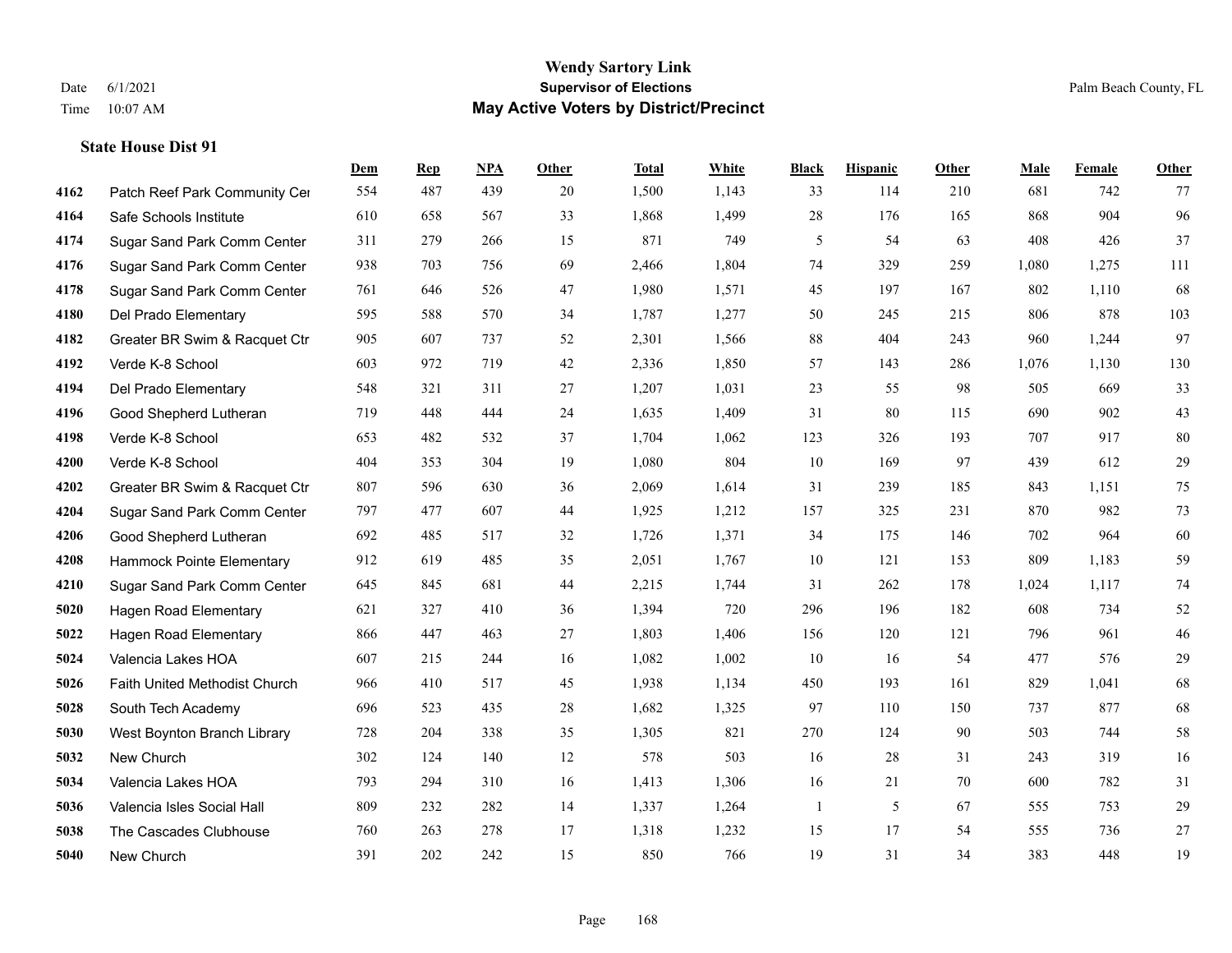# Wendy Sartory Link
## Supervisor of Elections
## May Active Voters by District/Precinct

Date 6/1/2021
Time 10:07 AM

Palm Beach County, FL

### State House Dist 91

| | | Dem | Rep | NPA | Other | Total | White | Black | Hispanic | Other | Male | Female | Other |
|---|---|---|---|---|---|---|---|---|---|---|---|---|---|
| 4162 | Patch Reef Park Community Cer | 554 | 487 | 439 | 20 | 1,500 | 1,143 | 33 | 114 | 210 | 681 | 742 | 77 |
| 4164 | Safe Schools Institute | 610 | 658 | 567 | 33 | 1,868 | 1,499 | 28 | 176 | 165 | 868 | 904 | 96 |
| 4174 | Sugar Sand Park Comm Center | 311 | 279 | 266 | 15 | 871 | 749 | 5 | 54 | 63 | 408 | 426 | 37 |
| 4176 | Sugar Sand Park Comm Center | 938 | 703 | 756 | 69 | 2,466 | 1,804 | 74 | 329 | 259 | 1,080 | 1,275 | 111 |
| 4178 | Sugar Sand Park Comm Center | 761 | 646 | 526 | 47 | 1,980 | 1,571 | 45 | 197 | 167 | 802 | 1,110 | 68 |
| 4180 | Del Prado Elementary | 595 | 588 | 570 | 34 | 1,787 | 1,277 | 50 | 245 | 215 | 806 | 878 | 103 |
| 4182 | Greater BR Swim & Racquet Ctr | 905 | 607 | 737 | 52 | 2,301 | 1,566 | 88 | 404 | 243 | 960 | 1,244 | 97 |
| 4192 | Verde K-8 School | 603 | 972 | 719 | 42 | 2,336 | 1,850 | 57 | 143 | 286 | 1,076 | 1,130 | 130 |
| 4194 | Del Prado Elementary | 548 | 321 | 311 | 27 | 1,207 | 1,031 | 23 | 55 | 98 | 505 | 669 | 33 |
| 4196 | Good Shepherd Lutheran | 719 | 448 | 444 | 24 | 1,635 | 1,409 | 31 | 80 | 115 | 690 | 902 | 43 |
| 4198 | Verde K-8 School | 653 | 482 | 532 | 37 | 1,704 | 1,062 | 123 | 326 | 193 | 707 | 917 | 80 |
| 4200 | Verde K-8 School | 404 | 353 | 304 | 19 | 1,080 | 804 | 10 | 169 | 97 | 439 | 612 | 29 |
| 4202 | Greater BR Swim & Racquet Ctr | 807 | 596 | 630 | 36 | 2,069 | 1,614 | 31 | 239 | 185 | 843 | 1,151 | 75 |
| 4204 | Sugar Sand Park Comm Center | 797 | 477 | 607 | 44 | 1,925 | 1,212 | 157 | 325 | 231 | 870 | 982 | 73 |
| 4206 | Good Shepherd Lutheran | 692 | 485 | 517 | 32 | 1,726 | 1,371 | 34 | 175 | 146 | 702 | 964 | 60 |
| 4208 | Hammock Pointe Elementary | 912 | 619 | 485 | 35 | 2,051 | 1,767 | 10 | 121 | 153 | 809 | 1,183 | 59 |
| 4210 | Sugar Sand Park Comm Center | 645 | 845 | 681 | 44 | 2,215 | 1,744 | 31 | 262 | 178 | 1,024 | 1,117 | 74 |
| 5020 | Hagen Road Elementary | 621 | 327 | 410 | 36 | 1,394 | 720 | 296 | 196 | 182 | 608 | 734 | 52 |
| 5022 | Hagen Road Elementary | 866 | 447 | 463 | 27 | 1,803 | 1,406 | 156 | 120 | 121 | 796 | 961 | 46 |
| 5024 | Valencia Lakes HOA | 607 | 215 | 244 | 16 | 1,082 | 1,002 | 10 | 16 | 54 | 477 | 576 | 29 |
| 5026 | Faith United Methodist Church | 966 | 410 | 517 | 45 | 1,938 | 1,134 | 450 | 193 | 161 | 829 | 1,041 | 68 |
| 5028 | South Tech Academy | 696 | 523 | 435 | 28 | 1,682 | 1,325 | 97 | 110 | 150 | 737 | 877 | 68 |
| 5030 | West Boynton Branch Library | 728 | 204 | 338 | 35 | 1,305 | 821 | 270 | 124 | 90 | 503 | 744 | 58 |
| 5032 | New Church | 302 | 124 | 140 | 12 | 578 | 503 | 16 | 28 | 31 | 243 | 319 | 16 |
| 5034 | Valencia Lakes HOA | 793 | 294 | 310 | 16 | 1,413 | 1,306 | 16 | 21 | 70 | 600 | 782 | 31 |
| 5036 | Valencia Isles Social Hall | 809 | 232 | 282 | 14 | 1,337 | 1,264 | 1 | 5 | 67 | 555 | 753 | 29 |
| 5038 | The Cascades Clubhouse | 760 | 263 | 278 | 17 | 1,318 | 1,232 | 15 | 17 | 54 | 555 | 736 | 27 |
| 5040 | New Church | 391 | 202 | 242 | 15 | 850 | 766 | 19 | 31 | 34 | 383 | 448 | 19 |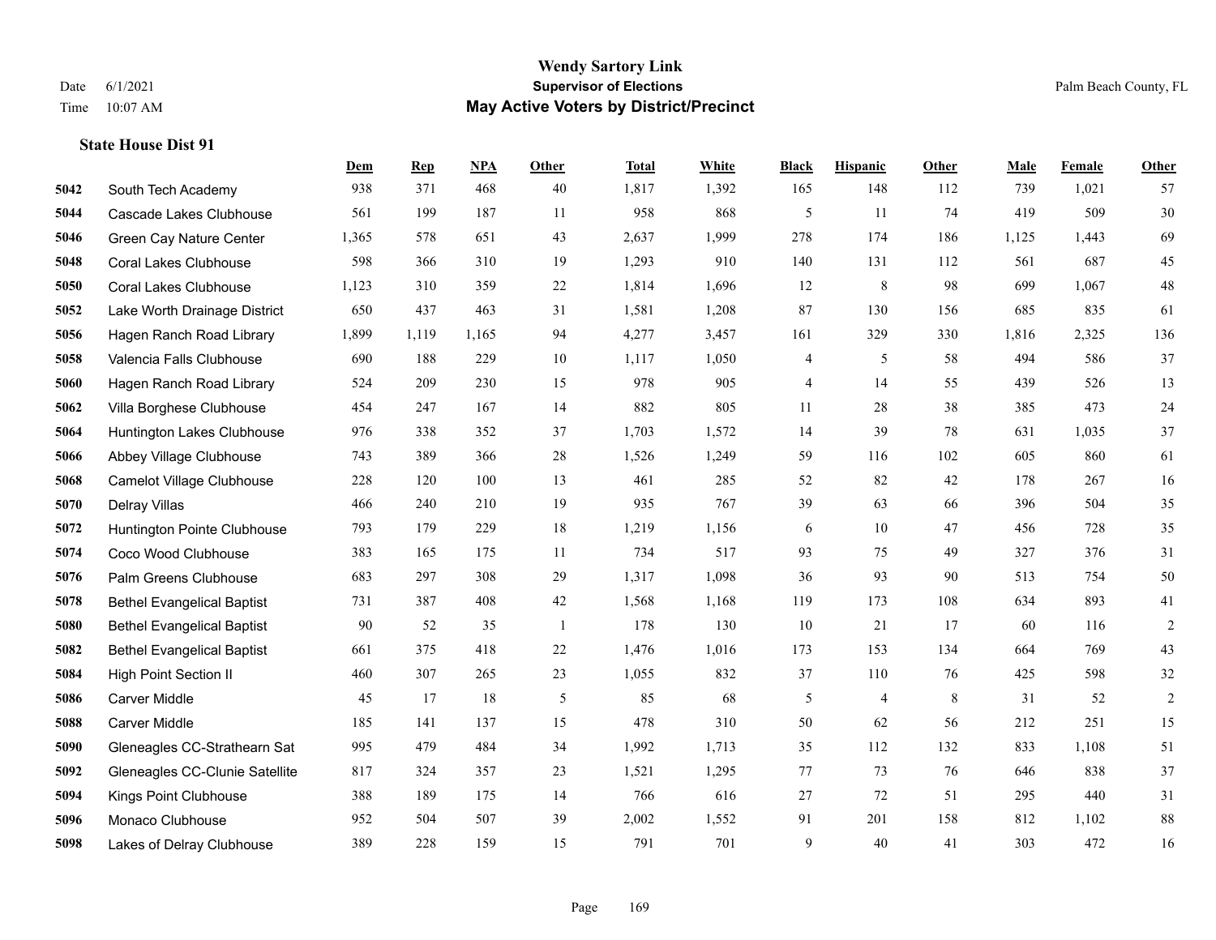# Wendy Sartory Link
## Supervisor of Elections
## May Active Voters by District/Precinct

Date 6/1/2021
Time 10:07 AM

Palm Beach County, FL

### State House Dist 91

| | | Dem | Rep | NPA | Other | Total | White | Black | Hispanic | Other | Male | Female | Other |
|---|---|---|---|---|---|---|---|---|---|---|---|---|---|
| 5042 | South Tech Academy | 938 | 371 | 468 | 40 | 1,817 | 1,392 | 165 | 148 | 112 | 739 | 1,021 | 57 |
| 5044 | Cascade Lakes Clubhouse | 561 | 199 | 187 | 11 | 958 | 868 | 5 | 11 | 74 | 419 | 509 | 30 |
| 5046 | Green Cay Nature Center | 1,365 | 578 | 651 | 43 | 2,637 | 1,999 | 278 | 174 | 186 | 1,125 | 1,443 | 69 |
| 5048 | Coral Lakes Clubhouse | 598 | 366 | 310 | 19 | 1,293 | 910 | 140 | 131 | 112 | 561 | 687 | 45 |
| 5050 | Coral Lakes Clubhouse | 1,123 | 310 | 359 | 22 | 1,814 | 1,696 | 12 | 8 | 98 | 699 | 1,067 | 48 |
| 5052 | Lake Worth Drainage District | 650 | 437 | 463 | 31 | 1,581 | 1,208 | 87 | 130 | 156 | 685 | 835 | 61 |
| 5056 | Hagen Ranch Road Library | 1,899 | 1,119 | 1,165 | 94 | 4,277 | 3,457 | 161 | 329 | 330 | 1,816 | 2,325 | 136 |
| 5058 | Valencia Falls Clubhouse | 690 | 188 | 229 | 10 | 1,117 | 1,050 | 4 | 5 | 58 | 494 | 586 | 37 |
| 5060 | Hagen Ranch Road Library | 524 | 209 | 230 | 15 | 978 | 905 | 4 | 14 | 55 | 439 | 526 | 13 |
| 5062 | Villa Borghese Clubhouse | 454 | 247 | 167 | 14 | 882 | 805 | 11 | 28 | 38 | 385 | 473 | 24 |
| 5064 | Huntington Lakes Clubhouse | 976 | 338 | 352 | 37 | 1,703 | 1,572 | 14 | 39 | 78 | 631 | 1,035 | 37 |
| 5066 | Abbey Village Clubhouse | 743 | 389 | 366 | 28 | 1,526 | 1,249 | 59 | 116 | 102 | 605 | 860 | 61 |
| 5068 | Camelot Village Clubhouse | 228 | 120 | 100 | 13 | 461 | 285 | 52 | 82 | 42 | 178 | 267 | 16 |
| 5070 | Delray Villas | 466 | 240 | 210 | 19 | 935 | 767 | 39 | 63 | 66 | 396 | 504 | 35 |
| 5072 | Huntington Pointe Clubhouse | 793 | 179 | 229 | 18 | 1,219 | 1,156 | 6 | 10 | 47 | 456 | 728 | 35 |
| 5074 | Coco Wood Clubhouse | 383 | 165 | 175 | 11 | 734 | 517 | 93 | 75 | 49 | 327 | 376 | 31 |
| 5076 | Palm Greens Clubhouse | 683 | 297 | 308 | 29 | 1,317 | 1,098 | 36 | 93 | 90 | 513 | 754 | 50 |
| 5078 | Bethel Evangelical Baptist | 731 | 387 | 408 | 42 | 1,568 | 1,168 | 119 | 173 | 108 | 634 | 893 | 41 |
| 5080 | Bethel Evangelical Baptist | 90 | 52 | 35 | 1 | 178 | 130 | 10 | 21 | 17 | 60 | 116 | 2 |
| 5082 | Bethel Evangelical Baptist | 661 | 375 | 418 | 22 | 1,476 | 1,016 | 173 | 153 | 134 | 664 | 769 | 43 |
| 5084 | High Point Section II | 460 | 307 | 265 | 23 | 1,055 | 832 | 37 | 110 | 76 | 425 | 598 | 32 |
| 5086 | Carver Middle | 45 | 17 | 18 | 5 | 85 | 68 | 5 | 4 | 8 | 31 | 52 | 2 |
| 5088 | Carver Middle | 185 | 141 | 137 | 15 | 478 | 310 | 50 | 62 | 56 | 212 | 251 | 15 |
| 5090 | Gleneagles CC-Strathearn Sat | 995 | 479 | 484 | 34 | 1,992 | 1,713 | 35 | 112 | 132 | 833 | 1,108 | 51 |
| 5092 | Gleneagles CC-Clunie Satellite | 817 | 324 | 357 | 23 | 1,521 | 1,295 | 77 | 73 | 76 | 646 | 838 | 37 |
| 5094 | Kings Point Clubhouse | 388 | 189 | 175 | 14 | 766 | 616 | 27 | 72 | 51 | 295 | 440 | 31 |
| 5096 | Monaco Clubhouse | 952 | 504 | 507 | 39 | 2,002 | 1,552 | 91 | 201 | 158 | 812 | 1,102 | 88 |
| 5098 | Lakes of Delray Clubhouse | 389 | 228 | 159 | 15 | 791 | 701 | 9 | 40 | 41 | 303 | 472 | 16 |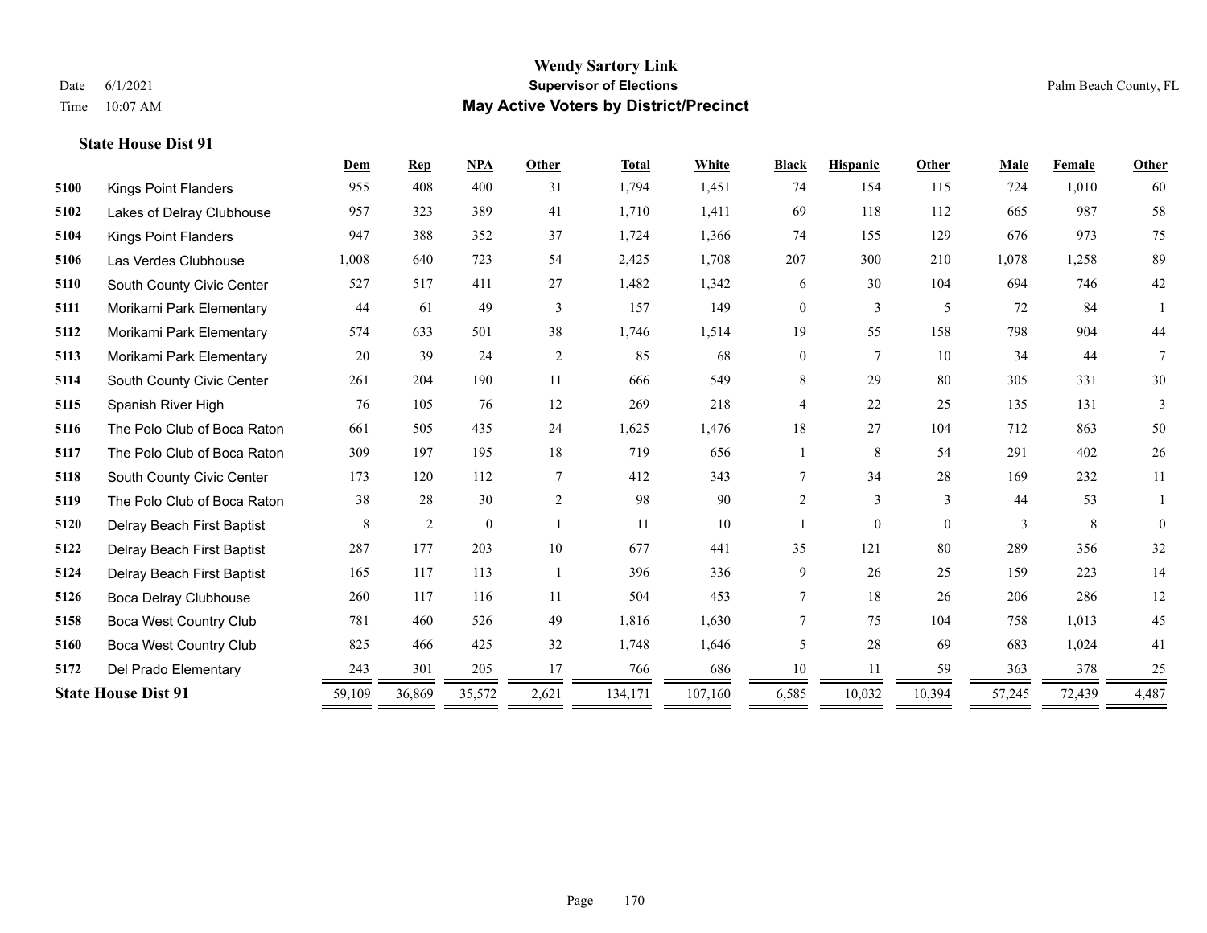# Wendy Sartory Link
## Supervisor of Elections
## May Active Voters by District/Precinct

Date 6/1/2021
Time 10:07 AM

Palm Beach County, FL

### State House Dist 91

| | | Dem | Rep | NPA | Other | Total | White | Black | Hispanic | Other | Male | Female | Other |
|---|---|---|---|---|---|---|---|---|---|---|---|---|---|
| 5100 | Kings Point Flanders | 955 | 408 | 400 | 31 | 1,794 | 1,451 | 74 | 154 | 115 | 724 | 1,010 | 60 |
| 5102 | Lakes of Delray Clubhouse | 957 | 323 | 389 | 41 | 1,710 | 1,411 | 69 | 118 | 112 | 665 | 987 | 58 |
| 5104 | Kings Point Flanders | 947 | 388 | 352 | 37 | 1,724 | 1,366 | 74 | 155 | 129 | 676 | 973 | 75 |
| 5106 | Las Verdes Clubhouse | 1,008 | 640 | 723 | 54 | 2,425 | 1,708 | 207 | 300 | 210 | 1,078 | 1,258 | 89 |
| 5110 | South County Civic Center | 527 | 517 | 411 | 27 | 1,482 | 1,342 | 6 | 30 | 104 | 694 | 746 | 42 |
| 5111 | Morikami Park Elementary | 44 | 61 | 49 | 3 | 157 | 149 | 0 | 3 | 5 | 72 | 84 | 1 |
| 5112 | Morikami Park Elementary | 574 | 633 | 501 | 38 | 1,746 | 1,514 | 19 | 55 | 158 | 798 | 904 | 44 |
| 5113 | Morikami Park Elementary | 20 | 39 | 24 | 2 | 85 | 68 | 0 | 7 | 10 | 34 | 44 | 7 |
| 5114 | South County Civic Center | 261 | 204 | 190 | 11 | 666 | 549 | 8 | 29 | 80 | 305 | 331 | 30 |
| 5115 | Spanish River High | 76 | 105 | 76 | 12 | 269 | 218 | 4 | 22 | 25 | 135 | 131 | 3 |
| 5116 | The Polo Club of Boca Raton | 661 | 505 | 435 | 24 | 1,625 | 1,476 | 18 | 27 | 104 | 712 | 863 | 50 |
| 5117 | The Polo Club of Boca Raton | 309 | 197 | 195 | 18 | 719 | 656 | 1 | 8 | 54 | 291 | 402 | 26 |
| 5118 | South County Civic Center | 173 | 120 | 112 | 7 | 412 | 343 | 7 | 34 | 28 | 169 | 232 | 11 |
| 5119 | The Polo Club of Boca Raton | 38 | 28 | 30 | 2 | 98 | 90 | 2 | 3 | 3 | 44 | 53 | 1 |
| 5120 | Delray Beach First Baptist | 8 | 2 | 0 | 1 | 11 | 10 | 1 | 0 | 0 | 3 | 8 | 0 |
| 5122 | Delray Beach First Baptist | 287 | 177 | 203 | 10 | 677 | 441 | 35 | 121 | 80 | 289 | 356 | 32 |
| 5124 | Delray Beach First Baptist | 165 | 117 | 113 | 1 | 396 | 336 | 9 | 26 | 25 | 159 | 223 | 14 |
| 5126 | Boca Delray Clubhouse | 260 | 117 | 116 | 11 | 504 | 453 | 7 | 18 | 26 | 206 | 286 | 12 |
| 5158 | Boca West Country Club | 781 | 460 | 526 | 49 | 1,816 | 1,630 | 7 | 75 | 104 | 758 | 1,013 | 45 |
| 5160 | Boca West Country Club | 825 | 466 | 425 | 32 | 1,748 | 1,646 | 5 | 28 | 69 | 683 | 1,024 | 41 |
| 5172 | Del Prado Elementary | 243 | 301 | 205 | 17 | 766 | 686 | 10 | 11 | 59 | 363 | 378 | 25 |
| **State House Dist 91** | | 59,109 | 36,869 | 35,572 | 2,621 | 134,171 | 107,160 | 6,585 | 10,032 | 10,394 | 57,245 | 72,439 | 4,487 |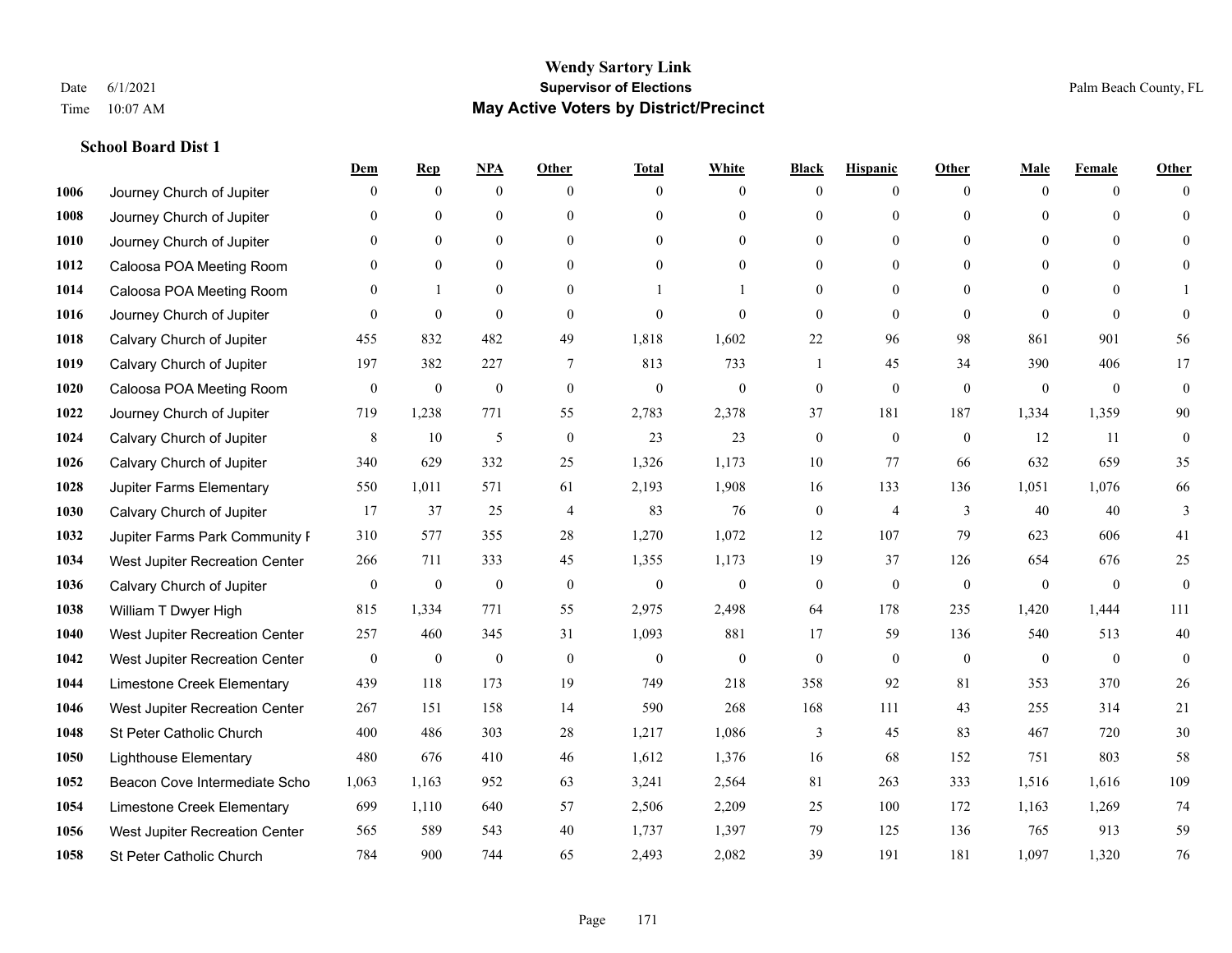## School Board Dist 1

| | | Dem | Rep | NPA | Other | Total | White | Black | Hispanic | Other | Male | Female | Other |
|---|---|---|---|---|---|---|---|---|---|---|---|---|---|
| 1006 | Journey Church of Jupiter | 0 | 0 | 0 | 0 | 0 | 0 | 0 | 0 | 0 | 0 | 0 | 0 |
| 1008 | Journey Church of Jupiter | 0 | 0 | 0 | 0 | 0 | 0 | 0 | 0 | 0 | 0 | 0 | 0 |
| 1010 | Journey Church of Jupiter | 0 | 0 | 0 | 0 | 0 | 0 | 0 | 0 | 0 | 0 | 0 | 0 |
| 1012 | Caloosa POA Meeting Room | 0 | 0 | 0 | 0 | 0 | 0 | 0 | 0 | 0 | 0 | 0 | 0 |
| 1014 | Caloosa POA Meeting Room | 0 | 1 | 0 | 0 | 1 | 1 | 0 | 0 | 0 | 0 | 0 | 1 |
| 1016 | Journey Church of Jupiter | 0 | 0 | 0 | 0 | 0 | 0 | 0 | 0 | 0 | 0 | 0 | 0 |
| 1018 | Calvary Church of Jupiter | 455 | 832 | 482 | 49 | 1,818 | 1,602 | 22 | 96 | 98 | 861 | 901 | 56 |
| 1019 | Calvary Church of Jupiter | 197 | 382 | 227 | 7 | 813 | 733 | 1 | 45 | 34 | 390 | 406 | 17 |
| 1020 | Caloosa POA Meeting Room | 0 | 0 | 0 | 0 | 0 | 0 | 0 | 0 | 0 | 0 | 0 | 0 |
| 1022 | Journey Church of Jupiter | 719 | 1,238 | 771 | 55 | 2,783 | 2,378 | 37 | 181 | 187 | 1,334 | 1,359 | 90 |
| 1024 | Calvary Church of Jupiter | 8 | 10 | 5 | 0 | 23 | 23 | 0 | 0 | 0 | 12 | 11 | 0 |
| 1026 | Calvary Church of Jupiter | 340 | 629 | 332 | 25 | 1,326 | 1,173 | 10 | 77 | 66 | 632 | 659 | 35 |
| 1028 | Jupiter Farms Elementary | 550 | 1,011 | 571 | 61 | 2,193 | 1,908 | 16 | 133 | 136 | 1,051 | 1,076 | 66 |
| 1030 | Calvary Church of Jupiter | 17 | 37 | 25 | 4 | 83 | 76 | 0 | 4 | 3 | 40 | 40 | 3 |
| 1032 | Jupiter Farms Park Community F | 310 | 577 | 355 | 28 | 1,270 | 1,072 | 12 | 107 | 79 | 623 | 606 | 41 |
| 1034 | West Jupiter Recreation Center | 266 | 711 | 333 | 45 | 1,355 | 1,173 | 19 | 37 | 126 | 654 | 676 | 25 |
| 1036 | Calvary Church of Jupiter | 0 | 0 | 0 | 0 | 0 | 0 | 0 | 0 | 0 | 0 | 0 | 0 |
| 1038 | William T Dwyer High | 815 | 1,334 | 771 | 55 | 2,975 | 2,498 | 64 | 178 | 235 | 1,420 | 1,444 | 111 |
| 1040 | West Jupiter Recreation Center | 257 | 460 | 345 | 31 | 1,093 | 881 | 17 | 59 | 136 | 540 | 513 | 40 |
| 1042 | West Jupiter Recreation Center | 0 | 0 | 0 | 0 | 0 | 0 | 0 | 0 | 0 | 0 | 0 | 0 |
| 1044 | Limestone Creek Elementary | 439 | 118 | 173 | 19 | 749 | 218 | 358 | 92 | 81 | 353 | 370 | 26 |
| 1046 | West Jupiter Recreation Center | 267 | 151 | 158 | 14 | 590 | 268 | 168 | 111 | 43 | 255 | 314 | 21 |
| 1048 | St Peter Catholic Church | 400 | 486 | 303 | 28 | 1,217 | 1,086 | 3 | 45 | 83 | 467 | 720 | 30 |
| 1050 | Lighthouse Elementary | 480 | 676 | 410 | 46 | 1,612 | 1,376 | 16 | 68 | 152 | 751 | 803 | 58 |
| 1052 | Beacon Cove Intermediate Scho | 1,063 | 1,163 | 952 | 63 | 3,241 | 2,564 | 81 | 263 | 333 | 1,516 | 1,616 | 109 |
| 1054 | Limestone Creek Elementary | 699 | 1,110 | 640 | 57 | 2,506 | 2,209 | 25 | 100 | 172 | 1,163 | 1,269 | 74 |
| 1056 | West Jupiter Recreation Center | 565 | 589 | 543 | 40 | 1,737 | 1,397 | 79 | 125 | 136 | 765 | 913 | 59 |
| 1058 | St Peter Catholic Church | 784 | 900 | 744 | 65 | 2,493 | 2,082 | 39 | 191 | 181 | 1,097 | 1,320 | 76 |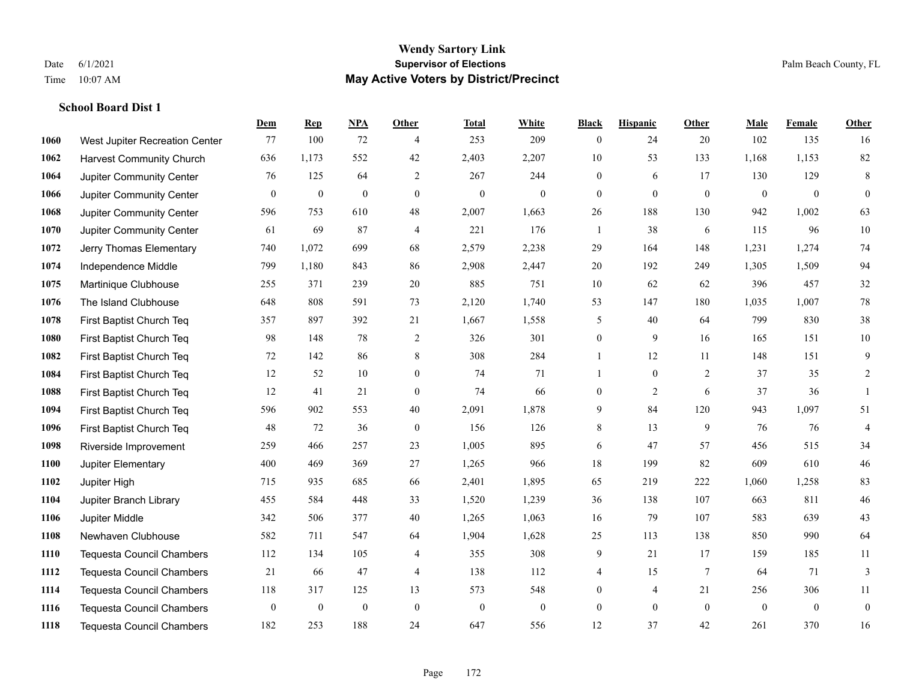# Wendy Sartory Link
## Supervisor of Elections
## May Active Voters by District/Precinct

Date 6/1/2021
Time 10:07 AM

Palm Beach County, FL

### School Board Dist 1

| | | Dem | Rep | NPA | Other | Total | White | Black | Hispanic | Other | Male | Female | Other |
|---|---|---|---|---|---|---|---|---|---|---|---|---|---|
| 1060 | West Jupiter Recreation Center | 77 | 100 | 72 | 4 | 253 | 209 | 0 | 24 | 20 | 102 | 135 | 16 |
| 1062 | Harvest Community Church | 636 | 1,173 | 552 | 42 | 2,403 | 2,207 | 10 | 53 | 133 | 1,168 | 1,153 | 82 |
| 1064 | Jupiter Community Center | 76 | 125 | 64 | 2 | 267 | 244 | 0 | 6 | 17 | 130 | 129 | 8 |
| 1066 | Jupiter Community Center | 0 | 0 | 0 | 0 | 0 | 0 | 0 | 0 | 0 | 0 | 0 | 0 |
| 1068 | Jupiter Community Center | 596 | 753 | 610 | 48 | 2,007 | 1,663 | 26 | 188 | 130 | 942 | 1,002 | 63 |
| 1070 | Jupiter Community Center | 61 | 69 | 87 | 4 | 221 | 176 | 1 | 38 | 6 | 115 | 96 | 10 |
| 1072 | Jerry Thomas Elementary | 740 | 1,072 | 699 | 68 | 2,579 | 2,238 | 29 | 164 | 148 | 1,231 | 1,274 | 74 |
| 1074 | Independence Middle | 799 | 1,180 | 843 | 86 | 2,908 | 2,447 | 20 | 192 | 249 | 1,305 | 1,509 | 94 |
| 1075 | Martinique Clubhouse | 255 | 371 | 239 | 20 | 885 | 751 | 10 | 62 | 62 | 396 | 457 | 32 |
| 1076 | The Island Clubhouse | 648 | 808 | 591 | 73 | 2,120 | 1,740 | 53 | 147 | 180 | 1,035 | 1,007 | 78 |
| 1078 | First Baptist Church Teq | 357 | 897 | 392 | 21 | 1,667 | 1,558 | 5 | 40 | 64 | 799 | 830 | 38 |
| 1080 | First Baptist Church Teq | 98 | 148 | 78 | 2 | 326 | 301 | 0 | 9 | 16 | 165 | 151 | 10 |
| 1082 | First Baptist Church Teq | 72 | 142 | 86 | 8 | 308 | 284 | 1 | 12 | 11 | 148 | 151 | 9 |
| 1084 | First Baptist Church Teq | 12 | 52 | 10 | 0 | 74 | 71 | 1 | 0 | 2 | 37 | 35 | 2 |
| 1088 | First Baptist Church Teq | 12 | 41 | 21 | 0 | 74 | 66 | 0 | 2 | 6 | 37 | 36 | 1 |
| 1094 | First Baptist Church Teq | 596 | 902 | 553 | 40 | 2,091 | 1,878 | 9 | 84 | 120 | 943 | 1,097 | 51 |
| 1096 | First Baptist Church Teq | 48 | 72 | 36 | 0 | 156 | 126 | 8 | 13 | 9 | 76 | 76 | 4 |
| 1098 | Riverside Improvement | 259 | 466 | 257 | 23 | 1,005 | 895 | 6 | 47 | 57 | 456 | 515 | 34 |
| 1100 | Jupiter Elementary | 400 | 469 | 369 | 27 | 1,265 | 966 | 18 | 199 | 82 | 609 | 610 | 46 |
| 1102 | Jupiter High | 715 | 935 | 685 | 66 | 2,401 | 1,895 | 65 | 219 | 222 | 1,060 | 1,258 | 83 |
| 1104 | Jupiter Branch Library | 455 | 584 | 448 | 33 | 1,520 | 1,239 | 36 | 138 | 107 | 663 | 811 | 46 |
| 1106 | Jupiter Middle | 342 | 506 | 377 | 40 | 1,265 | 1,063 | 16 | 79 | 107 | 583 | 639 | 43 |
| 1108 | Newhaven Clubhouse | 582 | 711 | 547 | 64 | 1,904 | 1,628 | 25 | 113 | 138 | 850 | 990 | 64 |
| 1110 | Tequesta Council Chambers | 112 | 134 | 105 | 4 | 355 | 308 | 9 | 21 | 17 | 159 | 185 | 11 |
| 1112 | Tequesta Council Chambers | 21 | 66 | 47 | 4 | 138 | 112 | 4 | 15 | 7 | 64 | 71 | 3 |
| 1114 | Tequesta Council Chambers | 118 | 317 | 125 | 13 | 573 | 548 | 0 | 4 | 21 | 256 | 306 | 11 |
| 1116 | Tequesta Council Chambers | 0 | 0 | 0 | 0 | 0 | 0 | 0 | 0 | 0 | 0 | 0 | 0 |
| 1118 | Tequesta Council Chambers | 182 | 253 | 188 | 24 | 647 | 556 | 12 | 37 | 42 | 261 | 370 | 16 |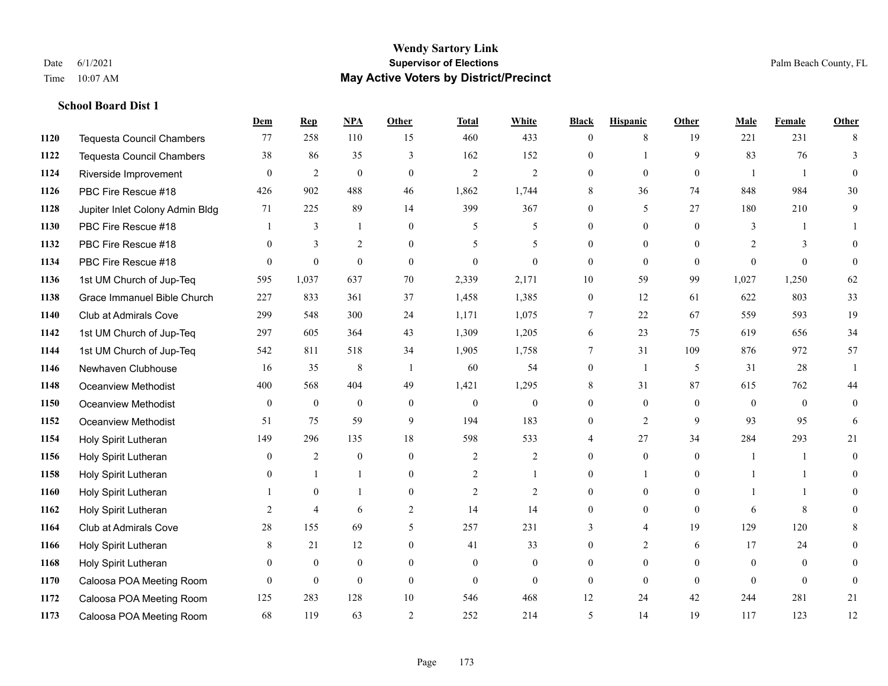# Wendy Sartory Link

**Supervisor of Elections**

**May Active Voters by District/Precinct**

Date 6/1/2021

Time 10:07 AM

Palm Beach County, FL

### School Board Dist 1

| | | Dem | Rep | NPA | Other | Total | White | Black | Hispanic | Other | Male | Female | Other |
|---|---|---|---|---|---|---|---|---|---|---|---|---|---|
| 1120 | Tequesta Council Chambers | 77 | 258 | 110 | 15 | 460 | 433 | 0 | 8 | 19 | 221 | 231 | 8 |
| 1122 | Tequesta Council Chambers | 38 | 86 | 35 | 3 | 162 | 152 | 0 | 1 | 9 | 83 | 76 | 3 |
| 1124 | Riverside Improvement | 0 | 2 | 0 | 0 | 2 | 2 | 0 | 0 | 0 | 1 | 1 | 0 |
| 1126 | PBC Fire Rescue #18 | 426 | 902 | 488 | 46 | 1,862 | 1,744 | 8 | 36 | 74 | 848 | 984 | 30 |
| 1128 | Jupiter Inlet Colony Admin Bldg | 71 | 225 | 89 | 14 | 399 | 367 | 0 | 5 | 27 | 180 | 210 | 9 |
| 1130 | PBC Fire Rescue #18 | 1 | 3 | 1 | 0 | 5 | 5 | 0 | 0 | 0 | 3 | 1 | 1 |
| 1132 | PBC Fire Rescue #18 | 0 | 3 | 2 | 0 | 5 | 5 | 0 | 0 | 0 | 2 | 3 | 0 |
| 1134 | PBC Fire Rescue #18 | 0 | 0 | 0 | 0 | 0 | 0 | 0 | 0 | 0 | 0 | 0 | 0 |
| 1136 | 1st UM Church of Jup-Teq | 595 | 1,037 | 637 | 70 | 2,339 | 2,171 | 10 | 59 | 99 | 1,027 | 1,250 | 62 |
| 1138 | Grace Immanuel Bible Church | 227 | 833 | 361 | 37 | 1,458 | 1,385 | 0 | 12 | 61 | 622 | 803 | 33 |
| 1140 | Club at Admirals Cove | 299 | 548 | 300 | 24 | 1,171 | 1,075 | 7 | 22 | 67 | 559 | 593 | 19 |
| 1142 | 1st UM Church of Jup-Teq | 297 | 605 | 364 | 43 | 1,309 | 1,205 | 6 | 23 | 75 | 619 | 656 | 34 |
| 1144 | 1st UM Church of Jup-Teq | 542 | 811 | 518 | 34 | 1,905 | 1,758 | 7 | 31 | 109 | 876 | 972 | 57 |
| 1146 | Newhaven Clubhouse | 16 | 35 | 8 | 1 | 60 | 54 | 0 | 1 | 5 | 31 | 28 | 1 |
| 1148 | Oceanview Methodist | 400 | 568 | 404 | 49 | 1,421 | 1,295 | 8 | 31 | 87 | 615 | 762 | 44 |
| 1150 | Oceanview Methodist | 0 | 0 | 0 | 0 | 0 | 0 | 0 | 0 | 0 | 0 | 0 | 0 |
| 1152 | Oceanview Methodist | 51 | 75 | 59 | 9 | 194 | 183 | 0 | 2 | 9 | 93 | 95 | 6 |
| 1154 | Holy Spirit Lutheran | 149 | 296 | 135 | 18 | 598 | 533 | 4 | 27 | 34 | 284 | 293 | 21 |
| 1156 | Holy Spirit Lutheran | 0 | 2 | 0 | 0 | 2 | 2 | 0 | 0 | 0 | 1 | 1 | 0 |
| 1158 | Holy Spirit Lutheran | 0 | 1 | 1 | 0 | 2 | 1 | 0 | 1 | 0 | 1 | 1 | 0 |
| 1160 | Holy Spirit Lutheran | 1 | 0 | 1 | 0 | 2 | 2 | 0 | 0 | 0 | 1 | 1 | 0 |
| 1162 | Holy Spirit Lutheran | 2 | 4 | 6 | 2 | 14 | 14 | 0 | 0 | 0 | 6 | 8 | 0 |
| 1164 | Club at Admirals Cove | 28 | 155 | 69 | 5 | 257 | 231 | 3 | 4 | 19 | 129 | 120 | 8 |
| 1166 | Holy Spirit Lutheran | 8 | 21 | 12 | 0 | 41 | 33 | 0 | 2 | 6 | 17 | 24 | 0 |
| 1168 | Holy Spirit Lutheran | 0 | 0 | 0 | 0 | 0 | 0 | 0 | 0 | 0 | 0 | 0 | 0 |
| 1170 | Caloosa POA Meeting Room | 0 | 0 | 0 | 0 | 0 | 0 | 0 | 0 | 0 | 0 | 0 | 0 |
| 1172 | Caloosa POA Meeting Room | 125 | 283 | 128 | 10 | 546 | 468 | 12 | 24 | 42 | 244 | 281 | 21 |
| 1173 | Caloosa POA Meeting Room | 68 | 119 | 63 | 2 | 252 | 214 | 5 | 14 | 19 | 117 | 123 | 12 |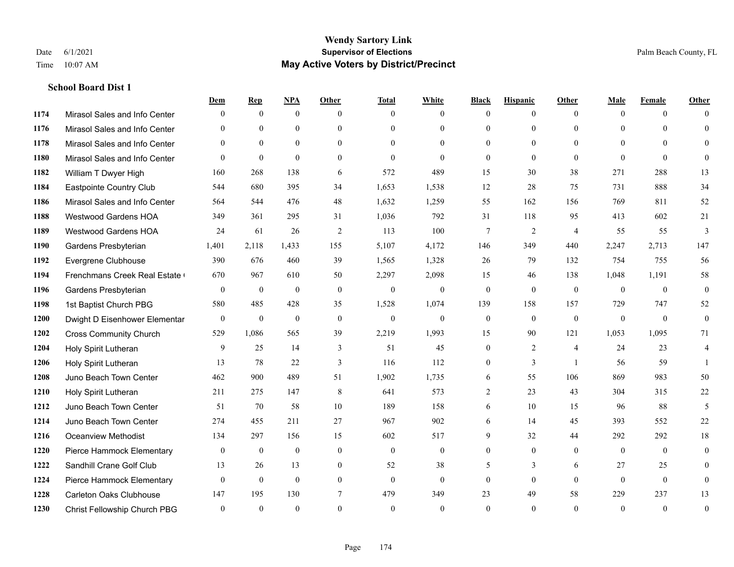# Wendy Sartory Link
## Supervisor of Elections
## May Active Voters by District/Precinct

Date 6/1/2021
Time 10:07 AM

Palm Beach County, FL

### School Board Dist 1

| | | Dem | Rep | NPA | Other | Total | White | Black | Hispanic | Other | Male | Female | Other |
|---|---|---|---|---|---|---|---|---|---|---|---|---|---|
| 1174 | Mirasol Sales and Info Center | 0 | 0 | 0 | 0 | 0 | 0 | 0 | 0 | 0 | 0 | 0 | 0 |
| 1176 | Mirasol Sales and Info Center | 0 | 0 | 0 | 0 | 0 | 0 | 0 | 0 | 0 | 0 | 0 | 0 |
| 1178 | Mirasol Sales and Info Center | 0 | 0 | 0 | 0 | 0 | 0 | 0 | 0 | 0 | 0 | 0 | 0 |
| 1180 | Mirasol Sales and Info Center | 0 | 0 | 0 | 0 | 0 | 0 | 0 | 0 | 0 | 0 | 0 | 0 |
| 1182 | William T Dwyer High | 160 | 268 | 138 | 6 | 572 | 489 | 15 | 30 | 38 | 271 | 288 | 13 |
| 1184 | Eastpointe Country Club | 544 | 680 | 395 | 34 | 1,653 | 1,538 | 12 | 28 | 75 | 731 | 888 | 34 |
| 1186 | Mirasol Sales and Info Center | 564 | 544 | 476 | 48 | 1,632 | 1,259 | 55 | 162 | 156 | 769 | 811 | 52 |
| 1188 | Westwood Gardens HOA | 349 | 361 | 295 | 31 | 1,036 | 792 | 31 | 118 | 95 | 413 | 602 | 21 |
| 1189 | Westwood Gardens HOA | 24 | 61 | 26 | 2 | 113 | 100 | 7 | 2 | 4 | 55 | 55 | 3 |
| 1190 | Gardens Presbyterian | 1,401 | 2,118 | 1,433 | 155 | 5,107 | 4,172 | 146 | 349 | 440 | 2,247 | 2,713 | 147 |
| 1192 | Evergrene Clubhouse | 390 | 676 | 460 | 39 | 1,565 | 1,328 | 26 | 79 | 132 | 754 | 755 | 56 |
| 1194 | Frenchmans Creek Real Estate ( | 670 | 967 | 610 | 50 | 2,297 | 2,098 | 15 | 46 | 138 | 1,048 | 1,191 | 58 |
| 1196 | Gardens Presbyterian | 0 | 0 | 0 | 0 | 0 | 0 | 0 | 0 | 0 | 0 | 0 | 0 |
| 1198 | 1st Baptist Church PBG | 580 | 485 | 428 | 35 | 1,528 | 1,074 | 139 | 158 | 157 | 729 | 747 | 52 |
| 1200 | Dwight D Eisenhower Elementar | 0 | 0 | 0 | 0 | 0 | 0 | 0 | 0 | 0 | 0 | 0 | 0 |
| 1202 | Cross Community Church | 529 | 1,086 | 565 | 39 | 2,219 | 1,993 | 15 | 90 | 121 | 1,053 | 1,095 | 71 |
| 1204 | Holy Spirit Lutheran | 9 | 25 | 14 | 3 | 51 | 45 | 0 | 2 | 4 | 24 | 23 | 4 |
| 1206 | Holy Spirit Lutheran | 13 | 78 | 22 | 3 | 116 | 112 | 0 | 3 | 1 | 56 | 59 | 1 |
| 1208 | Juno Beach Town Center | 462 | 900 | 489 | 51 | 1,902 | 1,735 | 6 | 55 | 106 | 869 | 983 | 50 |
| 1210 | Holy Spirit Lutheran | 211 | 275 | 147 | 8 | 641 | 573 | 2 | 23 | 43 | 304 | 315 | 22 |
| 1212 | Juno Beach Town Center | 51 | 70 | 58 | 10 | 189 | 158 | 6 | 10 | 15 | 96 | 88 | 5 |
| 1214 | Juno Beach Town Center | 274 | 455 | 211 | 27 | 967 | 902 | 6 | 14 | 45 | 393 | 552 | 22 |
| 1216 | Oceanview Methodist | 134 | 297 | 156 | 15 | 602 | 517 | 9 | 32 | 44 | 292 | 292 | 18 |
| 1220 | Pierce Hammock Elementary | 0 | 0 | 0 | 0 | 0 | 0 | 0 | 0 | 0 | 0 | 0 | 0 |
| 1222 | Sandhill Crane Golf Club | 13 | 26 | 13 | 0 | 52 | 38 | 5 | 3 | 6 | 27 | 25 | 0 |
| 1224 | Pierce Hammock Elementary | 0 | 0 | 0 | 0 | 0 | 0 | 0 | 0 | 0 | 0 | 0 | 0 |
| 1228 | Carleton Oaks Clubhouse | 147 | 195 | 130 | 7 | 479 | 349 | 23 | 49 | 58 | 229 | 237 | 13 |
| 1230 | Christ Fellowship Church PBG | 0 | 0 | 0 | 0 | 0 | 0 | 0 | 0 | 0 | 0 | 0 | 0 |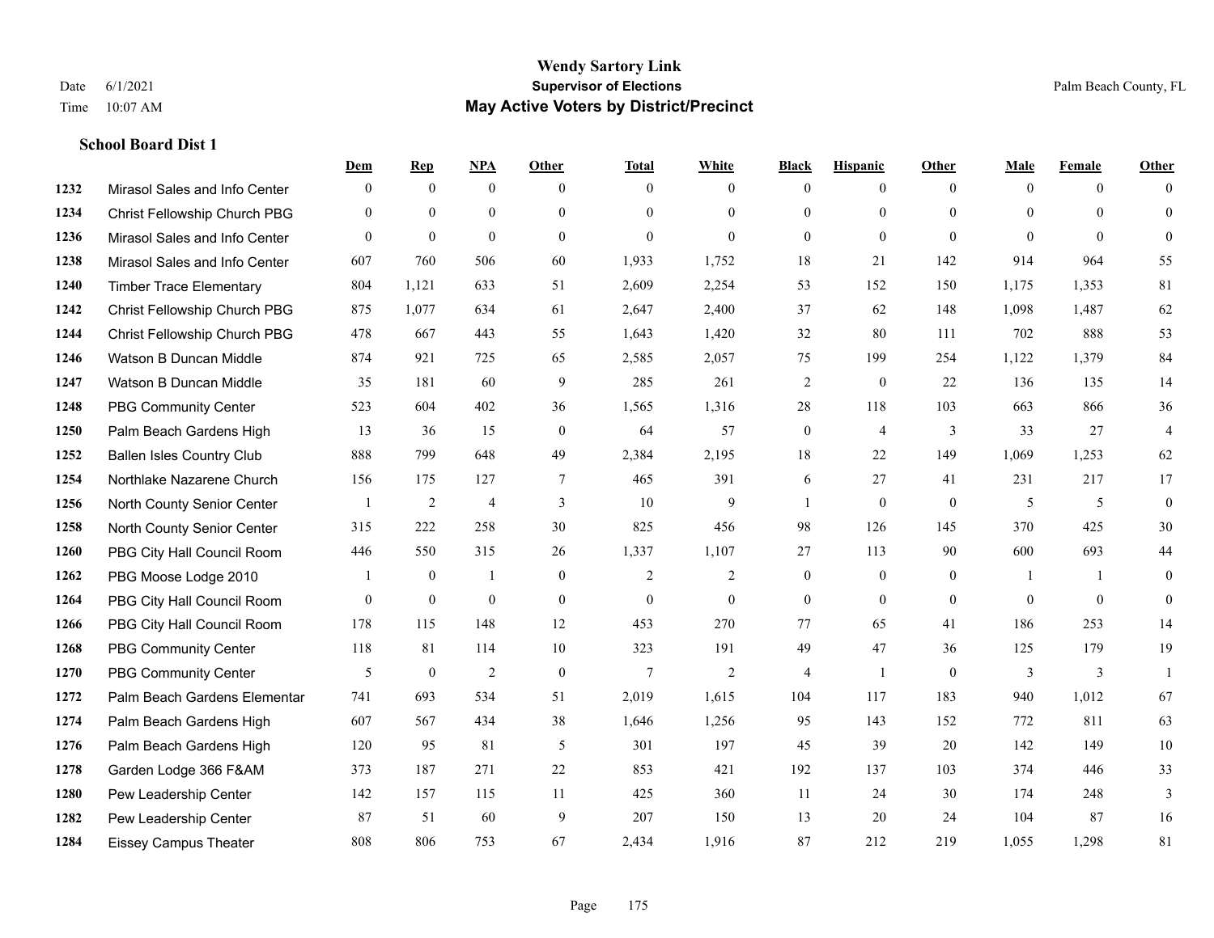# Wendy Sartory Link

## Supervisor of Elections

## May Active Voters by District/Precinct

Date 6/1/2021

Time 10:07 AM

Palm Beach County, FL

### School Board Dist 1

| | | Dem | Rep | NPA | Other | Total | White | Black | Hispanic | Other | Male | Female | Other |
|---|---|---|---|---|---|---|---|---|---|---|---|---|---|
| 1232 | Mirasol Sales and Info Center | 0 | 0 | 0 | 0 | 0 | 0 | 0 | 0 | 0 | 0 | 0 | 0 |
| 1234 | Christ Fellowship Church PBG | 0 | 0 | 0 | 0 | 0 | 0 | 0 | 0 | 0 | 0 | 0 | 0 |
| 1236 | Mirasol Sales and Info Center | 0 | 0 | 0 | 0 | 0 | 0 | 0 | 0 | 0 | 0 | 0 | 0 |
| 1238 | Mirasol Sales and Info Center | 607 | 760 | 506 | 60 | 1,933 | 1,752 | 18 | 21 | 142 | 914 | 964 | 55 |
| 1240 | Timber Trace Elementary | 804 | 1,121 | 633 | 51 | 2,609 | 2,254 | 53 | 152 | 150 | 1,175 | 1,353 | 81 |
| 1242 | Christ Fellowship Church PBG | 875 | 1,077 | 634 | 61 | 2,647 | 2,400 | 37 | 62 | 148 | 1,098 | 1,487 | 62 |
| 1244 | Christ Fellowship Church PBG | 478 | 667 | 443 | 55 | 1,643 | 1,420 | 32 | 80 | 111 | 702 | 888 | 53 |
| 1246 | Watson B Duncan Middle | 874 | 921 | 725 | 65 | 2,585 | 2,057 | 75 | 199 | 254 | 1,122 | 1,379 | 84 |
| 1247 | Watson B Duncan Middle | 35 | 181 | 60 | 9 | 285 | 261 | 2 | 0 | 22 | 136 | 135 | 14 |
| 1248 | PBG Community Center | 523 | 604 | 402 | 36 | 1,565 | 1,316 | 28 | 118 | 103 | 663 | 866 | 36 |
| 1250 | Palm Beach Gardens High | 13 | 36 | 15 | 0 | 64 | 57 | 0 | 4 | 3 | 33 | 27 | 4 |
| 1252 | Ballen Isles Country Club | 888 | 799 | 648 | 49 | 2,384 | 2,195 | 18 | 22 | 149 | 1,069 | 1,253 | 62 |
| 1254 | Northlake Nazarene Church | 156 | 175 | 127 | 7 | 465 | 391 | 6 | 27 | 41 | 231 | 217 | 17 |
| 1256 | North County Senior Center | 1 | 2 | 4 | 3 | 10 | 9 | 1 | 0 | 0 | 5 | 5 | 0 |
| 1258 | North County Senior Center | 315 | 222 | 258 | 30 | 825 | 456 | 98 | 126 | 145 | 370 | 425 | 30 |
| 1260 | PBG City Hall Council Room | 446 | 550 | 315 | 26 | 1,337 | 1,107 | 27 | 113 | 90 | 600 | 693 | 44 |
| 1262 | PBG Moose Lodge 2010 | 1 | 0 | 1 | 0 | 2 | 2 | 0 | 0 | 0 | 1 | 1 | 0 |
| 1264 | PBG City Hall Council Room | 0 | 0 | 0 | 0 | 0 | 0 | 0 | 0 | 0 | 0 | 0 | 0 |
| 1266 | PBG City Hall Council Room | 178 | 115 | 148 | 12 | 453 | 270 | 77 | 65 | 41 | 186 | 253 | 14 |
| 1268 | PBG Community Center | 118 | 81 | 114 | 10 | 323 | 191 | 49 | 47 | 36 | 125 | 179 | 19 |
| 1270 | PBG Community Center | 5 | 0 | 2 | 0 | 7 | 2 | 4 | 1 | 0 | 3 | 3 | 1 |
| 1272 | Palm Beach Gardens Elementar | 741 | 693 | 534 | 51 | 2,019 | 1,615 | 104 | 117 | 183 | 940 | 1,012 | 67 |
| 1274 | Palm Beach Gardens High | 607 | 567 | 434 | 38 | 1,646 | 1,256 | 95 | 143 | 152 | 772 | 811 | 63 |
| 1276 | Palm Beach Gardens High | 120 | 95 | 81 | 5 | 301 | 197 | 45 | 39 | 20 | 142 | 149 | 10 |
| 1278 | Garden Lodge 366 F&AM | 373 | 187 | 271 | 22 | 853 | 421 | 192 | 137 | 103 | 374 | 446 | 33 |
| 1280 | Pew Leadership Center | 142 | 157 | 115 | 11 | 425 | 360 | 11 | 24 | 30 | 174 | 248 | 3 |
| 1282 | Pew Leadership Center | 87 | 51 | 60 | 9 | 207 | 150 | 13 | 20 | 24 | 104 | 87 | 16 |
| 1284 | Eissey Campus Theater | 808 | 806 | 753 | 67 | 2,434 | 1,916 | 87 | 212 | 219 | 1,055 | 1,298 | 81 |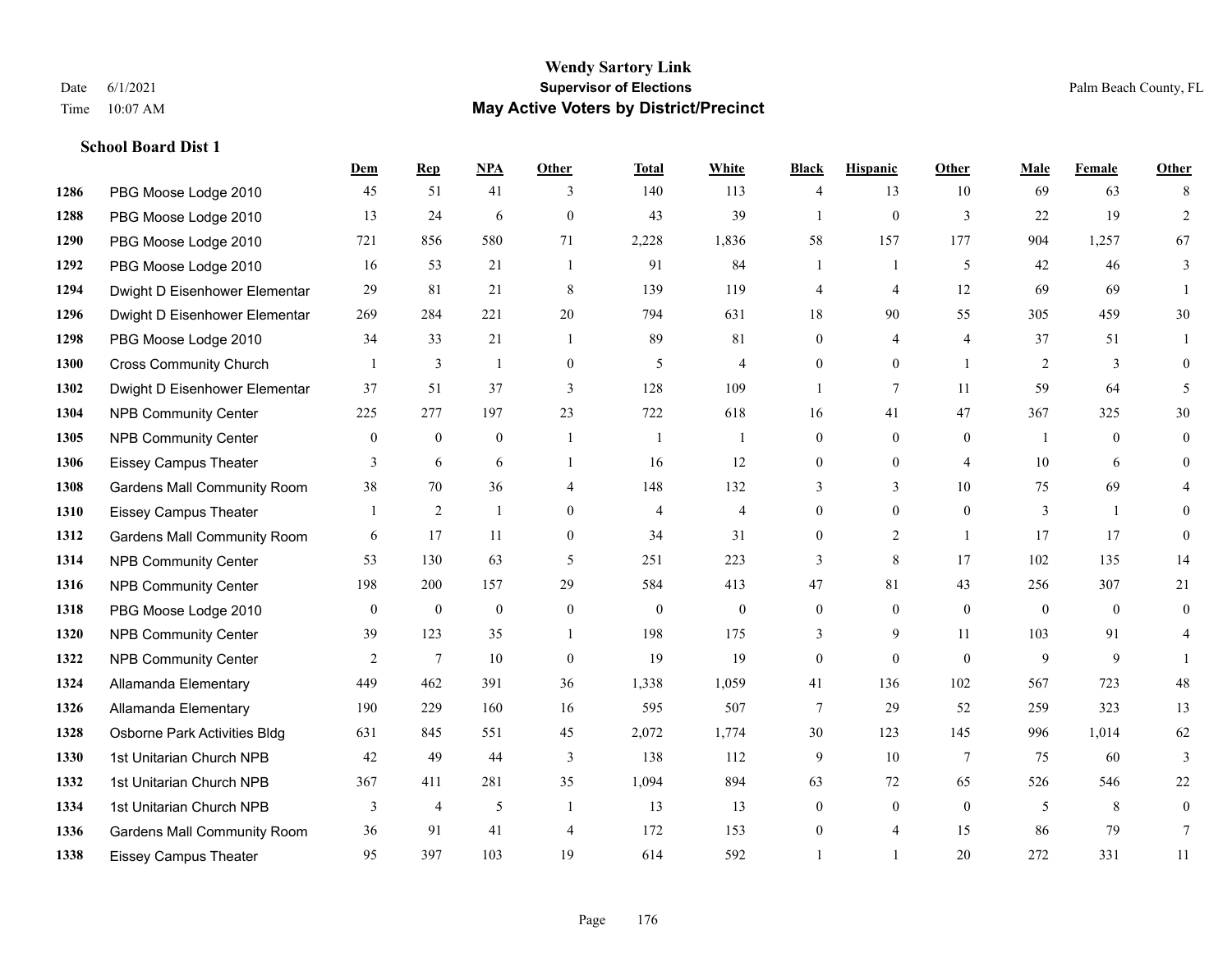# Wendy Sartory Link
## Supervisor of Elections
## May Active Voters by District/Precinct

Date 6/1/2021
Time 10:07 AM

Palm Beach County, FL

### School Board Dist 1

| | | Dem | Rep | NPA | Other | Total | White | Black | Hispanic | Other | Male | Female | Other |
|---|---|---|---|---|---|---|---|---|---|---|---|---|---|
| 1286 | PBG Moose Lodge 2010 | 45 | 51 | 41 | 3 | 140 | 113 | 4 | 13 | 10 | 69 | 63 | 8 |
| 1288 | PBG Moose Lodge 2010 | 13 | 24 | 6 | 0 | 43 | 39 | 1 | 0 | 3 | 22 | 19 | 2 |
| 1290 | PBG Moose Lodge 2010 | 721 | 856 | 580 | 71 | 2,228 | 1,836 | 58 | 157 | 177 | 904 | 1,257 | 67 |
| 1292 | PBG Moose Lodge 2010 | 16 | 53 | 21 | 1 | 91 | 84 | 1 | 1 | 5 | 42 | 46 | 3 |
| 1294 | Dwight D Eisenhower Elementar | 29 | 81 | 21 | 8 | 139 | 119 | 4 | 4 | 12 | 69 | 69 | 1 |
| 1296 | Dwight D Eisenhower Elementar | 269 | 284 | 221 | 20 | 794 | 631 | 18 | 90 | 55 | 305 | 459 | 30 |
| 1298 | PBG Moose Lodge 2010 | 34 | 33 | 21 | 1 | 89 | 81 | 0 | 4 | 4 | 37 | 51 | 1 |
| 1300 | Cross Community Church | 1 | 3 | 1 | 0 | 5 | 4 | 0 | 0 | 1 | 2 | 3 | 0 |
| 1302 | Dwight D Eisenhower Elementar | 37 | 51 | 37 | 3 | 128 | 109 | 1 | 7 | 11 | 59 | 64 | 5 |
| 1304 | NPB Community Center | 225 | 277 | 197 | 23 | 722 | 618 | 16 | 41 | 47 | 367 | 325 | 30 |
| 1305 | NPB Community Center | 0 | 0 | 0 | 1 | 1 | 1 | 0 | 0 | 0 | 1 | 0 | 0 |
| 1306 | Eissey Campus Theater | 3 | 6 | 6 | 1 | 16 | 12 | 0 | 0 | 4 | 10 | 6 | 0 |
| 1308 | Gardens Mall Community Room | 38 | 70 | 36 | 4 | 148 | 132 | 3 | 3 | 10 | 75 | 69 | 4 |
| 1310 | Eissey Campus Theater | 1 | 2 | 1 | 0 | 4 | 4 | 0 | 0 | 0 | 3 | 1 | 0 |
| 1312 | Gardens Mall Community Room | 6 | 17 | 11 | 0 | 34 | 31 | 0 | 2 | 1 | 17 | 17 | 0 |
| 1314 | NPB Community Center | 53 | 130 | 63 | 5 | 251 | 223 | 3 | 8 | 17 | 102 | 135 | 14 |
| 1316 | NPB Community Center | 198 | 200 | 157 | 29 | 584 | 413 | 47 | 81 | 43 | 256 | 307 | 21 |
| 1318 | PBG Moose Lodge 2010 | 0 | 0 | 0 | 0 | 0 | 0 | 0 | 0 | 0 | 0 | 0 | 0 |
| 1320 | NPB Community Center | 39 | 123 | 35 | 1 | 198 | 175 | 3 | 9 | 11 | 103 | 91 | 4 |
| 1322 | NPB Community Center | 2 | 7 | 10 | 0 | 19 | 19 | 0 | 0 | 0 | 9 | 9 | 1 |
| 1324 | Allamanda Elementary | 449 | 462 | 391 | 36 | 1,338 | 1,059 | 41 | 136 | 102 | 567 | 723 | 48 |
| 1326 | Allamanda Elementary | 190 | 229 | 160 | 16 | 595 | 507 | 7 | 29 | 52 | 259 | 323 | 13 |
| 1328 | Osborne Park Activities Bldg | 631 | 845 | 551 | 45 | 2,072 | 1,774 | 30 | 123 | 145 | 996 | 1,014 | 62 |
| 1330 | 1st Unitarian Church NPB | 42 | 49 | 44 | 3 | 138 | 112 | 9 | 10 | 7 | 75 | 60 | 3 |
| 1332 | 1st Unitarian Church NPB | 367 | 411 | 281 | 35 | 1,094 | 894 | 63 | 72 | 65 | 526 | 546 | 22 |
| 1334 | 1st Unitarian Church NPB | 3 | 4 | 5 | 1 | 13 | 13 | 0 | 0 | 0 | 5 | 8 | 0 |
| 1336 | Gardens Mall Community Room | 36 | 91 | 41 | 4 | 172 | 153 | 0 | 4 | 15 | 86 | 79 | 7 |
| 1338 | Eissey Campus Theater | 95 | 397 | 103 | 19 | 614 | 592 | 1 | 1 | 20 | 272 | 331 | 11 |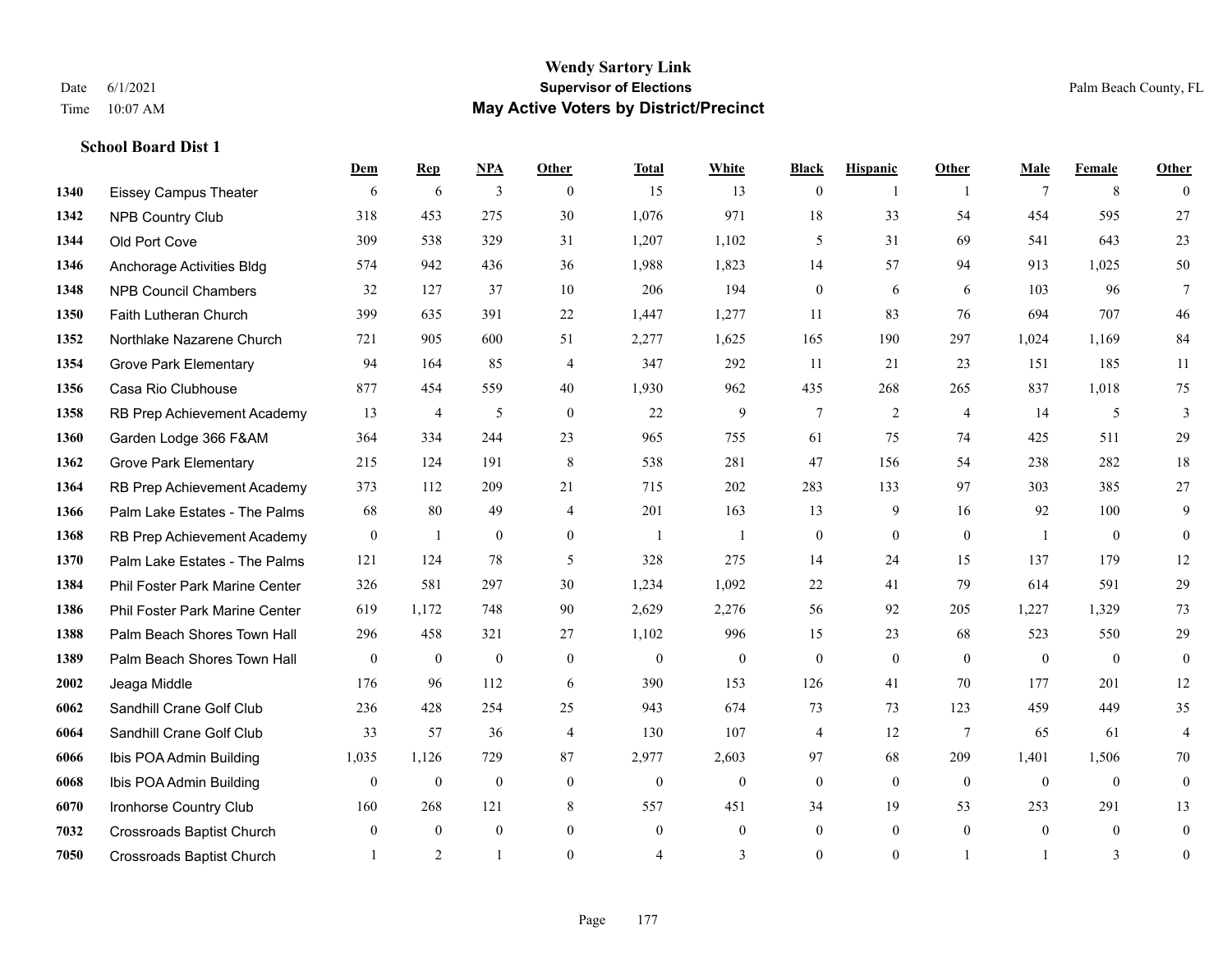# Wendy Sartory Link
## Supervisor of Elections
## May Active Voters by District/Precinct

Date 6/1/2021
Time 10:07 AM

Palm Beach County, FL

### School Board Dist 1

| | | Dem | Rep | NPA | Other | Total | White | Black | Hispanic | Other | Male | Female | Other |
|---|---|---|---|---|---|---|---|---|---|---|---|---|---|
| 1340 | Eissey Campus Theater | 6 | 6 | 3 | 0 | 15 | 13 | 0 | 1 | 1 | 7 | 8 | 0 |
| 1342 | NPB Country Club | 318 | 453 | 275 | 30 | 1,076 | 971 | 18 | 33 | 54 | 454 | 595 | 27 |
| 1344 | Old Port Cove | 309 | 538 | 329 | 31 | 1,207 | 1,102 | 5 | 31 | 69 | 541 | 643 | 23 |
| 1346 | Anchorage Activities Bldg | 574 | 942 | 436 | 36 | 1,988 | 1,823 | 14 | 57 | 94 | 913 | 1,025 | 50 |
| 1348 | NPB Council Chambers | 32 | 127 | 37 | 10 | 206 | 194 | 0 | 6 | 6 | 103 | 96 | 7 |
| 1350 | Faith Lutheran Church | 399 | 635 | 391 | 22 | 1,447 | 1,277 | 11 | 83 | 76 | 694 | 707 | 46 |
| 1352 | Northlake Nazarene Church | 721 | 905 | 600 | 51 | 2,277 | 1,625 | 165 | 190 | 297 | 1,024 | 1,169 | 84 |
| 1354 | Grove Park Elementary | 94 | 164 | 85 | 4 | 347 | 292 | 11 | 21 | 23 | 151 | 185 | 11 |
| 1356 | Casa Rio Clubhouse | 877 | 454 | 559 | 40 | 1,930 | 962 | 435 | 268 | 265 | 837 | 1,018 | 75 |
| 1358 | RB Prep Achievement Academy | 13 | 4 | 5 | 0 | 22 | 9 | 7 | 2 | 4 | 14 | 5 | 3 |
| 1360 | Garden Lodge 366 F&AM | 364 | 334 | 244 | 23 | 965 | 755 | 61 | 75 | 74 | 425 | 511 | 29 |
| 1362 | Grove Park Elementary | 215 | 124 | 191 | 8 | 538 | 281 | 47 | 156 | 54 | 238 | 282 | 18 |
| 1364 | RB Prep Achievement Academy | 373 | 112 | 209 | 21 | 715 | 202 | 283 | 133 | 97 | 303 | 385 | 27 |
| 1366 | Palm Lake Estates - The Palms | 68 | 80 | 49 | 4 | 201 | 163 | 13 | 9 | 16 | 92 | 100 | 9 |
| 1368 | RB Prep Achievement Academy | 0 | 1 | 0 | 0 | 1 | 1 | 0 | 0 | 0 | 1 | 0 | 0 |
| 1370 | Palm Lake Estates - The Palms | 121 | 124 | 78 | 5 | 328 | 275 | 14 | 24 | 15 | 137 | 179 | 12 |
| 1384 | Phil Foster Park Marine Center | 326 | 581 | 297 | 30 | 1,234 | 1,092 | 22 | 41 | 79 | 614 | 591 | 29 |
| 1386 | Phil Foster Park Marine Center | 619 | 1,172 | 748 | 90 | 2,629 | 2,276 | 56 | 92 | 205 | 1,227 | 1,329 | 73 |
| 1388 | Palm Beach Shores Town Hall | 296 | 458 | 321 | 27 | 1,102 | 996 | 15 | 23 | 68 | 523 | 550 | 29 |
| 1389 | Palm Beach Shores Town Hall | 0 | 0 | 0 | 0 | 0 | 0 | 0 | 0 | 0 | 0 | 0 | 0 |
| 2002 | Jeaga Middle | 176 | 96 | 112 | 6 | 390 | 153 | 126 | 41 | 70 | 177 | 201 | 12 |
| 6062 | Sandhill Crane Golf Club | 236 | 428 | 254 | 25 | 943 | 674 | 73 | 73 | 123 | 459 | 449 | 35 |
| 6064 | Sandhill Crane Golf Club | 33 | 57 | 36 | 4 | 130 | 107 | 4 | 12 | 7 | 65 | 61 | 4 |
| 6066 | Ibis POA Admin Building | 1,035 | 1,126 | 729 | 87 | 2,977 | 2,603 | 97 | 68 | 209 | 1,401 | 1,506 | 70 |
| 6068 | Ibis POA Admin Building | 0 | 0 | 0 | 0 | 0 | 0 | 0 | 0 | 0 | 0 | 0 | 0 |
| 6070 | Ironhorse Country Club | 160 | 268 | 121 | 8 | 557 | 451 | 34 | 19 | 53 | 253 | 291 | 13 |
| 7032 | Crossroads Baptist Church | 0 | 0 | 0 | 0 | 0 | 0 | 0 | 0 | 0 | 0 | 0 | 0 |
| 7050 | Crossroads Baptist Church | 1 | 2 | 1 | 0 | 4 | 3 | 0 | 0 | 1 | 1 | 3 | 0 |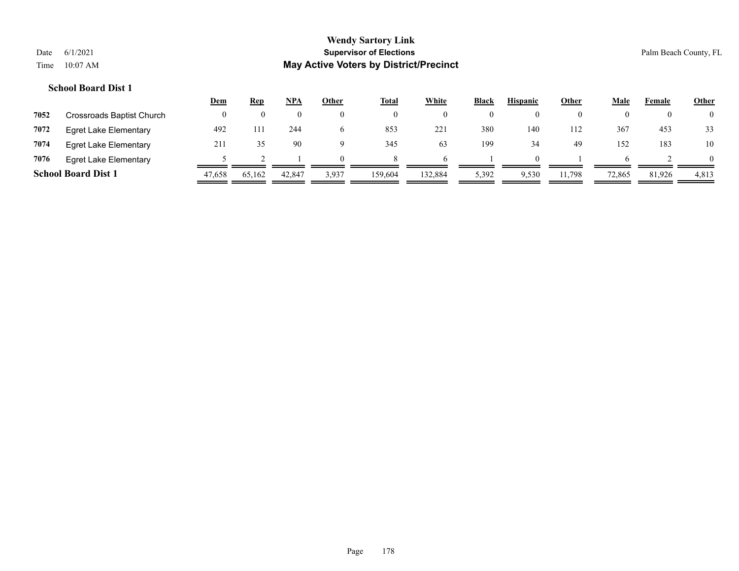**School Board Dist 1**

| | | Dem | Rep | NPA | Other | Total | White | Black | Hispanic | Other | Male | Female | Other |
|---|---|---|---|---|---|---|---|---|---|---|---|---|---|
| 7052 | Crossroads Baptist Church | 0 | 0 | 0 | 0 | 0 | 0 | 0 | 0 | 0 | 0 | 0 | 0 |
| 7072 | Egret Lake Elementary | 492 | 111 | 244 | 6 | 853 | 221 | 380 | 140 | 112 | 367 | 453 | 33 |
| 7074 | Egret Lake Elementary | 211 | 35 | 90 | 9 | 345 | 63 | 199 | 34 | 49 | 152 | 183 | 10 |
| 7076 | Egret Lake Elementary | 5 | 2 | 1 | 0 | 8 | 6 | 1 | 0 | 1 | 6 | 2 | 0 |
| **School Board Dist 1** | | 47,658 | 65,162 | 42,847 | 3,937 | 159,604 | 132,884 | 5,392 | 9,530 | 11,798 | 72,865 | 81,926 | 4,813 |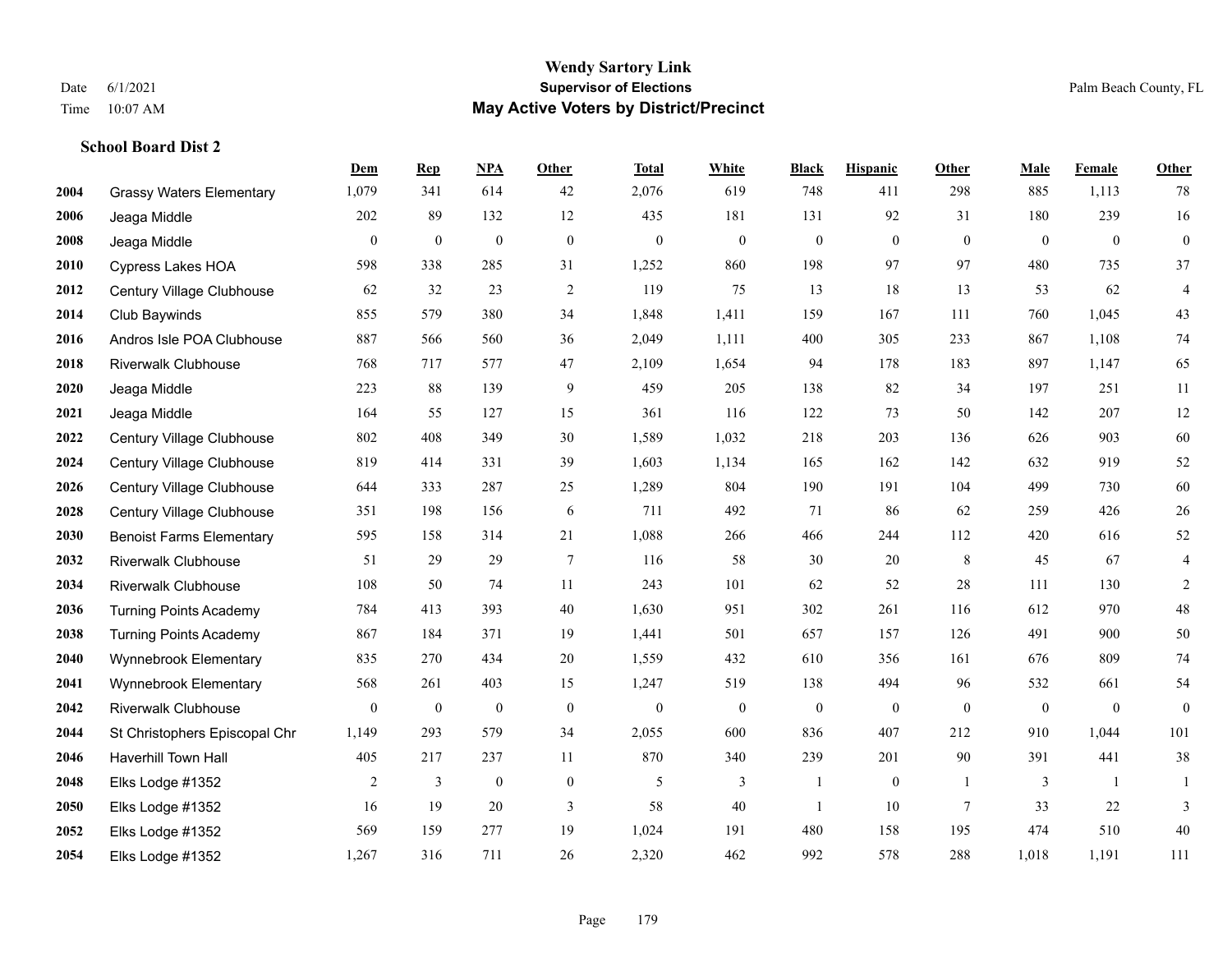# Wendy Sartory Link
## Supervisor of Elections
## May Active Voters by District/Precinct

Date 6/1/2021
Time 10:07 AM

Palm Beach County, FL

### School Board Dist 2

| | | Dem | Rep | NPA | Other | Total | White | Black | Hispanic | Other | Male | Female | Other |
|---|---|---|---|---|---|---|---|---|---|---|---|---|---|
| 2004 | Grassy Waters Elementary | 1,079 | 341 | 614 | 42 | 2,076 | 619 | 748 | 411 | 298 | 885 | 1,113 | 78 |
| 2006 | Jeaga Middle | 202 | 89 | 132 | 12 | 435 | 181 | 131 | 92 | 31 | 180 | 239 | 16 |
| 2008 | Jeaga Middle | 0 | 0 | 0 | 0 | 0 | 0 | 0 | 0 | 0 | 0 | 0 | 0 |
| 2010 | Cypress Lakes HOA | 598 | 338 | 285 | 31 | 1,252 | 860 | 198 | 97 | 97 | 480 | 735 | 37 |
| 2012 | Century Village Clubhouse | 62 | 32 | 23 | 2 | 119 | 75 | 13 | 18 | 13 | 53 | 62 | 4 |
| 2014 | Club Baywinds | 855 | 579 | 380 | 34 | 1,848 | 1,411 | 159 | 167 | 111 | 760 | 1,045 | 43 |
| 2016 | Andros Isle POA Clubhouse | 887 | 566 | 560 | 36 | 2,049 | 1,111 | 400 | 305 | 233 | 867 | 1,108 | 74 |
| 2018 | Riverwalk Clubhouse | 768 | 717 | 577 | 47 | 2,109 | 1,654 | 94 | 178 | 183 | 897 | 1,147 | 65 |
| 2020 | Jeaga Middle | 223 | 88 | 139 | 9 | 459 | 205 | 138 | 82 | 34 | 197 | 251 | 11 |
| 2021 | Jeaga Middle | 164 | 55 | 127 | 15 | 361 | 116 | 122 | 73 | 50 | 142 | 207 | 12 |
| 2022 | Century Village Clubhouse | 802 | 408 | 349 | 30 | 1,589 | 1,032 | 218 | 203 | 136 | 626 | 903 | 60 |
| 2024 | Century Village Clubhouse | 819 | 414 | 331 | 39 | 1,603 | 1,134 | 165 | 162 | 142 | 632 | 919 | 52 |
| 2026 | Century Village Clubhouse | 644 | 333 | 287 | 25 | 1,289 | 804 | 190 | 191 | 104 | 499 | 730 | 60 |
| 2028 | Century Village Clubhouse | 351 | 198 | 156 | 6 | 711 | 492 | 71 | 86 | 62 | 259 | 426 | 26 |
| 2030 | Benoist Farms Elementary | 595 | 158 | 314 | 21 | 1,088 | 266 | 466 | 244 | 112 | 420 | 616 | 52 |
| 2032 | Riverwalk Clubhouse | 51 | 29 | 29 | 7 | 116 | 58 | 30 | 20 | 8 | 45 | 67 | 4 |
| 2034 | Riverwalk Clubhouse | 108 | 50 | 74 | 11 | 243 | 101 | 62 | 52 | 28 | 111 | 130 | 2 |
| 2036 | Turning Points Academy | 784 | 413 | 393 | 40 | 1,630 | 951 | 302 | 261 | 116 | 612 | 970 | 48 |
| 2038 | Turning Points Academy | 867 | 184 | 371 | 19 | 1,441 | 501 | 657 | 157 | 126 | 491 | 900 | 50 |
| 2040 | Wynnebrook Elementary | 835 | 270 | 434 | 20 | 1,559 | 432 | 610 | 356 | 161 | 676 | 809 | 74 |
| 2041 | Wynnebrook Elementary | 568 | 261 | 403 | 15 | 1,247 | 519 | 138 | 494 | 96 | 532 | 661 | 54 |
| 2042 | Riverwalk Clubhouse | 0 | 0 | 0 | 0 | 0 | 0 | 0 | 0 | 0 | 0 | 0 | 0 |
| 2044 | St Christophers Episcopal Chr | 1,149 | 293 | 579 | 34 | 2,055 | 600 | 836 | 407 | 212 | 910 | 1,044 | 101 |
| 2046 | Haverhill Town Hall | 405 | 217 | 237 | 11 | 870 | 340 | 239 | 201 | 90 | 391 | 441 | 38 |
| 2048 | Elks Lodge #1352 | 2 | 3 | 0 | 0 | 5 | 3 | 1 | 0 | 1 | 3 | 1 | 1 |
| 2050 | Elks Lodge #1352 | 16 | 19 | 20 | 3 | 58 | 40 | 1 | 10 | 7 | 33 | 22 | 3 |
| 2052 | Elks Lodge #1352 | 569 | 159 | 277 | 19 | 1,024 | 191 | 480 | 158 | 195 | 474 | 510 | 40 |
| 2054 | Elks Lodge #1352 | 1,267 | 316 | 711 | 26 | 2,320 | 462 | 992 | 578 | 288 | 1,018 | 1,191 | 111 |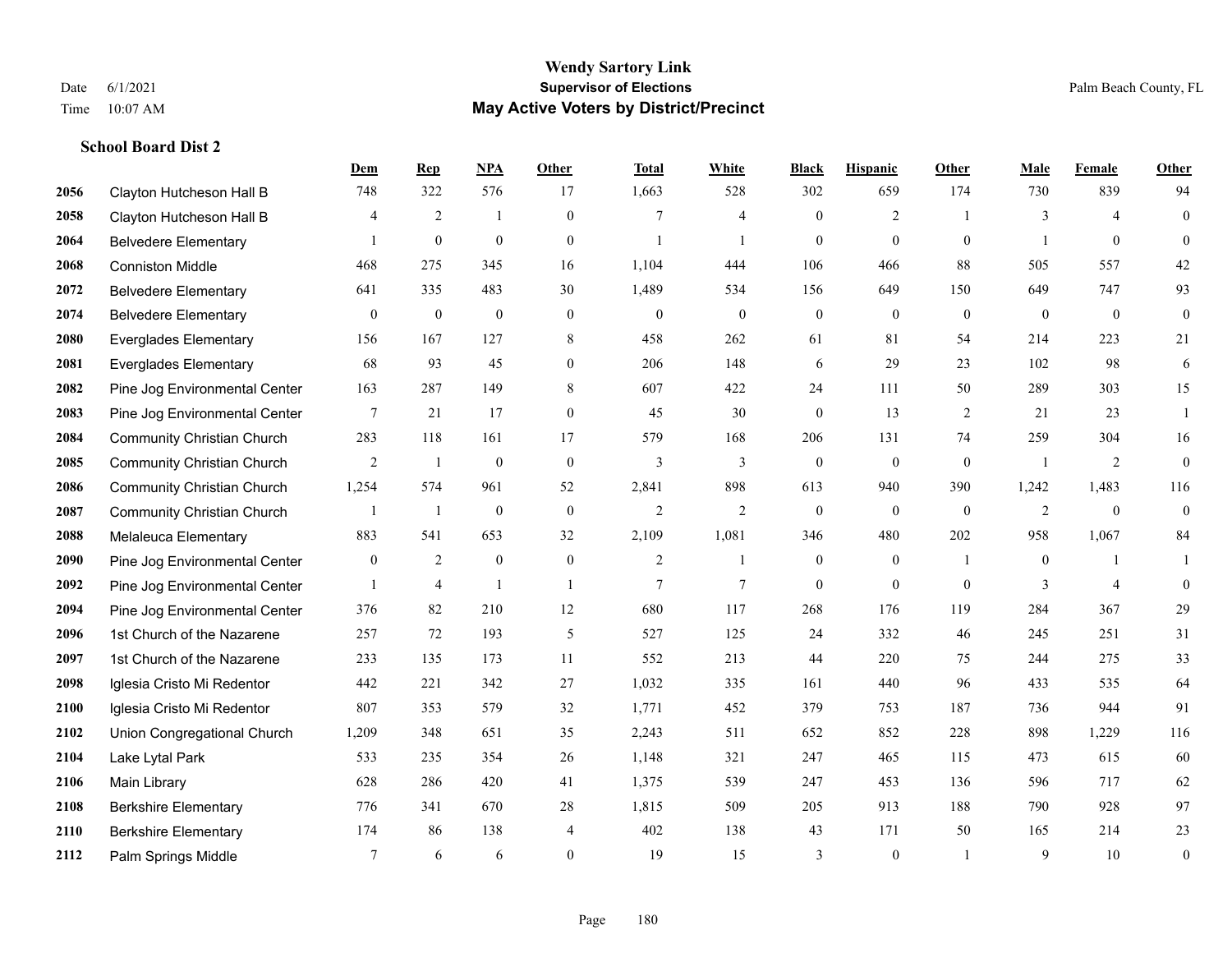# Wendy Sartory Link
## Supervisor of Elections
## May Active Voters by District/Precinct

Date 6/1/2021
Time 10:07 AM

Palm Beach County, FL

### School Board Dist 2

| | | Dem | Rep | NPA | Other | Total | White | Black | Hispanic | Other | Male | Female | Other |
|---|---|---|---|---|---|---|---|---|---|---|---|---|---|
| 2056 | Clayton Hutcheson Hall B | 748 | 322 | 576 | 17 | 1,663 | 528 | 302 | 659 | 174 | 730 | 839 | 94 |
| 2058 | Clayton Hutcheson Hall B | 4 | 2 | 1 | 0 | 7 | 4 | 0 | 2 | 1 | 3 | 4 | 0 |
| 2064 | Belvedere Elementary | 1 | 0 | 0 | 0 | 1 | 1 | 0 | 0 | 0 | 1 | 0 | 0 |
| 2068 | Conniston Middle | 468 | 275 | 345 | 16 | 1,104 | 444 | 106 | 466 | 88 | 505 | 557 | 42 |
| 2072 | Belvedere Elementary | 641 | 335 | 483 | 30 | 1,489 | 534 | 156 | 649 | 150 | 649 | 747 | 93 |
| 2074 | Belvedere Elementary | 0 | 0 | 0 | 0 | 0 | 0 | 0 | 0 | 0 | 0 | 0 | 0 |
| 2080 | Everglades Elementary | 156 | 167 | 127 | 8 | 458 | 262 | 61 | 81 | 54 | 214 | 223 | 21 |
| 2081 | Everglades Elementary | 68 | 93 | 45 | 0 | 206 | 148 | 6 | 29 | 23 | 102 | 98 | 6 |
| 2082 | Pine Jog Environmental Center | 163 | 287 | 149 | 8 | 607 | 422 | 24 | 111 | 50 | 289 | 303 | 15 |
| 2083 | Pine Jog Environmental Center | 7 | 21 | 17 | 0 | 45 | 30 | 0 | 13 | 2 | 21 | 23 | 1 |
| 2084 | Community Christian Church | 283 | 118 | 161 | 17 | 579 | 168 | 206 | 131 | 74 | 259 | 304 | 16 |
| 2085 | Community Christian Church | 2 | 1 | 0 | 0 | 3 | 3 | 0 | 0 | 0 | 1 | 2 | 0 |
| 2086 | Community Christian Church | 1,254 | 574 | 961 | 52 | 2,841 | 898 | 613 | 940 | 390 | 1,242 | 1,483 | 116 |
| 2087 | Community Christian Church | 1 | 1 | 0 | 0 | 2 | 2 | 0 | 0 | 0 | 2 | 0 | 0 |
| 2088 | Melaleuca Elementary | 883 | 541 | 653 | 32 | 2,109 | 1,081 | 346 | 480 | 202 | 958 | 1,067 | 84 |
| 2090 | Pine Jog Environmental Center | 0 | 2 | 0 | 0 | 2 | 1 | 0 | 0 | 1 | 0 | 1 | 1 |
| 2092 | Pine Jog Environmental Center | 1 | 4 | 1 | 1 | 7 | 7 | 0 | 0 | 0 | 3 | 4 | 0 |
| 2094 | Pine Jog Environmental Center | 376 | 82 | 210 | 12 | 680 | 117 | 268 | 176 | 119 | 284 | 367 | 29 |
| 2096 | 1st Church of the Nazarene | 257 | 72 | 193 | 5 | 527 | 125 | 24 | 332 | 46 | 245 | 251 | 31 |
| 2097 | 1st Church of the Nazarene | 233 | 135 | 173 | 11 | 552 | 213 | 44 | 220 | 75 | 244 | 275 | 33 |
| 2098 | Iglesia Cristo Mi Redentor | 442 | 221 | 342 | 27 | 1,032 | 335 | 161 | 440 | 96 | 433 | 535 | 64 |
| 2100 | Iglesia Cristo Mi Redentor | 807 | 353 | 579 | 32 | 1,771 | 452 | 379 | 753 | 187 | 736 | 944 | 91 |
| 2102 | Union Congregational Church | 1,209 | 348 | 651 | 35 | 2,243 | 511 | 652 | 852 | 228 | 898 | 1,229 | 116 |
| 2104 | Lake Lytal Park | 533 | 235 | 354 | 26 | 1,148 | 321 | 247 | 465 | 115 | 473 | 615 | 60 |
| 2106 | Main Library | 628 | 286 | 420 | 41 | 1,375 | 539 | 247 | 453 | 136 | 596 | 717 | 62 |
| 2108 | Berkshire Elementary | 776 | 341 | 670 | 28 | 1,815 | 509 | 205 | 913 | 188 | 790 | 928 | 97 |
| 2110 | Berkshire Elementary | 174 | 86 | 138 | 4 | 402 | 138 | 43 | 171 | 50 | 165 | 214 | 23 |
| 2112 | Palm Springs Middle | 7 | 6 | 6 | 0 | 19 | 15 | 3 | 0 | 1 | 9 | 10 | 0 |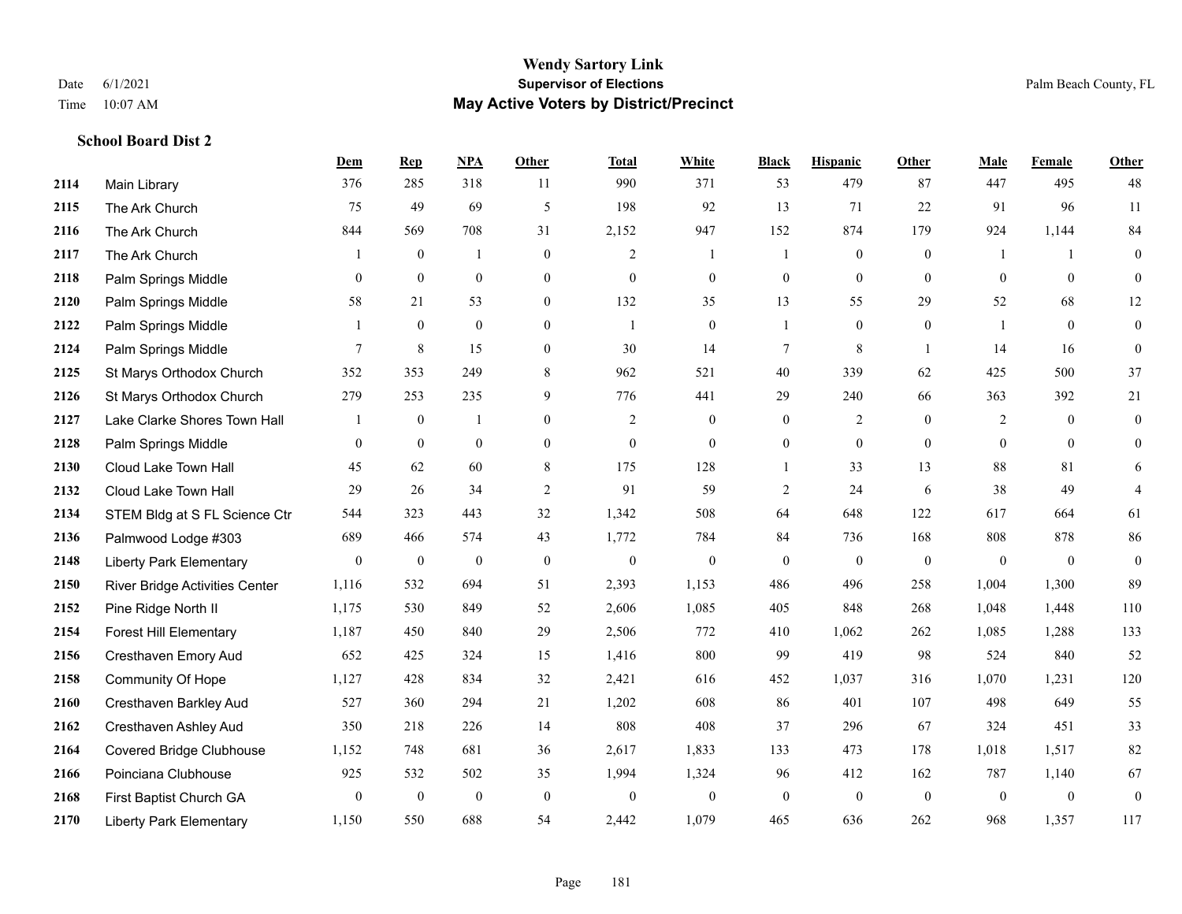# Wendy Sartory Link
## Supervisor of Elections
## May Active Voters by District/Precinct

Date 6/1/2021
Time 10:07 AM

Palm Beach County, FL

**School Board Dist 2**

| | | Dem | Rep | NPA | Other | Total | White | Black | Hispanic | Other | Male | Female | Other |
|---|---|---|---|---|---|---|---|---|---|---|---|---|---|
| 2114 | Main Library | 376 | 285 | 318 | 11 | 990 | 371 | 53 | 479 | 87 | 447 | 495 | 48 |
| 2115 | The Ark Church | 75 | 49 | 69 | 5 | 198 | 92 | 13 | 71 | 22 | 91 | 96 | 11 |
| 2116 | The Ark Church | 844 | 569 | 708 | 31 | 2,152 | 947 | 152 | 874 | 179 | 924 | 1,144 | 84 |
| 2117 | The Ark Church | 1 | 0 | 1 | 0 | 2 | 1 | 1 | 0 | 0 | 1 | 1 | 0 |
| 2118 | Palm Springs Middle | 0 | 0 | 0 | 0 | 0 | 0 | 0 | 0 | 0 | 0 | 0 | 0 |
| 2120 | Palm Springs Middle | 58 | 21 | 53 | 0 | 132 | 35 | 13 | 55 | 29 | 52 | 68 | 12 |
| 2122 | Palm Springs Middle | 1 | 0 | 0 | 0 | 1 | 0 | 1 | 0 | 0 | 1 | 0 | 0 |
| 2124 | Palm Springs Middle | 7 | 8 | 15 | 0 | 30 | 14 | 7 | 8 | 1 | 14 | 16 | 0 |
| 2125 | St Marys Orthodox Church | 352 | 353 | 249 | 8 | 962 | 521 | 40 | 339 | 62 | 425 | 500 | 37 |
| 2126 | St Marys Orthodox Church | 279 | 253 | 235 | 9 | 776 | 441 | 29 | 240 | 66 | 363 | 392 | 21 |
| 2127 | Lake Clarke Shores Town Hall | 1 | 0 | 1 | 0 | 2 | 0 | 0 | 2 | 0 | 2 | 0 | 0 |
| 2128 | Palm Springs Middle | 0 | 0 | 0 | 0 | 0 | 0 | 0 | 0 | 0 | 0 | 0 | 0 |
| 2130 | Cloud Lake Town Hall | 45 | 62 | 60 | 8 | 175 | 128 | 1 | 33 | 13 | 88 | 81 | 6 |
| 2132 | Cloud Lake Town Hall | 29 | 26 | 34 | 2 | 91 | 59 | 2 | 24 | 6 | 38 | 49 | 4 |
| 2134 | STEM Bldg at S FL Science Ctr | 544 | 323 | 443 | 32 | 1,342 | 508 | 64 | 648 | 122 | 617 | 664 | 61 |
| 2136 | Palmwood Lodge #303 | 689 | 466 | 574 | 43 | 1,772 | 784 | 84 | 736 | 168 | 808 | 878 | 86 |
| 2148 | Liberty Park Elementary | 0 | 0 | 0 | 0 | 0 | 0 | 0 | 0 | 0 | 0 | 0 | 0 |
| 2150 | River Bridge Activities Center | 1,116 | 532 | 694 | 51 | 2,393 | 1,153 | 486 | 496 | 258 | 1,004 | 1,300 | 89 |
| 2152 | Pine Ridge North II | 1,175 | 530 | 849 | 52 | 2,606 | 1,085 | 405 | 848 | 268 | 1,048 | 1,448 | 110 |
| 2154 | Forest Hill Elementary | 1,187 | 450 | 840 | 29 | 2,506 | 772 | 410 | 1,062 | 262 | 1,085 | 1,288 | 133 |
| 2156 | Cresthaven Emory Aud | 652 | 425 | 324 | 15 | 1,416 | 800 | 99 | 419 | 98 | 524 | 840 | 52 |
| 2158 | Community Of Hope | 1,127 | 428 | 834 | 32 | 2,421 | 616 | 452 | 1,037 | 316 | 1,070 | 1,231 | 120 |
| 2160 | Cresthaven Barkley Aud | 527 | 360 | 294 | 21 | 1,202 | 608 | 86 | 401 | 107 | 498 | 649 | 55 |
| 2162 | Cresthaven Ashley Aud | 350 | 218 | 226 | 14 | 808 | 408 | 37 | 296 | 67 | 324 | 451 | 33 |
| 2164 | Covered Bridge Clubhouse | 1,152 | 748 | 681 | 36 | 2,617 | 1,833 | 133 | 473 | 178 | 1,018 | 1,517 | 82 |
| 2166 | Poinciana Clubhouse | 925 | 532 | 502 | 35 | 1,994 | 1,324 | 96 | 412 | 162 | 787 | 1,140 | 67 |
| 2168 | First Baptist Church GA | 0 | 0 | 0 | 0 | 0 | 0 | 0 | 0 | 0 | 0 | 0 | 0 |
| 2170 | Liberty Park Elementary | 1,150 | 550 | 688 | 54 | 2,442 | 1,079 | 465 | 636 | 262 | 968 | 1,357 | 117 |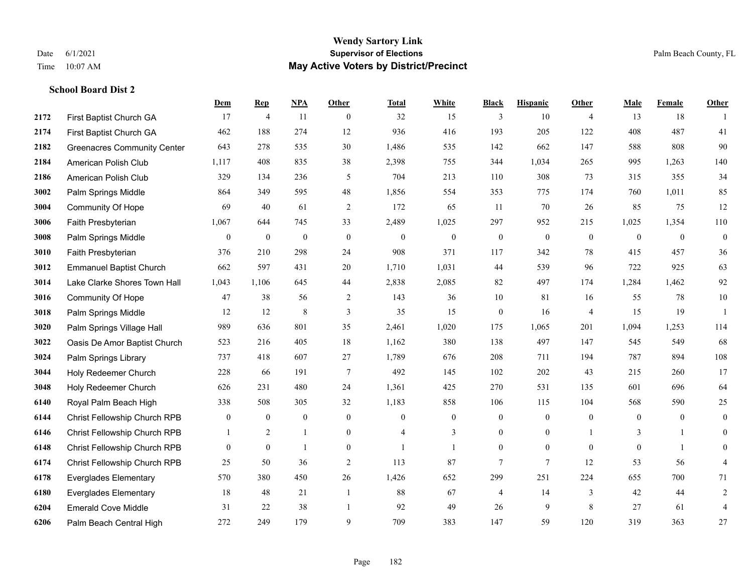# Wendy Sartory Link

**Supervisor of Elections**

**May Active Voters by District/Precinct**

Date 6/1/2021

Time 10:07 AM

Palm Beach County, FL

### School Board Dist 2

| | | Dem | Rep | NPA | Other | Total | White | Black | Hispanic | Other | Male | Female | Other |
|---|---|---|---|---|---|---|---|---|---|---|---|---|---|
| 2172 | First Baptist Church GA | 17 | 4 | 11 | 0 | 32 | 15 | 3 | 10 | 4 | 13 | 18 | 1 |
| 2174 | First Baptist Church GA | 462 | 188 | 274 | 12 | 936 | 416 | 193 | 205 | 122 | 408 | 487 | 41 |
| 2182 | Greenacres Community Center | 643 | 278 | 535 | 30 | 1,486 | 535 | 142 | 662 | 147 | 588 | 808 | 90 |
| 2184 | American Polish Club | 1,117 | 408 | 835 | 38 | 2,398 | 755 | 344 | 1,034 | 265 | 995 | 1,263 | 140 |
| 2186 | American Polish Club | 329 | 134 | 236 | 5 | 704 | 213 | 110 | 308 | 73 | 315 | 355 | 34 |
| 3002 | Palm Springs Middle | 864 | 349 | 595 | 48 | 1,856 | 554 | 353 | 775 | 174 | 760 | 1,011 | 85 |
| 3004 | Community Of Hope | 69 | 40 | 61 | 2 | 172 | 65 | 11 | 70 | 26 | 85 | 75 | 12 |
| 3006 | Faith Presbyterian | 1,067 | 644 | 745 | 33 | 2,489 | 1,025 | 297 | 952 | 215 | 1,025 | 1,354 | 110 |
| 3008 | Palm Springs Middle | 0 | 0 | 0 | 0 | 0 | 0 | 0 | 0 | 0 | 0 | 0 | 0 |
| 3010 | Faith Presbyterian | 376 | 210 | 298 | 24 | 908 | 371 | 117 | 342 | 78 | 415 | 457 | 36 |
| 3012 | Emmanuel Baptist Church | 662 | 597 | 431 | 20 | 1,710 | 1,031 | 44 | 539 | 96 | 722 | 925 | 63 |
| 3014 | Lake Clarke Shores Town Hall | 1,043 | 1,106 | 645 | 44 | 2,838 | 2,085 | 82 | 497 | 174 | 1,284 | 1,462 | 92 |
| 3016 | Community Of Hope | 47 | 38 | 56 | 2 | 143 | 36 | 10 | 81 | 16 | 55 | 78 | 10 |
| 3018 | Palm Springs Middle | 12 | 12 | 8 | 3 | 35 | 15 | 0 | 16 | 4 | 15 | 19 | 1 |
| 3020 | Palm Springs Village Hall | 989 | 636 | 801 | 35 | 2,461 | 1,020 | 175 | 1,065 | 201 | 1,094 | 1,253 | 114 |
| 3022 | Oasis De Amor Baptist Church | 523 | 216 | 405 | 18 | 1,162 | 380 | 138 | 497 | 147 | 545 | 549 | 68 |
| 3024 | Palm Springs Library | 737 | 418 | 607 | 27 | 1,789 | 676 | 208 | 711 | 194 | 787 | 894 | 108 |
| 3044 | Holy Redeemer Church | 228 | 66 | 191 | 7 | 492 | 145 | 102 | 202 | 43 | 215 | 260 | 17 |
| 3048 | Holy Redeemer Church | 626 | 231 | 480 | 24 | 1,361 | 425 | 270 | 531 | 135 | 601 | 696 | 64 |
| 6140 | Royal Palm Beach High | 338 | 508 | 305 | 32 | 1,183 | 858 | 106 | 115 | 104 | 568 | 590 | 25 |
| 6144 | Christ Fellowship Church RPB | 0 | 0 | 0 | 0 | 0 | 0 | 0 | 0 | 0 | 0 | 0 | 0 |
| 6146 | Christ Fellowship Church RPB | 1 | 2 | 1 | 0 | 4 | 3 | 0 | 0 | 1 | 3 | 1 | 0 |
| 6148 | Christ Fellowship Church RPB | 0 | 0 | 1 | 0 | 1 | 1 | 0 | 0 | 0 | 0 | 1 | 0 |
| 6174 | Christ Fellowship Church RPB | 25 | 50 | 36 | 2 | 113 | 87 | 7 | 7 | 12 | 53 | 56 | 4 |
| 6178 | Everglades Elementary | 570 | 380 | 450 | 26 | 1,426 | 652 | 299 | 251 | 224 | 655 | 700 | 71 |
| 6180 | Everglades Elementary | 18 | 48 | 21 | 1 | 88 | 67 | 4 | 14 | 3 | 42 | 44 | 2 |
| 6204 | Emerald Cove Middle | 31 | 22 | 38 | 1 | 92 | 49 | 26 | 9 | 8 | 27 | 61 | 4 |
| 6206 | Palm Beach Central High | 272 | 249 | 179 | 9 | 709 | 383 | 147 | 59 | 120 | 319 | 363 | 27 |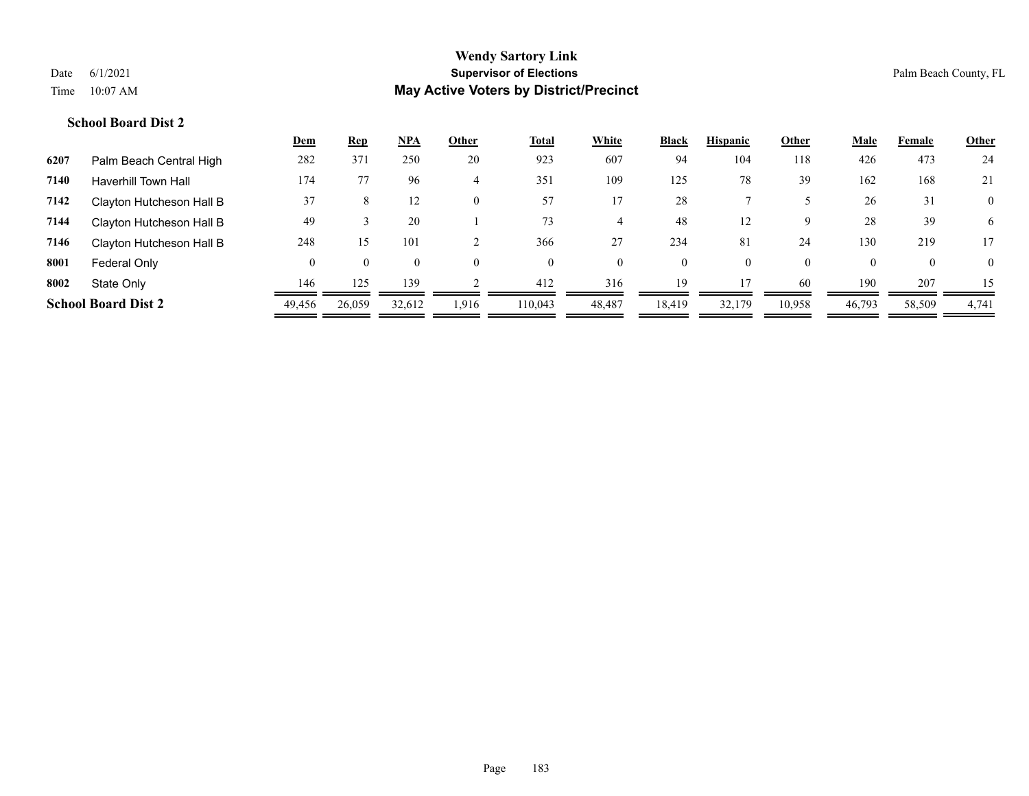**Wendy Sartory Link**
**Supervisor of Elections**
**May Active Voters by District/Precinct**

Date 6/1/2021
Time 10:07 AM

Palm Beach County, FL

### School Board Dist 2

| | | Dem | Rep | NPA | Other | Total | White | Black | Hispanic | Other | Male | Female | Other |
|---|---|---|---|---|---|---|---|---|---|---|---|---|---|
| 6207 | Palm Beach Central High | 282 | 371 | 250 | 20 | 923 | 607 | 94 | 104 | 118 | 426 | 473 | 24 |
| 7140 | Haverhill Town Hall | 174 | 77 | 96 | 4 | 351 | 109 | 125 | 78 | 39 | 162 | 168 | 21 |
| 7142 | Clayton Hutcheson Hall B | 37 | 8 | 12 | 0 | 57 | 17 | 28 | 7 | 5 | 26 | 31 | 0 |
| 7144 | Clayton Hutcheson Hall B | 49 | 3 | 20 | 1 | 73 | 4 | 48 | 12 | 9 | 28 | 39 | 6 |
| 7146 | Clayton Hutcheson Hall B | 248 | 15 | 101 | 2 | 366 | 27 | 234 | 81 | 24 | 130 | 219 | 17 |
| 8001 | Federal Only | 0 | 0 | 0 | 0 | 0 | 0 | 0 | 0 | 0 | 0 | 0 | 0 |
| 8002 | State Only | 146 | 125 | 139 | 2 | 412 | 316 | 19 | 17 | 60 | 190 | 207 | 15 |
| **School Board Dist 2** | | 49,456 | 26,059 | 32,612 | 1,916 | 110,043 | 48,487 | 18,419 | 32,179 | 10,958 | 46,793 | 58,509 | 4,741 |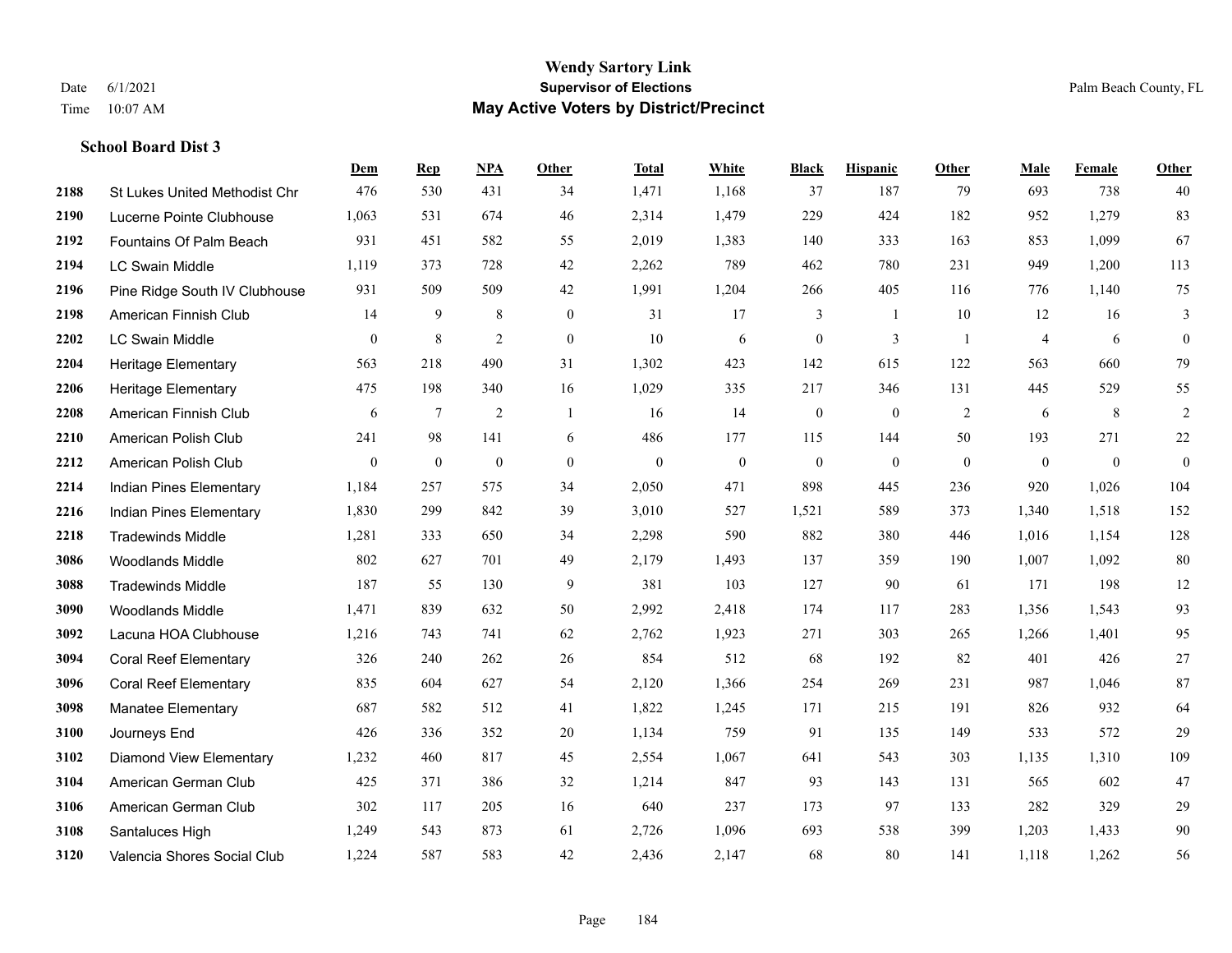# Wendy Sartory Link
## Supervisor of Elections
## May Active Voters by District/Precinct

Date 6/1/2021
Time 10:07 AM

Palm Beach County, FL

### School Board Dist 3

| | | Dem | Rep | NPA | Other | Total | White | Black | Hispanic | Other | Male | Female | Other |
|---|---|---|---|---|---|---|---|---|---|---|---|---|---|
| 2188 | St Lukes United Methodist Chr | 476 | 530 | 431 | 34 | 1,471 | 1,168 | 37 | 187 | 79 | 693 | 738 | 40 |
| 2190 | Lucerne Pointe Clubhouse | 1,063 | 531 | 674 | 46 | 2,314 | 1,479 | 229 | 424 | 182 | 952 | 1,279 | 83 |
| 2192 | Fountains Of Palm Beach | 931 | 451 | 582 | 55 | 2,019 | 1,383 | 140 | 333 | 163 | 853 | 1,099 | 67 |
| 2194 | LC Swain Middle | 1,119 | 373 | 728 | 42 | 2,262 | 789 | 462 | 780 | 231 | 949 | 1,200 | 113 |
| 2196 | Pine Ridge South IV Clubhouse | 931 | 509 | 509 | 42 | 1,991 | 1,204 | 266 | 405 | 116 | 776 | 1,140 | 75 |
| 2198 | American Finnish Club | 14 | 9 | 8 | 0 | 31 | 17 | 3 | 1 | 10 | 12 | 16 | 3 |
| 2202 | LC Swain Middle | 0 | 8 | 2 | 0 | 10 | 6 | 0 | 3 | 1 | 4 | 6 | 0 |
| 2204 | Heritage Elementary | 563 | 218 | 490 | 31 | 1,302 | 423 | 142 | 615 | 122 | 563 | 660 | 79 |
| 2206 | Heritage Elementary | 475 | 198 | 340 | 16 | 1,029 | 335 | 217 | 346 | 131 | 445 | 529 | 55 |
| 2208 | American Finnish Club | 6 | 7 | 2 | 1 | 16 | 14 | 0 | 0 | 2 | 6 | 8 | 2 |
| 2210 | American Polish Club | 241 | 98 | 141 | 6 | 486 | 177 | 115 | 144 | 50 | 193 | 271 | 22 |
| 2212 | American Polish Club | 0 | 0 | 0 | 0 | 0 | 0 | 0 | 0 | 0 | 0 | 0 | 0 |
| 2214 | Indian Pines Elementary | 1,184 | 257 | 575 | 34 | 2,050 | 471 | 898 | 445 | 236 | 920 | 1,026 | 104 |
| 2216 | Indian Pines Elementary | 1,830 | 299 | 842 | 39 | 3,010 | 527 | 1,521 | 589 | 373 | 1,340 | 1,518 | 152 |
| 2218 | Tradewinds Middle | 1,281 | 333 | 650 | 34 | 2,298 | 590 | 882 | 380 | 446 | 1,016 | 1,154 | 128 |
| 3086 | Woodlands Middle | 802 | 627 | 701 | 49 | 2,179 | 1,493 | 137 | 359 | 190 | 1,007 | 1,092 | 80 |
| 3088 | Tradewinds Middle | 187 | 55 | 130 | 9 | 381 | 103 | 127 | 90 | 61 | 171 | 198 | 12 |
| 3090 | Woodlands Middle | 1,471 | 839 | 632 | 50 | 2,992 | 2,418 | 174 | 117 | 283 | 1,356 | 1,543 | 93 |
| 3092 | Lacuna HOA Clubhouse | 1,216 | 743 | 741 | 62 | 2,762 | 1,923 | 271 | 303 | 265 | 1,266 | 1,401 | 95 |
| 3094 | Coral Reef Elementary | 326 | 240 | 262 | 26 | 854 | 512 | 68 | 192 | 82 | 401 | 426 | 27 |
| 3096 | Coral Reef Elementary | 835 | 604 | 627 | 54 | 2,120 | 1,366 | 254 | 269 | 231 | 987 | 1,046 | 87 |
| 3098 | Manatee Elementary | 687 | 582 | 512 | 41 | 1,822 | 1,245 | 171 | 215 | 191 | 826 | 932 | 64 |
| 3100 | Journeys End | 426 | 336 | 352 | 20 | 1,134 | 759 | 91 | 135 | 149 | 533 | 572 | 29 |
| 3102 | Diamond View Elementary | 1,232 | 460 | 817 | 45 | 2,554 | 1,067 | 641 | 543 | 303 | 1,135 | 1,310 | 109 |
| 3104 | American German Club | 425 | 371 | 386 | 32 | 1,214 | 847 | 93 | 143 | 131 | 565 | 602 | 47 |
| 3106 | American German Club | 302 | 117 | 205 | 16 | 640 | 237 | 173 | 97 | 133 | 282 | 329 | 29 |
| 3108 | Santaluces High | 1,249 | 543 | 873 | 61 | 2,726 | 1,096 | 693 | 538 | 399 | 1,203 | 1,433 | 90 |
| 3120 | Valencia Shores Social Club | 1,224 | 587 | 583 | 42 | 2,436 | 2,147 | 68 | 80 | 141 | 1,118 | 1,262 | 56 |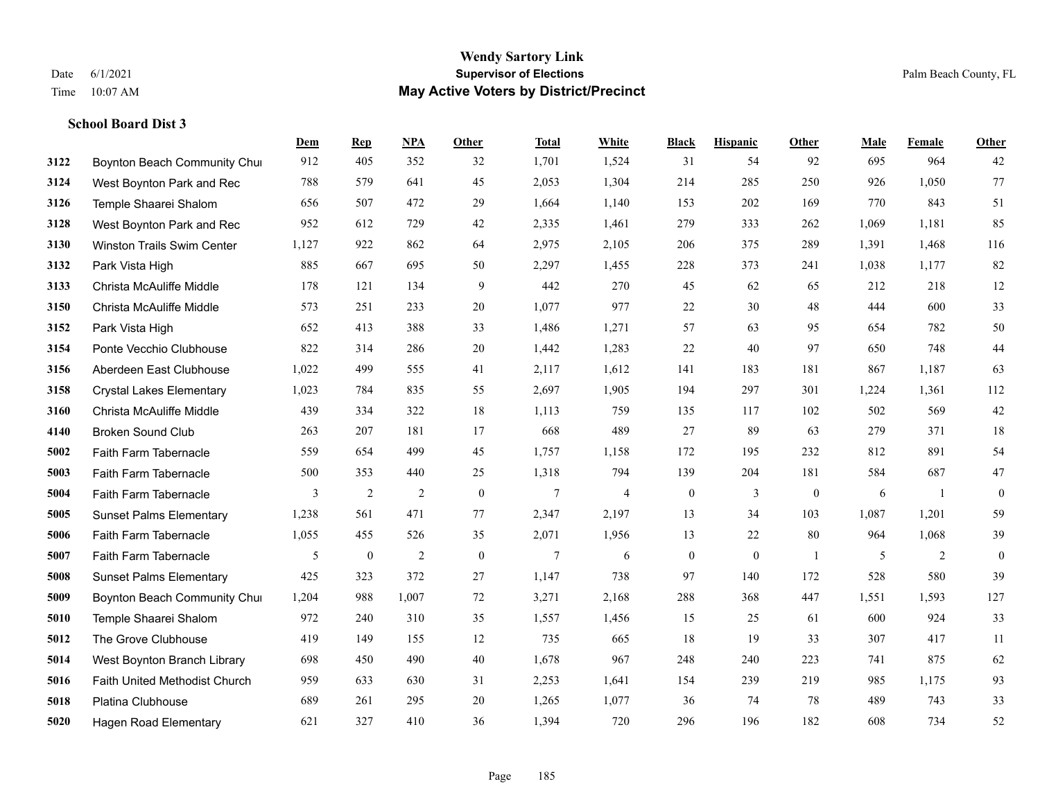# Wendy Sartory Link
## Supervisor of Elections
## May Active Voters by District/Precinct

Date 6/1/2021
Time 10:07 AM

Palm Beach County, FL

**School Board Dist 3**

| | | Dem | Rep | NPA | Other | Total | White | Black | Hispanic | Other | Male | Female | Other |
|---|---|---|---|---|---|---|---|---|---|---|---|---|---|
| 3122 | Boynton Beach Community Chu | 912 | 405 | 352 | 32 | 1,701 | 1,524 | 31 | 54 | 92 | 695 | 964 | 42 |
| 3124 | West Boynton Park and Rec | 788 | 579 | 641 | 45 | 2,053 | 1,304 | 214 | 285 | 250 | 926 | 1,050 | 77 |
| 3126 | Temple Shaarei Shalom | 656 | 507 | 472 | 29 | 1,664 | 1,140 | 153 | 202 | 169 | 770 | 843 | 51 |
| 3128 | West Boynton Park and Rec | 952 | 612 | 729 | 42 | 2,335 | 1,461 | 279 | 333 | 262 | 1,069 | 1,181 | 85 |
| 3130 | Winston Trails Swim Center | 1,127 | 922 | 862 | 64 | 2,975 | 2,105 | 206 | 375 | 289 | 1,391 | 1,468 | 116 |
| 3132 | Park Vista High | 885 | 667 | 695 | 50 | 2,297 | 1,455 | 228 | 373 | 241 | 1,038 | 1,177 | 82 |
| 3133 | Christa McAuliffe Middle | 178 | 121 | 134 | 9 | 442 | 270 | 45 | 62 | 65 | 212 | 218 | 12 |
| 3150 | Christa McAuliffe Middle | 573 | 251 | 233 | 20 | 1,077 | 977 | 22 | 30 | 48 | 444 | 600 | 33 |
| 3152 | Park Vista High | 652 | 413 | 388 | 33 | 1,486 | 1,271 | 57 | 63 | 95 | 654 | 782 | 50 |
| 3154 | Ponte Vecchio Clubhouse | 822 | 314 | 286 | 20 | 1,442 | 1,283 | 22 | 40 | 97 | 650 | 748 | 44 |
| 3156 | Aberdeen East Clubhouse | 1,022 | 499 | 555 | 41 | 2,117 | 1,612 | 141 | 183 | 181 | 867 | 1,187 | 63 |
| 3158 | Crystal Lakes Elementary | 1,023 | 784 | 835 | 55 | 2,697 | 1,905 | 194 | 297 | 301 | 1,224 | 1,361 | 112 |
| 3160 | Christa McAuliffe Middle | 439 | 334 | 322 | 18 | 1,113 | 759 | 135 | 117 | 102 | 502 | 569 | 42 |
| 4140 | Broken Sound Club | 263 | 207 | 181 | 17 | 668 | 489 | 27 | 89 | 63 | 279 | 371 | 18 |
| 5002 | Faith Farm Tabernacle | 559 | 654 | 499 | 45 | 1,757 | 1,158 | 172 | 195 | 232 | 812 | 891 | 54 |
| 5003 | Faith Farm Tabernacle | 500 | 353 | 440 | 25 | 1,318 | 794 | 139 | 204 | 181 | 584 | 687 | 47 |
| 5004 | Faith Farm Tabernacle | 3 | 2 | 2 | 0 | 7 | 4 | 0 | 3 | 0 | 6 | 1 | 0 |
| 5005 | Sunset Palms Elementary | 1,238 | 561 | 471 | 77 | 2,347 | 2,197 | 13 | 34 | 103 | 1,087 | 1,201 | 59 |
| 5006 | Faith Farm Tabernacle | 1,055 | 455 | 526 | 35 | 2,071 | 1,956 | 13 | 22 | 80 | 964 | 1,068 | 39 |
| 5007 | Faith Farm Tabernacle | 5 | 0 | 2 | 0 | 7 | 6 | 0 | 0 | 1 | 5 | 2 | 0 |
| 5008 | Sunset Palms Elementary | 425 | 323 | 372 | 27 | 1,147 | 738 | 97 | 140 | 172 | 528 | 580 | 39 |
| 5009 | Boynton Beach Community Chu | 1,204 | 988 | 1,007 | 72 | 3,271 | 2,168 | 288 | 368 | 447 | 1,551 | 1,593 | 127 |
| 5010 | Temple Shaarei Shalom | 972 | 240 | 310 | 35 | 1,557 | 1,456 | 15 | 25 | 61 | 600 | 924 | 33 |
| 5012 | The Grove Clubhouse | 419 | 149 | 155 | 12 | 735 | 665 | 18 | 19 | 33 | 307 | 417 | 11 |
| 5014 | West Boynton Branch Library | 698 | 450 | 490 | 40 | 1,678 | 967 | 248 | 240 | 223 | 741 | 875 | 62 |
| 5016 | Faith United Methodist Church | 959 | 633 | 630 | 31 | 2,253 | 1,641 | 154 | 239 | 219 | 985 | 1,175 | 93 |
| 5018 | Platina Clubhouse | 689 | 261 | 295 | 20 | 1,265 | 1,077 | 36 | 74 | 78 | 489 | 743 | 33 |
| 5020 | Hagen Road Elementary | 621 | 327 | 410 | 36 | 1,394 | 720 | 296 | 196 | 182 | 608 | 734 | 52 |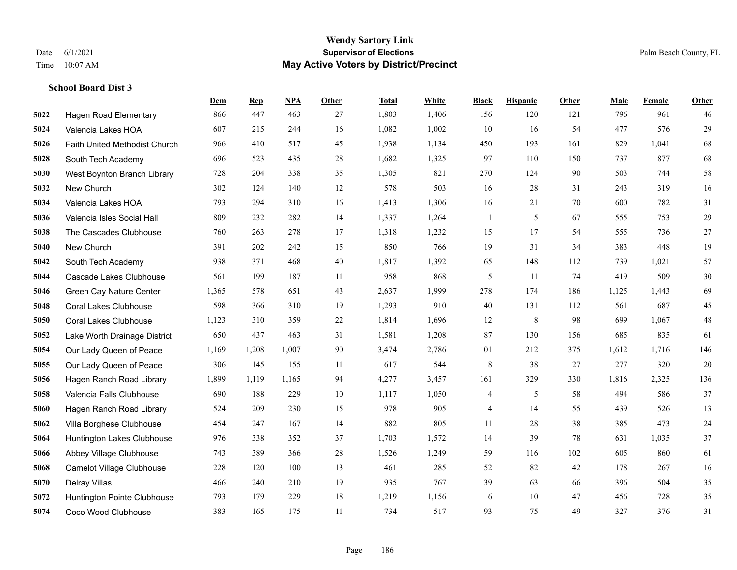# Wendy Sartory Link
## Supervisor of Elections
## May Active Voters by District/Precinct

Date 6/1/2021
Time 10:07 AM

Palm Beach County, FL

### School Board Dist 3

| | | Dem | Rep | NPA | Other | Total | White | Black | Hispanic | Other | Male | Female | Other |
|---|---|---|---|---|---|---|---|---|---|---|---|---|---|
| 5022 | Hagen Road Elementary | 866 | 447 | 463 | 27 | 1,803 | 1,406 | 156 | 120 | 121 | 796 | 961 | 46 |
| 5024 | Valencia Lakes HOA | 607 | 215 | 244 | 16 | 1,082 | 1,002 | 10 | 16 | 54 | 477 | 576 | 29 |
| 5026 | Faith United Methodist Church | 966 | 410 | 517 | 45 | 1,938 | 1,134 | 450 | 193 | 161 | 829 | 1,041 | 68 |
| 5028 | South Tech Academy | 696 | 523 | 435 | 28 | 1,682 | 1,325 | 97 | 110 | 150 | 737 | 877 | 68 |
| 5030 | West Boynton Branch Library | 728 | 204 | 338 | 35 | 1,305 | 821 | 270 | 124 | 90 | 503 | 744 | 58 |
| 5032 | New Church | 302 | 124 | 140 | 12 | 578 | 503 | 16 | 28 | 31 | 243 | 319 | 16 |
| 5034 | Valencia Lakes HOA | 793 | 294 | 310 | 16 | 1,413 | 1,306 | 16 | 21 | 70 | 600 | 782 | 31 |
| 5036 | Valencia Isles Social Hall | 809 | 232 | 282 | 14 | 1,337 | 1,264 | 1 | 5 | 67 | 555 | 753 | 29 |
| 5038 | The Cascades Clubhouse | 760 | 263 | 278 | 17 | 1,318 | 1,232 | 15 | 17 | 54 | 555 | 736 | 27 |
| 5040 | New Church | 391 | 202 | 242 | 15 | 850 | 766 | 19 | 31 | 34 | 383 | 448 | 19 |
| 5042 | South Tech Academy | 938 | 371 | 468 | 40 | 1,817 | 1,392 | 165 | 148 | 112 | 739 | 1,021 | 57 |
| 5044 | Cascade Lakes Clubhouse | 561 | 199 | 187 | 11 | 958 | 868 | 5 | 11 | 74 | 419 | 509 | 30 |
| 5046 | Green Cay Nature Center | 1,365 | 578 | 651 | 43 | 2,637 | 1,999 | 278 | 174 | 186 | 1,125 | 1,443 | 69 |
| 5048 | Coral Lakes Clubhouse | 598 | 366 | 310 | 19 | 1,293 | 910 | 140 | 131 | 112 | 561 | 687 | 45 |
| 5050 | Coral Lakes Clubhouse | 1,123 | 310 | 359 | 22 | 1,814 | 1,696 | 12 | 8 | 98 | 699 | 1,067 | 48 |
| 5052 | Lake Worth Drainage District | 650 | 437 | 463 | 31 | 1,581 | 1,208 | 87 | 130 | 156 | 685 | 835 | 61 |
| 5054 | Our Lady Queen of Peace | 1,169 | 1,208 | 1,007 | 90 | 3,474 | 2,786 | 101 | 212 | 375 | 1,612 | 1,716 | 146 |
| 5055 | Our Lady Queen of Peace | 306 | 145 | 155 | 11 | 617 | 544 | 8 | 38 | 27 | 277 | 320 | 20 |
| 5056 | Hagen Ranch Road Library | 1,899 | 1,119 | 1,165 | 94 | 4,277 | 3,457 | 161 | 329 | 330 | 1,816 | 2,325 | 136 |
| 5058 | Valencia Falls Clubhouse | 690 | 188 | 229 | 10 | 1,117 | 1,050 | 4 | 5 | 58 | 494 | 586 | 37 |
| 5060 | Hagen Ranch Road Library | 524 | 209 | 230 | 15 | 978 | 905 | 4 | 14 | 55 | 439 | 526 | 13 |
| 5062 | Villa Borghese Clubhouse | 454 | 247 | 167 | 14 | 882 | 805 | 11 | 28 | 38 | 385 | 473 | 24 |
| 5064 | Huntington Lakes Clubhouse | 976 | 338 | 352 | 37 | 1,703 | 1,572 | 14 | 39 | 78 | 631 | 1,035 | 37 |
| 5066 | Abbey Village Clubhouse | 743 | 389 | 366 | 28 | 1,526 | 1,249 | 59 | 116 | 102 | 605 | 860 | 61 |
| 5068 | Camelot Village Clubhouse | 228 | 120 | 100 | 13 | 461 | 285 | 52 | 82 | 42 | 178 | 267 | 16 |
| 5070 | Delray Villas | 466 | 240 | 210 | 19 | 935 | 767 | 39 | 63 | 66 | 396 | 504 | 35 |
| 5072 | Huntington Pointe Clubhouse | 793 | 179 | 229 | 18 | 1,219 | 1,156 | 6 | 10 | 47 | 456 | 728 | 35 |
| 5074 | Coco Wood Clubhouse | 383 | 165 | 175 | 11 | 734 | 517 | 93 | 75 | 49 | 327 | 376 | 31 |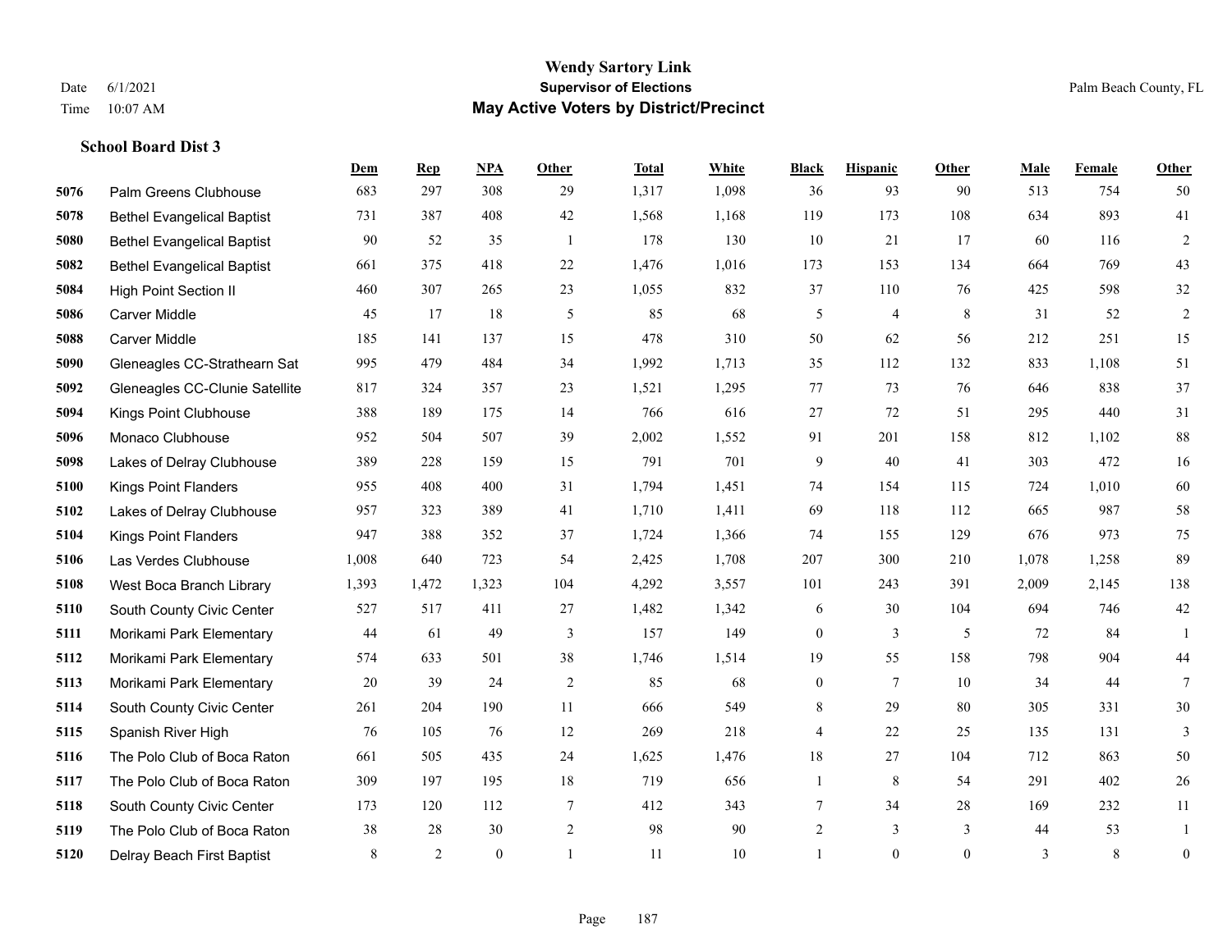# Wendy Sartory Link
## Supervisor of Elections
## May Active Voters by District/Precinct

Date 6/1/2021
Time 10:07 AM

Palm Beach County, FL

### School Board Dist 3

| | | Dem | Rep | NPA | Other | Total | White | Black | Hispanic | Other | Male | Female | Other |
|---|---|---|---|---|---|---|---|---|---|---|---|---|---|
| 5076 | Palm Greens Clubhouse | 683 | 297 | 308 | 29 | 1,317 | 1,098 | 36 | 93 | 90 | 513 | 754 | 50 |
| 5078 | Bethel Evangelical Baptist | 731 | 387 | 408 | 42 | 1,568 | 1,168 | 119 | 173 | 108 | 634 | 893 | 41 |
| 5080 | Bethel Evangelical Baptist | 90 | 52 | 35 | 1 | 178 | 130 | 10 | 21 | 17 | 60 | 116 | 2 |
| 5082 | Bethel Evangelical Baptist | 661 | 375 | 418 | 22 | 1,476 | 1,016 | 173 | 153 | 134 | 664 | 769 | 43 |
| 5084 | High Point Section II | 460 | 307 | 265 | 23 | 1,055 | 832 | 37 | 110 | 76 | 425 | 598 | 32 |
| 5086 | Carver Middle | 45 | 17 | 18 | 5 | 85 | 68 | 5 | 4 | 8 | 31 | 52 | 2 |
| 5088 | Carver Middle | 185 | 141 | 137 | 15 | 478 | 310 | 50 | 62 | 56 | 212 | 251 | 15 |
| 5090 | Gleneagles CC-Strathearn Sat | 995 | 479 | 484 | 34 | 1,992 | 1,713 | 35 | 112 | 132 | 833 | 1,108 | 51 |
| 5092 | Gleneagles CC-Clunie Satellite | 817 | 324 | 357 | 23 | 1,521 | 1,295 | 77 | 73 | 76 | 646 | 838 | 37 |
| 5094 | Kings Point Clubhouse | 388 | 189 | 175 | 14 | 766 | 616 | 27 | 72 | 51 | 295 | 440 | 31 |
| 5096 | Monaco Clubhouse | 952 | 504 | 507 | 39 | 2,002 | 1,552 | 91 | 201 | 158 | 812 | 1,102 | 88 |
| 5098 | Lakes of Delray Clubhouse | 389 | 228 | 159 | 15 | 791 | 701 | 9 | 40 | 41 | 303 | 472 | 16 |
| 5100 | Kings Point Flanders | 955 | 408 | 400 | 31 | 1,794 | 1,451 | 74 | 154 | 115 | 724 | 1,010 | 60 |
| 5102 | Lakes of Delray Clubhouse | 957 | 323 | 389 | 41 | 1,710 | 1,411 | 69 | 118 | 112 | 665 | 987 | 58 |
| 5104 | Kings Point Flanders | 947 | 388 | 352 | 37 | 1,724 | 1,366 | 74 | 155 | 129 | 676 | 973 | 75 |
| 5106 | Las Verdes Clubhouse | 1,008 | 640 | 723 | 54 | 2,425 | 1,708 | 207 | 300 | 210 | 1,078 | 1,258 | 89 |
| 5108 | West Boca Branch Library | 1,393 | 1,472 | 1,323 | 104 | 4,292 | 3,557 | 101 | 243 | 391 | 2,009 | 2,145 | 138 |
| 5110 | South County Civic Center | 527 | 517 | 411 | 27 | 1,482 | 1,342 | 6 | 30 | 104 | 694 | 746 | 42 |
| 5111 | Morikami Park Elementary | 44 | 61 | 49 | 3 | 157 | 149 | 0 | 3 | 5 | 72 | 84 | 1 |
| 5112 | Morikami Park Elementary | 574 | 633 | 501 | 38 | 1,746 | 1,514 | 19 | 55 | 158 | 798 | 904 | 44 |
| 5113 | Morikami Park Elementary | 20 | 39 | 24 | 2 | 85 | 68 | 0 | 7 | 10 | 34 | 44 | 7 |
| 5114 | South County Civic Center | 261 | 204 | 190 | 11 | 666 | 549 | 8 | 29 | 80 | 305 | 331 | 30 |
| 5115 | Spanish River High | 76 | 105 | 76 | 12 | 269 | 218 | 4 | 22 | 25 | 135 | 131 | 3 |
| 5116 | The Polo Club of Boca Raton | 661 | 505 | 435 | 24 | 1,625 | 1,476 | 18 | 27 | 104 | 712 | 863 | 50 |
| 5117 | The Polo Club of Boca Raton | 309 | 197 | 195 | 18 | 719 | 656 | 1 | 8 | 54 | 291 | 402 | 26 |
| 5118 | South County Civic Center | 173 | 120 | 112 | 7 | 412 | 343 | 7 | 34 | 28 | 169 | 232 | 11 |
| 5119 | The Polo Club of Boca Raton | 38 | 28 | 30 | 2 | 98 | 90 | 2 | 3 | 3 | 44 | 53 | 1 |
| 5120 | Delray Beach First Baptist | 8 | 2 | 0 | 1 | 11 | 10 | 1 | 0 | 0 | 3 | 8 | 0 |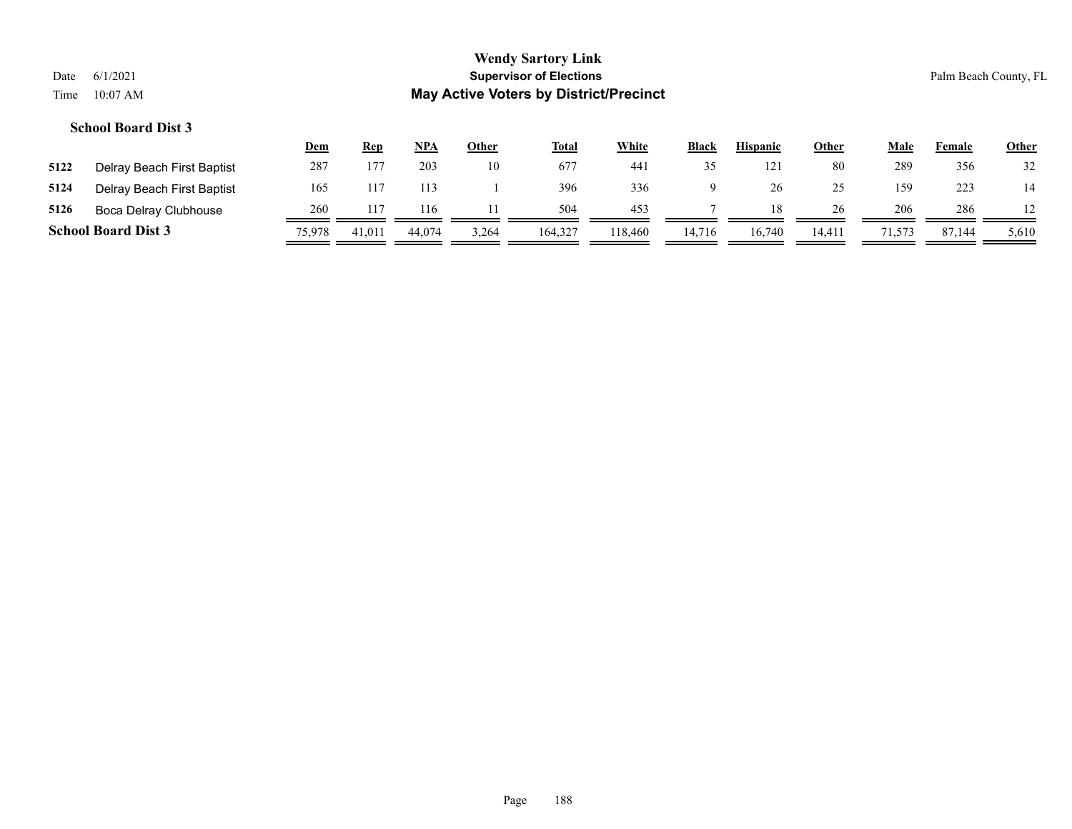**Wendy Sartory Link**
**Supervisor of Elections**
**May Active Voters by District/Precinct**

Date 6/1/2021
Time 10:07 AM

Palm Beach County, FL

### School Board Dist 3

| | | Dem | Rep | NPA | Other | Total | White | Black | Hispanic | Other | Male | Female | Other |
|---|---|---|---|---|---|---|---|---|---|---|---|---|---|
| 5122 | Delray Beach First Baptist | 287 | 177 | 203 | 10 | 677 | 441 | 35 | 121 | 80 | 289 | 356 | 32 |
| 5124 | Delray Beach First Baptist | 165 | 117 | 113 | 1 | 396 | 336 | 9 | 26 | 25 | 159 | 223 | 14 |
| 5126 | Boca Delray Clubhouse | 260 | 117 | 116 | 11 | 504 | 453 | 7 | 18 | 26 | 206 | 286 | 12 |
| **School Board Dist 3** | | 75,978 | 41,011 | 44,074 | 3,264 | 164,327 | 118,460 | 14,716 | 16,740 | 14,411 | 71,573 | 87,144 | 5,610 |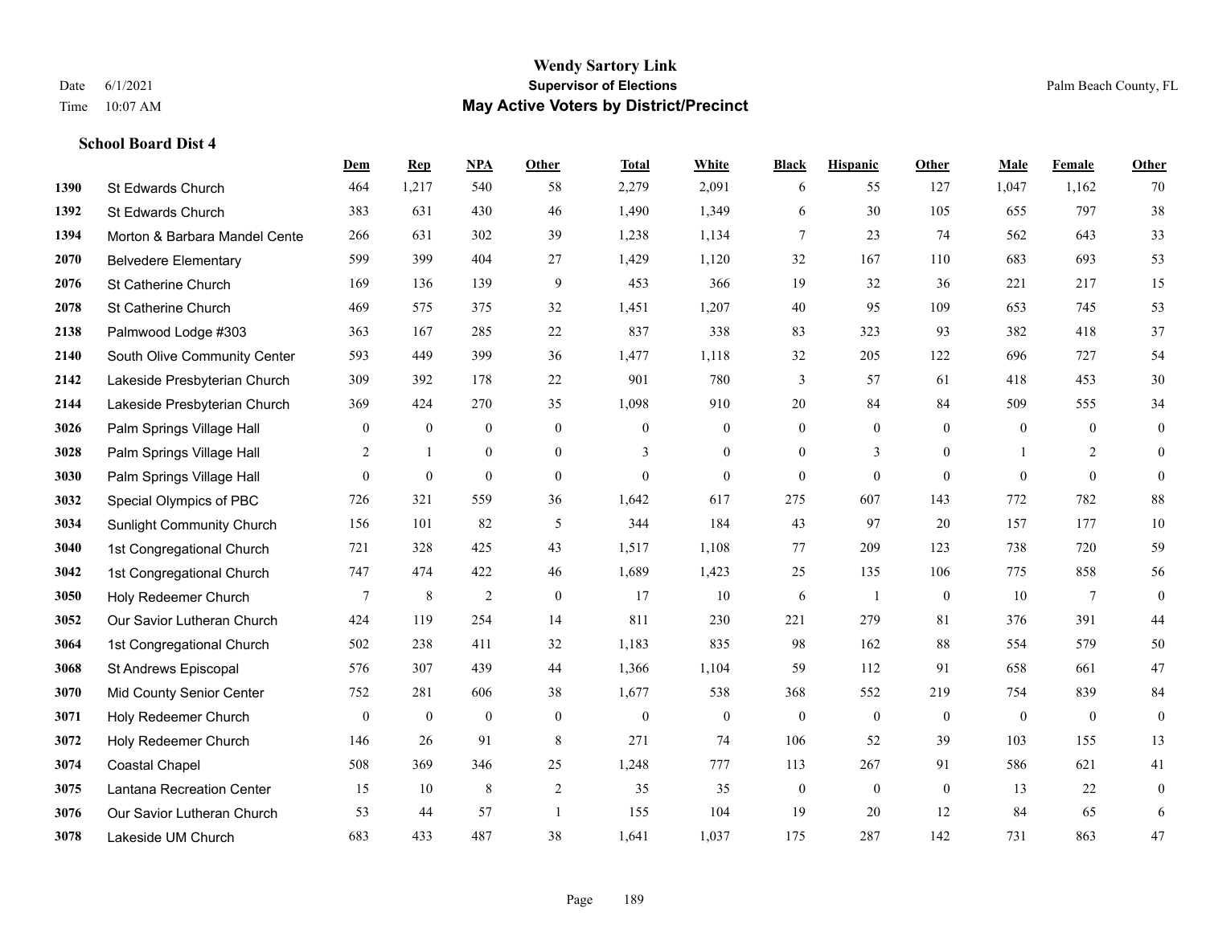**Wendy Sartory Link**
**Supervisor of Elections**
**May Active Voters by District/Precinct**

Date 6/1/2021
Time 10:07 AM

Palm Beach County, FL

### School Board Dist 4

| | | Dem | Rep | NPA | Other | Total | White | Black | Hispanic | Other | Male | Female | Other |
|---|---|---|---|---|---|---|---|---|---|---|---|---|---|
| 1390 | St Edwards Church | 464 | 1,217 | 540 | 58 | 2,279 | 2,091 | 6 | 55 | 127 | 1,047 | 1,162 | 70 |
| 1392 | St Edwards Church | 383 | 631 | 430 | 46 | 1,490 | 1,349 | 6 | 30 | 105 | 655 | 797 | 38 |
| 1394 | Morton & Barbara Mandel Cente | 266 | 631 | 302 | 39 | 1,238 | 1,134 | 7 | 23 | 74 | 562 | 643 | 33 |
| 2070 | Belvedere Elementary | 599 | 399 | 404 | 27 | 1,429 | 1,120 | 32 | 167 | 110 | 683 | 693 | 53 |
| 2076 | St Catherine Church | 169 | 136 | 139 | 9 | 453 | 366 | 19 | 32 | 36 | 221 | 217 | 15 |
| 2078 | St Catherine Church | 469 | 575 | 375 | 32 | 1,451 | 1,207 | 40 | 95 | 109 | 653 | 745 | 53 |
| 2138 | Palmwood Lodge #303 | 363 | 167 | 285 | 22 | 837 | 338 | 83 | 323 | 93 | 382 | 418 | 37 |
| 2140 | South Olive Community Center | 593 | 449 | 399 | 36 | 1,477 | 1,118 | 32 | 205 | 122 | 696 | 727 | 54 |
| 2142 | Lakeside Presbyterian Church | 309 | 392 | 178 | 22 | 901 | 780 | 3 | 57 | 61 | 418 | 453 | 30 |
| 2144 | Lakeside Presbyterian Church | 369 | 424 | 270 | 35 | 1,098 | 910 | 20 | 84 | 84 | 509 | 555 | 34 |
| 3026 | Palm Springs Village Hall | 0 | 0 | 0 | 0 | 0 | 0 | 0 | 0 | 0 | 0 | 0 | 0 |
| 3028 | Palm Springs Village Hall | 2 | 1 | 0 | 0 | 3 | 0 | 0 | 3 | 0 | 1 | 2 | 0 |
| 3030 | Palm Springs Village Hall | 0 | 0 | 0 | 0 | 0 | 0 | 0 | 0 | 0 | 0 | 0 | 0 |
| 3032 | Special Olympics of PBC | 726 | 321 | 559 | 36 | 1,642 | 617 | 275 | 607 | 143 | 772 | 782 | 88 |
| 3034 | Sunlight Community Church | 156 | 101 | 82 | 5 | 344 | 184 | 43 | 97 | 20 | 157 | 177 | 10 |
| 3040 | 1st Congregational Church | 721 | 328 | 425 | 43 | 1,517 | 1,108 | 77 | 209 | 123 | 738 | 720 | 59 |
| 3042 | 1st Congregational Church | 747 | 474 | 422 | 46 | 1,689 | 1,423 | 25 | 135 | 106 | 775 | 858 | 56 |
| 3050 | Holy Redeemer Church | 7 | 8 | 2 | 0 | 17 | 10 | 6 | 1 | 0 | 10 | 7 | 0 |
| 3052 | Our Savior Lutheran Church | 424 | 119 | 254 | 14 | 811 | 230 | 221 | 279 | 81 | 376 | 391 | 44 |
| 3064 | 1st Congregational Church | 502 | 238 | 411 | 32 | 1,183 | 835 | 98 | 162 | 88 | 554 | 579 | 50 |
| 3068 | St Andrews Episcopal | 576 | 307 | 439 | 44 | 1,366 | 1,104 | 59 | 112 | 91 | 658 | 661 | 47 |
| 3070 | Mid County Senior Center | 752 | 281 | 606 | 38 | 1,677 | 538 | 368 | 552 | 219 | 754 | 839 | 84 |
| 3071 | Holy Redeemer Church | 0 | 0 | 0 | 0 | 0 | 0 | 0 | 0 | 0 | 0 | 0 | 0 |
| 3072 | Holy Redeemer Church | 146 | 26 | 91 | 8 | 271 | 74 | 106 | 52 | 39 | 103 | 155 | 13 |
| 3074 | Coastal Chapel | 508 | 369 | 346 | 25 | 1,248 | 777 | 113 | 267 | 91 | 586 | 621 | 41 |
| 3075 | Lantana Recreation Center | 15 | 10 | 8 | 2 | 35 | 35 | 0 | 0 | 0 | 13 | 22 | 0 |
| 3076 | Our Savior Lutheran Church | 53 | 44 | 57 | 1 | 155 | 104 | 19 | 20 | 12 | 84 | 65 | 6 |
| 3078 | Lakeside UM Church | 683 | 433 | 487 | 38 | 1,641 | 1,037 | 175 | 287 | 142 | 731 | 863 | 47 |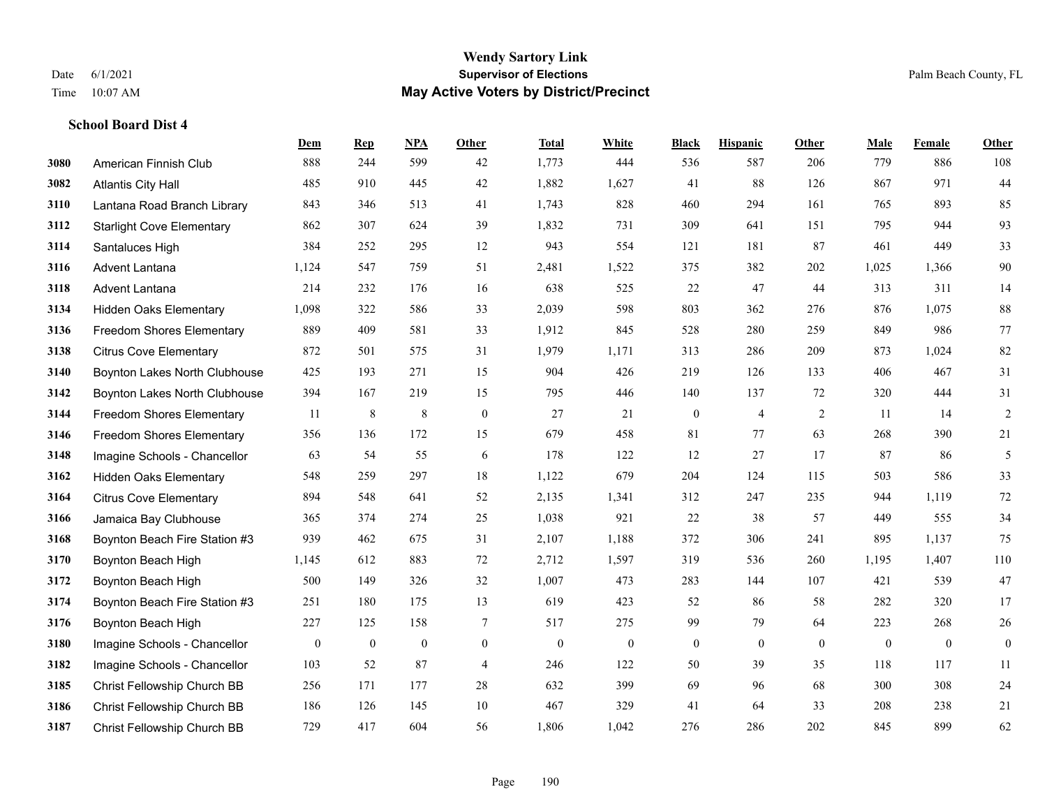# Wendy Sartory Link
## Supervisor of Elections
## May Active Voters by District/Precinct

Date 6/1/2021
Time 10:07 AM

Palm Beach County, FL

**School Board Dist 4**

| | | Dem | Rep | NPA | Other | Total | White | Black | Hispanic | Other | Male | Female | Other |
|---|---|---|---|---|---|---|---|---|---|---|---|---|---|
| 3080 | American Finnish Club | 888 | 244 | 599 | 42 | 1,773 | 444 | 536 | 587 | 206 | 779 | 886 | 108 |
| 3082 | Atlantis City Hall | 485 | 910 | 445 | 42 | 1,882 | 1,627 | 41 | 88 | 126 | 867 | 971 | 44 |
| 3110 | Lantana Road Branch Library | 843 | 346 | 513 | 41 | 1,743 | 828 | 460 | 294 | 161 | 765 | 893 | 85 |
| 3112 | Starlight Cove Elementary | 862 | 307 | 624 | 39 | 1,832 | 731 | 309 | 641 | 151 | 795 | 944 | 93 |
| 3114 | Santaluces High | 384 | 252 | 295 | 12 | 943 | 554 | 121 | 181 | 87 | 461 | 449 | 33 |
| 3116 | Advent Lantana | 1,124 | 547 | 759 | 51 | 2,481 | 1,522 | 375 | 382 | 202 | 1,025 | 1,366 | 90 |
| 3118 | Advent Lantana | 214 | 232 | 176 | 16 | 638 | 525 | 22 | 47 | 44 | 313 | 311 | 14 |
| 3134 | Hidden Oaks Elementary | 1,098 | 322 | 586 | 33 | 2,039 | 598 | 803 | 362 | 276 | 876 | 1,075 | 88 |
| 3136 | Freedom Shores Elementary | 889 | 409 | 581 | 33 | 1,912 | 845 | 528 | 280 | 259 | 849 | 986 | 77 |
| 3138 | Citrus Cove Elementary | 872 | 501 | 575 | 31 | 1,979 | 1,171 | 313 | 286 | 209 | 873 | 1,024 | 82 |
| 3140 | Boynton Lakes North Clubhouse | 425 | 193 | 271 | 15 | 904 | 426 | 219 | 126 | 133 | 406 | 467 | 31 |
| 3142 | Boynton Lakes North Clubhouse | 394 | 167 | 219 | 15 | 795 | 446 | 140 | 137 | 72 | 320 | 444 | 31 |
| 3144 | Freedom Shores Elementary | 11 | 8 | 8 | 0 | 27 | 21 | 0 | 4 | 2 | 11 | 14 | 2 |
| 3146 | Freedom Shores Elementary | 356 | 136 | 172 | 15 | 679 | 458 | 81 | 77 | 63 | 268 | 390 | 21 |
| 3148 | Imagine Schools - Chancellor | 63 | 54 | 55 | 6 | 178 | 122 | 12 | 27 | 17 | 87 | 86 | 5 |
| 3162 | Hidden Oaks Elementary | 548 | 259 | 297 | 18 | 1,122 | 679 | 204 | 124 | 115 | 503 | 586 | 33 |
| 3164 | Citrus Cove Elementary | 894 | 548 | 641 | 52 | 2,135 | 1,341 | 312 | 247 | 235 | 944 | 1,119 | 72 |
| 3166 | Jamaica Bay Clubhouse | 365 | 374 | 274 | 25 | 1,038 | 921 | 22 | 38 | 57 | 449 | 555 | 34 |
| 3168 | Boynton Beach Fire Station #3 | 939 | 462 | 675 | 31 | 2,107 | 1,188 | 372 | 306 | 241 | 895 | 1,137 | 75 |
| 3170 | Boynton Beach High | 1,145 | 612 | 883 | 72 | 2,712 | 1,597 | 319 | 536 | 260 | 1,195 | 1,407 | 110 |
| 3172 | Boynton Beach High | 500 | 149 | 326 | 32 | 1,007 | 473 | 283 | 144 | 107 | 421 | 539 | 47 |
| 3174 | Boynton Beach Fire Station #3 | 251 | 180 | 175 | 13 | 619 | 423 | 52 | 86 | 58 | 282 | 320 | 17 |
| 3176 | Boynton Beach High | 227 | 125 | 158 | 7 | 517 | 275 | 99 | 79 | 64 | 223 | 268 | 26 |
| 3180 | Imagine Schools - Chancellor | 0 | 0 | 0 | 0 | 0 | 0 | 0 | 0 | 0 | 0 | 0 | 0 |
| 3182 | Imagine Schools - Chancellor | 103 | 52 | 87 | 4 | 246 | 122 | 50 | 39 | 35 | 118 | 117 | 11 |
| 3185 | Christ Fellowship Church BB | 256 | 171 | 177 | 28 | 632 | 399 | 69 | 96 | 68 | 300 | 308 | 24 |
| 3186 | Christ Fellowship Church BB | 186 | 126 | 145 | 10 | 467 | 329 | 41 | 64 | 33 | 208 | 238 | 21 |
| 3187 | Christ Fellowship Church BB | 729 | 417 | 604 | 56 | 1,806 | 1,042 | 276 | 286 | 202 | 845 | 899 | 62 |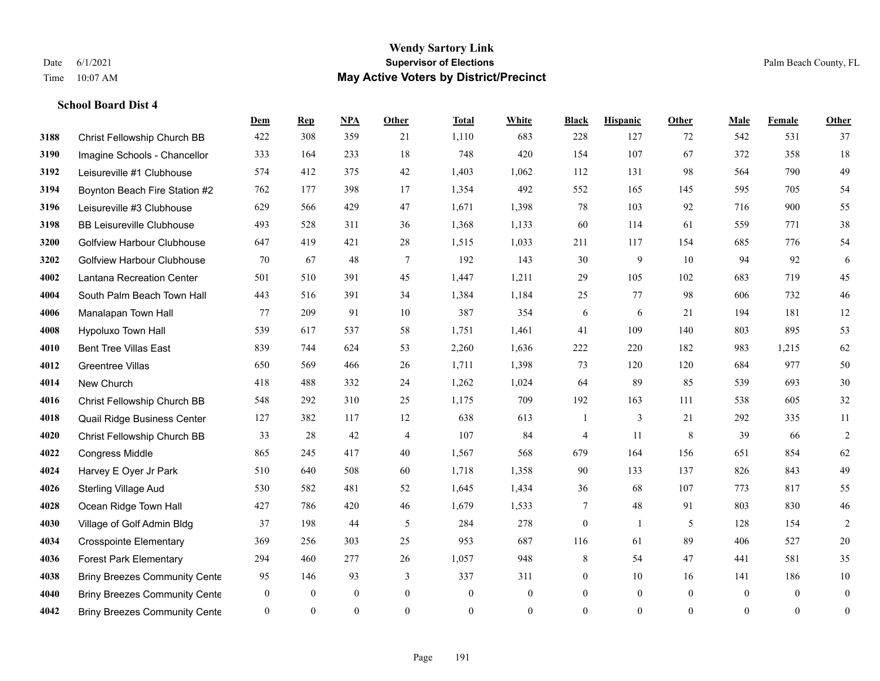# Wendy Sartory Link
## Supervisor of Elections
## May Active Voters by District/Precinct

Date 6/1/2021
Time 10:07 AM

Palm Beach County, FL

**School Board Dist 4**

| | | Dem | Rep | NPA | Other | Total | White | Black | Hispanic | Other | Male | Female | Other |
|---|---|---|---|---|---|---|---|---|---|---|---|---|---|
| 3188 | Christ Fellowship Church BB | 422 | 308 | 359 | 21 | 1,110 | 683 | 228 | 127 | 72 | 542 | 531 | 37 |
| 3190 | Imagine Schools - Chancellor | 333 | 164 | 233 | 18 | 748 | 420 | 154 | 107 | 67 | 372 | 358 | 18 |
| 3192 | Leisureville #1 Clubhouse | 574 | 412 | 375 | 42 | 1,403 | 1,062 | 112 | 131 | 98 | 564 | 790 | 49 |
| 3194 | Boynton Beach Fire Station #2 | 762 | 177 | 398 | 17 | 1,354 | 492 | 552 | 165 | 145 | 595 | 705 | 54 |
| 3196 | Leisureville #3 Clubhouse | 629 | 566 | 429 | 47 | 1,671 | 1,398 | 78 | 103 | 92 | 716 | 900 | 55 |
| 3198 | BB Leisureville Clubhouse | 493 | 528 | 311 | 36 | 1,368 | 1,133 | 60 | 114 | 61 | 559 | 771 | 38 |
| 3200 | Golfview Harbour Clubhouse | 647 | 419 | 421 | 28 | 1,515 | 1,033 | 211 | 117 | 154 | 685 | 776 | 54 |
| 3202 | Golfview Harbour Clubhouse | 70 | 67 | 48 | 7 | 192 | 143 | 30 | 9 | 10 | 94 | 92 | 6 |
| 4002 | Lantana Recreation Center | 501 | 510 | 391 | 45 | 1,447 | 1,211 | 29 | 105 | 102 | 683 | 719 | 45 |
| 4004 | South Palm Beach Town Hall | 443 | 516 | 391 | 34 | 1,384 | 1,184 | 25 | 77 | 98 | 606 | 732 | 46 |
| 4006 | Manalapan Town Hall | 77 | 209 | 91 | 10 | 387 | 354 | 6 | 6 | 21 | 194 | 181 | 12 |
| 4008 | Hypoluxo Town Hall | 539 | 617 | 537 | 58 | 1,751 | 1,461 | 41 | 109 | 140 | 803 | 895 | 53 |
| 4010 | Bent Tree Villas East | 839 | 744 | 624 | 53 | 2,260 | 1,636 | 222 | 220 | 182 | 983 | 1,215 | 62 |
| 4012 | Greentree Villas | 650 | 569 | 466 | 26 | 1,711 | 1,398 | 73 | 120 | 120 | 684 | 977 | 50 |
| 4014 | New Church | 418 | 488 | 332 | 24 | 1,262 | 1,024 | 64 | 89 | 85 | 539 | 693 | 30 |
| 4016 | Christ Fellowship Church BB | 548 | 292 | 310 | 25 | 1,175 | 709 | 192 | 163 | 111 | 538 | 605 | 32 |
| 4018 | Quail Ridge Business Center | 127 | 382 | 117 | 12 | 638 | 613 | 1 | 3 | 21 | 292 | 335 | 11 |
| 4020 | Christ Fellowship Church BB | 33 | 28 | 42 | 4 | 107 | 84 | 4 | 11 | 8 | 39 | 66 | 2 |
| 4022 | Congress Middle | 865 | 245 | 417 | 40 | 1,567 | 568 | 679 | 164 | 156 | 651 | 854 | 62 |
| 4024 | Harvey E Oyer Jr Park | 510 | 640 | 508 | 60 | 1,718 | 1,358 | 90 | 133 | 137 | 826 | 843 | 49 |
| 4026 | Sterling Village Aud | 530 | 582 | 481 | 52 | 1,645 | 1,434 | 36 | 68 | 107 | 773 | 817 | 55 |
| 4028 | Ocean Ridge Town Hall | 427 | 786 | 420 | 46 | 1,679 | 1,533 | 7 | 48 | 91 | 803 | 830 | 46 |
| 4030 | Village of Golf Admin Bldg | 37 | 198 | 44 | 5 | 284 | 278 | 0 | 1 | 5 | 128 | 154 | 2 |
| 4034 | Crosspointe Elementary | 369 | 256 | 303 | 25 | 953 | 687 | 116 | 61 | 89 | 406 | 527 | 20 |
| 4036 | Forest Park Elementary | 294 | 460 | 277 | 26 | 1,057 | 948 | 8 | 54 | 47 | 441 | 581 | 35 |
| 4038 | Briny Breezes Community Cente | 95 | 146 | 93 | 3 | 337 | 311 | 0 | 10 | 16 | 141 | 186 | 10 |
| 4040 | Briny Breezes Community Cente | 0 | 0 | 0 | 0 | 0 | 0 | 0 | 0 | 0 | 0 | 0 | 0 |
| 4042 | Briny Breezes Community Cente | 0 | 0 | 0 | 0 | 0 | 0 | 0 | 0 | 0 | 0 | 0 | 0 |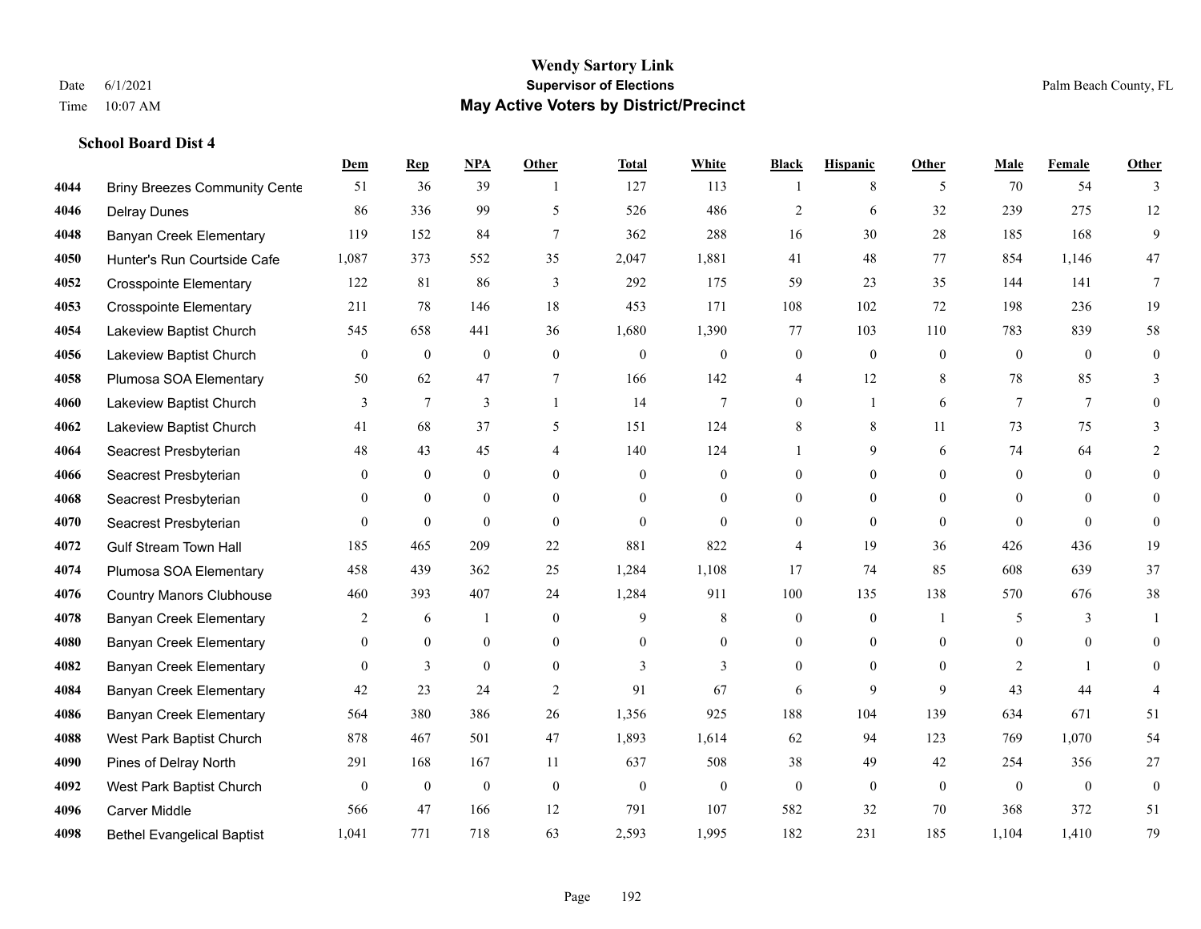## Wendy Sartory Link
### Supervisor of Elections
### May Active Voters by District/Precinct

Date 6/1/2021
Time 10:07 AM
Palm Beach County, FL

**School Board Dist 4**

| | | Dem | Rep | NPA | Other | Total | White | Black | Hispanic | Other | Male | Female | Other |
|---|---|---|---|---|---|---|---|---|---|---|---|---|---|
| 4044 | Briny Breezes Community Cente | 51 | 36 | 39 | 1 | 127 | 113 | 1 | 8 | 5 | 70 | 54 | 3 |
| 4046 | Delray Dunes | 86 | 336 | 99 | 5 | 526 | 486 | 2 | 6 | 32 | 239 | 275 | 12 |
| 4048 | Banyan Creek Elementary | 119 | 152 | 84 | 7 | 362 | 288 | 16 | 30 | 28 | 185 | 168 | 9 |
| 4050 | Hunter's Run Courtside Cafe | 1,087 | 373 | 552 | 35 | 2,047 | 1,881 | 41 | 48 | 77 | 854 | 1,146 | 47 |
| 4052 | Crosspointe Elementary | 122 | 81 | 86 | 3 | 292 | 175 | 59 | 23 | 35 | 144 | 141 | 7 |
| 4053 | Crosspointe Elementary | 211 | 78 | 146 | 18 | 453 | 171 | 108 | 102 | 72 | 198 | 236 | 19 |
| 4054 | Lakeview Baptist Church | 545 | 658 | 441 | 36 | 1,680 | 1,390 | 77 | 103 | 110 | 783 | 839 | 58 |
| 4056 | Lakeview Baptist Church | 0 | 0 | 0 | 0 | 0 | 0 | 0 | 0 | 0 | 0 | 0 | 0 |
| 4058 | Plumosa SOA Elementary | 50 | 62 | 47 | 7 | 166 | 142 | 4 | 12 | 8 | 78 | 85 | 3 |
| 4060 | Lakeview Baptist Church | 3 | 7 | 3 | 1 | 14 | 7 | 0 | 1 | 6 | 7 | 7 | 0 |
| 4062 | Lakeview Baptist Church | 41 | 68 | 37 | 5 | 151 | 124 | 8 | 8 | 11 | 73 | 75 | 3 |
| 4064 | Seacrest Presbyterian | 48 | 43 | 45 | 4 | 140 | 124 | 1 | 9 | 6 | 74 | 64 | 2 |
| 4066 | Seacrest Presbyterian | 0 | 0 | 0 | 0 | 0 | 0 | 0 | 0 | 0 | 0 | 0 | 0 |
| 4068 | Seacrest Presbyterian | 0 | 0 | 0 | 0 | 0 | 0 | 0 | 0 | 0 | 0 | 0 | 0 |
| 4070 | Seacrest Presbyterian | 0 | 0 | 0 | 0 | 0 | 0 | 0 | 0 | 0 | 0 | 0 | 0 |
| 4072 | Gulf Stream Town Hall | 185 | 465 | 209 | 22 | 881 | 822 | 4 | 19 | 36 | 426 | 436 | 19 |
| 4074 | Plumosa SOA Elementary | 458 | 439 | 362 | 25 | 1,284 | 1,108 | 17 | 74 | 85 | 608 | 639 | 37 |
| 4076 | Country Manors Clubhouse | 460 | 393 | 407 | 24 | 1,284 | 911 | 100 | 135 | 138 | 570 | 676 | 38 |
| 4078 | Banyan Creek Elementary | 2 | 6 | 1 | 0 | 9 | 8 | 0 | 0 | 1 | 5 | 3 | 1 |
| 4080 | Banyan Creek Elementary | 0 | 0 | 0 | 0 | 0 | 0 | 0 | 0 | 0 | 0 | 0 | 0 |
| 4082 | Banyan Creek Elementary | 0 | 3 | 0 | 0 | 3 | 3 | 0 | 0 | 0 | 2 | 1 | 0 |
| 4084 | Banyan Creek Elementary | 42 | 23 | 24 | 2 | 91 | 67 | 6 | 9 | 9 | 43 | 44 | 4 |
| 4086 | Banyan Creek Elementary | 564 | 380 | 386 | 26 | 1,356 | 925 | 188 | 104 | 139 | 634 | 671 | 51 |
| 4088 | West Park Baptist Church | 878 | 467 | 501 | 47 | 1,893 | 1,614 | 62 | 94 | 123 | 769 | 1,070 | 54 |
| 4090 | Pines of Delray North | 291 | 168 | 167 | 11 | 637 | 508 | 38 | 49 | 42 | 254 | 356 | 27 |
| 4092 | West Park Baptist Church | 0 | 0 | 0 | 0 | 0 | 0 | 0 | 0 | 0 | 0 | 0 | 0 |
| 4096 | Carver Middle | 566 | 47 | 166 | 12 | 791 | 107 | 582 | 32 | 70 | 368 | 372 | 51 |
| 4098 | Bethel Evangelical Baptist | 1,041 | 771 | 718 | 63 | 2,593 | 1,995 | 182 | 231 | 185 | 1,104 | 1,410 | 79 |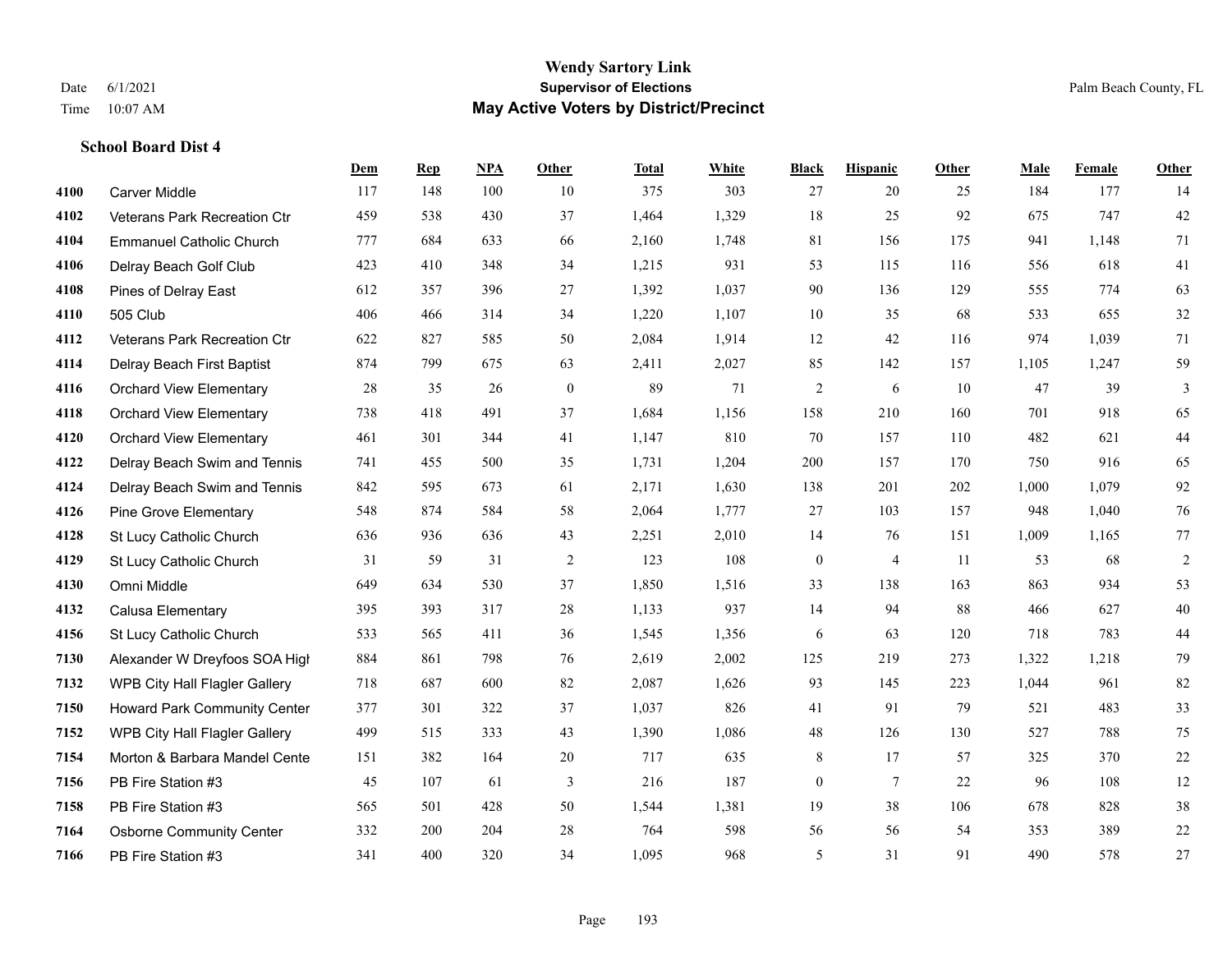# Wendy Sartory Link
## Supervisor of Elections
## May Active Voters by District/Precinct

Date 6/1/2021
Time 10:07 AM

Palm Beach County, FL

### School Board Dist 4

| | | Dem | Rep | NPA | Other | Total | White | Black | Hispanic | Other | Male | Female | Other |
|---|---|---|---|---|---|---|---|---|---|---|---|---|---|
| 4100 | Carver Middle | 117 | 148 | 100 | 10 | 375 | 303 | 27 | 20 | 25 | 184 | 177 | 14 |
| 4102 | Veterans Park Recreation Ctr | 459 | 538 | 430 | 37 | 1,464 | 1,329 | 18 | 25 | 92 | 675 | 747 | 42 |
| 4104 | Emmanuel Catholic Church | 777 | 684 | 633 | 66 | 2,160 | 1,748 | 81 | 156 | 175 | 941 | 1,148 | 71 |
| 4106 | Delray Beach Golf Club | 423 | 410 | 348 | 34 | 1,215 | 931 | 53 | 115 | 116 | 556 | 618 | 41 |
| 4108 | Pines of Delray East | 612 | 357 | 396 | 27 | 1,392 | 1,037 | 90 | 136 | 129 | 555 | 774 | 63 |
| 4110 | 505 Club | 406 | 466 | 314 | 34 | 1,220 | 1,107 | 10 | 35 | 68 | 533 | 655 | 32 |
| 4112 | Veterans Park Recreation Ctr | 622 | 827 | 585 | 50 | 2,084 | 1,914 | 12 | 42 | 116 | 974 | 1,039 | 71 |
| 4114 | Delray Beach First Baptist | 874 | 799 | 675 | 63 | 2,411 | 2,027 | 85 | 142 | 157 | 1,105 | 1,247 | 59 |
| 4116 | Orchard View Elementary | 28 | 35 | 26 | 0 | 89 | 71 | 2 | 6 | 10 | 47 | 39 | 3 |
| 4118 | Orchard View Elementary | 738 | 418 | 491 | 37 | 1,684 | 1,156 | 158 | 210 | 160 | 701 | 918 | 65 |
| 4120 | Orchard View Elementary | 461 | 301 | 344 | 41 | 1,147 | 810 | 70 | 157 | 110 | 482 | 621 | 44 |
| 4122 | Delray Beach Swim and Tennis | 741 | 455 | 500 | 35 | 1,731 | 1,204 | 200 | 157 | 170 | 750 | 916 | 65 |
| 4124 | Delray Beach Swim and Tennis | 842 | 595 | 673 | 61 | 2,171 | 1,630 | 138 | 201 | 202 | 1,000 | 1,079 | 92 |
| 4126 | Pine Grove Elementary | 548 | 874 | 584 | 58 | 2,064 | 1,777 | 27 | 103 | 157 | 948 | 1,040 | 76 |
| 4128 | St Lucy Catholic Church | 636 | 936 | 636 | 43 | 2,251 | 2,010 | 14 | 76 | 151 | 1,009 | 1,165 | 77 |
| 4129 | St Lucy Catholic Church | 31 | 59 | 31 | 2 | 123 | 108 | 0 | 4 | 11 | 53 | 68 | 2 |
| 4130 | Omni Middle | 649 | 634 | 530 | 37 | 1,850 | 1,516 | 33 | 138 | 163 | 863 | 934 | 53 |
| 4132 | Calusa Elementary | 395 | 393 | 317 | 28 | 1,133 | 937 | 14 | 94 | 88 | 466 | 627 | 40 |
| 4156 | St Lucy Catholic Church | 533 | 565 | 411 | 36 | 1,545 | 1,356 | 6 | 63 | 120 | 718 | 783 | 44 |
| 7130 | Alexander W Dreyfoos SOA High | 884 | 861 | 798 | 76 | 2,619 | 2,002 | 125 | 219 | 273 | 1,322 | 1,218 | 79 |
| 7132 | WPB City Hall Flagler Gallery | 718 | 687 | 600 | 82 | 2,087 | 1,626 | 93 | 145 | 223 | 1,044 | 961 | 82 |
| 7150 | Howard Park Community Center | 377 | 301 | 322 | 37 | 1,037 | 826 | 41 | 91 | 79 | 521 | 483 | 33 |
| 7152 | WPB City Hall Flagler Gallery | 499 | 515 | 333 | 43 | 1,390 | 1,086 | 48 | 126 | 130 | 527 | 788 | 75 |
| 7154 | Morton & Barbara Mandel Cente | 151 | 382 | 164 | 20 | 717 | 635 | 8 | 17 | 57 | 325 | 370 | 22 |
| 7156 | PB Fire Station #3 | 45 | 107 | 61 | 3 | 216 | 187 | 0 | 7 | 22 | 96 | 108 | 12 |
| 7158 | PB Fire Station #3 | 565 | 501 | 428 | 50 | 1,544 | 1,381 | 19 | 38 | 106 | 678 | 828 | 38 |
| 7164 | Osborne Community Center | 332 | 200 | 204 | 28 | 764 | 598 | 56 | 56 | 54 | 353 | 389 | 22 |
| 7166 | PB Fire Station #3 | 341 | 400 | 320 | 34 | 1,095 | 968 | 5 | 31 | 91 | 490 | 578 | 27 |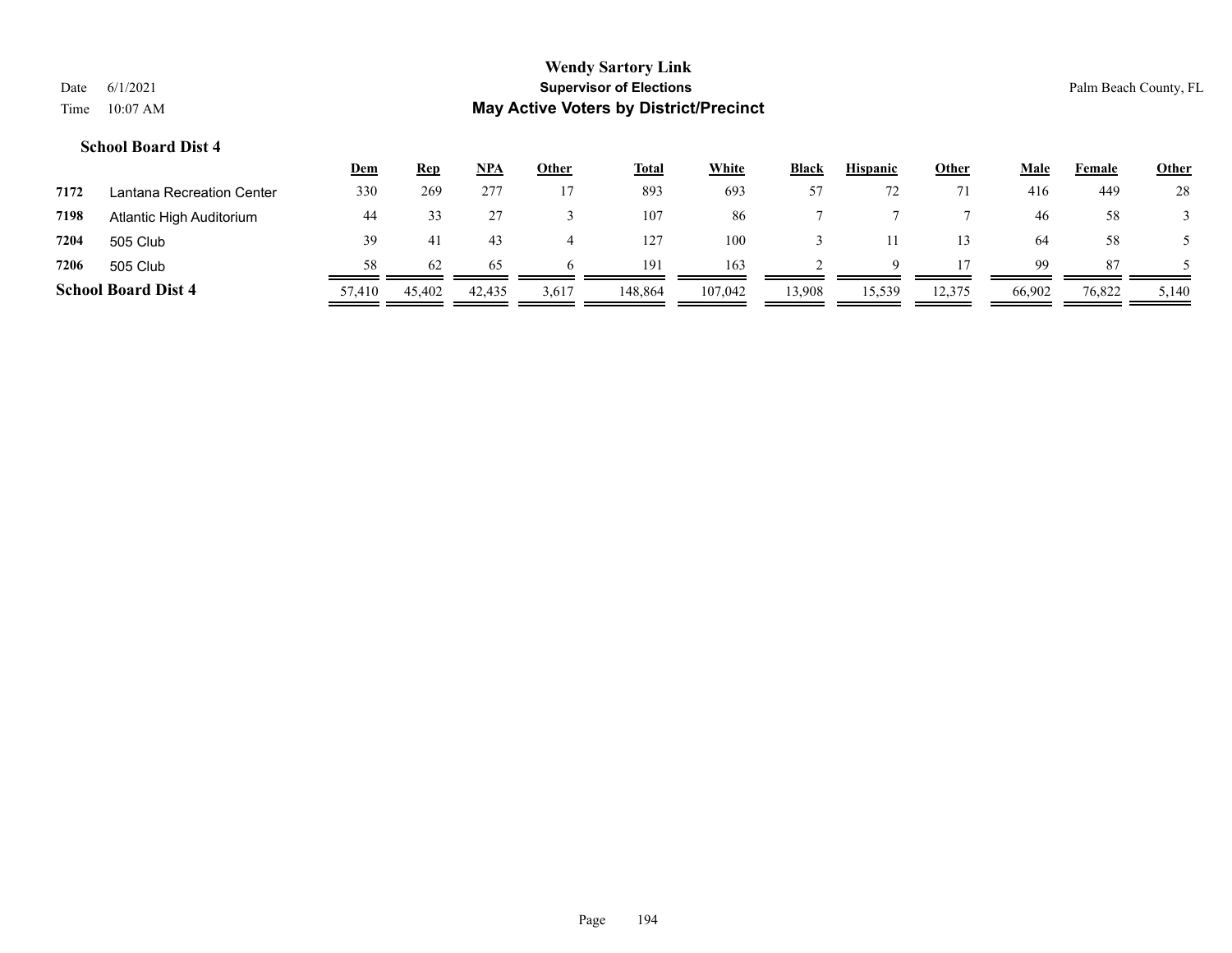**Wendy Sartory Link**
**Supervisor of Elections**
**May Active Voters by District/Precinct**

Date 6/1/2021
Time 10:07 AM

Palm Beach County, FL

### School Board Dist 4

| | | Dem | Rep | NPA | Other | Total | White | Black | Hispanic | Other | Male | Female | Other |
|---|---|---|---|---|---|---|---|---|---|---|---|---|---|
| 7172 | Lantana Recreation Center | 330 | 269 | 277 | 17 | 893 | 693 | 57 | 72 | 71 | 416 | 449 | 28 |
| 7198 | Atlantic High Auditorium | 44 | 33 | 27 | 3 | 107 | 86 | 7 | 7 | 7 | 46 | 58 | 3 |
| 7204 | 505 Club | 39 | 41 | 43 | 4 | 127 | 100 | 3 | 11 | 13 | 64 | 58 | 5 |
| 7206 | 505 Club | 58 | 62 | 65 | 6 | 191 | 163 | 2 | 9 | 17 | 99 | 87 | 5 |
| **School Board Dist 4** | | 57,410 | 45,402 | 42,435 | 3,617 | 148,864 | 107,042 | 13,908 | 15,539 | 12,375 | 66,902 | 76,822 | 5,140 |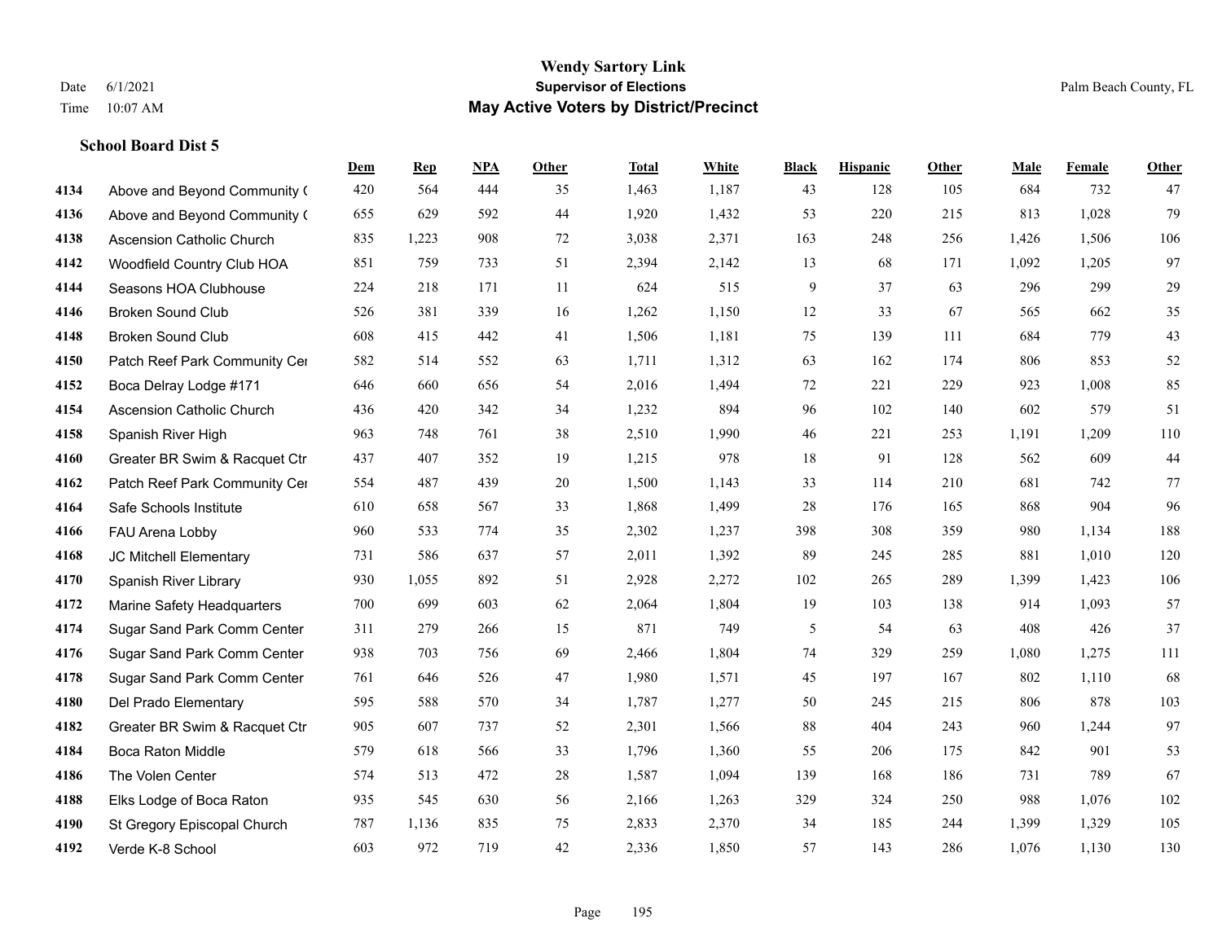**Wendy Sartory Link**
**Supervisor of Elections**
**May Active Voters by District/Precinct**

Date 6/1/2021
Time 10:07 AM
Palm Beach County, FL

### School Board Dist 5

| | | Dem | Rep | NPA | Other | Total | White | Black | Hispanic | Other | Male | Female | Other |
|---|---|---|---|---|---|---|---|---|---|---|---|---|---|
| 4134 | Above and Beyond Community ( | 420 | 564 | 444 | 35 | 1,463 | 1,187 | 43 | 128 | 105 | 684 | 732 | 47 |
| 4136 | Above and Beyond Community ( | 655 | 629 | 592 | 44 | 1,920 | 1,432 | 53 | 220 | 215 | 813 | 1,028 | 79 |
| 4138 | Ascension Catholic Church | 835 | 1,223 | 908 | 72 | 3,038 | 2,371 | 163 | 248 | 256 | 1,426 | 1,506 | 106 |
| 4142 | Woodfield Country Club HOA | 851 | 759 | 733 | 51 | 2,394 | 2,142 | 13 | 68 | 171 | 1,092 | 1,205 | 97 |
| 4144 | Seasons HOA Clubhouse | 224 | 218 | 171 | 11 | 624 | 515 | 9 | 37 | 63 | 296 | 299 | 29 |
| 4146 | Broken Sound Club | 526 | 381 | 339 | 16 | 1,262 | 1,150 | 12 | 33 | 67 | 565 | 662 | 35 |
| 4148 | Broken Sound Club | 608 | 415 | 442 | 41 | 1,506 | 1,181 | 75 | 139 | 111 | 684 | 779 | 43 |
| 4150 | Patch Reef Park Community Cer | 582 | 514 | 552 | 63 | 1,711 | 1,312 | 63 | 162 | 174 | 806 | 853 | 52 |
| 4152 | Boca Delray Lodge #171 | 646 | 660 | 656 | 54 | 2,016 | 1,494 | 72 | 221 | 229 | 923 | 1,008 | 85 |
| 4154 | Ascension Catholic Church | 436 | 420 | 342 | 34 | 1,232 | 894 | 96 | 102 | 140 | 602 | 579 | 51 |
| 4158 | Spanish River High | 963 | 748 | 761 | 38 | 2,510 | 1,990 | 46 | 221 | 253 | 1,191 | 1,209 | 110 |
| 4160 | Greater BR Swim & Racquet Ctr | 437 | 407 | 352 | 19 | 1,215 | 978 | 18 | 91 | 128 | 562 | 609 | 44 |
| 4162 | Patch Reef Park Community Cer | 554 | 487 | 439 | 20 | 1,500 | 1,143 | 33 | 114 | 210 | 681 | 742 | 77 |
| 4164 | Safe Schools Institute | 610 | 658 | 567 | 33 | 1,868 | 1,499 | 28 | 176 | 165 | 868 | 904 | 96 |
| 4166 | FAU Arena Lobby | 960 | 533 | 774 | 35 | 2,302 | 1,237 | 398 | 308 | 359 | 980 | 1,134 | 188 |
| 4168 | JC Mitchell Elementary | 731 | 586 | 637 | 57 | 2,011 | 1,392 | 89 | 245 | 285 | 881 | 1,010 | 120 |
| 4170 | Spanish River Library | 930 | 1,055 | 892 | 51 | 2,928 | 2,272 | 102 | 265 | 289 | 1,399 | 1,423 | 106 |
| 4172 | Marine Safety Headquarters | 700 | 699 | 603 | 62 | 2,064 | 1,804 | 19 | 103 | 138 | 914 | 1,093 | 57 |
| 4174 | Sugar Sand Park Comm Center | 311 | 279 | 266 | 15 | 871 | 749 | 5 | 54 | 63 | 408 | 426 | 37 |
| 4176 | Sugar Sand Park Comm Center | 938 | 703 | 756 | 69 | 2,466 | 1,804 | 74 | 329 | 259 | 1,080 | 1,275 | 111 |
| 4178 | Sugar Sand Park Comm Center | 761 | 646 | 526 | 47 | 1,980 | 1,571 | 45 | 197 | 167 | 802 | 1,110 | 68 |
| 4180 | Del Prado Elementary | 595 | 588 | 570 | 34 | 1,787 | 1,277 | 50 | 245 | 215 | 806 | 878 | 103 |
| 4182 | Greater BR Swim & Racquet Ctr | 905 | 607 | 737 | 52 | 2,301 | 1,566 | 88 | 404 | 243 | 960 | 1,244 | 97 |
| 4184 | Boca Raton Middle | 579 | 618 | 566 | 33 | 1,796 | 1,360 | 55 | 206 | 175 | 842 | 901 | 53 |
| 4186 | The Volen Center | 574 | 513 | 472 | 28 | 1,587 | 1,094 | 139 | 168 | 186 | 731 | 789 | 67 |
| 4188 | Elks Lodge of Boca Raton | 935 | 545 | 630 | 56 | 2,166 | 1,263 | 329 | 324 | 250 | 988 | 1,076 | 102 |
| 4190 | St Gregory Episcopal Church | 787 | 1,136 | 835 | 75 | 2,833 | 2,370 | 34 | 185 | 244 | 1,399 | 1,329 | 105 |
| 4192 | Verde K-8 School | 603 | 972 | 719 | 42 | 2,336 | 1,850 | 57 | 143 | 286 | 1,076 | 1,130 | 130 |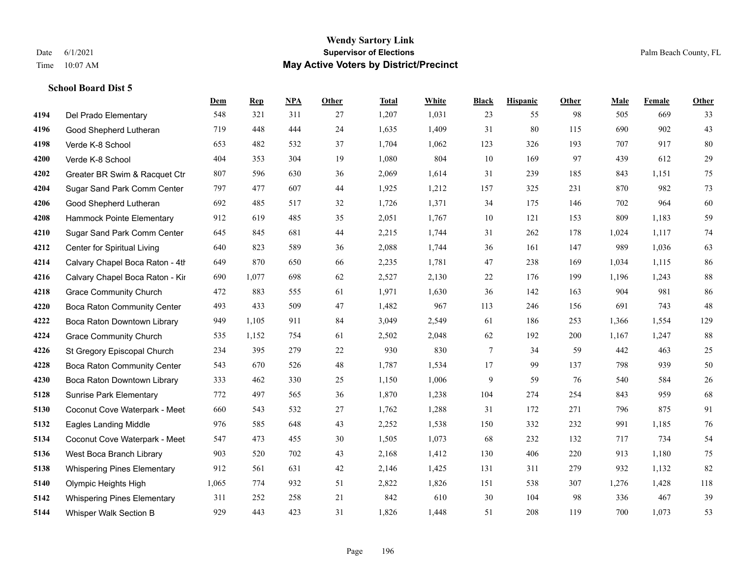**School Board Dist 5**

| | | Dem | Rep | NPA | Other | Total | White | Black | Hispanic | Other | Male | Female | Other |
|---|---|---|---|---|---|---|---|---|---|---|---|---|---|
| 4194 | Del Prado Elementary | 548 | 321 | 311 | 27 | 1,207 | 1,031 | 23 | 55 | 98 | 505 | 669 | 33 |
| 4196 | Good Shepherd Lutheran | 719 | 448 | 444 | 24 | 1,635 | 1,409 | 31 | 80 | 115 | 690 | 902 | 43 |
| 4198 | Verde K-8 School | 653 | 482 | 532 | 37 | 1,704 | 1,062 | 123 | 326 | 193 | 707 | 917 | 80 |
| 4200 | Verde K-8 School | 404 | 353 | 304 | 19 | 1,080 | 804 | 10 | 169 | 97 | 439 | 612 | 29 |
| 4202 | Greater BR Swim & Racquet Ctr | 807 | 596 | 630 | 36 | 2,069 | 1,614 | 31 | 239 | 185 | 843 | 1,151 | 75 |
| 4204 | Sugar Sand Park Comm Center | 797 | 477 | 607 | 44 | 1,925 | 1,212 | 157 | 325 | 231 | 870 | 982 | 73 |
| 4206 | Good Shepherd Lutheran | 692 | 485 | 517 | 32 | 1,726 | 1,371 | 34 | 175 | 146 | 702 | 964 | 60 |
| 4208 | Hammock Pointe Elementary | 912 | 619 | 485 | 35 | 2,051 | 1,767 | 10 | 121 | 153 | 809 | 1,183 | 59 |
| 4210 | Sugar Sand Park Comm Center | 645 | 845 | 681 | 44 | 2,215 | 1,744 | 31 | 262 | 178 | 1,024 | 1,117 | 74 |
| 4212 | Center for Spiritual Living | 640 | 823 | 589 | 36 | 2,088 | 1,744 | 36 | 161 | 147 | 989 | 1,036 | 63 |
| 4214 | Calvary Chapel Boca Raton - 4th | 649 | 870 | 650 | 66 | 2,235 | 1,781 | 47 | 238 | 169 | 1,034 | 1,115 | 86 |
| 4216 | Calvary Chapel Boca Raton - Kir | 690 | 1,077 | 698 | 62 | 2,527 | 2,130 | 22 | 176 | 199 | 1,196 | 1,243 | 88 |
| 4218 | Grace Community Church | 472 | 883 | 555 | 61 | 1,971 | 1,630 | 36 | 142 | 163 | 904 | 981 | 86 |
| 4220 | Boca Raton Community Center | 493 | 433 | 509 | 47 | 1,482 | 967 | 113 | 246 | 156 | 691 | 743 | 48 |
| 4222 | Boca Raton Downtown Library | 949 | 1,105 | 911 | 84 | 3,049 | 2,549 | 61 | 186 | 253 | 1,366 | 1,554 | 129 |
| 4224 | Grace Community Church | 535 | 1,152 | 754 | 61 | 2,502 | 2,048 | 62 | 192 | 200 | 1,167 | 1,247 | 88 |
| 4226 | St Gregory Episcopal Church | 234 | 395 | 279 | 22 | 930 | 830 | 7 | 34 | 59 | 442 | 463 | 25 |
| 4228 | Boca Raton Community Center | 543 | 670 | 526 | 48 | 1,787 | 1,534 | 17 | 99 | 137 | 798 | 939 | 50 |
| 4230 | Boca Raton Downtown Library | 333 | 462 | 330 | 25 | 1,150 | 1,006 | 9 | 59 | 76 | 540 | 584 | 26 |
| 5128 | Sunrise Park Elementary | 772 | 497 | 565 | 36 | 1,870 | 1,238 | 104 | 274 | 254 | 843 | 959 | 68 |
| 5130 | Coconut Cove Waterpark - Meet | 660 | 543 | 532 | 27 | 1,762 | 1,288 | 31 | 172 | 271 | 796 | 875 | 91 |
| 5132 | Eagles Landing Middle | 976 | 585 | 648 | 43 | 2,252 | 1,538 | 150 | 332 | 232 | 991 | 1,185 | 76 |
| 5134 | Coconut Cove Waterpark - Meet | 547 | 473 | 455 | 30 | 1,505 | 1,073 | 68 | 232 | 132 | 717 | 734 | 54 |
| 5136 | West Boca Branch Library | 903 | 520 | 702 | 43 | 2,168 | 1,412 | 130 | 406 | 220 | 913 | 1,180 | 75 |
| 5138 | Whispering Pines Elementary | 912 | 561 | 631 | 42 | 2,146 | 1,425 | 131 | 311 | 279 | 932 | 1,132 | 82 |
| 5140 | Olympic Heights High | 1,065 | 774 | 932 | 51 | 2,822 | 1,826 | 151 | 538 | 307 | 1,276 | 1,428 | 118 |
| 5142 | Whispering Pines Elementary | 311 | 252 | 258 | 21 | 842 | 610 | 30 | 104 | 98 | 336 | 467 | 39 |
| 5144 | Whisper Walk Section B | 929 | 443 | 423 | 31 | 1,826 | 1,448 | 51 | 208 | 119 | 700 | 1,073 | 53 |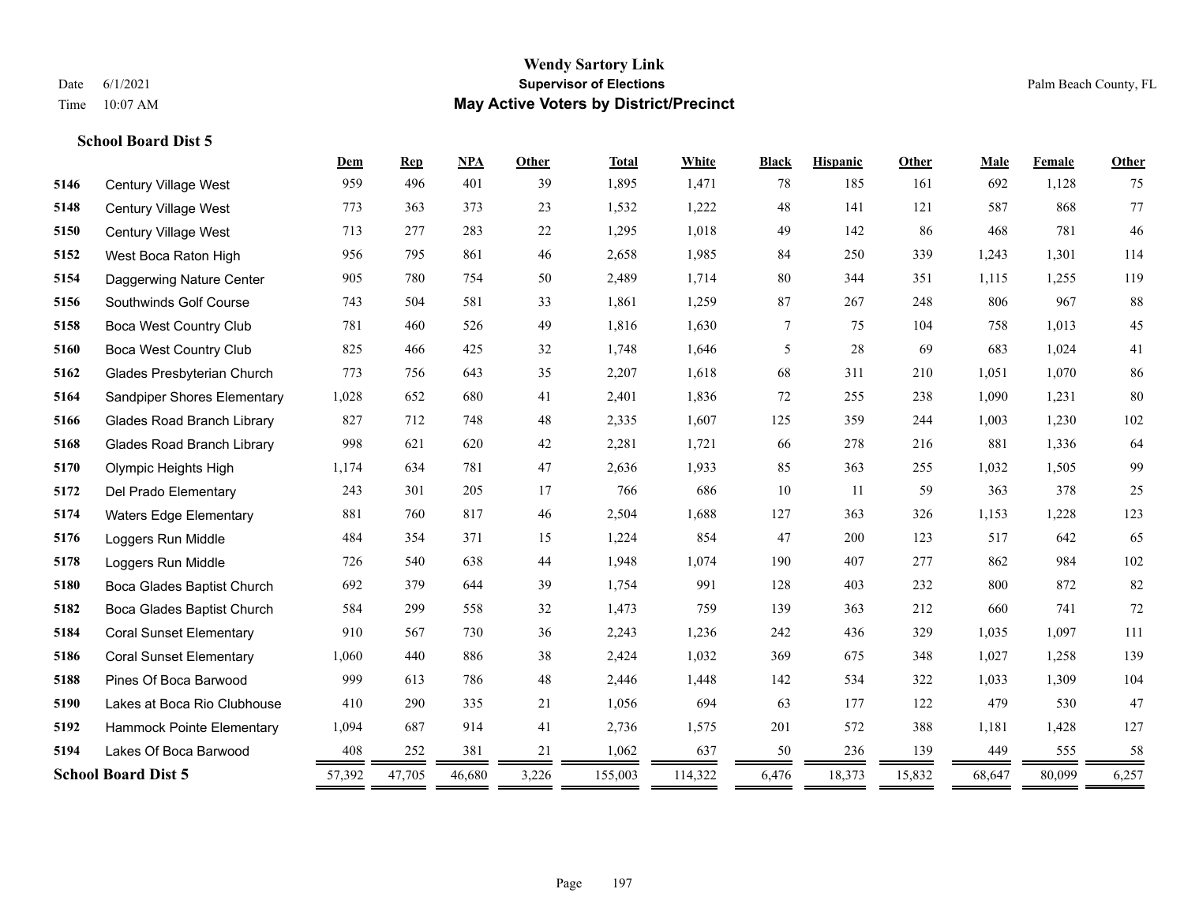# Wendy Sartory Link
## Supervisor of Elections
## May Active Voters by District/Precinct

Date 6/1/2021
Time 10:07 AM

Palm Beach County, FL

**School Board Dist 5**

| | | Dem | Rep | NPA | Other | Total | White | Black | Hispanic | Other | Male | Female | Other |
|---|---|---|---|---|---|---|---|---|---|---|---|---|---|
| 5146 | Century Village West | 959 | 496 | 401 | 39 | 1,895 | 1,471 | 78 | 185 | 161 | 692 | 1,128 | 75 |
| 5148 | Century Village West | 773 | 363 | 373 | 23 | 1,532 | 1,222 | 48 | 141 | 121 | 587 | 868 | 77 |
| 5150 | Century Village West | 713 | 277 | 283 | 22 | 1,295 | 1,018 | 49 | 142 | 86 | 468 | 781 | 46 |
| 5152 | West Boca Raton High | 956 | 795 | 861 | 46 | 2,658 | 1,985 | 84 | 250 | 339 | 1,243 | 1,301 | 114 |
| 5154 | Daggerwing Nature Center | 905 | 780 | 754 | 50 | 2,489 | 1,714 | 80 | 344 | 351 | 1,115 | 1,255 | 119 |
| 5156 | Southwinds Golf Course | 743 | 504 | 581 | 33 | 1,861 | 1,259 | 87 | 267 | 248 | 806 | 967 | 88 |
| 5158 | Boca West Country Club | 781 | 460 | 526 | 49 | 1,816 | 1,630 | 7 | 75 | 104 | 758 | 1,013 | 45 |
| 5160 | Boca West Country Club | 825 | 466 | 425 | 32 | 1,748 | 1,646 | 5 | 28 | 69 | 683 | 1,024 | 41 |
| 5162 | Glades Presbyterian Church | 773 | 756 | 643 | 35 | 2,207 | 1,618 | 68 | 311 | 210 | 1,051 | 1,070 | 86 |
| 5164 | Sandpiper Shores Elementary | 1,028 | 652 | 680 | 41 | 2,401 | 1,836 | 72 | 255 | 238 | 1,090 | 1,231 | 80 |
| 5166 | Glades Road Branch Library | 827 | 712 | 748 | 48 | 2,335 | 1,607 | 125 | 359 | 244 | 1,003 | 1,230 | 102 |
| 5168 | Glades Road Branch Library | 998 | 621 | 620 | 42 | 2,281 | 1,721 | 66 | 278 | 216 | 881 | 1,336 | 64 |
| 5170 | Olympic Heights High | 1,174 | 634 | 781 | 47 | 2,636 | 1,933 | 85 | 363 | 255 | 1,032 | 1,505 | 99 |
| 5172 | Del Prado Elementary | 243 | 301 | 205 | 17 | 766 | 686 | 10 | 11 | 59 | 363 | 378 | 25 |
| 5174 | Waters Edge Elementary | 881 | 760 | 817 | 46 | 2,504 | 1,688 | 127 | 363 | 326 | 1,153 | 1,228 | 123 |
| 5176 | Loggers Run Middle | 484 | 354 | 371 | 15 | 1,224 | 854 | 47 | 200 | 123 | 517 | 642 | 65 |
| 5178 | Loggers Run Middle | 726 | 540 | 638 | 44 | 1,948 | 1,074 | 190 | 407 | 277 | 862 | 984 | 102 |
| 5180 | Boca Glades Baptist Church | 692 | 379 | 644 | 39 | 1,754 | 991 | 128 | 403 | 232 | 800 | 872 | 82 |
| 5182 | Boca Glades Baptist Church | 584 | 299 | 558 | 32 | 1,473 | 759 | 139 | 363 | 212 | 660 | 741 | 72 |
| 5184 | Coral Sunset Elementary | 910 | 567 | 730 | 36 | 2,243 | 1,236 | 242 | 436 | 329 | 1,035 | 1,097 | 111 |
| 5186 | Coral Sunset Elementary | 1,060 | 440 | 886 | 38 | 2,424 | 1,032 | 369 | 675 | 348 | 1,027 | 1,258 | 139 |
| 5188 | Pines Of Boca Barwood | 999 | 613 | 786 | 48 | 2,446 | 1,448 | 142 | 534 | 322 | 1,033 | 1,309 | 104 |
| 5190 | Lakes at Boca Rio Clubhouse | 410 | 290 | 335 | 21 | 1,056 | 694 | 63 | 177 | 122 | 479 | 530 | 47 |
| 5192 | Hammock Pointe Elementary | 1,094 | 687 | 914 | 41 | 2,736 | 1,575 | 201 | 572 | 388 | 1,181 | 1,428 | 127 |
| 5194 | Lakes Of Boca Barwood | 408 | 252 | 381 | 21 | 1,062 | 637 | 50 | 236 | 139 | 449 | 555 | 58 |
| **School Board Dist 5** | | 57,392 | 47,705 | 46,680 | 3,226 | 155,003 | 114,322 | 6,476 | 18,373 | 15,832 | 68,647 | 80,099 | 6,257 |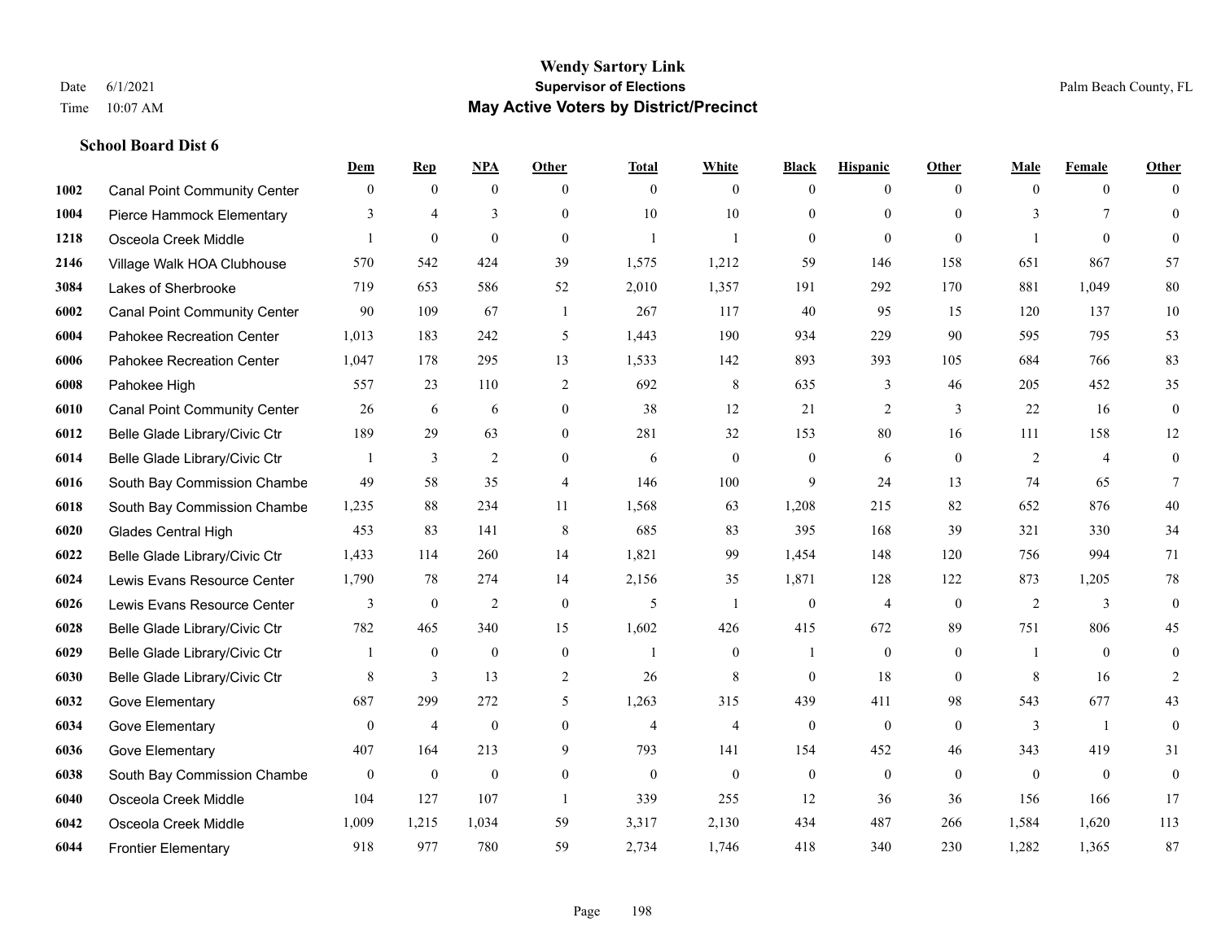# Wendy Sartory Link
## Supervisor of Elections
## May Active Voters by District/Precinct

Date 6/1/2021
Time 10:07 AM

Palm Beach County, FL

### School Board Dist 6

| | | Dem | Rep | NPA | Other | Total | White | Black | Hispanic | Other | Male | Female | Other |
|---|---|---|---|---|---|---|---|---|---|---|---|---|---|
| 1002 | Canal Point Community Center | 0 | 0 | 0 | 0 | 0 | 0 | 0 | 0 | 0 | 0 | 0 | 0 |
| 1004 | Pierce Hammock Elementary | 3 | 4 | 3 | 0 | 10 | 10 | 0 | 0 | 0 | 3 | 7 | 0 |
| 1218 | Osceola Creek Middle | 1 | 0 | 0 | 0 | 1 | 1 | 0 | 0 | 0 | 1 | 0 | 0 |
| 2146 | Village Walk HOA Clubhouse | 570 | 542 | 424 | 39 | 1,575 | 1,212 | 59 | 146 | 158 | 651 | 867 | 57 |
| 3084 | Lakes of Sherbrooke | 719 | 653 | 586 | 52 | 2,010 | 1,357 | 191 | 292 | 170 | 881 | 1,049 | 80 |
| 6002 | Canal Point Community Center | 90 | 109 | 67 | 1 | 267 | 117 | 40 | 95 | 15 | 120 | 137 | 10 |
| 6004 | Pahokee Recreation Center | 1,013 | 183 | 242 | 5 | 1,443 | 190 | 934 | 229 | 90 | 595 | 795 | 53 |
| 6006 | Pahokee Recreation Center | 1,047 | 178 | 295 | 13 | 1,533 | 142 | 893 | 393 | 105 | 684 | 766 | 83 |
| 6008 | Pahokee High | 557 | 23 | 110 | 2 | 692 | 8 | 635 | 3 | 46 | 205 | 452 | 35 |
| 6010 | Canal Point Community Center | 26 | 6 | 6 | 0 | 38 | 12 | 21 | 2 | 3 | 22 | 16 | 0 |
| 6012 | Belle Glade Library/Civic Ctr | 189 | 29 | 63 | 0 | 281 | 32 | 153 | 80 | 16 | 111 | 158 | 12 |
| 6014 | Belle Glade Library/Civic Ctr | 1 | 3 | 2 | 0 | 6 | 0 | 0 | 6 | 0 | 2 | 4 | 0 |
| 6016 | South Bay Commission Chambe | 49 | 58 | 35 | 4 | 146 | 100 | 9 | 24 | 13 | 74 | 65 | 7 |
| 6018 | South Bay Commission Chambe | 1,235 | 88 | 234 | 11 | 1,568 | 63 | 1,208 | 215 | 82 | 652 | 876 | 40 |
| 6020 | Glades Central High | 453 | 83 | 141 | 8 | 685 | 83 | 395 | 168 | 39 | 321 | 330 | 34 |
| 6022 | Belle Glade Library/Civic Ctr | 1,433 | 114 | 260 | 14 | 1,821 | 99 | 1,454 | 148 | 120 | 756 | 994 | 71 |
| 6024 | Lewis Evans Resource Center | 1,790 | 78 | 274 | 14 | 2,156 | 35 | 1,871 | 128 | 122 | 873 | 1,205 | 78 |
| 6026 | Lewis Evans Resource Center | 3 | 0 | 2 | 0 | 5 | 1 | 0 | 4 | 0 | 2 | 3 | 0 |
| 6028 | Belle Glade Library/Civic Ctr | 782 | 465 | 340 | 15 | 1,602 | 426 | 415 | 672 | 89 | 751 | 806 | 45 |
| 6029 | Belle Glade Library/Civic Ctr | 1 | 0 | 0 | 0 | 1 | 0 | 1 | 0 | 0 | 1 | 0 | 0 |
| 6030 | Belle Glade Library/Civic Ctr | 8 | 3 | 13 | 2 | 26 | 8 | 0 | 18 | 0 | 8 | 16 | 2 |
| 6032 | Gove Elementary | 687 | 299 | 272 | 5 | 1,263 | 315 | 439 | 411 | 98 | 543 | 677 | 43 |
| 6034 | Gove Elementary | 0 | 4 | 0 | 0 | 4 | 4 | 0 | 0 | 0 | 3 | 1 | 0 |
| 6036 | Gove Elementary | 407 | 164 | 213 | 9 | 793 | 141 | 154 | 452 | 46 | 343 | 419 | 31 |
| 6038 | South Bay Commission Chambe | 0 | 0 | 0 | 0 | 0 | 0 | 0 | 0 | 0 | 0 | 0 | 0 |
| 6040 | Osceola Creek Middle | 104 | 127 | 107 | 1 | 339 | 255 | 12 | 36 | 36 | 156 | 166 | 17 |
| 6042 | Osceola Creek Middle | 1,009 | 1,215 | 1,034 | 59 | 3,317 | 2,130 | 434 | 487 | 266 | 1,584 | 1,620 | 113 |
| 6044 | Frontier Elementary | 918 | 977 | 780 | 59 | 2,734 | 1,746 | 418 | 340 | 230 | 1,282 | 1,365 | 87 |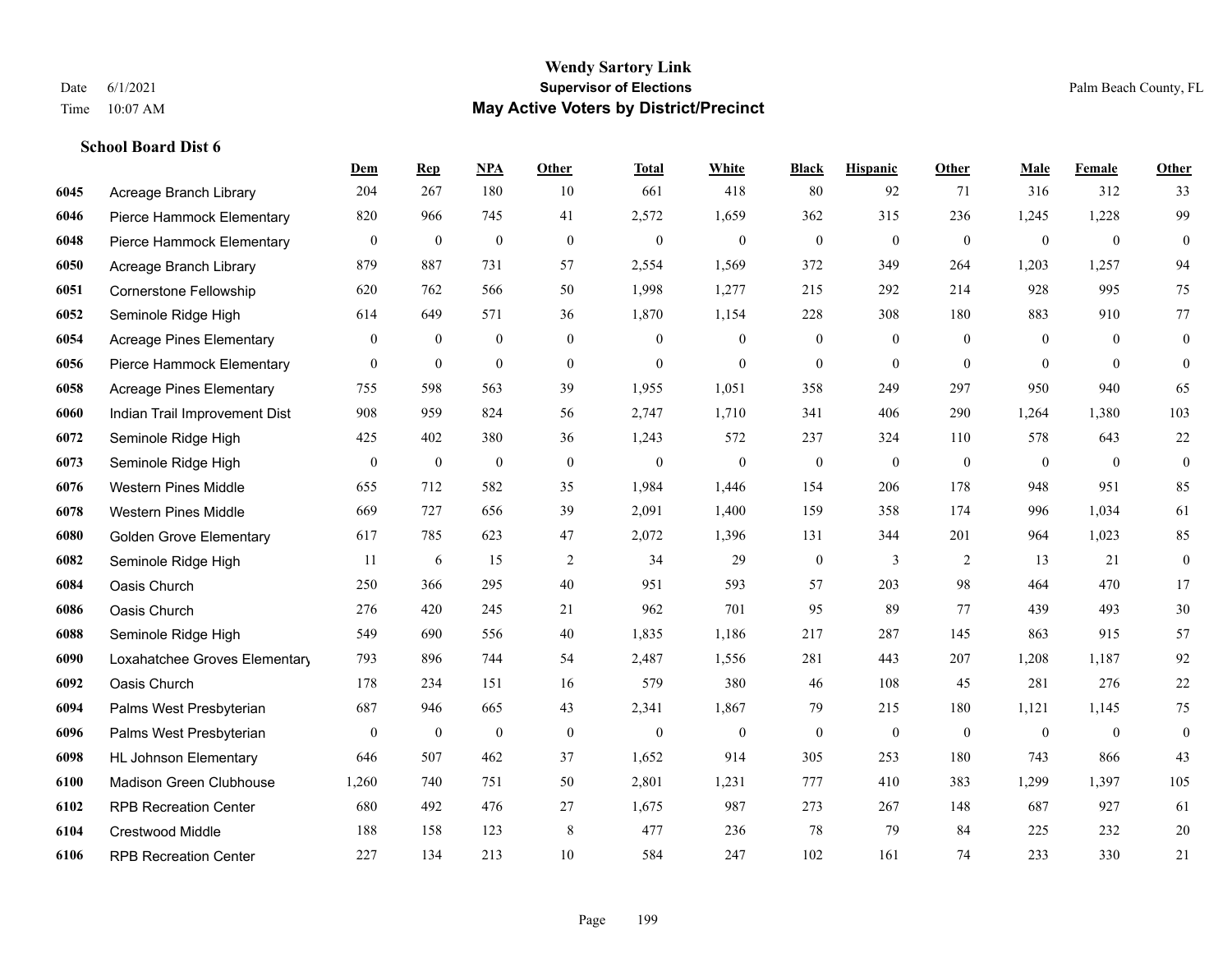# Wendy Sartory Link
## Supervisor of Elections
## May Active Voters by District/Precinct

Date 6/1/2021
Time 10:07 AM

Palm Beach County, FL

### School Board Dist 6

| | | Dem | Rep | NPA | Other | Total | White | Black | Hispanic | Other | Male | Female | Other |
|---|---|---|---|---|---|---|---|---|---|---|---|---|---|
| 6045 | Acreage Branch Library | 204 | 267 | 180 | 10 | 661 | 418 | 80 | 92 | 71 | 316 | 312 | 33 |
| 6046 | Pierce Hammock Elementary | 820 | 966 | 745 | 41 | 2,572 | 1,659 | 362 | 315 | 236 | 1,245 | 1,228 | 99 |
| 6048 | Pierce Hammock Elementary | 0 | 0 | 0 | 0 | 0 | 0 | 0 | 0 | 0 | 0 | 0 | 0 |
| 6050 | Acreage Branch Library | 879 | 887 | 731 | 57 | 2,554 | 1,569 | 372 | 349 | 264 | 1,203 | 1,257 | 94 |
| 6051 | Cornerstone Fellowship | 620 | 762 | 566 | 50 | 1,998 | 1,277 | 215 | 292 | 214 | 928 | 995 | 75 |
| 6052 | Seminole Ridge High | 614 | 649 | 571 | 36 | 1,870 | 1,154 | 228 | 308 | 180 | 883 | 910 | 77 |
| 6054 | Acreage Pines Elementary | 0 | 0 | 0 | 0 | 0 | 0 | 0 | 0 | 0 | 0 | 0 | 0 |
| 6056 | Pierce Hammock Elementary | 0 | 0 | 0 | 0 | 0 | 0 | 0 | 0 | 0 | 0 | 0 | 0 |
| 6058 | Acreage Pines Elementary | 755 | 598 | 563 | 39 | 1,955 | 1,051 | 358 | 249 | 297 | 950 | 940 | 65 |
| 6060 | Indian Trail Improvement Dist | 908 | 959 | 824 | 56 | 2,747 | 1,710 | 341 | 406 | 290 | 1,264 | 1,380 | 103 |
| 6072 | Seminole Ridge High | 425 | 402 | 380 | 36 | 1,243 | 572 | 237 | 324 | 110 | 578 | 643 | 22 |
| 6073 | Seminole Ridge High | 0 | 0 | 0 | 0 | 0 | 0 | 0 | 0 | 0 | 0 | 0 | 0 |
| 6076 | Western Pines Middle | 655 | 712 | 582 | 35 | 1,984 | 1,446 | 154 | 206 | 178 | 948 | 951 | 85 |
| 6078 | Western Pines Middle | 669 | 727 | 656 | 39 | 2,091 | 1,400 | 159 | 358 | 174 | 996 | 1,034 | 61 |
| 6080 | Golden Grove Elementary | 617 | 785 | 623 | 47 | 2,072 | 1,396 | 131 | 344 | 201 | 964 | 1,023 | 85 |
| 6082 | Seminole Ridge High | 11 | 6 | 15 | 2 | 34 | 29 | 0 | 3 | 2 | 13 | 21 | 0 |
| 6084 | Oasis Church | 250 | 366 | 295 | 40 | 951 | 593 | 57 | 203 | 98 | 464 | 470 | 17 |
| 6086 | Oasis Church | 276 | 420 | 245 | 21 | 962 | 701 | 95 | 89 | 77 | 439 | 493 | 30 |
| 6088 | Seminole Ridge High | 549 | 690 | 556 | 40 | 1,835 | 1,186 | 217 | 287 | 145 | 863 | 915 | 57 |
| 6090 | Loxahatchee Groves Elementary | 793 | 896 | 744 | 54 | 2,487 | 1,556 | 281 | 443 | 207 | 1,208 | 1,187 | 92 |
| 6092 | Oasis Church | 178 | 234 | 151 | 16 | 579 | 380 | 46 | 108 | 45 | 281 | 276 | 22 |
| 6094 | Palms West Presbyterian | 687 | 946 | 665 | 43 | 2,341 | 1,867 | 79 | 215 | 180 | 1,121 | 1,145 | 75 |
| 6096 | Palms West Presbyterian | 0 | 0 | 0 | 0 | 0 | 0 | 0 | 0 | 0 | 0 | 0 | 0 |
| 6098 | HL Johnson Elementary | 646 | 507 | 462 | 37 | 1,652 | 914 | 305 | 253 | 180 | 743 | 866 | 43 |
| 6100 | Madison Green Clubhouse | 1,260 | 740 | 751 | 50 | 2,801 | 1,231 | 777 | 410 | 383 | 1,299 | 1,397 | 105 |
| 6102 | RPB Recreation Center | 680 | 492 | 476 | 27 | 1,675 | 987 | 273 | 267 | 148 | 687 | 927 | 61 |
| 6104 | Crestwood Middle | 188 | 158 | 123 | 8 | 477 | 236 | 78 | 79 | 84 | 225 | 232 | 20 |
| 6106 | RPB Recreation Center | 227 | 134 | 213 | 10 | 584 | 247 | 102 | 161 | 74 | 233 | 330 | 21 |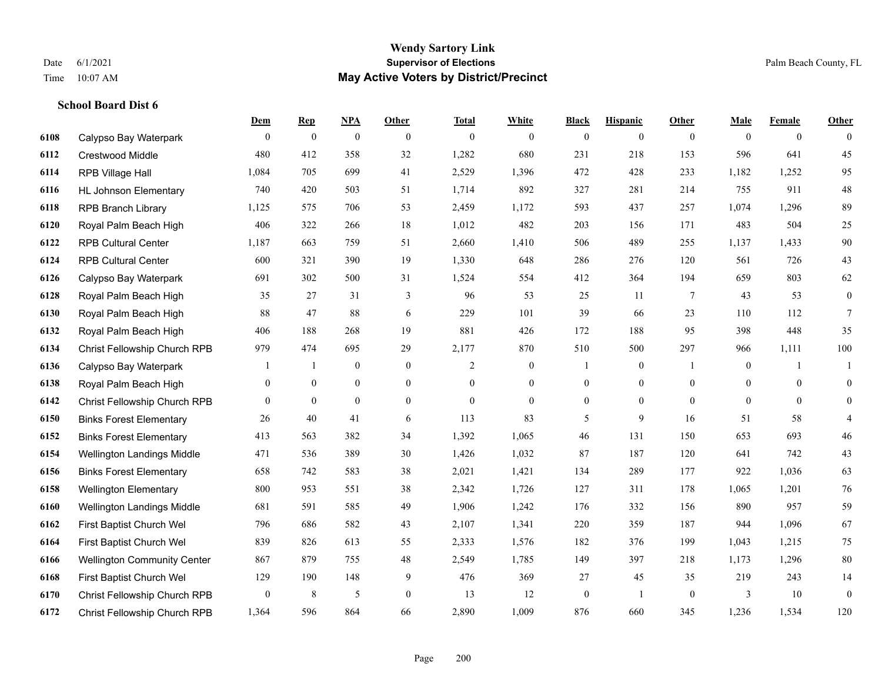**Wendy Sartory Link**
**Supervisor of Elections**
**May Active Voters by District/Precinct**

Date 6/1/2021
Time 10:07 AM

Palm Beach County, FL

### School Board Dist 6

| | | Dem | Rep | NPA | Other | Total | White | Black | Hispanic | Other | Male | Female | Other |
|---|---|---|---|---|---|---|---|---|---|---|---|---|---|
| 6108 | Calypso Bay Waterpark | 0 | 0 | 0 | 0 | 0 | 0 | 0 | 0 | 0 | 0 | 0 | 0 |
| 6112 | Crestwood Middle | 480 | 412 | 358 | 32 | 1,282 | 680 | 231 | 218 | 153 | 596 | 641 | 45 |
| 6114 | RPB Village Hall | 1,084 | 705 | 699 | 41 | 2,529 | 1,396 | 472 | 428 | 233 | 1,182 | 1,252 | 95 |
| 6116 | HL Johnson Elementary | 740 | 420 | 503 | 51 | 1,714 | 892 | 327 | 281 | 214 | 755 | 911 | 48 |
| 6118 | RPB Branch Library | 1,125 | 575 | 706 | 53 | 2,459 | 1,172 | 593 | 437 | 257 | 1,074 | 1,296 | 89 |
| 6120 | Royal Palm Beach High | 406 | 322 | 266 | 18 | 1,012 | 482 | 203 | 156 | 171 | 483 | 504 | 25 |
| 6122 | RPB Cultural Center | 1,187 | 663 | 759 | 51 | 2,660 | 1,410 | 506 | 489 | 255 | 1,137 | 1,433 | 90 |
| 6124 | RPB Cultural Center | 600 | 321 | 390 | 19 | 1,330 | 648 | 286 | 276 | 120 | 561 | 726 | 43 |
| 6126 | Calypso Bay Waterpark | 691 | 302 | 500 | 31 | 1,524 | 554 | 412 | 364 | 194 | 659 | 803 | 62 |
| 6128 | Royal Palm Beach High | 35 | 27 | 31 | 3 | 96 | 53 | 25 | 11 | 7 | 43 | 53 | 0 |
| 6130 | Royal Palm Beach High | 88 | 47 | 88 | 6 | 229 | 101 | 39 | 66 | 23 | 110 | 112 | 7 |
| 6132 | Royal Palm Beach High | 406 | 188 | 268 | 19 | 881 | 426 | 172 | 188 | 95 | 398 | 448 | 35 |
| 6134 | Christ Fellowship Church RPB | 979 | 474 | 695 | 29 | 2,177 | 870 | 510 | 500 | 297 | 966 | 1,111 | 100 |
| 6136 | Calypso Bay Waterpark | 1 | 1 | 0 | 0 | 2 | 0 | 1 | 0 | 1 | 0 | 1 | 1 |
| 6138 | Royal Palm Beach High | 0 | 0 | 0 | 0 | 0 | 0 | 0 | 0 | 0 | 0 | 0 | 0 |
| 6142 | Christ Fellowship Church RPB | 0 | 0 | 0 | 0 | 0 | 0 | 0 | 0 | 0 | 0 | 0 | 0 |
| 6150 | Binks Forest Elementary | 26 | 40 | 41 | 6 | 113 | 83 | 5 | 9 | 16 | 51 | 58 | 4 |
| 6152 | Binks Forest Elementary | 413 | 563 | 382 | 34 | 1,392 | 1,065 | 46 | 131 | 150 | 653 | 693 | 46 |
| 6154 | Wellington Landings Middle | 471 | 536 | 389 | 30 | 1,426 | 1,032 | 87 | 187 | 120 | 641 | 742 | 43 |
| 6156 | Binks Forest Elementary | 658 | 742 | 583 | 38 | 2,021 | 1,421 | 134 | 289 | 177 | 922 | 1,036 | 63 |
| 6158 | Wellington Elementary | 800 | 953 | 551 | 38 | 2,342 | 1,726 | 127 | 311 | 178 | 1,065 | 1,201 | 76 |
| 6160 | Wellington Landings Middle | 681 | 591 | 585 | 49 | 1,906 | 1,242 | 176 | 332 | 156 | 890 | 957 | 59 |
| 6162 | First Baptist Church Wel | 796 | 686 | 582 | 43 | 2,107 | 1,341 | 220 | 359 | 187 | 944 | 1,096 | 67 |
| 6164 | First Baptist Church Wel | 839 | 826 | 613 | 55 | 2,333 | 1,576 | 182 | 376 | 199 | 1,043 | 1,215 | 75 |
| 6166 | Wellington Community Center | 867 | 879 | 755 | 48 | 2,549 | 1,785 | 149 | 397 | 218 | 1,173 | 1,296 | 80 |
| 6168 | First Baptist Church Wel | 129 | 190 | 148 | 9 | 476 | 369 | 27 | 45 | 35 | 219 | 243 | 14 |
| 6170 | Christ Fellowship Church RPB | 0 | 8 | 5 | 0 | 13 | 12 | 0 | 1 | 0 | 3 | 10 | 0 |
| 6172 | Christ Fellowship Church RPB | 1,364 | 596 | 864 | 66 | 2,890 | 1,009 | 876 | 660 | 345 | 1,236 | 1,534 | 120 |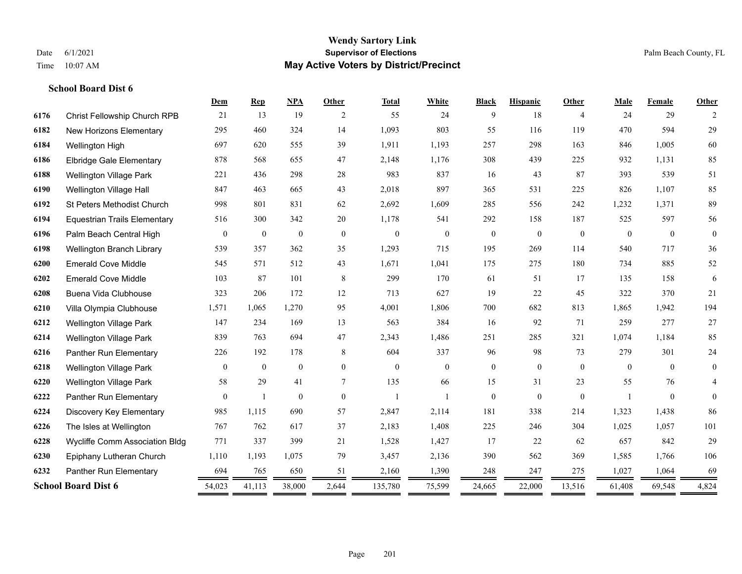**Wendy Sartory Link**
**Supervisor of Elections**
**May Active Voters by District/Precinct**

Date 6/1/2021
Time 10:07 AM
Palm Beach County, FL

**School Board Dist 6**

| | | Dem | Rep | NPA | Other | Total | White | Black | Hispanic | Other | Male | Female | Other |
|---|---|---|---|---|---|---|---|---|---|---|---|---|---|
| 6176 | Christ Fellowship Church RPB | 21 | 13 | 19 | 2 | 55 | 24 | 9 | 18 | 4 | 24 | 29 | 2 |
| 6182 | New Horizons Elementary | 295 | 460 | 324 | 14 | 1,093 | 803 | 55 | 116 | 119 | 470 | 594 | 29 |
| 6184 | Wellington High | 697 | 620 | 555 | 39 | 1,911 | 1,193 | 257 | 298 | 163 | 846 | 1,005 | 60 |
| 6186 | Elbridge Gale Elementary | 878 | 568 | 655 | 47 | 2,148 | 1,176 | 308 | 439 | 225 | 932 | 1,131 | 85 |
| 6188 | Wellington Village Park | 221 | 436 | 298 | 28 | 983 | 837 | 16 | 43 | 87 | 393 | 539 | 51 |
| 6190 | Wellington Village Hall | 847 | 463 | 665 | 43 | 2,018 | 897 | 365 | 531 | 225 | 826 | 1,107 | 85 |
| 6192 | St Peters Methodist Church | 998 | 801 | 831 | 62 | 2,692 | 1,609 | 285 | 556 | 242 | 1,232 | 1,371 | 89 |
| 6194 | Equestrian Trails Elementary | 516 | 300 | 342 | 20 | 1,178 | 541 | 292 | 158 | 187 | 525 | 597 | 56 |
| 6196 | Palm Beach Central High | 0 | 0 | 0 | 0 | 0 | 0 | 0 | 0 | 0 | 0 | 0 | 0 |
| 6198 | Wellington Branch Library | 539 | 357 | 362 | 35 | 1,293 | 715 | 195 | 269 | 114 | 540 | 717 | 36 |
| 6200 | Emerald Cove Middle | 545 | 571 | 512 | 43 | 1,671 | 1,041 | 175 | 275 | 180 | 734 | 885 | 52 |
| 6202 | Emerald Cove Middle | 103 | 87 | 101 | 8 | 299 | 170 | 61 | 51 | 17 | 135 | 158 | 6 |
| 6208 | Buena Vida Clubhouse | 323 | 206 | 172 | 12 | 713 | 627 | 19 | 22 | 45 | 322 | 370 | 21 |
| 6210 | Villa Olympia Clubhouse | 1,571 | 1,065 | 1,270 | 95 | 4,001 | 1,806 | 700 | 682 | 813 | 1,865 | 1,942 | 194 |
| 6212 | Wellington Village Park | 147 | 234 | 169 | 13 | 563 | 384 | 16 | 92 | 71 | 259 | 277 | 27 |
| 6214 | Wellington Village Park | 839 | 763 | 694 | 47 | 2,343 | 1,486 | 251 | 285 | 321 | 1,074 | 1,184 | 85 |
| 6216 | Panther Run Elementary | 226 | 192 | 178 | 8 | 604 | 337 | 96 | 98 | 73 | 279 | 301 | 24 |
| 6218 | Wellington Village Park | 0 | 0 | 0 | 0 | 0 | 0 | 0 | 0 | 0 | 0 | 0 | 0 |
| 6220 | Wellington Village Park | 58 | 29 | 41 | 7 | 135 | 66 | 15 | 31 | 23 | 55 | 76 | 4 |
| 6222 | Panther Run Elementary | 0 | 1 | 0 | 0 | 1 | 1 | 0 | 0 | 0 | 1 | 0 | 0 |
| 6224 | Discovery Key Elementary | 985 | 1,115 | 690 | 57 | 2,847 | 2,114 | 181 | 338 | 214 | 1,323 | 1,438 | 86 |
| 6226 | The Isles at Wellington | 767 | 762 | 617 | 37 | 2,183 | 1,408 | 225 | 246 | 304 | 1,025 | 1,057 | 101 |
| 6228 | Wycliffe Comm Association Bldg | 771 | 337 | 399 | 21 | 1,528 | 1,427 | 17 | 22 | 62 | 657 | 842 | 29 |
| 6230 | Epiphany Lutheran Church | 1,110 | 1,193 | 1,075 | 79 | 3,457 | 2,136 | 390 | 562 | 369 | 1,585 | 1,766 | 106 |
| 6232 | Panther Run Elementary | 694 | 765 | 650 | 51 | 2,160 | 1,390 | 248 | 247 | 275 | 1,027 | 1,064 | 69 |
| **School Board Dist 6** | | 54,023 | 41,113 | 38,000 | 2,644 | 135,780 | 75,599 | 24,665 | 22,000 | 13,516 | 61,408 | 69,548 | 4,824 |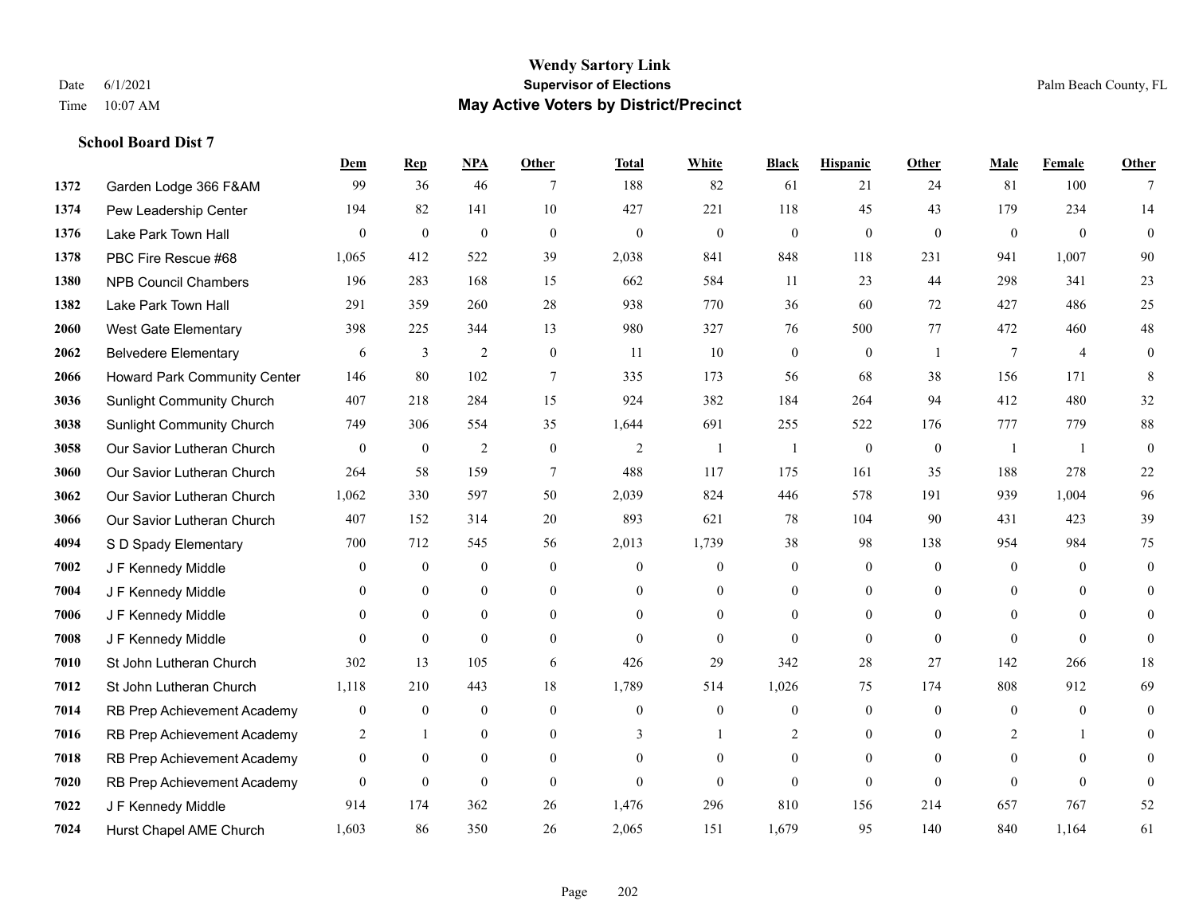# Wendy Sartory Link

## Supervisor of Elections

## May Active Voters by District/Precinct

Date 6/1/2021 Palm Beach County, FL

Time 10:07 AM

### School Board Dist 7

| | | Dem | Rep | NPA | Other | Total | White | Black | Hispanic | Other | Male | Female | Other |
|---|---|---|---|---|---|---|---|---|---|---|---|---|---|
| 1372 | Garden Lodge 366 F&AM | 99 | 36 | 46 | 7 | 188 | 82 | 61 | 21 | 24 | 81 | 100 | 7 |
| 1374 | Pew Leadership Center | 194 | 82 | 141 | 10 | 427 | 221 | 118 | 45 | 43 | 179 | 234 | 14 |
| 1376 | Lake Park Town Hall | 0 | 0 | 0 | 0 | 0 | 0 | 0 | 0 | 0 | 0 | 0 | 0 |
| 1378 | PBC Fire Rescue #68 | 1,065 | 412 | 522 | 39 | 2,038 | 841 | 848 | 118 | 231 | 941 | 1,007 | 90 |
| 1380 | NPB Council Chambers | 196 | 283 | 168 | 15 | 662 | 584 | 11 | 23 | 44 | 298 | 341 | 23 |
| 1382 | Lake Park Town Hall | 291 | 359 | 260 | 28 | 938 | 770 | 36 | 60 | 72 | 427 | 486 | 25 |
| 2060 | West Gate Elementary | 398 | 225 | 344 | 13 | 980 | 327 | 76 | 500 | 77 | 472 | 460 | 48 |
| 2062 | Belvedere Elementary | 6 | 3 | 2 | 0 | 11 | 10 | 0 | 0 | 1 | 7 | 4 | 0 |
| 2066 | Howard Park Community Center | 146 | 80 | 102 | 7 | 335 | 173 | 56 | 68 | 38 | 156 | 171 | 8 |
| 3036 | Sunlight Community Church | 407 | 218 | 284 | 15 | 924 | 382 | 184 | 264 | 94 | 412 | 480 | 32 |
| 3038 | Sunlight Community Church | 749 | 306 | 554 | 35 | 1,644 | 691 | 255 | 522 | 176 | 777 | 779 | 88 |
| 3058 | Our Savior Lutheran Church | 0 | 0 | 2 | 0 | 2 | 1 | 1 | 0 | 0 | 1 | 1 | 0 |
| 3060 | Our Savior Lutheran Church | 264 | 58 | 159 | 7 | 488 | 117 | 175 | 161 | 35 | 188 | 278 | 22 |
| 3062 | Our Savior Lutheran Church | 1,062 | 330 | 597 | 50 | 2,039 | 824 | 446 | 578 | 191 | 939 | 1,004 | 96 |
| 3066 | Our Savior Lutheran Church | 407 | 152 | 314 | 20 | 893 | 621 | 78 | 104 | 90 | 431 | 423 | 39 |
| 4094 | S D Spady Elementary | 700 | 712 | 545 | 56 | 2,013 | 1,739 | 38 | 98 | 138 | 954 | 984 | 75 |
| 7002 | J F Kennedy Middle | 0 | 0 | 0 | 0 | 0 | 0 | 0 | 0 | 0 | 0 | 0 | 0 |
| 7004 | J F Kennedy Middle | 0 | 0 | 0 | 0 | 0 | 0 | 0 | 0 | 0 | 0 | 0 | 0 |
| 7006 | J F Kennedy Middle | 0 | 0 | 0 | 0 | 0 | 0 | 0 | 0 | 0 | 0 | 0 | 0 |
| 7008 | J F Kennedy Middle | 0 | 0 | 0 | 0 | 0 | 0 | 0 | 0 | 0 | 0 | 0 | 0 |
| 7010 | St John Lutheran Church | 302 | 13 | 105 | 6 | 426 | 29 | 342 | 28 | 27 | 142 | 266 | 18 |
| 7012 | St John Lutheran Church | 1,118 | 210 | 443 | 18 | 1,789 | 514 | 1,026 | 75 | 174 | 808 | 912 | 69 |
| 7014 | RB Prep Achievement Academy | 0 | 0 | 0 | 0 | 0 | 0 | 0 | 0 | 0 | 0 | 0 | 0 |
| 7016 | RB Prep Achievement Academy | 2 | 1 | 0 | 0 | 3 | 1 | 2 | 0 | 0 | 2 | 1 | 0 |
| 7018 | RB Prep Achievement Academy | 0 | 0 | 0 | 0 | 0 | 0 | 0 | 0 | 0 | 0 | 0 | 0 |
| 7020 | RB Prep Achievement Academy | 0 | 0 | 0 | 0 | 0 | 0 | 0 | 0 | 0 | 0 | 0 | 0 |
| 7022 | J F Kennedy Middle | 914 | 174 | 362 | 26 | 1,476 | 296 | 810 | 156 | 214 | 657 | 767 | 52 |
| 7024 | Hurst Chapel AME Church | 1,603 | 86 | 350 | 26 | 2,065 | 151 | 1,679 | 95 | 140 | 840 | 1,164 | 61 |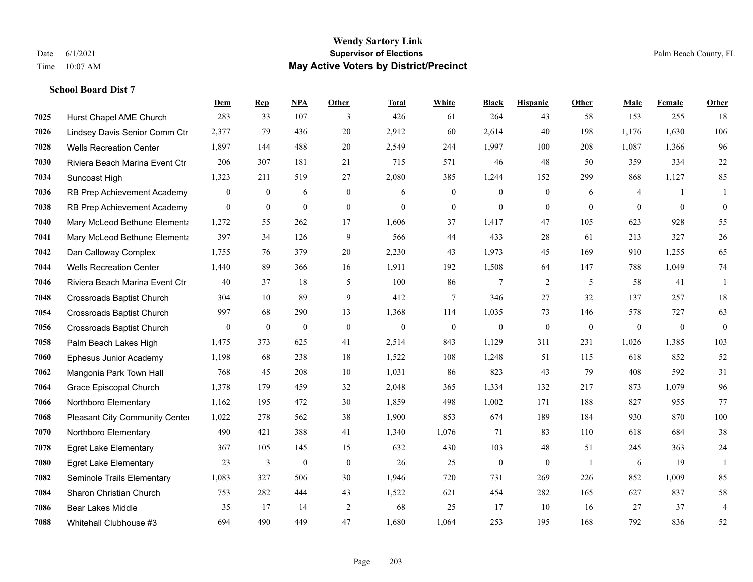**School Board Dist 7**

| | | Dem | Rep | NPA | Other | Total | White | Black | Hispanic | Other | Male | Female | Other |
|---|---|---|---|---|---|---|---|---|---|---|---|---|---|
| 7025 | Hurst Chapel AME Church | 283 | 33 | 107 | 3 | 426 | 61 | 264 | 43 | 58 | 153 | 255 | 18 |
| 7026 | Lindsey Davis Senior Comm Ctr | 2,377 | 79 | 436 | 20 | 2,912 | 60 | 2,614 | 40 | 198 | 1,176 | 1,630 | 106 |
| 7028 | Wells Recreation Center | 1,897 | 144 | 488 | 20 | 2,549 | 244 | 1,997 | 100 | 208 | 1,087 | 1,366 | 96 |
| 7030 | Riviera Beach Marina Event Ctr | 206 | 307 | 181 | 21 | 715 | 571 | 46 | 48 | 50 | 359 | 334 | 22 |
| 7034 | Suncoast High | 1,323 | 211 | 519 | 27 | 2,080 | 385 | 1,244 | 152 | 299 | 868 | 1,127 | 85 |
| 7036 | RB Prep Achievement Academy | 0 | 0 | 6 | 0 | 6 | 0 | 0 | 0 | 6 | 4 | 1 | 1 |
| 7038 | RB Prep Achievement Academy | 0 | 0 | 0 | 0 | 0 | 0 | 0 | 0 | 0 | 0 | 0 | 0 |
| 7040 | Mary McLeod Bethune Elementa | 1,272 | 55 | 262 | 17 | 1,606 | 37 | 1,417 | 47 | 105 | 623 | 928 | 55 |
| 7041 | Mary McLeod Bethune Elementa | 397 | 34 | 126 | 9 | 566 | 44 | 433 | 28 | 61 | 213 | 327 | 26 |
| 7042 | Dan Calloway Complex | 1,755 | 76 | 379 | 20 | 2,230 | 43 | 1,973 | 45 | 169 | 910 | 1,255 | 65 |
| 7044 | Wells Recreation Center | 1,440 | 89 | 366 | 16 | 1,911 | 192 | 1,508 | 64 | 147 | 788 | 1,049 | 74 |
| 7046 | Riviera Beach Marina Event Ctr | 40 | 37 | 18 | 5 | 100 | 86 | 7 | 2 | 5 | 58 | 41 | 1 |
| 7048 | Crossroads Baptist Church | 304 | 10 | 89 | 9 | 412 | 7 | 346 | 27 | 32 | 137 | 257 | 18 |
| 7054 | Crossroads Baptist Church | 997 | 68 | 290 | 13 | 1,368 | 114 | 1,035 | 73 | 146 | 578 | 727 | 63 |
| 7056 | Crossroads Baptist Church | 0 | 0 | 0 | 0 | 0 | 0 | 0 | 0 | 0 | 0 | 0 | 0 |
| 7058 | Palm Beach Lakes High | 1,475 | 373 | 625 | 41 | 2,514 | 843 | 1,129 | 311 | 231 | 1,026 | 1,385 | 103 |
| 7060 | Ephesus Junior Academy | 1,198 | 68 | 238 | 18 | 1,522 | 108 | 1,248 | 51 | 115 | 618 | 852 | 52 |
| 7062 | Mangonia Park Town Hall | 768 | 45 | 208 | 10 | 1,031 | 86 | 823 | 43 | 79 | 408 | 592 | 31 |
| 7064 | Grace Episcopal Church | 1,378 | 179 | 459 | 32 | 2,048 | 365 | 1,334 | 132 | 217 | 873 | 1,079 | 96 |
| 7066 | Northboro Elementary | 1,162 | 195 | 472 | 30 | 1,859 | 498 | 1,002 | 171 | 188 | 827 | 955 | 77 |
| 7068 | Pleasant City Community Center | 1,022 | 278 | 562 | 38 | 1,900 | 853 | 674 | 189 | 184 | 930 | 870 | 100 |
| 7070 | Northboro Elementary | 490 | 421 | 388 | 41 | 1,340 | 1,076 | 71 | 83 | 110 | 618 | 684 | 38 |
| 7078 | Egret Lake Elementary | 367 | 105 | 145 | 15 | 632 | 430 | 103 | 48 | 51 | 245 | 363 | 24 |
| 7080 | Egret Lake Elementary | 23 | 3 | 0 | 0 | 26 | 25 | 0 | 0 | 1 | 6 | 19 | 1 |
| 7082 | Seminole Trails Elementary | 1,083 | 327 | 506 | 30 | 1,946 | 720 | 731 | 269 | 226 | 852 | 1,009 | 85 |
| 7084 | Sharon Christian Church | 753 | 282 | 444 | 43 | 1,522 | 621 | 454 | 282 | 165 | 627 | 837 | 58 |
| 7086 | Bear Lakes Middle | 35 | 17 | 14 | 2 | 68 | 25 | 17 | 10 | 16 | 27 | 37 | 4 |
| 7088 | Whitehall Clubhouse #3 | 694 | 490 | 449 | 47 | 1,680 | 1,064 | 253 | 195 | 168 | 792 | 836 | 52 |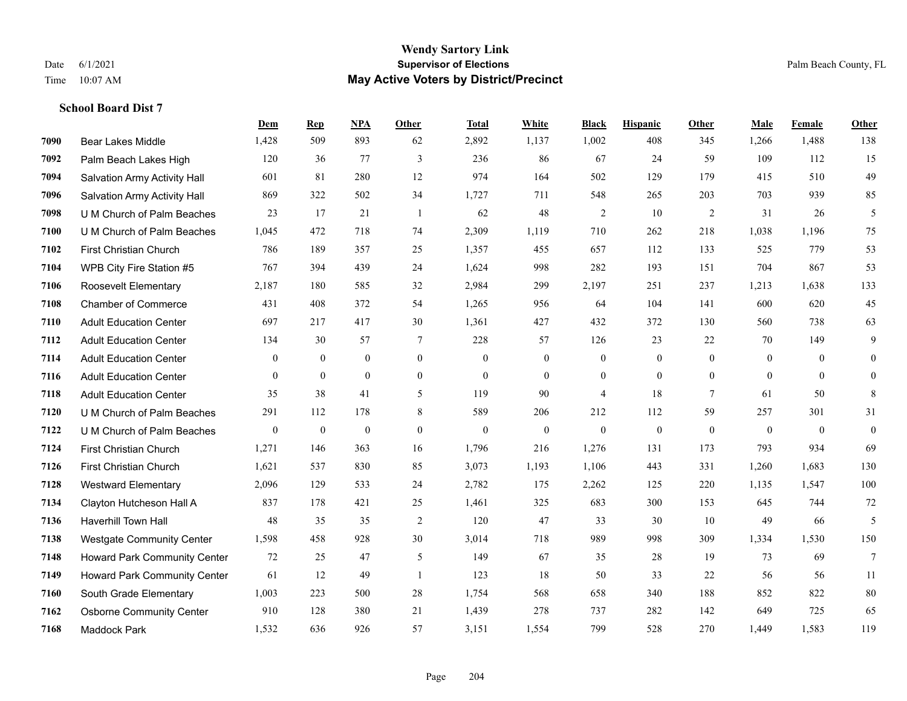# Wendy Sartory Link
## Supervisor of Elections
## May Active Voters by District/Precinct

Date 6/1/2021
Time 10:07 AM

Palm Beach County, FL

### School Board Dist 7

| | | Dem | Rep | NPA | Other | Total | White | Black | Hispanic | Other | Male | Female | Other |
|---|---|---|---|---|---|---|---|---|---|---|---|---|---|
| 7090 | Bear Lakes Middle | 1,428 | 509 | 893 | 62 | 2,892 | 1,137 | 1,002 | 408 | 345 | 1,266 | 1,488 | 138 |
| 7092 | Palm Beach Lakes High | 120 | 36 | 77 | 3 | 236 | 86 | 67 | 24 | 59 | 109 | 112 | 15 |
| 7094 | Salvation Army Activity Hall | 601 | 81 | 280 | 12 | 974 | 164 | 502 | 129 | 179 | 415 | 510 | 49 |
| 7096 | Salvation Army Activity Hall | 869 | 322 | 502 | 34 | 1,727 | 711 | 548 | 265 | 203 | 703 | 939 | 85 |
| 7098 | U M Church of Palm Beaches | 23 | 17 | 21 | 1 | 62 | 48 | 2 | 10 | 2 | 31 | 26 | 5 |
| 7100 | U M Church of Palm Beaches | 1,045 | 472 | 718 | 74 | 2,309 | 1,119 | 710 | 262 | 218 | 1,038 | 1,196 | 75 |
| 7102 | First Christian Church | 786 | 189 | 357 | 25 | 1,357 | 455 | 657 | 112 | 133 | 525 | 779 | 53 |
| 7104 | WPB City Fire Station #5 | 767 | 394 | 439 | 24 | 1,624 | 998 | 282 | 193 | 151 | 704 | 867 | 53 |
| 7106 | Roosevelt Elementary | 2,187 | 180 | 585 | 32 | 2,984 | 299 | 2,197 | 251 | 237 | 1,213 | 1,638 | 133 |
| 7108 | Chamber of Commerce | 431 | 408 | 372 | 54 | 1,265 | 956 | 64 | 104 | 141 | 600 | 620 | 45 |
| 7110 | Adult Education Center | 697 | 217 | 417 | 30 | 1,361 | 427 | 432 | 372 | 130 | 560 | 738 | 63 |
| 7112 | Adult Education Center | 134 | 30 | 57 | 7 | 228 | 57 | 126 | 23 | 22 | 70 | 149 | 9 |
| 7114 | Adult Education Center | 0 | 0 | 0 | 0 | 0 | 0 | 0 | 0 | 0 | 0 | 0 | 0 |
| 7116 | Adult Education Center | 0 | 0 | 0 | 0 | 0 | 0 | 0 | 0 | 0 | 0 | 0 | 0 |
| 7118 | Adult Education Center | 35 | 38 | 41 | 5 | 119 | 90 | 4 | 18 | 7 | 61 | 50 | 8 |
| 7120 | U M Church of Palm Beaches | 291 | 112 | 178 | 8 | 589 | 206 | 212 | 112 | 59 | 257 | 301 | 31 |
| 7122 | U M Church of Palm Beaches | 0 | 0 | 0 | 0 | 0 | 0 | 0 | 0 | 0 | 0 | 0 | 0 |
| 7124 | First Christian Church | 1,271 | 146 | 363 | 16 | 1,796 | 216 | 1,276 | 131 | 173 | 793 | 934 | 69 |
| 7126 | First Christian Church | 1,621 | 537 | 830 | 85 | 3,073 | 1,193 | 1,106 | 443 | 331 | 1,260 | 1,683 | 130 |
| 7128 | Westward Elementary | 2,096 | 129 | 533 | 24 | 2,782 | 175 | 2,262 | 125 | 220 | 1,135 | 1,547 | 100 |
| 7134 | Clayton Hutcheson Hall A | 837 | 178 | 421 | 25 | 1,461 | 325 | 683 | 300 | 153 | 645 | 744 | 72 |
| 7136 | Haverhill Town Hall | 48 | 35 | 35 | 2 | 120 | 47 | 33 | 30 | 10 | 49 | 66 | 5 |
| 7138 | Westgate Community Center | 1,598 | 458 | 928 | 30 | 3,014 | 718 | 989 | 998 | 309 | 1,334 | 1,530 | 150 |
| 7148 | Howard Park Community Center | 72 | 25 | 47 | 5 | 149 | 67 | 35 | 28 | 19 | 73 | 69 | 7 |
| 7149 | Howard Park Community Center | 61 | 12 | 49 | 1 | 123 | 18 | 50 | 33 | 22 | 56 | 56 | 11 |
| 7160 | South Grade Elementary | 1,003 | 223 | 500 | 28 | 1,754 | 568 | 658 | 340 | 188 | 852 | 822 | 80 |
| 7162 | Osborne Community Center | 910 | 128 | 380 | 21 | 1,439 | 278 | 737 | 282 | 142 | 649 | 725 | 65 |
| 7168 | Maddock Park | 1,532 | 636 | 926 | 57 | 3,151 | 1,554 | 799 | 528 | 270 | 1,449 | 1,583 | 119 |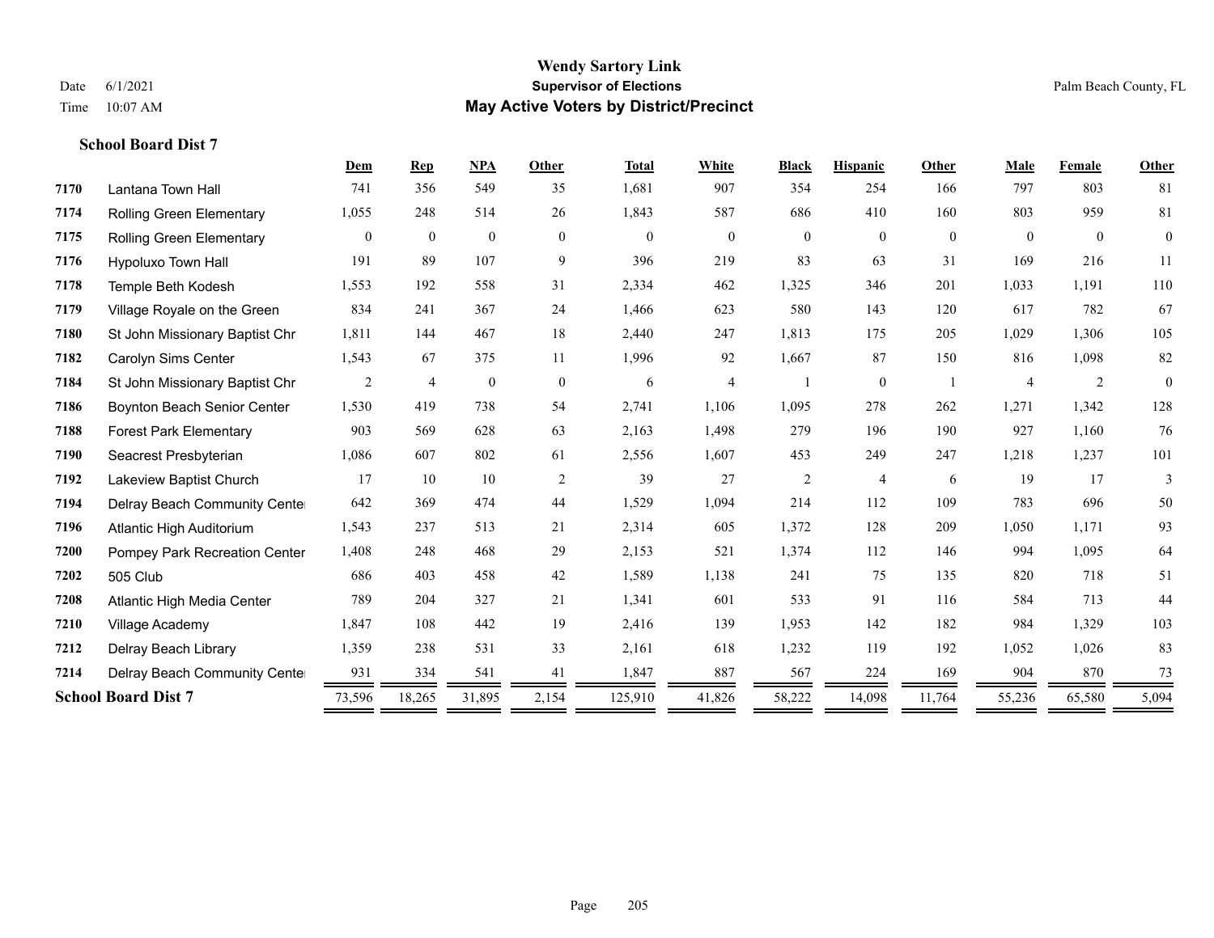# Wendy Sartory Link
## Supervisor of Elections
## May Active Voters by District/Precinct

Date 6/1/2021
Time 10:07 AM

Palm Beach County, FL

**School Board Dist 7**

| | | Dem | Rep | NPA | Other | Total | White | Black | Hispanic | Other | Male | Female | Other |
|---|---|---|---|---|---|---|---|---|---|---|---|---|---|
| 7170 | Lantana Town Hall | 741 | 356 | 549 | 35 | 1,681 | 907 | 354 | 254 | 166 | 797 | 803 | 81 |
| 7174 | Rolling Green Elementary | 1,055 | 248 | 514 | 26 | 1,843 | 587 | 686 | 410 | 160 | 803 | 959 | 81 |
| 7175 | Rolling Green Elementary | 0 | 0 | 0 | 0 | 0 | 0 | 0 | 0 | 0 | 0 | 0 | 0 |
| 7176 | Hypoluxo Town Hall | 191 | 89 | 107 | 9 | 396 | 219 | 83 | 63 | 31 | 169 | 216 | 11 |
| 7178 | Temple Beth Kodesh | 1,553 | 192 | 558 | 31 | 2,334 | 462 | 1,325 | 346 | 201 | 1,033 | 1,191 | 110 |
| 7179 | Village Royale on the Green | 834 | 241 | 367 | 24 | 1,466 | 623 | 580 | 143 | 120 | 617 | 782 | 67 |
| 7180 | St John Missionary Baptist Chr | 1,811 | 144 | 467 | 18 | 2,440 | 247 | 1,813 | 175 | 205 | 1,029 | 1,306 | 105 |
| 7182 | Carolyn Sims Center | 1,543 | 67 | 375 | 11 | 1,996 | 92 | 1,667 | 87 | 150 | 816 | 1,098 | 82 |
| 7184 | St John Missionary Baptist Chr | 2 | 4 | 0 | 0 | 6 | 4 | 1 | 0 | 1 | 4 | 2 | 0 |
| 7186 | Boynton Beach Senior Center | 1,530 | 419 | 738 | 54 | 2,741 | 1,106 | 1,095 | 278 | 262 | 1,271 | 1,342 | 128 |
| 7188 | Forest Park Elementary | 903 | 569 | 628 | 63 | 2,163 | 1,498 | 279 | 196 | 190 | 927 | 1,160 | 76 |
| 7190 | Seacrest Presbyterian | 1,086 | 607 | 802 | 61 | 2,556 | 1,607 | 453 | 249 | 247 | 1,218 | 1,237 | 101 |
| 7192 | Lakeview Baptist Church | 17 | 10 | 10 | 2 | 39 | 27 | 2 | 4 | 6 | 19 | 17 | 3 |
| 7194 | Delray Beach Community Cente | 642 | 369 | 474 | 44 | 1,529 | 1,094 | 214 | 112 | 109 | 783 | 696 | 50 |
| 7196 | Atlantic High Auditorium | 1,543 | 237 | 513 | 21 | 2,314 | 605 | 1,372 | 128 | 209 | 1,050 | 1,171 | 93 |
| 7200 | Pompey Park Recreation Center | 1,408 | 248 | 468 | 29 | 2,153 | 521 | 1,374 | 112 | 146 | 994 | 1,095 | 64 |
| 7202 | 505 Club | 686 | 403 | 458 | 42 | 1,589 | 1,138 | 241 | 75 | 135 | 820 | 718 | 51 |
| 7208 | Atlantic High Media Center | 789 | 204 | 327 | 21 | 1,341 | 601 | 533 | 91 | 116 | 584 | 713 | 44 |
| 7210 | Village Academy | 1,847 | 108 | 442 | 19 | 2,416 | 139 | 1,953 | 142 | 182 | 984 | 1,329 | 103 |
| 7212 | Delray Beach Library | 1,359 | 238 | 531 | 33 | 2,161 | 618 | 1,232 | 119 | 192 | 1,052 | 1,026 | 83 |
| 7214 | Delray Beach Community Cente | 931 | 334 | 541 | 41 | 1,847 | 887 | 567 | 224 | 169 | 904 | 870 | 73 |
| **School Board Dist 7** | | 73,596 | 18,265 | 31,895 | 2,154 | 125,910 | 41,826 | 58,222 | 14,098 | 11,764 | 55,236 | 65,580 | 5,094 |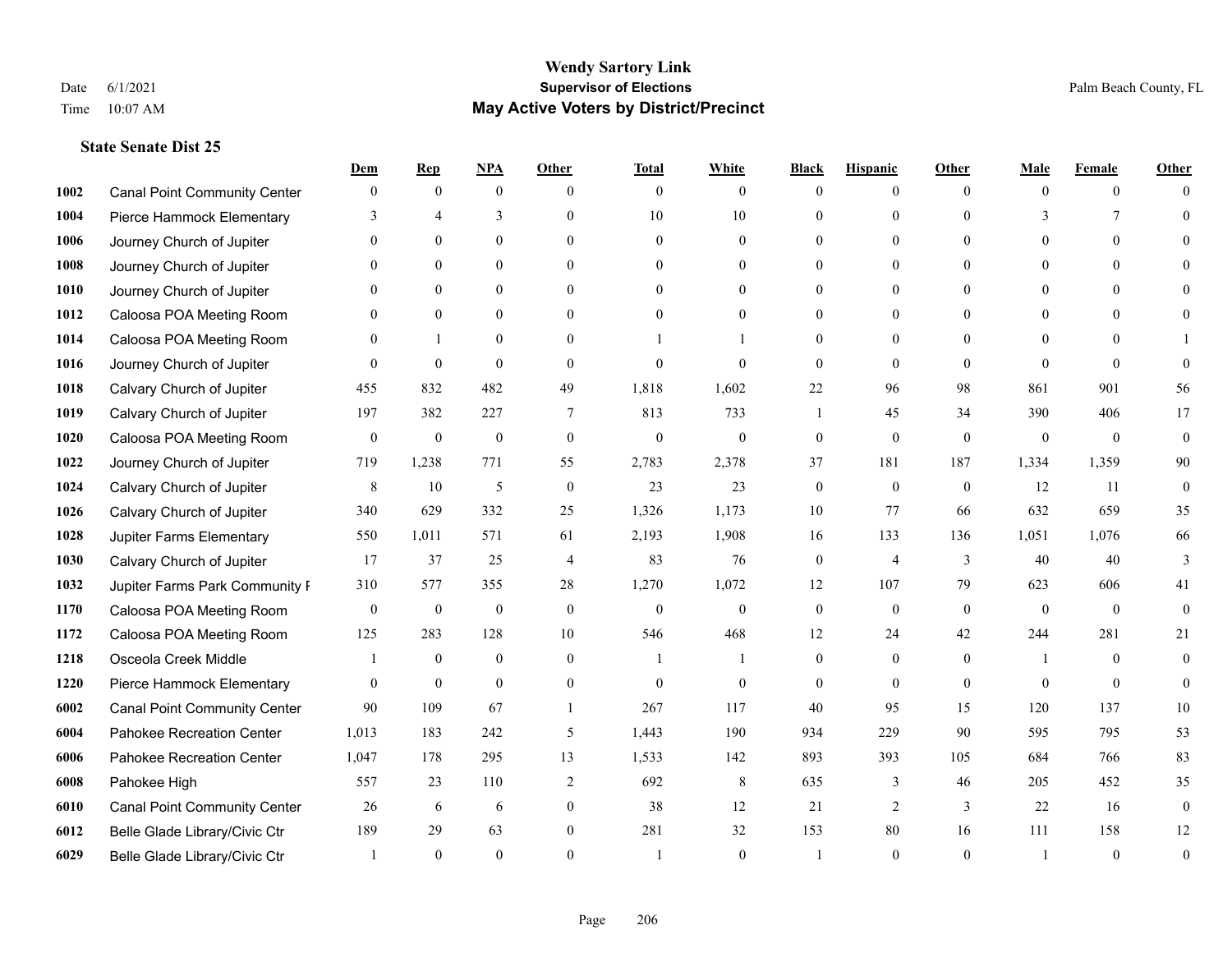# Wendy Sartory Link
## Supervisor of Elections
## May Active Voters by District/Precinct

Date 6/1/2021
Time 10:07 AM

Palm Beach County, FL

### State Senate Dist 25

| | | Dem | Rep | NPA | Other | Total | White | Black | Hispanic | Other | Male | Female | Other |
|---|---|---|---|---|---|---|---|---|---|---|---|---|---|
| 1002 | Canal Point Community Center | 0 | 0 | 0 | 0 | 0 | 0 | 0 | 0 | 0 | 0 | 0 | 0 |
| 1004 | Pierce Hammock Elementary | 3 | 4 | 3 | 0 | 10 | 10 | 0 | 0 | 0 | 3 | 7 | 0 |
| 1006 | Journey Church of Jupiter | 0 | 0 | 0 | 0 | 0 | 0 | 0 | 0 | 0 | 0 | 0 | 0 |
| 1008 | Journey Church of Jupiter | 0 | 0 | 0 | 0 | 0 | 0 | 0 | 0 | 0 | 0 | 0 | 0 |
| 1010 | Journey Church of Jupiter | 0 | 0 | 0 | 0 | 0 | 0 | 0 | 0 | 0 | 0 | 0 | 0 |
| 1012 | Caloosa POA Meeting Room | 0 | 0 | 0 | 0 | 0 | 0 | 0 | 0 | 0 | 0 | 0 | 0 |
| 1014 | Caloosa POA Meeting Room | 0 | 1 | 0 | 0 | 1 | 1 | 0 | 0 | 0 | 0 | 0 | 1 |
| 1016 | Journey Church of Jupiter | 0 | 0 | 0 | 0 | 0 | 0 | 0 | 0 | 0 | 0 | 0 | 0 |
| 1018 | Calvary Church of Jupiter | 455 | 832 | 482 | 49 | 1,818 | 1,602 | 22 | 96 | 98 | 861 | 901 | 56 |
| 1019 | Calvary Church of Jupiter | 197 | 382 | 227 | 7 | 813 | 733 | 1 | 45 | 34 | 390 | 406 | 17 |
| 1020 | Caloosa POA Meeting Room | 0 | 0 | 0 | 0 | 0 | 0 | 0 | 0 | 0 | 0 | 0 | 0 |
| 1022 | Journey Church of Jupiter | 719 | 1,238 | 771 | 55 | 2,783 | 2,378 | 37 | 181 | 187 | 1,334 | 1,359 | 90 |
| 1024 | Calvary Church of Jupiter | 8 | 10 | 5 | 0 | 23 | 23 | 0 | 0 | 0 | 12 | 11 | 0 |
| 1026 | Calvary Church of Jupiter | 340 | 629 | 332 | 25 | 1,326 | 1,173 | 10 | 77 | 66 | 632 | 659 | 35 |
| 1028 | Jupiter Farms Elementary | 550 | 1,011 | 571 | 61 | 2,193 | 1,908 | 16 | 133 | 136 | 1,051 | 1,076 | 66 |
| 1030 | Calvary Church of Jupiter | 17 | 37 | 25 | 4 | 83 | 76 | 0 | 4 | 3 | 40 | 40 | 3 |
| 1032 | Jupiter Farms Park Community F | 310 | 577 | 355 | 28 | 1,270 | 1,072 | 12 | 107 | 79 | 623 | 606 | 41 |
| 1170 | Caloosa POA Meeting Room | 0 | 0 | 0 | 0 | 0 | 0 | 0 | 0 | 0 | 0 | 0 | 0 |
| 1172 | Caloosa POA Meeting Room | 125 | 283 | 128 | 10 | 546 | 468 | 12 | 24 | 42 | 244 | 281 | 21 |
| 1218 | Osceola Creek Middle | 1 | 0 | 0 | 0 | 1 | 1 | 0 | 0 | 0 | 1 | 0 | 0 |
| 1220 | Pierce Hammock Elementary | 0 | 0 | 0 | 0 | 0 | 0 | 0 | 0 | 0 | 0 | 0 | 0 |
| 6002 | Canal Point Community Center | 90 | 109 | 67 | 1 | 267 | 117 | 40 | 95 | 15 | 120 | 137 | 10 |
| 6004 | Pahokee Recreation Center | 1,013 | 183 | 242 | 5 | 1,443 | 190 | 934 | 229 | 90 | 595 | 795 | 53 |
| 6006 | Pahokee Recreation Center | 1,047 | 178 | 295 | 13 | 1,533 | 142 | 893 | 393 | 105 | 684 | 766 | 83 |
| 6008 | Pahokee High | 557 | 23 | 110 | 2 | 692 | 8 | 635 | 3 | 46 | 205 | 452 | 35 |
| 6010 | Canal Point Community Center | 26 | 6 | 6 | 0 | 38 | 12 | 21 | 2 | 3 | 22 | 16 | 0 |
| 6012 | Belle Glade Library/Civic Ctr | 189 | 29 | 63 | 0 | 281 | 32 | 153 | 80 | 16 | 111 | 158 | 12 |
| 6029 | Belle Glade Library/Civic Ctr | 1 | 0 | 0 | 0 | 1 | 0 | 1 | 0 | 0 | 1 | 0 | 0 |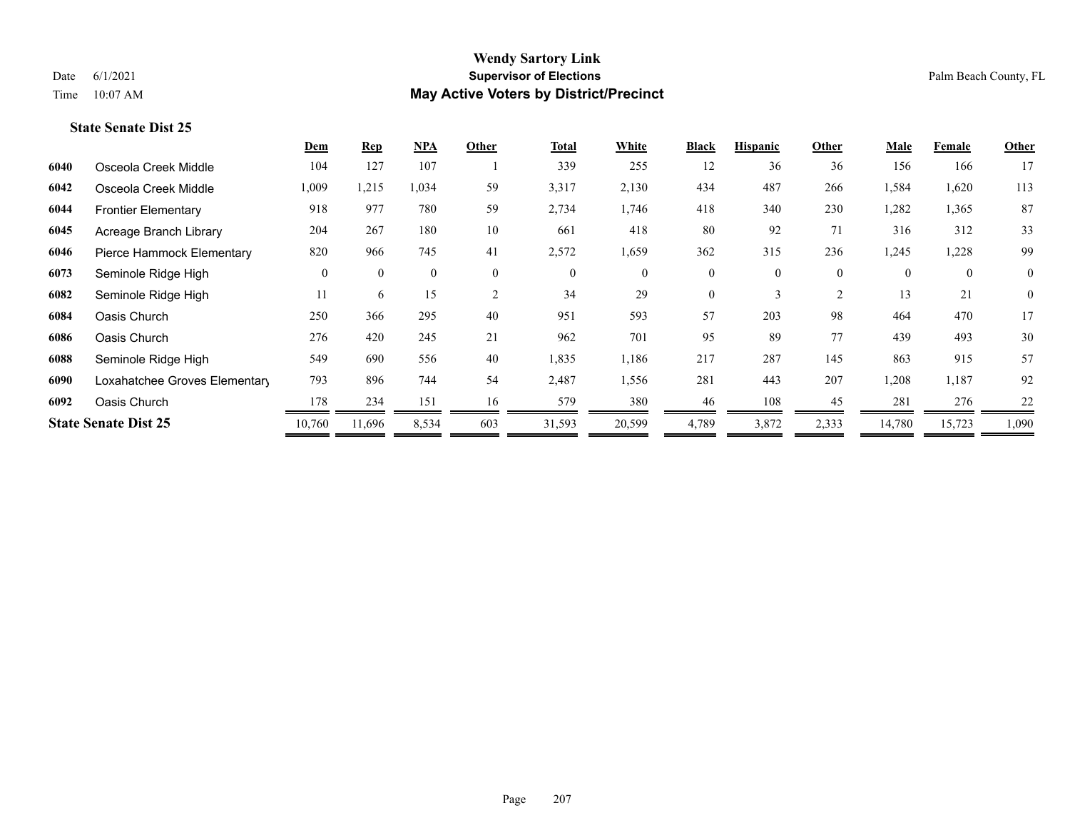# Wendy Sartory Link

## Supervisor of Elections

## May Active Voters by District/Precinct

Date 6/1/2021
Time 10:07 AM

Palm Beach County, FL

### State Senate Dist 25

| | | Dem | Rep | NPA | Other | Total | White | Black | Hispanic | Other | Male | Female | Other |
|---|---|---|---|---|---|---|---|---|---|---|---|---|---|
| 6040 | Osceola Creek Middle | 104 | 127 | 107 | 1 | 339 | 255 | 12 | 36 | 36 | 156 | 166 | 17 |
| 6042 | Osceola Creek Middle | 1,009 | 1,215 | 1,034 | 59 | 3,317 | 2,130 | 434 | 487 | 266 | 1,584 | 1,620 | 113 |
| 6044 | Frontier Elementary | 918 | 977 | 780 | 59 | 2,734 | 1,746 | 418 | 340 | 230 | 1,282 | 1,365 | 87 |
| 6045 | Acreage Branch Library | 204 | 267 | 180 | 10 | 661 | 418 | 80 | 92 | 71 | 316 | 312 | 33 |
| 6046 | Pierce Hammock Elementary | 820 | 966 | 745 | 41 | 2,572 | 1,659 | 362 | 315 | 236 | 1,245 | 1,228 | 99 |
| 6073 | Seminole Ridge High | 0 | 0 | 0 | 0 | 0 | 0 | 0 | 0 | 0 | 0 | 0 | 0 |
| 6082 | Seminole Ridge High | 11 | 6 | 15 | 2 | 34 | 29 | 0 | 3 | 2 | 13 | 21 | 0 |
| 6084 | Oasis Church | 250 | 366 | 295 | 40 | 951 | 593 | 57 | 203 | 98 | 464 | 470 | 17 |
| 6086 | Oasis Church | 276 | 420 | 245 | 21 | 962 | 701 | 95 | 89 | 77 | 439 | 493 | 30 |
| 6088 | Seminole Ridge High | 549 | 690 | 556 | 40 | 1,835 | 1,186 | 217 | 287 | 145 | 863 | 915 | 57 |
| 6090 | Loxahatchee Groves Elementary | 793 | 896 | 744 | 54 | 2,487 | 1,556 | 281 | 443 | 207 | 1,208 | 1,187 | 92 |
| 6092 | Oasis Church | 178 | 234 | 151 | 16 | 579 | 380 | 46 | 108 | 45 | 281 | 276 | 22 |
| **State Senate Dist 25** | | 10,760 | 11,696 | 8,534 | 603 | 31,593 | 20,599 | 4,789 | 3,872 | 2,333 | 14,780 | 15,723 | 1,090 |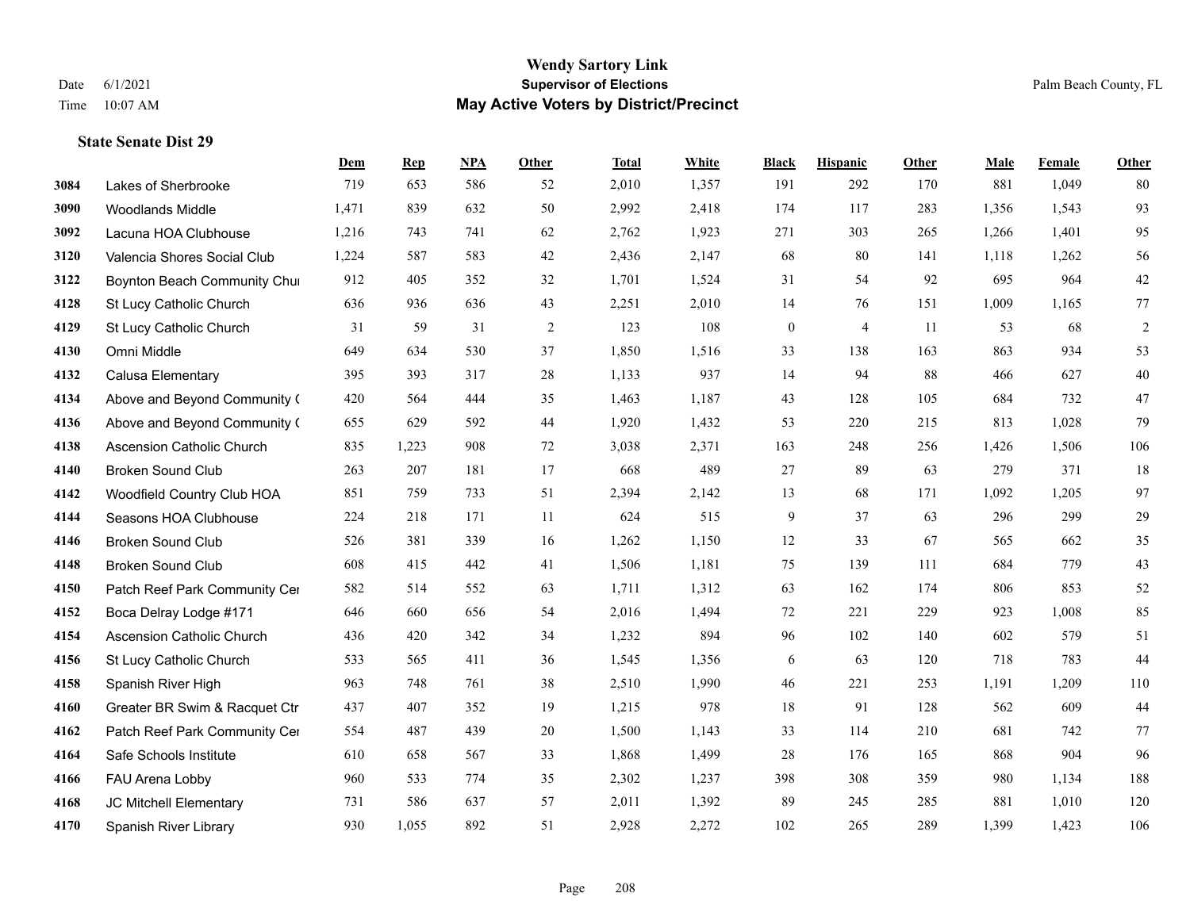## State Senate Dist 29

| | | Dem | Rep | NPA | Other | Total | White | Black | Hispanic | Other | Male | Female | Other |
|---|---|---|---|---|---|---|---|---|---|---|---|---|---|
| 3084 | Lakes of Sherbrooke | 719 | 653 | 586 | 52 | 2,010 | 1,357 | 191 | 292 | 170 | 881 | 1,049 | 80 |
| 3090 | Woodlands Middle | 1,471 | 839 | 632 | 50 | 2,992 | 2,418 | 174 | 117 | 283 | 1,356 | 1,543 | 93 |
| 3092 | Lacuna HOA Clubhouse | 1,216 | 743 | 741 | 62 | 2,762 | 1,923 | 271 | 303 | 265 | 1,266 | 1,401 | 95 |
| 3120 | Valencia Shores Social Club | 1,224 | 587 | 583 | 42 | 2,436 | 2,147 | 68 | 80 | 141 | 1,118 | 1,262 | 56 |
| 3122 | Boynton Beach Community Chur | 912 | 405 | 352 | 32 | 1,701 | 1,524 | 31 | 54 | 92 | 695 | 964 | 42 |
| 4128 | St Lucy Catholic Church | 636 | 936 | 636 | 43 | 2,251 | 2,010 | 14 | 76 | 151 | 1,009 | 1,165 | 77 |
| 4129 | St Lucy Catholic Church | 31 | 59 | 31 | 2 | 123 | 108 | 0 | 4 | 11 | 53 | 68 | 2 |
| 4130 | Omni Middle | 649 | 634 | 530 | 37 | 1,850 | 1,516 | 33 | 138 | 163 | 863 | 934 | 53 |
| 4132 | Calusa Elementary | 395 | 393 | 317 | 28 | 1,133 | 937 | 14 | 94 | 88 | 466 | 627 | 40 |
| 4134 | Above and Beyond Community ( | 420 | 564 | 444 | 35 | 1,463 | 1,187 | 43 | 128 | 105 | 684 | 732 | 47 |
| 4136 | Above and Beyond Community ( | 655 | 629 | 592 | 44 | 1,920 | 1,432 | 53 | 220 | 215 | 813 | 1,028 | 79 |
| 4138 | Ascension Catholic Church | 835 | 1,223 | 908 | 72 | 3,038 | 2,371 | 163 | 248 | 256 | 1,426 | 1,506 | 106 |
| 4140 | Broken Sound Club | 263 | 207 | 181 | 17 | 668 | 489 | 27 | 89 | 63 | 279 | 371 | 18 |
| 4142 | Woodfield Country Club HOA | 851 | 759 | 733 | 51 | 2,394 | 2,142 | 13 | 68 | 171 | 1,092 | 1,205 | 97 |
| 4144 | Seasons HOA Clubhouse | 224 | 218 | 171 | 11 | 624 | 515 | 9 | 37 | 63 | 296 | 299 | 29 |
| 4146 | Broken Sound Club | 526 | 381 | 339 | 16 | 1,262 | 1,150 | 12 | 33 | 67 | 565 | 662 | 35 |
| 4148 | Broken Sound Club | 608 | 415 | 442 | 41 | 1,506 | 1,181 | 75 | 139 | 111 | 684 | 779 | 43 |
| 4150 | Patch Reef Park Community Cer | 582 | 514 | 552 | 63 | 1,711 | 1,312 | 63 | 162 | 174 | 806 | 853 | 52 |
| 4152 | Boca Delray Lodge #171 | 646 | 660 | 656 | 54 | 2,016 | 1,494 | 72 | 221 | 229 | 923 | 1,008 | 85 |
| 4154 | Ascension Catholic Church | 436 | 420 | 342 | 34 | 1,232 | 894 | 96 | 102 | 140 | 602 | 579 | 51 |
| 4156 | St Lucy Catholic Church | 533 | 565 | 411 | 36 | 1,545 | 1,356 | 6 | 63 | 120 | 718 | 783 | 44 |
| 4158 | Spanish River High | 963 | 748 | 761 | 38 | 2,510 | 1,990 | 46 | 221 | 253 | 1,191 | 1,209 | 110 |
| 4160 | Greater BR Swim & Racquet Ctr | 437 | 407 | 352 | 19 | 1,215 | 978 | 18 | 91 | 128 | 562 | 609 | 44 |
| 4162 | Patch Reef Park Community Cer | 554 | 487 | 439 | 20 | 1,500 | 1,143 | 33 | 114 | 210 | 681 | 742 | 77 |
| 4164 | Safe Schools Institute | 610 | 658 | 567 | 33 | 1,868 | 1,499 | 28 | 176 | 165 | 868 | 904 | 96 |
| 4166 | FAU Arena Lobby | 960 | 533 | 774 | 35 | 2,302 | 1,237 | 398 | 308 | 359 | 980 | 1,134 | 188 |
| 4168 | JC Mitchell Elementary | 731 | 586 | 637 | 57 | 2,011 | 1,392 | 89 | 245 | 285 | 881 | 1,010 | 120 |
| 4170 | Spanish River Library | 930 | 1,055 | 892 | 51 | 2,928 | 2,272 | 102 | 265 | 289 | 1,399 | 1,423 | 106 |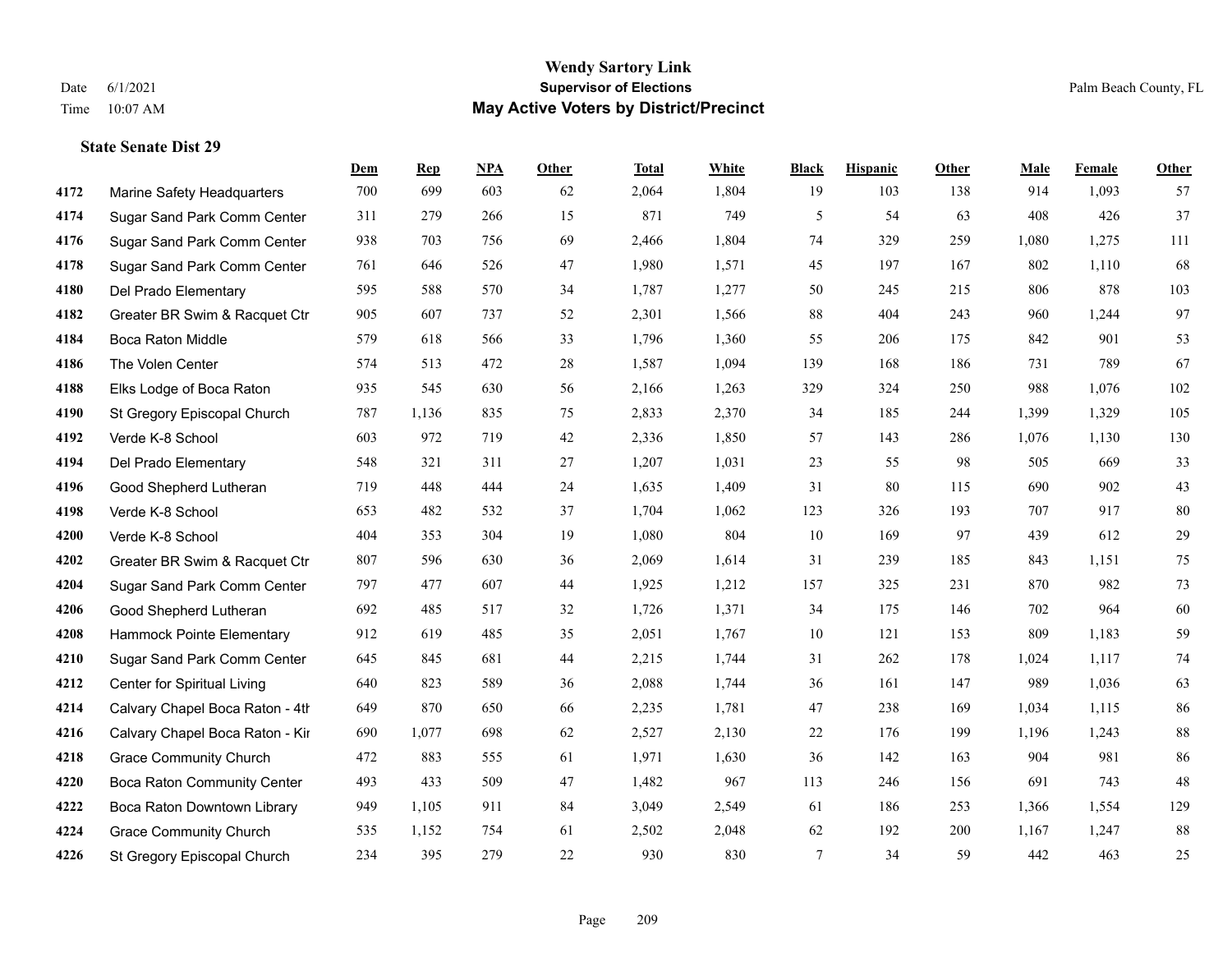**Wendy Sartory Link**
**Supervisor of Elections**
**May Active Voters by District/Precinct**

Date 6/1/2021
Time 10:07 AM

Palm Beach County, FL

### State Senate Dist 29

| | | Dem | Rep | NPA | Other | Total | White | Black | Hispanic | Other | Male | Female | Other |
|---|---|---|---|---|---|---|---|---|---|---|---|---|---|
| 4172 | Marine Safety Headquarters | 700 | 699 | 603 | 62 | 2,064 | 1,804 | 19 | 103 | 138 | 914 | 1,093 | 57 |
| 4174 | Sugar Sand Park Comm Center | 311 | 279 | 266 | 15 | 871 | 749 | 5 | 54 | 63 | 408 | 426 | 37 |
| 4176 | Sugar Sand Park Comm Center | 938 | 703 | 756 | 69 | 2,466 | 1,804 | 74 | 329 | 259 | 1,080 | 1,275 | 111 |
| 4178 | Sugar Sand Park Comm Center | 761 | 646 | 526 | 47 | 1,980 | 1,571 | 45 | 197 | 167 | 802 | 1,110 | 68 |
| 4180 | Del Prado Elementary | 595 | 588 | 570 | 34 | 1,787 | 1,277 | 50 | 245 | 215 | 806 | 878 | 103 |
| 4182 | Greater BR Swim & Racquet Ctr | 905 | 607 | 737 | 52 | 2,301 | 1,566 | 88 | 404 | 243 | 960 | 1,244 | 97 |
| 4184 | Boca Raton Middle | 579 | 618 | 566 | 33 | 1,796 | 1,360 | 55 | 206 | 175 | 842 | 901 | 53 |
| 4186 | The Volen Center | 574 | 513 | 472 | 28 | 1,587 | 1,094 | 139 | 168 | 186 | 731 | 789 | 67 |
| 4188 | Elks Lodge of Boca Raton | 935 | 545 | 630 | 56 | 2,166 | 1,263 | 329 | 324 | 250 | 988 | 1,076 | 102 |
| 4190 | St Gregory Episcopal Church | 787 | 1,136 | 835 | 75 | 2,833 | 2,370 | 34 | 185 | 244 | 1,399 | 1,329 | 105 |
| 4192 | Verde K-8 School | 603 | 972 | 719 | 42 | 2,336 | 1,850 | 57 | 143 | 286 | 1,076 | 1,130 | 130 |
| 4194 | Del Prado Elementary | 548 | 321 | 311 | 27 | 1,207 | 1,031 | 23 | 55 | 98 | 505 | 669 | 33 |
| 4196 | Good Shepherd Lutheran | 719 | 448 | 444 | 24 | 1,635 | 1,409 | 31 | 80 | 115 | 690 | 902 | 43 |
| 4198 | Verde K-8 School | 653 | 482 | 532 | 37 | 1,704 | 1,062 | 123 | 326 | 193 | 707 | 917 | 80 |
| 4200 | Verde K-8 School | 404 | 353 | 304 | 19 | 1,080 | 804 | 10 | 169 | 97 | 439 | 612 | 29 |
| 4202 | Greater BR Swim & Racquet Ctr | 807 | 596 | 630 | 36 | 2,069 | 1,614 | 31 | 239 | 185 | 843 | 1,151 | 75 |
| 4204 | Sugar Sand Park Comm Center | 797 | 477 | 607 | 44 | 1,925 | 1,212 | 157 | 325 | 231 | 870 | 982 | 73 |
| 4206 | Good Shepherd Lutheran | 692 | 485 | 517 | 32 | 1,726 | 1,371 | 34 | 175 | 146 | 702 | 964 | 60 |
| 4208 | Hammock Pointe Elementary | 912 | 619 | 485 | 35 | 2,051 | 1,767 | 10 | 121 | 153 | 809 | 1,183 | 59 |
| 4210 | Sugar Sand Park Comm Center | 645 | 845 | 681 | 44 | 2,215 | 1,744 | 31 | 262 | 178 | 1,024 | 1,117 | 74 |
| 4212 | Center for Spiritual Living | 640 | 823 | 589 | 36 | 2,088 | 1,744 | 36 | 161 | 147 | 989 | 1,036 | 63 |
| 4214 | Calvary Chapel Boca Raton - 4th | 649 | 870 | 650 | 66 | 2,235 | 1,781 | 47 | 238 | 169 | 1,034 | 1,115 | 86 |
| 4216 | Calvary Chapel Boca Raton - Kir | 690 | 1,077 | 698 | 62 | 2,527 | 2,130 | 22 | 176 | 199 | 1,196 | 1,243 | 88 |
| 4218 | Grace Community Church | 472 | 883 | 555 | 61 | 1,971 | 1,630 | 36 | 142 | 163 | 904 | 981 | 86 |
| 4220 | Boca Raton Community Center | 493 | 433 | 509 | 47 | 1,482 | 967 | 113 | 246 | 156 | 691 | 743 | 48 |
| 4222 | Boca Raton Downtown Library | 949 | 1,105 | 911 | 84 | 3,049 | 2,549 | 61 | 186 | 253 | 1,366 | 1,554 | 129 |
| 4224 | Grace Community Church | 535 | 1,152 | 754 | 61 | 2,502 | 2,048 | 62 | 192 | 200 | 1,167 | 1,247 | 88 |
| 4226 | St Gregory Episcopal Church | 234 | 395 | 279 | 22 | 930 | 830 | 7 | 34 | 59 | 442 | 463 | 25 |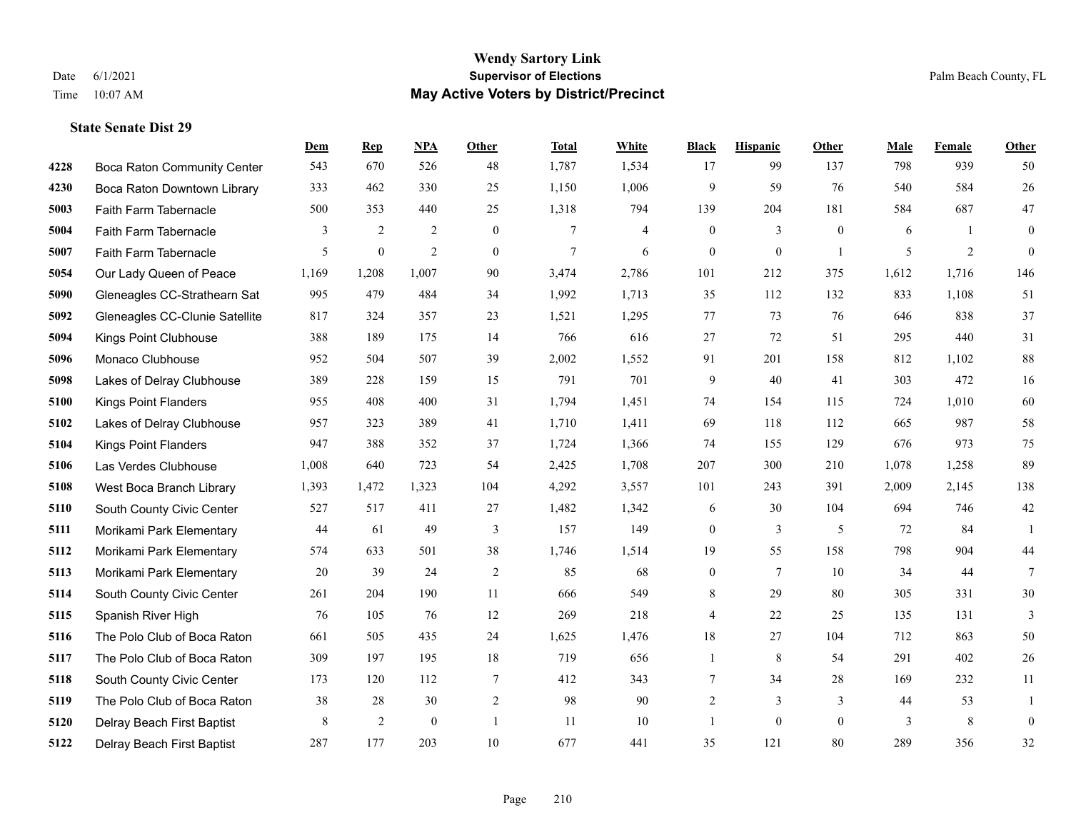## State Senate Dist 29

| | | Dem | Rep | NPA | Other | Total | White | Black | Hispanic | Other | Male | Female | Other |
|---|---|---|---|---|---|---|---|---|---|---|---|---|---|
| 4228 | Boca Raton Community Center | 543 | 670 | 526 | 48 | 1,787 | 1,534 | 17 | 99 | 137 | 798 | 939 | 50 |
| 4230 | Boca Raton Downtown Library | 333 | 462 | 330 | 25 | 1,150 | 1,006 | 9 | 59 | 76 | 540 | 584 | 26 |
| 5003 | Faith Farm Tabernacle | 500 | 353 | 440 | 25 | 1,318 | 794 | 139 | 204 | 181 | 584 | 687 | 47 |
| 5004 | Faith Farm Tabernacle | 3 | 2 | 2 | 0 | 7 | 4 | 0 | 3 | 0 | 6 | 1 | 0 |
| 5007 | Faith Farm Tabernacle | 5 | 0 | 2 | 0 | 7 | 6 | 0 | 0 | 1 | 5 | 2 | 0 |
| 5054 | Our Lady Queen of Peace | 1,169 | 1,208 | 1,007 | 90 | 3,474 | 2,786 | 101 | 212 | 375 | 1,612 | 1,716 | 146 |
| 5090 | Gleneagles CC-Strathearn Sat | 995 | 479 | 484 | 34 | 1,992 | 1,713 | 35 | 112 | 132 | 833 | 1,108 | 51 |
| 5092 | Gleneagles CC-Clunie Satellite | 817 | 324 | 357 | 23 | 1,521 | 1,295 | 77 | 73 | 76 | 646 | 838 | 37 |
| 5094 | Kings Point Clubhouse | 388 | 189 | 175 | 14 | 766 | 616 | 27 | 72 | 51 | 295 | 440 | 31 |
| 5096 | Monaco Clubhouse | 952 | 504 | 507 | 39 | 2,002 | 1,552 | 91 | 201 | 158 | 812 | 1,102 | 88 |
| 5098 | Lakes of Delray Clubhouse | 389 | 228 | 159 | 15 | 791 | 701 | 9 | 40 | 41 | 303 | 472 | 16 |
| 5100 | Kings Point Flanders | 955 | 408 | 400 | 31 | 1,794 | 1,451 | 74 | 154 | 115 | 724 | 1,010 | 60 |
| 5102 | Lakes of Delray Clubhouse | 957 | 323 | 389 | 41 | 1,710 | 1,411 | 69 | 118 | 112 | 665 | 987 | 58 |
| 5104 | Kings Point Flanders | 947 | 388 | 352 | 37 | 1,724 | 1,366 | 74 | 155 | 129 | 676 | 973 | 75 |
| 5106 | Las Verdes Clubhouse | 1,008 | 640 | 723 | 54 | 2,425 | 1,708 | 207 | 300 | 210 | 1,078 | 1,258 | 89 |
| 5108 | West Boca Branch Library | 1,393 | 1,472 | 1,323 | 104 | 4,292 | 3,557 | 101 | 243 | 391 | 2,009 | 2,145 | 138 |
| 5110 | South County Civic Center | 527 | 517 | 411 | 27 | 1,482 | 1,342 | 6 | 30 | 104 | 694 | 746 | 42 |
| 5111 | Morikami Park Elementary | 44 | 61 | 49 | 3 | 157 | 149 | 0 | 3 | 5 | 72 | 84 | 1 |
| 5112 | Morikami Park Elementary | 574 | 633 | 501 | 38 | 1,746 | 1,514 | 19 | 55 | 158 | 798 | 904 | 44 |
| 5113 | Morikami Park Elementary | 20 | 39 | 24 | 2 | 85 | 68 | 0 | 7 | 10 | 34 | 44 | 7 |
| 5114 | South County Civic Center | 261 | 204 | 190 | 11 | 666 | 549 | 8 | 29 | 80 | 305 | 331 | 30 |
| 5115 | Spanish River High | 76 | 105 | 76 | 12 | 269 | 218 | 4 | 22 | 25 | 135 | 131 | 3 |
| 5116 | The Polo Club of Boca Raton | 661 | 505 | 435 | 24 | 1,625 | 1,476 | 18 | 27 | 104 | 712 | 863 | 50 |
| 5117 | The Polo Club of Boca Raton | 309 | 197 | 195 | 18 | 719 | 656 | 1 | 8 | 54 | 291 | 402 | 26 |
| 5118 | South County Civic Center | 173 | 120 | 112 | 7 | 412 | 343 | 7 | 34 | 28 | 169 | 232 | 11 |
| 5119 | The Polo Club of Boca Raton | 38 | 28 | 30 | 2 | 98 | 90 | 2 | 3 | 3 | 44 | 53 | 1 |
| 5120 | Delray Beach First Baptist | 8 | 2 | 0 | 1 | 11 | 10 | 1 | 0 | 0 | 3 | 8 | 0 |
| 5122 | Delray Beach First Baptist | 287 | 177 | 203 | 10 | 677 | 441 | 35 | 121 | 80 | 289 | 356 | 32 |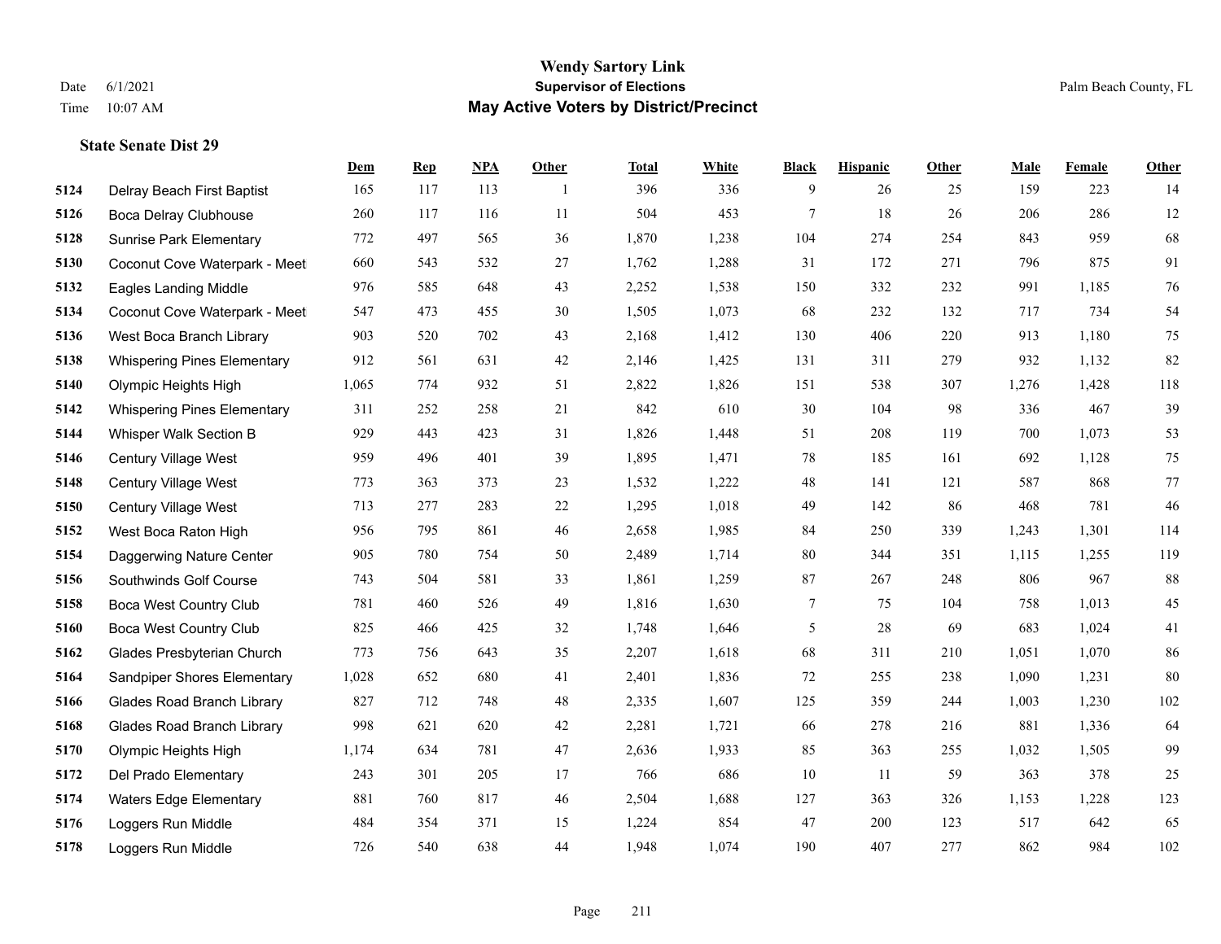# Wendy Sartory Link
## Supervisor of Elections
## May Active Voters by District/Precinct

Date 6/1/2021
Time 10:07 AM
Palm Beach County, FL

### State Senate Dist 29

| | | Dem | Rep | NPA | Other | Total | White | Black | Hispanic | Other | Male | Female | Other |
|---|---|---|---|---|---|---|---|---|---|---|---|---|---|
| 5124 | Delray Beach First Baptist | 165 | 117 | 113 | 1 | 396 | 336 | 9 | 26 | 25 | 159 | 223 | 14 |
| 5126 | Boca Delray Clubhouse | 260 | 117 | 116 | 11 | 504 | 453 | 7 | 18 | 26 | 206 | 286 | 12 |
| 5128 | Sunrise Park Elementary | 772 | 497 | 565 | 36 | 1,870 | 1,238 | 104 | 274 | 254 | 843 | 959 | 68 |
| 5130 | Coconut Cove Waterpark - Meet | 660 | 543 | 532 | 27 | 1,762 | 1,288 | 31 | 172 | 271 | 796 | 875 | 91 |
| 5132 | Eagles Landing Middle | 976 | 585 | 648 | 43 | 2,252 | 1,538 | 150 | 332 | 232 | 991 | 1,185 | 76 |
| 5134 | Coconut Cove Waterpark - Meet | 547 | 473 | 455 | 30 | 1,505 | 1,073 | 68 | 232 | 132 | 717 | 734 | 54 |
| 5136 | West Boca Branch Library | 903 | 520 | 702 | 43 | 2,168 | 1,412 | 130 | 406 | 220 | 913 | 1,180 | 75 |
| 5138 | Whispering Pines Elementary | 912 | 561 | 631 | 42 | 2,146 | 1,425 | 131 | 311 | 279 | 932 | 1,132 | 82 |
| 5140 | Olympic Heights High | 1,065 | 774 | 932 | 51 | 2,822 | 1,826 | 151 | 538 | 307 | 1,276 | 1,428 | 118 |
| 5142 | Whispering Pines Elementary | 311 | 252 | 258 | 21 | 842 | 610 | 30 | 104 | 98 | 336 | 467 | 39 |
| 5144 | Whisper Walk Section B | 929 | 443 | 423 | 31 | 1,826 | 1,448 | 51 | 208 | 119 | 700 | 1,073 | 53 |
| 5146 | Century Village West | 959 | 496 | 401 | 39 | 1,895 | 1,471 | 78 | 185 | 161 | 692 | 1,128 | 75 |
| 5148 | Century Village West | 773 | 363 | 373 | 23 | 1,532 | 1,222 | 48 | 141 | 121 | 587 | 868 | 77 |
| 5150 | Century Village West | 713 | 277 | 283 | 22 | 1,295 | 1,018 | 49 | 142 | 86 | 468 | 781 | 46 |
| 5152 | West Boca Raton High | 956 | 795 | 861 | 46 | 2,658 | 1,985 | 84 | 250 | 339 | 1,243 | 1,301 | 114 |
| 5154 | Daggerwing Nature Center | 905 | 780 | 754 | 50 | 2,489 | 1,714 | 80 | 344 | 351 | 1,115 | 1,255 | 119 |
| 5156 | Southwinds Golf Course | 743 | 504 | 581 | 33 | 1,861 | 1,259 | 87 | 267 | 248 | 806 | 967 | 88 |
| 5158 | Boca West Country Club | 781 | 460 | 526 | 49 | 1,816 | 1,630 | 7 | 75 | 104 | 758 | 1,013 | 45 |
| 5160 | Boca West Country Club | 825 | 466 | 425 | 32 | 1,748 | 1,646 | 5 | 28 | 69 | 683 | 1,024 | 41 |
| 5162 | Glades Presbyterian Church | 773 | 756 | 643 | 35 | 2,207 | 1,618 | 68 | 311 | 210 | 1,051 | 1,070 | 86 |
| 5164 | Sandpiper Shores Elementary | 1,028 | 652 | 680 | 41 | 2,401 | 1,836 | 72 | 255 | 238 | 1,090 | 1,231 | 80 |
| 5166 | Glades Road Branch Library | 827 | 712 | 748 | 48 | 2,335 | 1,607 | 125 | 359 | 244 | 1,003 | 1,230 | 102 |
| 5168 | Glades Road Branch Library | 998 | 621 | 620 | 42 | 2,281 | 1,721 | 66 | 278 | 216 | 881 | 1,336 | 64 |
| 5170 | Olympic Heights High | 1,174 | 634 | 781 | 47 | 2,636 | 1,933 | 85 | 363 | 255 | 1,032 | 1,505 | 99 |
| 5172 | Del Prado Elementary | 243 | 301 | 205 | 17 | 766 | 686 | 10 | 11 | 59 | 363 | 378 | 25 |
| 5174 | Waters Edge Elementary | 881 | 760 | 817 | 46 | 2,504 | 1,688 | 127 | 363 | 326 | 1,153 | 1,228 | 123 |
| 5176 | Loggers Run Middle | 484 | 354 | 371 | 15 | 1,224 | 854 | 47 | 200 | 123 | 517 | 642 | 65 |
| 5178 | Loggers Run Middle | 726 | 540 | 638 | 44 | 1,948 | 1,074 | 190 | 407 | 277 | 862 | 984 | 102 |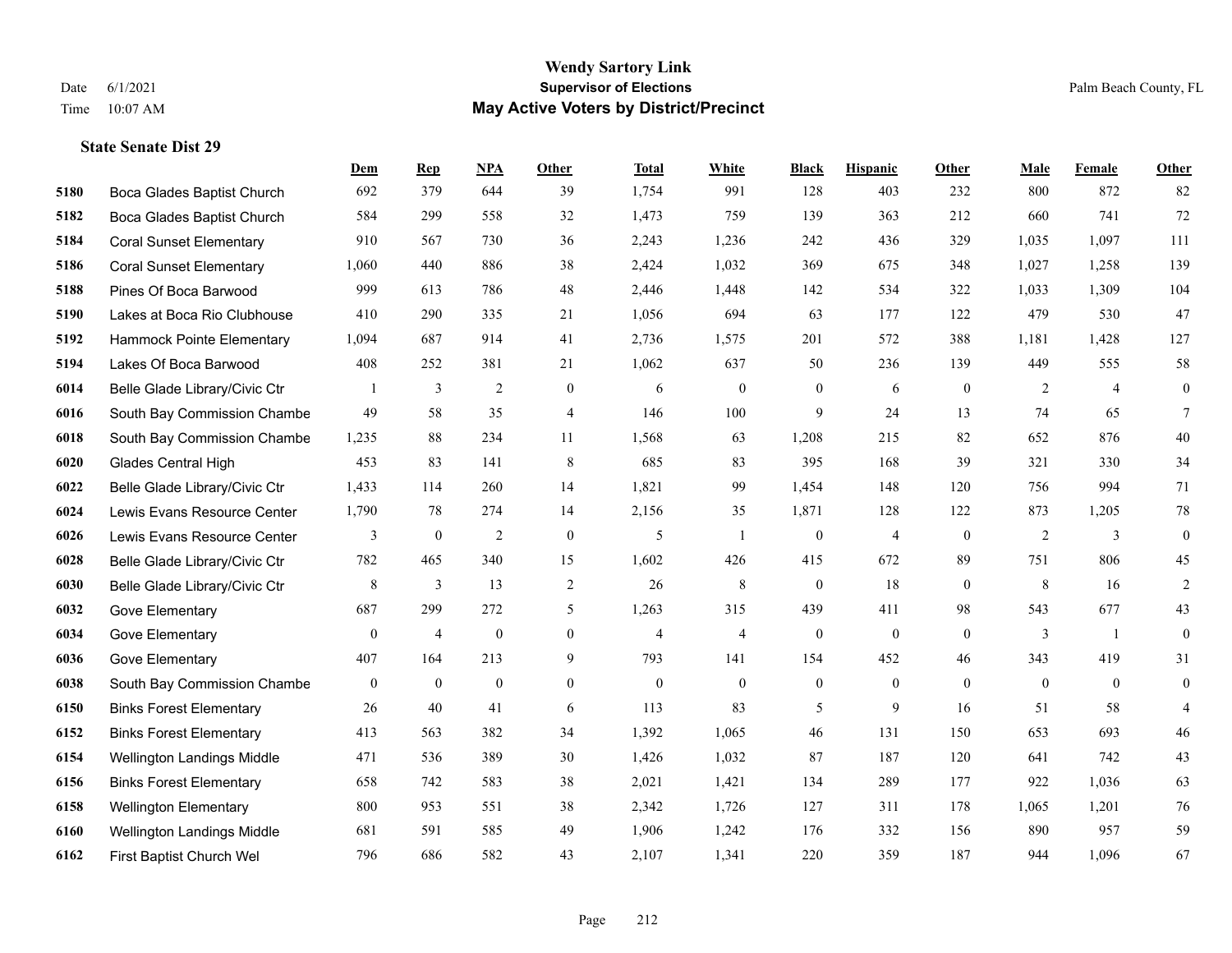# Wendy Sartory Link

**Supervisor of Elections**

**May Active Voters by District/Precinct**

Date 6/1/2021

Time 10:07 AM

Palm Beach County, FL

### State Senate Dist 29

| | | Dem | Rep | NPA | Other | Total | White | Black | Hispanic | Other | Male | Female | Other |
|---|---|---|---|---|---|---|---|---|---|---|---|---|---|
| 5180 | Boca Glades Baptist Church | 692 | 379 | 644 | 39 | 1,754 | 991 | 128 | 403 | 232 | 800 | 872 | 82 |
| 5182 | Boca Glades Baptist Church | 584 | 299 | 558 | 32 | 1,473 | 759 | 139 | 363 | 212 | 660 | 741 | 72 |
| 5184 | Coral Sunset Elementary | 910 | 567 | 730 | 36 | 2,243 | 1,236 | 242 | 436 | 329 | 1,035 | 1,097 | 111 |
| 5186 | Coral Sunset Elementary | 1,060 | 440 | 886 | 38 | 2,424 | 1,032 | 369 | 675 | 348 | 1,027 | 1,258 | 139 |
| 5188 | Pines Of Boca Barwood | 999 | 613 | 786 | 48 | 2,446 | 1,448 | 142 | 534 | 322 | 1,033 | 1,309 | 104 |
| 5190 | Lakes at Boca Rio Clubhouse | 410 | 290 | 335 | 21 | 1,056 | 694 | 63 | 177 | 122 | 479 | 530 | 47 |
| 5192 | Hammock Pointe Elementary | 1,094 | 687 | 914 | 41 | 2,736 | 1,575 | 201 | 572 | 388 | 1,181 | 1,428 | 127 |
| 5194 | Lakes Of Boca Barwood | 408 | 252 | 381 | 21 | 1,062 | 637 | 50 | 236 | 139 | 449 | 555 | 58 |
| 6014 | Belle Glade Library/Civic Ctr | 1 | 3 | 2 | 0 | 6 | 0 | 0 | 6 | 0 | 2 | 4 | 0 |
| 6016 | South Bay Commission Chambe | 49 | 58 | 35 | 4 | 146 | 100 | 9 | 24 | 13 | 74 | 65 | 7 |
| 6018 | South Bay Commission Chambe | 1,235 | 88 | 234 | 11 | 1,568 | 63 | 1,208 | 215 | 82 | 652 | 876 | 40 |
| 6020 | Glades Central High | 453 | 83 | 141 | 8 | 685 | 83 | 395 | 168 | 39 | 321 | 330 | 34 |
| 6022 | Belle Glade Library/Civic Ctr | 1,433 | 114 | 260 | 14 | 1,821 | 99 | 1,454 | 148 | 120 | 756 | 994 | 71 |
| 6024 | Lewis Evans Resource Center | 1,790 | 78 | 274 | 14 | 2,156 | 35 | 1,871 | 128 | 122 | 873 | 1,205 | 78 |
| 6026 | Lewis Evans Resource Center | 3 | 0 | 2 | 0 | 5 | 1 | 0 | 4 | 0 | 2 | 3 | 0 |
| 6028 | Belle Glade Library/Civic Ctr | 782 | 465 | 340 | 15 | 1,602 | 426 | 415 | 672 | 89 | 751 | 806 | 45 |
| 6030 | Belle Glade Library/Civic Ctr | 8 | 3 | 13 | 2 | 26 | 8 | 0 | 18 | 0 | 8 | 16 | 2 |
| 6032 | Gove Elementary | 687 | 299 | 272 | 5 | 1,263 | 315 | 439 | 411 | 98 | 543 | 677 | 43 |
| 6034 | Gove Elementary | 0 | 4 | 0 | 0 | 4 | 4 | 0 | 0 | 0 | 3 | 1 | 0 |
| 6036 | Gove Elementary | 407 | 164 | 213 | 9 | 793 | 141 | 154 | 452 | 46 | 343 | 419 | 31 |
| 6038 | South Bay Commission Chambe | 0 | 0 | 0 | 0 | 0 | 0 | 0 | 0 | 0 | 0 | 0 | 0 |
| 6150 | Binks Forest Elementary | 26 | 40 | 41 | 6 | 113 | 83 | 5 | 9 | 16 | 51 | 58 | 4 |
| 6152 | Binks Forest Elementary | 413 | 563 | 382 | 34 | 1,392 | 1,065 | 46 | 131 | 150 | 653 | 693 | 46 |
| 6154 | Wellington Landings Middle | 471 | 536 | 389 | 30 | 1,426 | 1,032 | 87 | 187 | 120 | 641 | 742 | 43 |
| 6156 | Binks Forest Elementary | 658 | 742 | 583 | 38 | 2,021 | 1,421 | 134 | 289 | 177 | 922 | 1,036 | 63 |
| 6158 | Wellington Elementary | 800 | 953 | 551 | 38 | 2,342 | 1,726 | 127 | 311 | 178 | 1,065 | 1,201 | 76 |
| 6160 | Wellington Landings Middle | 681 | 591 | 585 | 49 | 1,906 | 1,242 | 176 | 332 | 156 | 890 | 957 | 59 |
| 6162 | First Baptist Church Wel | 796 | 686 | 582 | 43 | 2,107 | 1,341 | 220 | 359 | 187 | 944 | 1,096 | 67 |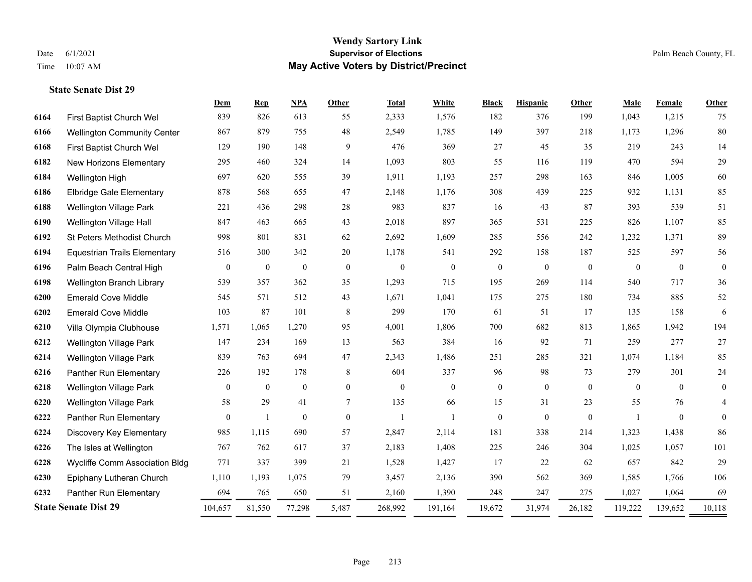**Wendy Sartory Link**
**Supervisor of Elections**
**May Active Voters by District/Precinct**

Date 6/1/2021
Time 10:07 AM

Palm Beach County, FL

### State Senate Dist 29

| | | Dem | Rep | NPA | Other | Total | White | Black | Hispanic | Other | Male | Female | Other |
|---|---|---|---|---|---|---|---|---|---|---|---|---|---|
| 6164 | First Baptist Church Wel | 839 | 826 | 613 | 55 | 2,333 | 1,576 | 182 | 376 | 199 | 1,043 | 1,215 | 75 |
| 6166 | Wellington Community Center | 867 | 879 | 755 | 48 | 2,549 | 1,785 | 149 | 397 | 218 | 1,173 | 1,296 | 80 |
| 6168 | First Baptist Church Wel | 129 | 190 | 148 | 9 | 476 | 369 | 27 | 45 | 35 | 219 | 243 | 14 |
| 6182 | New Horizons Elementary | 295 | 460 | 324 | 14 | 1,093 | 803 | 55 | 116 | 119 | 470 | 594 | 29 |
| 6184 | Wellington High | 697 | 620 | 555 | 39 | 1,911 | 1,193 | 257 | 298 | 163 | 846 | 1,005 | 60 |
| 6186 | Elbridge Gale Elementary | 878 | 568 | 655 | 47 | 2,148 | 1,176 | 308 | 439 | 225 | 932 | 1,131 | 85 |
| 6188 | Wellington Village Park | 221 | 436 | 298 | 28 | 983 | 837 | 16 | 43 | 87 | 393 | 539 | 51 |
| 6190 | Wellington Village Hall | 847 | 463 | 665 | 43 | 2,018 | 897 | 365 | 531 | 225 | 826 | 1,107 | 85 |
| 6192 | St Peters Methodist Church | 998 | 801 | 831 | 62 | 2,692 | 1,609 | 285 | 556 | 242 | 1,232 | 1,371 | 89 |
| 6194 | Equestrian Trails Elementary | 516 | 300 | 342 | 20 | 1,178 | 541 | 292 | 158 | 187 | 525 | 597 | 56 |
| 6196 | Palm Beach Central High | 0 | 0 | 0 | 0 | 0 | 0 | 0 | 0 | 0 | 0 | 0 | 0 |
| 6198 | Wellington Branch Library | 539 | 357 | 362 | 35 | 1,293 | 715 | 195 | 269 | 114 | 540 | 717 | 36 |
| 6200 | Emerald Cove Middle | 545 | 571 | 512 | 43 | 1,671 | 1,041 | 175 | 275 | 180 | 734 | 885 | 52 |
| 6202 | Emerald Cove Middle | 103 | 87 | 101 | 8 | 299 | 170 | 61 | 51 | 17 | 135 | 158 | 6 |
| 6210 | Villa Olympia Clubhouse | 1,571 | 1,065 | 1,270 | 95 | 4,001 | 1,806 | 700 | 682 | 813 | 1,865 | 1,942 | 194 |
| 6212 | Wellington Village Park | 147 | 234 | 169 | 13 | 563 | 384 | 16 | 92 | 71 | 259 | 277 | 27 |
| 6214 | Wellington Village Park | 839 | 763 | 694 | 47 | 2,343 | 1,486 | 251 | 285 | 321 | 1,074 | 1,184 | 85 |
| 6216 | Panther Run Elementary | 226 | 192 | 178 | 8 | 604 | 337 | 96 | 98 | 73 | 279 | 301 | 24 |
| 6218 | Wellington Village Park | 0 | 0 | 0 | 0 | 0 | 0 | 0 | 0 | 0 | 0 | 0 | 0 |
| 6220 | Wellington Village Park | 58 | 29 | 41 | 7 | 135 | 66 | 15 | 31 | 23 | 55 | 76 | 4 |
| 6222 | Panther Run Elementary | 0 | 1 | 0 | 0 | 1 | 1 | 0 | 0 | 0 | 1 | 0 | 0 |
| 6224 | Discovery Key Elementary | 985 | 1,115 | 690 | 57 | 2,847 | 2,114 | 181 | 338 | 214 | 1,323 | 1,438 | 86 |
| 6226 | The Isles at Wellington | 767 | 762 | 617 | 37 | 2,183 | 1,408 | 225 | 246 | 304 | 1,025 | 1,057 | 101 |
| 6228 | Wycliffe Comm Association Bldg | 771 | 337 | 399 | 21 | 1,528 | 1,427 | 17 | 22 | 62 | 657 | 842 | 29 |
| 6230 | Epiphany Lutheran Church | 1,110 | 1,193 | 1,075 | 79 | 3,457 | 2,136 | 390 | 562 | 369 | 1,585 | 1,766 | 106 |
| 6232 | Panther Run Elementary | 694 | 765 | 650 | 51 | 2,160 | 1,390 | 248 | 247 | 275 | 1,027 | 1,064 | 69 |
| **State Senate Dist 29** | | 104,657 | 81,550 | 77,298 | 5,487 | 268,992 | 191,164 | 19,672 | 31,974 | 26,182 | 119,222 | 139,652 | 10,118 |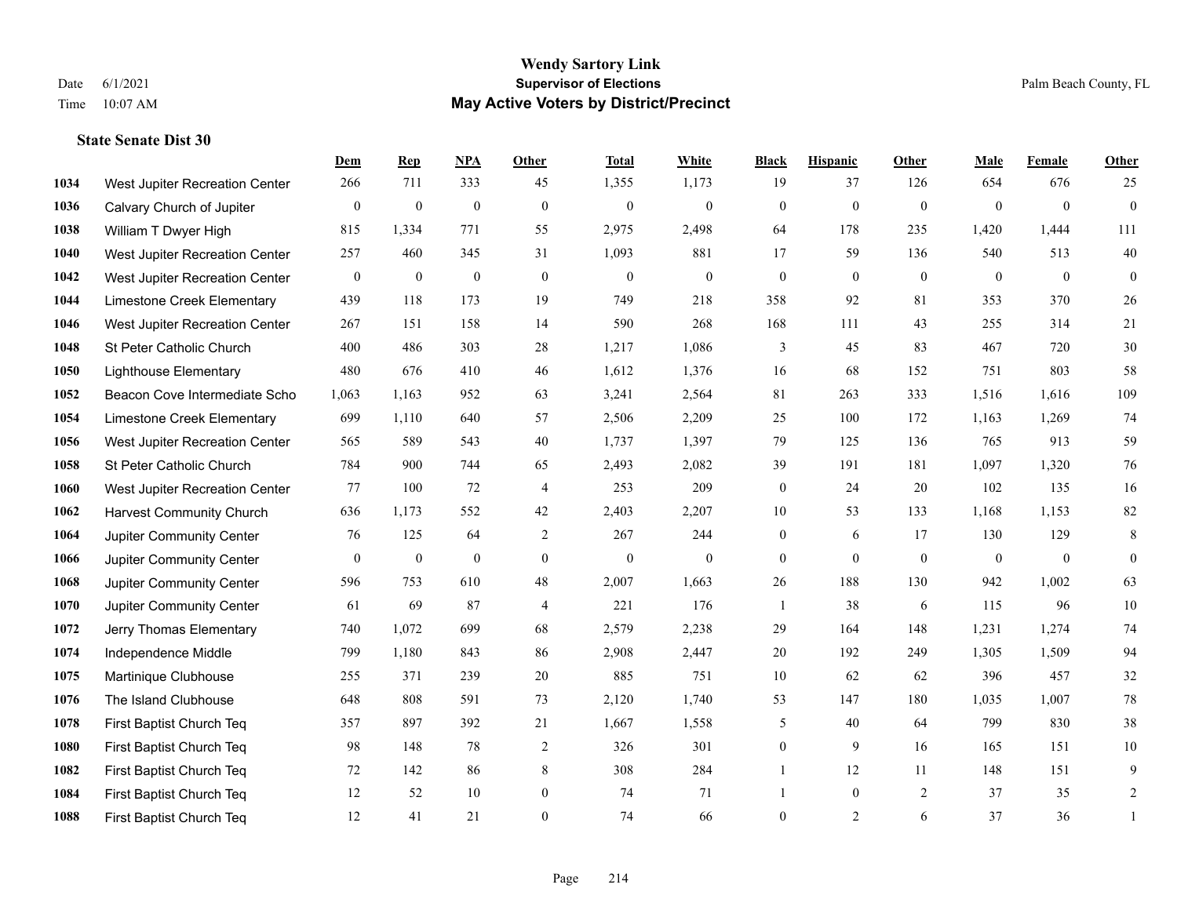**Wendy Sartory Link**
**Supervisor of Elections**
**May Active Voters by District/Precinct**

Date 6/1/2021
Time 10:07 AM
Palm Beach County, FL

### State Senate Dist 30

| | | Dem | Rep | NPA | Other | Total | White | Black | Hispanic | Other | Male | Female | Other |
|---|---|---|---|---|---|---|---|---|---|---|---|---|---|
| 1034 | West Jupiter Recreation Center | 266 | 711 | 333 | 45 | 1,355 | 1,173 | 19 | 37 | 126 | 654 | 676 | 25 |
| 1036 | Calvary Church of Jupiter | 0 | 0 | 0 | 0 | 0 | 0 | 0 | 0 | 0 | 0 | 0 | 0 |
| 1038 | William T Dwyer High | 815 | 1,334 | 771 | 55 | 2,975 | 2,498 | 64 | 178 | 235 | 1,420 | 1,444 | 111 |
| 1040 | West Jupiter Recreation Center | 257 | 460 | 345 | 31 | 1,093 | 881 | 17 | 59 | 136 | 540 | 513 | 40 |
| 1042 | West Jupiter Recreation Center | 0 | 0 | 0 | 0 | 0 | 0 | 0 | 0 | 0 | 0 | 0 | 0 |
| 1044 | Limestone Creek Elementary | 439 | 118 | 173 | 19 | 749 | 218 | 358 | 92 | 81 | 353 | 370 | 26 |
| 1046 | West Jupiter Recreation Center | 267 | 151 | 158 | 14 | 590 | 268 | 168 | 111 | 43 | 255 | 314 | 21 |
| 1048 | St Peter Catholic Church | 400 | 486 | 303 | 28 | 1,217 | 1,086 | 3 | 45 | 83 | 467 | 720 | 30 |
| 1050 | Lighthouse Elementary | 480 | 676 | 410 | 46 | 1,612 | 1,376 | 16 | 68 | 152 | 751 | 803 | 58 |
| 1052 | Beacon Cove Intermediate Scho | 1,063 | 1,163 | 952 | 63 | 3,241 | 2,564 | 81 | 263 | 333 | 1,516 | 1,616 | 109 |
| 1054 | Limestone Creek Elementary | 699 | 1,110 | 640 | 57 | 2,506 | 2,209 | 25 | 100 | 172 | 1,163 | 1,269 | 74 |
| 1056 | West Jupiter Recreation Center | 565 | 589 | 543 | 40 | 1,737 | 1,397 | 79 | 125 | 136 | 765 | 913 | 59 |
| 1058 | St Peter Catholic Church | 784 | 900 | 744 | 65 | 2,493 | 2,082 | 39 | 191 | 181 | 1,097 | 1,320 | 76 |
| 1060 | West Jupiter Recreation Center | 77 | 100 | 72 | 4 | 253 | 209 | 0 | 24 | 20 | 102 | 135 | 16 |
| 1062 | Harvest Community Church | 636 | 1,173 | 552 | 42 | 2,403 | 2,207 | 10 | 53 | 133 | 1,168 | 1,153 | 82 |
| 1064 | Jupiter Community Center | 76 | 125 | 64 | 2 | 267 | 244 | 0 | 6 | 17 | 130 | 129 | 8 |
| 1066 | Jupiter Community Center | 0 | 0 | 0 | 0 | 0 | 0 | 0 | 0 | 0 | 0 | 0 | 0 |
| 1068 | Jupiter Community Center | 596 | 753 | 610 | 48 | 2,007 | 1,663 | 26 | 188 | 130 | 942 | 1,002 | 63 |
| 1070 | Jupiter Community Center | 61 | 69 | 87 | 4 | 221 | 176 | 1 | 38 | 6 | 115 | 96 | 10 |
| 1072 | Jerry Thomas Elementary | 740 | 1,072 | 699 | 68 | 2,579 | 2,238 | 29 | 164 | 148 | 1,231 | 1,274 | 74 |
| 1074 | Independence Middle | 799 | 1,180 | 843 | 86 | 2,908 | 2,447 | 20 | 192 | 249 | 1,305 | 1,509 | 94 |
| 1075 | Martinique Clubhouse | 255 | 371 | 239 | 20 | 885 | 751 | 10 | 62 | 62 | 396 | 457 | 32 |
| 1076 | The Island Clubhouse | 648 | 808 | 591 | 73 | 2,120 | 1,740 | 53 | 147 | 180 | 1,035 | 1,007 | 78 |
| 1078 | First Baptist Church Teq | 357 | 897 | 392 | 21 | 1,667 | 1,558 | 5 | 40 | 64 | 799 | 830 | 38 |
| 1080 | First Baptist Church Teq | 98 | 148 | 78 | 2 | 326 | 301 | 0 | 9 | 16 | 165 | 151 | 10 |
| 1082 | First Baptist Church Teq | 72 | 142 | 86 | 8 | 308 | 284 | 1 | 12 | 11 | 148 | 151 | 9 |
| 1084 | First Baptist Church Teq | 12 | 52 | 10 | 0 | 74 | 71 | 1 | 0 | 2 | 37 | 35 | 2 |
| 1088 | First Baptist Church Teq | 12 | 41 | 21 | 0 | 74 | 66 | 0 | 2 | 6 | 37 | 36 | 1 |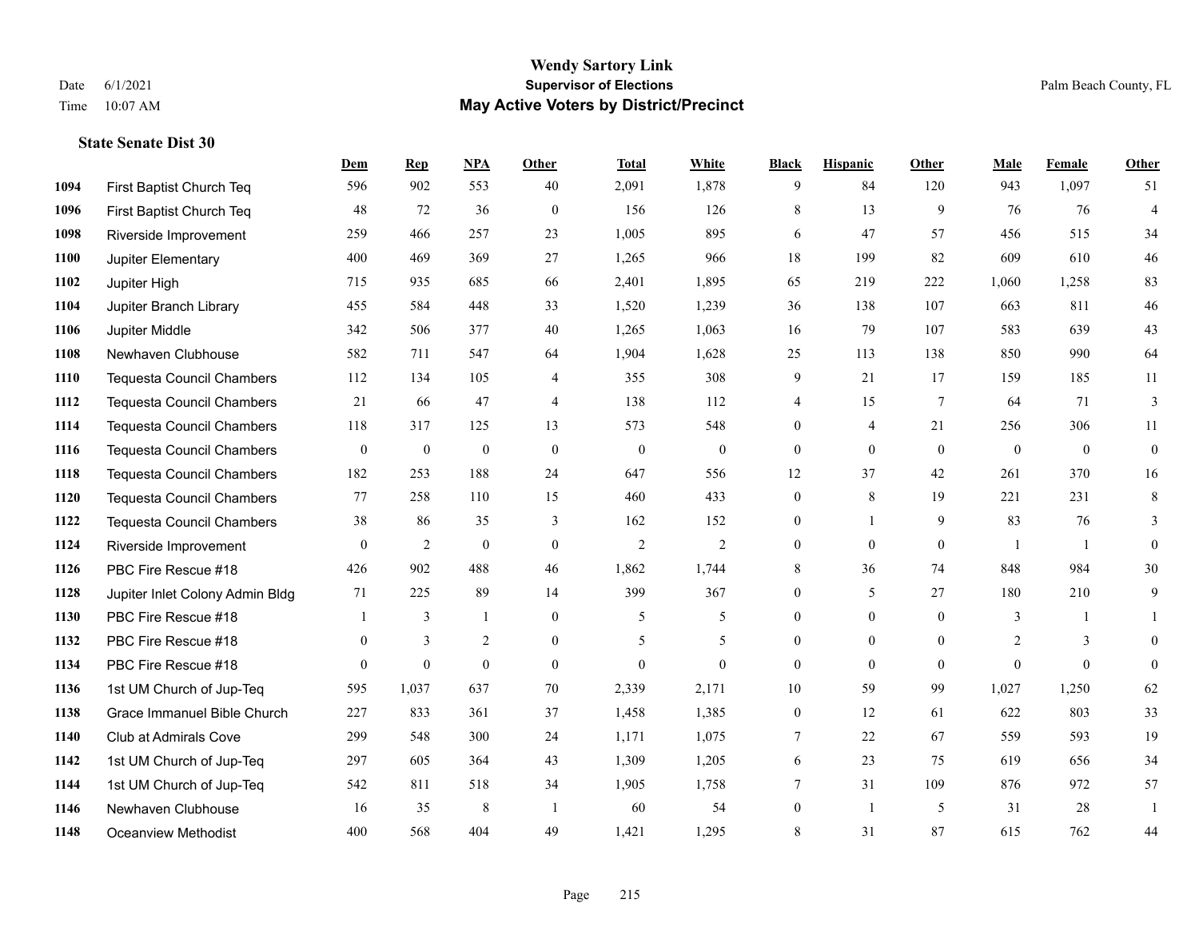# Wendy Sartory Link
## Supervisor of Elections
## May Active Voters by District/Precinct

Date 6/1/2021
Time 10:07 AM

Palm Beach County, FL

### State Senate Dist 30

| | | Dem | Rep | NPA | Other | Total | White | Black | Hispanic | Other | Male | Female | Other |
|---|---|---|---|---|---|---|---|---|---|---|---|---|---|
| 1094 | First Baptist Church Teq | 596 | 902 | 553 | 40 | 2,091 | 1,878 | 9 | 84 | 120 | 943 | 1,097 | 51 |
| 1096 | First Baptist Church Teq | 48 | 72 | 36 | 0 | 156 | 126 | 8 | 13 | 9 | 76 | 76 | 4 |
| 1098 | Riverside Improvement | 259 | 466 | 257 | 23 | 1,005 | 895 | 6 | 47 | 57 | 456 | 515 | 34 |
| 1100 | Jupiter Elementary | 400 | 469 | 369 | 27 | 1,265 | 966 | 18 | 199 | 82 | 609 | 610 | 46 |
| 1102 | Jupiter High | 715 | 935 | 685 | 66 | 2,401 | 1,895 | 65 | 219 | 222 | 1,060 | 1,258 | 83 |
| 1104 | Jupiter Branch Library | 455 | 584 | 448 | 33 | 1,520 | 1,239 | 36 | 138 | 107 | 663 | 811 | 46 |
| 1106 | Jupiter Middle | 342 | 506 | 377 | 40 | 1,265 | 1,063 | 16 | 79 | 107 | 583 | 639 | 43 |
| 1108 | Newhaven Clubhouse | 582 | 711 | 547 | 64 | 1,904 | 1,628 | 25 | 113 | 138 | 850 | 990 | 64 |
| 1110 | Tequesta Council Chambers | 112 | 134 | 105 | 4 | 355 | 308 | 9 | 21 | 17 | 159 | 185 | 11 |
| 1112 | Tequesta Council Chambers | 21 | 66 | 47 | 4 | 138 | 112 | 4 | 15 | 7 | 64 | 71 | 3 |
| 1114 | Tequesta Council Chambers | 118 | 317 | 125 | 13 | 573 | 548 | 0 | 4 | 21 | 256 | 306 | 11 |
| 1116 | Tequesta Council Chambers | 0 | 0 | 0 | 0 | 0 | 0 | 0 | 0 | 0 | 0 | 0 | 0 |
| 1118 | Tequesta Council Chambers | 182 | 253 | 188 | 24 | 647 | 556 | 12 | 37 | 42 | 261 | 370 | 16 |
| 1120 | Tequesta Council Chambers | 77 | 258 | 110 | 15 | 460 | 433 | 0 | 8 | 19 | 221 | 231 | 8 |
| 1122 | Tequesta Council Chambers | 38 | 86 | 35 | 3 | 162 | 152 | 0 | 1 | 9 | 83 | 76 | 3 |
| 1124 | Riverside Improvement | 0 | 2 | 0 | 0 | 2 | 2 | 0 | 0 | 0 | 1 | 1 | 0 |
| 1126 | PBC Fire Rescue #18 | 426 | 902 | 488 | 46 | 1,862 | 1,744 | 8 | 36 | 74 | 848 | 984 | 30 |
| 1128 | Jupiter Inlet Colony Admin Bldg | 71 | 225 | 89 | 14 | 399 | 367 | 0 | 5 | 27 | 180 | 210 | 9 |
| 1130 | PBC Fire Rescue #18 | 1 | 3 | 1 | 0 | 5 | 5 | 0 | 0 | 0 | 3 | 1 | 1 |
| 1132 | PBC Fire Rescue #18 | 0 | 3 | 2 | 0 | 5 | 5 | 0 | 0 | 0 | 2 | 3 | 0 |
| 1134 | PBC Fire Rescue #18 | 0 | 0 | 0 | 0 | 0 | 0 | 0 | 0 | 0 | 0 | 0 | 0 |
| 1136 | 1st UM Church of Jup-Teq | 595 | 1,037 | 637 | 70 | 2,339 | 2,171 | 10 | 59 | 99 | 1,027 | 1,250 | 62 |
| 1138 | Grace Immanuel Bible Church | 227 | 833 | 361 | 37 | 1,458 | 1,385 | 0 | 12 | 61 | 622 | 803 | 33 |
| 1140 | Club at Admirals Cove | 299 | 548 | 300 | 24 | 1,171 | 1,075 | 7 | 22 | 67 | 559 | 593 | 19 |
| 1142 | 1st UM Church of Jup-Teq | 297 | 605 | 364 | 43 | 1,309 | 1,205 | 6 | 23 | 75 | 619 | 656 | 34 |
| 1144 | 1st UM Church of Jup-Teq | 542 | 811 | 518 | 34 | 1,905 | 1,758 | 7 | 31 | 109 | 876 | 972 | 57 |
| 1146 | Newhaven Clubhouse | 16 | 35 | 8 | 1 | 60 | 54 | 0 | 1 | 5 | 31 | 28 | 1 |
| 1148 | Oceanview Methodist | 400 | 568 | 404 | 49 | 1,421 | 1,295 | 8 | 31 | 87 | 615 | 762 | 44 |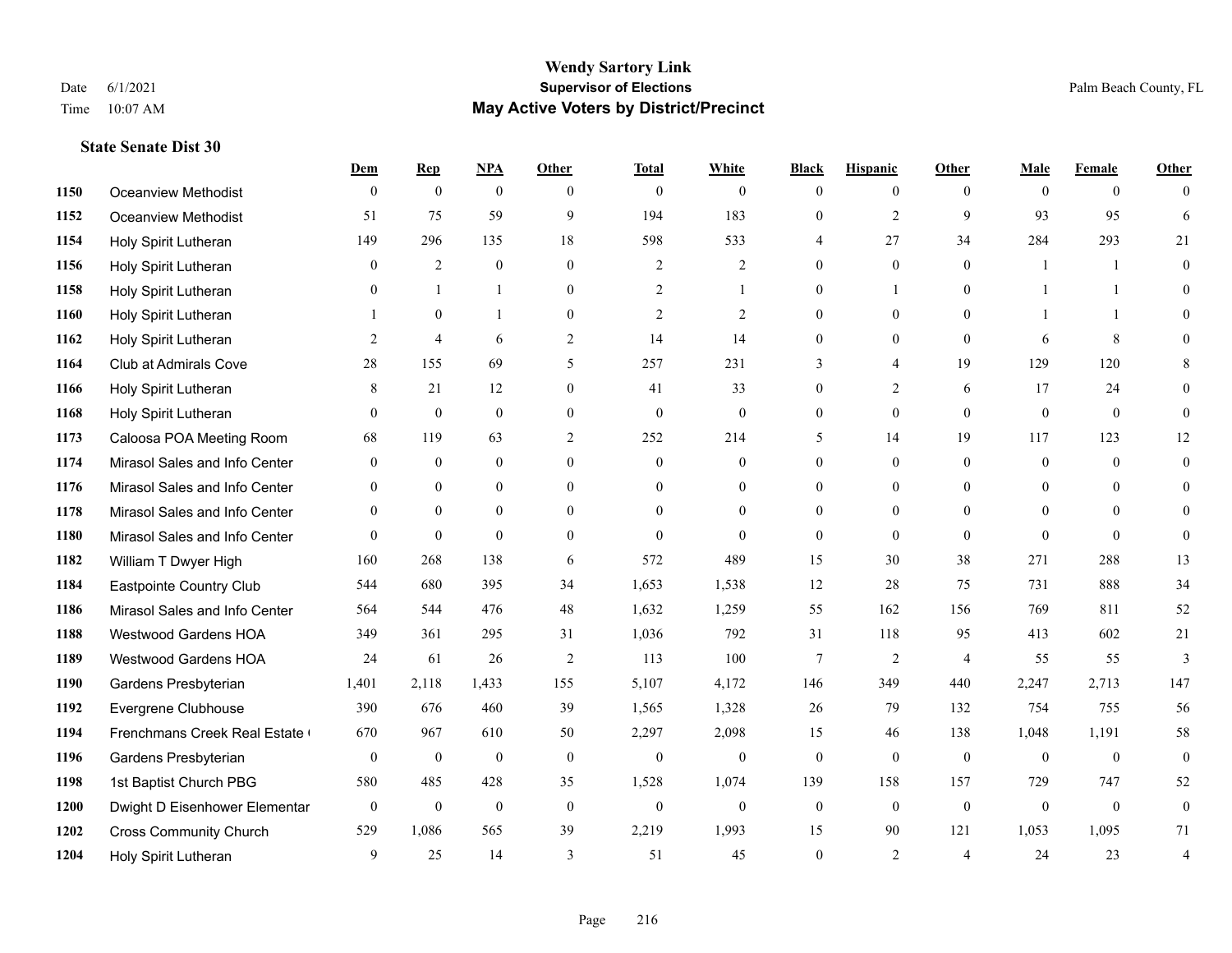# Wendy Sartory Link
## Supervisor of Elections
## May Active Voters by District/Precinct

Date 6/1/2021
Time 10:07 AM

Palm Beach County, FL

### State Senate Dist 30

| | | Dem | Rep | NPA | Other | Total | White | Black | Hispanic | Other | Male | Female | Other |
|---|---|---|---|---|---|---|---|---|---|---|---|---|---|
| 1150 | Oceanview Methodist | 0 | 0 | 0 | 0 | 0 | 0 | 0 | 0 | 0 | 0 | 0 | 0 |
| 1152 | Oceanview Methodist | 51 | 75 | 59 | 9 | 194 | 183 | 0 | 2 | 9 | 93 | 95 | 6 |
| 1154 | Holy Spirit Lutheran | 149 | 296 | 135 | 18 | 598 | 533 | 4 | 27 | 34 | 284 | 293 | 21 |
| 1156 | Holy Spirit Lutheran | 0 | 2 | 0 | 0 | 2 | 2 | 0 | 0 | 0 | 1 | 1 | 0 |
| 1158 | Holy Spirit Lutheran | 0 | 1 | 1 | 0 | 2 | 1 | 0 | 1 | 0 | 1 | 1 | 0 |
| 1160 | Holy Spirit Lutheran | 1 | 0 | 1 | 0 | 2 | 2 | 0 | 0 | 0 | 1 | 1 | 0 |
| 1162 | Holy Spirit Lutheran | 2 | 4 | 6 | 2 | 14 | 14 | 0 | 0 | 0 | 6 | 8 | 0 |
| 1164 | Club at Admirals Cove | 28 | 155 | 69 | 5 | 257 | 231 | 3 | 4 | 19 | 129 | 120 | 8 |
| 1166 | Holy Spirit Lutheran | 8 | 21 | 12 | 0 | 41 | 33 | 0 | 2 | 6 | 17 | 24 | 0 |
| 1168 | Holy Spirit Lutheran | 0 | 0 | 0 | 0 | 0 | 0 | 0 | 0 | 0 | 0 | 0 | 0 |
| 1173 | Caloosa POA Meeting Room | 68 | 119 | 63 | 2 | 252 | 214 | 5 | 14 | 19 | 117 | 123 | 12 |
| 1174 | Mirasol Sales and Info Center | 0 | 0 | 0 | 0 | 0 | 0 | 0 | 0 | 0 | 0 | 0 | 0 |
| 1176 | Mirasol Sales and Info Center | 0 | 0 | 0 | 0 | 0 | 0 | 0 | 0 | 0 | 0 | 0 | 0 |
| 1178 | Mirasol Sales and Info Center | 0 | 0 | 0 | 0 | 0 | 0 | 0 | 0 | 0 | 0 | 0 | 0 |
| 1180 | Mirasol Sales and Info Center | 0 | 0 | 0 | 0 | 0 | 0 | 0 | 0 | 0 | 0 | 0 | 0 |
| 1182 | William T Dwyer High | 160 | 268 | 138 | 6 | 572 | 489 | 15 | 30 | 38 | 271 | 288 | 13 |
| 1184 | Eastpointe Country Club | 544 | 680 | 395 | 34 | 1,653 | 1,538 | 12 | 28 | 75 | 731 | 888 | 34 |
| 1186 | Mirasol Sales and Info Center | 564 | 544 | 476 | 48 | 1,632 | 1,259 | 55 | 162 | 156 | 769 | 811 | 52 |
| 1188 | Westwood Gardens HOA | 349 | 361 | 295 | 31 | 1,036 | 792 | 31 | 118 | 95 | 413 | 602 | 21 |
| 1189 | Westwood Gardens HOA | 24 | 61 | 26 | 2 | 113 | 100 | 7 | 2 | 4 | 55 | 55 | 3 |
| 1190 | Gardens Presbyterian | 1,401 | 2,118 | 1,433 | 155 | 5,107 | 4,172 | 146 | 349 | 440 | 2,247 | 2,713 | 147 |
| 1192 | Evergrene Clubhouse | 390 | 676 | 460 | 39 | 1,565 | 1,328 | 26 | 79 | 132 | 754 | 755 | 56 |
| 1194 | Frenchmans Creek Real Estate ( | 670 | 967 | 610 | 50 | 2,297 | 2,098 | 15 | 46 | 138 | 1,048 | 1,191 | 58 |
| 1196 | Gardens Presbyterian | 0 | 0 | 0 | 0 | 0 | 0 | 0 | 0 | 0 | 0 | 0 | 0 |
| 1198 | 1st Baptist Church PBG | 580 | 485 | 428 | 35 | 1,528 | 1,074 | 139 | 158 | 157 | 729 | 747 | 52 |
| 1200 | Dwight D Eisenhower Elementar | 0 | 0 | 0 | 0 | 0 | 0 | 0 | 0 | 0 | 0 | 0 | 0 |
| 1202 | Cross Community Church | 529 | 1,086 | 565 | 39 | 2,219 | 1,993 | 15 | 90 | 121 | 1,053 | 1,095 | 71 |
| 1204 | Holy Spirit Lutheran | 9 | 25 | 14 | 3 | 51 | 45 | 0 | 2 | 4 | 24 | 23 | 4 |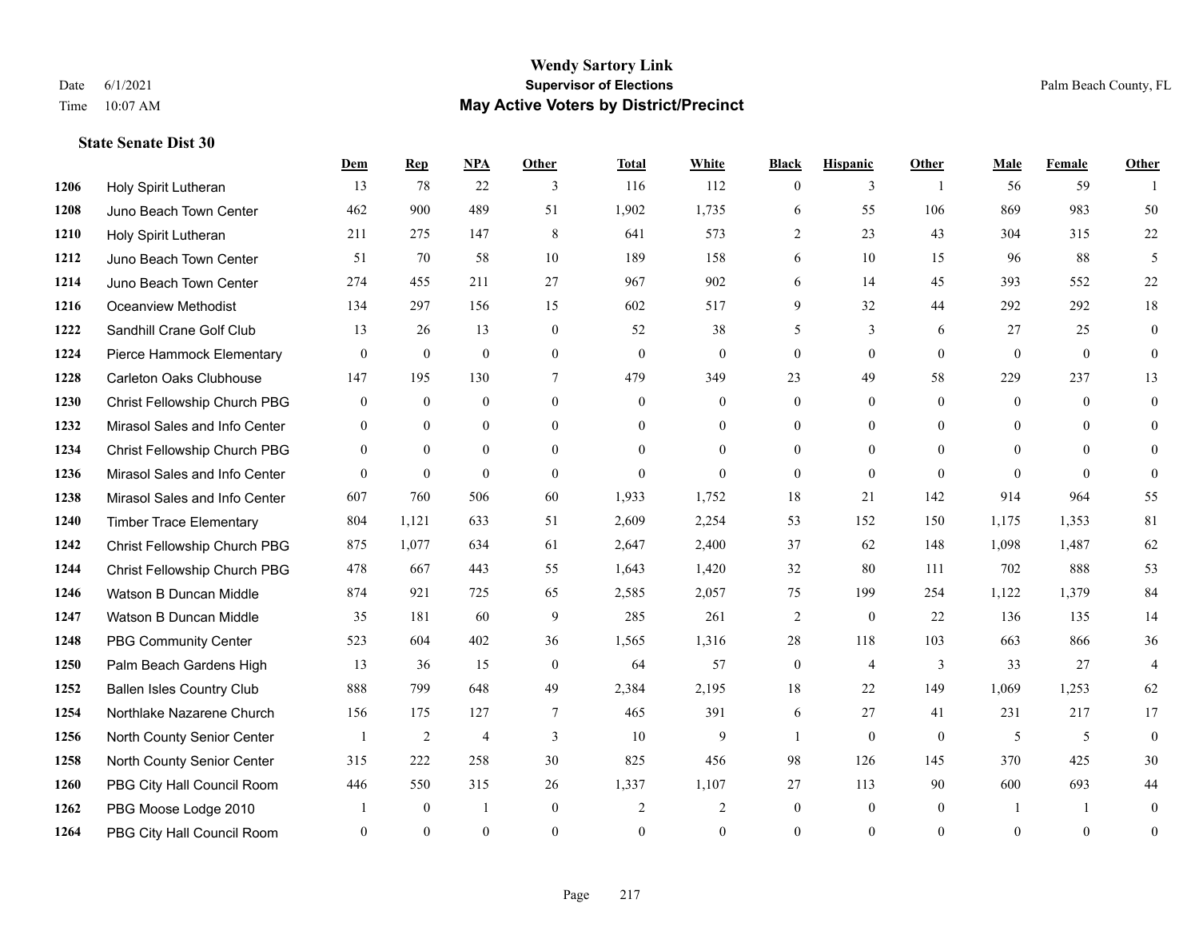# Wendy Sartory Link
## Supervisor of Elections
## May Active Voters by District/Precinct

Date 6/1/2021
Time 10:07 AM

Palm Beach County, FL

### State Senate Dist 30

| | | Dem | Rep | NPA | Other | Total | White | Black | Hispanic | Other | Male | Female | Other |
|---|---|---|---|---|---|---|---|---|---|---|---|---|---|
| 1206 | Holy Spirit Lutheran | 13 | 78 | 22 | 3 | 116 | 112 | 0 | 3 | 1 | 56 | 59 | 1 |
| 1208 | Juno Beach Town Center | 462 | 900 | 489 | 51 | 1,902 | 1,735 | 6 | 55 | 106 | 869 | 983 | 50 |
| 1210 | Holy Spirit Lutheran | 211 | 275 | 147 | 8 | 641 | 573 | 2 | 23 | 43 | 304 | 315 | 22 |
| 1212 | Juno Beach Town Center | 51 | 70 | 58 | 10 | 189 | 158 | 6 | 10 | 15 | 96 | 88 | 5 |
| 1214 | Juno Beach Town Center | 274 | 455 | 211 | 27 | 967 | 902 | 6 | 14 | 45 | 393 | 552 | 22 |
| 1216 | Oceanview Methodist | 134 | 297 | 156 | 15 | 602 | 517 | 9 | 32 | 44 | 292 | 292 | 18 |
| 1222 | Sandhill Crane Golf Club | 13 | 26 | 13 | 0 | 52 | 38 | 5 | 3 | 6 | 27 | 25 | 0 |
| 1224 | Pierce Hammock Elementary | 0 | 0 | 0 | 0 | 0 | 0 | 0 | 0 | 0 | 0 | 0 | 0 |
| 1228 | Carleton Oaks Clubhouse | 147 | 195 | 130 | 7 | 479 | 349 | 23 | 49 | 58 | 229 | 237 | 13 |
| 1230 | Christ Fellowship Church PBG | 0 | 0 | 0 | 0 | 0 | 0 | 0 | 0 | 0 | 0 | 0 | 0 |
| 1232 | Mirasol Sales and Info Center | 0 | 0 | 0 | 0 | 0 | 0 | 0 | 0 | 0 | 0 | 0 | 0 |
| 1234 | Christ Fellowship Church PBG | 0 | 0 | 0 | 0 | 0 | 0 | 0 | 0 | 0 | 0 | 0 | 0 |
| 1236 | Mirasol Sales and Info Center | 0 | 0 | 0 | 0 | 0 | 0 | 0 | 0 | 0 | 0 | 0 | 0 |
| 1238 | Mirasol Sales and Info Center | 607 | 760 | 506 | 60 | 1,933 | 1,752 | 18 | 21 | 142 | 914 | 964 | 55 |
| 1240 | Timber Trace Elementary | 804 | 1,121 | 633 | 51 | 2,609 | 2,254 | 53 | 152 | 150 | 1,175 | 1,353 | 81 |
| 1242 | Christ Fellowship Church PBG | 875 | 1,077 | 634 | 61 | 2,647 | 2,400 | 37 | 62 | 148 | 1,098 | 1,487 | 62 |
| 1244 | Christ Fellowship Church PBG | 478 | 667 | 443 | 55 | 1,643 | 1,420 | 32 | 80 | 111 | 702 | 888 | 53 |
| 1246 | Watson B Duncan Middle | 874 | 921 | 725 | 65 | 2,585 | 2,057 | 75 | 199 | 254 | 1,122 | 1,379 | 84 |
| 1247 | Watson B Duncan Middle | 35 | 181 | 60 | 9 | 285 | 261 | 2 | 0 | 22 | 136 | 135 | 14 |
| 1248 | PBG Community Center | 523 | 604 | 402 | 36 | 1,565 | 1,316 | 28 | 118 | 103 | 663 | 866 | 36 |
| 1250 | Palm Beach Gardens High | 13 | 36 | 15 | 0 | 64 | 57 | 0 | 4 | 3 | 33 | 27 | 4 |
| 1252 | Ballen Isles Country Club | 888 | 799 | 648 | 49 | 2,384 | 2,195 | 18 | 22 | 149 | 1,069 | 1,253 | 62 |
| 1254 | Northlake Nazarene Church | 156 | 175 | 127 | 7 | 465 | 391 | 6 | 27 | 41 | 231 | 217 | 17 |
| 1256 | North County Senior Center | 1 | 2 | 4 | 3 | 10 | 9 | 1 | 0 | 0 | 5 | 5 | 0 |
| 1258 | North County Senior Center | 315 | 222 | 258 | 30 | 825 | 456 | 98 | 126 | 145 | 370 | 425 | 30 |
| 1260 | PBG City Hall Council Room | 446 | 550 | 315 | 26 | 1,337 | 1,107 | 27 | 113 | 90 | 600 | 693 | 44 |
| 1262 | PBG Moose Lodge 2010 | 1 | 0 | 1 | 0 | 2 | 2 | 0 | 0 | 0 | 1 | 1 | 0 |
| 1264 | PBG City Hall Council Room | 0 | 0 | 0 | 0 | 0 | 0 | 0 | 0 | 0 | 0 | 0 | 0 |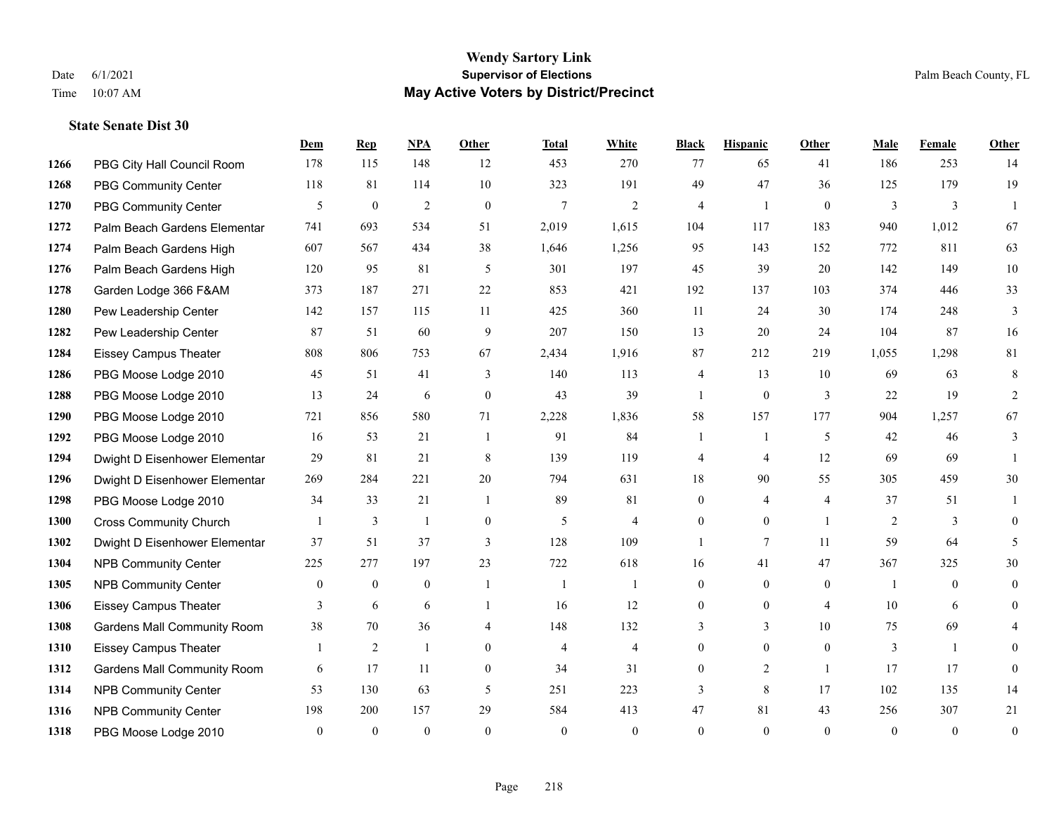# Wendy Sartory Link

## Supervisor of Elections

## May Active Voters by District/Precinct

Date 6/1/2021
Time 10:07 AM

Palm Beach County, FL

### State Senate Dist 30

| | | Dem | Rep | NPA | Other | Total | White | Black | Hispanic | Other | Male | Female | Other |
|---|---|---|---|---|---|---|---|---|---|---|---|---|---|
| 1266 | PBG City Hall Council Room | 178 | 115 | 148 | 12 | 453 | 270 | 77 | 65 | 41 | 186 | 253 | 14 |
| 1268 | PBG Community Center | 118 | 81 | 114 | 10 | 323 | 191 | 49 | 47 | 36 | 125 | 179 | 19 |
| 1270 | PBG Community Center | 5 | 0 | 2 | 0 | 7 | 2 | 4 | 1 | 0 | 3 | 3 | 1 |
| 1272 | Palm Beach Gardens Elementar | 741 | 693 | 534 | 51 | 2,019 | 1,615 | 104 | 117 | 183 | 940 | 1,012 | 67 |
| 1274 | Palm Beach Gardens High | 607 | 567 | 434 | 38 | 1,646 | 1,256 | 95 | 143 | 152 | 772 | 811 | 63 |
| 1276 | Palm Beach Gardens High | 120 | 95 | 81 | 5 | 301 | 197 | 45 | 39 | 20 | 142 | 149 | 10 |
| 1278 | Garden Lodge 366 F&AM | 373 | 187 | 271 | 22 | 853 | 421 | 192 | 137 | 103 | 374 | 446 | 33 |
| 1280 | Pew Leadership Center | 142 | 157 | 115 | 11 | 425 | 360 | 11 | 24 | 30 | 174 | 248 | 3 |
| 1282 | Pew Leadership Center | 87 | 51 | 60 | 9 | 207 | 150 | 13 | 20 | 24 | 104 | 87 | 16 |
| 1284 | Eissey Campus Theater | 808 | 806 | 753 | 67 | 2,434 | 1,916 | 87 | 212 | 219 | 1,055 | 1,298 | 81 |
| 1286 | PBG Moose Lodge 2010 | 45 | 51 | 41 | 3 | 140 | 113 | 4 | 13 | 10 | 69 | 63 | 8 |
| 1288 | PBG Moose Lodge 2010 | 13 | 24 | 6 | 0 | 43 | 39 | 1 | 0 | 3 | 22 | 19 | 2 |
| 1290 | PBG Moose Lodge 2010 | 721 | 856 | 580 | 71 | 2,228 | 1,836 | 58 | 157 | 177 | 904 | 1,257 | 67 |
| 1292 | PBG Moose Lodge 2010 | 16 | 53 | 21 | 1 | 91 | 84 | 1 | 1 | 5 | 42 | 46 | 3 |
| 1294 | Dwight D Eisenhower Elementar | 29 | 81 | 21 | 8 | 139 | 119 | 4 | 4 | 12 | 69 | 69 | 1 |
| 1296 | Dwight D Eisenhower Elementar | 269 | 284 | 221 | 20 | 794 | 631 | 18 | 90 | 55 | 305 | 459 | 30 |
| 1298 | PBG Moose Lodge 2010 | 34 | 33 | 21 | 1 | 89 | 81 | 0 | 4 | 4 | 37 | 51 | 1 |
| 1300 | Cross Community Church | 1 | 3 | 1 | 0 | 5 | 4 | 0 | 0 | 1 | 2 | 3 | 0 |
| 1302 | Dwight D Eisenhower Elementar | 37 | 51 | 37 | 3 | 128 | 109 | 1 | 7 | 11 | 59 | 64 | 5 |
| 1304 | NPB Community Center | 225 | 277 | 197 | 23 | 722 | 618 | 16 | 41 | 47 | 367 | 325 | 30 |
| 1305 | NPB Community Center | 0 | 0 | 0 | 1 | 1 | 1 | 0 | 0 | 0 | 1 | 0 | 0 |
| 1306 | Eissey Campus Theater | 3 | 6 | 6 | 1 | 16 | 12 | 0 | 0 | 4 | 10 | 6 | 0 |
| 1308 | Gardens Mall Community Room | 38 | 70 | 36 | 4 | 148 | 132 | 3 | 3 | 10 | 75 | 69 | 4 |
| 1310 | Eissey Campus Theater | 1 | 2 | 1 | 0 | 4 | 4 | 0 | 0 | 0 | 3 | 1 | 0 |
| 1312 | Gardens Mall Community Room | 6 | 17 | 11 | 0 | 34 | 31 | 0 | 2 | 1 | 17 | 17 | 0 |
| 1314 | NPB Community Center | 53 | 130 | 63 | 5 | 251 | 223 | 3 | 8 | 17 | 102 | 135 | 14 |
| 1316 | NPB Community Center | 198 | 200 | 157 | 29 | 584 | 413 | 47 | 81 | 43 | 256 | 307 | 21 |
| 1318 | PBG Moose Lodge 2010 | 0 | 0 | 0 | 0 | 0 | 0 | 0 | 0 | 0 | 0 | 0 | 0 |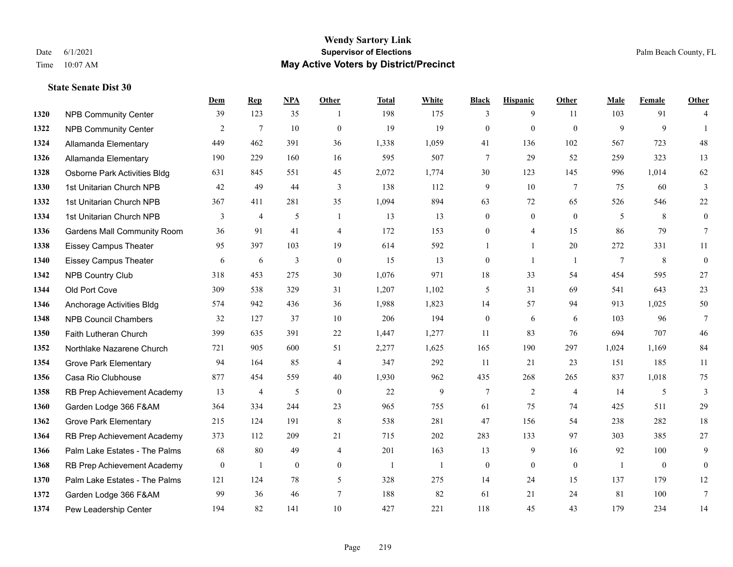# Wendy Sartory Link
## Supervisor of Elections
## May Active Voters by District/Precinct

Date 6/1/2021
Time 10:07 AM

Palm Beach County, FL

### State Senate Dist 30

| | | Dem | Rep | NPA | Other | Total | White | Black | Hispanic | Other | Male | Female | Other |
|---|---|---|---|---|---|---|---|---|---|---|---|---|---|
| 1320 | NPB Community Center | 39 | 123 | 35 | 1 | 198 | 175 | 3 | 9 | 11 | 103 | 91 | 4 |
| 1322 | NPB Community Center | 2 | 7 | 10 | 0 | 19 | 19 | 0 | 0 | 0 | 9 | 9 | 1 |
| 1324 | Allamanda Elementary | 449 | 462 | 391 | 36 | 1,338 | 1,059 | 41 | 136 | 102 | 567 | 723 | 48 |
| 1326 | Allamanda Elementary | 190 | 229 | 160 | 16 | 595 | 507 | 7 | 29 | 52 | 259 | 323 | 13 |
| 1328 | Osborne Park Activities Bldg | 631 | 845 | 551 | 45 | 2,072 | 1,774 | 30 | 123 | 145 | 996 | 1,014 | 62 |
| 1330 | 1st Unitarian Church NPB | 42 | 49 | 44 | 3 | 138 | 112 | 9 | 10 | 7 | 75 | 60 | 3 |
| 1332 | 1st Unitarian Church NPB | 367 | 411 | 281 | 35 | 1,094 | 894 | 63 | 72 | 65 | 526 | 546 | 22 |
| 1334 | 1st Unitarian Church NPB | 3 | 4 | 5 | 1 | 13 | 13 | 0 | 0 | 0 | 5 | 8 | 0 |
| 1336 | Gardens Mall Community Room | 36 | 91 | 41 | 4 | 172 | 153 | 0 | 4 | 15 | 86 | 79 | 7 |
| 1338 | Eissey Campus Theater | 95 | 397 | 103 | 19 | 614 | 592 | 1 | 1 | 20 | 272 | 331 | 11 |
| 1340 | Eissey Campus Theater | 6 | 6 | 3 | 0 | 15 | 13 | 0 | 1 | 1 | 7 | 8 | 0 |
| 1342 | NPB Country Club | 318 | 453 | 275 | 30 | 1,076 | 971 | 18 | 33 | 54 | 454 | 595 | 27 |
| 1344 | Old Port Cove | 309 | 538 | 329 | 31 | 1,207 | 1,102 | 5 | 31 | 69 | 541 | 643 | 23 |
| 1346 | Anchorage Activities Bldg | 574 | 942 | 436 | 36 | 1,988 | 1,823 | 14 | 57 | 94 | 913 | 1,025 | 50 |
| 1348 | NPB Council Chambers | 32 | 127 | 37 | 10 | 206 | 194 | 0 | 6 | 6 | 103 | 96 | 7 |
| 1350 | Faith Lutheran Church | 399 | 635 | 391 | 22 | 1,447 | 1,277 | 11 | 83 | 76 | 694 | 707 | 46 |
| 1352 | Northlake Nazarene Church | 721 | 905 | 600 | 51 | 2,277 | 1,625 | 165 | 190 | 297 | 1,024 | 1,169 | 84 |
| 1354 | Grove Park Elementary | 94 | 164 | 85 | 4 | 347 | 292 | 11 | 21 | 23 | 151 | 185 | 11 |
| 1356 | Casa Rio Clubhouse | 877 | 454 | 559 | 40 | 1,930 | 962 | 435 | 268 | 265 | 837 | 1,018 | 75 |
| 1358 | RB Prep Achievement Academy | 13 | 4 | 5 | 0 | 22 | 9 | 7 | 2 | 4 | 14 | 5 | 3 |
| 1360 | Garden Lodge 366 F&AM | 364 | 334 | 244 | 23 | 965 | 755 | 61 | 75 | 74 | 425 | 511 | 29 |
| 1362 | Grove Park Elementary | 215 | 124 | 191 | 8 | 538 | 281 | 47 | 156 | 54 | 238 | 282 | 18 |
| 1364 | RB Prep Achievement Academy | 373 | 112 | 209 | 21 | 715 | 202 | 283 | 133 | 97 | 303 | 385 | 27 |
| 1366 | Palm Lake Estates - The Palms | 68 | 80 | 49 | 4 | 201 | 163 | 13 | 9 | 16 | 92 | 100 | 9 |
| 1368 | RB Prep Achievement Academy | 0 | 1 | 0 | 0 | 1 | 1 | 0 | 0 | 0 | 1 | 0 | 0 |
| 1370 | Palm Lake Estates - The Palms | 121 | 124 | 78 | 5 | 328 | 275 | 14 | 24 | 15 | 137 | 179 | 12 |
| 1372 | Garden Lodge 366 F&AM | 99 | 36 | 46 | 7 | 188 | 82 | 61 | 21 | 24 | 81 | 100 | 7 |
| 1374 | Pew Leadership Center | 194 | 82 | 141 | 10 | 427 | 221 | 118 | 45 | 43 | 179 | 234 | 14 |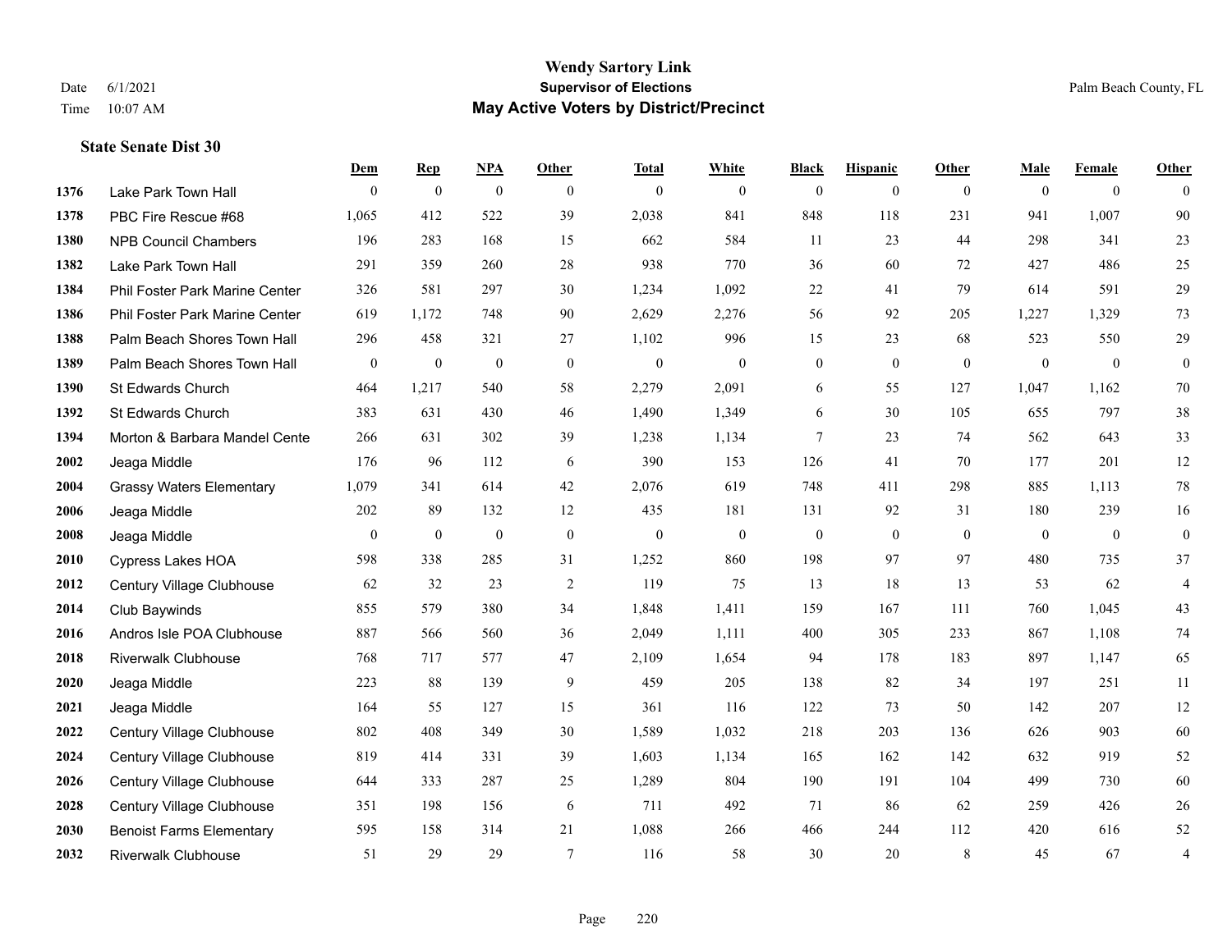# Wendy Sartory Link
## Supervisor of Elections
## May Active Voters by District/Precinct

Date 6/1/2021
Time 10:07 AM

Palm Beach County, FL

### State Senate Dist 30

| | | Dem | Rep | NPA | Other | Total | White | Black | Hispanic | Other | Male | Female | Other |
|---|---|---|---|---|---|---|---|---|---|---|---|---|---|
| 1376 | Lake Park Town Hall | 0 | 0 | 0 | 0 | 0 | 0 | 0 | 0 | 0 | 0 | 0 | 0 |
| 1378 | PBC Fire Rescue #68 | 1,065 | 412 | 522 | 39 | 2,038 | 841 | 848 | 118 | 231 | 941 | 1,007 | 90 |
| 1380 | NPB Council Chambers | 196 | 283 | 168 | 15 | 662 | 584 | 11 | 23 | 44 | 298 | 341 | 23 |
| 1382 | Lake Park Town Hall | 291 | 359 | 260 | 28 | 938 | 770 | 36 | 60 | 72 | 427 | 486 | 25 |
| 1384 | Phil Foster Park Marine Center | 326 | 581 | 297 | 30 | 1,234 | 1,092 | 22 | 41 | 79 | 614 | 591 | 29 |
| 1386 | Phil Foster Park Marine Center | 619 | 1,172 | 748 | 90 | 2,629 | 2,276 | 56 | 92 | 205 | 1,227 | 1,329 | 73 |
| 1388 | Palm Beach Shores Town Hall | 296 | 458 | 321 | 27 | 1,102 | 996 | 15 | 23 | 68 | 523 | 550 | 29 |
| 1389 | Palm Beach Shores Town Hall | 0 | 0 | 0 | 0 | 0 | 0 | 0 | 0 | 0 | 0 | 0 | 0 |
| 1390 | St Edwards Church | 464 | 1,217 | 540 | 58 | 2,279 | 2,091 | 6 | 55 | 127 | 1,047 | 1,162 | 70 |
| 1392 | St Edwards Church | 383 | 631 | 430 | 46 | 1,490 | 1,349 | 6 | 30 | 105 | 655 | 797 | 38 |
| 1394 | Morton & Barbara Mandel Cente | 266 | 631 | 302 | 39 | 1,238 | 1,134 | 7 | 23 | 74 | 562 | 643 | 33 |
| 2002 | Jeaga Middle | 176 | 96 | 112 | 6 | 390 | 153 | 126 | 41 | 70 | 177 | 201 | 12 |
| 2004 | Grassy Waters Elementary | 1,079 | 341 | 614 | 42 | 2,076 | 619 | 748 | 411 | 298 | 885 | 1,113 | 78 |
| 2006 | Jeaga Middle | 202 | 89 | 132 | 12 | 435 | 181 | 131 | 92 | 31 | 180 | 239 | 16 |
| 2008 | Jeaga Middle | 0 | 0 | 0 | 0 | 0 | 0 | 0 | 0 | 0 | 0 | 0 | 0 |
| 2010 | Cypress Lakes HOA | 598 | 338 | 285 | 31 | 1,252 | 860 | 198 | 97 | 97 | 480 | 735 | 37 |
| 2012 | Century Village Clubhouse | 62 | 32 | 23 | 2 | 119 | 75 | 13 | 18 | 13 | 53 | 62 | 4 |
| 2014 | Club Baywinds | 855 | 579 | 380 | 34 | 1,848 | 1,411 | 159 | 167 | 111 | 760 | 1,045 | 43 |
| 2016 | Andros Isle POA Clubhouse | 887 | 566 | 560 | 36 | 2,049 | 1,111 | 400 | 305 | 233 | 867 | 1,108 | 74 |
| 2018 | Riverwalk Clubhouse | 768 | 717 | 577 | 47 | 2,109 | 1,654 | 94 | 178 | 183 | 897 | 1,147 | 65 |
| 2020 | Jeaga Middle | 223 | 88 | 139 | 9 | 459 | 205 | 138 | 82 | 34 | 197 | 251 | 11 |
| 2021 | Jeaga Middle | 164 | 55 | 127 | 15 | 361 | 116 | 122 | 73 | 50 | 142 | 207 | 12 |
| 2022 | Century Village Clubhouse | 802 | 408 | 349 | 30 | 1,589 | 1,032 | 218 | 203 | 136 | 626 | 903 | 60 |
| 2024 | Century Village Clubhouse | 819 | 414 | 331 | 39 | 1,603 | 1,134 | 165 | 162 | 142 | 632 | 919 | 52 |
| 2026 | Century Village Clubhouse | 644 | 333 | 287 | 25 | 1,289 | 804 | 190 | 191 | 104 | 499 | 730 | 60 |
| 2028 | Century Village Clubhouse | 351 | 198 | 156 | 6 | 711 | 492 | 71 | 86 | 62 | 259 | 426 | 26 |
| 2030 | Benoist Farms Elementary | 595 | 158 | 314 | 21 | 1,088 | 266 | 466 | 244 | 112 | 420 | 616 | 52 |
| 2032 | Riverwalk Clubhouse | 51 | 29 | 29 | 7 | 116 | 58 | 30 | 20 | 8 | 45 | 67 | 4 |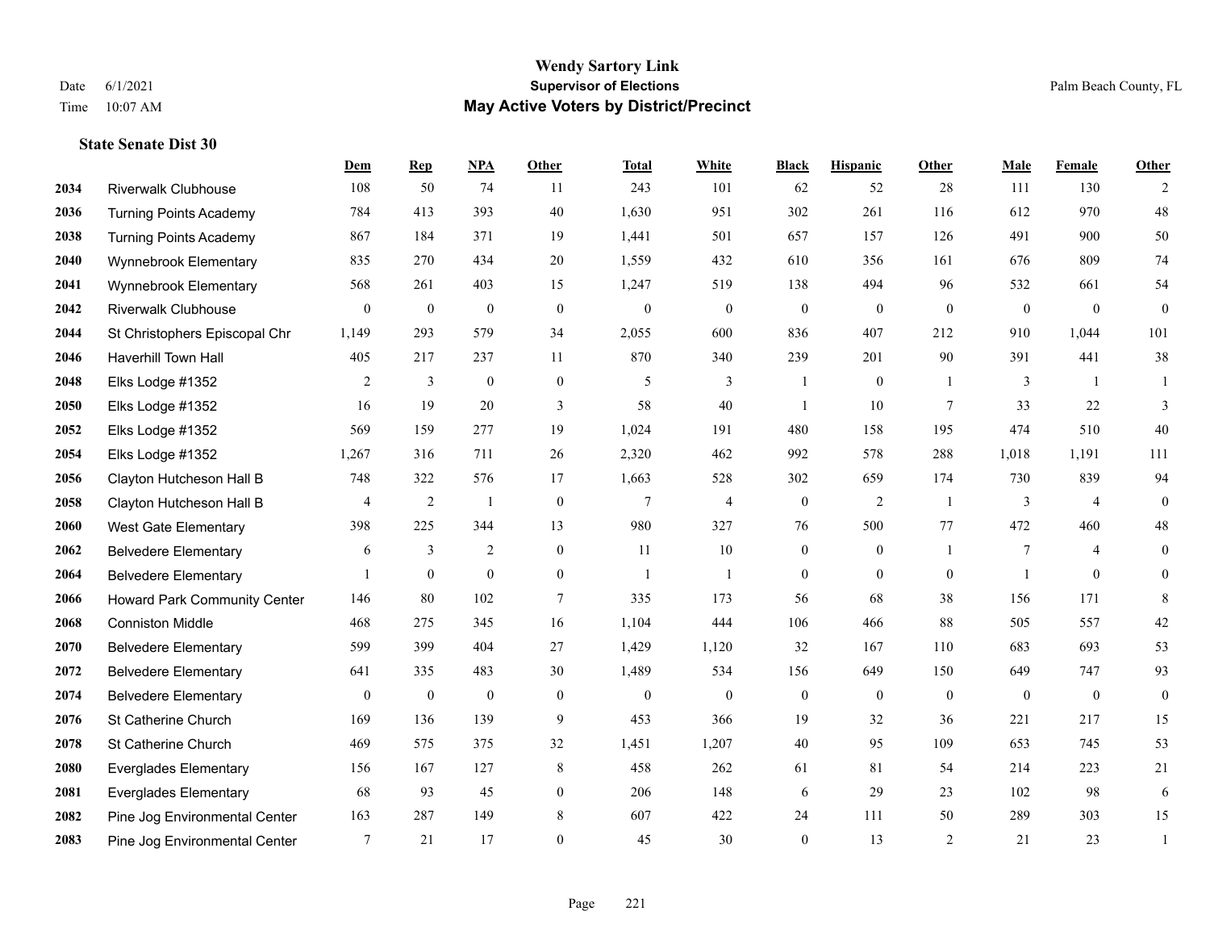# Wendy Sartory Link
## Supervisor of Elections
## May Active Voters by District/Precinct

Date 6/1/2021
Time 10:07 AM

Palm Beach County, FL

### State Senate Dist 30

| | | Dem | Rep | NPA | Other | Total | White | Black | Hispanic | Other | Male | Female | Other |
|---|---|---|---|---|---|---|---|---|---|---|---|---|---|
| 2034 | Riverwalk Clubhouse | 108 | 50 | 74 | 11 | 243 | 101 | 62 | 52 | 28 | 111 | 130 | 2 |
| 2036 | Turning Points Academy | 784 | 413 | 393 | 40 | 1,630 | 951 | 302 | 261 | 116 | 612 | 970 | 48 |
| 2038 | Turning Points Academy | 867 | 184 | 371 | 19 | 1,441 | 501 | 657 | 157 | 126 | 491 | 900 | 50 |
| 2040 | Wynnebrook Elementary | 835 | 270 | 434 | 20 | 1,559 | 432 | 610 | 356 | 161 | 676 | 809 | 74 |
| 2041 | Wynnebrook Elementary | 568 | 261 | 403 | 15 | 1,247 | 519 | 138 | 494 | 96 | 532 | 661 | 54 |
| 2042 | Riverwalk Clubhouse | 0 | 0 | 0 | 0 | 0 | 0 | 0 | 0 | 0 | 0 | 0 | 0 |
| 2044 | St Christophers Episcopal Chr | 1,149 | 293 | 579 | 34 | 2,055 | 600 | 836 | 407 | 212 | 910 | 1,044 | 101 |
| 2046 | Haverhill Town Hall | 405 | 217 | 237 | 11 | 870 | 340 | 239 | 201 | 90 | 391 | 441 | 38 |
| 2048 | Elks Lodge #1352 | 2 | 3 | 0 | 0 | 5 | 3 | 1 | 0 | 1 | 3 | 1 | 1 |
| 2050 | Elks Lodge #1352 | 16 | 19 | 20 | 3 | 58 | 40 | 1 | 10 | 7 | 33 | 22 | 3 |
| 2052 | Elks Lodge #1352 | 569 | 159 | 277 | 19 | 1,024 | 191 | 480 | 158 | 195 | 474 | 510 | 40 |
| 2054 | Elks Lodge #1352 | 1,267 | 316 | 711 | 26 | 2,320 | 462 | 992 | 578 | 288 | 1,018 | 1,191 | 111 |
| 2056 | Clayton Hutcheson Hall B | 748 | 322 | 576 | 17 | 1,663 | 528 | 302 | 659 | 174 | 730 | 839 | 94 |
| 2058 | Clayton Hutcheson Hall B | 4 | 2 | 1 | 0 | 7 | 4 | 0 | 2 | 1 | 3 | 4 | 0 |
| 2060 | West Gate Elementary | 398 | 225 | 344 | 13 | 980 | 327 | 76 | 500 | 77 | 472 | 460 | 48 |
| 2062 | Belvedere Elementary | 6 | 3 | 2 | 0 | 11 | 10 | 0 | 0 | 1 | 7 | 4 | 0 |
| 2064 | Belvedere Elementary | 1 | 0 | 0 | 0 | 1 | 1 | 0 | 0 | 0 | 1 | 0 | 0 |
| 2066 | Howard Park Community Center | 146 | 80 | 102 | 7 | 335 | 173 | 56 | 68 | 38 | 156 | 171 | 8 |
| 2068 | Conniston Middle | 468 | 275 | 345 | 16 | 1,104 | 444 | 106 | 466 | 88 | 505 | 557 | 42 |
| 2070 | Belvedere Elementary | 599 | 399 | 404 | 27 | 1,429 | 1,120 | 32 | 167 | 110 | 683 | 693 | 53 |
| 2072 | Belvedere Elementary | 641 | 335 | 483 | 30 | 1,489 | 534 | 156 | 649 | 150 | 649 | 747 | 93 |
| 2074 | Belvedere Elementary | 0 | 0 | 0 | 0 | 0 | 0 | 0 | 0 | 0 | 0 | 0 | 0 |
| 2076 | St Catherine Church | 169 | 136 | 139 | 9 | 453 | 366 | 19 | 32 | 36 | 221 | 217 | 15 |
| 2078 | St Catherine Church | 469 | 575 | 375 | 32 | 1,451 | 1,207 | 40 | 95 | 109 | 653 | 745 | 53 |
| 2080 | Everglades Elementary | 156 | 167 | 127 | 8 | 458 | 262 | 61 | 81 | 54 | 214 | 223 | 21 |
| 2081 | Everglades Elementary | 68 | 93 | 45 | 0 | 206 | 148 | 6 | 29 | 23 | 102 | 98 | 6 |
| 2082 | Pine Jog Environmental Center | 163 | 287 | 149 | 8 | 607 | 422 | 24 | 111 | 50 | 289 | 303 | 15 |
| 2083 | Pine Jog Environmental Center | 7 | 21 | 17 | 0 | 45 | 30 | 0 | 13 | 2 | 21 | 23 | 1 |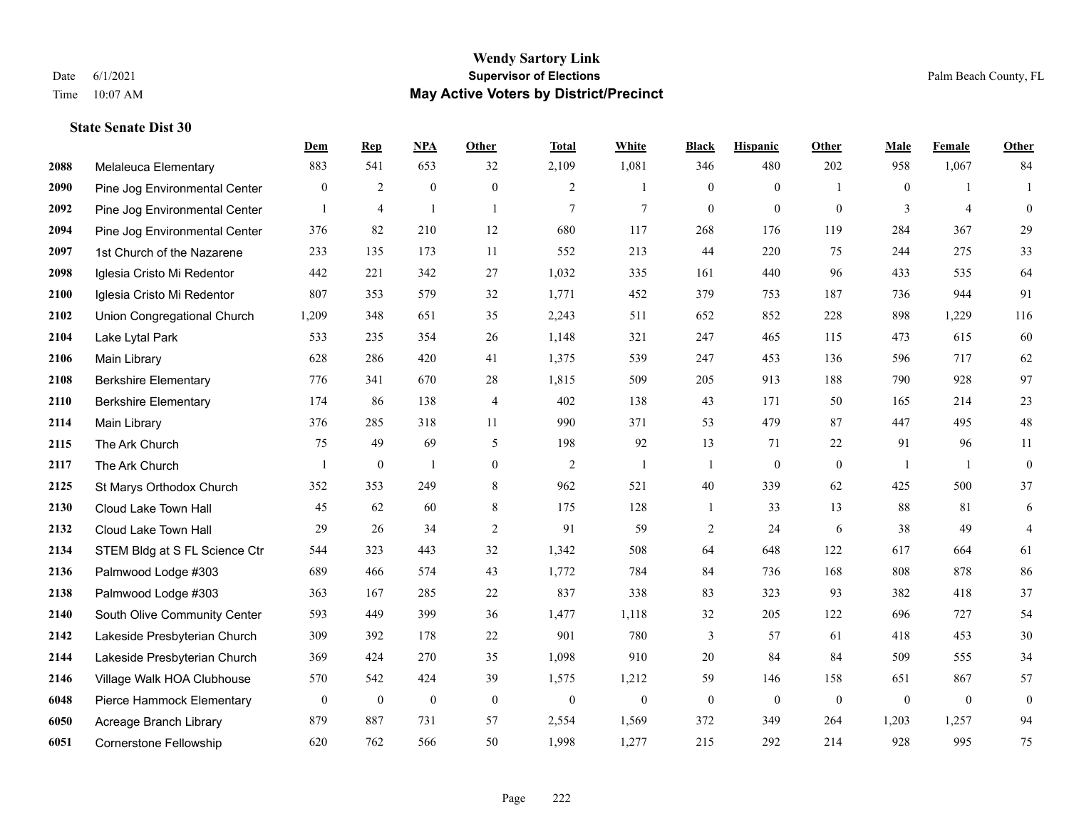# Wendy Sartory Link

**Supervisor of Elections**

**May Active Voters by District/Precinct**

Date 6/1/2021

Time 10:07 AM

Palm Beach County, FL

### State Senate Dist 30

| | | Dem | Rep | NPA | Other | Total | White | Black | Hispanic | Other | Male | Female | Other |
|---|---|---|---|---|---|---|---|---|---|---|---|---|---|
| 2088 | Melaleuca Elementary | 883 | 541 | 653 | 32 | 2,109 | 1,081 | 346 | 480 | 202 | 958 | 1,067 | 84 |
| 2090 | Pine Jog Environmental Center | 0 | 2 | 0 | 0 | 2 | 1 | 0 | 0 | 1 | 0 | 1 | 1 |
| 2092 | Pine Jog Environmental Center | 1 | 4 | 1 | 1 | 7 | 7 | 0 | 0 | 0 | 3 | 4 | 0 |
| 2094 | Pine Jog Environmental Center | 376 | 82 | 210 | 12 | 680 | 117 | 268 | 176 | 119 | 284 | 367 | 29 |
| 2097 | 1st Church of the Nazarene | 233 | 135 | 173 | 11 | 552 | 213 | 44 | 220 | 75 | 244 | 275 | 33 |
| 2098 | Iglesia Cristo Mi Redentor | 442 | 221 | 342 | 27 | 1,032 | 335 | 161 | 440 | 96 | 433 | 535 | 64 |
| 2100 | Iglesia Cristo Mi Redentor | 807 | 353 | 579 | 32 | 1,771 | 452 | 379 | 753 | 187 | 736 | 944 | 91 |
| 2102 | Union Congregational Church | 1,209 | 348 | 651 | 35 | 2,243 | 511 | 652 | 852 | 228 | 898 | 1,229 | 116 |
| 2104 | Lake Lytal Park | 533 | 235 | 354 | 26 | 1,148 | 321 | 247 | 465 | 115 | 473 | 615 | 60 |
| 2106 | Main Library | 628 | 286 | 420 | 41 | 1,375 | 539 | 247 | 453 | 136 | 596 | 717 | 62 |
| 2108 | Berkshire Elementary | 776 | 341 | 670 | 28 | 1,815 | 509 | 205 | 913 | 188 | 790 | 928 | 97 |
| 2110 | Berkshire Elementary | 174 | 86 | 138 | 4 | 402 | 138 | 43 | 171 | 50 | 165 | 214 | 23 |
| 2114 | Main Library | 376 | 285 | 318 | 11 | 990 | 371 | 53 | 479 | 87 | 447 | 495 | 48 |
| 2115 | The Ark Church | 75 | 49 | 69 | 5 | 198 | 92 | 13 | 71 | 22 | 91 | 96 | 11 |
| 2117 | The Ark Church | 1 | 0 | 1 | 0 | 2 | 1 | 1 | 0 | 0 | 1 | 1 | 0 |
| 2125 | St Marys Orthodox Church | 352 | 353 | 249 | 8 | 962 | 521 | 40 | 339 | 62 | 425 | 500 | 37 |
| 2130 | Cloud Lake Town Hall | 45 | 62 | 60 | 8 | 175 | 128 | 1 | 33 | 13 | 88 | 81 | 6 |
| 2132 | Cloud Lake Town Hall | 29 | 26 | 34 | 2 | 91 | 59 | 2 | 24 | 6 | 38 | 49 | 4 |
| 2134 | STEM Bldg at S FL Science Ctr | 544 | 323 | 443 | 32 | 1,342 | 508 | 64 | 648 | 122 | 617 | 664 | 61 |
| 2136 | Palmwood Lodge #303 | 689 | 466 | 574 | 43 | 1,772 | 784 | 84 | 736 | 168 | 808 | 878 | 86 |
| 2138 | Palmwood Lodge #303 | 363 | 167 | 285 | 22 | 837 | 338 | 83 | 323 | 93 | 382 | 418 | 37 |
| 2140 | South Olive Community Center | 593 | 449 | 399 | 36 | 1,477 | 1,118 | 32 | 205 | 122 | 696 | 727 | 54 |
| 2142 | Lakeside Presbyterian Church | 309 | 392 | 178 | 22 | 901 | 780 | 3 | 57 | 61 | 418 | 453 | 30 |
| 2144 | Lakeside Presbyterian Church | 369 | 424 | 270 | 35 | 1,098 | 910 | 20 | 84 | 84 | 509 | 555 | 34 |
| 2146 | Village Walk HOA Clubhouse | 570 | 542 | 424 | 39 | 1,575 | 1,212 | 59 | 146 | 158 | 651 | 867 | 57 |
| 6048 | Pierce Hammock Elementary | 0 | 0 | 0 | 0 | 0 | 0 | 0 | 0 | 0 | 0 | 0 | 0 |
| 6050 | Acreage Branch Library | 879 | 887 | 731 | 57 | 2,554 | 1,569 | 372 | 349 | 264 | 1,203 | 1,257 | 94 |
| 6051 | Cornerstone Fellowship | 620 | 762 | 566 | 50 | 1,998 | 1,277 | 215 | 292 | 214 | 928 | 995 | 75 |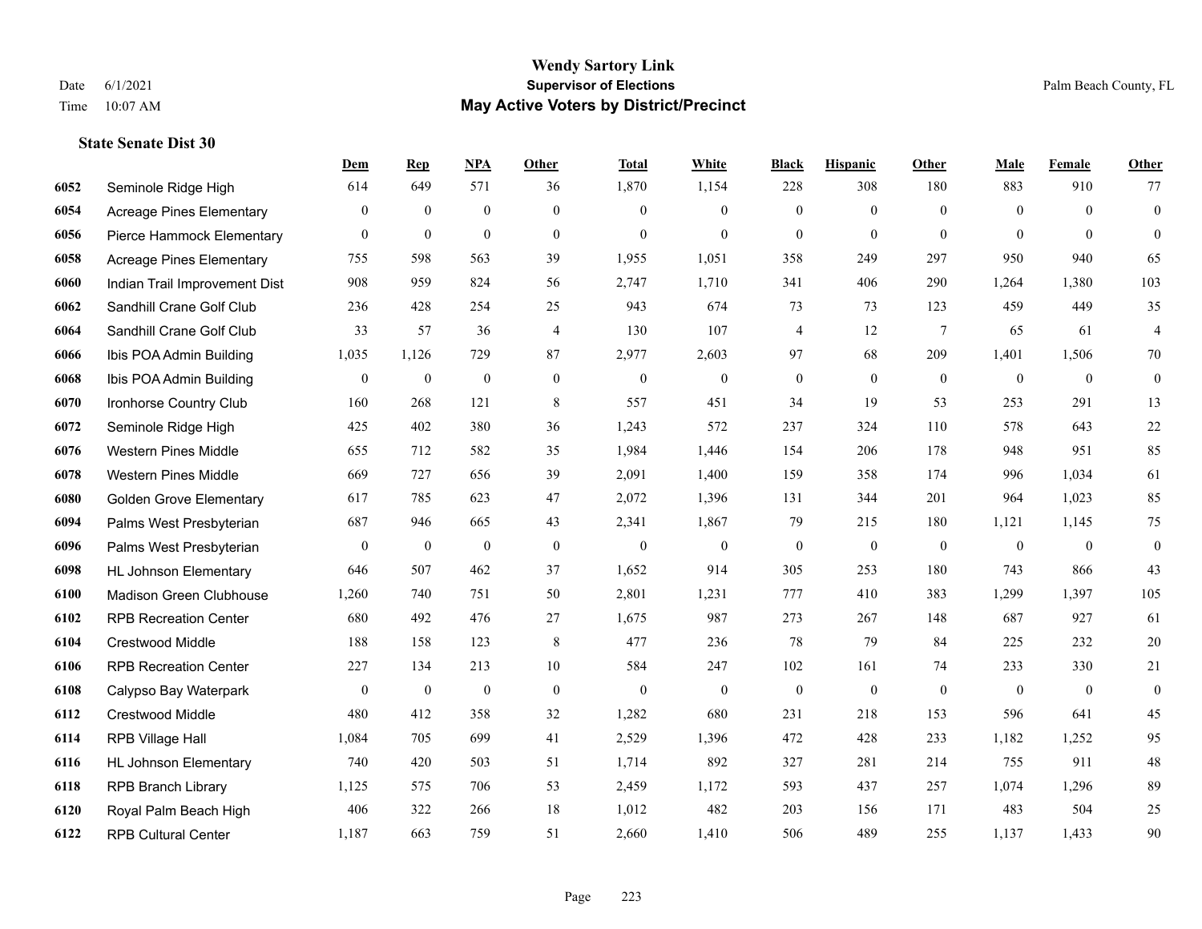# Wendy Sartory Link

**Supervisor of Elections**

**May Active Voters by District/Precinct**

Date 6/1/2021
Time 10:07 AM

Palm Beach County, FL

### State Senate Dist 30

| | | Dem | Rep | NPA | Other | Total | White | Black | Hispanic | Other | Male | Female | Other |
|---|---|---|---|---|---|---|---|---|---|---|---|---|---|
| 6052 | Seminole Ridge High | 614 | 649 | 571 | 36 | 1,870 | 1,154 | 228 | 308 | 180 | 883 | 910 | 77 |
| 6054 | Acreage Pines Elementary | 0 | 0 | 0 | 0 | 0 | 0 | 0 | 0 | 0 | 0 | 0 | 0 |
| 6056 | Pierce Hammock Elementary | 0 | 0 | 0 | 0 | 0 | 0 | 0 | 0 | 0 | 0 | 0 | 0 |
| 6058 | Acreage Pines Elementary | 755 | 598 | 563 | 39 | 1,955 | 1,051 | 358 | 249 | 297 | 950 | 940 | 65 |
| 6060 | Indian Trail Improvement Dist | 908 | 959 | 824 | 56 | 2,747 | 1,710 | 341 | 406 | 290 | 1,264 | 1,380 | 103 |
| 6062 | Sandhill Crane Golf Club | 236 | 428 | 254 | 25 | 943 | 674 | 73 | 73 | 123 | 459 | 449 | 35 |
| 6064 | Sandhill Crane Golf Club | 33 | 57 | 36 | 4 | 130 | 107 | 4 | 12 | 7 | 65 | 61 | 4 |
| 6066 | Ibis POA Admin Building | 1,035 | 1,126 | 729 | 87 | 2,977 | 2,603 | 97 | 68 | 209 | 1,401 | 1,506 | 70 |
| 6068 | Ibis POA Admin Building | 0 | 0 | 0 | 0 | 0 | 0 | 0 | 0 | 0 | 0 | 0 | 0 |
| 6070 | Ironhorse Country Club | 160 | 268 | 121 | 8 | 557 | 451 | 34 | 19 | 53 | 253 | 291 | 13 |
| 6072 | Seminole Ridge High | 425 | 402 | 380 | 36 | 1,243 | 572 | 237 | 324 | 110 | 578 | 643 | 22 |
| 6076 | Western Pines Middle | 655 | 712 | 582 | 35 | 1,984 | 1,446 | 154 | 206 | 178 | 948 | 951 | 85 |
| 6078 | Western Pines Middle | 669 | 727 | 656 | 39 | 2,091 | 1,400 | 159 | 358 | 174 | 996 | 1,034 | 61 |
| 6080 | Golden Grove Elementary | 617 | 785 | 623 | 47 | 2,072 | 1,396 | 131 | 344 | 201 | 964 | 1,023 | 85 |
| 6094 | Palms West Presbyterian | 687 | 946 | 665 | 43 | 2,341 | 1,867 | 79 | 215 | 180 | 1,121 | 1,145 | 75 |
| 6096 | Palms West Presbyterian | 0 | 0 | 0 | 0 | 0 | 0 | 0 | 0 | 0 | 0 | 0 | 0 |
| 6098 | HL Johnson Elementary | 646 | 507 | 462 | 37 | 1,652 | 914 | 305 | 253 | 180 | 743 | 866 | 43 |
| 6100 | Madison Green Clubhouse | 1,260 | 740 | 751 | 50 | 2,801 | 1,231 | 777 | 410 | 383 | 1,299 | 1,397 | 105 |
| 6102 | RPB Recreation Center | 680 | 492 | 476 | 27 | 1,675 | 987 | 273 | 267 | 148 | 687 | 927 | 61 |
| 6104 | Crestwood Middle | 188 | 158 | 123 | 8 | 477 | 236 | 78 | 79 | 84 | 225 | 232 | 20 |
| 6106 | RPB Recreation Center | 227 | 134 | 213 | 10 | 584 | 247 | 102 | 161 | 74 | 233 | 330 | 21 |
| 6108 | Calypso Bay Waterpark | 0 | 0 | 0 | 0 | 0 | 0 | 0 | 0 | 0 | 0 | 0 | 0 |
| 6112 | Crestwood Middle | 480 | 412 | 358 | 32 | 1,282 | 680 | 231 | 218 | 153 | 596 | 641 | 45 |
| 6114 | RPB Village Hall | 1,084 | 705 | 699 | 41 | 2,529 | 1,396 | 472 | 428 | 233 | 1,182 | 1,252 | 95 |
| 6116 | HL Johnson Elementary | 740 | 420 | 503 | 51 | 1,714 | 892 | 327 | 281 | 214 | 755 | 911 | 48 |
| 6118 | RPB Branch Library | 1,125 | 575 | 706 | 53 | 2,459 | 1,172 | 593 | 437 | 257 | 1,074 | 1,296 | 89 |
| 6120 | Royal Palm Beach High | 406 | 322 | 266 | 18 | 1,012 | 482 | 203 | 156 | 171 | 483 | 504 | 25 |
| 6122 | RPB Cultural Center | 1,187 | 663 | 759 | 51 | 2,660 | 1,410 | 506 | 489 | 255 | 1,137 | 1,433 | 90 |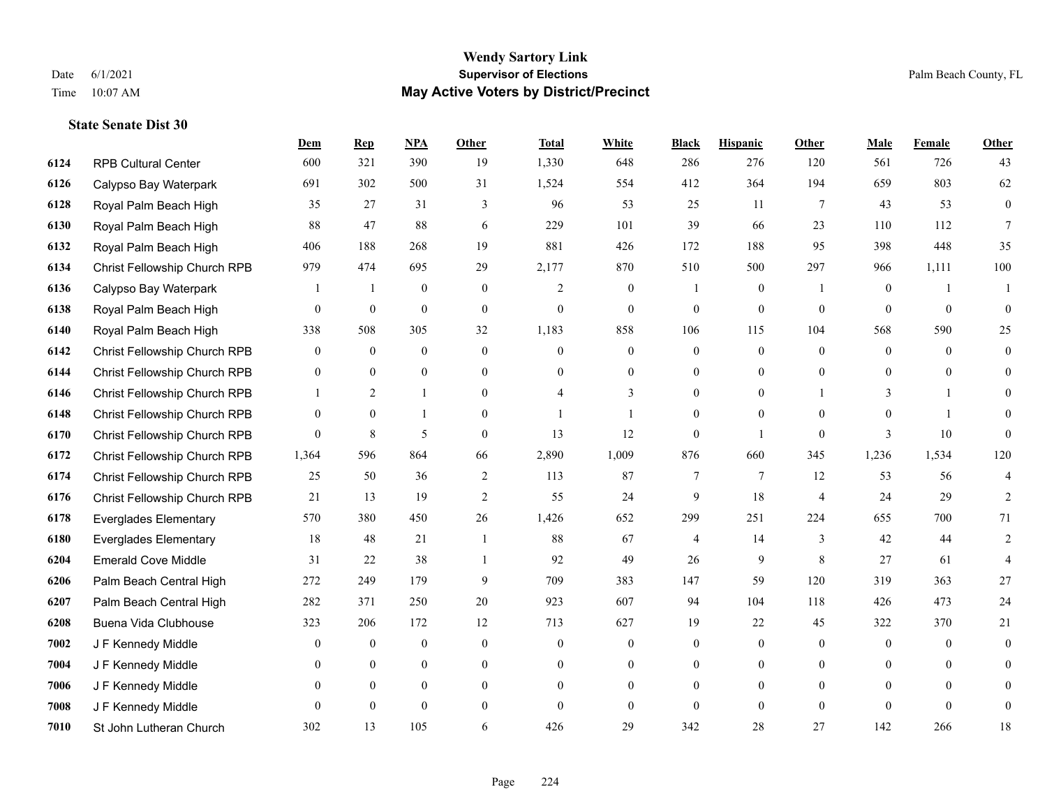**Wendy Sartory Link**
**Supervisor of Elections**
**May Active Voters by District/Precinct**

Date 6/1/2021
Time 10:07 AM

Palm Beach County, FL

### State Senate Dist 30

| | | Dem | Rep | NPA | Other | Total | White | Black | Hispanic | Other | Male | Female | Other |
|---|---|---|---|---|---|---|---|---|---|---|---|---|---|
| 6124 | RPB Cultural Center | 600 | 321 | 390 | 19 | 1,330 | 648 | 286 | 276 | 120 | 561 | 726 | 43 |
| 6126 | Calypso Bay Waterpark | 691 | 302 | 500 | 31 | 1,524 | 554 | 412 | 364 | 194 | 659 | 803 | 62 |
| 6128 | Royal Palm Beach High | 35 | 27 | 31 | 3 | 96 | 53 | 25 | 11 | 7 | 43 | 53 | 0 |
| 6130 | Royal Palm Beach High | 88 | 47 | 88 | 6 | 229 | 101 | 39 | 66 | 23 | 110 | 112 | 7 |
| 6132 | Royal Palm Beach High | 406 | 188 | 268 | 19 | 881 | 426 | 172 | 188 | 95 | 398 | 448 | 35 |
| 6134 | Christ Fellowship Church RPB | 979 | 474 | 695 | 29 | 2,177 | 870 | 510 | 500 | 297 | 966 | 1,111 | 100 |
| 6136 | Calypso Bay Waterpark | 1 | 1 | 0 | 0 | 2 | 0 | 1 | 0 | 1 | 0 | 1 | 1 |
| 6138 | Royal Palm Beach High | 0 | 0 | 0 | 0 | 0 | 0 | 0 | 0 | 0 | 0 | 0 | 0 |
| 6140 | Royal Palm Beach High | 338 | 508 | 305 | 32 | 1,183 | 858 | 106 | 115 | 104 | 568 | 590 | 25 |
| 6142 | Christ Fellowship Church RPB | 0 | 0 | 0 | 0 | 0 | 0 | 0 | 0 | 0 | 0 | 0 | 0 |
| 6144 | Christ Fellowship Church RPB | 0 | 0 | 0 | 0 | 0 | 0 | 0 | 0 | 0 | 0 | 0 | 0 |
| 6146 | Christ Fellowship Church RPB | 1 | 2 | 1 | 0 | 4 | 3 | 0 | 0 | 1 | 3 | 1 | 0 |
| 6148 | Christ Fellowship Church RPB | 0 | 0 | 1 | 0 | 1 | 1 | 0 | 0 | 0 | 0 | 1 | 0 |
| 6170 | Christ Fellowship Church RPB | 0 | 8 | 5 | 0 | 13 | 12 | 0 | 1 | 0 | 3 | 10 | 0 |
| 6172 | Christ Fellowship Church RPB | 1,364 | 596 | 864 | 66 | 2,890 | 1,009 | 876 | 660 | 345 | 1,236 | 1,534 | 120 |
| 6174 | Christ Fellowship Church RPB | 25 | 50 | 36 | 2 | 113 | 87 | 7 | 7 | 12 | 53 | 56 | 4 |
| 6176 | Christ Fellowship Church RPB | 21 | 13 | 19 | 2 | 55 | 24 | 9 | 18 | 4 | 24 | 29 | 2 |
| 6178 | Everglades Elementary | 570 | 380 | 450 | 26 | 1,426 | 652 | 299 | 251 | 224 | 655 | 700 | 71 |
| 6180 | Everglades Elementary | 18 | 48 | 21 | 1 | 88 | 67 | 4 | 14 | 3 | 42 | 44 | 2 |
| 6204 | Emerald Cove Middle | 31 | 22 | 38 | 1 | 92 | 49 | 26 | 9 | 8 | 27 | 61 | 4 |
| 6206 | Palm Beach Central High | 272 | 249 | 179 | 9 | 709 | 383 | 147 | 59 | 120 | 319 | 363 | 27 |
| 6207 | Palm Beach Central High | 282 | 371 | 250 | 20 | 923 | 607 | 94 | 104 | 118 | 426 | 473 | 24 |
| 6208 | Buena Vida Clubhouse | 323 | 206 | 172 | 12 | 713 | 627 | 19 | 22 | 45 | 322 | 370 | 21 |
| 7002 | J F Kennedy Middle | 0 | 0 | 0 | 0 | 0 | 0 | 0 | 0 | 0 | 0 | 0 | 0 |
| 7004 | J F Kennedy Middle | 0 | 0 | 0 | 0 | 0 | 0 | 0 | 0 | 0 | 0 | 0 | 0 |
| 7006 | J F Kennedy Middle | 0 | 0 | 0 | 0 | 0 | 0 | 0 | 0 | 0 | 0 | 0 | 0 |
| 7008 | J F Kennedy Middle | 0 | 0 | 0 | 0 | 0 | 0 | 0 | 0 | 0 | 0 | 0 | 0 |
| 7010 | St John Lutheran Church | 302 | 13 | 105 | 6 | 426 | 29 | 342 | 28 | 27 | 142 | 266 | 18 |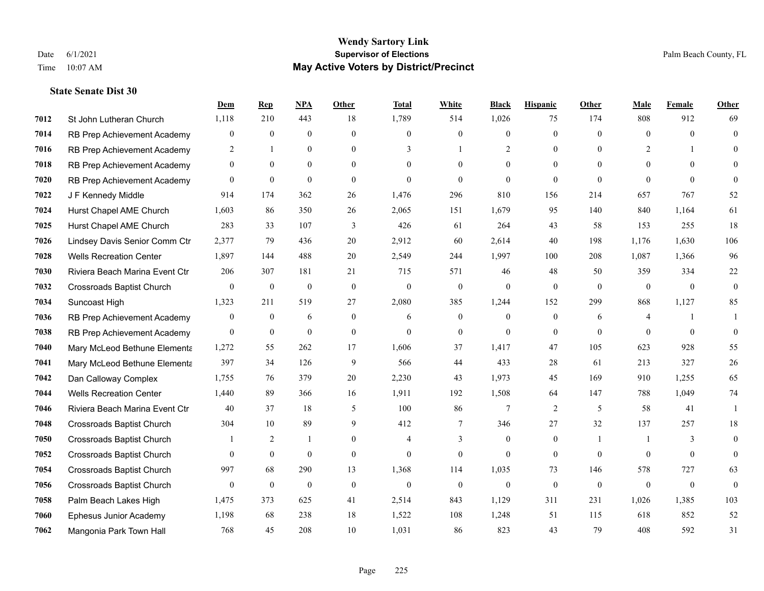# Wendy Sartory Link

## Supervisor of Elections

## May Active Voters by District/Precinct

Date 6/1/2021
Time 10:07 AM

Palm Beach County, FL

### State Senate Dist 30

| | | Dem | Rep | NPA | Other | Total | White | Black | Hispanic | Other | Male | Female | Other |
|---|---|---|---|---|---|---|---|---|---|---|---|---|---|
| 7012 | St John Lutheran Church | 1,118 | 210 | 443 | 18 | 1,789 | 514 | 1,026 | 75 | 174 | 808 | 912 | 69 |
| 7014 | RB Prep Achievement Academy | 0 | 0 | 0 | 0 | 0 | 0 | 0 | 0 | 0 | 0 | 0 | 0 |
| 7016 | RB Prep Achievement Academy | 2 | 1 | 0 | 0 | 3 | 1 | 2 | 0 | 0 | 2 | 1 | 0 |
| 7018 | RB Prep Achievement Academy | 0 | 0 | 0 | 0 | 0 | 0 | 0 | 0 | 0 | 0 | 0 | 0 |
| 7020 | RB Prep Achievement Academy | 0 | 0 | 0 | 0 | 0 | 0 | 0 | 0 | 0 | 0 | 0 | 0 |
| 7022 | J F Kennedy Middle | 914 | 174 | 362 | 26 | 1,476 | 296 | 810 | 156 | 214 | 657 | 767 | 52 |
| 7024 | Hurst Chapel AME Church | 1,603 | 86 | 350 | 26 | 2,065 | 151 | 1,679 | 95 | 140 | 840 | 1,164 | 61 |
| 7025 | Hurst Chapel AME Church | 283 | 33 | 107 | 3 | 426 | 61 | 264 | 43 | 58 | 153 | 255 | 18 |
| 7026 | Lindsey Davis Senior Comm Ctr | 2,377 | 79 | 436 | 20 | 2,912 | 60 | 2,614 | 40 | 198 | 1,176 | 1,630 | 106 |
| 7028 | Wells Recreation Center | 1,897 | 144 | 488 | 20 | 2,549 | 244 | 1,997 | 100 | 208 | 1,087 | 1,366 | 96 |
| 7030 | Riviera Beach Marina Event Ctr | 206 | 307 | 181 | 21 | 715 | 571 | 46 | 48 | 50 | 359 | 334 | 22 |
| 7032 | Crossroads Baptist Church | 0 | 0 | 0 | 0 | 0 | 0 | 0 | 0 | 0 | 0 | 0 | 0 |
| 7034 | Suncoast High | 1,323 | 211 | 519 | 27 | 2,080 | 385 | 1,244 | 152 | 299 | 868 | 1,127 | 85 |
| 7036 | RB Prep Achievement Academy | 0 | 0 | 6 | 0 | 6 | 0 | 0 | 0 | 6 | 4 | 1 | 1 |
| 7038 | RB Prep Achievement Academy | 0 | 0 | 0 | 0 | 0 | 0 | 0 | 0 | 0 | 0 | 0 | 0 |
| 7040 | Mary McLeod Bethune Elementa | 1,272 | 55 | 262 | 17 | 1,606 | 37 | 1,417 | 47 | 105 | 623 | 928 | 55 |
| 7041 | Mary McLeod Bethune Elementa | 397 | 34 | 126 | 9 | 566 | 44 | 433 | 28 | 61 | 213 | 327 | 26 |
| 7042 | Dan Calloway Complex | 1,755 | 76 | 379 | 20 | 2,230 | 43 | 1,973 | 45 | 169 | 910 | 1,255 | 65 |
| 7044 | Wells Recreation Center | 1,440 | 89 | 366 | 16 | 1,911 | 192 | 1,508 | 64 | 147 | 788 | 1,049 | 74 |
| 7046 | Riviera Beach Marina Event Ctr | 40 | 37 | 18 | 5 | 100 | 86 | 7 | 2 | 5 | 58 | 41 | 1 |
| 7048 | Crossroads Baptist Church | 304 | 10 | 89 | 9 | 412 | 7 | 346 | 27 | 32 | 137 | 257 | 18 |
| 7050 | Crossroads Baptist Church | 1 | 2 | 1 | 0 | 4 | 3 | 0 | 0 | 1 | 1 | 3 | 0 |
| 7052 | Crossroads Baptist Church | 0 | 0 | 0 | 0 | 0 | 0 | 0 | 0 | 0 | 0 | 0 | 0 |
| 7054 | Crossroads Baptist Church | 997 | 68 | 290 | 13 | 1,368 | 114 | 1,035 | 73 | 146 | 578 | 727 | 63 |
| 7056 | Crossroads Baptist Church | 0 | 0 | 0 | 0 | 0 | 0 | 0 | 0 | 0 | 0 | 0 | 0 |
| 7058 | Palm Beach Lakes High | 1,475 | 373 | 625 | 41 | 2,514 | 843 | 1,129 | 311 | 231 | 1,026 | 1,385 | 103 |
| 7060 | Ephesus Junior Academy | 1,198 | 68 | 238 | 18 | 1,522 | 108 | 1,248 | 51 | 115 | 618 | 852 | 52 |
| 7062 | Mangonia Park Town Hall | 768 | 45 | 208 | 10 | 1,031 | 86 | 823 | 43 | 79 | 408 | 592 | 31 |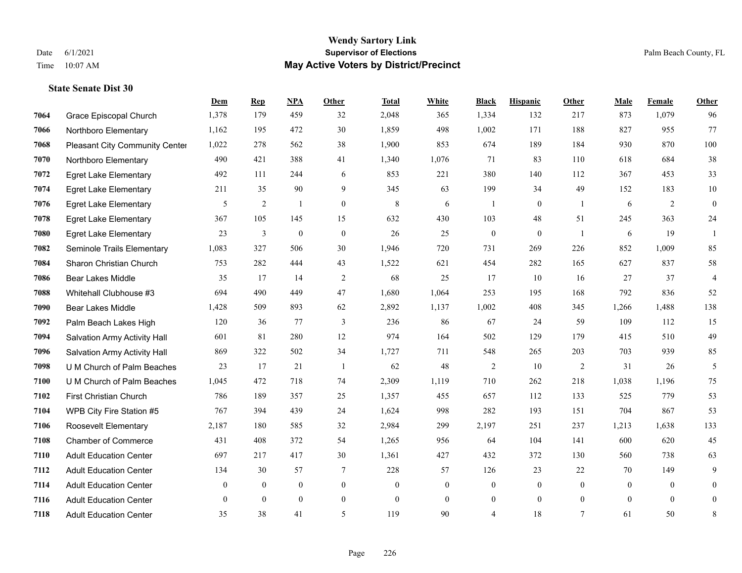# Wendy Sartory Link
## Supervisor of Elections
## May Active Voters by District/Precinct

Date 6/1/2021
Time 10:07 AM

Palm Beach County, FL

### State Senate Dist 30

| | | Dem | Rep | NPA | Other | Total | White | Black | Hispanic | Other | Male | Female | Other |
|---|---|---|---|---|---|---|---|---|---|---|---|---|---|
| 7064 | Grace Episcopal Church | 1,378 | 179 | 459 | 32 | 2,048 | 365 | 1,334 | 132 | 217 | 873 | 1,079 | 96 |
| 7066 | Northboro Elementary | 1,162 | 195 | 472 | 30 | 1,859 | 498 | 1,002 | 171 | 188 | 827 | 955 | 77 |
| 7068 | Pleasant City Community Center | 1,022 | 278 | 562 | 38 | 1,900 | 853 | 674 | 189 | 184 | 930 | 870 | 100 |
| 7070 | Northboro Elementary | 490 | 421 | 388 | 41 | 1,340 | 1,076 | 71 | 83 | 110 | 618 | 684 | 38 |
| 7072 | Egret Lake Elementary | 492 | 111 | 244 | 6 | 853 | 221 | 380 | 140 | 112 | 367 | 453 | 33 |
| 7074 | Egret Lake Elementary | 211 | 35 | 90 | 9 | 345 | 63 | 199 | 34 | 49 | 152 | 183 | 10 |
| 7076 | Egret Lake Elementary | 5 | 2 | 1 | 0 | 8 | 6 | 1 | 0 | 1 | 6 | 2 | 0 |
| 7078 | Egret Lake Elementary | 367 | 105 | 145 | 15 | 632 | 430 | 103 | 48 | 51 | 245 | 363 | 24 |
| 7080 | Egret Lake Elementary | 23 | 3 | 0 | 0 | 26 | 25 | 0 | 0 | 1 | 6 | 19 | 1 |
| 7082 | Seminole Trails Elementary | 1,083 | 327 | 506 | 30 | 1,946 | 720 | 731 | 269 | 226 | 852 | 1,009 | 85 |
| 7084 | Sharon Christian Church | 753 | 282 | 444 | 43 | 1,522 | 621 | 454 | 282 | 165 | 627 | 837 | 58 |
| 7086 | Bear Lakes Middle | 35 | 17 | 14 | 2 | 68 | 25 | 17 | 10 | 16 | 27 | 37 | 4 |
| 7088 | Whitehall Clubhouse #3 | 694 | 490 | 449 | 47 | 1,680 | 1,064 | 253 | 195 | 168 | 792 | 836 | 52 |
| 7090 | Bear Lakes Middle | 1,428 | 509 | 893 | 62 | 2,892 | 1,137 | 1,002 | 408 | 345 | 1,266 | 1,488 | 138 |
| 7092 | Palm Beach Lakes High | 120 | 36 | 77 | 3 | 236 | 86 | 67 | 24 | 59 | 109 | 112 | 15 |
| 7094 | Salvation Army Activity Hall | 601 | 81 | 280 | 12 | 974 | 164 | 502 | 129 | 179 | 415 | 510 | 49 |
| 7096 | Salvation Army Activity Hall | 869 | 322 | 502 | 34 | 1,727 | 711 | 548 | 265 | 203 | 703 | 939 | 85 |
| 7098 | U M Church of Palm Beaches | 23 | 17 | 21 | 1 | 62 | 48 | 2 | 10 | 2 | 31 | 26 | 5 |
| 7100 | U M Church of Palm Beaches | 1,045 | 472 | 718 | 74 | 2,309 | 1,119 | 710 | 262 | 218 | 1,038 | 1,196 | 75 |
| 7102 | First Christian Church | 786 | 189 | 357 | 25 | 1,357 | 455 | 657 | 112 | 133 | 525 | 779 | 53 |
| 7104 | WPB City Fire Station #5 | 767 | 394 | 439 | 24 | 1,624 | 998 | 282 | 193 | 151 | 704 | 867 | 53 |
| 7106 | Roosevelt Elementary | 2,187 | 180 | 585 | 32 | 2,984 | 299 | 2,197 | 251 | 237 | 1,213 | 1,638 | 133 |
| 7108 | Chamber of Commerce | 431 | 408 | 372 | 54 | 1,265 | 956 | 64 | 104 | 141 | 600 | 620 | 45 |
| 7110 | Adult Education Center | 697 | 217 | 417 | 30 | 1,361 | 427 | 432 | 372 | 130 | 560 | 738 | 63 |
| 7112 | Adult Education Center | 134 | 30 | 57 | 7 | 228 | 57 | 126 | 23 | 22 | 70 | 149 | 9 |
| 7114 | Adult Education Center | 0 | 0 | 0 | 0 | 0 | 0 | 0 | 0 | 0 | 0 | 0 | 0 |
| 7116 | Adult Education Center | 0 | 0 | 0 | 0 | 0 | 0 | 0 | 0 | 0 | 0 | 0 | 0 |
| 7118 | Adult Education Center | 35 | 38 | 41 | 5 | 119 | 90 | 4 | 18 | 7 | 61 | 50 | 8 |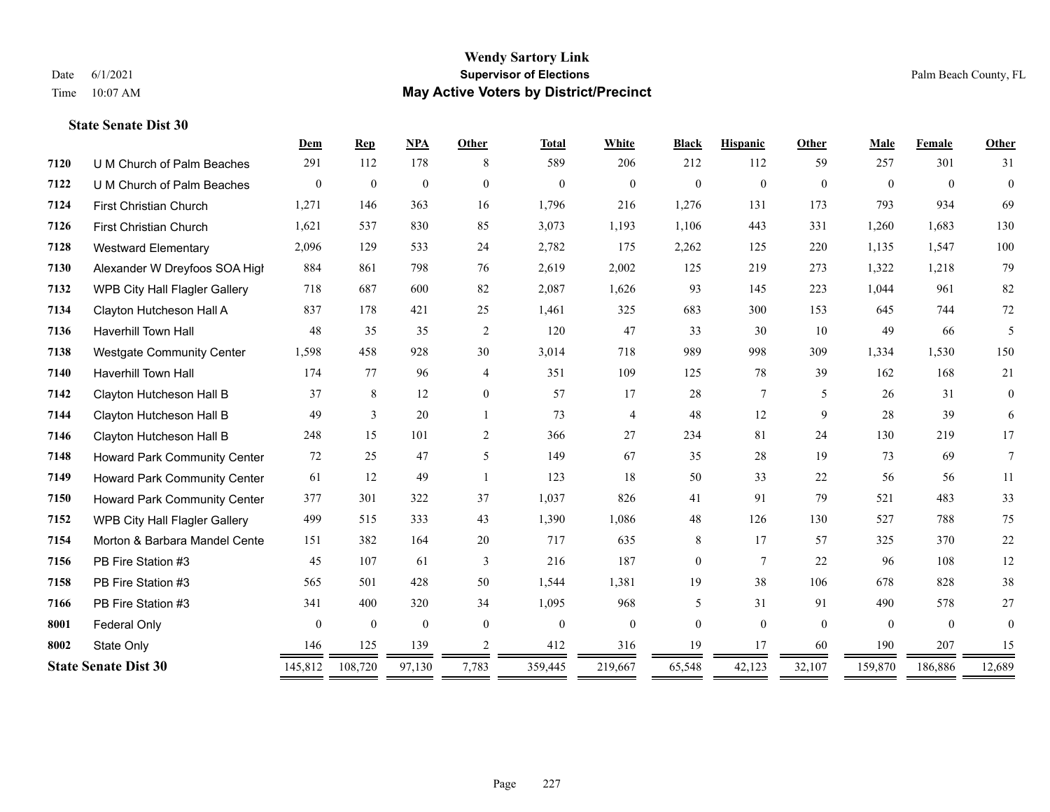# Wendy Sartory Link

**Supervisor of Elections**

**May Active Voters by District/Precinct**

Date 6/1/2021

Time 10:07 AM

Palm Beach County, FL

**State Senate Dist 30**

| | | Dem | Rep | NPA | Other | Total | White | Black | Hispanic | Other | Male | Female | Other |
|---|---|---|---|---|---|---|---|---|---|---|---|---|---|
| 7120 | U M Church of Palm Beaches | 291 | 112 | 178 | 8 | 589 | 206 | 212 | 112 | 59 | 257 | 301 | 31 |
| 7122 | U M Church of Palm Beaches | 0 | 0 | 0 | 0 | 0 | 0 | 0 | 0 | 0 | 0 | 0 | 0 |
| 7124 | First Christian Church | 1,271 | 146 | 363 | 16 | 1,796 | 216 | 1,276 | 131 | 173 | 793 | 934 | 69 |
| 7126 | First Christian Church | 1,621 | 537 | 830 | 85 | 3,073 | 1,193 | 1,106 | 443 | 331 | 1,260 | 1,683 | 130 |
| 7128 | Westward Elementary | 2,096 | 129 | 533 | 24 | 2,782 | 175 | 2,262 | 125 | 220 | 1,135 | 1,547 | 100 |
| 7130 | Alexander W Dreyfoos SOA High | 884 | 861 | 798 | 76 | 2,619 | 2,002 | 125 | 219 | 273 | 1,322 | 1,218 | 79 |
| 7132 | WPB City Hall Flagler Gallery | 718 | 687 | 600 | 82 | 2,087 | 1,626 | 93 | 145 | 223 | 1,044 | 961 | 82 |
| 7134 | Clayton Hutcheson Hall A | 837 | 178 | 421 | 25 | 1,461 | 325 | 683 | 300 | 153 | 645 | 744 | 72 |
| 7136 | Haverhill Town Hall | 48 | 35 | 35 | 2 | 120 | 47 | 33 | 30 | 10 | 49 | 66 | 5 |
| 7138 | Westgate Community Center | 1,598 | 458 | 928 | 30 | 3,014 | 718 | 989 | 998 | 309 | 1,334 | 1,530 | 150 |
| 7140 | Haverhill Town Hall | 174 | 77 | 96 | 4 | 351 | 109 | 125 | 78 | 39 | 162 | 168 | 21 |
| 7142 | Clayton Hutcheson Hall B | 37 | 8 | 12 | 0 | 57 | 17 | 28 | 7 | 5 | 26 | 31 | 0 |
| 7144 | Clayton Hutcheson Hall B | 49 | 3 | 20 | 1 | 73 | 4 | 48 | 12 | 9 | 28 | 39 | 6 |
| 7146 | Clayton Hutcheson Hall B | 248 | 15 | 101 | 2 | 366 | 27 | 234 | 81 | 24 | 130 | 219 | 17 |
| 7148 | Howard Park Community Center | 72 | 25 | 47 | 5 | 149 | 67 | 35 | 28 | 19 | 73 | 69 | 7 |
| 7149 | Howard Park Community Center | 61 | 12 | 49 | 1 | 123 | 18 | 50 | 33 | 22 | 56 | 56 | 11 |
| 7150 | Howard Park Community Center | 377 | 301 | 322 | 37 | 1,037 | 826 | 41 | 91 | 79 | 521 | 483 | 33 |
| 7152 | WPB City Hall Flagler Gallery | 499 | 515 | 333 | 43 | 1,390 | 1,086 | 48 | 126 | 130 | 527 | 788 | 75 |
| 7154 | Morton & Barbara Mandel Cente | 151 | 382 | 164 | 20 | 717 | 635 | 8 | 17 | 57 | 325 | 370 | 22 |
| 7156 | PB Fire Station #3 | 45 | 107 | 61 | 3 | 216 | 187 | 0 | 7 | 22 | 96 | 108 | 12 |
| 7158 | PB Fire Station #3 | 565 | 501 | 428 | 50 | 1,544 | 1,381 | 19 | 38 | 106 | 678 | 828 | 38 |
| 7166 | PB Fire Station #3 | 341 | 400 | 320 | 34 | 1,095 | 968 | 5 | 31 | 91 | 490 | 578 | 27 |
| 8001 | Federal Only | 0 | 0 | 0 | 0 | 0 | 0 | 0 | 0 | 0 | 0 | 0 | 0 |
| 8002 | State Only | 146 | 125 | 139 | 2 | 412 | 316 | 19 | 17 | 60 | 190 | 207 | 15 |
| **State Senate Dist 30** | | 145,812 | 108,720 | 97,130 | 7,783 | 359,445 | 219,667 | 65,548 | 42,123 | 32,107 | 159,870 | 186,886 | 12,689 |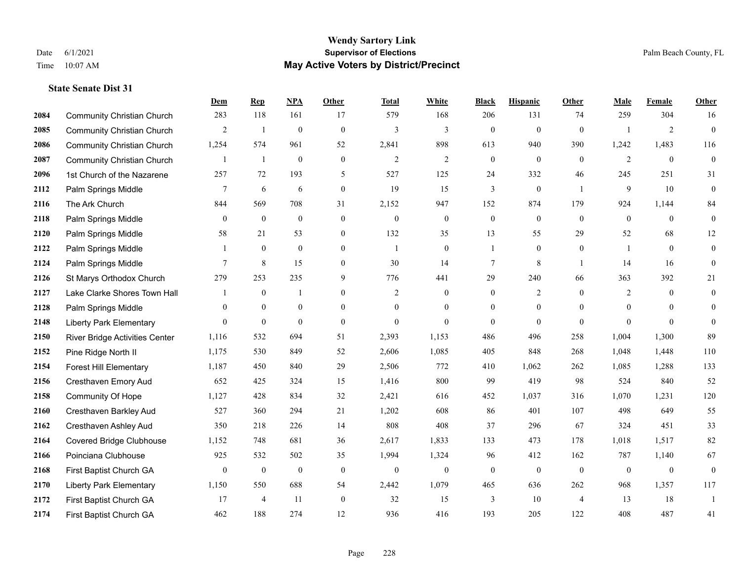# Wendy Sartory Link
## Supervisor of Elections
## May Active Voters by District/Precinct

Date 6/1/2021
Time 10:07 AM

Palm Beach County, FL

### State Senate Dist 31

| | | Dem | Rep | NPA | Other | Total | White | Black | Hispanic | Other | Male | Female | Other |
|---|---|---|---|---|---|---|---|---|---|---|---|---|---|
| 2084 | Community Christian Church | 283 | 118 | 161 | 17 | 579 | 168 | 206 | 131 | 74 | 259 | 304 | 16 |
| 2085 | Community Christian Church | 2 | 1 | 0 | 0 | 3 | 3 | 0 | 0 | 0 | 1 | 2 | 0 |
| 2086 | Community Christian Church | 1,254 | 574 | 961 | 52 | 2,841 | 898 | 613 | 940 | 390 | 1,242 | 1,483 | 116 |
| 2087 | Community Christian Church | 1 | 1 | 0 | 0 | 2 | 2 | 0 | 0 | 0 | 2 | 0 | 0 |
| 2096 | 1st Church of the Nazarene | 257 | 72 | 193 | 5 | 527 | 125 | 24 | 332 | 46 | 245 | 251 | 31 |
| 2112 | Palm Springs Middle | 7 | 6 | 6 | 0 | 19 | 15 | 3 | 0 | 1 | 9 | 10 | 0 |
| 2116 | The Ark Church | 844 | 569 | 708 | 31 | 2,152 | 947 | 152 | 874 | 179 | 924 | 1,144 | 84 |
| 2118 | Palm Springs Middle | 0 | 0 | 0 | 0 | 0 | 0 | 0 | 0 | 0 | 0 | 0 | 0 |
| 2120 | Palm Springs Middle | 58 | 21 | 53 | 0 | 132 | 35 | 13 | 55 | 29 | 52 | 68 | 12 |
| 2122 | Palm Springs Middle | 1 | 0 | 0 | 0 | 1 | 0 | 1 | 0 | 0 | 1 | 0 | 0 |
| 2124 | Palm Springs Middle | 7 | 8 | 15 | 0 | 30 | 14 | 7 | 8 | 1 | 14 | 16 | 0 |
| 2126 | St Marys Orthodox Church | 279 | 253 | 235 | 9 | 776 | 441 | 29 | 240 | 66 | 363 | 392 | 21 |
| 2127 | Lake Clarke Shores Town Hall | 1 | 0 | 1 | 0 | 2 | 0 | 0 | 2 | 0 | 2 | 0 | 0 |
| 2128 | Palm Springs Middle | 0 | 0 | 0 | 0 | 0 | 0 | 0 | 0 | 0 | 0 | 0 | 0 |
| 2148 | Liberty Park Elementary | 0 | 0 | 0 | 0 | 0 | 0 | 0 | 0 | 0 | 0 | 0 | 0 |
| 2150 | River Bridge Activities Center | 1,116 | 532 | 694 | 51 | 2,393 | 1,153 | 486 | 496 | 258 | 1,004 | 1,300 | 89 |
| 2152 | Pine Ridge North II | 1,175 | 530 | 849 | 52 | 2,606 | 1,085 | 405 | 848 | 268 | 1,048 | 1,448 | 110 |
| 2154 | Forest Hill Elementary | 1,187 | 450 | 840 | 29 | 2,506 | 772 | 410 | 1,062 | 262 | 1,085 | 1,288 | 133 |
| 2156 | Cresthaven Emory Aud | 652 | 425 | 324 | 15 | 1,416 | 800 | 99 | 419 | 98 | 524 | 840 | 52 |
| 2158 | Community Of Hope | 1,127 | 428 | 834 | 32 | 2,421 | 616 | 452 | 1,037 | 316 | 1,070 | 1,231 | 120 |
| 2160 | Cresthaven Barkley Aud | 527 | 360 | 294 | 21 | 1,202 | 608 | 86 | 401 | 107 | 498 | 649 | 55 |
| 2162 | Cresthaven Ashley Aud | 350 | 218 | 226 | 14 | 808 | 408 | 37 | 296 | 67 | 324 | 451 | 33 |
| 2164 | Covered Bridge Clubhouse | 1,152 | 748 | 681 | 36 | 2,617 | 1,833 | 133 | 473 | 178 | 1,018 | 1,517 | 82 |
| 2166 | Poinciana Clubhouse | 925 | 532 | 502 | 35 | 1,994 | 1,324 | 96 | 412 | 162 | 787 | 1,140 | 67 |
| 2168 | First Baptist Church GA | 0 | 0 | 0 | 0 | 0 | 0 | 0 | 0 | 0 | 0 | 0 | 0 |
| 2170 | Liberty Park Elementary | 1,150 | 550 | 688 | 54 | 2,442 | 1,079 | 465 | 636 | 262 | 968 | 1,357 | 117 |
| 2172 | First Baptist Church GA | 17 | 4 | 11 | 0 | 32 | 15 | 3 | 10 | 4 | 13 | 18 | 1 |
| 2174 | First Baptist Church GA | 462 | 188 | 274 | 12 | 936 | 416 | 193 | 205 | 122 | 408 | 487 | 41 |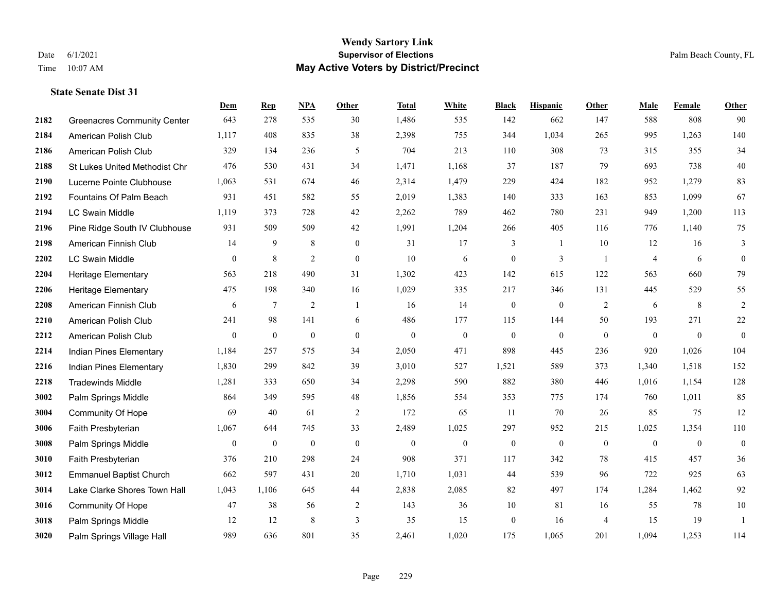# Wendy Sartory Link

**Supervisor of Elections**

**May Active Voters by District/Precinct**

Date 6/1/2021
Time 10:07 AM

Palm Beach County, FL

### State Senate Dist 31

| | | Dem | Rep | NPA | Other | Total | White | Black | Hispanic | Other | Male | Female | Other |
|---|---|---|---|---|---|---|---|---|---|---|---|---|---|
| 2182 | Greenacres Community Center | 643 | 278 | 535 | 30 | 1,486 | 535 | 142 | 662 | 147 | 588 | 808 | 90 |
| 2184 | American Polish Club | 1,117 | 408 | 835 | 38 | 2,398 | 755 | 344 | 1,034 | 265 | 995 | 1,263 | 140 |
| 2186 | American Polish Club | 329 | 134 | 236 | 5 | 704 | 213 | 110 | 308 | 73 | 315 | 355 | 34 |
| 2188 | St Lukes United Methodist Chr | 476 | 530 | 431 | 34 | 1,471 | 1,168 | 37 | 187 | 79 | 693 | 738 | 40 |
| 2190 | Lucerne Pointe Clubhouse | 1,063 | 531 | 674 | 46 | 2,314 | 1,479 | 229 | 424 | 182 | 952 | 1,279 | 83 |
| 2192 | Fountains Of Palm Beach | 931 | 451 | 582 | 55 | 2,019 | 1,383 | 140 | 333 | 163 | 853 | 1,099 | 67 |
| 2194 | LC Swain Middle | 1,119 | 373 | 728 | 42 | 2,262 | 789 | 462 | 780 | 231 | 949 | 1,200 | 113 |
| 2196 | Pine Ridge South IV Clubhouse | 931 | 509 | 509 | 42 | 1,991 | 1,204 | 266 | 405 | 116 | 776 | 1,140 | 75 |
| 2198 | American Finnish Club | 14 | 9 | 8 | 0 | 31 | 17 | 3 | 1 | 10 | 12 | 16 | 3 |
| 2202 | LC Swain Middle | 0 | 8 | 2 | 0 | 10 | 6 | 0 | 3 | 1 | 4 | 6 | 0 |
| 2204 | Heritage Elementary | 563 | 218 | 490 | 31 | 1,302 | 423 | 142 | 615 | 122 | 563 | 660 | 79 |
| 2206 | Heritage Elementary | 475 | 198 | 340 | 16 | 1,029 | 335 | 217 | 346 | 131 | 445 | 529 | 55 |
| 2208 | American Finnish Club | 6 | 7 | 2 | 1 | 16 | 14 | 0 | 0 | 2 | 6 | 8 | 2 |
| 2210 | American Polish Club | 241 | 98 | 141 | 6 | 486 | 177 | 115 | 144 | 50 | 193 | 271 | 22 |
| 2212 | American Polish Club | 0 | 0 | 0 | 0 | 0 | 0 | 0 | 0 | 0 | 0 | 0 | 0 |
| 2214 | Indian Pines Elementary | 1,184 | 257 | 575 | 34 | 2,050 | 471 | 898 | 445 | 236 | 920 | 1,026 | 104 |
| 2216 | Indian Pines Elementary | 1,830 | 299 | 842 | 39 | 3,010 | 527 | 1,521 | 589 | 373 | 1,340 | 1,518 | 152 |
| 2218 | Tradewinds Middle | 1,281 | 333 | 650 | 34 | 2,298 | 590 | 882 | 380 | 446 | 1,016 | 1,154 | 128 |
| 3002 | Palm Springs Middle | 864 | 349 | 595 | 48 | 1,856 | 554 | 353 | 775 | 174 | 760 | 1,011 | 85 |
| 3004 | Community Of Hope | 69 | 40 | 61 | 2 | 172 | 65 | 11 | 70 | 26 | 85 | 75 | 12 |
| 3006 | Faith Presbyterian | 1,067 | 644 | 745 | 33 | 2,489 | 1,025 | 297 | 952 | 215 | 1,025 | 1,354 | 110 |
| 3008 | Palm Springs Middle | 0 | 0 | 0 | 0 | 0 | 0 | 0 | 0 | 0 | 0 | 0 | 0 |
| 3010 | Faith Presbyterian | 376 | 210 | 298 | 24 | 908 | 371 | 117 | 342 | 78 | 415 | 457 | 36 |
| 3012 | Emmanuel Baptist Church | 662 | 597 | 431 | 20 | 1,710 | 1,031 | 44 | 539 | 96 | 722 | 925 | 63 |
| 3014 | Lake Clarke Shores Town Hall | 1,043 | 1,106 | 645 | 44 | 2,838 | 2,085 | 82 | 497 | 174 | 1,284 | 1,462 | 92 |
| 3016 | Community Of Hope | 47 | 38 | 56 | 2 | 143 | 36 | 10 | 81 | 16 | 55 | 78 | 10 |
| 3018 | Palm Springs Middle | 12 | 12 | 8 | 3 | 35 | 15 | 0 | 16 | 4 | 15 | 19 | 1 |
| 3020 | Palm Springs Village Hall | 989 | 636 | 801 | 35 | 2,461 | 1,020 | 175 | 1,065 | 201 | 1,094 | 1,253 | 114 |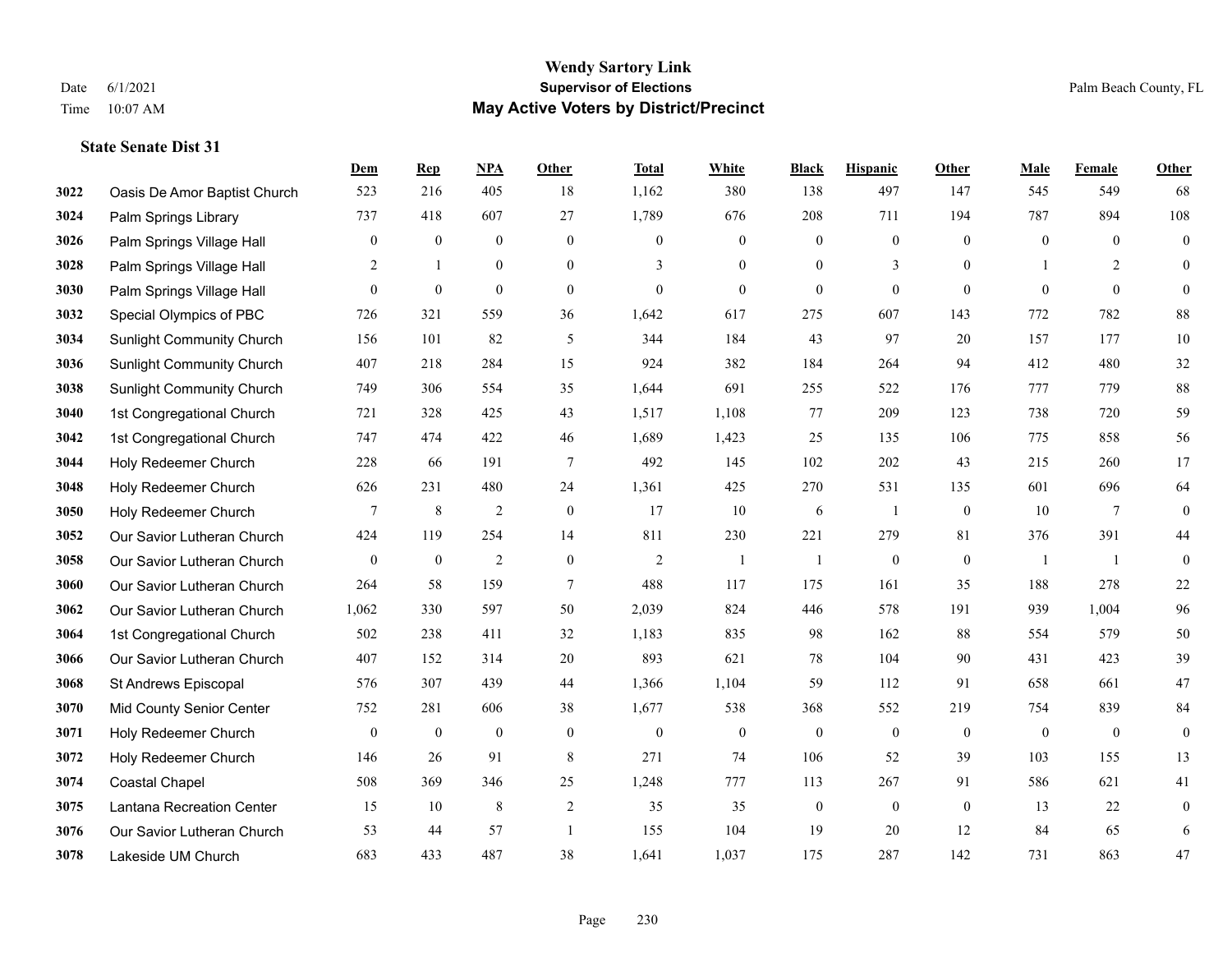**Wendy Sartory Link**
**Supervisor of Elections**
**May Active Voters by District/Precinct**

Date 6/1/2021
Time 10:07 AM

Palm Beach County, FL

## State Senate Dist 31

| | | Dem | Rep | NPA | Other | Total | White | Black | Hispanic | Other | Male | Female | Other |
|---|---|---|---|---|---|---|---|---|---|---|---|---|---|
| 3022 | Oasis De Amor Baptist Church | 523 | 216 | 405 | 18 | 1,162 | 380 | 138 | 497 | 147 | 545 | 549 | 68 |
| 3024 | Palm Springs Library | 737 | 418 | 607 | 27 | 1,789 | 676 | 208 | 711 | 194 | 787 | 894 | 108 |
| 3026 | Palm Springs Village Hall | 0 | 0 | 0 | 0 | 0 | 0 | 0 | 0 | 0 | 0 | 0 | 0 |
| 3028 | Palm Springs Village Hall | 2 | 1 | 0 | 0 | 3 | 0 | 0 | 3 | 0 | 1 | 2 | 0 |
| 3030 | Palm Springs Village Hall | 0 | 0 | 0 | 0 | 0 | 0 | 0 | 0 | 0 | 0 | 0 | 0 |
| 3032 | Special Olympics of PBC | 726 | 321 | 559 | 36 | 1,642 | 617 | 275 | 607 | 143 | 772 | 782 | 88 |
| 3034 | Sunlight Community Church | 156 | 101 | 82 | 5 | 344 | 184 | 43 | 97 | 20 | 157 | 177 | 10 |
| 3036 | Sunlight Community Church | 407 | 218 | 284 | 15 | 924 | 382 | 184 | 264 | 94 | 412 | 480 | 32 |
| 3038 | Sunlight Community Church | 749 | 306 | 554 | 35 | 1,644 | 691 | 255 | 522 | 176 | 777 | 779 | 88 |
| 3040 | 1st Congregational Church | 721 | 328 | 425 | 43 | 1,517 | 1,108 | 77 | 209 | 123 | 738 | 720 | 59 |
| 3042 | 1st Congregational Church | 747 | 474 | 422 | 46 | 1,689 | 1,423 | 25 | 135 | 106 | 775 | 858 | 56 |
| 3044 | Holy Redeemer Church | 228 | 66 | 191 | 7 | 492 | 145 | 102 | 202 | 43 | 215 | 260 | 17 |
| 3048 | Holy Redeemer Church | 626 | 231 | 480 | 24 | 1,361 | 425 | 270 | 531 | 135 | 601 | 696 | 64 |
| 3050 | Holy Redeemer Church | 7 | 8 | 2 | 0 | 17 | 10 | 6 | 1 | 0 | 10 | 7 | 0 |
| 3052 | Our Savior Lutheran Church | 424 | 119 | 254 | 14 | 811 | 230 | 221 | 279 | 81 | 376 | 391 | 44 |
| 3058 | Our Savior Lutheran Church | 0 | 0 | 2 | 0 | 2 | 1 | 1 | 0 | 0 | 1 | 1 | 0 |
| 3060 | Our Savior Lutheran Church | 264 | 58 | 159 | 7 | 488 | 117 | 175 | 161 | 35 | 188 | 278 | 22 |
| 3062 | Our Savior Lutheran Church | 1,062 | 330 | 597 | 50 | 2,039 | 824 | 446 | 578 | 191 | 939 | 1,004 | 96 |
| 3064 | 1st Congregational Church | 502 | 238 | 411 | 32 | 1,183 | 835 | 98 | 162 | 88 | 554 | 579 | 50 |
| 3066 | Our Savior Lutheran Church | 407 | 152 | 314 | 20 | 893 | 621 | 78 | 104 | 90 | 431 | 423 | 39 |
| 3068 | St Andrews Episcopal | 576 | 307 | 439 | 44 | 1,366 | 1,104 | 59 | 112 | 91 | 658 | 661 | 47 |
| 3070 | Mid County Senior Center | 752 | 281 | 606 | 38 | 1,677 | 538 | 368 | 552 | 219 | 754 | 839 | 84 |
| 3071 | Holy Redeemer Church | 0 | 0 | 0 | 0 | 0 | 0 | 0 | 0 | 0 | 0 | 0 | 0 |
| 3072 | Holy Redeemer Church | 146 | 26 | 91 | 8 | 271 | 74 | 106 | 52 | 39 | 103 | 155 | 13 |
| 3074 | Coastal Chapel | 508 | 369 | 346 | 25 | 1,248 | 777 | 113 | 267 | 91 | 586 | 621 | 41 |
| 3075 | Lantana Recreation Center | 15 | 10 | 8 | 2 | 35 | 35 | 0 | 0 | 0 | 13 | 22 | 0 |
| 3076 | Our Savior Lutheran Church | 53 | 44 | 57 | 1 | 155 | 104 | 19 | 20 | 12 | 84 | 65 | 6 |
| 3078 | Lakeside UM Church | 683 | 433 | 487 | 38 | 1,641 | 1,037 | 175 | 287 | 142 | 731 | 863 | 47 |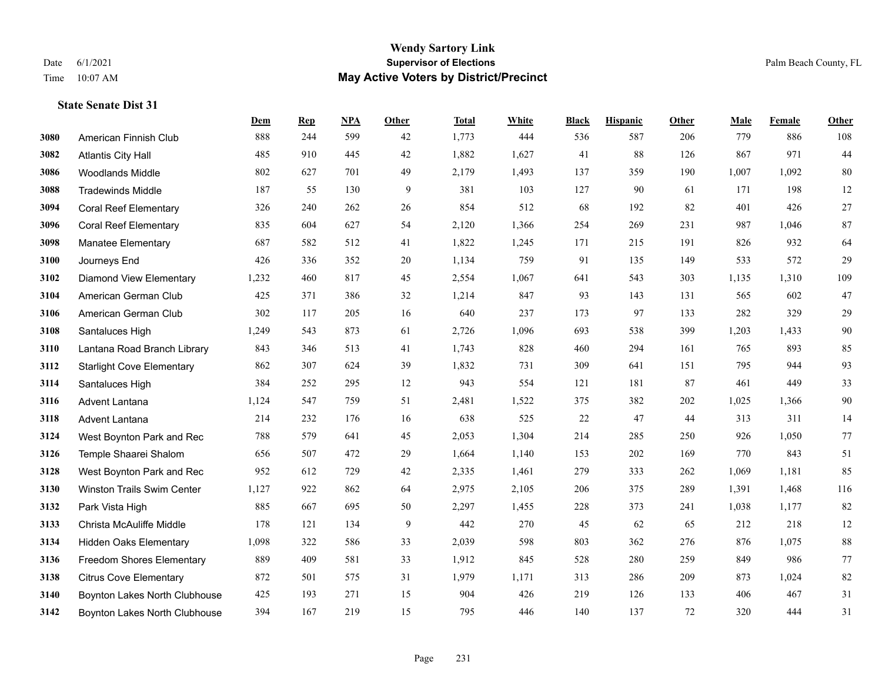**State Senate Dist 31**

| | | Dem | Rep | NPA | Other | Total | White | Black | Hispanic | Other | Male | Female | Other |
|---|---|---|---|---|---|---|---|---|---|---|---|---|---|
| 3080 | American Finnish Club | 888 | 244 | 599 | 42 | 1,773 | 444 | 536 | 587 | 206 | 779 | 886 | 108 |
| 3082 | Atlantis City Hall | 485 | 910 | 445 | 42 | 1,882 | 1,627 | 41 | 88 | 126 | 867 | 971 | 44 |
| 3086 | Woodlands Middle | 802 | 627 | 701 | 49 | 2,179 | 1,493 | 137 | 359 | 190 | 1,007 | 1,092 | 80 |
| 3088 | Tradewinds Middle | 187 | 55 | 130 | 9 | 381 | 103 | 127 | 90 | 61 | 171 | 198 | 12 |
| 3094 | Coral Reef Elementary | 326 | 240 | 262 | 26 | 854 | 512 | 68 | 192 | 82 | 401 | 426 | 27 |
| 3096 | Coral Reef Elementary | 835 | 604 | 627 | 54 | 2,120 | 1,366 | 254 | 269 | 231 | 987 | 1,046 | 87 |
| 3098 | Manatee Elementary | 687 | 582 | 512 | 41 | 1,822 | 1,245 | 171 | 215 | 191 | 826 | 932 | 64 |
| 3100 | Journeys End | 426 | 336 | 352 | 20 | 1,134 | 759 | 91 | 135 | 149 | 533 | 572 | 29 |
| 3102 | Diamond View Elementary | 1,232 | 460 | 817 | 45 | 2,554 | 1,067 | 641 | 543 | 303 | 1,135 | 1,310 | 109 |
| 3104 | American German Club | 425 | 371 | 386 | 32 | 1,214 | 847 | 93 | 143 | 131 | 565 | 602 | 47 |
| 3106 | American German Club | 302 | 117 | 205 | 16 | 640 | 237 | 173 | 97 | 133 | 282 | 329 | 29 |
| 3108 | Santaluces High | 1,249 | 543 | 873 | 61 | 2,726 | 1,096 | 693 | 538 | 399 | 1,203 | 1,433 | 90 |
| 3110 | Lantana Road Branch Library | 843 | 346 | 513 | 41 | 1,743 | 828 | 460 | 294 | 161 | 765 | 893 | 85 |
| 3112 | Starlight Cove Elementary | 862 | 307 | 624 | 39 | 1,832 | 731 | 309 | 641 | 151 | 795 | 944 | 93 |
| 3114 | Santaluces High | 384 | 252 | 295 | 12 | 943 | 554 | 121 | 181 | 87 | 461 | 449 | 33 |
| 3116 | Advent Lantana | 1,124 | 547 | 759 | 51 | 2,481 | 1,522 | 375 | 382 | 202 | 1,025 | 1,366 | 90 |
| 3118 | Advent Lantana | 214 | 232 | 176 | 16 | 638 | 525 | 22 | 47 | 44 | 313 | 311 | 14 |
| 3124 | West Boynton Park and Rec | 788 | 579 | 641 | 45 | 2,053 | 1,304 | 214 | 285 | 250 | 926 | 1,050 | 77 |
| 3126 | Temple Shaarei Shalom | 656 | 507 | 472 | 29 | 1,664 | 1,140 | 153 | 202 | 169 | 770 | 843 | 51 |
| 3128 | West Boynton Park and Rec | 952 | 612 | 729 | 42 | 2,335 | 1,461 | 279 | 333 | 262 | 1,069 | 1,181 | 85 |
| 3130 | Winston Trails Swim Center | 1,127 | 922 | 862 | 64 | 2,975 | 2,105 | 206 | 375 | 289 | 1,391 | 1,468 | 116 |
| 3132 | Park Vista High | 885 | 667 | 695 | 50 | 2,297 | 1,455 | 228 | 373 | 241 | 1,038 | 1,177 | 82 |
| 3133 | Christa McAuliffe Middle | 178 | 121 | 134 | 9 | 442 | 270 | 45 | 62 | 65 | 212 | 218 | 12 |
| 3134 | Hidden Oaks Elementary | 1,098 | 322 | 586 | 33 | 2,039 | 598 | 803 | 362 | 276 | 876 | 1,075 | 88 |
| 3136 | Freedom Shores Elementary | 889 | 409 | 581 | 33 | 1,912 | 845 | 528 | 280 | 259 | 849 | 986 | 77 |
| 3138 | Citrus Cove Elementary | 872 | 501 | 575 | 31 | 1,979 | 1,171 | 313 | 286 | 209 | 873 | 1,024 | 82 |
| 3140 | Boynton Lakes North Clubhouse | 425 | 193 | 271 | 15 | 904 | 426 | 219 | 126 | 133 | 406 | 467 | 31 |
| 3142 | Boynton Lakes North Clubhouse | 394 | 167 | 219 | 15 | 795 | 446 | 140 | 137 | 72 | 320 | 444 | 31 |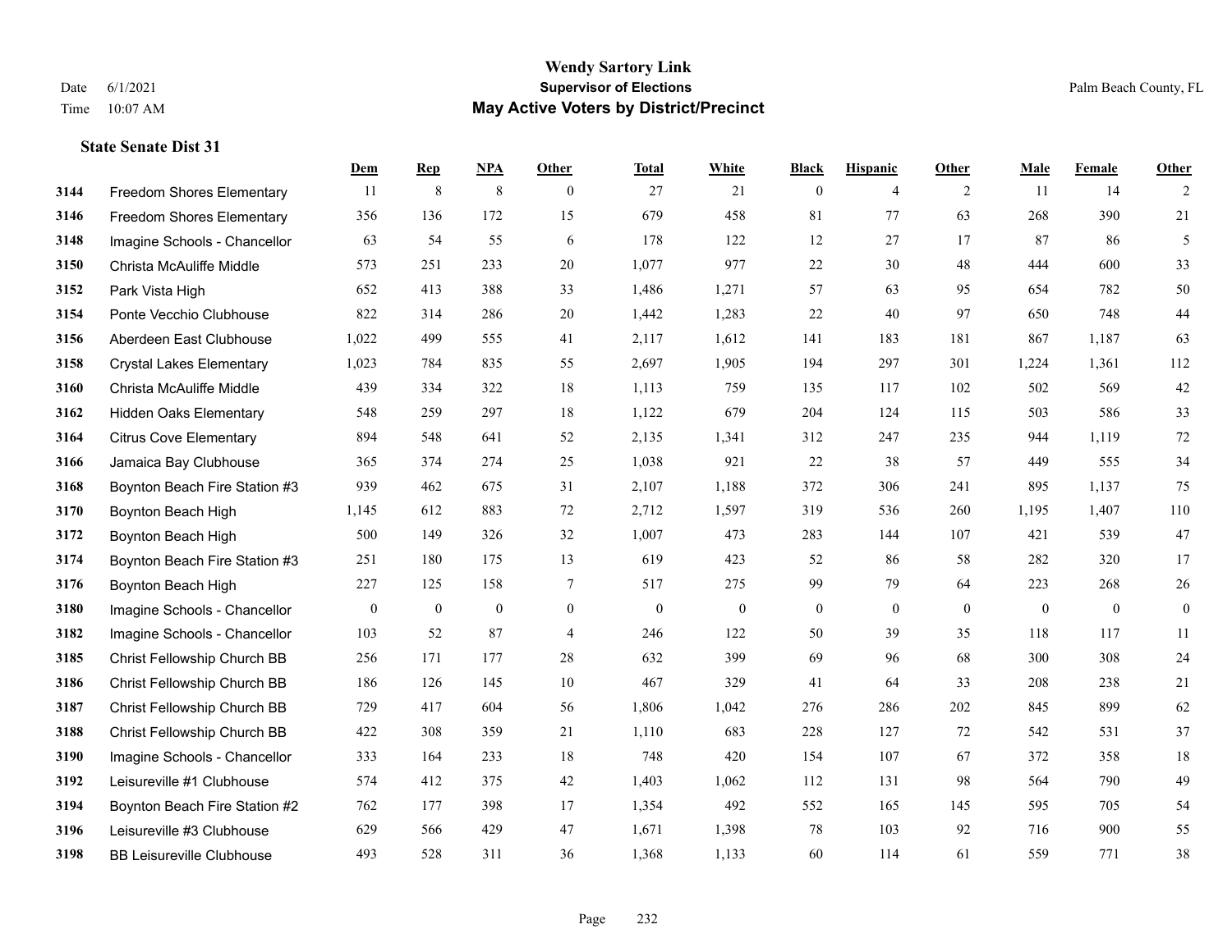# Wendy Sartory Link
## Supervisor of Elections
## May Active Voters by District/Precinct

Date 6/1/2021
Time 10:07 AM

Palm Beach County, FL

### State Senate Dist 31

| | | Dem | Rep | NPA | Other | Total | White | Black | Hispanic | Other | Male | Female | Other |
|---|---|---|---|---|---|---|---|---|---|---|---|---|---|
| 3144 | Freedom Shores Elementary | 11 | 8 | 8 | 0 | 27 | 21 | 0 | 4 | 2 | 11 | 14 | 2 |
| 3146 | Freedom Shores Elementary | 356 | 136 | 172 | 15 | 679 | 458 | 81 | 77 | 63 | 268 | 390 | 21 |
| 3148 | Imagine Schools - Chancellor | 63 | 54 | 55 | 6 | 178 | 122 | 12 | 27 | 17 | 87 | 86 | 5 |
| 3150 | Christa McAuliffe Middle | 573 | 251 | 233 | 20 | 1,077 | 977 | 22 | 30 | 48 | 444 | 600 | 33 |
| 3152 | Park Vista High | 652 | 413 | 388 | 33 | 1,486 | 1,271 | 57 | 63 | 95 | 654 | 782 | 50 |
| 3154 | Ponte Vecchio Clubhouse | 822 | 314 | 286 | 20 | 1,442 | 1,283 | 22 | 40 | 97 | 650 | 748 | 44 |
| 3156 | Aberdeen East Clubhouse | 1,022 | 499 | 555 | 41 | 2,117 | 1,612 | 141 | 183 | 181 | 867 | 1,187 | 63 |
| 3158 | Crystal Lakes Elementary | 1,023 | 784 | 835 | 55 | 2,697 | 1,905 | 194 | 297 | 301 | 1,224 | 1,361 | 112 |
| 3160 | Christa McAuliffe Middle | 439 | 334 | 322 | 18 | 1,113 | 759 | 135 | 117 | 102 | 502 | 569 | 42 |
| 3162 | Hidden Oaks Elementary | 548 | 259 | 297 | 18 | 1,122 | 679 | 204 | 124 | 115 | 503 | 586 | 33 |
| 3164 | Citrus Cove Elementary | 894 | 548 | 641 | 52 | 2,135 | 1,341 | 312 | 247 | 235 | 944 | 1,119 | 72 |
| 3166 | Jamaica Bay Clubhouse | 365 | 374 | 274 | 25 | 1,038 | 921 | 22 | 38 | 57 | 449 | 555 | 34 |
| 3168 | Boynton Beach Fire Station #3 | 939 | 462 | 675 | 31 | 2,107 | 1,188 | 372 | 306 | 241 | 895 | 1,137 | 75 |
| 3170 | Boynton Beach High | 1,145 | 612 | 883 | 72 | 2,712 | 1,597 | 319 | 536 | 260 | 1,195 | 1,407 | 110 |
| 3172 | Boynton Beach High | 500 | 149 | 326 | 32 | 1,007 | 473 | 283 | 144 | 107 | 421 | 539 | 47 |
| 3174 | Boynton Beach Fire Station #3 | 251 | 180 | 175 | 13 | 619 | 423 | 52 | 86 | 58 | 282 | 320 | 17 |
| 3176 | Boynton Beach High | 227 | 125 | 158 | 7 | 517 | 275 | 99 | 79 | 64 | 223 | 268 | 26 |
| 3180 | Imagine Schools - Chancellor | 0 | 0 | 0 | 0 | 0 | 0 | 0 | 0 | 0 | 0 | 0 | 0 |
| 3182 | Imagine Schools - Chancellor | 103 | 52 | 87 | 4 | 246 | 122 | 50 | 39 | 35 | 118 | 117 | 11 |
| 3185 | Christ Fellowship Church BB | 256 | 171 | 177 | 28 | 632 | 399 | 69 | 96 | 68 | 300 | 308 | 24 |
| 3186 | Christ Fellowship Church BB | 186 | 126 | 145 | 10 | 467 | 329 | 41 | 64 | 33 | 208 | 238 | 21 |
| 3187 | Christ Fellowship Church BB | 729 | 417 | 604 | 56 | 1,806 | 1,042 | 276 | 286 | 202 | 845 | 899 | 62 |
| 3188 | Christ Fellowship Church BB | 422 | 308 | 359 | 21 | 1,110 | 683 | 228 | 127 | 72 | 542 | 531 | 37 |
| 3190 | Imagine Schools - Chancellor | 333 | 164 | 233 | 18 | 748 | 420 | 154 | 107 | 67 | 372 | 358 | 18 |
| 3192 | Leisureville #1 Clubhouse | 574 | 412 | 375 | 42 | 1,403 | 1,062 | 112 | 131 | 98 | 564 | 790 | 49 |
| 3194 | Boynton Beach Fire Station #2 | 762 | 177 | 398 | 17 | 1,354 | 492 | 552 | 165 | 145 | 595 | 705 | 54 |
| 3196 | Leisureville #3 Clubhouse | 629 | 566 | 429 | 47 | 1,671 | 1,398 | 78 | 103 | 92 | 716 | 900 | 55 |
| 3198 | BB Leisureville Clubhouse | 493 | 528 | 311 | 36 | 1,368 | 1,133 | 60 | 114 | 61 | 559 | 771 | 38 |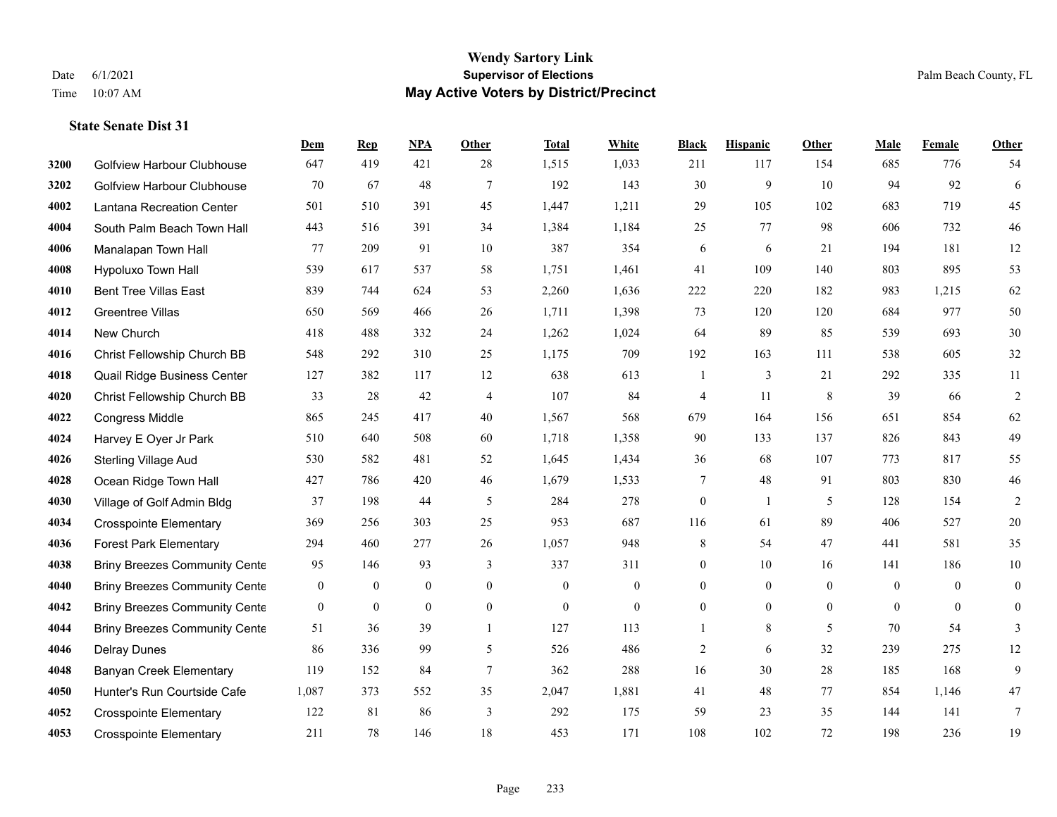# Wendy Sartory Link
## Supervisor of Elections
## May Active Voters by District/Precinct

Date 6/1/2021
Time 10:07 AM

Palm Beach County, FL

### State Senate Dist 31

| | | Dem | Rep | NPA | Other | Total | White | Black | Hispanic | Other | Male | Female | Other |
|---|---|---|---|---|---|---|---|---|---|---|---|---|---|
| 3200 | Golfview Harbour Clubhouse | 647 | 419 | 421 | 28 | 1,515 | 1,033 | 211 | 117 | 154 | 685 | 776 | 54 |
| 3202 | Golfview Harbour Clubhouse | 70 | 67 | 48 | 7 | 192 | 143 | 30 | 9 | 10 | 94 | 92 | 6 |
| 4002 | Lantana Recreation Center | 501 | 510 | 391 | 45 | 1,447 | 1,211 | 29 | 105 | 102 | 683 | 719 | 45 |
| 4004 | South Palm Beach Town Hall | 443 | 516 | 391 | 34 | 1,384 | 1,184 | 25 | 77 | 98 | 606 | 732 | 46 |
| 4006 | Manalapan Town Hall | 77 | 209 | 91 | 10 | 387 | 354 | 6 | 6 | 21 | 194 | 181 | 12 |
| 4008 | Hypoluxo Town Hall | 539 | 617 | 537 | 58 | 1,751 | 1,461 | 41 | 109 | 140 | 803 | 895 | 53 |
| 4010 | Bent Tree Villas East | 839 | 744 | 624 | 53 | 2,260 | 1,636 | 222 | 220 | 182 | 983 | 1,215 | 62 |
| 4012 | Greentree Villas | 650 | 569 | 466 | 26 | 1,711 | 1,398 | 73 | 120 | 120 | 684 | 977 | 50 |
| 4014 | New Church | 418 | 488 | 332 | 24 | 1,262 | 1,024 | 64 | 89 | 85 | 539 | 693 | 30 |
| 4016 | Christ Fellowship Church BB | 548 | 292 | 310 | 25 | 1,175 | 709 | 192 | 163 | 111 | 538 | 605 | 32 |
| 4018 | Quail Ridge Business Center | 127 | 382 | 117 | 12 | 638 | 613 | 1 | 3 | 21 | 292 | 335 | 11 |
| 4020 | Christ Fellowship Church BB | 33 | 28 | 42 | 4 | 107 | 84 | 4 | 11 | 8 | 39 | 66 | 2 |
| 4022 | Congress Middle | 865 | 245 | 417 | 40 | 1,567 | 568 | 679 | 164 | 156 | 651 | 854 | 62 |
| 4024 | Harvey E Oyer Jr Park | 510 | 640 | 508 | 60 | 1,718 | 1,358 | 90 | 133 | 137 | 826 | 843 | 49 |
| 4026 | Sterling Village Aud | 530 | 582 | 481 | 52 | 1,645 | 1,434 | 36 | 68 | 107 | 773 | 817 | 55 |
| 4028 | Ocean Ridge Town Hall | 427 | 786 | 420 | 46 | 1,679 | 1,533 | 7 | 48 | 91 | 803 | 830 | 46 |
| 4030 | Village of Golf Admin Bldg | 37 | 198 | 44 | 5 | 284 | 278 | 0 | 1 | 5 | 128 | 154 | 2 |
| 4034 | Crosspointe Elementary | 369 | 256 | 303 | 25 | 953 | 687 | 116 | 61 | 89 | 406 | 527 | 20 |
| 4036 | Forest Park Elementary | 294 | 460 | 277 | 26 | 1,057 | 948 | 8 | 54 | 47 | 441 | 581 | 35 |
| 4038 | Briny Breezes Community Cente | 95 | 146 | 93 | 3 | 337 | 311 | 0 | 10 | 16 | 141 | 186 | 10 |
| 4040 | Briny Breezes Community Cente | 0 | 0 | 0 | 0 | 0 | 0 | 0 | 0 | 0 | 0 | 0 | 0 |
| 4042 | Briny Breezes Community Cente | 0 | 0 | 0 | 0 | 0 | 0 | 0 | 0 | 0 | 0 | 0 | 0 |
| 4044 | Briny Breezes Community Cente | 51 | 36 | 39 | 1 | 127 | 113 | 1 | 8 | 5 | 70 | 54 | 3 |
| 4046 | Delray Dunes | 86 | 336 | 99 | 5 | 526 | 486 | 2 | 6 | 32 | 239 | 275 | 12 |
| 4048 | Banyan Creek Elementary | 119 | 152 | 84 | 7 | 362 | 288 | 16 | 30 | 28 | 185 | 168 | 9 |
| 4050 | Hunter's Run Courtside Cafe | 1,087 | 373 | 552 | 35 | 2,047 | 1,881 | 41 | 48 | 77 | 854 | 1,146 | 47 |
| 4052 | Crosspointe Elementary | 122 | 81 | 86 | 3 | 292 | 175 | 59 | 23 | 35 | 144 | 141 | 7 |
| 4053 | Crosspointe Elementary | 211 | 78 | 146 | 18 | 453 | 171 | 108 | 102 | 72 | 198 | 236 | 19 |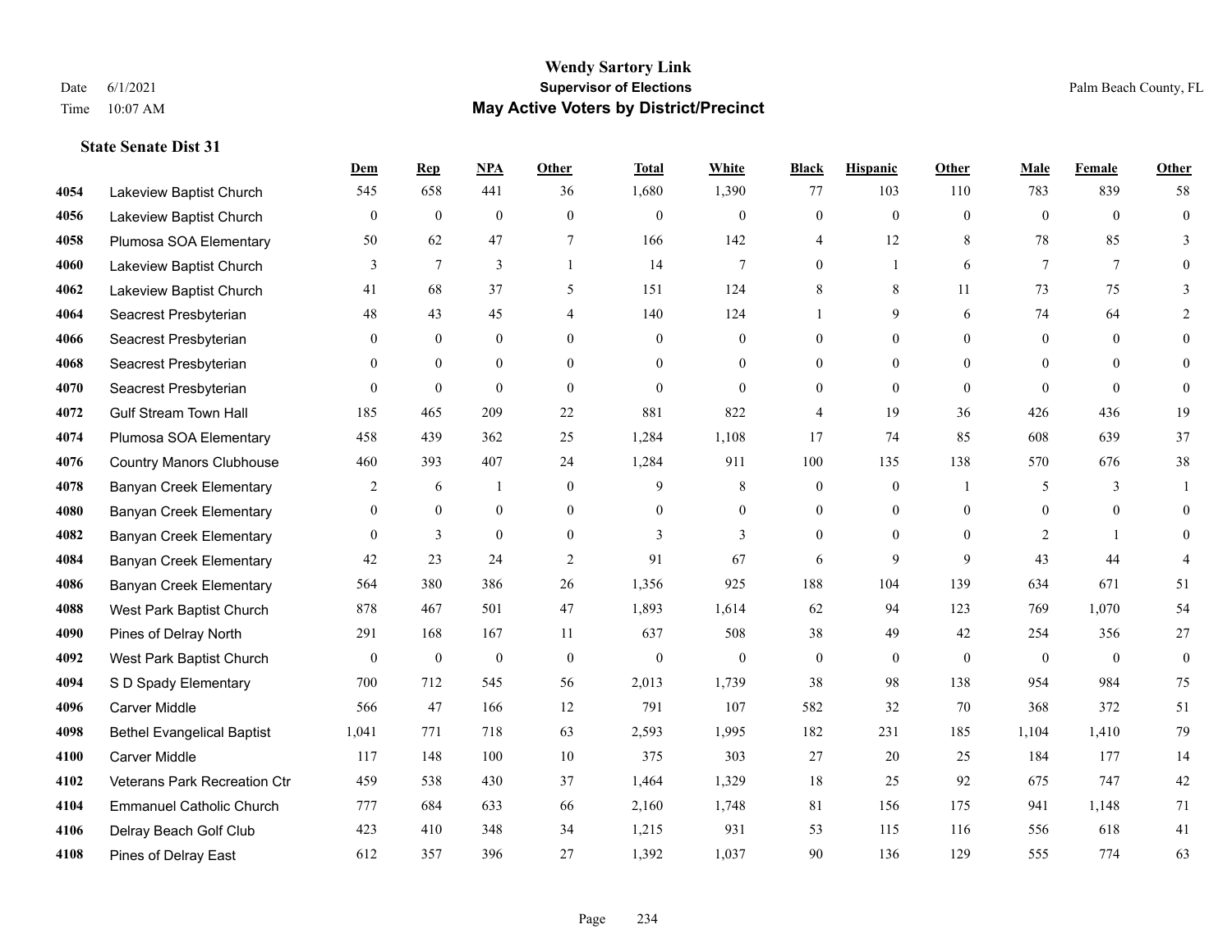**Wendy Sartory Link**
**Supervisor of Elections**
**May Active Voters by District/Precinct**

Date 6/1/2021
Time 10:07 AM

Palm Beach County, FL

### State Senate Dist 31

| | | Dem | Rep | NPA | Other | Total | White | Black | Hispanic | Other | Male | Female | Other |
|---|---|---|---|---|---|---|---|---|---|---|---|---|---|
| 4054 | Lakeview Baptist Church | 545 | 658 | 441 | 36 | 1,680 | 1,390 | 77 | 103 | 110 | 783 | 839 | 58 |
| 4056 | Lakeview Baptist Church | 0 | 0 | 0 | 0 | 0 | 0 | 0 | 0 | 0 | 0 | 0 | 0 |
| 4058 | Plumosa SOA Elementary | 50 | 62 | 47 | 7 | 166 | 142 | 4 | 12 | 8 | 78 | 85 | 3 |
| 4060 | Lakeview Baptist Church | 3 | 7 | 3 | 1 | 14 | 7 | 0 | 1 | 6 | 7 | 7 | 0 |
| 4062 | Lakeview Baptist Church | 41 | 68 | 37 | 5 | 151 | 124 | 8 | 8 | 11 | 73 | 75 | 3 |
| 4064 | Seacrest Presbyterian | 48 | 43 | 45 | 4 | 140 | 124 | 1 | 9 | 6 | 74 | 64 | 2 |
| 4066 | Seacrest Presbyterian | 0 | 0 | 0 | 0 | 0 | 0 | 0 | 0 | 0 | 0 | 0 | 0 |
| 4068 | Seacrest Presbyterian | 0 | 0 | 0 | 0 | 0 | 0 | 0 | 0 | 0 | 0 | 0 | 0 |
| 4070 | Seacrest Presbyterian | 0 | 0 | 0 | 0 | 0 | 0 | 0 | 0 | 0 | 0 | 0 | 0 |
| 4072 | Gulf Stream Town Hall | 185 | 465 | 209 | 22 | 881 | 822 | 4 | 19 | 36 | 426 | 436 | 19 |
| 4074 | Plumosa SOA Elementary | 458 | 439 | 362 | 25 | 1,284 | 1,108 | 17 | 74 | 85 | 608 | 639 | 37 |
| 4076 | Country Manors Clubhouse | 460 | 393 | 407 | 24 | 1,284 | 911 | 100 | 135 | 138 | 570 | 676 | 38 |
| 4078 | Banyan Creek Elementary | 2 | 6 | 1 | 0 | 9 | 8 | 0 | 0 | 1 | 5 | 3 | 1 |
| 4080 | Banyan Creek Elementary | 0 | 0 | 0 | 0 | 0 | 0 | 0 | 0 | 0 | 0 | 0 | 0 |
| 4082 | Banyan Creek Elementary | 0 | 3 | 0 | 0 | 3 | 3 | 0 | 0 | 0 | 2 | 1 | 0 |
| 4084 | Banyan Creek Elementary | 42 | 23 | 24 | 2 | 91 | 67 | 6 | 9 | 9 | 43 | 44 | 4 |
| 4086 | Banyan Creek Elementary | 564 | 380 | 386 | 26 | 1,356 | 925 | 188 | 104 | 139 | 634 | 671 | 51 |
| 4088 | West Park Baptist Church | 878 | 467 | 501 | 47 | 1,893 | 1,614 | 62 | 94 | 123 | 769 | 1,070 | 54 |
| 4090 | Pines of Delray North | 291 | 168 | 167 | 11 | 637 | 508 | 38 | 49 | 42 | 254 | 356 | 27 |
| 4092 | West Park Baptist Church | 0 | 0 | 0 | 0 | 0 | 0 | 0 | 0 | 0 | 0 | 0 | 0 |
| 4094 | S D Spady Elementary | 700 | 712 | 545 | 56 | 2,013 | 1,739 | 38 | 98 | 138 | 954 | 984 | 75 |
| 4096 | Carver Middle | 566 | 47 | 166 | 12 | 791 | 107 | 582 | 32 | 70 | 368 | 372 | 51 |
| 4098 | Bethel Evangelical Baptist | 1,041 | 771 | 718 | 63 | 2,593 | 1,995 | 182 | 231 | 185 | 1,104 | 1,410 | 79 |
| 4100 | Carver Middle | 117 | 148 | 100 | 10 | 375 | 303 | 27 | 20 | 25 | 184 | 177 | 14 |
| 4102 | Veterans Park Recreation Ctr | 459 | 538 | 430 | 37 | 1,464 | 1,329 | 18 | 25 | 92 | 675 | 747 | 42 |
| 4104 | Emmanuel Catholic Church | 777 | 684 | 633 | 66 | 2,160 | 1,748 | 81 | 156 | 175 | 941 | 1,148 | 71 |
| 4106 | Delray Beach Golf Club | 423 | 410 | 348 | 34 | 1,215 | 931 | 53 | 115 | 116 | 556 | 618 | 41 |
| 4108 | Pines of Delray East | 612 | 357 | 396 | 27 | 1,392 | 1,037 | 90 | 136 | 129 | 555 | 774 | 63 |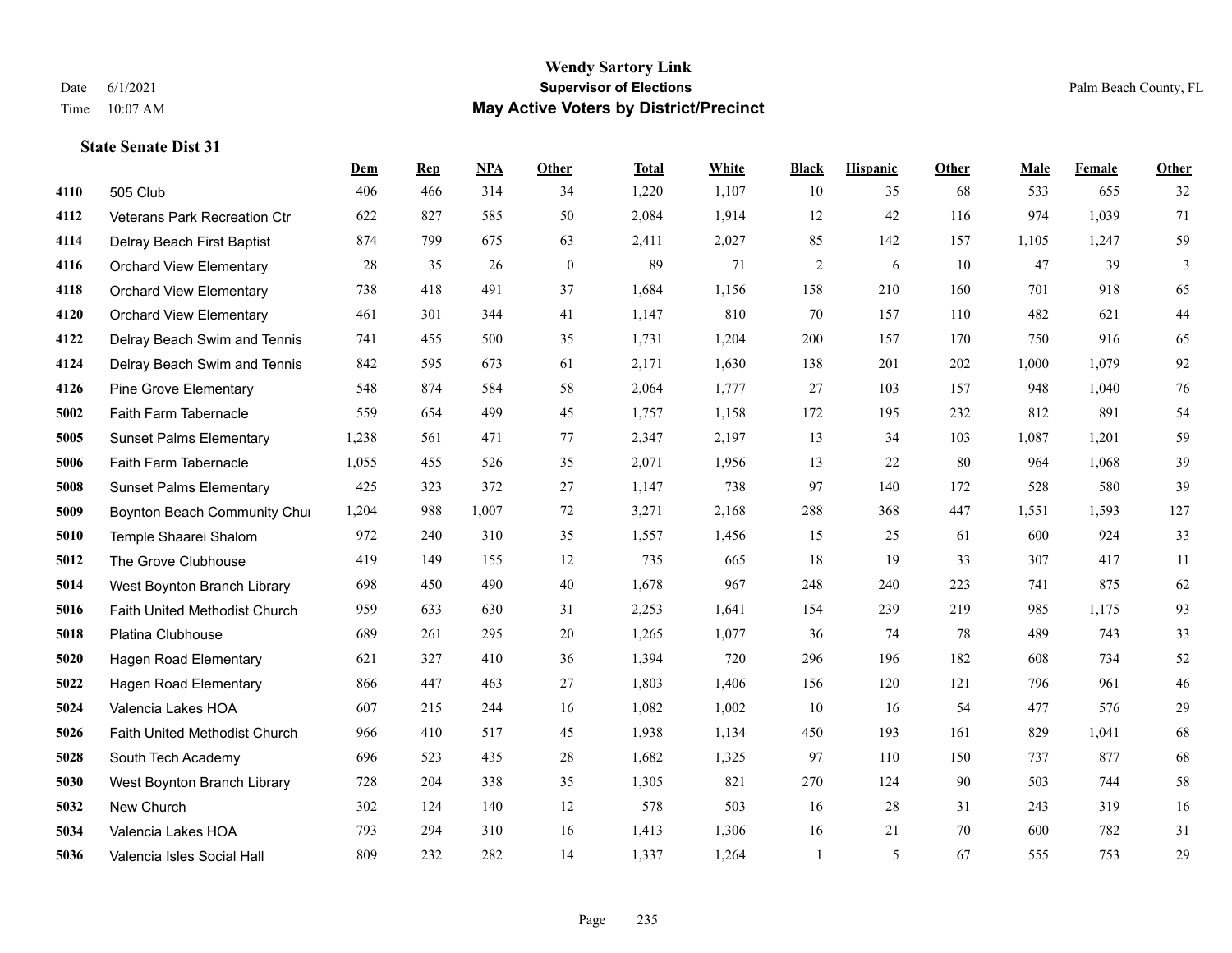# Wendy Sartory Link
## Supervisor of Elections
## May Active Voters by District/Precinct

Date 6/1/2021
Time 10:07 AM

Palm Beach County, FL

### State Senate Dist 31

| | | Dem | Rep | NPA | Other | Total | White | Black | Hispanic | Other | Male | Female | Other |
|---|---|---|---|---|---|---|---|---|---|---|---|---|---|
| 4110 | 505 Club | 406 | 466 | 314 | 34 | 1,220 | 1,107 | 10 | 35 | 68 | 533 | 655 | 32 |
| 4112 | Veterans Park Recreation Ctr | 622 | 827 | 585 | 50 | 2,084 | 1,914 | 12 | 42 | 116 | 974 | 1,039 | 71 |
| 4114 | Delray Beach First Baptist | 874 | 799 | 675 | 63 | 2,411 | 2,027 | 85 | 142 | 157 | 1,105 | 1,247 | 59 |
| 4116 | Orchard View Elementary | 28 | 35 | 26 | 0 | 89 | 71 | 2 | 6 | 10 | 47 | 39 | 3 |
| 4118 | Orchard View Elementary | 738 | 418 | 491 | 37 | 1,684 | 1,156 | 158 | 210 | 160 | 701 | 918 | 65 |
| 4120 | Orchard View Elementary | 461 | 301 | 344 | 41 | 1,147 | 810 | 70 | 157 | 110 | 482 | 621 | 44 |
| 4122 | Delray Beach Swim and Tennis | 741 | 455 | 500 | 35 | 1,731 | 1,204 | 200 | 157 | 170 | 750 | 916 | 65 |
| 4124 | Delray Beach Swim and Tennis | 842 | 595 | 673 | 61 | 2,171 | 1,630 | 138 | 201 | 202 | 1,000 | 1,079 | 92 |
| 4126 | Pine Grove Elementary | 548 | 874 | 584 | 58 | 2,064 | 1,777 | 27 | 103 | 157 | 948 | 1,040 | 76 |
| 5002 | Faith Farm Tabernacle | 559 | 654 | 499 | 45 | 1,757 | 1,158 | 172 | 195 | 232 | 812 | 891 | 54 |
| 5005 | Sunset Palms Elementary | 1,238 | 561 | 471 | 77 | 2,347 | 2,197 | 13 | 34 | 103 | 1,087 | 1,201 | 59 |
| 5006 | Faith Farm Tabernacle | 1,055 | 455 | 526 | 35 | 2,071 | 1,956 | 13 | 22 | 80 | 964 | 1,068 | 39 |
| 5008 | Sunset Palms Elementary | 425 | 323 | 372 | 27 | 1,147 | 738 | 97 | 140 | 172 | 528 | 580 | 39 |
| 5009 | Boynton Beach Community Chur | 1,204 | 988 | 1,007 | 72 | 3,271 | 2,168 | 288 | 368 | 447 | 1,551 | 1,593 | 127 |
| 5010 | Temple Shaarei Shalom | 972 | 240 | 310 | 35 | 1,557 | 1,456 | 15 | 25 | 61 | 600 | 924 | 33 |
| 5012 | The Grove Clubhouse | 419 | 149 | 155 | 12 | 735 | 665 | 18 | 19 | 33 | 307 | 417 | 11 |
| 5014 | West Boynton Branch Library | 698 | 450 | 490 | 40 | 1,678 | 967 | 248 | 240 | 223 | 741 | 875 | 62 |
| 5016 | Faith United Methodist Church | 959 | 633 | 630 | 31 | 2,253 | 1,641 | 154 | 239 | 219 | 985 | 1,175 | 93 |
| 5018 | Platina Clubhouse | 689 | 261 | 295 | 20 | 1,265 | 1,077 | 36 | 74 | 78 | 489 | 743 | 33 |
| 5020 | Hagen Road Elementary | 621 | 327 | 410 | 36 | 1,394 | 720 | 296 | 196 | 182 | 608 | 734 | 52 |
| 5022 | Hagen Road Elementary | 866 | 447 | 463 | 27 | 1,803 | 1,406 | 156 | 120 | 121 | 796 | 961 | 46 |
| 5024 | Valencia Lakes HOA | 607 | 215 | 244 | 16 | 1,082 | 1,002 | 10 | 16 | 54 | 477 | 576 | 29 |
| 5026 | Faith United Methodist Church | 966 | 410 | 517 | 45 | 1,938 | 1,134 | 450 | 193 | 161 | 829 | 1,041 | 68 |
| 5028 | South Tech Academy | 696 | 523 | 435 | 28 | 1,682 | 1,325 | 97 | 110 | 150 | 737 | 877 | 68 |
| 5030 | West Boynton Branch Library | 728 | 204 | 338 | 35 | 1,305 | 821 | 270 | 124 | 90 | 503 | 744 | 58 |
| 5032 | New Church | 302 | 124 | 140 | 12 | 578 | 503 | 16 | 28 | 31 | 243 | 319 | 16 |
| 5034 | Valencia Lakes HOA | 793 | 294 | 310 | 16 | 1,413 | 1,306 | 16 | 21 | 70 | 600 | 782 | 31 |
| 5036 | Valencia Isles Social Hall | 809 | 232 | 282 | 14 | 1,337 | 1,264 | 1 | 5 | 67 | 555 | 753 | 29 |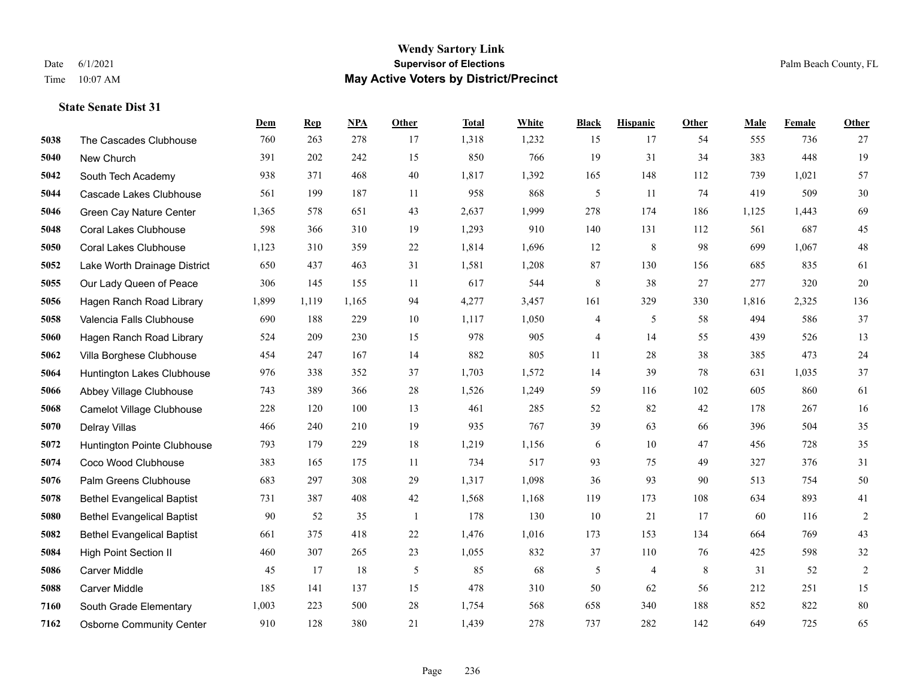# Wendy Sartory Link
## Supervisor of Elections
## May Active Voters by District/Precinct

Date 6/1/2021
Time 10:07 AM

Palm Beach County, FL

### State Senate Dist 31

| | | Dem | Rep | NPA | Other | Total | White | Black | Hispanic | Other | Male | Female | Other |
|---|---|---|---|---|---|---|---|---|---|---|---|---|---|
| 5038 | The Cascades Clubhouse | 760 | 263 | 278 | 17 | 1,318 | 1,232 | 15 | 17 | 54 | 555 | 736 | 27 |
| 5040 | New Church | 391 | 202 | 242 | 15 | 850 | 766 | 19 | 31 | 34 | 383 | 448 | 19 |
| 5042 | South Tech Academy | 938 | 371 | 468 | 40 | 1,817 | 1,392 | 165 | 148 | 112 | 739 | 1,021 | 57 |
| 5044 | Cascade Lakes Clubhouse | 561 | 199 | 187 | 11 | 958 | 868 | 5 | 11 | 74 | 419 | 509 | 30 |
| 5046 | Green Cay Nature Center | 1,365 | 578 | 651 | 43 | 2,637 | 1,999 | 278 | 174 | 186 | 1,125 | 1,443 | 69 |
| 5048 | Coral Lakes Clubhouse | 598 | 366 | 310 | 19 | 1,293 | 910 | 140 | 131 | 112 | 561 | 687 | 45 |
| 5050 | Coral Lakes Clubhouse | 1,123 | 310 | 359 | 22 | 1,814 | 1,696 | 12 | 8 | 98 | 699 | 1,067 | 48 |
| 5052 | Lake Worth Drainage District | 650 | 437 | 463 | 31 | 1,581 | 1,208 | 87 | 130 | 156 | 685 | 835 | 61 |
| 5055 | Our Lady Queen of Peace | 306 | 145 | 155 | 11 | 617 | 544 | 8 | 38 | 27 | 277 | 320 | 20 |
| 5056 | Hagen Ranch Road Library | 1,899 | 1,119 | 1,165 | 94 | 4,277 | 3,457 | 161 | 329 | 330 | 1,816 | 2,325 | 136 |
| 5058 | Valencia Falls Clubhouse | 690 | 188 | 229 | 10 | 1,117 | 1,050 | 4 | 5 | 58 | 494 | 586 | 37 |
| 5060 | Hagen Ranch Road Library | 524 | 209 | 230 | 15 | 978 | 905 | 4 | 14 | 55 | 439 | 526 | 13 |
| 5062 | Villa Borghese Clubhouse | 454 | 247 | 167 | 14 | 882 | 805 | 11 | 28 | 38 | 385 | 473 | 24 |
| 5064 | Huntington Lakes Clubhouse | 976 | 338 | 352 | 37 | 1,703 | 1,572 | 14 | 39 | 78 | 631 | 1,035 | 37 |
| 5066 | Abbey Village Clubhouse | 743 | 389 | 366 | 28 | 1,526 | 1,249 | 59 | 116 | 102 | 605 | 860 | 61 |
| 5068 | Camelot Village Clubhouse | 228 | 120 | 100 | 13 | 461 | 285 | 52 | 82 | 42 | 178 | 267 | 16 |
| 5070 | Delray Villas | 466 | 240 | 210 | 19 | 935 | 767 | 39 | 63 | 66 | 396 | 504 | 35 |
| 5072 | Huntington Pointe Clubhouse | 793 | 179 | 229 | 18 | 1,219 | 1,156 | 6 | 10 | 47 | 456 | 728 | 35 |
| 5074 | Coco Wood Clubhouse | 383 | 165 | 175 | 11 | 734 | 517 | 93 | 75 | 49 | 327 | 376 | 31 |
| 5076 | Palm Greens Clubhouse | 683 | 297 | 308 | 29 | 1,317 | 1,098 | 36 | 93 | 90 | 513 | 754 | 50 |
| 5078 | Bethel Evangelical Baptist | 731 | 387 | 408 | 42 | 1,568 | 1,168 | 119 | 173 | 108 | 634 | 893 | 41 |
| 5080 | Bethel Evangelical Baptist | 90 | 52 | 35 | 1 | 178 | 130 | 10 | 21 | 17 | 60 | 116 | 2 |
| 5082 | Bethel Evangelical Baptist | 661 | 375 | 418 | 22 | 1,476 | 1,016 | 173 | 153 | 134 | 664 | 769 | 43 |
| 5084 | High Point Section II | 460 | 307 | 265 | 23 | 1,055 | 832 | 37 | 110 | 76 | 425 | 598 | 32 |
| 5086 | Carver Middle | 45 | 17 | 18 | 5 | 85 | 68 | 5 | 4 | 8 | 31 | 52 | 2 |
| 5088 | Carver Middle | 185 | 141 | 137 | 15 | 478 | 310 | 50 | 62 | 56 | 212 | 251 | 15 |
| 7160 | South Grade Elementary | 1,003 | 223 | 500 | 28 | 1,754 | 568 | 658 | 340 | 188 | 852 | 822 | 80 |
| 7162 | Osborne Community Center | 910 | 128 | 380 | 21 | 1,439 | 278 | 737 | 282 | 142 | 649 | 725 | 65 |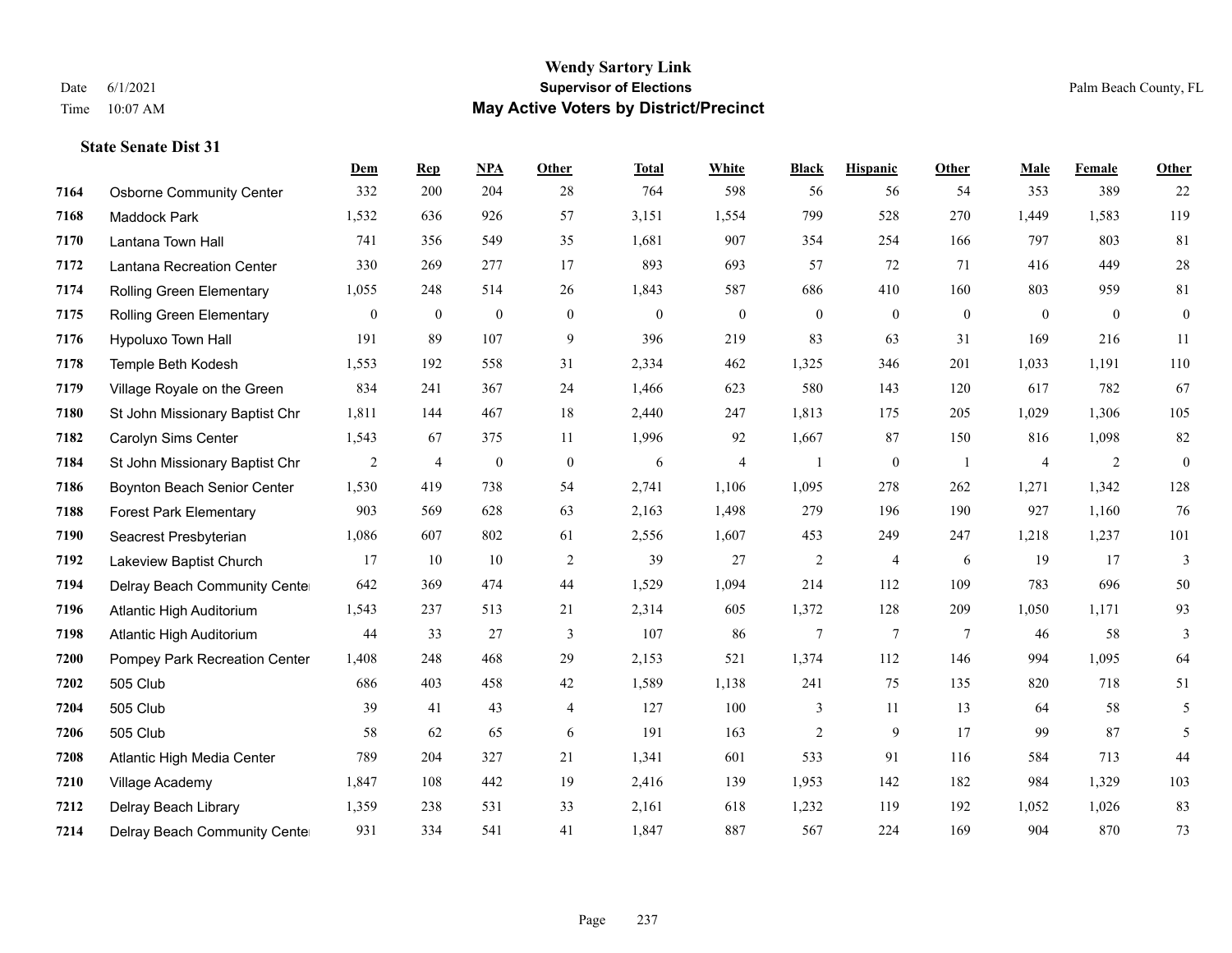# Wendy Sartory Link
## Supervisor of Elections
## May Active Voters by District/Precinct

Date 6/1/2021
Time 10:07 AM
Palm Beach County, FL

### State Senate Dist 31

| | | Dem | Rep | NPA | Other | Total | White | Black | Hispanic | Other | Male | Female | Other |
|---|---|---|---|---|---|---|---|---|---|---|---|---|---|
| 7164 | Osborne Community Center | 332 | 200 | 204 | 28 | 764 | 598 | 56 | 56 | 54 | 353 | 389 | 22 |
| 7168 | Maddock Park | 1,532 | 636 | 926 | 57 | 3,151 | 1,554 | 799 | 528 | 270 | 1,449 | 1,583 | 119 |
| 7170 | Lantana Town Hall | 741 | 356 | 549 | 35 | 1,681 | 907 | 354 | 254 | 166 | 797 | 803 | 81 |
| 7172 | Lantana Recreation Center | 330 | 269 | 277 | 17 | 893 | 693 | 57 | 72 | 71 | 416 | 449 | 28 |
| 7174 | Rolling Green Elementary | 1,055 | 248 | 514 | 26 | 1,843 | 587 | 686 | 410 | 160 | 803 | 959 | 81 |
| 7175 | Rolling Green Elementary | 0 | 0 | 0 | 0 | 0 | 0 | 0 | 0 | 0 | 0 | 0 | 0 |
| 7176 | Hypoluxo Town Hall | 191 | 89 | 107 | 9 | 396 | 219 | 83 | 63 | 31 | 169 | 216 | 11 |
| 7178 | Temple Beth Kodesh | 1,553 | 192 | 558 | 31 | 2,334 | 462 | 1,325 | 346 | 201 | 1,033 | 1,191 | 110 |
| 7179 | Village Royale on the Green | 834 | 241 | 367 | 24 | 1,466 | 623 | 580 | 143 | 120 | 617 | 782 | 67 |
| 7180 | St John Missionary Baptist Chr | 1,811 | 144 | 467 | 18 | 2,440 | 247 | 1,813 | 175 | 205 | 1,029 | 1,306 | 105 |
| 7182 | Carolyn Sims Center | 1,543 | 67 | 375 | 11 | 1,996 | 92 | 1,667 | 87 | 150 | 816 | 1,098 | 82 |
| 7184 | St John Missionary Baptist Chr | 2 | 4 | 0 | 0 | 6 | 4 | 1 | 0 | 1 | 4 | 2 | 0 |
| 7186 | Boynton Beach Senior Center | 1,530 | 419 | 738 | 54 | 2,741 | 1,106 | 1,095 | 278 | 262 | 1,271 | 1,342 | 128 |
| 7188 | Forest Park Elementary | 903 | 569 | 628 | 63 | 2,163 | 1,498 | 279 | 196 | 190 | 927 | 1,160 | 76 |
| 7190 | Seacrest Presbyterian | 1,086 | 607 | 802 | 61 | 2,556 | 1,607 | 453 | 249 | 247 | 1,218 | 1,237 | 101 |
| 7192 | Lakeview Baptist Church | 17 | 10 | 10 | 2 | 39 | 27 | 2 | 4 | 6 | 19 | 17 | 3 |
| 7194 | Delray Beach Community Center | 642 | 369 | 474 | 44 | 1,529 | 1,094 | 214 | 112 | 109 | 783 | 696 | 50 |
| 7196 | Atlantic High Auditorium | 1,543 | 237 | 513 | 21 | 2,314 | 605 | 1,372 | 128 | 209 | 1,050 | 1,171 | 93 |
| 7198 | Atlantic High Auditorium | 44 | 33 | 27 | 3 | 107 | 86 | 7 | 7 | 7 | 46 | 58 | 3 |
| 7200 | Pompey Park Recreation Center | 1,408 | 248 | 468 | 29 | 2,153 | 521 | 1,374 | 112 | 146 | 994 | 1,095 | 64 |
| 7202 | 505 Club | 686 | 403 | 458 | 42 | 1,589 | 1,138 | 241 | 75 | 135 | 820 | 718 | 51 |
| 7204 | 505 Club | 39 | 41 | 43 | 4 | 127 | 100 | 3 | 11 | 13 | 64 | 58 | 5 |
| 7206 | 505 Club | 58 | 62 | 65 | 6 | 191 | 163 | 2 | 9 | 17 | 99 | 87 | 5 |
| 7208 | Atlantic High Media Center | 789 | 204 | 327 | 21 | 1,341 | 601 | 533 | 91 | 116 | 584 | 713 | 44 |
| 7210 | Village Academy | 1,847 | 108 | 442 | 19 | 2,416 | 139 | 1,953 | 142 | 182 | 984 | 1,329 | 103 |
| 7212 | Delray Beach Library | 1,359 | 238 | 531 | 33 | 2,161 | 618 | 1,232 | 119 | 192 | 1,052 | 1,026 | 83 |
| 7214 | Delray Beach Community Center | 931 | 334 | 541 | 41 | 1,847 | 887 | 567 | 224 | 169 | 904 | 870 | 73 |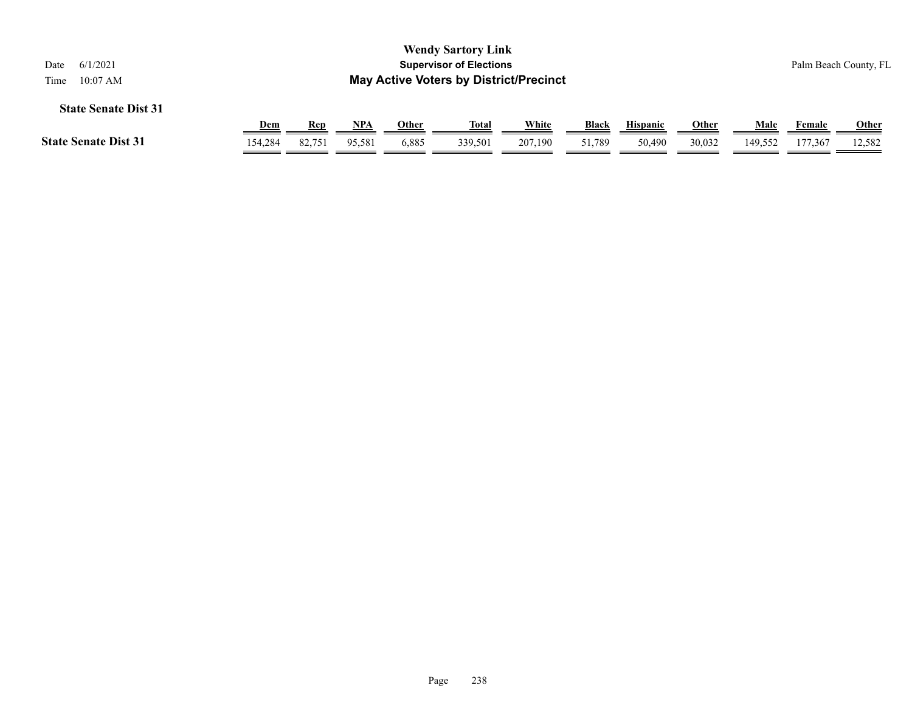**Wendy Sartory Link**
**Supervisor of Elections**
**May Active Voters by District/Precinct**

Date 6/1/2021
Time 10:07 AM

Palm Beach County, FL

### State Senate Dist 31

| | Dem | Rep | NPA | Other | Total | White | Black | Hispanic | Other | Male | Female | Other |
|---|---|---|---|---|---|---|---|---|---|---|---|---|
| **State Senate Dist 31** | 154,284 | 82,751 | 95,581 | 6,885 | 339,501 | 207,190 | 51,789 | 50,490 | 30,032 | 149,552 | 177,367 | 12,582 |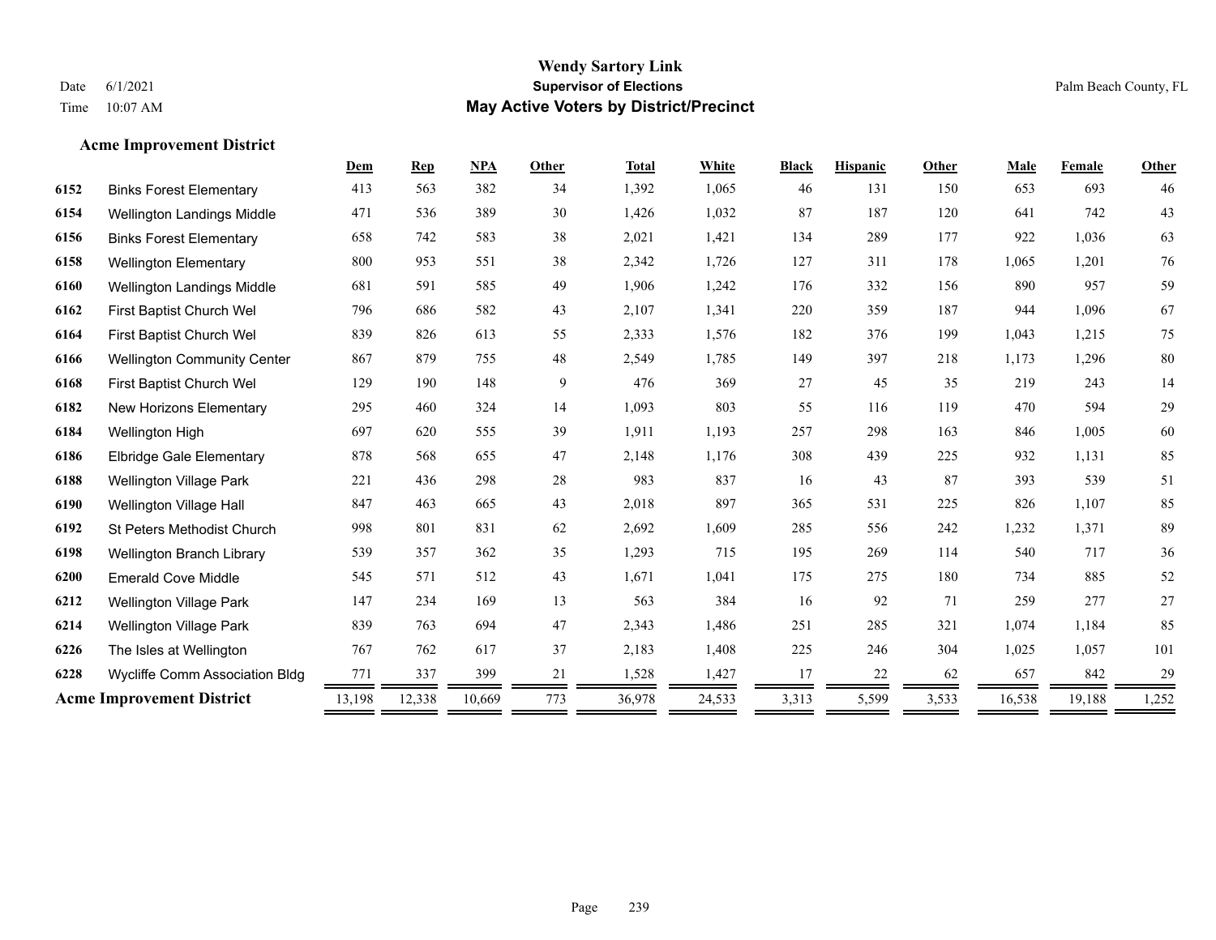# Wendy Sartory Link
## Supervisor of Elections
## May Active Voters by District/Precinct

Date 6/1/2021
Time 10:07 AM

Palm Beach County, FL

### Acme Improvement District

| | | Dem | Rep | NPA | Other | Total | White | Black | Hispanic | Other | Male | Female | Other |
|---|---|---|---|---|---|---|---|---|---|---|---|---|---|
| 6152 | Binks Forest Elementary | 413 | 563 | 382 | 34 | 1,392 | 1,065 | 46 | 131 | 150 | 653 | 693 | 46 |
| 6154 | Wellington Landings Middle | 471 | 536 | 389 | 30 | 1,426 | 1,032 | 87 | 187 | 120 | 641 | 742 | 43 |
| 6156 | Binks Forest Elementary | 658 | 742 | 583 | 38 | 2,021 | 1,421 | 134 | 289 | 177 | 922 | 1,036 | 63 |
| 6158 | Wellington Elementary | 800 | 953 | 551 | 38 | 2,342 | 1,726 | 127 | 311 | 178 | 1,065 | 1,201 | 76 |
| 6160 | Wellington Landings Middle | 681 | 591 | 585 | 49 | 1,906 | 1,242 | 176 | 332 | 156 | 890 | 957 | 59 |
| 6162 | First Baptist Church Wel | 796 | 686 | 582 | 43 | 2,107 | 1,341 | 220 | 359 | 187 | 944 | 1,096 | 67 |
| 6164 | First Baptist Church Wel | 839 | 826 | 613 | 55 | 2,333 | 1,576 | 182 | 376 | 199 | 1,043 | 1,215 | 75 |
| 6166 | Wellington Community Center | 867 | 879 | 755 | 48 | 2,549 | 1,785 | 149 | 397 | 218 | 1,173 | 1,296 | 80 |
| 6168 | First Baptist Church Wel | 129 | 190 | 148 | 9 | 476 | 369 | 27 | 45 | 35 | 219 | 243 | 14 |
| 6182 | New Horizons Elementary | 295 | 460 | 324 | 14 | 1,093 | 803 | 55 | 116 | 119 | 470 | 594 | 29 |
| 6184 | Wellington High | 697 | 620 | 555 | 39 | 1,911 | 1,193 | 257 | 298 | 163 | 846 | 1,005 | 60 |
| 6186 | Elbridge Gale Elementary | 878 | 568 | 655 | 47 | 2,148 | 1,176 | 308 | 439 | 225 | 932 | 1,131 | 85 |
| 6188 | Wellington Village Park | 221 | 436 | 298 | 28 | 983 | 837 | 16 | 43 | 87 | 393 | 539 | 51 |
| 6190 | Wellington Village Hall | 847 | 463 | 665 | 43 | 2,018 | 897 | 365 | 531 | 225 | 826 | 1,107 | 85 |
| 6192 | St Peters Methodist Church | 998 | 801 | 831 | 62 | 2,692 | 1,609 | 285 | 556 | 242 | 1,232 | 1,371 | 89 |
| 6198 | Wellington Branch Library | 539 | 357 | 362 | 35 | 1,293 | 715 | 195 | 269 | 114 | 540 | 717 | 36 |
| 6200 | Emerald Cove Middle | 545 | 571 | 512 | 43 | 1,671 | 1,041 | 175 | 275 | 180 | 734 | 885 | 52 |
| 6212 | Wellington Village Park | 147 | 234 | 169 | 13 | 563 | 384 | 16 | 92 | 71 | 259 | 277 | 27 |
| 6214 | Wellington Village Park | 839 | 763 | 694 | 47 | 2,343 | 1,486 | 251 | 285 | 321 | 1,074 | 1,184 | 85 |
| 6226 | The Isles at Wellington | 767 | 762 | 617 | 37 | 2,183 | 1,408 | 225 | 246 | 304 | 1,025 | 1,057 | 101 |
| 6228 | Wycliffe Comm Association Bldg | 771 | 337 | 399 | 21 | 1,528 | 1,427 | 17 | 22 | 62 | 657 | 842 | 29 |
| **Acme Improvement District** | | 13,198 | 12,338 | 10,669 | 773 | 36,978 | 24,533 | 3,313 | 5,599 | 3,533 | 16,538 | 19,188 | 1,252 |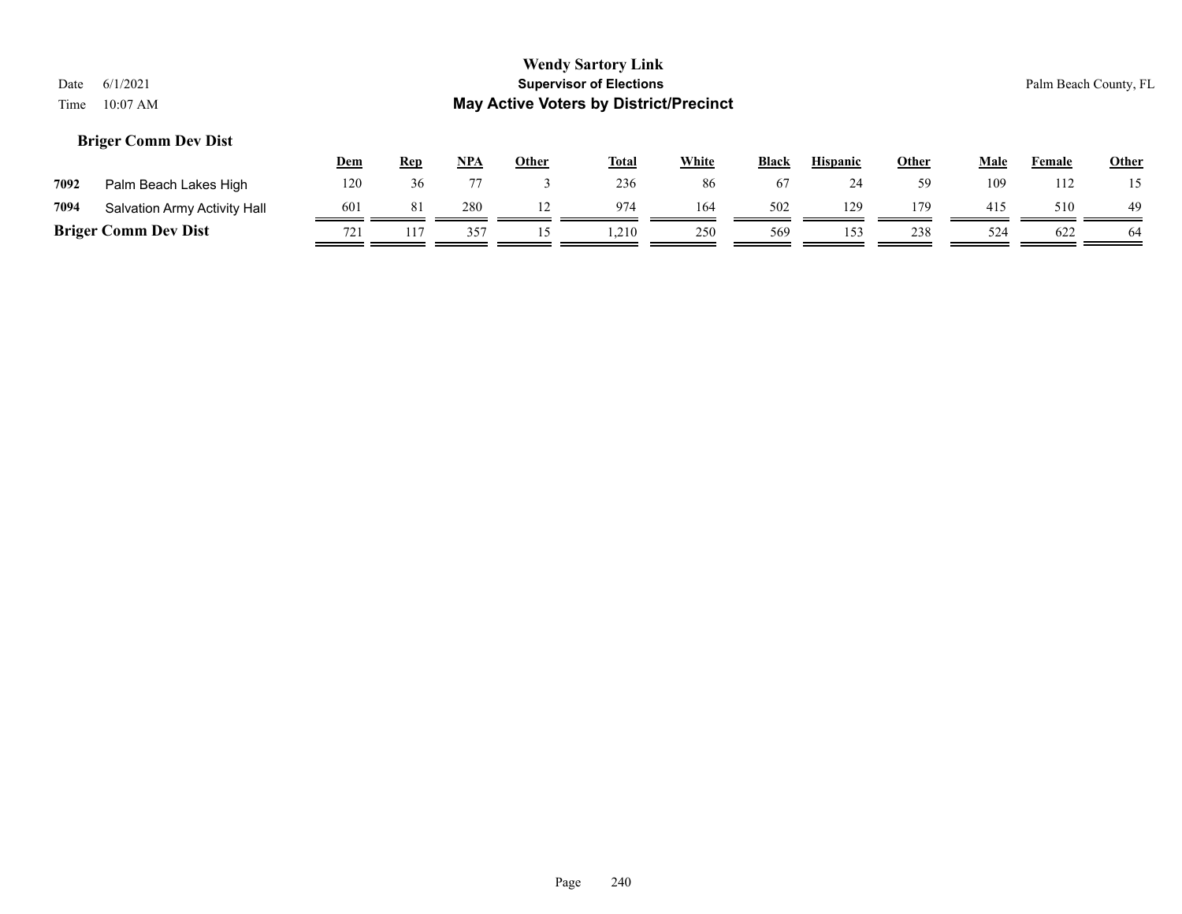# Wendy Sartory Link

**Supervisor of Elections**

**May Active Voters by District/Precinct**

Date 6/1/2021

Time 10:07 AM

Palm Beach County, FL

### Briger Comm Dev Dist

| | | Dem | Rep | NPA | Other | Total | White | Black | Hispanic | Other | Male | Female | Other |
|---|---|---|---|---|---|---|---|---|---|---|---|---|---|
| 7092 | Palm Beach Lakes High | 120 | 36 | 77 | 3 | 236 | 86 | 67 | 24 | 59 | 109 | 112 | 15 |
| 7094 | Salvation Army Activity Hall | 601 | 81 | 280 | 12 | 974 | 164 | 502 | 129 | 179 | 415 | 510 | 49 |
| **Briger Comm Dev Dist** | | 721 | 117 | 357 | 15 | 1,210 | 250 | 569 | 153 | 238 | 524 | 622 | 64 |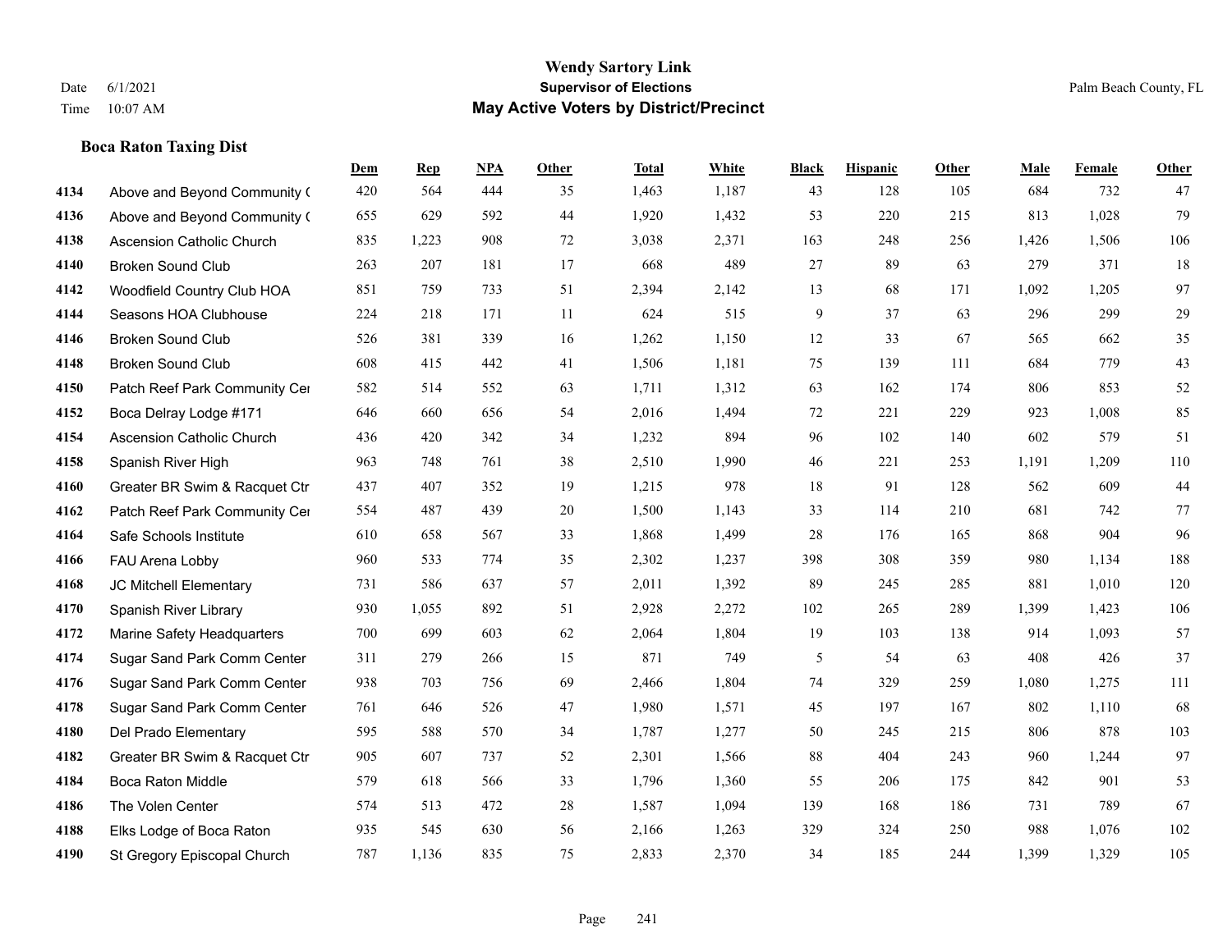**Wendy Sartory Link**
**Supervisor of Elections**
**May Active Voters by District/Precinct**

Date 6/1/2021
Time 10:07 AM

Palm Beach County, FL

### Boca Raton Taxing Dist

| | | Dem | Rep | NPA | Other | Total | White | Black | Hispanic | Other | Male | Female | Other |
|---|---|---|---|---|---|---|---|---|---|---|---|---|---|
| 4134 | Above and Beyond Community ( | 420 | 564 | 444 | 35 | 1,463 | 1,187 | 43 | 128 | 105 | 684 | 732 | 47 |
| 4136 | Above and Beyond Community ( | 655 | 629 | 592 | 44 | 1,920 | 1,432 | 53 | 220 | 215 | 813 | 1,028 | 79 |
| 4138 | Ascension Catholic Church | 835 | 1,223 | 908 | 72 | 3,038 | 2,371 | 163 | 248 | 256 | 1,426 | 1,506 | 106 |
| 4140 | Broken Sound Club | 263 | 207 | 181 | 17 | 668 | 489 | 27 | 89 | 63 | 279 | 371 | 18 |
| 4142 | Woodfield Country Club HOA | 851 | 759 | 733 | 51 | 2,394 | 2,142 | 13 | 68 | 171 | 1,092 | 1,205 | 97 |
| 4144 | Seasons HOA Clubhouse | 224 | 218 | 171 | 11 | 624 | 515 | 9 | 37 | 63 | 296 | 299 | 29 |
| 4146 | Broken Sound Club | 526 | 381 | 339 | 16 | 1,262 | 1,150 | 12 | 33 | 67 | 565 | 662 | 35 |
| 4148 | Broken Sound Club | 608 | 415 | 442 | 41 | 1,506 | 1,181 | 75 | 139 | 111 | 684 | 779 | 43 |
| 4150 | Patch Reef Park Community Cer | 582 | 514 | 552 | 63 | 1,711 | 1,312 | 63 | 162 | 174 | 806 | 853 | 52 |
| 4152 | Boca Delray Lodge #171 | 646 | 660 | 656 | 54 | 2,016 | 1,494 | 72 | 221 | 229 | 923 | 1,008 | 85 |
| 4154 | Ascension Catholic Church | 436 | 420 | 342 | 34 | 1,232 | 894 | 96 | 102 | 140 | 602 | 579 | 51 |
| 4158 | Spanish River High | 963 | 748 | 761 | 38 | 2,510 | 1,990 | 46 | 221 | 253 | 1,191 | 1,209 | 110 |
| 4160 | Greater BR Swim & Racquet Ctr | 437 | 407 | 352 | 19 | 1,215 | 978 | 18 | 91 | 128 | 562 | 609 | 44 |
| 4162 | Patch Reef Park Community Cer | 554 | 487 | 439 | 20 | 1,500 | 1,143 | 33 | 114 | 210 | 681 | 742 | 77 |
| 4164 | Safe Schools Institute | 610 | 658 | 567 | 33 | 1,868 | 1,499 | 28 | 176 | 165 | 868 | 904 | 96 |
| 4166 | FAU Arena Lobby | 960 | 533 | 774 | 35 | 2,302 | 1,237 | 398 | 308 | 359 | 980 | 1,134 | 188 |
| 4168 | JC Mitchell Elementary | 731 | 586 | 637 | 57 | 2,011 | 1,392 | 89 | 245 | 285 | 881 | 1,010 | 120 |
| 4170 | Spanish River Library | 930 | 1,055 | 892 | 51 | 2,928 | 2,272 | 102 | 265 | 289 | 1,399 | 1,423 | 106 |
| 4172 | Marine Safety Headquarters | 700 | 699 | 603 | 62 | 2,064 | 1,804 | 19 | 103 | 138 | 914 | 1,093 | 57 |
| 4174 | Sugar Sand Park Comm Center | 311 | 279 | 266 | 15 | 871 | 749 | 5 | 54 | 63 | 408 | 426 | 37 |
| 4176 | Sugar Sand Park Comm Center | 938 | 703 | 756 | 69 | 2,466 | 1,804 | 74 | 329 | 259 | 1,080 | 1,275 | 111 |
| 4178 | Sugar Sand Park Comm Center | 761 | 646 | 526 | 47 | 1,980 | 1,571 | 45 | 197 | 167 | 802 | 1,110 | 68 |
| 4180 | Del Prado Elementary | 595 | 588 | 570 | 34 | 1,787 | 1,277 | 50 | 245 | 215 | 806 | 878 | 103 |
| 4182 | Greater BR Swim & Racquet Ctr | 905 | 607 | 737 | 52 | 2,301 | 1,566 | 88 | 404 | 243 | 960 | 1,244 | 97 |
| 4184 | Boca Raton Middle | 579 | 618 | 566 | 33 | 1,796 | 1,360 | 55 | 206 | 175 | 842 | 901 | 53 |
| 4186 | The Volen Center | 574 | 513 | 472 | 28 | 1,587 | 1,094 | 139 | 168 | 186 | 731 | 789 | 67 |
| 4188 | Elks Lodge of Boca Raton | 935 | 545 | 630 | 56 | 2,166 | 1,263 | 329 | 324 | 250 | 988 | 1,076 | 102 |
| 4190 | St Gregory Episcopal Church | 787 | 1,136 | 835 | 75 | 2,833 | 2,370 | 34 | 185 | 244 | 1,399 | 1,329 | 105 |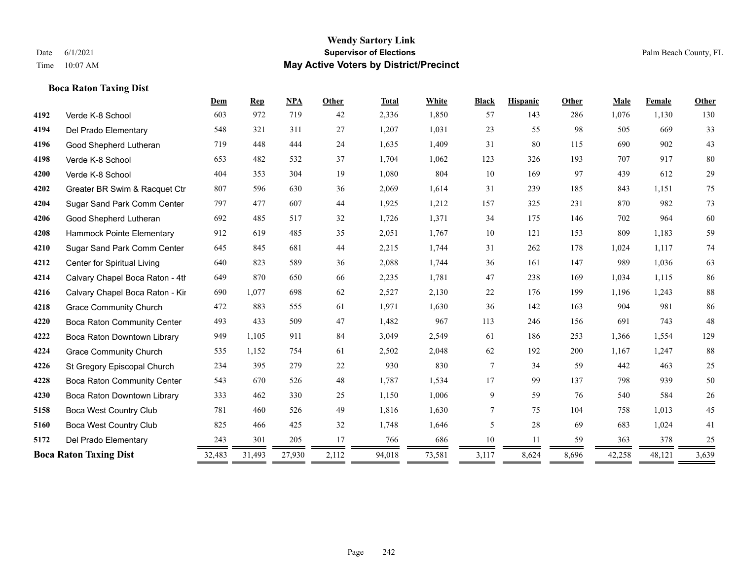**Wendy Sartory Link**
**Supervisor of Elections**
**May Active Voters by District/Precinct**

Date 6/1/2021
Time 10:07 AM

Palm Beach County, FL

### Boca Raton Taxing Dist

| | | Dem | Rep | NPA | Other | Total | White | Black | Hispanic | Other | Male | Female | Other |
|---|---|---|---|---|---|---|---|---|---|---|---|---|---|
| 4192 | Verde K-8 School | 603 | 972 | 719 | 42 | 2,336 | 1,850 | 57 | 143 | 286 | 1,076 | 1,130 | 130 |
| 4194 | Del Prado Elementary | 548 | 321 | 311 | 27 | 1,207 | 1,031 | 23 | 55 | 98 | 505 | 669 | 33 |
| 4196 | Good Shepherd Lutheran | 719 | 448 | 444 | 24 | 1,635 | 1,409 | 31 | 80 | 115 | 690 | 902 | 43 |
| 4198 | Verde K-8 School | 653 | 482 | 532 | 37 | 1,704 | 1,062 | 123 | 326 | 193 | 707 | 917 | 80 |
| 4200 | Verde K-8 School | 404 | 353 | 304 | 19 | 1,080 | 804 | 10 | 169 | 97 | 439 | 612 | 29 |
| 4202 | Greater BR Swim & Racquet Ctr | 807 | 596 | 630 | 36 | 2,069 | 1,614 | 31 | 239 | 185 | 843 | 1,151 | 75 |
| 4204 | Sugar Sand Park Comm Center | 797 | 477 | 607 | 44 | 1,925 | 1,212 | 157 | 325 | 231 | 870 | 982 | 73 |
| 4206 | Good Shepherd Lutheran | 692 | 485 | 517 | 32 | 1,726 | 1,371 | 34 | 175 | 146 | 702 | 964 | 60 |
| 4208 | Hammock Pointe Elementary | 912 | 619 | 485 | 35 | 2,051 | 1,767 | 10 | 121 | 153 | 809 | 1,183 | 59 |
| 4210 | Sugar Sand Park Comm Center | 645 | 845 | 681 | 44 | 2,215 | 1,744 | 31 | 262 | 178 | 1,024 | 1,117 | 74 |
| 4212 | Center for Spiritual Living | 640 | 823 | 589 | 36 | 2,088 | 1,744 | 36 | 161 | 147 | 989 | 1,036 | 63 |
| 4214 | Calvary Chapel Boca Raton - 4th | 649 | 870 | 650 | 66 | 2,235 | 1,781 | 47 | 238 | 169 | 1,034 | 1,115 | 86 |
| 4216 | Calvary Chapel Boca Raton - Kir | 690 | 1,077 | 698 | 62 | 2,527 | 2,130 | 22 | 176 | 199 | 1,196 | 1,243 | 88 |
| 4218 | Grace Community Church | 472 | 883 | 555 | 61 | 1,971 | 1,630 | 36 | 142 | 163 | 904 | 981 | 86 |
| 4220 | Boca Raton Community Center | 493 | 433 | 509 | 47 | 1,482 | 967 | 113 | 246 | 156 | 691 | 743 | 48 |
| 4222 | Boca Raton Downtown Library | 949 | 1,105 | 911 | 84 | 3,049 | 2,549 | 61 | 186 | 253 | 1,366 | 1,554 | 129 |
| 4224 | Grace Community Church | 535 | 1,152 | 754 | 61 | 2,502 | 2,048 | 62 | 192 | 200 | 1,167 | 1,247 | 88 |
| 4226 | St Gregory Episcopal Church | 234 | 395 | 279 | 22 | 930 | 830 | 7 | 34 | 59 | 442 | 463 | 25 |
| 4228 | Boca Raton Community Center | 543 | 670 | 526 | 48 | 1,787 | 1,534 | 17 | 99 | 137 | 798 | 939 | 50 |
| 4230 | Boca Raton Downtown Library | 333 | 462 | 330 | 25 | 1,150 | 1,006 | 9 | 59 | 76 | 540 | 584 | 26 |
| 5158 | Boca West Country Club | 781 | 460 | 526 | 49 | 1,816 | 1,630 | 7 | 75 | 104 | 758 | 1,013 | 45 |
| 5160 | Boca West Country Club | 825 | 466 | 425 | 32 | 1,748 | 1,646 | 5 | 28 | 69 | 683 | 1,024 | 41 |
| 5172 | Del Prado Elementary | 243 | 301 | 205 | 17 | 766 | 686 | 10 | 11 | 59 | 363 | 378 | 25 |
| **Boca Raton Taxing Dist** | | 32,483 | 31,493 | 27,930 | 2,112 | 94,018 | 73,581 | 3,117 | 8,624 | 8,696 | 42,258 | 48,121 | 3,639 |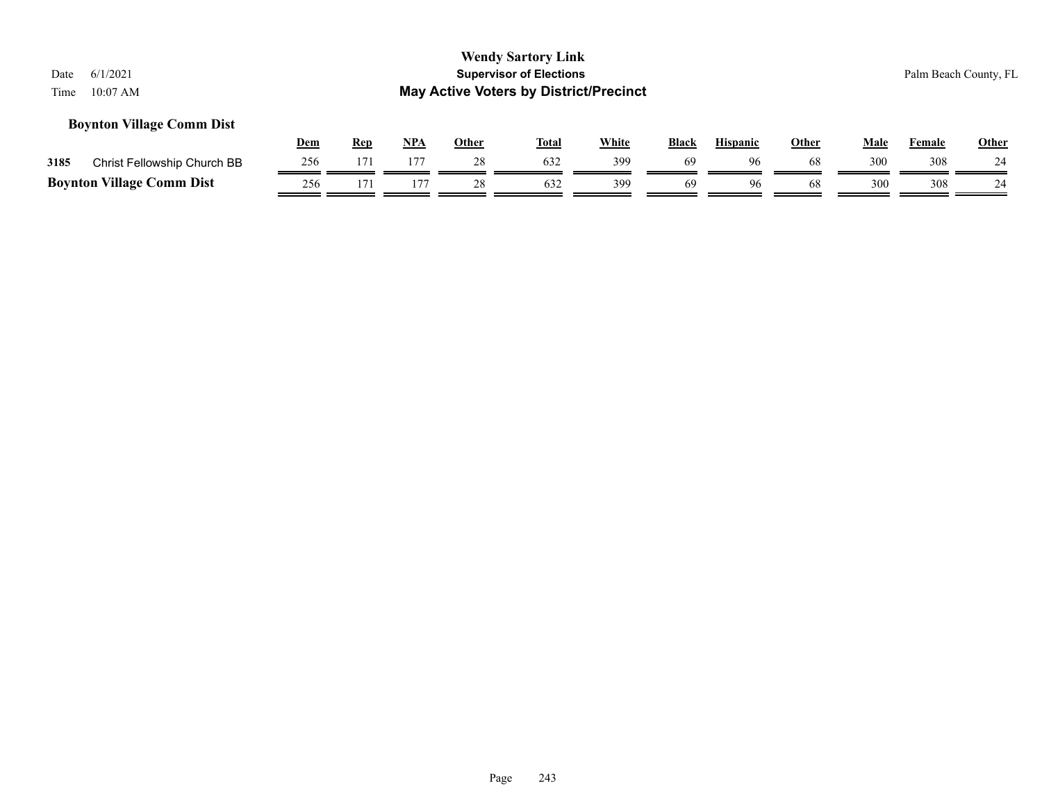**Wendy Sartory Link**
**Supervisor of Elections**
**May Active Voters by District/Precinct**

Date 6/1/2021
Time 10:07 AM

Palm Beach County, FL

### Boynton Village Comm Dist

| | | Dem | Rep | NPA | Other | Total | White | Black | Hispanic | Other | Male | Female | Other |
|---|---|---|---|---|---|---|---|---|---|---|---|---|---|
| 3185 | Christ Fellowship Church BB | 256 | 171 | 177 | 28 | 632 | 399 | 69 | 96 | 68 | 300 | 308 | 24 |
| **Boynton Village Comm Dist** | | 256 | 171 | 177 | 28 | 632 | 399 | 69 | 96 | 68 | 300 | 308 | 24 |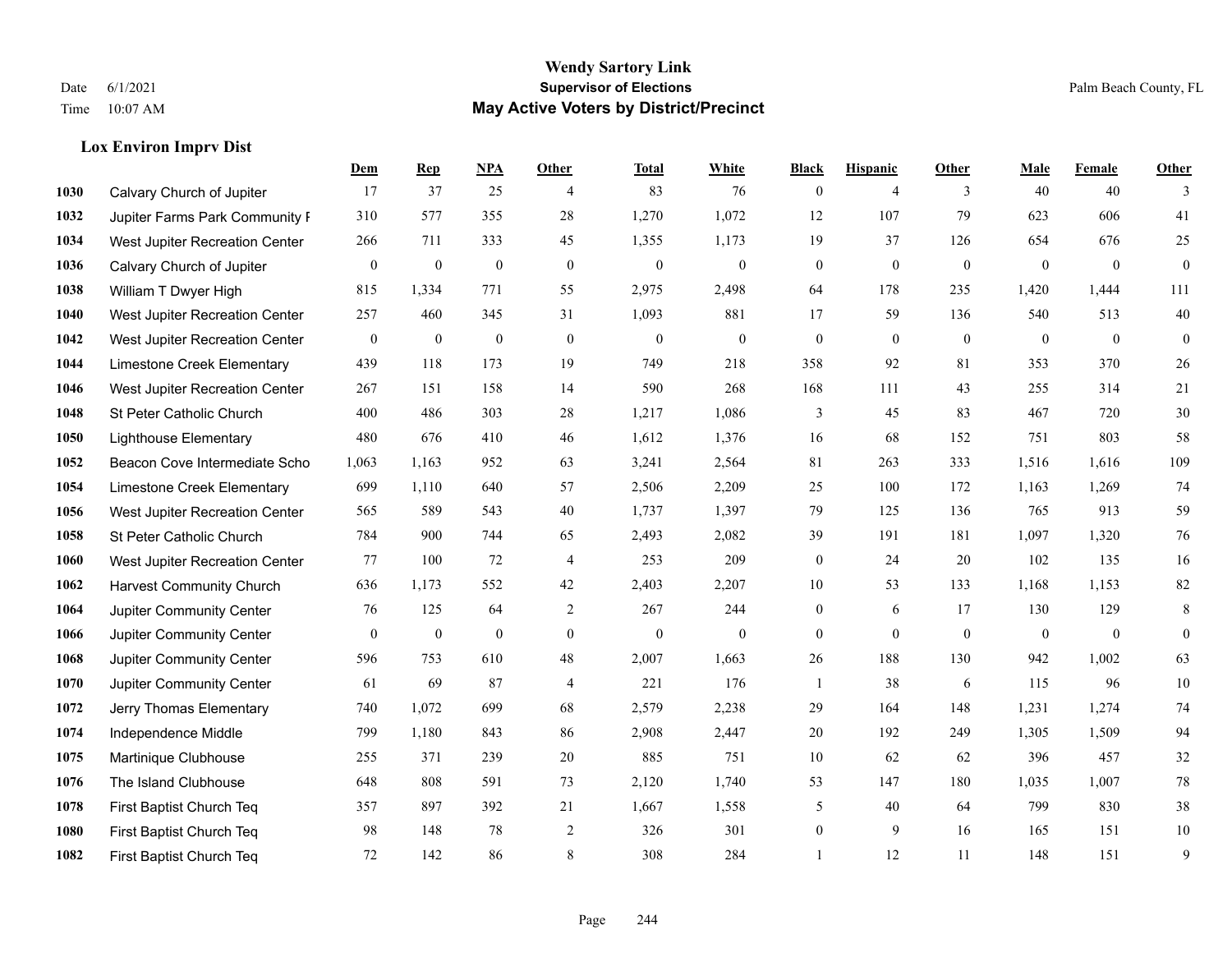## Lox Environ Imprv Dist

| | | Dem | Rep | NPA | Other | Total | White | Black | Hispanic | Other | Male | Female | Other |
|---|---|---|---|---|---|---|---|---|---|---|---|---|---|
| 1030 | Calvary Church of Jupiter | 17 | 37 | 25 | 4 | 83 | 76 | 0 | 4 | 3 | 40 | 40 | 3 |
| 1032 | Jupiter Farms Park Community F | 310 | 577 | 355 | 28 | 1,270 | 1,072 | 12 | 107 | 79 | 623 | 606 | 41 |
| 1034 | West Jupiter Recreation Center | 266 | 711 | 333 | 45 | 1,355 | 1,173 | 19 | 37 | 126 | 654 | 676 | 25 |
| 1036 | Calvary Church of Jupiter | 0 | 0 | 0 | 0 | 0 | 0 | 0 | 0 | 0 | 0 | 0 | 0 |
| 1038 | William T Dwyer High | 815 | 1,334 | 771 | 55 | 2,975 | 2,498 | 64 | 178 | 235 | 1,420 | 1,444 | 111 |
| 1040 | West Jupiter Recreation Center | 257 | 460 | 345 | 31 | 1,093 | 881 | 17 | 59 | 136 | 540 | 513 | 40 |
| 1042 | West Jupiter Recreation Center | 0 | 0 | 0 | 0 | 0 | 0 | 0 | 0 | 0 | 0 | 0 | 0 |
| 1044 | Limestone Creek Elementary | 439 | 118 | 173 | 19 | 749 | 218 | 358 | 92 | 81 | 353 | 370 | 26 |
| 1046 | West Jupiter Recreation Center | 267 | 151 | 158 | 14 | 590 | 268 | 168 | 111 | 43 | 255 | 314 | 21 |
| 1048 | St Peter Catholic Church | 400 | 486 | 303 | 28 | 1,217 | 1,086 | 3 | 45 | 83 | 467 | 720 | 30 |
| 1050 | Lighthouse Elementary | 480 | 676 | 410 | 46 | 1,612 | 1,376 | 16 | 68 | 152 | 751 | 803 | 58 |
| 1052 | Beacon Cove Intermediate Scho | 1,063 | 1,163 | 952 | 63 | 3,241 | 2,564 | 81 | 263 | 333 | 1,516 | 1,616 | 109 |
| 1054 | Limestone Creek Elementary | 699 | 1,110 | 640 | 57 | 2,506 | 2,209 | 25 | 100 | 172 | 1,163 | 1,269 | 74 |
| 1056 | West Jupiter Recreation Center | 565 | 589 | 543 | 40 | 1,737 | 1,397 | 79 | 125 | 136 | 765 | 913 | 59 |
| 1058 | St Peter Catholic Church | 784 | 900 | 744 | 65 | 2,493 | 2,082 | 39 | 191 | 181 | 1,097 | 1,320 | 76 |
| 1060 | West Jupiter Recreation Center | 77 | 100 | 72 | 4 | 253 | 209 | 0 | 24 | 20 | 102 | 135 | 16 |
| 1062 | Harvest Community Church | 636 | 1,173 | 552 | 42 | 2,403 | 2,207 | 10 | 53 | 133 | 1,168 | 1,153 | 82 |
| 1064 | Jupiter Community Center | 76 | 125 | 64 | 2 | 267 | 244 | 0 | 6 | 17 | 130 | 129 | 8 |
| 1066 | Jupiter Community Center | 0 | 0 | 0 | 0 | 0 | 0 | 0 | 0 | 0 | 0 | 0 | 0 |
| 1068 | Jupiter Community Center | 596 | 753 | 610 | 48 | 2,007 | 1,663 | 26 | 188 | 130 | 942 | 1,002 | 63 |
| 1070 | Jupiter Community Center | 61 | 69 | 87 | 4 | 221 | 176 | 1 | 38 | 6 | 115 | 96 | 10 |
| 1072 | Jerry Thomas Elementary | 740 | 1,072 | 699 | 68 | 2,579 | 2,238 | 29 | 164 | 148 | 1,231 | 1,274 | 74 |
| 1074 | Independence Middle | 799 | 1,180 | 843 | 86 | 2,908 | 2,447 | 20 | 192 | 249 | 1,305 | 1,509 | 94 |
| 1075 | Martinique Clubhouse | 255 | 371 | 239 | 20 | 885 | 751 | 10 | 62 | 62 | 396 | 457 | 32 |
| 1076 | The Island Clubhouse | 648 | 808 | 591 | 73 | 2,120 | 1,740 | 53 | 147 | 180 | 1,035 | 1,007 | 78 |
| 1078 | First Baptist Church Teq | 357 | 897 | 392 | 21 | 1,667 | 1,558 | 5 | 40 | 64 | 799 | 830 | 38 |
| 1080 | First Baptist Church Teq | 98 | 148 | 78 | 2 | 326 | 301 | 0 | 9 | 16 | 165 | 151 | 10 |
| 1082 | First Baptist Church Teq | 72 | 142 | 86 | 8 | 308 | 284 | 1 | 12 | 11 | 148 | 151 | 9 |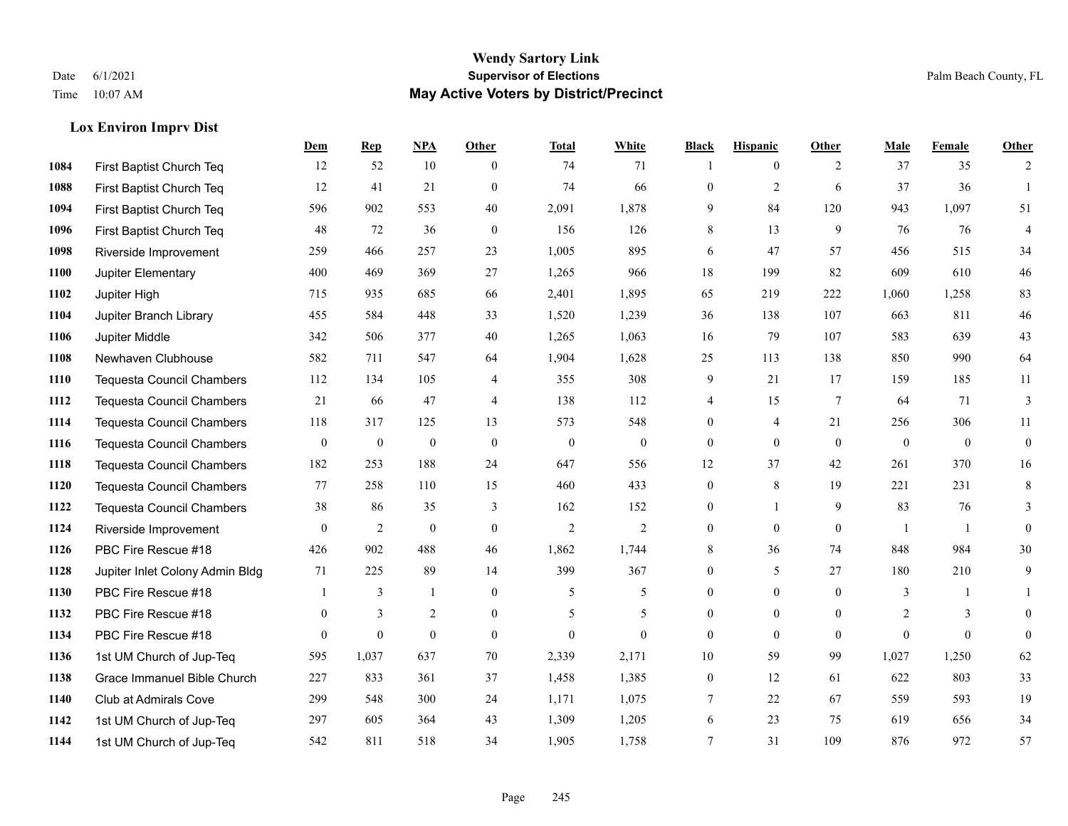# Wendy Sartory Link
## Supervisor of Elections
## May Active Voters by District/Precinct

Date 6/1/2021
Time 10:07 AM

Palm Beach County, FL

### Lox Environ Imprv Dist

| | | Dem | Rep | NPA | Other | Total | White | Black | Hispanic | Other | Male | Female | Other |
|---|---|---|---|---|---|---|---|---|---|---|---|---|---|
| 1084 | First Baptist Church Teq | 12 | 52 | 10 | 0 | 74 | 71 | 1 | 0 | 2 | 37 | 35 | 2 |
| 1088 | First Baptist Church Teq | 12 | 41 | 21 | 0 | 74 | 66 | 0 | 2 | 6 | 37 | 36 | 1 |
| 1094 | First Baptist Church Teq | 596 | 902 | 553 | 40 | 2,091 | 1,878 | 9 | 84 | 120 | 943 | 1,097 | 51 |
| 1096 | First Baptist Church Teq | 48 | 72 | 36 | 0 | 156 | 126 | 8 | 13 | 9 | 76 | 76 | 4 |
| 1098 | Riverside Improvement | 259 | 466 | 257 | 23 | 1,005 | 895 | 6 | 47 | 57 | 456 | 515 | 34 |
| 1100 | Jupiter Elementary | 400 | 469 | 369 | 27 | 1,265 | 966 | 18 | 199 | 82 | 609 | 610 | 46 |
| 1102 | Jupiter High | 715 | 935 | 685 | 66 | 2,401 | 1,895 | 65 | 219 | 222 | 1,060 | 1,258 | 83 |
| 1104 | Jupiter Branch Library | 455 | 584 | 448 | 33 | 1,520 | 1,239 | 36 | 138 | 107 | 663 | 811 | 46 |
| 1106 | Jupiter Middle | 342 | 506 | 377 | 40 | 1,265 | 1,063 | 16 | 79 | 107 | 583 | 639 | 43 |
| 1108 | Newhaven Clubhouse | 582 | 711 | 547 | 64 | 1,904 | 1,628 | 25 | 113 | 138 | 850 | 990 | 64 |
| 1110 | Tequesta Council Chambers | 112 | 134 | 105 | 4 | 355 | 308 | 9 | 21 | 17 | 159 | 185 | 11 |
| 1112 | Tequesta Council Chambers | 21 | 66 | 47 | 4 | 138 | 112 | 4 | 15 | 7 | 64 | 71 | 3 |
| 1114 | Tequesta Council Chambers | 118 | 317 | 125 | 13 | 573 | 548 | 0 | 4 | 21 | 256 | 306 | 11 |
| 1116 | Tequesta Council Chambers | 0 | 0 | 0 | 0 | 0 | 0 | 0 | 0 | 0 | 0 | 0 | 0 |
| 1118 | Tequesta Council Chambers | 182 | 253 | 188 | 24 | 647 | 556 | 12 | 37 | 42 | 261 | 370 | 16 |
| 1120 | Tequesta Council Chambers | 77 | 258 | 110 | 15 | 460 | 433 | 0 | 8 | 19 | 221 | 231 | 8 |
| 1122 | Tequesta Council Chambers | 38 | 86 | 35 | 3 | 162 | 152 | 0 | 1 | 9 | 83 | 76 | 3 |
| 1124 | Riverside Improvement | 0 | 2 | 0 | 0 | 2 | 2 | 0 | 0 | 0 | 1 | 1 | 0 |
| 1126 | PBC Fire Rescue #18 | 426 | 902 | 488 | 46 | 1,862 | 1,744 | 8 | 36 | 74 | 848 | 984 | 30 |
| 1128 | Jupiter Inlet Colony Admin Bldg | 71 | 225 | 89 | 14 | 399 | 367 | 0 | 5 | 27 | 180 | 210 | 9 |
| 1130 | PBC Fire Rescue #18 | 1 | 3 | 1 | 0 | 5 | 5 | 0 | 0 | 0 | 3 | 1 | 1 |
| 1132 | PBC Fire Rescue #18 | 0 | 3 | 2 | 0 | 5 | 5 | 0 | 0 | 0 | 2 | 3 | 0 |
| 1134 | PBC Fire Rescue #18 | 0 | 0 | 0 | 0 | 0 | 0 | 0 | 0 | 0 | 0 | 0 | 0 |
| 1136 | 1st UM Church of Jup-Teq | 595 | 1,037 | 637 | 70 | 2,339 | 2,171 | 10 | 59 | 99 | 1,027 | 1,250 | 62 |
| 1138 | Grace Immanuel Bible Church | 227 | 833 | 361 | 37 | 1,458 | 1,385 | 0 | 12 | 61 | 622 | 803 | 33 |
| 1140 | Club at Admirals Cove | 299 | 548 | 300 | 24 | 1,171 | 1,075 | 7 | 22 | 67 | 559 | 593 | 19 |
| 1142 | 1st UM Church of Jup-Teq | 297 | 605 | 364 | 43 | 1,309 | 1,205 | 6 | 23 | 75 | 619 | 656 | 34 |
| 1144 | 1st UM Church of Jup-Teq | 542 | 811 | 518 | 34 | 1,905 | 1,758 | 7 | 31 | 109 | 876 | 972 | 57 |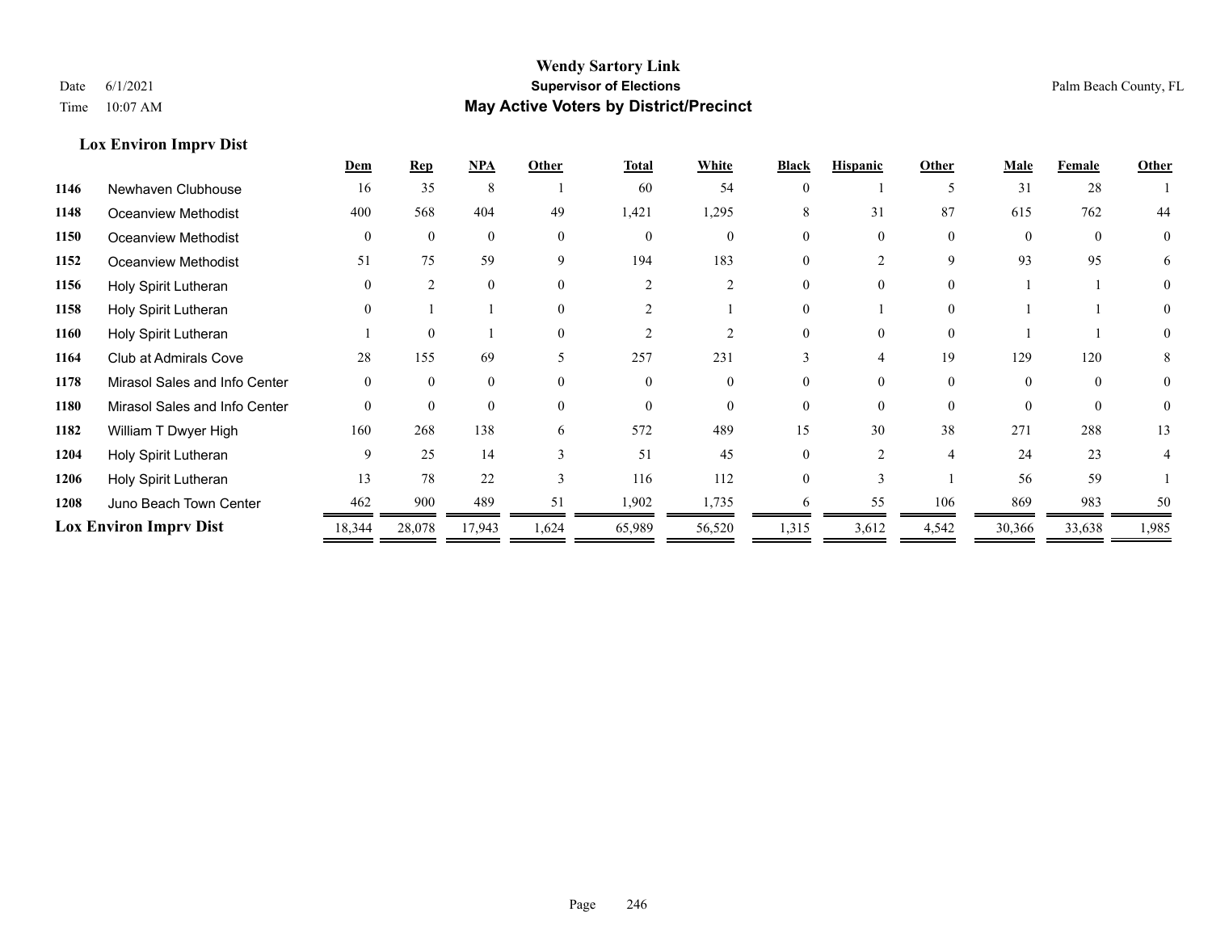## Lox Environ Imprv Dist

| | | Dem | Rep | NPA | Other | Total | White | Black | Hispanic | Other | Male | Female | Other |
|---|---|---|---|---|---|---|---|---|---|---|---|---|---|
| 1146 | Newhaven Clubhouse | 16 | 35 | 8 | 1 | 60 | 54 | 0 | 1 | 5 | 31 | 28 | 1 |
| 1148 | Oceanview Methodist | 400 | 568 | 404 | 49 | 1,421 | 1,295 | 8 | 31 | 87 | 615 | 762 | 44 |
| 1150 | Oceanview Methodist | 0 | 0 | 0 | 0 | 0 | 0 | 0 | 0 | 0 | 0 | 0 | 0 |
| 1152 | Oceanview Methodist | 51 | 75 | 59 | 9 | 194 | 183 | 0 | 2 | 9 | 93 | 95 | 6 |
| 1156 | Holy Spirit Lutheran | 0 | 2 | 0 | 0 | 2 | 2 | 0 | 0 | 0 | 1 | 1 | 0 |
| 1158 | Holy Spirit Lutheran | 0 | 1 | 1 | 0 | 2 | 1 | 0 | 1 | 0 | 1 | 1 | 0 |
| 1160 | Holy Spirit Lutheran | 1 | 0 | 1 | 0 | 2 | 2 | 0 | 0 | 0 | 1 | 1 | 0 |
| 1164 | Club at Admirals Cove | 28 | 155 | 69 | 5 | 257 | 231 | 3 | 4 | 19 | 129 | 120 | 8 |
| 1178 | Mirasol Sales and Info Center | 0 | 0 | 0 | 0 | 0 | 0 | 0 | 0 | 0 | 0 | 0 | 0 |
| 1180 | Mirasol Sales and Info Center | 0 | 0 | 0 | 0 | 0 | 0 | 0 | 0 | 0 | 0 | 0 | 0 |
| 1182 | William T Dwyer High | 160 | 268 | 138 | 6 | 572 | 489 | 15 | 30 | 38 | 271 | 288 | 13 |
| 1204 | Holy Spirit Lutheran | 9 | 25 | 14 | 3 | 51 | 45 | 0 | 2 | 4 | 24 | 23 | 4 |
| 1206 | Holy Spirit Lutheran | 13 | 78 | 22 | 3 | 116 | 112 | 0 | 3 | 1 | 56 | 59 | 1 |
| 1208 | Juno Beach Town Center | 462 | 900 | 489 | 51 | 1,902 | 1,735 | 6 | 55 | 106 | 869 | 983 | 50 |
| **Lox Environ Imprv Dist** | | 18,344 | 28,078 | 17,943 | 1,624 | 65,989 | 56,520 | 1,315 | 3,612 | 4,542 | 30,366 | 33,638 | 1,985 |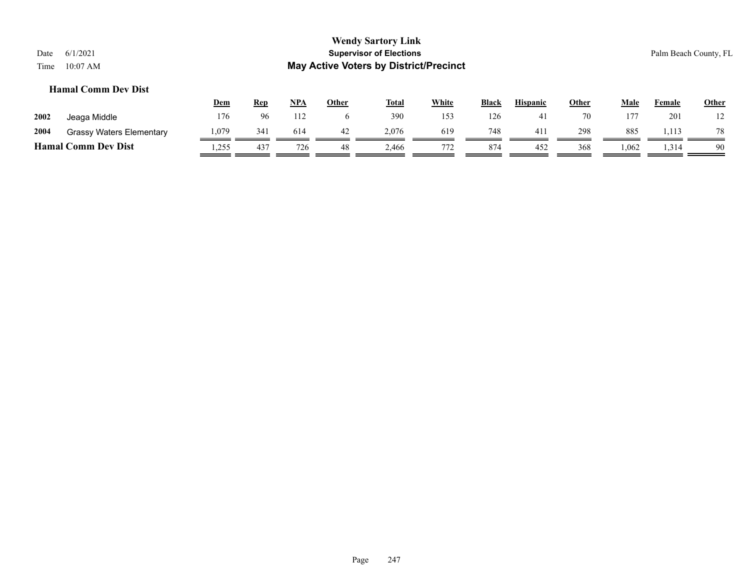## Hamal Comm Dev Dist

| | | Dem | Rep | NPA | Other | Total | White | Black | Hispanic | Other | Male | Female | Other |
|---|---|---|---|---|---|---|---|---|---|---|---|---|---|
| 2002 | Jeaga Middle | 176 | 96 | 112 | 6 | 390 | 153 | 126 | 41 | 70 | 177 | 201 | 12 |
| 2004 | Grassy Waters Elementary | 1,079 | 341 | 614 | 42 | 2,076 | 619 | 748 | 411 | 298 | 885 | 1,113 | 78 |
| **Hamal Comm Dev Dist** | | 1,255 | 437 | 726 | 48 | 2,466 | 772 | 874 | 452 | 368 | 1,062 | 1,314 | 90 |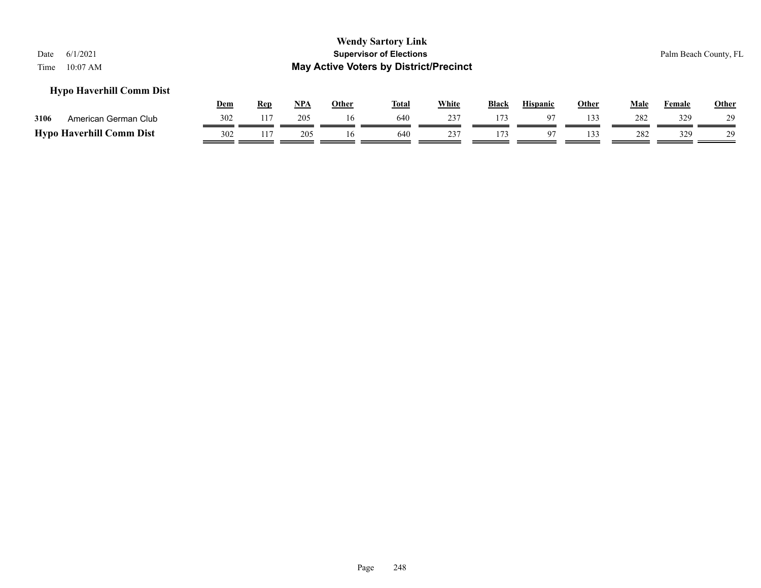**Wendy Sartory Link**
**Supervisor of Elections**
**May Active Voters by District/Precinct**

Date 6/1/2021
Time 10:07 AM

Palm Beach County, FL

### Hypo Haverhill Comm Dist

| | | Dem | Rep | NPA | Other | Total | White | Black | Hispanic | Other | Male | Female | Other |
|---|---|---|---|---|---|---|---|---|---|---|---|---|---|
| 3106 | American German Club | 302 | 117 | 205 | 16 | 640 | 237 | 173 | 97 | 133 | 282 | 329 | 29 |
| **Hypo Haverhill Comm Dist** | | 302 | 117 | 205 | 16 | 640 | 237 | 173 | 97 | 133 | 282 | 329 | 29 |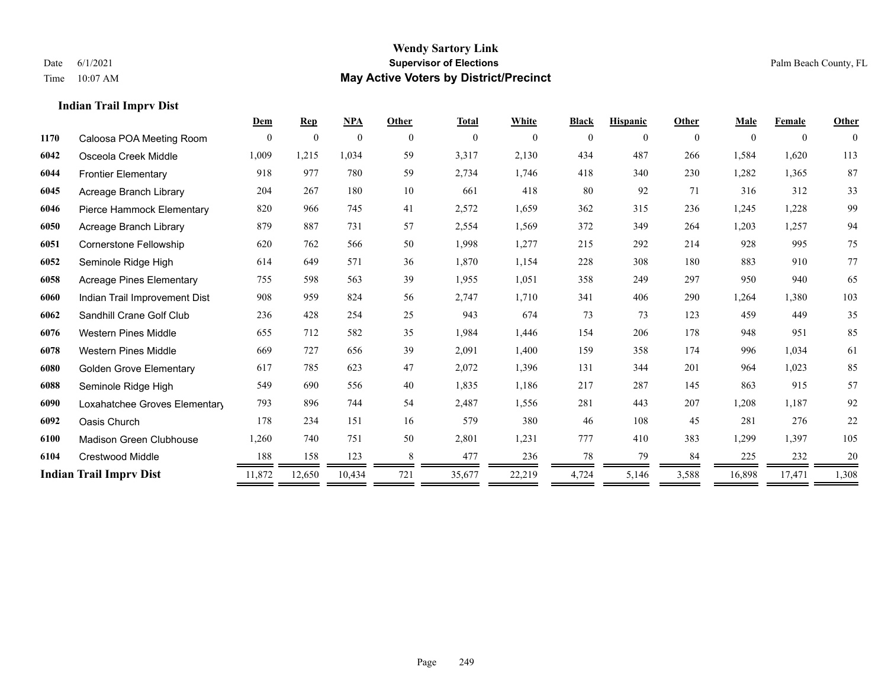# Wendy Sartory Link

## Supervisor of Elections

## May Active Voters by District/Precinct

Date 6/1/2021
Time 10:07 AM

Palm Beach County, FL

### Indian Trail Imprv Dist

| | | Dem | Rep | NPA | Other | Total | White | Black | Hispanic | Other | Male | Female | Other |
|---|---|---|---|---|---|---|---|---|---|---|---|---|---|
| 1170 | Caloosa POA Meeting Room | 0 | 0 | 0 | 0 | 0 | 0 | 0 | 0 | 0 | 0 | 0 | 0 |
| 6042 | Osceola Creek Middle | 1,009 | 1,215 | 1,034 | 59 | 3,317 | 2,130 | 434 | 487 | 266 | 1,584 | 1,620 | 113 |
| 6044 | Frontier Elementary | 918 | 977 | 780 | 59 | 2,734 | 1,746 | 418 | 340 | 230 | 1,282 | 1,365 | 87 |
| 6045 | Acreage Branch Library | 204 | 267 | 180 | 10 | 661 | 418 | 80 | 92 | 71 | 316 | 312 | 33 |
| 6046 | Pierce Hammock Elementary | 820 | 966 | 745 | 41 | 2,572 | 1,659 | 362 | 315 | 236 | 1,245 | 1,228 | 99 |
| 6050 | Acreage Branch Library | 879 | 887 | 731 | 57 | 2,554 | 1,569 | 372 | 349 | 264 | 1,203 | 1,257 | 94 |
| 6051 | Cornerstone Fellowship | 620 | 762 | 566 | 50 | 1,998 | 1,277 | 215 | 292 | 214 | 928 | 995 | 75 |
| 6052 | Seminole Ridge High | 614 | 649 | 571 | 36 | 1,870 | 1,154 | 228 | 308 | 180 | 883 | 910 | 77 |
| 6058 | Acreage Pines Elementary | 755 | 598 | 563 | 39 | 1,955 | 1,051 | 358 | 249 | 297 | 950 | 940 | 65 |
| 6060 | Indian Trail Improvement Dist | 908 | 959 | 824 | 56 | 2,747 | 1,710 | 341 | 406 | 290 | 1,264 | 1,380 | 103 |
| 6062 | Sandhill Crane Golf Club | 236 | 428 | 254 | 25 | 943 | 674 | 73 | 73 | 123 | 459 | 449 | 35 |
| 6076 | Western Pines Middle | 655 | 712 | 582 | 35 | 1,984 | 1,446 | 154 | 206 | 178 | 948 | 951 | 85 |
| 6078 | Western Pines Middle | 669 | 727 | 656 | 39 | 2,091 | 1,400 | 159 | 358 | 174 | 996 | 1,034 | 61 |
| 6080 | Golden Grove Elementary | 617 | 785 | 623 | 47 | 2,072 | 1,396 | 131 | 344 | 201 | 964 | 1,023 | 85 |
| 6088 | Seminole Ridge High | 549 | 690 | 556 | 40 | 1,835 | 1,186 | 217 | 287 | 145 | 863 | 915 | 57 |
| 6090 | Loxahatchee Groves Elementary | 793 | 896 | 744 | 54 | 2,487 | 1,556 | 281 | 443 | 207 | 1,208 | 1,187 | 92 |
| 6092 | Oasis Church | 178 | 234 | 151 | 16 | 579 | 380 | 46 | 108 | 45 | 281 | 276 | 22 |
| 6100 | Madison Green Clubhouse | 1,260 | 740 | 751 | 50 | 2,801 | 1,231 | 777 | 410 | 383 | 1,299 | 1,397 | 105 |
| 6104 | Crestwood Middle | 188 | 158 | 123 | 8 | 477 | 236 | 78 | 79 | 84 | 225 | 232 | 20 |
| **Indian Trail Imprv Dist** | | 11,872 | 12,650 | 10,434 | 721 | 35,677 | 22,219 | 4,724 | 5,146 | 3,588 | 16,898 | 17,471 | 1,308 |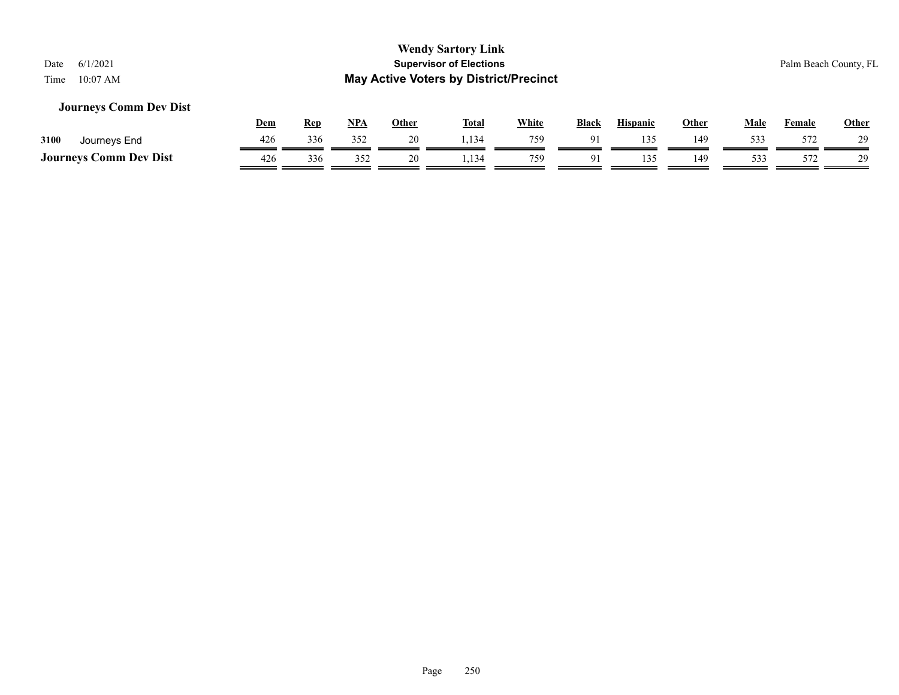**Wendy Sartory Link**

**Supervisor of Elections**

**May Active Voters by District/Precinct**

Date 6/1/2021

Time 10:07 AM

Palm Beach County, FL

### Journeys Comm Dev Dist

| | | Dem | Rep | NPA | Other | Total | White | Black | Hispanic | Other | Male | Female | Other |
|---|---|---|---|---|---|---|---|---|---|---|---|---|---|
| 3100 | Journeys End | 426 | 336 | 352 | 20 | 1,134 | 759 | 91 | 135 | 149 | 533 | 572 | 29 |
| **Journeys Comm Dev Dist** | | 426 | 336 | 352 | 20 | 1,134 | 759 | 91 | 135 | 149 | 533 | 572 | 29 |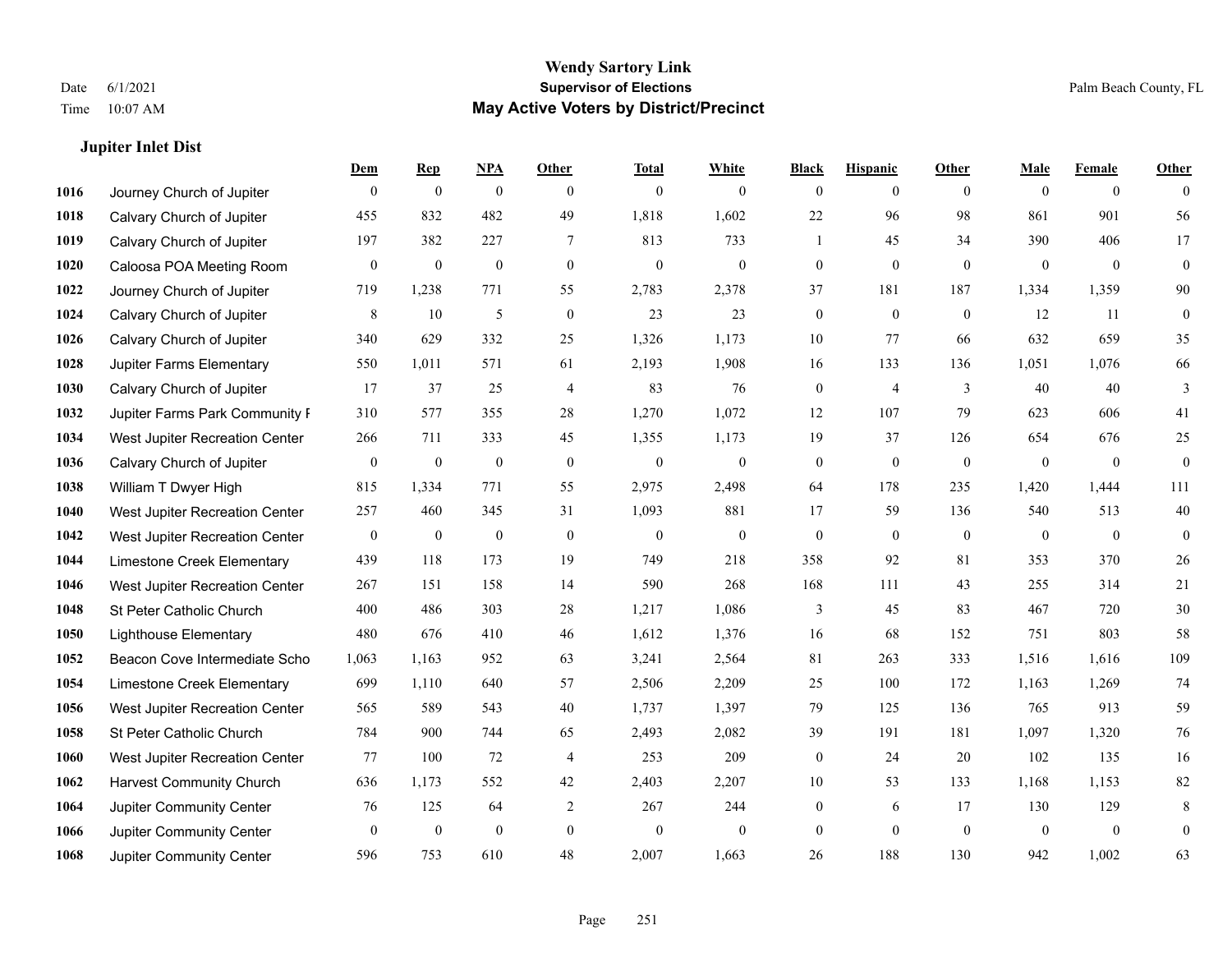# Wendy Sartory Link
## Supervisor of Elections
## May Active Voters by District/Precinct

Date 6/1/2021
Time 10:07 AM

Palm Beach County, FL

### Jupiter Inlet Dist

| | | Dem | Rep | NPA | Other | Total | White | Black | Hispanic | Other | Male | Female | Other |
|---|---|---|---|---|---|---|---|---|---|---|---|---|---|
| 1016 | Journey Church of Jupiter | 0 | 0 | 0 | 0 | 0 | 0 | 0 | 0 | 0 | 0 | 0 | 0 |
| 1018 | Calvary Church of Jupiter | 455 | 832 | 482 | 49 | 1,818 | 1,602 | 22 | 96 | 98 | 861 | 901 | 56 |
| 1019 | Calvary Church of Jupiter | 197 | 382 | 227 | 7 | 813 | 733 | 1 | 45 | 34 | 390 | 406 | 17 |
| 1020 | Caloosa POA Meeting Room | 0 | 0 | 0 | 0 | 0 | 0 | 0 | 0 | 0 | 0 | 0 | 0 |
| 1022 | Journey Church of Jupiter | 719 | 1,238 | 771 | 55 | 2,783 | 2,378 | 37 | 181 | 187 | 1,334 | 1,359 | 90 |
| 1024 | Calvary Church of Jupiter | 8 | 10 | 5 | 0 | 23 | 23 | 0 | 0 | 0 | 12 | 11 | 0 |
| 1026 | Calvary Church of Jupiter | 340 | 629 | 332 | 25 | 1,326 | 1,173 | 10 | 77 | 66 | 632 | 659 | 35 |
| 1028 | Jupiter Farms Elementary | 550 | 1,011 | 571 | 61 | 2,193 | 1,908 | 16 | 133 | 136 | 1,051 | 1,076 | 66 |
| 1030 | Calvary Church of Jupiter | 17 | 37 | 25 | 4 | 83 | 76 | 0 | 4 | 3 | 40 | 40 | 3 |
| 1032 | Jupiter Farms Park Community F | 310 | 577 | 355 | 28 | 1,270 | 1,072 | 12 | 107 | 79 | 623 | 606 | 41 |
| 1034 | West Jupiter Recreation Center | 266 | 711 | 333 | 45 | 1,355 | 1,173 | 19 | 37 | 126 | 654 | 676 | 25 |
| 1036 | Calvary Church of Jupiter | 0 | 0 | 0 | 0 | 0 | 0 | 0 | 0 | 0 | 0 | 0 | 0 |
| 1038 | William T Dwyer High | 815 | 1,334 | 771 | 55 | 2,975 | 2,498 | 64 | 178 | 235 | 1,420 | 1,444 | 111 |
| 1040 | West Jupiter Recreation Center | 257 | 460 | 345 | 31 | 1,093 | 881 | 17 | 59 | 136 | 540 | 513 | 40 |
| 1042 | West Jupiter Recreation Center | 0 | 0 | 0 | 0 | 0 | 0 | 0 | 0 | 0 | 0 | 0 | 0 |
| 1044 | Limestone Creek Elementary | 439 | 118 | 173 | 19 | 749 | 218 | 358 | 92 | 81 | 353 | 370 | 26 |
| 1046 | West Jupiter Recreation Center | 267 | 151 | 158 | 14 | 590 | 268 | 168 | 111 | 43 | 255 | 314 | 21 |
| 1048 | St Peter Catholic Church | 400 | 486 | 303 | 28 | 1,217 | 1,086 | 3 | 45 | 83 | 467 | 720 | 30 |
| 1050 | Lighthouse Elementary | 480 | 676 | 410 | 46 | 1,612 | 1,376 | 16 | 68 | 152 | 751 | 803 | 58 |
| 1052 | Beacon Cove Intermediate Scho | 1,063 | 1,163 | 952 | 63 | 3,241 | 2,564 | 81 | 263 | 333 | 1,516 | 1,616 | 109 |
| 1054 | Limestone Creek Elementary | 699 | 1,110 | 640 | 57 | 2,506 | 2,209 | 25 | 100 | 172 | 1,163 | 1,269 | 74 |
| 1056 | West Jupiter Recreation Center | 565 | 589 | 543 | 40 | 1,737 | 1,397 | 79 | 125 | 136 | 765 | 913 | 59 |
| 1058 | St Peter Catholic Church | 784 | 900 | 744 | 65 | 2,493 | 2,082 | 39 | 191 | 181 | 1,097 | 1,320 | 76 |
| 1060 | West Jupiter Recreation Center | 77 | 100 | 72 | 4 | 253 | 209 | 0 | 24 | 20 | 102 | 135 | 16 |
| 1062 | Harvest Community Church | 636 | 1,173 | 552 | 42 | 2,403 | 2,207 | 10 | 53 | 133 | 1,168 | 1,153 | 82 |
| 1064 | Jupiter Community Center | 76 | 125 | 64 | 2 | 267 | 244 | 0 | 6 | 17 | 130 | 129 | 8 |
| 1066 | Jupiter Community Center | 0 | 0 | 0 | 0 | 0 | 0 | 0 | 0 | 0 | 0 | 0 | 0 |
| 1068 | Jupiter Community Center | 596 | 753 | 610 | 48 | 2,007 | 1,663 | 26 | 188 | 130 | 942 | 1,002 | 63 |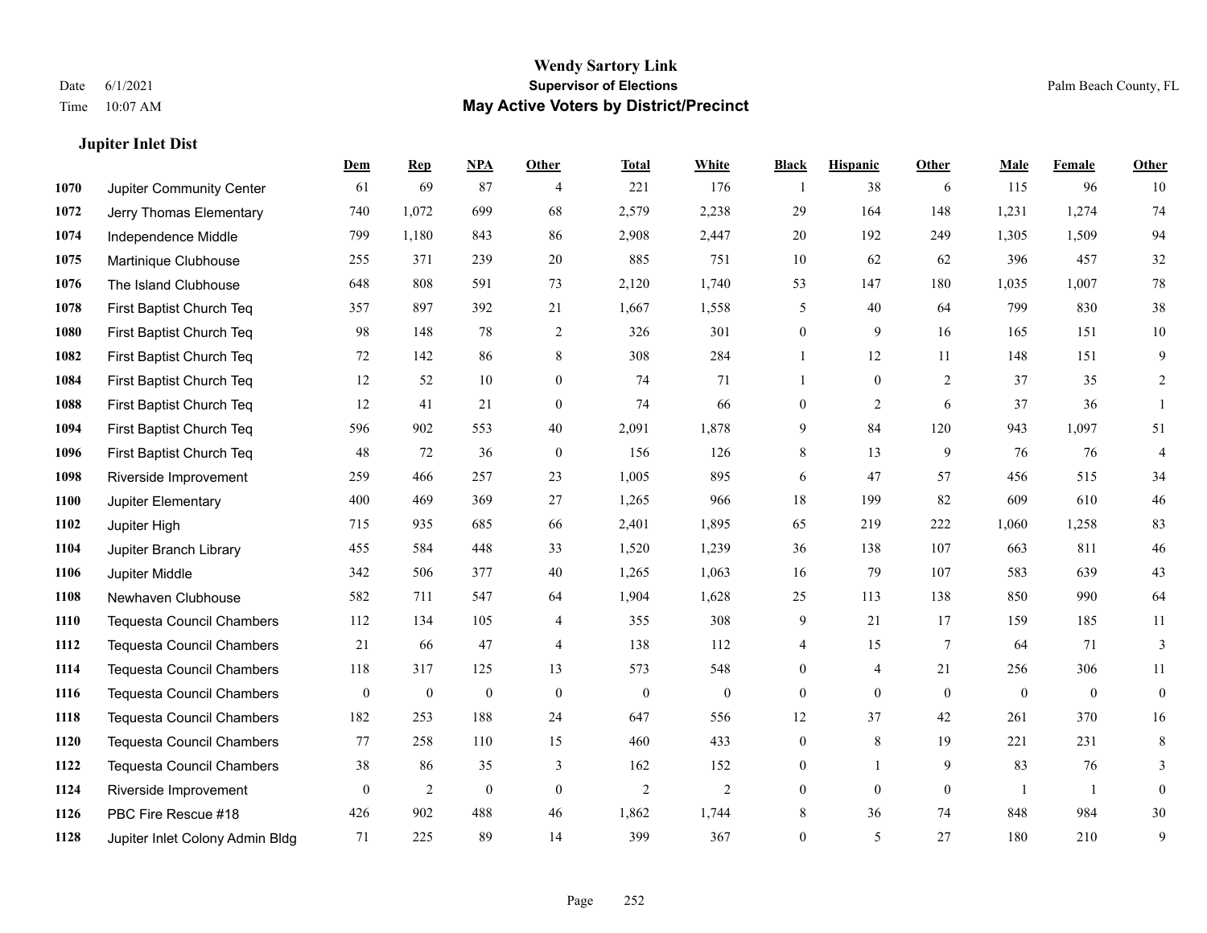**Wendy Sartory Link**
**Supervisor of Elections**
**May Active Voters by District/Precinct**

Date 6/1/2021
Time 10:07 AM

Palm Beach County, FL

### Jupiter Inlet Dist

| | | Dem | Rep | NPA | Other | Total | White | Black | Hispanic | Other | Male | Female | Other |
|---|---|---|---|---|---|---|---|---|---|---|---|---|---|
| 1070 | Jupiter Community Center | 61 | 69 | 87 | 4 | 221 | 176 | 1 | 38 | 6 | 115 | 96 | 10 |
| 1072 | Jerry Thomas Elementary | 740 | 1,072 | 699 | 68 | 2,579 | 2,238 | 29 | 164 | 148 | 1,231 | 1,274 | 74 |
| 1074 | Independence Middle | 799 | 1,180 | 843 | 86 | 2,908 | 2,447 | 20 | 192 | 249 | 1,305 | 1,509 | 94 |
| 1075 | Martinique Clubhouse | 255 | 371 | 239 | 20 | 885 | 751 | 10 | 62 | 62 | 396 | 457 | 32 |
| 1076 | The Island Clubhouse | 648 | 808 | 591 | 73 | 2,120 | 1,740 | 53 | 147 | 180 | 1,035 | 1,007 | 78 |
| 1078 | First Baptist Church Teq | 357 | 897 | 392 | 21 | 1,667 | 1,558 | 5 | 40 | 64 | 799 | 830 | 38 |
| 1080 | First Baptist Church Teq | 98 | 148 | 78 | 2 | 326 | 301 | 0 | 9 | 16 | 165 | 151 | 10 |
| 1082 | First Baptist Church Teq | 72 | 142 | 86 | 8 | 308 | 284 | 1 | 12 | 11 | 148 | 151 | 9 |
| 1084 | First Baptist Church Teq | 12 | 52 | 10 | 0 | 74 | 71 | 1 | 0 | 2 | 37 | 35 | 2 |
| 1088 | First Baptist Church Teq | 12 | 41 | 21 | 0 | 74 | 66 | 0 | 2 | 6 | 37 | 36 | 1 |
| 1094 | First Baptist Church Teq | 596 | 902 | 553 | 40 | 2,091 | 1,878 | 9 | 84 | 120 | 943 | 1,097 | 51 |
| 1096 | First Baptist Church Teq | 48 | 72 | 36 | 0 | 156 | 126 | 8 | 13 | 9 | 76 | 76 | 4 |
| 1098 | Riverside Improvement | 259 | 466 | 257 | 23 | 1,005 | 895 | 6 | 47 | 57 | 456 | 515 | 34 |
| 1100 | Jupiter Elementary | 400 | 469 | 369 | 27 | 1,265 | 966 | 18 | 199 | 82 | 609 | 610 | 46 |
| 1102 | Jupiter High | 715 | 935 | 685 | 66 | 2,401 | 1,895 | 65 | 219 | 222 | 1,060 | 1,258 | 83 |
| 1104 | Jupiter Branch Library | 455 | 584 | 448 | 33 | 1,520 | 1,239 | 36 | 138 | 107 | 663 | 811 | 46 |
| 1106 | Jupiter Middle | 342 | 506 | 377 | 40 | 1,265 | 1,063 | 16 | 79 | 107 | 583 | 639 | 43 |
| 1108 | Newhaven Clubhouse | 582 | 711 | 547 | 64 | 1,904 | 1,628 | 25 | 113 | 138 | 850 | 990 | 64 |
| 1110 | Tequesta Council Chambers | 112 | 134 | 105 | 4 | 355 | 308 | 9 | 21 | 17 | 159 | 185 | 11 |
| 1112 | Tequesta Council Chambers | 21 | 66 | 47 | 4 | 138 | 112 | 4 | 15 | 7 | 64 | 71 | 3 |
| 1114 | Tequesta Council Chambers | 118 | 317 | 125 | 13 | 573 | 548 | 0 | 4 | 21 | 256 | 306 | 11 |
| 1116 | Tequesta Council Chambers | 0 | 0 | 0 | 0 | 0 | 0 | 0 | 0 | 0 | 0 | 0 | 0 |
| 1118 | Tequesta Council Chambers | 182 | 253 | 188 | 24 | 647 | 556 | 12 | 37 | 42 | 261 | 370 | 16 |
| 1120 | Tequesta Council Chambers | 77 | 258 | 110 | 15 | 460 | 433 | 0 | 8 | 19 | 221 | 231 | 8 |
| 1122 | Tequesta Council Chambers | 38 | 86 | 35 | 3 | 162 | 152 | 0 | 1 | 9 | 83 | 76 | 3 |
| 1124 | Riverside Improvement | 0 | 2 | 0 | 0 | 2 | 2 | 0 | 0 | 0 | 1 | 1 | 0 |
| 1126 | PBC Fire Rescue #18 | 426 | 902 | 488 | 46 | 1,862 | 1,744 | 8 | 36 | 74 | 848 | 984 | 30 |
| 1128 | Jupiter Inlet Colony Admin Bldg | 71 | 225 | 89 | 14 | 399 | 367 | 0 | 5 | 27 | 180 | 210 | 9 |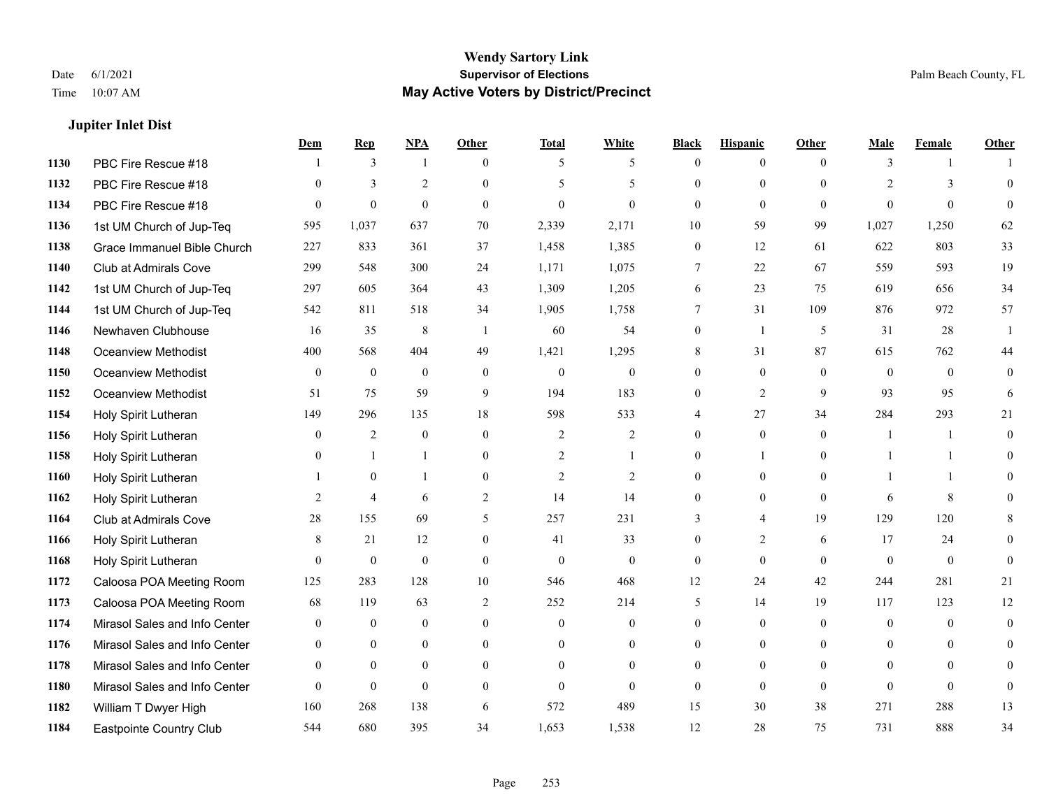# Wendy Sartory Link
## Supervisor of Elections
## May Active Voters by District/Precinct

Date 6/1/2021
Time 10:07 AM

Palm Beach County, FL

### Jupiter Inlet Dist

| | | Dem | Rep | NPA | Other | Total | White | Black | Hispanic | Other | Male | Female | Other |
|---|---|---|---|---|---|---|---|---|---|---|---|---|---|
| 1130 | PBC Fire Rescue #18 | 1 | 3 | 1 | 0 | 5 | 5 | 0 | 0 | 0 | 3 | 1 | 1 |
| 1132 | PBC Fire Rescue #18 | 0 | 3 | 2 | 0 | 5 | 5 | 0 | 0 | 0 | 2 | 3 | 0 |
| 1134 | PBC Fire Rescue #18 | 0 | 0 | 0 | 0 | 0 | 0 | 0 | 0 | 0 | 0 | 0 | 0 |
| 1136 | 1st UM Church of Jup-Teq | 595 | 1,037 | 637 | 70 | 2,339 | 2,171 | 10 | 59 | 99 | 1,027 | 1,250 | 62 |
| 1138 | Grace Immanuel Bible Church | 227 | 833 | 361 | 37 | 1,458 | 1,385 | 0 | 12 | 61 | 622 | 803 | 33 |
| 1140 | Club at Admirals Cove | 299 | 548 | 300 | 24 | 1,171 | 1,075 | 7 | 22 | 67 | 559 | 593 | 19 |
| 1142 | 1st UM Church of Jup-Teq | 297 | 605 | 364 | 43 | 1,309 | 1,205 | 6 | 23 | 75 | 619 | 656 | 34 |
| 1144 | 1st UM Church of Jup-Teq | 542 | 811 | 518 | 34 | 1,905 | 1,758 | 7 | 31 | 109 | 876 | 972 | 57 |
| 1146 | Newhaven Clubhouse | 16 | 35 | 8 | 1 | 60 | 54 | 0 | 1 | 5 | 31 | 28 | 1 |
| 1148 | Oceanview Methodist | 400 | 568 | 404 | 49 | 1,421 | 1,295 | 8 | 31 | 87 | 615 | 762 | 44 |
| 1150 | Oceanview Methodist | 0 | 0 | 0 | 0 | 0 | 0 | 0 | 0 | 0 | 0 | 0 | 0 |
| 1152 | Oceanview Methodist | 51 | 75 | 59 | 9 | 194 | 183 | 0 | 2 | 9 | 93 | 95 | 6 |
| 1154 | Holy Spirit Lutheran | 149 | 296 | 135 | 18 | 598 | 533 | 4 | 27 | 34 | 284 | 293 | 21 |
| 1156 | Holy Spirit Lutheran | 0 | 2 | 0 | 0 | 2 | 2 | 0 | 0 | 0 | 1 | 1 | 0 |
| 1158 | Holy Spirit Lutheran | 0 | 1 | 1 | 0 | 2 | 1 | 0 | 1 | 0 | 1 | 1 | 0 |
| 1160 | Holy Spirit Lutheran | 1 | 0 | 1 | 0 | 2 | 2 | 0 | 0 | 0 | 1 | 1 | 0 |
| 1162 | Holy Spirit Lutheran | 2 | 4 | 6 | 2 | 14 | 14 | 0 | 0 | 0 | 6 | 8 | 0 |
| 1164 | Club at Admirals Cove | 28 | 155 | 69 | 5 | 257 | 231 | 3 | 4 | 19 | 129 | 120 | 8 |
| 1166 | Holy Spirit Lutheran | 8 | 21 | 12 | 0 | 41 | 33 | 0 | 2 | 6 | 17 | 24 | 0 |
| 1168 | Holy Spirit Lutheran | 0 | 0 | 0 | 0 | 0 | 0 | 0 | 0 | 0 | 0 | 0 | 0 |
| 1172 | Caloosa POA Meeting Room | 125 | 283 | 128 | 10 | 546 | 468 | 12 | 24 | 42 | 244 | 281 | 21 |
| 1173 | Caloosa POA Meeting Room | 68 | 119 | 63 | 2 | 252 | 214 | 5 | 14 | 19 | 117 | 123 | 12 |
| 1174 | Mirasol Sales and Info Center | 0 | 0 | 0 | 0 | 0 | 0 | 0 | 0 | 0 | 0 | 0 | 0 |
| 1176 | Mirasol Sales and Info Center | 0 | 0 | 0 | 0 | 0 | 0 | 0 | 0 | 0 | 0 | 0 | 0 |
| 1178 | Mirasol Sales and Info Center | 0 | 0 | 0 | 0 | 0 | 0 | 0 | 0 | 0 | 0 | 0 | 0 |
| 1180 | Mirasol Sales and Info Center | 0 | 0 | 0 | 0 | 0 | 0 | 0 | 0 | 0 | 0 | 0 | 0 |
| 1182 | William T Dwyer High | 160 | 268 | 138 | 6 | 572 | 489 | 15 | 30 | 38 | 271 | 288 | 13 |
| 1184 | Eastpointe Country Club | 544 | 680 | 395 | 34 | 1,653 | 1,538 | 12 | 28 | 75 | 731 | 888 | 34 |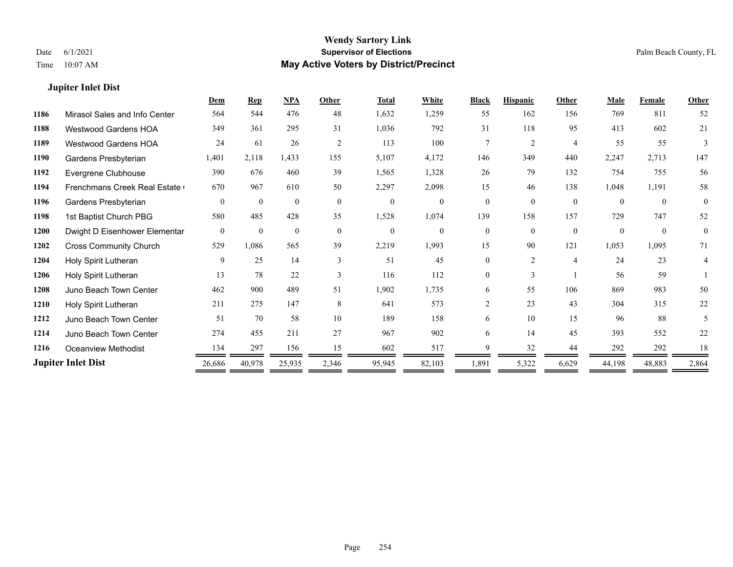# Wendy Sartory Link
## Supervisor of Elections
## May Active Voters by District/Precinct

Date 6/1/2021
Time 10:07 AM
Palm Beach County, FL

### Jupiter Inlet Dist

| | | Dem | Rep | NPA | Other | Total | White | Black | Hispanic | Other | Male | Female | Other |
|---|---|---|---|---|---|---|---|---|---|---|---|---|---|
| 1186 | Mirasol Sales and Info Center | 564 | 544 | 476 | 48 | 1,632 | 1,259 | 55 | 162 | 156 | 769 | 811 | 52 |
| 1188 | Westwood Gardens HOA | 349 | 361 | 295 | 31 | 1,036 | 792 | 31 | 118 | 95 | 413 | 602 | 21 |
| 1189 | Westwood Gardens HOA | 24 | 61 | 26 | 2 | 113 | 100 | 7 | 2 | 4 | 55 | 55 | 3 |
| 1190 | Gardens Presbyterian | 1,401 | 2,118 | 1,433 | 155 | 5,107 | 4,172 | 146 | 349 | 440 | 2,247 | 2,713 | 147 |
| 1192 | Evergrene Clubhouse | 390 | 676 | 460 | 39 | 1,565 | 1,328 | 26 | 79 | 132 | 754 | 755 | 56 |
| 1194 | Frenchmans Creek Real Estate ( | 670 | 967 | 610 | 50 | 2,297 | 2,098 | 15 | 46 | 138 | 1,048 | 1,191 | 58 |
| 1196 | Gardens Presbyterian | 0 | 0 | 0 | 0 | 0 | 0 | 0 | 0 | 0 | 0 | 0 | 0 |
| 1198 | 1st Baptist Church PBG | 580 | 485 | 428 | 35 | 1,528 | 1,074 | 139 | 158 | 157 | 729 | 747 | 52 |
| 1200 | Dwight D Eisenhower Elementar | 0 | 0 | 0 | 0 | 0 | 0 | 0 | 0 | 0 | 0 | 0 | 0 |
| 1202 | Cross Community Church | 529 | 1,086 | 565 | 39 | 2,219 | 1,993 | 15 | 90 | 121 | 1,053 | 1,095 | 71 |
| 1204 | Holy Spirit Lutheran | 9 | 25 | 14 | 3 | 51 | 45 | 0 | 2 | 4 | 24 | 23 | 4 |
| 1206 | Holy Spirit Lutheran | 13 | 78 | 22 | 3 | 116 | 112 | 0 | 3 | 1 | 56 | 59 | 1 |
| 1208 | Juno Beach Town Center | 462 | 900 | 489 | 51 | 1,902 | 1,735 | 6 | 55 | 106 | 869 | 983 | 50 |
| 1210 | Holy Spirit Lutheran | 211 | 275 | 147 | 8 | 641 | 573 | 2 | 23 | 43 | 304 | 315 | 22 |
| 1212 | Juno Beach Town Center | 51 | 70 | 58 | 10 | 189 | 158 | 6 | 10 | 15 | 96 | 88 | 5 |
| 1214 | Juno Beach Town Center | 274 | 455 | 211 | 27 | 967 | 902 | 6 | 14 | 45 | 393 | 552 | 22 |
| 1216 | Oceanview Methodist | 134 | 297 | 156 | 15 | 602 | 517 | 9 | 32 | 44 | 292 | 292 | 18 |
| **Jupiter Inlet Dist** | | 26,686 | 40,978 | 25,935 | 2,346 | 95,945 | 82,103 | 1,891 | 5,322 | 6,629 | 44,198 | 48,883 | 2,864 |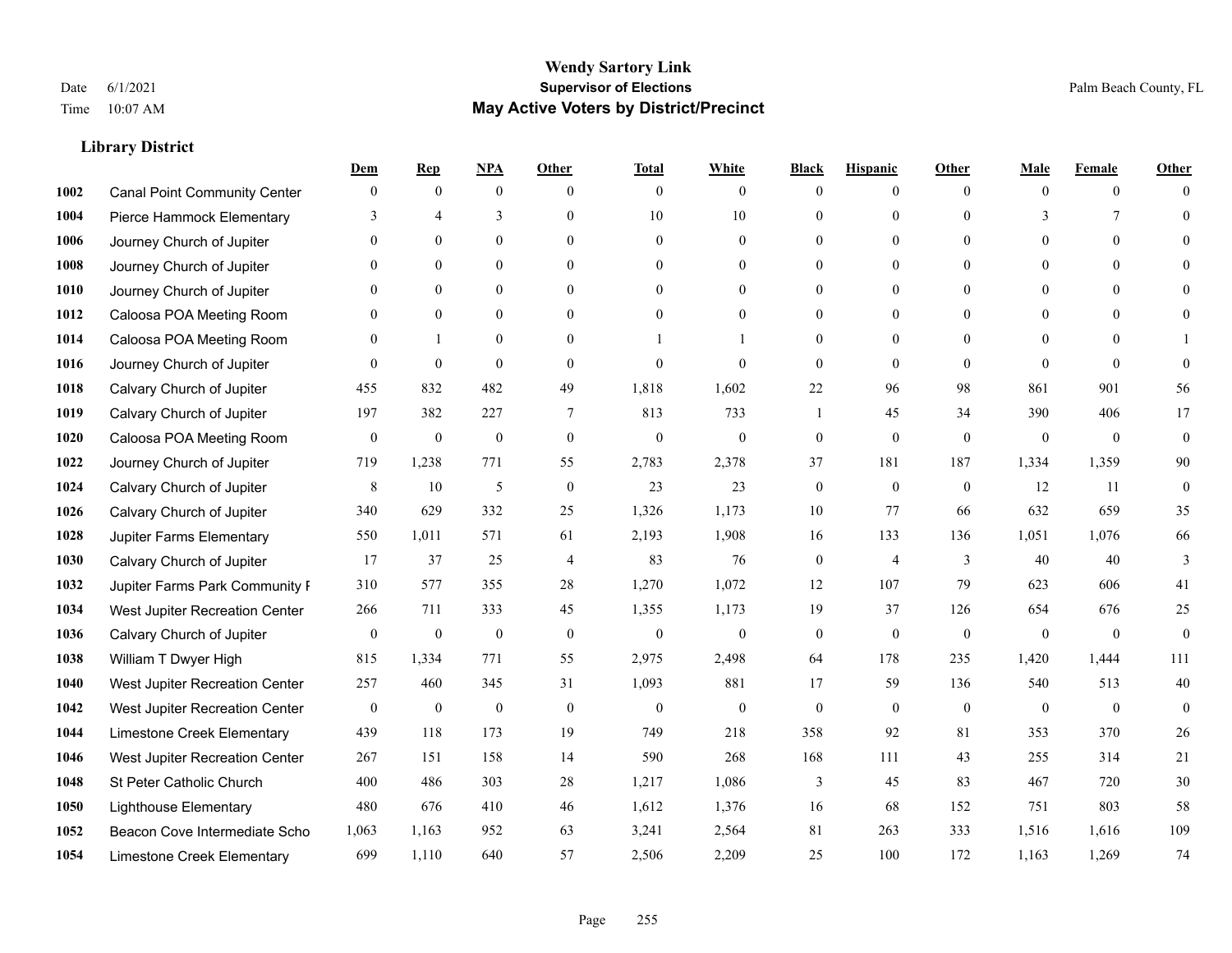# Wendy Sartory Link
## Supervisor of Elections
## May Active Voters by District/Precinct

Date 6/1/2021
Time 10:07 AM

Palm Beach County, FL

### Library District

| | | Dem | Rep | NPA | Other | Total | White | Black | Hispanic | Other | Male | Female | Other |
|---|---|---|---|---|---|---|---|---|---|---|---|---|---|
| 1002 | Canal Point Community Center | 0 | 0 | 0 | 0 | 0 | 0 | 0 | 0 | 0 | 0 | 0 | 0 |
| 1004 | Pierce Hammock Elementary | 3 | 4 | 3 | 0 | 10 | 10 | 0 | 0 | 0 | 3 | 7 | 0 |
| 1006 | Journey Church of Jupiter | 0 | 0 | 0 | 0 | 0 | 0 | 0 | 0 | 0 | 0 | 0 | 0 |
| 1008 | Journey Church of Jupiter | 0 | 0 | 0 | 0 | 0 | 0 | 0 | 0 | 0 | 0 | 0 | 0 |
| 1010 | Journey Church of Jupiter | 0 | 0 | 0 | 0 | 0 | 0 | 0 | 0 | 0 | 0 | 0 | 0 |
| 1012 | Caloosa POA Meeting Room | 0 | 0 | 0 | 0 | 0 | 0 | 0 | 0 | 0 | 0 | 0 | 0 |
| 1014 | Caloosa POA Meeting Room | 0 | 1 | 0 | 0 | 1 | 1 | 0 | 0 | 0 | 0 | 0 | 1 |
| 1016 | Journey Church of Jupiter | 0 | 0 | 0 | 0 | 0 | 0 | 0 | 0 | 0 | 0 | 0 | 0 |
| 1018 | Calvary Church of Jupiter | 455 | 832 | 482 | 49 | 1,818 | 1,602 | 22 | 96 | 98 | 861 | 901 | 56 |
| 1019 | Calvary Church of Jupiter | 197 | 382 | 227 | 7 | 813 | 733 | 1 | 45 | 34 | 390 | 406 | 17 |
| 1020 | Caloosa POA Meeting Room | 0 | 0 | 0 | 0 | 0 | 0 | 0 | 0 | 0 | 0 | 0 | 0 |
| 1022 | Journey Church of Jupiter | 719 | 1,238 | 771 | 55 | 2,783 | 2,378 | 37 | 181 | 187 | 1,334 | 1,359 | 90 |
| 1024 | Calvary Church of Jupiter | 8 | 10 | 5 | 0 | 23 | 23 | 0 | 0 | 0 | 12 | 11 | 0 |
| 1026 | Calvary Church of Jupiter | 340 | 629 | 332 | 25 | 1,326 | 1,173 | 10 | 77 | 66 | 632 | 659 | 35 |
| 1028 | Jupiter Farms Elementary | 550 | 1,011 | 571 | 61 | 2,193 | 1,908 | 16 | 133 | 136 | 1,051 | 1,076 | 66 |
| 1030 | Calvary Church of Jupiter | 17 | 37 | 25 | 4 | 83 | 76 | 0 | 4 | 3 | 40 | 40 | 3 |
| 1032 | Jupiter Farms Park Community F | 310 | 577 | 355 | 28 | 1,270 | 1,072 | 12 | 107 | 79 | 623 | 606 | 41 |
| 1034 | West Jupiter Recreation Center | 266 | 711 | 333 | 45 | 1,355 | 1,173 | 19 | 37 | 126 | 654 | 676 | 25 |
| 1036 | Calvary Church of Jupiter | 0 | 0 | 0 | 0 | 0 | 0 | 0 | 0 | 0 | 0 | 0 | 0 |
| 1038 | William T Dwyer High | 815 | 1,334 | 771 | 55 | 2,975 | 2,498 | 64 | 178 | 235 | 1,420 | 1,444 | 111 |
| 1040 | West Jupiter Recreation Center | 257 | 460 | 345 | 31 | 1,093 | 881 | 17 | 59 | 136 | 540 | 513 | 40 |
| 1042 | West Jupiter Recreation Center | 0 | 0 | 0 | 0 | 0 | 0 | 0 | 0 | 0 | 0 | 0 | 0 |
| 1044 | Limestone Creek Elementary | 439 | 118 | 173 | 19 | 749 | 218 | 358 | 92 | 81 | 353 | 370 | 26 |
| 1046 | West Jupiter Recreation Center | 267 | 151 | 158 | 14 | 590 | 268 | 168 | 111 | 43 | 255 | 314 | 21 |
| 1048 | St Peter Catholic Church | 400 | 486 | 303 | 28 | 1,217 | 1,086 | 3 | 45 | 83 | 467 | 720 | 30 |
| 1050 | Lighthouse Elementary | 480 | 676 | 410 | 46 | 1,612 | 1,376 | 16 | 68 | 152 | 751 | 803 | 58 |
| 1052 | Beacon Cove Intermediate Scho | 1,063 | 1,163 | 952 | 63 | 3,241 | 2,564 | 81 | 263 | 333 | 1,516 | 1,616 | 109 |
| 1054 | Limestone Creek Elementary | 699 | 1,110 | 640 | 57 | 2,506 | 2,209 | 25 | 100 | 172 | 1,163 | 1,269 | 74 |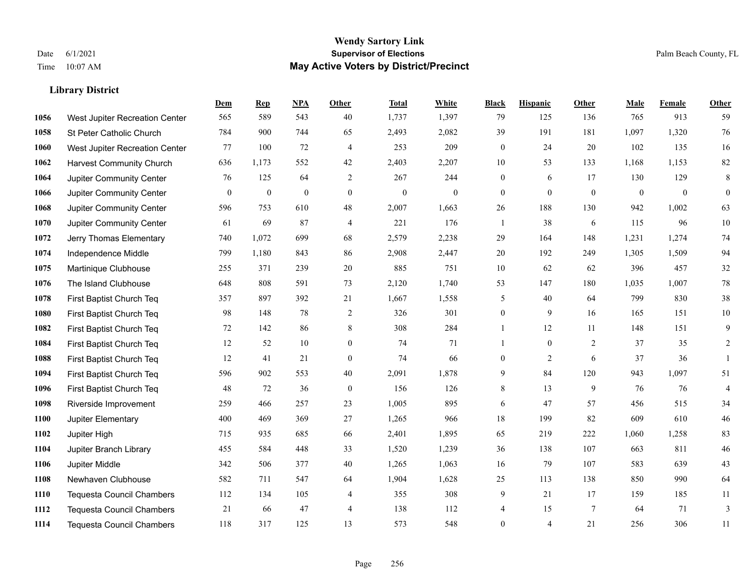# Wendy Sartory Link

## Supervisor of Elections

## May Active Voters by District/Precinct

Date 6/1/2021
Time 10:07 AM

Palm Beach County, FL

### Library District

| | | Dem | Rep | NPA | Other | Total | White | Black | Hispanic | Other | Male | Female | Other |
|---|---|---|---|---|---|---|---|---|---|---|---|---|---|
| 1056 | West Jupiter Recreation Center | 565 | 589 | 543 | 40 | 1,737 | 1,397 | 79 | 125 | 136 | 765 | 913 | 59 |
| 1058 | St Peter Catholic Church | 784 | 900 | 744 | 65 | 2,493 | 2,082 | 39 | 191 | 181 | 1,097 | 1,320 | 76 |
| 1060 | West Jupiter Recreation Center | 77 | 100 | 72 | 4 | 253 | 209 | 0 | 24 | 20 | 102 | 135 | 16 |
| 1062 | Harvest Community Church | 636 | 1,173 | 552 | 42 | 2,403 | 2,207 | 10 | 53 | 133 | 1,168 | 1,153 | 82 |
| 1064 | Jupiter Community Center | 76 | 125 | 64 | 2 | 267 | 244 | 0 | 6 | 17 | 130 | 129 | 8 |
| 1066 | Jupiter Community Center | 0 | 0 | 0 | 0 | 0 | 0 | 0 | 0 | 0 | 0 | 0 | 0 |
| 1068 | Jupiter Community Center | 596 | 753 | 610 | 48 | 2,007 | 1,663 | 26 | 188 | 130 | 942 | 1,002 | 63 |
| 1070 | Jupiter Community Center | 61 | 69 | 87 | 4 | 221 | 176 | 1 | 38 | 6 | 115 | 96 | 10 |
| 1072 | Jerry Thomas Elementary | 740 | 1,072 | 699 | 68 | 2,579 | 2,238 | 29 | 164 | 148 | 1,231 | 1,274 | 74 |
| 1074 | Independence Middle | 799 | 1,180 | 843 | 86 | 2,908 | 2,447 | 20 | 192 | 249 | 1,305 | 1,509 | 94 |
| 1075 | Martinique Clubhouse | 255 | 371 | 239 | 20 | 885 | 751 | 10 | 62 | 62 | 396 | 457 | 32 |
| 1076 | The Island Clubhouse | 648 | 808 | 591 | 73 | 2,120 | 1,740 | 53 | 147 | 180 | 1,035 | 1,007 | 78 |
| 1078 | First Baptist Church Teq | 357 | 897 | 392 | 21 | 1,667 | 1,558 | 5 | 40 | 64 | 799 | 830 | 38 |
| 1080 | First Baptist Church Teq | 98 | 148 | 78 | 2 | 326 | 301 | 0 | 9 | 16 | 165 | 151 | 10 |
| 1082 | First Baptist Church Teq | 72 | 142 | 86 | 8 | 308 | 284 | 1 | 12 | 11 | 148 | 151 | 9 |
| 1084 | First Baptist Church Teq | 12 | 52 | 10 | 0 | 74 | 71 | 1 | 0 | 2 | 37 | 35 | 2 |
| 1088 | First Baptist Church Teq | 12 | 41 | 21 | 0 | 74 | 66 | 0 | 2 | 6 | 37 | 36 | 1 |
| 1094 | First Baptist Church Teq | 596 | 902 | 553 | 40 | 2,091 | 1,878 | 9 | 84 | 120 | 943 | 1,097 | 51 |
| 1096 | First Baptist Church Teq | 48 | 72 | 36 | 0 | 156 | 126 | 8 | 13 | 9 | 76 | 76 | 4 |
| 1098 | Riverside Improvement | 259 | 466 | 257 | 23 | 1,005 | 895 | 6 | 47 | 57 | 456 | 515 | 34 |
| 1100 | Jupiter Elementary | 400 | 469 | 369 | 27 | 1,265 | 966 | 18 | 199 | 82 | 609 | 610 | 46 |
| 1102 | Jupiter High | 715 | 935 | 685 | 66 | 2,401 | 1,895 | 65 | 219 | 222 | 1,060 | 1,258 | 83 |
| 1104 | Jupiter Branch Library | 455 | 584 | 448 | 33 | 1,520 | 1,239 | 36 | 138 | 107 | 663 | 811 | 46 |
| 1106 | Jupiter Middle | 342 | 506 | 377 | 40 | 1,265 | 1,063 | 16 | 79 | 107 | 583 | 639 | 43 |
| 1108 | Newhaven Clubhouse | 582 | 711 | 547 | 64 | 1,904 | 1,628 | 25 | 113 | 138 | 850 | 990 | 64 |
| 1110 | Tequesta Council Chambers | 112 | 134 | 105 | 4 | 355 | 308 | 9 | 21 | 17 | 159 | 185 | 11 |
| 1112 | Tequesta Council Chambers | 21 | 66 | 47 | 4 | 138 | 112 | 4 | 15 | 7 | 64 | 71 | 3 |
| 1114 | Tequesta Council Chambers | 118 | 317 | 125 | 13 | 573 | 548 | 0 | 4 | 21 | 256 | 306 | 11 |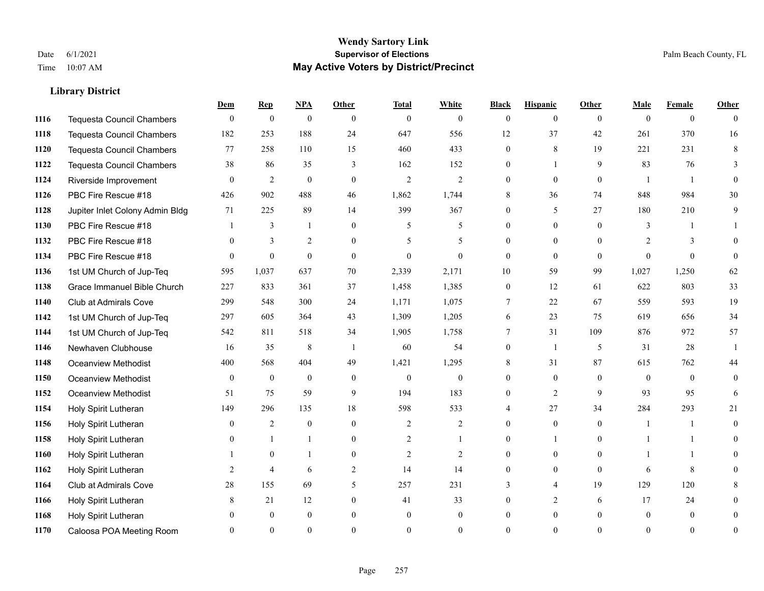# Wendy Sartory Link
## Supervisor of Elections
## May Active Voters by District/Precinct

Date 6/1/2021
Time 10:07 AM

Palm Beach County, FL

### Library District

| | | Dem | Rep | NPA | Other | Total | White | Black | Hispanic | Other | Male | Female | Other |
|---|---|---|---|---|---|---|---|---|---|---|---|---|---|
| 1116 | Tequesta Council Chambers | 0 | 0 | 0 | 0 | 0 | 0 | 0 | 0 | 0 | 0 | 0 | 0 |
| 1118 | Tequesta Council Chambers | 182 | 253 | 188 | 24 | 647 | 556 | 12 | 37 | 42 | 261 | 370 | 16 |
| 1120 | Tequesta Council Chambers | 77 | 258 | 110 | 15 | 460 | 433 | 0 | 8 | 19 | 221 | 231 | 8 |
| 1122 | Tequesta Council Chambers | 38 | 86 | 35 | 3 | 162 | 152 | 0 | 1 | 9 | 83 | 76 | 3 |
| 1124 | Riverside Improvement | 0 | 2 | 0 | 0 | 2 | 2 | 0 | 0 | 0 | 1 | 1 | 0 |
| 1126 | PBC Fire Rescue #18 | 426 | 902 | 488 | 46 | 1,862 | 1,744 | 8 | 36 | 74 | 848 | 984 | 30 |
| 1128 | Jupiter Inlet Colony Admin Bldg | 71 | 225 | 89 | 14 | 399 | 367 | 0 | 5 | 27 | 180 | 210 | 9 |
| 1130 | PBC Fire Rescue #18 | 1 | 3 | 1 | 0 | 5 | 5 | 0 | 0 | 0 | 3 | 1 | 1 |
| 1132 | PBC Fire Rescue #18 | 0 | 3 | 2 | 0 | 5 | 5 | 0 | 0 | 0 | 2 | 3 | 0 |
| 1134 | PBC Fire Rescue #18 | 0 | 0 | 0 | 0 | 0 | 0 | 0 | 0 | 0 | 0 | 0 | 0 |
| 1136 | 1st UM Church of Jup-Teq | 595 | 1,037 | 637 | 70 | 2,339 | 2,171 | 10 | 59 | 99 | 1,027 | 1,250 | 62 |
| 1138 | Grace Immanuel Bible Church | 227 | 833 | 361 | 37 | 1,458 | 1,385 | 0 | 12 | 61 | 622 | 803 | 33 |
| 1140 | Club at Admirals Cove | 299 | 548 | 300 | 24 | 1,171 | 1,075 | 7 | 22 | 67 | 559 | 593 | 19 |
| 1142 | 1st UM Church of Jup-Teq | 297 | 605 | 364 | 43 | 1,309 | 1,205 | 6 | 23 | 75 | 619 | 656 | 34 |
| 1144 | 1st UM Church of Jup-Teq | 542 | 811 | 518 | 34 | 1,905 | 1,758 | 7 | 31 | 109 | 876 | 972 | 57 |
| 1146 | Newhaven Clubhouse | 16 | 35 | 8 | 1 | 60 | 54 | 0 | 1 | 5 | 31 | 28 | 1 |
| 1148 | Oceanview Methodist | 400 | 568 | 404 | 49 | 1,421 | 1,295 | 8 | 31 | 87 | 615 | 762 | 44 |
| 1150 | Oceanview Methodist | 0 | 0 | 0 | 0 | 0 | 0 | 0 | 0 | 0 | 0 | 0 | 0 |
| 1152 | Oceanview Methodist | 51 | 75 | 59 | 9 | 194 | 183 | 0 | 2 | 9 | 93 | 95 | 6 |
| 1154 | Holy Spirit Lutheran | 149 | 296 | 135 | 18 | 598 | 533 | 4 | 27 | 34 | 284 | 293 | 21 |
| 1156 | Holy Spirit Lutheran | 0 | 2 | 0 | 0 | 2 | 2 | 0 | 0 | 0 | 1 | 1 | 0 |
| 1158 | Holy Spirit Lutheran | 0 | 1 | 1 | 0 | 2 | 1 | 0 | 1 | 0 | 1 | 1 | 0 |
| 1160 | Holy Spirit Lutheran | 1 | 0 | 1 | 0 | 2 | 2 | 0 | 0 | 0 | 1 | 1 | 0 |
| 1162 | Holy Spirit Lutheran | 2 | 4 | 6 | 2 | 14 | 14 | 0 | 0 | 0 | 6 | 8 | 0 |
| 1164 | Club at Admirals Cove | 28 | 155 | 69 | 5 | 257 | 231 | 3 | 4 | 19 | 129 | 120 | 8 |
| 1166 | Holy Spirit Lutheran | 8 | 21 | 12 | 0 | 41 | 33 | 0 | 2 | 6 | 17 | 24 | 0 |
| 1168 | Holy Spirit Lutheran | 0 | 0 | 0 | 0 | 0 | 0 | 0 | 0 | 0 | 0 | 0 | 0 |
| 1170 | Caloosa POA Meeting Room | 0 | 0 | 0 | 0 | 0 | 0 | 0 | 0 | 0 | 0 | 0 | 0 |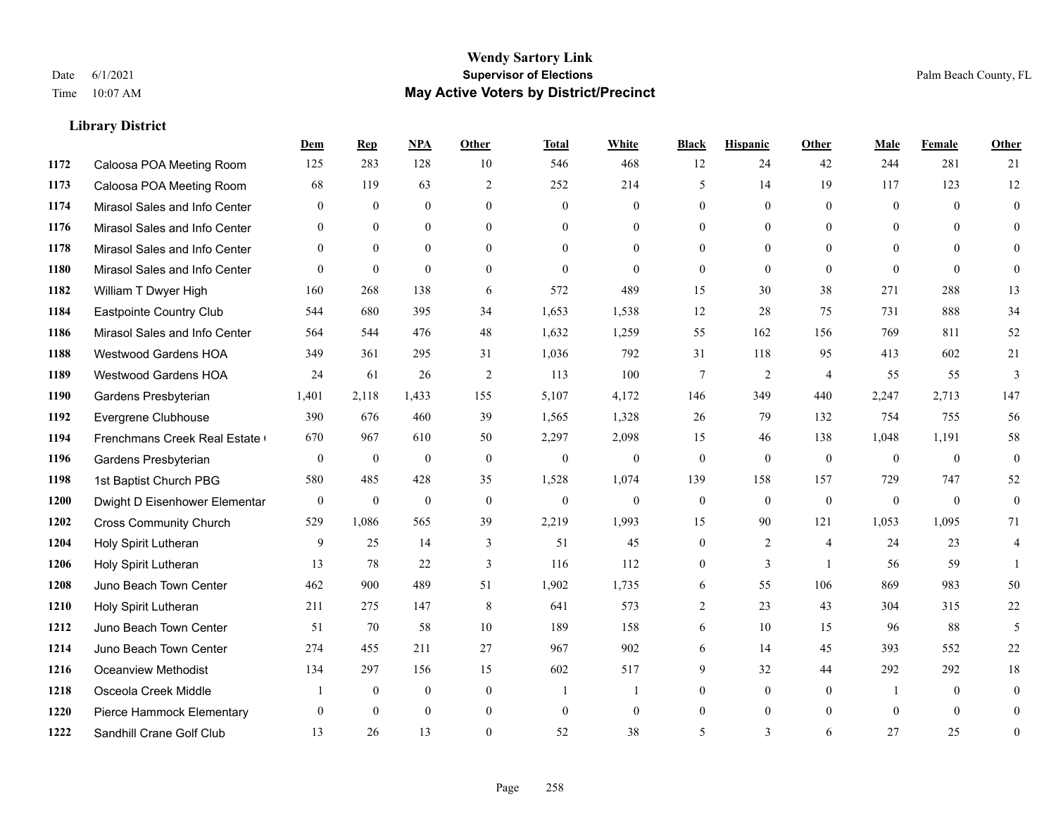# Wendy Sartory Link
## Supervisor of Elections
## May Active Voters by District/Precinct

Date 6/1/2021
Time 10:07 AM

Palm Beach County, FL

### Library District

| | | Dem | Rep | NPA | Other | Total | White | Black | Hispanic | Other | Male | Female | Other |
|---|---|---|---|---|---|---|---|---|---|---|---|---|---|
| 1172 | Caloosa POA Meeting Room | 125 | 283 | 128 | 10 | 546 | 468 | 12 | 24 | 42 | 244 | 281 | 21 |
| 1173 | Caloosa POA Meeting Room | 68 | 119 | 63 | 2 | 252 | 214 | 5 | 14 | 19 | 117 | 123 | 12 |
| 1174 | Mirasol Sales and Info Center | 0 | 0 | 0 | 0 | 0 | 0 | 0 | 0 | 0 | 0 | 0 | 0 |
| 1176 | Mirasol Sales and Info Center | 0 | 0 | 0 | 0 | 0 | 0 | 0 | 0 | 0 | 0 | 0 | 0 |
| 1178 | Mirasol Sales and Info Center | 0 | 0 | 0 | 0 | 0 | 0 | 0 | 0 | 0 | 0 | 0 | 0 |
| 1180 | Mirasol Sales and Info Center | 0 | 0 | 0 | 0 | 0 | 0 | 0 | 0 | 0 | 0 | 0 | 0 |
| 1182 | William T Dwyer High | 160 | 268 | 138 | 6 | 572 | 489 | 15 | 30 | 38 | 271 | 288 | 13 |
| 1184 | Eastpointe Country Club | 544 | 680 | 395 | 34 | 1,653 | 1,538 | 12 | 28 | 75 | 731 | 888 | 34 |
| 1186 | Mirasol Sales and Info Center | 564 | 544 | 476 | 48 | 1,632 | 1,259 | 55 | 162 | 156 | 769 | 811 | 52 |
| 1188 | Westwood Gardens HOA | 349 | 361 | 295 | 31 | 1,036 | 792 | 31 | 118 | 95 | 413 | 602 | 21 |
| 1189 | Westwood Gardens HOA | 24 | 61 | 26 | 2 | 113 | 100 | 7 | 2 | 4 | 55 | 55 | 3 |
| 1190 | Gardens Presbyterian | 1,401 | 2,118 | 1,433 | 155 | 5,107 | 4,172 | 146 | 349 | 440 | 2,247 | 2,713 | 147 |
| 1192 | Evergrene Clubhouse | 390 | 676 | 460 | 39 | 1,565 | 1,328 | 26 | 79 | 132 | 754 | 755 | 56 |
| 1194 | Frenchmans Creek Real Estate ( | 670 | 967 | 610 | 50 | 2,297 | 2,098 | 15 | 46 | 138 | 1,048 | 1,191 | 58 |
| 1196 | Gardens Presbyterian | 0 | 0 | 0 | 0 | 0 | 0 | 0 | 0 | 0 | 0 | 0 | 0 |
| 1198 | 1st Baptist Church PBG | 580 | 485 | 428 | 35 | 1,528 | 1,074 | 139 | 158 | 157 | 729 | 747 | 52 |
| 1200 | Dwight D Eisenhower Elementar | 0 | 0 | 0 | 0 | 0 | 0 | 0 | 0 | 0 | 0 | 0 | 0 |
| 1202 | Cross Community Church | 529 | 1,086 | 565 | 39 | 2,219 | 1,993 | 15 | 90 | 121 | 1,053 | 1,095 | 71 |
| 1204 | Holy Spirit Lutheran | 9 | 25 | 14 | 3 | 51 | 45 | 0 | 2 | 4 | 24 | 23 | 4 |
| 1206 | Holy Spirit Lutheran | 13 | 78 | 22 | 3 | 116 | 112 | 0 | 3 | 1 | 56 | 59 | 1 |
| 1208 | Juno Beach Town Center | 462 | 900 | 489 | 51 | 1,902 | 1,735 | 6 | 55 | 106 | 869 | 983 | 50 |
| 1210 | Holy Spirit Lutheran | 211 | 275 | 147 | 8 | 641 | 573 | 2 | 23 | 43 | 304 | 315 | 22 |
| 1212 | Juno Beach Town Center | 51 | 70 | 58 | 10 | 189 | 158 | 6 | 10 | 15 | 96 | 88 | 5 |
| 1214 | Juno Beach Town Center | 274 | 455 | 211 | 27 | 967 | 902 | 6 | 14 | 45 | 393 | 552 | 22 |
| 1216 | Oceanview Methodist | 134 | 297 | 156 | 15 | 602 | 517 | 9 | 32 | 44 | 292 | 292 | 18 |
| 1218 | Osceola Creek Middle | 1 | 0 | 0 | 0 | 1 | 1 | 0 | 0 | 0 | 1 | 0 | 0 |
| 1220 | Pierce Hammock Elementary | 0 | 0 | 0 | 0 | 0 | 0 | 0 | 0 | 0 | 0 | 0 | 0 |
| 1222 | Sandhill Crane Golf Club | 13 | 26 | 13 | 0 | 52 | 38 | 5 | 3 | 6 | 27 | 25 | 0 |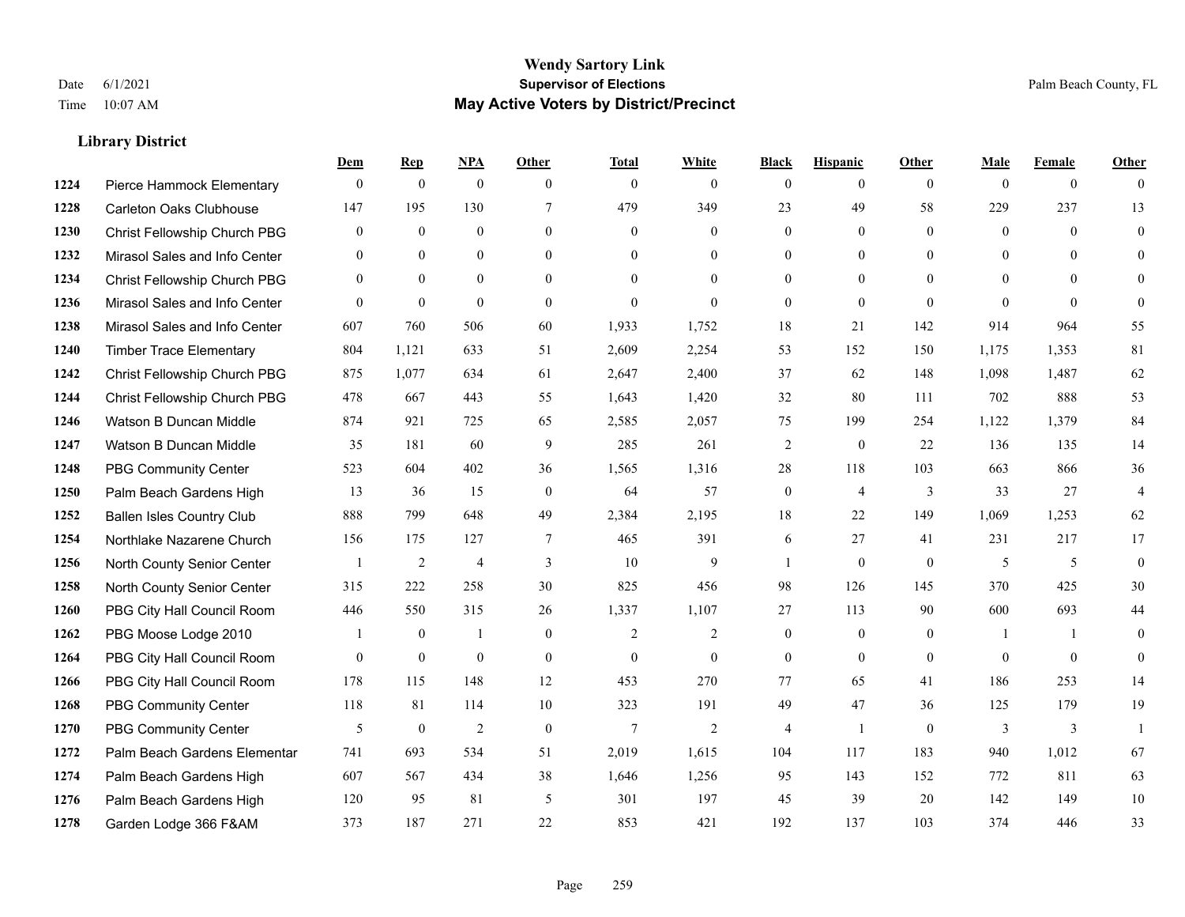# Wendy Sartory Link
## Supervisor of Elections
## May Active Voters by District/Precinct

Date 6/1/2021
Time 10:07 AM

Palm Beach County, FL

### Library District

| | | Dem | Rep | NPA | Other | Total | White | Black | Hispanic | Other | Male | Female | Other |
|---|---|---|---|---|---|---|---|---|---|---|---|---|---|
| 1224 | Pierce Hammock Elementary | 0 | 0 | 0 | 0 | 0 | 0 | 0 | 0 | 0 | 0 | 0 | 0 |
| 1228 | Carleton Oaks Clubhouse | 147 | 195 | 130 | 7 | 479 | 349 | 23 | 49 | 58 | 229 | 237 | 13 |
| 1230 | Christ Fellowship Church PBG | 0 | 0 | 0 | 0 | 0 | 0 | 0 | 0 | 0 | 0 | 0 | 0 |
| 1232 | Mirasol Sales and Info Center | 0 | 0 | 0 | 0 | 0 | 0 | 0 | 0 | 0 | 0 | 0 | 0 |
| 1234 | Christ Fellowship Church PBG | 0 | 0 | 0 | 0 | 0 | 0 | 0 | 0 | 0 | 0 | 0 | 0 |
| 1236 | Mirasol Sales and Info Center | 0 | 0 | 0 | 0 | 0 | 0 | 0 | 0 | 0 | 0 | 0 | 0 |
| 1238 | Mirasol Sales and Info Center | 607 | 760 | 506 | 60 | 1,933 | 1,752 | 18 | 21 | 142 | 914 | 964 | 55 |
| 1240 | Timber Trace Elementary | 804 | 1,121 | 633 | 51 | 2,609 | 2,254 | 53 | 152 | 150 | 1,175 | 1,353 | 81 |
| 1242 | Christ Fellowship Church PBG | 875 | 1,077 | 634 | 61 | 2,647 | 2,400 | 37 | 62 | 148 | 1,098 | 1,487 | 62 |
| 1244 | Christ Fellowship Church PBG | 478 | 667 | 443 | 55 | 1,643 | 1,420 | 32 | 80 | 111 | 702 | 888 | 53 |
| 1246 | Watson B Duncan Middle | 874 | 921 | 725 | 65 | 2,585 | 2,057 | 75 | 199 | 254 | 1,122 | 1,379 | 84 |
| 1247 | Watson B Duncan Middle | 35 | 181 | 60 | 9 | 285 | 261 | 2 | 0 | 22 | 136 | 135 | 14 |
| 1248 | PBG Community Center | 523 | 604 | 402 | 36 | 1,565 | 1,316 | 28 | 118 | 103 | 663 | 866 | 36 |
| 1250 | Palm Beach Gardens High | 13 | 36 | 15 | 0 | 64 | 57 | 0 | 4 | 3 | 33 | 27 | 4 |
| 1252 | Ballen Isles Country Club | 888 | 799 | 648 | 49 | 2,384 | 2,195 | 18 | 22 | 149 | 1,069 | 1,253 | 62 |
| 1254 | Northlake Nazarene Church | 156 | 175 | 127 | 7 | 465 | 391 | 6 | 27 | 41 | 231 | 217 | 17 |
| 1256 | North County Senior Center | 1 | 2 | 4 | 3 | 10 | 9 | 1 | 0 | 0 | 5 | 5 | 0 |
| 1258 | North County Senior Center | 315 | 222 | 258 | 30 | 825 | 456 | 98 | 126 | 145 | 370 | 425 | 30 |
| 1260 | PBG City Hall Council Room | 446 | 550 | 315 | 26 | 1,337 | 1,107 | 27 | 113 | 90 | 600 | 693 | 44 |
| 1262 | PBG Moose Lodge 2010 | 1 | 0 | 1 | 0 | 2 | 2 | 0 | 0 | 0 | 1 | 1 | 0 |
| 1264 | PBG City Hall Council Room | 0 | 0 | 0 | 0 | 0 | 0 | 0 | 0 | 0 | 0 | 0 | 0 |
| 1266 | PBG City Hall Council Room | 178 | 115 | 148 | 12 | 453 | 270 | 77 | 65 | 41 | 186 | 253 | 14 |
| 1268 | PBG Community Center | 118 | 81 | 114 | 10 | 323 | 191 | 49 | 47 | 36 | 125 | 179 | 19 |
| 1270 | PBG Community Center | 5 | 0 | 2 | 0 | 7 | 2 | 4 | 1 | 0 | 3 | 3 | 1 |
| 1272 | Palm Beach Gardens Elementar | 741 | 693 | 534 | 51 | 2,019 | 1,615 | 104 | 117 | 183 | 940 | 1,012 | 67 |
| 1274 | Palm Beach Gardens High | 607 | 567 | 434 | 38 | 1,646 | 1,256 | 95 | 143 | 152 | 772 | 811 | 63 |
| 1276 | Palm Beach Gardens High | 120 | 95 | 81 | 5 | 301 | 197 | 45 | 39 | 20 | 142 | 149 | 10 |
| 1278 | Garden Lodge 366 F&AM | 373 | 187 | 271 | 22 | 853 | 421 | 192 | 137 | 103 | 374 | 446 | 33 |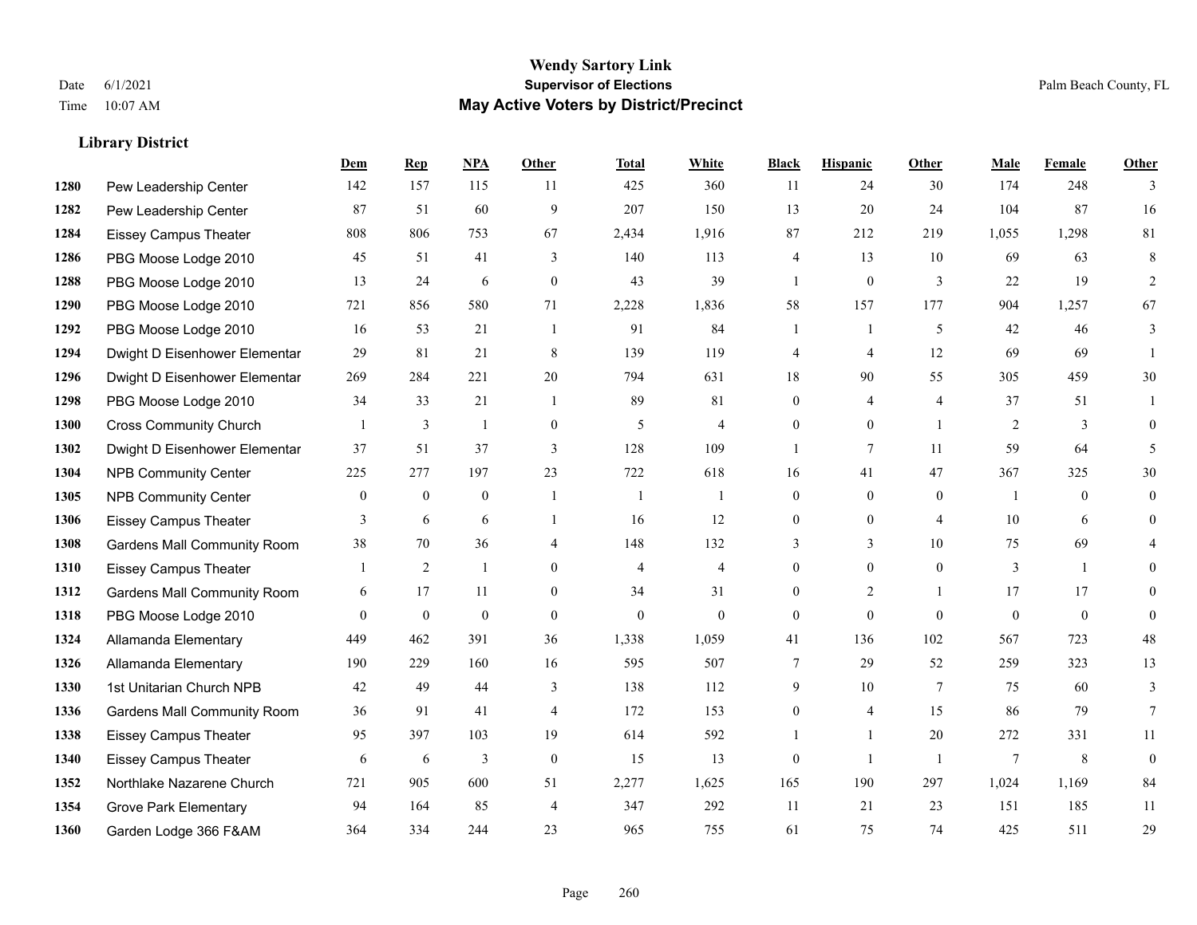# Wendy Sartory Link

**Supervisor of Elections**

**May Active Voters by District/Precinct**

Date 6/1/2021
Time 10:07 AM

Palm Beach County, FL

### Library District

| | | Dem | Rep | NPA | Other | Total | White | Black | Hispanic | Other | Male | Female | Other |
|---|---|---|---|---|---|---|---|---|---|---|---|---|---|
| 1280 | Pew Leadership Center | 142 | 157 | 115 | 11 | 425 | 360 | 11 | 24 | 30 | 174 | 248 | 3 |
| 1282 | Pew Leadership Center | 87 | 51 | 60 | 9 | 207 | 150 | 13 | 20 | 24 | 104 | 87 | 16 |
| 1284 | Eissey Campus Theater | 808 | 806 | 753 | 67 | 2,434 | 1,916 | 87 | 212 | 219 | 1,055 | 1,298 | 81 |
| 1286 | PBG Moose Lodge 2010 | 45 | 51 | 41 | 3 | 140 | 113 | 4 | 13 | 10 | 69 | 63 | 8 |
| 1288 | PBG Moose Lodge 2010 | 13 | 24 | 6 | 0 | 43 | 39 | 1 | 0 | 3 | 22 | 19 | 2 |
| 1290 | PBG Moose Lodge 2010 | 721 | 856 | 580 | 71 | 2,228 | 1,836 | 58 | 157 | 177 | 904 | 1,257 | 67 |
| 1292 | PBG Moose Lodge 2010 | 16 | 53 | 21 | 1 | 91 | 84 | 1 | 1 | 5 | 42 | 46 | 3 |
| 1294 | Dwight D Eisenhower Elementar | 29 | 81 | 21 | 8 | 139 | 119 | 4 | 4 | 12 | 69 | 69 | 1 |
| 1296 | Dwight D Eisenhower Elementar | 269 | 284 | 221 | 20 | 794 | 631 | 18 | 90 | 55 | 305 | 459 | 30 |
| 1298 | PBG Moose Lodge 2010 | 34 | 33 | 21 | 1 | 89 | 81 | 0 | 4 | 4 | 37 | 51 | 1 |
| 1300 | Cross Community Church | 1 | 3 | 1 | 0 | 5 | 4 | 0 | 0 | 1 | 2 | 3 | 0 |
| 1302 | Dwight D Eisenhower Elementar | 37 | 51 | 37 | 3 | 128 | 109 | 1 | 7 | 11 | 59 | 64 | 5 |
| 1304 | NPB Community Center | 225 | 277 | 197 | 23 | 722 | 618 | 16 | 41 | 47 | 367 | 325 | 30 |
| 1305 | NPB Community Center | 0 | 0 | 0 | 1 | 1 | 1 | 0 | 0 | 0 | 1 | 0 | 0 |
| 1306 | Eissey Campus Theater | 3 | 6 | 6 | 1 | 16 | 12 | 0 | 0 | 4 | 10 | 6 | 0 |
| 1308 | Gardens Mall Community Room | 38 | 70 | 36 | 4 | 148 | 132 | 3 | 3 | 10 | 75 | 69 | 4 |
| 1310 | Eissey Campus Theater | 1 | 2 | 1 | 0 | 4 | 4 | 0 | 0 | 0 | 3 | 1 | 0 |
| 1312 | Gardens Mall Community Room | 6 | 17 | 11 | 0 | 34 | 31 | 0 | 2 | 1 | 17 | 17 | 0 |
| 1318 | PBG Moose Lodge 2010 | 0 | 0 | 0 | 0 | 0 | 0 | 0 | 0 | 0 | 0 | 0 | 0 |
| 1324 | Allamanda Elementary | 449 | 462 | 391 | 36 | 1,338 | 1,059 | 41 | 136 | 102 | 567 | 723 | 48 |
| 1326 | Allamanda Elementary | 190 | 229 | 160 | 16 | 595 | 507 | 7 | 29 | 52 | 259 | 323 | 13 |
| 1330 | 1st Unitarian Church NPB | 42 | 49 | 44 | 3 | 138 | 112 | 9 | 10 | 7 | 75 | 60 | 3 |
| 1336 | Gardens Mall Community Room | 36 | 91 | 41 | 4 | 172 | 153 | 0 | 4 | 15 | 86 | 79 | 7 |
| 1338 | Eissey Campus Theater | 95 | 397 | 103 | 19 | 614 | 592 | 1 | 1 | 20 | 272 | 331 | 11 |
| 1340 | Eissey Campus Theater | 6 | 6 | 3 | 0 | 15 | 13 | 0 | 1 | 1 | 7 | 8 | 0 |
| 1352 | Northlake Nazarene Church | 721 | 905 | 600 | 51 | 2,277 | 1,625 | 165 | 190 | 297 | 1,024 | 1,169 | 84 |
| 1354 | Grove Park Elementary | 94 | 164 | 85 | 4 | 347 | 292 | 11 | 21 | 23 | 151 | 185 | 11 |
| 1360 | Garden Lodge 366 F&AM | 364 | 334 | 244 | 23 | 965 | 755 | 61 | 75 | 74 | 425 | 511 | 29 |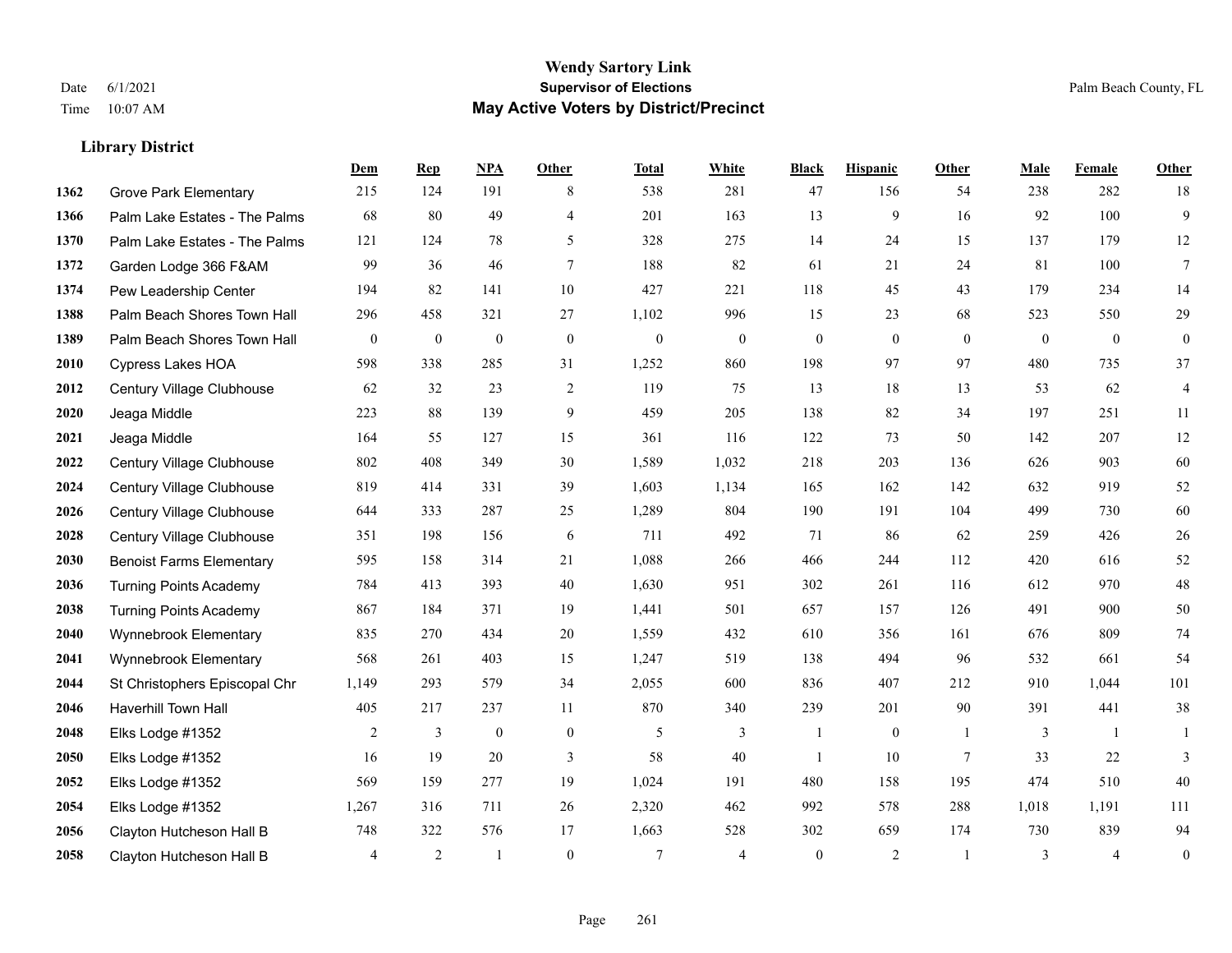# Wendy Sartory Link
## Supervisor of Elections
## May Active Voters by District/Precinct

Date 6/1/2021
Time 10:07 AM

Palm Beach County, FL

### Library District

| | | Dem | Rep | NPA | Other | Total | White | Black | Hispanic | Other | Male | Female | Other |
|---|---|---|---|---|---|---|---|---|---|---|---|---|---|
| 1362 | Grove Park Elementary | 215 | 124 | 191 | 8 | 538 | 281 | 47 | 156 | 54 | 238 | 282 | 18 |
| 1366 | Palm Lake Estates - The Palms | 68 | 80 | 49 | 4 | 201 | 163 | 13 | 9 | 16 | 92 | 100 | 9 |
| 1370 | Palm Lake Estates - The Palms | 121 | 124 | 78 | 5 | 328 | 275 | 14 | 24 | 15 | 137 | 179 | 12 |
| 1372 | Garden Lodge 366 F&AM | 99 | 36 | 46 | 7 | 188 | 82 | 61 | 21 | 24 | 81 | 100 | 7 |
| 1374 | Pew Leadership Center | 194 | 82 | 141 | 10 | 427 | 221 | 118 | 45 | 43 | 179 | 234 | 14 |
| 1388 | Palm Beach Shores Town Hall | 296 | 458 | 321 | 27 | 1,102 | 996 | 15 | 23 | 68 | 523 | 550 | 29 |
| 1389 | Palm Beach Shores Town Hall | 0 | 0 | 0 | 0 | 0 | 0 | 0 | 0 | 0 | 0 | 0 | 0 |
| 2010 | Cypress Lakes HOA | 598 | 338 | 285 | 31 | 1,252 | 860 | 198 | 97 | 97 | 480 | 735 | 37 |
| 2012 | Century Village Clubhouse | 62 | 32 | 23 | 2 | 119 | 75 | 13 | 18 | 13 | 53 | 62 | 4 |
| 2020 | Jeaga Middle | 223 | 88 | 139 | 9 | 459 | 205 | 138 | 82 | 34 | 197 | 251 | 11 |
| 2021 | Jeaga Middle | 164 | 55 | 127 | 15 | 361 | 116 | 122 | 73 | 50 | 142 | 207 | 12 |
| 2022 | Century Village Clubhouse | 802 | 408 | 349 | 30 | 1,589 | 1,032 | 218 | 203 | 136 | 626 | 903 | 60 |
| 2024 | Century Village Clubhouse | 819 | 414 | 331 | 39 | 1,603 | 1,134 | 165 | 162 | 142 | 632 | 919 | 52 |
| 2026 | Century Village Clubhouse | 644 | 333 | 287 | 25 | 1,289 | 804 | 190 | 191 | 104 | 499 | 730 | 60 |
| 2028 | Century Village Clubhouse | 351 | 198 | 156 | 6 | 711 | 492 | 71 | 86 | 62 | 259 | 426 | 26 |
| 2030 | Benoist Farms Elementary | 595 | 158 | 314 | 21 | 1,088 | 266 | 466 | 244 | 112 | 420 | 616 | 52 |
| 2036 | Turning Points Academy | 784 | 413 | 393 | 40 | 1,630 | 951 | 302 | 261 | 116 | 612 | 970 | 48 |
| 2038 | Turning Points Academy | 867 | 184 | 371 | 19 | 1,441 | 501 | 657 | 157 | 126 | 491 | 900 | 50 |
| 2040 | Wynnebrook Elementary | 835 | 270 | 434 | 20 | 1,559 | 432 | 610 | 356 | 161 | 676 | 809 | 74 |
| 2041 | Wynnebrook Elementary | 568 | 261 | 403 | 15 | 1,247 | 519 | 138 | 494 | 96 | 532 | 661 | 54 |
| 2044 | St Christophers Episcopal Chr | 1,149 | 293 | 579 | 34 | 2,055 | 600 | 836 | 407 | 212 | 910 | 1,044 | 101 |
| 2046 | Haverhill Town Hall | 405 | 217 | 237 | 11 | 870 | 340 | 239 | 201 | 90 | 391 | 441 | 38 |
| 2048 | Elks Lodge #1352 | 2 | 3 | 0 | 0 | 5 | 3 | 1 | 0 | 1 | 3 | 1 | 1 |
| 2050 | Elks Lodge #1352 | 16 | 19 | 20 | 3 | 58 | 40 | 1 | 10 | 7 | 33 | 22 | 3 |
| 2052 | Elks Lodge #1352 | 569 | 159 | 277 | 19 | 1,024 | 191 | 480 | 158 | 195 | 474 | 510 | 40 |
| 2054 | Elks Lodge #1352 | 1,267 | 316 | 711 | 26 | 2,320 | 462 | 992 | 578 | 288 | 1,018 | 1,191 | 111 |
| 2056 | Clayton Hutcheson Hall B | 748 | 322 | 576 | 17 | 1,663 | 528 | 302 | 659 | 174 | 730 | 839 | 94 |
| 2058 | Clayton Hutcheson Hall B | 4 | 2 | 1 | 0 | 7 | 4 | 0 | 2 | 1 | 3 | 4 | 0 |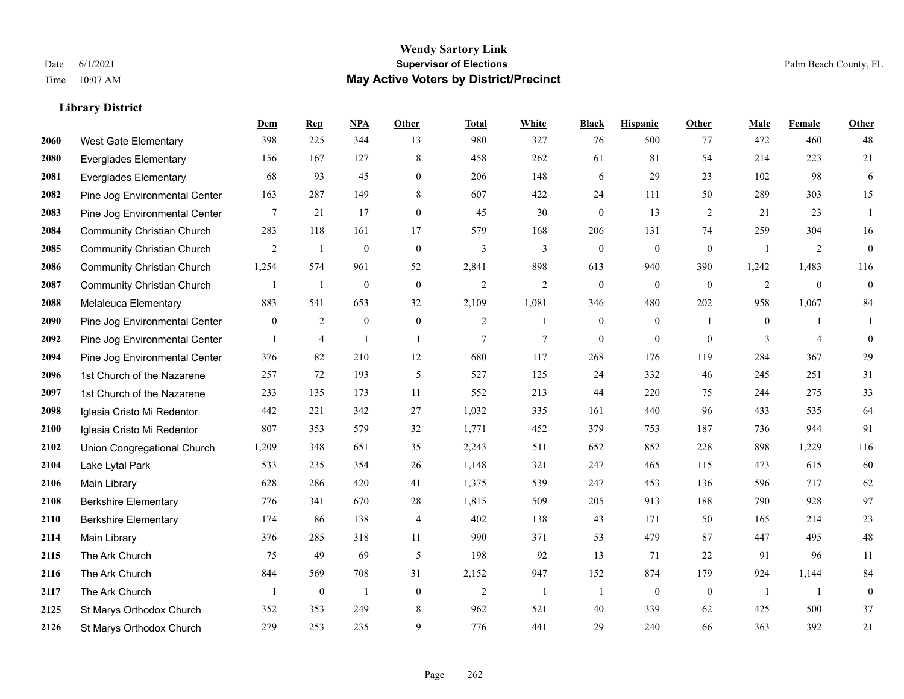# Wendy Sartory Link
## Supervisor of Elections
## May Active Voters by District/Precinct

Date 6/1/2021
Time 10:07 AM

Palm Beach County, FL

### Library District

| | | Dem | Rep | NPA | Other | Total | White | Black | Hispanic | Other | Male | Female | Other |
|---|---|---|---|---|---|---|---|---|---|---|---|---|---|
| 2060 | West Gate Elementary | 398 | 225 | 344 | 13 | 980 | 327 | 76 | 500 | 77 | 472 | 460 | 48 |
| 2080 | Everglades Elementary | 156 | 167 | 127 | 8 | 458 | 262 | 61 | 81 | 54 | 214 | 223 | 21 |
| 2081 | Everglades Elementary | 68 | 93 | 45 | 0 | 206 | 148 | 6 | 29 | 23 | 102 | 98 | 6 |
| 2082 | Pine Jog Environmental Center | 163 | 287 | 149 | 8 | 607 | 422 | 24 | 111 | 50 | 289 | 303 | 15 |
| 2083 | Pine Jog Environmental Center | 7 | 21 | 17 | 0 | 45 | 30 | 0 | 13 | 2 | 21 | 23 | 1 |
| 2084 | Community Christian Church | 283 | 118 | 161 | 17 | 579 | 168 | 206 | 131 | 74 | 259 | 304 | 16 |
| 2085 | Community Christian Church | 2 | 1 | 0 | 0 | 3 | 3 | 0 | 0 | 0 | 1 | 2 | 0 |
| 2086 | Community Christian Church | 1,254 | 574 | 961 | 52 | 2,841 | 898 | 613 | 940 | 390 | 1,242 | 1,483 | 116 |
| 2087 | Community Christian Church | 1 | 1 | 0 | 0 | 2 | 2 | 0 | 0 | 0 | 2 | 0 | 0 |
| 2088 | Melaleuca Elementary | 883 | 541 | 653 | 32 | 2,109 | 1,081 | 346 | 480 | 202 | 958 | 1,067 | 84 |
| 2090 | Pine Jog Environmental Center | 0 | 2 | 0 | 0 | 2 | 1 | 0 | 0 | 1 | 0 | 1 | 1 |
| 2092 | Pine Jog Environmental Center | 1 | 4 | 1 | 1 | 7 | 7 | 0 | 0 | 0 | 3 | 4 | 0 |
| 2094 | Pine Jog Environmental Center | 376 | 82 | 210 | 12 | 680 | 117 | 268 | 176 | 119 | 284 | 367 | 29 |
| 2096 | 1st Church of the Nazarene | 257 | 72 | 193 | 5 | 527 | 125 | 24 | 332 | 46 | 245 | 251 | 31 |
| 2097 | 1st Church of the Nazarene | 233 | 135 | 173 | 11 | 552 | 213 | 44 | 220 | 75 | 244 | 275 | 33 |
| 2098 | Iglesia Cristo Mi Redentor | 442 | 221 | 342 | 27 | 1,032 | 335 | 161 | 440 | 96 | 433 | 535 | 64 |
| 2100 | Iglesia Cristo Mi Redentor | 807 | 353 | 579 | 32 | 1,771 | 452 | 379 | 753 | 187 | 736 | 944 | 91 |
| 2102 | Union Congregational Church | 1,209 | 348 | 651 | 35 | 2,243 | 511 | 652 | 852 | 228 | 898 | 1,229 | 116 |
| 2104 | Lake Lytal Park | 533 | 235 | 354 | 26 | 1,148 | 321 | 247 | 465 | 115 | 473 | 615 | 60 |
| 2106 | Main Library | 628 | 286 | 420 | 41 | 1,375 | 539 | 247 | 453 | 136 | 596 | 717 | 62 |
| 2108 | Berkshire Elementary | 776 | 341 | 670 | 28 | 1,815 | 509 | 205 | 913 | 188 | 790 | 928 | 97 |
| 2110 | Berkshire Elementary | 174 | 86 | 138 | 4 | 402 | 138 | 43 | 171 | 50 | 165 | 214 | 23 |
| 2114 | Main Library | 376 | 285 | 318 | 11 | 990 | 371 | 53 | 479 | 87 | 447 | 495 | 48 |
| 2115 | The Ark Church | 75 | 49 | 69 | 5 | 198 | 92 | 13 | 71 | 22 | 91 | 96 | 11 |
| 2116 | The Ark Church | 844 | 569 | 708 | 31 | 2,152 | 947 | 152 | 874 | 179 | 924 | 1,144 | 84 |
| 2117 | The Ark Church | 1 | 0 | 1 | 0 | 2 | 1 | 1 | 0 | 0 | 1 | 1 | 0 |
| 2125 | St Marys Orthodox Church | 352 | 353 | 249 | 8 | 962 | 521 | 40 | 339 | 62 | 425 | 500 | 37 |
| 2126 | St Marys Orthodox Church | 279 | 253 | 235 | 9 | 776 | 441 | 29 | 240 | 66 | 363 | 392 | 21 |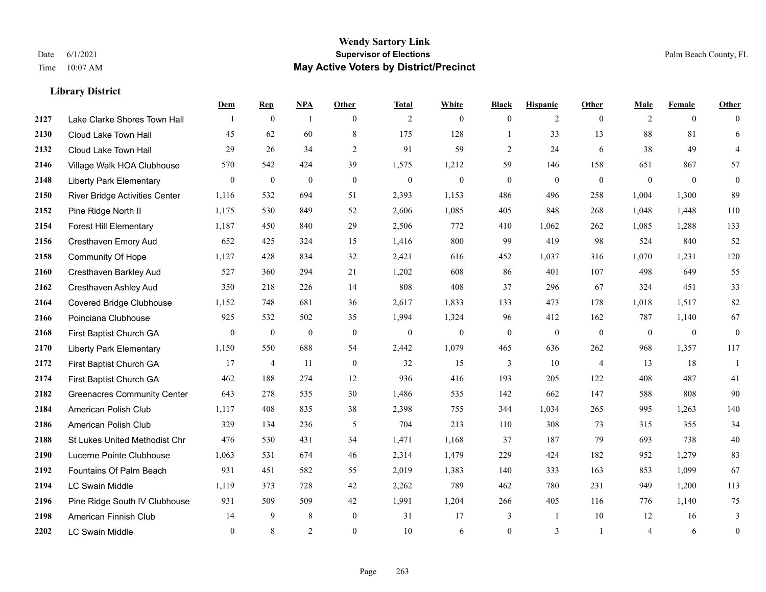# Wendy Sartory Link
## Supervisor of Elections
## May Active Voters by District/Precinct

Date 6/1/2021
Time 10:07 AM

Palm Beach County, FL

### Library District

| | | Dem | Rep | NPA | Other | Total | White | Black | Hispanic | Other | Male | Female | Other |
|---|---|---|---|---|---|---|---|---|---|---|---|---|---|
| 2127 | Lake Clarke Shores Town Hall | 1 | 0 | 1 | 0 | 2 | 0 | 0 | 2 | 0 | 2 | 0 | 0 |
| 2130 | Cloud Lake Town Hall | 45 | 62 | 60 | 8 | 175 | 128 | 1 | 33 | 13 | 88 | 81 | 6 |
| 2132 | Cloud Lake Town Hall | 29 | 26 | 34 | 2 | 91 | 59 | 2 | 24 | 6 | 38 | 49 | 4 |
| 2146 | Village Walk HOA Clubhouse | 570 | 542 | 424 | 39 | 1,575 | 1,212 | 59 | 146 | 158 | 651 | 867 | 57 |
| 2148 | Liberty Park Elementary | 0 | 0 | 0 | 0 | 0 | 0 | 0 | 0 | 0 | 0 | 0 | 0 |
| 2150 | River Bridge Activities Center | 1,116 | 532 | 694 | 51 | 2,393 | 1,153 | 486 | 496 | 258 | 1,004 | 1,300 | 89 |
| 2152 | Pine Ridge North II | 1,175 | 530 | 849 | 52 | 2,606 | 1,085 | 405 | 848 | 268 | 1,048 | 1,448 | 110 |
| 2154 | Forest Hill Elementary | 1,187 | 450 | 840 | 29 | 2,506 | 772 | 410 | 1,062 | 262 | 1,085 | 1,288 | 133 |
| 2156 | Cresthaven Emory Aud | 652 | 425 | 324 | 15 | 1,416 | 800 | 99 | 419 | 98 | 524 | 840 | 52 |
| 2158 | Community Of Hope | 1,127 | 428 | 834 | 32 | 2,421 | 616 | 452 | 1,037 | 316 | 1,070 | 1,231 | 120 |
| 2160 | Cresthaven Barkley Aud | 527 | 360 | 294 | 21 | 1,202 | 608 | 86 | 401 | 107 | 498 | 649 | 55 |
| 2162 | Cresthaven Ashley Aud | 350 | 218 | 226 | 14 | 808 | 408 | 37 | 296 | 67 | 324 | 451 | 33 |
| 2164 | Covered Bridge Clubhouse | 1,152 | 748 | 681 | 36 | 2,617 | 1,833 | 133 | 473 | 178 | 1,018 | 1,517 | 82 |
| 2166 | Poinciana Clubhouse | 925 | 532 | 502 | 35 | 1,994 | 1,324 | 96 | 412 | 162 | 787 | 1,140 | 67 |
| 2168 | First Baptist Church GA | 0 | 0 | 0 | 0 | 0 | 0 | 0 | 0 | 0 | 0 | 0 | 0 |
| 2170 | Liberty Park Elementary | 1,150 | 550 | 688 | 54 | 2,442 | 1,079 | 465 | 636 | 262 | 968 | 1,357 | 117 |
| 2172 | First Baptist Church GA | 17 | 4 | 11 | 0 | 32 | 15 | 3 | 10 | 4 | 13 | 18 | 1 |
| 2174 | First Baptist Church GA | 462 | 188 | 274 | 12 | 936 | 416 | 193 | 205 | 122 | 408 | 487 | 41 |
| 2182 | Greenacres Community Center | 643 | 278 | 535 | 30 | 1,486 | 535 | 142 | 662 | 147 | 588 | 808 | 90 |
| 2184 | American Polish Club | 1,117 | 408 | 835 | 38 | 2,398 | 755 | 344 | 1,034 | 265 | 995 | 1,263 | 140 |
| 2186 | American Polish Club | 329 | 134 | 236 | 5 | 704 | 213 | 110 | 308 | 73 | 315 | 355 | 34 |
| 2188 | St Lukes United Methodist Chr | 476 | 530 | 431 | 34 | 1,471 | 1,168 | 37 | 187 | 79 | 693 | 738 | 40 |
| 2190 | Lucerne Pointe Clubhouse | 1,063 | 531 | 674 | 46 | 2,314 | 1,479 | 229 | 424 | 182 | 952 | 1,279 | 83 |
| 2192 | Fountains Of Palm Beach | 931 | 451 | 582 | 55 | 2,019 | 1,383 | 140 | 333 | 163 | 853 | 1,099 | 67 |
| 2194 | LC Swain Middle | 1,119 | 373 | 728 | 42 | 2,262 | 789 | 462 | 780 | 231 | 949 | 1,200 | 113 |
| 2196 | Pine Ridge South IV Clubhouse | 931 | 509 | 509 | 42 | 1,991 | 1,204 | 266 | 405 | 116 | 776 | 1,140 | 75 |
| 2198 | American Finnish Club | 14 | 9 | 8 | 0 | 31 | 17 | 3 | 1 | 10 | 12 | 16 | 3 |
| 2202 | LC Swain Middle | 0 | 8 | 2 | 0 | 10 | 6 | 0 | 3 | 1 | 4 | 6 | 0 |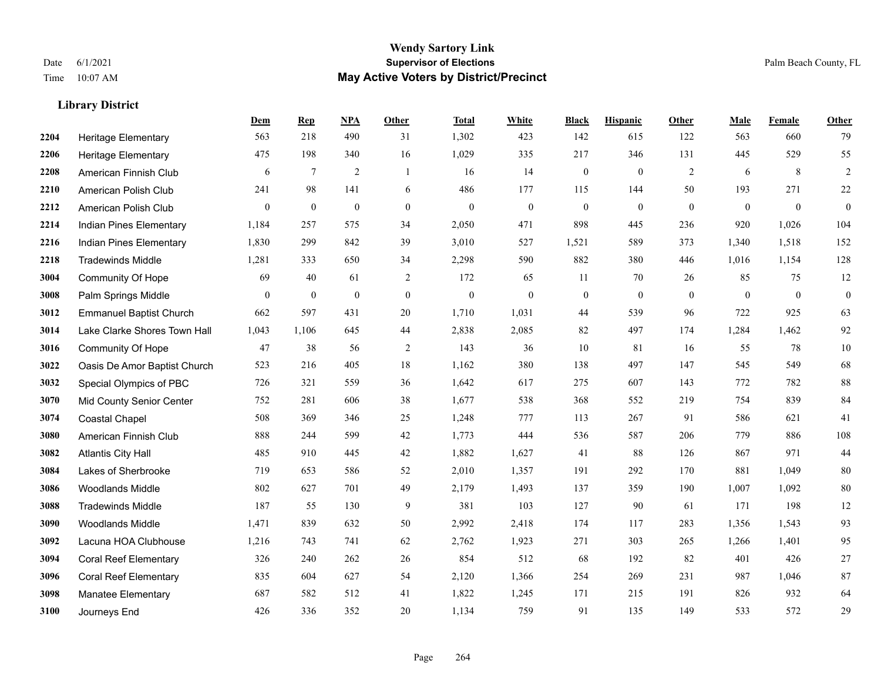# Wendy Sartory Link
## Supervisor of Elections
## May Active Voters by District/Precinct

Date 6/1/2021
Time 10:07 AM

Palm Beach County, FL

### Library District

| | | Dem | Rep | NPA | Other | Total | White | Black | Hispanic | Other | Male | Female | Other |
|---|---|---|---|---|---|---|---|---|---|---|---|---|---|
| 2204 | Heritage Elementary | 563 | 218 | 490 | 31 | 1,302 | 423 | 142 | 615 | 122 | 563 | 660 | 79 |
| 2206 | Heritage Elementary | 475 | 198 | 340 | 16 | 1,029 | 335 | 217 | 346 | 131 | 445 | 529 | 55 |
| 2208 | American Finnish Club | 6 | 7 | 2 | 1 | 16 | 14 | 0 | 0 | 2 | 6 | 8 | 2 |
| 2210 | American Polish Club | 241 | 98 | 141 | 6 | 486 | 177 | 115 | 144 | 50 | 193 | 271 | 22 |
| 2212 | American Polish Club | 0 | 0 | 0 | 0 | 0 | 0 | 0 | 0 | 0 | 0 | 0 | 0 |
| 2214 | Indian Pines Elementary | 1,184 | 257 | 575 | 34 | 2,050 | 471 | 898 | 445 | 236 | 920 | 1,026 | 104 |
| 2216 | Indian Pines Elementary | 1,830 | 299 | 842 | 39 | 3,010 | 527 | 1,521 | 589 | 373 | 1,340 | 1,518 | 152 |
| 2218 | Tradewinds Middle | 1,281 | 333 | 650 | 34 | 2,298 | 590 | 882 | 380 | 446 | 1,016 | 1,154 | 128 |
| 3004 | Community Of Hope | 69 | 40 | 61 | 2 | 172 | 65 | 11 | 70 | 26 | 85 | 75 | 12 |
| 3008 | Palm Springs Middle | 0 | 0 | 0 | 0 | 0 | 0 | 0 | 0 | 0 | 0 | 0 | 0 |
| 3012 | Emmanuel Baptist Church | 662 | 597 | 431 | 20 | 1,710 | 1,031 | 44 | 539 | 96 | 722 | 925 | 63 |
| 3014 | Lake Clarke Shores Town Hall | 1,043 | 1,106 | 645 | 44 | 2,838 | 2,085 | 82 | 497 | 174 | 1,284 | 1,462 | 92 |
| 3016 | Community Of Hope | 47 | 38 | 56 | 2 | 143 | 36 | 10 | 81 | 16 | 55 | 78 | 10 |
| 3022 | Oasis De Amor Baptist Church | 523 | 216 | 405 | 18 | 1,162 | 380 | 138 | 497 | 147 | 545 | 549 | 68 |
| 3032 | Special Olympics of PBC | 726 | 321 | 559 | 36 | 1,642 | 617 | 275 | 607 | 143 | 772 | 782 | 88 |
| 3070 | Mid County Senior Center | 752 | 281 | 606 | 38 | 1,677 | 538 | 368 | 552 | 219 | 754 | 839 | 84 |
| 3074 | Coastal Chapel | 508 | 369 | 346 | 25 | 1,248 | 777 | 113 | 267 | 91 | 586 | 621 | 41 |
| 3080 | American Finnish Club | 888 | 244 | 599 | 42 | 1,773 | 444 | 536 | 587 | 206 | 779 | 886 | 108 |
| 3082 | Atlantis City Hall | 485 | 910 | 445 | 42 | 1,882 | 1,627 | 41 | 88 | 126 | 867 | 971 | 44 |
| 3084 | Lakes of Sherbrooke | 719 | 653 | 586 | 52 | 2,010 | 1,357 | 191 | 292 | 170 | 881 | 1,049 | 80 |
| 3086 | Woodlands Middle | 802 | 627 | 701 | 49 | 2,179 | 1,493 | 137 | 359 | 190 | 1,007 | 1,092 | 80 |
| 3088 | Tradewinds Middle | 187 | 55 | 130 | 9 | 381 | 103 | 127 | 90 | 61 | 171 | 198 | 12 |
| 3090 | Woodlands Middle | 1,471 | 839 | 632 | 50 | 2,992 | 2,418 | 174 | 117 | 283 | 1,356 | 1,543 | 93 |
| 3092 | Lacuna HOA Clubhouse | 1,216 | 743 | 741 | 62 | 2,762 | 1,923 | 271 | 303 | 265 | 1,266 | 1,401 | 95 |
| 3094 | Coral Reef Elementary | 326 | 240 | 262 | 26 | 854 | 512 | 68 | 192 | 82 | 401 | 426 | 27 |
| 3096 | Coral Reef Elementary | 835 | 604 | 627 | 54 | 2,120 | 1,366 | 254 | 269 | 231 | 987 | 1,046 | 87 |
| 3098 | Manatee Elementary | 687 | 582 | 512 | 41 | 1,822 | 1,245 | 171 | 215 | 191 | 826 | 932 | 64 |
| 3100 | Journeys End | 426 | 336 | 352 | 20 | 1,134 | 759 | 91 | 135 | 149 | 533 | 572 | 29 |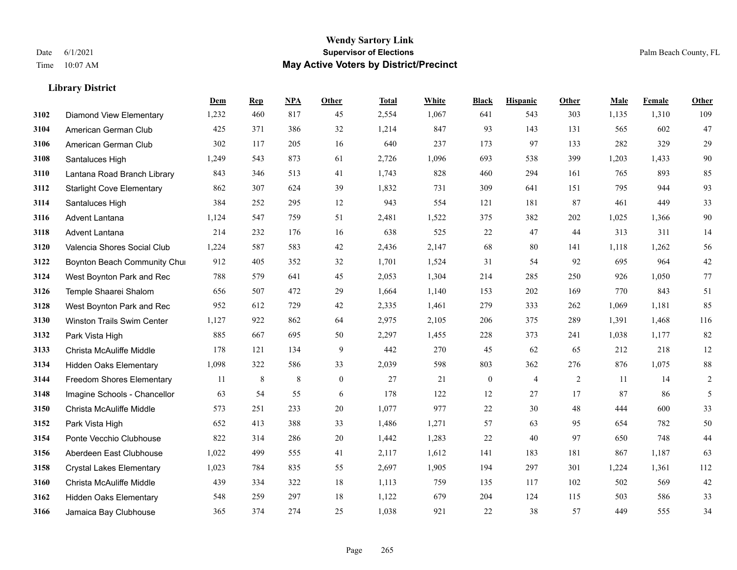# Wendy Sartory Link

**Supervisor of Elections**

**May Active Voters by District/Precinct**

Date 6/1/2021
Time 10:07 AM

Palm Beach County, FL

### Library District

| | | Dem | Rep | NPA | Other | Total | White | Black | Hispanic | Other | Male | Female | Other |
|---|---|---|---|---|---|---|---|---|---|---|---|---|---|
| 3102 | Diamond View Elementary | 1,232 | 460 | 817 | 45 | 2,554 | 1,067 | 641 | 543 | 303 | 1,135 | 1,310 | 109 |
| 3104 | American German Club | 425 | 371 | 386 | 32 | 1,214 | 847 | 93 | 143 | 131 | 565 | 602 | 47 |
| 3106 | American German Club | 302 | 117 | 205 | 16 | 640 | 237 | 173 | 97 | 133 | 282 | 329 | 29 |
| 3108 | Santaluces High | 1,249 | 543 | 873 | 61 | 2,726 | 1,096 | 693 | 538 | 399 | 1,203 | 1,433 | 90 |
| 3110 | Lantana Road Branch Library | 843 | 346 | 513 | 41 | 1,743 | 828 | 460 | 294 | 161 | 765 | 893 | 85 |
| 3112 | Starlight Cove Elementary | 862 | 307 | 624 | 39 | 1,832 | 731 | 309 | 641 | 151 | 795 | 944 | 93 |
| 3114 | Santaluces High | 384 | 252 | 295 | 12 | 943 | 554 | 121 | 181 | 87 | 461 | 449 | 33 |
| 3116 | Advent Lantana | 1,124 | 547 | 759 | 51 | 2,481 | 1,522 | 375 | 382 | 202 | 1,025 | 1,366 | 90 |
| 3118 | Advent Lantana | 214 | 232 | 176 | 16 | 638 | 525 | 22 | 47 | 44 | 313 | 311 | 14 |
| 3120 | Valencia Shores Social Club | 1,224 | 587 | 583 | 42 | 2,436 | 2,147 | 68 | 80 | 141 | 1,118 | 1,262 | 56 |
| 3122 | Boynton Beach Community Chu | 912 | 405 | 352 | 32 | 1,701 | 1,524 | 31 | 54 | 92 | 695 | 964 | 42 |
| 3124 | West Boynton Park and Rec | 788 | 579 | 641 | 45 | 2,053 | 1,304 | 214 | 285 | 250 | 926 | 1,050 | 77 |
| 3126 | Temple Shaarei Shalom | 656 | 507 | 472 | 29 | 1,664 | 1,140 | 153 | 202 | 169 | 770 | 843 | 51 |
| 3128 | West Boynton Park and Rec | 952 | 612 | 729 | 42 | 2,335 | 1,461 | 279 | 333 | 262 | 1,069 | 1,181 | 85 |
| 3130 | Winston Trails Swim Center | 1,127 | 922 | 862 | 64 | 2,975 | 2,105 | 206 | 375 | 289 | 1,391 | 1,468 | 116 |
| 3132 | Park Vista High | 885 | 667 | 695 | 50 | 2,297 | 1,455 | 228 | 373 | 241 | 1,038 | 1,177 | 82 |
| 3133 | Christa McAuliffe Middle | 178 | 121 | 134 | 9 | 442 | 270 | 45 | 62 | 65 | 212 | 218 | 12 |
| 3134 | Hidden Oaks Elementary | 1,098 | 322 | 586 | 33 | 2,039 | 598 | 803 | 362 | 276 | 876 | 1,075 | 88 |
| 3144 | Freedom Shores Elementary | 11 | 8 | 8 | 0 | 27 | 21 | 0 | 4 | 2 | 11 | 14 | 2 |
| 3148 | Imagine Schools - Chancellor | 63 | 54 | 55 | 6 | 178 | 122 | 12 | 27 | 17 | 87 | 86 | 5 |
| 3150 | Christa McAuliffe Middle | 573 | 251 | 233 | 20 | 1,077 | 977 | 22 | 30 | 48 | 444 | 600 | 33 |
| 3152 | Park Vista High | 652 | 413 | 388 | 33 | 1,486 | 1,271 | 57 | 63 | 95 | 654 | 782 | 50 |
| 3154 | Ponte Vecchio Clubhouse | 822 | 314 | 286 | 20 | 1,442 | 1,283 | 22 | 40 | 97 | 650 | 748 | 44 |
| 3156 | Aberdeen East Clubhouse | 1,022 | 499 | 555 | 41 | 2,117 | 1,612 | 141 | 183 | 181 | 867 | 1,187 | 63 |
| 3158 | Crystal Lakes Elementary | 1,023 | 784 | 835 | 55 | 2,697 | 1,905 | 194 | 297 | 301 | 1,224 | 1,361 | 112 |
| 3160 | Christa McAuliffe Middle | 439 | 334 | 322 | 18 | 1,113 | 759 | 135 | 117 | 102 | 502 | 569 | 42 |
| 3162 | Hidden Oaks Elementary | 548 | 259 | 297 | 18 | 1,122 | 679 | 204 | 124 | 115 | 503 | 586 | 33 |
| 3166 | Jamaica Bay Clubhouse | 365 | 374 | 274 | 25 | 1,038 | 921 | 22 | 38 | 57 | 449 | 555 | 34 |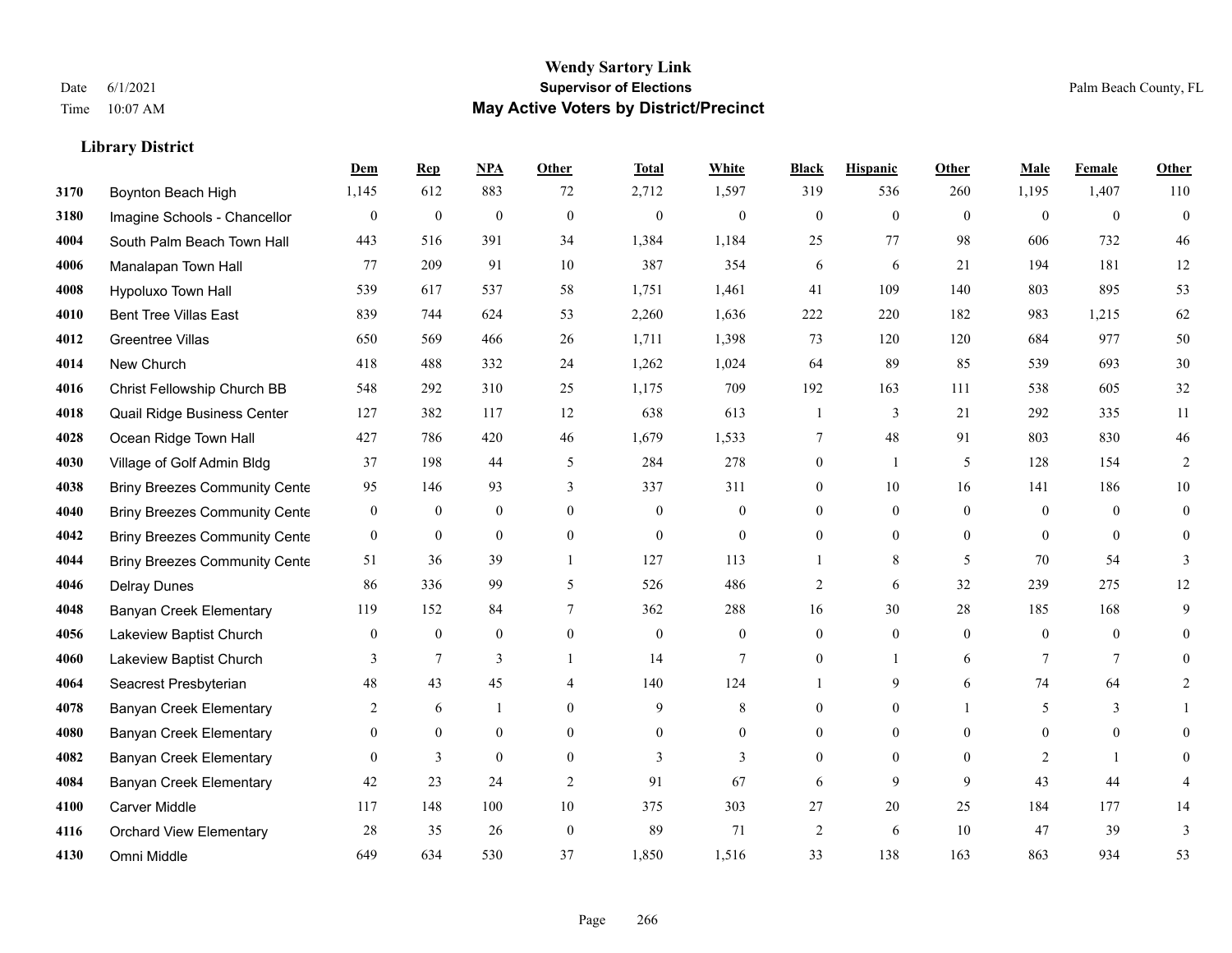# Wendy Sartory Link
## Supervisor of Elections
## May Active Voters by District/Precinct

Date 6/1/2021
Time 10:07 AM

Palm Beach County, FL

### Library District

| | | Dem | Rep | NPA | Other | Total | White | Black | Hispanic | Other | Male | Female | Other |
|---|---|---|---|---|---|---|---|---|---|---|---|---|---|
| 3170 | Boynton Beach High | 1,145 | 612 | 883 | 72 | 2,712 | 1,597 | 319 | 536 | 260 | 1,195 | 1,407 | 110 |
| 3180 | Imagine Schools - Chancellor | 0 | 0 | 0 | 0 | 0 | 0 | 0 | 0 | 0 | 0 | 0 | 0 |
| 4004 | South Palm Beach Town Hall | 443 | 516 | 391 | 34 | 1,384 | 1,184 | 25 | 77 | 98 | 606 | 732 | 46 |
| 4006 | Manalapan Town Hall | 77 | 209 | 91 | 10 | 387 | 354 | 6 | 6 | 21 | 194 | 181 | 12 |
| 4008 | Hypoluxo Town Hall | 539 | 617 | 537 | 58 | 1,751 | 1,461 | 41 | 109 | 140 | 803 | 895 | 53 |
| 4010 | Bent Tree Villas East | 839 | 744 | 624 | 53 | 2,260 | 1,636 | 222 | 220 | 182 | 983 | 1,215 | 62 |
| 4012 | Greentree Villas | 650 | 569 | 466 | 26 | 1,711 | 1,398 | 73 | 120 | 120 | 684 | 977 | 50 |
| 4014 | New Church | 418 | 488 | 332 | 24 | 1,262 | 1,024 | 64 | 89 | 85 | 539 | 693 | 30 |
| 4016 | Christ Fellowship Church BB | 548 | 292 | 310 | 25 | 1,175 | 709 | 192 | 163 | 111 | 538 | 605 | 32 |
| 4018 | Quail Ridge Business Center | 127 | 382 | 117 | 12 | 638 | 613 | 1 | 3 | 21 | 292 | 335 | 11 |
| 4028 | Ocean Ridge Town Hall | 427 | 786 | 420 | 46 | 1,679 | 1,533 | 7 | 48 | 91 | 803 | 830 | 46 |
| 4030 | Village of Golf Admin Bldg | 37 | 198 | 44 | 5 | 284 | 278 | 0 | 1 | 5 | 128 | 154 | 2 |
| 4038 | Briny Breezes Community Cente | 95 | 146 | 93 | 3 | 337 | 311 | 0 | 10 | 16 | 141 | 186 | 10 |
| 4040 | Briny Breezes Community Cente | 0 | 0 | 0 | 0 | 0 | 0 | 0 | 0 | 0 | 0 | 0 | 0 |
| 4042 | Briny Breezes Community Cente | 0 | 0 | 0 | 0 | 0 | 0 | 0 | 0 | 0 | 0 | 0 | 0 |
| 4044 | Briny Breezes Community Cente | 51 | 36 | 39 | 1 | 127 | 113 | 1 | 8 | 5 | 70 | 54 | 3 |
| 4046 | Delray Dunes | 86 | 336 | 99 | 5 | 526 | 486 | 2 | 6 | 32 | 239 | 275 | 12 |
| 4048 | Banyan Creek Elementary | 119 | 152 | 84 | 7 | 362 | 288 | 16 | 30 | 28 | 185 | 168 | 9 |
| 4056 | Lakeview Baptist Church | 0 | 0 | 0 | 0 | 0 | 0 | 0 | 0 | 0 | 0 | 0 | 0 |
| 4060 | Lakeview Baptist Church | 3 | 7 | 3 | 1 | 14 | 7 | 0 | 1 | 6 | 7 | 7 | 0 |
| 4064 | Seacrest Presbyterian | 48 | 43 | 45 | 4 | 140 | 124 | 1 | 9 | 6 | 74 | 64 | 2 |
| 4078 | Banyan Creek Elementary | 2 | 6 | 1 | 0 | 9 | 8 | 0 | 0 | 1 | 5 | 3 | 1 |
| 4080 | Banyan Creek Elementary | 0 | 0 | 0 | 0 | 0 | 0 | 0 | 0 | 0 | 0 | 0 | 0 |
| 4082 | Banyan Creek Elementary | 0 | 3 | 0 | 0 | 3 | 3 | 0 | 0 | 0 | 2 | 1 | 0 |
| 4084 | Banyan Creek Elementary | 42 | 23 | 24 | 2 | 91 | 67 | 6 | 9 | 9 | 43 | 44 | 4 |
| 4100 | Carver Middle | 117 | 148 | 100 | 10 | 375 | 303 | 27 | 20 | 25 | 184 | 177 | 14 |
| 4116 | Orchard View Elementary | 28 | 35 | 26 | 0 | 89 | 71 | 2 | 6 | 10 | 47 | 39 | 3 |
| 4130 | Omni Middle | 649 | 634 | 530 | 37 | 1,850 | 1,516 | 33 | 138 | 163 | 863 | 934 | 53 |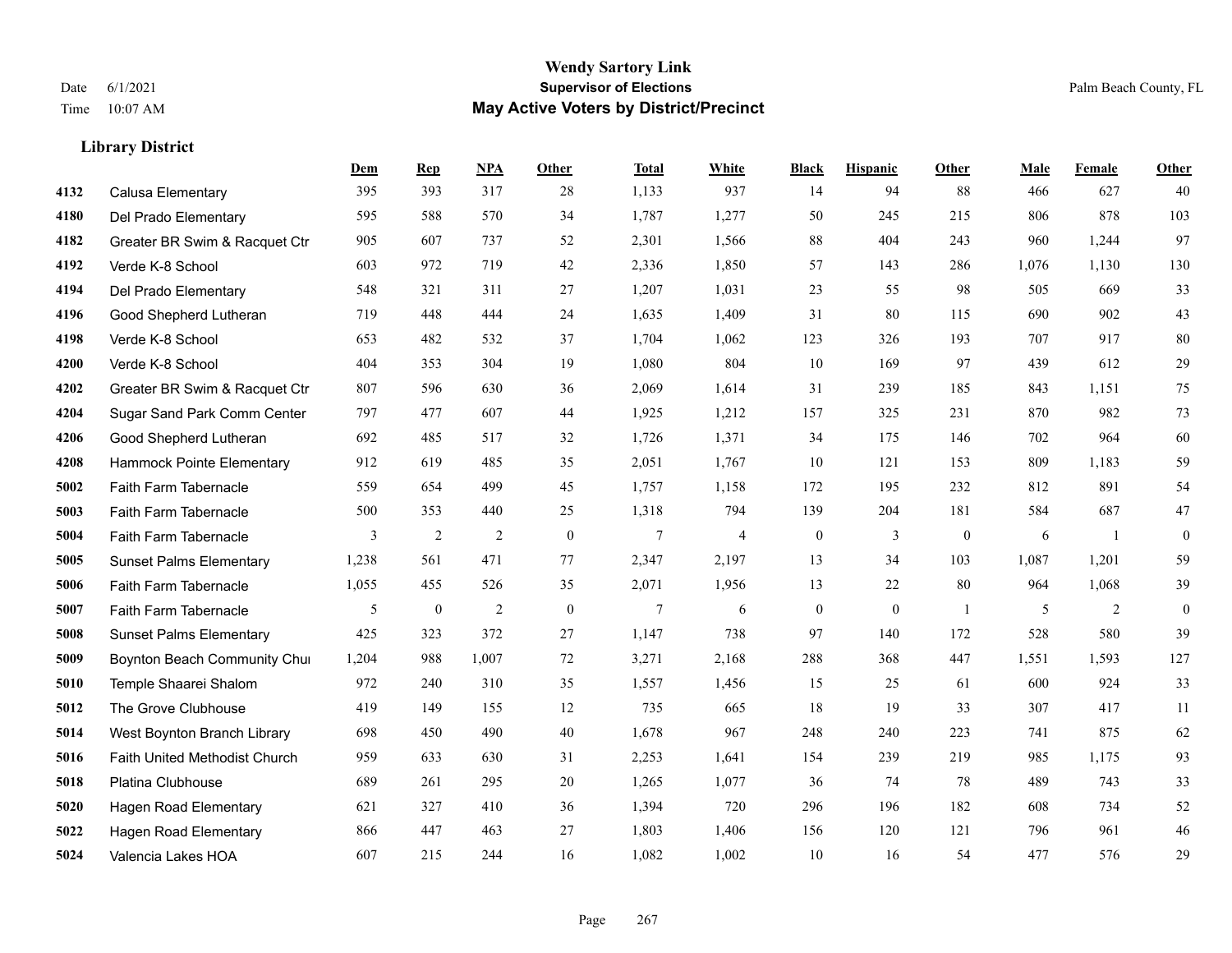**Wendy Sartory Link**
**Supervisor of Elections**
**May Active Voters by District/Precinct**

Date 6/1/2021
Time 10:07 AM

Palm Beach County, FL

### Library District

| | | Dem | Rep | NPA | Other | Total | White | Black | Hispanic | Other | Male | Female | Other |
|---|---|---|---|---|---|---|---|---|---|---|---|---|---|
| 4132 | Calusa Elementary | 395 | 393 | 317 | 28 | 1,133 | 937 | 14 | 94 | 88 | 466 | 627 | 40 |
| 4180 | Del Prado Elementary | 595 | 588 | 570 | 34 | 1,787 | 1,277 | 50 | 245 | 215 | 806 | 878 | 103 |
| 4182 | Greater BR Swim & Racquet Ctr | 905 | 607 | 737 | 52 | 2,301 | 1,566 | 88 | 404 | 243 | 960 | 1,244 | 97 |
| 4192 | Verde K-8 School | 603 | 972 | 719 | 42 | 2,336 | 1,850 | 57 | 143 | 286 | 1,076 | 1,130 | 130 |
| 4194 | Del Prado Elementary | 548 | 321 | 311 | 27 | 1,207 | 1,031 | 23 | 55 | 98 | 505 | 669 | 33 |
| 4196 | Good Shepherd Lutheran | 719 | 448 | 444 | 24 | 1,635 | 1,409 | 31 | 80 | 115 | 690 | 902 | 43 |
| 4198 | Verde K-8 School | 653 | 482 | 532 | 37 | 1,704 | 1,062 | 123 | 326 | 193 | 707 | 917 | 80 |
| 4200 | Verde K-8 School | 404 | 353 | 304 | 19 | 1,080 | 804 | 10 | 169 | 97 | 439 | 612 | 29 |
| 4202 | Greater BR Swim & Racquet Ctr | 807 | 596 | 630 | 36 | 2,069 | 1,614 | 31 | 239 | 185 | 843 | 1,151 | 75 |
| 4204 | Sugar Sand Park Comm Center | 797 | 477 | 607 | 44 | 1,925 | 1,212 | 157 | 325 | 231 | 870 | 982 | 73 |
| 4206 | Good Shepherd Lutheran | 692 | 485 | 517 | 32 | 1,726 | 1,371 | 34 | 175 | 146 | 702 | 964 | 60 |
| 4208 | Hammock Pointe Elementary | 912 | 619 | 485 | 35 | 2,051 | 1,767 | 10 | 121 | 153 | 809 | 1,183 | 59 |
| 5002 | Faith Farm Tabernacle | 559 | 654 | 499 | 45 | 1,757 | 1,158 | 172 | 195 | 232 | 812 | 891 | 54 |
| 5003 | Faith Farm Tabernacle | 500 | 353 | 440 | 25 | 1,318 | 794 | 139 | 204 | 181 | 584 | 687 | 47 |
| 5004 | Faith Farm Tabernacle | 3 | 2 | 2 | 0 | 7 | 4 | 0 | 3 | 0 | 6 | 1 | 0 |
| 5005 | Sunset Palms Elementary | 1,238 | 561 | 471 | 77 | 2,347 | 2,197 | 13 | 34 | 103 | 1,087 | 1,201 | 59 |
| 5006 | Faith Farm Tabernacle | 1,055 | 455 | 526 | 35 | 2,071 | 1,956 | 13 | 22 | 80 | 964 | 1,068 | 39 |
| 5007 | Faith Farm Tabernacle | 5 | 0 | 2 | 0 | 7 | 6 | 0 | 0 | 1 | 5 | 2 | 0 |
| 5008 | Sunset Palms Elementary | 425 | 323 | 372 | 27 | 1,147 | 738 | 97 | 140 | 172 | 528 | 580 | 39 |
| 5009 | Boynton Beach Community Chui | 1,204 | 988 | 1,007 | 72 | 3,271 | 2,168 | 288 | 368 | 447 | 1,551 | 1,593 | 127 |
| 5010 | Temple Shaarei Shalom | 972 | 240 | 310 | 35 | 1,557 | 1,456 | 15 | 25 | 61 | 600 | 924 | 33 |
| 5012 | The Grove Clubhouse | 419 | 149 | 155 | 12 | 735 | 665 | 18 | 19 | 33 | 307 | 417 | 11 |
| 5014 | West Boynton Branch Library | 698 | 450 | 490 | 40 | 1,678 | 967 | 248 | 240 | 223 | 741 | 875 | 62 |
| 5016 | Faith United Methodist Church | 959 | 633 | 630 | 31 | 2,253 | 1,641 | 154 | 239 | 219 | 985 | 1,175 | 93 |
| 5018 | Platina Clubhouse | 689 | 261 | 295 | 20 | 1,265 | 1,077 | 36 | 74 | 78 | 489 | 743 | 33 |
| 5020 | Hagen Road Elementary | 621 | 327 | 410 | 36 | 1,394 | 720 | 296 | 196 | 182 | 608 | 734 | 52 |
| 5022 | Hagen Road Elementary | 866 | 447 | 463 | 27 | 1,803 | 1,406 | 156 | 120 | 121 | 796 | 961 | 46 |
| 5024 | Valencia Lakes HOA | 607 | 215 | 244 | 16 | 1,082 | 1,002 | 10 | 16 | 54 | 477 | 576 | 29 |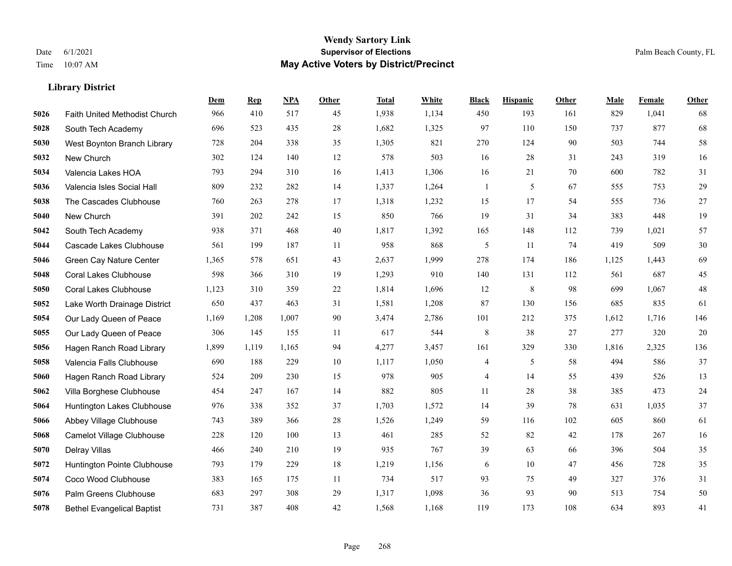# Wendy Sartory Link
## Supervisor of Elections
## May Active Voters by District/Precinct

Date 6/1/2021
Time 10:07 AM

Palm Beach County, FL

### Library District

| | | Dem | Rep | NPA | Other | Total | White | Black | Hispanic | Other | Male | Female | Other |
|---|---|---|---|---|---|---|---|---|---|---|---|---|---|
| 5026 | Faith United Methodist Church | 966 | 410 | 517 | 45 | 1,938 | 1,134 | 450 | 193 | 161 | 829 | 1,041 | 68 |
| 5028 | South Tech Academy | 696 | 523 | 435 | 28 | 1,682 | 1,325 | 97 | 110 | 150 | 737 | 877 | 68 |
| 5030 | West Boynton Branch Library | 728 | 204 | 338 | 35 | 1,305 | 821 | 270 | 124 | 90 | 503 | 744 | 58 |
| 5032 | New Church | 302 | 124 | 140 | 12 | 578 | 503 | 16 | 28 | 31 | 243 | 319 | 16 |
| 5034 | Valencia Lakes HOA | 793 | 294 | 310 | 16 | 1,413 | 1,306 | 16 | 21 | 70 | 600 | 782 | 31 |
| 5036 | Valencia Isles Social Hall | 809 | 232 | 282 | 14 | 1,337 | 1,264 | 1 | 5 | 67 | 555 | 753 | 29 |
| 5038 | The Cascades Clubhouse | 760 | 263 | 278 | 17 | 1,318 | 1,232 | 15 | 17 | 54 | 555 | 736 | 27 |
| 5040 | New Church | 391 | 202 | 242 | 15 | 850 | 766 | 19 | 31 | 34 | 383 | 448 | 19 |
| 5042 | South Tech Academy | 938 | 371 | 468 | 40 | 1,817 | 1,392 | 165 | 148 | 112 | 739 | 1,021 | 57 |
| 5044 | Cascade Lakes Clubhouse | 561 | 199 | 187 | 11 | 958 | 868 | 5 | 11 | 74 | 419 | 509 | 30 |
| 5046 | Green Cay Nature Center | 1,365 | 578 | 651 | 43 | 2,637 | 1,999 | 278 | 174 | 186 | 1,125 | 1,443 | 69 |
| 5048 | Coral Lakes Clubhouse | 598 | 366 | 310 | 19 | 1,293 | 910 | 140 | 131 | 112 | 561 | 687 | 45 |
| 5050 | Coral Lakes Clubhouse | 1,123 | 310 | 359 | 22 | 1,814 | 1,696 | 12 | 8 | 98 | 699 | 1,067 | 48 |
| 5052 | Lake Worth Drainage District | 650 | 437 | 463 | 31 | 1,581 | 1,208 | 87 | 130 | 156 | 685 | 835 | 61 |
| 5054 | Our Lady Queen of Peace | 1,169 | 1,208 | 1,007 | 90 | 3,474 | 2,786 | 101 | 212 | 375 | 1,612 | 1,716 | 146 |
| 5055 | Our Lady Queen of Peace | 306 | 145 | 155 | 11 | 617 | 544 | 8 | 38 | 27 | 277 | 320 | 20 |
| 5056 | Hagen Ranch Road Library | 1,899 | 1,119 | 1,165 | 94 | 4,277 | 3,457 | 161 | 329 | 330 | 1,816 | 2,325 | 136 |
| 5058 | Valencia Falls Clubhouse | 690 | 188 | 229 | 10 | 1,117 | 1,050 | 4 | 5 | 58 | 494 | 586 | 37 |
| 5060 | Hagen Ranch Road Library | 524 | 209 | 230 | 15 | 978 | 905 | 4 | 14 | 55 | 439 | 526 | 13 |
| 5062 | Villa Borghese Clubhouse | 454 | 247 | 167 | 14 | 882 | 805 | 11 | 28 | 38 | 385 | 473 | 24 |
| 5064 | Huntington Lakes Clubhouse | 976 | 338 | 352 | 37 | 1,703 | 1,572 | 14 | 39 | 78 | 631 | 1,035 | 37 |
| 5066 | Abbey Village Clubhouse | 743 | 389 | 366 | 28 | 1,526 | 1,249 | 59 | 116 | 102 | 605 | 860 | 61 |
| 5068 | Camelot Village Clubhouse | 228 | 120 | 100 | 13 | 461 | 285 | 52 | 82 | 42 | 178 | 267 | 16 |
| 5070 | Delray Villas | 466 | 240 | 210 | 19 | 935 | 767 | 39 | 63 | 66 | 396 | 504 | 35 |
| 5072 | Huntington Pointe Clubhouse | 793 | 179 | 229 | 18 | 1,219 | 1,156 | 6 | 10 | 47 | 456 | 728 | 35 |
| 5074 | Coco Wood Clubhouse | 383 | 165 | 175 | 11 | 734 | 517 | 93 | 75 | 49 | 327 | 376 | 31 |
| 5076 | Palm Greens Clubhouse | 683 | 297 | 308 | 29 | 1,317 | 1,098 | 36 | 93 | 90 | 513 | 754 | 50 |
| 5078 | Bethel Evangelical Baptist | 731 | 387 | 408 | 42 | 1,568 | 1,168 | 119 | 173 | 108 | 634 | 893 | 41 |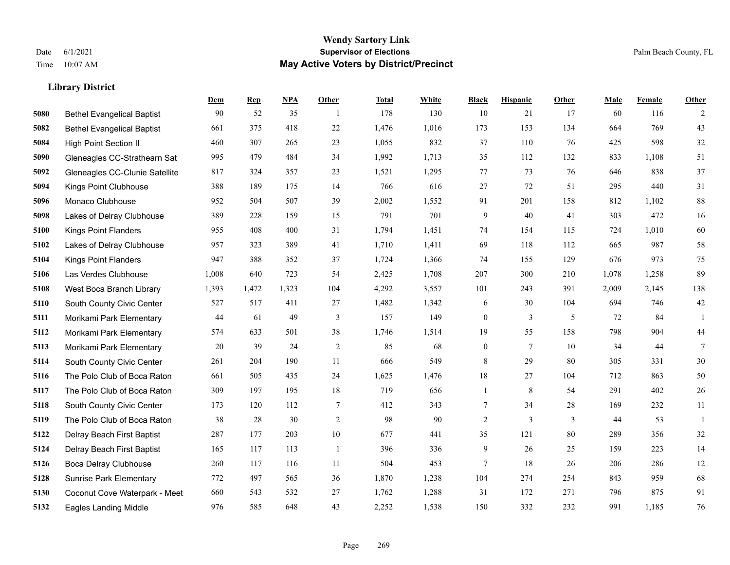# Wendy Sartory Link

Date 6/1/2021 **Supervisor of Elections** Palm Beach County, FL

Time 10:07 AM **May Active Voters by District/Precinct**

### Library District

| | | Dem | Rep | NPA | Other | Total | White | Black | Hispanic | Other | Male | Female | Other |
|---|---|---|---|---|---|---|---|---|---|---|---|---|---|
| 5080 | Bethel Evangelical Baptist | 90 | 52 | 35 | 1 | 178 | 130 | 10 | 21 | 17 | 60 | 116 | 2 |
| 5082 | Bethel Evangelical Baptist | 661 | 375 | 418 | 22 | 1,476 | 1,016 | 173 | 153 | 134 | 664 | 769 | 43 |
| 5084 | High Point Section II | 460 | 307 | 265 | 23 | 1,055 | 832 | 37 | 110 | 76 | 425 | 598 | 32 |
| 5090 | Gleneagles CC-Strathearn Sat | 995 | 479 | 484 | 34 | 1,992 | 1,713 | 35 | 112 | 132 | 833 | 1,108 | 51 |
| 5092 | Gleneagles CC-Clunie Satellite | 817 | 324 | 357 | 23 | 1,521 | 1,295 | 77 | 73 | 76 | 646 | 838 | 37 |
| 5094 | Kings Point Clubhouse | 388 | 189 | 175 | 14 | 766 | 616 | 27 | 72 | 51 | 295 | 440 | 31 |
| 5096 | Monaco Clubhouse | 952 | 504 | 507 | 39 | 2,002 | 1,552 | 91 | 201 | 158 | 812 | 1,102 | 88 |
| 5098 | Lakes of Delray Clubhouse | 389 | 228 | 159 | 15 | 791 | 701 | 9 | 40 | 41 | 303 | 472 | 16 |
| 5100 | Kings Point Flanders | 955 | 408 | 400 | 31 | 1,794 | 1,451 | 74 | 154 | 115 | 724 | 1,010 | 60 |
| 5102 | Lakes of Delray Clubhouse | 957 | 323 | 389 | 41 | 1,710 | 1,411 | 69 | 118 | 112 | 665 | 987 | 58 |
| 5104 | Kings Point Flanders | 947 | 388 | 352 | 37 | 1,724 | 1,366 | 74 | 155 | 129 | 676 | 973 | 75 |
| 5106 | Las Verdes Clubhouse | 1,008 | 640 | 723 | 54 | 2,425 | 1,708 | 207 | 300 | 210 | 1,078 | 1,258 | 89 |
| 5108 | West Boca Branch Library | 1,393 | 1,472 | 1,323 | 104 | 4,292 | 3,557 | 101 | 243 | 391 | 2,009 | 2,145 | 138 |
| 5110 | South County Civic Center | 527 | 517 | 411 | 27 | 1,482 | 1,342 | 6 | 30 | 104 | 694 | 746 | 42 |
| 5111 | Morikami Park Elementary | 44 | 61 | 49 | 3 | 157 | 149 | 0 | 3 | 5 | 72 | 84 | 1 |
| 5112 | Morikami Park Elementary | 574 | 633 | 501 | 38 | 1,746 | 1,514 | 19 | 55 | 158 | 798 | 904 | 44 |
| 5113 | Morikami Park Elementary | 20 | 39 | 24 | 2 | 85 | 68 | 0 | 7 | 10 | 34 | 44 | 7 |
| 5114 | South County Civic Center | 261 | 204 | 190 | 11 | 666 | 549 | 8 | 29 | 80 | 305 | 331 | 30 |
| 5116 | The Polo Club of Boca Raton | 661 | 505 | 435 | 24 | 1,625 | 1,476 | 18 | 27 | 104 | 712 | 863 | 50 |
| 5117 | The Polo Club of Boca Raton | 309 | 197 | 195 | 18 | 719 | 656 | 1 | 8 | 54 | 291 | 402 | 26 |
| 5118 | South County Civic Center | 173 | 120 | 112 | 7 | 412 | 343 | 7 | 34 | 28 | 169 | 232 | 11 |
| 5119 | The Polo Club of Boca Raton | 38 | 28 | 30 | 2 | 98 | 90 | 2 | 3 | 3 | 44 | 53 | 1 |
| 5122 | Delray Beach First Baptist | 287 | 177 | 203 | 10 | 677 | 441 | 35 | 121 | 80 | 289 | 356 | 32 |
| 5124 | Delray Beach First Baptist | 165 | 117 | 113 | 1 | 396 | 336 | 9 | 26 | 25 | 159 | 223 | 14 |
| 5126 | Boca Delray Clubhouse | 260 | 117 | 116 | 11 | 504 | 453 | 7 | 18 | 26 | 206 | 286 | 12 |
| 5128 | Sunrise Park Elementary | 772 | 497 | 565 | 36 | 1,870 | 1,238 | 104 | 274 | 254 | 843 | 959 | 68 |
| 5130 | Coconut Cove Waterpark - Meet | 660 | 543 | 532 | 27 | 1,762 | 1,288 | 31 | 172 | 271 | 796 | 875 | 91 |
| 5132 | Eagles Landing Middle | 976 | 585 | 648 | 43 | 2,252 | 1,538 | 150 | 332 | 232 | 991 | 1,185 | 76 |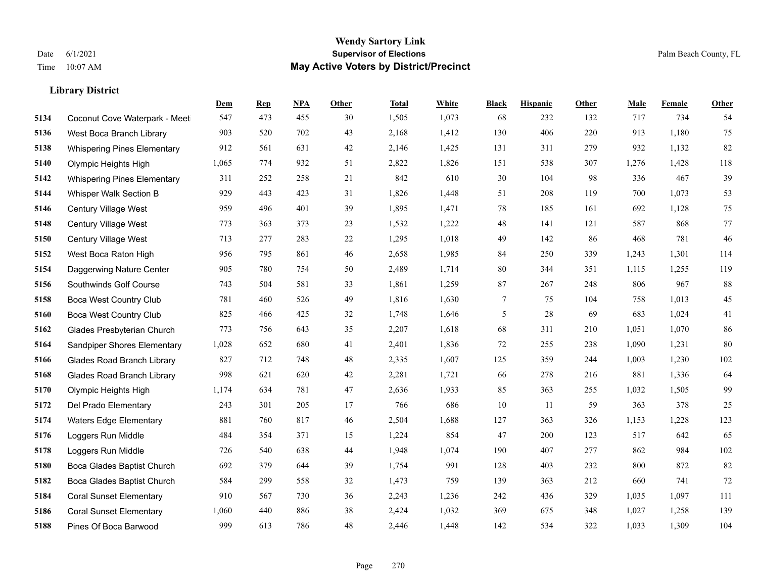## Library District

| | | Dem | Rep | NPA | Other | Total | White | Black | Hispanic | Other | Male | Female | Other |
|---|---|---|---|---|---|---|---|---|---|---|---|---|---|
| 5134 | Coconut Cove Waterpark - Meet | 547 | 473 | 455 | 30 | 1,505 | 1,073 | 68 | 232 | 132 | 717 | 734 | 54 |
| 5136 | West Boca Branch Library | 903 | 520 | 702 | 43 | 2,168 | 1,412 | 130 | 406 | 220 | 913 | 1,180 | 75 |
| 5138 | Whispering Pines Elementary | 912 | 561 | 631 | 42 | 2,146 | 1,425 | 131 | 311 | 279 | 932 | 1,132 | 82 |
| 5140 | Olympic Heights High | 1,065 | 774 | 932 | 51 | 2,822 | 1,826 | 151 | 538 | 307 | 1,276 | 1,428 | 118 |
| 5142 | Whispering Pines Elementary | 311 | 252 | 258 | 21 | 842 | 610 | 30 | 104 | 98 | 336 | 467 | 39 |
| 5144 | Whisper Walk Section B | 929 | 443 | 423 | 31 | 1,826 | 1,448 | 51 | 208 | 119 | 700 | 1,073 | 53 |
| 5146 | Century Village West | 959 | 496 | 401 | 39 | 1,895 | 1,471 | 78 | 185 | 161 | 692 | 1,128 | 75 |
| 5148 | Century Village West | 773 | 363 | 373 | 23 | 1,532 | 1,222 | 48 | 141 | 121 | 587 | 868 | 77 |
| 5150 | Century Village West | 713 | 277 | 283 | 22 | 1,295 | 1,018 | 49 | 142 | 86 | 468 | 781 | 46 |
| 5152 | West Boca Raton High | 956 | 795 | 861 | 46 | 2,658 | 1,985 | 84 | 250 | 339 | 1,243 | 1,301 | 114 |
| 5154 | Daggerwing Nature Center | 905 | 780 | 754 | 50 | 2,489 | 1,714 | 80 | 344 | 351 | 1,115 | 1,255 | 119 |
| 5156 | Southwinds Golf Course | 743 | 504 | 581 | 33 | 1,861 | 1,259 | 87 | 267 | 248 | 806 | 967 | 88 |
| 5158 | Boca West Country Club | 781 | 460 | 526 | 49 | 1,816 | 1,630 | 7 | 75 | 104 | 758 | 1,013 | 45 |
| 5160 | Boca West Country Club | 825 | 466 | 425 | 32 | 1,748 | 1,646 | 5 | 28 | 69 | 683 | 1,024 | 41 |
| 5162 | Glades Presbyterian Church | 773 | 756 | 643 | 35 | 2,207 | 1,618 | 68 | 311 | 210 | 1,051 | 1,070 | 86 |
| 5164 | Sandpiper Shores Elementary | 1,028 | 652 | 680 | 41 | 2,401 | 1,836 | 72 | 255 | 238 | 1,090 | 1,231 | 80 |
| 5166 | Glades Road Branch Library | 827 | 712 | 748 | 48 | 2,335 | 1,607 | 125 | 359 | 244 | 1,003 | 1,230 | 102 |
| 5168 | Glades Road Branch Library | 998 | 621 | 620 | 42 | 2,281 | 1,721 | 66 | 278 | 216 | 881 | 1,336 | 64 |
| 5170 | Olympic Heights High | 1,174 | 634 | 781 | 47 | 2,636 | 1,933 | 85 | 363 | 255 | 1,032 | 1,505 | 99 |
| 5172 | Del Prado Elementary | 243 | 301 | 205 | 17 | 766 | 686 | 10 | 11 | 59 | 363 | 378 | 25 |
| 5174 | Waters Edge Elementary | 881 | 760 | 817 | 46 | 2,504 | 1,688 | 127 | 363 | 326 | 1,153 | 1,228 | 123 |
| 5176 | Loggers Run Middle | 484 | 354 | 371 | 15 | 1,224 | 854 | 47 | 200 | 123 | 517 | 642 | 65 |
| 5178 | Loggers Run Middle | 726 | 540 | 638 | 44 | 1,948 | 1,074 | 190 | 407 | 277 | 862 | 984 | 102 |
| 5180 | Boca Glades Baptist Church | 692 | 379 | 644 | 39 | 1,754 | 991 | 128 | 403 | 232 | 800 | 872 | 82 |
| 5182 | Boca Glades Baptist Church | 584 | 299 | 558 | 32 | 1,473 | 759 | 139 | 363 | 212 | 660 | 741 | 72 |
| 5184 | Coral Sunset Elementary | 910 | 567 | 730 | 36 | 2,243 | 1,236 | 242 | 436 | 329 | 1,035 | 1,097 | 111 |
| 5186 | Coral Sunset Elementary | 1,060 | 440 | 886 | 38 | 2,424 | 1,032 | 369 | 675 | 348 | 1,027 | 1,258 | 139 |
| 5188 | Pines Of Boca Barwood | 999 | 613 | 786 | 48 | 2,446 | 1,448 | 142 | 534 | 322 | 1,033 | 1,309 | 104 |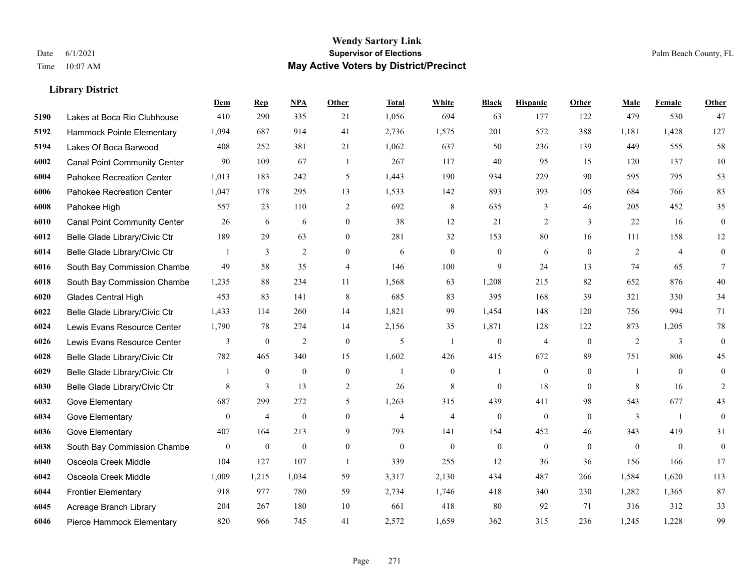# Wendy Sartory Link
## Supervisor of Elections
## May Active Voters by District/Precinct

Date 6/1/2021
Time 10:07 AM

Palm Beach County, FL

### Library District

| | | Dem | Rep | NPA | Other | Total | White | Black | Hispanic | Other | Male | Female | Other |
|---|---|---|---|---|---|---|---|---|---|---|---|---|---|
| 5190 | Lakes at Boca Rio Clubhouse | 410 | 290 | 335 | 21 | 1,056 | 694 | 63 | 177 | 122 | 479 | 530 | 47 |
| 5192 | Hammock Pointe Elementary | 1,094 | 687 | 914 | 41 | 2,736 | 1,575 | 201 | 572 | 388 | 1,181 | 1,428 | 127 |
| 5194 | Lakes Of Boca Barwood | 408 | 252 | 381 | 21 | 1,062 | 637 | 50 | 236 | 139 | 449 | 555 | 58 |
| 6002 | Canal Point Community Center | 90 | 109 | 67 | 1 | 267 | 117 | 40 | 95 | 15 | 120 | 137 | 10 |
| 6004 | Pahokee Recreation Center | 1,013 | 183 | 242 | 5 | 1,443 | 190 | 934 | 229 | 90 | 595 | 795 | 53 |
| 6006 | Pahokee Recreation Center | 1,047 | 178 | 295 | 13 | 1,533 | 142 | 893 | 393 | 105 | 684 | 766 | 83 |
| 6008 | Pahokee High | 557 | 23 | 110 | 2 | 692 | 8 | 635 | 3 | 46 | 205 | 452 | 35 |
| 6010 | Canal Point Community Center | 26 | 6 | 6 | 0 | 38 | 12 | 21 | 2 | 3 | 22 | 16 | 0 |
| 6012 | Belle Glade Library/Civic Ctr | 189 | 29 | 63 | 0 | 281 | 32 | 153 | 80 | 16 | 111 | 158 | 12 |
| 6014 | Belle Glade Library/Civic Ctr | 1 | 3 | 2 | 0 | 6 | 0 | 0 | 6 | 0 | 2 | 4 | 0 |
| 6016 | South Bay Commission Chambe | 49 | 58 | 35 | 4 | 146 | 100 | 9 | 24 | 13 | 74 | 65 | 7 |
| 6018 | South Bay Commission Chambe | 1,235 | 88 | 234 | 11 | 1,568 | 63 | 1,208 | 215 | 82 | 652 | 876 | 40 |
| 6020 | Glades Central High | 453 | 83 | 141 | 8 | 685 | 83 | 395 | 168 | 39 | 321 | 330 | 34 |
| 6022 | Belle Glade Library/Civic Ctr | 1,433 | 114 | 260 | 14 | 1,821 | 99 | 1,454 | 148 | 120 | 756 | 994 | 71 |
| 6024 | Lewis Evans Resource Center | 1,790 | 78 | 274 | 14 | 2,156 | 35 | 1,871 | 128 | 122 | 873 | 1,205 | 78 |
| 6026 | Lewis Evans Resource Center | 3 | 0 | 2 | 0 | 5 | 1 | 0 | 4 | 0 | 2 | 3 | 0 |
| 6028 | Belle Glade Library/Civic Ctr | 782 | 465 | 340 | 15 | 1,602 | 426 | 415 | 672 | 89 | 751 | 806 | 45 |
| 6029 | Belle Glade Library/Civic Ctr | 1 | 0 | 0 | 0 | 1 | 0 | 1 | 0 | 0 | 1 | 0 | 0 |
| 6030 | Belle Glade Library/Civic Ctr | 8 | 3 | 13 | 2 | 26 | 8 | 0 | 18 | 0 | 8 | 16 | 2 |
| 6032 | Gove Elementary | 687 | 299 | 272 | 5 | 1,263 | 315 | 439 | 411 | 98 | 543 | 677 | 43 |
| 6034 | Gove Elementary | 0 | 4 | 0 | 0 | 4 | 4 | 0 | 0 | 0 | 3 | 1 | 0 |
| 6036 | Gove Elementary | 407 | 164 | 213 | 9 | 793 | 141 | 154 | 452 | 46 | 343 | 419 | 31 |
| 6038 | South Bay Commission Chambe | 0 | 0 | 0 | 0 | 0 | 0 | 0 | 0 | 0 | 0 | 0 | 0 |
| 6040 | Osceola Creek Middle | 104 | 127 | 107 | 1 | 339 | 255 | 12 | 36 | 36 | 156 | 166 | 17 |
| 6042 | Osceola Creek Middle | 1,009 | 1,215 | 1,034 | 59 | 3,317 | 2,130 | 434 | 487 | 266 | 1,584 | 1,620 | 113 |
| 6044 | Frontier Elementary | 918 | 977 | 780 | 59 | 2,734 | 1,746 | 418 | 340 | 230 | 1,282 | 1,365 | 87 |
| 6045 | Acreage Branch Library | 204 | 267 | 180 | 10 | 661 | 418 | 80 | 92 | 71 | 316 | 312 | 33 |
| 6046 | Pierce Hammock Elementary | 820 | 966 | 745 | 41 | 2,572 | 1,659 | 362 | 315 | 236 | 1,245 | 1,228 | 99 |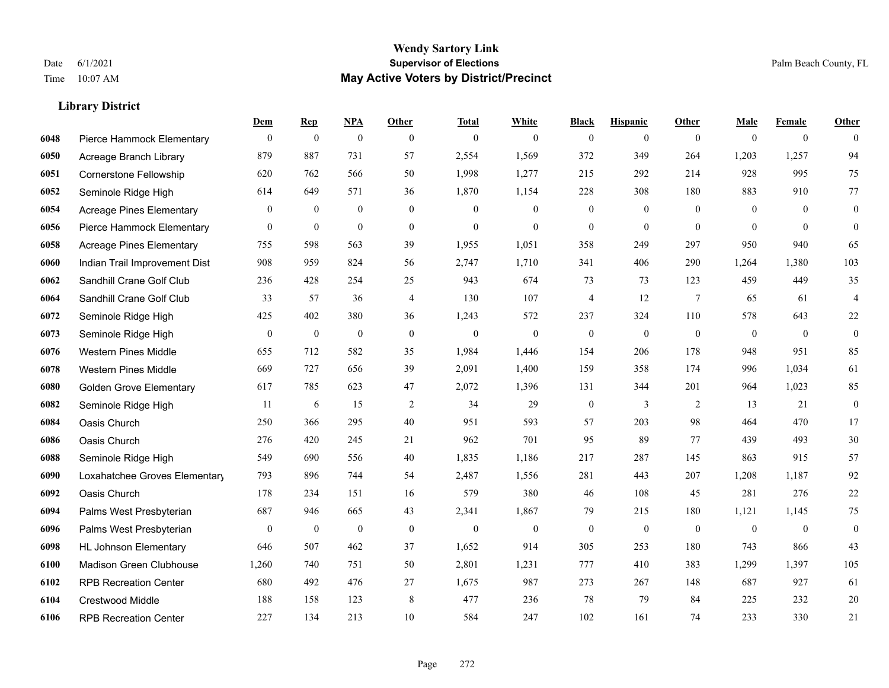# Wendy Sartory Link
## Supervisor of Elections
## May Active Voters by District/Precinct

Date 6/1/2021
Time 10:07 AM

Palm Beach County, FL

### Library District

| | | Dem | Rep | NPA | Other | Total | White | Black | Hispanic | Other | Male | Female | Other |
|---|---|---|---|---|---|---|---|---|---|---|---|---|---|
| 6048 | Pierce Hammock Elementary | 0 | 0 | 0 | 0 | 0 | 0 | 0 | 0 | 0 | 0 | 0 | 0 |
| 6050 | Acreage Branch Library | 879 | 887 | 731 | 57 | 2,554 | 1,569 | 372 | 349 | 264 | 1,203 | 1,257 | 94 |
| 6051 | Cornerstone Fellowship | 620 | 762 | 566 | 50 | 1,998 | 1,277 | 215 | 292 | 214 | 928 | 995 | 75 |
| 6052 | Seminole Ridge High | 614 | 649 | 571 | 36 | 1,870 | 1,154 | 228 | 308 | 180 | 883 | 910 | 77 |
| 6054 | Acreage Pines Elementary | 0 | 0 | 0 | 0 | 0 | 0 | 0 | 0 | 0 | 0 | 0 | 0 |
| 6056 | Pierce Hammock Elementary | 0 | 0 | 0 | 0 | 0 | 0 | 0 | 0 | 0 | 0 | 0 | 0 |
| 6058 | Acreage Pines Elementary | 755 | 598 | 563 | 39 | 1,955 | 1,051 | 358 | 249 | 297 | 950 | 940 | 65 |
| 6060 | Indian Trail Improvement Dist | 908 | 959 | 824 | 56 | 2,747 | 1,710 | 341 | 406 | 290 | 1,264 | 1,380 | 103 |
| 6062 | Sandhill Crane Golf Club | 236 | 428 | 254 | 25 | 943 | 674 | 73 | 73 | 123 | 459 | 449 | 35 |
| 6064 | Sandhill Crane Golf Club | 33 | 57 | 36 | 4 | 130 | 107 | 4 | 12 | 7 | 65 | 61 | 4 |
| 6072 | Seminole Ridge High | 425 | 402 | 380 | 36 | 1,243 | 572 | 237 | 324 | 110 | 578 | 643 | 22 |
| 6073 | Seminole Ridge High | 0 | 0 | 0 | 0 | 0 | 0 | 0 | 0 | 0 | 0 | 0 | 0 |
| 6076 | Western Pines Middle | 655 | 712 | 582 | 35 | 1,984 | 1,446 | 154 | 206 | 178 | 948 | 951 | 85 |
| 6078 | Western Pines Middle | 669 | 727 | 656 | 39 | 2,091 | 1,400 | 159 | 358 | 174 | 996 | 1,034 | 61 |
| 6080 | Golden Grove Elementary | 617 | 785 | 623 | 47 | 2,072 | 1,396 | 131 | 344 | 201 | 964 | 1,023 | 85 |
| 6082 | Seminole Ridge High | 11 | 6 | 15 | 2 | 34 | 29 | 0 | 3 | 2 | 13 | 21 | 0 |
| 6084 | Oasis Church | 250 | 366 | 295 | 40 | 951 | 593 | 57 | 203 | 98 | 464 | 470 | 17 |
| 6086 | Oasis Church | 276 | 420 | 245 | 21 | 962 | 701 | 95 | 89 | 77 | 439 | 493 | 30 |
| 6088 | Seminole Ridge High | 549 | 690 | 556 | 40 | 1,835 | 1,186 | 217 | 287 | 145 | 863 | 915 | 57 |
| 6090 | Loxahatchee Groves Elementary | 793 | 896 | 744 | 54 | 2,487 | 1,556 | 281 | 443 | 207 | 1,208 | 1,187 | 92 |
| 6092 | Oasis Church | 178 | 234 | 151 | 16 | 579 | 380 | 46 | 108 | 45 | 281 | 276 | 22 |
| 6094 | Palms West Presbyterian | 687 | 946 | 665 | 43 | 2,341 | 1,867 | 79 | 215 | 180 | 1,121 | 1,145 | 75 |
| 6096 | Palms West Presbyterian | 0 | 0 | 0 | 0 | 0 | 0 | 0 | 0 | 0 | 0 | 0 | 0 |
| 6098 | HL Johnson Elementary | 646 | 507 | 462 | 37 | 1,652 | 914 | 305 | 253 | 180 | 743 | 866 | 43 |
| 6100 | Madison Green Clubhouse | 1,260 | 740 | 751 | 50 | 2,801 | 1,231 | 777 | 410 | 383 | 1,299 | 1,397 | 105 |
| 6102 | RPB Recreation Center | 680 | 492 | 476 | 27 | 1,675 | 987 | 273 | 267 | 148 | 687 | 927 | 61 |
| 6104 | Crestwood Middle | 188 | 158 | 123 | 8 | 477 | 236 | 78 | 79 | 84 | 225 | 232 | 20 |
| 6106 | RPB Recreation Center | 227 | 134 | 213 | 10 | 584 | 247 | 102 | 161 | 74 | 233 | 330 | 21 |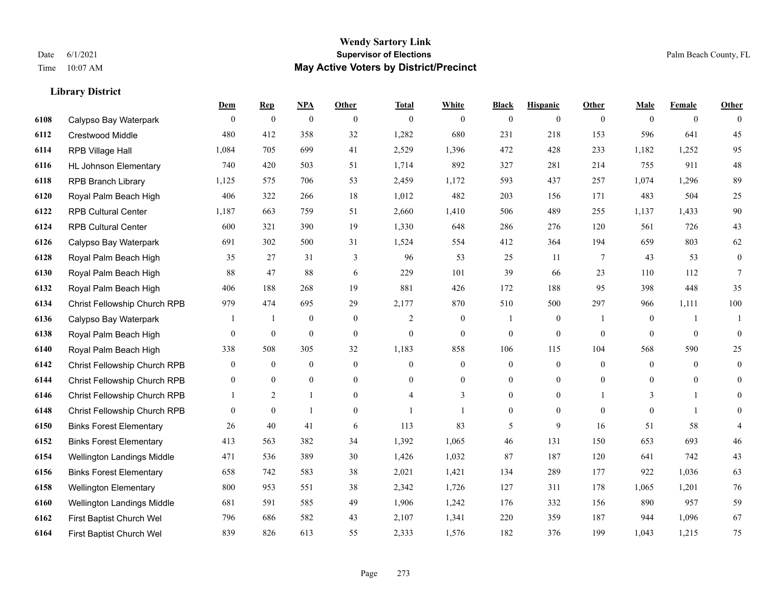# Wendy Sartory Link

**Supervisor of Elections**

**May Active Voters by District/Precinct**

Date 6/1/2021
Time 10:07 AM

Palm Beach County, FL

### Library District

| | | Dem | Rep | NPA | Other | Total | White | Black | Hispanic | Other | Male | Female | Other |
|---|---|---|---|---|---|---|---|---|---|---|---|---|---|
| 6108 | Calypso Bay Waterpark | 0 | 0 | 0 | 0 | 0 | 0 | 0 | 0 | 0 | 0 | 0 | 0 |
| 6112 | Crestwood Middle | 480 | 412 | 358 | 32 | 1,282 | 680 | 231 | 218 | 153 | 596 | 641 | 45 |
| 6114 | RPB Village Hall | 1,084 | 705 | 699 | 41 | 2,529 | 1,396 | 472 | 428 | 233 | 1,182 | 1,252 | 95 |
| 6116 | HL Johnson Elementary | 740 | 420 | 503 | 51 | 1,714 | 892 | 327 | 281 | 214 | 755 | 911 | 48 |
| 6118 | RPB Branch Library | 1,125 | 575 | 706 | 53 | 2,459 | 1,172 | 593 | 437 | 257 | 1,074 | 1,296 | 89 |
| 6120 | Royal Palm Beach High | 406 | 322 | 266 | 18 | 1,012 | 482 | 203 | 156 | 171 | 483 | 504 | 25 |
| 6122 | RPB Cultural Center | 1,187 | 663 | 759 | 51 | 2,660 | 1,410 | 506 | 489 | 255 | 1,137 | 1,433 | 90 |
| 6124 | RPB Cultural Center | 600 | 321 | 390 | 19 | 1,330 | 648 | 286 | 276 | 120 | 561 | 726 | 43 |
| 6126 | Calypso Bay Waterpark | 691 | 302 | 500 | 31 | 1,524 | 554 | 412 | 364 | 194 | 659 | 803 | 62 |
| 6128 | Royal Palm Beach High | 35 | 27 | 31 | 3 | 96 | 53 | 25 | 11 | 7 | 43 | 53 | 0 |
| 6130 | Royal Palm Beach High | 88 | 47 | 88 | 6 | 229 | 101 | 39 | 66 | 23 | 110 | 112 | 7 |
| 6132 | Royal Palm Beach High | 406 | 188 | 268 | 19 | 881 | 426 | 172 | 188 | 95 | 398 | 448 | 35 |
| 6134 | Christ Fellowship Church RPB | 979 | 474 | 695 | 29 | 2,177 | 870 | 510 | 500 | 297 | 966 | 1,111 | 100 |
| 6136 | Calypso Bay Waterpark | 1 | 1 | 0 | 0 | 2 | 0 | 1 | 0 | 1 | 0 | 1 | 1 |
| 6138 | Royal Palm Beach High | 0 | 0 | 0 | 0 | 0 | 0 | 0 | 0 | 0 | 0 | 0 | 0 |
| 6140 | Royal Palm Beach High | 338 | 508 | 305 | 32 | 1,183 | 858 | 106 | 115 | 104 | 568 | 590 | 25 |
| 6142 | Christ Fellowship Church RPB | 0 | 0 | 0 | 0 | 0 | 0 | 0 | 0 | 0 | 0 | 0 | 0 |
| 6144 | Christ Fellowship Church RPB | 0 | 0 | 0 | 0 | 0 | 0 | 0 | 0 | 0 | 0 | 0 | 0 |
| 6146 | Christ Fellowship Church RPB | 1 | 2 | 1 | 0 | 4 | 3 | 0 | 0 | 1 | 3 | 1 | 0 |
| 6148 | Christ Fellowship Church RPB | 0 | 0 | 1 | 0 | 1 | 1 | 0 | 0 | 0 | 0 | 1 | 0 |
| 6150 | Binks Forest Elementary | 26 | 40 | 41 | 6 | 113 | 83 | 5 | 9 | 16 | 51 | 58 | 4 |
| 6152 | Binks Forest Elementary | 413 | 563 | 382 | 34 | 1,392 | 1,065 | 46 | 131 | 150 | 653 | 693 | 46 |
| 6154 | Wellington Landings Middle | 471 | 536 | 389 | 30 | 1,426 | 1,032 | 87 | 187 | 120 | 641 | 742 | 43 |
| 6156 | Binks Forest Elementary | 658 | 742 | 583 | 38 | 2,021 | 1,421 | 134 | 289 | 177 | 922 | 1,036 | 63 |
| 6158 | Wellington Elementary | 800 | 953 | 551 | 38 | 2,342 | 1,726 | 127 | 311 | 178 | 1,065 | 1,201 | 76 |
| 6160 | Wellington Landings Middle | 681 | 591 | 585 | 49 | 1,906 | 1,242 | 176 | 332 | 156 | 890 | 957 | 59 |
| 6162 | First Baptist Church Wel | 796 | 686 | 582 | 43 | 2,107 | 1,341 | 220 | 359 | 187 | 944 | 1,096 | 67 |
| 6164 | First Baptist Church Wel | 839 | 826 | 613 | 55 | 2,333 | 1,576 | 182 | 376 | 199 | 1,043 | 1,215 | 75 |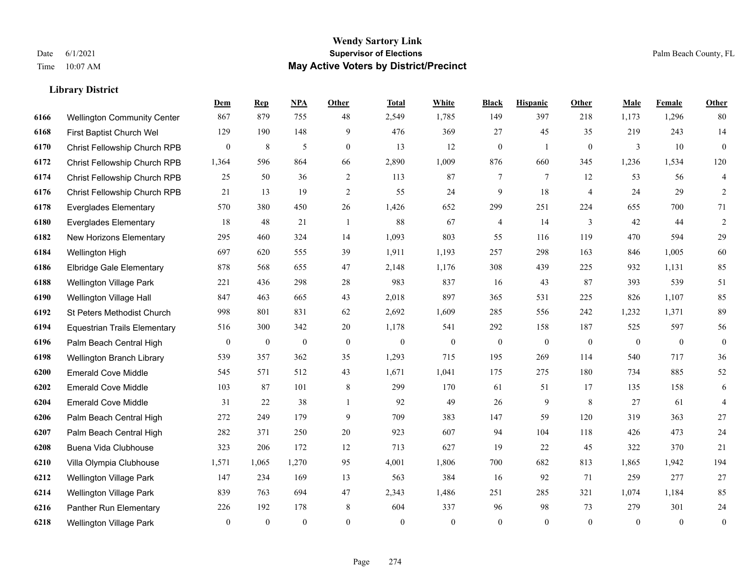## Library District

| | | Dem | Rep | NPA | Other | Total | White | Black | Hispanic | Other | Male | Female | Other |
|---|---|---|---|---|---|---|---|---|---|---|---|---|---|
| 6166 | Wellington Community Center | 867 | 879 | 755 | 48 | 2,549 | 1,785 | 149 | 397 | 218 | 1,173 | 1,296 | 80 |
| 6168 | First Baptist Church Wel | 129 | 190 | 148 | 9 | 476 | 369 | 27 | 45 | 35 | 219 | 243 | 14 |
| 6170 | Christ Fellowship Church RPB | 0 | 8 | 5 | 0 | 13 | 12 | 0 | 1 | 0 | 3 | 10 | 0 |
| 6172 | Christ Fellowship Church RPB | 1,364 | 596 | 864 | 66 | 2,890 | 1,009 | 876 | 660 | 345 | 1,236 | 1,534 | 120 |
| 6174 | Christ Fellowship Church RPB | 25 | 50 | 36 | 2 | 113 | 87 | 7 | 7 | 12 | 53 | 56 | 4 |
| 6176 | Christ Fellowship Church RPB | 21 | 13 | 19 | 2 | 55 | 24 | 9 | 18 | 4 | 24 | 29 | 2 |
| 6178 | Everglades Elementary | 570 | 380 | 450 | 26 | 1,426 | 652 | 299 | 251 | 224 | 655 | 700 | 71 |
| 6180 | Everglades Elementary | 18 | 48 | 21 | 1 | 88 | 67 | 4 | 14 | 3 | 42 | 44 | 2 |
| 6182 | New Horizons Elementary | 295 | 460 | 324 | 14 | 1,093 | 803 | 55 | 116 | 119 | 470 | 594 | 29 |
| 6184 | Wellington High | 697 | 620 | 555 | 39 | 1,911 | 1,193 | 257 | 298 | 163 | 846 | 1,005 | 60 |
| 6186 | Elbridge Gale Elementary | 878 | 568 | 655 | 47 | 2,148 | 1,176 | 308 | 439 | 225 | 932 | 1,131 | 85 |
| 6188 | Wellington Village Park | 221 | 436 | 298 | 28 | 983 | 837 | 16 | 43 | 87 | 393 | 539 | 51 |
| 6190 | Wellington Village Hall | 847 | 463 | 665 | 43 | 2,018 | 897 | 365 | 531 | 225 | 826 | 1,107 | 85 |
| 6192 | St Peters Methodist Church | 998 | 801 | 831 | 62 | 2,692 | 1,609 | 285 | 556 | 242 | 1,232 | 1,371 | 89 |
| 6194 | Equestrian Trails Elementary | 516 | 300 | 342 | 20 | 1,178 | 541 | 292 | 158 | 187 | 525 | 597 | 56 |
| 6196 | Palm Beach Central High | 0 | 0 | 0 | 0 | 0 | 0 | 0 | 0 | 0 | 0 | 0 | 0 |
| 6198 | Wellington Branch Library | 539 | 357 | 362 | 35 | 1,293 | 715 | 195 | 269 | 114 | 540 | 717 | 36 |
| 6200 | Emerald Cove Middle | 545 | 571 | 512 | 43 | 1,671 | 1,041 | 175 | 275 | 180 | 734 | 885 | 52 |
| 6202 | Emerald Cove Middle | 103 | 87 | 101 | 8 | 299 | 170 | 61 | 51 | 17 | 135 | 158 | 6 |
| 6204 | Emerald Cove Middle | 31 | 22 | 38 | 1 | 92 | 49 | 26 | 9 | 8 | 27 | 61 | 4 |
| 6206 | Palm Beach Central High | 272 | 249 | 179 | 9 | 709 | 383 | 147 | 59 | 120 | 319 | 363 | 27 |
| 6207 | Palm Beach Central High | 282 | 371 | 250 | 20 | 923 | 607 | 94 | 104 | 118 | 426 | 473 | 24 |
| 6208 | Buena Vida Clubhouse | 323 | 206 | 172 | 12 | 713 | 627 | 19 | 22 | 45 | 322 | 370 | 21 |
| 6210 | Villa Olympia Clubhouse | 1,571 | 1,065 | 1,270 | 95 | 4,001 | 1,806 | 700 | 682 | 813 | 1,865 | 1,942 | 194 |
| 6212 | Wellington Village Park | 147 | 234 | 169 | 13 | 563 | 384 | 16 | 92 | 71 | 259 | 277 | 27 |
| 6214 | Wellington Village Park | 839 | 763 | 694 | 47 | 2,343 | 1,486 | 251 | 285 | 321 | 1,074 | 1,184 | 85 |
| 6216 | Panther Run Elementary | 226 | 192 | 178 | 8 | 604 | 337 | 96 | 98 | 73 | 279 | 301 | 24 |
| 6218 | Wellington Village Park | 0 | 0 | 0 | 0 | 0 | 0 | 0 | 0 | 0 | 0 | 0 | 0 |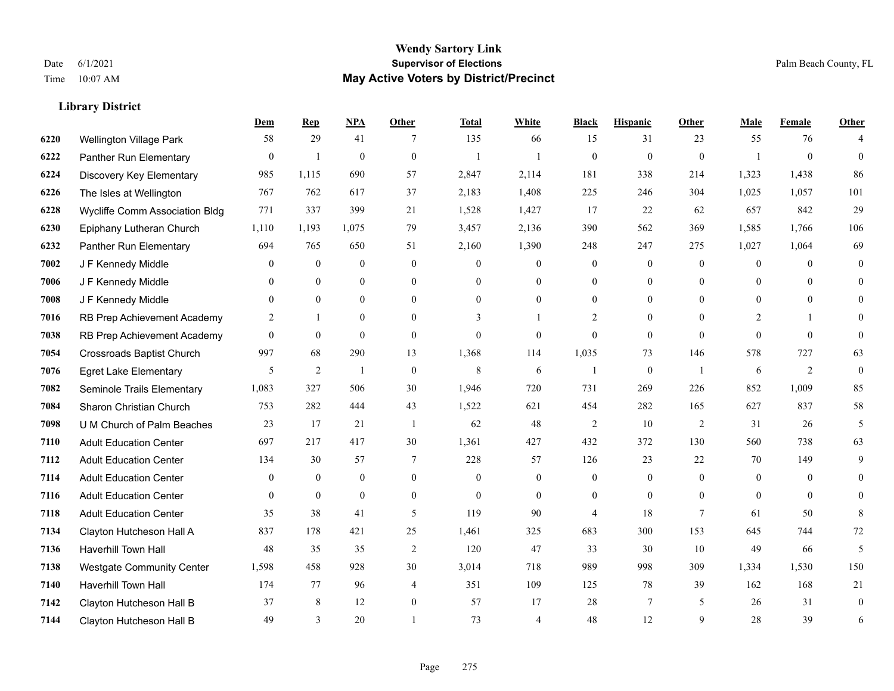# Wendy Sartory Link

## Supervisor of Elections

## May Active Voters by District/Precinct

Date 6/1/2021
Time 10:07 AM
Palm Beach County, FL

### Library District

| | | Dem | Rep | NPA | Other | Total | White | Black | Hispanic | Other | Male | Female | Other |
|---|---|---|---|---|---|---|---|---|---|---|---|---|---|
| 6220 | Wellington Village Park | 58 | 29 | 41 | 7 | 135 | 66 | 15 | 31 | 23 | 55 | 76 | 4 |
| 6222 | Panther Run Elementary | 0 | 1 | 0 | 0 | 1 | 1 | 0 | 0 | 0 | 1 | 0 | 0 |
| 6224 | Discovery Key Elementary | 985 | 1,115 | 690 | 57 | 2,847 | 2,114 | 181 | 338 | 214 | 1,323 | 1,438 | 86 |
| 6226 | The Isles at Wellington | 767 | 762 | 617 | 37 | 2,183 | 1,408 | 225 | 246 | 304 | 1,025 | 1,057 | 101 |
| 6228 | Wycliffe Comm Association Bldg | 771 | 337 | 399 | 21 | 1,528 | 1,427 | 17 | 22 | 62 | 657 | 842 | 29 |
| 6230 | Epiphany Lutheran Church | 1,110 | 1,193 | 1,075 | 79 | 3,457 | 2,136 | 390 | 562 | 369 | 1,585 | 1,766 | 106 |
| 6232 | Panther Run Elementary | 694 | 765 | 650 | 51 | 2,160 | 1,390 | 248 | 247 | 275 | 1,027 | 1,064 | 69 |
| 7002 | J F Kennedy Middle | 0 | 0 | 0 | 0 | 0 | 0 | 0 | 0 | 0 | 0 | 0 | 0 |
| 7006 | J F Kennedy Middle | 0 | 0 | 0 | 0 | 0 | 0 | 0 | 0 | 0 | 0 | 0 | 0 |
| 7008 | J F Kennedy Middle | 0 | 0 | 0 | 0 | 0 | 0 | 0 | 0 | 0 | 0 | 0 | 0 |
| 7016 | RB Prep Achievement Academy | 2 | 1 | 0 | 0 | 3 | 1 | 2 | 0 | 0 | 2 | 1 | 0 |
| 7038 | RB Prep Achievement Academy | 0 | 0 | 0 | 0 | 0 | 0 | 0 | 0 | 0 | 0 | 0 | 0 |
| 7054 | Crossroads Baptist Church | 997 | 68 | 290 | 13 | 1,368 | 114 | 1,035 | 73 | 146 | 578 | 727 | 63 |
| 7076 | Egret Lake Elementary | 5 | 2 | 1 | 0 | 8 | 6 | 1 | 0 | 1 | 6 | 2 | 0 |
| 7082 | Seminole Trails Elementary | 1,083 | 327 | 506 | 30 | 1,946 | 720 | 731 | 269 | 226 | 852 | 1,009 | 85 |
| 7084 | Sharon Christian Church | 753 | 282 | 444 | 43 | 1,522 | 621 | 454 | 282 | 165 | 627 | 837 | 58 |
| 7098 | U M Church of Palm Beaches | 23 | 17 | 21 | 1 | 62 | 48 | 2 | 10 | 2 | 31 | 26 | 5 |
| 7110 | Adult Education Center | 697 | 217 | 417 | 30 | 1,361 | 427 | 432 | 372 | 130 | 560 | 738 | 63 |
| 7112 | Adult Education Center | 134 | 30 | 57 | 7 | 228 | 57 | 126 | 23 | 22 | 70 | 149 | 9 |
| 7114 | Adult Education Center | 0 | 0 | 0 | 0 | 0 | 0 | 0 | 0 | 0 | 0 | 0 | 0 |
| 7116 | Adult Education Center | 0 | 0 | 0 | 0 | 0 | 0 | 0 | 0 | 0 | 0 | 0 | 0 |
| 7118 | Adult Education Center | 35 | 38 | 41 | 5 | 119 | 90 | 4 | 18 | 7 | 61 | 50 | 8 |
| 7134 | Clayton Hutcheson Hall A | 837 | 178 | 421 | 25 | 1,461 | 325 | 683 | 300 | 153 | 645 | 744 | 72 |
| 7136 | Haverhill Town Hall | 48 | 35 | 35 | 2 | 120 | 47 | 33 | 30 | 10 | 49 | 66 | 5 |
| 7138 | Westgate Community Center | 1,598 | 458 | 928 | 30 | 3,014 | 718 | 989 | 998 | 309 | 1,334 | 1,530 | 150 |
| 7140 | Haverhill Town Hall | 174 | 77 | 96 | 4 | 351 | 109 | 125 | 78 | 39 | 162 | 168 | 21 |
| 7142 | Clayton Hutcheson Hall B | 37 | 8 | 12 | 0 | 57 | 17 | 28 | 7 | 5 | 26 | 31 | 0 |
| 7144 | Clayton Hutcheson Hall B | 49 | 3 | 20 | 1 | 73 | 4 | 48 | 12 | 9 | 28 | 39 | 6 |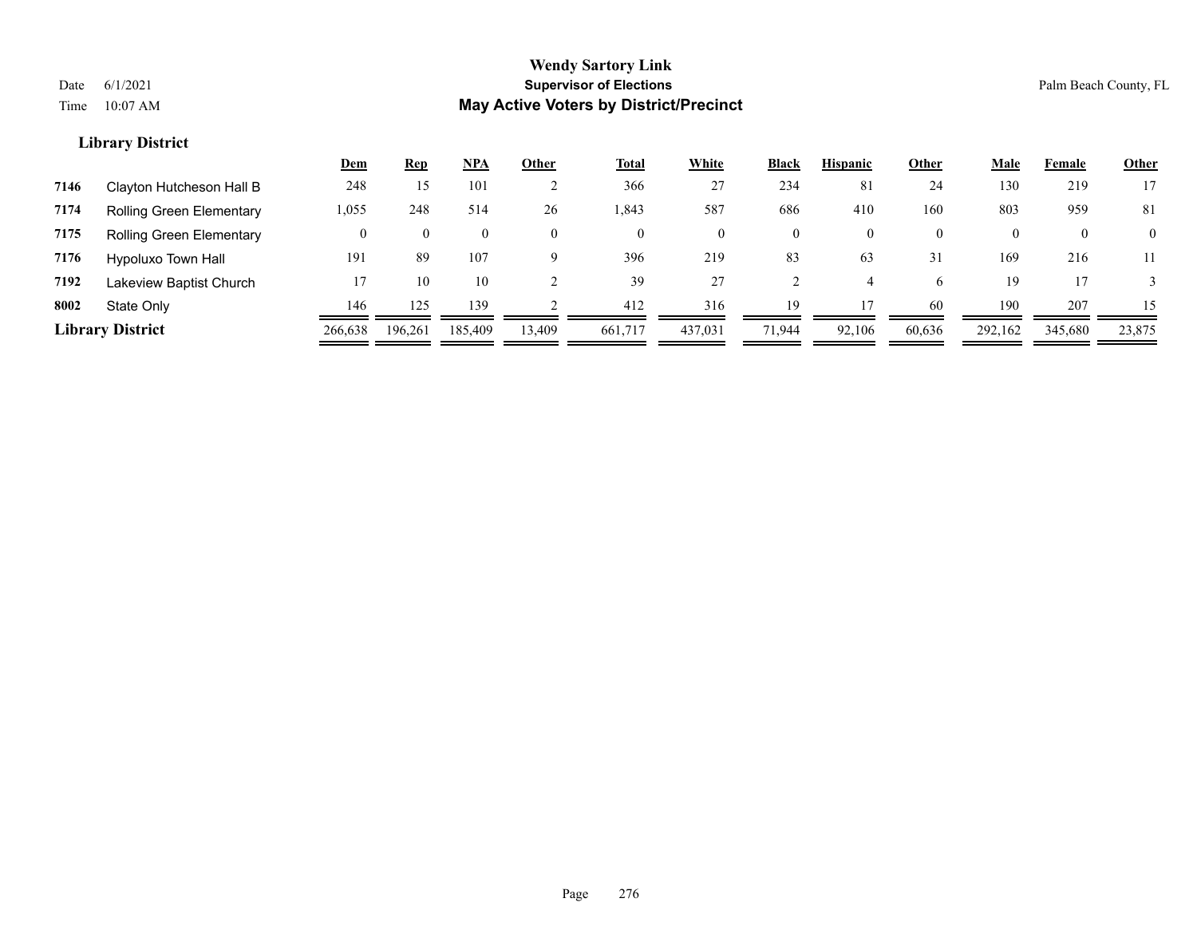**Wendy Sartory Link**

**Supervisor of Elections**

**May Active Voters by District/Precinct**

Date 6/1/2021

Time 10:07 AM

Palm Beach County, FL

### Library District

| | | Dem | Rep | NPA | Other | Total | White | Black | Hispanic | Other | Male | Female | Other |
|---|---|---|---|---|---|---|---|---|---|---|---|---|---|
| 7146 | Clayton Hutcheson Hall B | 248 | 15 | 101 | 2 | 366 | 27 | 234 | 81 | 24 | 130 | 219 | 17 |
| 7174 | Rolling Green Elementary | 1,055 | 248 | 514 | 26 | 1,843 | 587 | 686 | 410 | 160 | 803 | 959 | 81 |
| 7175 | Rolling Green Elementary | 0 | 0 | 0 | 0 | 0 | 0 | 0 | 0 | 0 | 0 | 0 | 0 |
| 7176 | Hypoluxo Town Hall | 191 | 89 | 107 | 9 | 396 | 219 | 83 | 63 | 31 | 169 | 216 | 11 |
| 7192 | Lakeview Baptist Church | 17 | 10 | 10 | 2 | 39 | 27 | 2 | 4 | 6 | 19 | 17 | 3 |
| 8002 | State Only | 146 | 125 | 139 | 2 | 412 | 316 | 19 | 17 | 60 | 190 | 207 | 15 |
| **Library District** | | 266,638 | 196,261 | 185,409 | 13,409 | 661,717 | 437,031 | 71,944 | 92,106 | 60,636 | 292,162 | 345,680 | 23,875 |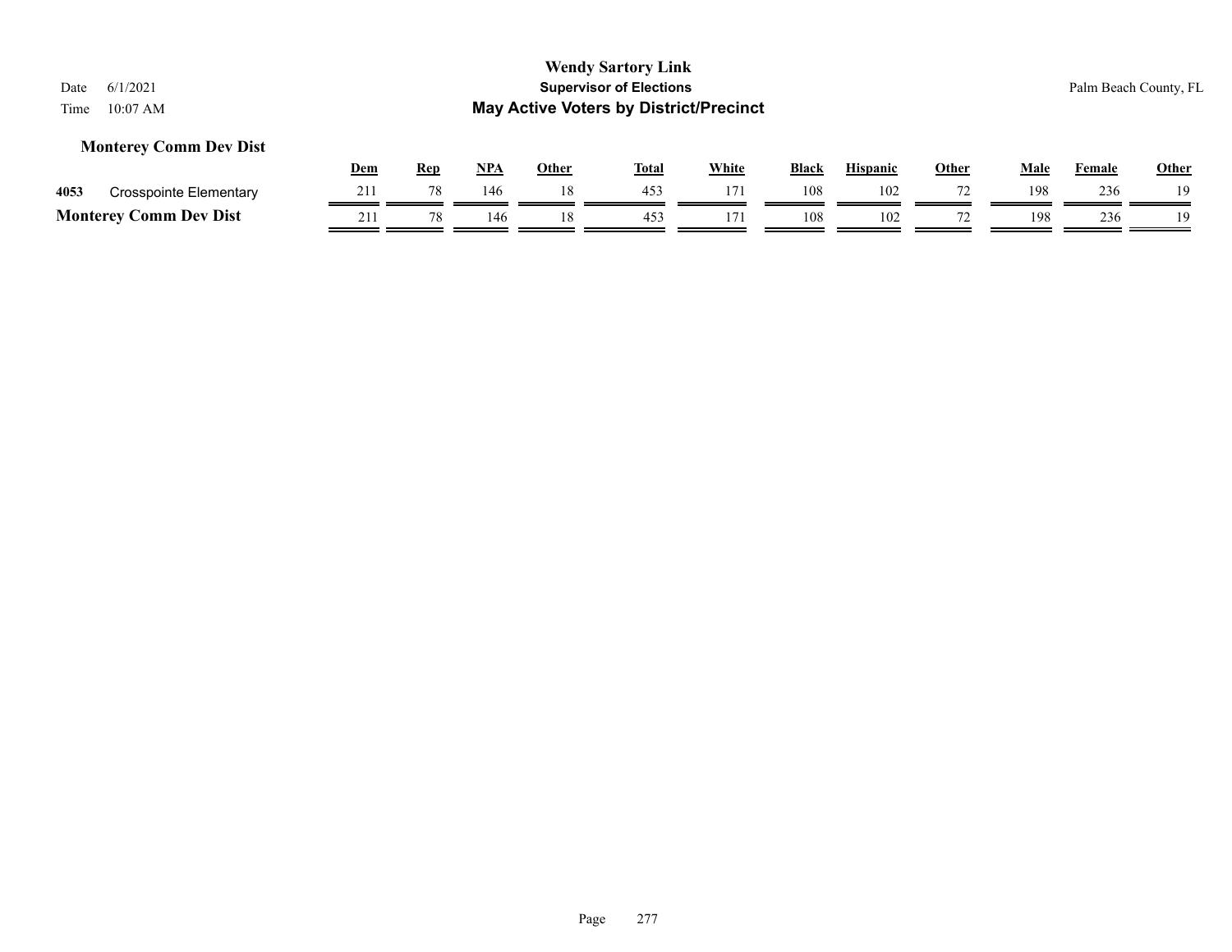### Monterey Comm Dev Dist

| | | Dem | Rep | NPA | Other | Total | White | Black | Hispanic | Other | Male | Female | Other |
|---|---|---|---|---|---|---|---|---|---|---|---|---|---|
| 4053 | Crosspointe Elementary | 211 | 78 | 146 | 18 | 453 | 171 | 108 | 102 | 72 | 198 | 236 | 19 |
| **Monterey Comm Dev Dist** | | 211 | 78 | 146 | 18 | 453 | 171 | 108 | 102 | 72 | 198 | 236 | 19 |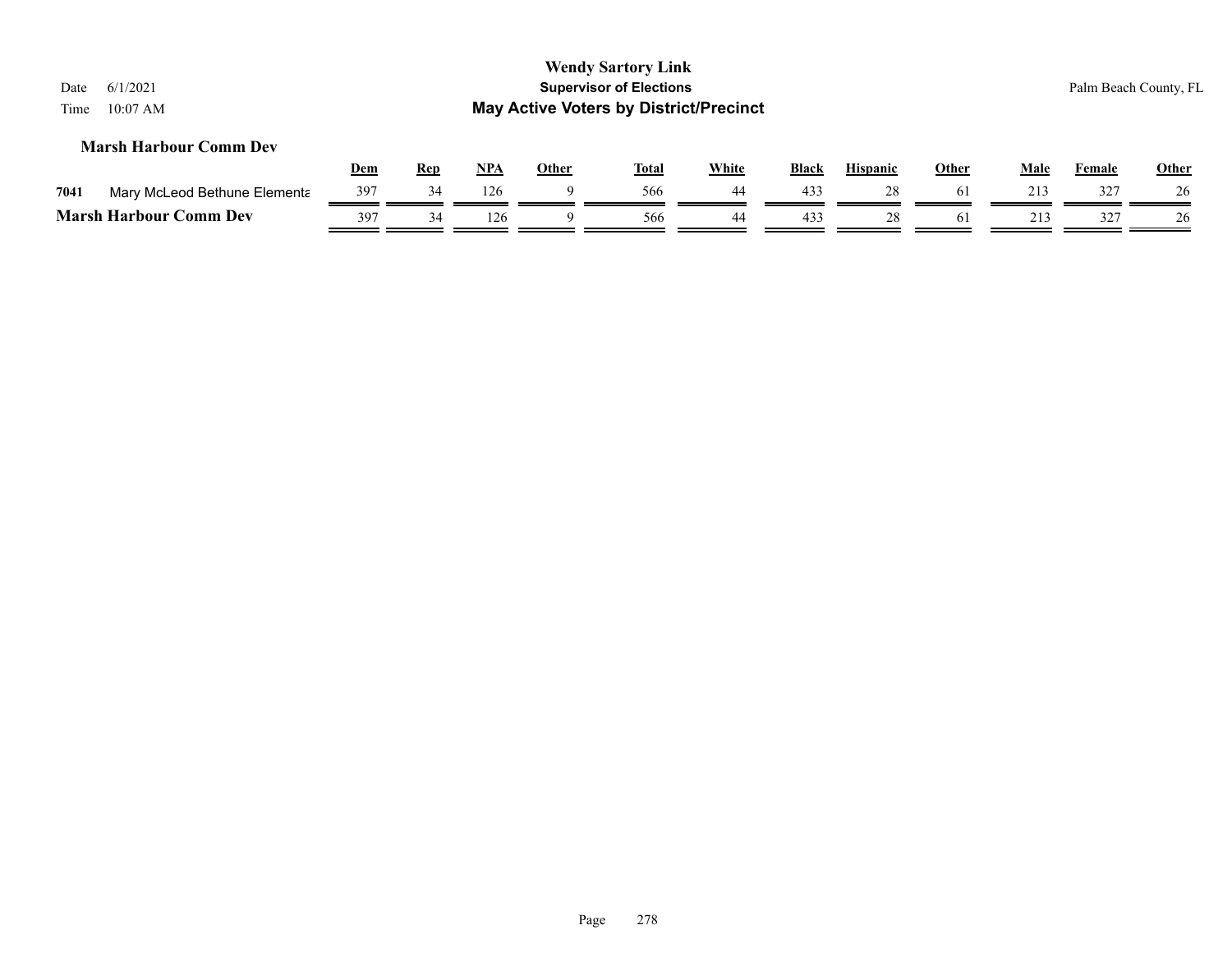**Wendy Sartory Link**
**Supervisor of Elections**
**May Active Voters by District/Precinct**

Date 6/1/2021
Time 10:07 AM

Palm Beach County, FL

### Marsh Harbour Comm Dev

| | | Dem | Rep | NPA | Other | Total | White | Black | Hispanic | Other | Male | Female | Other |
|---|---|---|---|---|---|---|---|---|---|---|---|---|---|
| 7041 | Mary McLeod Bethune Elementa | 397 | 34 | 126 | 9 | 566 | 44 | 433 | 28 | 61 | 213 | 327 | 26 |
| **Marsh Harbour Comm Dev** | | 397 | 34 | 126 | 9 | 566 | 44 | 433 | 28 | 61 | 213 | 327 | 26 |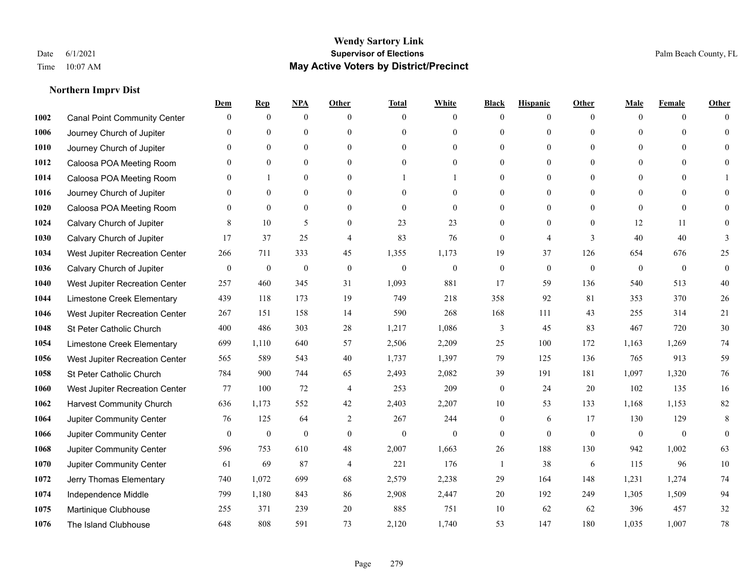# Wendy Sartory Link

## Supervisor of Elections

## May Active Voters by District/Precinct

Date 6/1/2021

Time 10:07 AM

Palm Beach County, FL

### Northern Imprv Dist

| | | Dem | Rep | NPA | Other | Total | White | Black | Hispanic | Other | Male | Female | Other |
|---|---|---|---|---|---|---|---|---|---|---|---|---|---|
| 1002 | Canal Point Community Center | 0 | 0 | 0 | 0 | 0 | 0 | 0 | 0 | 0 | 0 | 0 | 0 |
| 1006 | Journey Church of Jupiter | 0 | 0 | 0 | 0 | 0 | 0 | 0 | 0 | 0 | 0 | 0 | 0 |
| 1010 | Journey Church of Jupiter | 0 | 0 | 0 | 0 | 0 | 0 | 0 | 0 | 0 | 0 | 0 | 0 |
| 1012 | Caloosa POA Meeting Room | 0 | 0 | 0 | 0 | 0 | 0 | 0 | 0 | 0 | 0 | 0 | 0 |
| 1014 | Caloosa POA Meeting Room | 0 | 1 | 0 | 0 | 1 | 1 | 0 | 0 | 0 | 0 | 0 | 1 |
| 1016 | Journey Church of Jupiter | 0 | 0 | 0 | 0 | 0 | 0 | 0 | 0 | 0 | 0 | 0 | 0 |
| 1020 | Caloosa POA Meeting Room | 0 | 0 | 0 | 0 | 0 | 0 | 0 | 0 | 0 | 0 | 0 | 0 |
| 1024 | Calvary Church of Jupiter | 8 | 10 | 5 | 0 | 23 | 23 | 0 | 0 | 0 | 12 | 11 | 0 |
| 1030 | Calvary Church of Jupiter | 17 | 37 | 25 | 4 | 83 | 76 | 0 | 4 | 3 | 40 | 40 | 3 |
| 1034 | West Jupiter Recreation Center | 266 | 711 | 333 | 45 | 1,355 | 1,173 | 19 | 37 | 126 | 654 | 676 | 25 |
| 1036 | Calvary Church of Jupiter | 0 | 0 | 0 | 0 | 0 | 0 | 0 | 0 | 0 | 0 | 0 | 0 |
| 1040 | West Jupiter Recreation Center | 257 | 460 | 345 | 31 | 1,093 | 881 | 17 | 59 | 136 | 540 | 513 | 40 |
| 1044 | Limestone Creek Elementary | 439 | 118 | 173 | 19 | 749 | 218 | 358 | 92 | 81 | 353 | 370 | 26 |
| 1046 | West Jupiter Recreation Center | 267 | 151 | 158 | 14 | 590 | 268 | 168 | 111 | 43 | 255 | 314 | 21 |
| 1048 | St Peter Catholic Church | 400 | 486 | 303 | 28 | 1,217 | 1,086 | 3 | 45 | 83 | 467 | 720 | 30 |
| 1054 | Limestone Creek Elementary | 699 | 1,110 | 640 | 57 | 2,506 | 2,209 | 25 | 100 | 172 | 1,163 | 1,269 | 74 |
| 1056 | West Jupiter Recreation Center | 565 | 589 | 543 | 40 | 1,737 | 1,397 | 79 | 125 | 136 | 765 | 913 | 59 |
| 1058 | St Peter Catholic Church | 784 | 900 | 744 | 65 | 2,493 | 2,082 | 39 | 191 | 181 | 1,097 | 1,320 | 76 |
| 1060 | West Jupiter Recreation Center | 77 | 100 | 72 | 4 | 253 | 209 | 0 | 24 | 20 | 102 | 135 | 16 |
| 1062 | Harvest Community Church | 636 | 1,173 | 552 | 42 | 2,403 | 2,207 | 10 | 53 | 133 | 1,168 | 1,153 | 82 |
| 1064 | Jupiter Community Center | 76 | 125 | 64 | 2 | 267 | 244 | 0 | 6 | 17 | 130 | 129 | 8 |
| 1066 | Jupiter Community Center | 0 | 0 | 0 | 0 | 0 | 0 | 0 | 0 | 0 | 0 | 0 | 0 |
| 1068 | Jupiter Community Center | 596 | 753 | 610 | 48 | 2,007 | 1,663 | 26 | 188 | 130 | 942 | 1,002 | 63 |
| 1070 | Jupiter Community Center | 61 | 69 | 87 | 4 | 221 | 176 | 1 | 38 | 6 | 115 | 96 | 10 |
| 1072 | Jerry Thomas Elementary | 740 | 1,072 | 699 | 68 | 2,579 | 2,238 | 29 | 164 | 148 | 1,231 | 1,274 | 74 |
| 1074 | Independence Middle | 799 | 1,180 | 843 | 86 | 2,908 | 2,447 | 20 | 192 | 249 | 1,305 | 1,509 | 94 |
| 1075 | Martinique Clubhouse | 255 | 371 | 239 | 20 | 885 | 751 | 10 | 62 | 62 | 396 | 457 | 32 |
| 1076 | The Island Clubhouse | 648 | 808 | 591 | 73 | 2,120 | 1,740 | 53 | 147 | 180 | 1,035 | 1,007 | 78 |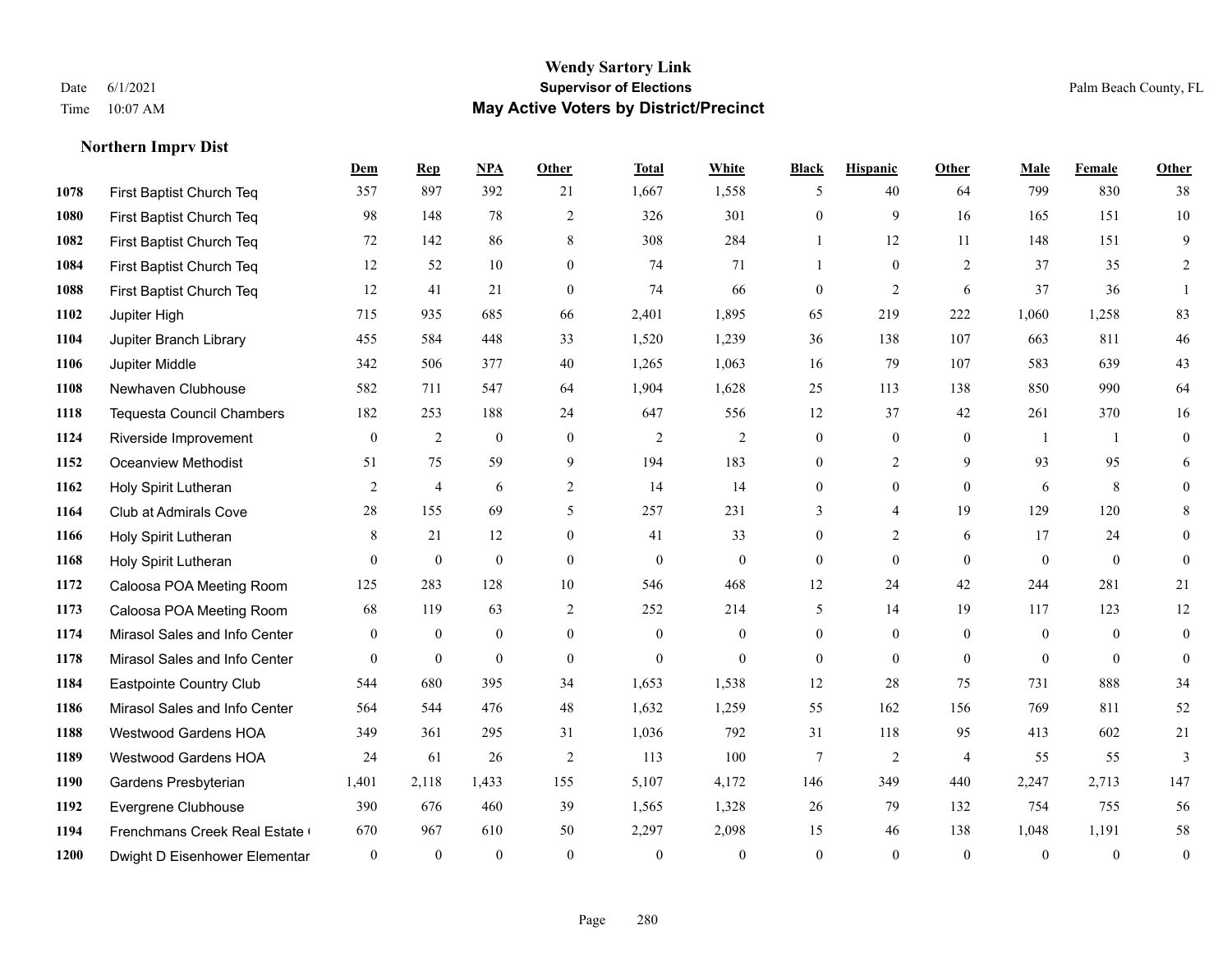**Wendy Sartory Link**
**Supervisor of Elections**
**May Active Voters by District/Precinct**

Date 6/1/2021
Time 10:07 AM

Palm Beach County, FL

### Northern Imprv Dist

| | | Dem | Rep | NPA | Other | Total | White | Black | Hispanic | Other | Male | Female | Other |
|---|---|---|---|---|---|---|---|---|---|---|---|---|---|
| 1078 | First Baptist Church Teq | 357 | 897 | 392 | 21 | 1,667 | 1,558 | 5 | 40 | 64 | 799 | 830 | 38 |
| 1080 | First Baptist Church Teq | 98 | 148 | 78 | 2 | 326 | 301 | 0 | 9 | 16 | 165 | 151 | 10 |
| 1082 | First Baptist Church Teq | 72 | 142 | 86 | 8 | 308 | 284 | 1 | 12 | 11 | 148 | 151 | 9 |
| 1084 | First Baptist Church Teq | 12 | 52 | 10 | 0 | 74 | 71 | 1 | 0 | 2 | 37 | 35 | 2 |
| 1088 | First Baptist Church Teq | 12 | 41 | 21 | 0 | 74 | 66 | 0 | 2 | 6 | 37 | 36 | 1 |
| 1102 | Jupiter High | 715 | 935 | 685 | 66 | 2,401 | 1,895 | 65 | 219 | 222 | 1,060 | 1,258 | 83 |
| 1104 | Jupiter Branch Library | 455 | 584 | 448 | 33 | 1,520 | 1,239 | 36 | 138 | 107 | 663 | 811 | 46 |
| 1106 | Jupiter Middle | 342 | 506 | 377 | 40 | 1,265 | 1,063 | 16 | 79 | 107 | 583 | 639 | 43 |
| 1108 | Newhaven Clubhouse | 582 | 711 | 547 | 64 | 1,904 | 1,628 | 25 | 113 | 138 | 850 | 990 | 64 |
| 1118 | Tequesta Council Chambers | 182 | 253 | 188 | 24 | 647 | 556 | 12 | 37 | 42 | 261 | 370 | 16 |
| 1124 | Riverside Improvement | 0 | 2 | 0 | 0 | 2 | 2 | 0 | 0 | 0 | 1 | 1 | 0 |
| 1152 | Oceanview Methodist | 51 | 75 | 59 | 9 | 194 | 183 | 0 | 2 | 9 | 93 | 95 | 6 |
| 1162 | Holy Spirit Lutheran | 2 | 4 | 6 | 2 | 14 | 14 | 0 | 0 | 0 | 6 | 8 | 0 |
| 1164 | Club at Admirals Cove | 28 | 155 | 69 | 5 | 257 | 231 | 3 | 4 | 19 | 129 | 120 | 8 |
| 1166 | Holy Spirit Lutheran | 8 | 21 | 12 | 0 | 41 | 33 | 0 | 2 | 6 | 17 | 24 | 0 |
| 1168 | Holy Spirit Lutheran | 0 | 0 | 0 | 0 | 0 | 0 | 0 | 0 | 0 | 0 | 0 | 0 |
| 1172 | Caloosa POA Meeting Room | 125 | 283 | 128 | 10 | 546 | 468 | 12 | 24 | 42 | 244 | 281 | 21 |
| 1173 | Caloosa POA Meeting Room | 68 | 119 | 63 | 2 | 252 | 214 | 5 | 14 | 19 | 117 | 123 | 12 |
| 1174 | Mirasol Sales and Info Center | 0 | 0 | 0 | 0 | 0 | 0 | 0 | 0 | 0 | 0 | 0 | 0 |
| 1178 | Mirasol Sales and Info Center | 0 | 0 | 0 | 0 | 0 | 0 | 0 | 0 | 0 | 0 | 0 | 0 |
| 1184 | Eastpointe Country Club | 544 | 680 | 395 | 34 | 1,653 | 1,538 | 12 | 28 | 75 | 731 | 888 | 34 |
| 1186 | Mirasol Sales and Info Center | 564 | 544 | 476 | 48 | 1,632 | 1,259 | 55 | 162 | 156 | 769 | 811 | 52 |
| 1188 | Westwood Gardens HOA | 349 | 361 | 295 | 31 | 1,036 | 792 | 31 | 118 | 95 | 413 | 602 | 21 |
| 1189 | Westwood Gardens HOA | 24 | 61 | 26 | 2 | 113 | 100 | 7 | 2 | 4 | 55 | 55 | 3 |
| 1190 | Gardens Presbyterian | 1,401 | 2,118 | 1,433 | 155 | 5,107 | 4,172 | 146 | 349 | 440 | 2,247 | 2,713 | 147 |
| 1192 | Evergrene Clubhouse | 390 | 676 | 460 | 39 | 1,565 | 1,328 | 26 | 79 | 132 | 754 | 755 | 56 |
| 1194 | Frenchmans Creek Real Estate ( | 670 | 967 | 610 | 50 | 2,297 | 2,098 | 15 | 46 | 138 | 1,048 | 1,191 | 58 |
| 1200 | Dwight D Eisenhower Elementar | 0 | 0 | 0 | 0 | 0 | 0 | 0 | 0 | 0 | 0 | 0 | 0 |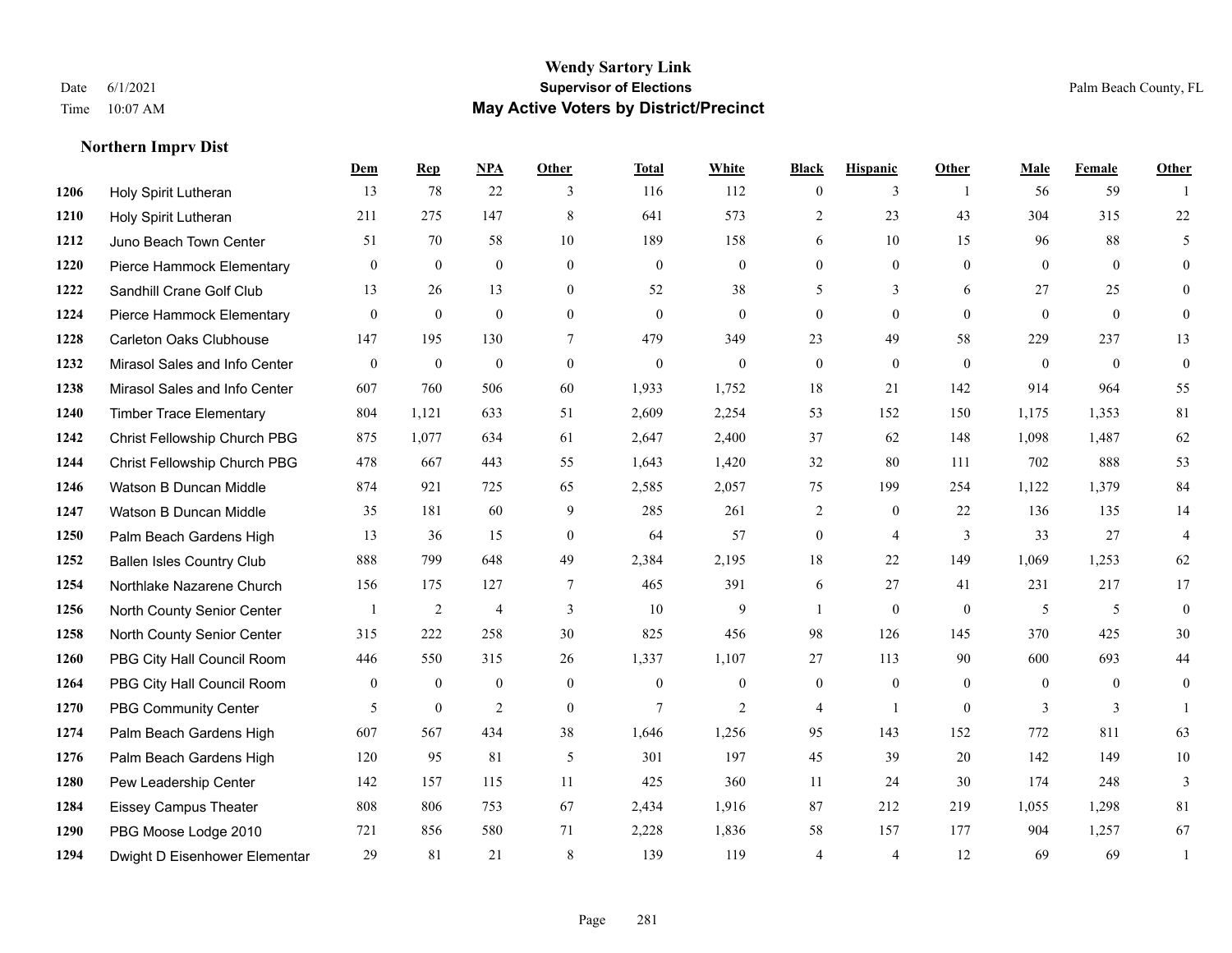## Northern Imprv Dist

| | | Dem | Rep | NPA | Other | Total | White | Black | Hispanic | Other | Male | Female | Other |
|---|---|---|---|---|---|---|---|---|---|---|---|---|---|
| 1206 | Holy Spirit Lutheran | 13 | 78 | 22 | 3 | 116 | 112 | 0 | 3 | 1 | 56 | 59 | 1 |
| 1210 | Holy Spirit Lutheran | 211 | 275 | 147 | 8 | 641 | 573 | 2 | 23 | 43 | 304 | 315 | 22 |
| 1212 | Juno Beach Town Center | 51 | 70 | 58 | 10 | 189 | 158 | 6 | 10 | 15 | 96 | 88 | 5 |
| 1220 | Pierce Hammock Elementary | 0 | 0 | 0 | 0 | 0 | 0 | 0 | 0 | 0 | 0 | 0 | 0 |
| 1222 | Sandhill Crane Golf Club | 13 | 26 | 13 | 0 | 52 | 38 | 5 | 3 | 6 | 27 | 25 | 0 |
| 1224 | Pierce Hammock Elementary | 0 | 0 | 0 | 0 | 0 | 0 | 0 | 0 | 0 | 0 | 0 | 0 |
| 1228 | Carleton Oaks Clubhouse | 147 | 195 | 130 | 7 | 479 | 349 | 23 | 49 | 58 | 229 | 237 | 13 |
| 1232 | Mirasol Sales and Info Center | 0 | 0 | 0 | 0 | 0 | 0 | 0 | 0 | 0 | 0 | 0 | 0 |
| 1238 | Mirasol Sales and Info Center | 607 | 760 | 506 | 60 | 1,933 | 1,752 | 18 | 21 | 142 | 914 | 964 | 55 |
| 1240 | Timber Trace Elementary | 804 | 1,121 | 633 | 51 | 2,609 | 2,254 | 53 | 152 | 150 | 1,175 | 1,353 | 81 |
| 1242 | Christ Fellowship Church PBG | 875 | 1,077 | 634 | 61 | 2,647 | 2,400 | 37 | 62 | 148 | 1,098 | 1,487 | 62 |
| 1244 | Christ Fellowship Church PBG | 478 | 667 | 443 | 55 | 1,643 | 1,420 | 32 | 80 | 111 | 702 | 888 | 53 |
| 1246 | Watson B Duncan Middle | 874 | 921 | 725 | 65 | 2,585 | 2,057 | 75 | 199 | 254 | 1,122 | 1,379 | 84 |
| 1247 | Watson B Duncan Middle | 35 | 181 | 60 | 9 | 285 | 261 | 2 | 0 | 22 | 136 | 135 | 14 |
| 1250 | Palm Beach Gardens High | 13 | 36 | 15 | 0 | 64 | 57 | 0 | 4 | 3 | 33 | 27 | 4 |
| 1252 | Ballen Isles Country Club | 888 | 799 | 648 | 49 | 2,384 | 2,195 | 18 | 22 | 149 | 1,069 | 1,253 | 62 |
| 1254 | Northlake Nazarene Church | 156 | 175 | 127 | 7 | 465 | 391 | 6 | 27 | 41 | 231 | 217 | 17 |
| 1256 | North County Senior Center | 1 | 2 | 4 | 3 | 10 | 9 | 1 | 0 | 0 | 5 | 5 | 0 |
| 1258 | North County Senior Center | 315 | 222 | 258 | 30 | 825 | 456 | 98 | 126 | 145 | 370 | 425 | 30 |
| 1260 | PBG City Hall Council Room | 446 | 550 | 315 | 26 | 1,337 | 1,107 | 27 | 113 | 90 | 600 | 693 | 44 |
| 1264 | PBG City Hall Council Room | 0 | 0 | 0 | 0 | 0 | 0 | 0 | 0 | 0 | 0 | 0 | 0 |
| 1270 | PBG Community Center | 5 | 0 | 2 | 0 | 7 | 2 | 4 | 1 | 0 | 3 | 3 | 1 |
| 1274 | Palm Beach Gardens High | 607 | 567 | 434 | 38 | 1,646 | 1,256 | 95 | 143 | 152 | 772 | 811 | 63 |
| 1276 | Palm Beach Gardens High | 120 | 95 | 81 | 5 | 301 | 197 | 45 | 39 | 20 | 142 | 149 | 10 |
| 1280 | Pew Leadership Center | 142 | 157 | 115 | 11 | 425 | 360 | 11 | 24 | 30 | 174 | 248 | 3 |
| 1284 | Eissey Campus Theater | 808 | 806 | 753 | 67 | 2,434 | 1,916 | 87 | 212 | 219 | 1,055 | 1,298 | 81 |
| 1290 | PBG Moose Lodge 2010 | 721 | 856 | 580 | 71 | 2,228 | 1,836 | 58 | 157 | 177 | 904 | 1,257 | 67 |
| 1294 | Dwight D Eisenhower Elementar | 29 | 81 | 21 | 8 | 139 | 119 | 4 | 4 | 12 | 69 | 69 | 1 |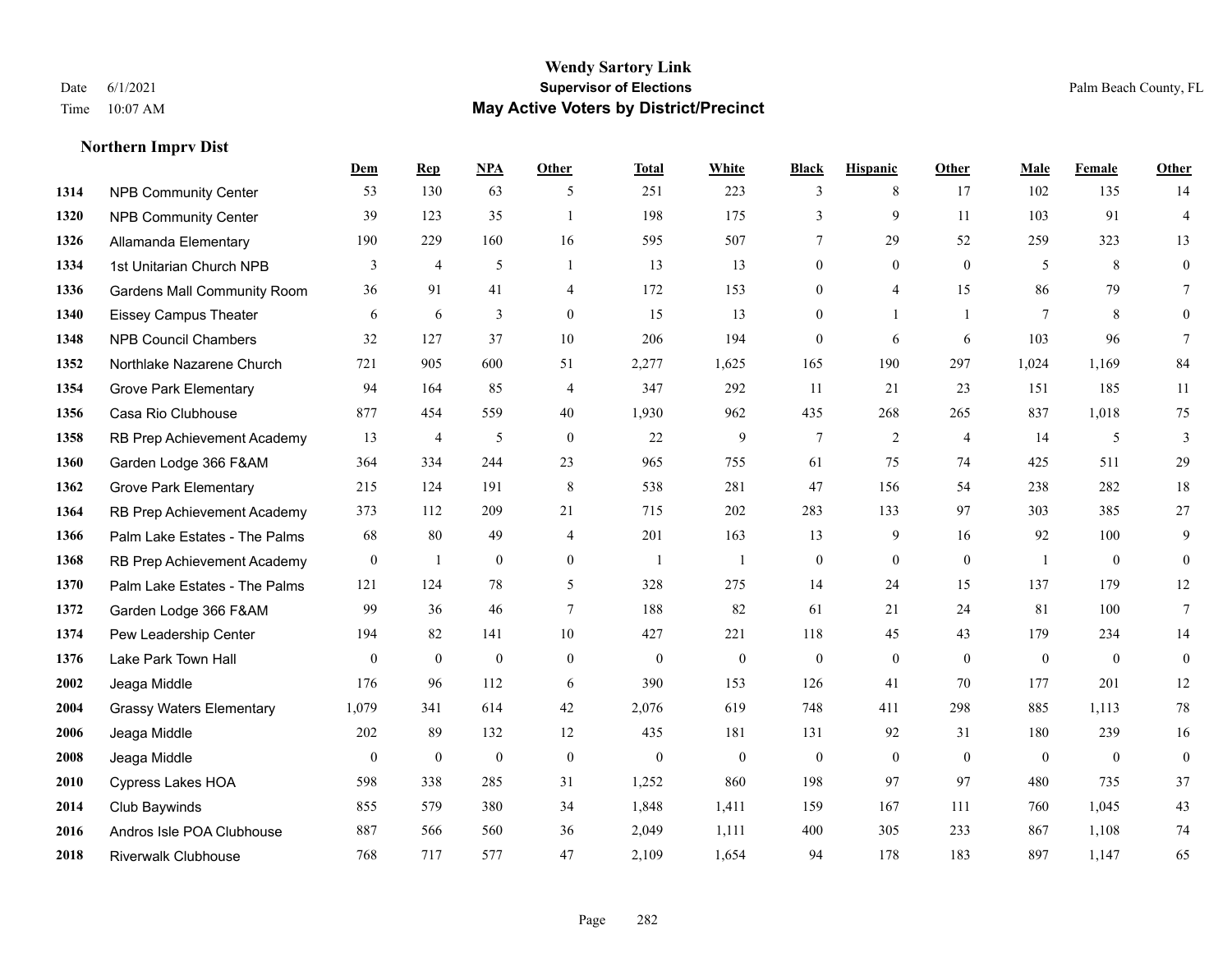**Wendy Sartory Link**
**Supervisor of Elections**
**May Active Voters by District/Precinct**

Date 6/1/2021
Time 10:07 AM

Palm Beach County, FL

## Northern Imprv Dist

| | | Dem | Rep | NPA | Other | Total | White | Black | Hispanic | Other | Male | Female | Other |
|---|---|---|---|---|---|---|---|---|---|---|---|---|---|
| 1314 | NPB Community Center | 53 | 130 | 63 | 5 | 251 | 223 | 3 | 8 | 17 | 102 | 135 | 14 |
| 1320 | NPB Community Center | 39 | 123 | 35 | 1 | 198 | 175 | 3 | 9 | 11 | 103 | 91 | 4 |
| 1326 | Allamanda Elementary | 190 | 229 | 160 | 16 | 595 | 507 | 7 | 29 | 52 | 259 | 323 | 13 |
| 1334 | 1st Unitarian Church NPB | 3 | 4 | 5 | 1 | 13 | 13 | 0 | 0 | 0 | 5 | 8 | 0 |
| 1336 | Gardens Mall Community Room | 36 | 91 | 41 | 4 | 172 | 153 | 0 | 4 | 15 | 86 | 79 | 7 |
| 1340 | Eissey Campus Theater | 6 | 6 | 3 | 0 | 15 | 13 | 0 | 1 | 1 | 7 | 8 | 0 |
| 1348 | NPB Council Chambers | 32 | 127 | 37 | 10 | 206 | 194 | 0 | 6 | 6 | 103 | 96 | 7 |
| 1352 | Northlake Nazarene Church | 721 | 905 | 600 | 51 | 2,277 | 1,625 | 165 | 190 | 297 | 1,024 | 1,169 | 84 |
| 1354 | Grove Park Elementary | 94 | 164 | 85 | 4 | 347 | 292 | 11 | 21 | 23 | 151 | 185 | 11 |
| 1356 | Casa Rio Clubhouse | 877 | 454 | 559 | 40 | 1,930 | 962 | 435 | 268 | 265 | 837 | 1,018 | 75 |
| 1358 | RB Prep Achievement Academy | 13 | 4 | 5 | 0 | 22 | 9 | 7 | 2 | 4 | 14 | 5 | 3 |
| 1360 | Garden Lodge 366 F&AM | 364 | 334 | 244 | 23 | 965 | 755 | 61 | 75 | 74 | 425 | 511 | 29 |
| 1362 | Grove Park Elementary | 215 | 124 | 191 | 8 | 538 | 281 | 47 | 156 | 54 | 238 | 282 | 18 |
| 1364 | RB Prep Achievement Academy | 373 | 112 | 209 | 21 | 715 | 202 | 283 | 133 | 97 | 303 | 385 | 27 |
| 1366 | Palm Lake Estates - The Palms | 68 | 80 | 49 | 4 | 201 | 163 | 13 | 9 | 16 | 92 | 100 | 9 |
| 1368 | RB Prep Achievement Academy | 0 | 1 | 0 | 0 | 1 | 1 | 0 | 0 | 0 | 1 | 0 | 0 |
| 1370 | Palm Lake Estates - The Palms | 121 | 124 | 78 | 5 | 328 | 275 | 14 | 24 | 15 | 137 | 179 | 12 |
| 1372 | Garden Lodge 366 F&AM | 99 | 36 | 46 | 7 | 188 | 82 | 61 | 21 | 24 | 81 | 100 | 7 |
| 1374 | Pew Leadership Center | 194 | 82 | 141 | 10 | 427 | 221 | 118 | 45 | 43 | 179 | 234 | 14 |
| 1376 | Lake Park Town Hall | 0 | 0 | 0 | 0 | 0 | 0 | 0 | 0 | 0 | 0 | 0 | 0 |
| 2002 | Jeaga Middle | 176 | 96 | 112 | 6 | 390 | 153 | 126 | 41 | 70 | 177 | 201 | 12 |
| 2004 | Grassy Waters Elementary | 1,079 | 341 | 614 | 42 | 2,076 | 619 | 748 | 411 | 298 | 885 | 1,113 | 78 |
| 2006 | Jeaga Middle | 202 | 89 | 132 | 12 | 435 | 181 | 131 | 92 | 31 | 180 | 239 | 16 |
| 2008 | Jeaga Middle | 0 | 0 | 0 | 0 | 0 | 0 | 0 | 0 | 0 | 0 | 0 | 0 |
| 2010 | Cypress Lakes HOA | 598 | 338 | 285 | 31 | 1,252 | 860 | 198 | 97 | 97 | 480 | 735 | 37 |
| 2014 | Club Baywinds | 855 | 579 | 380 | 34 | 1,848 | 1,411 | 159 | 167 | 111 | 760 | 1,045 | 43 |
| 2016 | Andros Isle POA Clubhouse | 887 | 566 | 560 | 36 | 2,049 | 1,111 | 400 | 305 | 233 | 867 | 1,108 | 74 |
| 2018 | Riverwalk Clubhouse | 768 | 717 | 577 | 47 | 2,109 | 1,654 | 94 | 178 | 183 | 897 | 1,147 | 65 |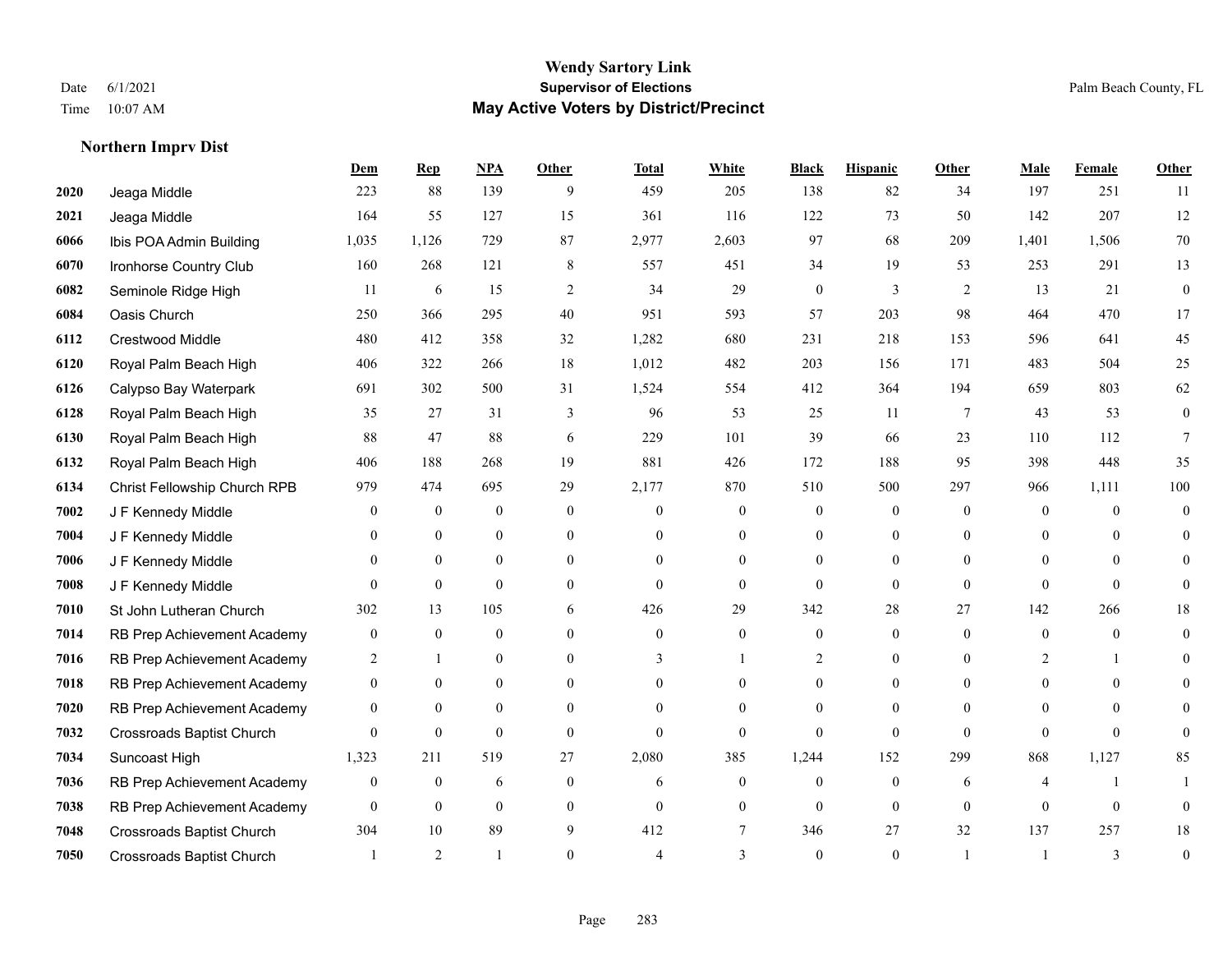# Wendy Sartory Link
## Supervisor of Elections
## May Active Voters by District/Precinct

Date 6/1/2021
Time 10:07 AM

Palm Beach County, FL

### Northern Imprv Dist

| | | Dem | Rep | NPA | Other | Total | White | Black | Hispanic | Other | Male | Female | Other |
|---|---|---|---|---|---|---|---|---|---|---|---|---|---|
| 2020 | Jeaga Middle | 223 | 88 | 139 | 9 | 459 | 205 | 138 | 82 | 34 | 197 | 251 | 11 |
| 2021 | Jeaga Middle | 164 | 55 | 127 | 15 | 361 | 116 | 122 | 73 | 50 | 142 | 207 | 12 |
| 6066 | Ibis POA Admin Building | 1,035 | 1,126 | 729 | 87 | 2,977 | 2,603 | 97 | 68 | 209 | 1,401 | 1,506 | 70 |
| 6070 | Ironhorse Country Club | 160 | 268 | 121 | 8 | 557 | 451 | 34 | 19 | 53 | 253 | 291 | 13 |
| 6082 | Seminole Ridge High | 11 | 6 | 15 | 2 | 34 | 29 | 0 | 3 | 2 | 13 | 21 | 0 |
| 6084 | Oasis Church | 250 | 366 | 295 | 40 | 951 | 593 | 57 | 203 | 98 | 464 | 470 | 17 |
| 6112 | Crestwood Middle | 480 | 412 | 358 | 32 | 1,282 | 680 | 231 | 218 | 153 | 596 | 641 | 45 |
| 6120 | Royal Palm Beach High | 406 | 322 | 266 | 18 | 1,012 | 482 | 203 | 156 | 171 | 483 | 504 | 25 |
| 6126 | Calypso Bay Waterpark | 691 | 302 | 500 | 31 | 1,524 | 554 | 412 | 364 | 194 | 659 | 803 | 62 |
| 6128 | Royal Palm Beach High | 35 | 27 | 31 | 3 | 96 | 53 | 25 | 11 | 7 | 43 | 53 | 0 |
| 6130 | Royal Palm Beach High | 88 | 47 | 88 | 6 | 229 | 101 | 39 | 66 | 23 | 110 | 112 | 7 |
| 6132 | Royal Palm Beach High | 406 | 188 | 268 | 19 | 881 | 426 | 172 | 188 | 95 | 398 | 448 | 35 |
| 6134 | Christ Fellowship Church RPB | 979 | 474 | 695 | 29 | 2,177 | 870 | 510 | 500 | 297 | 966 | 1,111 | 100 |
| 7002 | J F Kennedy Middle | 0 | 0 | 0 | 0 | 0 | 0 | 0 | 0 | 0 | 0 | 0 | 0 |
| 7004 | J F Kennedy Middle | 0 | 0 | 0 | 0 | 0 | 0 | 0 | 0 | 0 | 0 | 0 | 0 |
| 7006 | J F Kennedy Middle | 0 | 0 | 0 | 0 | 0 | 0 | 0 | 0 | 0 | 0 | 0 | 0 |
| 7008 | J F Kennedy Middle | 0 | 0 | 0 | 0 | 0 | 0 | 0 | 0 | 0 | 0 | 0 | 0 |
| 7010 | St John Lutheran Church | 302 | 13 | 105 | 6 | 426 | 29 | 342 | 28 | 27 | 142 | 266 | 18 |
| 7014 | RB Prep Achievement Academy | 0 | 0 | 0 | 0 | 0 | 0 | 0 | 0 | 0 | 0 | 0 | 0 |
| 7016 | RB Prep Achievement Academy | 2 | 1 | 0 | 0 | 3 | 1 | 2 | 0 | 0 | 2 | 1 | 0 |
| 7018 | RB Prep Achievement Academy | 0 | 0 | 0 | 0 | 0 | 0 | 0 | 0 | 0 | 0 | 0 | 0 |
| 7020 | RB Prep Achievement Academy | 0 | 0 | 0 | 0 | 0 | 0 | 0 | 0 | 0 | 0 | 0 | 0 |
| 7032 | Crossroads Baptist Church | 0 | 0 | 0 | 0 | 0 | 0 | 0 | 0 | 0 | 0 | 0 | 0 |
| 7034 | Suncoast High | 1,323 | 211 | 519 | 27 | 2,080 | 385 | 1,244 | 152 | 299 | 868 | 1,127 | 85 |
| 7036 | RB Prep Achievement Academy | 0 | 0 | 6 | 0 | 6 | 0 | 0 | 0 | 6 | 4 | 1 | 1 |
| 7038 | RB Prep Achievement Academy | 0 | 0 | 0 | 0 | 0 | 0 | 0 | 0 | 0 | 0 | 0 | 0 |
| 7048 | Crossroads Baptist Church | 304 | 10 | 89 | 9 | 412 | 7 | 346 | 27 | 32 | 137 | 257 | 18 |
| 7050 | Crossroads Baptist Church | 1 | 2 | 1 | 0 | 4 | 3 | 0 | 0 | 1 | 1 | 3 | 0 |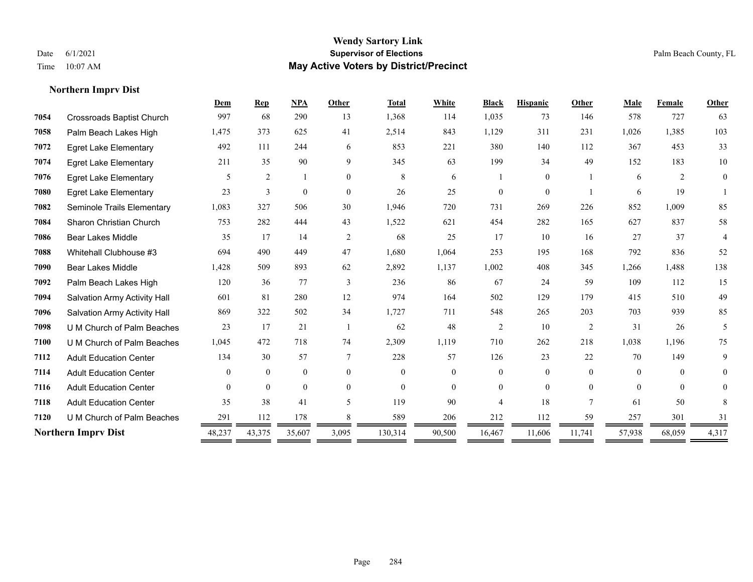# Wendy Sartory Link

**Supervisor of Elections**

**May Active Voters by District/Precinct**

Date 6/1/2021
Time 10:07 AM

Palm Beach County, FL

## Northern Imprv Dist

| | | Dem | Rep | NPA | Other | Total | White | Black | Hispanic | Other | Male | Female | Other |
|---|---|---|---|---|---|---|---|---|---|---|---|---|---|
| 7054 | Crossroads Baptist Church | 997 | 68 | 290 | 13 | 1,368 | 114 | 1,035 | 73 | 146 | 578 | 727 | 63 |
| 7058 | Palm Beach Lakes High | 1,475 | 373 | 625 | 41 | 2,514 | 843 | 1,129 | 311 | 231 | 1,026 | 1,385 | 103 |
| 7072 | Egret Lake Elementary | 492 | 111 | 244 | 6 | 853 | 221 | 380 | 140 | 112 | 367 | 453 | 33 |
| 7074 | Egret Lake Elementary | 211 | 35 | 90 | 9 | 345 | 63 | 199 | 34 | 49 | 152 | 183 | 10 |
| 7076 | Egret Lake Elementary | 5 | 2 | 1 | 0 | 8 | 6 | 1 | 0 | 1 | 6 | 2 | 0 |
| 7080 | Egret Lake Elementary | 23 | 3 | 0 | 0 | 26 | 25 | 0 | 0 | 1 | 6 | 19 | 1 |
| 7082 | Seminole Trails Elementary | 1,083 | 327 | 506 | 30 | 1,946 | 720 | 731 | 269 | 226 | 852 | 1,009 | 85 |
| 7084 | Sharon Christian Church | 753 | 282 | 444 | 43 | 1,522 | 621 | 454 | 282 | 165 | 627 | 837 | 58 |
| 7086 | Bear Lakes Middle | 35 | 17 | 14 | 2 | 68 | 25 | 17 | 10 | 16 | 27 | 37 | 4 |
| 7088 | Whitehall Clubhouse #3 | 694 | 490 | 449 | 47 | 1,680 | 1,064 | 253 | 195 | 168 | 792 | 836 | 52 |
| 7090 | Bear Lakes Middle | 1,428 | 509 | 893 | 62 | 2,892 | 1,137 | 1,002 | 408 | 345 | 1,266 | 1,488 | 138 |
| 7092 | Palm Beach Lakes High | 120 | 36 | 77 | 3 | 236 | 86 | 67 | 24 | 59 | 109 | 112 | 15 |
| 7094 | Salvation Army Activity Hall | 601 | 81 | 280 | 12 | 974 | 164 | 502 | 129 | 179 | 415 | 510 | 49 |
| 7096 | Salvation Army Activity Hall | 869 | 322 | 502 | 34 | 1,727 | 711 | 548 | 265 | 203 | 703 | 939 | 85 |
| 7098 | U M Church of Palm Beaches | 23 | 17 | 21 | 1 | 62 | 48 | 2 | 10 | 2 | 31 | 26 | 5 |
| 7100 | U M Church of Palm Beaches | 1,045 | 472 | 718 | 74 | 2,309 | 1,119 | 710 | 262 | 218 | 1,038 | 1,196 | 75 |
| 7112 | Adult Education Center | 134 | 30 | 57 | 7 | 228 | 57 | 126 | 23 | 22 | 70 | 149 | 9 |
| 7114 | Adult Education Center | 0 | 0 | 0 | 0 | 0 | 0 | 0 | 0 | 0 | 0 | 0 | 0 |
| 7116 | Adult Education Center | 0 | 0 | 0 | 0 | 0 | 0 | 0 | 0 | 0 | 0 | 0 | 0 |
| 7118 | Adult Education Center | 35 | 38 | 41 | 5 | 119 | 90 | 4 | 18 | 7 | 61 | 50 | 8 |
| 7120 | U M Church of Palm Beaches | 291 | 112 | 178 | 8 | 589 | 206 | 212 | 112 | 59 | 257 | 301 | 31 |
| **Northern Imprv Dist** | | 48,237 | 43,375 | 35,607 | 3,095 | 130,314 | 90,500 | 16,467 | 11,606 | 11,741 | 57,938 | 68,059 | 4,317 |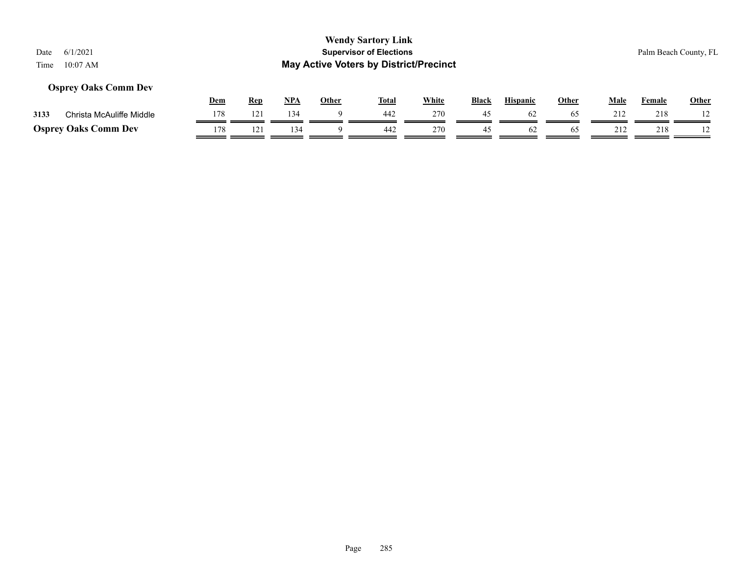Wendy Sartory Link
**Supervisor of Elections**
**May Active Voters by District/Precinct**

Date 6/1/2021
Time 10:07 AM

Palm Beach County, FL

**Osprey Oaks Comm Dev**

| | | Dem | Rep | NPA | Other | Total | White | Black | Hispanic | Other | Male | Female | Other |
|---|---|---|---|---|---|---|---|---|---|---|---|---|---|
| 3133 | Christa McAuliffe Middle | 178 | 121 | 134 | 9 | 442 | 270 | 45 | 62 | 65 | 212 | 218 | 12 |
| **Osprey Oaks Comm Dev** | | 178 | 121 | 134 | 9 | 442 | 270 | 45 | 62 | 65 | 212 | 218 | 12 |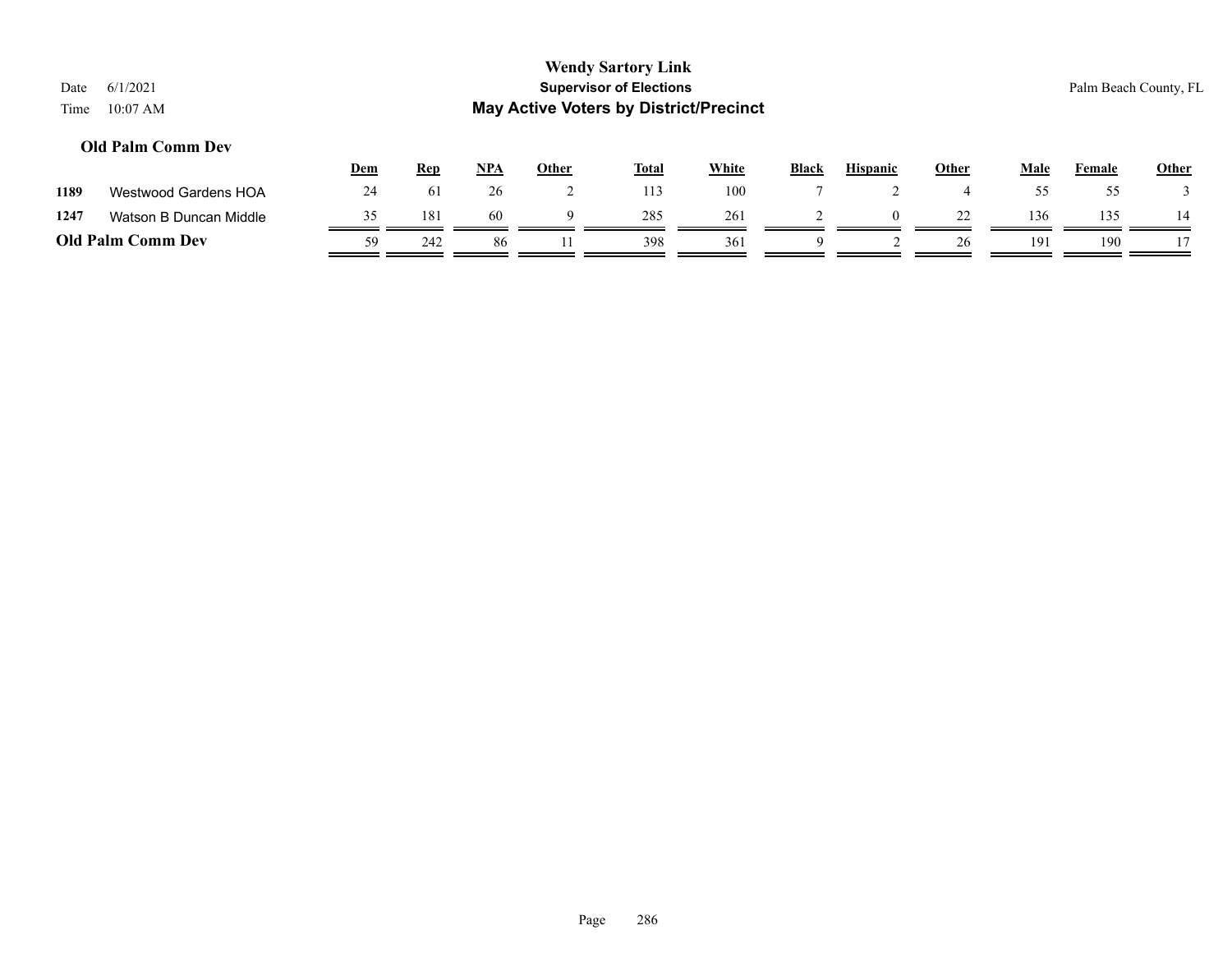## Old Palm Comm Dev

| | | Dem | Rep | NPA | Other | Total | White | Black | Hispanic | Other | Male | Female | Other |
|---|---|---|---|---|---|---|---|---|---|---|---|---|---|
| 1189 | Westwood Gardens HOA | 24 | 61 | 26 | 2 | 113 | 100 | 7 | 2 | 4 | 55 | 55 | 3 |
| 1247 | Watson B Duncan Middle | 35 | 181 | 60 | 9 | 285 | 261 | 2 | 0 | 22 | 136 | 135 | 14 |
| **Old Palm Comm Dev** | | 59 | 242 | 86 | 11 | 398 | 361 | 9 | 2 | 26 | 191 | 190 | 17 |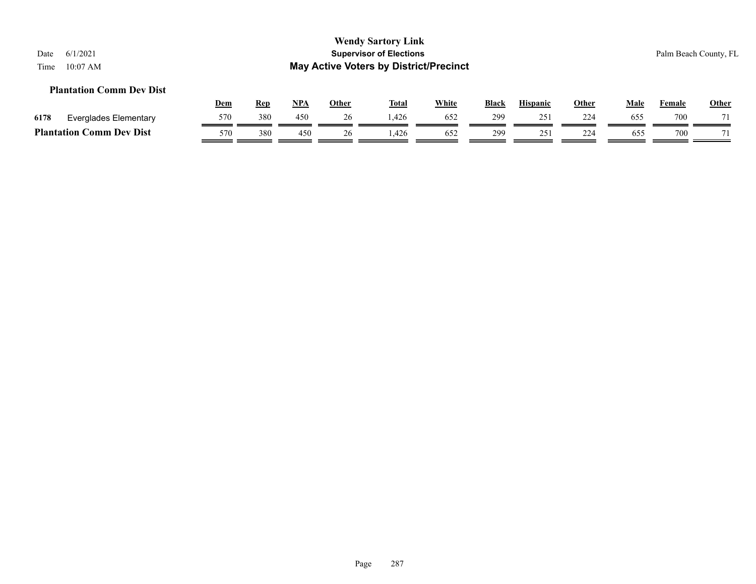Wendy Sartory Link

Supervisor of Elections

**May Active Voters by District/Precinct**

Date 6/1/2021

Time 10:07 AM

Palm Beach County, FL

### Plantation Comm Dev Dist

| | | Dem | Rep | NPA | Other | Total | White | Black | Hispanic | Other | Male | Female | Other |
|---|---|---|---|---|---|---|---|---|---|---|---|---|---|
| 6178 | Everglades Elementary | 570 | 380 | 450 | 26 | 1,426 | 652 | 299 | 251 | 224 | 655 | 700 | 71 |
| **Plantation Comm Dev Dist** | | 570 | 380 | 450 | 26 | 1,426 | 652 | 299 | 251 | 224 | 655 | 700 | 71 |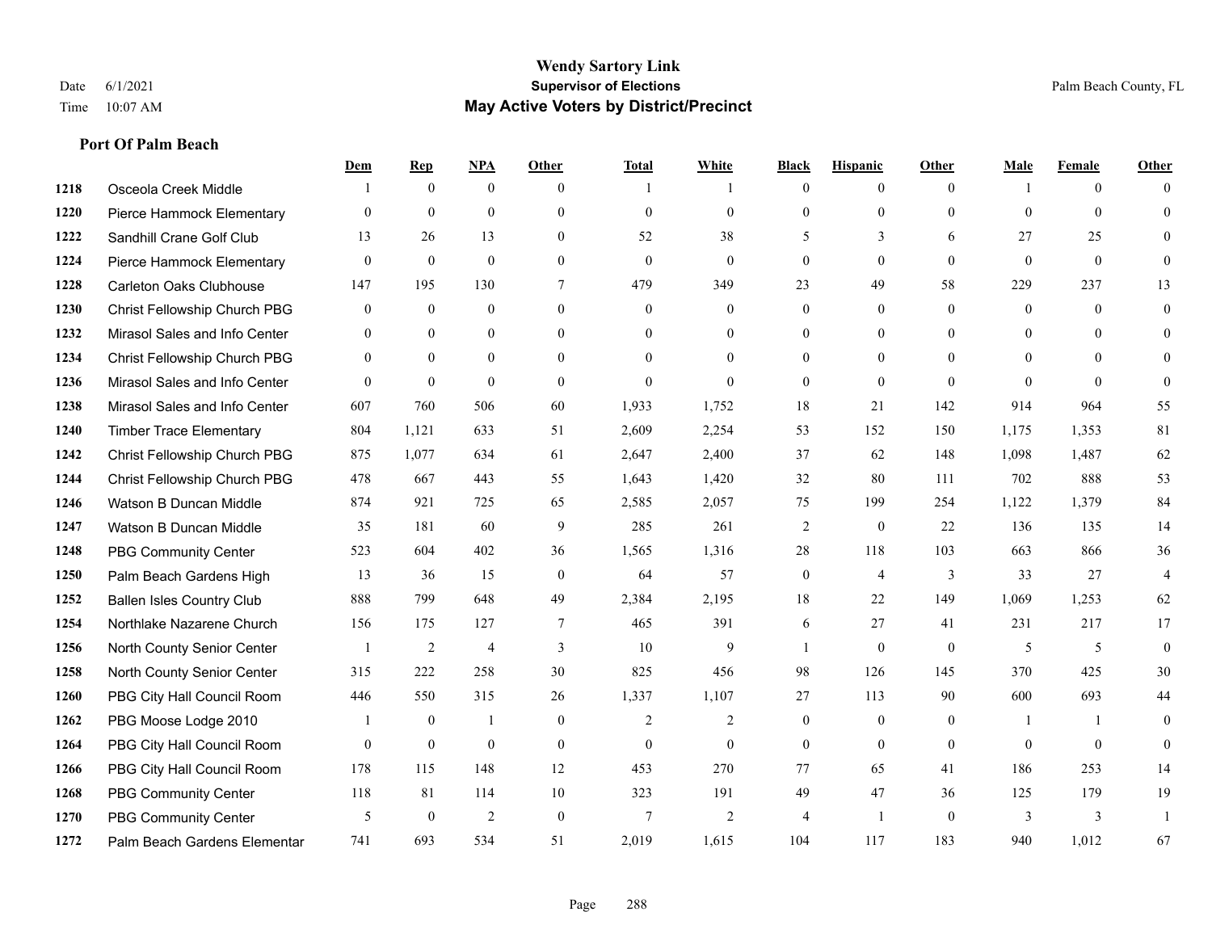# Wendy Sartory Link
## Supervisor of Elections
## May Active Voters by District/Precinct

Date 6/1/2021
Time 10:07 AM

Palm Beach County, FL

### Port Of Palm Beach

| | | Dem | Rep | NPA | Other | Total | White | Black | Hispanic | Other | Male | Female | Other |
|---|---|---|---|---|---|---|---|---|---|---|---|---|---|
| 1218 | Osceola Creek Middle | 1 | 0 | 0 | 0 | 1 | 1 | 0 | 0 | 0 | 1 | 0 | 0 |
| 1220 | Pierce Hammock Elementary | 0 | 0 | 0 | 0 | 0 | 0 | 0 | 0 | 0 | 0 | 0 | 0 |
| 1222 | Sandhill Crane Golf Club | 13 | 26 | 13 | 0 | 52 | 38 | 5 | 3 | 6 | 27 | 25 | 0 |
| 1224 | Pierce Hammock Elementary | 0 | 0 | 0 | 0 | 0 | 0 | 0 | 0 | 0 | 0 | 0 | 0 |
| 1228 | Carleton Oaks Clubhouse | 147 | 195 | 130 | 7 | 479 | 349 | 23 | 49 | 58 | 229 | 237 | 13 |
| 1230 | Christ Fellowship Church PBG | 0 | 0 | 0 | 0 | 0 | 0 | 0 | 0 | 0 | 0 | 0 | 0 |
| 1232 | Mirasol Sales and Info Center | 0 | 0 | 0 | 0 | 0 | 0 | 0 | 0 | 0 | 0 | 0 | 0 |
| 1234 | Christ Fellowship Church PBG | 0 | 0 | 0 | 0 | 0 | 0 | 0 | 0 | 0 | 0 | 0 | 0 |
| 1236 | Mirasol Sales and Info Center | 0 | 0 | 0 | 0 | 0 | 0 | 0 | 0 | 0 | 0 | 0 | 0 |
| 1238 | Mirasol Sales and Info Center | 607 | 760 | 506 | 60 | 1,933 | 1,752 | 18 | 21 | 142 | 914 | 964 | 55 |
| 1240 | Timber Trace Elementary | 804 | 1,121 | 633 | 51 | 2,609 | 2,254 | 53 | 152 | 150 | 1,175 | 1,353 | 81 |
| 1242 | Christ Fellowship Church PBG | 875 | 1,077 | 634 | 61 | 2,647 | 2,400 | 37 | 62 | 148 | 1,098 | 1,487 | 62 |
| 1244 | Christ Fellowship Church PBG | 478 | 667 | 443 | 55 | 1,643 | 1,420 | 32 | 80 | 111 | 702 | 888 | 53 |
| 1246 | Watson B Duncan Middle | 874 | 921 | 725 | 65 | 2,585 | 2,057 | 75 | 199 | 254 | 1,122 | 1,379 | 84 |
| 1247 | Watson B Duncan Middle | 35 | 181 | 60 | 9 | 285 | 261 | 2 | 0 | 22 | 136 | 135 | 14 |
| 1248 | PBG Community Center | 523 | 604 | 402 | 36 | 1,565 | 1,316 | 28 | 118 | 103 | 663 | 866 | 36 |
| 1250 | Palm Beach Gardens High | 13 | 36 | 15 | 0 | 64 | 57 | 0 | 4 | 3 | 33 | 27 | 4 |
| 1252 | Ballen Isles Country Club | 888 | 799 | 648 | 49 | 2,384 | 2,195 | 18 | 22 | 149 | 1,069 | 1,253 | 62 |
| 1254 | Northlake Nazarene Church | 156 | 175 | 127 | 7 | 465 | 391 | 6 | 27 | 41 | 231 | 217 | 17 |
| 1256 | North County Senior Center | 1 | 2 | 4 | 3 | 10 | 9 | 1 | 0 | 0 | 5 | 5 | 0 |
| 1258 | North County Senior Center | 315 | 222 | 258 | 30 | 825 | 456 | 98 | 126 | 145 | 370 | 425 | 30 |
| 1260 | PBG City Hall Council Room | 446 | 550 | 315 | 26 | 1,337 | 1,107 | 27 | 113 | 90 | 600 | 693 | 44 |
| 1262 | PBG Moose Lodge 2010 | 1 | 0 | 1 | 0 | 2 | 2 | 0 | 0 | 0 | 1 | 1 | 0 |
| 1264 | PBG City Hall Council Room | 0 | 0 | 0 | 0 | 0 | 0 | 0 | 0 | 0 | 0 | 0 | 0 |
| 1266 | PBG City Hall Council Room | 178 | 115 | 148 | 12 | 453 | 270 | 77 | 65 | 41 | 186 | 253 | 14 |
| 1268 | PBG Community Center | 118 | 81 | 114 | 10 | 323 | 191 | 49 | 47 | 36 | 125 | 179 | 19 |
| 1270 | PBG Community Center | 5 | 0 | 2 | 0 | 7 | 2 | 4 | 1 | 0 | 3 | 3 | 1 |
| 1272 | Palm Beach Gardens Elementar | 741 | 693 | 534 | 51 | 2,019 | 1,615 | 104 | 117 | 183 | 940 | 1,012 | 67 |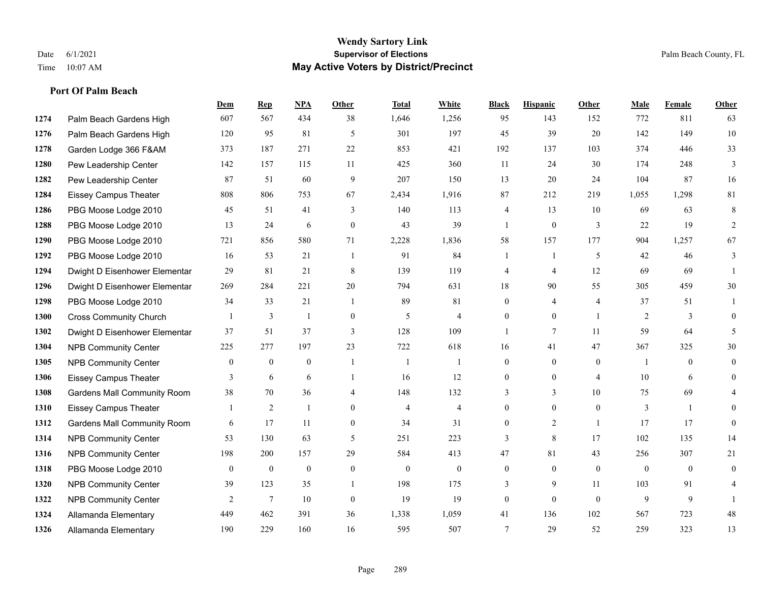# Wendy Sartory Link
## Supervisor of Elections
## May Active Voters by District/Precinct

Date 6/1/2021
Time 10:07 AM

Palm Beach County, FL

### Port Of Palm Beach

| | | Dem | Rep | NPA | Other | Total | White | Black | Hispanic | Other | Male | Female | Other |
|---|---|---|---|---|---|---|---|---|---|---|---|---|---|
| 1274 | Palm Beach Gardens High | 607 | 567 | 434 | 38 | 1,646 | 1,256 | 95 | 143 | 152 | 772 | 811 | 63 |
| 1276 | Palm Beach Gardens High | 120 | 95 | 81 | 5 | 301 | 197 | 45 | 39 | 20 | 142 | 149 | 10 |
| 1278 | Garden Lodge 366 F&AM | 373 | 187 | 271 | 22 | 853 | 421 | 192 | 137 | 103 | 374 | 446 | 33 |
| 1280 | Pew Leadership Center | 142 | 157 | 115 | 11 | 425 | 360 | 11 | 24 | 30 | 174 | 248 | 3 |
| 1282 | Pew Leadership Center | 87 | 51 | 60 | 9 | 207 | 150 | 13 | 20 | 24 | 104 | 87 | 16 |
| 1284 | Eissey Campus Theater | 808 | 806 | 753 | 67 | 2,434 | 1,916 | 87 | 212 | 219 | 1,055 | 1,298 | 81 |
| 1286 | PBG Moose Lodge 2010 | 45 | 51 | 41 | 3 | 140 | 113 | 4 | 13 | 10 | 69 | 63 | 8 |
| 1288 | PBG Moose Lodge 2010 | 13 | 24 | 6 | 0 | 43 | 39 | 1 | 0 | 3 | 22 | 19 | 2 |
| 1290 | PBG Moose Lodge 2010 | 721 | 856 | 580 | 71 | 2,228 | 1,836 | 58 | 157 | 177 | 904 | 1,257 | 67 |
| 1292 | PBG Moose Lodge 2010 | 16 | 53 | 21 | 1 | 91 | 84 | 1 | 1 | 5 | 42 | 46 | 3 |
| 1294 | Dwight D Eisenhower Elementar | 29 | 81 | 21 | 8 | 139 | 119 | 4 | 4 | 12 | 69 | 69 | 1 |
| 1296 | Dwight D Eisenhower Elementar | 269 | 284 | 221 | 20 | 794 | 631 | 18 | 90 | 55 | 305 | 459 | 30 |
| 1298 | PBG Moose Lodge 2010 | 34 | 33 | 21 | 1 | 89 | 81 | 0 | 4 | 4 | 37 | 51 | 1 |
| 1300 | Cross Community Church | 1 | 3 | 1 | 0 | 5 | 4 | 0 | 0 | 1 | 2 | 3 | 0 |
| 1302 | Dwight D Eisenhower Elementar | 37 | 51 | 37 | 3 | 128 | 109 | 1 | 7 | 11 | 59 | 64 | 5 |
| 1304 | NPB Community Center | 225 | 277 | 197 | 23 | 722 | 618 | 16 | 41 | 47 | 367 | 325 | 30 |
| 1305 | NPB Community Center | 0 | 0 | 0 | 1 | 1 | 1 | 0 | 0 | 0 | 1 | 0 | 0 |
| 1306 | Eissey Campus Theater | 3 | 6 | 6 | 1 | 16 | 12 | 0 | 0 | 4 | 10 | 6 | 0 |
| 1308 | Gardens Mall Community Room | 38 | 70 | 36 | 4 | 148 | 132 | 3 | 3 | 10 | 75 | 69 | 4 |
| 1310 | Eissey Campus Theater | 1 | 2 | 1 | 0 | 4 | 4 | 0 | 0 | 0 | 3 | 1 | 0 |
| 1312 | Gardens Mall Community Room | 6 | 17 | 11 | 0 | 34 | 31 | 0 | 2 | 1 | 17 | 17 | 0 |
| 1314 | NPB Community Center | 53 | 130 | 63 | 5 | 251 | 223 | 3 | 8 | 17 | 102 | 135 | 14 |
| 1316 | NPB Community Center | 198 | 200 | 157 | 29 | 584 | 413 | 47 | 81 | 43 | 256 | 307 | 21 |
| 1318 | PBG Moose Lodge 2010 | 0 | 0 | 0 | 0 | 0 | 0 | 0 | 0 | 0 | 0 | 0 | 0 |
| 1320 | NPB Community Center | 39 | 123 | 35 | 1 | 198 | 175 | 3 | 9 | 11 | 103 | 91 | 4 |
| 1322 | NPB Community Center | 2 | 7 | 10 | 0 | 19 | 19 | 0 | 0 | 0 | 9 | 9 | 1 |
| 1324 | Allamanda Elementary | 449 | 462 | 391 | 36 | 1,338 | 1,059 | 41 | 136 | 102 | 567 | 723 | 48 |
| 1326 | Allamanda Elementary | 190 | 229 | 160 | 16 | 595 | 507 | 7 | 29 | 52 | 259 | 323 | 13 |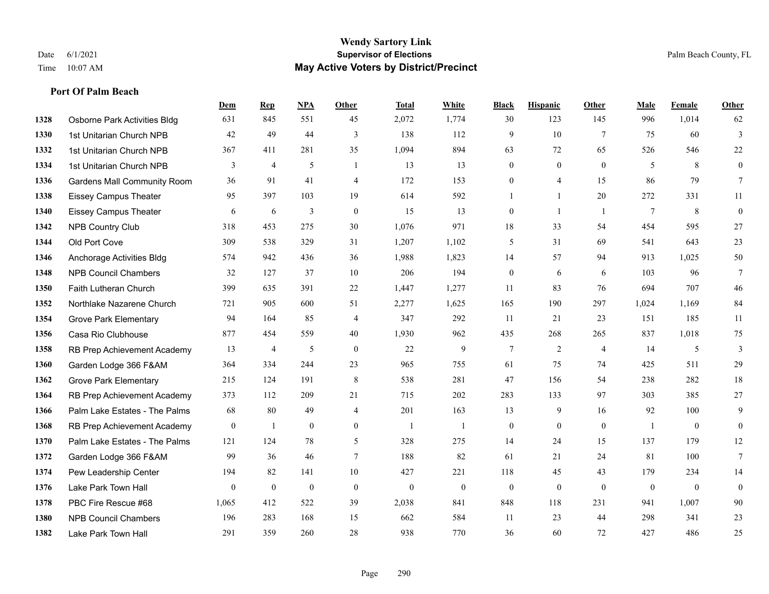# Wendy Sartory Link
## Supervisor of Elections
## May Active Voters by District/Precinct

Date 6/1/2021
Time 10:07 AM

Palm Beach County, FL

### Port Of Palm Beach

| | | Dem | Rep | NPA | Other | Total | White | Black | Hispanic | Other | Male | Female | Other |
|---|---|---|---|---|---|---|---|---|---|---|---|---|---|
| 1328 | Osborne Park Activities Bldg | 631 | 845 | 551 | 45 | 2,072 | 1,774 | 30 | 123 | 145 | 996 | 1,014 | 62 |
| 1330 | 1st Unitarian Church NPB | 42 | 49 | 44 | 3 | 138 | 112 | 9 | 10 | 7 | 75 | 60 | 3 |
| 1332 | 1st Unitarian Church NPB | 367 | 411 | 281 | 35 | 1,094 | 894 | 63 | 72 | 65 | 526 | 546 | 22 |
| 1334 | 1st Unitarian Church NPB | 3 | 4 | 5 | 1 | 13 | 13 | 0 | 0 | 0 | 5 | 8 | 0 |
| 1336 | Gardens Mall Community Room | 36 | 91 | 41 | 4 | 172 | 153 | 0 | 4 | 15 | 86 | 79 | 7 |
| 1338 | Eissey Campus Theater | 95 | 397 | 103 | 19 | 614 | 592 | 1 | 1 | 20 | 272 | 331 | 11 |
| 1340 | Eissey Campus Theater | 6 | 6 | 3 | 0 | 15 | 13 | 0 | 1 | 1 | 7 | 8 | 0 |
| 1342 | NPB Country Club | 318 | 453 | 275 | 30 | 1,076 | 971 | 18 | 33 | 54 | 454 | 595 | 27 |
| 1344 | Old Port Cove | 309 | 538 | 329 | 31 | 1,207 | 1,102 | 5 | 31 | 69 | 541 | 643 | 23 |
| 1346 | Anchorage Activities Bldg | 574 | 942 | 436 | 36 | 1,988 | 1,823 | 14 | 57 | 94 | 913 | 1,025 | 50 |
| 1348 | NPB Council Chambers | 32 | 127 | 37 | 10 | 206 | 194 | 0 | 6 | 6 | 103 | 96 | 7 |
| 1350 | Faith Lutheran Church | 399 | 635 | 391 | 22 | 1,447 | 1,277 | 11 | 83 | 76 | 694 | 707 | 46 |
| 1352 | Northlake Nazarene Church | 721 | 905 | 600 | 51 | 2,277 | 1,625 | 165 | 190 | 297 | 1,024 | 1,169 | 84 |
| 1354 | Grove Park Elementary | 94 | 164 | 85 | 4 | 347 | 292 | 11 | 21 | 23 | 151 | 185 | 11 |
| 1356 | Casa Rio Clubhouse | 877 | 454 | 559 | 40 | 1,930 | 962 | 435 | 268 | 265 | 837 | 1,018 | 75 |
| 1358 | RB Prep Achievement Academy | 13 | 4 | 5 | 0 | 22 | 9 | 7 | 2 | 4 | 14 | 5 | 3 |
| 1360 | Garden Lodge 366 F&AM | 364 | 334 | 244 | 23 | 965 | 755 | 61 | 75 | 74 | 425 | 511 | 29 |
| 1362 | Grove Park Elementary | 215 | 124 | 191 | 8 | 538 | 281 | 47 | 156 | 54 | 238 | 282 | 18 |
| 1364 | RB Prep Achievement Academy | 373 | 112 | 209 | 21 | 715 | 202 | 283 | 133 | 97 | 303 | 385 | 27 |
| 1366 | Palm Lake Estates - The Palms | 68 | 80 | 49 | 4 | 201 | 163 | 13 | 9 | 16 | 92 | 100 | 9 |
| 1368 | RB Prep Achievement Academy | 0 | 1 | 0 | 0 | 1 | 1 | 0 | 0 | 0 | 1 | 0 | 0 |
| 1370 | Palm Lake Estates - The Palms | 121 | 124 | 78 | 5 | 328 | 275 | 14 | 24 | 15 | 137 | 179 | 12 |
| 1372 | Garden Lodge 366 F&AM | 99 | 36 | 46 | 7 | 188 | 82 | 61 | 21 | 24 | 81 | 100 | 7 |
| 1374 | Pew Leadership Center | 194 | 82 | 141 | 10 | 427 | 221 | 118 | 45 | 43 | 179 | 234 | 14 |
| 1376 | Lake Park Town Hall | 0 | 0 | 0 | 0 | 0 | 0 | 0 | 0 | 0 | 0 | 0 | 0 |
| 1378 | PBC Fire Rescue #68 | 1,065 | 412 | 522 | 39 | 2,038 | 841 | 848 | 118 | 231 | 941 | 1,007 | 90 |
| 1380 | NPB Council Chambers | 196 | 283 | 168 | 15 | 662 | 584 | 11 | 23 | 44 | 298 | 341 | 23 |
| 1382 | Lake Park Town Hall | 291 | 359 | 260 | 28 | 938 | 770 | 36 | 60 | 72 | 427 | 486 | 25 |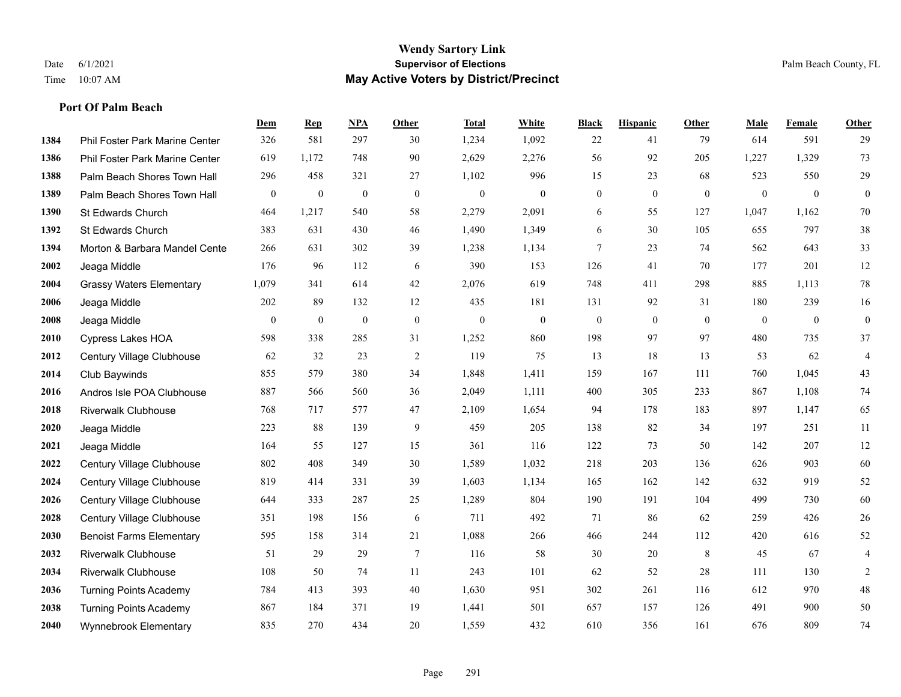## Port Of Palm Beach

| | | Dem | Rep | NPA | Other | Total | White | Black | Hispanic | Other | Male | Female | Other |
|---|---|---|---|---|---|---|---|---|---|---|---|---|---|
| 1384 | Phil Foster Park Marine Center | 326 | 581 | 297 | 30 | 1,234 | 1,092 | 22 | 41 | 79 | 614 | 591 | 29 |
| 1386 | Phil Foster Park Marine Center | 619 | 1,172 | 748 | 90 | 2,629 | 2,276 | 56 | 92 | 205 | 1,227 | 1,329 | 73 |
| 1388 | Palm Beach Shores Town Hall | 296 | 458 | 321 | 27 | 1,102 | 996 | 15 | 23 | 68 | 523 | 550 | 29 |
| 1389 | Palm Beach Shores Town Hall | 0 | 0 | 0 | 0 | 0 | 0 | 0 | 0 | 0 | 0 | 0 | 0 |
| 1390 | St Edwards Church | 464 | 1,217 | 540 | 58 | 2,279 | 2,091 | 6 | 55 | 127 | 1,047 | 1,162 | 70 |
| 1392 | St Edwards Church | 383 | 631 | 430 | 46 | 1,490 | 1,349 | 6 | 30 | 105 | 655 | 797 | 38 |
| 1394 | Morton & Barbara Mandel Cente | 266 | 631 | 302 | 39 | 1,238 | 1,134 | 7 | 23 | 74 | 562 | 643 | 33 |
| 2002 | Jeaga Middle | 176 | 96 | 112 | 6 | 390 | 153 | 126 | 41 | 70 | 177 | 201 | 12 |
| 2004 | Grassy Waters Elementary | 1,079 | 341 | 614 | 42 | 2,076 | 619 | 748 | 411 | 298 | 885 | 1,113 | 78 |
| 2006 | Jeaga Middle | 202 | 89 | 132 | 12 | 435 | 181 | 131 | 92 | 31 | 180 | 239 | 16 |
| 2008 | Jeaga Middle | 0 | 0 | 0 | 0 | 0 | 0 | 0 | 0 | 0 | 0 | 0 | 0 |
| 2010 | Cypress Lakes HOA | 598 | 338 | 285 | 31 | 1,252 | 860 | 198 | 97 | 97 | 480 | 735 | 37 |
| 2012 | Century Village Clubhouse | 62 | 32 | 23 | 2 | 119 | 75 | 13 | 18 | 13 | 53 | 62 | 4 |
| 2014 | Club Baywinds | 855 | 579 | 380 | 34 | 1,848 | 1,411 | 159 | 167 | 111 | 760 | 1,045 | 43 |
| 2016 | Andros Isle POA Clubhouse | 887 | 566 | 560 | 36 | 2,049 | 1,111 | 400 | 305 | 233 | 867 | 1,108 | 74 |
| 2018 | Riverwalk Clubhouse | 768 | 717 | 577 | 47 | 2,109 | 1,654 | 94 | 178 | 183 | 897 | 1,147 | 65 |
| 2020 | Jeaga Middle | 223 | 88 | 139 | 9 | 459 | 205 | 138 | 82 | 34 | 197 | 251 | 11 |
| 2021 | Jeaga Middle | 164 | 55 | 127 | 15 | 361 | 116 | 122 | 73 | 50 | 142 | 207 | 12 |
| 2022 | Century Village Clubhouse | 802 | 408 | 349 | 30 | 1,589 | 1,032 | 218 | 203 | 136 | 626 | 903 | 60 |
| 2024 | Century Village Clubhouse | 819 | 414 | 331 | 39 | 1,603 | 1,134 | 165 | 162 | 142 | 632 | 919 | 52 |
| 2026 | Century Village Clubhouse | 644 | 333 | 287 | 25 | 1,289 | 804 | 190 | 191 | 104 | 499 | 730 | 60 |
| 2028 | Century Village Clubhouse | 351 | 198 | 156 | 6 | 711 | 492 | 71 | 86 | 62 | 259 | 426 | 26 |
| 2030 | Benoist Farms Elementary | 595 | 158 | 314 | 21 | 1,088 | 266 | 466 | 244 | 112 | 420 | 616 | 52 |
| 2032 | Riverwalk Clubhouse | 51 | 29 | 29 | 7 | 116 | 58 | 30 | 20 | 8 | 45 | 67 | 4 |
| 2034 | Riverwalk Clubhouse | 108 | 50 | 74 | 11 | 243 | 101 | 62 | 52 | 28 | 111 | 130 | 2 |
| 2036 | Turning Points Academy | 784 | 413 | 393 | 40 | 1,630 | 951 | 302 | 261 | 116 | 612 | 970 | 48 |
| 2038 | Turning Points Academy | 867 | 184 | 371 | 19 | 1,441 | 501 | 657 | 157 | 126 | 491 | 900 | 50 |
| 2040 | Wynnebrook Elementary | 835 | 270 | 434 | 20 | 1,559 | 432 | 610 | 356 | 161 | 676 | 809 | 74 |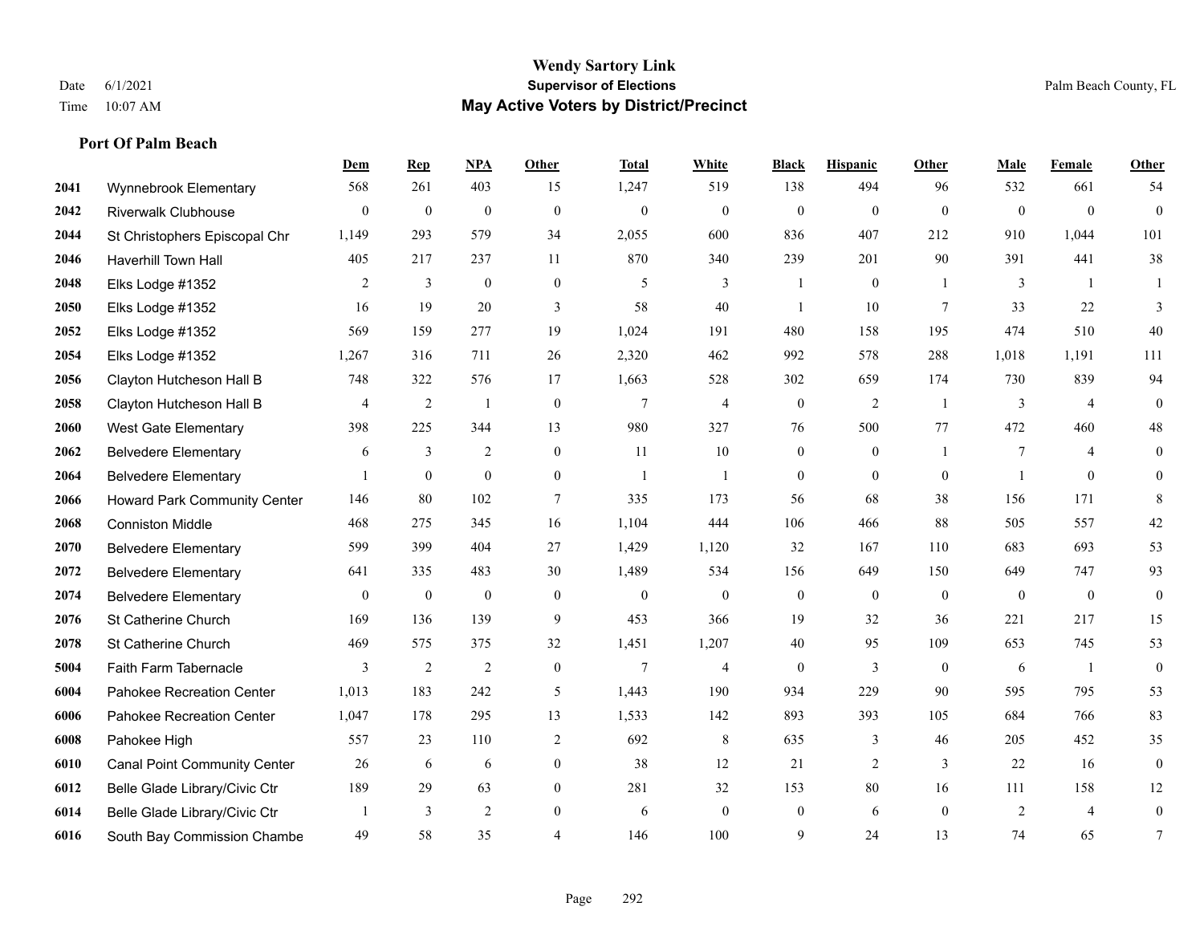# Wendy Sartory Link
## Supervisor of Elections
## May Active Voters by District/Precinct

Date 6/1/2021
Time 10:07 AM

Palm Beach County, FL

### Port Of Palm Beach

| | | Dem | Rep | NPA | Other | Total | White | Black | Hispanic | Other | Male | Female | Other |
|---|---|---|---|---|---|---|---|---|---|---|---|---|---|
| 2041 | Wynnebrook Elementary | 568 | 261 | 403 | 15 | 1,247 | 519 | 138 | 494 | 96 | 532 | 661 | 54 |
| 2042 | Riverwalk Clubhouse | 0 | 0 | 0 | 0 | 0 | 0 | 0 | 0 | 0 | 0 | 0 | 0 |
| 2044 | St Christophers Episcopal Chr | 1,149 | 293 | 579 | 34 | 2,055 | 600 | 836 | 407 | 212 | 910 | 1,044 | 101 |
| 2046 | Haverhill Town Hall | 405 | 217 | 237 | 11 | 870 | 340 | 239 | 201 | 90 | 391 | 441 | 38 |
| 2048 | Elks Lodge #1352 | 2 | 3 | 0 | 0 | 5 | 3 | 1 | 0 | 1 | 3 | 1 | 1 |
| 2050 | Elks Lodge #1352 | 16 | 19 | 20 | 3 | 58 | 40 | 1 | 10 | 7 | 33 | 22 | 3 |
| 2052 | Elks Lodge #1352 | 569 | 159 | 277 | 19 | 1,024 | 191 | 480 | 158 | 195 | 474 | 510 | 40 |
| 2054 | Elks Lodge #1352 | 1,267 | 316 | 711 | 26 | 2,320 | 462 | 992 | 578 | 288 | 1,018 | 1,191 | 111 |
| 2056 | Clayton Hutcheson Hall B | 748 | 322 | 576 | 17 | 1,663 | 528 | 302 | 659 | 174 | 730 | 839 | 94 |
| 2058 | Clayton Hutcheson Hall B | 4 | 2 | 1 | 0 | 7 | 4 | 0 | 2 | 1 | 3 | 4 | 0 |
| 2060 | West Gate Elementary | 398 | 225 | 344 | 13 | 980 | 327 | 76 | 500 | 77 | 472 | 460 | 48 |
| 2062 | Belvedere Elementary | 6 | 3 | 2 | 0 | 11 | 10 | 0 | 0 | 1 | 7 | 4 | 0 |
| 2064 | Belvedere Elementary | 1 | 0 | 0 | 0 | 1 | 1 | 0 | 0 | 0 | 1 | 0 | 0 |
| 2066 | Howard Park Community Center | 146 | 80 | 102 | 7 | 335 | 173 | 56 | 68 | 38 | 156 | 171 | 8 |
| 2068 | Conniston Middle | 468 | 275 | 345 | 16 | 1,104 | 444 | 106 | 466 | 88 | 505 | 557 | 42 |
| 2070 | Belvedere Elementary | 599 | 399 | 404 | 27 | 1,429 | 1,120 | 32 | 167 | 110 | 683 | 693 | 53 |
| 2072 | Belvedere Elementary | 641 | 335 | 483 | 30 | 1,489 | 534 | 156 | 649 | 150 | 649 | 747 | 93 |
| 2074 | Belvedere Elementary | 0 | 0 | 0 | 0 | 0 | 0 | 0 | 0 | 0 | 0 | 0 | 0 |
| 2076 | St Catherine Church | 169 | 136 | 139 | 9 | 453 | 366 | 19 | 32 | 36 | 221 | 217 | 15 |
| 2078 | St Catherine Church | 469 | 575 | 375 | 32 | 1,451 | 1,207 | 40 | 95 | 109 | 653 | 745 | 53 |
| 5004 | Faith Farm Tabernacle | 3 | 2 | 2 | 0 | 7 | 4 | 0 | 3 | 0 | 6 | 1 | 0 |
| 6004 | Pahokee Recreation Center | 1,013 | 183 | 242 | 5 | 1,443 | 190 | 934 | 229 | 90 | 595 | 795 | 53 |
| 6006 | Pahokee Recreation Center | 1,047 | 178 | 295 | 13 | 1,533 | 142 | 893 | 393 | 105 | 684 | 766 | 83 |
| 6008 | Pahokee High | 557 | 23 | 110 | 2 | 692 | 8 | 635 | 3 | 46 | 205 | 452 | 35 |
| 6010 | Canal Point Community Center | 26 | 6 | 6 | 0 | 38 | 12 | 21 | 2 | 3 | 22 | 16 | 0 |
| 6012 | Belle Glade Library/Civic Ctr | 189 | 29 | 63 | 0 | 281 | 32 | 153 | 80 | 16 | 111 | 158 | 12 |
| 6014 | Belle Glade Library/Civic Ctr | 1 | 3 | 2 | 0 | 6 | 0 | 0 | 6 | 0 | 2 | 4 | 0 |
| 6016 | South Bay Commission Chambe | 49 | 58 | 35 | 4 | 146 | 100 | 9 | 24 | 13 | 74 | 65 | 7 |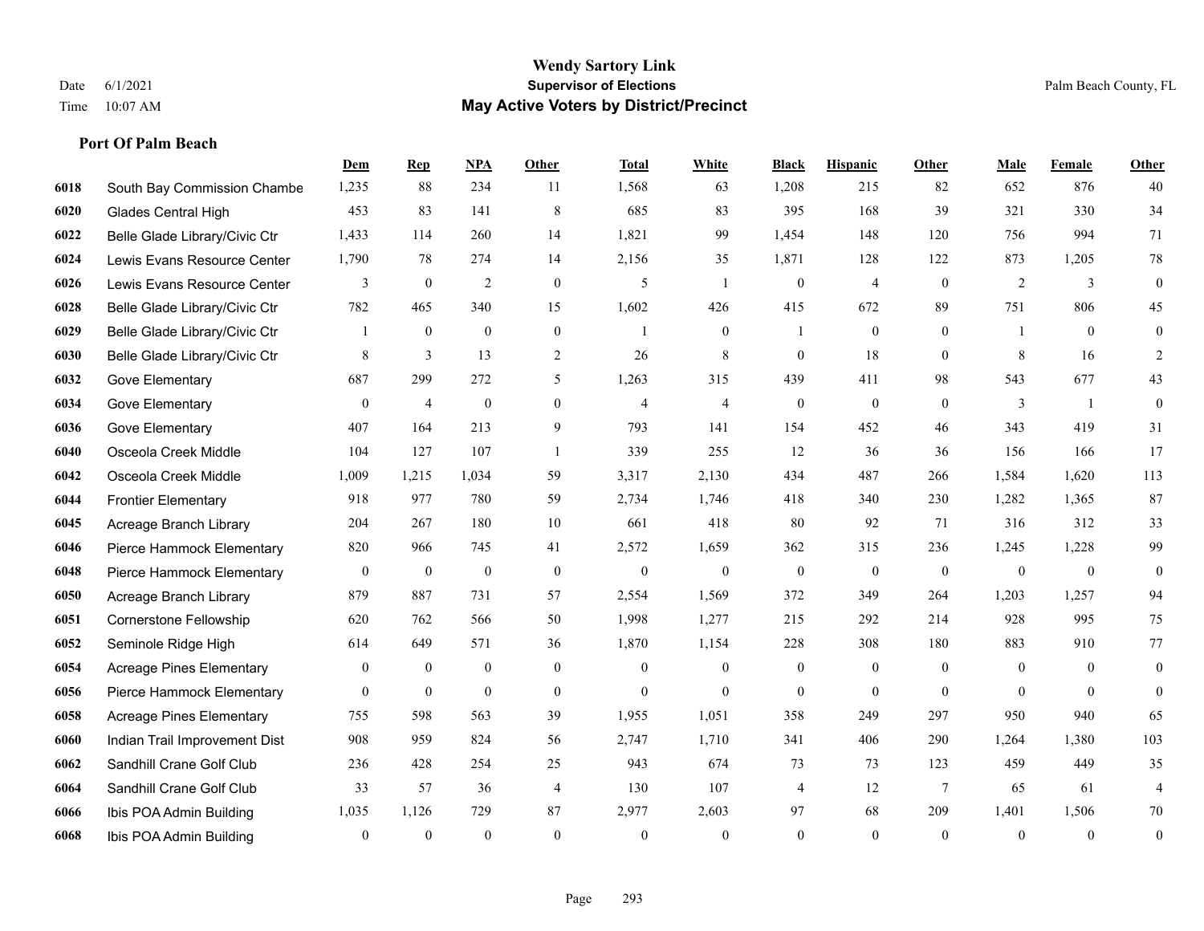**Wendy Sartory Link**
**Supervisor of Elections**
**May Active Voters by District/Precinct**

Date 6/1/2021
Time 10:07 AM

Palm Beach County, FL

### Port Of Palm Beach

| | | Dem | Rep | NPA | Other | Total | White | Black | Hispanic | Other | Male | Female | Other |
|---|---|---|---|---|---|---|---|---|---|---|---|---|---|
| 6018 | South Bay Commission Chambe | 1,235 | 88 | 234 | 11 | 1,568 | 63 | 1,208 | 215 | 82 | 652 | 876 | 40 |
| 6020 | Glades Central High | 453 | 83 | 141 | 8 | 685 | 83 | 395 | 168 | 39 | 321 | 330 | 34 |
| 6022 | Belle Glade Library/Civic Ctr | 1,433 | 114 | 260 | 14 | 1,821 | 99 | 1,454 | 148 | 120 | 756 | 994 | 71 |
| 6024 | Lewis Evans Resource Center | 1,790 | 78 | 274 | 14 | 2,156 | 35 | 1,871 | 128 | 122 | 873 | 1,205 | 78 |
| 6026 | Lewis Evans Resource Center | 3 | 0 | 2 | 0 | 5 | 1 | 0 | 4 | 0 | 2 | 3 | 0 |
| 6028 | Belle Glade Library/Civic Ctr | 782 | 465 | 340 | 15 | 1,602 | 426 | 415 | 672 | 89 | 751 | 806 | 45 |
| 6029 | Belle Glade Library/Civic Ctr | 1 | 0 | 0 | 0 | 1 | 0 | 1 | 0 | 0 | 1 | 0 | 0 |
| 6030 | Belle Glade Library/Civic Ctr | 8 | 3 | 13 | 2 | 26 | 8 | 0 | 18 | 0 | 8 | 16 | 2 |
| 6032 | Gove Elementary | 687 | 299 | 272 | 5 | 1,263 | 315 | 439 | 411 | 98 | 543 | 677 | 43 |
| 6034 | Gove Elementary | 0 | 4 | 0 | 0 | 4 | 4 | 0 | 0 | 0 | 3 | 1 | 0 |
| 6036 | Gove Elementary | 407 | 164 | 213 | 9 | 793 | 141 | 154 | 452 | 46 | 343 | 419 | 31 |
| 6040 | Osceola Creek Middle | 104 | 127 | 107 | 1 | 339 | 255 | 12 | 36 | 36 | 156 | 166 | 17 |
| 6042 | Osceola Creek Middle | 1,009 | 1,215 | 1,034 | 59 | 3,317 | 2,130 | 434 | 487 | 266 | 1,584 | 1,620 | 113 |
| 6044 | Frontier Elementary | 918 | 977 | 780 | 59 | 2,734 | 1,746 | 418 | 340 | 230 | 1,282 | 1,365 | 87 |
| 6045 | Acreage Branch Library | 204 | 267 | 180 | 10 | 661 | 418 | 80 | 92 | 71 | 316 | 312 | 33 |
| 6046 | Pierce Hammock Elementary | 820 | 966 | 745 | 41 | 2,572 | 1,659 | 362 | 315 | 236 | 1,245 | 1,228 | 99 |
| 6048 | Pierce Hammock Elementary | 0 | 0 | 0 | 0 | 0 | 0 | 0 | 0 | 0 | 0 | 0 | 0 |
| 6050 | Acreage Branch Library | 879 | 887 | 731 | 57 | 2,554 | 1,569 | 372 | 349 | 264 | 1,203 | 1,257 | 94 |
| 6051 | Cornerstone Fellowship | 620 | 762 | 566 | 50 | 1,998 | 1,277 | 215 | 292 | 214 | 928 | 995 | 75 |
| 6052 | Seminole Ridge High | 614 | 649 | 571 | 36 | 1,870 | 1,154 | 228 | 308 | 180 | 883 | 910 | 77 |
| 6054 | Acreage Pines Elementary | 0 | 0 | 0 | 0 | 0 | 0 | 0 | 0 | 0 | 0 | 0 | 0 |
| 6056 | Pierce Hammock Elementary | 0 | 0 | 0 | 0 | 0 | 0 | 0 | 0 | 0 | 0 | 0 | 0 |
| 6058 | Acreage Pines Elementary | 755 | 598 | 563 | 39 | 1,955 | 1,051 | 358 | 249 | 297 | 950 | 940 | 65 |
| 6060 | Indian Trail Improvement Dist | 908 | 959 | 824 | 56 | 2,747 | 1,710 | 341 | 406 | 290 | 1,264 | 1,380 | 103 |
| 6062 | Sandhill Crane Golf Club | 236 | 428 | 254 | 25 | 943 | 674 | 73 | 73 | 123 | 459 | 449 | 35 |
| 6064 | Sandhill Crane Golf Club | 33 | 57 | 36 | 4 | 130 | 107 | 4 | 12 | 7 | 65 | 61 | 4 |
| 6066 | Ibis POA Admin Building | 1,035 | 1,126 | 729 | 87 | 2,977 | 2,603 | 97 | 68 | 209 | 1,401 | 1,506 | 70 |
| 6068 | Ibis POA Admin Building | 0 | 0 | 0 | 0 | 0 | 0 | 0 | 0 | 0 | 0 | 0 | 0 |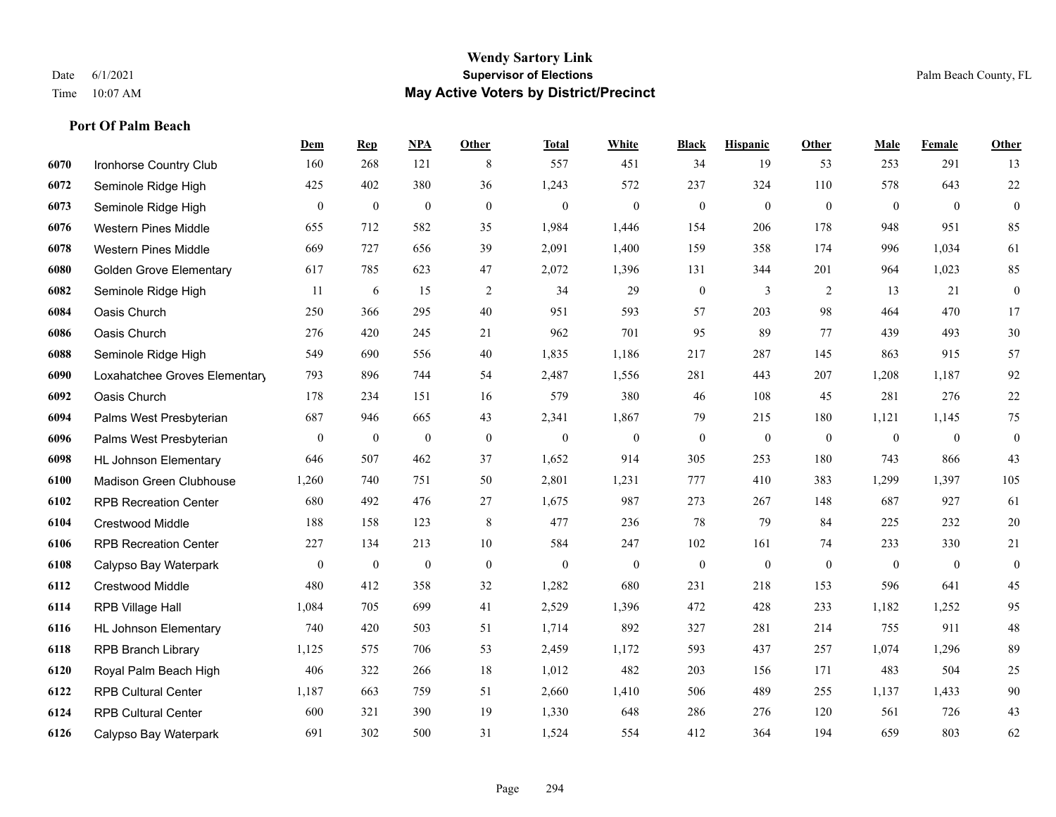## Port Of Palm Beach

| | | Dem | Rep | NPA | Other | Total | White | Black | Hispanic | Other | Male | Female | Other |
|---|---|---|---|---|---|---|---|---|---|---|---|---|---|
| 6070 | Ironhorse Country Club | 160 | 268 | 121 | 8 | 557 | 451 | 34 | 19 | 53 | 253 | 291 | 13 |
| 6072 | Seminole Ridge High | 425 | 402 | 380 | 36 | 1,243 | 572 | 237 | 324 | 110 | 578 | 643 | 22 |
| 6073 | Seminole Ridge High | 0 | 0 | 0 | 0 | 0 | 0 | 0 | 0 | 0 | 0 | 0 | 0 |
| 6076 | Western Pines Middle | 655 | 712 | 582 | 35 | 1,984 | 1,446 | 154 | 206 | 178 | 948 | 951 | 85 |
| 6078 | Western Pines Middle | 669 | 727 | 656 | 39 | 2,091 | 1,400 | 159 | 358 | 174 | 996 | 1,034 | 61 |
| 6080 | Golden Grove Elementary | 617 | 785 | 623 | 47 | 2,072 | 1,396 | 131 | 344 | 201 | 964 | 1,023 | 85 |
| 6082 | Seminole Ridge High | 11 | 6 | 15 | 2 | 34 | 29 | 0 | 3 | 2 | 13 | 21 | 0 |
| 6084 | Oasis Church | 250 | 366 | 295 | 40 | 951 | 593 | 57 | 203 | 98 | 464 | 470 | 17 |
| 6086 | Oasis Church | 276 | 420 | 245 | 21 | 962 | 701 | 95 | 89 | 77 | 439 | 493 | 30 |
| 6088 | Seminole Ridge High | 549 | 690 | 556 | 40 | 1,835 | 1,186 | 217 | 287 | 145 | 863 | 915 | 57 |
| 6090 | Loxahatchee Groves Elementary | 793 | 896 | 744 | 54 | 2,487 | 1,556 | 281 | 443 | 207 | 1,208 | 1,187 | 92 |
| 6092 | Oasis Church | 178 | 234 | 151 | 16 | 579 | 380 | 46 | 108 | 45 | 281 | 276 | 22 |
| 6094 | Palms West Presbyterian | 687 | 946 | 665 | 43 | 2,341 | 1,867 | 79 | 215 | 180 | 1,121 | 1,145 | 75 |
| 6096 | Palms West Presbyterian | 0 | 0 | 0 | 0 | 0 | 0 | 0 | 0 | 0 | 0 | 0 | 0 |
| 6098 | HL Johnson Elementary | 646 | 507 | 462 | 37 | 1,652 | 914 | 305 | 253 | 180 | 743 | 866 | 43 |
| 6100 | Madison Green Clubhouse | 1,260 | 740 | 751 | 50 | 2,801 | 1,231 | 777 | 410 | 383 | 1,299 | 1,397 | 105 |
| 6102 | RPB Recreation Center | 680 | 492 | 476 | 27 | 1,675 | 987 | 273 | 267 | 148 | 687 | 927 | 61 |
| 6104 | Crestwood Middle | 188 | 158 | 123 | 8 | 477 | 236 | 78 | 79 | 84 | 225 | 232 | 20 |
| 6106 | RPB Recreation Center | 227 | 134 | 213 | 10 | 584 | 247 | 102 | 161 | 74 | 233 | 330 | 21 |
| 6108 | Calypso Bay Waterpark | 0 | 0 | 0 | 0 | 0 | 0 | 0 | 0 | 0 | 0 | 0 | 0 |
| 6112 | Crestwood Middle | 480 | 412 | 358 | 32 | 1,282 | 680 | 231 | 218 | 153 | 596 | 641 | 45 |
| 6114 | RPB Village Hall | 1,084 | 705 | 699 | 41 | 2,529 | 1,396 | 472 | 428 | 233 | 1,182 | 1,252 | 95 |
| 6116 | HL Johnson Elementary | 740 | 420 | 503 | 51 | 1,714 | 892 | 327 | 281 | 214 | 755 | 911 | 48 |
| 6118 | RPB Branch Library | 1,125 | 575 | 706 | 53 | 2,459 | 1,172 | 593 | 437 | 257 | 1,074 | 1,296 | 89 |
| 6120 | Royal Palm Beach High | 406 | 322 | 266 | 18 | 1,012 | 482 | 203 | 156 | 171 | 483 | 504 | 25 |
| 6122 | RPB Cultural Center | 1,187 | 663 | 759 | 51 | 2,660 | 1,410 | 506 | 489 | 255 | 1,137 | 1,433 | 90 |
| 6124 | RPB Cultural Center | 600 | 321 | 390 | 19 | 1,330 | 648 | 286 | 276 | 120 | 561 | 726 | 43 |
| 6126 | Calypso Bay Waterpark | 691 | 302 | 500 | 31 | 1,524 | 554 | 412 | 364 | 194 | 659 | 803 | 62 |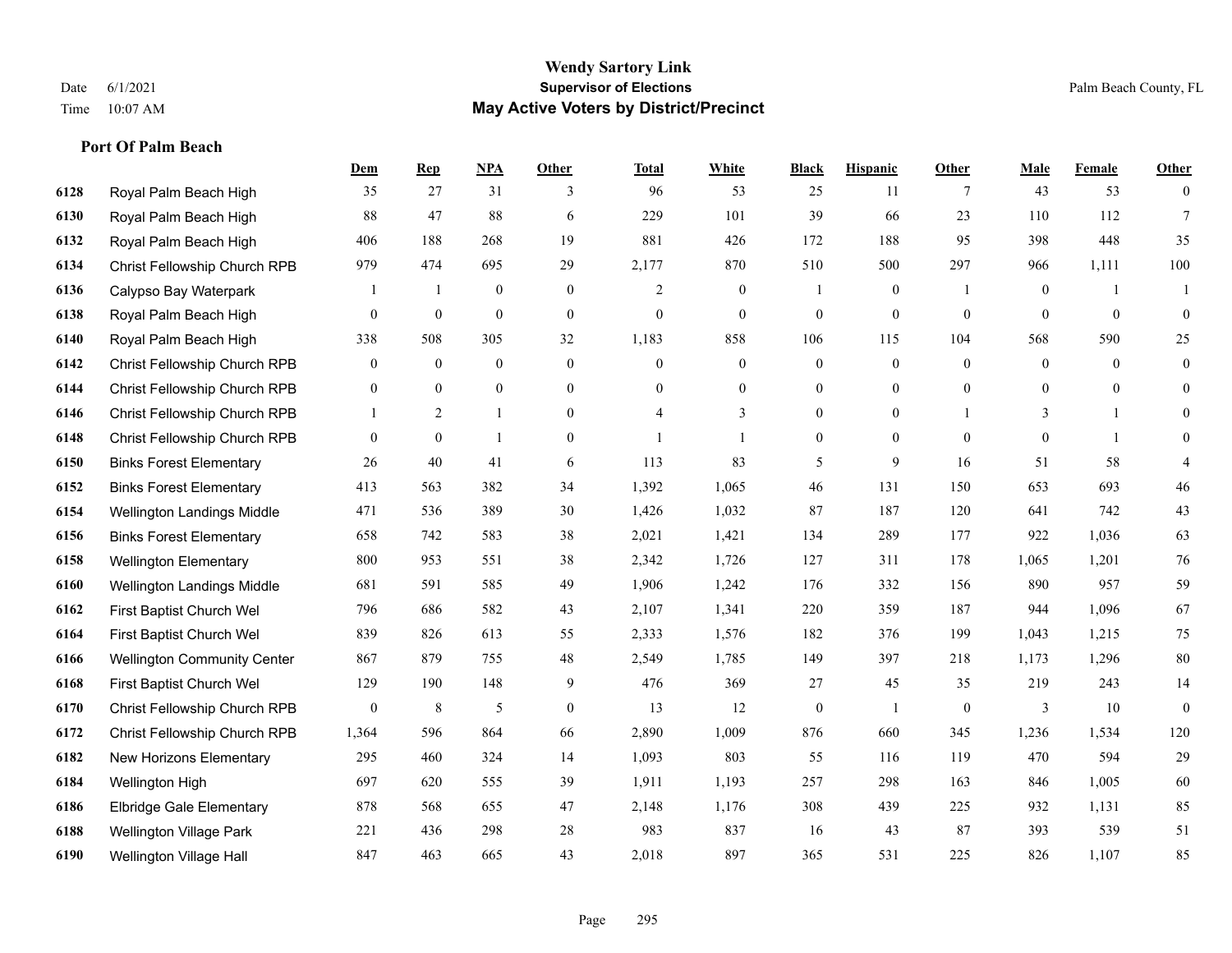**Wendy Sartory Link**
**Supervisor of Elections**
**May Active Voters by District/Precinct**

Date 6/1/2021
Time 10:07 AM

Palm Beach County, FL

### Port Of Palm Beach

| | | Dem | Rep | NPA | Other | Total | White | Black | Hispanic | Other | Male | Female | Other |
|---|---|---|---|---|---|---|---|---|---|---|---|---|---|
| 6128 | Royal Palm Beach High | 35 | 27 | 31 | 3 | 96 | 53 | 25 | 11 | 7 | 43 | 53 | 0 |
| 6130 | Royal Palm Beach High | 88 | 47 | 88 | 6 | 229 | 101 | 39 | 66 | 23 | 110 | 112 | 7 |
| 6132 | Royal Palm Beach High | 406 | 188 | 268 | 19 | 881 | 426 | 172 | 188 | 95 | 398 | 448 | 35 |
| 6134 | Christ Fellowship Church RPB | 979 | 474 | 695 | 29 | 2,177 | 870 | 510 | 500 | 297 | 966 | 1,111 | 100 |
| 6136 | Calypso Bay Waterpark | 1 | 1 | 0 | 0 | 2 | 0 | 1 | 0 | 1 | 0 | 1 | 1 |
| 6138 | Royal Palm Beach High | 0 | 0 | 0 | 0 | 0 | 0 | 0 | 0 | 0 | 0 | 0 | 0 |
| 6140 | Royal Palm Beach High | 338 | 508 | 305 | 32 | 1,183 | 858 | 106 | 115 | 104 | 568 | 590 | 25 |
| 6142 | Christ Fellowship Church RPB | 0 | 0 | 0 | 0 | 0 | 0 | 0 | 0 | 0 | 0 | 0 | 0 |
| 6144 | Christ Fellowship Church RPB | 0 | 0 | 0 | 0 | 0 | 0 | 0 | 0 | 0 | 0 | 0 | 0 |
| 6146 | Christ Fellowship Church RPB | 1 | 2 | 1 | 0 | 4 | 3 | 0 | 0 | 1 | 3 | 1 | 0 |
| 6148 | Christ Fellowship Church RPB | 0 | 0 | 1 | 0 | 1 | 1 | 0 | 0 | 0 | 0 | 1 | 0 |
| 6150 | Binks Forest Elementary | 26 | 40 | 41 | 6 | 113 | 83 | 5 | 9 | 16 | 51 | 58 | 4 |
| 6152 | Binks Forest Elementary | 413 | 563 | 382 | 34 | 1,392 | 1,065 | 46 | 131 | 150 | 653 | 693 | 46 |
| 6154 | Wellington Landings Middle | 471 | 536 | 389 | 30 | 1,426 | 1,032 | 87 | 187 | 120 | 641 | 742 | 43 |
| 6156 | Binks Forest Elementary | 658 | 742 | 583 | 38 | 2,021 | 1,421 | 134 | 289 | 177 | 922 | 1,036 | 63 |
| 6158 | Wellington Elementary | 800 | 953 | 551 | 38 | 2,342 | 1,726 | 127 | 311 | 178 | 1,065 | 1,201 | 76 |
| 6160 | Wellington Landings Middle | 681 | 591 | 585 | 49 | 1,906 | 1,242 | 176 | 332 | 156 | 890 | 957 | 59 |
| 6162 | First Baptist Church Wel | 796 | 686 | 582 | 43 | 2,107 | 1,341 | 220 | 359 | 187 | 944 | 1,096 | 67 |
| 6164 | First Baptist Church Wel | 839 | 826 | 613 | 55 | 2,333 | 1,576 | 182 | 376 | 199 | 1,043 | 1,215 | 75 |
| 6166 | Wellington Community Center | 867 | 879 | 755 | 48 | 2,549 | 1,785 | 149 | 397 | 218 | 1,173 | 1,296 | 80 |
| 6168 | First Baptist Church Wel | 129 | 190 | 148 | 9 | 476 | 369 | 27 | 45 | 35 | 219 | 243 | 14 |
| 6170 | Christ Fellowship Church RPB | 0 | 8 | 5 | 0 | 13 | 12 | 0 | 1 | 0 | 3 | 10 | 0 |
| 6172 | Christ Fellowship Church RPB | 1,364 | 596 | 864 | 66 | 2,890 | 1,009 | 876 | 660 | 345 | 1,236 | 1,534 | 120 |
| 6182 | New Horizons Elementary | 295 | 460 | 324 | 14 | 1,093 | 803 | 55 | 116 | 119 | 470 | 594 | 29 |
| 6184 | Wellington High | 697 | 620 | 555 | 39 | 1,911 | 1,193 | 257 | 298 | 163 | 846 | 1,005 | 60 |
| 6186 | Elbridge Gale Elementary | 878 | 568 | 655 | 47 | 2,148 | 1,176 | 308 | 439 | 225 | 932 | 1,131 | 85 |
| 6188 | Wellington Village Park | 221 | 436 | 298 | 28 | 983 | 837 | 16 | 43 | 87 | 393 | 539 | 51 |
| 6190 | Wellington Village Hall | 847 | 463 | 665 | 43 | 2,018 | 897 | 365 | 531 | 225 | 826 | 1,107 | 85 |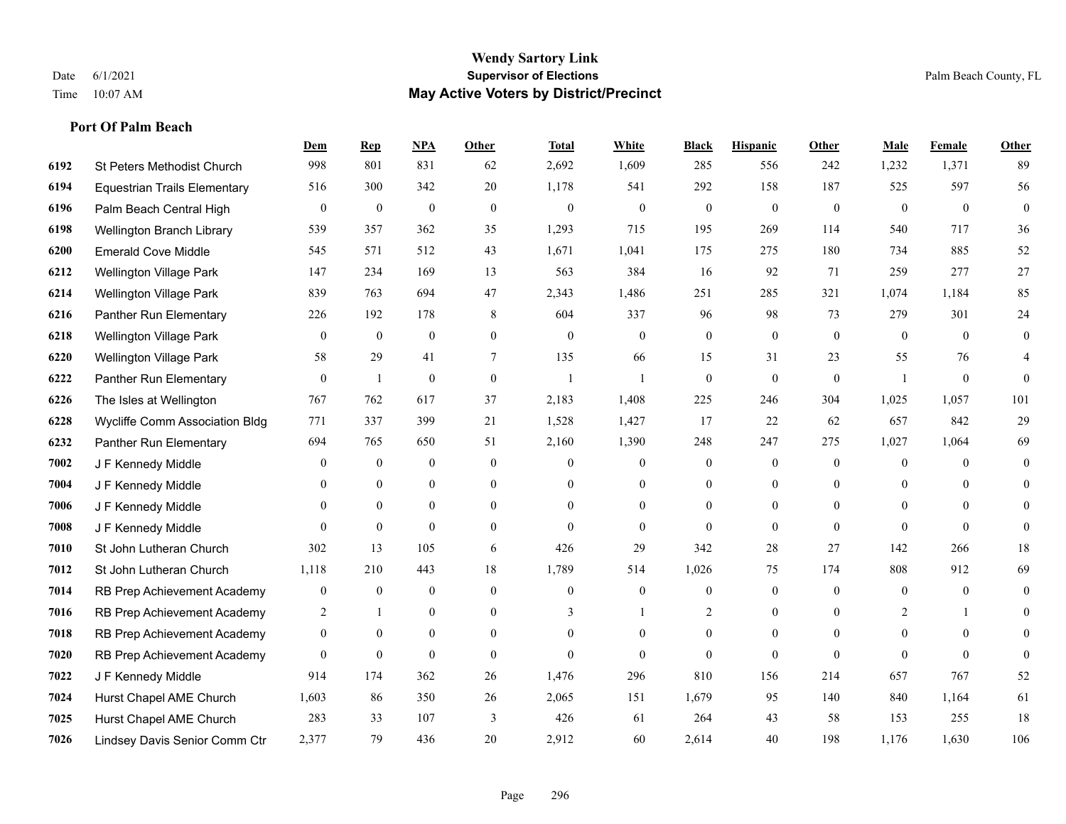# Wendy Sartory Link
## Supervisor of Elections
## May Active Voters by District/Precinct

Date 6/1/2021
Time 10:07 AM

Palm Beach County, FL

### Port Of Palm Beach

| | | Dem | Rep | NPA | Other | Total | White | Black | Hispanic | Other | Male | Female | Other |
|---|---|---|---|---|---|---|---|---|---|---|---|---|---|
| 6192 | St Peters Methodist Church | 998 | 801 | 831 | 62 | 2,692 | 1,609 | 285 | 556 | 242 | 1,232 | 1,371 | 89 |
| 6194 | Equestrian Trails Elementary | 516 | 300 | 342 | 20 | 1,178 | 541 | 292 | 158 | 187 | 525 | 597 | 56 |
| 6196 | Palm Beach Central High | 0 | 0 | 0 | 0 | 0 | 0 | 0 | 0 | 0 | 0 | 0 | 0 |
| 6198 | Wellington Branch Library | 539 | 357 | 362 | 35 | 1,293 | 715 | 195 | 269 | 114 | 540 | 717 | 36 |
| 6200 | Emerald Cove Middle | 545 | 571 | 512 | 43 | 1,671 | 1,041 | 175 | 275 | 180 | 734 | 885 | 52 |
| 6212 | Wellington Village Park | 147 | 234 | 169 | 13 | 563 | 384 | 16 | 92 | 71 | 259 | 277 | 27 |
| 6214 | Wellington Village Park | 839 | 763 | 694 | 47 | 2,343 | 1,486 | 251 | 285 | 321 | 1,074 | 1,184 | 85 |
| 6216 | Panther Run Elementary | 226 | 192 | 178 | 8 | 604 | 337 | 96 | 98 | 73 | 279 | 301 | 24 |
| 6218 | Wellington Village Park | 0 | 0 | 0 | 0 | 0 | 0 | 0 | 0 | 0 | 0 | 0 | 0 |
| 6220 | Wellington Village Park | 58 | 29 | 41 | 7 | 135 | 66 | 15 | 31 | 23 | 55 | 76 | 4 |
| 6222 | Panther Run Elementary | 0 | 1 | 0 | 0 | 1 | 1 | 0 | 0 | 0 | 1 | 0 | 0 |
| 6226 | The Isles at Wellington | 767 | 762 | 617 | 37 | 2,183 | 1,408 | 225 | 246 | 304 | 1,025 | 1,057 | 101 |
| 6228 | Wycliffe Comm Association Bldg | 771 | 337 | 399 | 21 | 1,528 | 1,427 | 17 | 22 | 62 | 657 | 842 | 29 |
| 6232 | Panther Run Elementary | 694 | 765 | 650 | 51 | 2,160 | 1,390 | 248 | 247 | 275 | 1,027 | 1,064 | 69 |
| 7002 | J F Kennedy Middle | 0 | 0 | 0 | 0 | 0 | 0 | 0 | 0 | 0 | 0 | 0 | 0 |
| 7004 | J F Kennedy Middle | 0 | 0 | 0 | 0 | 0 | 0 | 0 | 0 | 0 | 0 | 0 | 0 |
| 7006 | J F Kennedy Middle | 0 | 0 | 0 | 0 | 0 | 0 | 0 | 0 | 0 | 0 | 0 | 0 |
| 7008 | J F Kennedy Middle | 0 | 0 | 0 | 0 | 0 | 0 | 0 | 0 | 0 | 0 | 0 | 0 |
| 7010 | St John Lutheran Church | 302 | 13 | 105 | 6 | 426 | 29 | 342 | 28 | 27 | 142 | 266 | 18 |
| 7012 | St John Lutheran Church | 1,118 | 210 | 443 | 18 | 1,789 | 514 | 1,026 | 75 | 174 | 808 | 912 | 69 |
| 7014 | RB Prep Achievement Academy | 0 | 0 | 0 | 0 | 0 | 0 | 0 | 0 | 0 | 0 | 0 | 0 |
| 7016 | RB Prep Achievement Academy | 2 | 1 | 0 | 0 | 3 | 1 | 2 | 0 | 0 | 2 | 1 | 0 |
| 7018 | RB Prep Achievement Academy | 0 | 0 | 0 | 0 | 0 | 0 | 0 | 0 | 0 | 0 | 0 | 0 |
| 7020 | RB Prep Achievement Academy | 0 | 0 | 0 | 0 | 0 | 0 | 0 | 0 | 0 | 0 | 0 | 0 |
| 7022 | J F Kennedy Middle | 914 | 174 | 362 | 26 | 1,476 | 296 | 810 | 156 | 214 | 657 | 767 | 52 |
| 7024 | Hurst Chapel AME Church | 1,603 | 86 | 350 | 26 | 2,065 | 151 | 1,679 | 95 | 140 | 840 | 1,164 | 61 |
| 7025 | Hurst Chapel AME Church | 283 | 33 | 107 | 3 | 426 | 61 | 264 | 43 | 58 | 153 | 255 | 18 |
| 7026 | Lindsey Davis Senior Comm Ctr | 2,377 | 79 | 436 | 20 | 2,912 | 60 | 2,614 | 40 | 198 | 1,176 | 1,630 | 106 |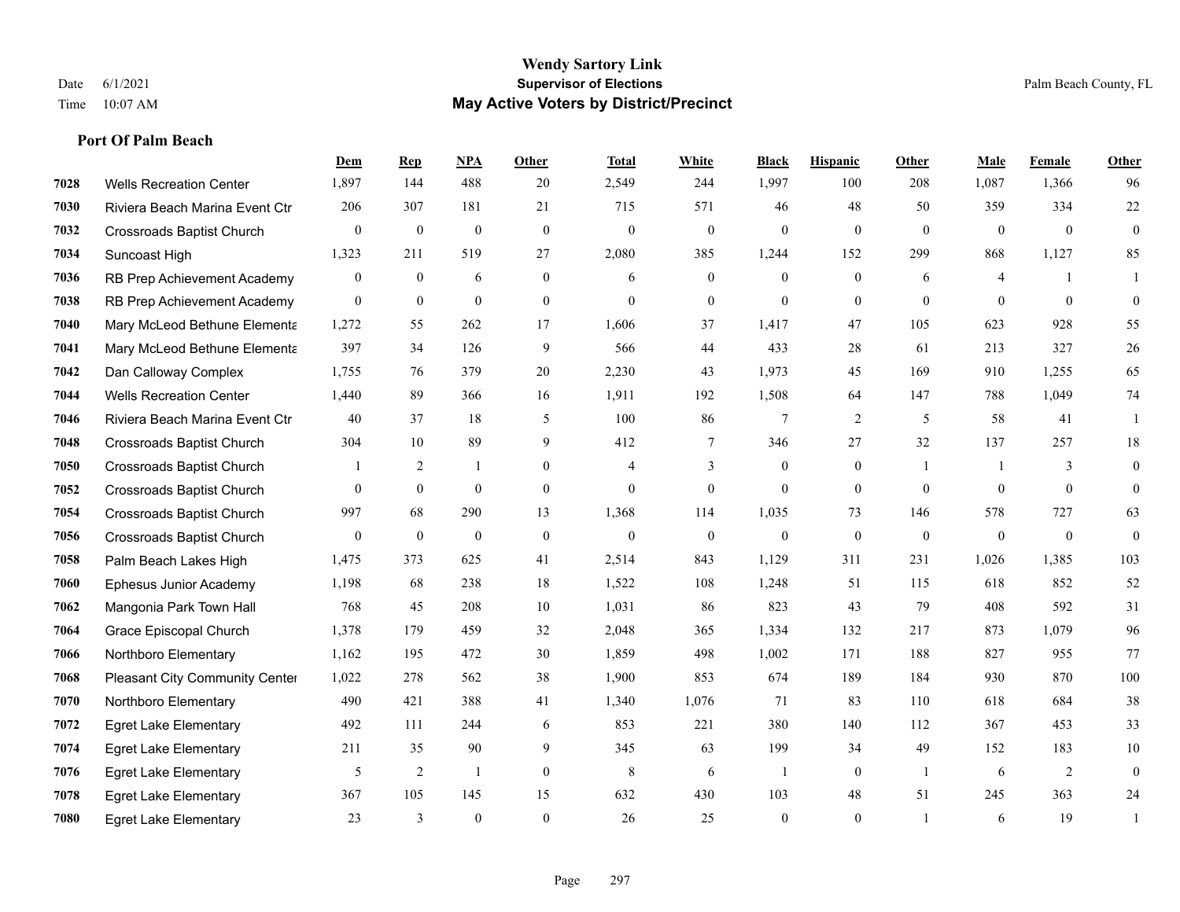**Wendy Sartory Link**
**Supervisor of Elections**
**May Active Voters by District/Precinct**

Date 6/1/2021
Time 10:07 AM

Palm Beach County, FL

### Port Of Palm Beach

| | | Dem | Rep | NPA | Other | Total | White | Black | Hispanic | Other | Male | Female | Other |
|---|---|---|---|---|---|---|---|---|---|---|---|---|---|
| 7028 | Wells Recreation Center | 1,897 | 144 | 488 | 20 | 2,549 | 244 | 1,997 | 100 | 208 | 1,087 | 1,366 | 96 |
| 7030 | Riviera Beach Marina Event Ctr | 206 | 307 | 181 | 21 | 715 | 571 | 46 | 48 | 50 | 359 | 334 | 22 |
| 7032 | Crossroads Baptist Church | 0 | 0 | 0 | 0 | 0 | 0 | 0 | 0 | 0 | 0 | 0 | 0 |
| 7034 | Suncoast High | 1,323 | 211 | 519 | 27 | 2,080 | 385 | 1,244 | 152 | 299 | 868 | 1,127 | 85 |
| 7036 | RB Prep Achievement Academy | 0 | 0 | 6 | 0 | 6 | 0 | 0 | 0 | 6 | 4 | 1 | 1 |
| 7038 | RB Prep Achievement Academy | 0 | 0 | 0 | 0 | 0 | 0 | 0 | 0 | 0 | 0 | 0 | 0 |
| 7040 | Mary McLeod Bethune Elementa | 1,272 | 55 | 262 | 17 | 1,606 | 37 | 1,417 | 47 | 105 | 623 | 928 | 55 |
| 7041 | Mary McLeod Bethune Elementa | 397 | 34 | 126 | 9 | 566 | 44 | 433 | 28 | 61 | 213 | 327 | 26 |
| 7042 | Dan Calloway Complex | 1,755 | 76 | 379 | 20 | 2,230 | 43 | 1,973 | 45 | 169 | 910 | 1,255 | 65 |
| 7044 | Wells Recreation Center | 1,440 | 89 | 366 | 16 | 1,911 | 192 | 1,508 | 64 | 147 | 788 | 1,049 | 74 |
| 7046 | Riviera Beach Marina Event Ctr | 40 | 37 | 18 | 5 | 100 | 86 | 7 | 2 | 5 | 58 | 41 | 1 |
| 7048 | Crossroads Baptist Church | 304 | 10 | 89 | 9 | 412 | 7 | 346 | 27 | 32 | 137 | 257 | 18 |
| 7050 | Crossroads Baptist Church | 1 | 2 | 1 | 0 | 4 | 3 | 0 | 0 | 1 | 1 | 3 | 0 |
| 7052 | Crossroads Baptist Church | 0 | 0 | 0 | 0 | 0 | 0 | 0 | 0 | 0 | 0 | 0 | 0 |
| 7054 | Crossroads Baptist Church | 997 | 68 | 290 | 13 | 1,368 | 114 | 1,035 | 73 | 146 | 578 | 727 | 63 |
| 7056 | Crossroads Baptist Church | 0 | 0 | 0 | 0 | 0 | 0 | 0 | 0 | 0 | 0 | 0 | 0 |
| 7058 | Palm Beach Lakes High | 1,475 | 373 | 625 | 41 | 2,514 | 843 | 1,129 | 311 | 231 | 1,026 | 1,385 | 103 |
| 7060 | Ephesus Junior Academy | 1,198 | 68 | 238 | 18 | 1,522 | 108 | 1,248 | 51 | 115 | 618 | 852 | 52 |
| 7062 | Mangonia Park Town Hall | 768 | 45 | 208 | 10 | 1,031 | 86 | 823 | 43 | 79 | 408 | 592 | 31 |
| 7064 | Grace Episcopal Church | 1,378 | 179 | 459 | 32 | 2,048 | 365 | 1,334 | 132 | 217 | 873 | 1,079 | 96 |
| 7066 | Northboro Elementary | 1,162 | 195 | 472 | 30 | 1,859 | 498 | 1,002 | 171 | 188 | 827 | 955 | 77 |
| 7068 | Pleasant City Community Center | 1,022 | 278 | 562 | 38 | 1,900 | 853 | 674 | 189 | 184 | 930 | 870 | 100 |
| 7070 | Northboro Elementary | 490 | 421 | 388 | 41 | 1,340 | 1,076 | 71 | 83 | 110 | 618 | 684 | 38 |
| 7072 | Egret Lake Elementary | 492 | 111 | 244 | 6 | 853 | 221 | 380 | 140 | 112 | 367 | 453 | 33 |
| 7074 | Egret Lake Elementary | 211 | 35 | 90 | 9 | 345 | 63 | 199 | 34 | 49 | 152 | 183 | 10 |
| 7076 | Egret Lake Elementary | 5 | 2 | 1 | 0 | 8 | 6 | 1 | 0 | 1 | 6 | 2 | 0 |
| 7078 | Egret Lake Elementary | 367 | 105 | 145 | 15 | 632 | 430 | 103 | 48 | 51 | 245 | 363 | 24 |
| 7080 | Egret Lake Elementary | 23 | 3 | 0 | 0 | 26 | 25 | 0 | 0 | 1 | 6 | 19 | 1 |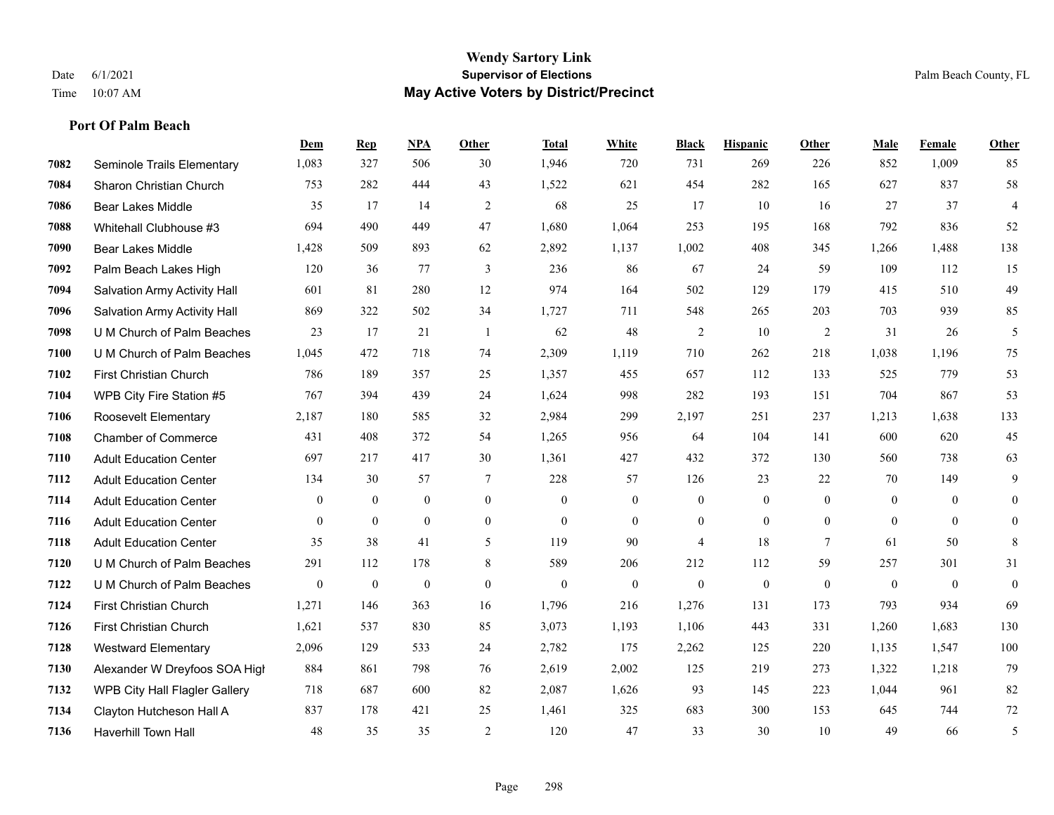# Wendy Sartory Link
## Supervisor of Elections
## May Active Voters by District/Precinct

Date 6/1/2021
Time 10:07 AM

Palm Beach County, FL

### Port Of Palm Beach

| | | Dem | Rep | NPA | Other | Total | White | Black | Hispanic | Other | Male | Female | Other |
|---|---|---|---|---|---|---|---|---|---|---|---|---|---|
| 7082 | Seminole Trails Elementary | 1,083 | 327 | 506 | 30 | 1,946 | 720 | 731 | 269 | 226 | 852 | 1,009 | 85 |
| 7084 | Sharon Christian Church | 753 | 282 | 444 | 43 | 1,522 | 621 | 454 | 282 | 165 | 627 | 837 | 58 |
| 7086 | Bear Lakes Middle | 35 | 17 | 14 | 2 | 68 | 25 | 17 | 10 | 16 | 27 | 37 | 4 |
| 7088 | Whitehall Clubhouse #3 | 694 | 490 | 449 | 47 | 1,680 | 1,064 | 253 | 195 | 168 | 792 | 836 | 52 |
| 7090 | Bear Lakes Middle | 1,428 | 509 | 893 | 62 | 2,892 | 1,137 | 1,002 | 408 | 345 | 1,266 | 1,488 | 138 |
| 7092 | Palm Beach Lakes High | 120 | 36 | 77 | 3 | 236 | 86 | 67 | 24 | 59 | 109 | 112 | 15 |
| 7094 | Salvation Army Activity Hall | 601 | 81 | 280 | 12 | 974 | 164 | 502 | 129 | 179 | 415 | 510 | 49 |
| 7096 | Salvation Army Activity Hall | 869 | 322 | 502 | 34 | 1,727 | 711 | 548 | 265 | 203 | 703 | 939 | 85 |
| 7098 | U M Church of Palm Beaches | 23 | 17 | 21 | 1 | 62 | 48 | 2 | 10 | 2 | 31 | 26 | 5 |
| 7100 | U M Church of Palm Beaches | 1,045 | 472 | 718 | 74 | 2,309 | 1,119 | 710 | 262 | 218 | 1,038 | 1,196 | 75 |
| 7102 | First Christian Church | 786 | 189 | 357 | 25 | 1,357 | 455 | 657 | 112 | 133 | 525 | 779 | 53 |
| 7104 | WPB City Fire Station #5 | 767 | 394 | 439 | 24 | 1,624 | 998 | 282 | 193 | 151 | 704 | 867 | 53 |
| 7106 | Roosevelt Elementary | 2,187 | 180 | 585 | 32 | 2,984 | 299 | 2,197 | 251 | 237 | 1,213 | 1,638 | 133 |
| 7108 | Chamber of Commerce | 431 | 408 | 372 | 54 | 1,265 | 956 | 64 | 104 | 141 | 600 | 620 | 45 |
| 7110 | Adult Education Center | 697 | 217 | 417 | 30 | 1,361 | 427 | 432 | 372 | 130 | 560 | 738 | 63 |
| 7112 | Adult Education Center | 134 | 30 | 57 | 7 | 228 | 57 | 126 | 23 | 22 | 70 | 149 | 9 |
| 7114 | Adult Education Center | 0 | 0 | 0 | 0 | 0 | 0 | 0 | 0 | 0 | 0 | 0 | 0 |
| 7116 | Adult Education Center | 0 | 0 | 0 | 0 | 0 | 0 | 0 | 0 | 0 | 0 | 0 | 0 |
| 7118 | Adult Education Center | 35 | 38 | 41 | 5 | 119 | 90 | 4 | 18 | 7 | 61 | 50 | 8 |
| 7120 | U M Church of Palm Beaches | 291 | 112 | 178 | 8 | 589 | 206 | 212 | 112 | 59 | 257 | 301 | 31 |
| 7122 | U M Church of Palm Beaches | 0 | 0 | 0 | 0 | 0 | 0 | 0 | 0 | 0 | 0 | 0 | 0 |
| 7124 | First Christian Church | 1,271 | 146 | 363 | 16 | 1,796 | 216 | 1,276 | 131 | 173 | 793 | 934 | 69 |
| 7126 | First Christian Church | 1,621 | 537 | 830 | 85 | 3,073 | 1,193 | 1,106 | 443 | 331 | 1,260 | 1,683 | 130 |
| 7128 | Westward Elementary | 2,096 | 129 | 533 | 24 | 2,782 | 175 | 2,262 | 125 | 220 | 1,135 | 1,547 | 100 |
| 7130 | Alexander W Dreyfoos SOA High | 884 | 861 | 798 | 76 | 2,619 | 2,002 | 125 | 219 | 273 | 1,322 | 1,218 | 79 |
| 7132 | WPB City Hall Flagler Gallery | 718 | 687 | 600 | 82 | 2,087 | 1,626 | 93 | 145 | 223 | 1,044 | 961 | 82 |
| 7134 | Clayton Hutcheson Hall A | 837 | 178 | 421 | 25 | 1,461 | 325 | 683 | 300 | 153 | 645 | 744 | 72 |
| 7136 | Haverhill Town Hall | 48 | 35 | 35 | 2 | 120 | 47 | 33 | 30 | 10 | 49 | 66 | 5 |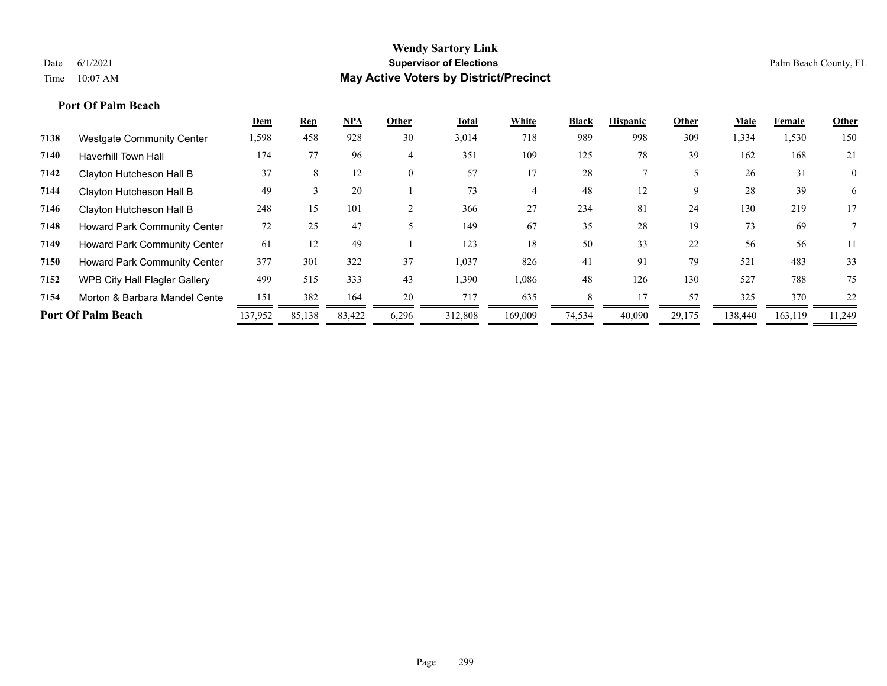**Wendy Sartory Link**
**Supervisor of Elections**
**May Active Voters by District/Precinct**

Date 6/1/2021
Time 10:07 AM

Palm Beach County, FL

### Port Of Palm Beach

| | | Dem | Rep | NPA | Other | Total | White | Black | Hispanic | Other | Male | Female | Other |
|---|---|---|---|---|---|---|---|---|---|---|---|---|---|
| 7138 | Westgate Community Center | 1,598 | 458 | 928 | 30 | 3,014 | 718 | 989 | 998 | 309 | 1,334 | 1,530 | 150 |
| 7140 | Haverhill Town Hall | 174 | 77 | 96 | 4 | 351 | 109 | 125 | 78 | 39 | 162 | 168 | 21 |
| 7142 | Clayton Hutcheson Hall B | 37 | 8 | 12 | 0 | 57 | 17 | 28 | 7 | 5 | 26 | 31 | 0 |
| 7144 | Clayton Hutcheson Hall B | 49 | 3 | 20 | 1 | 73 | 4 | 48 | 12 | 9 | 28 | 39 | 6 |
| 7146 | Clayton Hutcheson Hall B | 248 | 15 | 101 | 2 | 366 | 27 | 234 | 81 | 24 | 130 | 219 | 17 |
| 7148 | Howard Park Community Center | 72 | 25 | 47 | 5 | 149 | 67 | 35 | 28 | 19 | 73 | 69 | 7 |
| 7149 | Howard Park Community Center | 61 | 12 | 49 | 1 | 123 | 18 | 50 | 33 | 22 | 56 | 56 | 11 |
| 7150 | Howard Park Community Center | 377 | 301 | 322 | 37 | 1,037 | 826 | 41 | 91 | 79 | 521 | 483 | 33 |
| 7152 | WPB City Hall Flagler Gallery | 499 | 515 | 333 | 43 | 1,390 | 1,086 | 48 | 126 | 130 | 527 | 788 | 75 |
| 7154 | Morton & Barbara Mandel Cente | 151 | 382 | 164 | 20 | 717 | 635 | 8 | 17 | 57 | 325 | 370 | 22 |
| **Port Of Palm Beach** | | 137,952 | 85,138 | 83,422 | 6,296 | 312,808 | 169,009 | 74,534 | 40,090 | 29,175 | 138,440 | 163,119 | 11,249 |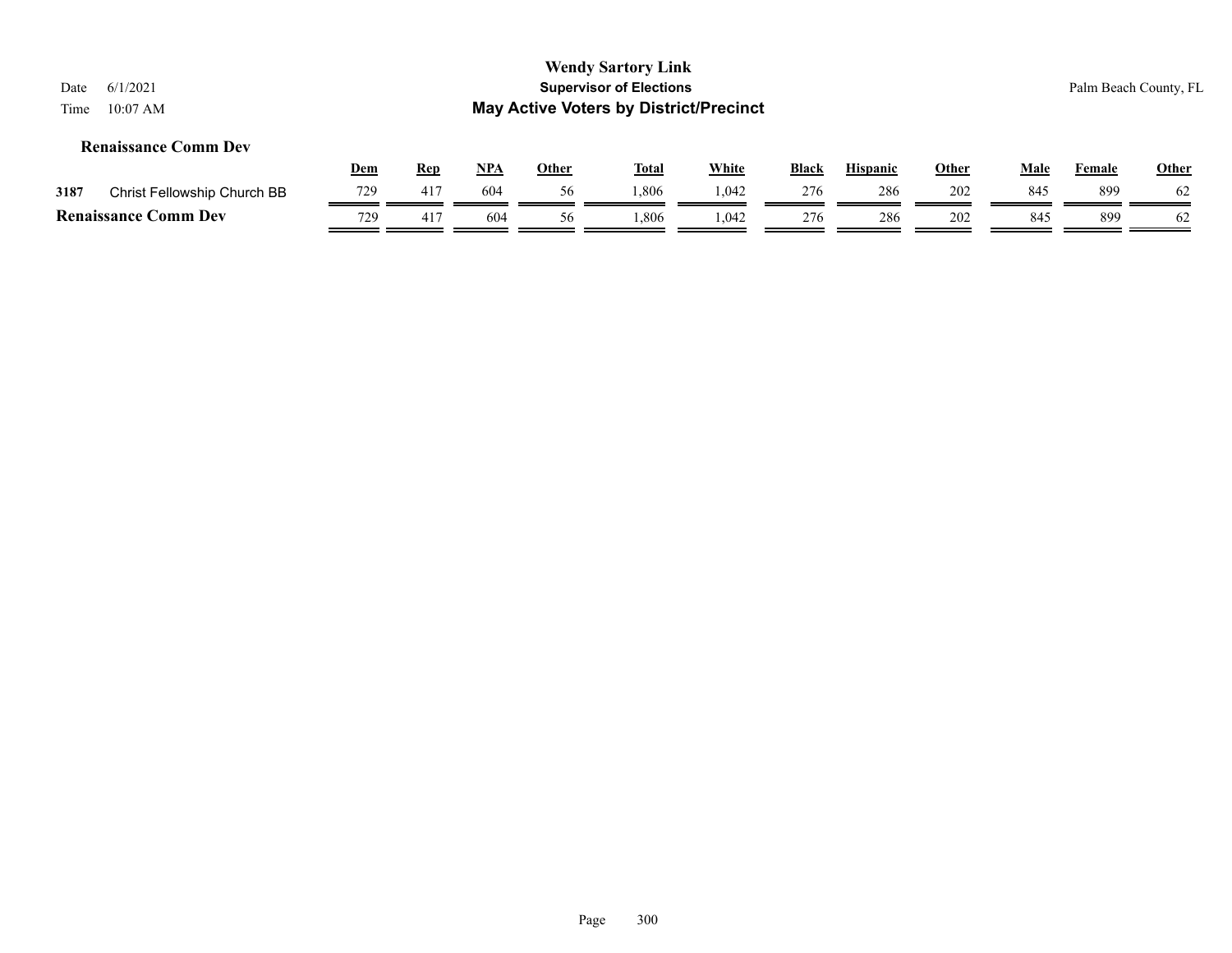### Renaissance Comm Dev

| | | Dem | Rep | NPA | Other | Total | White | Black | Hispanic | Other | Male | Female | Other |
|---|---|---|---|---|---|---|---|---|---|---|---|---|---|
| 3187 | Christ Fellowship Church BB | 729 | 417 | 604 | 56 | 1,806 | 1,042 | 276 | 286 | 202 | 845 | 899 | 62 |
| **Renaissance Comm Dev** | | 729 | 417 | 604 | 56 | 1,806 | 1,042 | 276 | 286 | 202 | 845 | 899 | 62 |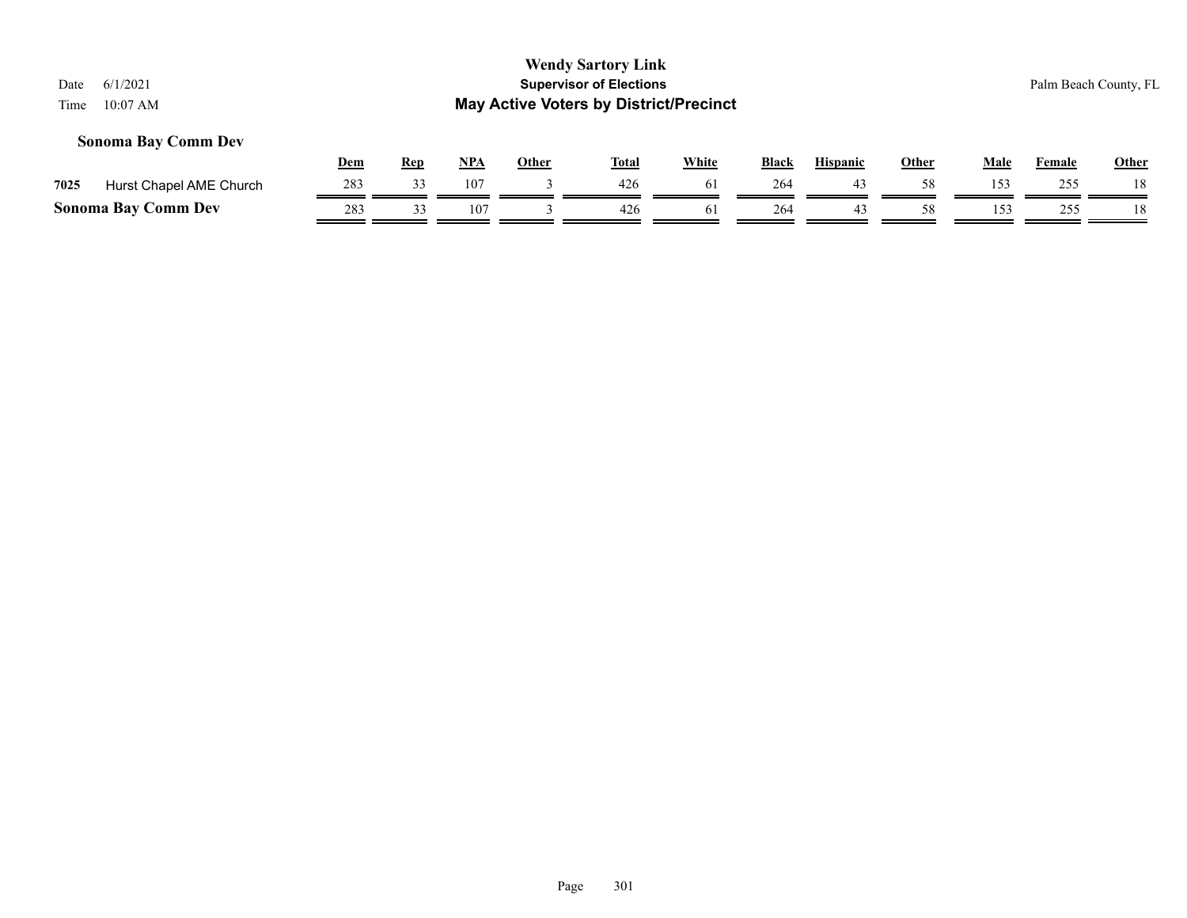### Sonoma Bay Comm Dev

| | | Dem | Rep | NPA | Other | Total | White | Black | Hispanic | Other | Male | Female | Other |
|---|---|---|---|---|---|---|---|---|---|---|---|---|---|
| 7025 | Hurst Chapel AME Church | 283 | 33 | 107 | 3 | 426 | 61 | 264 | 43 | 58 | 153 | 255 | 18 |
| **Sonoma Bay Comm Dev** | | 283 | 33 | 107 | 3 | 426 | 61 | 264 | 43 | 58 | 153 | 255 | 18 |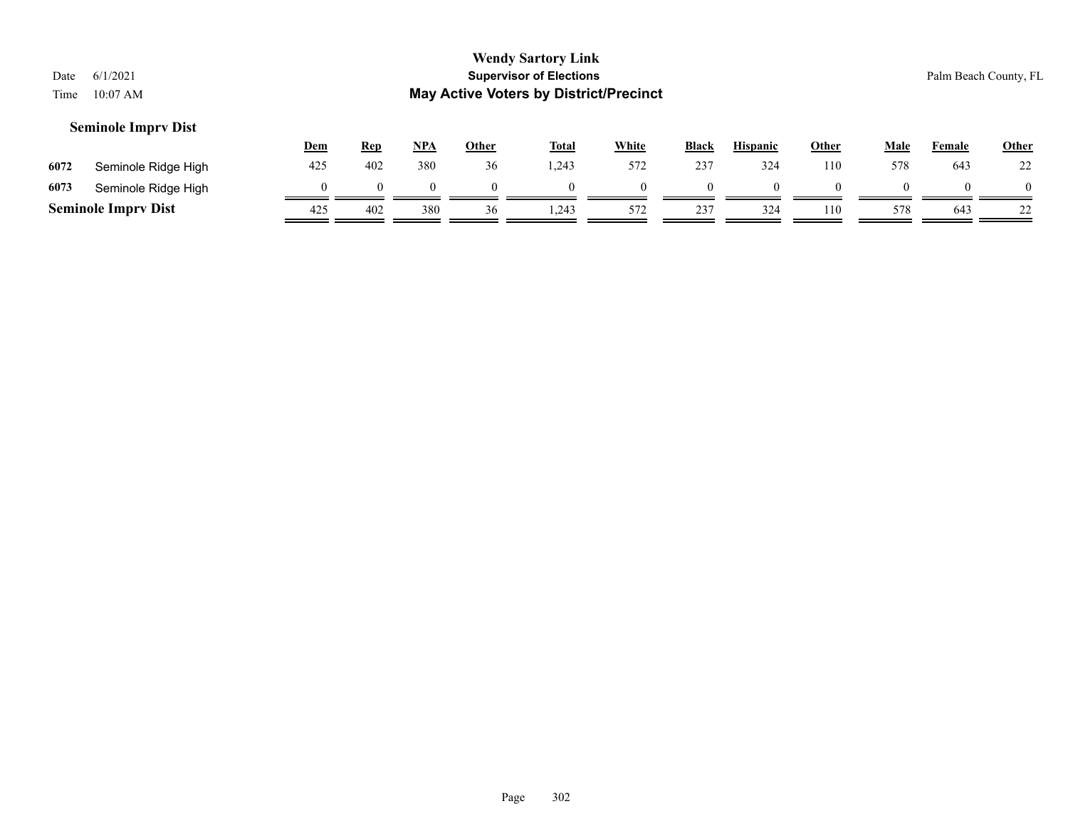### Seminole Imprv Dist

| | | Dem | Rep | NPA | Other | Total | White | Black | Hispanic | Other | Male | Female | Other |
|---|---|---|---|---|---|---|---|---|---|---|---|---|---|
| 6072 | Seminole Ridge High | 425 | 402 | 380 | 36 | 1,243 | 572 | 237 | 324 | 110 | 578 | 643 | 22 |
| 6073 | Seminole Ridge High | 0 | 0 | 0 | 0 | 0 | 0 | 0 | 0 | 0 | 0 | 0 | 0 |
| **Seminole Imprv Dist** | | 425 | 402 | 380 | 36 | 1,243 | 572 | 237 | 324 | 110 | 578 | 643 | 22 |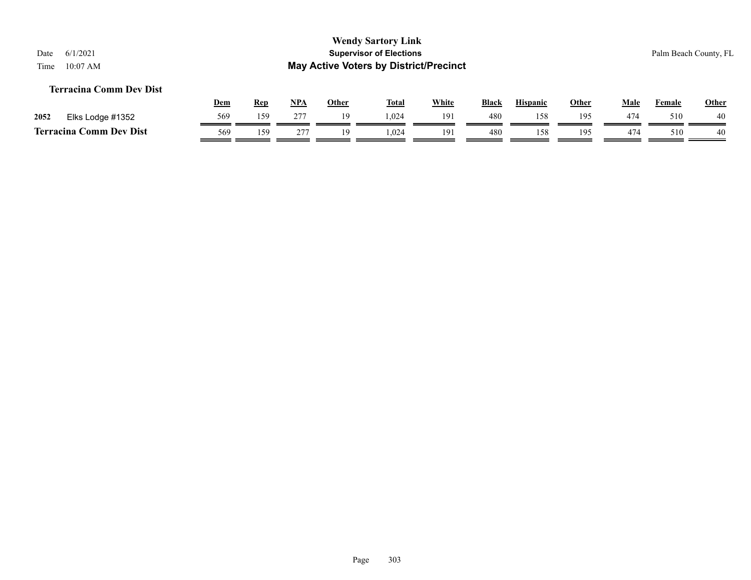**Wendy Sartory Link**
**Supervisor of Elections**
**May Active Voters by District/Precinct**

Date 6/1/2021
Time 10:07 AM

Palm Beach County, FL

### Terracina Comm Dev Dist

| | | Dem | Rep | NPA | Other | Total | White | Black | Hispanic | Other | Male | Female | Other |
|---|---|---|---|---|---|---|---|---|---|---|---|---|---|
| 2052 | Elks Lodge #1352 | 569 | 159 | 277 | 19 | 1,024 | 191 | 480 | 158 | 195 | 474 | 510 | 40 |
| **Terracina Comm Dev Dist** | | 569 | 159 | 277 | 19 | 1,024 | 191 | 480 | 158 | 195 | 474 | 510 | 40 |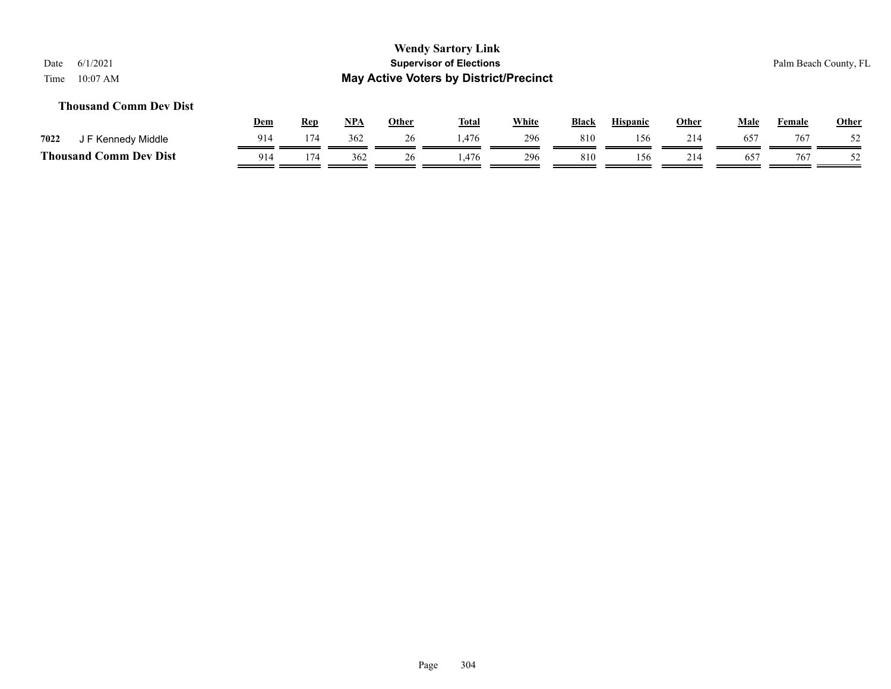### Thousand Comm Dev Dist

| | | Dem | Rep | NPA | Other | Total | White | Black | Hispanic | Other | Male | Female | Other |
|---|---|---|---|---|---|---|---|---|---|---|---|---|---|
| 7022 | J F Kennedy Middle | 914 | 174 | 362 | 26 | 1,476 | 296 | 810 | 156 | 214 | 657 | 767 | 52 |
| **Thousand Comm Dev Dist** | | 914 | 174 | 362 | 26 | 1,476 | 296 | 810 | 156 | 214 | 657 | 767 | 52 |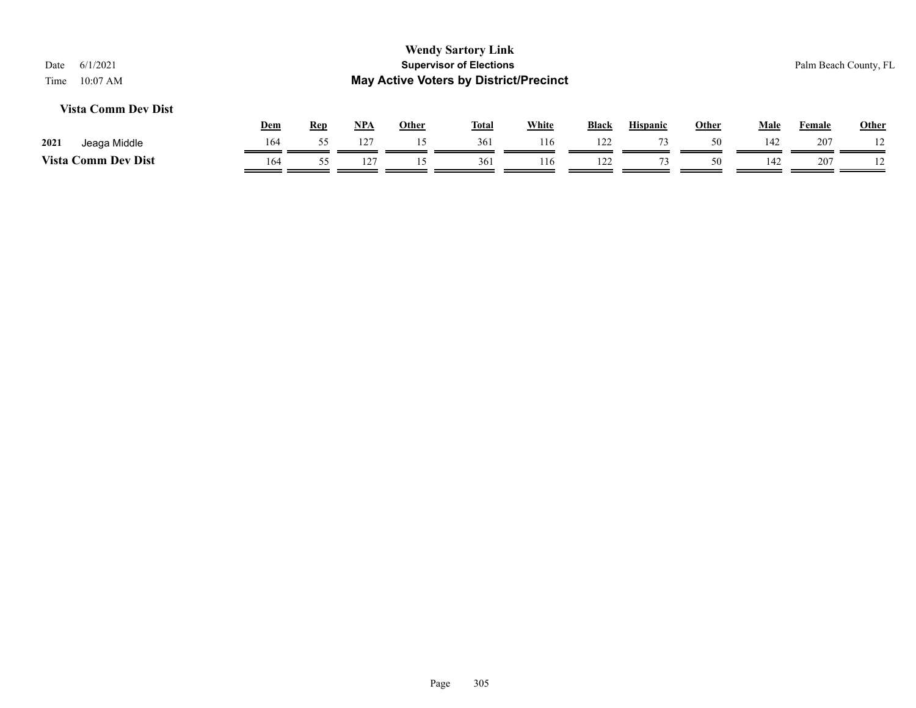### Vista Comm Dev Dist

| | | Dem | Rep | NPA | Other | Total | White | Black | Hispanic | Other | Male | Female | Other |
|---|---|---|---|---|---|---|---|---|---|---|---|---|---|
| 2021 | Jeaga Middle | 164 | 55 | 127 | 15 | 361 | 116 | 122 | 73 | 50 | 142 | 207 | 12 |
| **Vista Comm Dev Dist** | | 164 | 55 | 127 | 15 | 361 | 116 | 122 | 73 | 50 | 142 | 207 | 12 |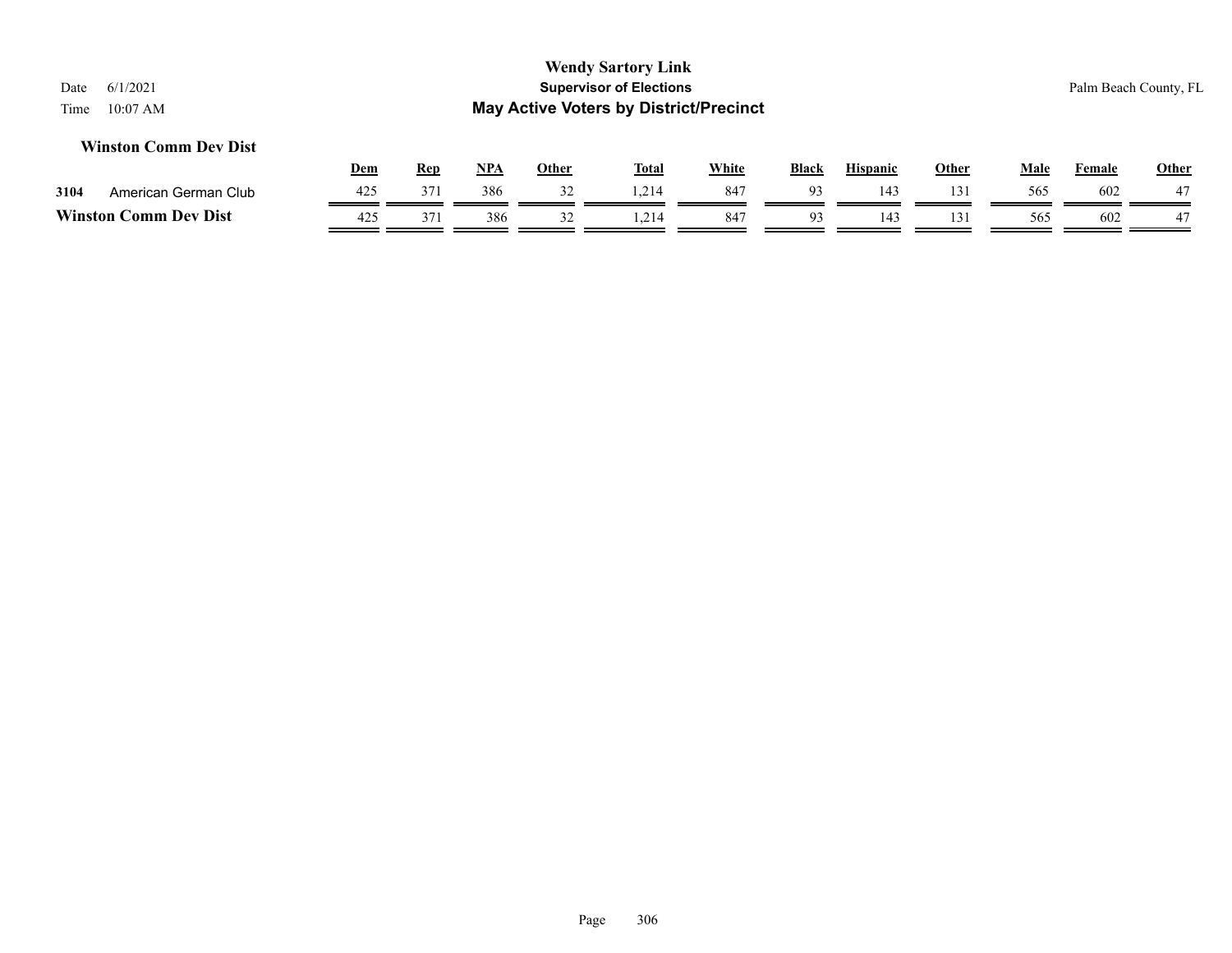## Winston Comm Dev Dist

| | | Dem | Rep | NPA | Other | Total | White | Black | Hispanic | Other | Male | Female | Other |
|---|---|---|---|---|---|---|---|---|---|---|---|---|---|
| 3104 | American German Club | 425 | 371 | 386 | 32 | 1,214 | 847 | 93 | 143 | 131 | 565 | 602 | 47 |
| **Winston Comm Dev Dist** | | 425 | 371 | 386 | 32 | 1,214 | 847 | 93 | 143 | 131 | 565 | 602 | 47 |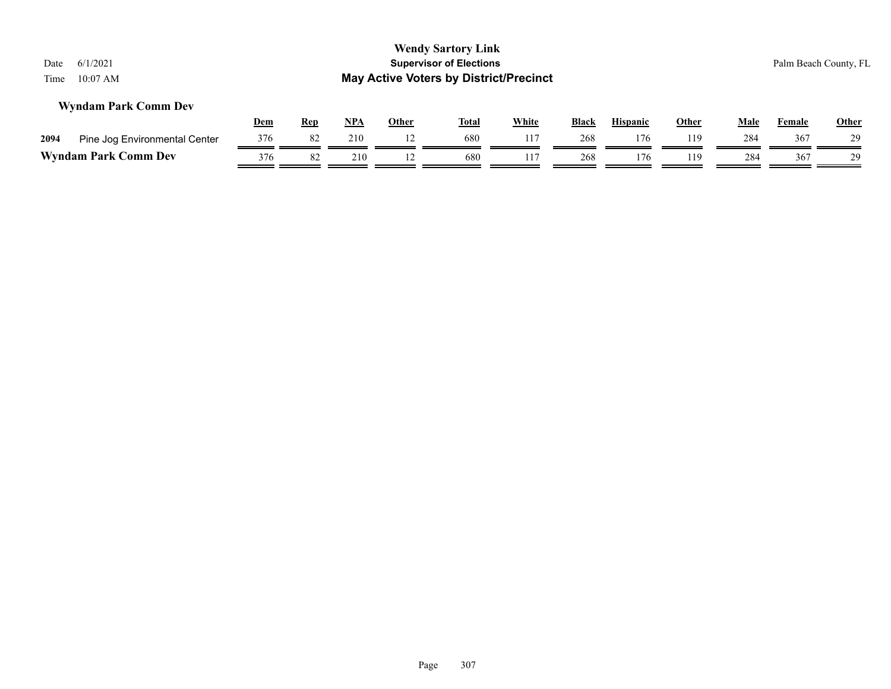# Wendy Sartory Link
## Supervisor of Elections
## May Active Voters by District/Precinct

Date 6/1/2021
Time 10:07 AM

Palm Beach County, FL

### Wyndam Park Comm Dev

| | | Dem | Rep | NPA | Other | Total | White | Black | Hispanic | Other | Male | Female | Other |
|---|---|---|---|---|---|---|---|---|---|---|---|---|---|
| 2094 | Pine Jog Environmental Center | 376 | 82 | 210 | 12 | 680 | 117 | 268 | 176 | 119 | 284 | 367 | 29 |
| **Wyndam Park Comm Dev** | | 376 | 82 | 210 | 12 | 680 | 117 | 268 | 176 | 119 | 284 | 367 | 29 |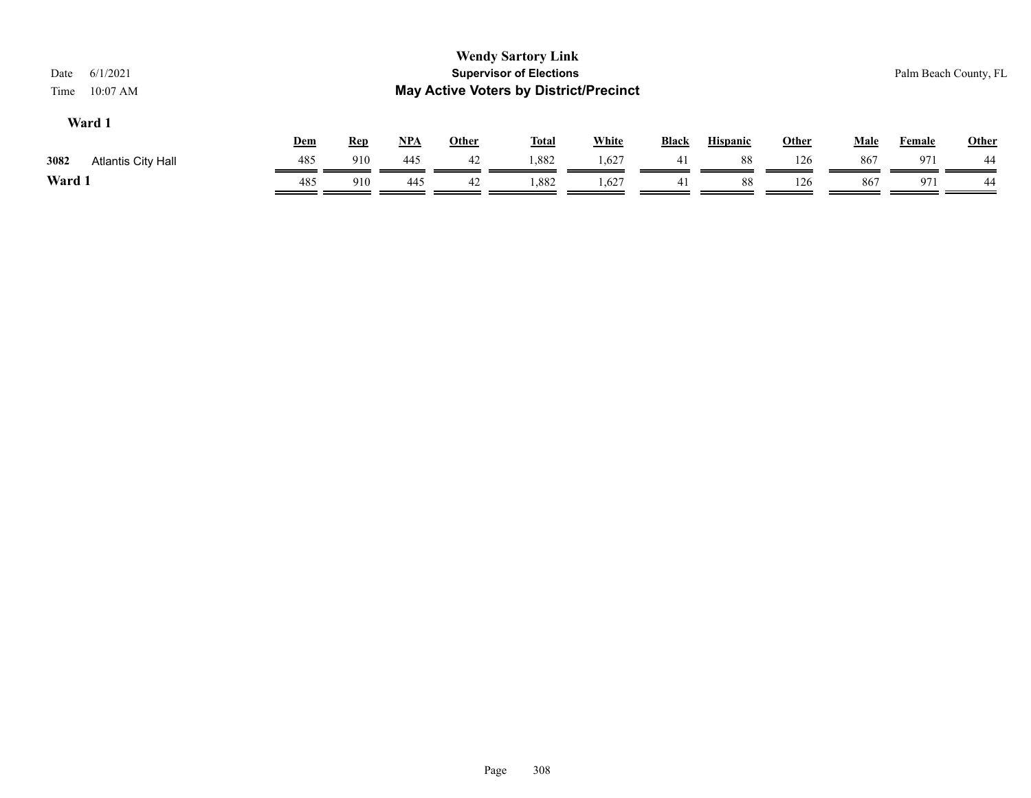## Ward 1

| | | Dem | Rep | NPA | Other | Total | White | Black | Hispanic | Other | Male | Female | Other |
|---|---|---|---|---|---|---|---|---|---|---|---|---|---|
| 3082 | Atlantis City Hall | 485 | 910 | 445 | 42 | 1,882 | 1,627 | 41 | 88 | 126 | 867 | 971 | 44 |
| **Ward 1** | | 485 | 910 | 445 | 42 | 1,882 | 1,627 | 41 | 88 | 126 | 867 | 971 | 44 |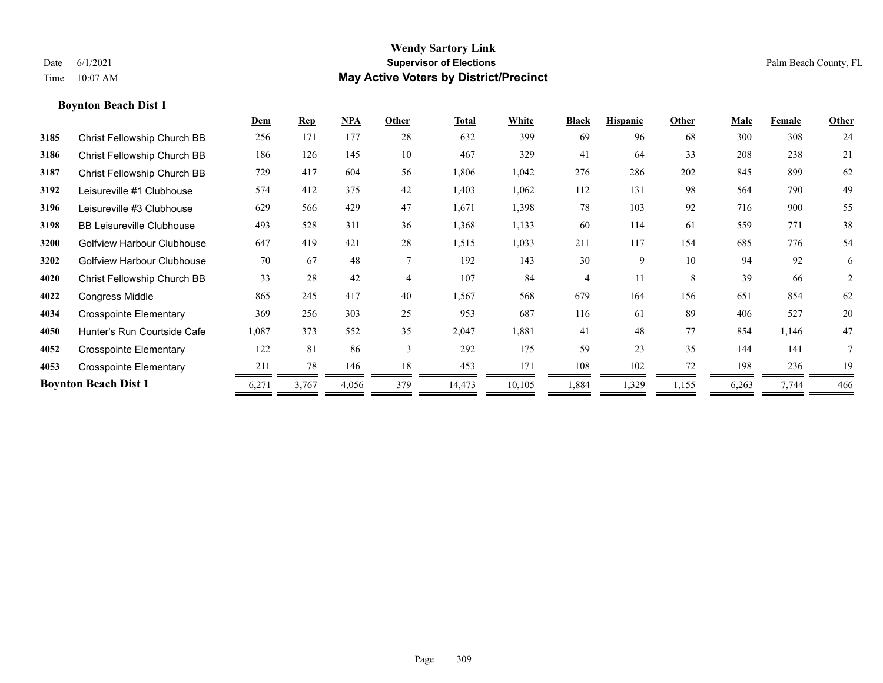# Wendy Sartory Link

## Supervisor of Elections

## May Active Voters by District/Precinct

Date 6/1/2021
Time 10:07 AM

Palm Beach County, FL

### Boynton Beach Dist 1

| | | Dem | Rep | NPA | Other | Total | White | Black | Hispanic | Other | Male | Female | Other |
|---|---|---|---|---|---|---|---|---|---|---|---|---|---|
| 3185 | Christ Fellowship Church BB | 256 | 171 | 177 | 28 | 632 | 399 | 69 | 96 | 68 | 300 | 308 | 24 |
| 3186 | Christ Fellowship Church BB | 186 | 126 | 145 | 10 | 467 | 329 | 41 | 64 | 33 | 208 | 238 | 21 |
| 3187 | Christ Fellowship Church BB | 729 | 417 | 604 | 56 | 1,806 | 1,042 | 276 | 286 | 202 | 845 | 899 | 62 |
| 3192 | Leisureville #1 Clubhouse | 574 | 412 | 375 | 42 | 1,403 | 1,062 | 112 | 131 | 98 | 564 | 790 | 49 |
| 3196 | Leisureville #3 Clubhouse | 629 | 566 | 429 | 47 | 1,671 | 1,398 | 78 | 103 | 92 | 716 | 900 | 55 |
| 3198 | BB Leisureville Clubhouse | 493 | 528 | 311 | 36 | 1,368 | 1,133 | 60 | 114 | 61 | 559 | 771 | 38 |
| 3200 | Golfview Harbour Clubhouse | 647 | 419 | 421 | 28 | 1,515 | 1,033 | 211 | 117 | 154 | 685 | 776 | 54 |
| 3202 | Golfview Harbour Clubhouse | 70 | 67 | 48 | 7 | 192 | 143 | 30 | 9 | 10 | 94 | 92 | 6 |
| 4020 | Christ Fellowship Church BB | 33 | 28 | 42 | 4 | 107 | 84 | 4 | 11 | 8 | 39 | 66 | 2 |
| 4022 | Congress Middle | 865 | 245 | 417 | 40 | 1,567 | 568 | 679 | 164 | 156 | 651 | 854 | 62 |
| 4034 | Crosspointe Elementary | 369 | 256 | 303 | 25 | 953 | 687 | 116 | 61 | 89 | 406 | 527 | 20 |
| 4050 | Hunter's Run Courtside Cafe | 1,087 | 373 | 552 | 35 | 2,047 | 1,881 | 41 | 48 | 77 | 854 | 1,146 | 47 |
| 4052 | Crosspointe Elementary | 122 | 81 | 86 | 3 | 292 | 175 | 59 | 23 | 35 | 144 | 141 | 7 |
| 4053 | Crosspointe Elementary | 211 | 78 | 146 | 18 | 453 | 171 | 108 | 102 | 72 | 198 | 236 | 19 |
| **Boynton Beach Dist 1** | | 6,271 | 3,767 | 4,056 | 379 | 14,473 | 10,105 | 1,884 | 1,329 | 1,155 | 6,263 | 7,744 | 466 |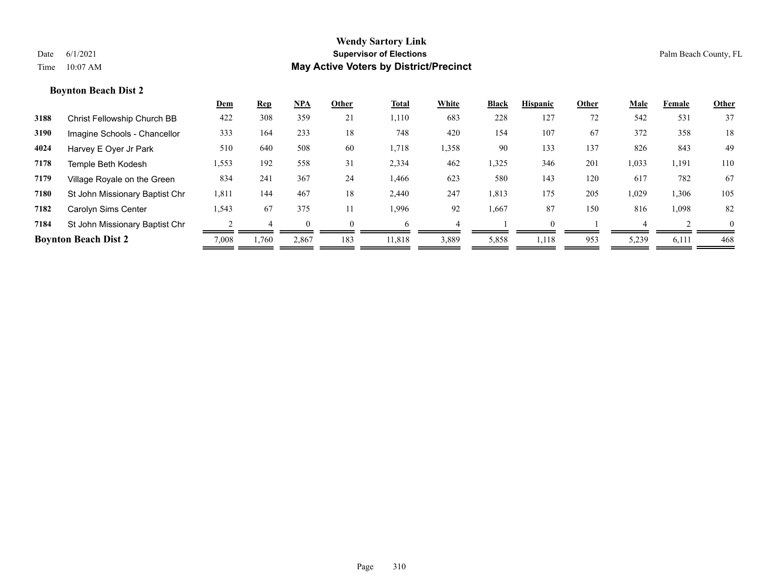## Boynton Beach Dist 2

| | | Dem | Rep | NPA | Other | Total | White | Black | Hispanic | Other | Male | Female | Other |
|---|---|---|---|---|---|---|---|---|---|---|---|---|---|
| 3188 | Christ Fellowship Church BB | 422 | 308 | 359 | 21 | 1,110 | 683 | 228 | 127 | 72 | 542 | 531 | 37 |
| 3190 | Imagine Schools - Chancellor | 333 | 164 | 233 | 18 | 748 | 420 | 154 | 107 | 67 | 372 | 358 | 18 |
| 4024 | Harvey E Oyer Jr Park | 510 | 640 | 508 | 60 | 1,718 | 1,358 | 90 | 133 | 137 | 826 | 843 | 49 |
| 7178 | Temple Beth Kodesh | 1,553 | 192 | 558 | 31 | 2,334 | 462 | 1,325 | 346 | 201 | 1,033 | 1,191 | 110 |
| 7179 | Village Royale on the Green | 834 | 241 | 367 | 24 | 1,466 | 623 | 580 | 143 | 120 | 617 | 782 | 67 |
| 7180 | St John Missionary Baptist Chr | 1,811 | 144 | 467 | 18 | 2,440 | 247 | 1,813 | 175 | 205 | 1,029 | 1,306 | 105 |
| 7182 | Carolyn Sims Center | 1,543 | 67 | 375 | 11 | 1,996 | 92 | 1,667 | 87 | 150 | 816 | 1,098 | 82 |
| 7184 | St John Missionary Baptist Chr | 2 | 4 | 0 | 0 | 6 | 4 | 1 | 0 | 1 | 4 | 2 | 0 |
| **Boynton Beach Dist 2** | | 7,008 | 1,760 | 2,867 | 183 | 11,818 | 3,889 | 5,858 | 1,118 | 953 | 5,239 | 6,111 | 468 |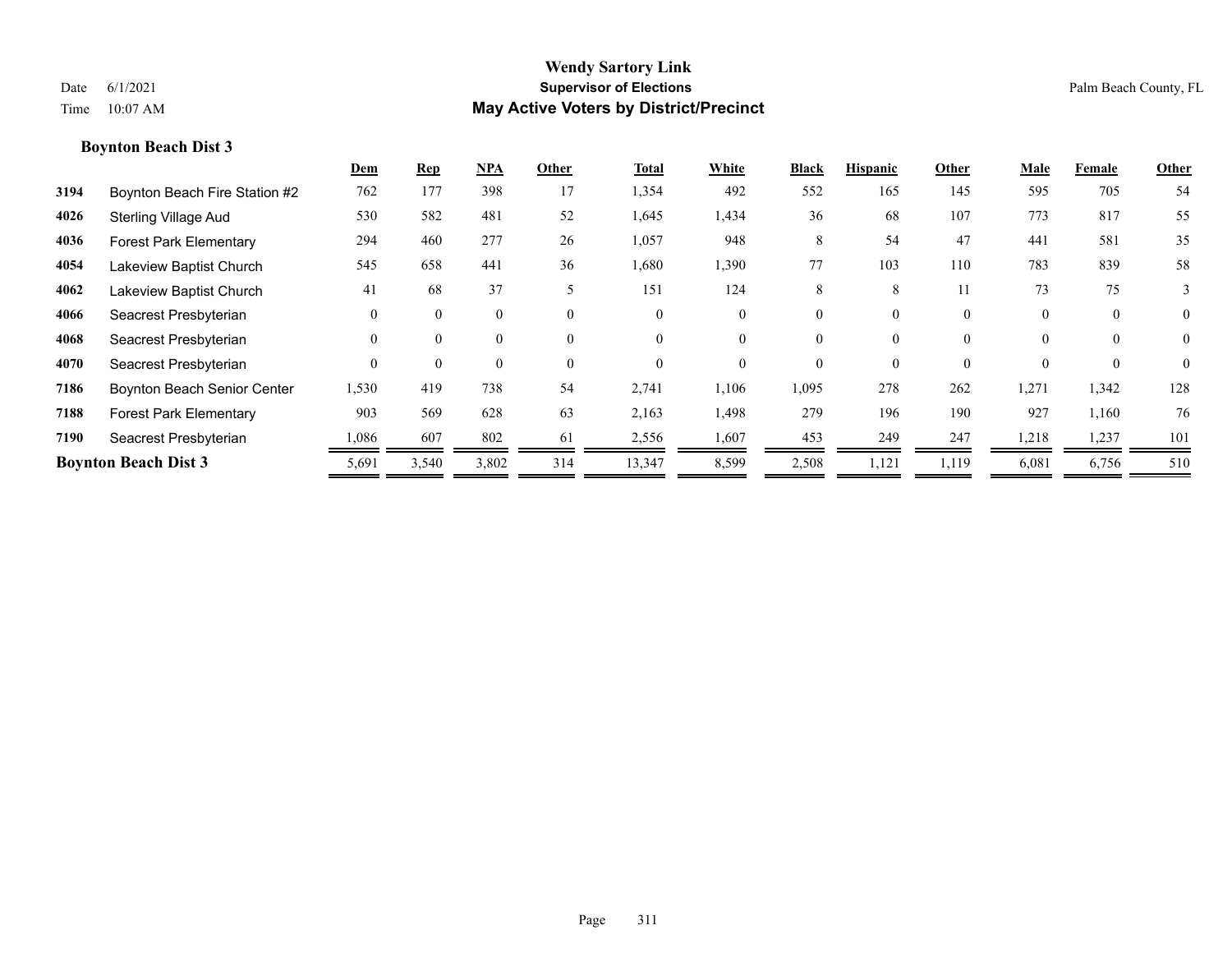## Boynton Beach Dist 3

| | | Dem | Rep | NPA | Other | Total | White | Black | Hispanic | Other | Male | Female | Other |
|---|---|---|---|---|---|---|---|---|---|---|---|---|---|
| 3194 | Boynton Beach Fire Station #2 | 762 | 177 | 398 | 17 | 1,354 | 492 | 552 | 165 | 145 | 595 | 705 | 54 |
| 4026 | Sterling Village Aud | 530 | 582 | 481 | 52 | 1,645 | 1,434 | 36 | 68 | 107 | 773 | 817 | 55 |
| 4036 | Forest Park Elementary | 294 | 460 | 277 | 26 | 1,057 | 948 | 8 | 54 | 47 | 441 | 581 | 35 |
| 4054 | Lakeview Baptist Church | 545 | 658 | 441 | 36 | 1,680 | 1,390 | 77 | 103 | 110 | 783 | 839 | 58 |
| 4062 | Lakeview Baptist Church | 41 | 68 | 37 | 5 | 151 | 124 | 8 | 8 | 11 | 73 | 75 | 3 |
| 4066 | Seacrest Presbyterian | 0 | 0 | 0 | 0 | 0 | 0 | 0 | 0 | 0 | 0 | 0 | 0 |
| 4068 | Seacrest Presbyterian | 0 | 0 | 0 | 0 | 0 | 0 | 0 | 0 | 0 | 0 | 0 | 0 |
| 4070 | Seacrest Presbyterian | 0 | 0 | 0 | 0 | 0 | 0 | 0 | 0 | 0 | 0 | 0 | 0 |
| 7186 | Boynton Beach Senior Center | 1,530 | 419 | 738 | 54 | 2,741 | 1,106 | 1,095 | 278 | 262 | 1,271 | 1,342 | 128 |
| 7188 | Forest Park Elementary | 903 | 569 | 628 | 63 | 2,163 | 1,498 | 279 | 196 | 190 | 927 | 1,160 | 76 |
| 7190 | Seacrest Presbyterian | 1,086 | 607 | 802 | 61 | 2,556 | 1,607 | 453 | 249 | 247 | 1,218 | 1,237 | 101 |
| **Boynton Beach Dist 3** | | 5,691 | 3,540 | 3,802 | 314 | 13,347 | 8,599 | 2,508 | 1,121 | 1,119 | 6,081 | 6,756 | 510 |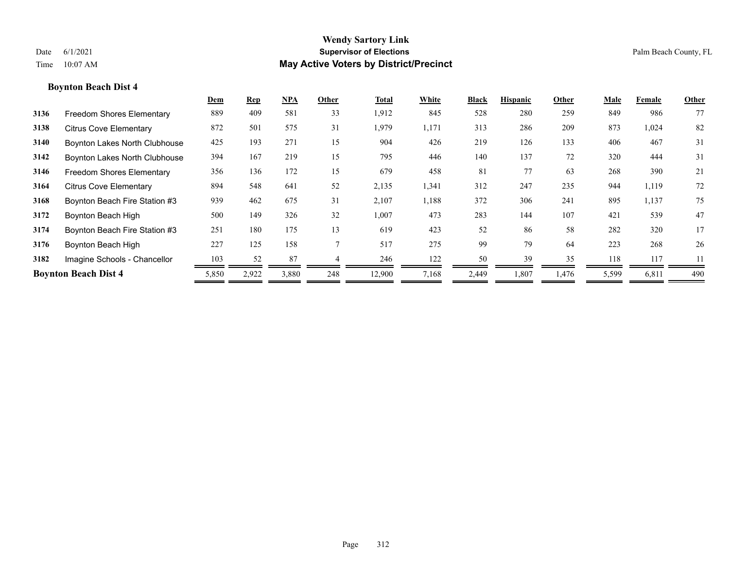**Wendy Sartory Link**
**Supervisor of Elections**
**May Active Voters by District/Precinct**

Date 6/1/2021
Time 10:07 AM

Palm Beach County, FL

### Boynton Beach Dist 4

| | | Dem | Rep | NPA | Other | Total | White | Black | Hispanic | Other | Male | Female | Other |
|---|---|---|---|---|---|---|---|---|---|---|---|---|---|
| 3136 | Freedom Shores Elementary | 889 | 409 | 581 | 33 | 1,912 | 845 | 528 | 280 | 259 | 849 | 986 | 77 |
| 3138 | Citrus Cove Elementary | 872 | 501 | 575 | 31 | 1,979 | 1,171 | 313 | 286 | 209 | 873 | 1,024 | 82 |
| 3140 | Boynton Lakes North Clubhouse | 425 | 193 | 271 | 15 | 904 | 426 | 219 | 126 | 133 | 406 | 467 | 31 |
| 3142 | Boynton Lakes North Clubhouse | 394 | 167 | 219 | 15 | 795 | 446 | 140 | 137 | 72 | 320 | 444 | 31 |
| 3146 | Freedom Shores Elementary | 356 | 136 | 172 | 15 | 679 | 458 | 81 | 77 | 63 | 268 | 390 | 21 |
| 3164 | Citrus Cove Elementary | 894 | 548 | 641 | 52 | 2,135 | 1,341 | 312 | 247 | 235 | 944 | 1,119 | 72 |
| 3168 | Boynton Beach Fire Station #3 | 939 | 462 | 675 | 31 | 2,107 | 1,188 | 372 | 306 | 241 | 895 | 1,137 | 75 |
| 3172 | Boynton Beach High | 500 | 149 | 326 | 32 | 1,007 | 473 | 283 | 144 | 107 | 421 | 539 | 47 |
| 3174 | Boynton Beach Fire Station #3 | 251 | 180 | 175 | 13 | 619 | 423 | 52 | 86 | 58 | 282 | 320 | 17 |
| 3176 | Boynton Beach High | 227 | 125 | 158 | 7 | 517 | 275 | 99 | 79 | 64 | 223 | 268 | 26 |
| 3182 | Imagine Schools - Chancellor | 103 | 52 | 87 | 4 | 246 | 122 | 50 | 39 | 35 | 118 | 117 | 11 |
| **Boynton Beach Dist 4** | | 5,850 | 2,922 | 3,880 | 248 | 12,900 | 7,168 | 2,449 | 1,807 | 1,476 | 5,599 | 6,811 | 490 |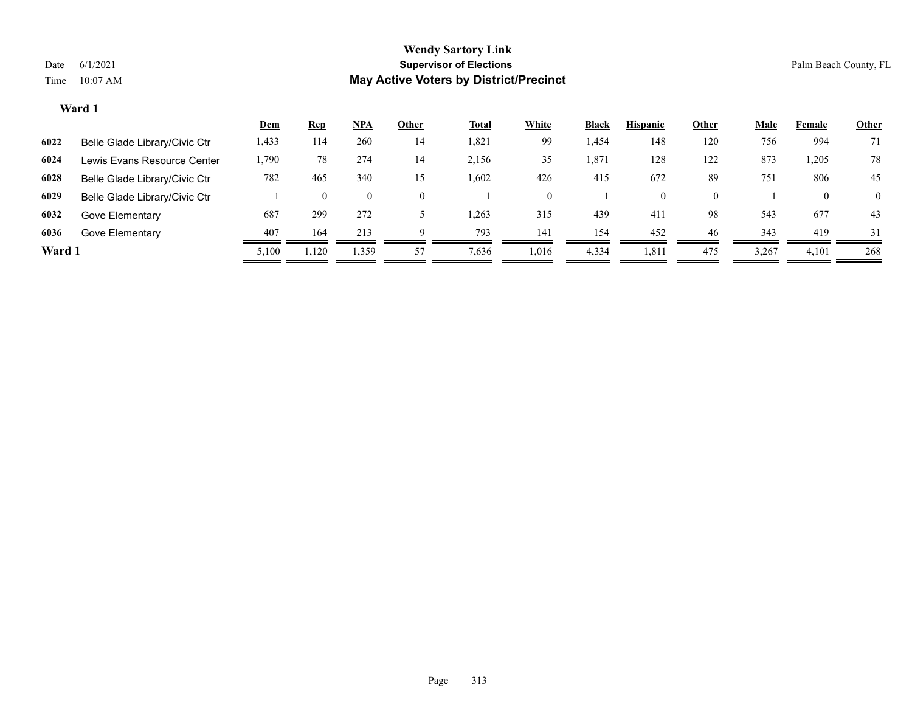# Wendy Sartory Link
## Supervisor of Elections
## May Active Voters by District/Precinct

Date 6/1/2021
Time 10:07 AM

Palm Beach County, FL

### Ward 1

| | | Dem | Rep | NPA | Other | Total | White | Black | Hispanic | Other | Male | Female | Other |
|---|---|---|---|---|---|---|---|---|---|---|---|---|---|
| 6022 | Belle Glade Library/Civic Ctr | 1,433 | 114 | 260 | 14 | 1,821 | 99 | 1,454 | 148 | 120 | 756 | 994 | 71 |
| 6024 | Lewis Evans Resource Center | 1,790 | 78 | 274 | 14 | 2,156 | 35 | 1,871 | 128 | 122 | 873 | 1,205 | 78 |
| 6028 | Belle Glade Library/Civic Ctr | 782 | 465 | 340 | 15 | 1,602 | 426 | 415 | 672 | 89 | 751 | 806 | 45 |
| 6029 | Belle Glade Library/Civic Ctr | 1 | 0 | 0 | 0 | 1 | 0 | 1 | 0 | 0 | 1 | 0 | 0 |
| 6032 | Gove Elementary | 687 | 299 | 272 | 5 | 1,263 | 315 | 439 | 411 | 98 | 543 | 677 | 43 |
| 6036 | Gove Elementary | 407 | 164 | 213 | 9 | 793 | 141 | 154 | 452 | 46 | 343 | 419 | 31 |
| **Ward 1** | | 5,100 | 1,120 | 1,359 | 57 | 7,636 | 1,016 | 4,334 | 1,811 | 475 | 3,267 | 4,101 | 268 |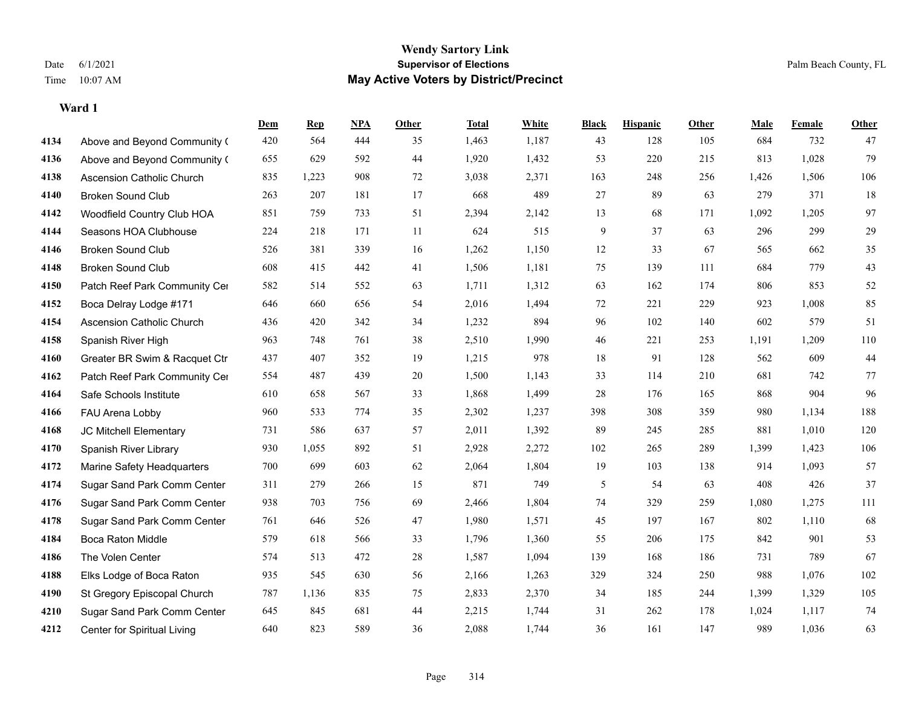# Wendy Sartory Link

**Supervisor of Elections**

**May Active Voters by District/Precinct**

Date 6/1/2021
Time 10:07 AM

Palm Beach County, FL

### Ward 1

| | | Dem | Rep | NPA | Other | Total | White | Black | Hispanic | Other | Male | Female | Other |
|---|---|---|---|---|---|---|---|---|---|---|---|---|---|
| 4134 | Above and Beyond Community ( | 420 | 564 | 444 | 35 | 1,463 | 1,187 | 43 | 128 | 105 | 684 | 732 | 47 |
| 4136 | Above and Beyond Community ( | 655 | 629 | 592 | 44 | 1,920 | 1,432 | 53 | 220 | 215 | 813 | 1,028 | 79 |
| 4138 | Ascension Catholic Church | 835 | 1,223 | 908 | 72 | 3,038 | 2,371 | 163 | 248 | 256 | 1,426 | 1,506 | 106 |
| 4140 | Broken Sound Club | 263 | 207 | 181 | 17 | 668 | 489 | 27 | 89 | 63 | 279 | 371 | 18 |
| 4142 | Woodfield Country Club HOA | 851 | 759 | 733 | 51 | 2,394 | 2,142 | 13 | 68 | 171 | 1,092 | 1,205 | 97 |
| 4144 | Seasons HOA Clubhouse | 224 | 218 | 171 | 11 | 624 | 515 | 9 | 37 | 63 | 296 | 299 | 29 |
| 4146 | Broken Sound Club | 526 | 381 | 339 | 16 | 1,262 | 1,150 | 12 | 33 | 67 | 565 | 662 | 35 |
| 4148 | Broken Sound Club | 608 | 415 | 442 | 41 | 1,506 | 1,181 | 75 | 139 | 111 | 684 | 779 | 43 |
| 4150 | Patch Reef Park Community Cer | 582 | 514 | 552 | 63 | 1,711 | 1,312 | 63 | 162 | 174 | 806 | 853 | 52 |
| 4152 | Boca Delray Lodge #171 | 646 | 660 | 656 | 54 | 2,016 | 1,494 | 72 | 221 | 229 | 923 | 1,008 | 85 |
| 4154 | Ascension Catholic Church | 436 | 420 | 342 | 34 | 1,232 | 894 | 96 | 102 | 140 | 602 | 579 | 51 |
| 4158 | Spanish River High | 963 | 748 | 761 | 38 | 2,510 | 1,990 | 46 | 221 | 253 | 1,191 | 1,209 | 110 |
| 4160 | Greater BR Swim & Racquet Ctr | 437 | 407 | 352 | 19 | 1,215 | 978 | 18 | 91 | 128 | 562 | 609 | 44 |
| 4162 | Patch Reef Park Community Cer | 554 | 487 | 439 | 20 | 1,500 | 1,143 | 33 | 114 | 210 | 681 | 742 | 77 |
| 4164 | Safe Schools Institute | 610 | 658 | 567 | 33 | 1,868 | 1,499 | 28 | 176 | 165 | 868 | 904 | 96 |
| 4166 | FAU Arena Lobby | 960 | 533 | 774 | 35 | 2,302 | 1,237 | 398 | 308 | 359 | 980 | 1,134 | 188 |
| 4168 | JC Mitchell Elementary | 731 | 586 | 637 | 57 | 2,011 | 1,392 | 89 | 245 | 285 | 881 | 1,010 | 120 |
| 4170 | Spanish River Library | 930 | 1,055 | 892 | 51 | 2,928 | 2,272 | 102 | 265 | 289 | 1,399 | 1,423 | 106 |
| 4172 | Marine Safety Headquarters | 700 | 699 | 603 | 62 | 2,064 | 1,804 | 19 | 103 | 138 | 914 | 1,093 | 57 |
| 4174 | Sugar Sand Park Comm Center | 311 | 279 | 266 | 15 | 871 | 749 | 5 | 54 | 63 | 408 | 426 | 37 |
| 4176 | Sugar Sand Park Comm Center | 938 | 703 | 756 | 69 | 2,466 | 1,804 | 74 | 329 | 259 | 1,080 | 1,275 | 111 |
| 4178 | Sugar Sand Park Comm Center | 761 | 646 | 526 | 47 | 1,980 | 1,571 | 45 | 197 | 167 | 802 | 1,110 | 68 |
| 4184 | Boca Raton Middle | 579 | 618 | 566 | 33 | 1,796 | 1,360 | 55 | 206 | 175 | 842 | 901 | 53 |
| 4186 | The Volen Center | 574 | 513 | 472 | 28 | 1,587 | 1,094 | 139 | 168 | 186 | 731 | 789 | 67 |
| 4188 | Elks Lodge of Boca Raton | 935 | 545 | 630 | 56 | 2,166 | 1,263 | 329 | 324 | 250 | 988 | 1,076 | 102 |
| 4190 | St Gregory Episcopal Church | 787 | 1,136 | 835 | 75 | 2,833 | 2,370 | 34 | 185 | 244 | 1,399 | 1,329 | 105 |
| 4210 | Sugar Sand Park Comm Center | 645 | 845 | 681 | 44 | 2,215 | 1,744 | 31 | 262 | 178 | 1,024 | 1,117 | 74 |
| 4212 | Center for Spiritual Living | 640 | 823 | 589 | 36 | 2,088 | 1,744 | 36 | 161 | 147 | 989 | 1,036 | 63 |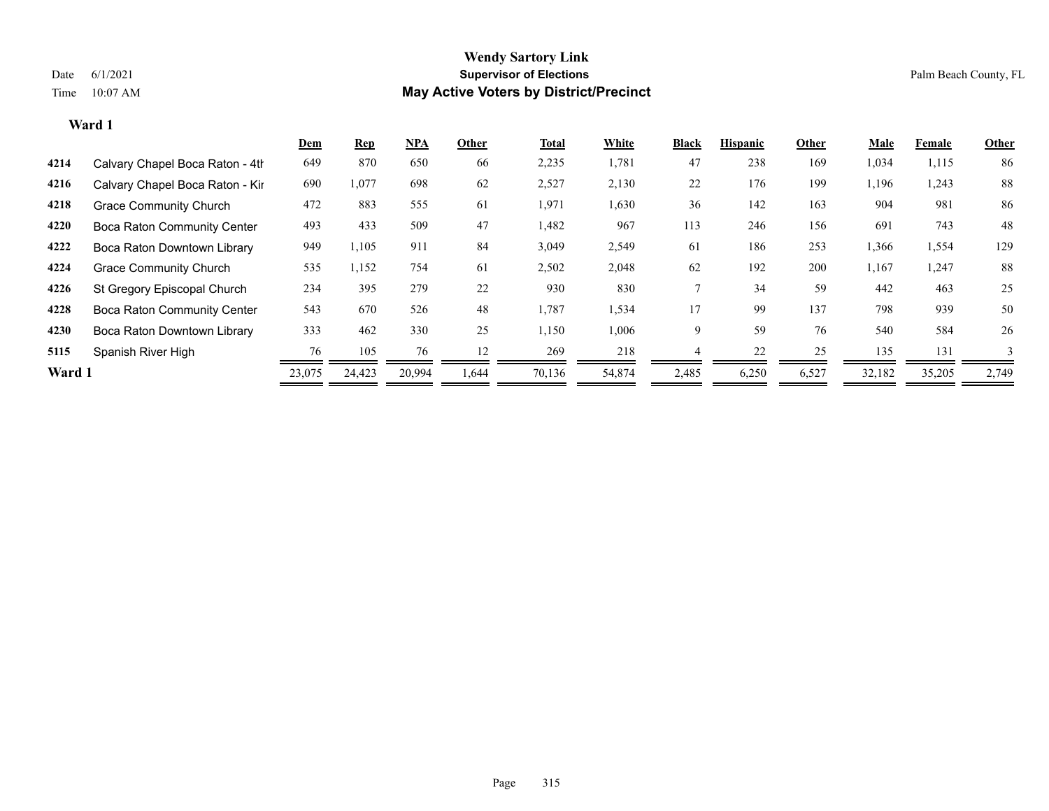# Wendy Sartory Link

**Supervisor of Elections**

**May Active Voters by District/Precinct**

Date 6/1/2021

Time 10:07 AM

Palm Beach County, FL

## Ward 1

| | | Dem | Rep | NPA | Other | Total | White | Black | Hispanic | Other | Male | Female | Other |
|---|---|---|---|---|---|---|---|---|---|---|---|---|---|
| 4214 | Calvary Chapel Boca Raton - 4th | 649 | 870 | 650 | 66 | 2,235 | 1,781 | 47 | 238 | 169 | 1,034 | 1,115 | 86 |
| 4216 | Calvary Chapel Boca Raton - Kir | 690 | 1,077 | 698 | 62 | 2,527 | 2,130 | 22 | 176 | 199 | 1,196 | 1,243 | 88 |
| 4218 | Grace Community Church | 472 | 883 | 555 | 61 | 1,971 | 1,630 | 36 | 142 | 163 | 904 | 981 | 86 |
| 4220 | Boca Raton Community Center | 493 | 433 | 509 | 47 | 1,482 | 967 | 113 | 246 | 156 | 691 | 743 | 48 |
| 4222 | Boca Raton Downtown Library | 949 | 1,105 | 911 | 84 | 3,049 | 2,549 | 61 | 186 | 253 | 1,366 | 1,554 | 129 |
| 4224 | Grace Community Church | 535 | 1,152 | 754 | 61 | 2,502 | 2,048 | 62 | 192 | 200 | 1,167 | 1,247 | 88 |
| 4226 | St Gregory Episcopal Church | 234 | 395 | 279 | 22 | 930 | 830 | 7 | 34 | 59 | 442 | 463 | 25 |
| 4228 | Boca Raton Community Center | 543 | 670 | 526 | 48 | 1,787 | 1,534 | 17 | 99 | 137 | 798 | 939 | 50 |
| 4230 | Boca Raton Downtown Library | 333 | 462 | 330 | 25 | 1,150 | 1,006 | 9 | 59 | 76 | 540 | 584 | 26 |
| 5115 | Spanish River High | 76 | 105 | 76 | 12 | 269 | 218 | 4 | 22 | 25 | 135 | 131 | 3 |
| **Ward 1** | | 23,075 | 24,423 | 20,994 | 1,644 | 70,136 | 54,874 | 2,485 | 6,250 | 6,527 | 32,182 | 35,205 | 2,749 |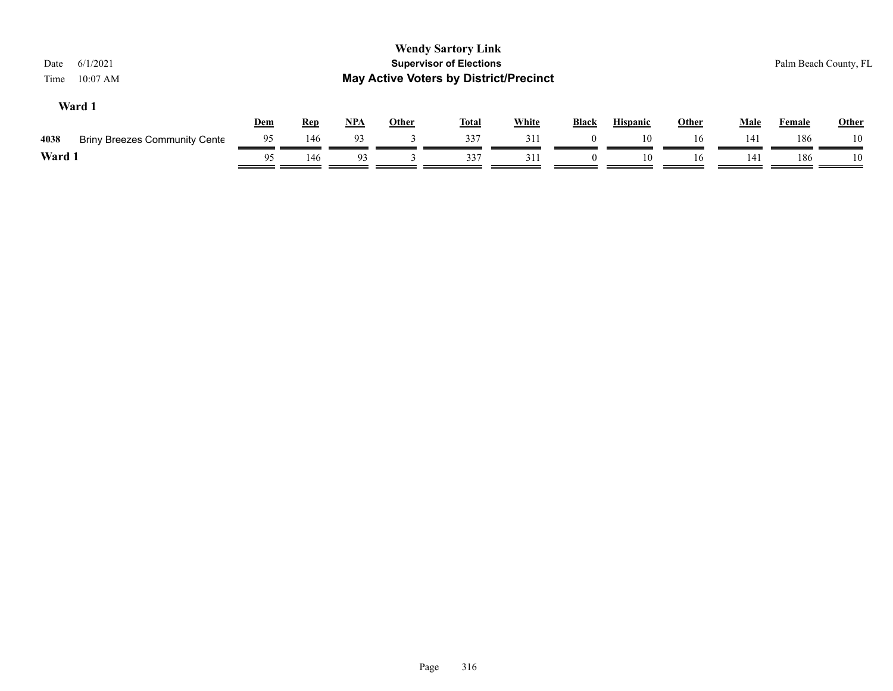# Wendy Sartory Link
## Supervisor of Elections
## May Active Voters by District/Precinct

Date 6/1/2021
Time 10:07 AM

Palm Beach County, FL

### Ward 1

| | | Dem | Rep | NPA | Other | Total | White | Black | Hispanic | Other | Male | Female | Other |
|---|---|---|---|---|---|---|---|---|---|---|---|---|---|
| 4038 | Briny Breezes Community Cente | 95 | 146 | 93 | 3 | 337 | 311 | 0 | 10 | 16 | 141 | 186 | 10 |
| **Ward 1** | | 95 | 146 | 93 | 3 | 337 | 311 | 0 | 10 | 16 | 141 | 186 | 10 |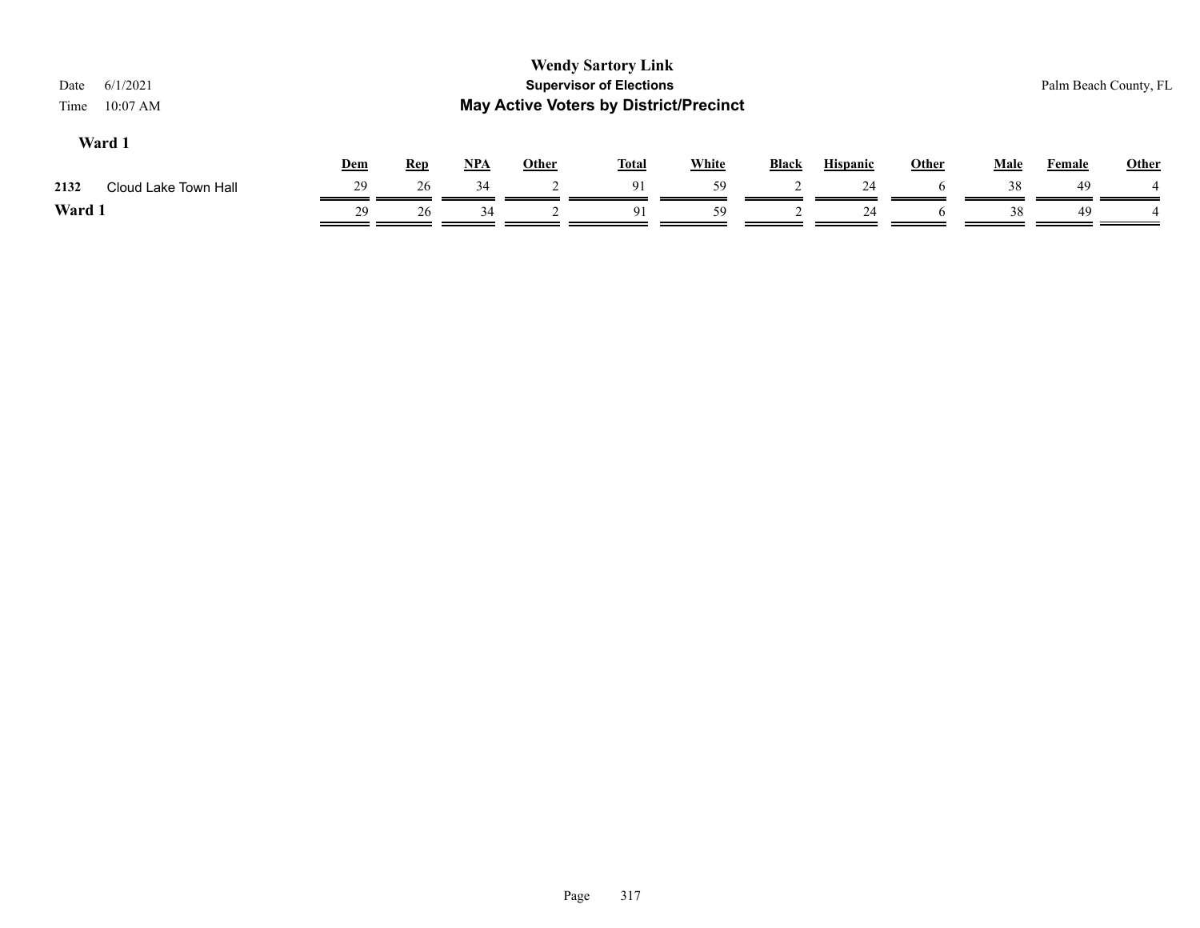**Wendy Sartory Link**
**Supervisor of Elections**
**May Active Voters by District/Precinct**

Date 6/1/2021
Time 10:07 AM

Palm Beach County, FL

### Ward 1

| | | Dem | Rep | NPA | Other | Total | White | Black | Hispanic | Other | Male | Female | Other |
|---|---|---|---|---|---|---|---|---|---|---|---|---|---|
| 2132 | Cloud Lake Town Hall | 29 | 26 | 34 | 2 | 91 | 59 | 2 | 24 | 6 | 38 | 49 | 4 |
| **Ward 1** | | 29 | 26 | 34 | 2 | 91 | 59 | 2 | 24 | 6 | 38 | 49 | 4 |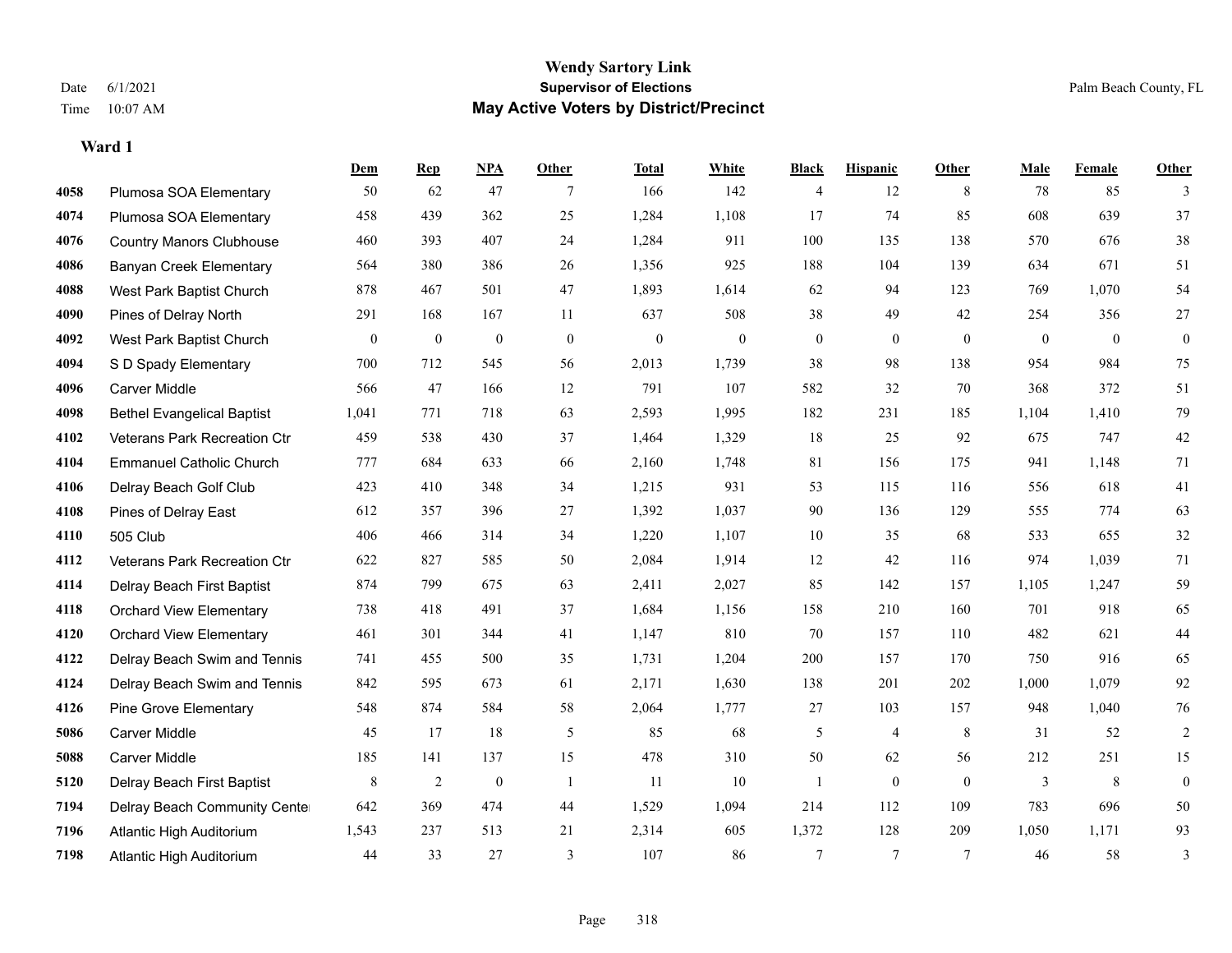# Wendy Sartory Link

**Supervisor of Elections**

**May Active Voters by District/Precinct**

Date 6/1/2021
Time 10:07 AM

Palm Beach County, FL

### Ward 1

| | | Dem | Rep | NPA | Other | Total | White | Black | Hispanic | Other | Male | Female | Other |
|---|---|---|---|---|---|---|---|---|---|---|---|---|---|
| 4058 | Plumosa SOA Elementary | 50 | 62 | 47 | 7 | 166 | 142 | 4 | 12 | 8 | 78 | 85 | 3 |
| 4074 | Plumosa SOA Elementary | 458 | 439 | 362 | 25 | 1,284 | 1,108 | 17 | 74 | 85 | 608 | 639 | 37 |
| 4076 | Country Manors Clubhouse | 460 | 393 | 407 | 24 | 1,284 | 911 | 100 | 135 | 138 | 570 | 676 | 38 |
| 4086 | Banyan Creek Elementary | 564 | 380 | 386 | 26 | 1,356 | 925 | 188 | 104 | 139 | 634 | 671 | 51 |
| 4088 | West Park Baptist Church | 878 | 467 | 501 | 47 | 1,893 | 1,614 | 62 | 94 | 123 | 769 | 1,070 | 54 |
| 4090 | Pines of Delray North | 291 | 168 | 167 | 11 | 637 | 508 | 38 | 49 | 42 | 254 | 356 | 27 |
| 4092 | West Park Baptist Church | 0 | 0 | 0 | 0 | 0 | 0 | 0 | 0 | 0 | 0 | 0 | 0 |
| 4094 | S D Spady Elementary | 700 | 712 | 545 | 56 | 2,013 | 1,739 | 38 | 98 | 138 | 954 | 984 | 75 |
| 4096 | Carver Middle | 566 | 47 | 166 | 12 | 791 | 107 | 582 | 32 | 70 | 368 | 372 | 51 |
| 4098 | Bethel Evangelical Baptist | 1,041 | 771 | 718 | 63 | 2,593 | 1,995 | 182 | 231 | 185 | 1,104 | 1,410 | 79 |
| 4102 | Veterans Park Recreation Ctr | 459 | 538 | 430 | 37 | 1,464 | 1,329 | 18 | 25 | 92 | 675 | 747 | 42 |
| 4104 | Emmanuel Catholic Church | 777 | 684 | 633 | 66 | 2,160 | 1,748 | 81 | 156 | 175 | 941 | 1,148 | 71 |
| 4106 | Delray Beach Golf Club | 423 | 410 | 348 | 34 | 1,215 | 931 | 53 | 115 | 116 | 556 | 618 | 41 |
| 4108 | Pines of Delray East | 612 | 357 | 396 | 27 | 1,392 | 1,037 | 90 | 136 | 129 | 555 | 774 | 63 |
| 4110 | 505 Club | 406 | 466 | 314 | 34 | 1,220 | 1,107 | 10 | 35 | 68 | 533 | 655 | 32 |
| 4112 | Veterans Park Recreation Ctr | 622 | 827 | 585 | 50 | 2,084 | 1,914 | 12 | 42 | 116 | 974 | 1,039 | 71 |
| 4114 | Delray Beach First Baptist | 874 | 799 | 675 | 63 | 2,411 | 2,027 | 85 | 142 | 157 | 1,105 | 1,247 | 59 |
| 4118 | Orchard View Elementary | 738 | 418 | 491 | 37 | 1,684 | 1,156 | 158 | 210 | 160 | 701 | 918 | 65 |
| 4120 | Orchard View Elementary | 461 | 301 | 344 | 41 | 1,147 | 810 | 70 | 157 | 110 | 482 | 621 | 44 |
| 4122 | Delray Beach Swim and Tennis | 741 | 455 | 500 | 35 | 1,731 | 1,204 | 200 | 157 | 170 | 750 | 916 | 65 |
| 4124 | Delray Beach Swim and Tennis | 842 | 595 | 673 | 61 | 2,171 | 1,630 | 138 | 201 | 202 | 1,000 | 1,079 | 92 |
| 4126 | Pine Grove Elementary | 548 | 874 | 584 | 58 | 2,064 | 1,777 | 27 | 103 | 157 | 948 | 1,040 | 76 |
| 5086 | Carver Middle | 45 | 17 | 18 | 5 | 85 | 68 | 5 | 4 | 8 | 31 | 52 | 2 |
| 5088 | Carver Middle | 185 | 141 | 137 | 15 | 478 | 310 | 50 | 62 | 56 | 212 | 251 | 15 |
| 5120 | Delray Beach First Baptist | 8 | 2 | 0 | 1 | 11 | 10 | 1 | 0 | 0 | 3 | 8 | 0 |
| 7194 | Delray Beach Community Cente | 642 | 369 | 474 | 44 | 1,529 | 1,094 | 214 | 112 | 109 | 783 | 696 | 50 |
| 7196 | Atlantic High Auditorium | 1,543 | 237 | 513 | 21 | 2,314 | 605 | 1,372 | 128 | 209 | 1,050 | 1,171 | 93 |
| 7198 | Atlantic High Auditorium | 44 | 33 | 27 | 3 | 107 | 86 | 7 | 7 | 7 | 46 | 58 | 3 |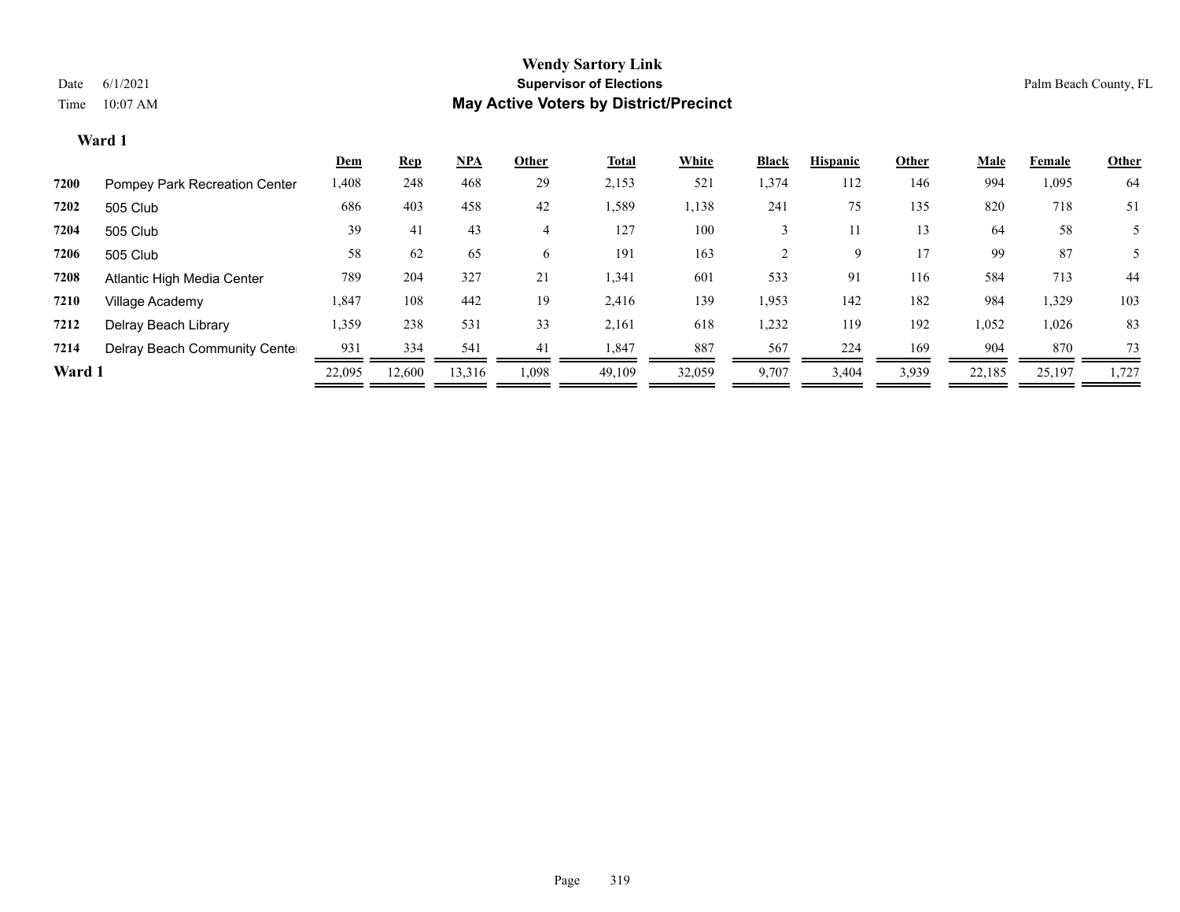**Wendy Sartory Link**
**Supervisor of Elections**
**May Active Voters by District/Precinct**

Date 6/1/2021
Time 10:07 AM

Palm Beach County, FL

### Ward 1

| | | Dem | Rep | NPA | Other | Total | White | Black | Hispanic | Other | Male | Female | Other |
|---|---|---|---|---|---|---|---|---|---|---|---|---|---|
| **7200** | Pompey Park Recreation Center | 1,408 | 248 | 468 | 29 | 2,153 | 521 | 1,374 | 112 | 146 | 994 | 1,095 | 64 |
| **7202** | 505 Club | 686 | 403 | 458 | 42 | 1,589 | 1,138 | 241 | 75 | 135 | 820 | 718 | 51 |
| **7204** | 505 Club | 39 | 41 | 43 | 4 | 127 | 100 | 3 | 11 | 13 | 64 | 58 | 5 |
| **7206** | 505 Club | 58 | 62 | 65 | 6 | 191 | 163 | 2 | 9 | 17 | 99 | 87 | 5 |
| **7208** | Atlantic High Media Center | 789 | 204 | 327 | 21 | 1,341 | 601 | 533 | 91 | 116 | 584 | 713 | 44 |
| **7210** | Village Academy | 1,847 | 108 | 442 | 19 | 2,416 | 139 | 1,953 | 142 | 182 | 984 | 1,329 | 103 |
| **7212** | Delray Beach Library | 1,359 | 238 | 531 | 33 | 2,161 | 618 | 1,232 | 119 | 192 | 1,052 | 1,026 | 83 |
| **7214** | Delray Beach Community Center | 931 | 334 | 541 | 41 | 1,847 | 887 | 567 | 224 | 169 | 904 | 870 | 73 |
| **Ward 1** | | 22,095 | 12,600 | 13,316 | 1,098 | 49,109 | 32,059 | 9,707 | 3,404 | 3,939 | 22,185 | 25,197 | 1,727 |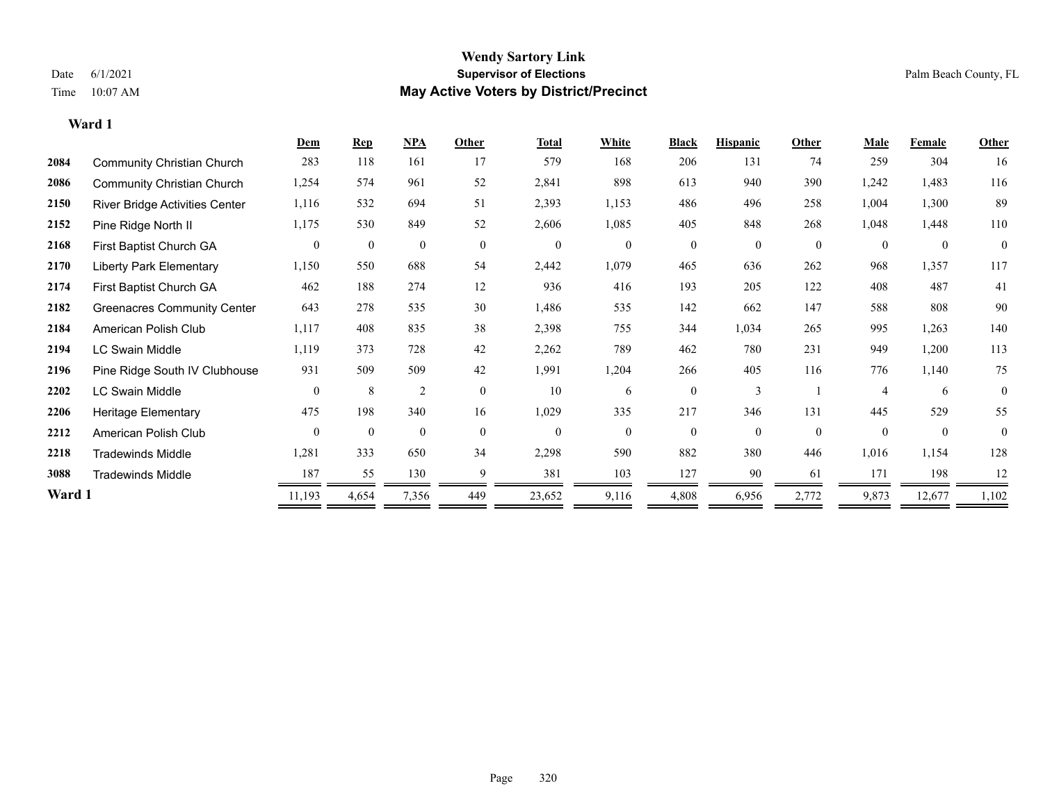# Wendy Sartory Link

## Supervisor of Elections

## May Active Voters by District/Precinct

Date 6/1/2021

Time 10:07 AM

Palm Beach County, FL

### Ward 1

| | | Dem | Rep | NPA | Other | Total | White | Black | Hispanic | Other | Male | Female | Other |
|---|---|---|---|---|---|---|---|---|---|---|---|---|---|
| 2084 | Community Christian Church | 283 | 118 | 161 | 17 | 579 | 168 | 206 | 131 | 74 | 259 | 304 | 16 |
| 2086 | Community Christian Church | 1,254 | 574 | 961 | 52 | 2,841 | 898 | 613 | 940 | 390 | 1,242 | 1,483 | 116 |
| 2150 | River Bridge Activities Center | 1,116 | 532 | 694 | 51 | 2,393 | 1,153 | 486 | 496 | 258 | 1,004 | 1,300 | 89 |
| 2152 | Pine Ridge North II | 1,175 | 530 | 849 | 52 | 2,606 | 1,085 | 405 | 848 | 268 | 1,048 | 1,448 | 110 |
| 2168 | First Baptist Church GA | 0 | 0 | 0 | 0 | 0 | 0 | 0 | 0 | 0 | 0 | 0 | 0 |
| 2170 | Liberty Park Elementary | 1,150 | 550 | 688 | 54 | 2,442 | 1,079 | 465 | 636 | 262 | 968 | 1,357 | 117 |
| 2174 | First Baptist Church GA | 462 | 188 | 274 | 12 | 936 | 416 | 193 | 205 | 122 | 408 | 487 | 41 |
| 2182 | Greenacres Community Center | 643 | 278 | 535 | 30 | 1,486 | 535 | 142 | 662 | 147 | 588 | 808 | 90 |
| 2184 | American Polish Club | 1,117 | 408 | 835 | 38 | 2,398 | 755 | 344 | 1,034 | 265 | 995 | 1,263 | 140 |
| 2194 | LC Swain Middle | 1,119 | 373 | 728 | 42 | 2,262 | 789 | 462 | 780 | 231 | 949 | 1,200 | 113 |
| 2196 | Pine Ridge South IV Clubhouse | 931 | 509 | 509 | 42 | 1,991 | 1,204 | 266 | 405 | 116 | 776 | 1,140 | 75 |
| 2202 | LC Swain Middle | 0 | 8 | 2 | 0 | 10 | 6 | 0 | 3 | 1 | 4 | 6 | 0 |
| 2206 | Heritage Elementary | 475 | 198 | 340 | 16 | 1,029 | 335 | 217 | 346 | 131 | 445 | 529 | 55 |
| 2212 | American Polish Club | 0 | 0 | 0 | 0 | 0 | 0 | 0 | 0 | 0 | 0 | 0 | 0 |
| 2218 | Tradewinds Middle | 1,281 | 333 | 650 | 34 | 2,298 | 590 | 882 | 380 | 446 | 1,016 | 1,154 | 128 |
| 3088 | Tradewinds Middle | 187 | 55 | 130 | 9 | 381 | 103 | 127 | 90 | 61 | 171 | 198 | 12 |
| **Ward 1** | | 11,193 | 4,654 | 7,356 | 449 | 23,652 | 9,116 | 4,808 | 6,956 | 2,772 | 9,873 | 12,677 | 1,102 |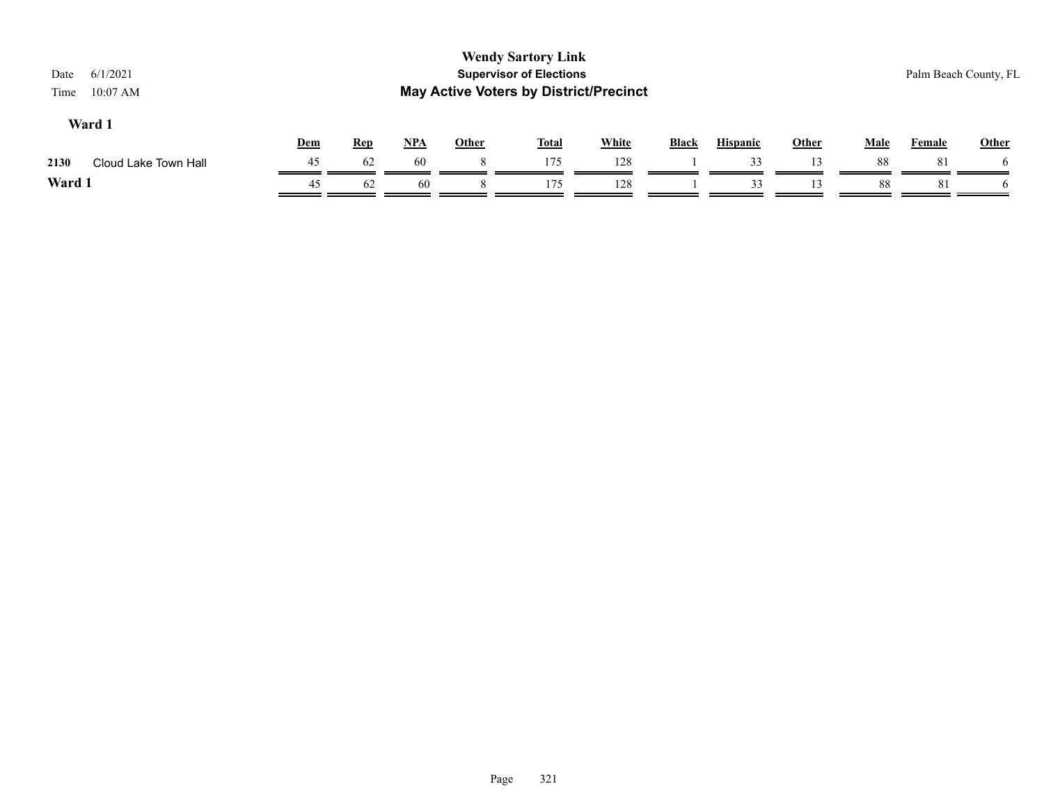# Wendy Sartory Link

## Supervisor of Elections

## May Active Voters by District/Precinct

Date 6/1/2021
Time 10:07 AM

Palm Beach County, FL

### Ward 1

| | | Dem | Rep | NPA | Other | Total | White | Black | Hispanic | Other | Male | Female | Other |
|---|---|---|---|---|---|---|---|---|---|---|---|---|---|
| 2130 | Cloud Lake Town Hall | 45 | 62 | 60 | 8 | 175 | 128 | 1 | 33 | 13 | 88 | 81 | 6 |
| **Ward 1** | | 45 | 62 | 60 | 8 | 175 | 128 | 1 | 33 | 13 | 88 | 81 | 6 |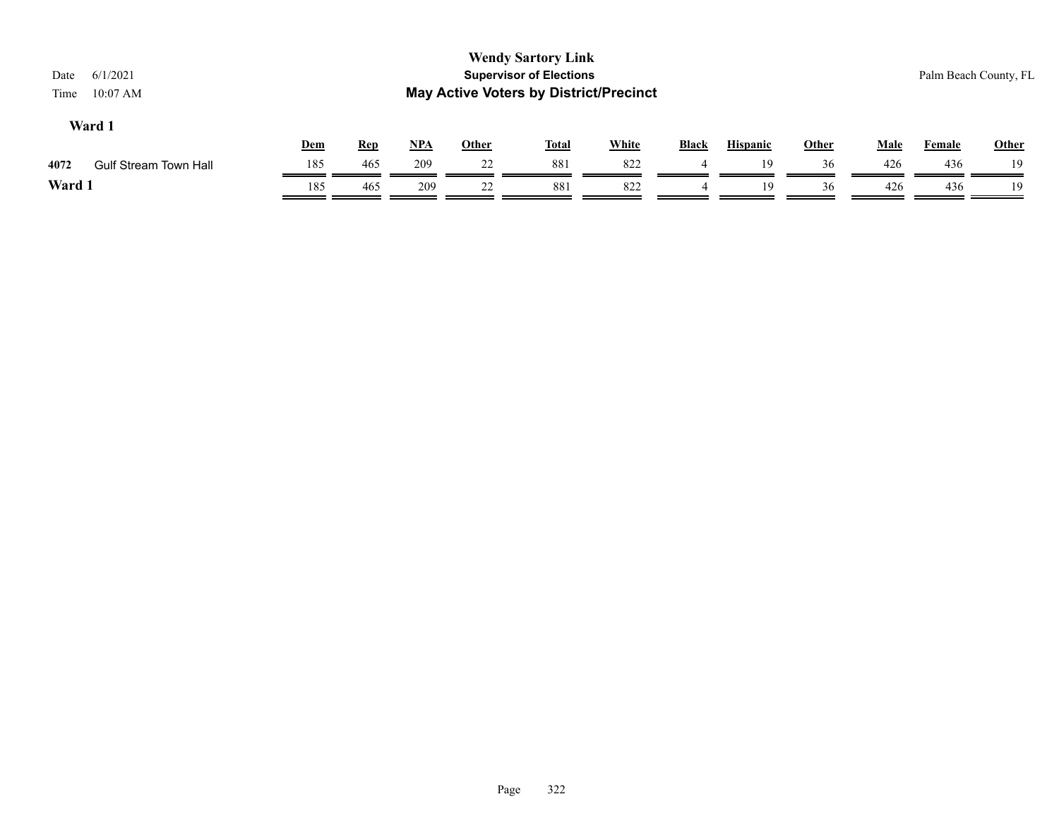# Wendy Sartory Link

## Supervisor of Elections

## May Active Voters by District/Precinct

Date 6/1/2021

Time 10:07 AM

Palm Beach County, FL

### Ward 1

| | | Dem | Rep | NPA | Other | Total | White | Black | Hispanic | Other | Male | Female | Other |
|---|---|---|---|---|---|---|---|---|---|---|---|---|---|
| 4072 | Gulf Stream Town Hall | 185 | 465 | 209 | 22 | 881 | 822 | 4 | 19 | 36 | 426 | 436 | 19 |
| **Ward 1** | | 185 | 465 | 209 | 22 | 881 | 822 | 4 | 19 | 36 | 426 | 436 | 19 |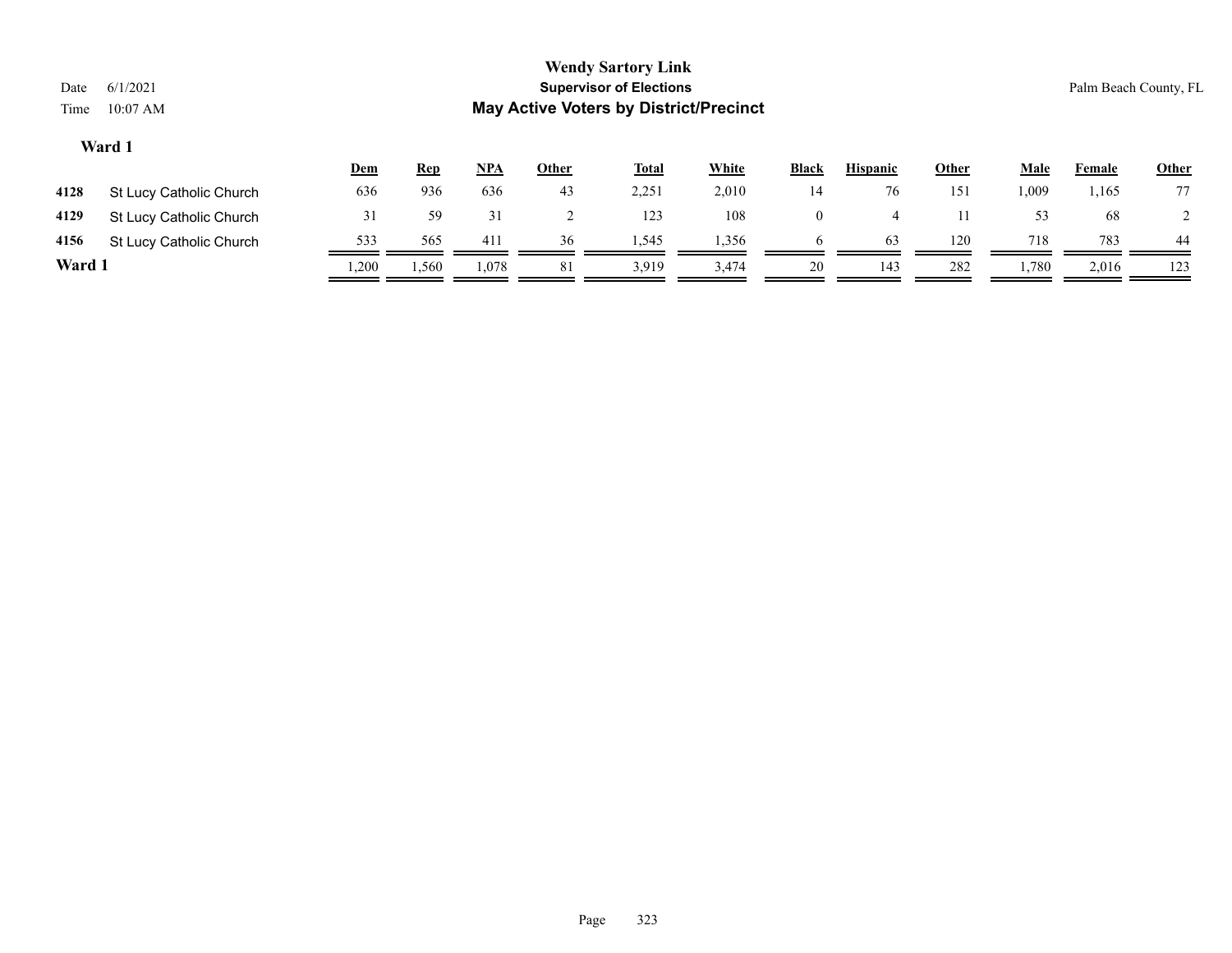# Wendy Sartory Link

## Supervisor of Elections

## May Active Voters by District/Precinct

Date 6/1/2021
Time 10:07 AM

Palm Beach County, FL

### Ward 1

| | | Dem | Rep | NPA | Other | Total | White | Black | Hispanic | Other | Male | Female | Other |
|---|---|---|---|---|---|---|---|---|---|---|---|---|---|
| **4128** | St Lucy Catholic Church | 636 | 936 | 636 | 43 | 2,251 | 2,010 | 14 | 76 | 151 | 1,009 | 1,165 | 77 |
| **4129** | St Lucy Catholic Church | 31 | 59 | 31 | 2 | 123 | 108 | 0 | 4 | 11 | 53 | 68 | 2 |
| **4156** | St Lucy Catholic Church | 533 | 565 | 411 | 36 | 1,545 | 1,356 | 6 | 63 | 120 | 718 | 783 | 44 |
| **Ward 1** | | 1,200 | 1,560 | 1,078 | 81 | 3,919 | 3,474 | 20 | 143 | 282 | 1,780 | 2,016 | 123 |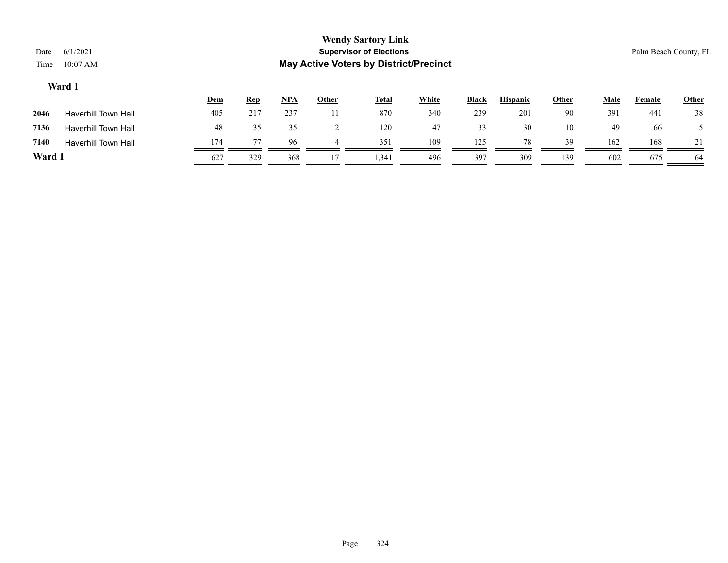**Wendy Sartory Link**
**Supervisor of Elections**
**May Active Voters by District/Precinct**

Date 6/1/2021
Time 10:07 AM

Palm Beach County, FL

### Ward 1

| | | Dem | Rep | NPA | Other | Total | White | Black | Hispanic | Other | Male | Female | Other |
|---|---|---|---|---|---|---|---|---|---|---|---|---|---|
| 2046 | Haverhill Town Hall | 405 | 217 | 237 | 11 | 870 | 340 | 239 | 201 | 90 | 391 | 441 | 38 |
| 7136 | Haverhill Town Hall | 48 | 35 | 35 | 2 | 120 | 47 | 33 | 30 | 10 | 49 | 66 | 5 |
| 7140 | Haverhill Town Hall | 174 | 77 | 96 | 4 | 351 | 109 | 125 | 78 | 39 | 162 | 168 | 21 |
| **Ward 1** | | 627 | 329 | 368 | 17 | 1,341 | 496 | 397 | 309 | 139 | 602 | 675 | 64 |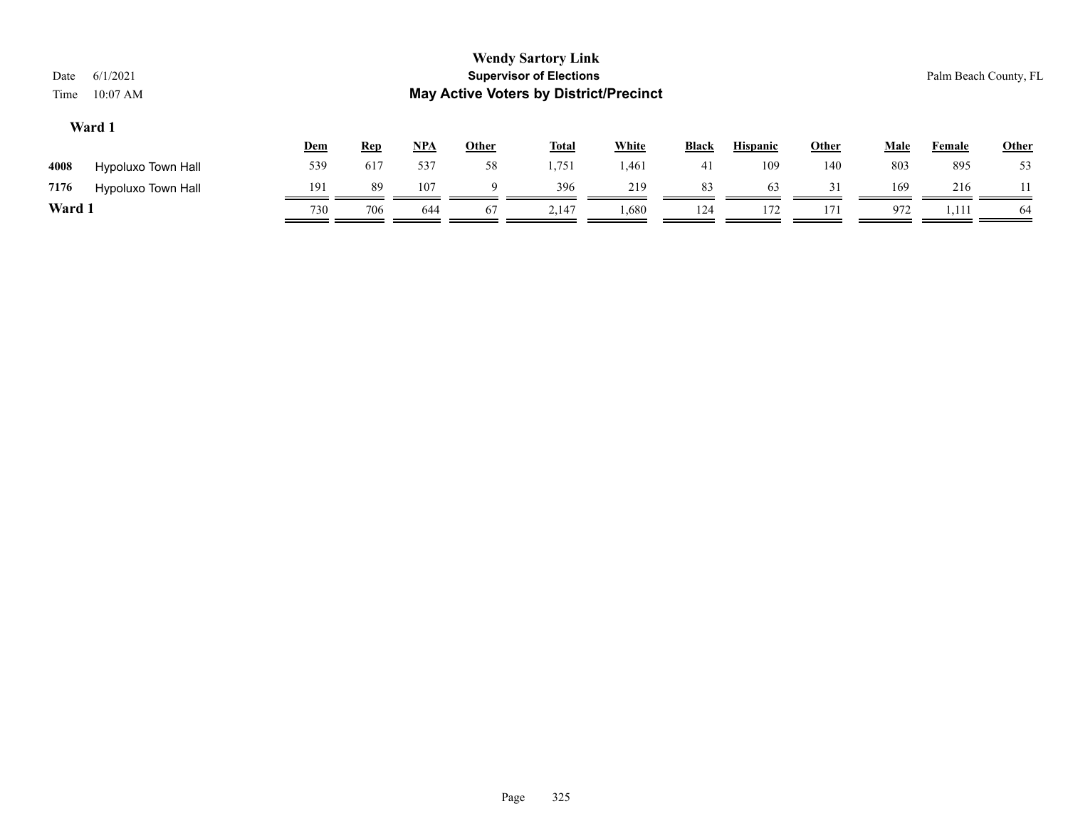**Wendy Sartory Link**
**Supervisor of Elections**
**May Active Voters by District/Precinct**

Date 6/1/2021
Time 10:07 AM

Palm Beach County, FL

### Ward 1

| | | Dem | Rep | NPA | Other | Total | White | Black | Hispanic | Other | Male | Female | Other |
|---|---|---|---|---|---|---|---|---|---|---|---|---|---|
| 4008 | Hypoluxo Town Hall | 539 | 617 | 537 | 58 | 1,751 | 1,461 | 41 | 109 | 140 | 803 | 895 | 53 |
| 7176 | Hypoluxo Town Hall | 191 | 89 | 107 | 9 | 396 | 219 | 83 | 63 | 31 | 169 | 216 | 11 |
| **Ward 1** | | 730 | 706 | 644 | 67 | 2,147 | 1,680 | 124 | 172 | 171 | 972 | 1,111 | 64 |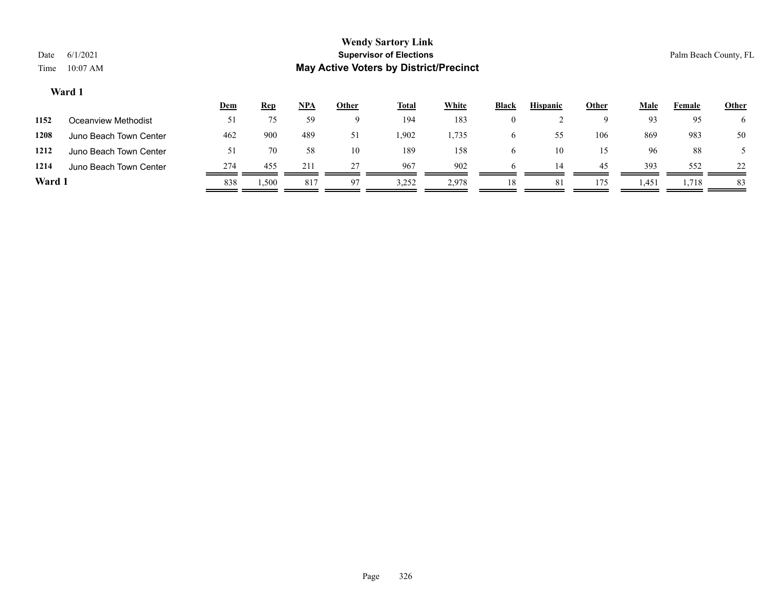# Wendy Sartory Link

## Supervisor of Elections

## May Active Voters by District/Precinct

Date 6/1/2021
Time 10:07 AM

Palm Beach County, FL

### Ward 1

| | | Dem | Rep | NPA | Other | Total | White | Black | Hispanic | Other | Male | Female | Other |
|---|---|---|---|---|---|---|---|---|---|---|---|---|---|
| 1152 | Oceanview Methodist | 51 | 75 | 59 | 9 | 194 | 183 | 0 | 2 | 9 | 93 | 95 | 6 |
| 1208 | Juno Beach Town Center | 462 | 900 | 489 | 51 | 1,902 | 1,735 | 6 | 55 | 106 | 869 | 983 | 50 |
| 1212 | Juno Beach Town Center | 51 | 70 | 58 | 10 | 189 | 158 | 6 | 10 | 15 | 96 | 88 | 5 |
| 1214 | Juno Beach Town Center | 274 | 455 | 211 | 27 | 967 | 902 | 6 | 14 | 45 | 393 | 552 | 22 |
| **Ward 1** | | 838 | 1,500 | 817 | 97 | 3,252 | 2,978 | 18 | 81 | 175 | 1,451 | 1,718 | 83 |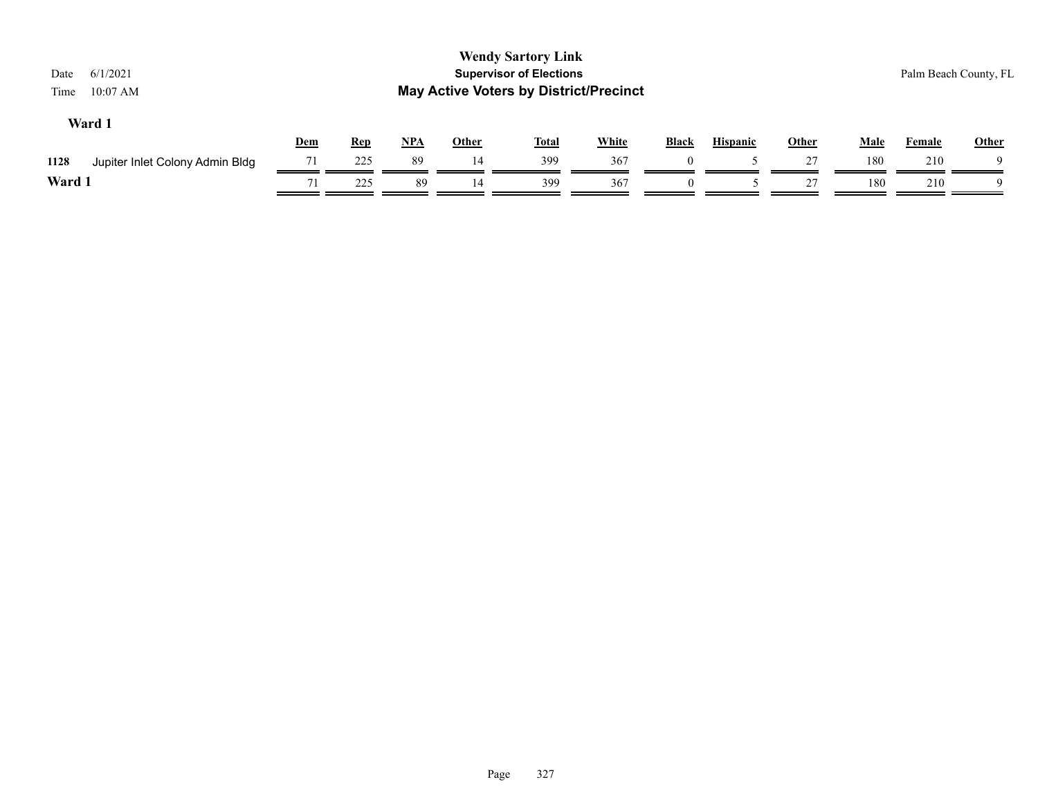**Wendy Sartory Link**
**Supervisor of Elections**
**May Active Voters by District/Precinct**

Date 6/1/2021
Time 10:07 AM

Palm Beach County, FL

### Ward 1

| | | Dem | Rep | NPA | Other | Total | White | Black | Hispanic | Other | Male | Female | Other |
|---|---|---|---|---|---|---|---|---|---|---|---|---|---|
| 1128 | Jupiter Inlet Colony Admin Bldg | 71 | 225 | 89 | 14 | 399 | 367 | 0 | 5 | 27 | 180 | 210 | 9 |
| **Ward 1** | | 71 | 225 | 89 | 14 | 399 | 367 | 0 | 5 | 27 | 180 | 210 | 9 |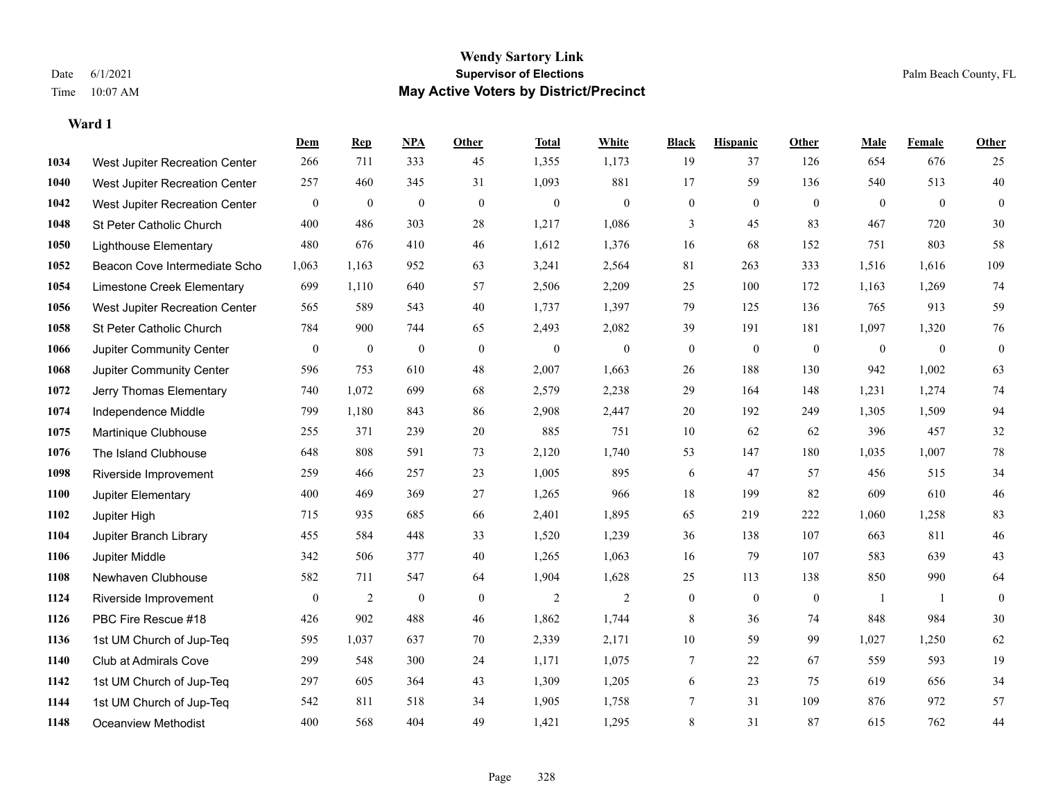# Wendy Sartory Link

**Supervisor of Elections**

**May Active Voters by District/Precinct**

Date 6/1/2021
Time 10:07 AM

Palm Beach County, FL

## Ward 1

| | | Dem | Rep | NPA | Other | Total | White | Black | Hispanic | Other | Male | Female | Other |
|---|---|---|---|---|---|---|---|---|---|---|---|---|---|
| 1034 | West Jupiter Recreation Center | 266 | 711 | 333 | 45 | 1,355 | 1,173 | 19 | 37 | 126 | 654 | 676 | 25 |
| 1040 | West Jupiter Recreation Center | 257 | 460 | 345 | 31 | 1,093 | 881 | 17 | 59 | 136 | 540 | 513 | 40 |
| 1042 | West Jupiter Recreation Center | 0 | 0 | 0 | 0 | 0 | 0 | 0 | 0 | 0 | 0 | 0 | 0 |
| 1048 | St Peter Catholic Church | 400 | 486 | 303 | 28 | 1,217 | 1,086 | 3 | 45 | 83 | 467 | 720 | 30 |
| 1050 | Lighthouse Elementary | 480 | 676 | 410 | 46 | 1,612 | 1,376 | 16 | 68 | 152 | 751 | 803 | 58 |
| 1052 | Beacon Cove Intermediate Scho | 1,063 | 1,163 | 952 | 63 | 3,241 | 2,564 | 81 | 263 | 333 | 1,516 | 1,616 | 109 |
| 1054 | Limestone Creek Elementary | 699 | 1,110 | 640 | 57 | 2,506 | 2,209 | 25 | 100 | 172 | 1,163 | 1,269 | 74 |
| 1056 | West Jupiter Recreation Center | 565 | 589 | 543 | 40 | 1,737 | 1,397 | 79 | 125 | 136 | 765 | 913 | 59 |
| 1058 | St Peter Catholic Church | 784 | 900 | 744 | 65 | 2,493 | 2,082 | 39 | 191 | 181 | 1,097 | 1,320 | 76 |
| 1066 | Jupiter Community Center | 0 | 0 | 0 | 0 | 0 | 0 | 0 | 0 | 0 | 0 | 0 | 0 |
| 1068 | Jupiter Community Center | 596 | 753 | 610 | 48 | 2,007 | 1,663 | 26 | 188 | 130 | 942 | 1,002 | 63 |
| 1072 | Jerry Thomas Elementary | 740 | 1,072 | 699 | 68 | 2,579 | 2,238 | 29 | 164 | 148 | 1,231 | 1,274 | 74 |
| 1074 | Independence Middle | 799 | 1,180 | 843 | 86 | 2,908 | 2,447 | 20 | 192 | 249 | 1,305 | 1,509 | 94 |
| 1075 | Martinique Clubhouse | 255 | 371 | 239 | 20 | 885 | 751 | 10 | 62 | 62 | 396 | 457 | 32 |
| 1076 | The Island Clubhouse | 648 | 808 | 591 | 73 | 2,120 | 1,740 | 53 | 147 | 180 | 1,035 | 1,007 | 78 |
| 1098 | Riverside Improvement | 259 | 466 | 257 | 23 | 1,005 | 895 | 6 | 47 | 57 | 456 | 515 | 34 |
| 1100 | Jupiter Elementary | 400 | 469 | 369 | 27 | 1,265 | 966 | 18 | 199 | 82 | 609 | 610 | 46 |
| 1102 | Jupiter High | 715 | 935 | 685 | 66 | 2,401 | 1,895 | 65 | 219 | 222 | 1,060 | 1,258 | 83 |
| 1104 | Jupiter Branch Library | 455 | 584 | 448 | 33 | 1,520 | 1,239 | 36 | 138 | 107 | 663 | 811 | 46 |
| 1106 | Jupiter Middle | 342 | 506 | 377 | 40 | 1,265 | 1,063 | 16 | 79 | 107 | 583 | 639 | 43 |
| 1108 | Newhaven Clubhouse | 582 | 711 | 547 | 64 | 1,904 | 1,628 | 25 | 113 | 138 | 850 | 990 | 64 |
| 1124 | Riverside Improvement | 0 | 2 | 0 | 0 | 2 | 2 | 0 | 0 | 0 | 1 | 1 | 0 |
| 1126 | PBC Fire Rescue #18 | 426 | 902 | 488 | 46 | 1,862 | 1,744 | 8 | 36 | 74 | 848 | 984 | 30 |
| 1136 | 1st UM Church of Jup-Teq | 595 | 1,037 | 637 | 70 | 2,339 | 2,171 | 10 | 59 | 99 | 1,027 | 1,250 | 62 |
| 1140 | Club at Admirals Cove | 299 | 548 | 300 | 24 | 1,171 | 1,075 | 7 | 22 | 67 | 559 | 593 | 19 |
| 1142 | 1st UM Church of Jup-Teq | 297 | 605 | 364 | 43 | 1,309 | 1,205 | 6 | 23 | 75 | 619 | 656 | 34 |
| 1144 | 1st UM Church of Jup-Teq | 542 | 811 | 518 | 34 | 1,905 | 1,758 | 7 | 31 | 109 | 876 | 972 | 57 |
| 1148 | Oceanview Methodist | 400 | 568 | 404 | 49 | 1,421 | 1,295 | 8 | 31 | 87 | 615 | 762 | 44 |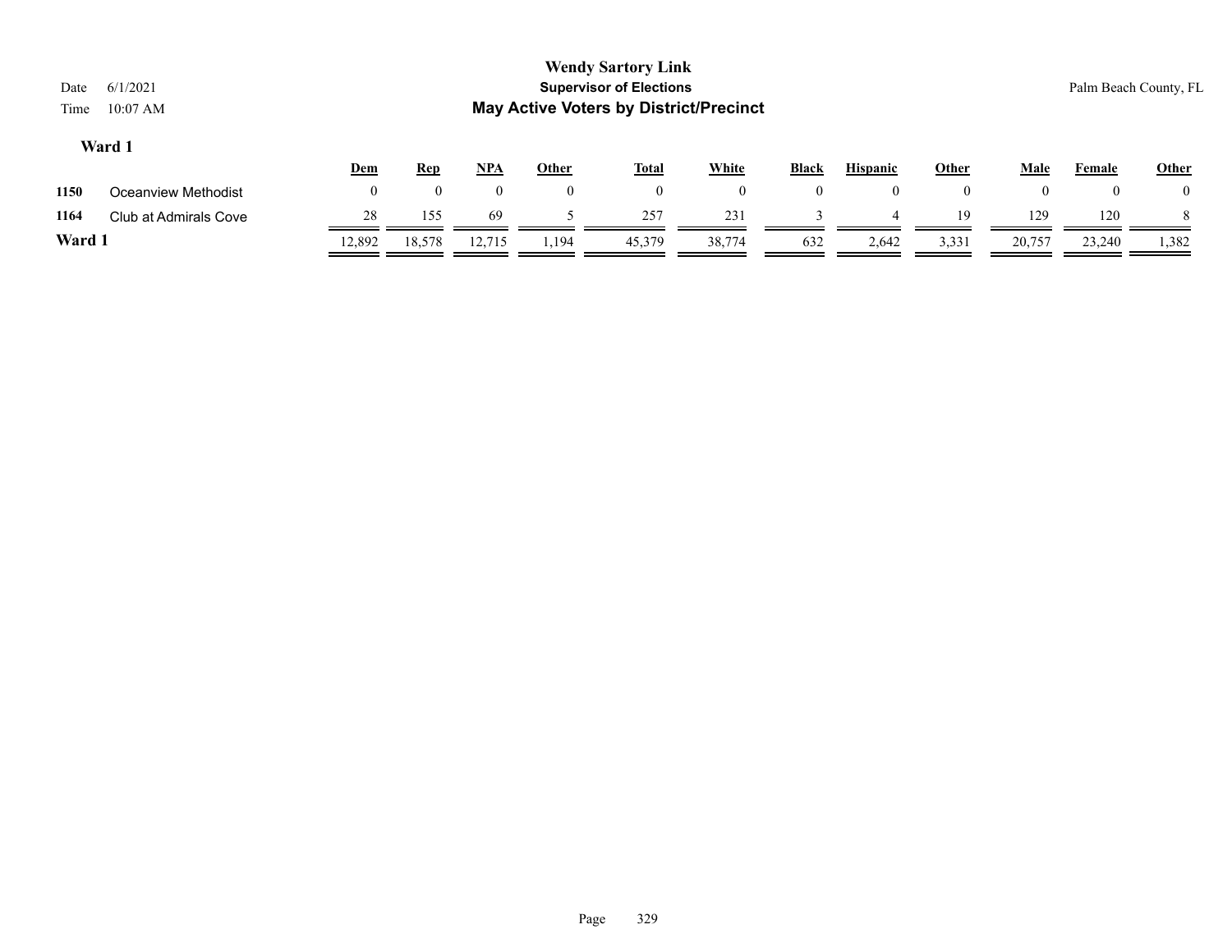# Wendy Sartory Link

**Supervisor of Elections**

**May Active Voters by District/Precinct**

Date 6/1/2021

Time 10:07 AM

Palm Beach County, FL

### Ward 1

| | | Dem | Rep | NPA | Other | Total | White | Black | Hispanic | Other | Male | Female | Other |
|---|---|---|---|---|---|---|---|---|---|---|---|---|---|
| 1150 | Oceanview Methodist | 0 | 0 | 0 | 0 | 0 | 0 | 0 | 0 | 0 | 0 | 0 | 0 |
| 1164 | Club at Admirals Cove | 28 | 155 | 69 | 5 | 257 | 231 | 3 | 4 | 19 | 129 | 120 | 8 |
| **Ward 1** | | 12,892 | 18,578 | 12,715 | 1,194 | 45,379 | 38,774 | 632 | 2,642 | 3,331 | 20,757 | 23,240 | 1,382 |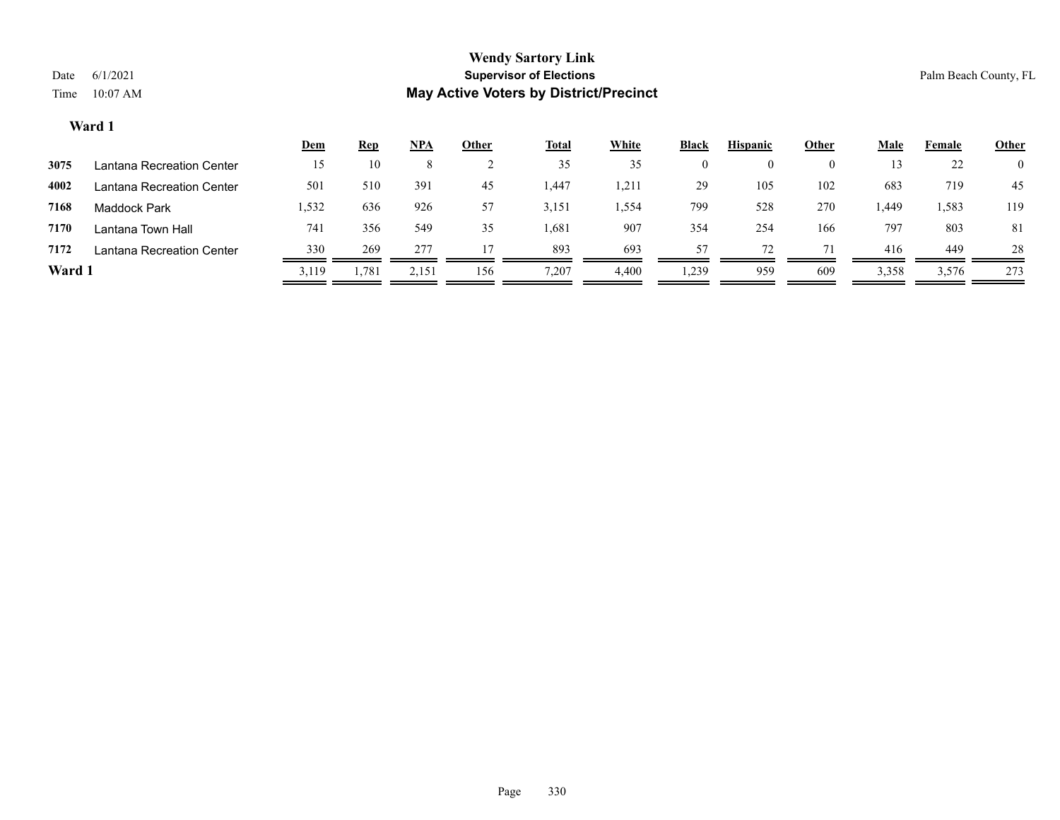# Wendy Sartory Link

## Supervisor of Elections

## May Active Voters by District/Precinct

Date 6/1/2021

Time 10:07 AM

Palm Beach County, FL

### Ward 1

| | | Dem | Rep | NPA | Other | Total | White | Black | Hispanic | Other | Male | Female | Other |
|---|---|---|---|---|---|---|---|---|---|---|---|---|---|
| 3075 | Lantana Recreation Center | 15 | 10 | 8 | 2 | 35 | 35 | 0 | 0 | 0 | 13 | 22 | 0 |
| 4002 | Lantana Recreation Center | 501 | 510 | 391 | 45 | 1,447 | 1,211 | 29 | 105 | 102 | 683 | 719 | 45 |
| 7168 | Maddock Park | 1,532 | 636 | 926 | 57 | 3,151 | 1,554 | 799 | 528 | 270 | 1,449 | 1,583 | 119 |
| 7170 | Lantana Town Hall | 741 | 356 | 549 | 35 | 1,681 | 907 | 354 | 254 | 166 | 797 | 803 | 81 |
| 7172 | Lantana Recreation Center | 330 | 269 | 277 | 17 | 893 | 693 | 57 | 72 | 71 | 416 | 449 | 28 |
| **Ward 1** | | 3,119 | 1,781 | 2,151 | 156 | 7,207 | 4,400 | 1,239 | 959 | 609 | 3,358 | 3,576 | 273 |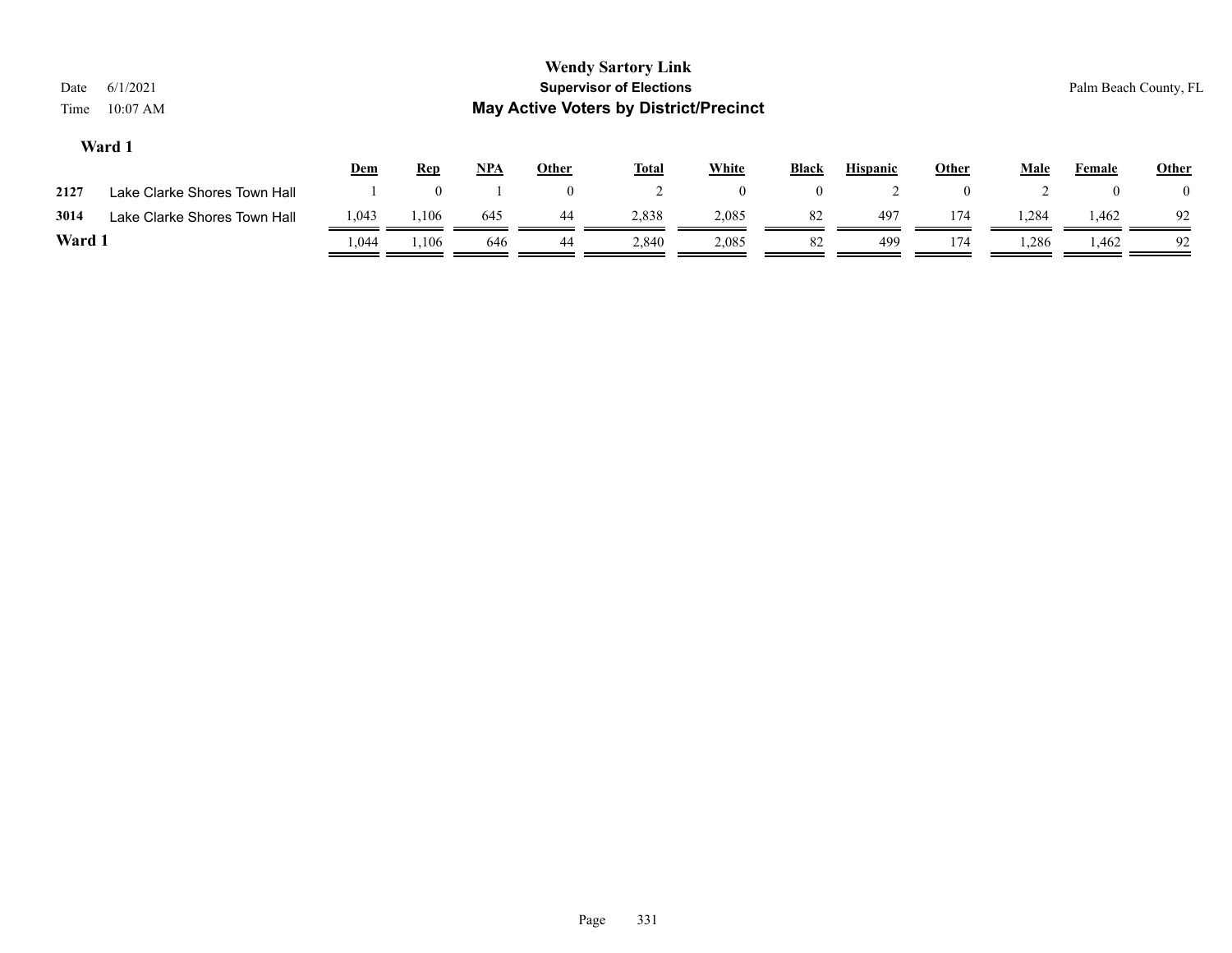# Wendy Sartory Link

**Supervisor of Elections**

**May Active Voters by District/Precinct**

Date 6/1/2021

Time 10:07 AM

Palm Beach County, FL

### Ward 1

| | | Dem | Rep | NPA | Other | Total | White | Black | Hispanic | Other | Male | Female | Other |
|---|---|---|---|---|---|---|---|---|---|---|---|---|---|
| 2127 | Lake Clarke Shores Town Hall | 1 | 0 | 1 | 0 | 2 | 0 | 0 | 2 | 0 | 2 | 0 | 0 |
| 3014 | Lake Clarke Shores Town Hall | 1,043 | 1,106 | 645 | 44 | 2,838 | 2,085 | 82 | 497 | 174 | 1,284 | 1,462 | 92 |
| **Ward 1** | | 1,044 | 1,106 | 646 | 44 | 2,840 | 2,085 | 82 | 499 | 174 | 1,286 | 1,462 | 92 |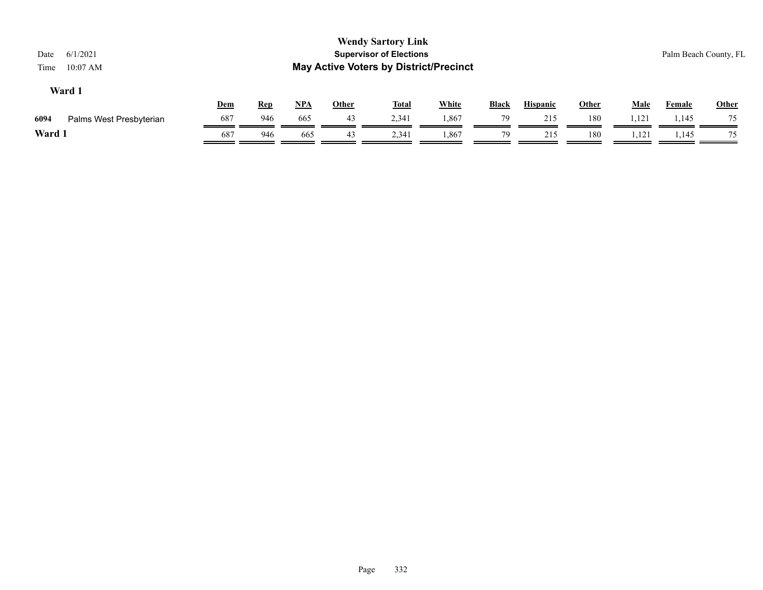# Wendy Sartory Link

## Supervisor of Elections

## May Active Voters by District/Precinct

Date 6/1/2021
Time 10:07 AM

Palm Beach County, FL

### Ward 1

| | | Dem | Rep | NPA | Other | Total | White | Black | Hispanic | Other | Male | Female | Other |
|---|---|---|---|---|---|---|---|---|---|---|---|---|---|
| 6094 | Palms West Presbyterian | 687 | 946 | 665 | 43 | 2,341 | 1,867 | 79 | 215 | 180 | 1,121 | 1,145 | 75 |
| **Ward 1** | | 687 | 946 | 665 | 43 | 2,341 | 1,867 | 79 | 215 | 180 | 1,121 | 1,145 | 75 |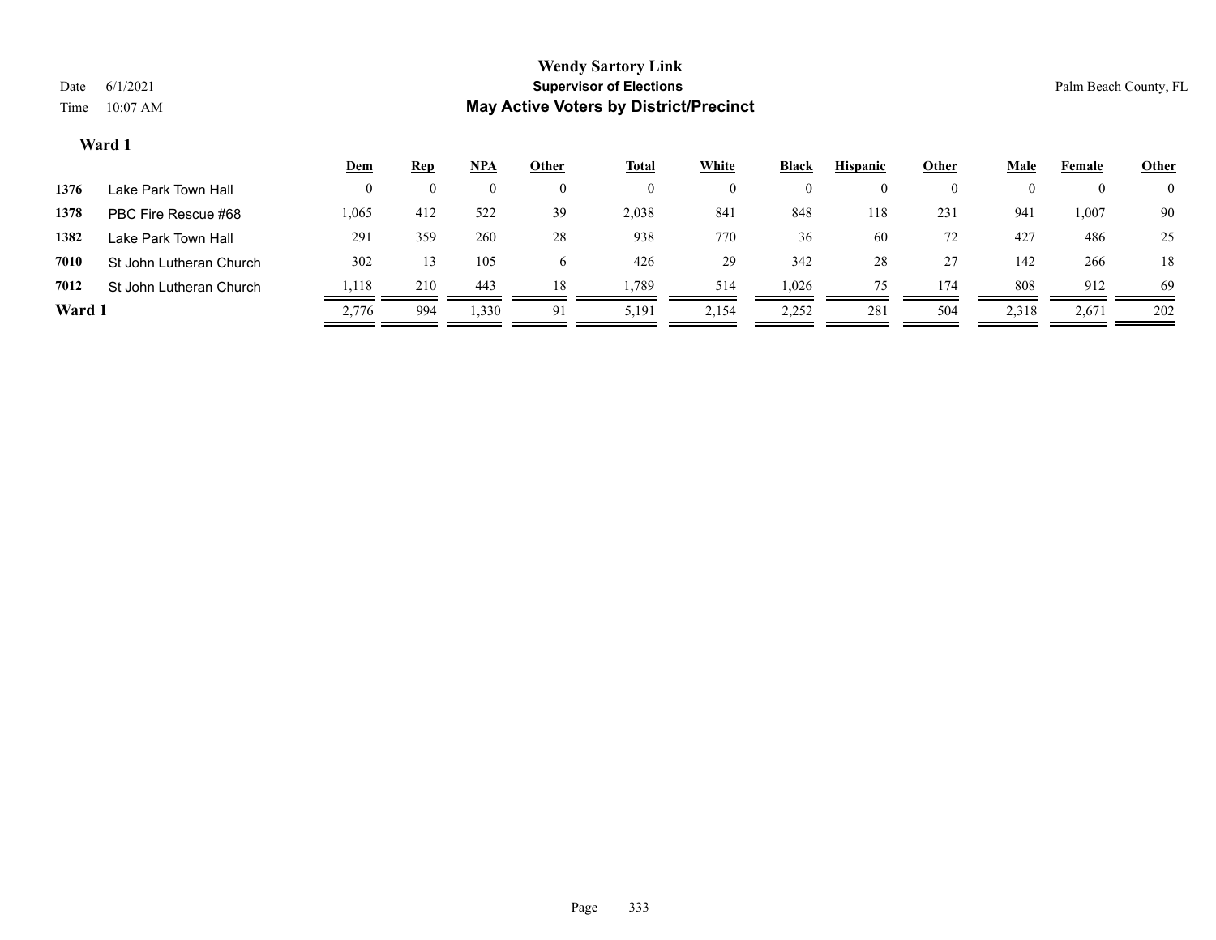Wendy Sartory Link
Supervisor of Elections
**May Active Voters by District/Precinct**

Date 6/1/2021
Time 10:07 AM

Palm Beach County, FL

### Ward 1

| | | Dem | Rep | NPA | Other | Total | White | Black | Hispanic | Other | Male | Female | Other |
|---|---|---|---|---|---|---|---|---|---|---|---|---|---|
| 1376 | Lake Park Town Hall | 0 | 0 | 0 | 0 | 0 | 0 | 0 | 0 | 0 | 0 | 0 | 0 |
| 1378 | PBC Fire Rescue #68 | 1,065 | 412 | 522 | 39 | 2,038 | 841 | 848 | 118 | 231 | 941 | 1,007 | 90 |
| 1382 | Lake Park Town Hall | 291 | 359 | 260 | 28 | 938 | 770 | 36 | 60 | 72 | 427 | 486 | 25 |
| 7010 | St John Lutheran Church | 302 | 13 | 105 | 6 | 426 | 29 | 342 | 28 | 27 | 142 | 266 | 18 |
| 7012 | St John Lutheran Church | 1,118 | 210 | 443 | 18 | 1,789 | 514 | 1,026 | 75 | 174 | 808 | 912 | 69 |
| **Ward 1** | | 2,776 | 994 | 1,330 | 91 | 5,191 | 2,154 | 2,252 | 281 | 504 | 2,318 | 2,671 | 202 |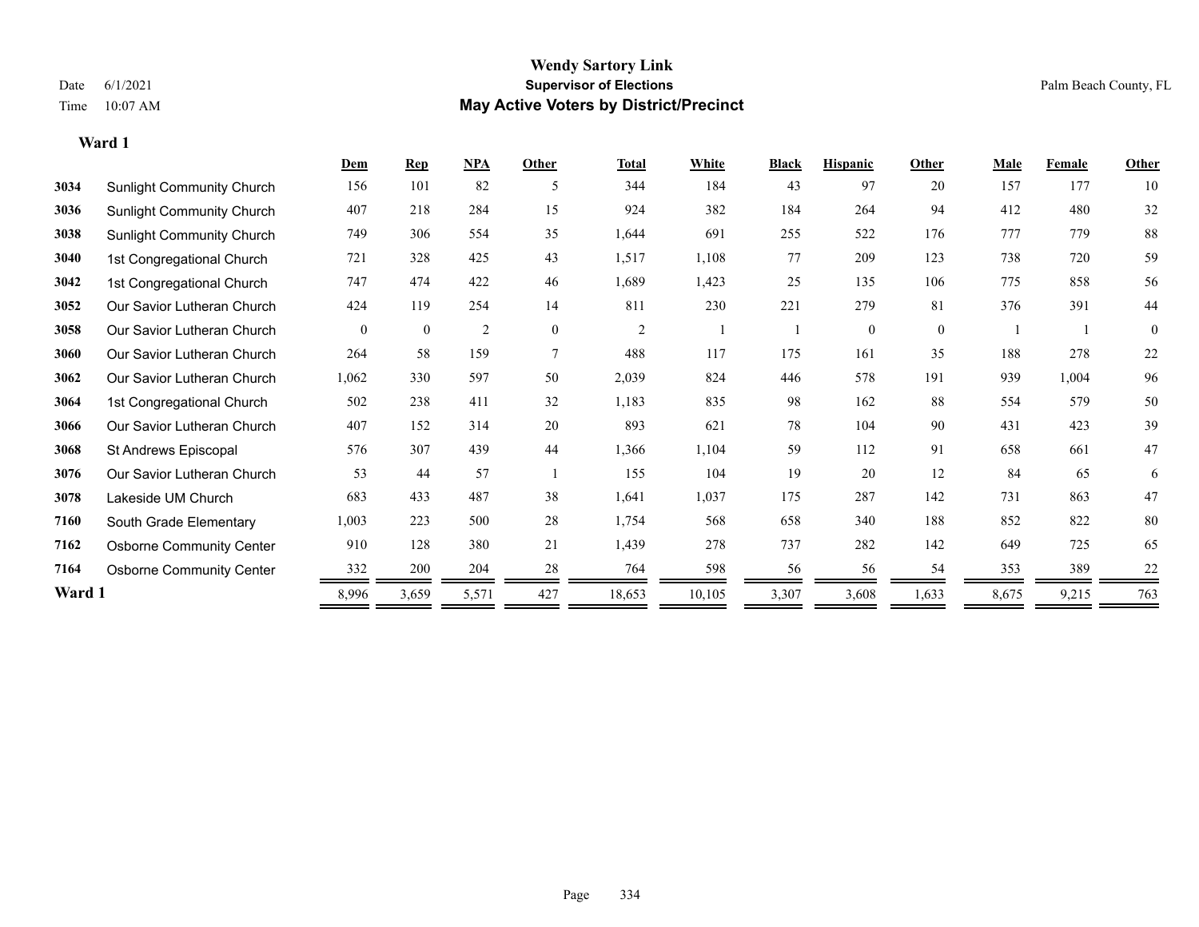**Wendy Sartory Link**
**Supervisor of Elections**
**May Active Voters by District/Precinct**

Date 6/1/2021
Time 10:07 AM

Palm Beach County, FL

### Ward 1

| | | Dem | Rep | NPA | Other | Total | White | Black | Hispanic | Other | Male | Female | Other |
|---|---|---|---|---|---|---|---|---|---|---|---|---|---|
| 3034 | Sunlight Community Church | 156 | 101 | 82 | 5 | 344 | 184 | 43 | 97 | 20 | 157 | 177 | 10 |
| 3036 | Sunlight Community Church | 407 | 218 | 284 | 15 | 924 | 382 | 184 | 264 | 94 | 412 | 480 | 32 |
| 3038 | Sunlight Community Church | 749 | 306 | 554 | 35 | 1,644 | 691 | 255 | 522 | 176 | 777 | 779 | 88 |
| 3040 | 1st Congregational Church | 721 | 328 | 425 | 43 | 1,517 | 1,108 | 77 | 209 | 123 | 738 | 720 | 59 |
| 3042 | 1st Congregational Church | 747 | 474 | 422 | 46 | 1,689 | 1,423 | 25 | 135 | 106 | 775 | 858 | 56 |
| 3052 | Our Savior Lutheran Church | 424 | 119 | 254 | 14 | 811 | 230 | 221 | 279 | 81 | 376 | 391 | 44 |
| 3058 | Our Savior Lutheran Church | 0 | 0 | 2 | 0 | 2 | 1 | 1 | 0 | 0 | 1 | 1 | 0 |
| 3060 | Our Savior Lutheran Church | 264 | 58 | 159 | 7 | 488 | 117 | 175 | 161 | 35 | 188 | 278 | 22 |
| 3062 | Our Savior Lutheran Church | 1,062 | 330 | 597 | 50 | 2,039 | 824 | 446 | 578 | 191 | 939 | 1,004 | 96 |
| 3064 | 1st Congregational Church | 502 | 238 | 411 | 32 | 1,183 | 835 | 98 | 162 | 88 | 554 | 579 | 50 |
| 3066 | Our Savior Lutheran Church | 407 | 152 | 314 | 20 | 893 | 621 | 78 | 104 | 90 | 431 | 423 | 39 |
| 3068 | St Andrews Episcopal | 576 | 307 | 439 | 44 | 1,366 | 1,104 | 59 | 112 | 91 | 658 | 661 | 47 |
| 3076 | Our Savior Lutheran Church | 53 | 44 | 57 | 1 | 155 | 104 | 19 | 20 | 12 | 84 | 65 | 6 |
| 3078 | Lakeside UM Church | 683 | 433 | 487 | 38 | 1,641 | 1,037 | 175 | 287 | 142 | 731 | 863 | 47 |
| 7160 | South Grade Elementary | 1,003 | 223 | 500 | 28 | 1,754 | 568 | 658 | 340 | 188 | 852 | 822 | 80 |
| 7162 | Osborne Community Center | 910 | 128 | 380 | 21 | 1,439 | 278 | 737 | 282 | 142 | 649 | 725 | 65 |
| 7164 | Osborne Community Center | 332 | 200 | 204 | 28 | 764 | 598 | 56 | 56 | 54 | 353 | 389 | 22 |
| **Ward 1** | | 8,996 | 3,659 | 5,571 | 427 | 18,653 | 10,105 | 3,307 | 3,608 | 1,633 | 8,675 | 9,215 | 763 |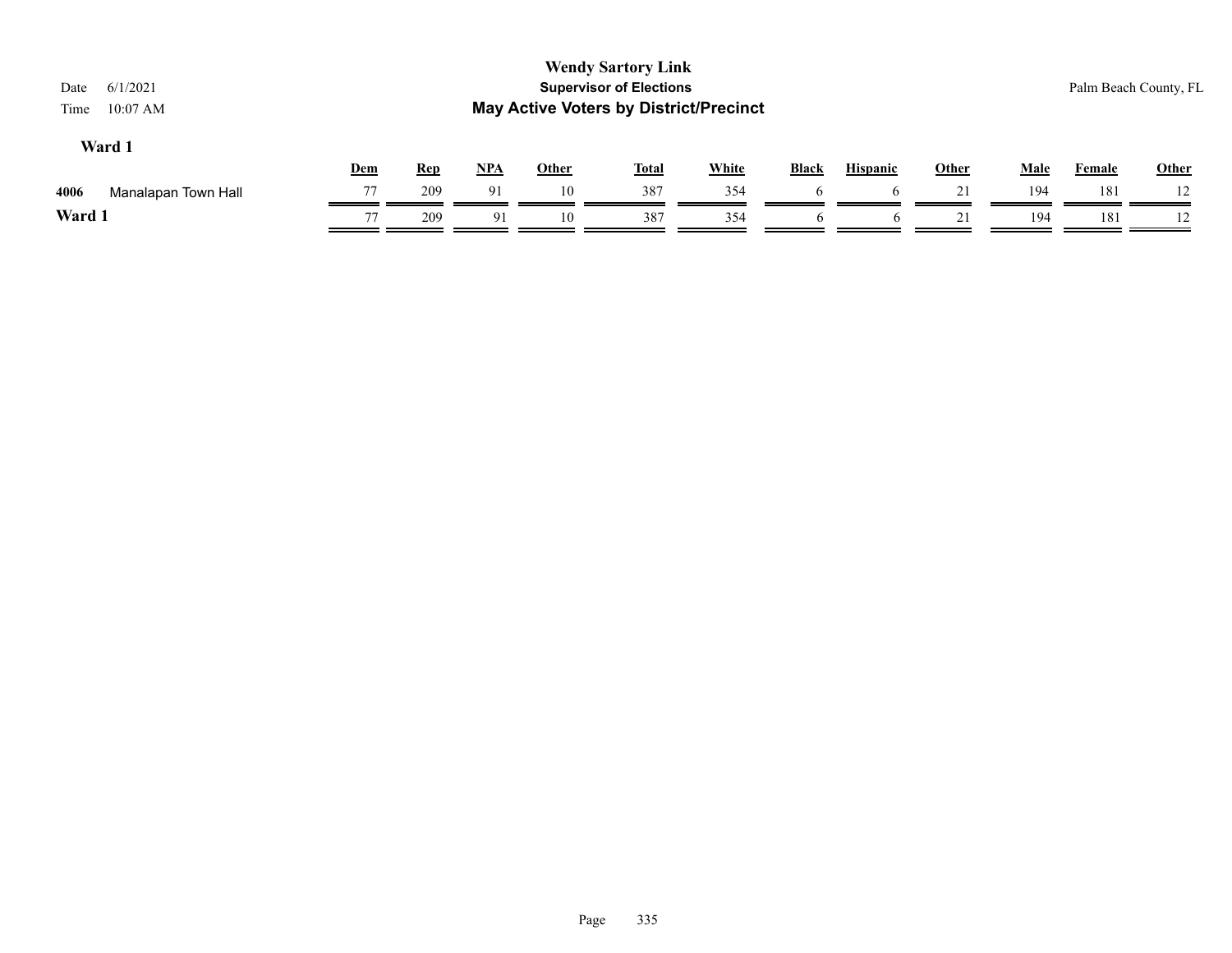**Wendy Sartory Link**
**Supervisor of Elections**
**May Active Voters by District/Precinct**

Date 6/1/2021
Time 10:07 AM

Palm Beach County, FL

### Ward 1

| | | Dem | Rep | NPA | Other | Total | White | Black | Hispanic | Other | Male | Female | Other |
|---|---|---|---|---|---|---|---|---|---|---|---|---|---|
| 4006 | Manalapan Town Hall | 77 | 209 | 91 | 10 | 387 | 354 | 6 | 6 | 21 | 194 | 181 | 12 |
| **Ward 1** | | 77 | 209 | 91 | 10 | 387 | 354 | 6 | 6 | 21 | 194 | 181 | 12 |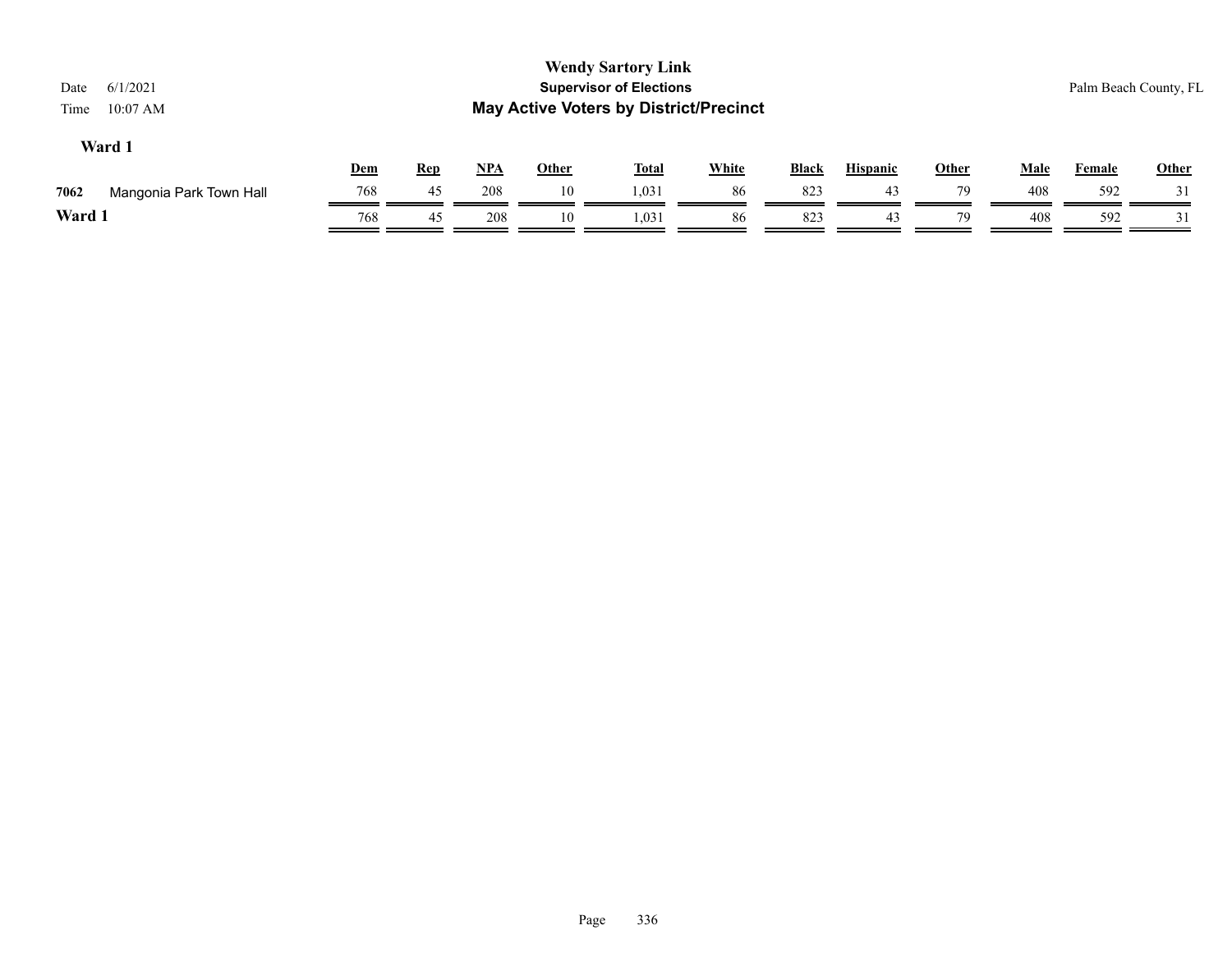**Wendy Sartory Link**
**Supervisor of Elections**
**May Active Voters by District/Precinct**

Date 6/1/2021
Time 10:07 AM

Palm Beach County, FL

### Ward 1

| | | Dem | Rep | NPA | Other | Total | White | Black | Hispanic | Other | Male | Female | Other |
|---|---|---|---|---|---|---|---|---|---|---|---|---|---|
| 7062 | Mangonia Park Town Hall | 768 | 45 | 208 | 10 | 1,031 | 86 | 823 | 43 | 79 | 408 | 592 | 31 |
| **Ward 1** | | 768 | 45 | 208 | 10 | 1,031 | 86 | 823 | 43 | 79 | 408 | 592 | 31 |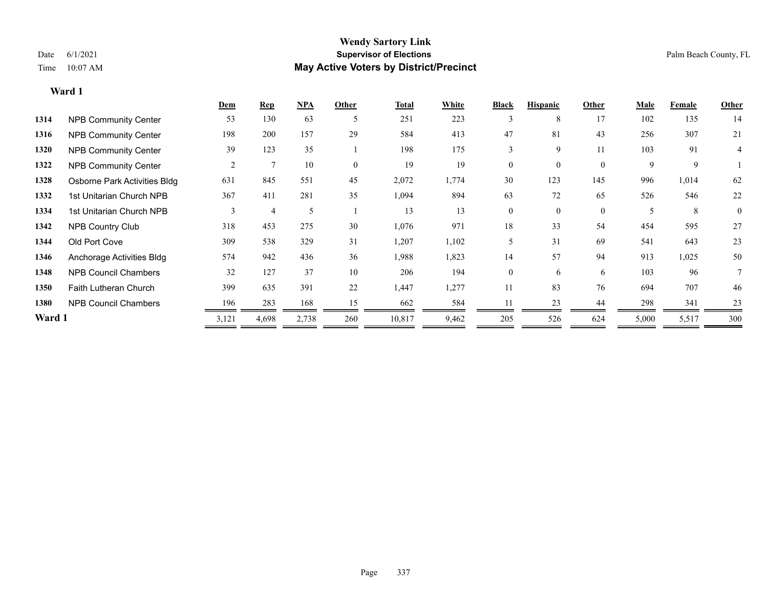**Wendy Sartory Link**
**Supervisor of Elections**
**May Active Voters by District/Precinct**

Date 6/1/2021
Time 10:07 AM
Palm Beach County, FL

**Ward 1**

| | | Dem | Rep | NPA | Other | Total | White | Black | Hispanic | Other | Male | Female | Other |
|---|---|---|---|---|---|---|---|---|---|---|---|---|---|
| 1314 | NPB Community Center | 53 | 130 | 63 | 5 | 251 | 223 | 3 | 8 | 17 | 102 | 135 | 14 |
| 1316 | NPB Community Center | 198 | 200 | 157 | 29 | 584 | 413 | 47 | 81 | 43 | 256 | 307 | 21 |
| 1320 | NPB Community Center | 39 | 123 | 35 | 1 | 198 | 175 | 3 | 9 | 11 | 103 | 91 | 4 |
| 1322 | NPB Community Center | 2 | 7 | 10 | 0 | 19 | 19 | 0 | 0 | 0 | 9 | 9 | 1 |
| 1328 | Osborne Park Activities Bldg | 631 | 845 | 551 | 45 | 2,072 | 1,774 | 30 | 123 | 145 | 996 | 1,014 | 62 |
| 1332 | 1st Unitarian Church NPB | 367 | 411 | 281 | 35 | 1,094 | 894 | 63 | 72 | 65 | 526 | 546 | 22 |
| 1334 | 1st Unitarian Church NPB | 3 | 4 | 5 | 1 | 13 | 13 | 0 | 0 | 0 | 5 | 8 | 0 |
| 1342 | NPB Country Club | 318 | 453 | 275 | 30 | 1,076 | 971 | 18 | 33 | 54 | 454 | 595 | 27 |
| 1344 | Old Port Cove | 309 | 538 | 329 | 31 | 1,207 | 1,102 | 5 | 31 | 69 | 541 | 643 | 23 |
| 1346 | Anchorage Activities Bldg | 574 | 942 | 436 | 36 | 1,988 | 1,823 | 14 | 57 | 94 | 913 | 1,025 | 50 |
| 1348 | NPB Council Chambers | 32 | 127 | 37 | 10 | 206 | 194 | 0 | 6 | 6 | 103 | 96 | 7 |
| 1350 | Faith Lutheran Church | 399 | 635 | 391 | 22 | 1,447 | 1,277 | 11 | 83 | 76 | 694 | 707 | 46 |
| 1380 | NPB Council Chambers | 196 | 283 | 168 | 15 | 662 | 584 | 11 | 23 | 44 | 298 | 341 | 23 |
| **Ward 1** | | 3,121 | 4,698 | 2,738 | 260 | 10,817 | 9,462 | 205 | 526 | 624 | 5,000 | 5,517 | 300 |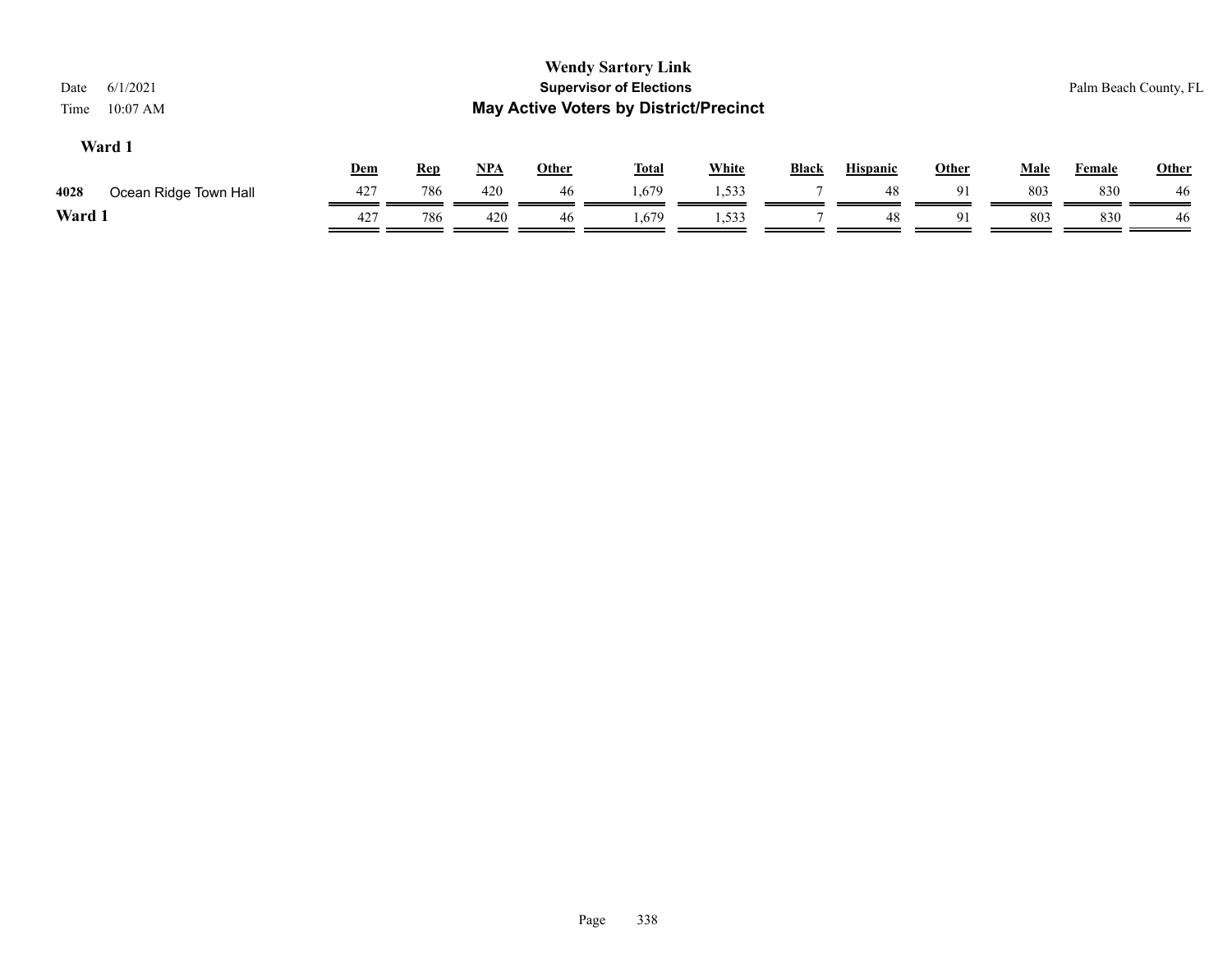# Wendy Sartory Link
## Supervisor of Elections
## May Active Voters by District/Precinct

Date 6/1/2021
Time 10:07 AM

Palm Beach County, FL

### Ward 1

| | | Dem | Rep | NPA | Other | Total | White | Black | Hispanic | Other | Male | Female | Other |
|---|---|---|---|---|---|---|---|---|---|---|---|---|---|
| 4028 | Ocean Ridge Town Hall | 427 | 786 | 420 | 46 | 1,679 | 1,533 | 7 | 48 | 91 | 803 | 830 | 46 |
| **Ward 1** | | 427 | 786 | 420 | 46 | 1,679 | 1,533 | 7 | 48 | 91 | 803 | 830 | 46 |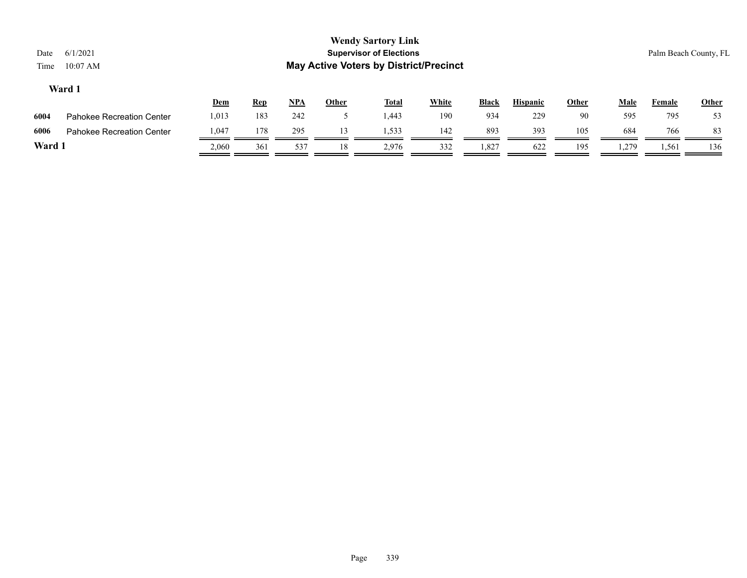# Wendy Sartory Link

## Supervisor of Elections

## May Active Voters by District/Precinct

Date 6/1/2021
Time 10:07 AM

Palm Beach County, FL

### Ward 1

| | | Dem | Rep | NPA | Other | Total | White | Black | Hispanic | Other | Male | Female | Other |
|---|---|---|---|---|---|---|---|---|---|---|---|---|---|
| 6004 | Pahokee Recreation Center | 1,013 | 183 | 242 | 5 | 1,443 | 190 | 934 | 229 | 90 | 595 | 795 | 53 |
| 6006 | Pahokee Recreation Center | 1,047 | 178 | 295 | 13 | 1,533 | 142 | 893 | 393 | 105 | 684 | 766 | 83 |
| **Ward 1** | | 2,060 | 361 | 537 | 18 | 2,976 | 332 | 1,827 | 622 | 195 | 1,279 | 1,561 | 136 |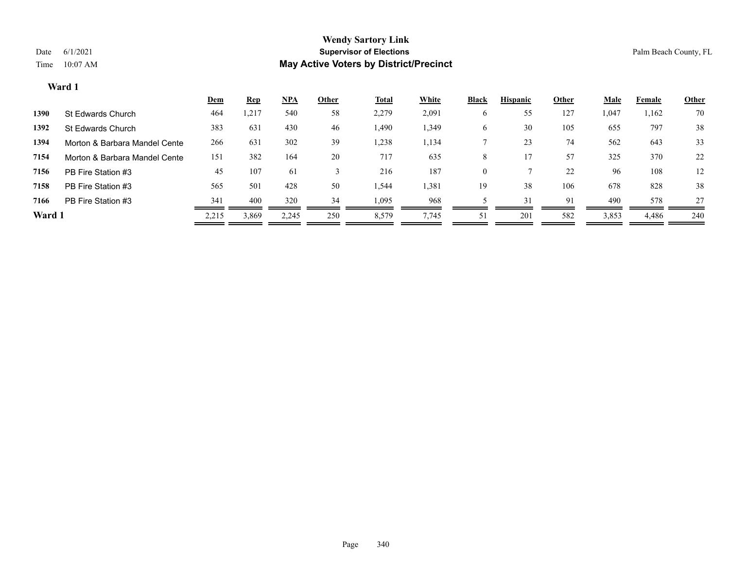**Wendy Sartory Link**

**Supervisor of Elections**

**May Active Voters by District/Precinct**

Date 6/1/2021

Time 10:07 AM

Palm Beach County, FL

## Ward 1

| | | Dem | Rep | NPA | Other | Total | White | Black | Hispanic | Other | Male | Female | Other |
|---|---|---|---|---|---|---|---|---|---|---|---|---|---|
| 1390 | St Edwards Church | 464 | 1,217 | 540 | 58 | 2,279 | 2,091 | 6 | 55 | 127 | 1,047 | 1,162 | 70 |
| 1392 | St Edwards Church | 383 | 631 | 430 | 46 | 1,490 | 1,349 | 6 | 30 | 105 | 655 | 797 | 38 |
| 1394 | Morton & Barbara Mandel Cente | 266 | 631 | 302 | 39 | 1,238 | 1,134 | 7 | 23 | 74 | 562 | 643 | 33 |
| 7154 | Morton & Barbara Mandel Cente | 151 | 382 | 164 | 20 | 717 | 635 | 8 | 17 | 57 | 325 | 370 | 22 |
| 7156 | PB Fire Station #3 | 45 | 107 | 61 | 3 | 216 | 187 | 0 | 7 | 22 | 96 | 108 | 12 |
| 7158 | PB Fire Station #3 | 565 | 501 | 428 | 50 | 1,544 | 1,381 | 19 | 38 | 106 | 678 | 828 | 38 |
| 7166 | PB Fire Station #3 | 341 | 400 | 320 | 34 | 1,095 | 968 | 5 | 31 | 91 | 490 | 578 | 27 |
| **Ward 1** | | 2,215 | 3,869 | 2,245 | 250 | 8,579 | 7,745 | 51 | 201 | 582 | 3,853 | 4,486 | 240 |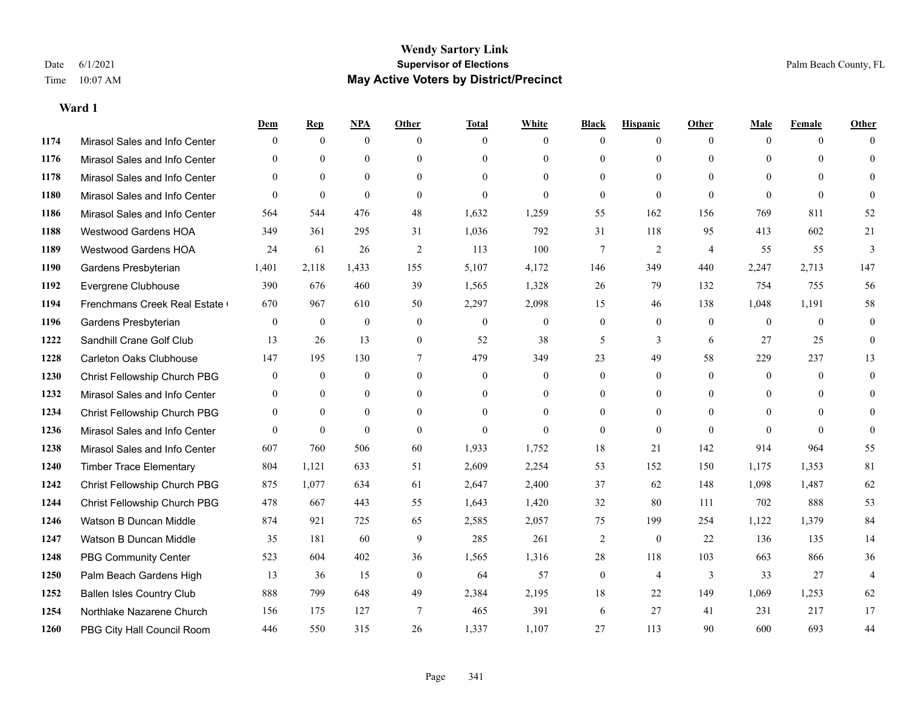# Wendy Sartory Link

## Supervisor of Elections

## May Active Voters by District/Precinct

Date 6/1/2021
Time 10:07 AM

Palm Beach County, FL

### Ward 1

| | | Dem | Rep | NPA | Other | Total | White | Black | Hispanic | Other | Male | Female | Other |
|---|---|---|---|---|---|---|---|---|---|---|---|---|---|
| 1174 | Mirasol Sales and Info Center | 0 | 0 | 0 | 0 | 0 | 0 | 0 | 0 | 0 | 0 | 0 | 0 |
| 1176 | Mirasol Sales and Info Center | 0 | 0 | 0 | 0 | 0 | 0 | 0 | 0 | 0 | 0 | 0 | 0 |
| 1178 | Mirasol Sales and Info Center | 0 | 0 | 0 | 0 | 0 | 0 | 0 | 0 | 0 | 0 | 0 | 0 |
| 1180 | Mirasol Sales and Info Center | 0 | 0 | 0 | 0 | 0 | 0 | 0 | 0 | 0 | 0 | 0 | 0 |
| 1186 | Mirasol Sales and Info Center | 564 | 544 | 476 | 48 | 1,632 | 1,259 | 55 | 162 | 156 | 769 | 811 | 52 |
| 1188 | Westwood Gardens HOA | 349 | 361 | 295 | 31 | 1,036 | 792 | 31 | 118 | 95 | 413 | 602 | 21 |
| 1189 | Westwood Gardens HOA | 24 | 61 | 26 | 2 | 113 | 100 | 7 | 2 | 4 | 55 | 55 | 3 |
| 1190 | Gardens Presbyterian | 1,401 | 2,118 | 1,433 | 155 | 5,107 | 4,172 | 146 | 349 | 440 | 2,247 | 2,713 | 147 |
| 1192 | Evergrene Clubhouse | 390 | 676 | 460 | 39 | 1,565 | 1,328 | 26 | 79 | 132 | 754 | 755 | 56 |
| 1194 | Frenchmans Creek Real Estate ( | 670 | 967 | 610 | 50 | 2,297 | 2,098 | 15 | 46 | 138 | 1,048 | 1,191 | 58 |
| 1196 | Gardens Presbyterian | 0 | 0 | 0 | 0 | 0 | 0 | 0 | 0 | 0 | 0 | 0 | 0 |
| 1222 | Sandhill Crane Golf Club | 13 | 26 | 13 | 0 | 52 | 38 | 5 | 3 | 6 | 27 | 25 | 0 |
| 1228 | Carleton Oaks Clubhouse | 147 | 195 | 130 | 7 | 479 | 349 | 23 | 49 | 58 | 229 | 237 | 13 |
| 1230 | Christ Fellowship Church PBG | 0 | 0 | 0 | 0 | 0 | 0 | 0 | 0 | 0 | 0 | 0 | 0 |
| 1232 | Mirasol Sales and Info Center | 0 | 0 | 0 | 0 | 0 | 0 | 0 | 0 | 0 | 0 | 0 | 0 |
| 1234 | Christ Fellowship Church PBG | 0 | 0 | 0 | 0 | 0 | 0 | 0 | 0 | 0 | 0 | 0 | 0 |
| 1236 | Mirasol Sales and Info Center | 0 | 0 | 0 | 0 | 0 | 0 | 0 | 0 | 0 | 0 | 0 | 0 |
| 1238 | Mirasol Sales and Info Center | 607 | 760 | 506 | 60 | 1,933 | 1,752 | 18 | 21 | 142 | 914 | 964 | 55 |
| 1240 | Timber Trace Elementary | 804 | 1,121 | 633 | 51 | 2,609 | 2,254 | 53 | 152 | 150 | 1,175 | 1,353 | 81 |
| 1242 | Christ Fellowship Church PBG | 875 | 1,077 | 634 | 61 | 2,647 | 2,400 | 37 | 62 | 148 | 1,098 | 1,487 | 62 |
| 1244 | Christ Fellowship Church PBG | 478 | 667 | 443 | 55 | 1,643 | 1,420 | 32 | 80 | 111 | 702 | 888 | 53 |
| 1246 | Watson B Duncan Middle | 874 | 921 | 725 | 65 | 2,585 | 2,057 | 75 | 199 | 254 | 1,122 | 1,379 | 84 |
| 1247 | Watson B Duncan Middle | 35 | 181 | 60 | 9 | 285 | 261 | 2 | 0 | 22 | 136 | 135 | 14 |
| 1248 | PBG Community Center | 523 | 604 | 402 | 36 | 1,565 | 1,316 | 28 | 118 | 103 | 663 | 866 | 36 |
| 1250 | Palm Beach Gardens High | 13 | 36 | 15 | 0 | 64 | 57 | 0 | 4 | 3 | 33 | 27 | 4 |
| 1252 | Ballen Isles Country Club | 888 | 799 | 648 | 49 | 2,384 | 2,195 | 18 | 22 | 149 | 1,069 | 1,253 | 62 |
| 1254 | Northlake Nazarene Church | 156 | 175 | 127 | 7 | 465 | 391 | 6 | 27 | 41 | 231 | 217 | 17 |
| 1260 | PBG City Hall Council Room | 446 | 550 | 315 | 26 | 1,337 | 1,107 | 27 | 113 | 90 | 600 | 693 | 44 |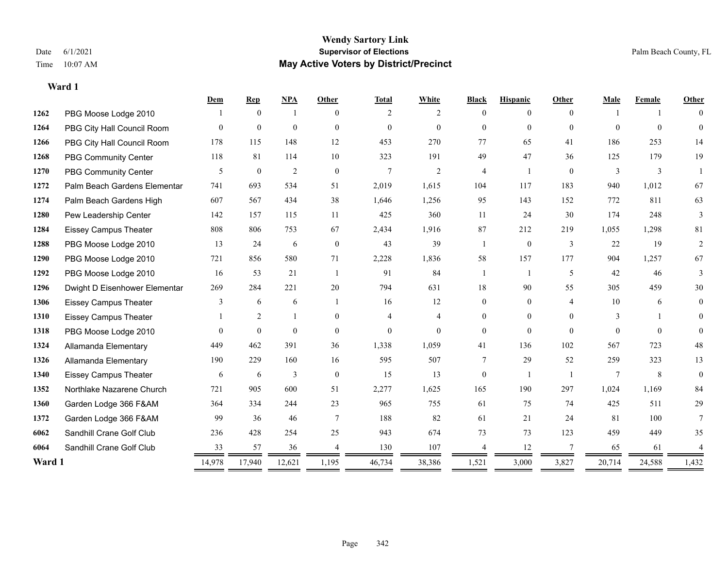# Wendy Sartory Link
## Supervisor of Elections
## May Active Voters by District/Precinct

Date 6/1/2021
Time 10:07 AM

Palm Beach County, FL

### Ward 1

| | | Dem | Rep | NPA | Other | Total | White | Black | Hispanic | Other | Male | Female | Other |
|---|---|---|---|---|---|---|---|---|---|---|---|---|---|
| 1262 | PBG Moose Lodge 2010 | 1 | 0 | 1 | 0 | 2 | 2 | 0 | 0 | 0 | 1 | 1 | 0 |
| 1264 | PBG City Hall Council Room | 0 | 0 | 0 | 0 | 0 | 0 | 0 | 0 | 0 | 0 | 0 | 0 |
| 1266 | PBG City Hall Council Room | 178 | 115 | 148 | 12 | 453 | 270 | 77 | 65 | 41 | 186 | 253 | 14 |
| 1268 | PBG Community Center | 118 | 81 | 114 | 10 | 323 | 191 | 49 | 47 | 36 | 125 | 179 | 19 |
| 1270 | PBG Community Center | 5 | 0 | 2 | 0 | 7 | 2 | 4 | 1 | 0 | 3 | 3 | 1 |
| 1272 | Palm Beach Gardens Elementar | 741 | 693 | 534 | 51 | 2,019 | 1,615 | 104 | 117 | 183 | 940 | 1,012 | 67 |
| 1274 | Palm Beach Gardens High | 607 | 567 | 434 | 38 | 1,646 | 1,256 | 95 | 143 | 152 | 772 | 811 | 63 |
| 1280 | Pew Leadership Center | 142 | 157 | 115 | 11 | 425 | 360 | 11 | 24 | 30 | 174 | 248 | 3 |
| 1284 | Eissey Campus Theater | 808 | 806 | 753 | 67 | 2,434 | 1,916 | 87 | 212 | 219 | 1,055 | 1,298 | 81 |
| 1288 | PBG Moose Lodge 2010 | 13 | 24 | 6 | 0 | 43 | 39 | 1 | 0 | 3 | 22 | 19 | 2 |
| 1290 | PBG Moose Lodge 2010 | 721 | 856 | 580 | 71 | 2,228 | 1,836 | 58 | 157 | 177 | 904 | 1,257 | 67 |
| 1292 | PBG Moose Lodge 2010 | 16 | 53 | 21 | 1 | 91 | 84 | 1 | 1 | 5 | 42 | 46 | 3 |
| 1296 | Dwight D Eisenhower Elementar | 269 | 284 | 221 | 20 | 794 | 631 | 18 | 90 | 55 | 305 | 459 | 30 |
| 1306 | Eissey Campus Theater | 3 | 6 | 6 | 1 | 16 | 12 | 0 | 0 | 4 | 10 | 6 | 0 |
| 1310 | Eissey Campus Theater | 1 | 2 | 1 | 0 | 4 | 4 | 0 | 0 | 0 | 3 | 1 | 0 |
| 1318 | PBG Moose Lodge 2010 | 0 | 0 | 0 | 0 | 0 | 0 | 0 | 0 | 0 | 0 | 0 | 0 |
| 1324 | Allamanda Elementary | 449 | 462 | 391 | 36 | 1,338 | 1,059 | 41 | 136 | 102 | 567 | 723 | 48 |
| 1326 | Allamanda Elementary | 190 | 229 | 160 | 16 | 595 | 507 | 7 | 29 | 52 | 259 | 323 | 13 |
| 1340 | Eissey Campus Theater | 6 | 6 | 3 | 0 | 15 | 13 | 0 | 1 | 1 | 7 | 8 | 0 |
| 1352 | Northlake Nazarene Church | 721 | 905 | 600 | 51 | 2,277 | 1,625 | 165 | 190 | 297 | 1,024 | 1,169 | 84 |
| 1360 | Garden Lodge 366 F&AM | 364 | 334 | 244 | 23 | 965 | 755 | 61 | 75 | 74 | 425 | 511 | 29 |
| 1372 | Garden Lodge 366 F&AM | 99 | 36 | 46 | 7 | 188 | 82 | 61 | 21 | 24 | 81 | 100 | 7 |
| 6062 | Sandhill Crane Golf Club | 236 | 428 | 254 | 25 | 943 | 674 | 73 | 73 | 123 | 459 | 449 | 35 |
| 6064 | Sandhill Crane Golf Club | 33 | 57 | 36 | 4 | 130 | 107 | 4 | 12 | 7 | 65 | 61 | 4 |
| **Ward 1** | | 14,978 | 17,940 | 12,621 | 1,195 | 46,734 | 38,386 | 1,521 | 3,000 | 3,827 | 20,714 | 24,588 | 1,432 |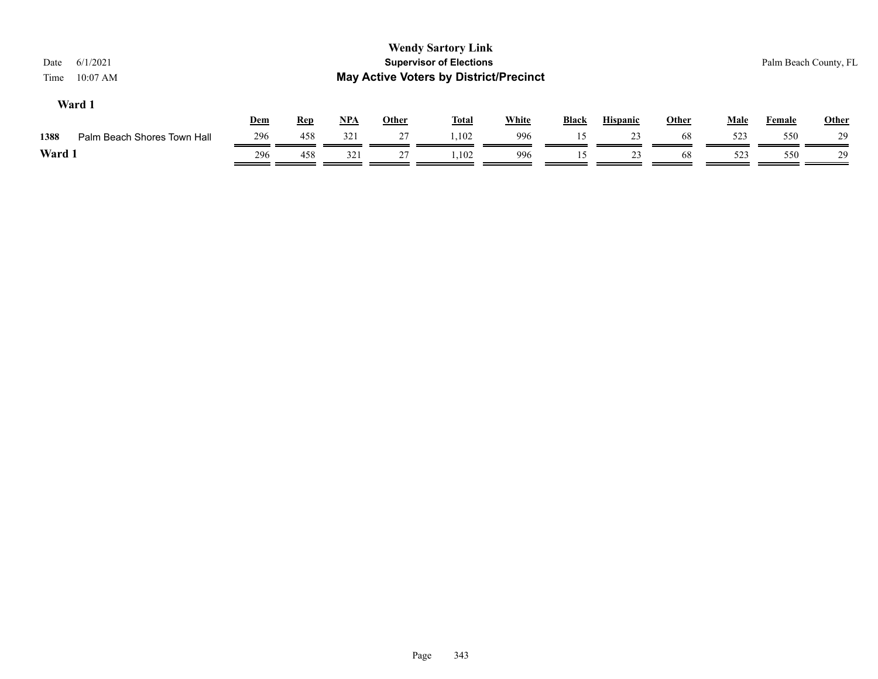**Wendy Sartory Link**
**Supervisor of Elections**
**May Active Voters by District/Precinct**

Date 6/1/2021
Time 10:07 AM

Palm Beach County, FL

### Ward 1

| | | Dem | Rep | NPA | Other | Total | White | Black | Hispanic | Other | Male | Female | Other |
|---|---|---|---|---|---|---|---|---|---|---|---|---|---|
| 1388 | Palm Beach Shores Town Hall | 296 | 458 | 321 | 27 | 1,102 | 996 | 15 | 23 | 68 | 523 | 550 | 29 |
| **Ward 1** | | 296 | 458 | 321 | 27 | 1,102 | 996 | 15 | 23 | 68 | 523 | 550 | 29 |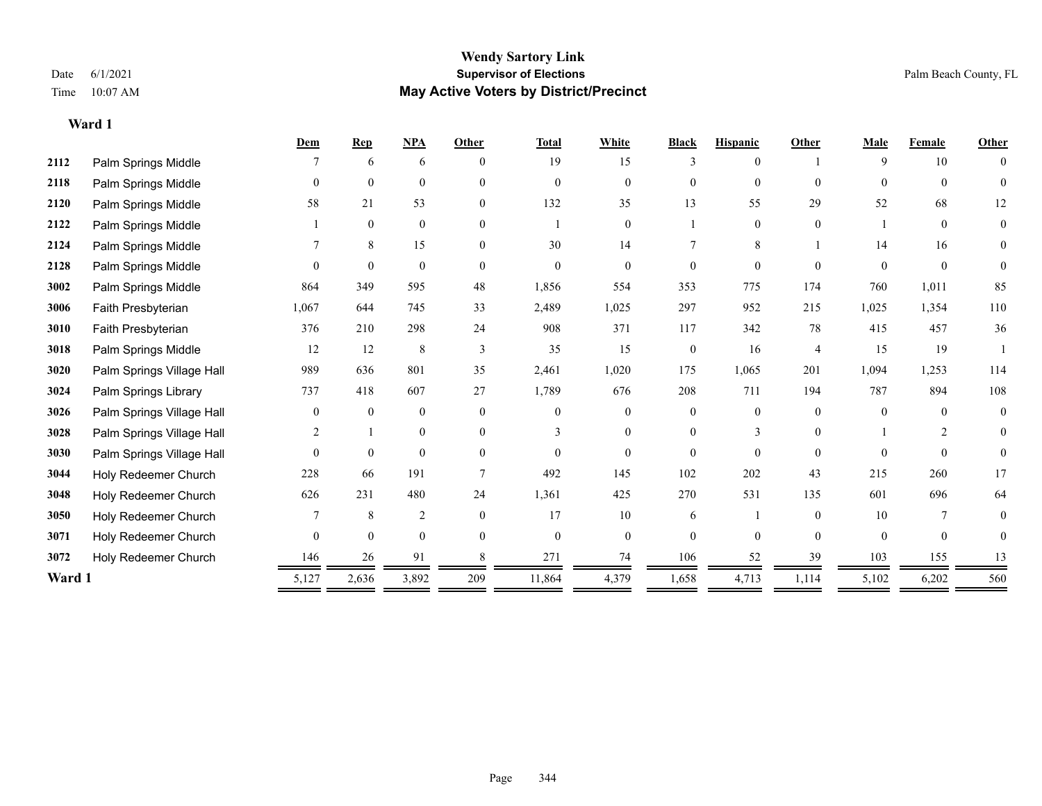# Wendy Sartory Link
## Supervisor of Elections
## May Active Voters by District/Precinct

Date 6/1/2021
Time 10:07 AM

Palm Beach County, FL

**Ward 1**

| | | Dem | Rep | NPA | Other | Total | White | Black | Hispanic | Other | Male | Female | Other |
|---|---|---|---|---|---|---|---|---|---|---|---|---|---|
| 2112 | Palm Springs Middle | 7 | 6 | 6 | 0 | 19 | 15 | 3 | 0 | 1 | 9 | 10 | 0 |
| 2118 | Palm Springs Middle | 0 | 0 | 0 | 0 | 0 | 0 | 0 | 0 | 0 | 0 | 0 | 0 |
| 2120 | Palm Springs Middle | 58 | 21 | 53 | 0 | 132 | 35 | 13 | 55 | 29 | 52 | 68 | 12 |
| 2122 | Palm Springs Middle | 1 | 0 | 0 | 0 | 1 | 0 | 1 | 0 | 0 | 1 | 0 | 0 |
| 2124 | Palm Springs Middle | 7 | 8 | 15 | 0 | 30 | 14 | 7 | 8 | 1 | 14 | 16 | 0 |
| 2128 | Palm Springs Middle | 0 | 0 | 0 | 0 | 0 | 0 | 0 | 0 | 0 | 0 | 0 | 0 |
| 3002 | Palm Springs Middle | 864 | 349 | 595 | 48 | 1,856 | 554 | 353 | 775 | 174 | 760 | 1,011 | 85 |
| 3006 | Faith Presbyterian | 1,067 | 644 | 745 | 33 | 2,489 | 1,025 | 297 | 952 | 215 | 1,025 | 1,354 | 110 |
| 3010 | Faith Presbyterian | 376 | 210 | 298 | 24 | 908 | 371 | 117 | 342 | 78 | 415 | 457 | 36 |
| 3018 | Palm Springs Middle | 12 | 12 | 8 | 3 | 35 | 15 | 0 | 16 | 4 | 15 | 19 | 1 |
| 3020 | Palm Springs Village Hall | 989 | 636 | 801 | 35 | 2,461 | 1,020 | 175 | 1,065 | 201 | 1,094 | 1,253 | 114 |
| 3024 | Palm Springs Library | 737 | 418 | 607 | 27 | 1,789 | 676 | 208 | 711 | 194 | 787 | 894 | 108 |
| 3026 | Palm Springs Village Hall | 0 | 0 | 0 | 0 | 0 | 0 | 0 | 0 | 0 | 0 | 0 | 0 |
| 3028 | Palm Springs Village Hall | 2 | 1 | 0 | 0 | 3 | 0 | 0 | 3 | 0 | 1 | 2 | 0 |
| 3030 | Palm Springs Village Hall | 0 | 0 | 0 | 0 | 0 | 0 | 0 | 0 | 0 | 0 | 0 | 0 |
| 3044 | Holy Redeemer Church | 228 | 66 | 191 | 7 | 492 | 145 | 102 | 202 | 43 | 215 | 260 | 17 |
| 3048 | Holy Redeemer Church | 626 | 231 | 480 | 24 | 1,361 | 425 | 270 | 531 | 135 | 601 | 696 | 64 |
| 3050 | Holy Redeemer Church | 7 | 8 | 2 | 0 | 17 | 10 | 6 | 1 | 0 | 10 | 7 | 0 |
| 3071 | Holy Redeemer Church | 0 | 0 | 0 | 0 | 0 | 0 | 0 | 0 | 0 | 0 | 0 | 0 |
| 3072 | Holy Redeemer Church | 146 | 26 | 91 | 8 | 271 | 74 | 106 | 52 | 39 | 103 | 155 | 13 |
| **Ward 1** | | 5,127 | 2,636 | 3,892 | 209 | 11,864 | 4,379 | 1,658 | 4,713 | 1,114 | 5,102 | 6,202 | 560 |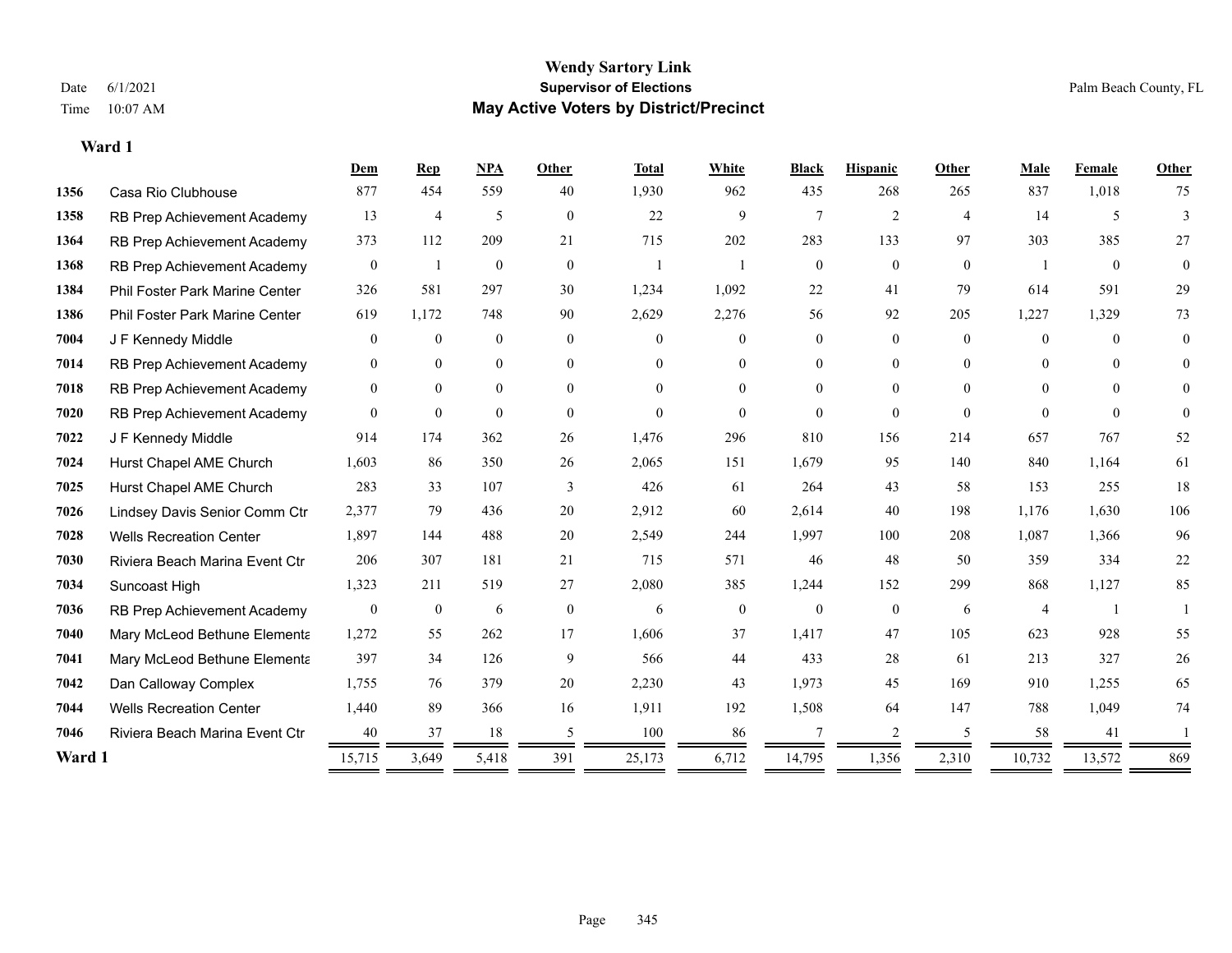# Wendy Sartory Link

**Supervisor of Elections**

**May Active Voters by District/Precinct**

Date 6/1/2021
Time 10:07 AM

Palm Beach County, FL

**Ward 1**

| | | Dem | Rep | NPA | Other | Total | White | Black | Hispanic | Other | Male | Female | Other |
|---|---|---|---|---|---|---|---|---|---|---|---|---|---|
| 1356 | Casa Rio Clubhouse | 877 | 454 | 559 | 40 | 1,930 | 962 | 435 | 268 | 265 | 837 | 1,018 | 75 |
| 1358 | RB Prep Achievement Academy | 13 | 4 | 5 | 0 | 22 | 9 | 7 | 2 | 4 | 14 | 5 | 3 |
| 1364 | RB Prep Achievement Academy | 373 | 112 | 209 | 21 | 715 | 202 | 283 | 133 | 97 | 303 | 385 | 27 |
| 1368 | RB Prep Achievement Academy | 0 | 1 | 0 | 0 | 1 | 1 | 0 | 0 | 0 | 1 | 0 | 0 |
| 1384 | Phil Foster Park Marine Center | 326 | 581 | 297 | 30 | 1,234 | 1,092 | 22 | 41 | 79 | 614 | 591 | 29 |
| 1386 | Phil Foster Park Marine Center | 619 | 1,172 | 748 | 90 | 2,629 | 2,276 | 56 | 92 | 205 | 1,227 | 1,329 | 73 |
| 7004 | J F Kennedy Middle | 0 | 0 | 0 | 0 | 0 | 0 | 0 | 0 | 0 | 0 | 0 | 0 |
| 7014 | RB Prep Achievement Academy | 0 | 0 | 0 | 0 | 0 | 0 | 0 | 0 | 0 | 0 | 0 | 0 |
| 7018 | RB Prep Achievement Academy | 0 | 0 | 0 | 0 | 0 | 0 | 0 | 0 | 0 | 0 | 0 | 0 |
| 7020 | RB Prep Achievement Academy | 0 | 0 | 0 | 0 | 0 | 0 | 0 | 0 | 0 | 0 | 0 | 0 |
| 7022 | J F Kennedy Middle | 914 | 174 | 362 | 26 | 1,476 | 296 | 810 | 156 | 214 | 657 | 767 | 52 |
| 7024 | Hurst Chapel AME Church | 1,603 | 86 | 350 | 26 | 2,065 | 151 | 1,679 | 95 | 140 | 840 | 1,164 | 61 |
| 7025 | Hurst Chapel AME Church | 283 | 33 | 107 | 3 | 426 | 61 | 264 | 43 | 58 | 153 | 255 | 18 |
| 7026 | Lindsey Davis Senior Comm Ctr | 2,377 | 79 | 436 | 20 | 2,912 | 60 | 2,614 | 40 | 198 | 1,176 | 1,630 | 106 |
| 7028 | Wells Recreation Center | 1,897 | 144 | 488 | 20 | 2,549 | 244 | 1,997 | 100 | 208 | 1,087 | 1,366 | 96 |
| 7030 | Riviera Beach Marina Event Ctr | 206 | 307 | 181 | 21 | 715 | 571 | 46 | 48 | 50 | 359 | 334 | 22 |
| 7034 | Suncoast High | 1,323 | 211 | 519 | 27 | 2,080 | 385 | 1,244 | 152 | 299 | 868 | 1,127 | 85 |
| 7036 | RB Prep Achievement Academy | 0 | 0 | 6 | 0 | 6 | 0 | 0 | 0 | 6 | 4 | 1 | 1 |
| 7040 | Mary McLeod Bethune Elementa | 1,272 | 55 | 262 | 17 | 1,606 | 37 | 1,417 | 47 | 105 | 623 | 928 | 55 |
| 7041 | Mary McLeod Bethune Elementa | 397 | 34 | 126 | 9 | 566 | 44 | 433 | 28 | 61 | 213 | 327 | 26 |
| 7042 | Dan Calloway Complex | 1,755 | 76 | 379 | 20 | 2,230 | 43 | 1,973 | 45 | 169 | 910 | 1,255 | 65 |
| 7044 | Wells Recreation Center | 1,440 | 89 | 366 | 16 | 1,911 | 192 | 1,508 | 64 | 147 | 788 | 1,049 | 74 |
| 7046 | Riviera Beach Marina Event Ctr | 40 | 37 | 18 | 5 | 100 | 86 | 7 | 2 | 5 | 58 | 41 | 1 |
| **Ward 1** | | 15,715 | 3,649 | 5,418 | 391 | 25,173 | 6,712 | 14,795 | 1,356 | 2,310 | 10,732 | 13,572 | 869 |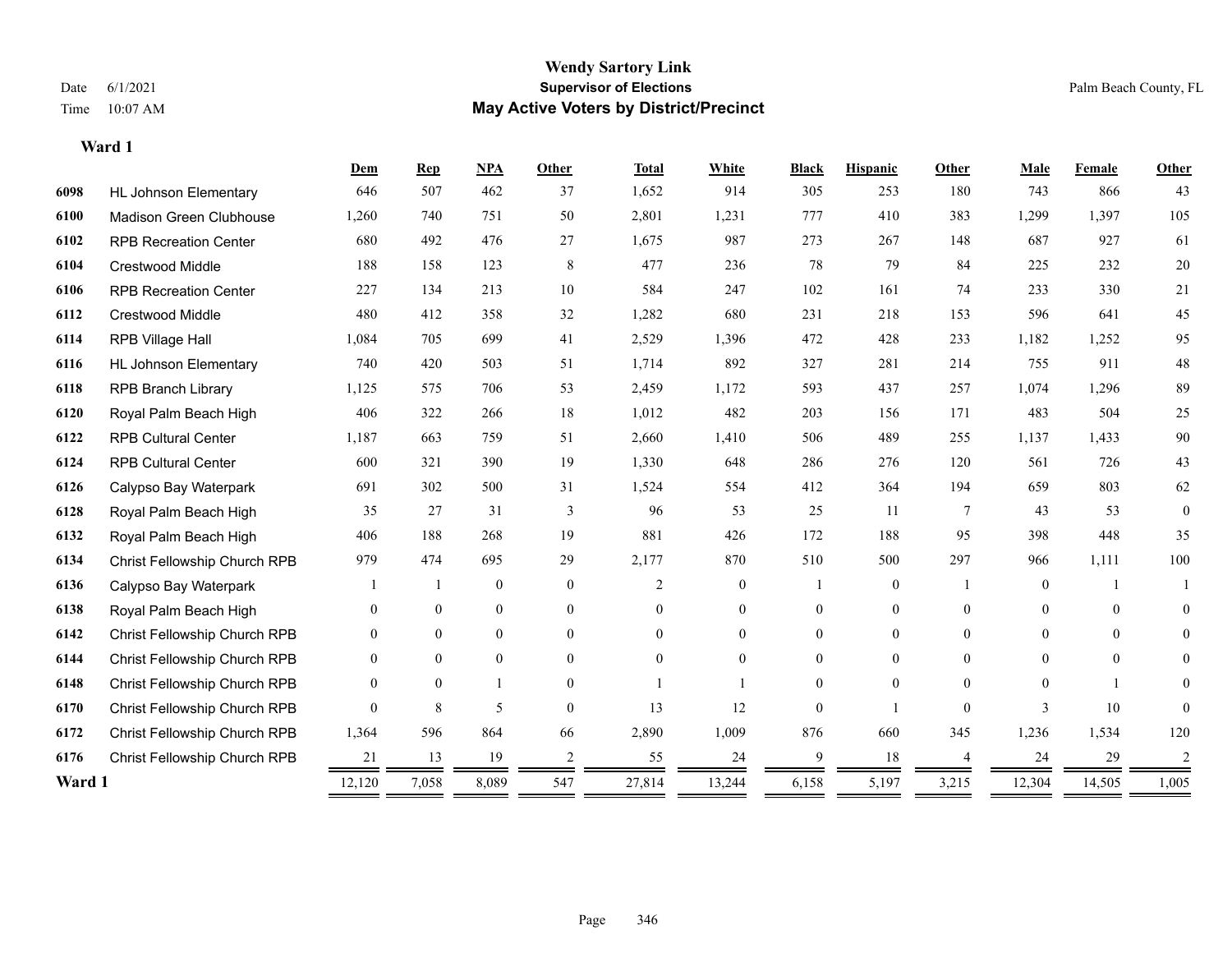# Wendy Sartory Link

## Supervisor of Elections

## May Active Voters by District/Precinct

Date 6/1/2021

Time 10:07 AM

Palm Beach County, FL

### Ward 1

| | | Dem | Rep | NPA | Other | Total | White | Black | Hispanic | Other | Male | Female | Other |
|---|---|---|---|---|---|---|---|---|---|---|---|---|---|
| 6098 | HL Johnson Elementary | 646 | 507 | 462 | 37 | 1,652 | 914 | 305 | 253 | 180 | 743 | 866 | 43 |
| 6100 | Madison Green Clubhouse | 1,260 | 740 | 751 | 50 | 2,801 | 1,231 | 777 | 410 | 383 | 1,299 | 1,397 | 105 |
| 6102 | RPB Recreation Center | 680 | 492 | 476 | 27 | 1,675 | 987 | 273 | 267 | 148 | 687 | 927 | 61 |
| 6104 | Crestwood Middle | 188 | 158 | 123 | 8 | 477 | 236 | 78 | 79 | 84 | 225 | 232 | 20 |
| 6106 | RPB Recreation Center | 227 | 134 | 213 | 10 | 584 | 247 | 102 | 161 | 74 | 233 | 330 | 21 |
| 6112 | Crestwood Middle | 480 | 412 | 358 | 32 | 1,282 | 680 | 231 | 218 | 153 | 596 | 641 | 45 |
| 6114 | RPB Village Hall | 1,084 | 705 | 699 | 41 | 2,529 | 1,396 | 472 | 428 | 233 | 1,182 | 1,252 | 95 |
| 6116 | HL Johnson Elementary | 740 | 420 | 503 | 51 | 1,714 | 892 | 327 | 281 | 214 | 755 | 911 | 48 |
| 6118 | RPB Branch Library | 1,125 | 575 | 706 | 53 | 2,459 | 1,172 | 593 | 437 | 257 | 1,074 | 1,296 | 89 |
| 6120 | Royal Palm Beach High | 406 | 322 | 266 | 18 | 1,012 | 482 | 203 | 156 | 171 | 483 | 504 | 25 |
| 6122 | RPB Cultural Center | 1,187 | 663 | 759 | 51 | 2,660 | 1,410 | 506 | 489 | 255 | 1,137 | 1,433 | 90 |
| 6124 | RPB Cultural Center | 600 | 321 | 390 | 19 | 1,330 | 648 | 286 | 276 | 120 | 561 | 726 | 43 |
| 6126 | Calypso Bay Waterpark | 691 | 302 | 500 | 31 | 1,524 | 554 | 412 | 364 | 194 | 659 | 803 | 62 |
| 6128 | Royal Palm Beach High | 35 | 27 | 31 | 3 | 96 | 53 | 25 | 11 | 7 | 43 | 53 | 0 |
| 6132 | Royal Palm Beach High | 406 | 188 | 268 | 19 | 881 | 426 | 172 | 188 | 95 | 398 | 448 | 35 |
| 6134 | Christ Fellowship Church RPB | 979 | 474 | 695 | 29 | 2,177 | 870 | 510 | 500 | 297 | 966 | 1,111 | 100 |
| 6136 | Calypso Bay Waterpark | 1 | 1 | 0 | 0 | 2 | 0 | 1 | 0 | 1 | 0 | 1 | 1 |
| 6138 | Royal Palm Beach High | 0 | 0 | 0 | 0 | 0 | 0 | 0 | 0 | 0 | 0 | 0 | 0 |
| 6142 | Christ Fellowship Church RPB | 0 | 0 | 0 | 0 | 0 | 0 | 0 | 0 | 0 | 0 | 0 | 0 |
| 6144 | Christ Fellowship Church RPB | 0 | 0 | 0 | 0 | 0 | 0 | 0 | 0 | 0 | 0 | 0 | 0 |
| 6148 | Christ Fellowship Church RPB | 0 | 0 | 1 | 0 | 1 | 1 | 0 | 0 | 0 | 0 | 1 | 0 |
| 6170 | Christ Fellowship Church RPB | 0 | 8 | 5 | 0 | 13 | 12 | 0 | 1 | 0 | 3 | 10 | 0 |
| 6172 | Christ Fellowship Church RPB | 1,364 | 596 | 864 | 66 | 2,890 | 1,009 | 876 | 660 | 345 | 1,236 | 1,534 | 120 |
| 6176 | Christ Fellowship Church RPB | 21 | 13 | 19 | 2 | 55 | 24 | 9 | 18 | 4 | 24 | 29 | 2 |
| **Ward 1** | | 12,120 | 7,058 | 8,089 | 547 | 27,814 | 13,244 | 6,158 | 5,197 | 3,215 | 12,304 | 14,505 | 1,005 |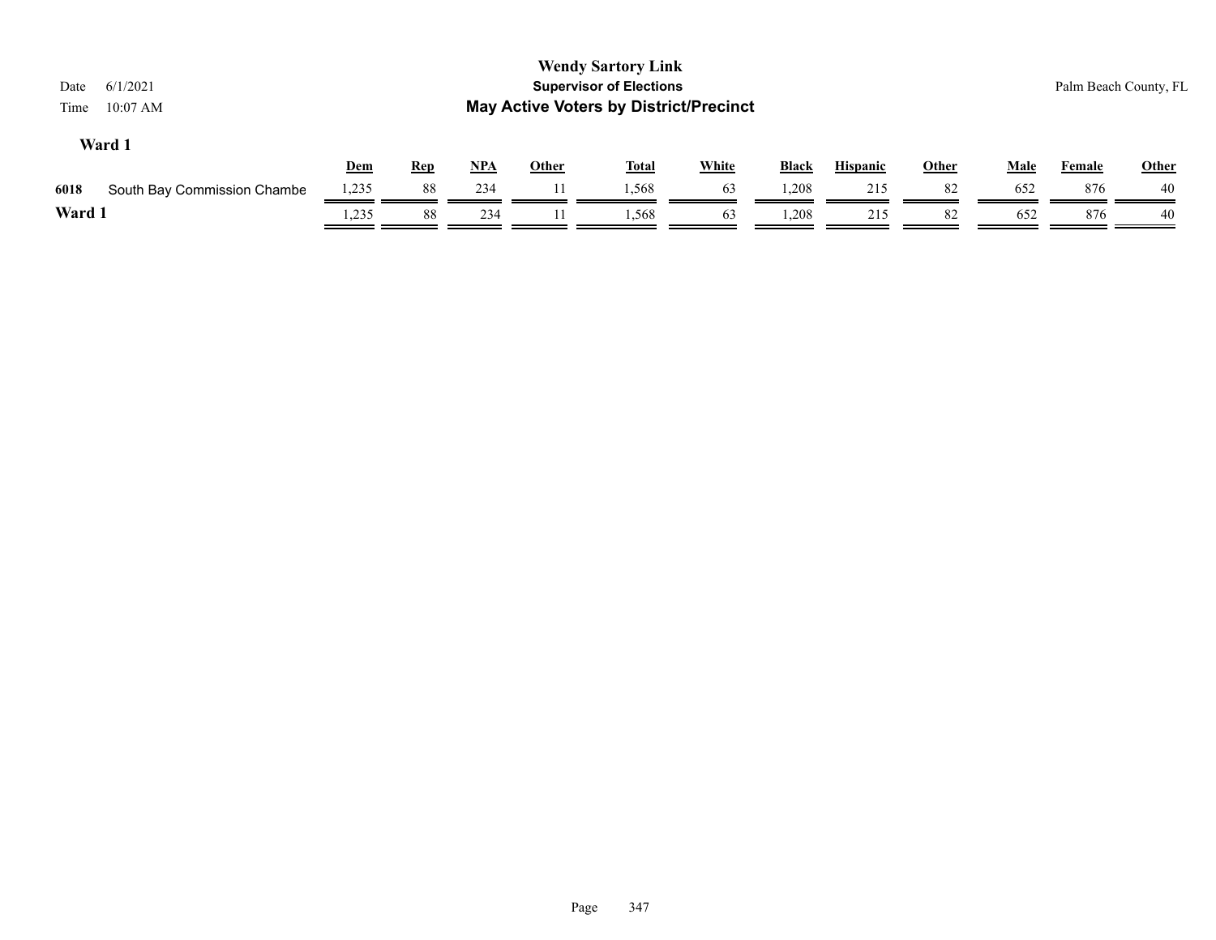# Wendy Sartory Link

## Supervisor of Elections

## May Active Voters by District/Precinct

Date 6/1/2021

Time 10:07 AM

Palm Beach County, FL

### Ward 1

| | | Dem | Rep | NPA | Other | Total | White | Black | Hispanic | Other | Male | Female | Other |
|---|---|---|---|---|---|---|---|---|---|---|---|---|---|
| 6018 | South Bay Commission Chambe | 1,235 | 88 | 234 | 11 | 1,568 | 63 | 1,208 | 215 | 82 | 652 | 876 | 40 |
| **Ward 1** | | 1,235 | 88 | 234 | 11 | 1,568 | 63 | 1,208 | 215 | 82 | 652 | 876 | 40 |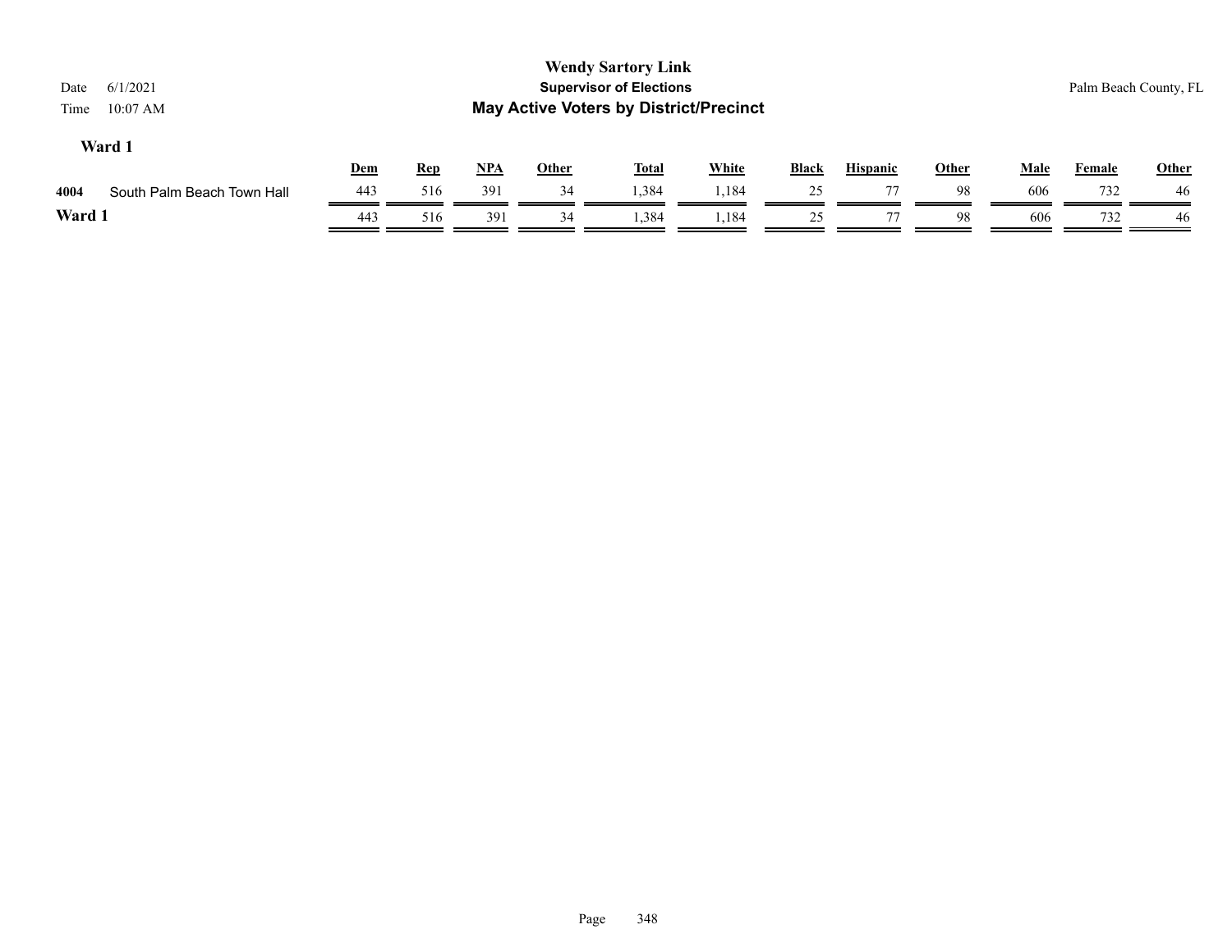# Wendy Sartory Link

## Supervisor of Elections

## May Active Voters by District/Precinct

Date 6/1/2021

Time 10:07 AM

Palm Beach County, FL

### Ward 1

| | | Dem | Rep | NPA | Other | Total | White | Black | Hispanic | Other | Male | Female | Other |
|---|---|---|---|---|---|---|---|---|---|---|---|---|---|
| 4004 | South Palm Beach Town Hall | 443 | 516 | 391 | 34 | 1,384 | 1,184 | 25 | 77 | 98 | 606 | 732 | 46 |
| **Ward 1** | | 443 | 516 | 391 | 34 | 1,384 | 1,184 | 25 | 77 | 98 | 606 | 732 | 46 |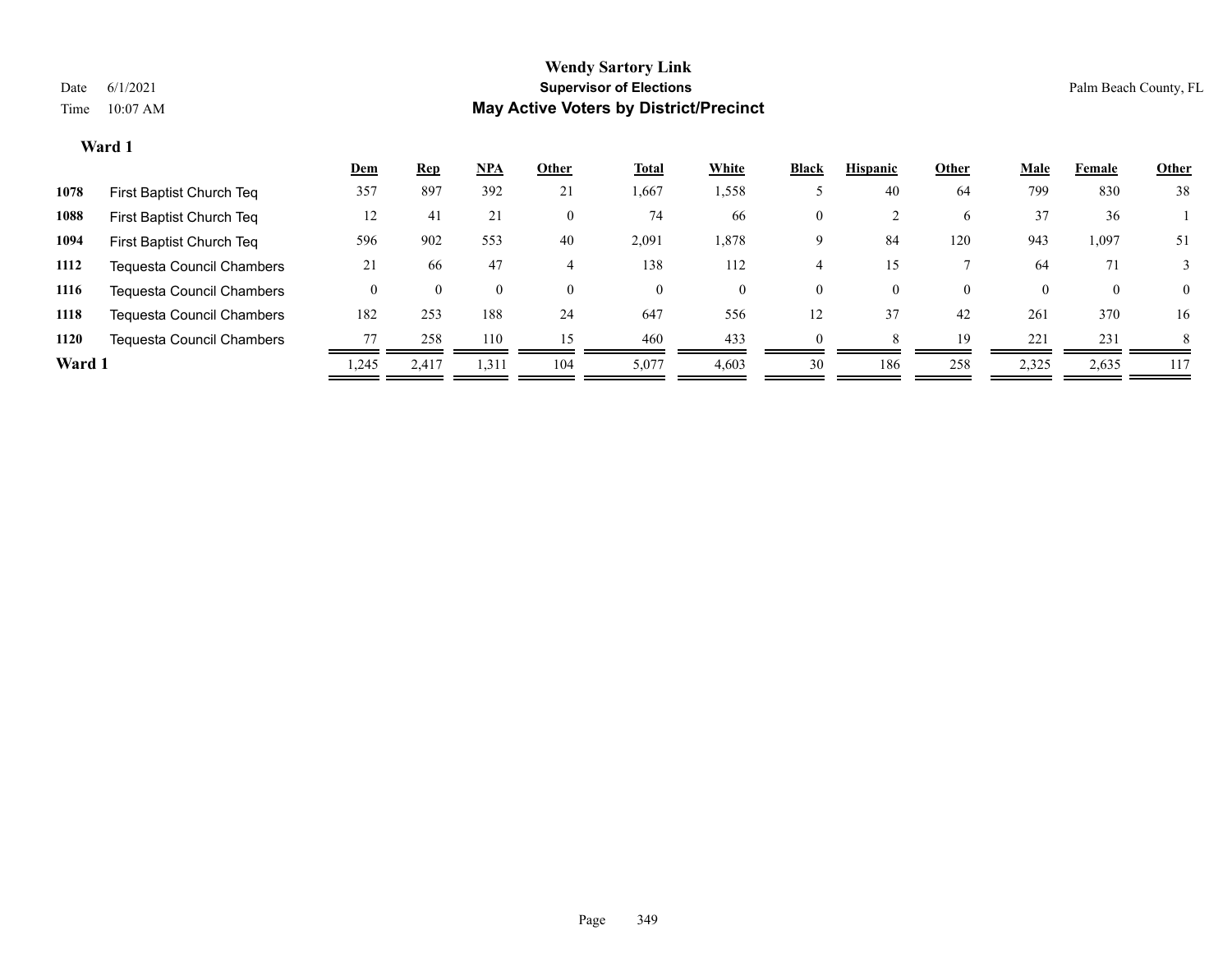# Wendy Sartory Link

## Supervisor of Elections

## May Active Voters by District/Precinct

Date 6/1/2021

Time 10:07 AM

Palm Beach County, FL

### Ward 1

| | | Dem | Rep | NPA | Other | Total | White | Black | Hispanic | Other | Male | Female | Other |
|---|---|---|---|---|---|---|---|---|---|---|---|---|---|
| **1078** | First Baptist Church Teq | 357 | 897 | 392 | 21 | 1,667 | 1,558 | 5 | 40 | 64 | 799 | 830 | 38 |
| **1088** | First Baptist Church Teq | 12 | 41 | 21 | 0 | 74 | 66 | 0 | 2 | 6 | 37 | 36 | 1 |
| **1094** | First Baptist Church Teq | 596 | 902 | 553 | 40 | 2,091 | 1,878 | 9 | 84 | 120 | 943 | 1,097 | 51 |
| **1112** | Tequesta Council Chambers | 21 | 66 | 47 | 4 | 138 | 112 | 4 | 15 | 7 | 64 | 71 | 3 |
| **1116** | Tequesta Council Chambers | 0 | 0 | 0 | 0 | 0 | 0 | 0 | 0 | 0 | 0 | 0 | 0 |
| **1118** | Tequesta Council Chambers | 182 | 253 | 188 | 24 | 647 | 556 | 12 | 37 | 42 | 261 | 370 | 16 |
| **1120** | Tequesta Council Chambers | 77 | 258 | 110 | 15 | 460 | 433 | 0 | 8 | 19 | 221 | 231 | 8 |
| **Ward 1** | | 1,245 | 2,417 | 1,311 | 104 | 5,077 | 4,603 | 30 | 186 | 258 | 2,325 | 2,635 | 117 |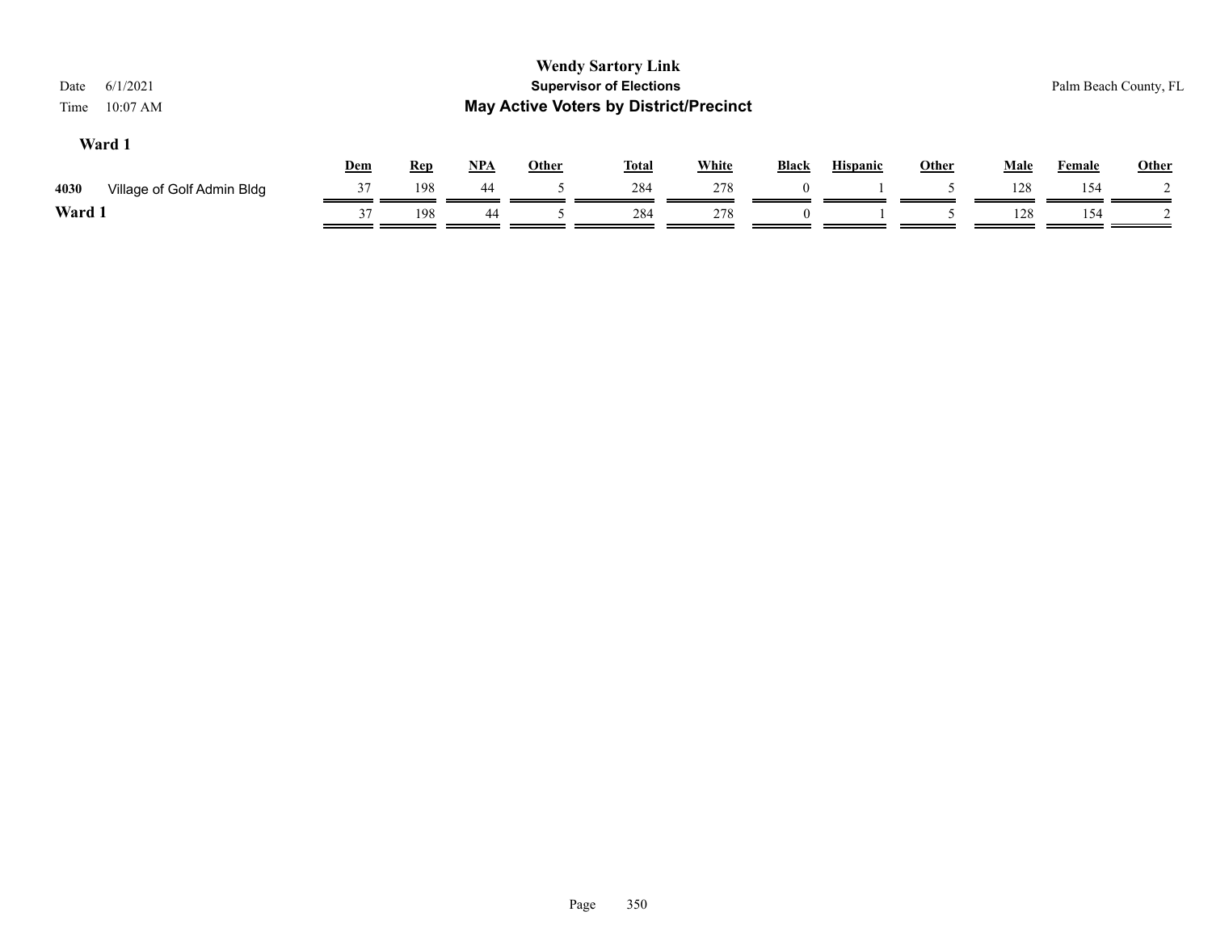# Wendy Sartory Link
## Supervisor of Elections
## May Active Voters by District/Precinct

Date 6/1/2021
Time 10:07 AM

Palm Beach County, FL

### Ward 1

| | | Dem | Rep | NPA | Other | Total | White | Black | Hispanic | Other | Male | Female | Other |
|---|---|---|---|---|---|---|---|---|---|---|---|---|---|
| 4030 | Village of Golf Admin Bldg | 37 | 198 | 44 | 5 | 284 | 278 | 0 | 1 | 5 | 128 | 154 | 2 |
| **Ward 1** | | 37 | 198 | 44 | 5 | 284 | 278 | 0 | 1 | 5 | 128 | 154 | 2 |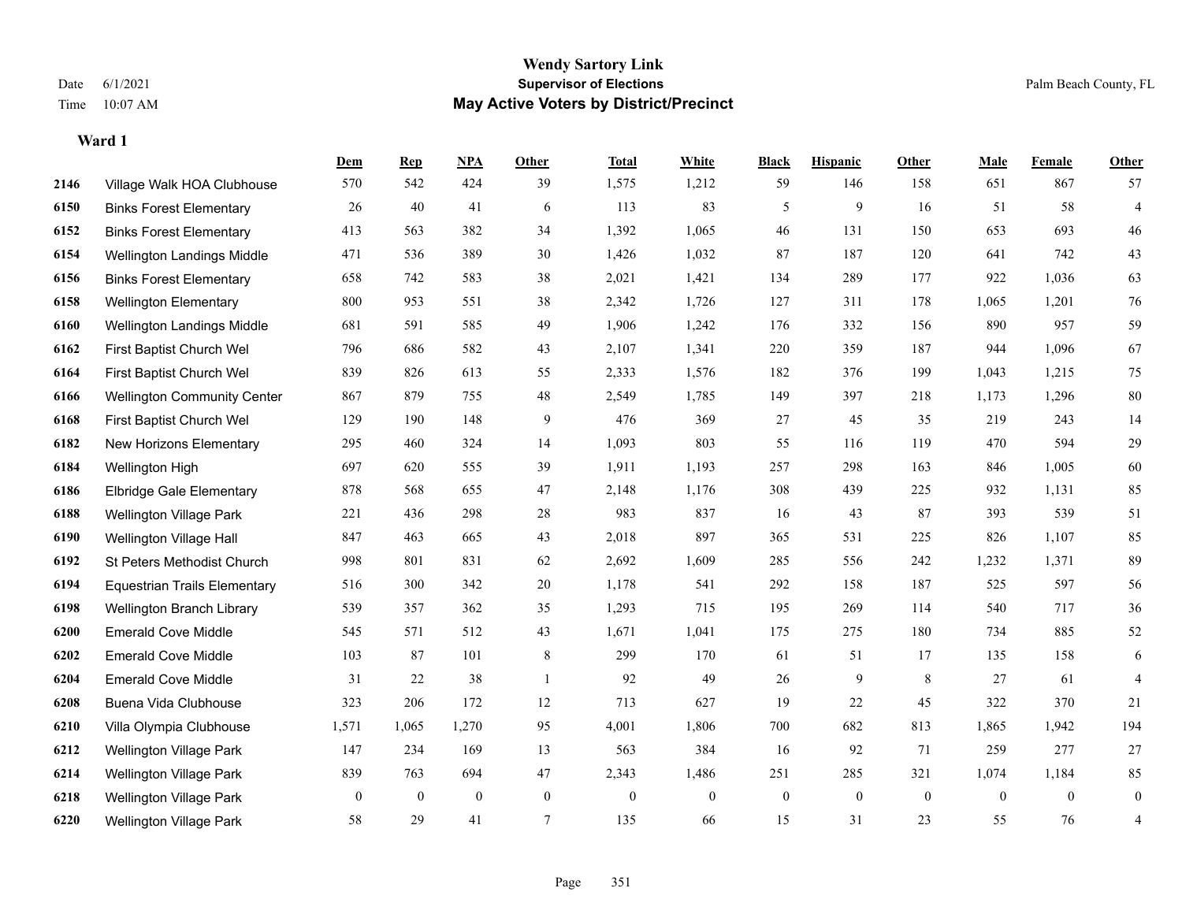# Wendy Sartory Link
## Supervisor of Elections
## May Active Voters by District/Precinct

Date 6/1/2021
Time 10:07 AM

Palm Beach County, FL

### Ward 1

| | | Dem | Rep | NPA | Other | Total | White | Black | Hispanic | Other | Male | Female | Other |
|---|---|---|---|---|---|---|---|---|---|---|---|---|---|
| 2146 | Village Walk HOA Clubhouse | 570 | 542 | 424 | 39 | 1,575 | 1,212 | 59 | 146 | 158 | 651 | 867 | 57 |
| 6150 | Binks Forest Elementary | 26 | 40 | 41 | 6 | 113 | 83 | 5 | 9 | 16 | 51 | 58 | 4 |
| 6152 | Binks Forest Elementary | 413 | 563 | 382 | 34 | 1,392 | 1,065 | 46 | 131 | 150 | 653 | 693 | 46 |
| 6154 | Wellington Landings Middle | 471 | 536 | 389 | 30 | 1,426 | 1,032 | 87 | 187 | 120 | 641 | 742 | 43 |
| 6156 | Binks Forest Elementary | 658 | 742 | 583 | 38 | 2,021 | 1,421 | 134 | 289 | 177 | 922 | 1,036 | 63 |
| 6158 | Wellington Elementary | 800 | 953 | 551 | 38 | 2,342 | 1,726 | 127 | 311 | 178 | 1,065 | 1,201 | 76 |
| 6160 | Wellington Landings Middle | 681 | 591 | 585 | 49 | 1,906 | 1,242 | 176 | 332 | 156 | 890 | 957 | 59 |
| 6162 | First Baptist Church Wel | 796 | 686 | 582 | 43 | 2,107 | 1,341 | 220 | 359 | 187 | 944 | 1,096 | 67 |
| 6164 | First Baptist Church Wel | 839 | 826 | 613 | 55 | 2,333 | 1,576 | 182 | 376 | 199 | 1,043 | 1,215 | 75 |
| 6166 | Wellington Community Center | 867 | 879 | 755 | 48 | 2,549 | 1,785 | 149 | 397 | 218 | 1,173 | 1,296 | 80 |
| 6168 | First Baptist Church Wel | 129 | 190 | 148 | 9 | 476 | 369 | 27 | 45 | 35 | 219 | 243 | 14 |
| 6182 | New Horizons Elementary | 295 | 460 | 324 | 14 | 1,093 | 803 | 55 | 116 | 119 | 470 | 594 | 29 |
| 6184 | Wellington High | 697 | 620 | 555 | 39 | 1,911 | 1,193 | 257 | 298 | 163 | 846 | 1,005 | 60 |
| 6186 | Elbridge Gale Elementary | 878 | 568 | 655 | 47 | 2,148 | 1,176 | 308 | 439 | 225 | 932 | 1,131 | 85 |
| 6188 | Wellington Village Park | 221 | 436 | 298 | 28 | 983 | 837 | 16 | 43 | 87 | 393 | 539 | 51 |
| 6190 | Wellington Village Hall | 847 | 463 | 665 | 43 | 2,018 | 897 | 365 | 531 | 225 | 826 | 1,107 | 85 |
| 6192 | St Peters Methodist Church | 998 | 801 | 831 | 62 | 2,692 | 1,609 | 285 | 556 | 242 | 1,232 | 1,371 | 89 |
| 6194 | Equestrian Trails Elementary | 516 | 300 | 342 | 20 | 1,178 | 541 | 292 | 158 | 187 | 525 | 597 | 56 |
| 6198 | Wellington Branch Library | 539 | 357 | 362 | 35 | 1,293 | 715 | 195 | 269 | 114 | 540 | 717 | 36 |
| 6200 | Emerald Cove Middle | 545 | 571 | 512 | 43 | 1,671 | 1,041 | 175 | 275 | 180 | 734 | 885 | 52 |
| 6202 | Emerald Cove Middle | 103 | 87 | 101 | 8 | 299 | 170 | 61 | 51 | 17 | 135 | 158 | 6 |
| 6204 | Emerald Cove Middle | 31 | 22 | 38 | 1 | 92 | 49 | 26 | 9 | 8 | 27 | 61 | 4 |
| 6208 | Buena Vida Clubhouse | 323 | 206 | 172 | 12 | 713 | 627 | 19 | 22 | 45 | 322 | 370 | 21 |
| 6210 | Villa Olympia Clubhouse | 1,571 | 1,065 | 1,270 | 95 | 4,001 | 1,806 | 700 | 682 | 813 | 1,865 | 1,942 | 194 |
| 6212 | Wellington Village Park | 147 | 234 | 169 | 13 | 563 | 384 | 16 | 92 | 71 | 259 | 277 | 27 |
| 6214 | Wellington Village Park | 839 | 763 | 694 | 47 | 2,343 | 1,486 | 251 | 285 | 321 | 1,074 | 1,184 | 85 |
| 6218 | Wellington Village Park | 0 | 0 | 0 | 0 | 0 | 0 | 0 | 0 | 0 | 0 | 0 | 0 |
| 6220 | Wellington Village Park | 58 | 29 | 41 | 7 | 135 | 66 | 15 | 31 | 23 | 55 | 76 | 4 |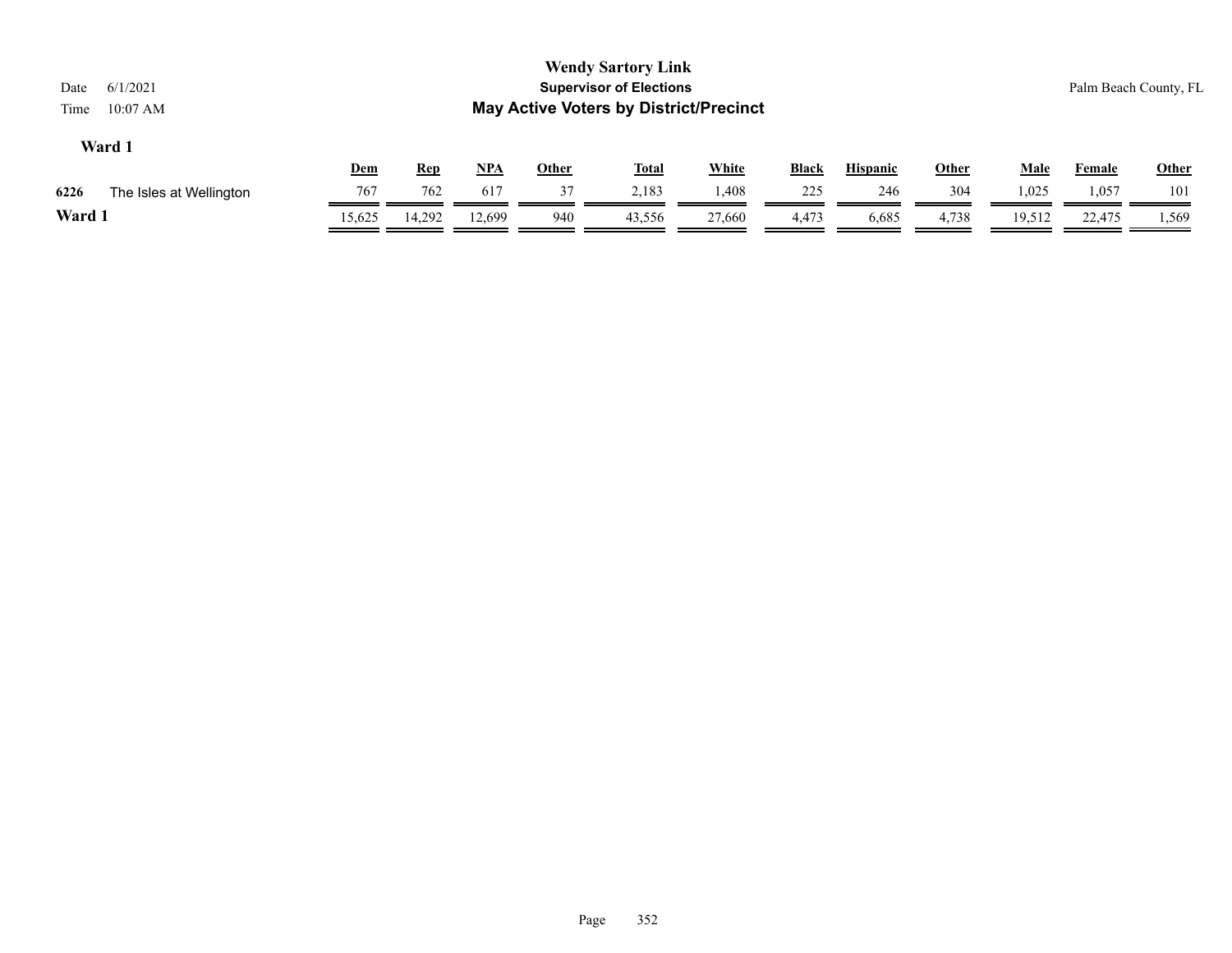# Wendy Sartory Link

## Supervisor of Elections

## May Active Voters by District/Precinct

Date 6/1/2021

Time 10:07 AM

Palm Beach County, FL

### Ward 1

| | | Dem | Rep | NPA | Other | Total | White | Black | Hispanic | Other | Male | Female | Other |
|---|---|---|---|---|---|---|---|---|---|---|---|---|---|
| 6226 | The Isles at Wellington | 767 | 762 | 617 | 37 | 2,183 | 1,408 | 225 | 246 | 304 | 1,025 | 1,057 | 101 |
| **Ward 1** | | 15,625 | 14,292 | 12,699 | 940 | 43,556 | 27,660 | 4,473 | 6,685 | 4,738 | 19,512 | 22,475 | 1,569 |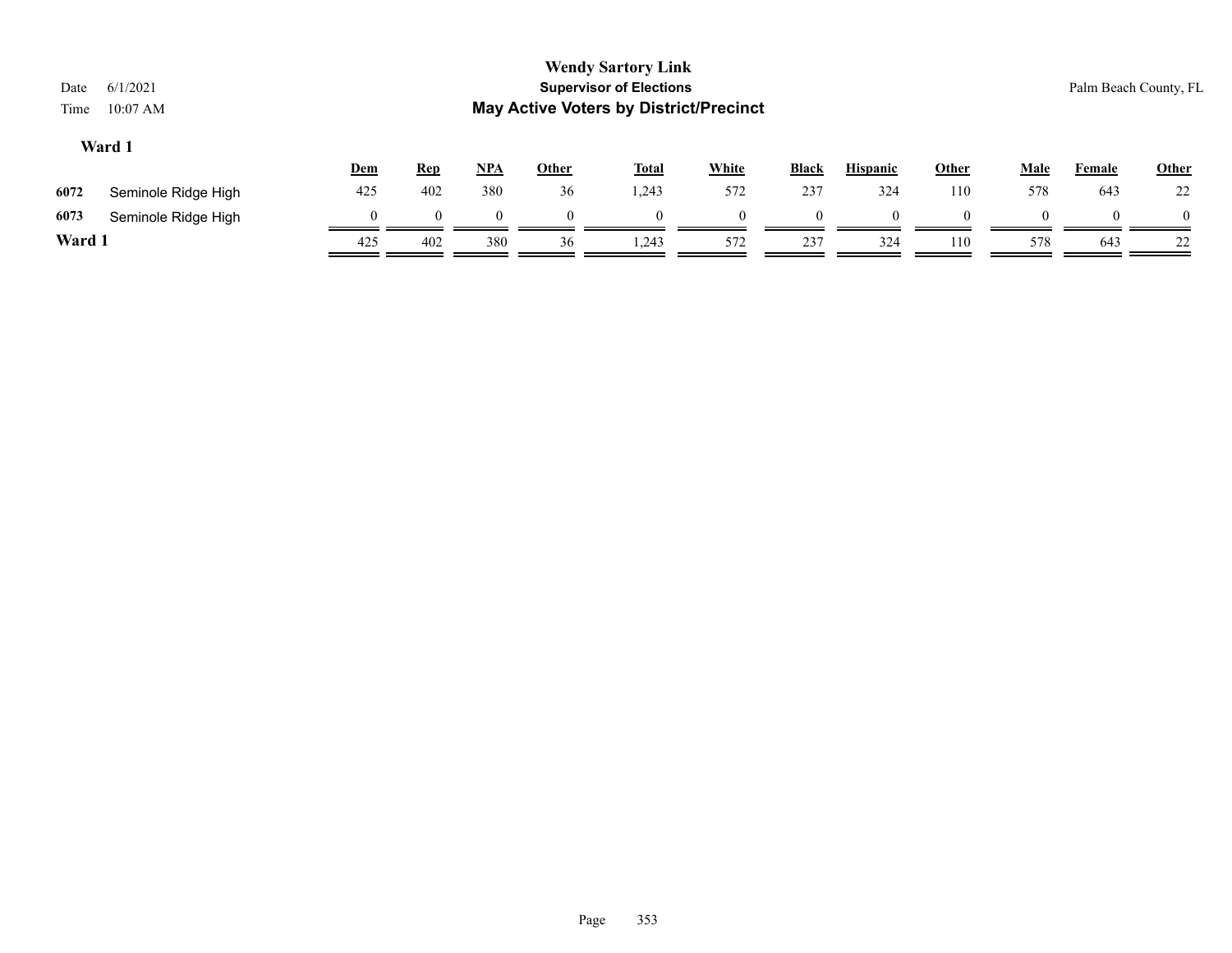# Wendy Sartory Link

## Supervisor of Elections

## May Active Voters by District/Precinct

Date 6/1/2021
Time 10:07 AM

Palm Beach County, FL

### Ward 1

| | | Dem | Rep | NPA | Other | Total | White | Black | Hispanic | Other | Male | Female | Other |
|---|---|---|---|---|---|---|---|---|---|---|---|---|---|
| 6072 | Seminole Ridge High | 425 | 402 | 380 | 36 | 1,243 | 572 | 237 | 324 | 110 | 578 | 643 | 22 |
| 6073 | Seminole Ridge High | 0 | 0 | 0 | 0 | 0 | 0 | 0 | 0 | 0 | 0 | 0 | 0 |
| **Ward 1** | | 425 | 402 | 380 | 36 | 1,243 | 572 | 237 | 324 | 110 | 578 | 643 | 22 |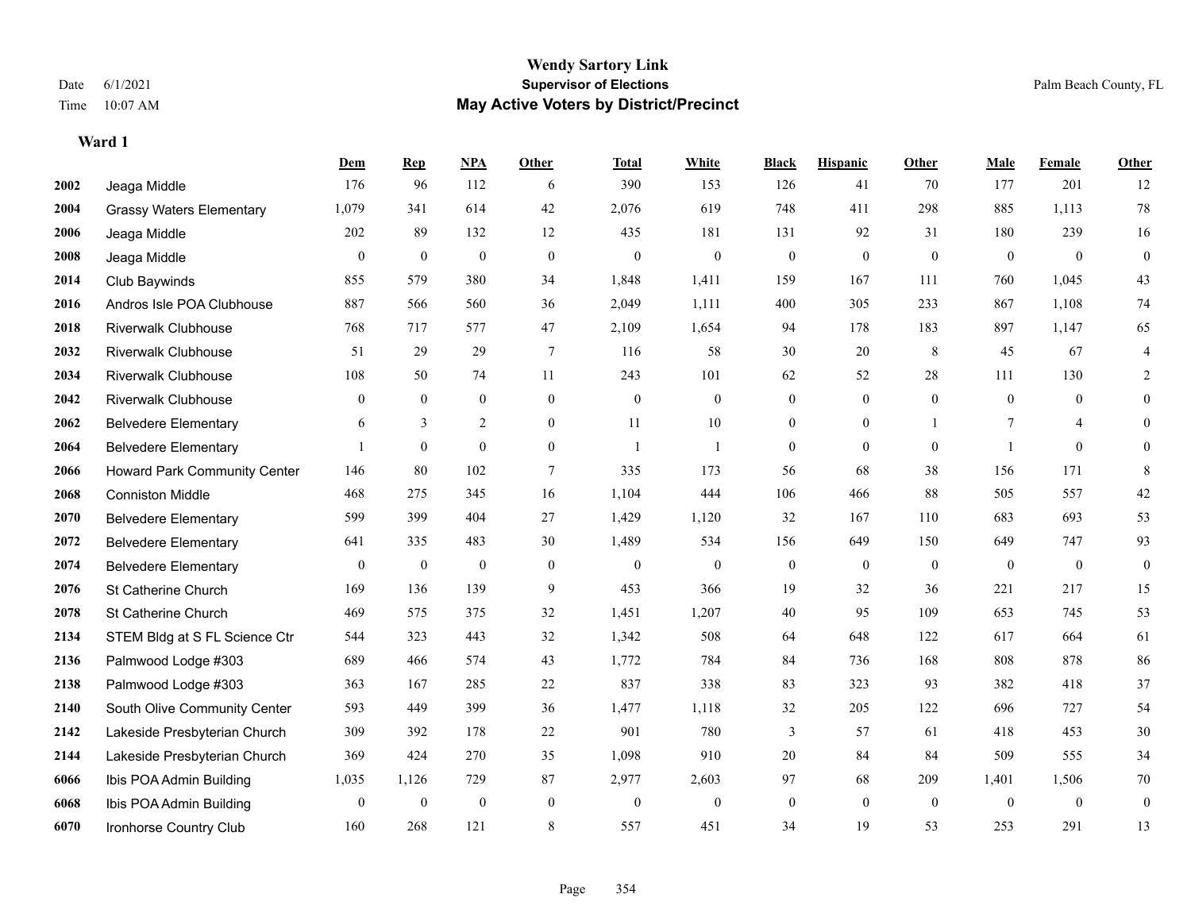# Wendy Sartory Link

## Supervisor of Elections

## May Active Voters by District/Precinct

Date 6/1/2021
Time 10:07 AM

Palm Beach County, FL

### Ward 1

| | | Dem | Rep | NPA | Other | Total | White | Black | Hispanic | Other | Male | Female | Other |
|---|---|---|---|---|---|---|---|---|---|---|---|---|---|
| 2002 | Jeaga Middle | 176 | 96 | 112 | 6 | 390 | 153 | 126 | 41 | 70 | 177 | 201 | 12 |
| 2004 | Grassy Waters Elementary | 1,079 | 341 | 614 | 42 | 2,076 | 619 | 748 | 411 | 298 | 885 | 1,113 | 78 |
| 2006 | Jeaga Middle | 202 | 89 | 132 | 12 | 435 | 181 | 131 | 92 | 31 | 180 | 239 | 16 |
| 2008 | Jeaga Middle | 0 | 0 | 0 | 0 | 0 | 0 | 0 | 0 | 0 | 0 | 0 | 0 |
| 2014 | Club Baywinds | 855 | 579 | 380 | 34 | 1,848 | 1,411 | 159 | 167 | 111 | 760 | 1,045 | 43 |
| 2016 | Andros Isle POA Clubhouse | 887 | 566 | 560 | 36 | 2,049 | 1,111 | 400 | 305 | 233 | 867 | 1,108 | 74 |
| 2018 | Riverwalk Clubhouse | 768 | 717 | 577 | 47 | 2,109 | 1,654 | 94 | 178 | 183 | 897 | 1,147 | 65 |
| 2032 | Riverwalk Clubhouse | 51 | 29 | 29 | 7 | 116 | 58 | 30 | 20 | 8 | 45 | 67 | 4 |
| 2034 | Riverwalk Clubhouse | 108 | 50 | 74 | 11 | 243 | 101 | 62 | 52 | 28 | 111 | 130 | 2 |
| 2042 | Riverwalk Clubhouse | 0 | 0 | 0 | 0 | 0 | 0 | 0 | 0 | 0 | 0 | 0 | 0 |
| 2062 | Belvedere Elementary | 6 | 3 | 2 | 0 | 11 | 10 | 0 | 0 | 1 | 7 | 4 | 0 |
| 2064 | Belvedere Elementary | 1 | 0 | 0 | 0 | 1 | 1 | 0 | 0 | 0 | 1 | 0 | 0 |
| 2066 | Howard Park Community Center | 146 | 80 | 102 | 7 | 335 | 173 | 56 | 68 | 38 | 156 | 171 | 8 |
| 2068 | Conniston Middle | 468 | 275 | 345 | 16 | 1,104 | 444 | 106 | 466 | 88 | 505 | 557 | 42 |
| 2070 | Belvedere Elementary | 599 | 399 | 404 | 27 | 1,429 | 1,120 | 32 | 167 | 110 | 683 | 693 | 53 |
| 2072 | Belvedere Elementary | 641 | 335 | 483 | 30 | 1,489 | 534 | 156 | 649 | 150 | 649 | 747 | 93 |
| 2074 | Belvedere Elementary | 0 | 0 | 0 | 0 | 0 | 0 | 0 | 0 | 0 | 0 | 0 | 0 |
| 2076 | St Catherine Church | 169 | 136 | 139 | 9 | 453 | 366 | 19 | 32 | 36 | 221 | 217 | 15 |
| 2078 | St Catherine Church | 469 | 575 | 375 | 32 | 1,451 | 1,207 | 40 | 95 | 109 | 653 | 745 | 53 |
| 2134 | STEM Bldg at S FL Science Ctr | 544 | 323 | 443 | 32 | 1,342 | 508 | 64 | 648 | 122 | 617 | 664 | 61 |
| 2136 | Palmwood Lodge #303 | 689 | 466 | 574 | 43 | 1,772 | 784 | 84 | 736 | 168 | 808 | 878 | 86 |
| 2138 | Palmwood Lodge #303 | 363 | 167 | 285 | 22 | 837 | 338 | 83 | 323 | 93 | 382 | 418 | 37 |
| 2140 | South Olive Community Center | 593 | 449 | 399 | 36 | 1,477 | 1,118 | 32 | 205 | 122 | 696 | 727 | 54 |
| 2142 | Lakeside Presbyterian Church | 309 | 392 | 178 | 22 | 901 | 780 | 3 | 57 | 61 | 418 | 453 | 30 |
| 2144 | Lakeside Presbyterian Church | 369 | 424 | 270 | 35 | 1,098 | 910 | 20 | 84 | 84 | 509 | 555 | 34 |
| 6066 | Ibis POA Admin Building | 1,035 | 1,126 | 729 | 87 | 2,977 | 2,603 | 97 | 68 | 209 | 1,401 | 1,506 | 70 |
| 6068 | Ibis POA Admin Building | 0 | 0 | 0 | 0 | 0 | 0 | 0 | 0 | 0 | 0 | 0 | 0 |
| 6070 | Ironhorse Country Club | 160 | 268 | 121 | 8 | 557 | 451 | 34 | 19 | 53 | 253 | 291 | 13 |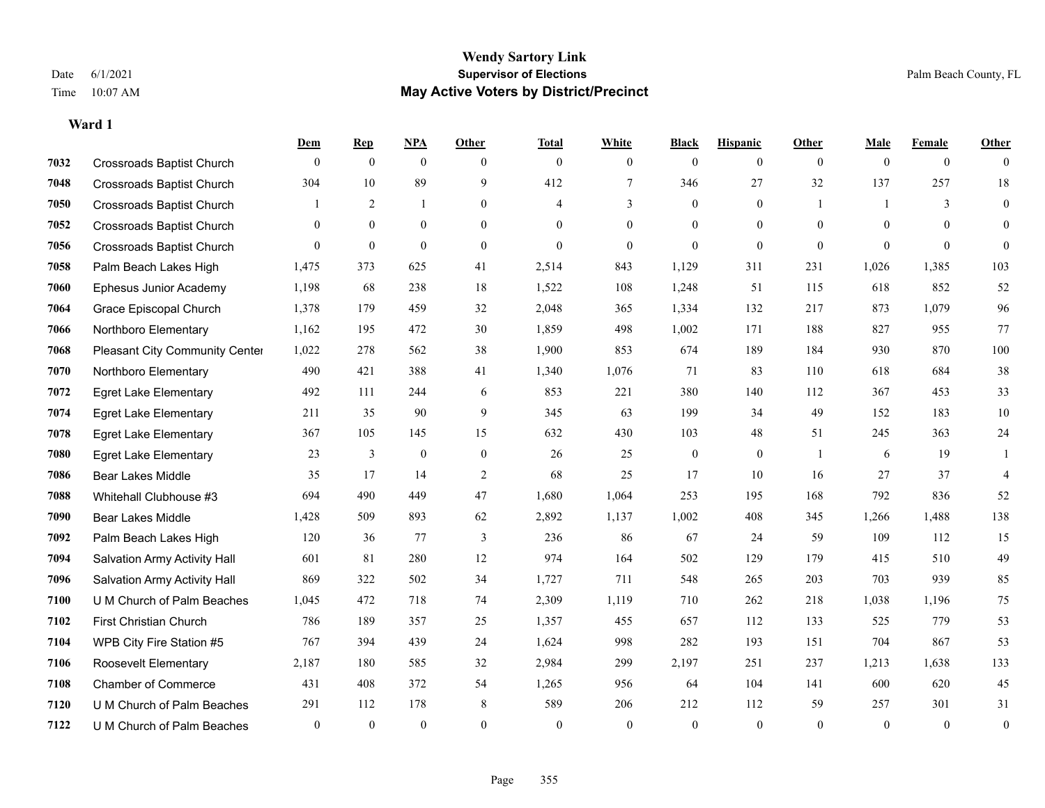**Wendy Sartory Link**
**Supervisor of Elections**
**May Active Voters by District/Precinct**

Date 6/1/2021
Time 10:07 AM

Palm Beach County, FL

## Ward 1

| | | Dem | Rep | NPA | Other | Total | White | Black | Hispanic | Other | Male | Female | Other |
|---|---|---|---|---|---|---|---|---|---|---|---|---|---|
| 7032 | Crossroads Baptist Church | 0 | 0 | 0 | 0 | 0 | 0 | 0 | 0 | 0 | 0 | 0 | 0 |
| 7048 | Crossroads Baptist Church | 304 | 10 | 89 | 9 | 412 | 7 | 346 | 27 | 32 | 137 | 257 | 18 |
| 7050 | Crossroads Baptist Church | 1 | 2 | 1 | 0 | 4 | 3 | 0 | 0 | 1 | 1 | 3 | 0 |
| 7052 | Crossroads Baptist Church | 0 | 0 | 0 | 0 | 0 | 0 | 0 | 0 | 0 | 0 | 0 | 0 |
| 7056 | Crossroads Baptist Church | 0 | 0 | 0 | 0 | 0 | 0 | 0 | 0 | 0 | 0 | 0 | 0 |
| 7058 | Palm Beach Lakes High | 1,475 | 373 | 625 | 41 | 2,514 | 843 | 1,129 | 311 | 231 | 1,026 | 1,385 | 103 |
| 7060 | Ephesus Junior Academy | 1,198 | 68 | 238 | 18 | 1,522 | 108 | 1,248 | 51 | 115 | 618 | 852 | 52 |
| 7064 | Grace Episcopal Church | 1,378 | 179 | 459 | 32 | 2,048 | 365 | 1,334 | 132 | 217 | 873 | 1,079 | 96 |
| 7066 | Northboro Elementary | 1,162 | 195 | 472 | 30 | 1,859 | 498 | 1,002 | 171 | 188 | 827 | 955 | 77 |
| 7068 | Pleasant City Community Center | 1,022 | 278 | 562 | 38 | 1,900 | 853 | 674 | 189 | 184 | 930 | 870 | 100 |
| 7070 | Northboro Elementary | 490 | 421 | 388 | 41 | 1,340 | 1,076 | 71 | 83 | 110 | 618 | 684 | 38 |
| 7072 | Egret Lake Elementary | 492 | 111 | 244 | 6 | 853 | 221 | 380 | 140 | 112 | 367 | 453 | 33 |
| 7074 | Egret Lake Elementary | 211 | 35 | 90 | 9 | 345 | 63 | 199 | 34 | 49 | 152 | 183 | 10 |
| 7078 | Egret Lake Elementary | 367 | 105 | 145 | 15 | 632 | 430 | 103 | 48 | 51 | 245 | 363 | 24 |
| 7080 | Egret Lake Elementary | 23 | 3 | 0 | 0 | 26 | 25 | 0 | 0 | 1 | 6 | 19 | 1 |
| 7086 | Bear Lakes Middle | 35 | 17 | 14 | 2 | 68 | 25 | 17 | 10 | 16 | 27 | 37 | 4 |
| 7088 | Whitehall Clubhouse #3 | 694 | 490 | 449 | 47 | 1,680 | 1,064 | 253 | 195 | 168 | 792 | 836 | 52 |
| 7090 | Bear Lakes Middle | 1,428 | 509 | 893 | 62 | 2,892 | 1,137 | 1,002 | 408 | 345 | 1,266 | 1,488 | 138 |
| 7092 | Palm Beach Lakes High | 120 | 36 | 77 | 3 | 236 | 86 | 67 | 24 | 59 | 109 | 112 | 15 |
| 7094 | Salvation Army Activity Hall | 601 | 81 | 280 | 12 | 974 | 164 | 502 | 129 | 179 | 415 | 510 | 49 |
| 7096 | Salvation Army Activity Hall | 869 | 322 | 502 | 34 | 1,727 | 711 | 548 | 265 | 203 | 703 | 939 | 85 |
| 7100 | U M Church of Palm Beaches | 1,045 | 472 | 718 | 74 | 2,309 | 1,119 | 710 | 262 | 218 | 1,038 | 1,196 | 75 |
| 7102 | First Christian Church | 786 | 189 | 357 | 25 | 1,357 | 455 | 657 | 112 | 133 | 525 | 779 | 53 |
| 7104 | WPB City Fire Station #5 | 767 | 394 | 439 | 24 | 1,624 | 998 | 282 | 193 | 151 | 704 | 867 | 53 |
| 7106 | Roosevelt Elementary | 2,187 | 180 | 585 | 32 | 2,984 | 299 | 2,197 | 251 | 237 | 1,213 | 1,638 | 133 |
| 7108 | Chamber of Commerce | 431 | 408 | 372 | 54 | 1,265 | 956 | 64 | 104 | 141 | 600 | 620 | 45 |
| 7120 | U M Church of Palm Beaches | 291 | 112 | 178 | 8 | 589 | 206 | 212 | 112 | 59 | 257 | 301 | 31 |
| 7122 | U M Church of Palm Beaches | 0 | 0 | 0 | 0 | 0 | 0 | 0 | 0 | 0 | 0 | 0 | 0 |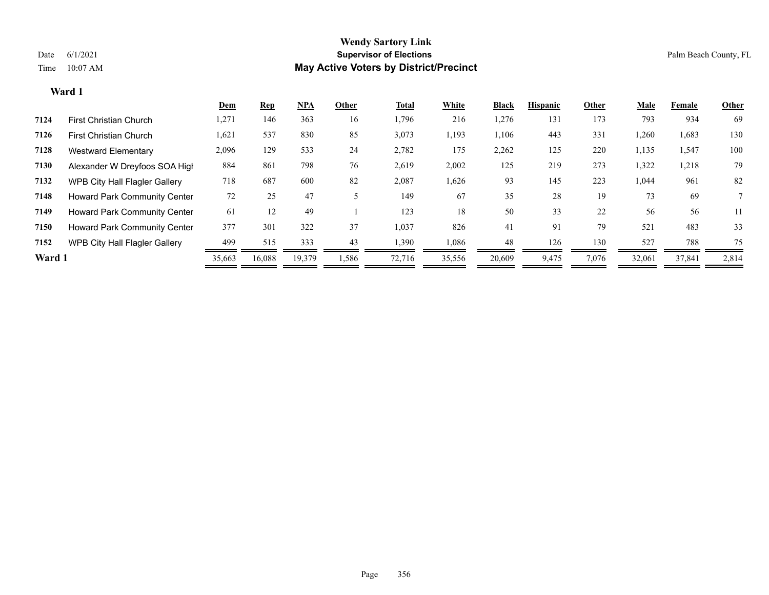Wendy Sartory Link
**Supervisor of Elections**
**May Active Voters by District/Precinct**

Date 6/1/2021
Time 10:07 AM

Palm Beach County, FL

**Ward 1**

| | | Dem | Rep | NPA | Other | Total | White | Black | Hispanic | Other | Male | Female | Other |
|---|---|---|---|---|---|---|---|---|---|---|---|---|---|
| 7124 | First Christian Church | 1,271 | 146 | 363 | 16 | 1,796 | 216 | 1,276 | 131 | 173 | 793 | 934 | 69 |
| 7126 | First Christian Church | 1,621 | 537 | 830 | 85 | 3,073 | 1,193 | 1,106 | 443 | 331 | 1,260 | 1,683 | 130 |
| 7128 | Westward Elementary | 2,096 | 129 | 533 | 24 | 2,782 | 175 | 2,262 | 125 | 220 | 1,135 | 1,547 | 100 |
| 7130 | Alexander W Dreyfoos SOA High | 884 | 861 | 798 | 76 | 2,619 | 2,002 | 125 | 219 | 273 | 1,322 | 1,218 | 79 |
| 7132 | WPB City Hall Flagler Gallery | 718 | 687 | 600 | 82 | 2,087 | 1,626 | 93 | 145 | 223 | 1,044 | 961 | 82 |
| 7148 | Howard Park Community Center | 72 | 25 | 47 | 5 | 149 | 67 | 35 | 28 | 19 | 73 | 69 | 7 |
| 7149 | Howard Park Community Center | 61 | 12 | 49 | 1 | 123 | 18 | 50 | 33 | 22 | 56 | 56 | 11 |
| 7150 | Howard Park Community Center | 377 | 301 | 322 | 37 | 1,037 | 826 | 41 | 91 | 79 | 521 | 483 | 33 |
| 7152 | WPB City Hall Flagler Gallery | 499 | 515 | 333 | 43 | 1,390 | 1,086 | 48 | 126 | 130 | 527 | 788 | 75 |
| **Ward 1** | | 35,663 | 16,088 | 19,379 | 1,586 | 72,716 | 35,556 | 20,609 | 9,475 | 7,076 | 32,061 | 37,841 | 2,814 |